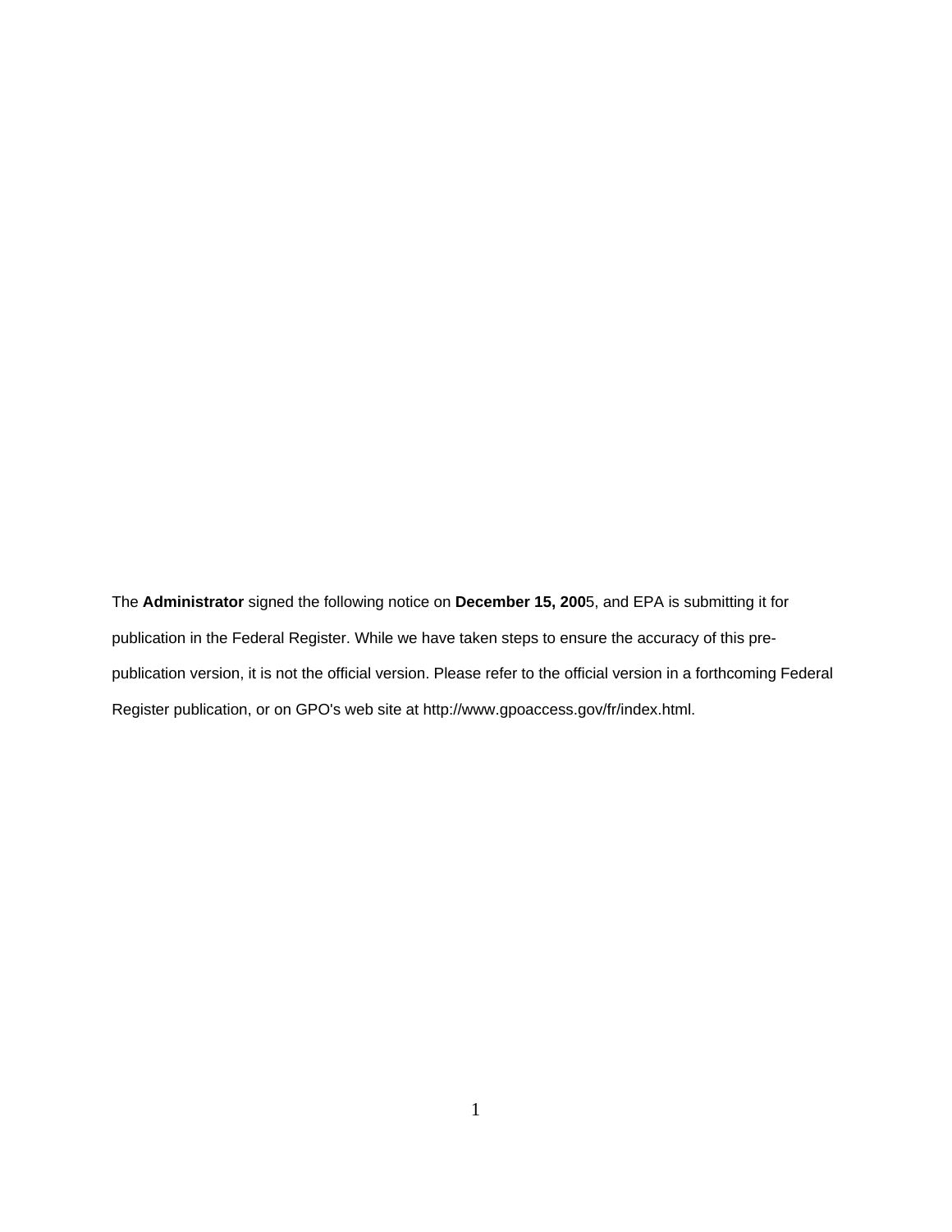The **Administrator** signed the following notice on **December 15, 200**5, and EPA is submitting it for publication in the Federal Register. While we have taken steps to ensure the accuracy of this pre-publication version, it is not the official version. Please refer to the official version in a forthcoming Federal Register publication, or on GPO's web site at http://www.gpoaccess.gov/fr/index.html.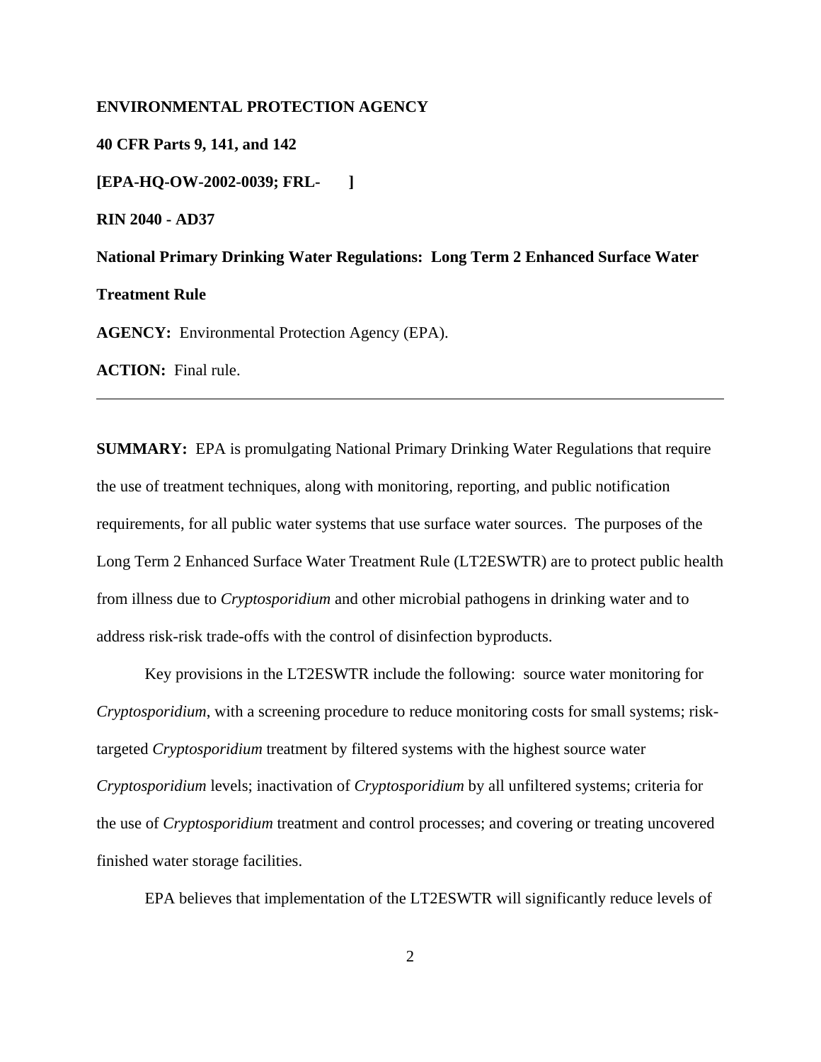**ENVIRONMENTAL PROTECTION AGENCY**

**40 CFR Parts 9, 141, and 142**

**[EPA-HQ-OW-2002-0039; FRL- ]**

**RIN 2040 - AD37**

**National Primary Drinking Water Regulations: Long Term 2 Enhanced Surface Water Treatment Rule**

**AGENCY:** Environmental Protection Agency (EPA).

**ACTION:** Final rule.

---

**SUMMARY:** EPA is promulgating National Primary Drinking Water Regulations that require the use of treatment techniques, along with monitoring, reporting, and public notification requirements, for all public water systems that use surface water sources. The purposes of the Long Term 2 Enhanced Surface Water Treatment Rule (LT2ESWTR) are to protect public health from illness due to *Cryptosporidium* and other microbial pathogens in drinking water and to address risk-risk trade-offs with the control of disinfection byproducts.

Key provisions in the LT2ESWTR include the following: source water monitoring for *Cryptosporidium*, with a screening procedure to reduce monitoring costs for small systems; risk-targeted *Cryptosporidium* treatment by filtered systems with the highest source water *Cryptosporidium* levels; inactivation of *Cryptosporidium* by all unfiltered systems; criteria for the use of *Cryptosporidium* treatment and control processes; and covering or treating uncovered finished water storage facilities.

EPA believes that implementation of the LT2ESWTR will significantly reduce levels of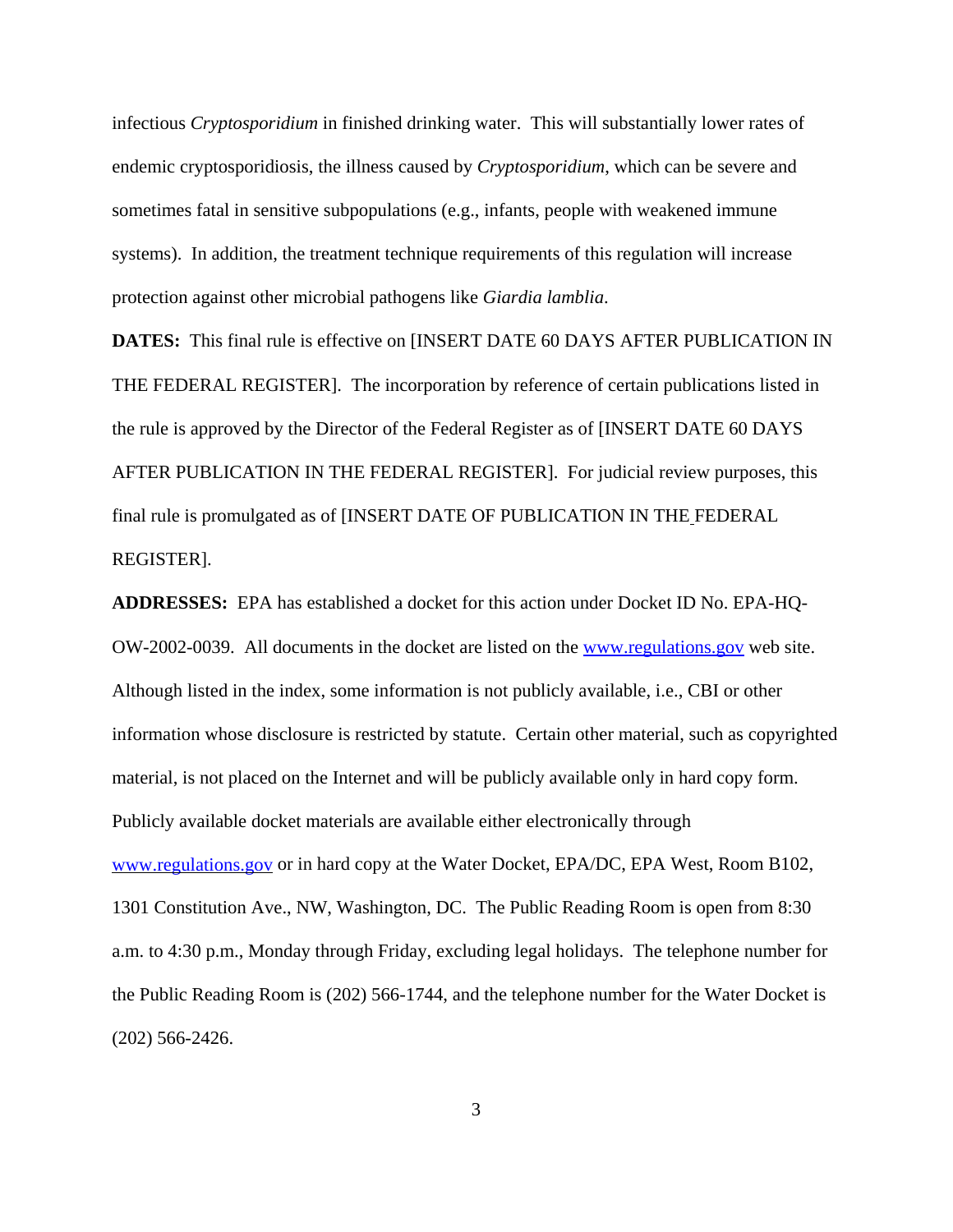infectious *Cryptosporidium* in finished drinking water. This will substantially lower rates of endemic cryptosporidiosis, the illness caused by *Cryptosporidium*, which can be severe and sometimes fatal in sensitive subpopulations (e.g., infants, people with weakened immune systems). In addition, the treatment technique requirements of this regulation will increase protection against other microbial pathogens like *Giardia lamblia*.

**DATES:** This final rule is effective on [INSERT DATE 60 DAYS AFTER PUBLICATION IN THE FEDERAL REGISTER]. The incorporation by reference of certain publications listed in the rule is approved by the Director of the Federal Register as of [INSERT DATE 60 DAYS AFTER PUBLICATION IN THE FEDERAL REGISTER]. For judicial review purposes, this final rule is promulgated as of [INSERT DATE OF PUBLICATION IN THE FEDERAL REGISTER].

**ADDRESSES:** EPA has established a docket for this action under Docket ID No. EPA-HQ-OW-2002-0039. All documents in the docket are listed on the www.regulations.gov web site. Although listed in the index, some information is not publicly available, i.e., CBI or other information whose disclosure is restricted by statute. Certain other material, such as copyrighted material, is not placed on the Internet and will be publicly available only in hard copy form. Publicly available docket materials are available either electronically through www.regulations.gov or in hard copy at the Water Docket, EPA/DC, EPA West, Room B102, 1301 Constitution Ave., NW, Washington, DC. The Public Reading Room is open from 8:30 a.m. to 4:30 p.m., Monday through Friday, excluding legal holidays. The telephone number for the Public Reading Room is (202) 566-1744, and the telephone number for the Water Docket is (202) 566-2426.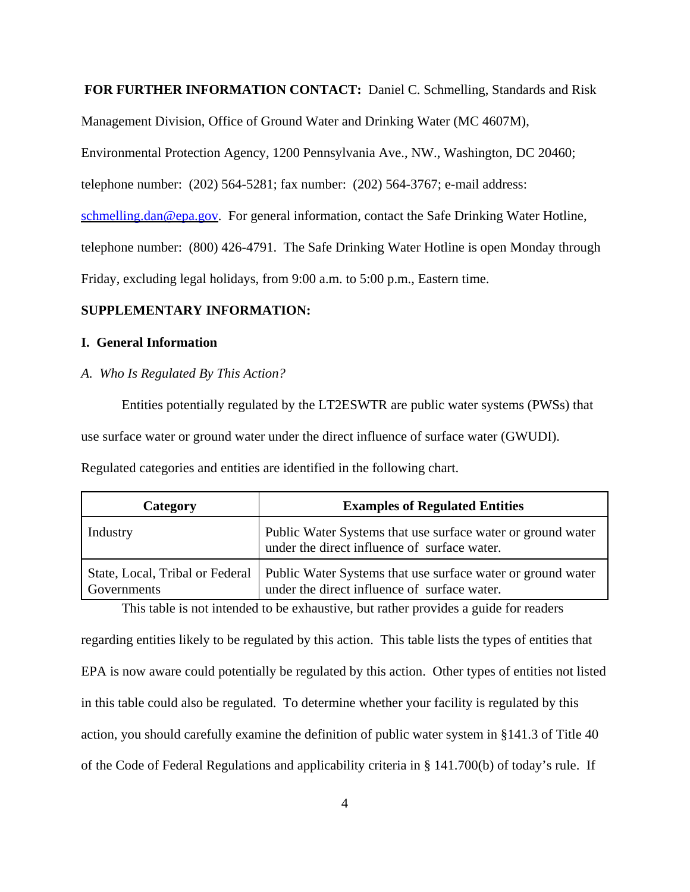**FOR FURTHER INFORMATION CONTACT:** Daniel C. Schmelling, Standards and Risk Management Division, Office of Ground Water and Drinking Water (MC 4607M), Environmental Protection Agency, 1200 Pennsylvania Ave., NW., Washington, DC 20460; telephone number: (202) 564-5281; fax number: (202) 564-3767; e-mail address: schmelling.dan@epa.gov. For general information, contact the Safe Drinking Water Hotline, telephone number: (800) 426-4791. The Safe Drinking Water Hotline is open Monday through Friday, excluding legal holidays, from 9:00 a.m. to 5:00 p.m., Eastern time.

**SUPPLEMENTARY INFORMATION:**

## I. General Information

### *A. Who Is Regulated By This Action?*

Entities potentially regulated by the LT2ESWTR are public water systems (PWSs) that use surface water or ground water under the direct influence of surface water (GWUDI). Regulated categories and entities are identified in the following chart.

| Category | Examples of Regulated Entities |
|---|---|
| Industry | Public Water Systems that use surface water or ground water under the direct influence of surface water. |
| State, Local, Tribal or Federal Governments | Public Water Systems that use surface water or ground water under the direct influence of surface water. |

This table is not intended to be exhaustive, but rather provides a guide for readers regarding entities likely to be regulated by this action. This table lists the types of entities that EPA is now aware could potentially be regulated by this action. Other types of entities not listed in this table could also be regulated. To determine whether your facility is regulated by this action, you should carefully examine the definition of public water system in §141.3 of Title 40 of the Code of Federal Regulations and applicability criteria in § 141.700(b) of today's rule. If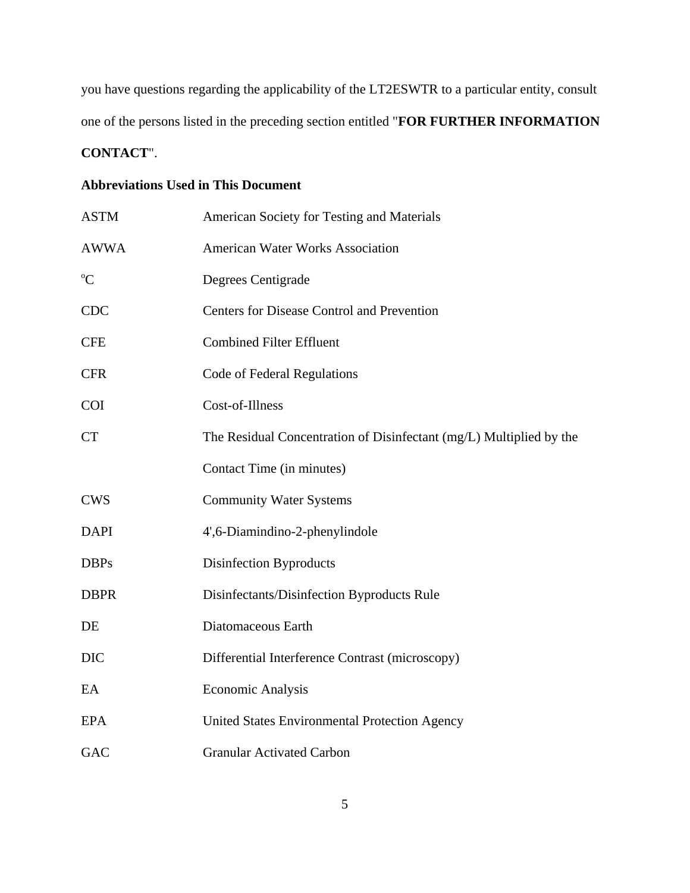you have questions regarding the applicability of the LT2ESWTR to a particular entity, consult one of the persons listed in the preceding section entitled "**FOR FURTHER INFORMATION CONTACT**".

**Abbreviations Used in This Document**

| | |
|---|---|
| ASTM | American Society for Testing and Materials |
| AWWA | American Water Works Association |
| $^{o}C$ | Degrees Centigrade |
| CDC | Centers for Disease Control and Prevention |
| CFE | Combined Filter Effluent |
| CFR | Code of Federal Regulations |
| COI | Cost-of-Illness |
| CT | The Residual Concentration of Disinfectant (mg/L) Multiplied by the Contact Time (in minutes) |
| CWS | Community Water Systems |
| DAPI | 4',6-Diamindino-2-phenylindole |
| DBPs | Disinfection Byproducts |
| DBPR | Disinfectants/Disinfection Byproducts Rule |
| DE | Diatomaceous Earth |
| DIC | Differential Interference Contrast (microscopy) |
| EA | Economic Analysis |
| EPA | United States Environmental Protection Agency |
| GAC | Granular Activated Carbon |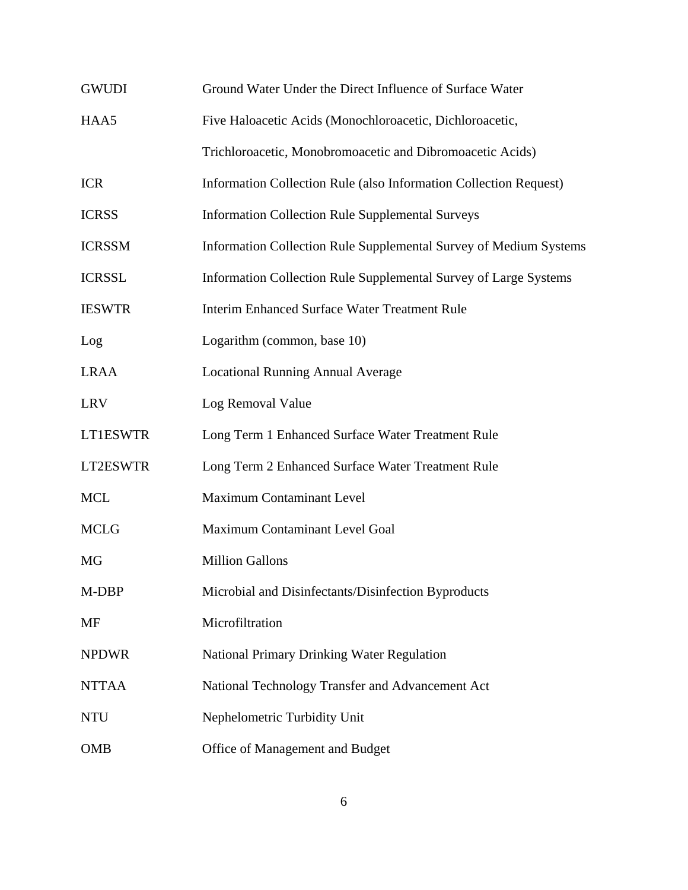| | |
|---|---|
| GWUDI | Ground Water Under the Direct Influence of Surface Water |
| HAA5 | Five Haloacetic Acids (Monochloroacetic, Dichloroacetic, Trichloroacetic, Monobromoacetic and Dibromoacetic Acids) |
| ICR | Information Collection Rule (also Information Collection Request) |
| ICRSS | Information Collection Rule Supplemental Surveys |
| ICRSSM | Information Collection Rule Supplemental Survey of Medium Systems |
| ICRSSL | Information Collection Rule Supplemental Survey of Large Systems |
| IESWTR | Interim Enhanced Surface Water Treatment Rule |
| Log | Logarithm (common, base 10) |
| LRAA | Locational Running Annual Average |
| LRV | Log Removal Value |
| LT1ESWTR | Long Term 1 Enhanced Surface Water Treatment Rule |
| LT2ESWTR | Long Term 2 Enhanced Surface Water Treatment Rule |
| MCL | Maximum Contaminant Level |
| MCLG | Maximum Contaminant Level Goal |
| MG | Million Gallons |
| M-DBP | Microbial and Disinfectants/Disinfection Byproducts |
| MF | Microfiltration |
| NPDWR | National Primary Drinking Water Regulation |
| NTTAA | National Technology Transfer and Advancement Act |
| NTU | Nephelometric Turbidity Unit |
| OMB | Office of Management and Budget |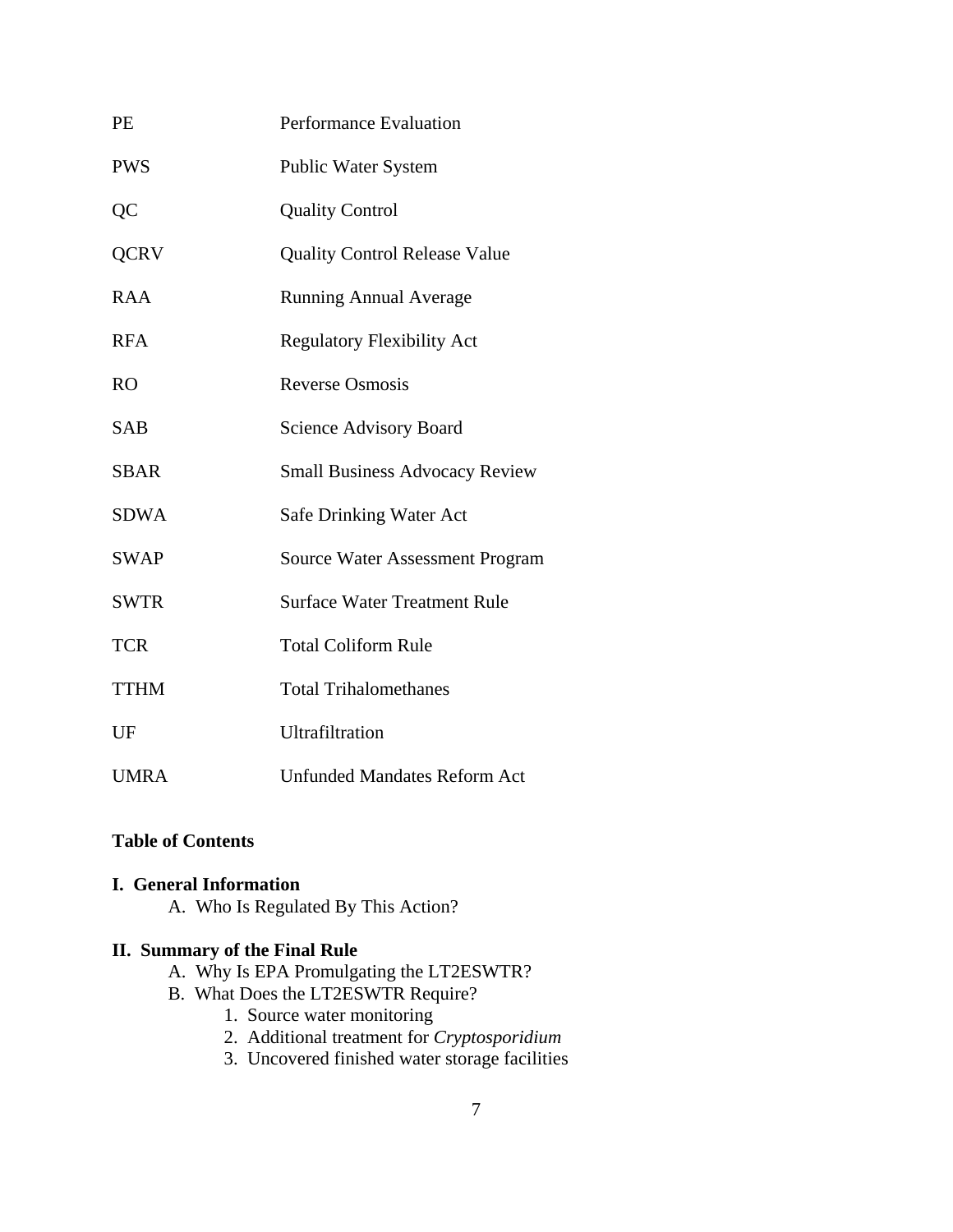| | |
|---|---|
| PE | Performance Evaluation |
| PWS | Public Water System |
| QC | Quality Control |
| QCRV | Quality Control Release Value |
| RAA | Running Annual Average |
| RFA | Regulatory Flexibility Act |
| RO | Reverse Osmosis |
| SAB | Science Advisory Board |
| SBAR | Small Business Advocacy Review |
| SDWA | Safe Drinking Water Act |
| SWAP | Source Water Assessment Program |
| SWTR | Surface Water Treatment Rule |
| TCR | Total Coliform Rule |
| TTHM | Total Trihalomethanes |
| UF | Ultrafiltration |
| UMRA | Unfunded Mandates Reform Act |

**Table of Contents**

**I. General Information**

- A. Who Is Regulated By This Action?

**II. Summary of the Final Rule**

- A. Why Is EPA Promulgating the LT2ESWTR?
- B. What Does the LT2ESWTR Require?
  1. Source water monitoring
  2. Additional treatment for *Cryptosporidium*
  3. Uncovered finished water storage facilities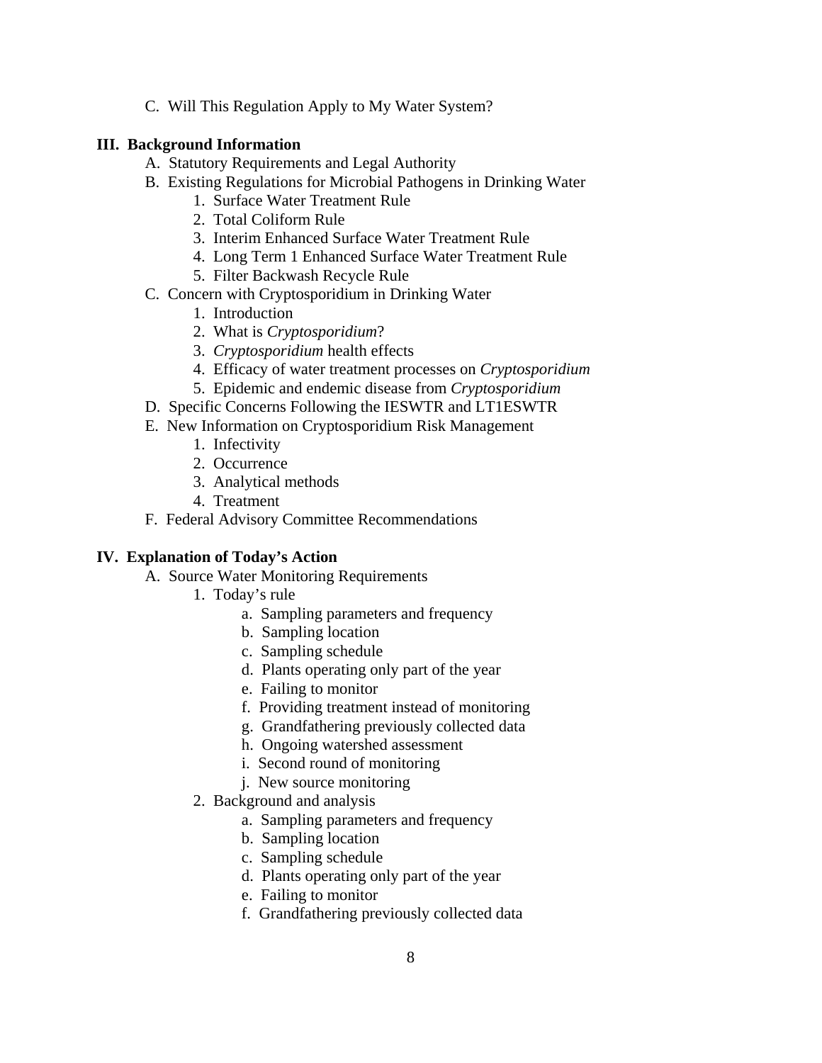C. Will This Regulation Apply to My Water System?

**III. Background Information**

- A. Statutory Requirements and Legal Authority
- B. Existing Regulations for Microbial Pathogens in Drinking Water
  1. Surface Water Treatment Rule
  2. Total Coliform Rule
  3. Interim Enhanced Surface Water Treatment Rule
  4. Long Term 1 Enhanced Surface Water Treatment Rule
  5. Filter Backwash Recycle Rule
- C. Concern with Cryptosporidium in Drinking Water
  1. Introduction
  2. What is *Cryptosporidium*?
  3. *Cryptosporidium* health effects
  4. Efficacy of water treatment processes on *Cryptosporidium*
  5. Epidemic and endemic disease from *Cryptosporidium*
- D. Specific Concerns Following the IESWTR and LT1ESWTR
- E. New Information on Cryptosporidium Risk Management
  1. Infectivity
  2. Occurrence
  3. Analytical methods
  4. Treatment
- F. Federal Advisory Committee Recommendations

**IV. Explanation of Today's Action**

- A. Source Water Monitoring Requirements
  1. Today's rule
     - a. Sampling parameters and frequency
     - b. Sampling location
     - c. Sampling schedule
     - d. Plants operating only part of the year
     - e. Failing to monitor
     - f. Providing treatment instead of monitoring
     - g. Grandfathering previously collected data
     - h. Ongoing watershed assessment
     - i. Second round of monitoring
     - j. New source monitoring
  2. Background and analysis
     - a. Sampling parameters and frequency
     - b. Sampling location
     - c. Sampling schedule
     - d. Plants operating only part of the year
     - e. Failing to monitor
     - f. Grandfathering previously collected data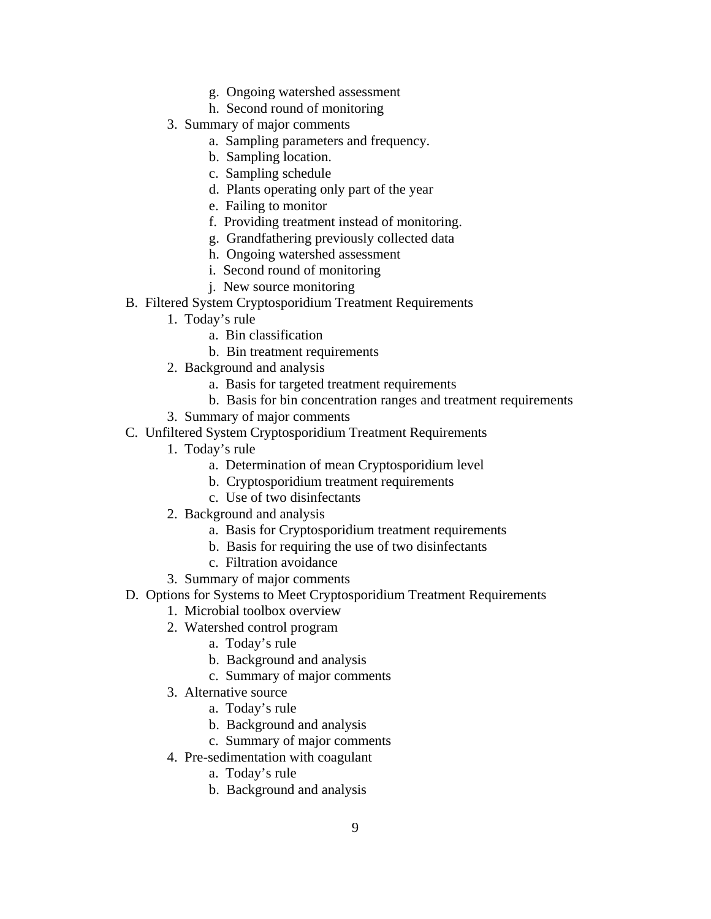- g. Ongoing watershed assessment
        - h. Second round of monitoring
    - 3. Summary of major comments
        - a. Sampling parameters and frequency.
        - b. Sampling location.
        - c. Sampling schedule
        - d. Plants operating only part of the year
        - e. Failing to monitor
        - f. Providing treatment instead of monitoring.
        - g. Grandfathering previously collected data
        - h. Ongoing watershed assessment
        - i. Second round of monitoring
        - j. New source monitoring
- B. Filtered System Cryptosporidium Treatment Requirements
    - 1. Today's rule
        - a. Bin classification
        - b. Bin treatment requirements
    - 2. Background and analysis
        - a. Basis for targeted treatment requirements
        - b. Basis for bin concentration ranges and treatment requirements
    - 3. Summary of major comments
- C. Unfiltered System Cryptosporidium Treatment Requirements
    - 1. Today's rule
        - a. Determination of mean Cryptosporidium level
        - b. Cryptosporidium treatment requirements
        - c. Use of two disinfectants
    - 2. Background and analysis
        - a. Basis for Cryptosporidium treatment requirements
        - b. Basis for requiring the use of two disinfectants
        - c. Filtration avoidance
    - 3. Summary of major comments
- D. Options for Systems to Meet Cryptosporidium Treatment Requirements
    - 1. Microbial toolbox overview
    - 2. Watershed control program
        - a. Today's rule
        - b. Background and analysis
        - c. Summary of major comments
    - 3. Alternative source
        - a. Today's rule
        - b. Background and analysis
        - c. Summary of major comments
    - 4. Pre-sedimentation with coagulant
        - a. Today's rule
        - b. Background and analysis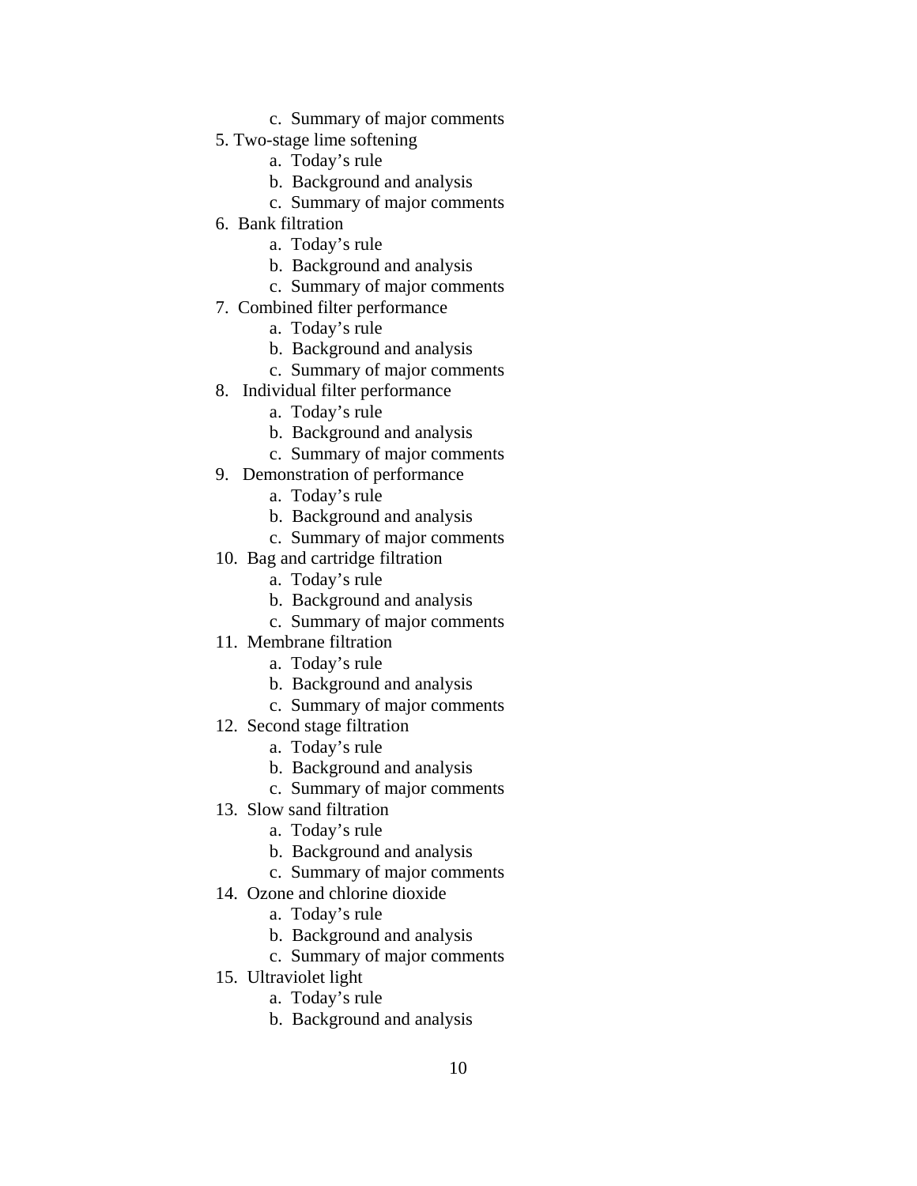c. Summary of major comments

5. Two-stage lime softening
    a. Today's rule
    b. Background and analysis
    c. Summary of major comments
6. Bank filtration
    a. Today's rule
    b. Background and analysis
    c. Summary of major comments
7. Combined filter performance
    a. Today's rule
    b. Background and analysis
    c. Summary of major comments
8. Individual filter performance
    a. Today's rule
    b. Background and analysis
    c. Summary of major comments
9. Demonstration of performance
    a. Today's rule
    b. Background and analysis
    c. Summary of major comments
10. Bag and cartridge filtration
    a. Today's rule
    b. Background and analysis
    c. Summary of major comments
11. Membrane filtration
    a. Today's rule
    b. Background and analysis
    c. Summary of major comments
12. Second stage filtration
    a. Today's rule
    b. Background and analysis
    c. Summary of major comments
13. Slow sand filtration
    a. Today's rule
    b. Background and analysis
    c. Summary of major comments
14. Ozone and chlorine dioxide
    a. Today's rule
    b. Background and analysis
    c. Summary of major comments
15. Ultraviolet light
    a. Today's rule
    b. Background and analysis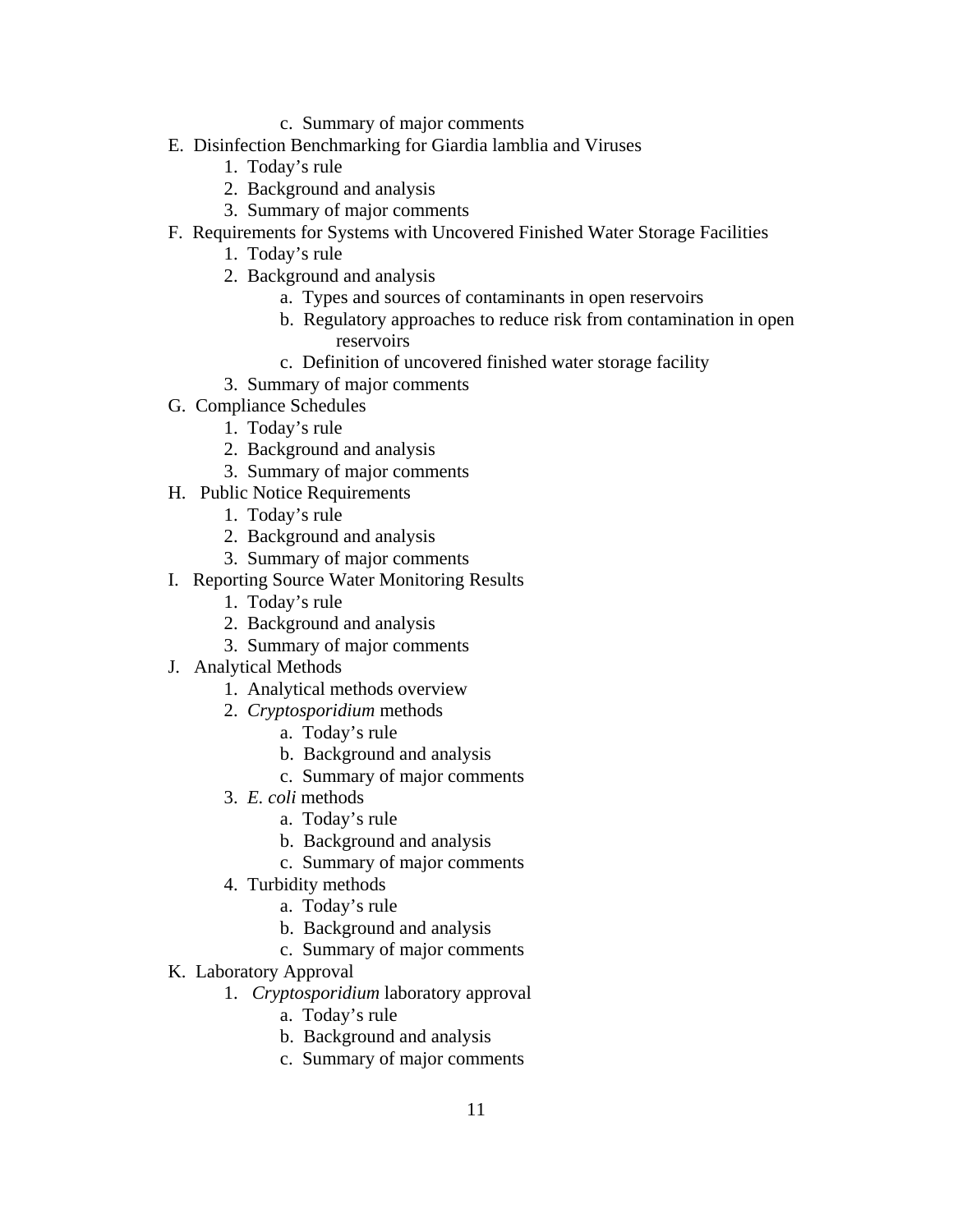c.  Summary of major comments
- E.  Disinfection Benchmarking for Giardia lamblia and Viruses
    1.  Today's rule
    2.  Background and analysis
    3.  Summary of major comments
- F.  Requirements for Systems with Uncovered Finished Water Storage Facilities
    1.  Today's rule
    2.  Background and analysis
        a.  Types and sources of contaminants in open reservoirs
        b.  Regulatory approaches to reduce risk from contamination in open reservoirs
        c.  Definition of uncovered finished water storage facility
    3.  Summary of major comments
- G.  Compliance Schedules
    1.  Today's rule
    2.  Background and analysis
    3.  Summary of major comments
- H.  Public Notice Requirements
    1.  Today's rule
    2.  Background and analysis
    3.  Summary of major comments
- I.  Reporting Source Water Monitoring Results
    1.  Today's rule
    2.  Background and analysis
    3.  Summary of major comments
- J.  Analytical Methods
    1.  Analytical methods overview
    2.  *Cryptosporidium* methods
        a.  Today's rule
        b.  Background and analysis
        c.  Summary of major comments
    3.  *E. coli* methods
        a.  Today's rule
        b.  Background and analysis
        c.  Summary of major comments
    4.  Turbidity methods
        a.  Today's rule
        b.  Background and analysis
        c.  Summary of major comments
- K.  Laboratory Approval
    1.  *Cryptosporidium* laboratory approval
        a.  Today's rule
        b.  Background and analysis
        c.  Summary of major comments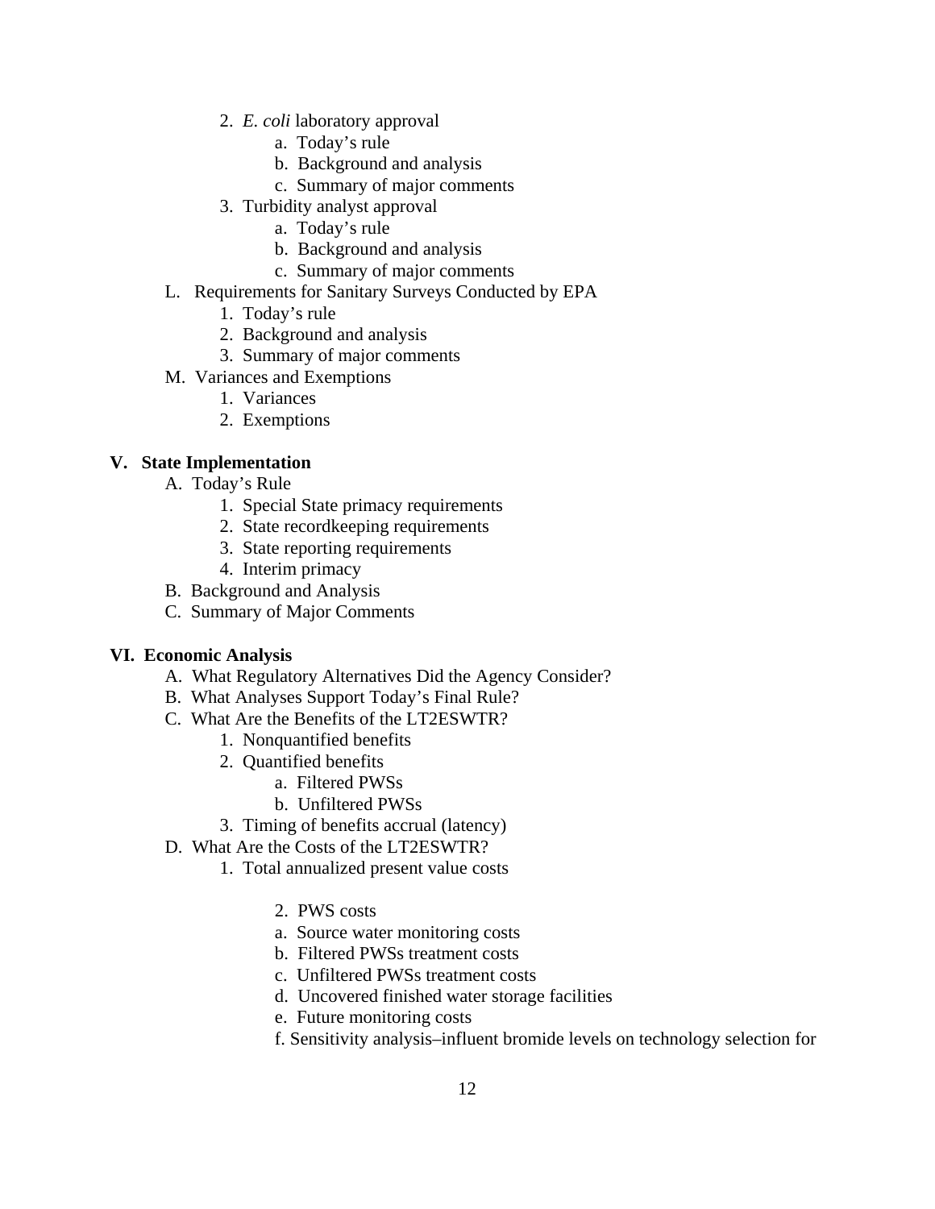2. *E. coli* laboratory approval
    a. Today's rule
    b. Background and analysis
    c. Summary of major comments
3. Turbidity analyst approval
    a. Today's rule
    b. Background and analysis
    c. Summary of major comments

L. Requirements for Sanitary Surveys Conducted by EPA
1. Today's rule
2. Background and analysis
3. Summary of major comments

M. Variances and Exemptions
1. Variances
2. Exemptions

**V. State Implementation**

A. Today's Rule
1. Special State primacy requirements
2. State recordkeeping requirements
3. State reporting requirements
4. Interim primacy

B. Background and Analysis

C. Summary of Major Comments

**VI. Economic Analysis**

A. What Regulatory Alternatives Did the Agency Consider?

B. What Analyses Support Today's Final Rule?

C. What Are the Benefits of the LT2ESWTR?
1. Nonquantified benefits
2. Quantified benefits
    a. Filtered PWSs
    b. Unfiltered PWSs
3. Timing of benefits accrual (latency)

D. What Are the Costs of the LT2ESWTR?
1. Total annualized present value costs

2. PWS costs
    a. Source water monitoring costs
    b. Filtered PWSs treatment costs
    c. Unfiltered PWSs treatment costs
    d. Uncovered finished water storage facilities
    e. Future monitoring costs
    f. Sensitivity analysis–influent bromide levels on technology selection for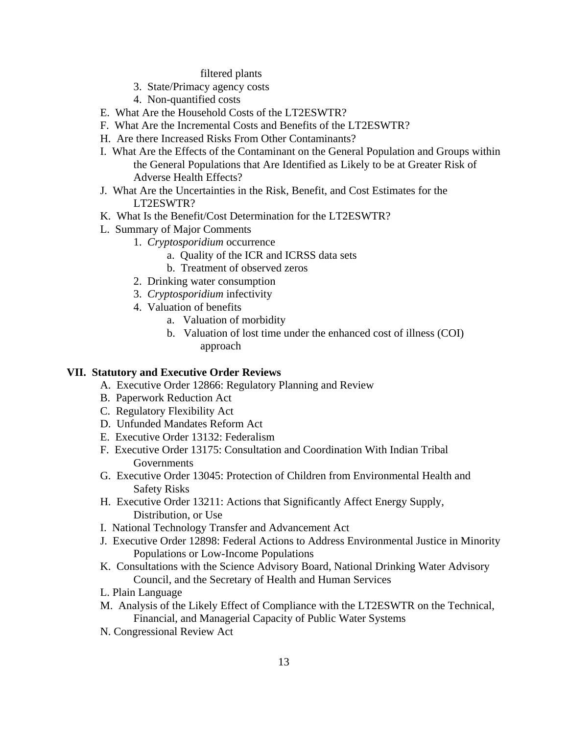filtered plants

3. State/Primacy agency costs
4. Non-quantified costs

E. What Are the Household Costs of the LT2ESWTR?

F. What Are the Incremental Costs and Benefits of the LT2ESWTR?

H. Are there Increased Risks From Other Contaminants?

I. What Are the Effects of the Contaminant on the General Population and Groups within the General Populations that Are Identified as Likely to be at Greater Risk of Adverse Health Effects?

J. What Are the Uncertainties in the Risk, Benefit, and Cost Estimates for the LT2ESWTR?

K. What Is the Benefit/Cost Determination for the LT2ESWTR?

L. Summary of Major Comments

1. *Cryptosporidium* occurrence
   a. Quality of the ICR and ICRSS data sets
   b. Treatment of observed zeros
2. Drinking water consumption
3. *Cryptosporidium* infectivity
4. Valuation of benefits
   a. Valuation of morbidity
   b. Valuation of lost time under the enhanced cost of illness (COI) approach

**VII. Statutory and Executive Order Reviews**

A. Executive Order 12866: Regulatory Planning and Review

B. Paperwork Reduction Act

C. Regulatory Flexibility Act

D. Unfunded Mandates Reform Act

E. Executive Order 13132: Federalism

F. Executive Order 13175: Consultation and Coordination With Indian Tribal Governments

G. Executive Order 13045: Protection of Children from Environmental Health and Safety Risks

H. Executive Order 13211: Actions that Significantly Affect Energy Supply, Distribution, or Use

I. National Technology Transfer and Advancement Act

J. Executive Order 12898: Federal Actions to Address Environmental Justice in Minority Populations or Low-Income Populations

K. Consultations with the Science Advisory Board, National Drinking Water Advisory Council, and the Secretary of Health and Human Services

L. Plain Language

M. Analysis of the Likely Effect of Compliance with the LT2ESWTR on the Technical, Financial, and Managerial Capacity of Public Water Systems

N. Congressional Review Act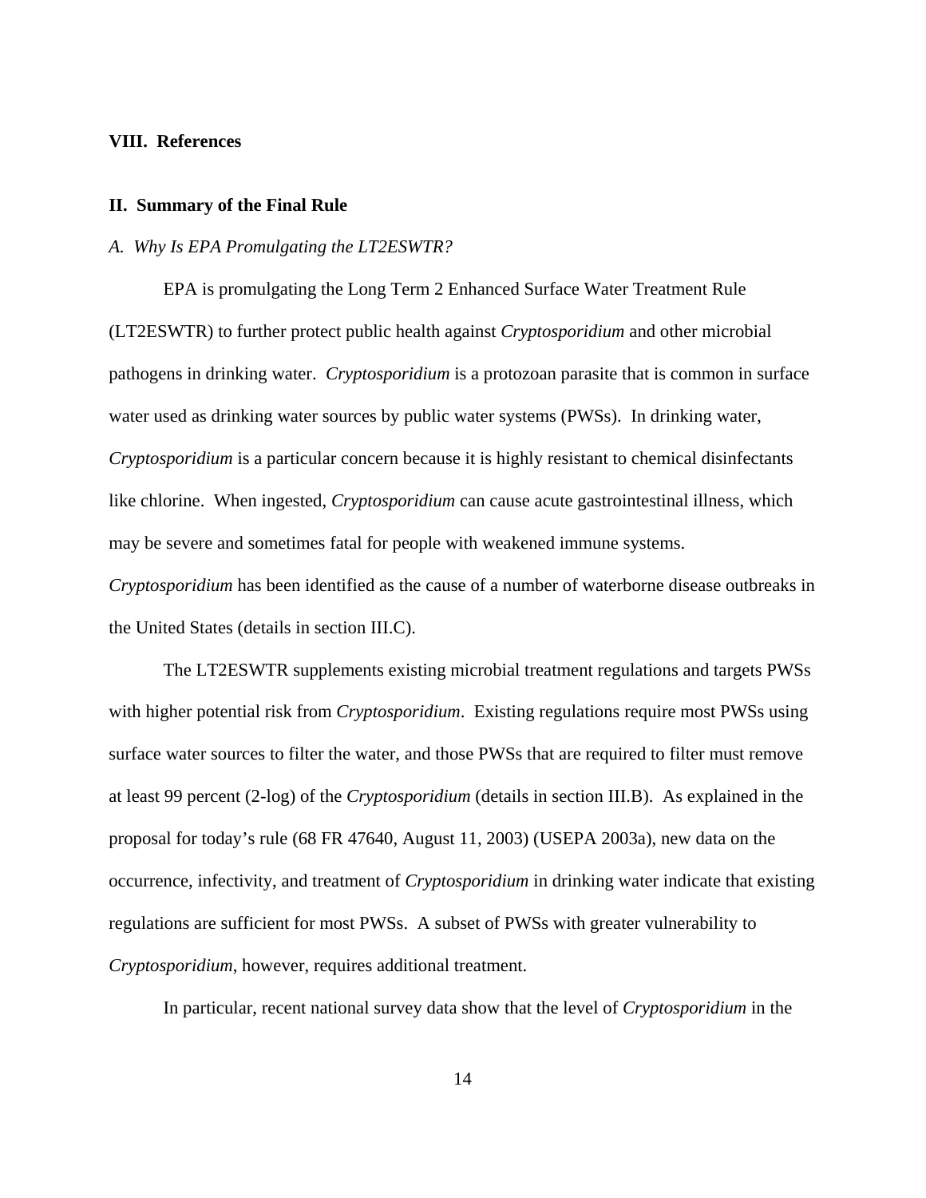**VIII. References**

## II. Summary of the Final Rule

### *A. Why Is EPA Promulgating the LT2ESWTR?*

EPA is promulgating the Long Term 2 Enhanced Surface Water Treatment Rule (LT2ESWTR) to further protect public health against *Cryptosporidium* and other microbial pathogens in drinking water. *Cryptosporidium* is a protozoan parasite that is common in surface water used as drinking water sources by public water systems (PWSs). In drinking water, *Cryptosporidium* is a particular concern because it is highly resistant to chemical disinfectants like chlorine. When ingested, *Cryptosporidium* can cause acute gastrointestinal illness, which may be severe and sometimes fatal for people with weakened immune systems. *Cryptosporidium* has been identified as the cause of a number of waterborne disease outbreaks in the United States (details in section III.C).

The LT2ESWTR supplements existing microbial treatment regulations and targets PWSs with higher potential risk from *Cryptosporidium*. Existing regulations require most PWSs using surface water sources to filter the water, and those PWSs that are required to filter must remove at least 99 percent (2-log) of the *Cryptosporidium* (details in section III.B). As explained in the proposal for today's rule (68 FR 47640, August 11, 2003) (USEPA 2003a), new data on the occurrence, infectivity, and treatment of *Cryptosporidium* in drinking water indicate that existing regulations are sufficient for most PWSs. A subset of PWSs with greater vulnerability to *Cryptosporidium*, however, requires additional treatment.

In particular, recent national survey data show that the level of *Cryptosporidium* in the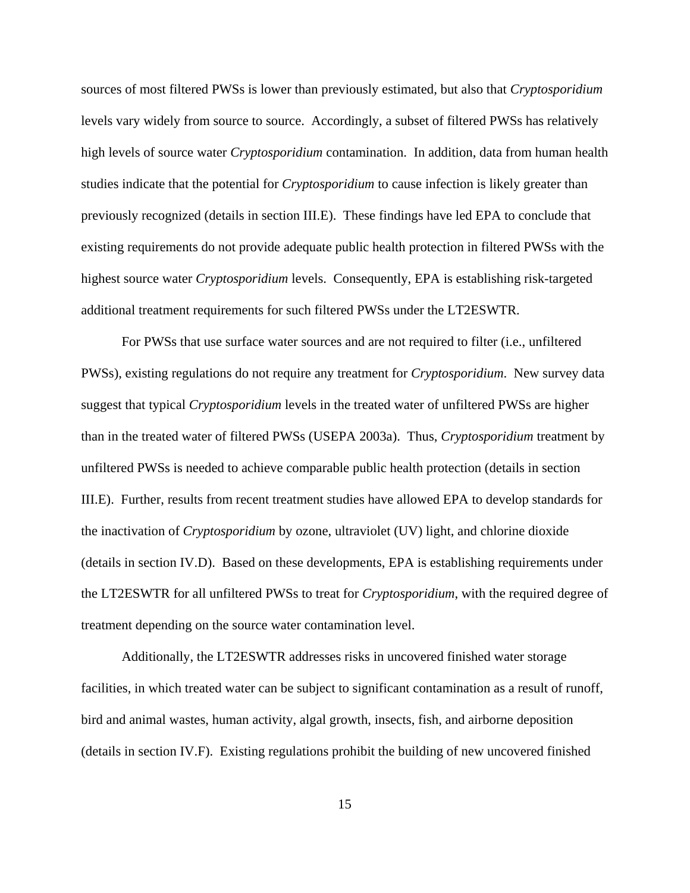sources of most filtered PWSs is lower than previously estimated, but also that *Cryptosporidium* levels vary widely from source to source. Accordingly, a subset of filtered PWSs has relatively high levels of source water *Cryptosporidium* contamination. In addition, data from human health studies indicate that the potential for *Cryptosporidium* to cause infection is likely greater than previously recognized (details in section III.E). These findings have led EPA to conclude that existing requirements do not provide adequate public health protection in filtered PWSs with the highest source water *Cryptosporidium* levels. Consequently, EPA is establishing risk-targeted additional treatment requirements for such filtered PWSs under the LT2ESWTR.

For PWSs that use surface water sources and are not required to filter (i.e., unfiltered PWSs), existing regulations do not require any treatment for *Cryptosporidium*. New survey data suggest that typical *Cryptosporidium* levels in the treated water of unfiltered PWSs are higher than in the treated water of filtered PWSs (USEPA 2003a). Thus, *Cryptosporidium* treatment by unfiltered PWSs is needed to achieve comparable public health protection (details in section III.E). Further, results from recent treatment studies have allowed EPA to develop standards for the inactivation of *Cryptosporidium* by ozone, ultraviolet (UV) light, and chlorine dioxide (details in section IV.D). Based on these developments, EPA is establishing requirements under the LT2ESWTR for all unfiltered PWSs to treat for *Cryptosporidium*, with the required degree of treatment depending on the source water contamination level.

Additionally, the LT2ESWTR addresses risks in uncovered finished water storage facilities, in which treated water can be subject to significant contamination as a result of runoff, bird and animal wastes, human activity, algal growth, insects, fish, and airborne deposition (details in section IV.F). Existing regulations prohibit the building of new uncovered finished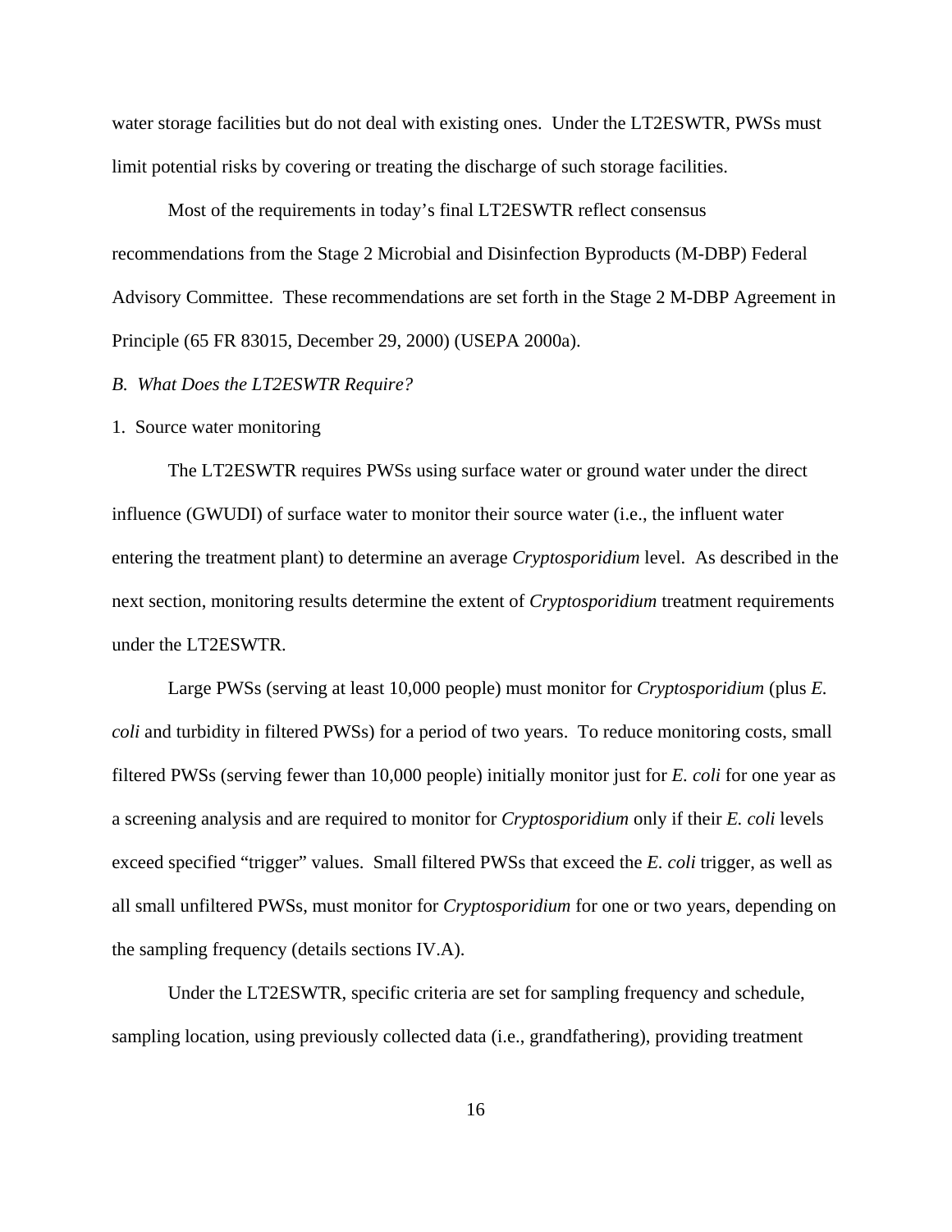water storage facilities but do not deal with existing ones. Under the LT2ESWTR, PWSs must limit potential risks by covering or treating the discharge of such storage facilities.

Most of the requirements in today's final LT2ESWTR reflect consensus recommendations from the Stage 2 Microbial and Disinfection Byproducts (M-DBP) Federal Advisory Committee. These recommendations are set forth in the Stage 2 M-DBP Agreement in Principle (65 FR 83015, December 29, 2000) (USEPA 2000a).

*B. What Does the LT2ESWTR Require?*

1. Source water monitoring

The LT2ESWTR requires PWSs using surface water or ground water under the direct influence (GWUDI) of surface water to monitor their source water (i.e., the influent water entering the treatment plant) to determine an average *Cryptosporidium* level. As described in the next section, monitoring results determine the extent of *Cryptosporidium* treatment requirements under the LT2ESWTR.

Large PWSs (serving at least 10,000 people) must monitor for *Cryptosporidium* (plus *E. coli* and turbidity in filtered PWSs) for a period of two years. To reduce monitoring costs, small filtered PWSs (serving fewer than 10,000 people) initially monitor just for *E. coli* for one year as a screening analysis and are required to monitor for *Cryptosporidium* only if their *E. coli* levels exceed specified "trigger" values. Small filtered PWSs that exceed the *E. coli* trigger, as well as all small unfiltered PWSs, must monitor for *Cryptosporidium* for one or two years, depending on the sampling frequency (details sections IV.A).

Under the LT2ESWTR, specific criteria are set for sampling frequency and schedule, sampling location, using previously collected data (i.e., grandfathering), providing treatment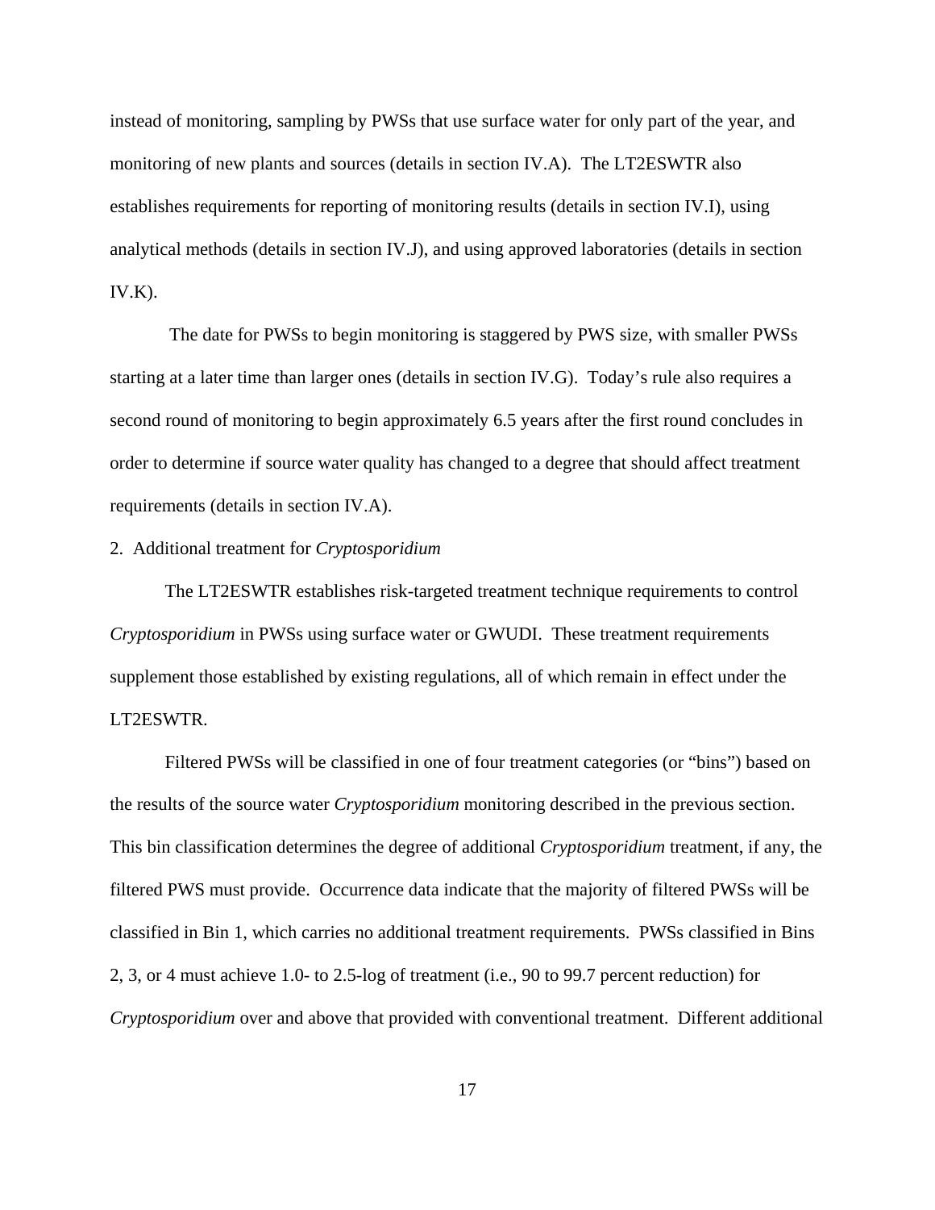instead of monitoring, sampling by PWSs that use surface water for only part of the year, and monitoring of new plants and sources (details in section IV.A). The LT2ESWTR also establishes requirements for reporting of monitoring results (details in section IV.I), using analytical methods (details in section IV.J), and using approved laboratories (details in section IV.K).

The date for PWSs to begin monitoring is staggered by PWS size, with smaller PWSs starting at a later time than larger ones (details in section IV.G). Today's rule also requires a second round of monitoring to begin approximately 6.5 years after the first round concludes in order to determine if source water quality has changed to a degree that should affect treatment requirements (details in section IV.A).

2. Additional treatment for *Cryptosporidium*

The LT2ESWTR establishes risk-targeted treatment technique requirements to control *Cryptosporidium* in PWSs using surface water or GWUDI. These treatment requirements supplement those established by existing regulations, all of which remain in effect under the LT2ESWTR.

Filtered PWSs will be classified in one of four treatment categories (or "bins") based on the results of the source water *Cryptosporidium* monitoring described in the previous section. This bin classification determines the degree of additional *Cryptosporidium* treatment, if any, the filtered PWS must provide. Occurrence data indicate that the majority of filtered PWSs will be classified in Bin 1, which carries no additional treatment requirements. PWSs classified in Bins 2, 3, or 4 must achieve 1.0- to 2.5-log of treatment (i.e., 90 to 99.7 percent reduction) for *Cryptosporidium* over and above that provided with conventional treatment. Different additional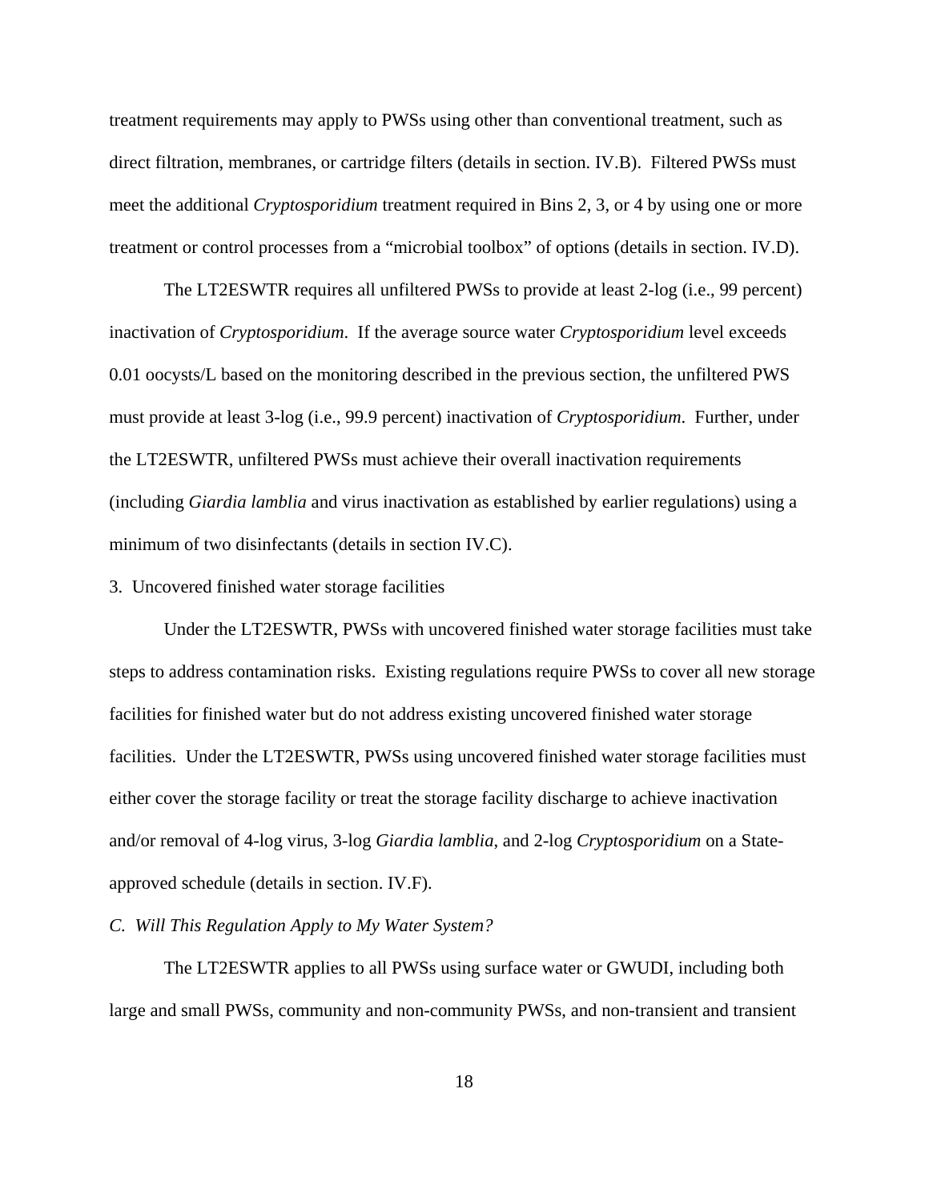treatment requirements may apply to PWSs using other than conventional treatment, such as direct filtration, membranes, or cartridge filters (details in section. IV.B). Filtered PWSs must meet the additional *Cryptosporidium* treatment required in Bins 2, 3, or 4 by using one or more treatment or control processes from a "microbial toolbox" of options (details in section. IV.D).

The LT2ESWTR requires all unfiltered PWSs to provide at least 2-log (i.e., 99 percent) inactivation of *Cryptosporidium*. If the average source water *Cryptosporidium* level exceeds 0.01 oocysts/L based on the monitoring described in the previous section, the unfiltered PWS must provide at least 3-log (i.e., 99.9 percent) inactivation of *Cryptosporidium*. Further, under the LT2ESWTR, unfiltered PWSs must achieve their overall inactivation requirements (including *Giardia lamblia* and virus inactivation as established by earlier regulations) using a minimum of two disinfectants (details in section IV.C).

3. Uncovered finished water storage facilities

Under the LT2ESWTR, PWSs with uncovered finished water storage facilities must take steps to address contamination risks. Existing regulations require PWSs to cover all new storage facilities for finished water but do not address existing uncovered finished water storage facilities. Under the LT2ESWTR, PWSs using uncovered finished water storage facilities must either cover the storage facility or treat the storage facility discharge to achieve inactivation and/or removal of 4-log virus, 3-log *Giardia lamblia*, and 2-log *Cryptosporidium* on a State-approved schedule (details in section. IV.F).

*C. Will This Regulation Apply to My Water System?*

The LT2ESWTR applies to all PWSs using surface water or GWUDI, including both large and small PWSs, community and non-community PWSs, and non-transient and transient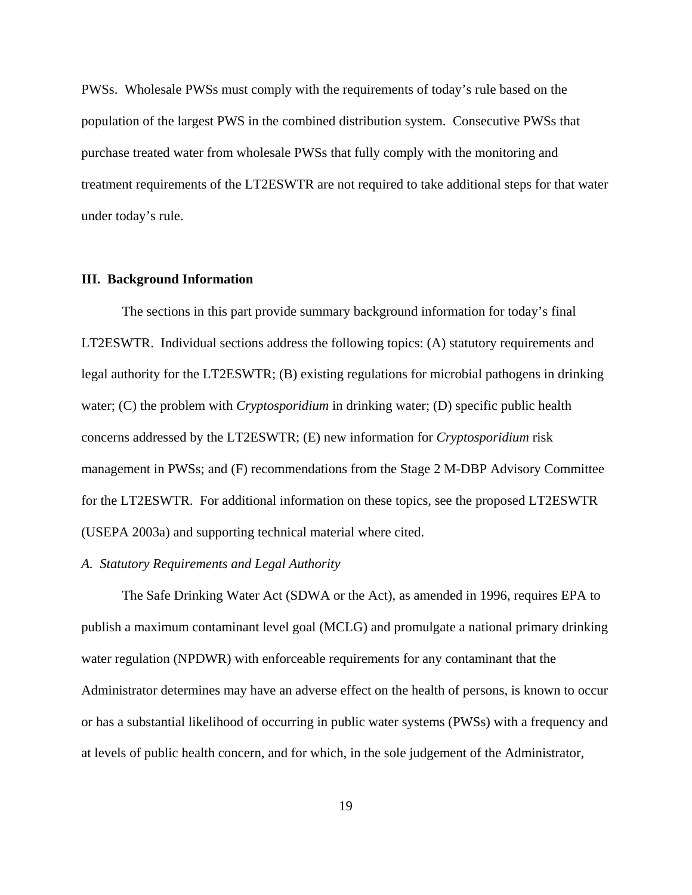PWSs. Wholesale PWSs must comply with the requirements of today's rule based on the population of the largest PWS in the combined distribution system. Consecutive PWSs that purchase treated water from wholesale PWSs that fully comply with the monitoring and treatment requirements of the LT2ESWTR are not required to take additional steps for that water under today's rule.

## III. Background Information

The sections in this part provide summary background information for today's final LT2ESWTR. Individual sections address the following topics: (A) statutory requirements and legal authority for the LT2ESWTR; (B) existing regulations for microbial pathogens in drinking water; (C) the problem with *Cryptosporidium* in drinking water; (D) specific public health concerns addressed by the LT2ESWTR; (E) new information for *Cryptosporidium* risk management in PWSs; and (F) recommendations from the Stage 2 M-DBP Advisory Committee for the LT2ESWTR. For additional information on these topics, see the proposed LT2ESWTR (USEPA 2003a) and supporting technical material where cited.

### *A. Statutory Requirements and Legal Authority*

The Safe Drinking Water Act (SDWA or the Act), as amended in 1996, requires EPA to publish a maximum contaminant level goal (MCLG) and promulgate a national primary drinking water regulation (NPDWR) with enforceable requirements for any contaminant that the Administrator determines may have an adverse effect on the health of persons, is known to occur or has a substantial likelihood of occurring in public water systems (PWSs) with a frequency and at levels of public health concern, and for which, in the sole judgement of the Administrator,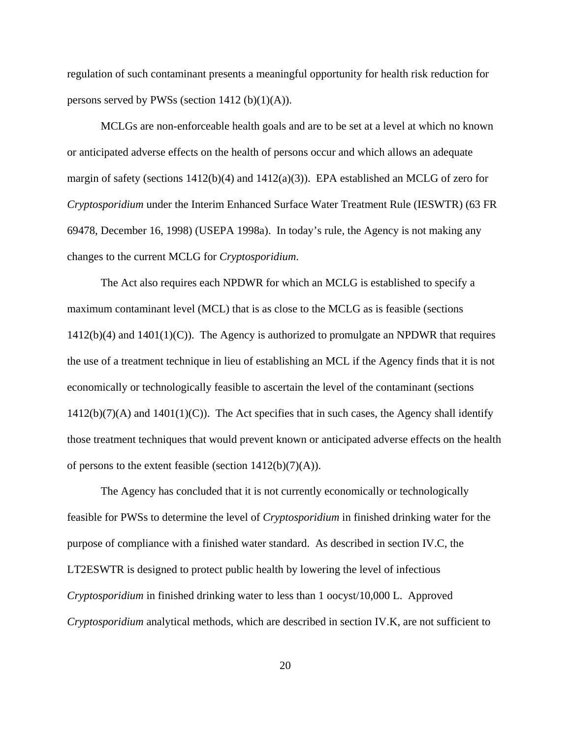regulation of such contaminant presents a meaningful opportunity for health risk reduction for persons served by PWSs (section 1412 (b)(1)(A)).

MCLGs are non-enforceable health goals and are to be set at a level at which no known or anticipated adverse effects on the health of persons occur and which allows an adequate margin of safety (sections 1412(b)(4) and 1412(a)(3)). EPA established an MCLG of zero for *Cryptosporidium* under the Interim Enhanced Surface Water Treatment Rule (IESWTR) (63 FR 69478, December 16, 1998) (USEPA 1998a). In today's rule, the Agency is not making any changes to the current MCLG for *Cryptosporidium*.

The Act also requires each NPDWR for which an MCLG is established to specify a maximum contaminant level (MCL) that is as close to the MCLG as is feasible (sections 1412(b)(4) and 1401(1)(C)). The Agency is authorized to promulgate an NPDWR that requires the use of a treatment technique in lieu of establishing an MCL if the Agency finds that it is not economically or technologically feasible to ascertain the level of the contaminant (sections 1412(b)(7)(A) and 1401(1)(C)). The Act specifies that in such cases, the Agency shall identify those treatment techniques that would prevent known or anticipated adverse effects on the health of persons to the extent feasible (section 1412(b)(7)(A)).

The Agency has concluded that it is not currently economically or technologically feasible for PWSs to determine the level of *Cryptosporidium* in finished drinking water for the purpose of compliance with a finished water standard. As described in section IV.C, the LT2ESWTR is designed to protect public health by lowering the level of infectious *Cryptosporidium* in finished drinking water to less than 1 oocyst/10,000 L. Approved *Cryptosporidium* analytical methods, which are described in section IV.K, are not sufficient to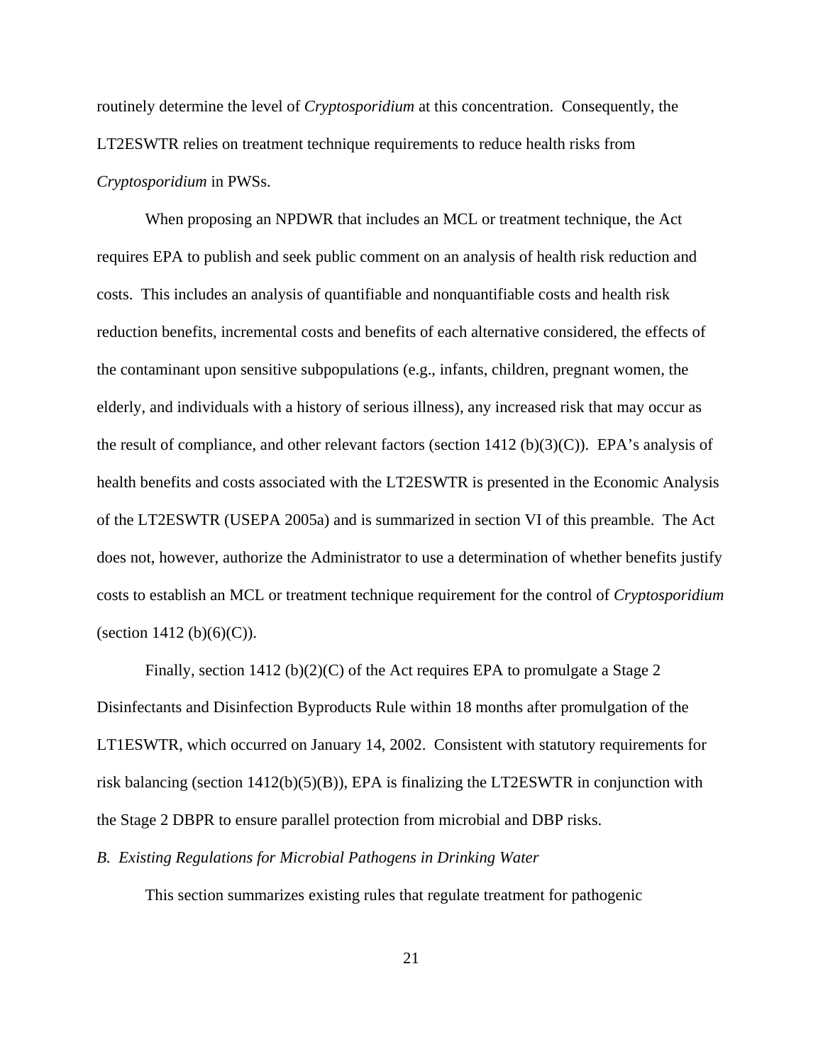routinely determine the level of *Cryptosporidium* at this concentration. Consequently, the LT2ESWTR relies on treatment technique requirements to reduce health risks from *Cryptosporidium* in PWSs.

When proposing an NPDWR that includes an MCL or treatment technique, the Act requires EPA to publish and seek public comment on an analysis of health risk reduction and costs. This includes an analysis of quantifiable and nonquantifiable costs and health risk reduction benefits, incremental costs and benefits of each alternative considered, the effects of the contaminant upon sensitive subpopulations (e.g., infants, children, pregnant women, the elderly, and individuals with a history of serious illness), any increased risk that may occur as the result of compliance, and other relevant factors (section 1412 (b)(3)(C)). EPA's analysis of health benefits and costs associated with the LT2ESWTR is presented in the Economic Analysis of the LT2ESWTR (USEPA 2005a) and is summarized in section VI of this preamble. The Act does not, however, authorize the Administrator to use a determination of whether benefits justify costs to establish an MCL or treatment technique requirement for the control of *Cryptosporidium* (section 1412 (b)(6)(C)).

Finally, section 1412 (b)(2)(C) of the Act requires EPA to promulgate a Stage 2 Disinfectants and Disinfection Byproducts Rule within 18 months after promulgation of the LT1ESWTR, which occurred on January 14, 2002. Consistent with statutory requirements for risk balancing (section 1412(b)(5)(B)), EPA is finalizing the LT2ESWTR in conjunction with the Stage 2 DBPR to ensure parallel protection from microbial and DBP risks.

### *B. Existing Regulations for Microbial Pathogens in Drinking Water*

This section summarizes existing rules that regulate treatment for pathogenic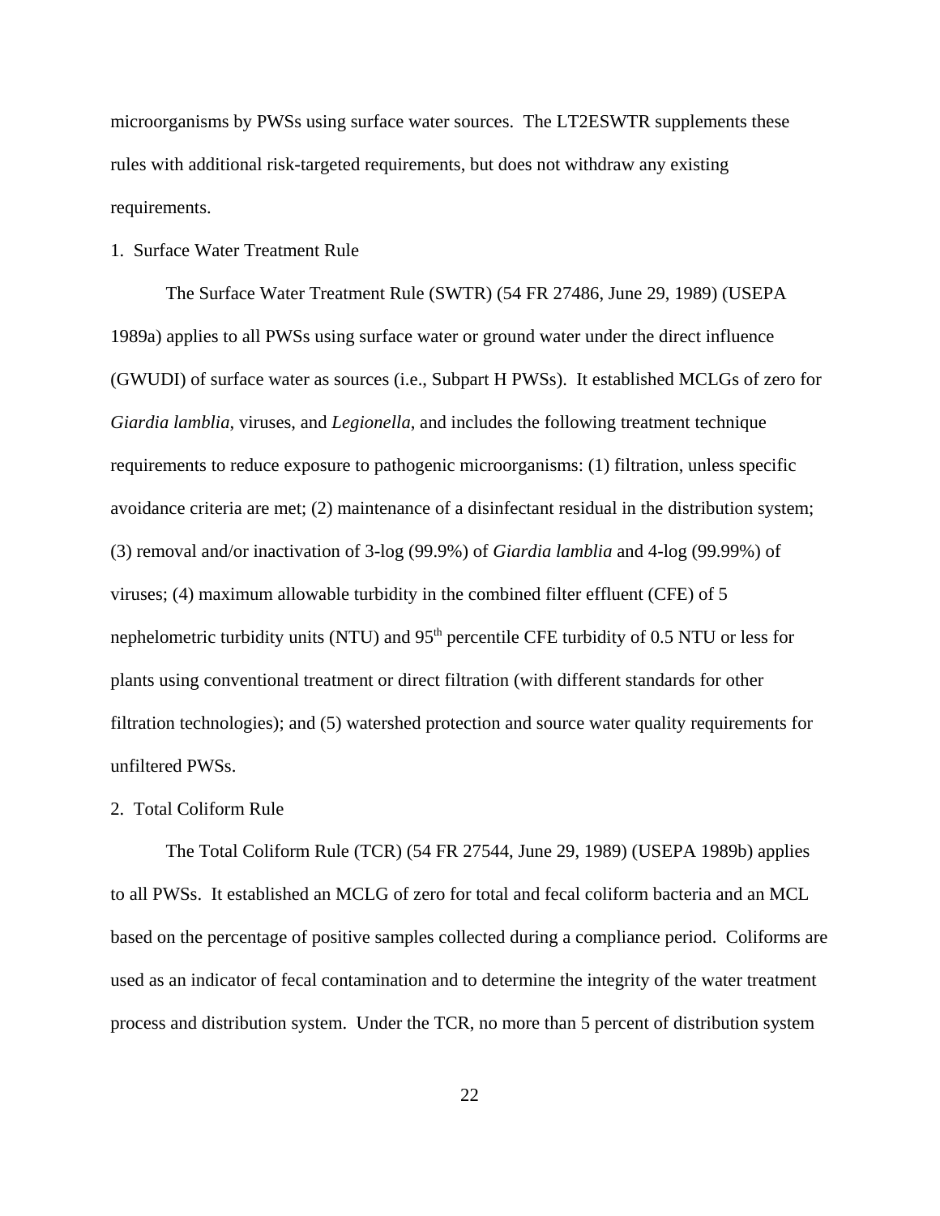microorganisms by PWSs using surface water sources. The LT2ESWTR supplements these rules with additional risk-targeted requirements, but does not withdraw any existing requirements.

1. Surface Water Treatment Rule

The Surface Water Treatment Rule (SWTR) (54 FR 27486, June 29, 1989) (USEPA 1989a) applies to all PWSs using surface water or ground water under the direct influence (GWUDI) of surface water as sources (i.e., Subpart H PWSs). It established MCLGs of zero for *Giardia lamblia*, viruses, and *Legionella*, and includes the following treatment technique requirements to reduce exposure to pathogenic microorganisms: (1) filtration, unless specific avoidance criteria are met; (2) maintenance of a disinfectant residual in the distribution system; (3) removal and/or inactivation of 3-log (99.9%) of *Giardia lamblia* and 4-log (99.99%) of viruses; (4) maximum allowable turbidity in the combined filter effluent (CFE) of 5 nephelometric turbidity units (NTU) and 95$^{th}$ percentile CFE turbidity of 0.5 NTU or less for plants using conventional treatment or direct filtration (with different standards for other filtration technologies); and (5) watershed protection and source water quality requirements for unfiltered PWSs.

2. Total Coliform Rule

The Total Coliform Rule (TCR) (54 FR 27544, June 29, 1989) (USEPA 1989b) applies to all PWSs. It established an MCLG of zero for total and fecal coliform bacteria and an MCL based on the percentage of positive samples collected during a compliance period. Coliforms are used as an indicator of fecal contamination and to determine the integrity of the water treatment process and distribution system. Under the TCR, no more than 5 percent of distribution system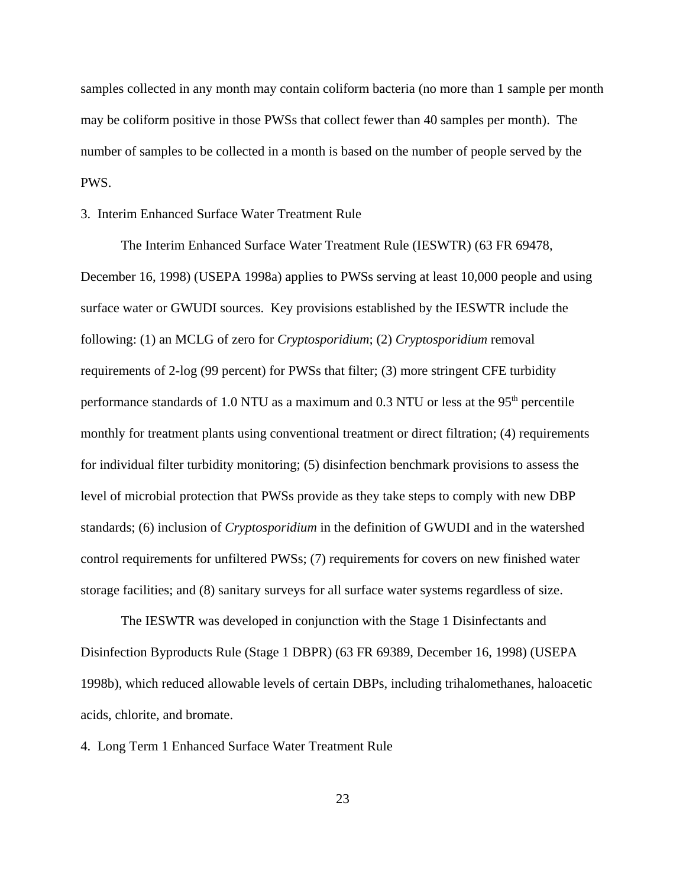samples collected in any month may contain coliform bacteria (no more than 1 sample per month may be coliform positive in those PWSs that collect fewer than 40 samples per month). The number of samples to be collected in a month is based on the number of people served by the PWS.

### 3. Interim Enhanced Surface Water Treatment Rule

The Interim Enhanced Surface Water Treatment Rule (IESWTR) (63 FR 69478, December 16, 1998) (USEPA 1998a) applies to PWSs serving at least 10,000 people and using surface water or GWUDI sources. Key provisions established by the IESWTR include the following: (1) an MCLG of zero for *Cryptosporidium*; (2) *Cryptosporidium* removal requirements of 2-log (99 percent) for PWSs that filter; (3) more stringent CFE turbidity performance standards of 1.0 NTU as a maximum and 0.3 NTU or less at the 95$^{th}$ percentile monthly for treatment plants using conventional treatment or direct filtration; (4) requirements for individual filter turbidity monitoring; (5) disinfection benchmark provisions to assess the level of microbial protection that PWSs provide as they take steps to comply with new DBP standards; (6) inclusion of *Cryptosporidium* in the definition of GWUDI and in the watershed control requirements for unfiltered PWSs; (7) requirements for covers on new finished water storage facilities; and (8) sanitary surveys for all surface water systems regardless of size.

The IESWTR was developed in conjunction with the Stage 1 Disinfectants and Disinfection Byproducts Rule (Stage 1 DBPR) (63 FR 69389, December 16, 1998) (USEPA 1998b), which reduced allowable levels of certain DBPs, including trihalomethanes, haloacetic acids, chlorite, and bromate.

### 4. Long Term 1 Enhanced Surface Water Treatment Rule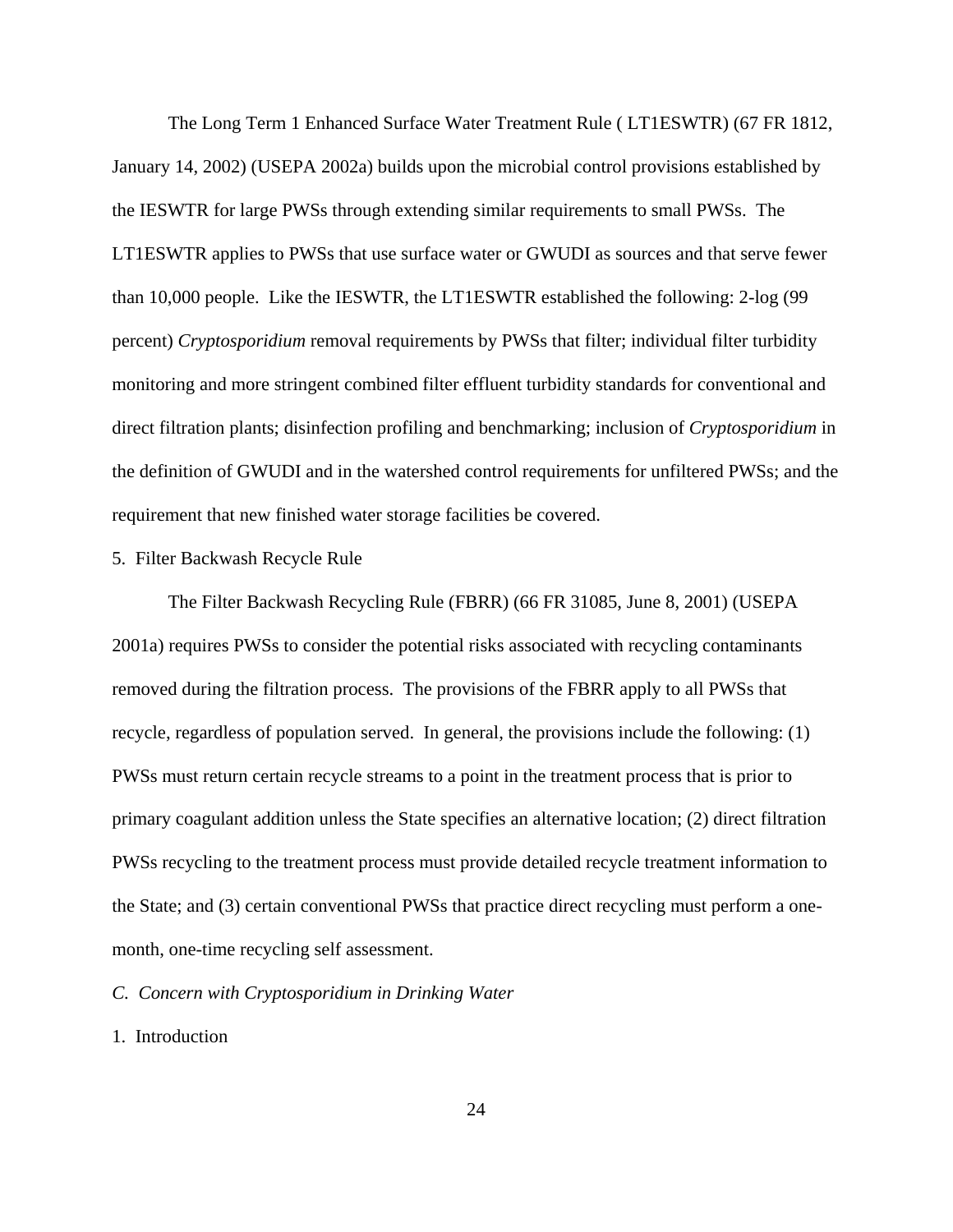The Long Term 1 Enhanced Surface Water Treatment Rule ( LT1ESWTR) (67 FR 1812, January 14, 2002) (USEPA 2002a) builds upon the microbial control provisions established by the IESWTR for large PWSs through extending similar requirements to small PWSs. The LT1ESWTR applies to PWSs that use surface water or GWUDI as sources and that serve fewer than 10,000 people. Like the IESWTR, the LT1ESWTR established the following: 2-log (99 percent) *Cryptosporidium* removal requirements by PWSs that filter; individual filter turbidity monitoring and more stringent combined filter effluent turbidity standards for conventional and direct filtration plants; disinfection profiling and benchmarking; inclusion of *Cryptosporidium* in the definition of GWUDI and in the watershed control requirements for unfiltered PWSs; and the requirement that new finished water storage facilities be covered.

5. Filter Backwash Recycle Rule

The Filter Backwash Recycling Rule (FBRR) (66 FR 31085, June 8, 2001) (USEPA 2001a) requires PWSs to consider the potential risks associated with recycling contaminants removed during the filtration process. The provisions of the FBRR apply to all PWSs that recycle, regardless of population served. In general, the provisions include the following: (1) PWSs must return certain recycle streams to a point in the treatment process that is prior to primary coagulant addition unless the State specifies an alternative location; (2) direct filtration PWSs recycling to the treatment process must provide detailed recycle treatment information to the State; and (3) certain conventional PWSs that practice direct recycling must perform a one-month, one-time recycling self assessment.

*C. Concern with Cryptosporidium in Drinking Water*

1. Introduction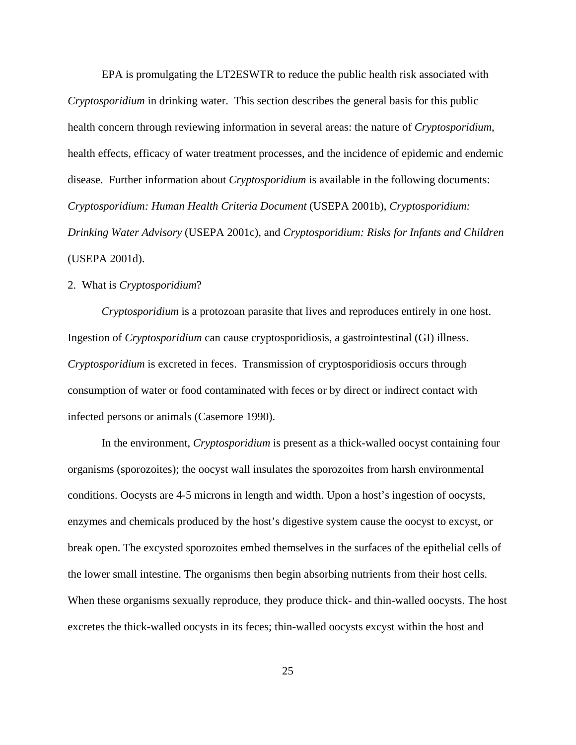EPA is promulgating the LT2ESWTR to reduce the public health risk associated with *Cryptosporidium* in drinking water. This section describes the general basis for this public health concern through reviewing information in several areas: the nature of *Cryptosporidium*, health effects, efficacy of water treatment processes, and the incidence of epidemic and endemic disease. Further information about *Cryptosporidium* is available in the following documents: *Cryptosporidium: Human Health Criteria Document* (USEPA 2001b), *Cryptosporidium: Drinking Water Advisory* (USEPA 2001c), and *Cryptosporidium: Risks for Infants and Children* (USEPA 2001d).

2. What is *Cryptosporidium*?

*Cryptosporidium* is a protozoan parasite that lives and reproduces entirely in one host. Ingestion of *Cryptosporidium* can cause cryptosporidiosis, a gastrointestinal (GI) illness. *Cryptosporidium* is excreted in feces. Transmission of cryptosporidiosis occurs through consumption of water or food contaminated with feces or by direct or indirect contact with infected persons or animals (Casemore 1990).

In the environment, *Cryptosporidium* is present as a thick-walled oocyst containing four organisms (sporozoites); the oocyst wall insulates the sporozoites from harsh environmental conditions. Oocysts are 4-5 microns in length and width. Upon a host's ingestion of oocysts, enzymes and chemicals produced by the host's digestive system cause the oocyst to excyst, or break open. The excysted sporozoites embed themselves in the surfaces of the epithelial cells of the lower small intestine. The organisms then begin absorbing nutrients from their host cells. When these organisms sexually reproduce, they produce thick- and thin-walled oocysts. The host excretes the thick-walled oocysts in its feces; thin-walled oocysts excyst within the host and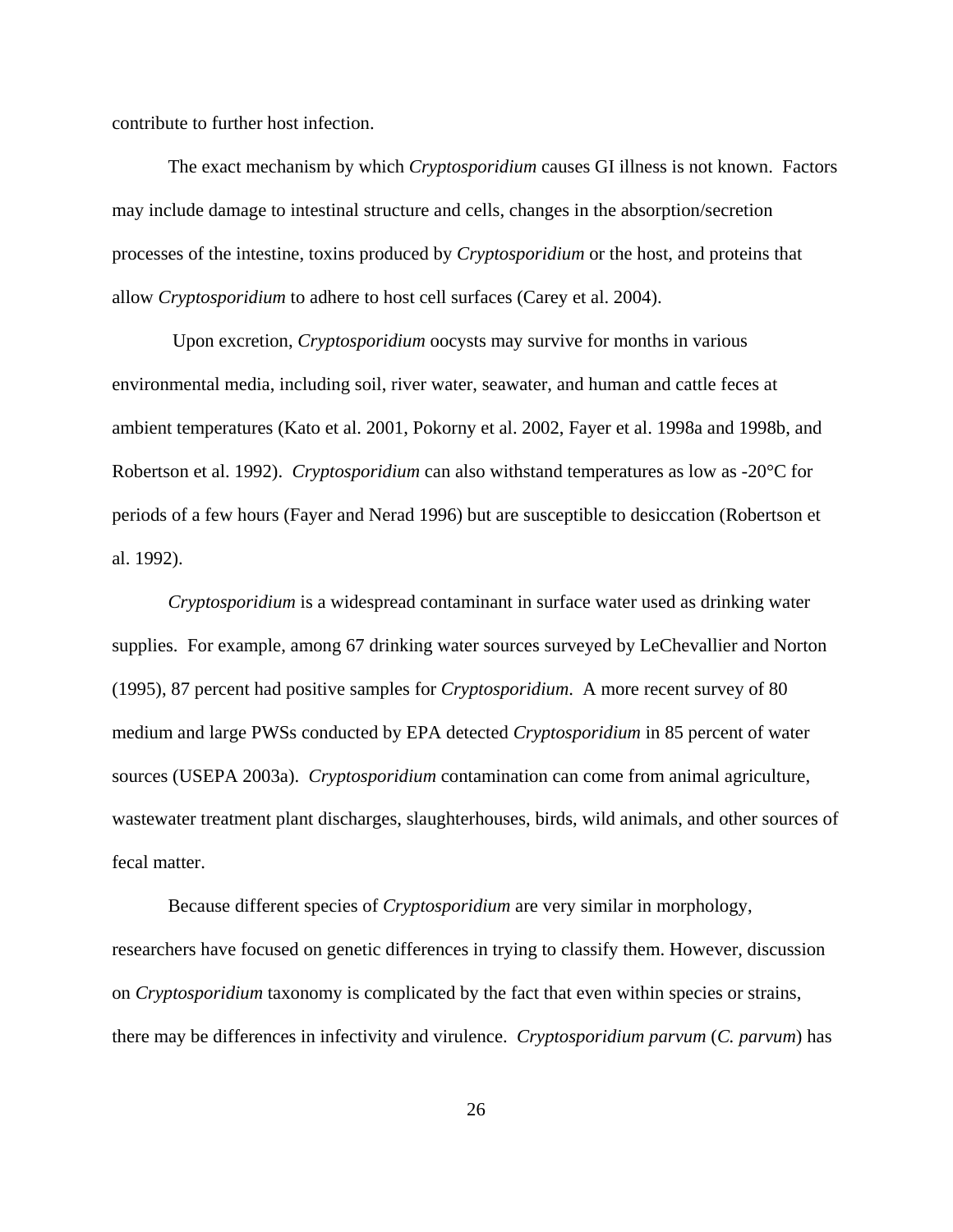contribute to further host infection.

The exact mechanism by which *Cryptosporidium* causes GI illness is not known. Factors may include damage to intestinal structure and cells, changes in the absorption/secretion processes of the intestine, toxins produced by *Cryptosporidium* or the host, and proteins that allow *Cryptosporidium* to adhere to host cell surfaces (Carey et al. 2004).

Upon excretion, *Cryptosporidium* oocysts may survive for months in various environmental media, including soil, river water, seawater, and human and cattle feces at ambient temperatures (Kato et al. 2001, Pokorny et al. 2002, Fayer et al. 1998a and 1998b, and Robertson et al. 1992). *Cryptosporidium* can also withstand temperatures as low as -20°C for periods of a few hours (Fayer and Nerad 1996) but are susceptible to desiccation (Robertson et al. 1992).

*Cryptosporidium* is a widespread contaminant in surface water used as drinking water supplies. For example, among 67 drinking water sources surveyed by LeChevallier and Norton (1995), 87 percent had positive samples for *Cryptosporidium*. A more recent survey of 80 medium and large PWSs conducted by EPA detected *Cryptosporidium* in 85 percent of water sources (USEPA 2003a). *Cryptosporidium* contamination can come from animal agriculture, wastewater treatment plant discharges, slaughterhouses, birds, wild animals, and other sources of fecal matter.

Because different species of *Cryptosporidium* are very similar in morphology, researchers have focused on genetic differences in trying to classify them. However, discussion on *Cryptosporidium* taxonomy is complicated by the fact that even within species or strains, there may be differences in infectivity and virulence. *Cryptosporidium parvum* (*C. parvum*) has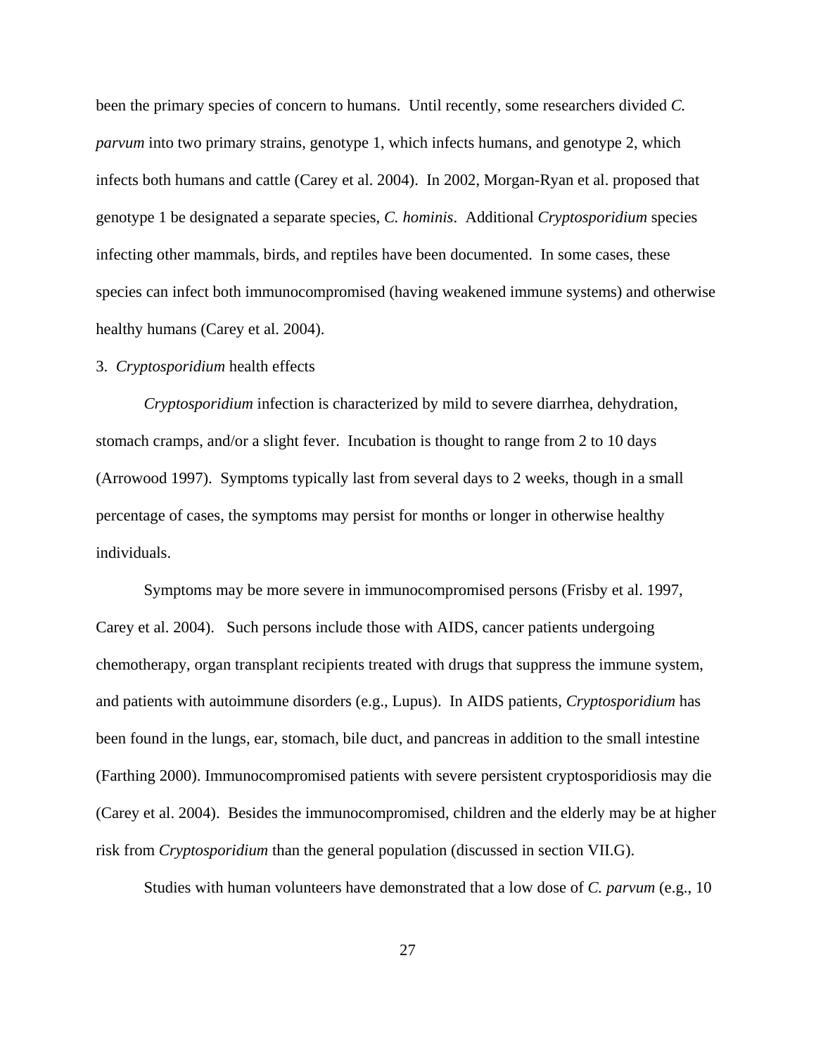been the primary species of concern to humans. Until recently, some researchers divided *C. parvum* into two primary strains, genotype 1, which infects humans, and genotype 2, which infects both humans and cattle (Carey et al. 2004). In 2002, Morgan-Ryan et al. proposed that genotype 1 be designated a separate species, *C. hominis*. Additional *Cryptosporidium* species infecting other mammals, birds, and reptiles have been documented. In some cases, these species can infect both immunocompromised (having weakened immune systems) and otherwise healthy humans (Carey et al. 2004).

3. *Cryptosporidium* health effects

*Cryptosporidium* infection is characterized by mild to severe diarrhea, dehydration, stomach cramps, and/or a slight fever. Incubation is thought to range from 2 to 10 days (Arrowood 1997). Symptoms typically last from several days to 2 weeks, though in a small percentage of cases, the symptoms may persist for months or longer in otherwise healthy individuals.

Symptoms may be more severe in immunocompromised persons (Frisby et al. 1997, Carey et al. 2004). Such persons include those with AIDS, cancer patients undergoing chemotherapy, organ transplant recipients treated with drugs that suppress the immune system, and patients with autoimmune disorders (e.g., Lupus). In AIDS patients, *Cryptosporidium* has been found in the lungs, ear, stomach, bile duct, and pancreas in addition to the small intestine (Farthing 2000). Immunocompromised patients with severe persistent cryptosporidiosis may die (Carey et al. 2004). Besides the immunocompromised, children and the elderly may be at higher risk from *Cryptosporidium* than the general population (discussed in section VII.G).

Studies with human volunteers have demonstrated that a low dose of *C. parvum* (e.g., 10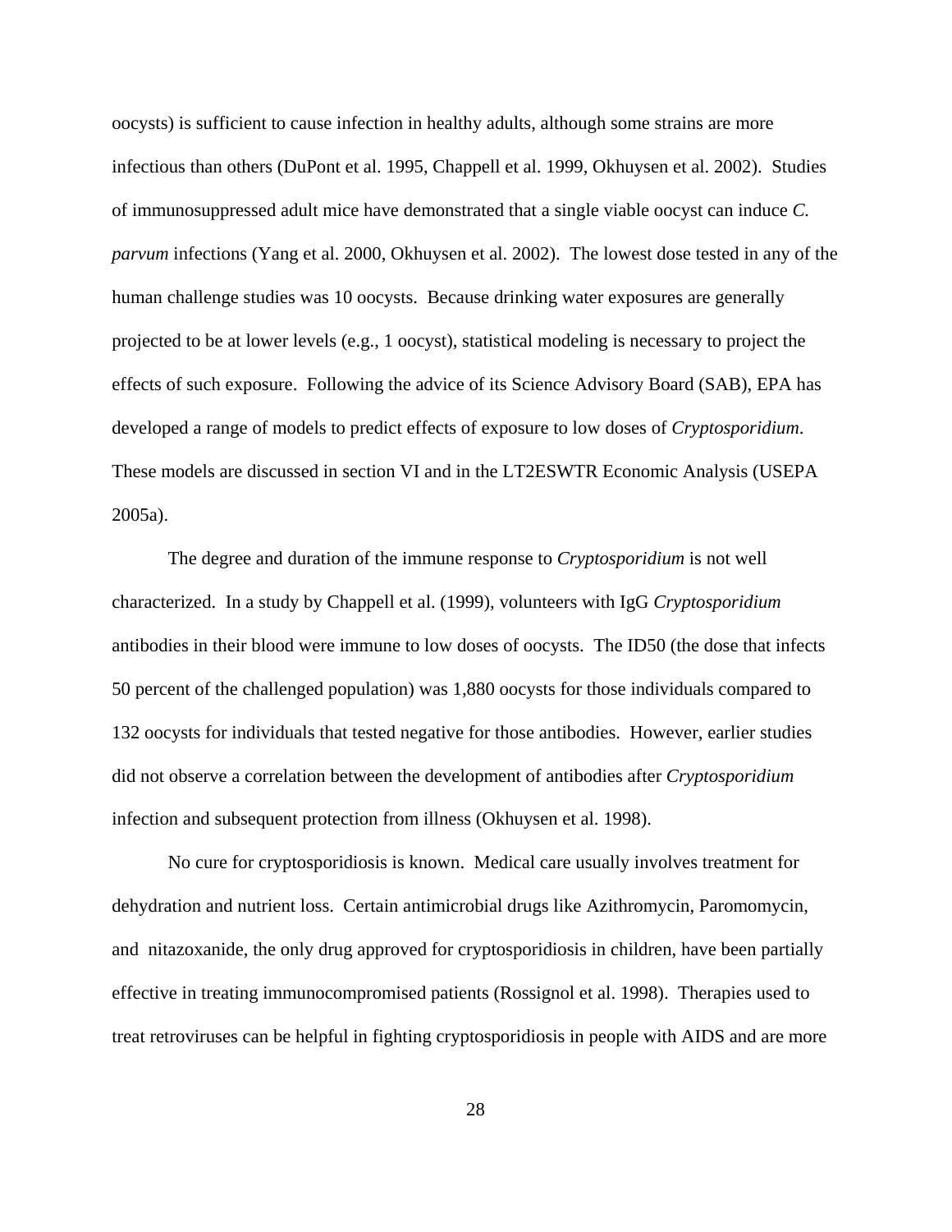oocysts) is sufficient to cause infection in healthy adults, although some strains are more infectious than others (DuPont et al. 1995, Chappell et al. 1999, Okhuysen et al. 2002). Studies of immunosuppressed adult mice have demonstrated that a single viable oocyst can induce *C. parvum* infections (Yang et al. 2000, Okhuysen et al. 2002). The lowest dose tested in any of the human challenge studies was 10 oocysts. Because drinking water exposures are generally projected to be at lower levels (e.g., 1 oocyst), statistical modeling is necessary to project the effects of such exposure. Following the advice of its Science Advisory Board (SAB), EPA has developed a range of models to predict effects of exposure to low doses of *Cryptosporidium*. These models are discussed in section VI and in the LT2ESWTR Economic Analysis (USEPA 2005a).

The degree and duration of the immune response to *Cryptosporidium* is not well characterized. In a study by Chappell et al. (1999), volunteers with IgG *Cryptosporidium* antibodies in their blood were immune to low doses of oocysts. The ID50 (the dose that infects 50 percent of the challenged population) was 1,880 oocysts for those individuals compared to 132 oocysts for individuals that tested negative for those antibodies. However, earlier studies did not observe a correlation between the development of antibodies after *Cryptosporidium* infection and subsequent protection from illness (Okhuysen et al. 1998).

No cure for cryptosporidiosis is known. Medical care usually involves treatment for dehydration and nutrient loss. Certain antimicrobial drugs like Azithromycin, Paromomycin, and nitazoxanide, the only drug approved for cryptosporidiosis in children, have been partially effective in treating immunocompromised patients (Rossignol et al. 1998). Therapies used to treat retroviruses can be helpful in fighting cryptosporidiosis in people with AIDS and are more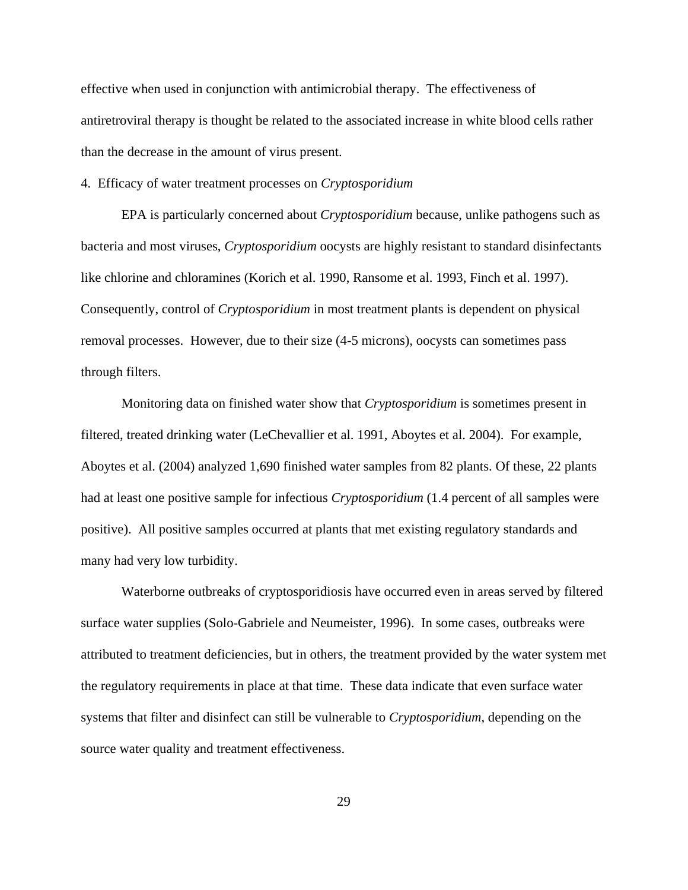effective when used in conjunction with antimicrobial therapy. The effectiveness of antiretroviral therapy is thought be related to the associated increase in white blood cells rather than the decrease in the amount of virus present.

4. Efficacy of water treatment processes on *Cryptosporidium*

EPA is particularly concerned about *Cryptosporidium* because, unlike pathogens such as bacteria and most viruses, *Cryptosporidium* oocysts are highly resistant to standard disinfectants like chlorine and chloramines (Korich et al. 1990, Ransome et al. 1993, Finch et al. 1997). Consequently, control of *Cryptosporidium* in most treatment plants is dependent on physical removal processes. However, due to their size (4-5 microns), oocysts can sometimes pass through filters.

Monitoring data on finished water show that *Cryptosporidium* is sometimes present in filtered, treated drinking water (LeChevallier et al. 1991, Aboytes et al. 2004). For example, Aboytes et al. (2004) analyzed 1,690 finished water samples from 82 plants. Of these, 22 plants had at least one positive sample for infectious *Cryptosporidium* (1.4 percent of all samples were positive). All positive samples occurred at plants that met existing regulatory standards and many had very low turbidity.

Waterborne outbreaks of cryptosporidiosis have occurred even in areas served by filtered surface water supplies (Solo-Gabriele and Neumeister, 1996). In some cases, outbreaks were attributed to treatment deficiencies, but in others, the treatment provided by the water system met the regulatory requirements in place at that time. These data indicate that even surface water systems that filter and disinfect can still be vulnerable to *Cryptosporidium*, depending on the source water quality and treatment effectiveness.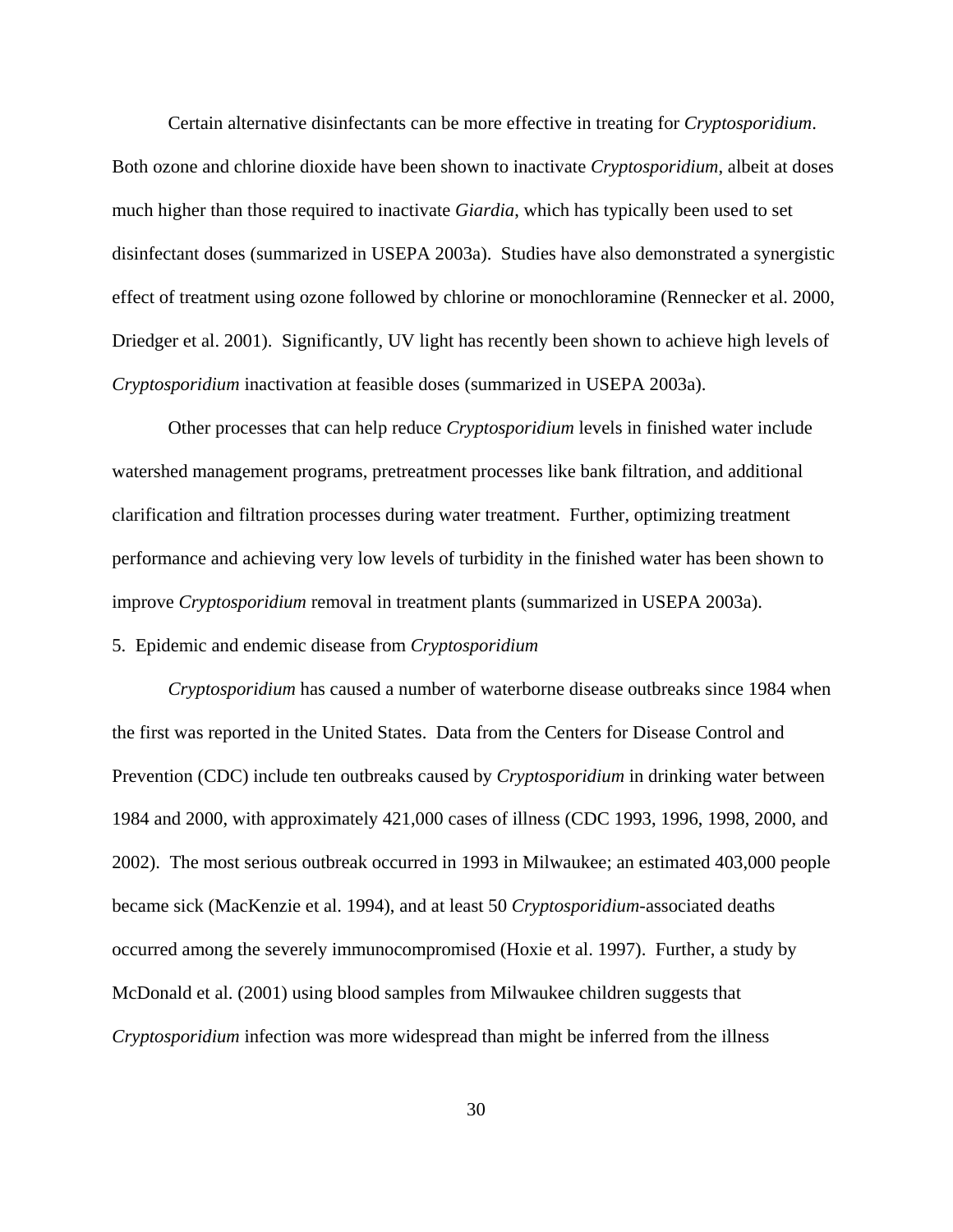Certain alternative disinfectants can be more effective in treating for *Cryptosporidium*. Both ozone and chlorine dioxide have been shown to inactivate *Cryptosporidium,* albeit at doses much higher than those required to inactivate *Giardia*, which has typically been used to set disinfectant doses (summarized in USEPA 2003a). Studies have also demonstrated a synergistic effect of treatment using ozone followed by chlorine or monochloramine (Rennecker et al. 2000, Driedger et al. 2001). Significantly, UV light has recently been shown to achieve high levels of *Cryptosporidium* inactivation at feasible doses (summarized in USEPA 2003a).

Other processes that can help reduce *Cryptosporidium* levels in finished water include watershed management programs, pretreatment processes like bank filtration, and additional clarification and filtration processes during water treatment. Further, optimizing treatment performance and achieving very low levels of turbidity in the finished water has been shown to improve *Cryptosporidium* removal in treatment plants (summarized in USEPA 2003a).

### 5. Epidemic and endemic disease from *Cryptosporidium*

*Cryptosporidium* has caused a number of waterborne disease outbreaks since 1984 when the first was reported in the United States. Data from the Centers for Disease Control and Prevention (CDC) include ten outbreaks caused by *Cryptosporidium* in drinking water between 1984 and 2000, with approximately 421,000 cases of illness (CDC 1993, 1996, 1998, 2000, and 2002). The most serious outbreak occurred in 1993 in Milwaukee; an estimated 403,000 people became sick (MacKenzie et al. 1994), and at least 50 *Cryptosporidium*-associated deaths occurred among the severely immunocompromised (Hoxie et al. 1997). Further, a study by McDonald et al. (2001) using blood samples from Milwaukee children suggests that *Cryptosporidium* infection was more widespread than might be inferred from the illness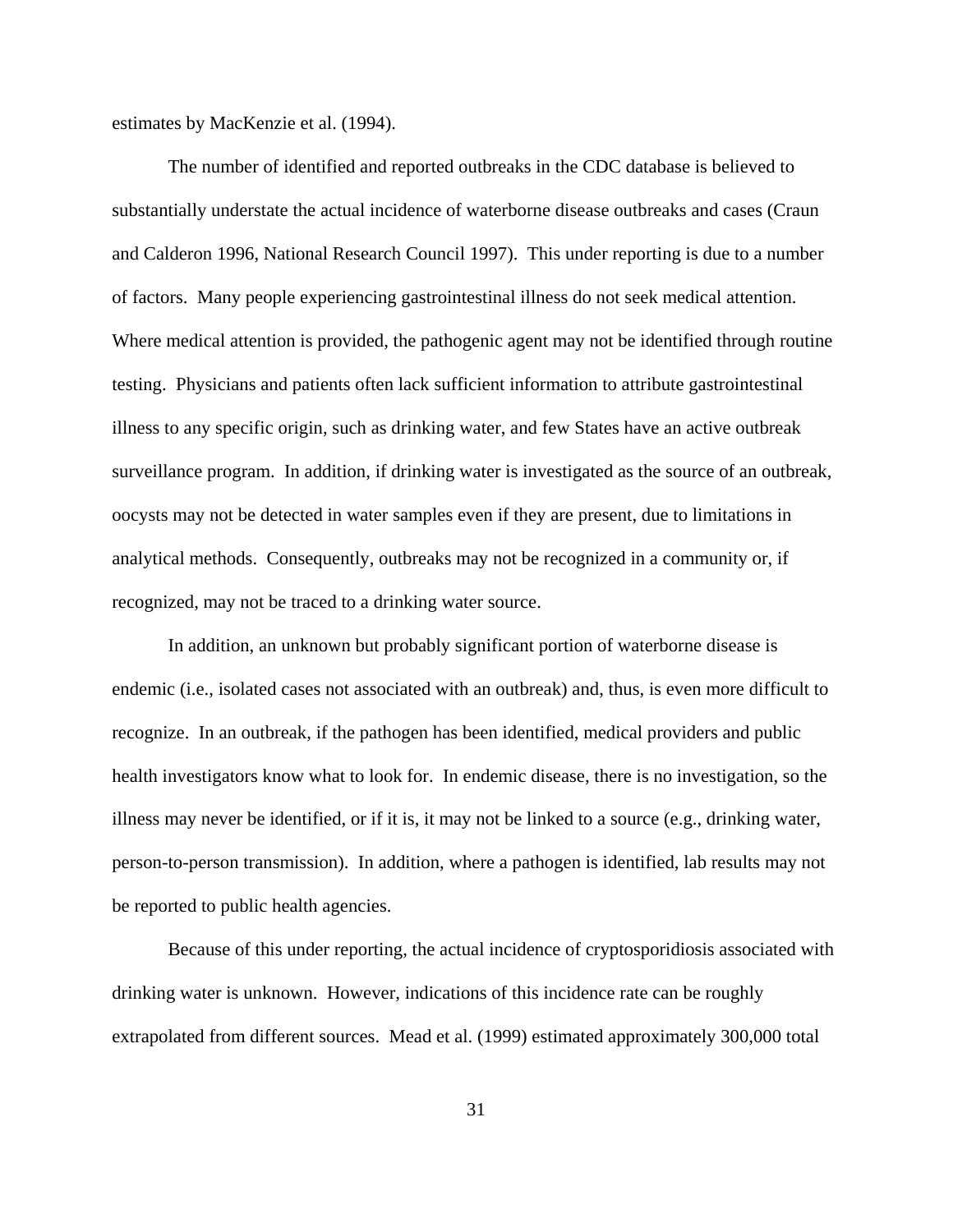estimates by MacKenzie et al. (1994).

The number of identified and reported outbreaks in the CDC database is believed to substantially understate the actual incidence of waterborne disease outbreaks and cases (Craun and Calderon 1996, National Research Council 1997). This under reporting is due to a number of factors. Many people experiencing gastrointestinal illness do not seek medical attention. Where medical attention is provided, the pathogenic agent may not be identified through routine testing. Physicians and patients often lack sufficient information to attribute gastrointestinal illness to any specific origin, such as drinking water, and few States have an active outbreak surveillance program. In addition, if drinking water is investigated as the source of an outbreak, oocysts may not be detected in water samples even if they are present, due to limitations in analytical methods. Consequently, outbreaks may not be recognized in a community or, if recognized, may not be traced to a drinking water source.

In addition, an unknown but probably significant portion of waterborne disease is endemic (i.e., isolated cases not associated with an outbreak) and, thus, is even more difficult to recognize. In an outbreak, if the pathogen has been identified, medical providers and public health investigators know what to look for. In endemic disease, there is no investigation, so the illness may never be identified, or if it is, it may not be linked to a source (e.g., drinking water, person-to-person transmission). In addition, where a pathogen is identified, lab results may not be reported to public health agencies.

Because of this under reporting, the actual incidence of cryptosporidiosis associated with drinking water is unknown. However, indications of this incidence rate can be roughly extrapolated from different sources. Mead et al. (1999) estimated approximately 300,000 total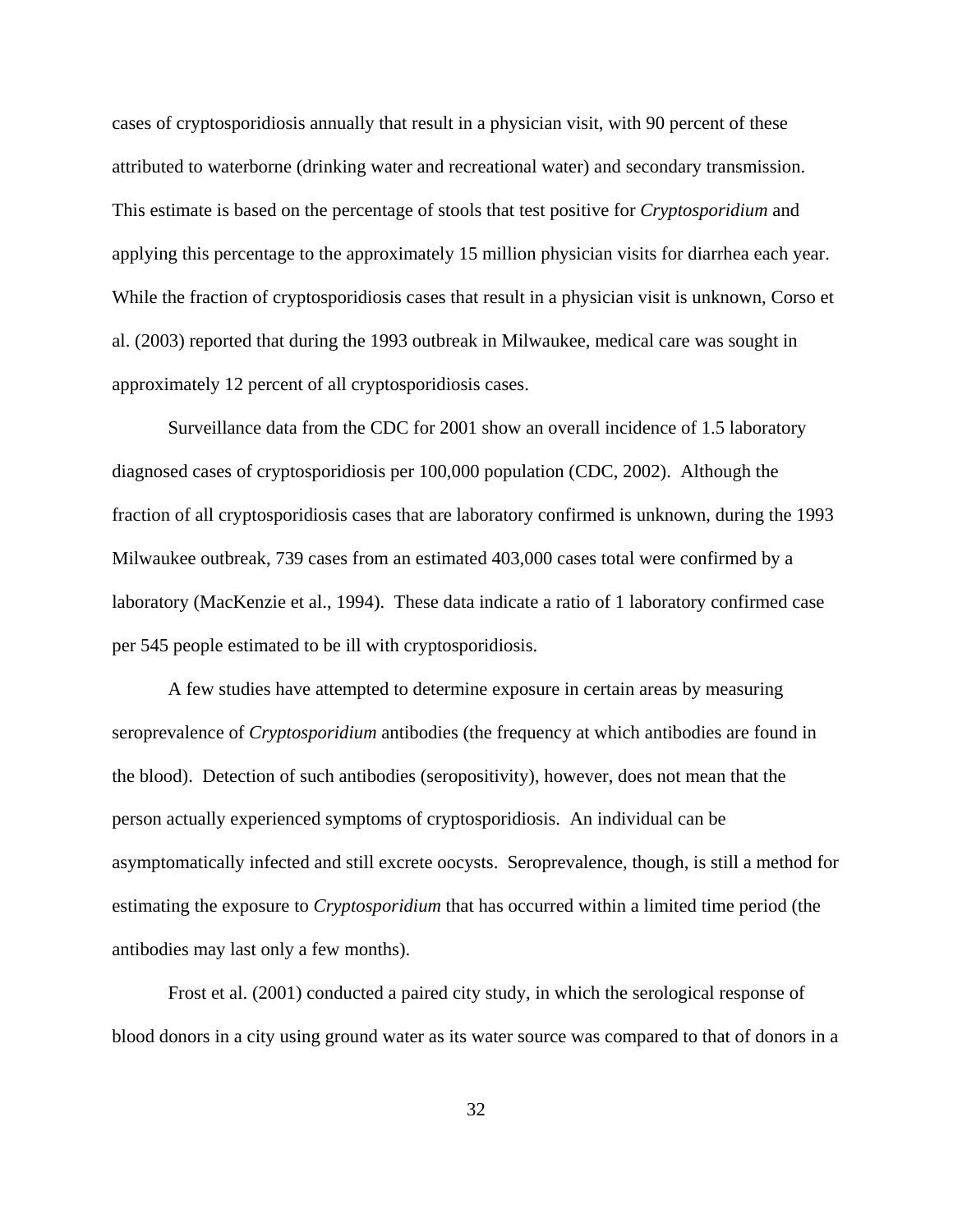cases of cryptosporidiosis annually that result in a physician visit, with 90 percent of these attributed to waterborne (drinking water and recreational water) and secondary transmission. This estimate is based on the percentage of stools that test positive for *Cryptosporidium* and applying this percentage to the approximately 15 million physician visits for diarrhea each year. While the fraction of cryptosporidiosis cases that result in a physician visit is unknown, Corso et al. (2003) reported that during the 1993 outbreak in Milwaukee, medical care was sought in approximately 12 percent of all cryptosporidiosis cases.

Surveillance data from the CDC for 2001 show an overall incidence of 1.5 laboratory diagnosed cases of cryptosporidiosis per 100,000 population (CDC, 2002). Although the fraction of all cryptosporidiosis cases that are laboratory confirmed is unknown, during the 1993 Milwaukee outbreak, 739 cases from an estimated 403,000 cases total were confirmed by a laboratory (MacKenzie et al., 1994). These data indicate a ratio of 1 laboratory confirmed case per 545 people estimated to be ill with cryptosporidiosis.

A few studies have attempted to determine exposure in certain areas by measuring seroprevalence of *Cryptosporidium* antibodies (the frequency at which antibodies are found in the blood). Detection of such antibodies (seropositivity), however, does not mean that the person actually experienced symptoms of cryptosporidiosis. An individual can be asymptomatically infected and still excrete oocysts. Seroprevalence, though, is still a method for estimating the exposure to *Cryptosporidium* that has occurred within a limited time period (the antibodies may last only a few months).

Frost et al. (2001) conducted a paired city study, in which the serological response of blood donors in a city using ground water as its water source was compared to that of donors in a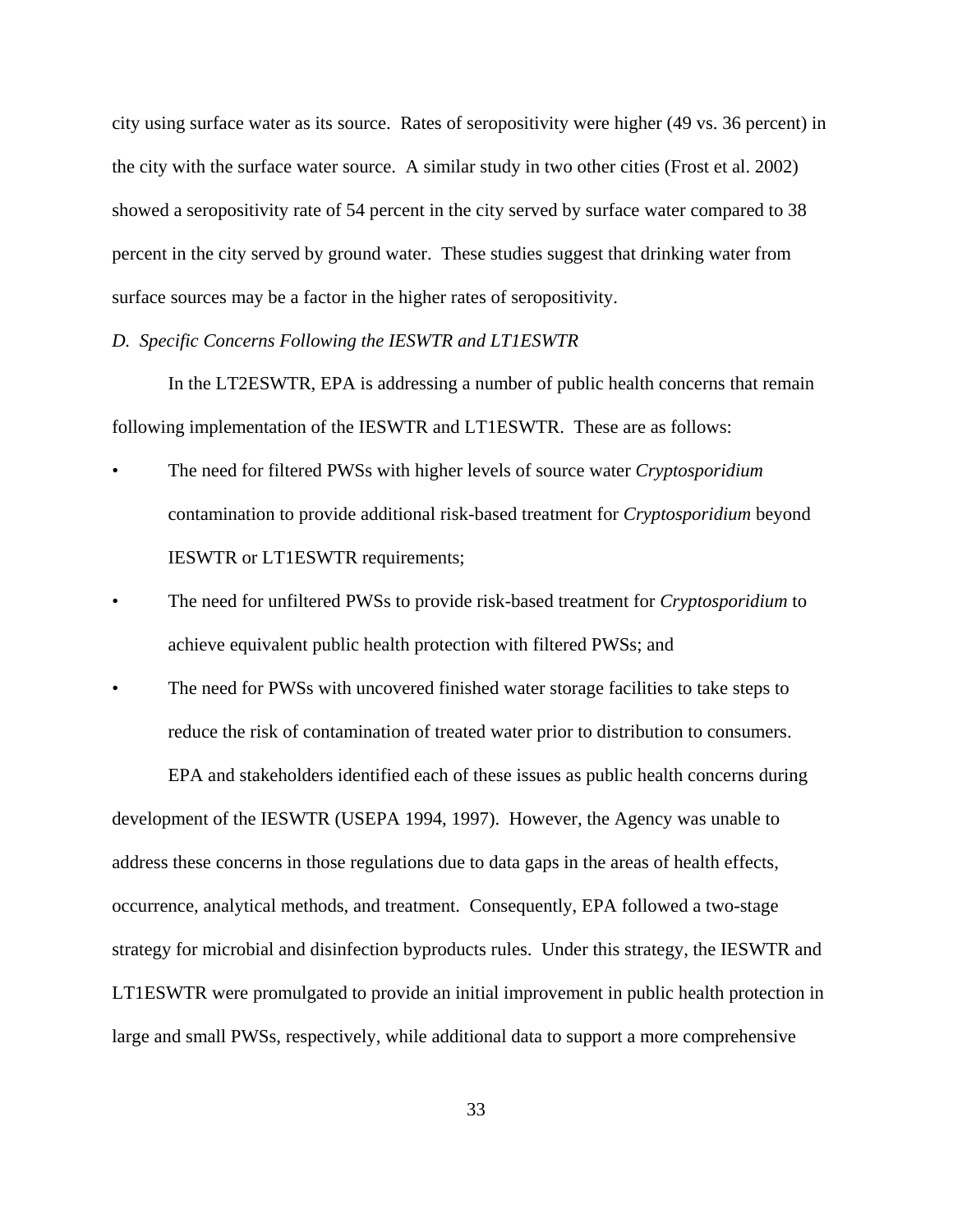city using surface water as its source. Rates of seropositivity were higher (49 vs. 36 percent) in the city with the surface water source. A similar study in two other cities (Frost et al. 2002) showed a seropositivity rate of 54 percent in the city served by surface water compared to 38 percent in the city served by ground water. These studies suggest that drinking water from surface sources may be a factor in the higher rates of seropositivity.

*D. Specific Concerns Following the IESWTR and LT1ESWTR*

In the LT2ESWTR, EPA is addressing a number of public health concerns that remain following implementation of the IESWTR and LT1ESWTR. These are as follows:

- The need for filtered PWSs with higher levels of source water *Cryptosporidium* contamination to provide additional risk-based treatment for *Cryptosporidium* beyond IESWTR or LT1ESWTR requirements;
- The need for unfiltered PWSs to provide risk-based treatment for *Cryptosporidium* to achieve equivalent public health protection with filtered PWSs; and
- The need for PWSs with uncovered finished water storage facilities to take steps to reduce the risk of contamination of treated water prior to distribution to consumers.

EPA and stakeholders identified each of these issues as public health concerns during development of the IESWTR (USEPA 1994, 1997). However, the Agency was unable to address these concerns in those regulations due to data gaps in the areas of health effects, occurrence, analytical methods, and treatment. Consequently, EPA followed a two-stage strategy for microbial and disinfection byproducts rules. Under this strategy, the IESWTR and LT1ESWTR were promulgated to provide an initial improvement in public health protection in large and small PWSs, respectively, while additional data to support a more comprehensive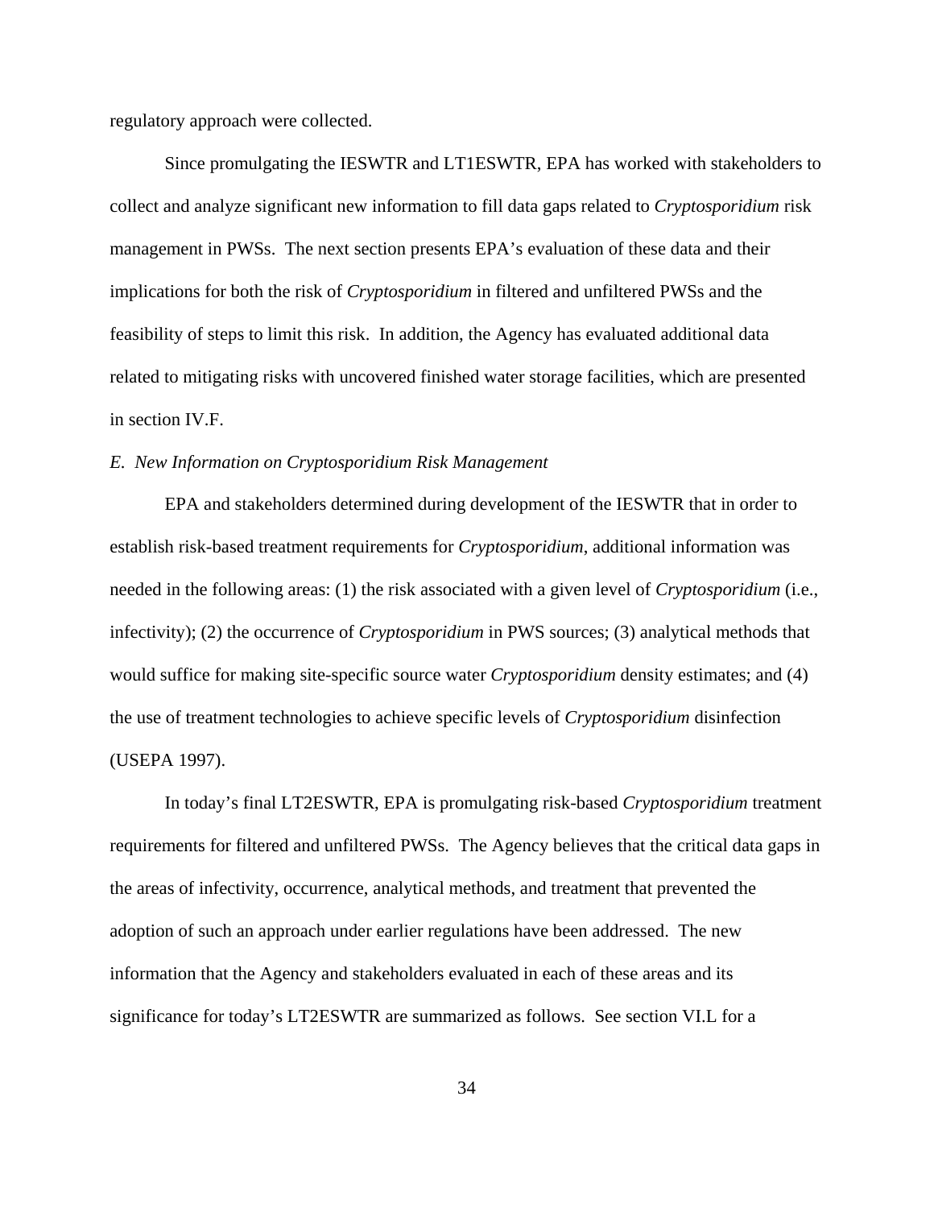regulatory approach were collected.

Since promulgating the IESWTR and LT1ESWTR, EPA has worked with stakeholders to collect and analyze significant new information to fill data gaps related to *Cryptosporidium* risk management in PWSs. The next section presents EPA's evaluation of these data and their implications for both the risk of *Cryptosporidium* in filtered and unfiltered PWSs and the feasibility of steps to limit this risk. In addition, the Agency has evaluated additional data related to mitigating risks with uncovered finished water storage facilities, which are presented in section IV.F.

### *E. New Information on Cryptosporidium Risk Management*

EPA and stakeholders determined during development of the IESWTR that in order to establish risk-based treatment requirements for *Cryptosporidium*, additional information was needed in the following areas: (1) the risk associated with a given level of *Cryptosporidium* (i.e., infectivity); (2) the occurrence of *Cryptosporidium* in PWS sources; (3) analytical methods that would suffice for making site-specific source water *Cryptosporidium* density estimates; and (4) the use of treatment technologies to achieve specific levels of *Cryptosporidium* disinfection (USEPA 1997).

In today's final LT2ESWTR, EPA is promulgating risk-based *Cryptosporidium* treatment requirements for filtered and unfiltered PWSs. The Agency believes that the critical data gaps in the areas of infectivity, occurrence, analytical methods, and treatment that prevented the adoption of such an approach under earlier regulations have been addressed. The new information that the Agency and stakeholders evaluated in each of these areas and its significance for today's LT2ESWTR are summarized as follows. See section VI.L for a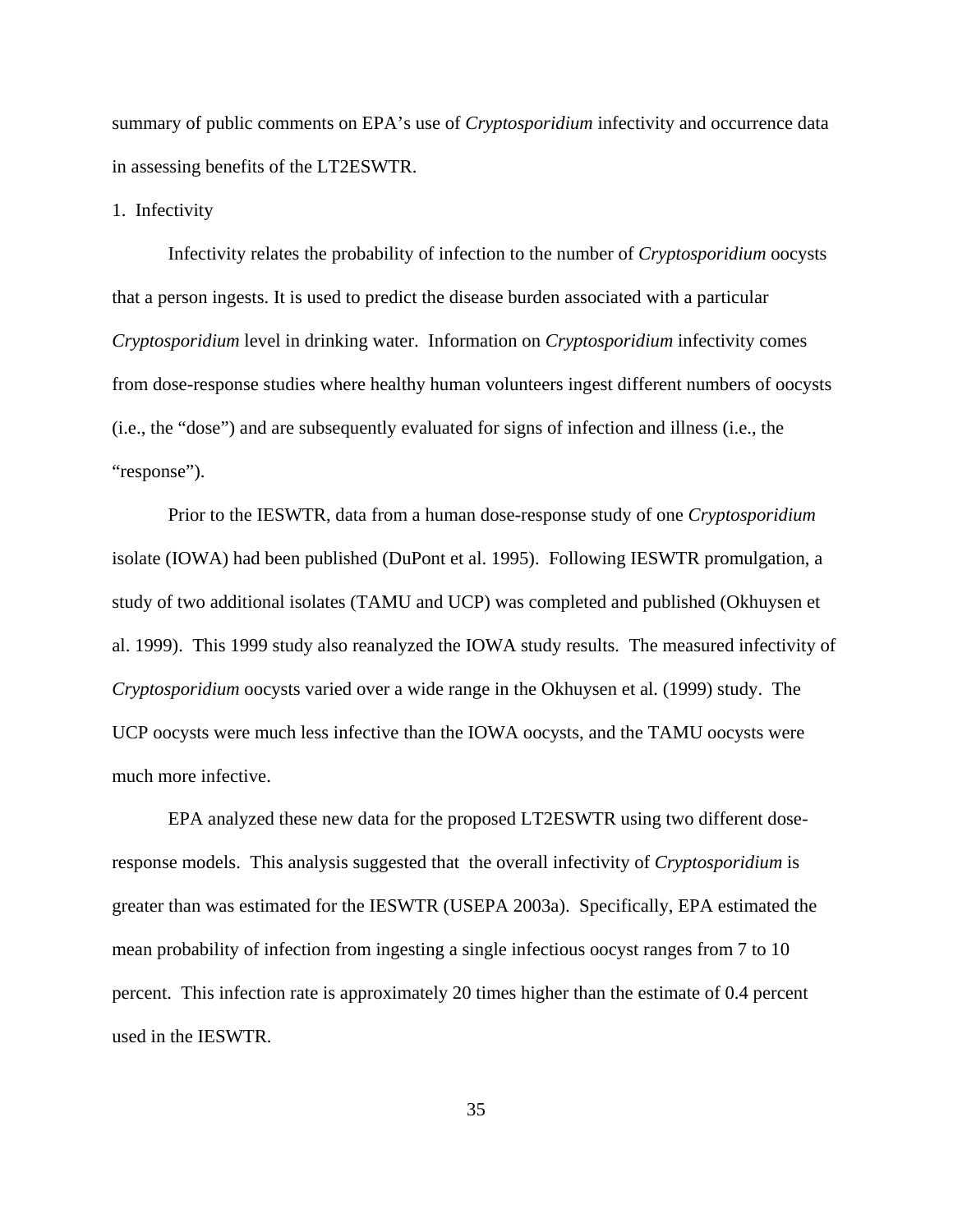summary of public comments on EPA's use of *Cryptosporidium* infectivity and occurrence data in assessing benefits of the LT2ESWTR.

1. Infectivity

Infectivity relates the probability of infection to the number of *Cryptosporidium* oocysts that a person ingests. It is used to predict the disease burden associated with a particular *Cryptosporidium* level in drinking water. Information on *Cryptosporidium* infectivity comes from dose-response studies where healthy human volunteers ingest different numbers of oocysts (i.e., the "dose") and are subsequently evaluated for signs of infection and illness (i.e., the "response").

Prior to the IESWTR, data from a human dose-response study of one *Cryptosporidium* isolate (IOWA) had been published (DuPont et al. 1995). Following IESWTR promulgation, a study of two additional isolates (TAMU and UCP) was completed and published (Okhuysen et al. 1999). This 1999 study also reanalyzed the IOWA study results. The measured infectivity of *Cryptosporidium* oocysts varied over a wide range in the Okhuysen et al. (1999) study. The UCP oocysts were much less infective than the IOWA oocysts, and the TAMU oocysts were much more infective.

EPA analyzed these new data for the proposed LT2ESWTR using two different dose-response models. This analysis suggested that the overall infectivity of *Cryptosporidium* is greater than was estimated for the IESWTR (USEPA 2003a). Specifically, EPA estimated the mean probability of infection from ingesting a single infectious oocyst ranges from 7 to 10 percent. This infection rate is approximately 20 times higher than the estimate of 0.4 percent used in the IESWTR.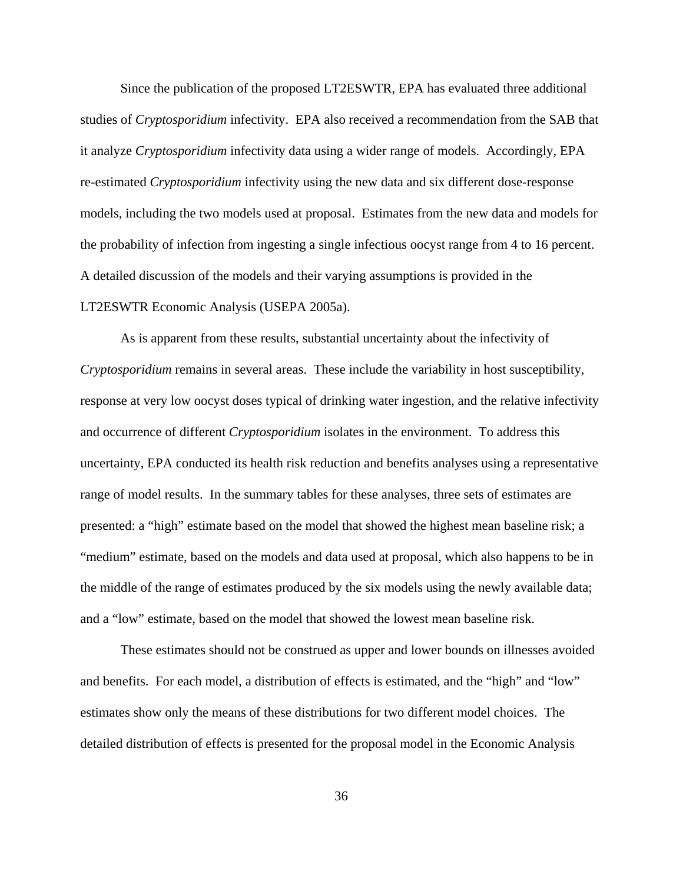Since the publication of the proposed LT2ESWTR, EPA has evaluated three additional studies of *Cryptosporidium* infectivity. EPA also received a recommendation from the SAB that it analyze *Cryptosporidium* infectivity data using a wider range of models. Accordingly, EPA re-estimated *Cryptosporidium* infectivity using the new data and six different dose-response models, including the two models used at proposal. Estimates from the new data and models for the probability of infection from ingesting a single infectious oocyst range from 4 to 16 percent. A detailed discussion of the models and their varying assumptions is provided in the LT2ESWTR Economic Analysis (USEPA 2005a).

As is apparent from these results, substantial uncertainty about the infectivity of *Cryptosporidium* remains in several areas. These include the variability in host susceptibility, response at very low oocyst doses typical of drinking water ingestion, and the relative infectivity and occurrence of different *Cryptosporidium* isolates in the environment. To address this uncertainty, EPA conducted its health risk reduction and benefits analyses using a representative range of model results. In the summary tables for these analyses, three sets of estimates are presented: a "high" estimate based on the model that showed the highest mean baseline risk; a "medium" estimate, based on the models and data used at proposal, which also happens to be in the middle of the range of estimates produced by the six models using the newly available data; and a "low" estimate, based on the model that showed the lowest mean baseline risk.

These estimates should not be construed as upper and lower bounds on illnesses avoided and benefits. For each model, a distribution of effects is estimated, and the "high" and "low" estimates show only the means of these distributions for two different model choices. The detailed distribution of effects is presented for the proposal model in the Economic Analysis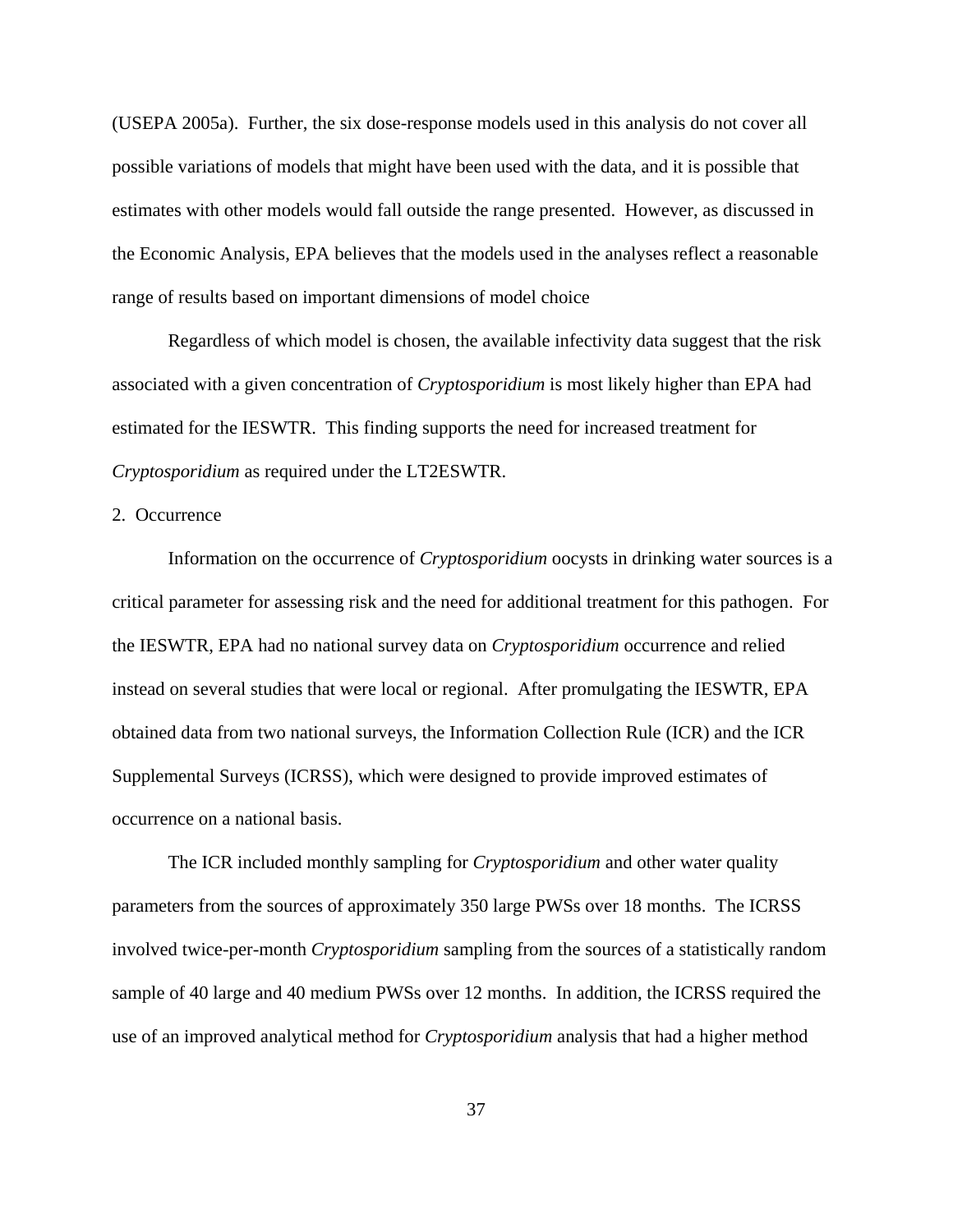(USEPA 2005a). Further, the six dose-response models used in this analysis do not cover all possible variations of models that might have been used with the data, and it is possible that estimates with other models would fall outside the range presented. However, as discussed in the Economic Analysis, EPA believes that the models used in the analyses reflect a reasonable range of results based on important dimensions of model choice

Regardless of which model is chosen, the available infectivity data suggest that the risk associated with a given concentration of *Cryptosporidium* is most likely higher than EPA had estimated for the IESWTR. This finding supports the need for increased treatment for *Cryptosporidium* as required under the LT2ESWTR.

2. Occurrence

Information on the occurrence of *Cryptosporidium* oocysts in drinking water sources is a critical parameter for assessing risk and the need for additional treatment for this pathogen. For the IESWTR, EPA had no national survey data on *Cryptosporidium* occurrence and relied instead on several studies that were local or regional. After promulgating the IESWTR, EPA obtained data from two national surveys, the Information Collection Rule (ICR) and the ICR Supplemental Surveys (ICRSS), which were designed to provide improved estimates of occurrence on a national basis.

The ICR included monthly sampling for *Cryptosporidium* and other water quality parameters from the sources of approximately 350 large PWSs over 18 months. The ICRSS involved twice-per-month *Cryptosporidium* sampling from the sources of a statistically random sample of 40 large and 40 medium PWSs over 12 months. In addition, the ICRSS required the use of an improved analytical method for *Cryptosporidium* analysis that had a higher method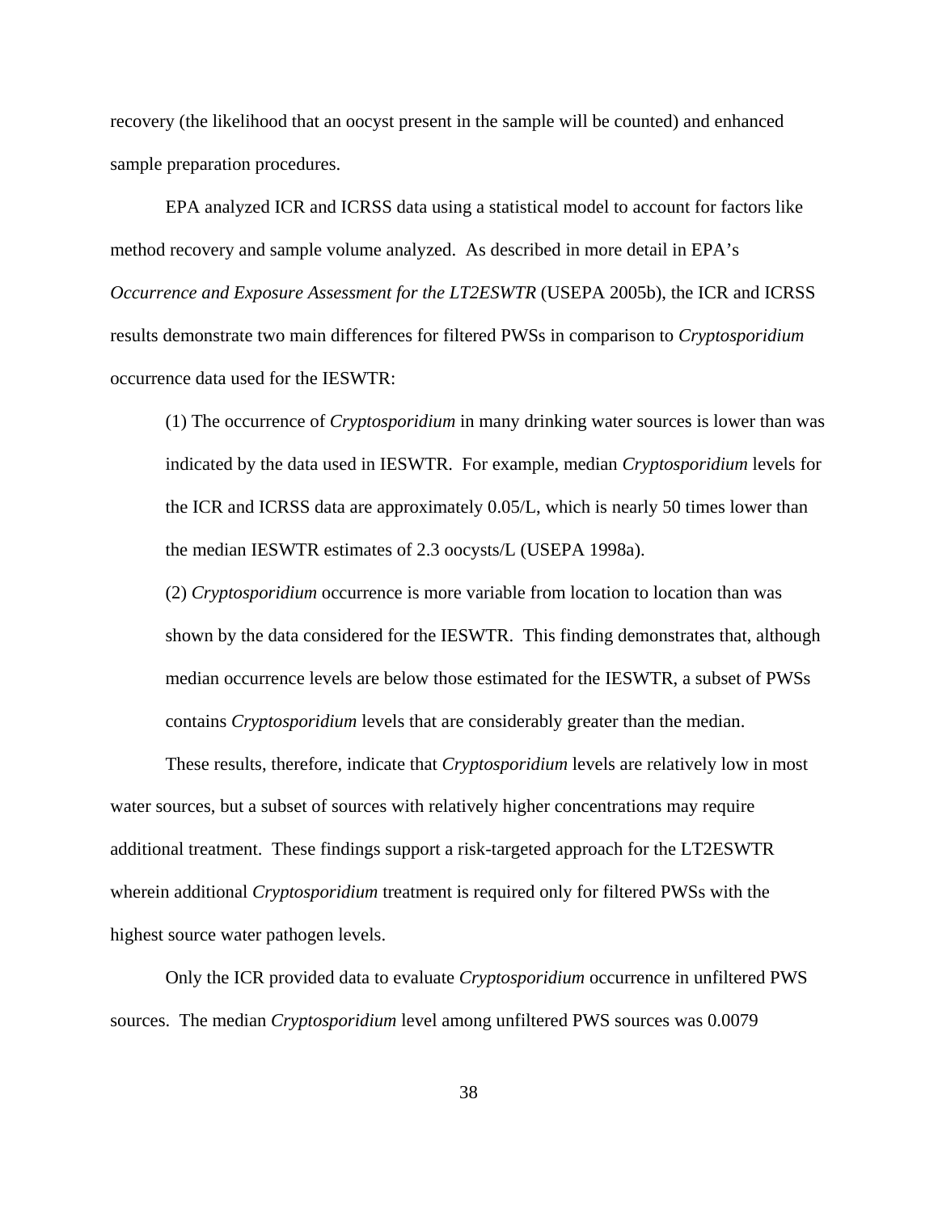recovery (the likelihood that an oocyst present in the sample will be counted) and enhanced sample preparation procedures.

EPA analyzed ICR and ICRSS data using a statistical model to account for factors like method recovery and sample volume analyzed. As described in more detail in EPA's *Occurrence and Exposure Assessment for the LT2ESWTR* (USEPA 2005b), the ICR and ICRSS results demonstrate two main differences for filtered PWSs in comparison to *Cryptosporidium* occurrence data used for the IESWTR:

(1) The occurrence of *Cryptosporidium* in many drinking water sources is lower than was indicated by the data used in IESWTR. For example, median *Cryptosporidium* levels for the ICR and ICRSS data are approximately 0.05/L, which is nearly 50 times lower than the median IESWTR estimates of 2.3 oocysts/L (USEPA 1998a).

(2) *Cryptosporidium* occurrence is more variable from location to location than was shown by the data considered for the IESWTR. This finding demonstrates that, although median occurrence levels are below those estimated for the IESWTR, a subset of PWSs contains *Cryptosporidium* levels that are considerably greater than the median.

These results, therefore, indicate that *Cryptosporidium* levels are relatively low in most water sources, but a subset of sources with relatively higher concentrations may require additional treatment. These findings support a risk-targeted approach for the LT2ESWTR wherein additional *Cryptosporidium* treatment is required only for filtered PWSs with the highest source water pathogen levels.

Only the ICR provided data to evaluate *Cryptosporidium* occurrence in unfiltered PWS sources. The median *Cryptosporidium* level among unfiltered PWS sources was 0.0079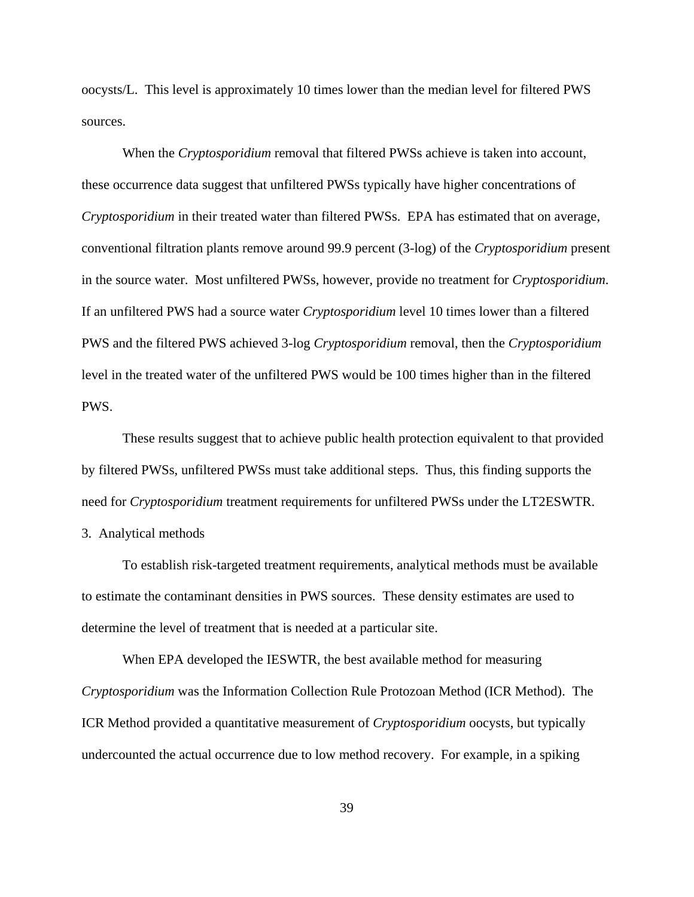oocysts/L. This level is approximately 10 times lower than the median level for filtered PWS sources.

When the *Cryptosporidium* removal that filtered PWSs achieve is taken into account, these occurrence data suggest that unfiltered PWSs typically have higher concentrations of *Cryptosporidium* in their treated water than filtered PWSs. EPA has estimated that on average, conventional filtration plants remove around 99.9 percent (3-log) of the *Cryptosporidium* present in the source water. Most unfiltered PWSs, however, provide no treatment for *Cryptosporidium*. If an unfiltered PWS had a source water *Cryptosporidium* level 10 times lower than a filtered PWS and the filtered PWS achieved 3-log *Cryptosporidium* removal, then the *Cryptosporidium* level in the treated water of the unfiltered PWS would be 100 times higher than in the filtered PWS.

These results suggest that to achieve public health protection equivalent to that provided by filtered PWSs, unfiltered PWSs must take additional steps. Thus, this finding supports the need for *Cryptosporidium* treatment requirements for unfiltered PWSs under the LT2ESWTR.

3. Analytical methods

To establish risk-targeted treatment requirements, analytical methods must be available to estimate the contaminant densities in PWS sources. These density estimates are used to determine the level of treatment that is needed at a particular site.

When EPA developed the IESWTR, the best available method for measuring *Cryptosporidium* was the Information Collection Rule Protozoan Method (ICR Method). The ICR Method provided a quantitative measurement of *Cryptosporidium* oocysts, but typically undercounted the actual occurrence due to low method recovery. For example, in a spiking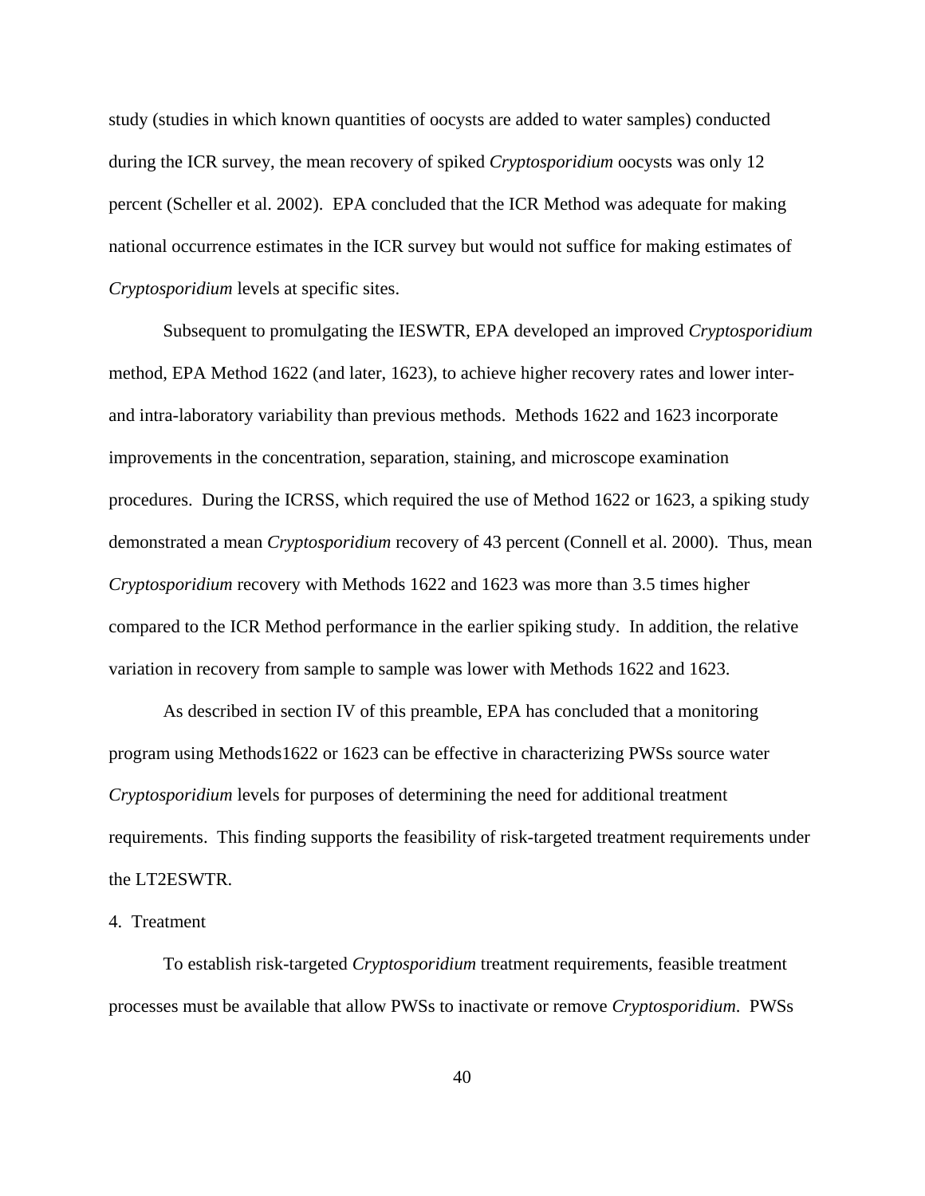study (studies in which known quantities of oocysts are added to water samples) conducted during the ICR survey, the mean recovery of spiked *Cryptosporidium* oocysts was only 12 percent (Scheller et al. 2002). EPA concluded that the ICR Method was adequate for making national occurrence estimates in the ICR survey but would not suffice for making estimates of *Cryptosporidium* levels at specific sites.

Subsequent to promulgating the IESWTR, EPA developed an improved *Cryptosporidium* method, EPA Method 1622 (and later, 1623), to achieve higher recovery rates and lower inter- and intra-laboratory variability than previous methods. Methods 1622 and 1623 incorporate improvements in the concentration, separation, staining, and microscope examination procedures. During the ICRSS, which required the use of Method 1622 or 1623, a spiking study demonstrated a mean *Cryptosporidium* recovery of 43 percent (Connell et al. 2000). Thus, mean *Cryptosporidium* recovery with Methods 1622 and 1623 was more than 3.5 times higher compared to the ICR Method performance in the earlier spiking study. In addition, the relative variation in recovery from sample to sample was lower with Methods 1622 and 1623.

As described in section IV of this preamble, EPA has concluded that a monitoring program using Methods1622 or 1623 can be effective in characterizing PWSs source water *Cryptosporidium* levels for purposes of determining the need for additional treatment requirements. This finding supports the feasibility of risk-targeted treatment requirements under the LT2ESWTR.

4. Treatment

To establish risk-targeted *Cryptosporidium* treatment requirements, feasible treatment processes must be available that allow PWSs to inactivate or remove *Cryptosporidium*. PWSs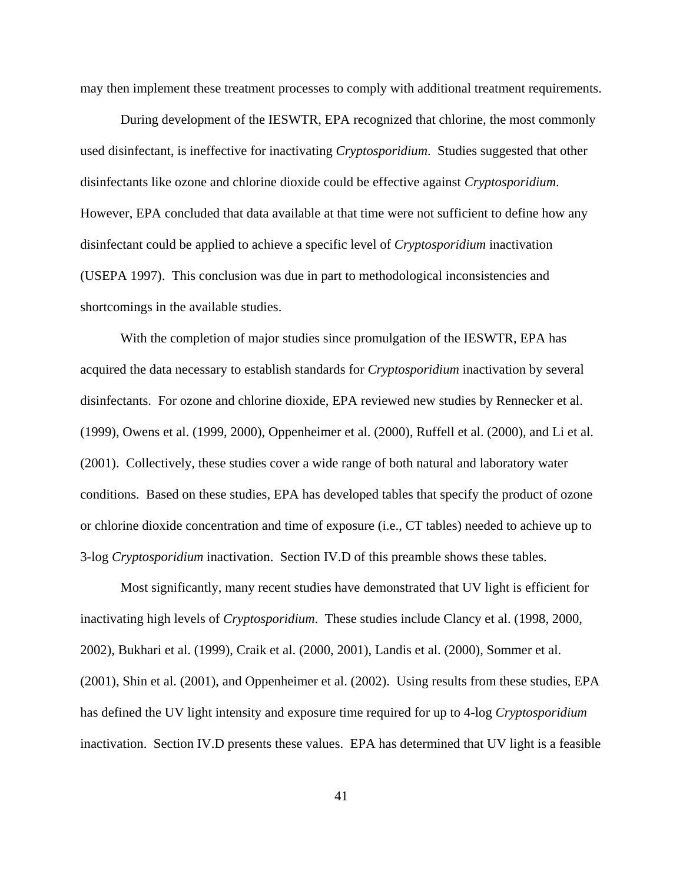may then implement these treatment processes to comply with additional treatment requirements.

During development of the IESWTR, EPA recognized that chlorine, the most commonly used disinfectant, is ineffective for inactivating *Cryptosporidium*. Studies suggested that other disinfectants like ozone and chlorine dioxide could be effective against *Cryptosporidium*. However, EPA concluded that data available at that time were not sufficient to define how any disinfectant could be applied to achieve a specific level of *Cryptosporidium* inactivation (USEPA 1997). This conclusion was due in part to methodological inconsistencies and shortcomings in the available studies.

With the completion of major studies since promulgation of the IESWTR, EPA has acquired the data necessary to establish standards for *Cryptosporidium* inactivation by several disinfectants. For ozone and chlorine dioxide, EPA reviewed new studies by Rennecker et al. (1999), Owens et al. (1999, 2000), Oppenheimer et al. (2000), Ruffell et al. (2000), and Li et al. (2001). Collectively, these studies cover a wide range of both natural and laboratory water conditions. Based on these studies, EPA has developed tables that specify the product of ozone or chlorine dioxide concentration and time of exposure (i.e., CT tables) needed to achieve up to 3-log *Cryptosporidium* inactivation. Section IV.D of this preamble shows these tables.

Most significantly, many recent studies have demonstrated that UV light is efficient for inactivating high levels of *Cryptosporidium*. These studies include Clancy et al. (1998, 2000, 2002), Bukhari et al. (1999), Craik et al. (2000, 2001), Landis et al. (2000), Sommer et al. (2001), Shin et al. (2001), and Oppenheimer et al. (2002). Using results from these studies, EPA has defined the UV light intensity and exposure time required for up to 4-log *Cryptosporidium* inactivation. Section IV.D presents these values. EPA has determined that UV light is a feasible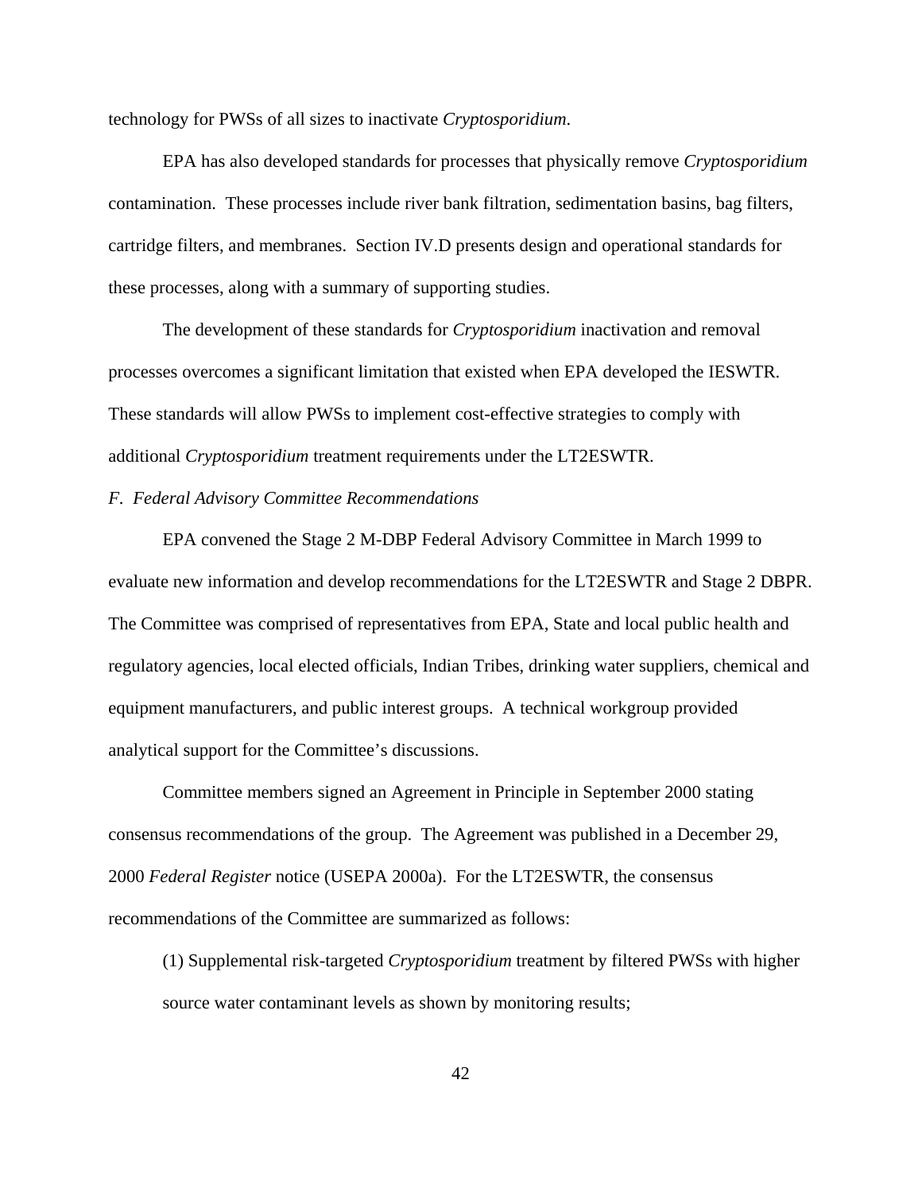technology for PWSs of all sizes to inactivate *Cryptosporidium*.

EPA has also developed standards for processes that physically remove *Cryptosporidium* contamination. These processes include river bank filtration, sedimentation basins, bag filters, cartridge filters, and membranes. Section IV.D presents design and operational standards for these processes, along with a summary of supporting studies.

The development of these standards for *Cryptosporidium* inactivation and removal processes overcomes a significant limitation that existed when EPA developed the IESWTR. These standards will allow PWSs to implement cost-effective strategies to comply with additional *Cryptosporidium* treatment requirements under the LT2ESWTR.

*F. Federal Advisory Committee Recommendations*

EPA convened the Stage 2 M-DBP Federal Advisory Committee in March 1999 to evaluate new information and develop recommendations for the LT2ESWTR and Stage 2 DBPR. The Committee was comprised of representatives from EPA, State and local public health and regulatory agencies, local elected officials, Indian Tribes, drinking water suppliers, chemical and equipment manufacturers, and public interest groups. A technical workgroup provided analytical support for the Committee's discussions.

Committee members signed an Agreement in Principle in September 2000 stating consensus recommendations of the group. The Agreement was published in a December 29, 2000 *Federal Register* notice (USEPA 2000a). For the LT2ESWTR, the consensus recommendations of the Committee are summarized as follows:

(1) Supplemental risk-targeted *Cryptosporidium* treatment by filtered PWSs with higher source water contaminant levels as shown by monitoring results;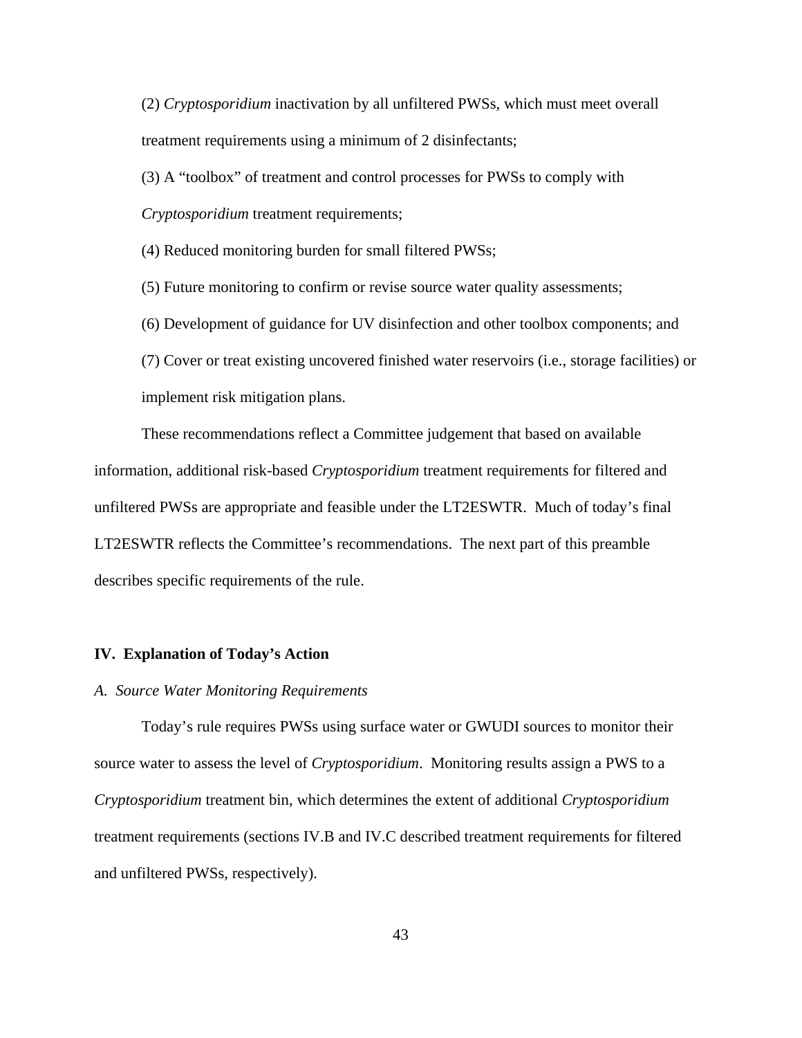(2) *Cryptosporidium* inactivation by all unfiltered PWSs, which must meet overall treatment requirements using a minimum of 2 disinfectants;

(3) A "toolbox" of treatment and control processes for PWSs to comply with *Cryptosporidium* treatment requirements;

(4) Reduced monitoring burden for small filtered PWSs;

(5) Future monitoring to confirm or revise source water quality assessments;

(6) Development of guidance for UV disinfection and other toolbox components; and

(7) Cover or treat existing uncovered finished water reservoirs (i.e., storage facilities) or implement risk mitigation plans.

These recommendations reflect a Committee judgement that based on available information, additional risk-based *Cryptosporidium* treatment requirements for filtered and unfiltered PWSs are appropriate and feasible under the LT2ESWTR. Much of today's final LT2ESWTR reflects the Committee's recommendations. The next part of this preamble describes specific requirements of the rule.

## IV. Explanation of Today's Action

### *A. Source Water Monitoring Requirements*

Today's rule requires PWSs using surface water or GWUDI sources to monitor their source water to assess the level of *Cryptosporidium*. Monitoring results assign a PWS to a *Cryptosporidium* treatment bin, which determines the extent of additional *Cryptosporidium* treatment requirements (sections IV.B and IV.C described treatment requirements for filtered and unfiltered PWSs, respectively).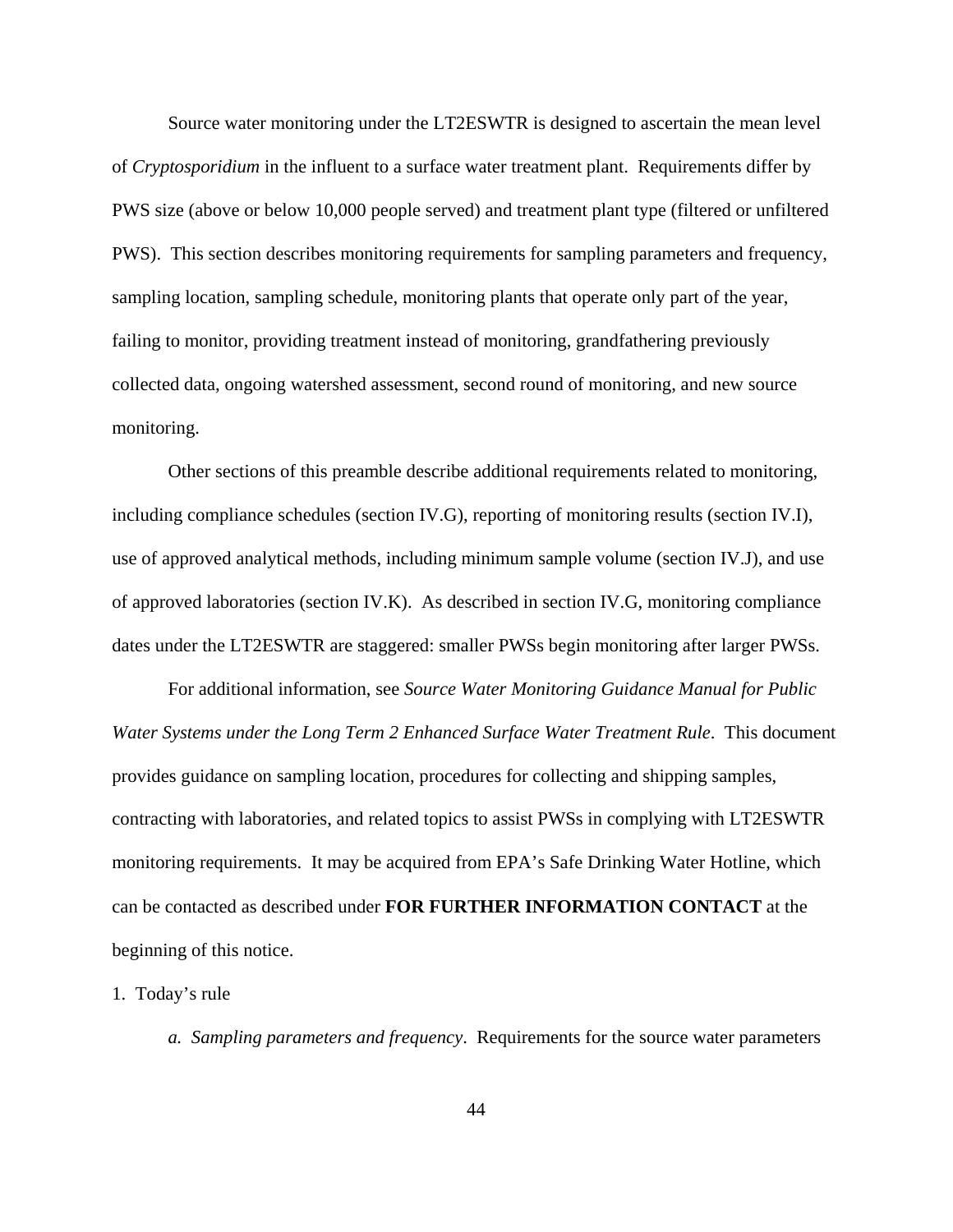Source water monitoring under the LT2ESWTR is designed to ascertain the mean level of *Cryptosporidium* in the influent to a surface water treatment plant.  Requirements differ by PWS size (above or below 10,000 people served) and treatment plant type (filtered or unfiltered PWS).  This section describes monitoring requirements for sampling parameters and frequency, sampling location, sampling schedule, monitoring plants that operate only part of the year, failing to monitor, providing treatment instead of monitoring, grandfathering previously collected data, ongoing watershed assessment, second round of monitoring, and new source monitoring.

Other sections of this preamble describe additional requirements related to monitoring, including compliance schedules (section IV.G), reporting of monitoring results (section IV.I), use of approved analytical methods, including minimum sample volume (section IV.J), and use of approved laboratories (section IV.K).  As described in section IV.G, monitoring compliance dates under the LT2ESWTR are staggered: smaller PWSs begin monitoring after larger PWSs.

For additional information, see *Source Water Monitoring Guidance Manual for Public Water Systems under the Long Term 2 Enhanced Surface Water Treatment Rule*.  This document provides guidance on sampling location, procedures for collecting and shipping samples, contracting with laboratories, and related topics to assist PWSs in complying with LT2ESWTR monitoring requirements.  It may be acquired from EPA's Safe Drinking Water Hotline, which can be contacted as described under **FOR FURTHER INFORMATION CONTACT** at the beginning of this notice.

1.  Today's rule

*a.  Sampling parameters and frequency*.  Requirements for the source water parameters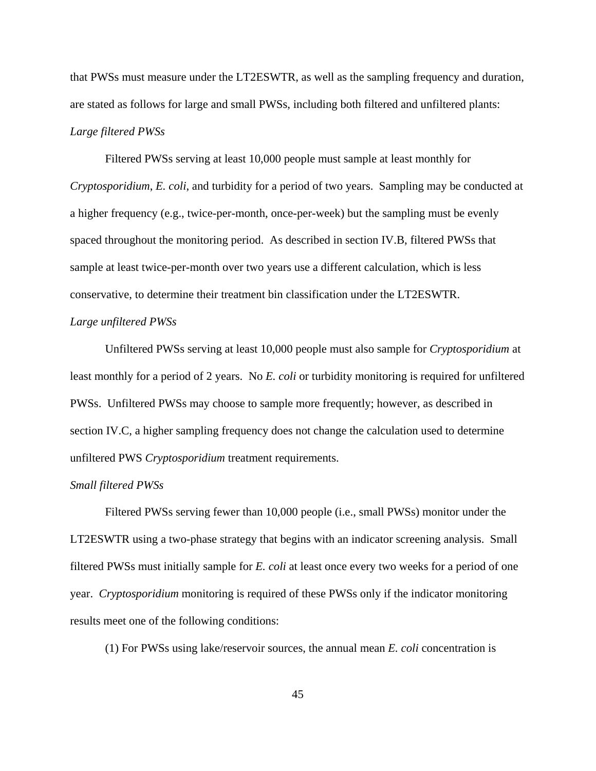that PWSs must measure under the LT2ESWTR, as well as the sampling frequency and duration, are stated as follows for large and small PWSs, including both filtered and unfiltered plants:

*Large filtered PWSs*

Filtered PWSs serving at least 10,000 people must sample at least monthly for *Cryptosporidium*, *E. coli*, and turbidity for a period of two years. Sampling may be conducted at a higher frequency (e.g., twice-per-month, once-per-week) but the sampling must be evenly spaced throughout the monitoring period. As described in section IV.B, filtered PWSs that sample at least twice-per-month over two years use a different calculation, which is less conservative, to determine their treatment bin classification under the LT2ESWTR.

*Large unfiltered PWSs*

Unfiltered PWSs serving at least 10,000 people must also sample for *Cryptosporidium* at least monthly for a period of 2 years. No *E. coli* or turbidity monitoring is required for unfiltered PWSs. Unfiltered PWSs may choose to sample more frequently; however, as described in section IV.C, a higher sampling frequency does not change the calculation used to determine unfiltered PWS *Cryptosporidium* treatment requirements.

*Small filtered PWSs*

Filtered PWSs serving fewer than 10,000 people (i.e., small PWSs) monitor under the LT2ESWTR using a two-phase strategy that begins with an indicator screening analysis. Small filtered PWSs must initially sample for *E. coli* at least once every two weeks for a period of one year. *Cryptosporidium* monitoring is required of these PWSs only if the indicator monitoring results meet one of the following conditions:

(1) For PWSs using lake/reservoir sources, the annual mean *E. coli* concentration is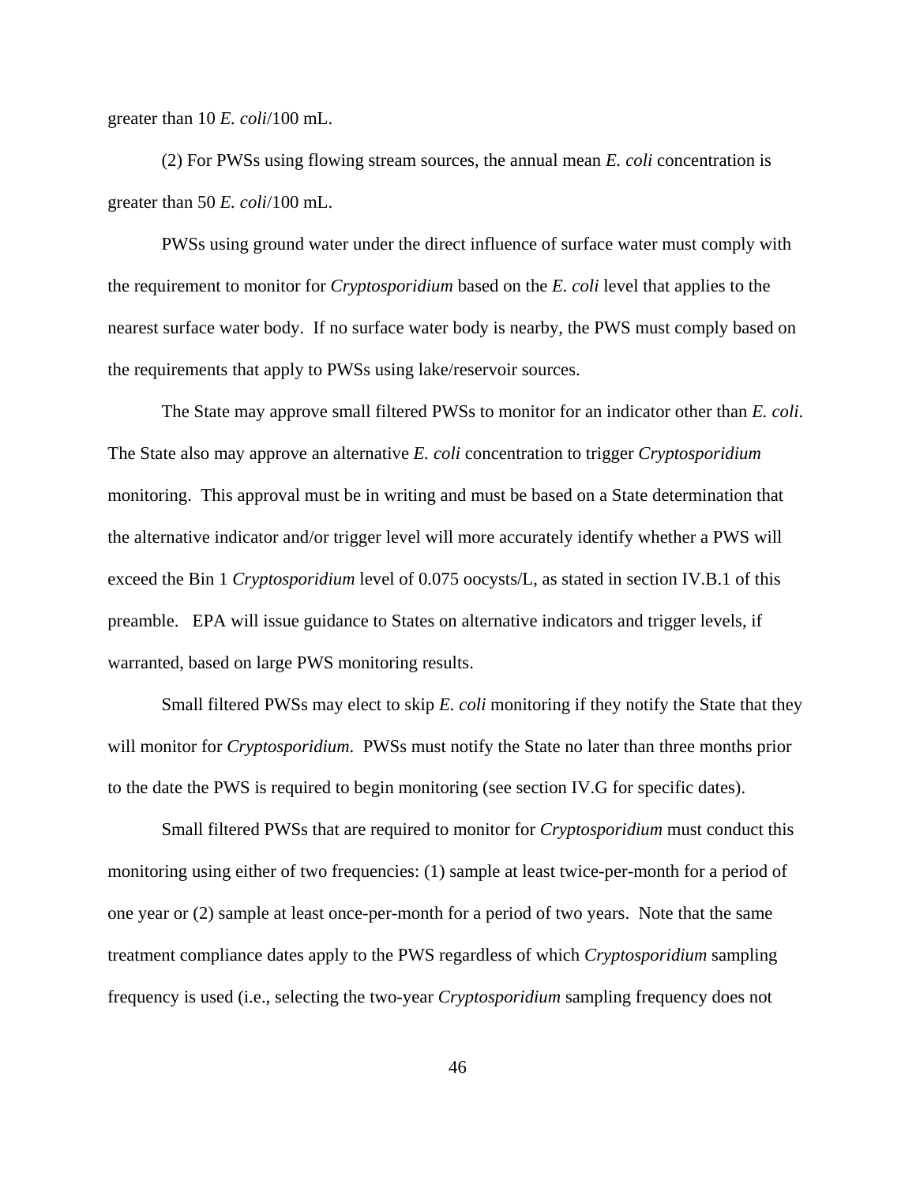greater than 10 *E. coli*/100 mL.

(2) For PWSs using flowing stream sources, the annual mean *E. coli* concentration is greater than 50 *E. coli*/100 mL.

PWSs using ground water under the direct influence of surface water must comply with the requirement to monitor for *Cryptosporidium* based on the *E. coli* level that applies to the nearest surface water body. If no surface water body is nearby, the PWS must comply based on the requirements that apply to PWSs using lake/reservoir sources.

The State may approve small filtered PWSs to monitor for an indicator other than *E. coli*. The State also may approve an alternative *E. coli* concentration to trigger *Cryptosporidium* monitoring. This approval must be in writing and must be based on a State determination that the alternative indicator and/or trigger level will more accurately identify whether a PWS will exceed the Bin 1 *Cryptosporidium* level of 0.075 oocysts/L, as stated in section IV.B.1 of this preamble. EPA will issue guidance to States on alternative indicators and trigger levels, if warranted, based on large PWS monitoring results.

Small filtered PWSs may elect to skip *E. coli* monitoring if they notify the State that they will monitor for *Cryptosporidium*. PWSs must notify the State no later than three months prior to the date the PWS is required to begin monitoring (see section IV.G for specific dates).

Small filtered PWSs that are required to monitor for *Cryptosporidium* must conduct this monitoring using either of two frequencies: (1) sample at least twice-per-month for a period of one year or (2) sample at least once-per-month for a period of two years. Note that the same treatment compliance dates apply to the PWS regardless of which *Cryptosporidium* sampling frequency is used (i.e., selecting the two-year *Cryptosporidium* sampling frequency does not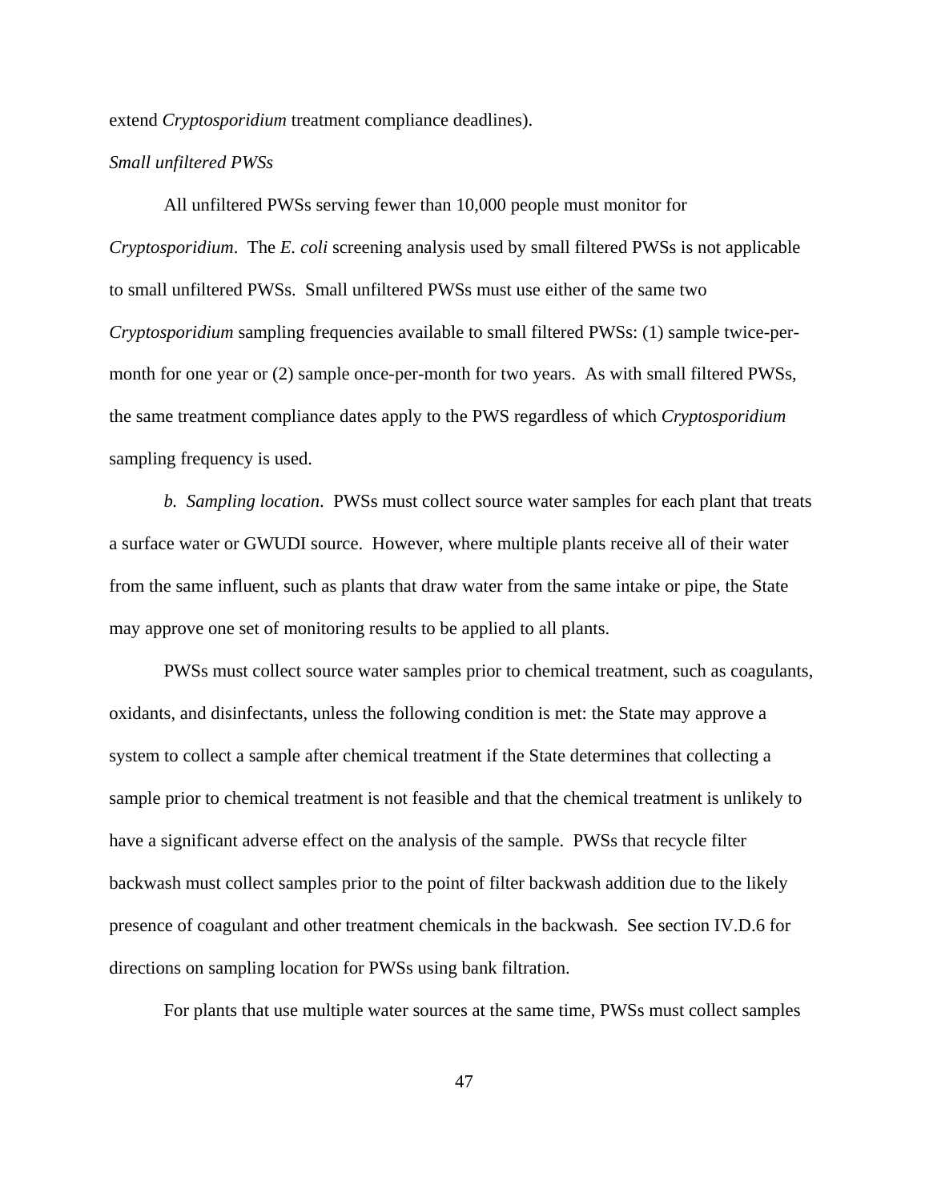extend *Cryptosporidium* treatment compliance deadlines).

*Small unfiltered PWSs*

All unfiltered PWSs serving fewer than 10,000 people must monitor for *Cryptosporidium*. The *E. coli* screening analysis used by small filtered PWSs is not applicable to small unfiltered PWSs. Small unfiltered PWSs must use either of the same two *Cryptosporidium* sampling frequencies available to small filtered PWSs: (1) sample twice-per-month for one year or (2) sample once-per-month for two years. As with small filtered PWSs, the same treatment compliance dates apply to the PWS regardless of which *Cryptosporidium* sampling frequency is used.

*b. Sampling location*. PWSs must collect source water samples for each plant that treats a surface water or GWUDI source. However, where multiple plants receive all of their water from the same influent, such as plants that draw water from the same intake or pipe, the State may approve one set of monitoring results to be applied to all plants.

PWSs must collect source water samples prior to chemical treatment, such as coagulants, oxidants, and disinfectants, unless the following condition is met: the State may approve a system to collect a sample after chemical treatment if the State determines that collecting a sample prior to chemical treatment is not feasible and that the chemical treatment is unlikely to have a significant adverse effect on the analysis of the sample. PWSs that recycle filter backwash must collect samples prior to the point of filter backwash addition due to the likely presence of coagulant and other treatment chemicals in the backwash. See section IV.D.6 for directions on sampling location for PWSs using bank filtration.

For plants that use multiple water sources at the same time, PWSs must collect samples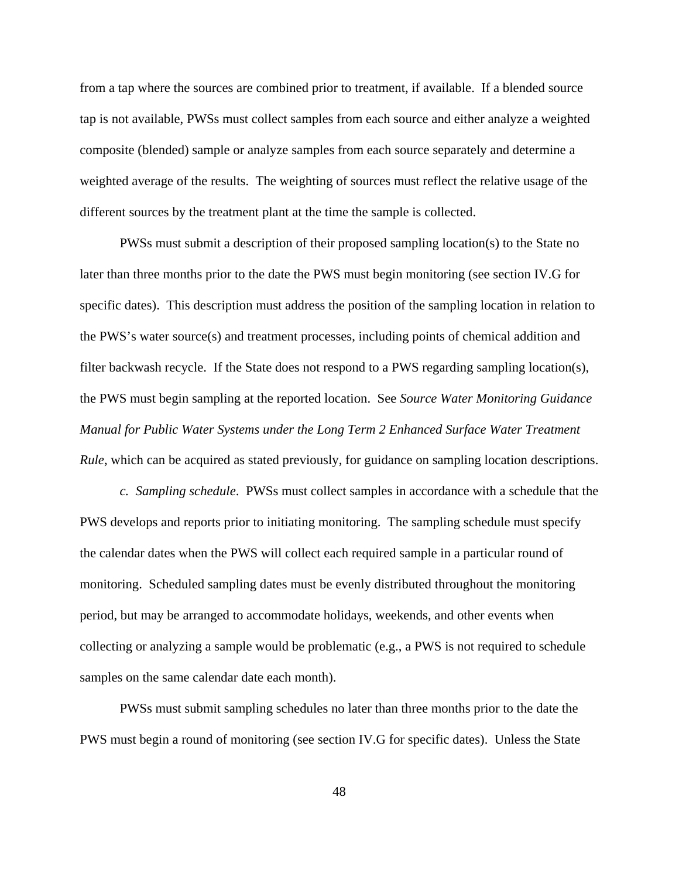from a tap where the sources are combined prior to treatment, if available. If a blended source tap is not available, PWSs must collect samples from each source and either analyze a weighted composite (blended) sample or analyze samples from each source separately and determine a weighted average of the results. The weighting of sources must reflect the relative usage of the different sources by the treatment plant at the time the sample is collected.

PWSs must submit a description of their proposed sampling location(s) to the State no later than three months prior to the date the PWS must begin monitoring (see section IV.G for specific dates). This description must address the position of the sampling location in relation to the PWS's water source(s) and treatment processes, including points of chemical addition and filter backwash recycle. If the State does not respond to a PWS regarding sampling location(s), the PWS must begin sampling at the reported location. See *Source Water Monitoring Guidance Manual for Public Water Systems under the Long Term 2 Enhanced Surface Water Treatment Rule*, which can be acquired as stated previously, for guidance on sampling location descriptions.

*c. Sampling schedule*. PWSs must collect samples in accordance with a schedule that the PWS develops and reports prior to initiating monitoring. The sampling schedule must specify the calendar dates when the PWS will collect each required sample in a particular round of monitoring. Scheduled sampling dates must be evenly distributed throughout the monitoring period, but may be arranged to accommodate holidays, weekends, and other events when collecting or analyzing a sample would be problematic (e.g., a PWS is not required to schedule samples on the same calendar date each month).

PWSs must submit sampling schedules no later than three months prior to the date the PWS must begin a round of monitoring (see section IV.G for specific dates). Unless the State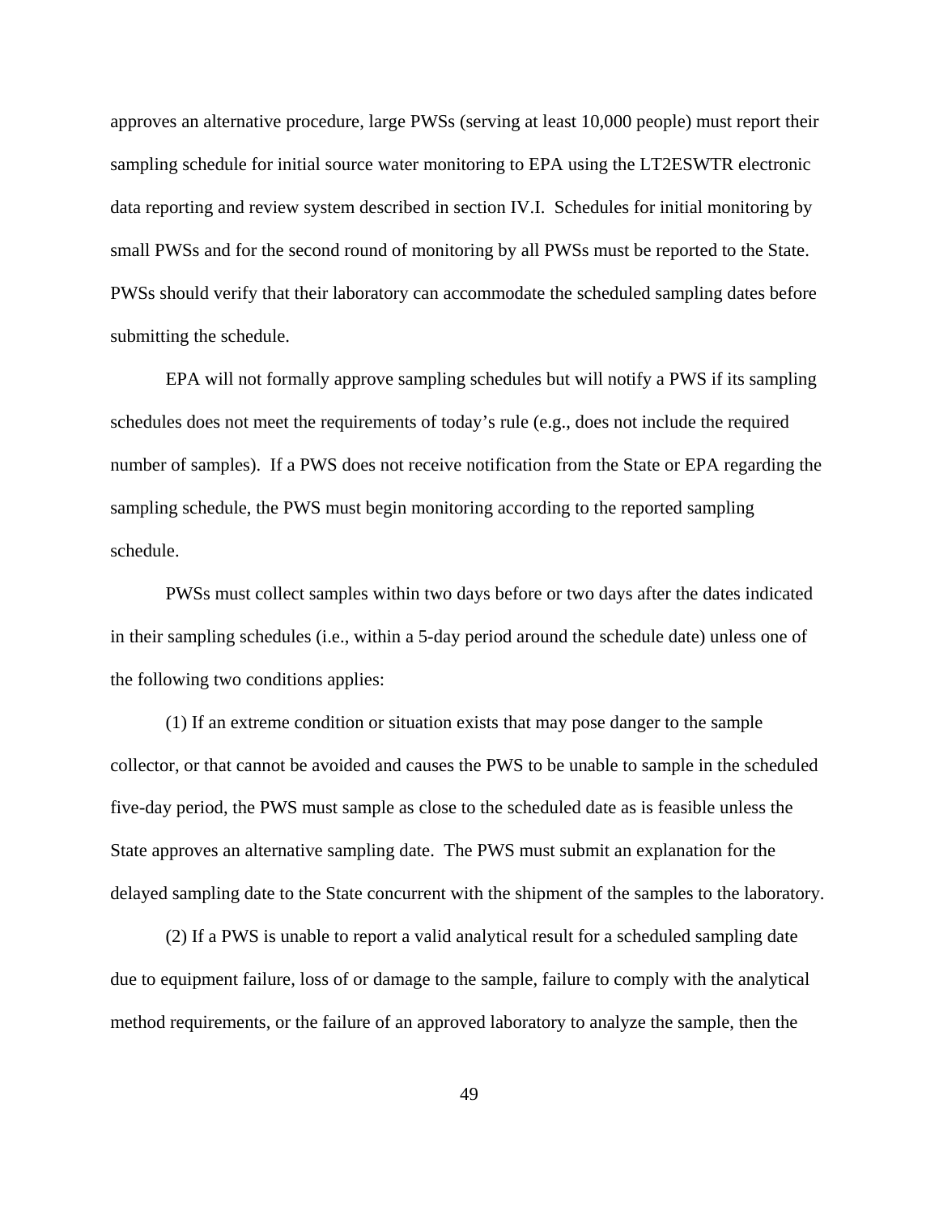approves an alternative procedure, large PWSs (serving at least 10,000 people) must report their sampling schedule for initial source water monitoring to EPA using the LT2ESWTR electronic data reporting and review system described in section IV.I. Schedules for initial monitoring by small PWSs and for the second round of monitoring by all PWSs must be reported to the State. PWSs should verify that their laboratory can accommodate the scheduled sampling dates before submitting the schedule.

EPA will not formally approve sampling schedules but will notify a PWS if its sampling schedules does not meet the requirements of today's rule (e.g., does not include the required number of samples). If a PWS does not receive notification from the State or EPA regarding the sampling schedule, the PWS must begin monitoring according to the reported sampling schedule.

PWSs must collect samples within two days before or two days after the dates indicated in their sampling schedules (i.e., within a 5-day period around the schedule date) unless one of the following two conditions applies:

(1) If an extreme condition or situation exists that may pose danger to the sample collector, or that cannot be avoided and causes the PWS to be unable to sample in the scheduled five-day period, the PWS must sample as close to the scheduled date as is feasible unless the State approves an alternative sampling date. The PWS must submit an explanation for the delayed sampling date to the State concurrent with the shipment of the samples to the laboratory.

(2) If a PWS is unable to report a valid analytical result for a scheduled sampling date due to equipment failure, loss of or damage to the sample, failure to comply with the analytical method requirements, or the failure of an approved laboratory to analyze the sample, then the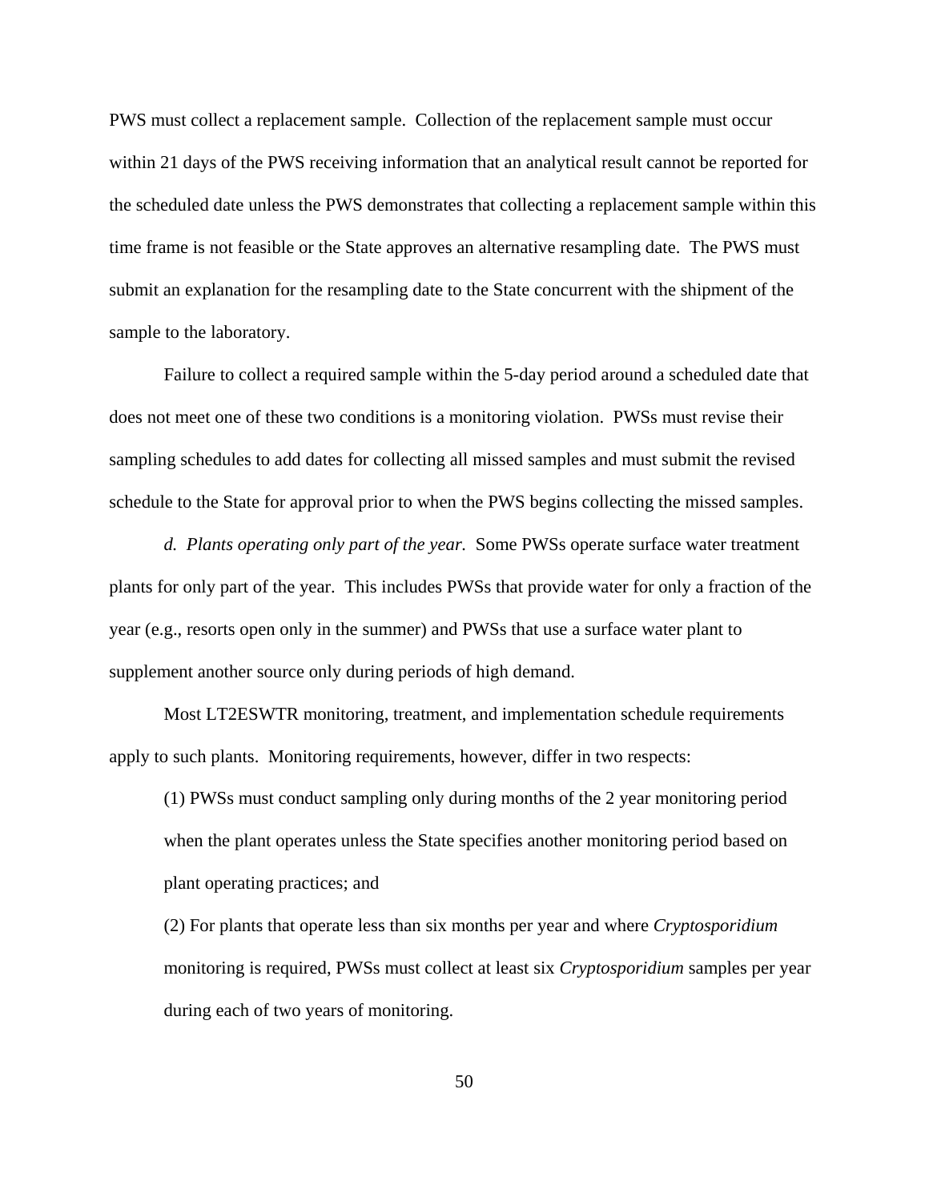PWS must collect a replacement sample. Collection of the replacement sample must occur within 21 days of the PWS receiving information that an analytical result cannot be reported for the scheduled date unless the PWS demonstrates that collecting a replacement sample within this time frame is not feasible or the State approves an alternative resampling date. The PWS must submit an explanation for the resampling date to the State concurrent with the shipment of the sample to the laboratory.

Failure to collect a required sample within the 5-day period around a scheduled date that does not meet one of these two conditions is a monitoring violation. PWSs must revise their sampling schedules to add dates for collecting all missed samples and must submit the revised schedule to the State for approval prior to when the PWS begins collecting the missed samples.

*d. Plants operating only part of the year.* Some PWSs operate surface water treatment plants for only part of the year. This includes PWSs that provide water for only a fraction of the year (e.g., resorts open only in the summer) and PWSs that use a surface water plant to supplement another source only during periods of high demand.

Most LT2ESWTR monitoring, treatment, and implementation schedule requirements apply to such plants. Monitoring requirements, however, differ in two respects:

(1) PWSs must conduct sampling only during months of the 2 year monitoring period when the plant operates unless the State specifies another monitoring period based on plant operating practices; and

(2) For plants that operate less than six months per year and where *Cryptosporidium* monitoring is required, PWSs must collect at least six *Cryptosporidium* samples per year during each of two years of monitoring.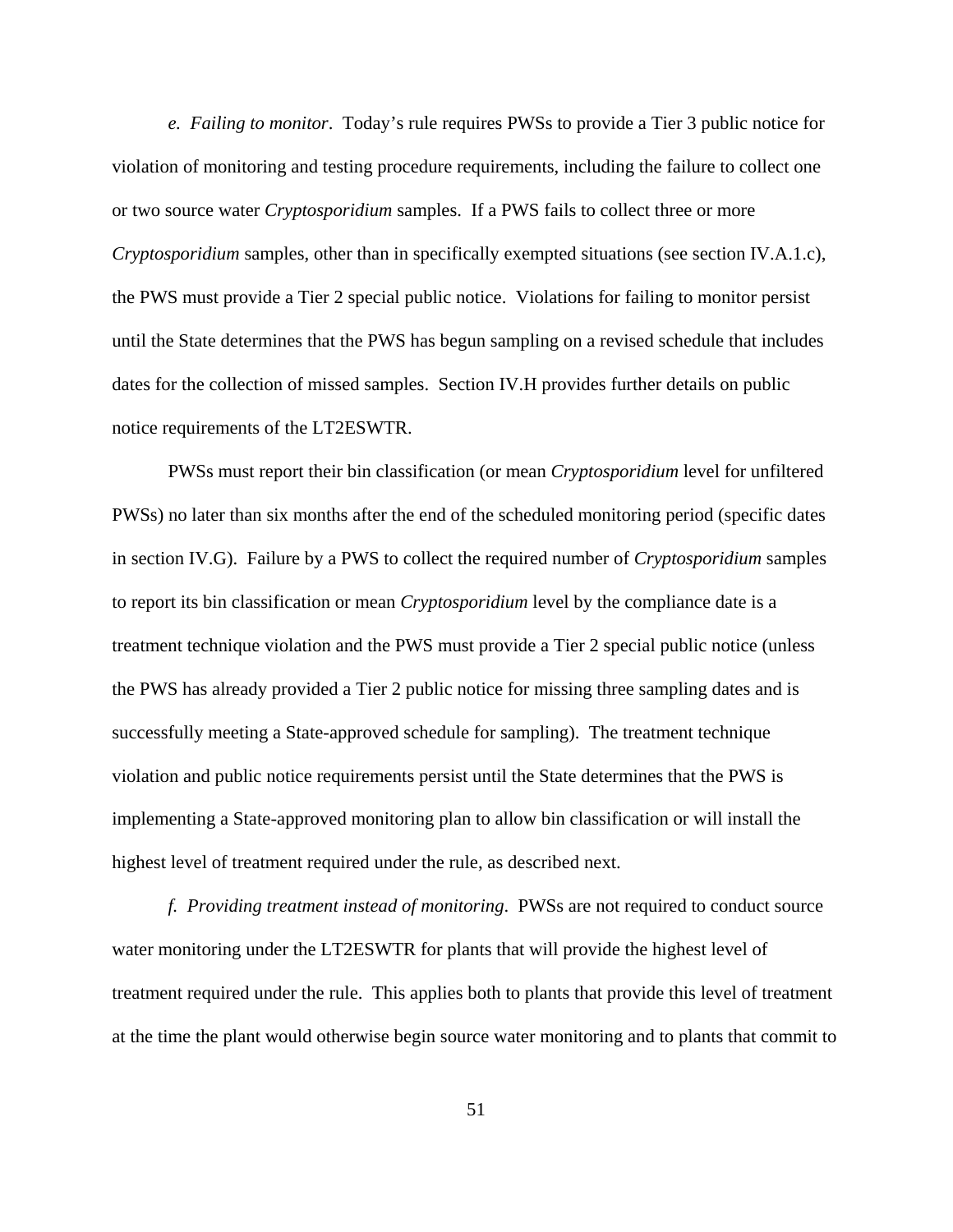*e. Failing to monitor*. Today's rule requires PWSs to provide a Tier 3 public notice for violation of monitoring and testing procedure requirements, including the failure to collect one or two source water *Cryptosporidium* samples. If a PWS fails to collect three or more *Cryptosporidium* samples, other than in specifically exempted situations (see section IV.A.1.c), the PWS must provide a Tier 2 special public notice. Violations for failing to monitor persist until the State determines that the PWS has begun sampling on a revised schedule that includes dates for the collection of missed samples. Section IV.H provides further details on public notice requirements of the LT2ESWTR.

PWSs must report their bin classification (or mean *Cryptosporidium* level for unfiltered PWSs) no later than six months after the end of the scheduled monitoring period (specific dates in section IV.G). Failure by a PWS to collect the required number of *Cryptosporidium* samples to report its bin classification or mean *Cryptosporidium* level by the compliance date is a treatment technique violation and the PWS must provide a Tier 2 special public notice (unless the PWS has already provided a Tier 2 public notice for missing three sampling dates and is successfully meeting a State-approved schedule for sampling). The treatment technique violation and public notice requirements persist until the State determines that the PWS is implementing a State-approved monitoring plan to allow bin classification or will install the highest level of treatment required under the rule, as described next.

*f. Providing treatment instead of monitoring*. PWSs are not required to conduct source water monitoring under the LT2ESWTR for plants that will provide the highest level of treatment required under the rule. This applies both to plants that provide this level of treatment at the time the plant would otherwise begin source water monitoring and to plants that commit to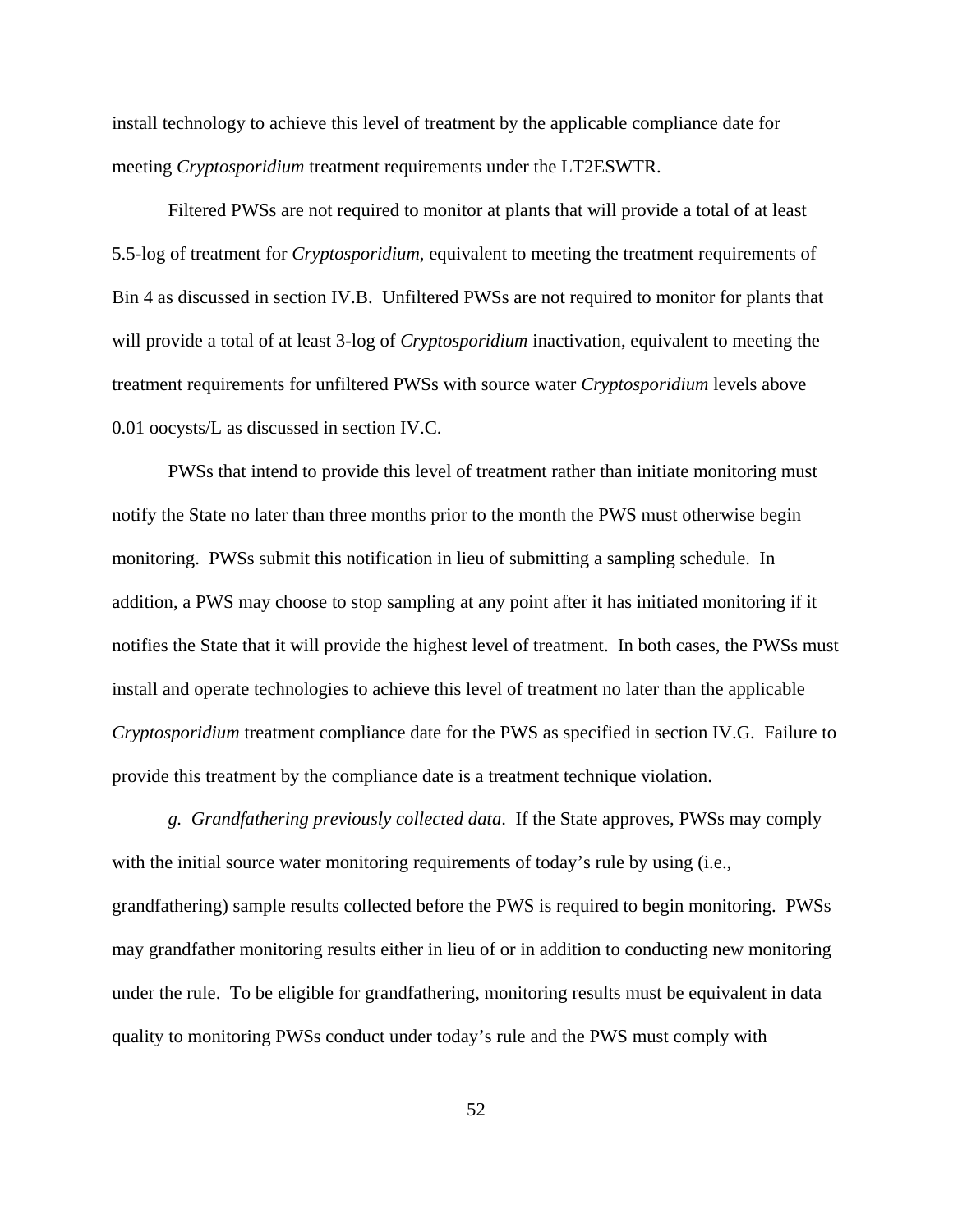install technology to achieve this level of treatment by the applicable compliance date for meeting *Cryptosporidium* treatment requirements under the LT2ESWTR.

Filtered PWSs are not required to monitor at plants that will provide a total of at least 5.5-log of treatment for *Cryptosporidium*, equivalent to meeting the treatment requirements of Bin 4 as discussed in section IV.B. Unfiltered PWSs are not required to monitor for plants that will provide a total of at least 3-log of *Cryptosporidium* inactivation, equivalent to meeting the treatment requirements for unfiltered PWSs with source water *Cryptosporidium* levels above 0.01 oocysts/L as discussed in section IV.C.

PWSs that intend to provide this level of treatment rather than initiate monitoring must notify the State no later than three months prior to the month the PWS must otherwise begin monitoring. PWSs submit this notification in lieu of submitting a sampling schedule. In addition, a PWS may choose to stop sampling at any point after it has initiated monitoring if it notifies the State that it will provide the highest level of treatment. In both cases, the PWSs must install and operate technologies to achieve this level of treatment no later than the applicable *Cryptosporidium* treatment compliance date for the PWS as specified in section IV.G. Failure to provide this treatment by the compliance date is a treatment technique violation.

*g. Grandfathering previously collected data*. If the State approves, PWSs may comply with the initial source water monitoring requirements of today's rule by using (i.e., grandfathering) sample results collected before the PWS is required to begin monitoring. PWSs may grandfather monitoring results either in lieu of or in addition to conducting new monitoring under the rule. To be eligible for grandfathering, monitoring results must be equivalent in data quality to monitoring PWSs conduct under today's rule and the PWS must comply with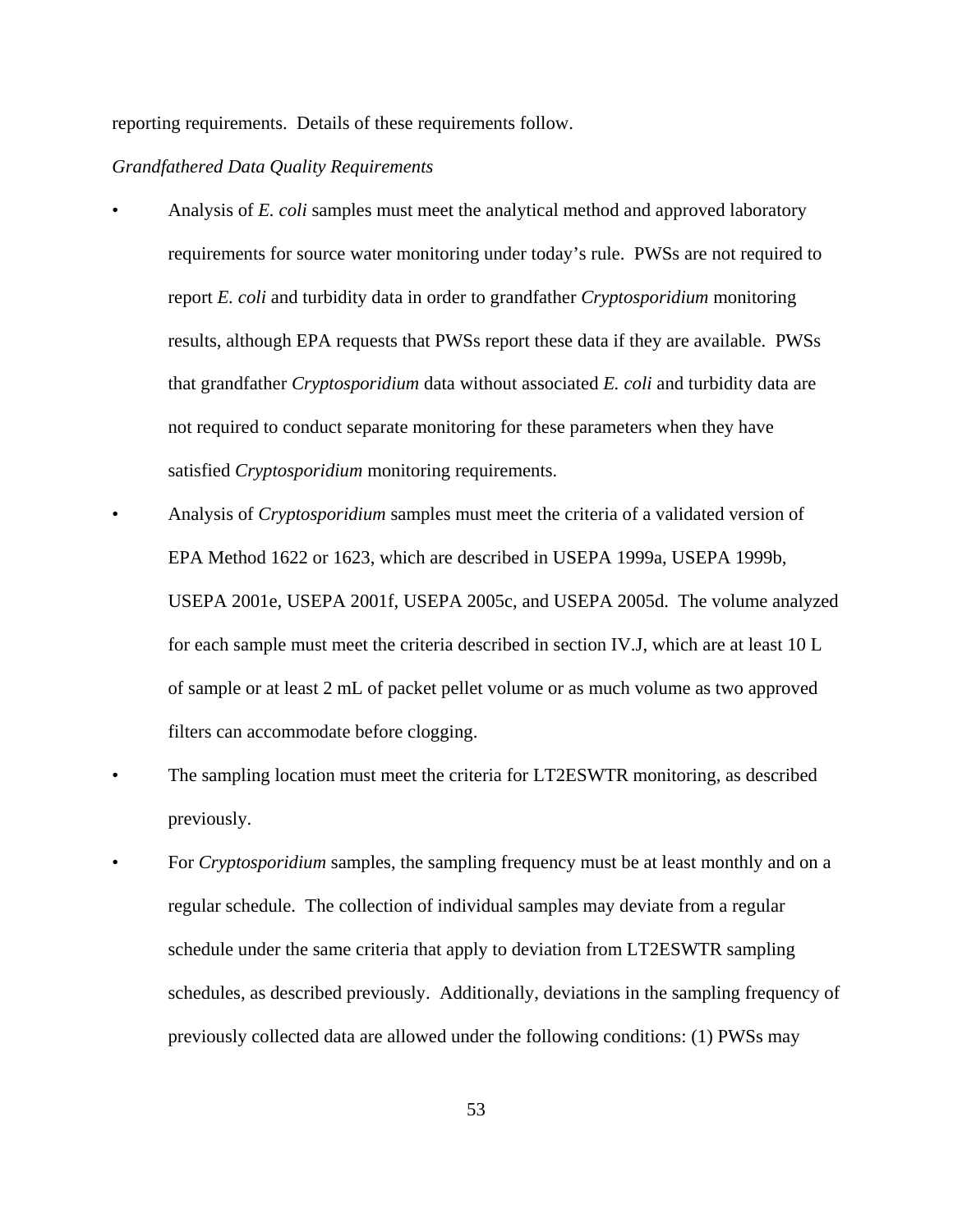reporting requirements. Details of these requirements follow.

*Grandfathered Data Quality Requirements*

- Analysis of *E. coli* samples must meet the analytical method and approved laboratory requirements for source water monitoring under today's rule. PWSs are not required to report *E. coli* and turbidity data in order to grandfather *Cryptosporidium* monitoring results, although EPA requests that PWSs report these data if they are available. PWSs that grandfather *Cryptosporidium* data without associated *E. coli* and turbidity data are not required to conduct separate monitoring for these parameters when they have satisfied *Cryptosporidium* monitoring requirements.
- Analysis of *Cryptosporidium* samples must meet the criteria of a validated version of EPA Method 1622 or 1623, which are described in USEPA 1999a, USEPA 1999b, USEPA 2001e, USEPA 2001f, USEPA 2005c, and USEPA 2005d. The volume analyzed for each sample must meet the criteria described in section IV.J, which are at least 10 L of sample or at least 2 mL of packet pellet volume or as much volume as two approved filters can accommodate before clogging.
- The sampling location must meet the criteria for LT2ESWTR monitoring, as described previously.
- For *Cryptosporidium* samples, the sampling frequency must be at least monthly and on a regular schedule. The collection of individual samples may deviate from a regular schedule under the same criteria that apply to deviation from LT2ESWTR sampling schedules, as described previously. Additionally, deviations in the sampling frequency of previously collected data are allowed under the following conditions: (1) PWSs may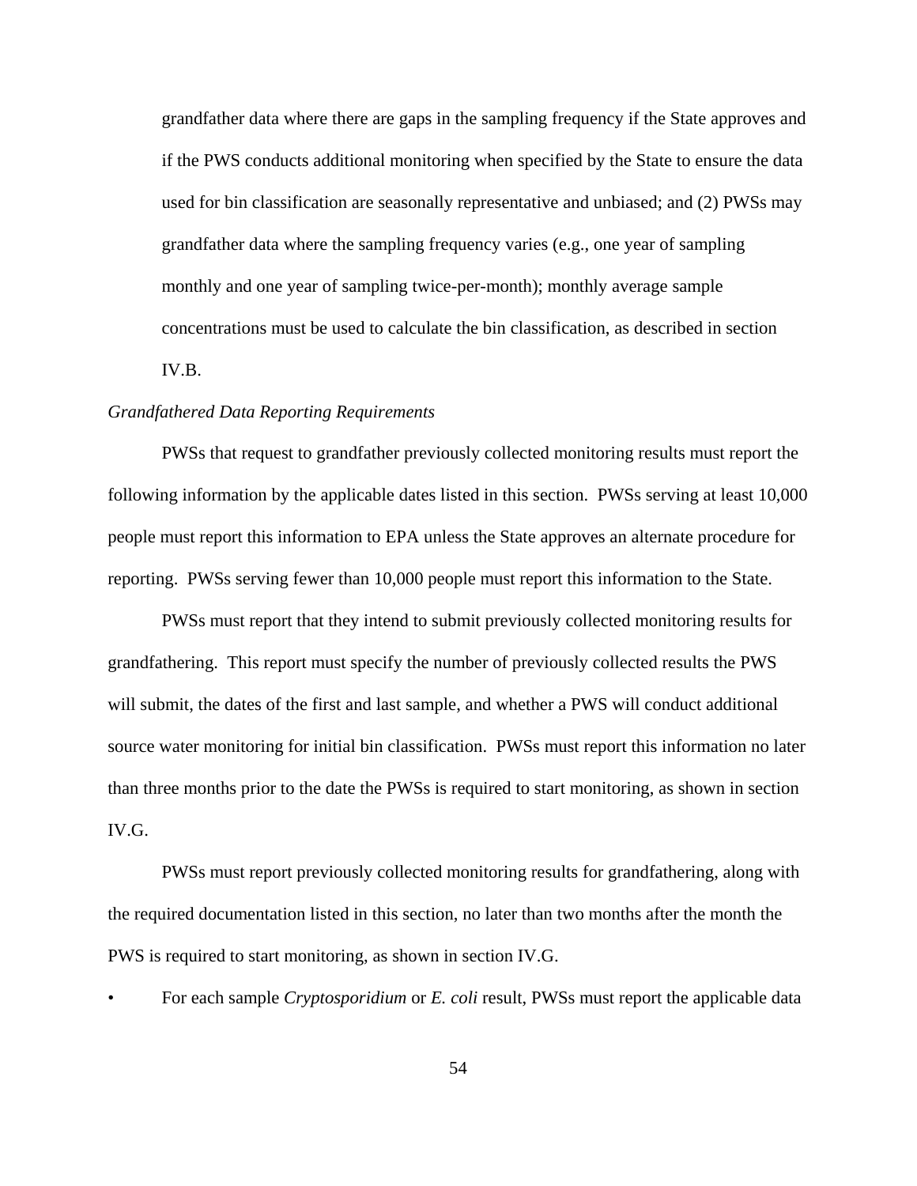grandfather data where there are gaps in the sampling frequency if the State approves and if the PWS conducts additional monitoring when specified by the State to ensure the data used for bin classification are seasonally representative and unbiased; and (2) PWSs may grandfather data where the sampling frequency varies (e.g., one year of sampling monthly and one year of sampling twice-per-month); monthly average sample concentrations must be used to calculate the bin classification, as described in section IV.B.

*Grandfathered Data Reporting Requirements*

PWSs that request to grandfather previously collected monitoring results must report the following information by the applicable dates listed in this section. PWSs serving at least 10,000 people must report this information to EPA unless the State approves an alternate procedure for reporting. PWSs serving fewer than 10,000 people must report this information to the State.

PWSs must report that they intend to submit previously collected monitoring results for grandfathering. This report must specify the number of previously collected results the PWS will submit, the dates of the first and last sample, and whether a PWS will conduct additional source water monitoring for initial bin classification. PWSs must report this information no later than three months prior to the date the PWSs is required to start monitoring, as shown in section IV.G.

PWSs must report previously collected monitoring results for grandfathering, along with the required documentation listed in this section, no later than two months after the month the PWS is required to start monitoring, as shown in section IV.G.

- For each sample *Cryptosporidium* or *E. coli* result, PWSs must report the applicable data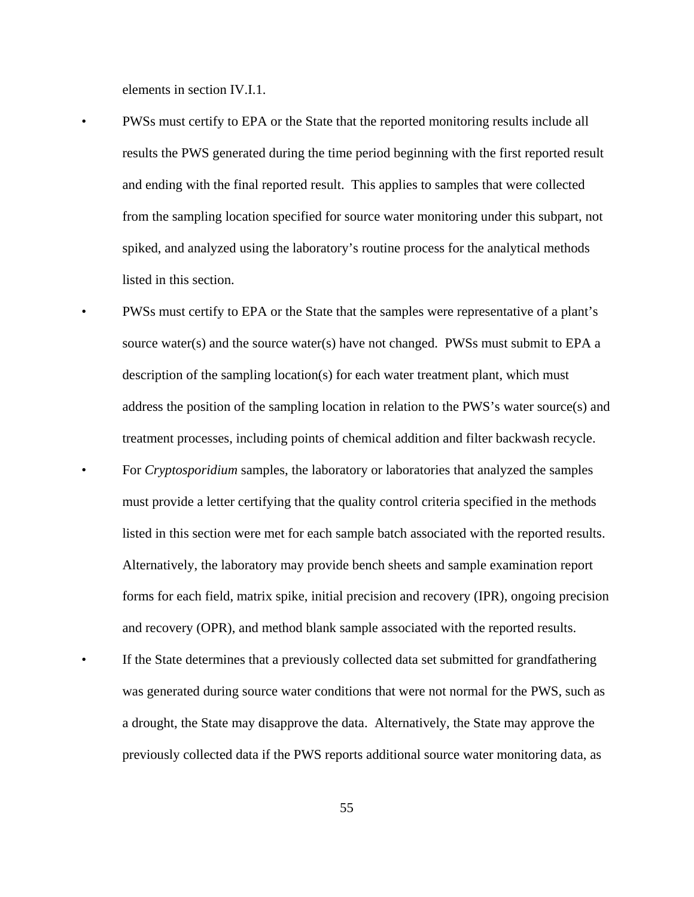elements in section IV.I.1.

- PWSs must certify to EPA or the State that the reported monitoring results include all results the PWS generated during the time period beginning with the first reported result and ending with the final reported result. This applies to samples that were collected from the sampling location specified for source water monitoring under this subpart, not spiked, and analyzed using the laboratory's routine process for the analytical methods listed in this section.
- PWSs must certify to EPA or the State that the samples were representative of a plant's source water(s) and the source water(s) have not changed. PWSs must submit to EPA a description of the sampling location(s) for each water treatment plant, which must address the position of the sampling location in relation to the PWS's water source(s) and treatment processes, including points of chemical addition and filter backwash recycle.
- For *Cryptosporidium* samples, the laboratory or laboratories that analyzed the samples must provide a letter certifying that the quality control criteria specified in the methods listed in this section were met for each sample batch associated with the reported results. Alternatively, the laboratory may provide bench sheets and sample examination report forms for each field, matrix spike, initial precision and recovery (IPR), ongoing precision and recovery (OPR), and method blank sample associated with the reported results.
- If the State determines that a previously collected data set submitted for grandfathering was generated during source water conditions that were not normal for the PWS, such as a drought, the State may disapprove the data. Alternatively, the State may approve the previously collected data if the PWS reports additional source water monitoring data, as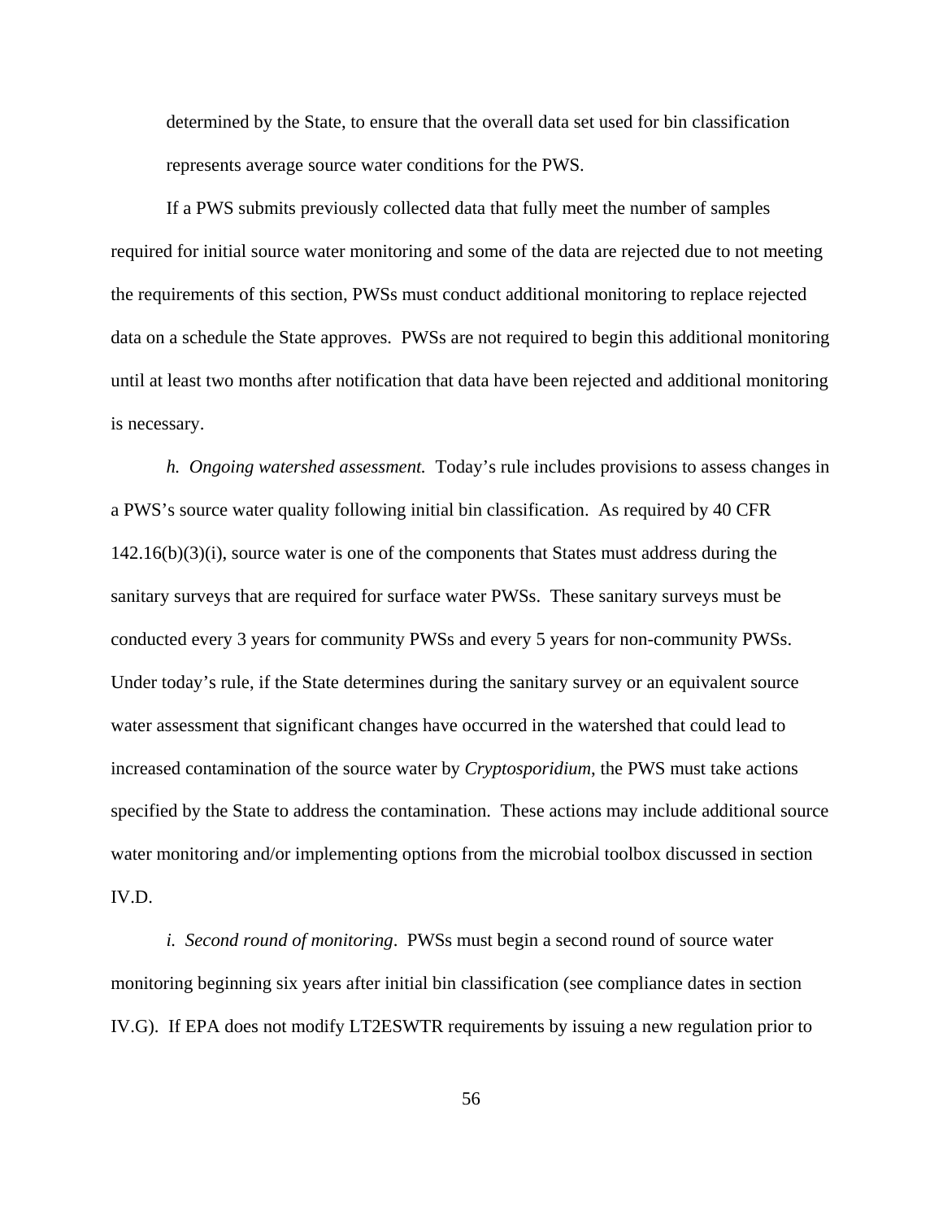determined by the State, to ensure that the overall data set used for bin classification represents average source water conditions for the PWS.

If a PWS submits previously collected data that fully meet the number of samples required for initial source water monitoring and some of the data are rejected due to not meeting the requirements of this section, PWSs must conduct additional monitoring to replace rejected data on a schedule the State approves. PWSs are not required to begin this additional monitoring until at least two months after notification that data have been rejected and additional monitoring is necessary.

*h. Ongoing watershed assessment.* Today's rule includes provisions to assess changes in a PWS's source water quality following initial bin classification. As required by 40 CFR 142.16(b)(3)(i), source water is one of the components that States must address during the sanitary surveys that are required for surface water PWSs. These sanitary surveys must be conducted every 3 years for community PWSs and every 5 years for non-community PWSs. Under today's rule, if the State determines during the sanitary survey or an equivalent source water assessment that significant changes have occurred in the watershed that could lead to increased contamination of the source water by *Cryptosporidium*, the PWS must take actions specified by the State to address the contamination. These actions may include additional source water monitoring and/or implementing options from the microbial toolbox discussed in section IV.D.

*i. Second round of monitoring*. PWSs must begin a second round of source water monitoring beginning six years after initial bin classification (see compliance dates in section IV.G). If EPA does not modify LT2ESWTR requirements by issuing a new regulation prior to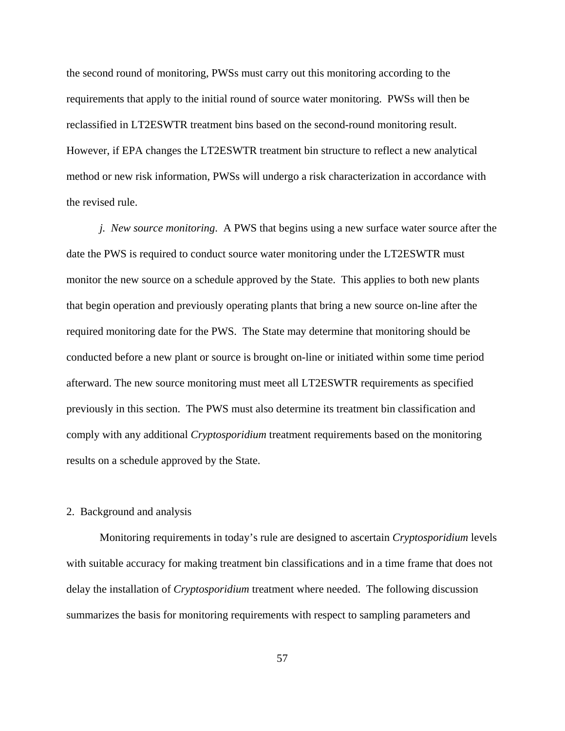the second round of monitoring, PWSs must carry out this monitoring according to the requirements that apply to the initial round of source water monitoring. PWSs will then be reclassified in LT2ESWTR treatment bins based on the second-round monitoring result. However, if EPA changes the LT2ESWTR treatment bin structure to reflect a new analytical method or new risk information, PWSs will undergo a risk characterization in accordance with the revised rule.

*j. New source monitoring*. A PWS that begins using a new surface water source after the date the PWS is required to conduct source water monitoring under the LT2ESWTR must monitor the new source on a schedule approved by the State. This applies to both new plants that begin operation and previously operating plants that bring a new source on-line after the required monitoring date for the PWS. The State may determine that monitoring should be conducted before a new plant or source is brought on-line or initiated within some time period afterward. The new source monitoring must meet all LT2ESWTR requirements as specified previously in this section. The PWS must also determine its treatment bin classification and comply with any additional *Cryptosporidium* treatment requirements based on the monitoring results on a schedule approved by the State.

2. Background and analysis

Monitoring requirements in today's rule are designed to ascertain *Cryptosporidium* levels with suitable accuracy for making treatment bin classifications and in a time frame that does not delay the installation of *Cryptosporidium* treatment where needed. The following discussion summarizes the basis for monitoring requirements with respect to sampling parameters and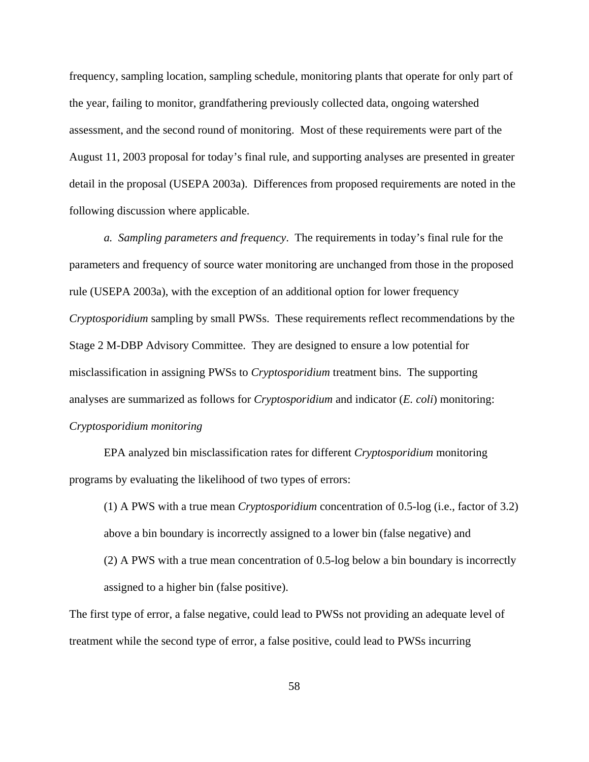frequency, sampling location, sampling schedule, monitoring plants that operate for only part of the year, failing to monitor, grandfathering previously collected data, ongoing watershed assessment, and the second round of monitoring. Most of these requirements were part of the August 11, 2003 proposal for today's final rule, and supporting analyses are presented in greater detail in the proposal (USEPA 2003a). Differences from proposed requirements are noted in the following discussion where applicable.

*a. Sampling parameters and frequency*. The requirements in today's final rule for the parameters and frequency of source water monitoring are unchanged from those in the proposed rule (USEPA 2003a), with the exception of an additional option for lower frequency *Cryptosporidium* sampling by small PWSs. These requirements reflect recommendations by the Stage 2 M-DBP Advisory Committee. They are designed to ensure a low potential for misclassification in assigning PWSs to *Cryptosporidium* treatment bins. The supporting analyses are summarized as follows for *Cryptosporidium* and indicator (*E. coli*) monitoring:

*Cryptosporidium monitoring*

EPA analyzed bin misclassification rates for different *Cryptosporidium* monitoring programs by evaluating the likelihood of two types of errors:

(1) A PWS with a true mean *Cryptosporidium* concentration of 0.5-log (i.e., factor of 3.2) above a bin boundary is incorrectly assigned to a lower bin (false negative) and

(2) A PWS with a true mean concentration of 0.5-log below a bin boundary is incorrectly assigned to a higher bin (false positive).

The first type of error, a false negative, could lead to PWSs not providing an adequate level of treatment while the second type of error, a false positive, could lead to PWSs incurring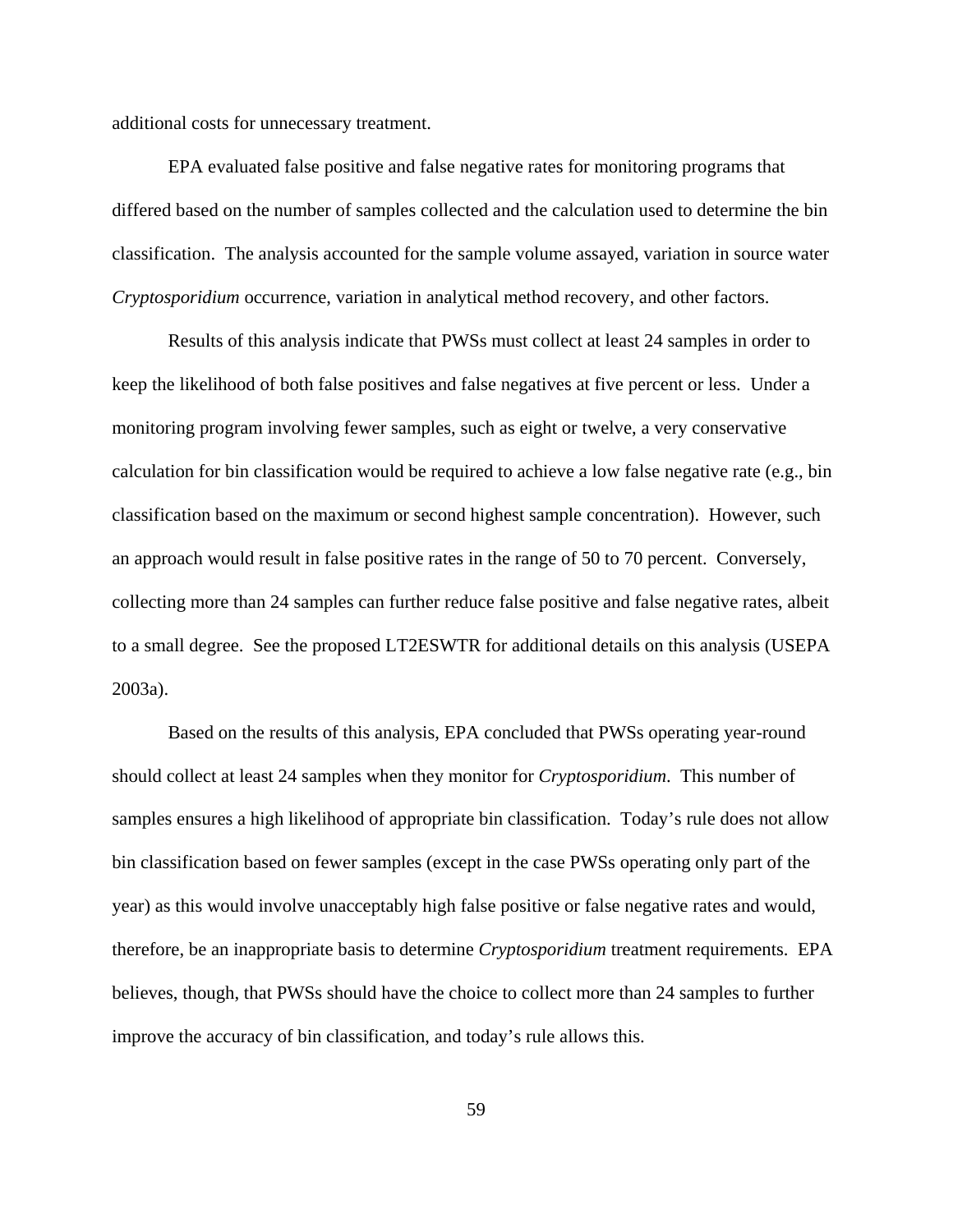additional costs for unnecessary treatment.

EPA evaluated false positive and false negative rates for monitoring programs that differed based on the number of samples collected and the calculation used to determine the bin classification. The analysis accounted for the sample volume assayed, variation in source water *Cryptosporidium* occurrence, variation in analytical method recovery, and other factors.

Results of this analysis indicate that PWSs must collect at least 24 samples in order to keep the likelihood of both false positives and false negatives at five percent or less. Under a monitoring program involving fewer samples, such as eight or twelve, a very conservative calculation for bin classification would be required to achieve a low false negative rate (e.g., bin classification based on the maximum or second highest sample concentration). However, such an approach would result in false positive rates in the range of 50 to 70 percent. Conversely, collecting more than 24 samples can further reduce false positive and false negative rates, albeit to a small degree. See the proposed LT2ESWTR for additional details on this analysis (USEPA 2003a).

Based on the results of this analysis, EPA concluded that PWSs operating year-round should collect at least 24 samples when they monitor for *Cryptosporidium*. This number of samples ensures a high likelihood of appropriate bin classification. Today's rule does not allow bin classification based on fewer samples (except in the case PWSs operating only part of the year) as this would involve unacceptably high false positive or false negative rates and would, therefore, be an inappropriate basis to determine *Cryptosporidium* treatment requirements. EPA believes, though, that PWSs should have the choice to collect more than 24 samples to further improve the accuracy of bin classification, and today's rule allows this.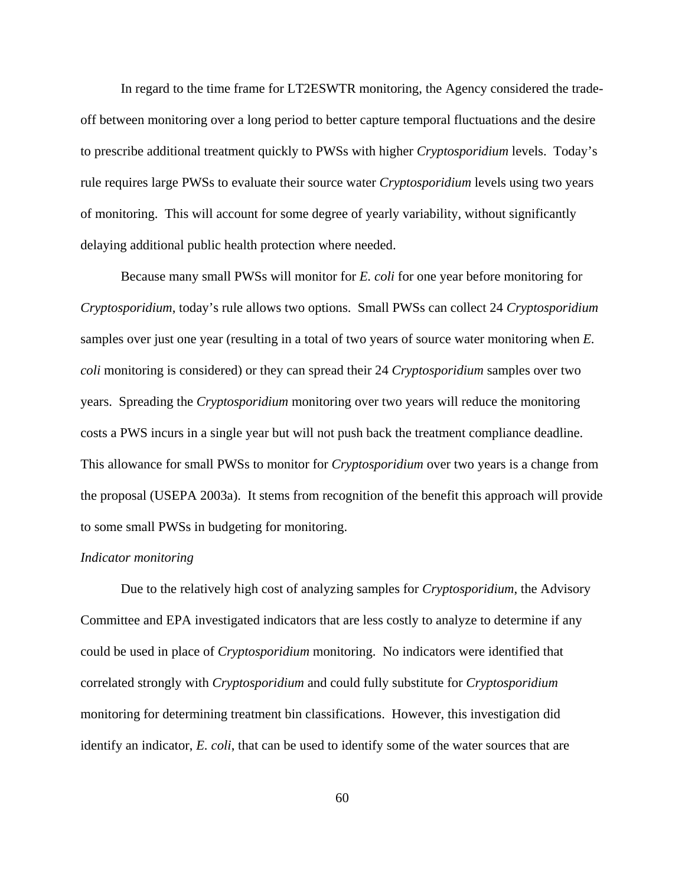In regard to the time frame for LT2ESWTR monitoring, the Agency considered the trade-off between monitoring over a long period to better capture temporal fluctuations and the desire to prescribe additional treatment quickly to PWSs with higher *Cryptosporidium* levels. Today's rule requires large PWSs to evaluate their source water *Cryptosporidium* levels using two years of monitoring. This will account for some degree of yearly variability, without significantly delaying additional public health protection where needed.

Because many small PWSs will monitor for *E. coli* for one year before monitoring for *Cryptosporidium*, today's rule allows two options. Small PWSs can collect 24 *Cryptosporidium* samples over just one year (resulting in a total of two years of source water monitoring when *E. coli* monitoring is considered) or they can spread their 24 *Cryptosporidium* samples over two years. Spreading the *Cryptosporidium* monitoring over two years will reduce the monitoring costs a PWS incurs in a single year but will not push back the treatment compliance deadline. This allowance for small PWSs to monitor for *Cryptosporidium* over two years is a change from the proposal (USEPA 2003a). It stems from recognition of the benefit this approach will provide to some small PWSs in budgeting for monitoring.

*Indicator monitoring*

Due to the relatively high cost of analyzing samples for *Cryptosporidium*, the Advisory Committee and EPA investigated indicators that are less costly to analyze to determine if any could be used in place of *Cryptosporidium* monitoring. No indicators were identified that correlated strongly with *Cryptosporidium* and could fully substitute for *Cryptosporidium* monitoring for determining treatment bin classifications. However, this investigation did identify an indicator, *E. coli*, that can be used to identify some of the water sources that are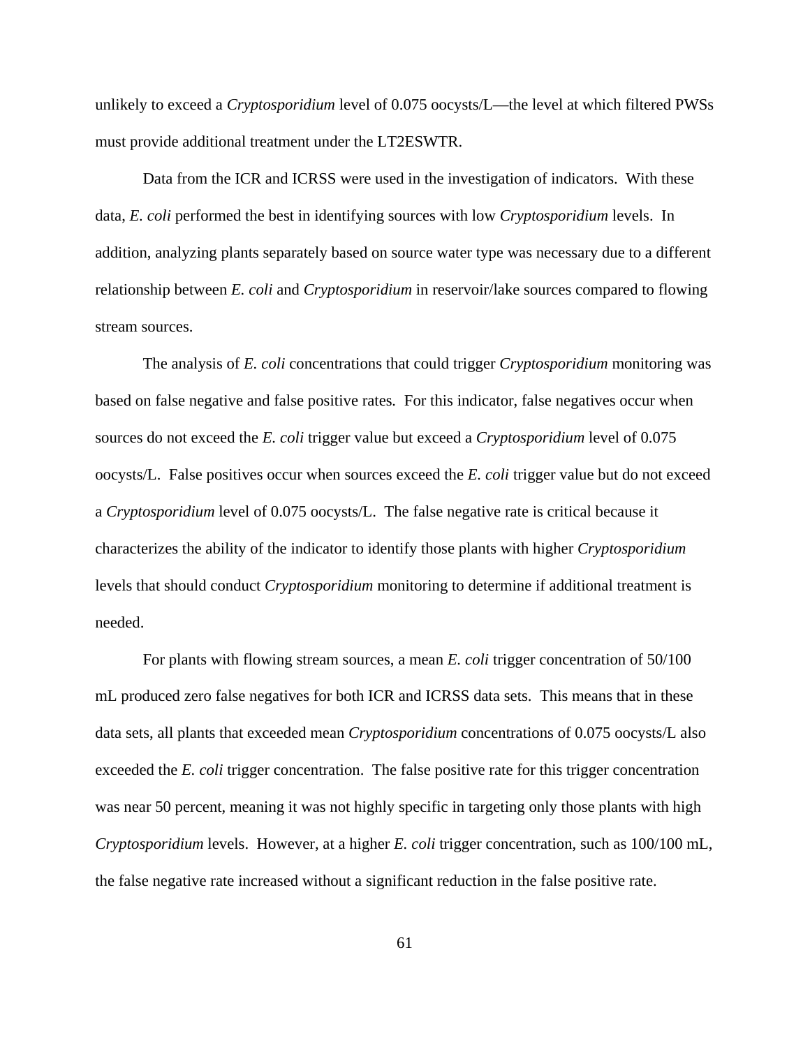unlikely to exceed a *Cryptosporidium* level of 0.075 oocysts/L—the level at which filtered PWSs must provide additional treatment under the LT2ESWTR.

Data from the ICR and ICRSS were used in the investigation of indicators. With these data, *E. coli* performed the best in identifying sources with low *Cryptosporidium* levels. In addition, analyzing plants separately based on source water type was necessary due to a different relationship between *E. coli* and *Cryptosporidium* in reservoir/lake sources compared to flowing stream sources.

The analysis of *E. coli* concentrations that could trigger *Cryptosporidium* monitoring was based on false negative and false positive rates. For this indicator, false negatives occur when sources do not exceed the *E. coli* trigger value but exceed a *Cryptosporidium* level of 0.075 oocysts/L. False positives occur when sources exceed the *E. coli* trigger value but do not exceed a *Cryptosporidium* level of 0.075 oocysts/L. The false negative rate is critical because it characterizes the ability of the indicator to identify those plants with higher *Cryptosporidium* levels that should conduct *Cryptosporidium* monitoring to determine if additional treatment is needed.

For plants with flowing stream sources, a mean *E. coli* trigger concentration of 50/100 mL produced zero false negatives for both ICR and ICRSS data sets. This means that in these data sets, all plants that exceeded mean *Cryptosporidium* concentrations of 0.075 oocysts/L also exceeded the *E. coli* trigger concentration. The false positive rate for this trigger concentration was near 50 percent, meaning it was not highly specific in targeting only those plants with high *Cryptosporidium* levels. However, at a higher *E. coli* trigger concentration, such as 100/100 mL, the false negative rate increased without a significant reduction in the false positive rate.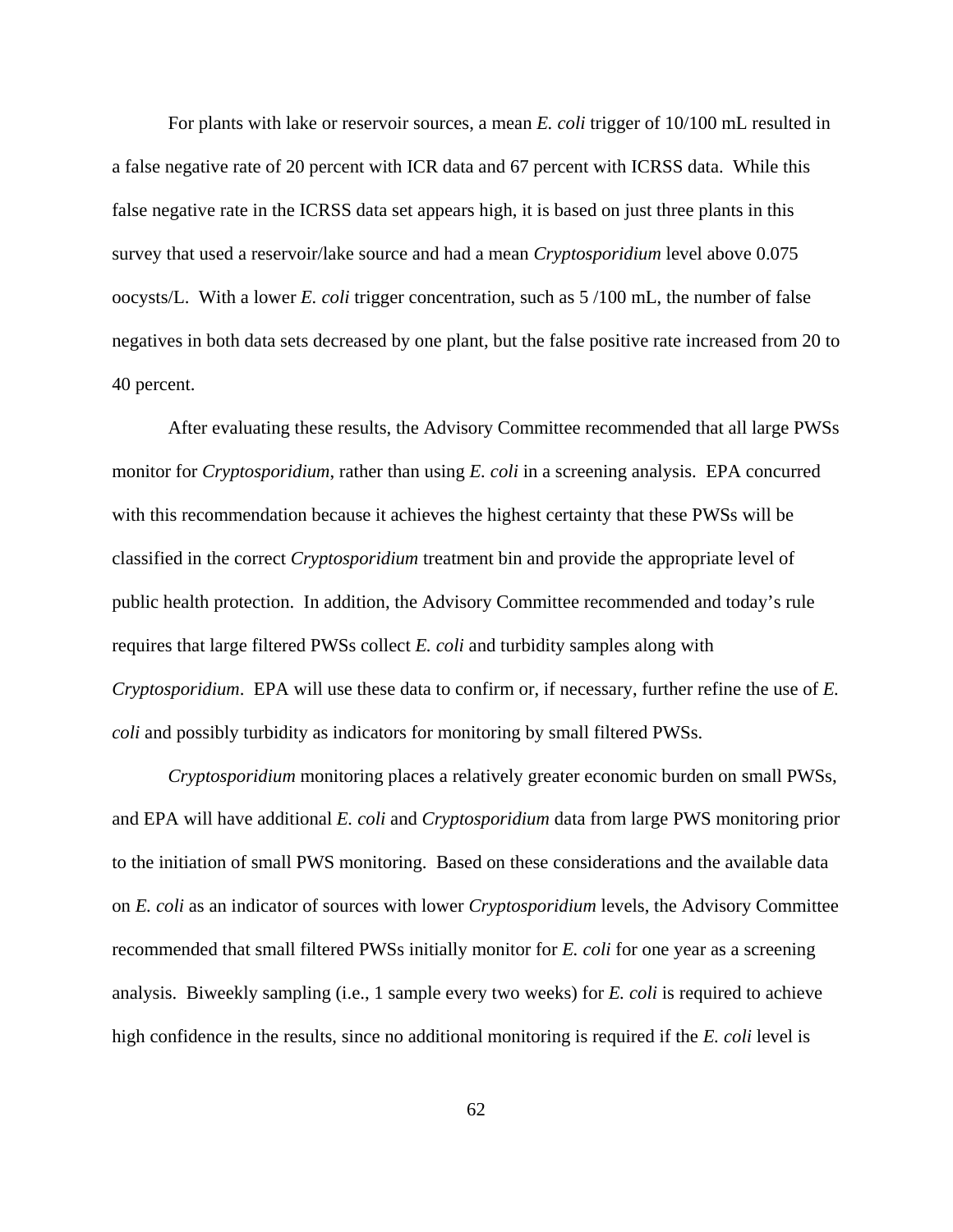For plants with lake or reservoir sources, a mean *E. coli* trigger of 10/100 mL resulted in a false negative rate of 20 percent with ICR data and 67 percent with ICRSS data. While this false negative rate in the ICRSS data set appears high, it is based on just three plants in this survey that used a reservoir/lake source and had a mean *Cryptosporidium* level above 0.075 oocysts/L. With a lower *E. coli* trigger concentration, such as 5 /100 mL, the number of false negatives in both data sets decreased by one plant, but the false positive rate increased from 20 to 40 percent.

After evaluating these results, the Advisory Committee recommended that all large PWSs monitor for *Cryptosporidium*, rather than using *E. coli* in a screening analysis. EPA concurred with this recommendation because it achieves the highest certainty that these PWSs will be classified in the correct *Cryptosporidium* treatment bin and provide the appropriate level of public health protection. In addition, the Advisory Committee recommended and today's rule requires that large filtered PWSs collect *E. coli* and turbidity samples along with *Cryptosporidium*. EPA will use these data to confirm or, if necessary, further refine the use of *E. coli* and possibly turbidity as indicators for monitoring by small filtered PWSs.

*Cryptosporidium* monitoring places a relatively greater economic burden on small PWSs, and EPA will have additional *E. coli* and *Cryptosporidium* data from large PWS monitoring prior to the initiation of small PWS monitoring. Based on these considerations and the available data on *E. coli* as an indicator of sources with lower *Cryptosporidium* levels, the Advisory Committee recommended that small filtered PWSs initially monitor for *E. coli* for one year as a screening analysis. Biweekly sampling (i.e., 1 sample every two weeks) for *E. coli* is required to achieve high confidence in the results, since no additional monitoring is required if the *E. coli* level is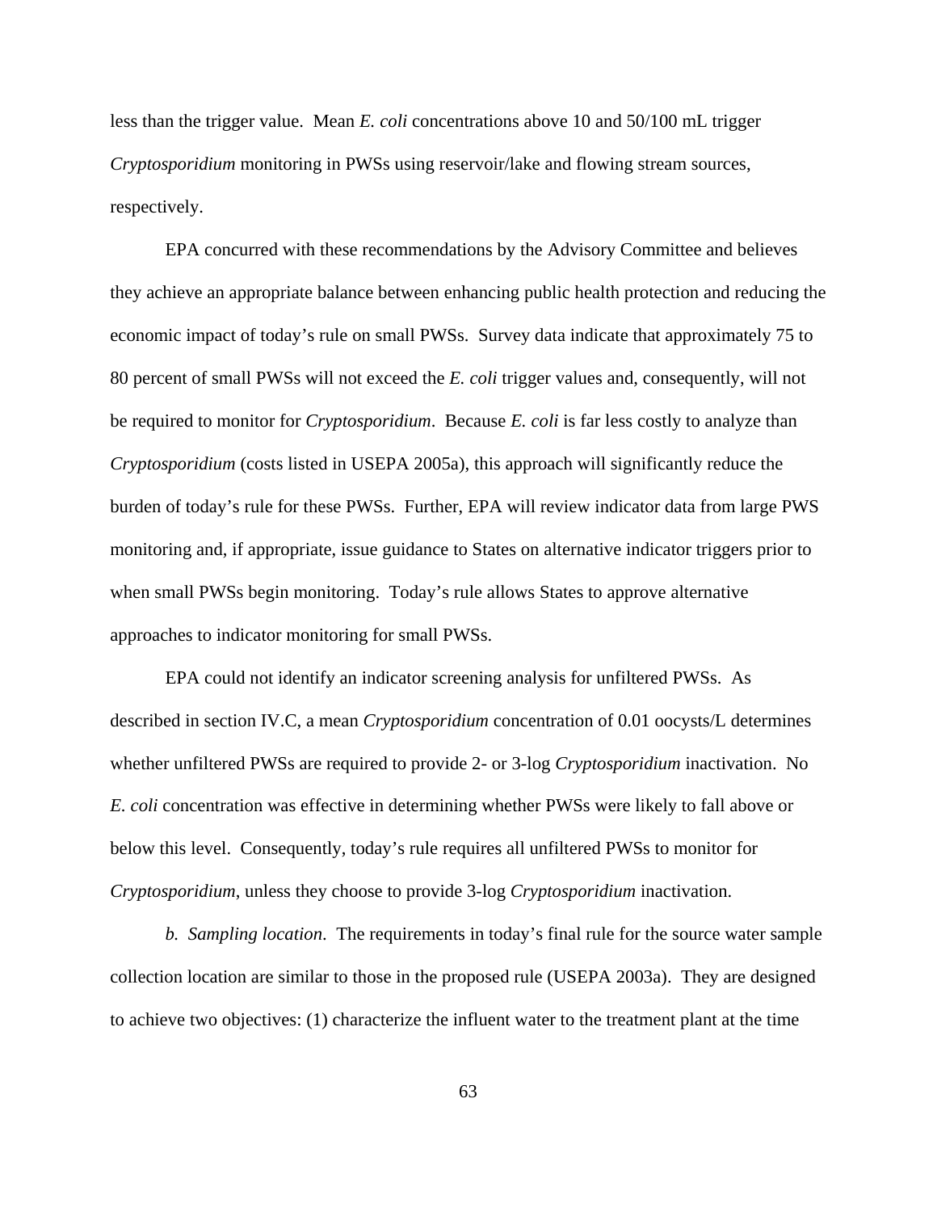less than the trigger value. Mean *E. coli* concentrations above 10 and 50/100 mL trigger *Cryptosporidium* monitoring in PWSs using reservoir/lake and flowing stream sources, respectively.

EPA concurred with these recommendations by the Advisory Committee and believes they achieve an appropriate balance between enhancing public health protection and reducing the economic impact of today's rule on small PWSs. Survey data indicate that approximately 75 to 80 percent of small PWSs will not exceed the *E. coli* trigger values and, consequently, will not be required to monitor for *Cryptosporidium*. Because *E. coli* is far less costly to analyze than *Cryptosporidium* (costs listed in USEPA 2005a), this approach will significantly reduce the burden of today's rule for these PWSs. Further, EPA will review indicator data from large PWS monitoring and, if appropriate, issue guidance to States on alternative indicator triggers prior to when small PWSs begin monitoring. Today's rule allows States to approve alternative approaches to indicator monitoring for small PWSs.

EPA could not identify an indicator screening analysis for unfiltered PWSs. As described in section IV.C, a mean *Cryptosporidium* concentration of 0.01 oocysts/L determines whether unfiltered PWSs are required to provide 2- or 3-log *Cryptosporidium* inactivation. No *E. coli* concentration was effective in determining whether PWSs were likely to fall above or below this level. Consequently, today's rule requires all unfiltered PWSs to monitor for *Cryptosporidium*, unless they choose to provide 3-log *Cryptosporidium* inactivation.

*b. Sampling location*. The requirements in today's final rule for the source water sample collection location are similar to those in the proposed rule (USEPA 2003a). They are designed to achieve two objectives: (1) characterize the influent water to the treatment plant at the time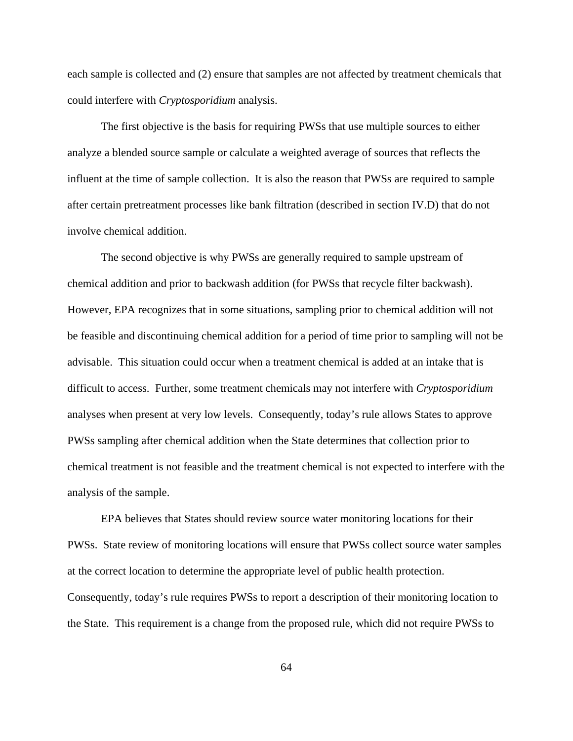each sample is collected and (2) ensure that samples are not affected by treatment chemicals that could interfere with *Cryptosporidium* analysis.

The first objective is the basis for requiring PWSs that use multiple sources to either analyze a blended source sample or calculate a weighted average of sources that reflects the influent at the time of sample collection. It is also the reason that PWSs are required to sample after certain pretreatment processes like bank filtration (described in section IV.D) that do not involve chemical addition.

The second objective is why PWSs are generally required to sample upstream of chemical addition and prior to backwash addition (for PWSs that recycle filter backwash). However, EPA recognizes that in some situations, sampling prior to chemical addition will not be feasible and discontinuing chemical addition for a period of time prior to sampling will not be advisable. This situation could occur when a treatment chemical is added at an intake that is difficult to access. Further, some treatment chemicals may not interfere with *Cryptosporidium* analyses when present at very low levels. Consequently, today's rule allows States to approve PWSs sampling after chemical addition when the State determines that collection prior to chemical treatment is not feasible and the treatment chemical is not expected to interfere with the analysis of the sample.

EPA believes that States should review source water monitoring locations for their PWSs. State review of monitoring locations will ensure that PWSs collect source water samples at the correct location to determine the appropriate level of public health protection. Consequently, today's rule requires PWSs to report a description of their monitoring location to the State. This requirement is a change from the proposed rule, which did not require PWSs to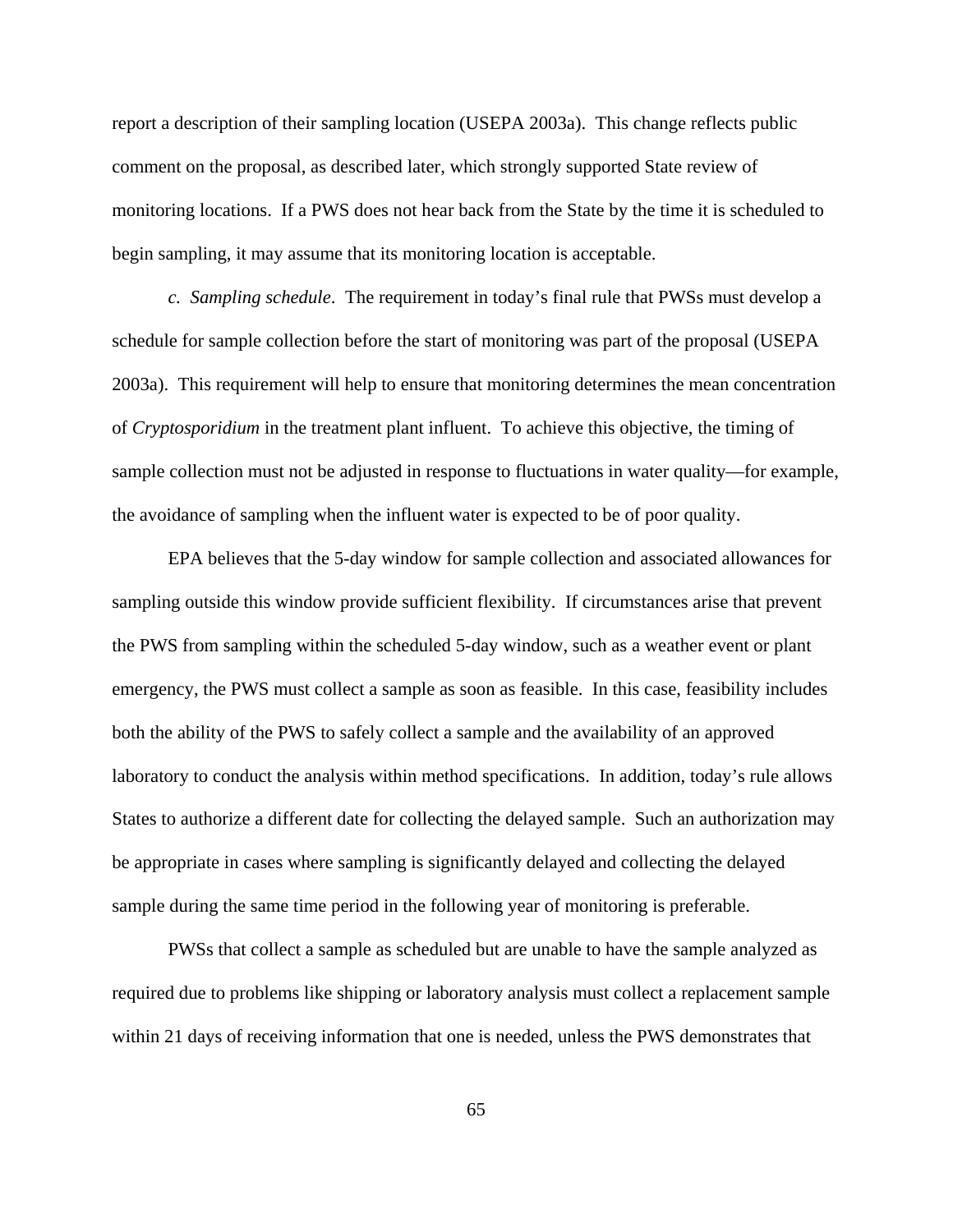report a description of their sampling location (USEPA 2003a). This change reflects public comment on the proposal, as described later, which strongly supported State review of monitoring locations. If a PWS does not hear back from the State by the time it is scheduled to begin sampling, it may assume that its monitoring location is acceptable.

*c. Sampling schedule*. The requirement in today's final rule that PWSs must develop a schedule for sample collection before the start of monitoring was part of the proposal (USEPA 2003a). This requirement will help to ensure that monitoring determines the mean concentration of *Cryptosporidium* in the treatment plant influent. To achieve this objective, the timing of sample collection must not be adjusted in response to fluctuations in water quality—for example, the avoidance of sampling when the influent water is expected to be of poor quality.

EPA believes that the 5-day window for sample collection and associated allowances for sampling outside this window provide sufficient flexibility. If circumstances arise that prevent the PWS from sampling within the scheduled 5-day window, such as a weather event or plant emergency, the PWS must collect a sample as soon as feasible. In this case, feasibility includes both the ability of the PWS to safely collect a sample and the availability of an approved laboratory to conduct the analysis within method specifications. In addition, today's rule allows States to authorize a different date for collecting the delayed sample. Such an authorization may be appropriate in cases where sampling is significantly delayed and collecting the delayed sample during the same time period in the following year of monitoring is preferable.

PWSs that collect a sample as scheduled but are unable to have the sample analyzed as required due to problems like shipping or laboratory analysis must collect a replacement sample within 21 days of receiving information that one is needed, unless the PWS demonstrates that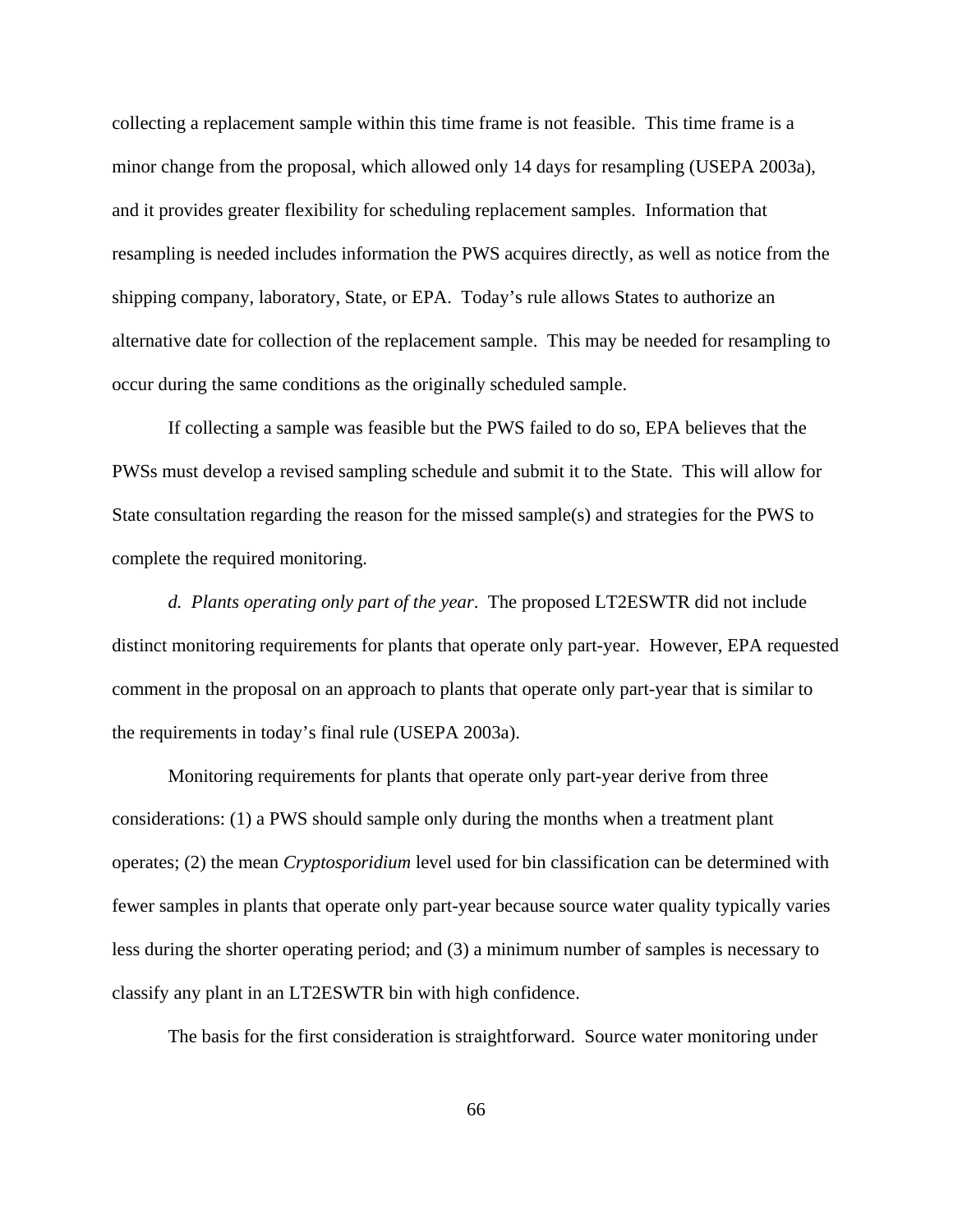collecting a replacement sample within this time frame is not feasible. This time frame is a minor change from the proposal, which allowed only 14 days for resampling (USEPA 2003a), and it provides greater flexibility for scheduling replacement samples. Information that resampling is needed includes information the PWS acquires directly, as well as notice from the shipping company, laboratory, State, or EPA. Today's rule allows States to authorize an alternative date for collection of the replacement sample. This may be needed for resampling to occur during the same conditions as the originally scheduled sample.

If collecting a sample was feasible but the PWS failed to do so, EPA believes that the PWSs must develop a revised sampling schedule and submit it to the State. This will allow for State consultation regarding the reason for the missed sample(s) and strategies for the PWS to complete the required monitoring.

*d. Plants operating only part of the year*. The proposed LT2ESWTR did not include distinct monitoring requirements for plants that operate only part-year. However, EPA requested comment in the proposal on an approach to plants that operate only part-year that is similar to the requirements in today's final rule (USEPA 2003a).

Monitoring requirements for plants that operate only part-year derive from three considerations: (1) a PWS should sample only during the months when a treatment plant operates; (2) the mean *Cryptosporidium* level used for bin classification can be determined with fewer samples in plants that operate only part-year because source water quality typically varies less during the shorter operating period; and (3) a minimum number of samples is necessary to classify any plant in an LT2ESWTR bin with high confidence.

The basis for the first consideration is straightforward. Source water monitoring under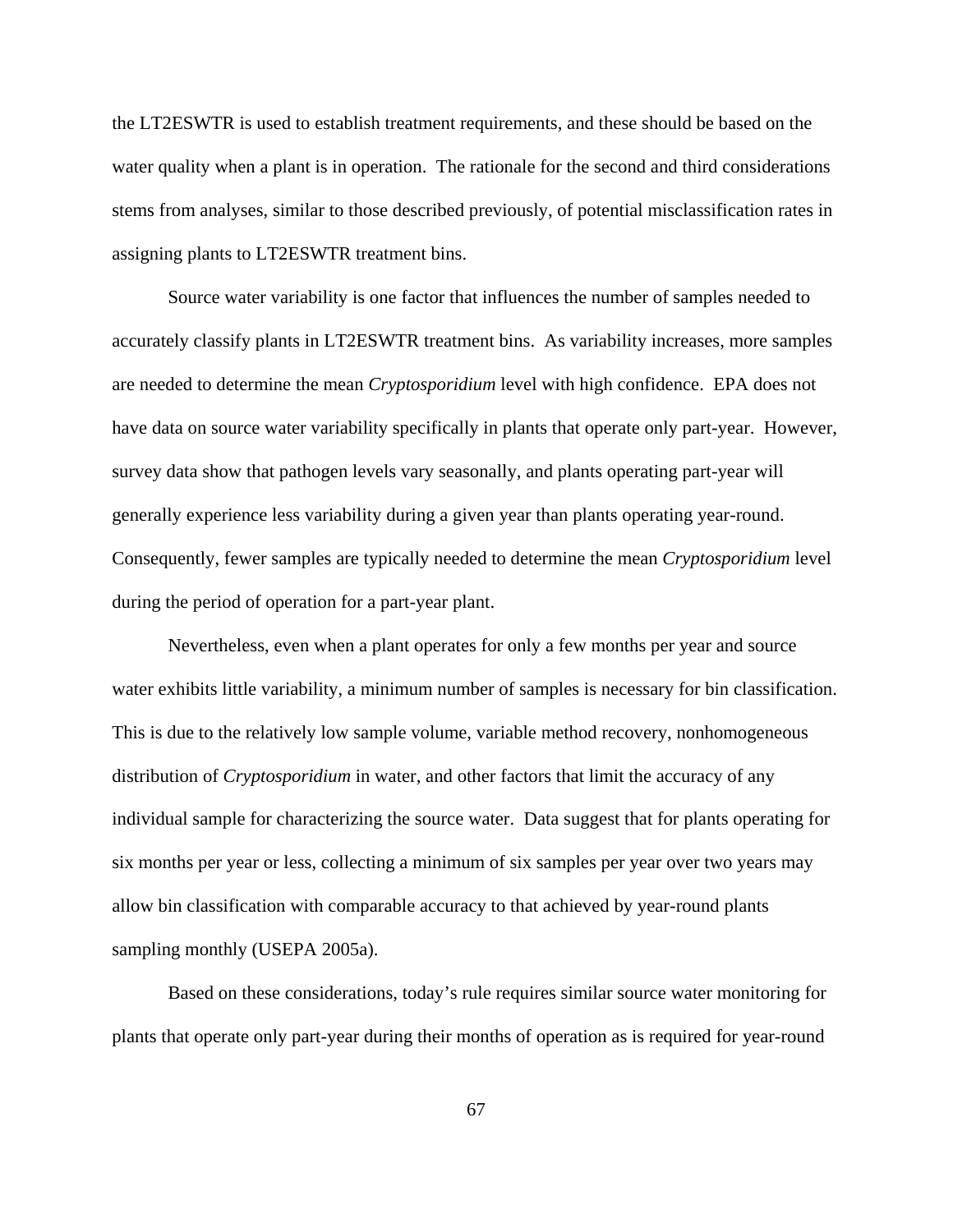the LT2ESWTR is used to establish treatment requirements, and these should be based on the water quality when a plant is in operation. The rationale for the second and third considerations stems from analyses, similar to those described previously, of potential misclassification rates in assigning plants to LT2ESWTR treatment bins.

Source water variability is one factor that influences the number of samples needed to accurately classify plants in LT2ESWTR treatment bins. As variability increases, more samples are needed to determine the mean *Cryptosporidium* level with high confidence. EPA does not have data on source water variability specifically in plants that operate only part-year. However, survey data show that pathogen levels vary seasonally, and plants operating part-year will generally experience less variability during a given year than plants operating year-round. Consequently, fewer samples are typically needed to determine the mean *Cryptosporidium* level during the period of operation for a part-year plant.

Nevertheless, even when a plant operates for only a few months per year and source water exhibits little variability, a minimum number of samples is necessary for bin classification. This is due to the relatively low sample volume, variable method recovery, nonhomogeneous distribution of *Cryptosporidium* in water, and other factors that limit the accuracy of any individual sample for characterizing the source water. Data suggest that for plants operating for six months per year or less, collecting a minimum of six samples per year over two years may allow bin classification with comparable accuracy to that achieved by year-round plants sampling monthly (USEPA 2005a).

Based on these considerations, today's rule requires similar source water monitoring for plants that operate only part-year during their months of operation as is required for year-round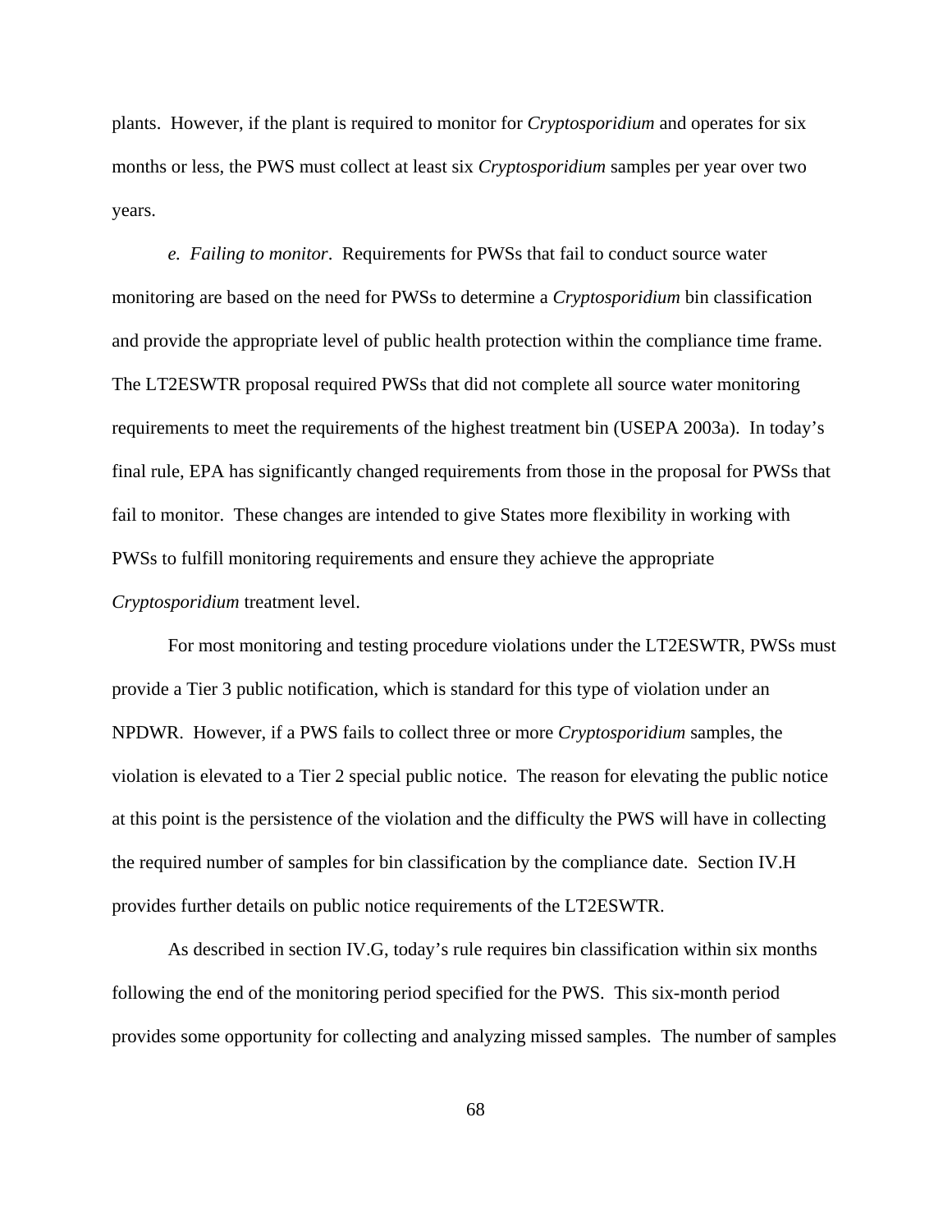plants. However, if the plant is required to monitor for *Cryptosporidium* and operates for six months or less, the PWS must collect at least six *Cryptosporidium* samples per year over two years.

*e. Failing to monitor*. Requirements for PWSs that fail to conduct source water monitoring are based on the need for PWSs to determine a *Cryptosporidium* bin classification and provide the appropriate level of public health protection within the compliance time frame. The LT2ESWTR proposal required PWSs that did not complete all source water monitoring requirements to meet the requirements of the highest treatment bin (USEPA 2003a). In today's final rule, EPA has significantly changed requirements from those in the proposal for PWSs that fail to monitor. These changes are intended to give States more flexibility in working with PWSs to fulfill monitoring requirements and ensure they achieve the appropriate *Cryptosporidium* treatment level.

For most monitoring and testing procedure violations under the LT2ESWTR, PWSs must provide a Tier 3 public notification, which is standard for this type of violation under an NPDWR. However, if a PWS fails to collect three or more *Cryptosporidium* samples, the violation is elevated to a Tier 2 special public notice. The reason for elevating the public notice at this point is the persistence of the violation and the difficulty the PWS will have in collecting the required number of samples for bin classification by the compliance date. Section IV.H provides further details on public notice requirements of the LT2ESWTR.

As described in section IV.G, today's rule requires bin classification within six months following the end of the monitoring period specified for the PWS. This six-month period provides some opportunity for collecting and analyzing missed samples. The number of samples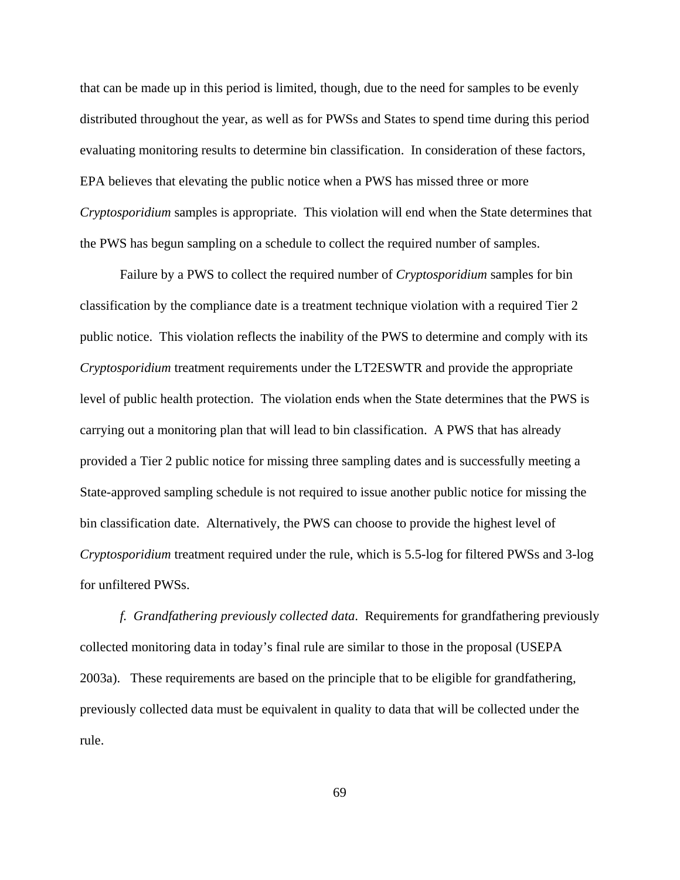that can be made up in this period is limited, though, due to the need for samples to be evenly distributed throughout the year, as well as for PWSs and States to spend time during this period evaluating monitoring results to determine bin classification. In consideration of these factors, EPA believes that elevating the public notice when a PWS has missed three or more *Cryptosporidium* samples is appropriate. This violation will end when the State determines that the PWS has begun sampling on a schedule to collect the required number of samples.

Failure by a PWS to collect the required number of *Cryptosporidium* samples for bin classification by the compliance date is a treatment technique violation with a required Tier 2 public notice. This violation reflects the inability of the PWS to determine and comply with its *Cryptosporidium* treatment requirements under the LT2ESWTR and provide the appropriate level of public health protection. The violation ends when the State determines that the PWS is carrying out a monitoring plan that will lead to bin classification. A PWS that has already provided a Tier 2 public notice for missing three sampling dates and is successfully meeting a State-approved sampling schedule is not required to issue another public notice for missing the bin classification date. Alternatively, the PWS can choose to provide the highest level of *Cryptosporidium* treatment required under the rule, which is 5.5-log for filtered PWSs and 3-log for unfiltered PWSs.

*f. Grandfathering previously collected data*. Requirements for grandfathering previously collected monitoring data in today's final rule are similar to those in the proposal (USEPA 2003a). These requirements are based on the principle that to be eligible for grandfathering, previously collected data must be equivalent in quality to data that will be collected under the rule.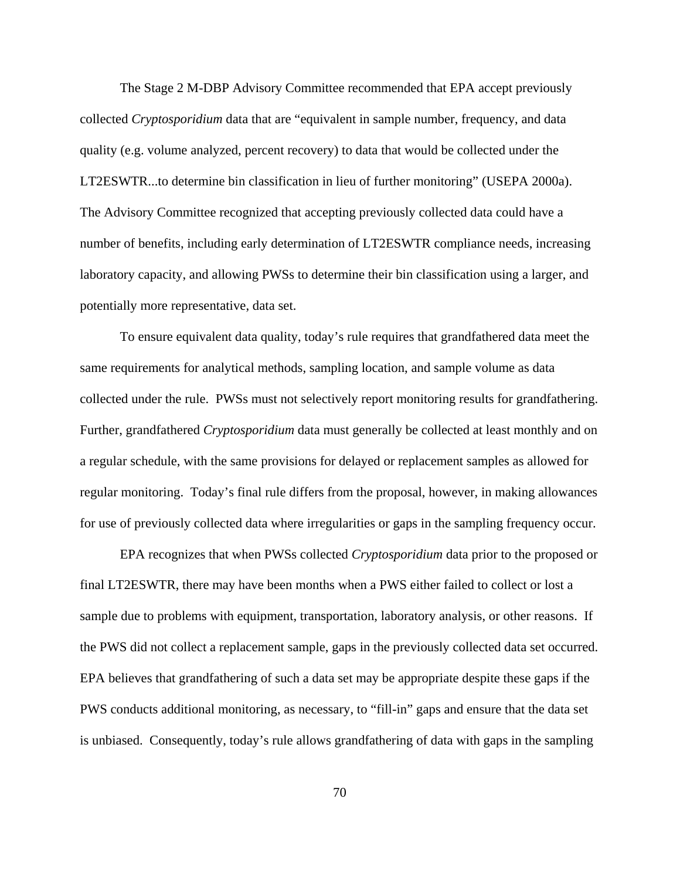The Stage 2 M-DBP Advisory Committee recommended that EPA accept previously collected *Cryptosporidium* data that are "equivalent in sample number, frequency, and data quality (e.g. volume analyzed, percent recovery) to data that would be collected under the LT2ESWTR...to determine bin classification in lieu of further monitoring" (USEPA 2000a). The Advisory Committee recognized that accepting previously collected data could have a number of benefits, including early determination of LT2ESWTR compliance needs, increasing laboratory capacity, and allowing PWSs to determine their bin classification using a larger, and potentially more representative, data set.

To ensure equivalent data quality, today's rule requires that grandfathered data meet the same requirements for analytical methods, sampling location, and sample volume as data collected under the rule. PWSs must not selectively report monitoring results for grandfathering. Further, grandfathered *Cryptosporidium* data must generally be collected at least monthly and on a regular schedule, with the same provisions for delayed or replacement samples as allowed for regular monitoring. Today's final rule differs from the proposal, however, in making allowances for use of previously collected data where irregularities or gaps in the sampling frequency occur.

EPA recognizes that when PWSs collected *Cryptosporidium* data prior to the proposed or final LT2ESWTR, there may have been months when a PWS either failed to collect or lost a sample due to problems with equipment, transportation, laboratory analysis, or other reasons. If the PWS did not collect a replacement sample, gaps in the previously collected data set occurred. EPA believes that grandfathering of such a data set may be appropriate despite these gaps if the PWS conducts additional monitoring, as necessary, to "fill-in" gaps and ensure that the data set is unbiased. Consequently, today's rule allows grandfathering of data with gaps in the sampling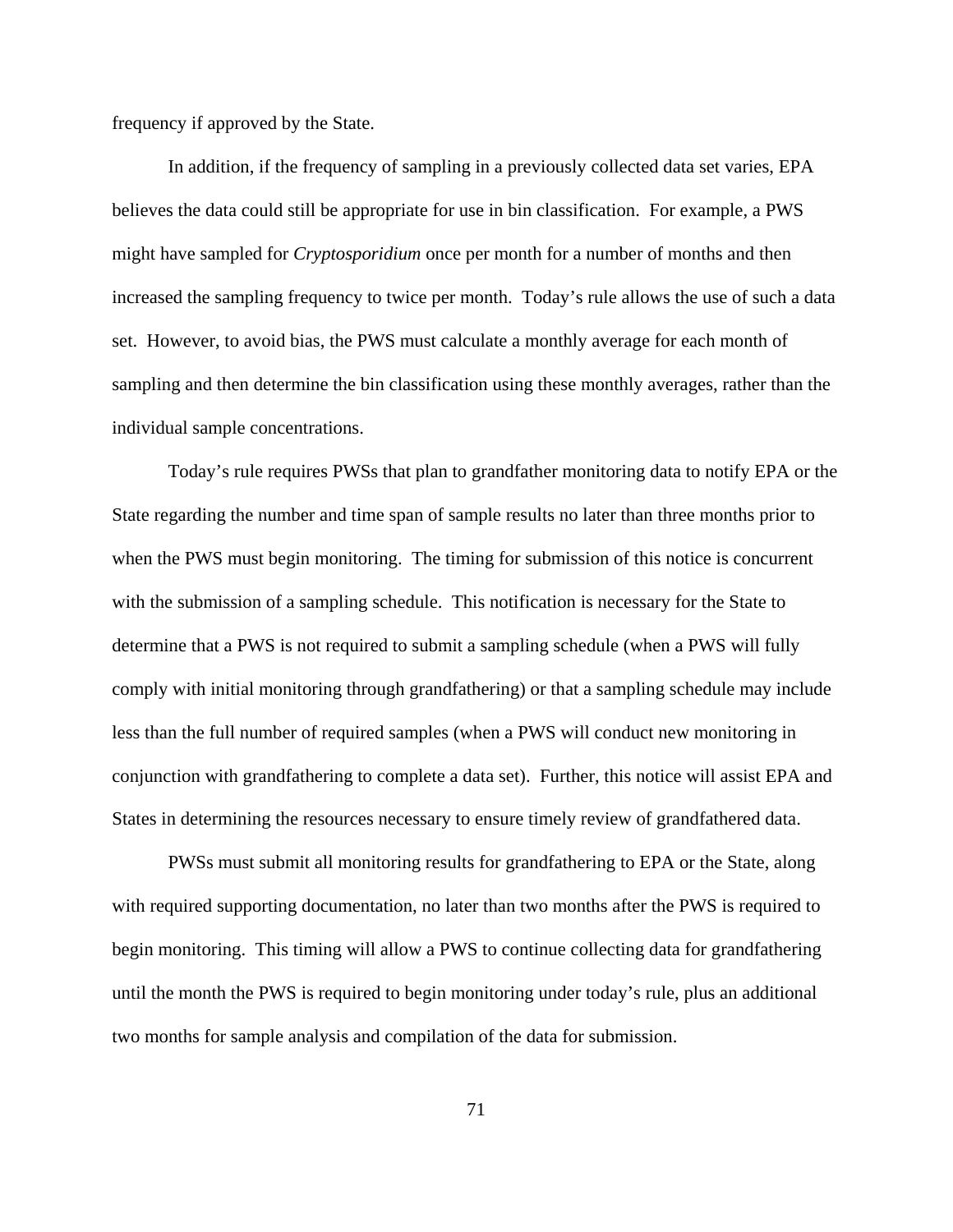frequency if approved by the State.

In addition, if the frequency of sampling in a previously collected data set varies, EPA believes the data could still be appropriate for use in bin classification. For example, a PWS might have sampled for *Cryptosporidium* once per month for a number of months and then increased the sampling frequency to twice per month. Today's rule allows the use of such a data set. However, to avoid bias, the PWS must calculate a monthly average for each month of sampling and then determine the bin classification using these monthly averages, rather than the individual sample concentrations.

Today's rule requires PWSs that plan to grandfather monitoring data to notify EPA or the State regarding the number and time span of sample results no later than three months prior to when the PWS must begin monitoring. The timing for submission of this notice is concurrent with the submission of a sampling schedule. This notification is necessary for the State to determine that a PWS is not required to submit a sampling schedule (when a PWS will fully comply with initial monitoring through grandfathering) or that a sampling schedule may include less than the full number of required samples (when a PWS will conduct new monitoring in conjunction with grandfathering to complete a data set). Further, this notice will assist EPA and States in determining the resources necessary to ensure timely review of grandfathered data.

PWSs must submit all monitoring results for grandfathering to EPA or the State, along with required supporting documentation, no later than two months after the PWS is required to begin monitoring. This timing will allow a PWS to continue collecting data for grandfathering until the month the PWS is required to begin monitoring under today's rule, plus an additional two months for sample analysis and compilation of the data for submission.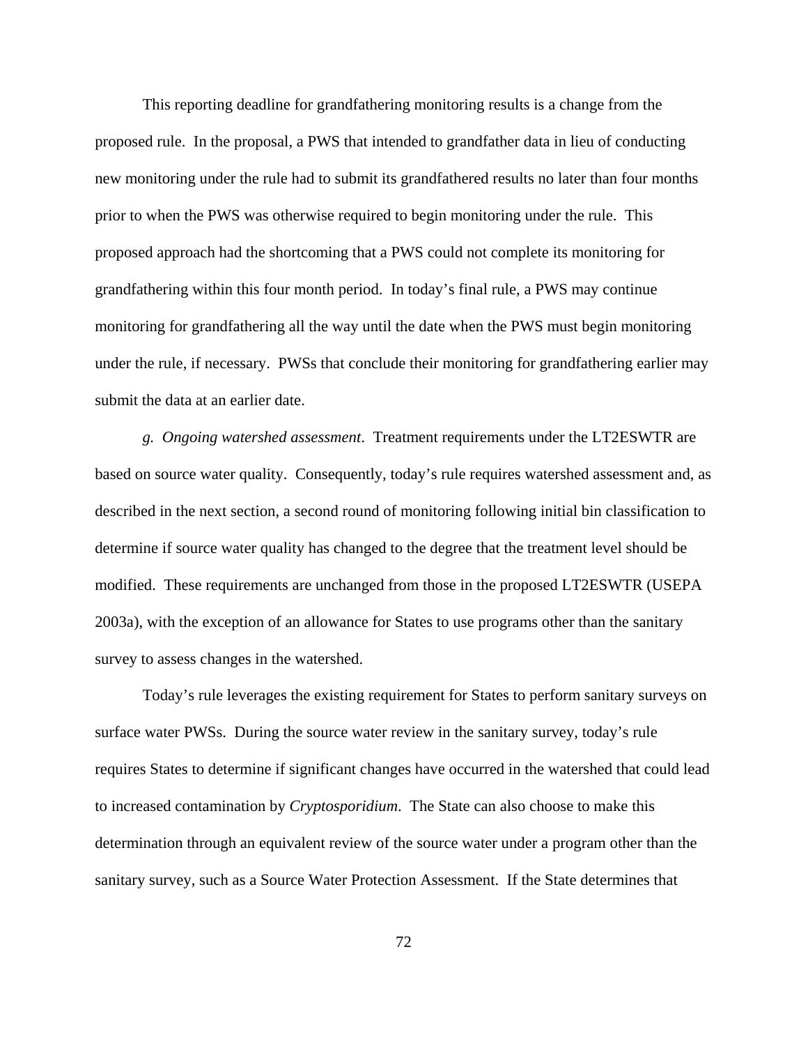This reporting deadline for grandfathering monitoring results is a change from the proposed rule. In the proposal, a PWS that intended to grandfather data in lieu of conducting new monitoring under the rule had to submit its grandfathered results no later than four months prior to when the PWS was otherwise required to begin monitoring under the rule. This proposed approach had the shortcoming that a PWS could not complete its monitoring for grandfathering within this four month period. In today's final rule, a PWS may continue monitoring for grandfathering all the way until the date when the PWS must begin monitoring under the rule, if necessary. PWSs that conclude their monitoring for grandfathering earlier may submit the data at an earlier date.

*g. Ongoing watershed assessment*. Treatment requirements under the LT2ESWTR are based on source water quality. Consequently, today's rule requires watershed assessment and, as described in the next section, a second round of monitoring following initial bin classification to determine if source water quality has changed to the degree that the treatment level should be modified. These requirements are unchanged from those in the proposed LT2ESWTR (USEPA 2003a), with the exception of an allowance for States to use programs other than the sanitary survey to assess changes in the watershed.

Today's rule leverages the existing requirement for States to perform sanitary surveys on surface water PWSs. During the source water review in the sanitary survey, today's rule requires States to determine if significant changes have occurred in the watershed that could lead to increased contamination by *Cryptosporidium*. The State can also choose to make this determination through an equivalent review of the source water under a program other than the sanitary survey, such as a Source Water Protection Assessment. If the State determines that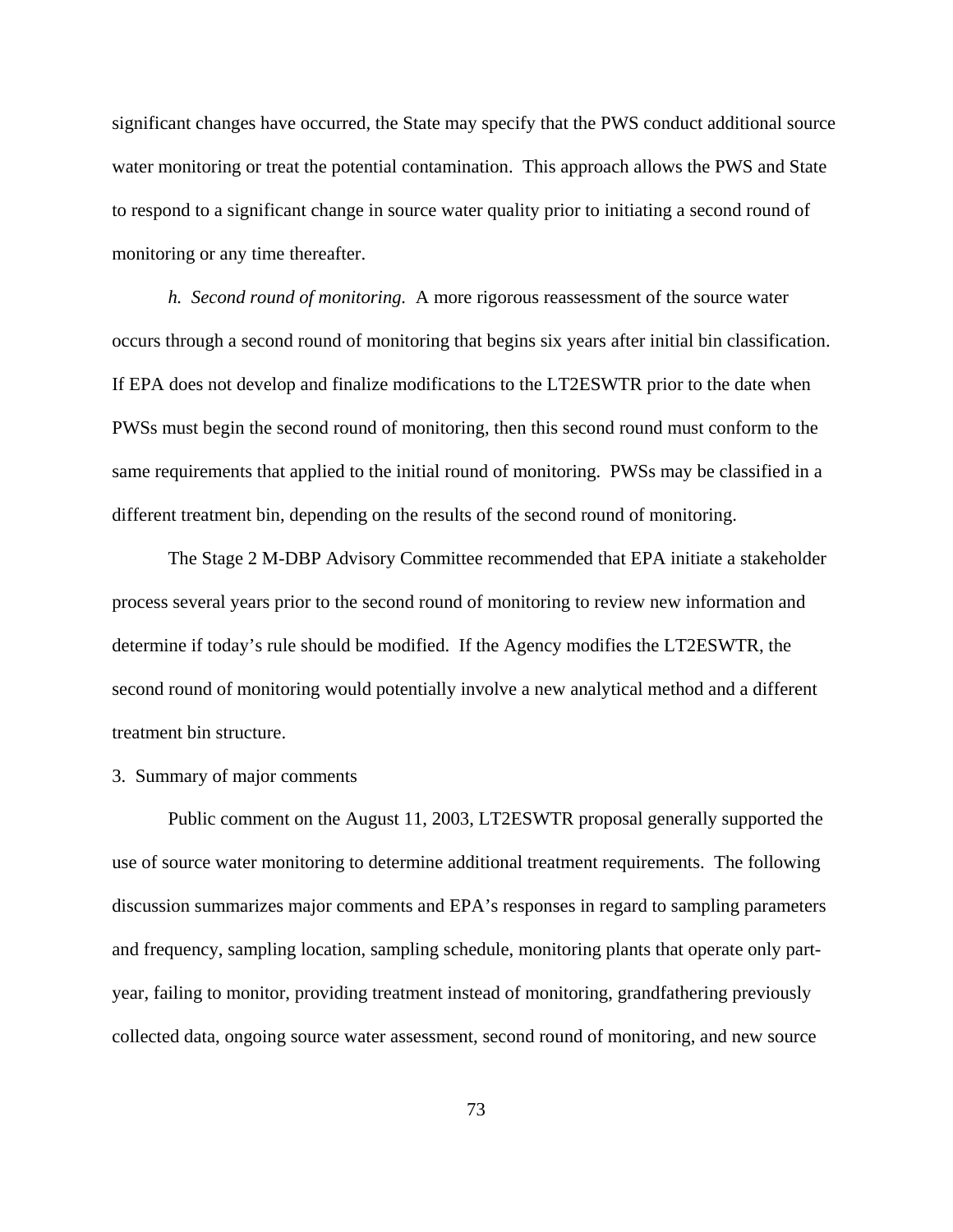significant changes have occurred, the State may specify that the PWS conduct additional source water monitoring or treat the potential contamination. This approach allows the PWS and State to respond to a significant change in source water quality prior to initiating a second round of monitoring or any time thereafter.

*h. Second round of monitoring.* A more rigorous reassessment of the source water occurs through a second round of monitoring that begins six years after initial bin classification. If EPA does not develop and finalize modifications to the LT2ESWTR prior to the date when PWSs must begin the second round of monitoring, then this second round must conform to the same requirements that applied to the initial round of monitoring. PWSs may be classified in a different treatment bin, depending on the results of the second round of monitoring.

The Stage 2 M-DBP Advisory Committee recommended that EPA initiate a stakeholder process several years prior to the second round of monitoring to review new information and determine if today's rule should be modified. If the Agency modifies the LT2ESWTR, the second round of monitoring would potentially involve a new analytical method and a different treatment bin structure.

3. Summary of major comments

Public comment on the August 11, 2003, LT2ESWTR proposal generally supported the use of source water monitoring to determine additional treatment requirements. The following discussion summarizes major comments and EPA's responses in regard to sampling parameters and frequency, sampling location, sampling schedule, monitoring plants that operate only part-year, failing to monitor, providing treatment instead of monitoring, grandfathering previously collected data, ongoing source water assessment, second round of monitoring, and new source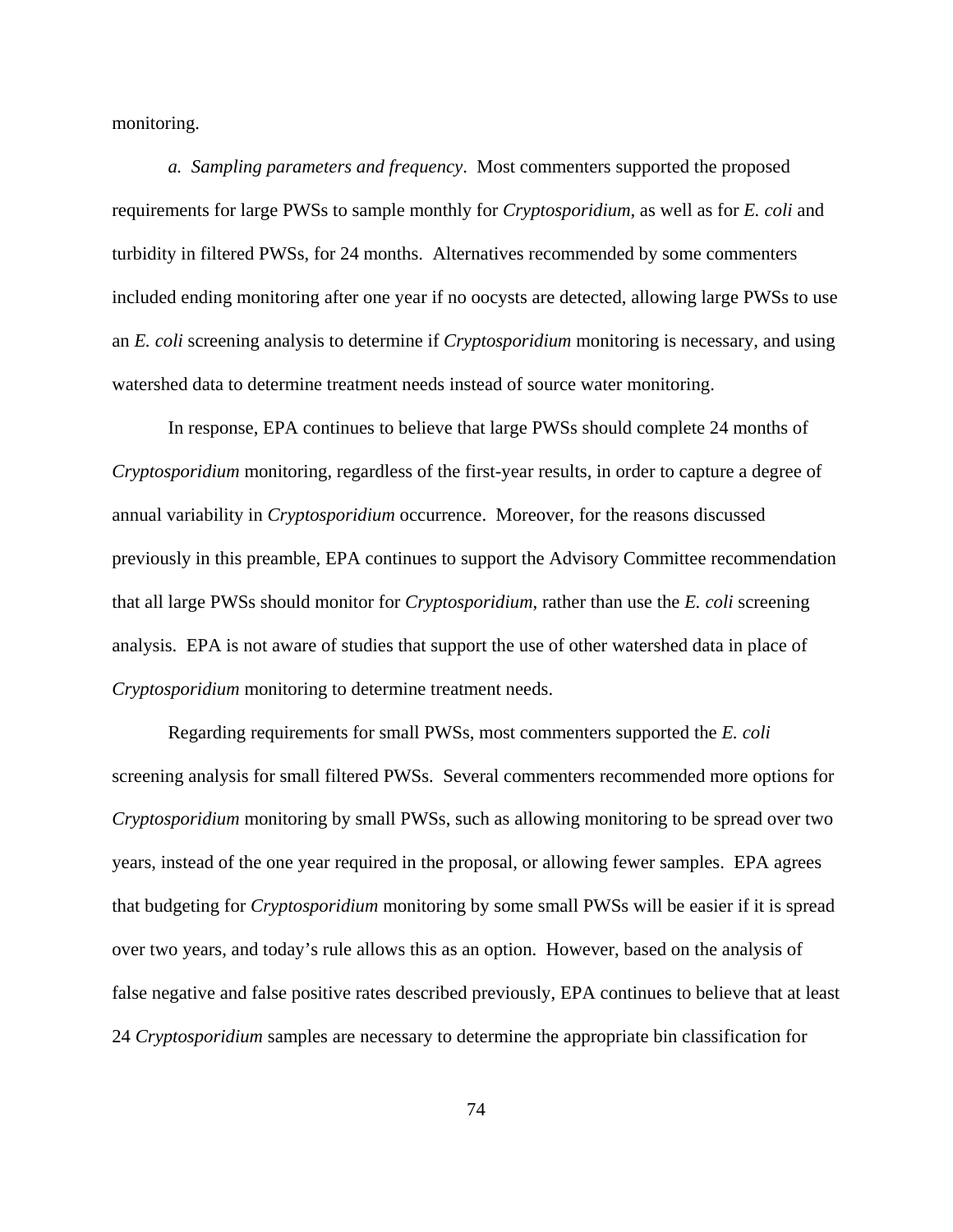monitoring.

*a. Sampling parameters and frequency*. Most commenters supported the proposed requirements for large PWSs to sample monthly for *Cryptosporidium*, as well as for *E. coli* and turbidity in filtered PWSs, for 24 months. Alternatives recommended by some commenters included ending monitoring after one year if no oocysts are detected, allowing large PWSs to use an *E. coli* screening analysis to determine if *Cryptosporidium* monitoring is necessary, and using watershed data to determine treatment needs instead of source water monitoring.

In response, EPA continues to believe that large PWSs should complete 24 months of *Cryptosporidium* monitoring, regardless of the first-year results, in order to capture a degree of annual variability in *Cryptosporidium* occurrence. Moreover, for the reasons discussed previously in this preamble, EPA continues to support the Advisory Committee recommendation that all large PWSs should monitor for *Cryptosporidium*, rather than use the *E. coli* screening analysis. EPA is not aware of studies that support the use of other watershed data in place of *Cryptosporidium* monitoring to determine treatment needs.

Regarding requirements for small PWSs, most commenters supported the *E. coli* screening analysis for small filtered PWSs. Several commenters recommended more options for *Cryptosporidium* monitoring by small PWSs, such as allowing monitoring to be spread over two years, instead of the one year required in the proposal, or allowing fewer samples. EPA agrees that budgeting for *Cryptosporidium* monitoring by some small PWSs will be easier if it is spread over two years, and today's rule allows this as an option. However, based on the analysis of false negative and false positive rates described previously, EPA continues to believe that at least 24 *Cryptosporidium* samples are necessary to determine the appropriate bin classification for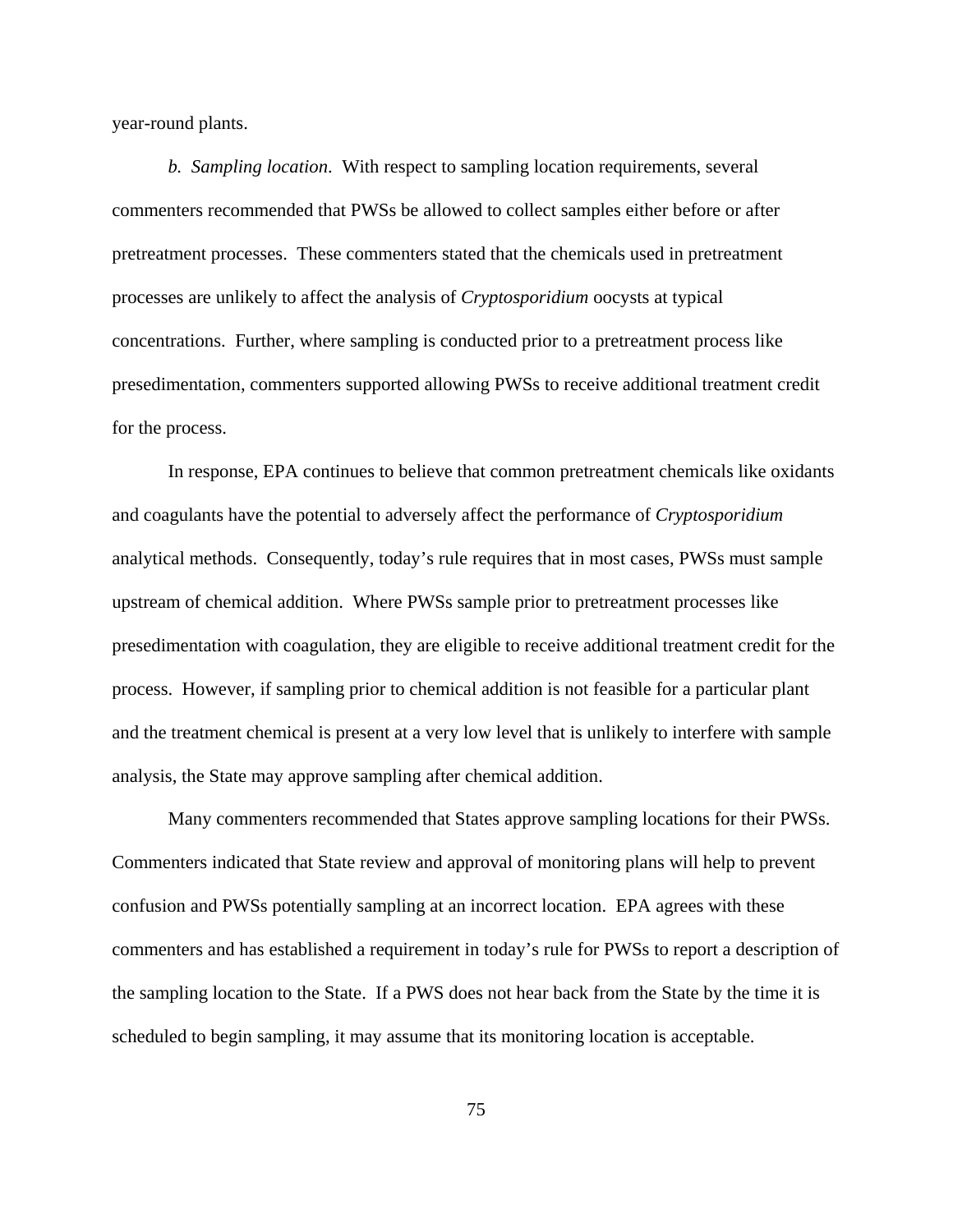year-round plants.

*b. Sampling location*. With respect to sampling location requirements, several commenters recommended that PWSs be allowed to collect samples either before or after pretreatment processes. These commenters stated that the chemicals used in pretreatment processes are unlikely to affect the analysis of *Cryptosporidium* oocysts at typical concentrations. Further, where sampling is conducted prior to a pretreatment process like presedimentation, commenters supported allowing PWSs to receive additional treatment credit for the process.

In response, EPA continues to believe that common pretreatment chemicals like oxidants and coagulants have the potential to adversely affect the performance of *Cryptosporidium* analytical methods. Consequently, today's rule requires that in most cases, PWSs must sample upstream of chemical addition. Where PWSs sample prior to pretreatment processes like presedimentation with coagulation, they are eligible to receive additional treatment credit for the process. However, if sampling prior to chemical addition is not feasible for a particular plant and the treatment chemical is present at a very low level that is unlikely to interfere with sample analysis, the State may approve sampling after chemical addition.

Many commenters recommended that States approve sampling locations for their PWSs. Commenters indicated that State review and approval of monitoring plans will help to prevent confusion and PWSs potentially sampling at an incorrect location. EPA agrees with these commenters and has established a requirement in today's rule for PWSs to report a description of the sampling location to the State. If a PWS does not hear back from the State by the time it is scheduled to begin sampling, it may assume that its monitoring location is acceptable.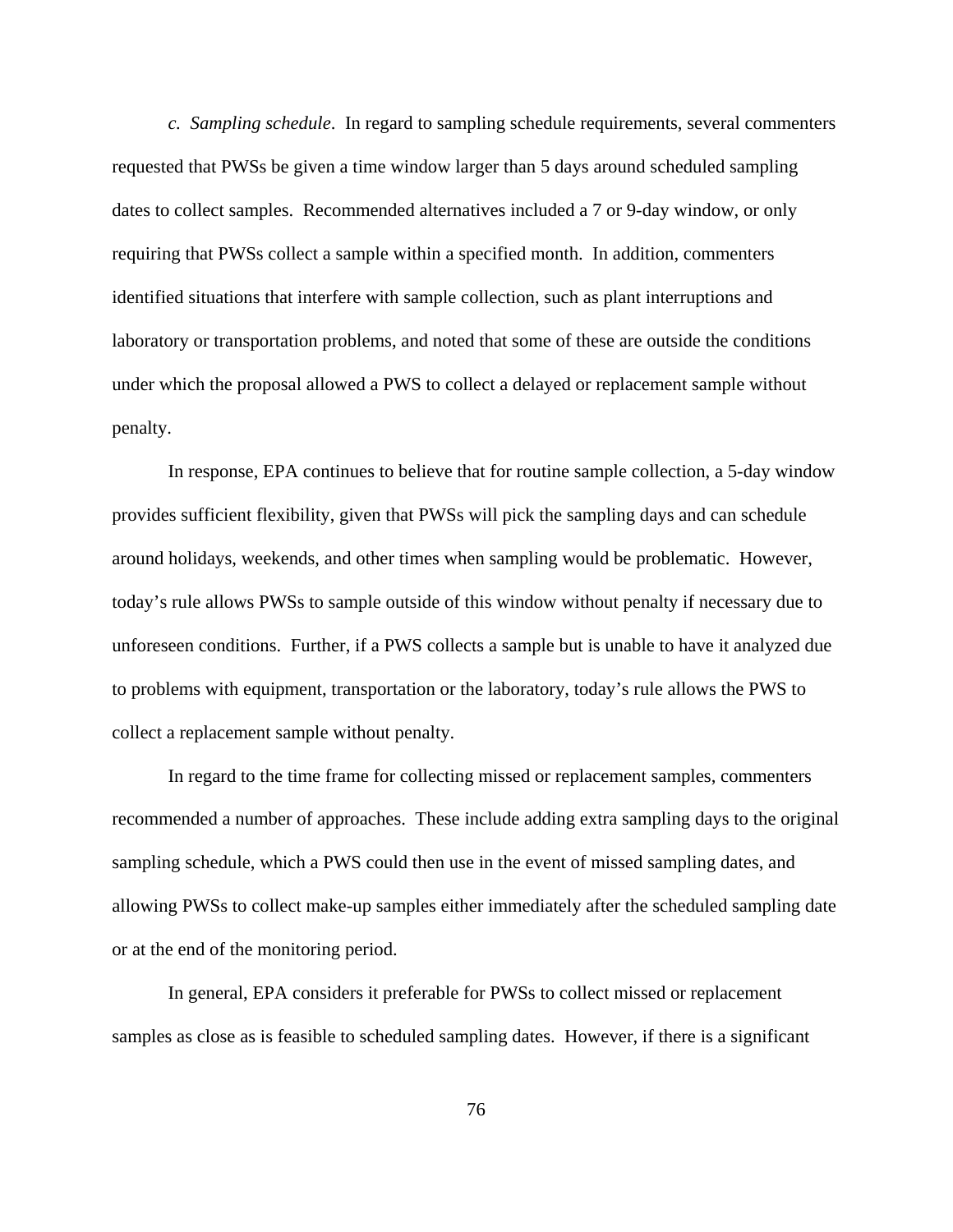*c. Sampling schedule*. In regard to sampling schedule requirements, several commenters requested that PWSs be given a time window larger than 5 days around scheduled sampling dates to collect samples. Recommended alternatives included a 7 or 9-day window, or only requiring that PWSs collect a sample within a specified month. In addition, commenters identified situations that interfere with sample collection, such as plant interruptions and laboratory or transportation problems, and noted that some of these are outside the conditions under which the proposal allowed a PWS to collect a delayed or replacement sample without penalty.

In response, EPA continues to believe that for routine sample collection, a 5-day window provides sufficient flexibility, given that PWSs will pick the sampling days and can schedule around holidays, weekends, and other times when sampling would be problematic. However, today's rule allows PWSs to sample outside of this window without penalty if necessary due to unforeseen conditions. Further, if a PWS collects a sample but is unable to have it analyzed due to problems with equipment, transportation or the laboratory, today's rule allows the PWS to collect a replacement sample without penalty.

In regard to the time frame for collecting missed or replacement samples, commenters recommended a number of approaches. These include adding extra sampling days to the original sampling schedule, which a PWS could then use in the event of missed sampling dates, and allowing PWSs to collect make-up samples either immediately after the scheduled sampling date or at the end of the monitoring period.

In general, EPA considers it preferable for PWSs to collect missed or replacement samples as close as is feasible to scheduled sampling dates. However, if there is a significant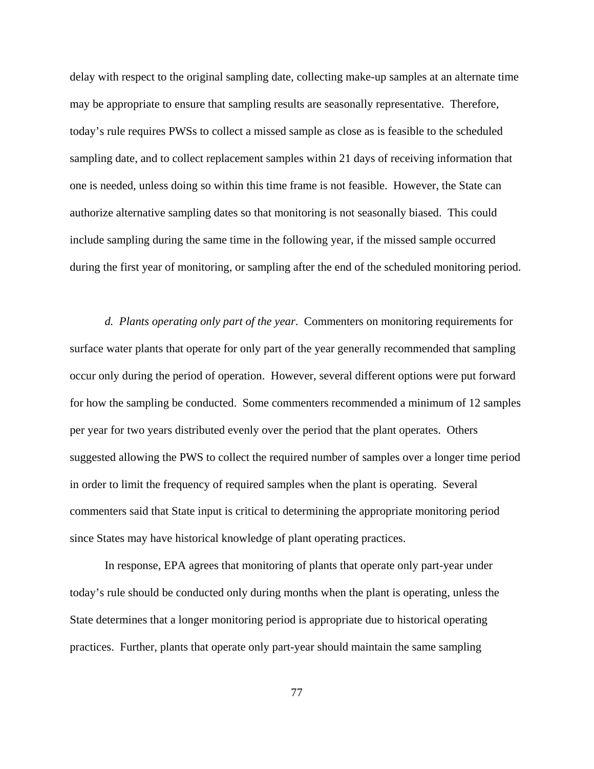delay with respect to the original sampling date, collecting make-up samples at an alternate time may be appropriate to ensure that sampling results are seasonally representative. Therefore, today's rule requires PWSs to collect a missed sample as close as is feasible to the scheduled sampling date, and to collect replacement samples within 21 days of receiving information that one is needed, unless doing so within this time frame is not feasible. However, the State can authorize alternative sampling dates so that monitoring is not seasonally biased. This could include sampling during the same time in the following year, if the missed sample occurred during the first year of monitoring, or sampling after the end of the scheduled monitoring period.

*d. Plants operating only part of the year*. Commenters on monitoring requirements for surface water plants that operate for only part of the year generally recommended that sampling occur only during the period of operation. However, several different options were put forward for how the sampling be conducted. Some commenters recommended a minimum of 12 samples per year for two years distributed evenly over the period that the plant operates. Others suggested allowing the PWS to collect the required number of samples over a longer time period in order to limit the frequency of required samples when the plant is operating. Several commenters said that State input is critical to determining the appropriate monitoring period since States may have historical knowledge of plant operating practices.

In response, EPA agrees that monitoring of plants that operate only part-year under today's rule should be conducted only during months when the plant is operating, unless the State determines that a longer monitoring period is appropriate due to historical operating practices. Further, plants that operate only part-year should maintain the same sampling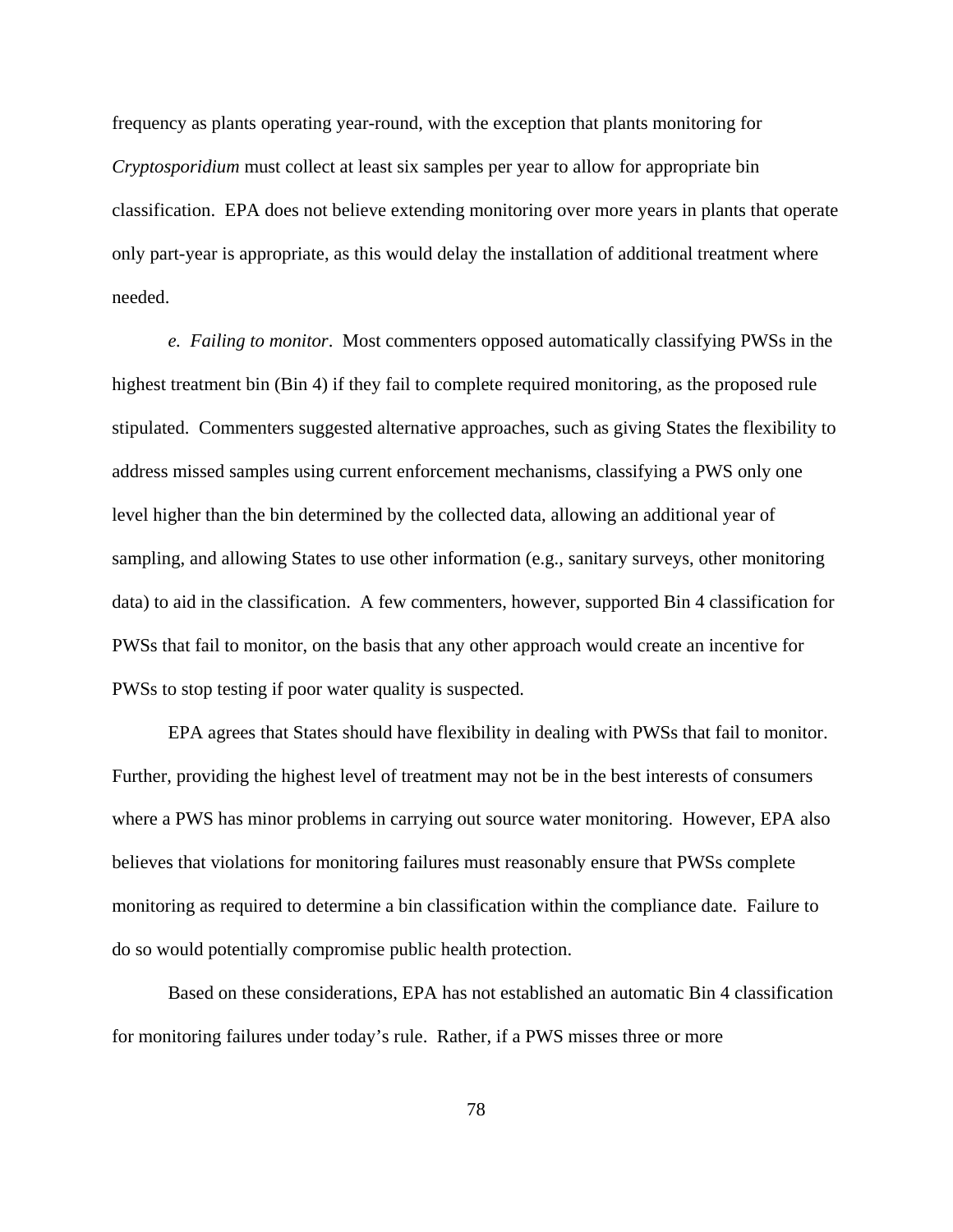frequency as plants operating year-round, with the exception that plants monitoring for *Cryptosporidium* must collect at least six samples per year to allow for appropriate bin classification. EPA does not believe extending monitoring over more years in plants that operate only part-year is appropriate, as this would delay the installation of additional treatment where needed.

*e. Failing to monitor*. Most commenters opposed automatically classifying PWSs in the highest treatment bin (Bin 4) if they fail to complete required monitoring, as the proposed rule stipulated. Commenters suggested alternative approaches, such as giving States the flexibility to address missed samples using current enforcement mechanisms, classifying a PWS only one level higher than the bin determined by the collected data, allowing an additional year of sampling, and allowing States to use other information (e.g., sanitary surveys, other monitoring data) to aid in the classification. A few commenters, however, supported Bin 4 classification for PWSs that fail to monitor, on the basis that any other approach would create an incentive for PWSs to stop testing if poor water quality is suspected.

EPA agrees that States should have flexibility in dealing with PWSs that fail to monitor. Further, providing the highest level of treatment may not be in the best interests of consumers where a PWS has minor problems in carrying out source water monitoring. However, EPA also believes that violations for monitoring failures must reasonably ensure that PWSs complete monitoring as required to determine a bin classification within the compliance date. Failure to do so would potentially compromise public health protection.

Based on these considerations, EPA has not established an automatic Bin 4 classification for monitoring failures under today's rule. Rather, if a PWS misses three or more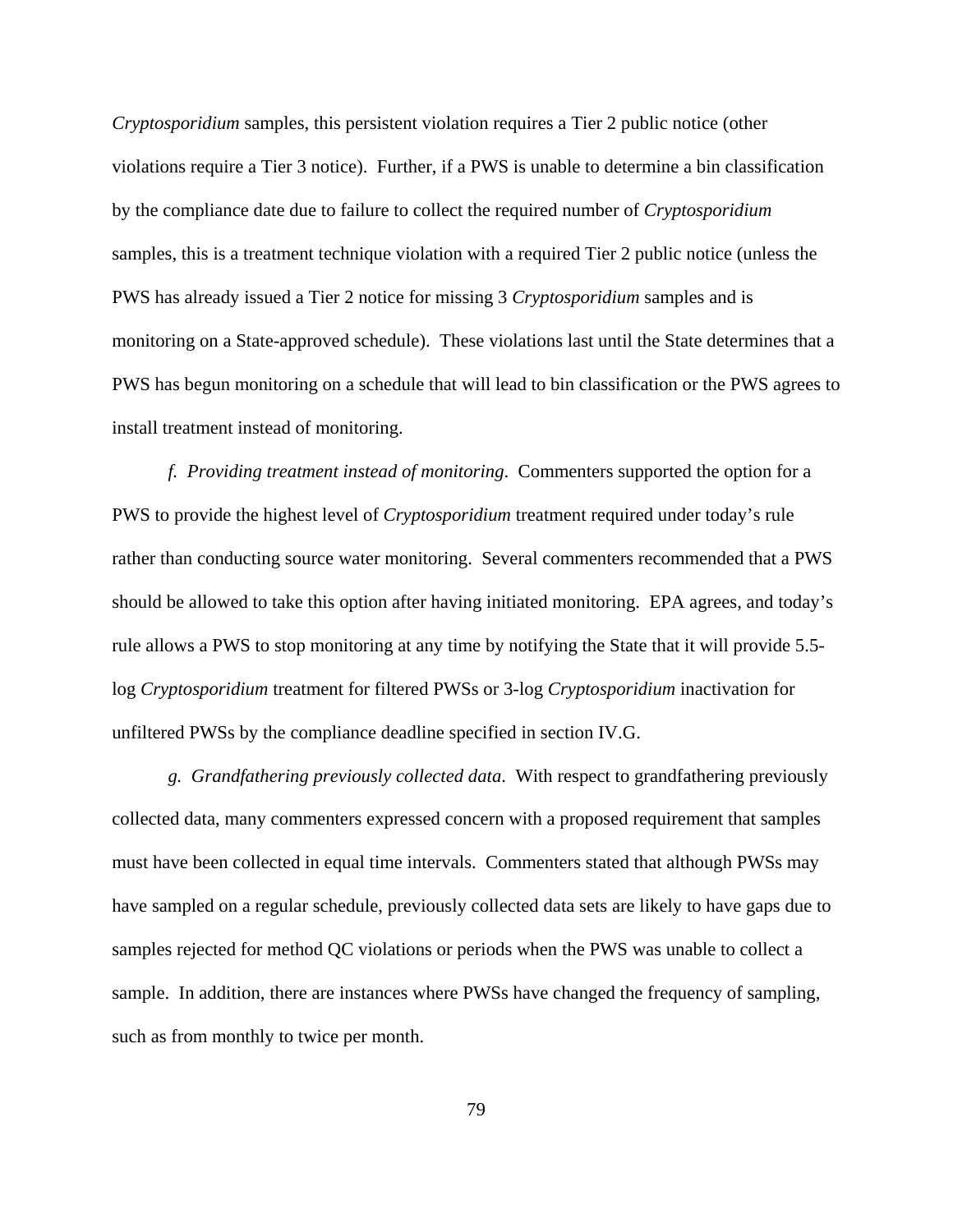*Cryptosporidium* samples, this persistent violation requires a Tier 2 public notice (other violations require a Tier 3 notice). Further, if a PWS is unable to determine a bin classification by the compliance date due to failure to collect the required number of *Cryptosporidium* samples, this is a treatment technique violation with a required Tier 2 public notice (unless the PWS has already issued a Tier 2 notice for missing 3 *Cryptosporidium* samples and is monitoring on a State-approved schedule). These violations last until the State determines that a PWS has begun monitoring on a schedule that will lead to bin classification or the PWS agrees to install treatment instead of monitoring.

*f. Providing treatment instead of monitoring*. Commenters supported the option for a PWS to provide the highest level of *Cryptosporidium* treatment required under today's rule rather than conducting source water monitoring. Several commenters recommended that a PWS should be allowed to take this option after having initiated monitoring. EPA agrees, and today's rule allows a PWS to stop monitoring at any time by notifying the State that it will provide 5.5-log *Cryptosporidium* treatment for filtered PWSs or 3-log *Cryptosporidium* inactivation for unfiltered PWSs by the compliance deadline specified in section IV.G.

*g. Grandfathering previously collected data*. With respect to grandfathering previously collected data, many commenters expressed concern with a proposed requirement that samples must have been collected in equal time intervals. Commenters stated that although PWSs may have sampled on a regular schedule, previously collected data sets are likely to have gaps due to samples rejected for method QC violations or periods when the PWS was unable to collect a sample. In addition, there are instances where PWSs have changed the frequency of sampling, such as from monthly to twice per month.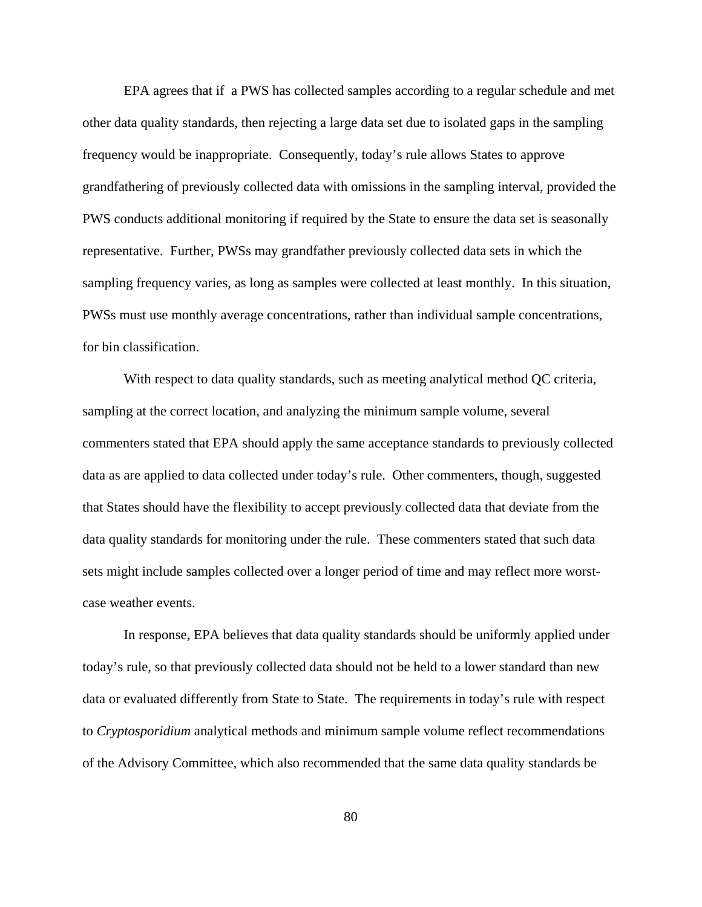EPA agrees that if a PWS has collected samples according to a regular schedule and met other data quality standards, then rejecting a large data set due to isolated gaps in the sampling frequency would be inappropriate. Consequently, today's rule allows States to approve grandfathering of previously collected data with omissions in the sampling interval, provided the PWS conducts additional monitoring if required by the State to ensure the data set is seasonally representative. Further, PWSs may grandfather previously collected data sets in which the sampling frequency varies, as long as samples were collected at least monthly. In this situation, PWSs must use monthly average concentrations, rather than individual sample concentrations, for bin classification.

With respect to data quality standards, such as meeting analytical method QC criteria, sampling at the correct location, and analyzing the minimum sample volume, several commenters stated that EPA should apply the same acceptance standards to previously collected data as are applied to data collected under today's rule. Other commenters, though, suggested that States should have the flexibility to accept previously collected data that deviate from the data quality standards for monitoring under the rule. These commenters stated that such data sets might include samples collected over a longer period of time and may reflect more worst-case weather events.

In response, EPA believes that data quality standards should be uniformly applied under today's rule, so that previously collected data should not be held to a lower standard than new data or evaluated differently from State to State. The requirements in today's rule with respect to *Cryptosporidium* analytical methods and minimum sample volume reflect recommendations of the Advisory Committee, which also recommended that the same data quality standards be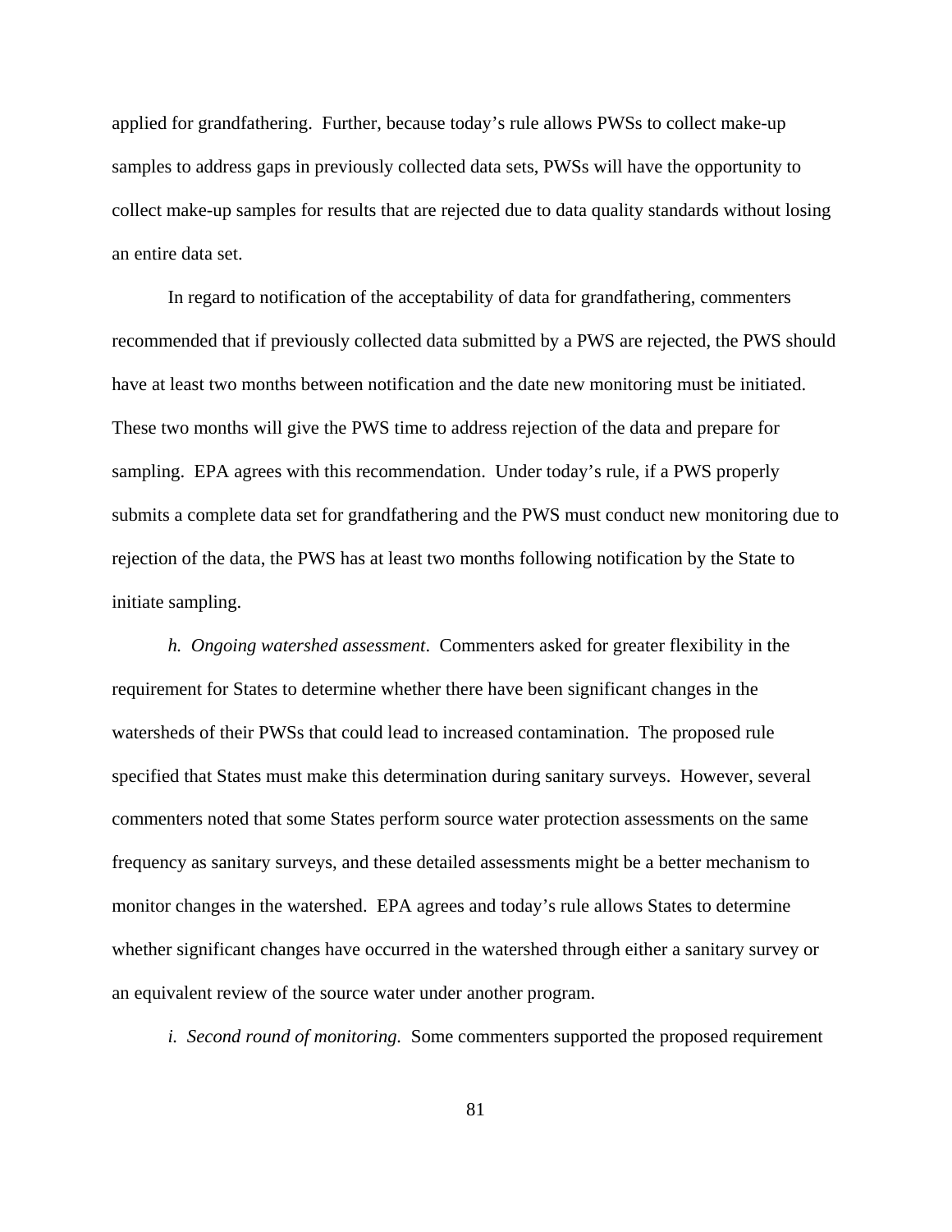applied for grandfathering. Further, because today's rule allows PWSs to collect make-up samples to address gaps in previously collected data sets, PWSs will have the opportunity to collect make-up samples for results that are rejected due to data quality standards without losing an entire data set.

In regard to notification of the acceptability of data for grandfathering, commenters recommended that if previously collected data submitted by a PWS are rejected, the PWS should have at least two months between notification and the date new monitoring must be initiated. These two months will give the PWS time to address rejection of the data and prepare for sampling. EPA agrees with this recommendation. Under today's rule, if a PWS properly submits a complete data set for grandfathering and the PWS must conduct new monitoring due to rejection of the data, the PWS has at least two months following notification by the State to initiate sampling.

*h. Ongoing watershed assessment*. Commenters asked for greater flexibility in the requirement for States to determine whether there have been significant changes in the watersheds of their PWSs that could lead to increased contamination. The proposed rule specified that States must make this determination during sanitary surveys. However, several commenters noted that some States perform source water protection assessments on the same frequency as sanitary surveys, and these detailed assessments might be a better mechanism to monitor changes in the watershed. EPA agrees and today's rule allows States to determine whether significant changes have occurred in the watershed through either a sanitary survey or an equivalent review of the source water under another program.

*i. Second round of monitoring.* Some commenters supported the proposed requirement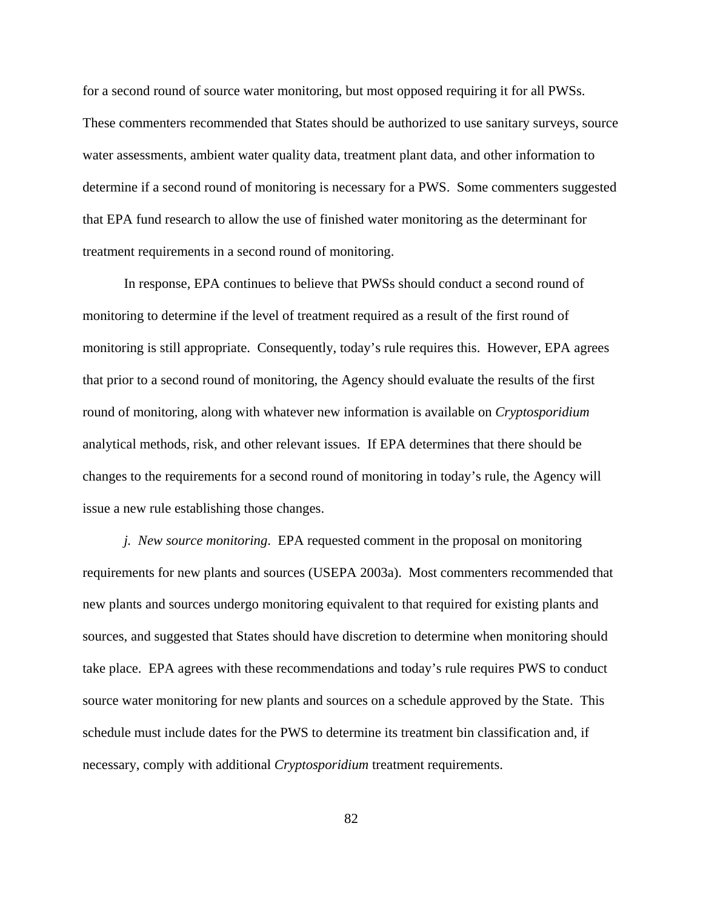for a second round of source water monitoring, but most opposed requiring it for all PWSs. These commenters recommended that States should be authorized to use sanitary surveys, source water assessments, ambient water quality data, treatment plant data, and other information to determine if a second round of monitoring is necessary for a PWS. Some commenters suggested that EPA fund research to allow the use of finished water monitoring as the determinant for treatment requirements in a second round of monitoring.

In response, EPA continues to believe that PWSs should conduct a second round of monitoring to determine if the level of treatment required as a result of the first round of monitoring is still appropriate. Consequently, today's rule requires this. However, EPA agrees that prior to a second round of monitoring, the Agency should evaluate the results of the first round of monitoring, along with whatever new information is available on *Cryptosporidium* analytical methods, risk, and other relevant issues. If EPA determines that there should be changes to the requirements for a second round of monitoring in today's rule, the Agency will issue a new rule establishing those changes.

*j. New source monitoring*. EPA requested comment in the proposal on monitoring requirements for new plants and sources (USEPA 2003a). Most commenters recommended that new plants and sources undergo monitoring equivalent to that required for existing plants and sources, and suggested that States should have discretion to determine when monitoring should take place. EPA agrees with these recommendations and today's rule requires PWS to conduct source water monitoring for new plants and sources on a schedule approved by the State. This schedule must include dates for the PWS to determine its treatment bin classification and, if necessary, comply with additional *Cryptosporidium* treatment requirements.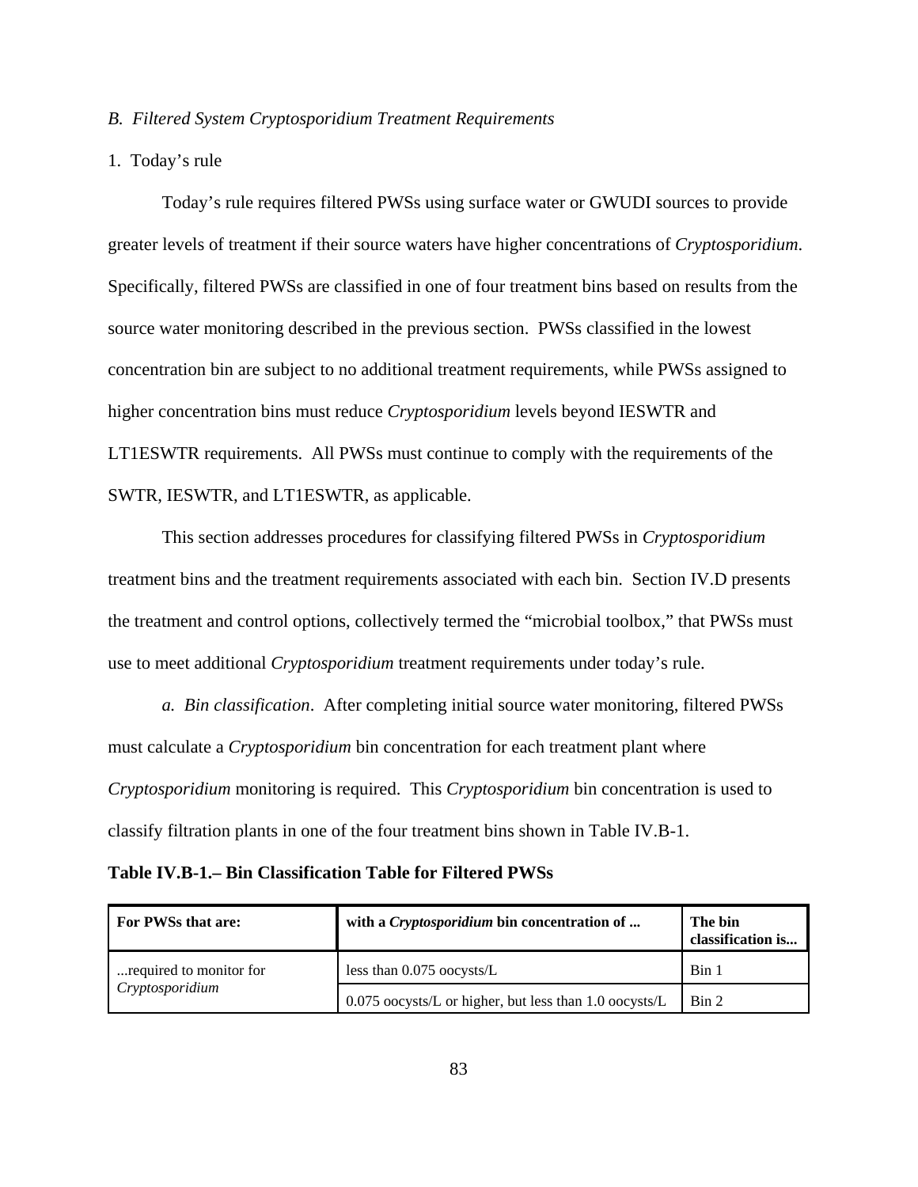*B. Filtered System Cryptosporidium Treatment Requirements*

1. Today's rule

Today's rule requires filtered PWSs using surface water or GWUDI sources to provide greater levels of treatment if their source waters have higher concentrations of *Cryptosporidium*. Specifically, filtered PWSs are classified in one of four treatment bins based on results from the source water monitoring described in the previous section. PWSs classified in the lowest concentration bin are subject to no additional treatment requirements, while PWSs assigned to higher concentration bins must reduce *Cryptosporidium* levels beyond IESWTR and LT1ESWTR requirements. All PWSs must continue to comply with the requirements of the SWTR, IESWTR, and LT1ESWTR, as applicable.

This section addresses procedures for classifying filtered PWSs in *Cryptosporidium* treatment bins and the treatment requirements associated with each bin. Section IV.D presents the treatment and control options, collectively termed the "microbial toolbox," that PWSs must use to meet additional *Cryptosporidium* treatment requirements under today's rule.

*a. Bin classification*. After completing initial source water monitoring, filtered PWSs must calculate a *Cryptosporidium* bin concentration for each treatment plant where *Cryptosporidium* monitoring is required. This *Cryptosporidium* bin concentration is used to classify filtration plants in one of the four treatment bins shown in Table IV.B-1.

**Table IV.B-1.– Bin Classification Table for Filtered PWSs**

| For PWSs that are: | with a *Cryptosporidium* bin concentration of ... | The bin classification is... |
|---|---|---|
| ...required to monitor for *Cryptosporidium* | less than 0.075 oocysts/L | Bin 1 |
| | 0.075 oocysts/L or higher, but less than 1.0 oocysts/L | Bin 2 |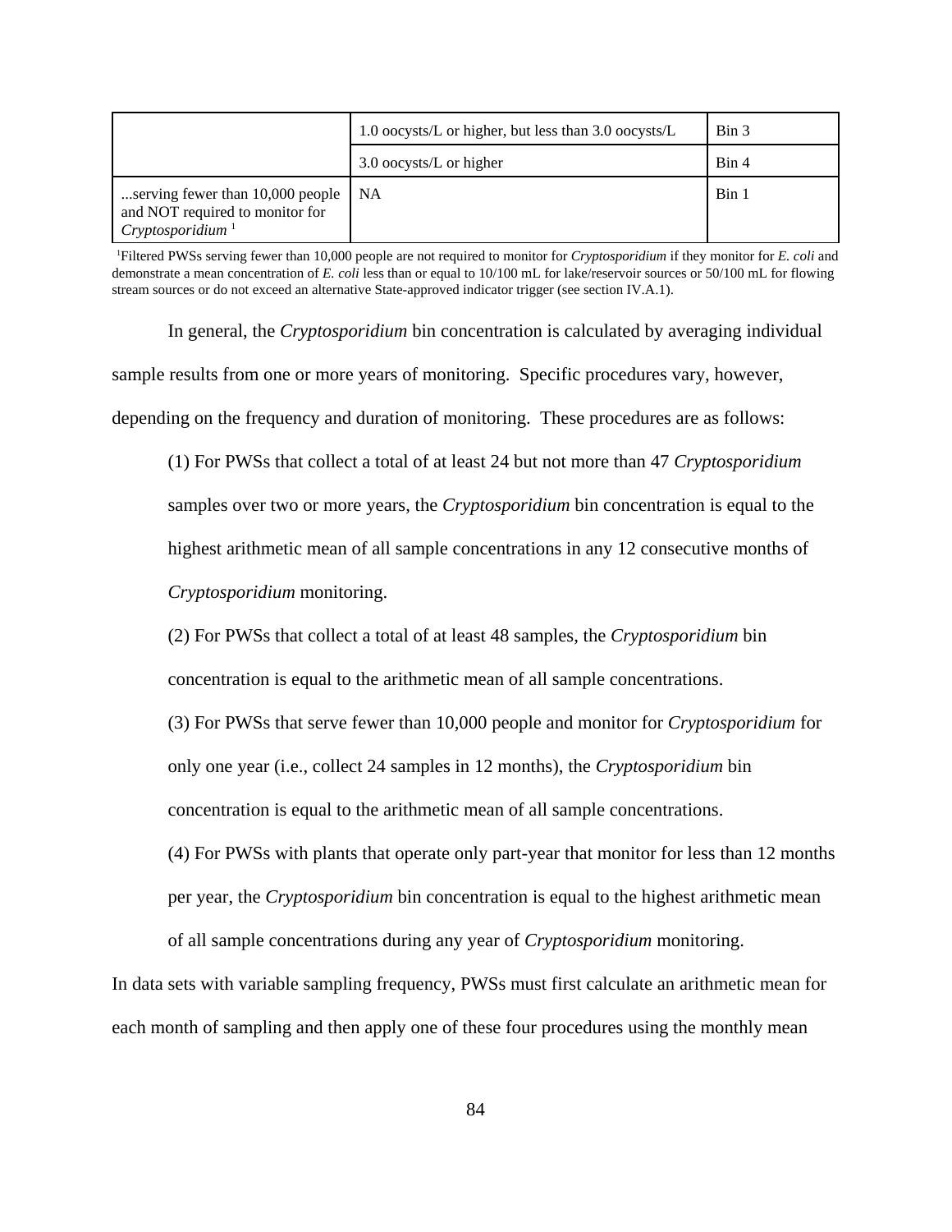| | | |
|---|---|---|
| | 1.0 oocysts/L or higher, but less than 3.0 oocysts/L | Bin 3 |
| | 3.0 oocysts/L or higher | Bin 4 |
| ...serving fewer than 10,000 people and NOT required to monitor for *Cryptosporidium* [1] | NA | Bin 1 |

[1]Filtered PWSs serving fewer than 10,000 people are not required to monitor for *Cryptosporidium* if they monitor for *E. coli* and demonstrate a mean concentration of *E. coli* less than or equal to 10/100 mL for lake/reservoir sources or 50/100 mL for flowing stream sources or do not exceed an alternative State-approved indicator trigger (see section IV.A.1).

In general, the *Cryptosporidium* bin concentration is calculated by averaging individual sample results from one or more years of monitoring. Specific procedures vary, however, depending on the frequency and duration of monitoring. These procedures are as follows:

(1) For PWSs that collect a total of at least 24 but not more than 47 *Cryptosporidium* samples over two or more years, the *Cryptosporidium* bin concentration is equal to the highest arithmetic mean of all sample concentrations in any 12 consecutive months of *Cryptosporidium* monitoring.

(2) For PWSs that collect a total of at least 48 samples, the *Cryptosporidium* bin concentration is equal to the arithmetic mean of all sample concentrations.

(3) For PWSs that serve fewer than 10,000 people and monitor for *Cryptosporidium* for only one year (i.e., collect 24 samples in 12 months), the *Cryptosporidium* bin concentration is equal to the arithmetic mean of all sample concentrations.

(4) For PWSs with plants that operate only part-year that monitor for less than 12 months per year, the *Cryptosporidium* bin concentration is equal to the highest arithmetic mean of all sample concentrations during any year of *Cryptosporidium* monitoring.

In data sets with variable sampling frequency, PWSs must first calculate an arithmetic mean for each month of sampling and then apply one of these four procedures using the monthly mean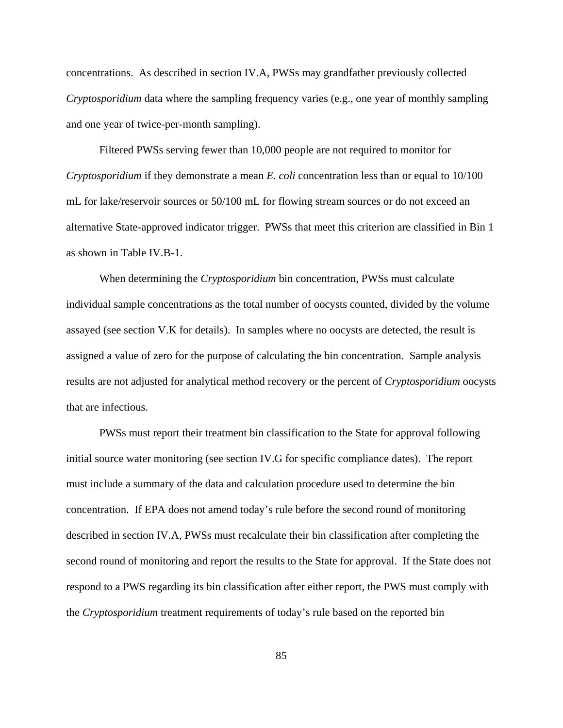concentrations. As described in section IV.A, PWSs may grandfather previously collected *Cryptosporidium* data where the sampling frequency varies (e.g., one year of monthly sampling and one year of twice-per-month sampling).

Filtered PWSs serving fewer than 10,000 people are not required to monitor for *Cryptosporidium* if they demonstrate a mean *E. coli* concentration less than or equal to 10/100 mL for lake/reservoir sources or 50/100 mL for flowing stream sources or do not exceed an alternative State-approved indicator trigger. PWSs that meet this criterion are classified in Bin 1 as shown in Table IV.B-1.

When determining the *Cryptosporidium* bin concentration, PWSs must calculate individual sample concentrations as the total number of oocysts counted, divided by the volume assayed (see section V.K for details). In samples where no oocysts are detected, the result is assigned a value of zero for the purpose of calculating the bin concentration. Sample analysis results are not adjusted for analytical method recovery or the percent of *Cryptosporidium* oocysts that are infectious.

PWSs must report their treatment bin classification to the State for approval following initial source water monitoring (see section IV.G for specific compliance dates). The report must include a summary of the data and calculation procedure used to determine the bin concentration. If EPA does not amend today's rule before the second round of monitoring described in section IV.A, PWSs must recalculate their bin classification after completing the second round of monitoring and report the results to the State for approval. If the State does not respond to a PWS regarding its bin classification after either report, the PWS must comply with the *Cryptosporidium* treatment requirements of today's rule based on the reported bin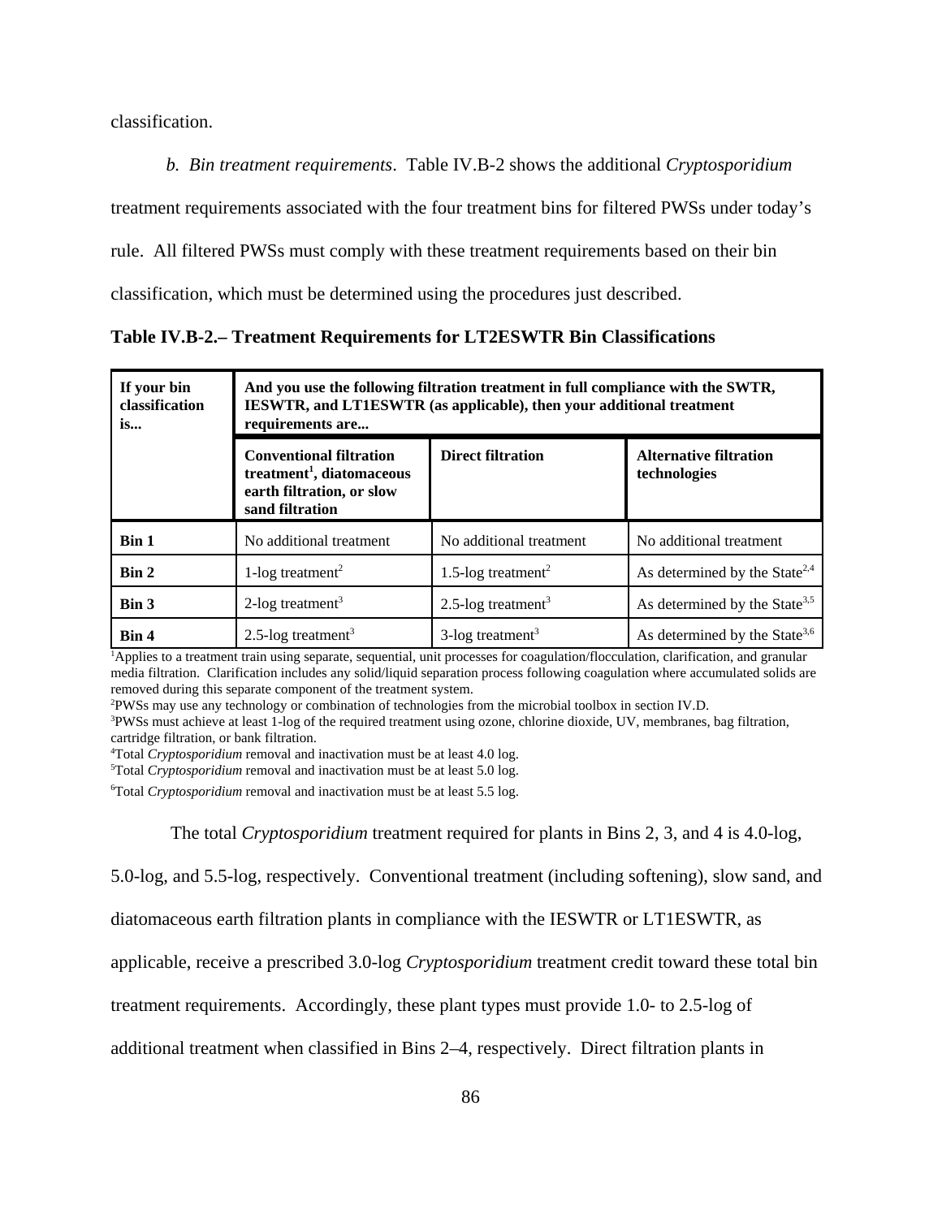classification.

*b. Bin treatment requirements*. Table IV.B-2 shows the additional *Cryptosporidium* treatment requirements associated with the four treatment bins for filtered PWSs under today's rule. All filtered PWSs must comply with these treatment requirements based on their bin classification, which must be determined using the procedures just described.

**Table IV.B-2.– Treatment Requirements for LT2ESWTR Bin Classifications**

| If your bin classification is... | And you use the following filtration treatment in full compliance with the SWTR, IESWTR, and LT1ESWTR (as applicable), then your additional treatment requirements are... | | |
|---|---|---|---|
| | **Conventional filtration treatment[1], diatomaceous earth filtration, or slow sand filtration** | **Direct filtration** | **Alternative filtration technologies** |
| **Bin 1** | No additional treatment | No additional treatment | No additional treatment |
| **Bin 2** | 1-log treatment[2] | 1.5-log treatment[2] | As determined by the State[2,4] |
| **Bin 3** | 2-log treatment[3] | 2.5-log treatment[3] | As determined by the State[3,5] |
| **Bin 4** | 2.5-log treatment[3] | 3-log treatment[3] | As determined by the State[3,6] |

[1]Applies to a treatment train using separate, sequential, unit processes for coagulation/flocculation, clarification, and granular media filtration. Clarification includes any solid/liquid separation process following coagulation where accumulated solids are removed during this separate component of the treatment system.
[2]PWSs may use any technology or combination of technologies from the microbial toolbox in section IV.D.
[3]PWSs must achieve at least 1-log of the required treatment using ozone, chlorine dioxide, UV, membranes, bag filtration, cartridge filtration, or bank filtration.
[4]Total *Cryptosporidium* removal and inactivation must be at least 4.0 log.
[5]Total *Cryptosporidium* removal and inactivation must be at least 5.0 log.
[6]Total *Cryptosporidium* removal and inactivation must be at least 5.5 log.

The total *Cryptosporidium* treatment required for plants in Bins 2, 3, and 4 is 4.0-log, 5.0-log, and 5.5-log, respectively. Conventional treatment (including softening), slow sand, and diatomaceous earth filtration plants in compliance with the IESWTR or LT1ESWTR, as applicable, receive a prescribed 3.0-log *Cryptosporidium* treatment credit toward these total bin treatment requirements. Accordingly, these plant types must provide 1.0- to 2.5-log of additional treatment when classified in Bins 2–4, respectively. Direct filtration plants in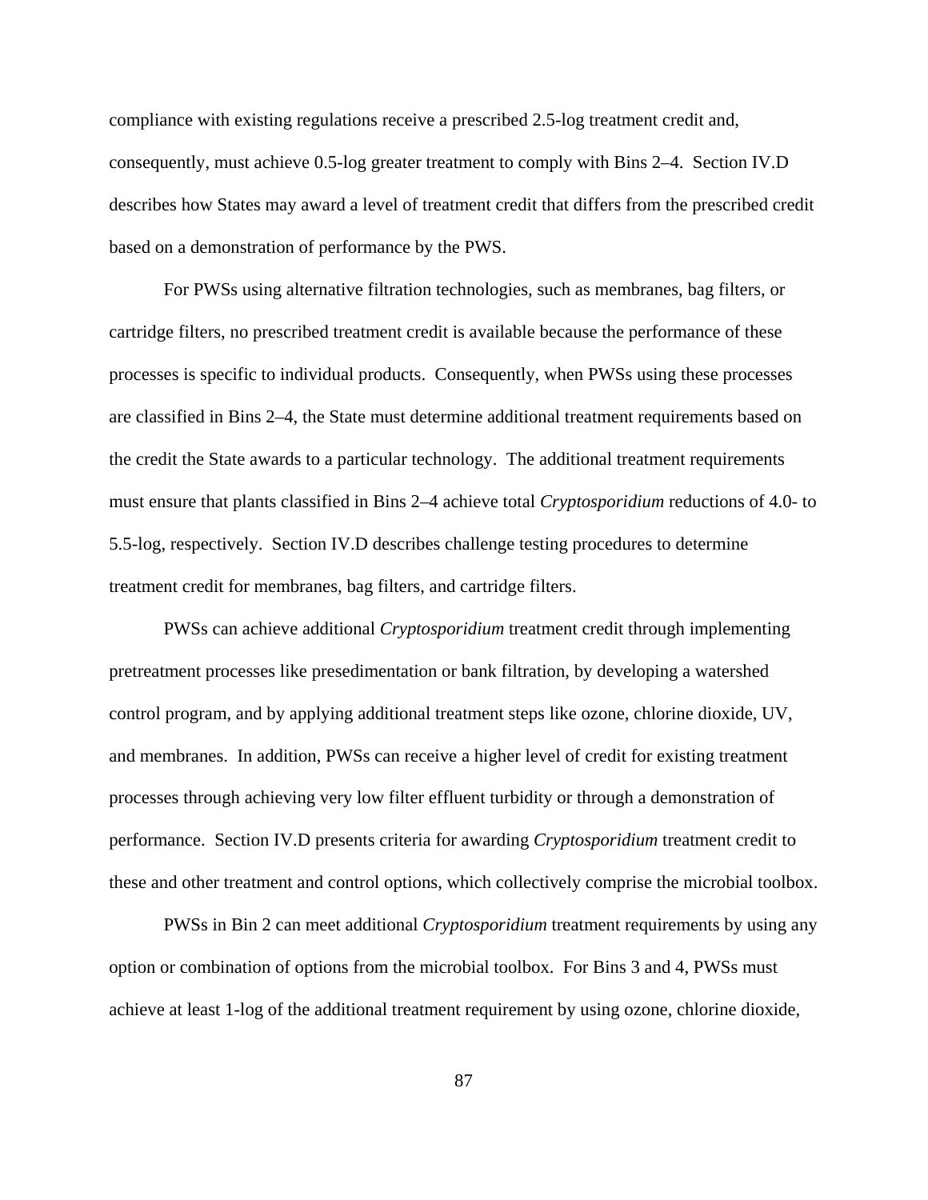compliance with existing regulations receive a prescribed 2.5-log treatment credit and, consequently, must achieve 0.5-log greater treatment to comply with Bins 2–4. Section IV.D describes how States may award a level of treatment credit that differs from the prescribed credit based on a demonstration of performance by the PWS.

For PWSs using alternative filtration technologies, such as membranes, bag filters, or cartridge filters, no prescribed treatment credit is available because the performance of these processes is specific to individual products. Consequently, when PWSs using these processes are classified in Bins 2–4, the State must determine additional treatment requirements based on the credit the State awards to a particular technology. The additional treatment requirements must ensure that plants classified in Bins 2–4 achieve total *Cryptosporidium* reductions of 4.0- to 5.5-log, respectively. Section IV.D describes challenge testing procedures to determine treatment credit for membranes, bag filters, and cartridge filters.

PWSs can achieve additional *Cryptosporidium* treatment credit through implementing pretreatment processes like presedimentation or bank filtration, by developing a watershed control program, and by applying additional treatment steps like ozone, chlorine dioxide, UV, and membranes. In addition, PWSs can receive a higher level of credit for existing treatment processes through achieving very low filter effluent turbidity or through a demonstration of performance. Section IV.D presents criteria for awarding *Cryptosporidium* treatment credit to these and other treatment and control options, which collectively comprise the microbial toolbox.

PWSs in Bin 2 can meet additional *Cryptosporidium* treatment requirements by using any option or combination of options from the microbial toolbox. For Bins 3 and 4, PWSs must achieve at least 1-log of the additional treatment requirement by using ozone, chlorine dioxide,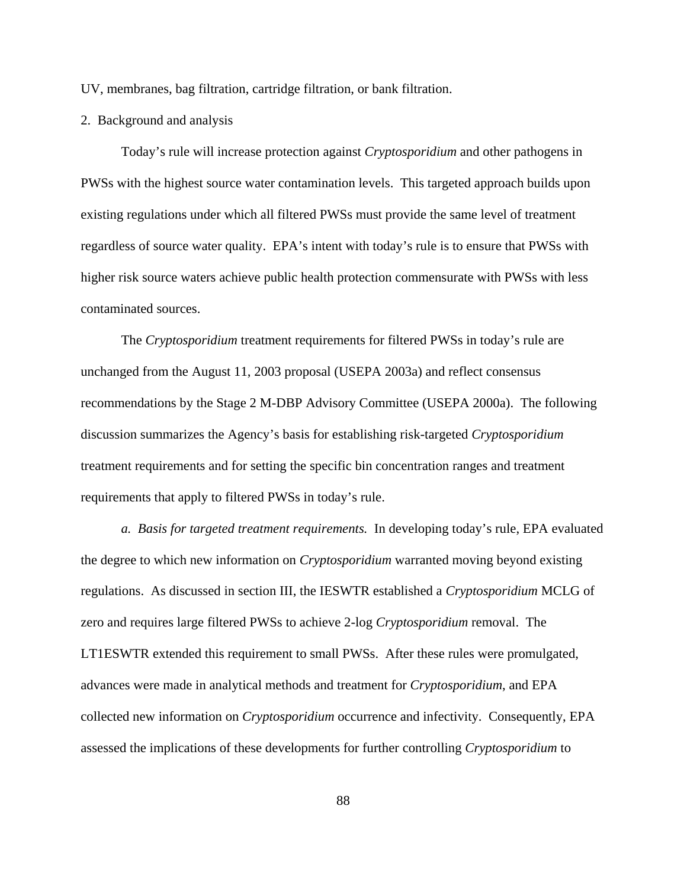UV, membranes, bag filtration, cartridge filtration, or bank filtration.

2. Background and analysis

Today's rule will increase protection against *Cryptosporidium* and other pathogens in PWSs with the highest source water contamination levels. This targeted approach builds upon existing regulations under which all filtered PWSs must provide the same level of treatment regardless of source water quality. EPA's intent with today's rule is to ensure that PWSs with higher risk source waters achieve public health protection commensurate with PWSs with less contaminated sources.

The *Cryptosporidium* treatment requirements for filtered PWSs in today's rule are unchanged from the August 11, 2003 proposal (USEPA 2003a) and reflect consensus recommendations by the Stage 2 M-DBP Advisory Committee (USEPA 2000a). The following discussion summarizes the Agency's basis for establishing risk-targeted *Cryptosporidium* treatment requirements and for setting the specific bin concentration ranges and treatment requirements that apply to filtered PWSs in today's rule.

*a. Basis for targeted treatment requirements.* In developing today's rule, EPA evaluated the degree to which new information on *Cryptosporidium* warranted moving beyond existing regulations. As discussed in section III, the IESWTR established a *Cryptosporidium* MCLG of zero and requires large filtered PWSs to achieve 2-log *Cryptosporidium* removal. The LT1ESWTR extended this requirement to small PWSs. After these rules were promulgated, advances were made in analytical methods and treatment for *Cryptosporidium*, and EPA collected new information on *Cryptosporidium* occurrence and infectivity. Consequently, EPA assessed the implications of these developments for further controlling *Cryptosporidium* to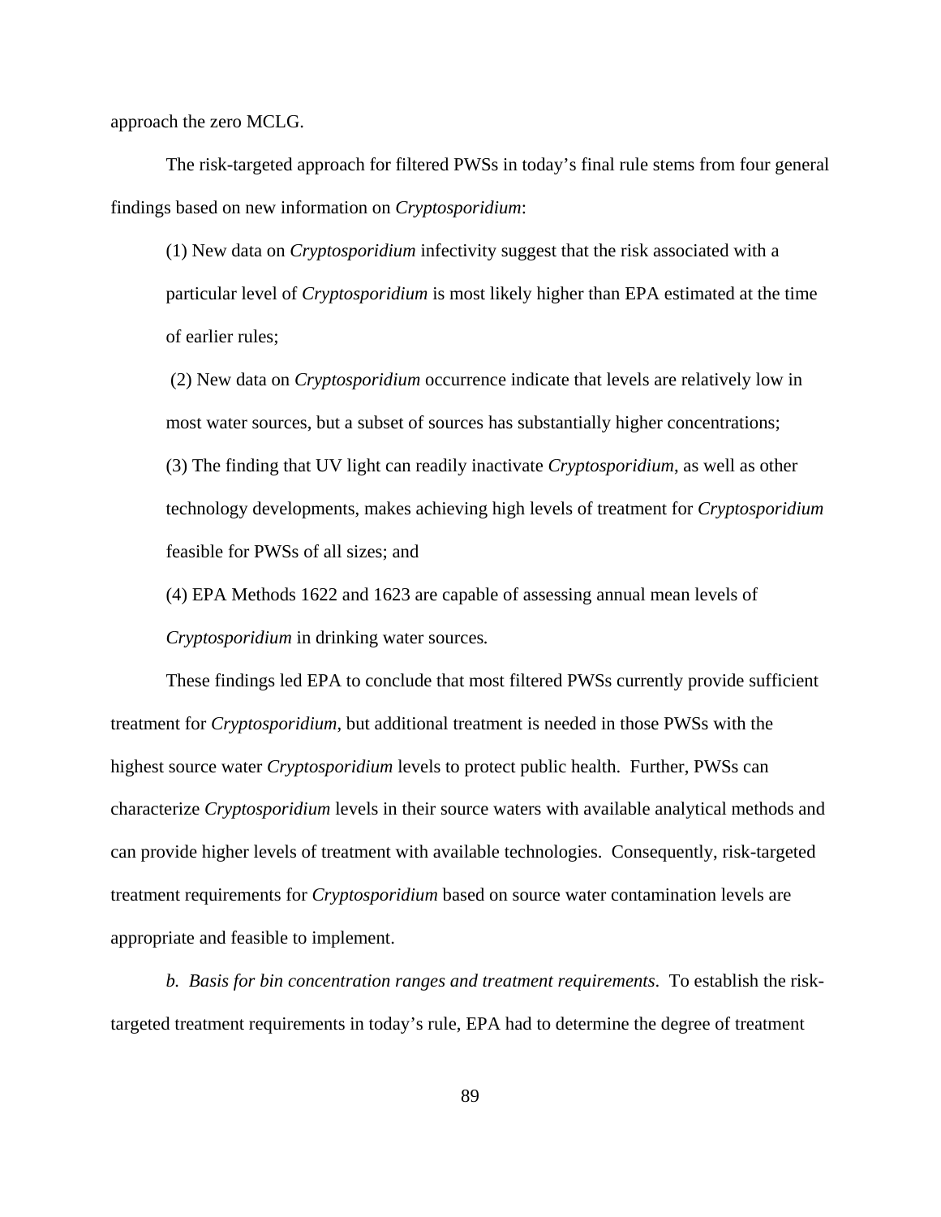approach the zero MCLG.

The risk-targeted approach for filtered PWSs in today's final rule stems from four general findings based on new information on *Cryptosporidium*:

(1) New data on *Cryptosporidium* infectivity suggest that the risk associated with a particular level of *Cryptosporidium* is most likely higher than EPA estimated at the time of earlier rules;

(2) New data on *Cryptosporidium* occurrence indicate that levels are relatively low in most water sources, but a subset of sources has substantially higher concentrations;

(3) The finding that UV light can readily inactivate *Cryptosporidium*, as well as other technology developments, makes achieving high levels of treatment for *Cryptosporidium* feasible for PWSs of all sizes; and

(4) EPA Methods 1622 and 1623 are capable of assessing annual mean levels of *Cryptosporidium* in drinking water sources.

These findings led EPA to conclude that most filtered PWSs currently provide sufficient treatment for *Cryptosporidium*, but additional treatment is needed in those PWSs with the highest source water *Cryptosporidium* levels to protect public health. Further, PWSs can characterize *Cryptosporidium* levels in their source waters with available analytical methods and can provide higher levels of treatment with available technologies. Consequently, risk-targeted treatment requirements for *Cryptosporidium* based on source water contamination levels are appropriate and feasible to implement.

*b. Basis for bin concentration ranges and treatment requirements*. To establish the risk-targeted treatment requirements in today's rule, EPA had to determine the degree of treatment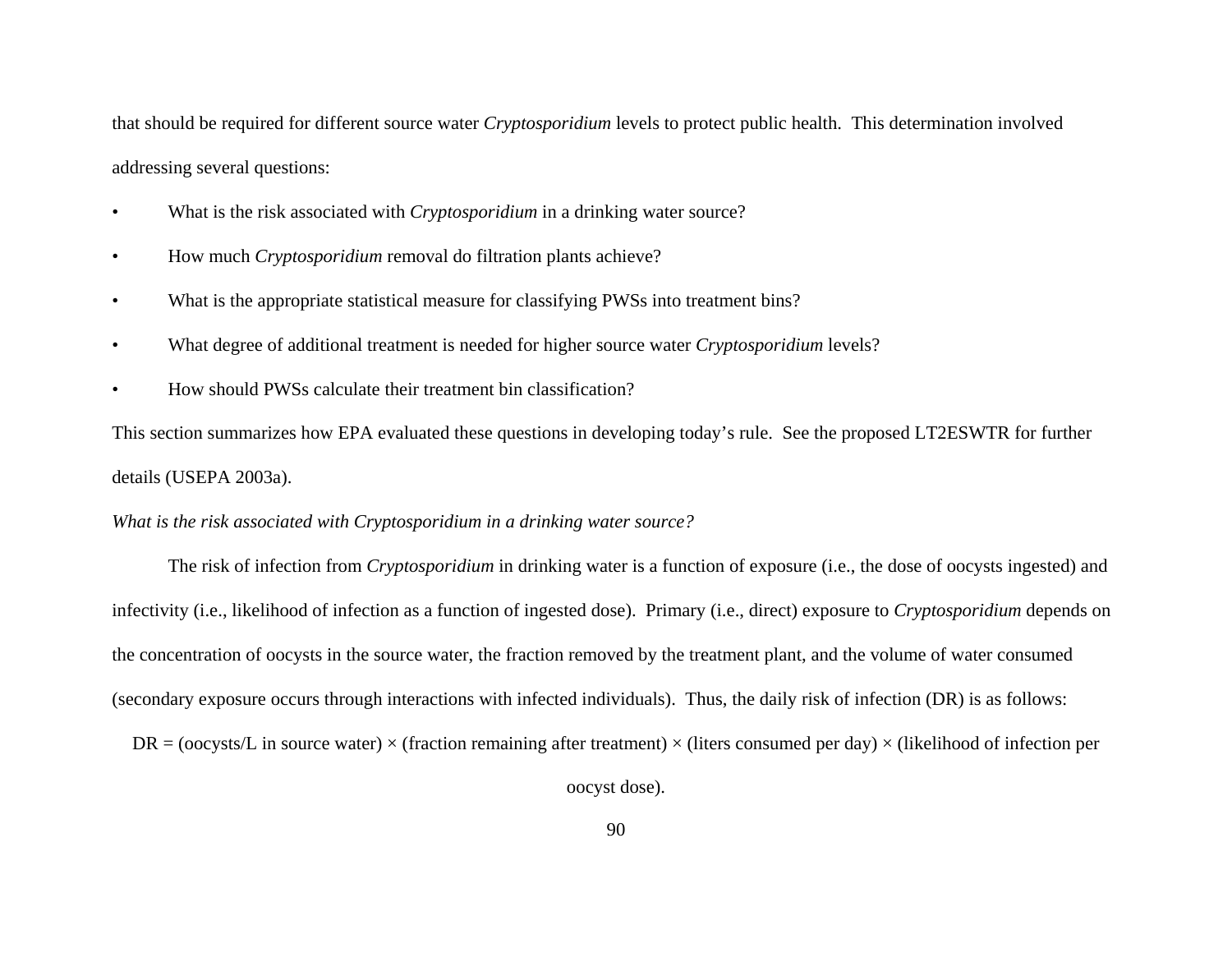that should be required for different source water *Cryptosporidium* levels to protect public health. This determination involved addressing several questions:

- What is the risk associated with *Cryptosporidium* in a drinking water source?
- How much *Cryptosporidium* removal do filtration plants achieve?
- What is the appropriate statistical measure for classifying PWSs into treatment bins?
- What degree of additional treatment is needed for higher source water *Cryptosporidium* levels?
- How should PWSs calculate their treatment bin classification?

This section summarizes how EPA evaluated these questions in developing today's rule. See the proposed LT2ESWTR for further details (USEPA 2003a).

*What is the risk associated with Cryptosporidium in a drinking water source?*

The risk of infection from *Cryptosporidium* in drinking water is a function of exposure (i.e., the dose of oocysts ingested) and infectivity (i.e., likelihood of infection as a function of ingested dose). Primary (i.e., direct) exposure to *Cryptosporidium* depends on the concentration of oocysts in the source water, the fraction removed by the treatment plant, and the volume of water consumed (secondary exposure occurs through interactions with infected individuals). Thus, the daily risk of infection (DR) is as follows:

DR = (oocysts/L in source water) × (fraction remaining after treatment) × (liters consumed per day) × (likelihood of infection per oocyst dose).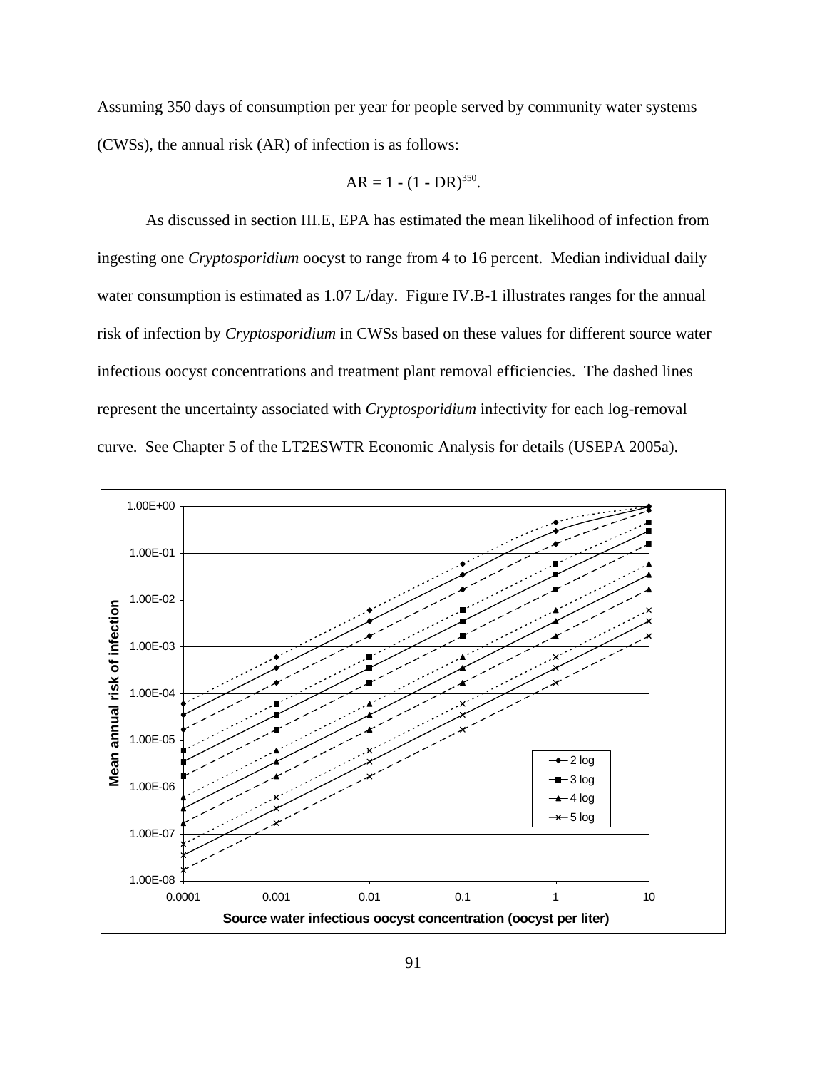Assuming 350 days of consumption per year for people served by community water systems (CWSs), the annual risk (AR) of infection is as follows:

$$AR = 1 - (1 - DR)^{350}.$$

As discussed in section III.E, EPA has estimated the mean likelihood of infection from ingesting one *Cryptosporidium* oocyst to range from 4 to 16 percent. Median individual daily water consumption is estimated as 1.07 L/day. Figure IV.B-1 illustrates ranges for the annual risk of infection by *Cryptosporidium* in CWSs based on these values for different source water infectious oocyst concentrations and treatment plant removal efficiencies. The dashed lines represent the uncertainty associated with *Cryptosporidium* infectivity for each log-removal curve. See Chapter 5 of the LT2ESWTR Economic Analysis for details (USEPA 2005a).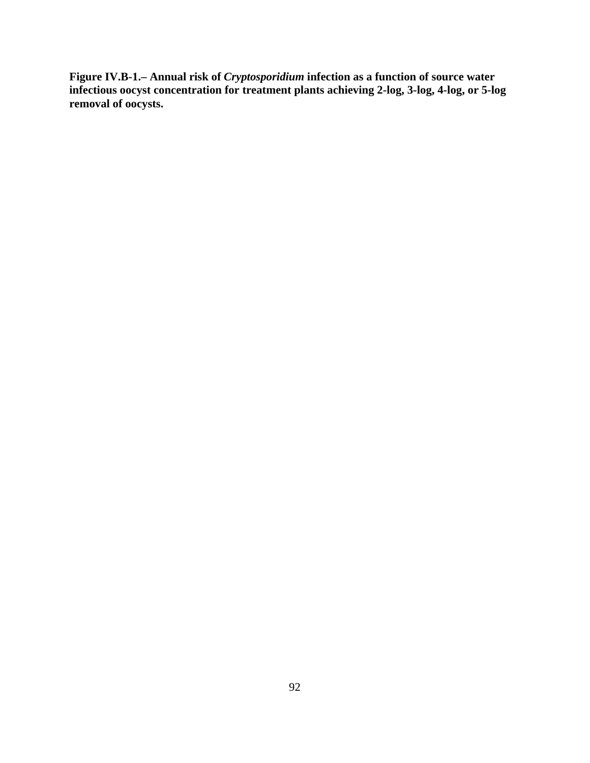**Figure IV.B-1.– Annual risk of *Cryptosporidium* infection as a function of source water infectious oocyst concentration for treatment plants achieving 2-log, 3-log, 4-log, or 5-log removal of oocysts.**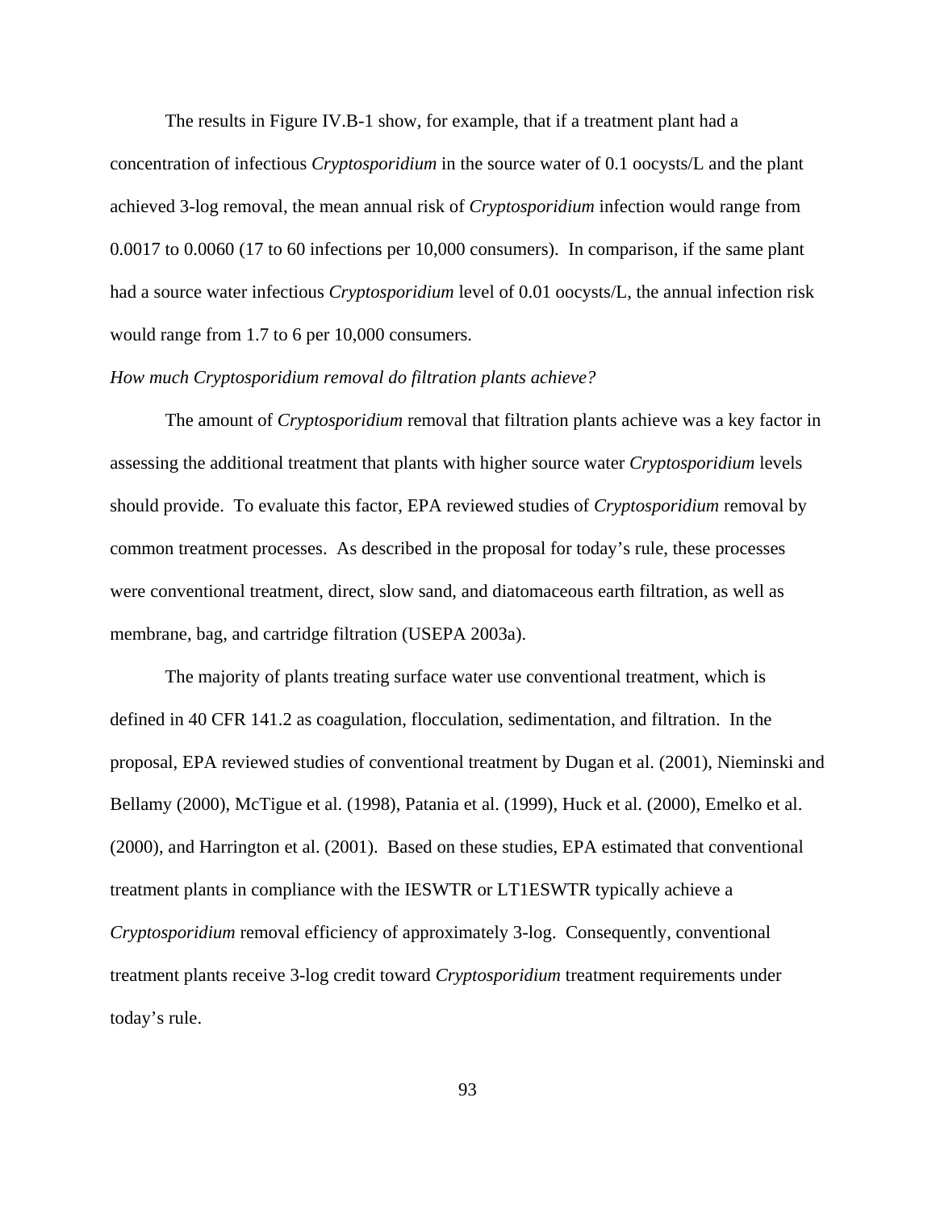The results in Figure IV.B-1 show, for example, that if a treatment plant had a concentration of infectious *Cryptosporidium* in the source water of 0.1 oocysts/L and the plant achieved 3-log removal, the mean annual risk of *Cryptosporidium* infection would range from 0.0017 to 0.0060 (17 to 60 infections per 10,000 consumers). In comparison, if the same plant had a source water infectious *Cryptosporidium* level of 0.01 oocysts/L, the annual infection risk would range from 1.7 to 6 per 10,000 consumers.

*How much Cryptosporidium removal do filtration plants achieve?*

The amount of *Cryptosporidium* removal that filtration plants achieve was a key factor in assessing the additional treatment that plants with higher source water *Cryptosporidium* levels should provide. To evaluate this factor, EPA reviewed studies of *Cryptosporidium* removal by common treatment processes. As described in the proposal for today's rule, these processes were conventional treatment, direct, slow sand, and diatomaceous earth filtration, as well as membrane, bag, and cartridge filtration (USEPA 2003a).

The majority of plants treating surface water use conventional treatment, which is defined in 40 CFR 141.2 as coagulation, flocculation, sedimentation, and filtration. In the proposal, EPA reviewed studies of conventional treatment by Dugan et al. (2001), Nieminski and Bellamy (2000), McTigue et al. (1998), Patania et al. (1999), Huck et al. (2000), Emelko et al. (2000), and Harrington et al. (2001). Based on these studies, EPA estimated that conventional treatment plants in compliance with the IESWTR or LT1ESWTR typically achieve a *Cryptosporidium* removal efficiency of approximately 3-log. Consequently, conventional treatment plants receive 3-log credit toward *Cryptosporidium* treatment requirements under today's rule.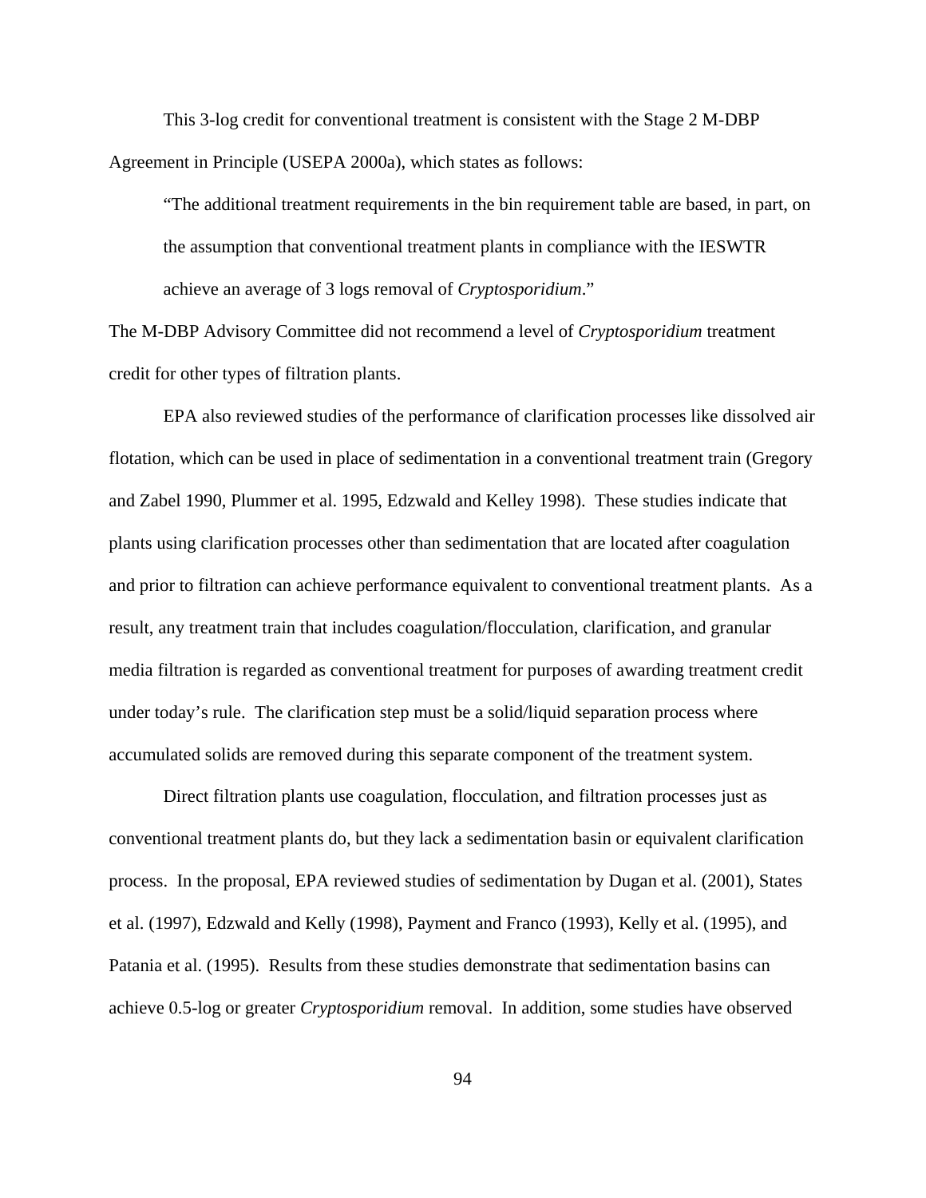This 3-log credit for conventional treatment is consistent with the Stage 2 M-DBP Agreement in Principle (USEPA 2000a), which states as follows:

> "The additional treatment requirements in the bin requirement table are based, in part, on the assumption that conventional treatment plants in compliance with the IESWTR achieve an average of 3 logs removal of *Cryptosporidium*."

The M-DBP Advisory Committee did not recommend a level of *Cryptosporidium* treatment credit for other types of filtration plants.

EPA also reviewed studies of the performance of clarification processes like dissolved air flotation, which can be used in place of sedimentation in a conventional treatment train (Gregory and Zabel 1990, Plummer et al. 1995, Edzwald and Kelley 1998). These studies indicate that plants using clarification processes other than sedimentation that are located after coagulation and prior to filtration can achieve performance equivalent to conventional treatment plants. As a result, any treatment train that includes coagulation/flocculation, clarification, and granular media filtration is regarded as conventional treatment for purposes of awarding treatment credit under today's rule. The clarification step must be a solid/liquid separation process where accumulated solids are removed during this separate component of the treatment system.

Direct filtration plants use coagulation, flocculation, and filtration processes just as conventional treatment plants do, but they lack a sedimentation basin or equivalent clarification process. In the proposal, EPA reviewed studies of sedimentation by Dugan et al. (2001), States et al. (1997), Edzwald and Kelly (1998), Payment and Franco (1993), Kelly et al. (1995), and Patania et al. (1995). Results from these studies demonstrate that sedimentation basins can achieve 0.5-log or greater *Cryptosporidium* removal. In addition, some studies have observed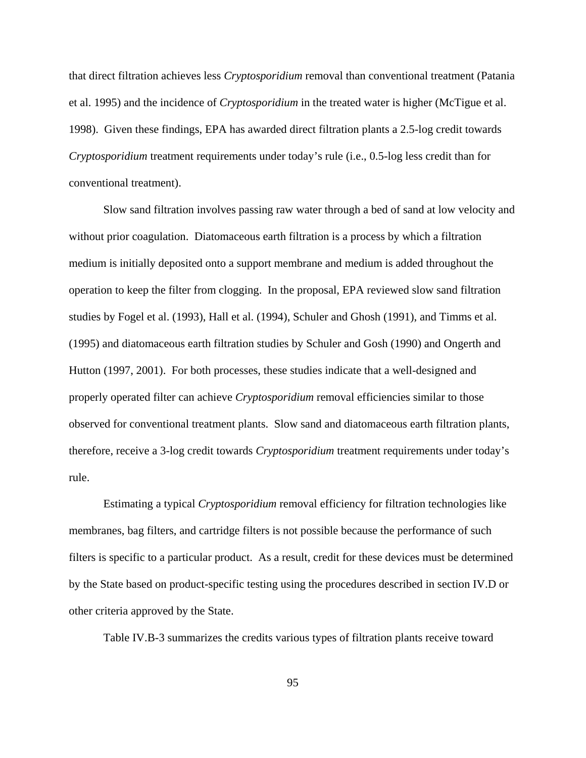that direct filtration achieves less *Cryptosporidium* removal than conventional treatment (Patania et al. 1995) and the incidence of *Cryptosporidium* in the treated water is higher (McTigue et al. 1998). Given these findings, EPA has awarded direct filtration plants a 2.5-log credit towards *Cryptosporidium* treatment requirements under today's rule (i.e., 0.5-log less credit than for conventional treatment).

Slow sand filtration involves passing raw water through a bed of sand at low velocity and without prior coagulation. Diatomaceous earth filtration is a process by which a filtration medium is initially deposited onto a support membrane and medium is added throughout the operation to keep the filter from clogging. In the proposal, EPA reviewed slow sand filtration studies by Fogel et al. (1993), Hall et al. (1994), Schuler and Ghosh (1991), and Timms et al. (1995) and diatomaceous earth filtration studies by Schuler and Gosh (1990) and Ongerth and Hutton (1997, 2001). For both processes, these studies indicate that a well-designed and properly operated filter can achieve *Cryptosporidium* removal efficiencies similar to those observed for conventional treatment plants. Slow sand and diatomaceous earth filtration plants, therefore, receive a 3-log credit towards *Cryptosporidium* treatment requirements under today's rule.

Estimating a typical *Cryptosporidium* removal efficiency for filtration technologies like membranes, bag filters, and cartridge filters is not possible because the performance of such filters is specific to a particular product. As a result, credit for these devices must be determined by the State based on product-specific testing using the procedures described in section IV.D or other criteria approved by the State.

Table IV.B-3 summarizes the credits various types of filtration plants receive toward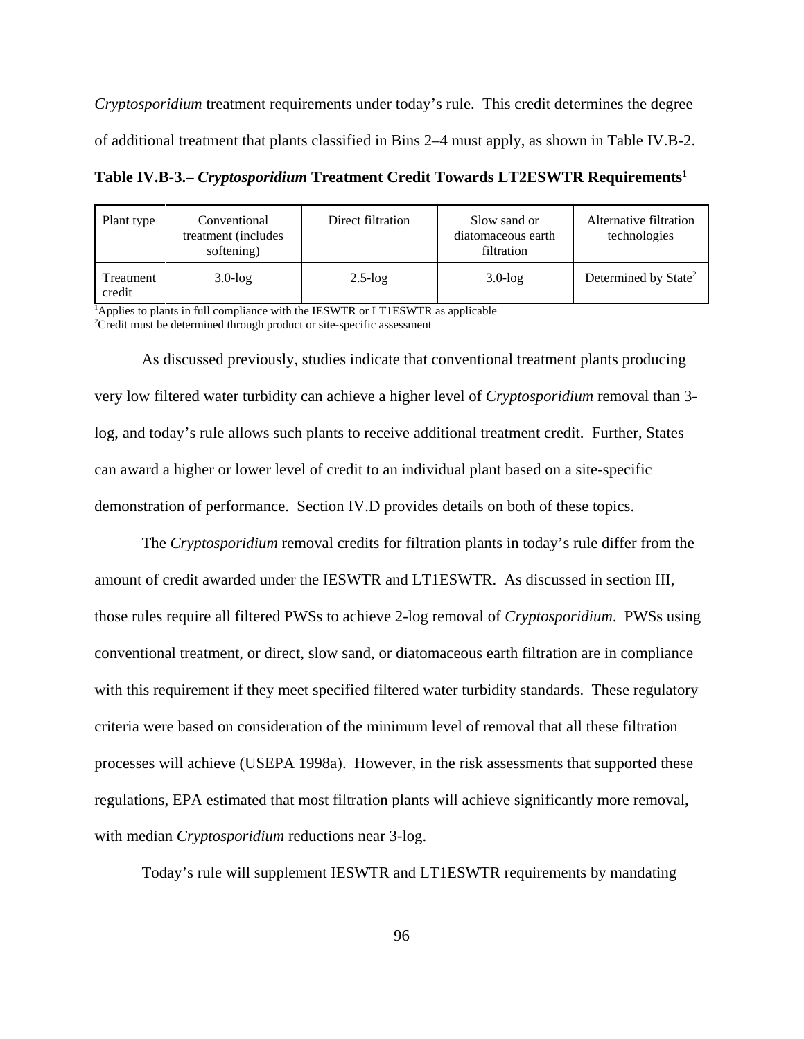*Cryptosporidium* treatment requirements under today's rule. This credit determines the degree of additional treatment that plants classified in Bins 2–4 must apply, as shown in Table IV.B-2.

**Table IV.B-3.– *Cryptosporidium* Treatment Credit Towards LT2ESWTR Requirements[1]**

| Plant type | Conventional treatment (includes softening) | Direct filtration | Slow sand or diatomaceous earth filtration | Alternative filtration technologies |
|---|---|---|---|---|
| Treatment credit | 3.0-log | 2.5-log | 3.0-log | Determined by State[2] |

[1]Applies to plants in full compliance with the IESWTR or LT1ESWTR as applicable
[2]Credit must be determined through product or site-specific assessment

As discussed previously, studies indicate that conventional treatment plants producing very low filtered water turbidity can achieve a higher level of *Cryptosporidium* removal than 3-log, and today's rule allows such plants to receive additional treatment credit. Further, States can award a higher or lower level of credit to an individual plant based on a site-specific demonstration of performance. Section IV.D provides details on both of these topics.

The *Cryptosporidium* removal credits for filtration plants in today's rule differ from the amount of credit awarded under the IESWTR and LT1ESWTR. As discussed in section III, those rules require all filtered PWSs to achieve 2-log removal of *Cryptosporidium*. PWSs using conventional treatment, or direct, slow sand, or diatomaceous earth filtration are in compliance with this requirement if they meet specified filtered water turbidity standards. These regulatory criteria were based on consideration of the minimum level of removal that all these filtration processes will achieve (USEPA 1998a). However, in the risk assessments that supported these regulations, EPA estimated that most filtration plants will achieve significantly more removal, with median *Cryptosporidium* reductions near 3-log.

Today's rule will supplement IESWTR and LT1ESWTR requirements by mandating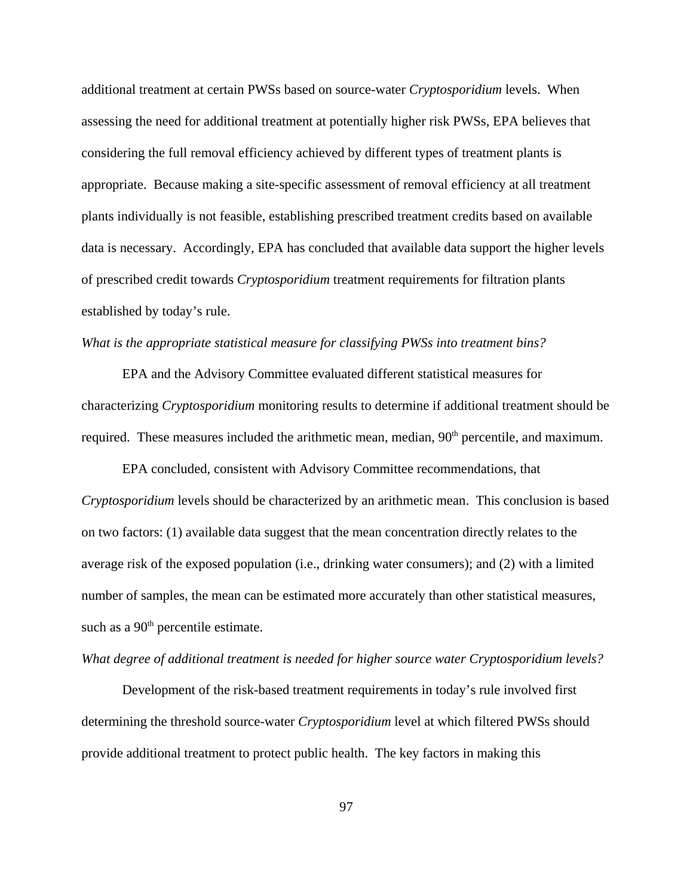additional treatment at certain PWSs based on source-water *Cryptosporidium* levels. When assessing the need for additional treatment at potentially higher risk PWSs, EPA believes that considering the full removal efficiency achieved by different types of treatment plants is appropriate. Because making a site-specific assessment of removal efficiency at all treatment plants individually is not feasible, establishing prescribed treatment credits based on available data is necessary. Accordingly, EPA has concluded that available data support the higher levels of prescribed credit towards *Cryptosporidium* treatment requirements for filtration plants established by today's rule.

*What is the appropriate statistical measure for classifying PWSs into treatment bins?*

EPA and the Advisory Committee evaluated different statistical measures for characterizing *Cryptosporidium* monitoring results to determine if additional treatment should be required. These measures included the arithmetic mean, median, 90th percentile, and maximum.

EPA concluded, consistent with Advisory Committee recommendations, that *Cryptosporidium* levels should be characterized by an arithmetic mean. This conclusion is based on two factors: (1) available data suggest that the mean concentration directly relates to the average risk of the exposed population (i.e., drinking water consumers); and (2) with a limited number of samples, the mean can be estimated more accurately than other statistical measures, such as a 90th percentile estimate.

*What degree of additional treatment is needed for higher source water Cryptosporidium levels?*

Development of the risk-based treatment requirements in today's rule involved first determining the threshold source-water *Cryptosporidium* level at which filtered PWSs should provide additional treatment to protect public health. The key factors in making this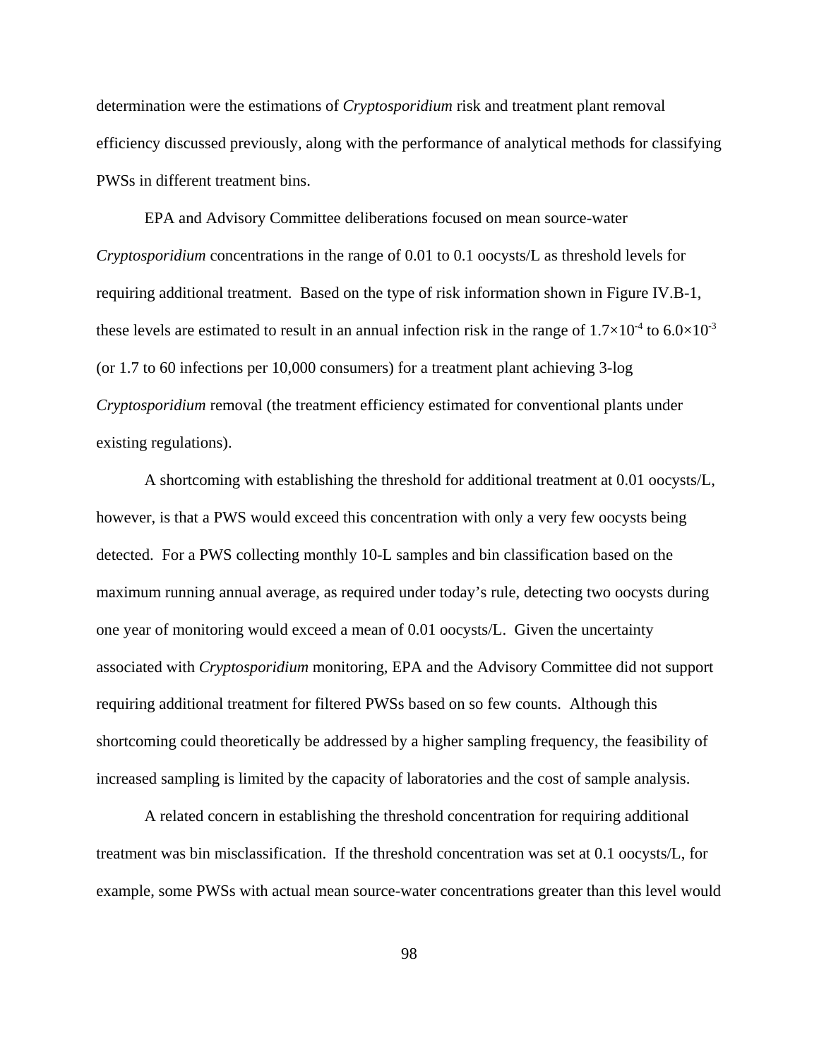determination were the estimations of *Cryptosporidium* risk and treatment plant removal efficiency discussed previously, along with the performance of analytical methods for classifying PWSs in different treatment bins.

EPA and Advisory Committee deliberations focused on mean source-water *Cryptosporidium* concentrations in the range of 0.01 to 0.1 oocysts/L as threshold levels for requiring additional treatment. Based on the type of risk information shown in Figure IV.B-1, these levels are estimated to result in an annual infection risk in the range of $1.7 \times 10^{-4}$ to $6.0 \times 10^{-3}$ (or 1.7 to 60 infections per 10,000 consumers) for a treatment plant achieving 3-log *Cryptosporidium* removal (the treatment efficiency estimated for conventional plants under existing regulations).

A shortcoming with establishing the threshold for additional treatment at 0.01 oocysts/L, however, is that a PWS would exceed this concentration with only a very few oocysts being detected. For a PWS collecting monthly 10-L samples and bin classification based on the maximum running annual average, as required under today's rule, detecting two oocysts during one year of monitoring would exceed a mean of 0.01 oocysts/L. Given the uncertainty associated with *Cryptosporidium* monitoring, EPA and the Advisory Committee did not support requiring additional treatment for filtered PWSs based on so few counts. Although this shortcoming could theoretically be addressed by a higher sampling frequency, the feasibility of increased sampling is limited by the capacity of laboratories and the cost of sample analysis.

A related concern in establishing the threshold concentration for requiring additional treatment was bin misclassification. If the threshold concentration was set at 0.1 oocysts/L, for example, some PWSs with actual mean source-water concentrations greater than this level would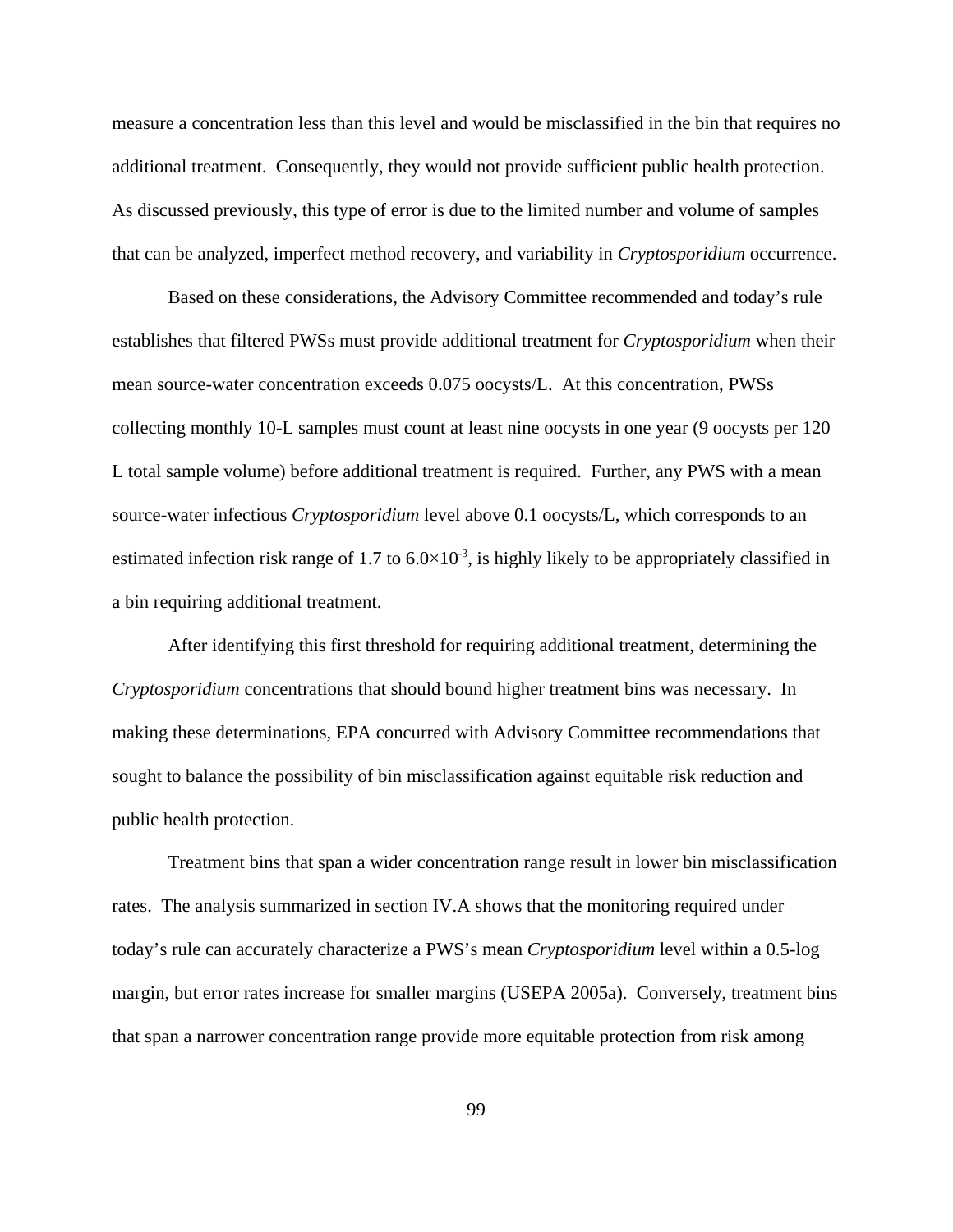measure a concentration less than this level and would be misclassified in the bin that requires no additional treatment. Consequently, they would not provide sufficient public health protection. As discussed previously, this type of error is due to the limited number and volume of samples that can be analyzed, imperfect method recovery, and variability in *Cryptosporidium* occurrence.

Based on these considerations, the Advisory Committee recommended and today's rule establishes that filtered PWSs must provide additional treatment for *Cryptosporidium* when their mean source-water concentration exceeds 0.075 oocysts/L. At this concentration, PWSs collecting monthly 10-L samples must count at least nine oocysts in one year (9 oocysts per 120 L total sample volume) before additional treatment is required. Further, any PWS with a mean source-water infectious *Cryptosporidium* level above 0.1 oocysts/L, which corresponds to an estimated infection risk range of 1.7 to $6.0 \times 10^{-3}$, is highly likely to be appropriately classified in a bin requiring additional treatment.

After identifying this first threshold for requiring additional treatment, determining the *Cryptosporidium* concentrations that should bound higher treatment bins was necessary. In making these determinations, EPA concurred with Advisory Committee recommendations that sought to balance the possibility of bin misclassification against equitable risk reduction and public health protection.

Treatment bins that span a wider concentration range result in lower bin misclassification rates. The analysis summarized in section IV.A shows that the monitoring required under today's rule can accurately characterize a PWS's mean *Cryptosporidium* level within a 0.5-log margin, but error rates increase for smaller margins (USEPA 2005a). Conversely, treatment bins that span a narrower concentration range provide more equitable protection from risk among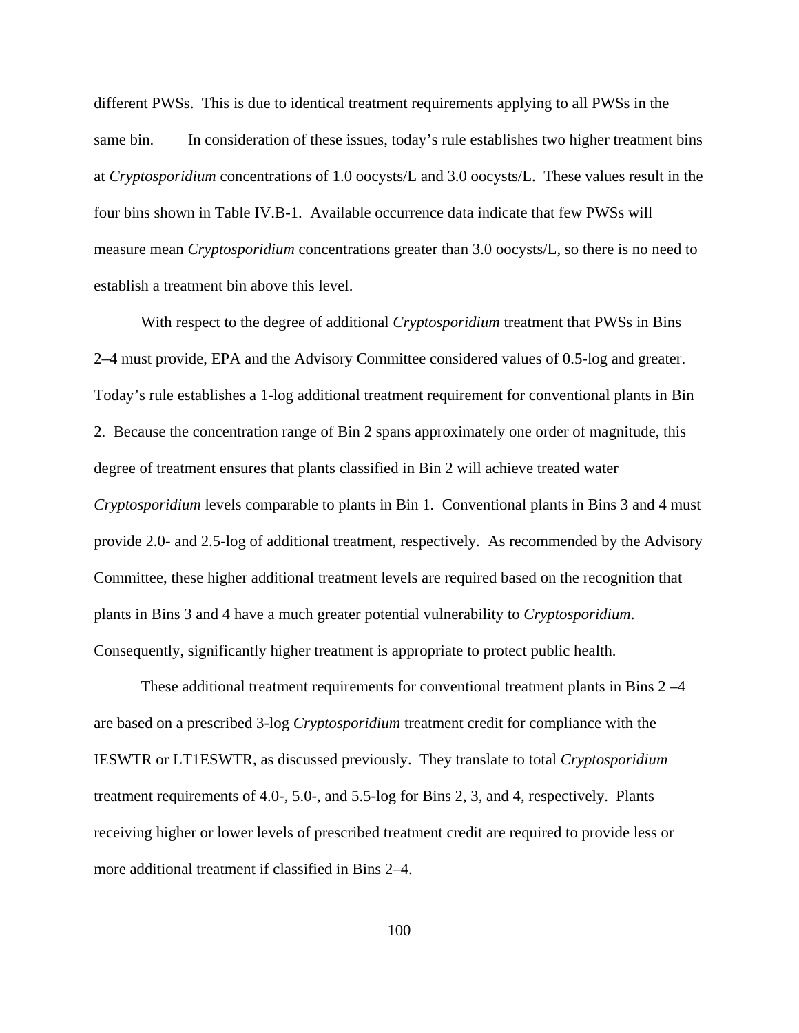different PWSs. This is due to identical treatment requirements applying to all PWSs in the same bin. In consideration of these issues, today's rule establishes two higher treatment bins at *Cryptosporidium* concentrations of 1.0 oocysts/L and 3.0 oocysts/L. These values result in the four bins shown in Table IV.B-1. Available occurrence data indicate that few PWSs will measure mean *Cryptosporidium* concentrations greater than 3.0 oocysts/L, so there is no need to establish a treatment bin above this level.

With respect to the degree of additional *Cryptosporidium* treatment that PWSs in Bins 2–4 must provide, EPA and the Advisory Committee considered values of 0.5-log and greater. Today's rule establishes a 1-log additional treatment requirement for conventional plants in Bin 2. Because the concentration range of Bin 2 spans approximately one order of magnitude, this degree of treatment ensures that plants classified in Bin 2 will achieve treated water *Cryptosporidium* levels comparable to plants in Bin 1. Conventional plants in Bins 3 and 4 must provide 2.0- and 2.5-log of additional treatment, respectively. As recommended by the Advisory Committee, these higher additional treatment levels are required based on the recognition that plants in Bins 3 and 4 have a much greater potential vulnerability to *Cryptosporidium*. Consequently, significantly higher treatment is appropriate to protect public health.

These additional treatment requirements for conventional treatment plants in Bins 2 –4 are based on a prescribed 3-log *Cryptosporidium* treatment credit for compliance with the IESWTR or LT1ESWTR, as discussed previously. They translate to total *Cryptosporidium* treatment requirements of 4.0-, 5.0-, and 5.5-log for Bins 2, 3, and 4, respectively. Plants receiving higher or lower levels of prescribed treatment credit are required to provide less or more additional treatment if classified in Bins 2–4.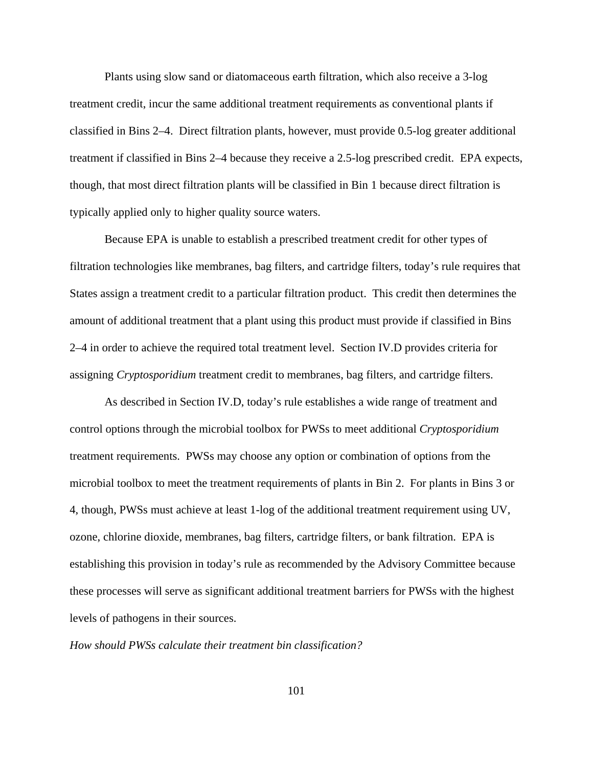Plants using slow sand or diatomaceous earth filtration, which also receive a 3-log treatment credit, incur the same additional treatment requirements as conventional plants if classified in Bins 2–4. Direct filtration plants, however, must provide 0.5-log greater additional treatment if classified in Bins 2–4 because they receive a 2.5-log prescribed credit. EPA expects, though, that most direct filtration plants will be classified in Bin 1 because direct filtration is typically applied only to higher quality source waters.

Because EPA is unable to establish a prescribed treatment credit for other types of filtration technologies like membranes, bag filters, and cartridge filters, today's rule requires that States assign a treatment credit to a particular filtration product. This credit then determines the amount of additional treatment that a plant using this product must provide if classified in Bins 2–4 in order to achieve the required total treatment level. Section IV.D provides criteria for assigning *Cryptosporidium* treatment credit to membranes, bag filters, and cartridge filters.

As described in Section IV.D, today's rule establishes a wide range of treatment and control options through the microbial toolbox for PWSs to meet additional *Cryptosporidium* treatment requirements. PWSs may choose any option or combination of options from the microbial toolbox to meet the treatment requirements of plants in Bin 2. For plants in Bins 3 or 4, though, PWSs must achieve at least 1-log of the additional treatment requirement using UV, ozone, chlorine dioxide, membranes, bag filters, cartridge filters, or bank filtration. EPA is establishing this provision in today's rule as recommended by the Advisory Committee because these processes will serve as significant additional treatment barriers for PWSs with the highest levels of pathogens in their sources.

*How should PWSs calculate their treatment bin classification?*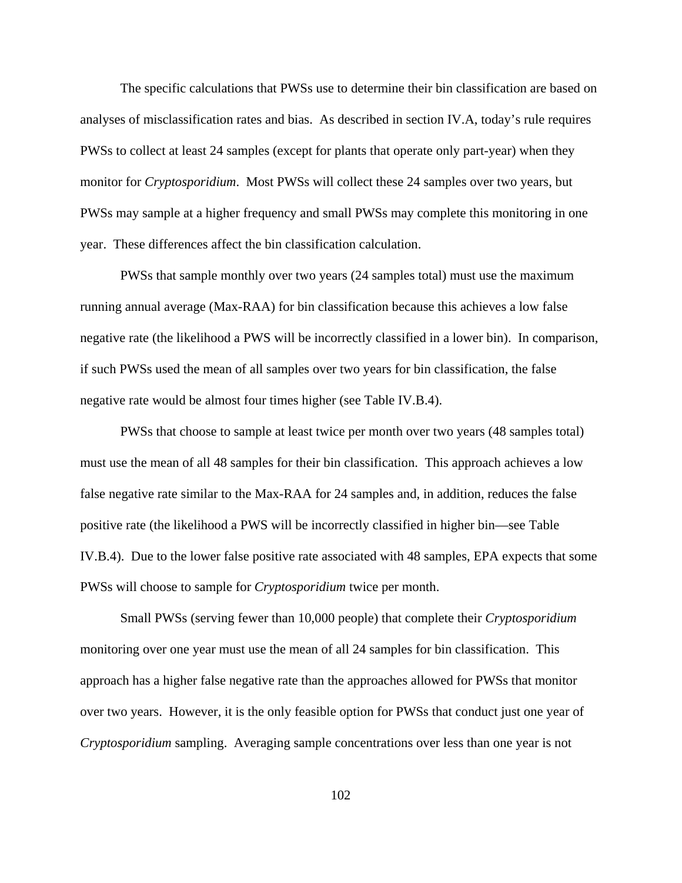The specific calculations that PWSs use to determine their bin classification are based on analyses of misclassification rates and bias. As described in section IV.A, today's rule requires PWSs to collect at least 24 samples (except for plants that operate only part-year) when they monitor for *Cryptosporidium*. Most PWSs will collect these 24 samples over two years, but PWSs may sample at a higher frequency and small PWSs may complete this monitoring in one year. These differences affect the bin classification calculation.

PWSs that sample monthly over two years (24 samples total) must use the maximum running annual average (Max-RAA) for bin classification because this achieves a low false negative rate (the likelihood a PWS will be incorrectly classified in a lower bin). In comparison, if such PWSs used the mean of all samples over two years for bin classification, the false negative rate would be almost four times higher (see Table IV.B.4).

PWSs that choose to sample at least twice per month over two years (48 samples total) must use the mean of all 48 samples for their bin classification. This approach achieves a low false negative rate similar to the Max-RAA for 24 samples and, in addition, reduces the false positive rate (the likelihood a PWS will be incorrectly classified in higher bin—see Table IV.B.4). Due to the lower false positive rate associated with 48 samples, EPA expects that some PWSs will choose to sample for *Cryptosporidium* twice per month.

Small PWSs (serving fewer than 10,000 people) that complete their *Cryptosporidium* monitoring over one year must use the mean of all 24 samples for bin classification. This approach has a higher false negative rate than the approaches allowed for PWSs that monitor over two years. However, it is the only feasible option for PWSs that conduct just one year of *Cryptosporidium* sampling. Averaging sample concentrations over less than one year is not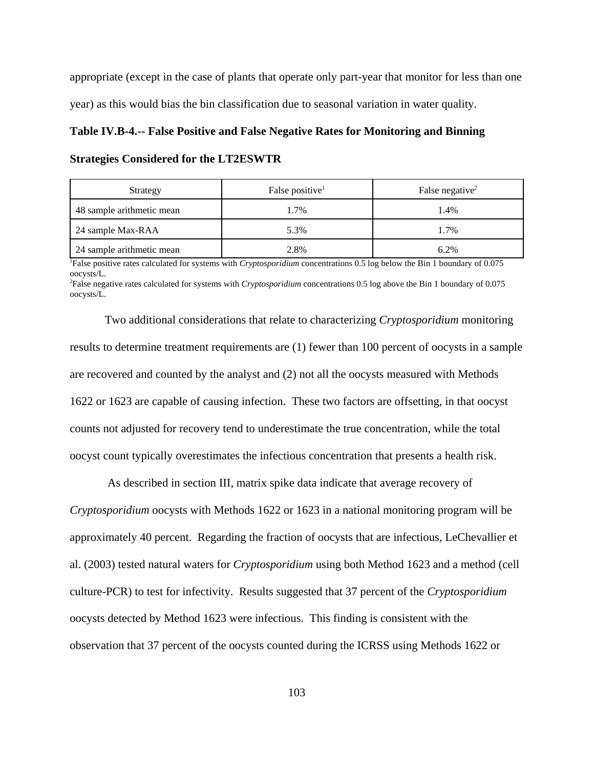appropriate (except in the case of plants that operate only part-year that monitor for less than one year) as this would bias the bin classification due to seasonal variation in water quality.

**Table IV.B-4.-- False Positive and False Negative Rates for Monitoring and Binning Strategies Considered for the LT2ESWTR**

| Strategy | False positive[1] | False negative[2] |
|---|---|---|
| 48 sample arithmetic mean | 1.7% | 1.4% |
| 24 sample Max-RAA | 5.3% | 1.7% |
| 24 sample arithmetic mean | 2.8% | 6.2% |

[1]False positive rates calculated for systems with *Cryptosporidium* concentrations 0.5 log below the Bin 1 boundary of 0.075 oocysts/L.
[2]False negative rates calculated for systems with *Cryptosporidium* concentrations 0.5 log above the Bin 1 boundary of 0.075 oocysts/L.

Two additional considerations that relate to characterizing *Cryptosporidium* monitoring results to determine treatment requirements are (1) fewer than 100 percent of oocysts in a sample are recovered and counted by the analyst and (2) not all the oocysts measured with Methods 1622 or 1623 are capable of causing infection. These two factors are offsetting, in that oocyst counts not adjusted for recovery tend to underestimate the true concentration, while the total oocyst count typically overestimates the infectious concentration that presents a health risk.

As described in section III, matrix spike data indicate that average recovery of *Cryptosporidium* oocysts with Methods 1622 or 1623 in a national monitoring program will be approximately 40 percent. Regarding the fraction of oocysts that are infectious, LeChevallier et al. (2003) tested natural waters for *Cryptosporidium* using both Method 1623 and a method (cell culture-PCR) to test for infectivity. Results suggested that 37 percent of the *Cryptosporidium* oocysts detected by Method 1623 were infectious. This finding is consistent with the observation that 37 percent of the oocysts counted during the ICRSS using Methods 1622 or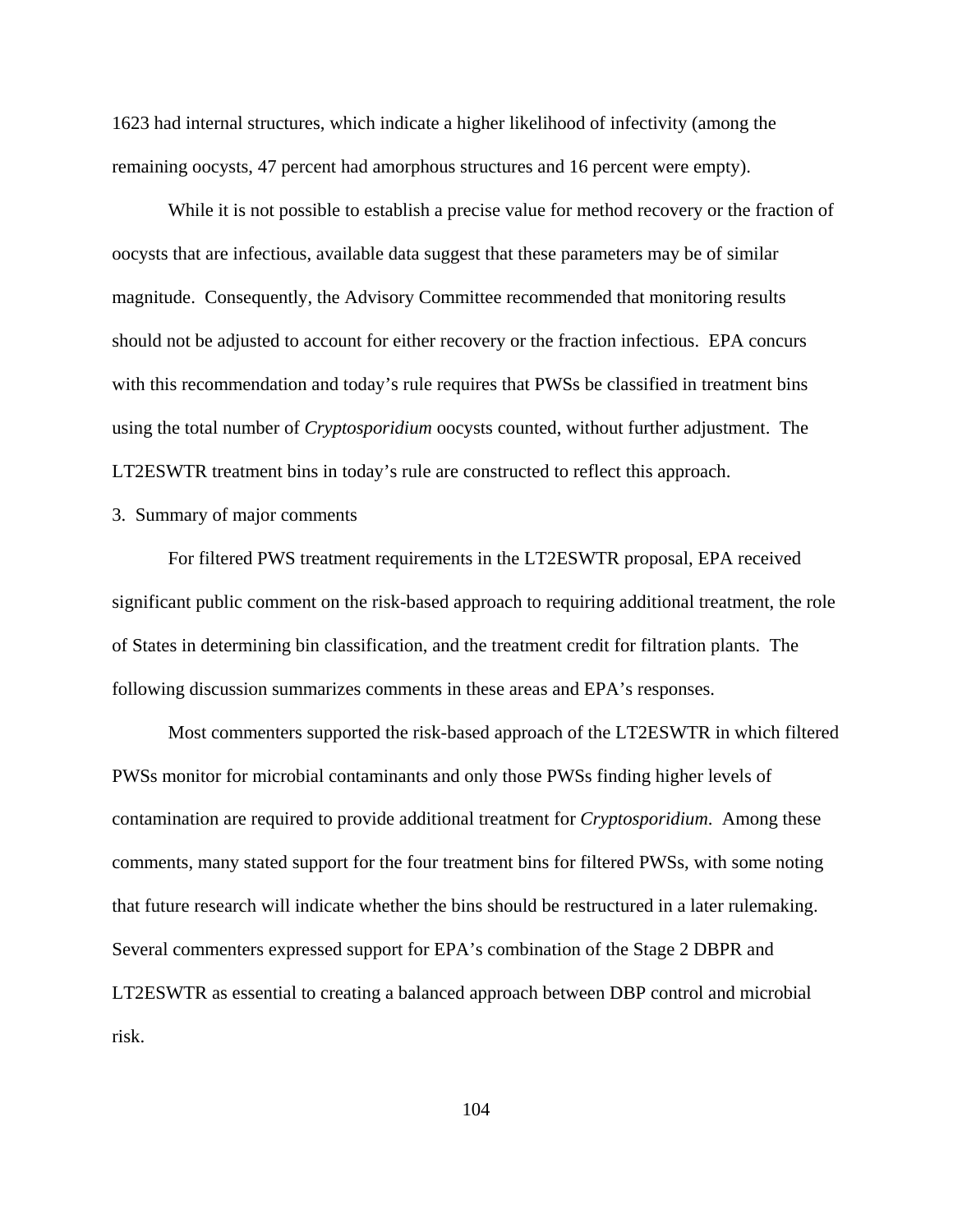1623 had internal structures, which indicate a higher likelihood of infectivity (among the remaining oocysts, 47 percent had amorphous structures and 16 percent were empty).

While it is not possible to establish a precise value for method recovery or the fraction of oocysts that are infectious, available data suggest that these parameters may be of similar magnitude. Consequently, the Advisory Committee recommended that monitoring results should not be adjusted to account for either recovery or the fraction infectious. EPA concurs with this recommendation and today's rule requires that PWSs be classified in treatment bins using the total number of *Cryptosporidium* oocysts counted, without further adjustment. The LT2ESWTR treatment bins in today's rule are constructed to reflect this approach.

3. Summary of major comments

For filtered PWS treatment requirements in the LT2ESWTR proposal, EPA received significant public comment on the risk-based approach to requiring additional treatment, the role of States in determining bin classification, and the treatment credit for filtration plants. The following discussion summarizes comments in these areas and EPA's responses.

Most commenters supported the risk-based approach of the LT2ESWTR in which filtered PWSs monitor for microbial contaminants and only those PWSs finding higher levels of contamination are required to provide additional treatment for *Cryptosporidium*. Among these comments, many stated support for the four treatment bins for filtered PWSs, with some noting that future research will indicate whether the bins should be restructured in a later rulemaking. Several commenters expressed support for EPA's combination of the Stage 2 DBPR and LT2ESWTR as essential to creating a balanced approach between DBP control and microbial risk.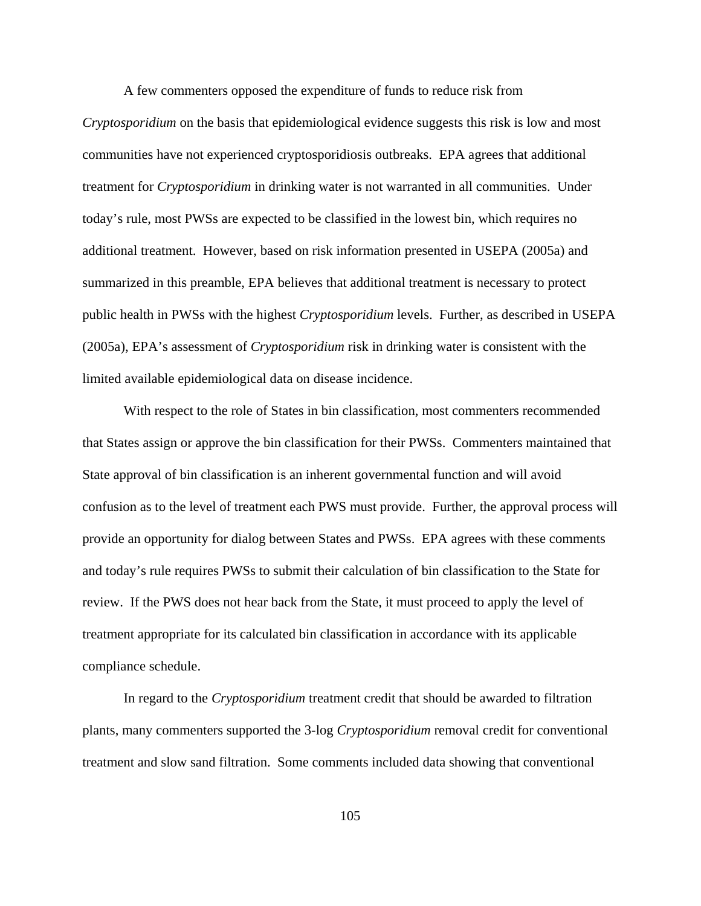A few commenters opposed the expenditure of funds to reduce risk from *Cryptosporidium* on the basis that epidemiological evidence suggests this risk is low and most communities have not experienced cryptosporidiosis outbreaks. EPA agrees that additional treatment for *Cryptosporidium* in drinking water is not warranted in all communities. Under today's rule, most PWSs are expected to be classified in the lowest bin, which requires no additional treatment. However, based on risk information presented in USEPA (2005a) and summarized in this preamble, EPA believes that additional treatment is necessary to protect public health in PWSs with the highest *Cryptosporidium* levels. Further, as described in USEPA (2005a), EPA's assessment of *Cryptosporidium* risk in drinking water is consistent with the limited available epidemiological data on disease incidence.

With respect to the role of States in bin classification, most commenters recommended that States assign or approve the bin classification for their PWSs. Commenters maintained that State approval of bin classification is an inherent governmental function and will avoid confusion as to the level of treatment each PWS must provide. Further, the approval process will provide an opportunity for dialog between States and PWSs. EPA agrees with these comments and today's rule requires PWSs to submit their calculation of bin classification to the State for review. If the PWS does not hear back from the State, it must proceed to apply the level of treatment appropriate for its calculated bin classification in accordance with its applicable compliance schedule.

In regard to the *Cryptosporidium* treatment credit that should be awarded to filtration plants, many commenters supported the 3-log *Cryptosporidium* removal credit for conventional treatment and slow sand filtration. Some comments included data showing that conventional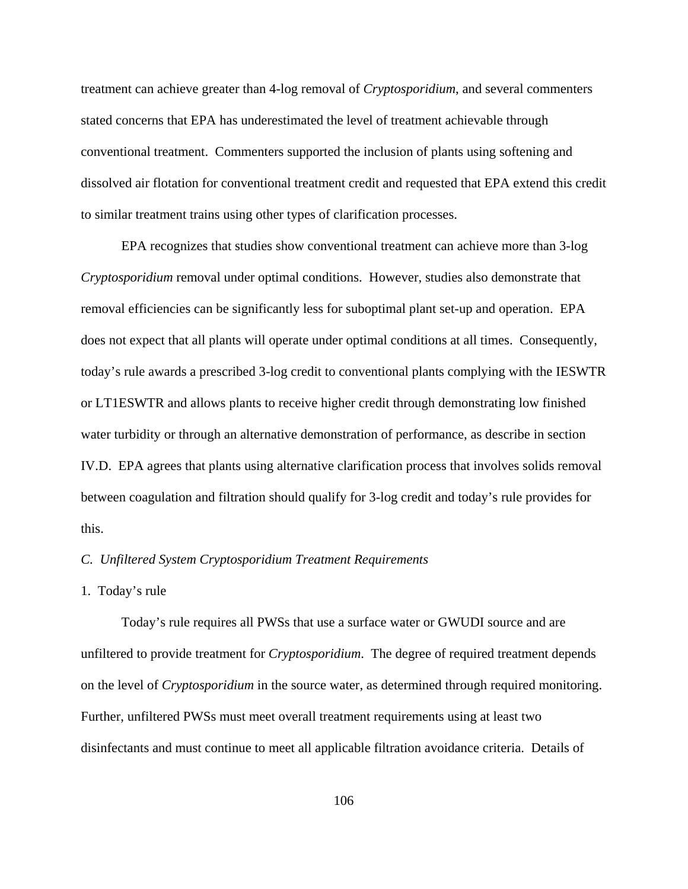treatment can achieve greater than 4-log removal of *Cryptosporidium*, and several commenters stated concerns that EPA has underestimated the level of treatment achievable through conventional treatment. Commenters supported the inclusion of plants using softening and dissolved air flotation for conventional treatment credit and requested that EPA extend this credit to similar treatment trains using other types of clarification processes.

EPA recognizes that studies show conventional treatment can achieve more than 3-log *Cryptosporidium* removal under optimal conditions. However, studies also demonstrate that removal efficiencies can be significantly less for suboptimal plant set-up and operation. EPA does not expect that all plants will operate under optimal conditions at all times. Consequently, today's rule awards a prescribed 3-log credit to conventional plants complying with the IESWTR or LT1ESWTR and allows plants to receive higher credit through demonstrating low finished water turbidity or through an alternative demonstration of performance, as describe in section IV.D. EPA agrees that plants using alternative clarification process that involves solids removal between coagulation and filtration should qualify for 3-log credit and today's rule provides for this.

*C. Unfiltered System Cryptosporidium Treatment Requirements*

1. Today's rule

Today's rule requires all PWSs that use a surface water or GWUDI source and are unfiltered to provide treatment for *Cryptosporidium*. The degree of required treatment depends on the level of *Cryptosporidium* in the source water, as determined through required monitoring. Further, unfiltered PWSs must meet overall treatment requirements using at least two disinfectants and must continue to meet all applicable filtration avoidance criteria. Details of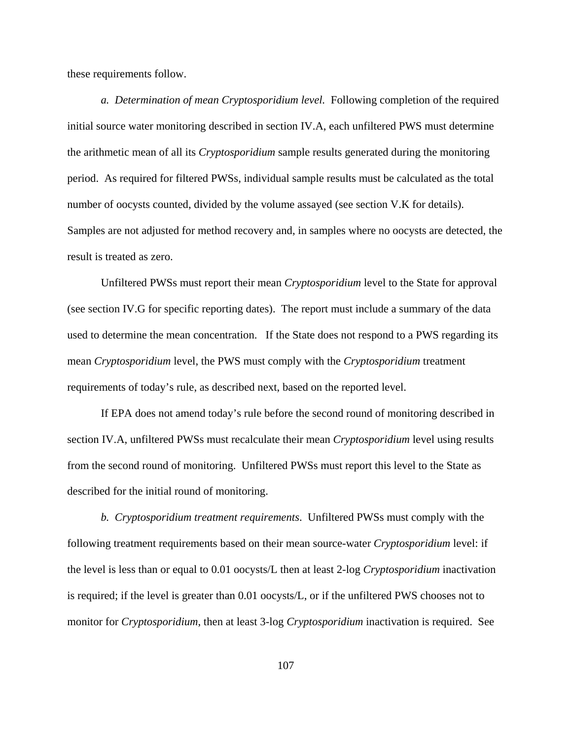these requirements follow.

*a. Determination of mean Cryptosporidium level.* Following completion of the required initial source water monitoring described in section IV.A, each unfiltered PWS must determine the arithmetic mean of all its *Cryptosporidium* sample results generated during the monitoring period. As required for filtered PWSs, individual sample results must be calculated as the total number of oocysts counted, divided by the volume assayed (see section V.K for details). Samples are not adjusted for method recovery and, in samples where no oocysts are detected, the result is treated as zero.

Unfiltered PWSs must report their mean *Cryptosporidium* level to the State for approval (see section IV.G for specific reporting dates). The report must include a summary of the data used to determine the mean concentration. If the State does not respond to a PWS regarding its mean *Cryptosporidium* level, the PWS must comply with the *Cryptosporidium* treatment requirements of today's rule, as described next, based on the reported level.

If EPA does not amend today's rule before the second round of monitoring described in section IV.A, unfiltered PWSs must recalculate their mean *Cryptosporidium* level using results from the second round of monitoring. Unfiltered PWSs must report this level to the State as described for the initial round of monitoring.

*b. Cryptosporidium treatment requirements*. Unfiltered PWSs must comply with the following treatment requirements based on their mean source-water *Cryptosporidium* level: if the level is less than or equal to 0.01 oocysts/L then at least 2-log *Cryptosporidium* inactivation is required; if the level is greater than 0.01 oocysts/L, or if the unfiltered PWS chooses not to monitor for *Cryptosporidium*, then at least 3-log *Cryptosporidium* inactivation is required. See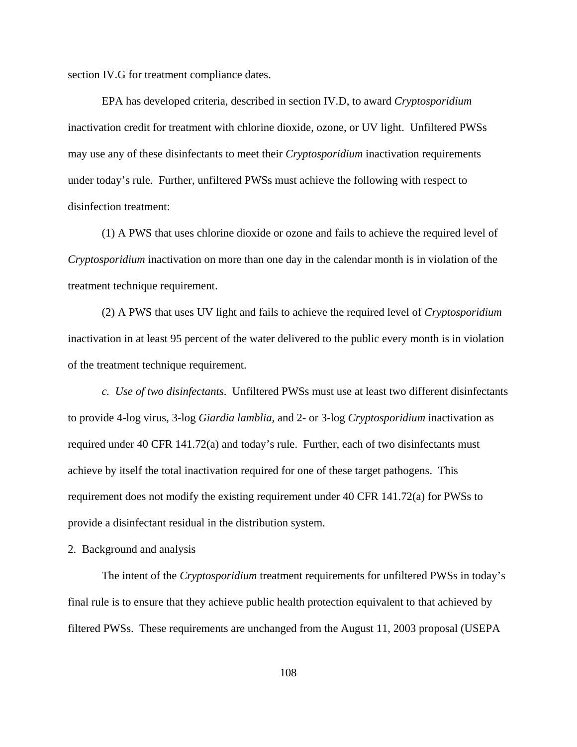section IV.G for treatment compliance dates.

EPA has developed criteria, described in section IV.D, to award *Cryptosporidium* inactivation credit for treatment with chlorine dioxide, ozone, or UV light. Unfiltered PWSs may use any of these disinfectants to meet their *Cryptosporidium* inactivation requirements under today's rule. Further, unfiltered PWSs must achieve the following with respect to disinfection treatment:

(1) A PWS that uses chlorine dioxide or ozone and fails to achieve the required level of *Cryptosporidium* inactivation on more than one day in the calendar month is in violation of the treatment technique requirement.

(2) A PWS that uses UV light and fails to achieve the required level of *Cryptosporidium* inactivation in at least 95 percent of the water delivered to the public every month is in violation of the treatment technique requirement.

*c. Use of two disinfectants*. Unfiltered PWSs must use at least two different disinfectants to provide 4-log virus, 3-log *Giardia lamblia*, and 2- or 3-log *Cryptosporidium* inactivation as required under 40 CFR 141.72(a) and today's rule. Further, each of two disinfectants must achieve by itself the total inactivation required for one of these target pathogens. This requirement does not modify the existing requirement under 40 CFR 141.72(a) for PWSs to provide a disinfectant residual in the distribution system.

2. Background and analysis

The intent of the *Cryptosporidium* treatment requirements for unfiltered PWSs in today's final rule is to ensure that they achieve public health protection equivalent to that achieved by filtered PWSs. These requirements are unchanged from the August 11, 2003 proposal (USEPA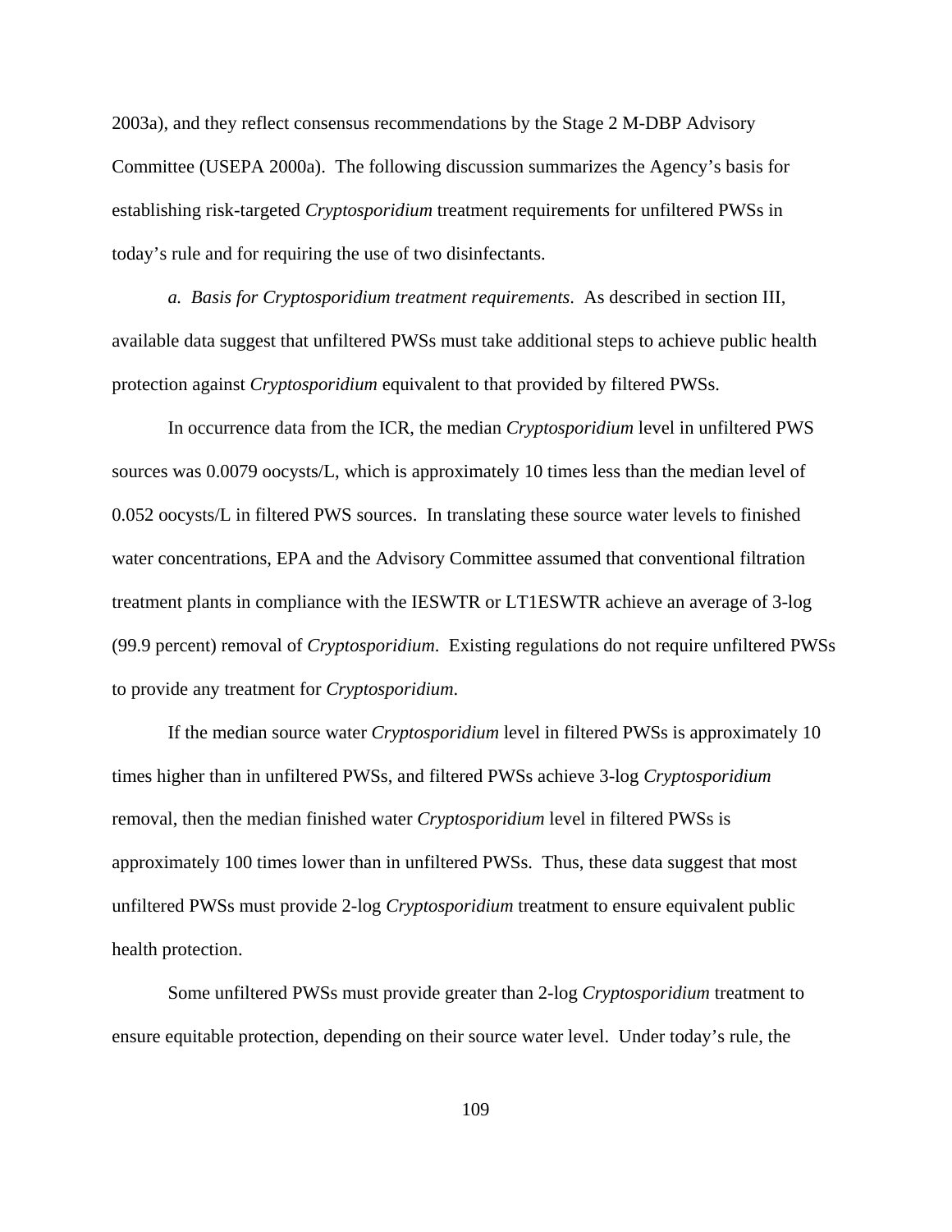2003a), and they reflect consensus recommendations by the Stage 2 M-DBP Advisory Committee (USEPA 2000a). The following discussion summarizes the Agency's basis for establishing risk-targeted *Cryptosporidium* treatment requirements for unfiltered PWSs in today's rule and for requiring the use of two disinfectants.

*a. Basis for Cryptosporidium treatment requirements*. As described in section III, available data suggest that unfiltered PWSs must take additional steps to achieve public health protection against *Cryptosporidium* equivalent to that provided by filtered PWSs.

In occurrence data from the ICR, the median *Cryptosporidium* level in unfiltered PWS sources was 0.0079 oocysts/L, which is approximately 10 times less than the median level of 0.052 oocysts/L in filtered PWS sources. In translating these source water levels to finished water concentrations, EPA and the Advisory Committee assumed that conventional filtration treatment plants in compliance with the IESWTR or LT1ESWTR achieve an average of 3-log (99.9 percent) removal of *Cryptosporidium*. Existing regulations do not require unfiltered PWSs to provide any treatment for *Cryptosporidium*.

If the median source water *Cryptosporidium* level in filtered PWSs is approximately 10 times higher than in unfiltered PWSs, and filtered PWSs achieve 3-log *Cryptosporidium* removal, then the median finished water *Cryptosporidium* level in filtered PWSs is approximately 100 times lower than in unfiltered PWSs. Thus, these data suggest that most unfiltered PWSs must provide 2-log *Cryptosporidium* treatment to ensure equivalent public health protection.

Some unfiltered PWSs must provide greater than 2-log *Cryptosporidium* treatment to ensure equitable protection, depending on their source water level. Under today's rule, the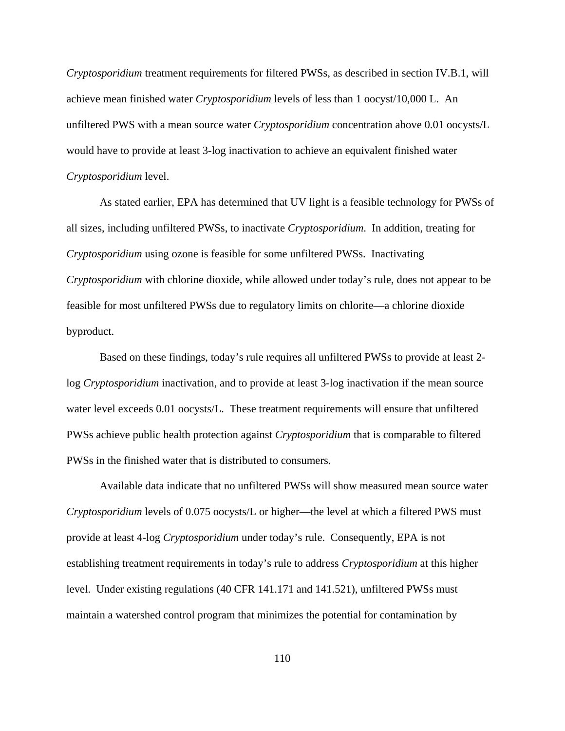*Cryptosporidium* treatment requirements for filtered PWSs, as described in section IV.B.1, will achieve mean finished water *Cryptosporidium* levels of less than 1 oocyst/10,000 L. An unfiltered PWS with a mean source water *Cryptosporidium* concentration above 0.01 oocysts/L would have to provide at least 3-log inactivation to achieve an equivalent finished water *Cryptosporidium* level.

As stated earlier, EPA has determined that UV light is a feasible technology for PWSs of all sizes, including unfiltered PWSs, to inactivate *Cryptosporidium*. In addition, treating for *Cryptosporidium* using ozone is feasible for some unfiltered PWSs. Inactivating *Cryptosporidium* with chlorine dioxide, while allowed under today's rule, does not appear to be feasible for most unfiltered PWSs due to regulatory limits on chlorite—a chlorine dioxide byproduct.

Based on these findings, today's rule requires all unfiltered PWSs to provide at least 2-log *Cryptosporidium* inactivation, and to provide at least 3-log inactivation if the mean source water level exceeds 0.01 oocysts/L. These treatment requirements will ensure that unfiltered PWSs achieve public health protection against *Cryptosporidium* that is comparable to filtered PWSs in the finished water that is distributed to consumers.

Available data indicate that no unfiltered PWSs will show measured mean source water *Cryptosporidium* levels of 0.075 oocysts/L or higher—the level at which a filtered PWS must provide at least 4-log *Cryptosporidium* under today's rule. Consequently, EPA is not establishing treatment requirements in today's rule to address *Cryptosporidium* at this higher level. Under existing regulations (40 CFR 141.171 and 141.521), unfiltered PWSs must maintain a watershed control program that minimizes the potential for contamination by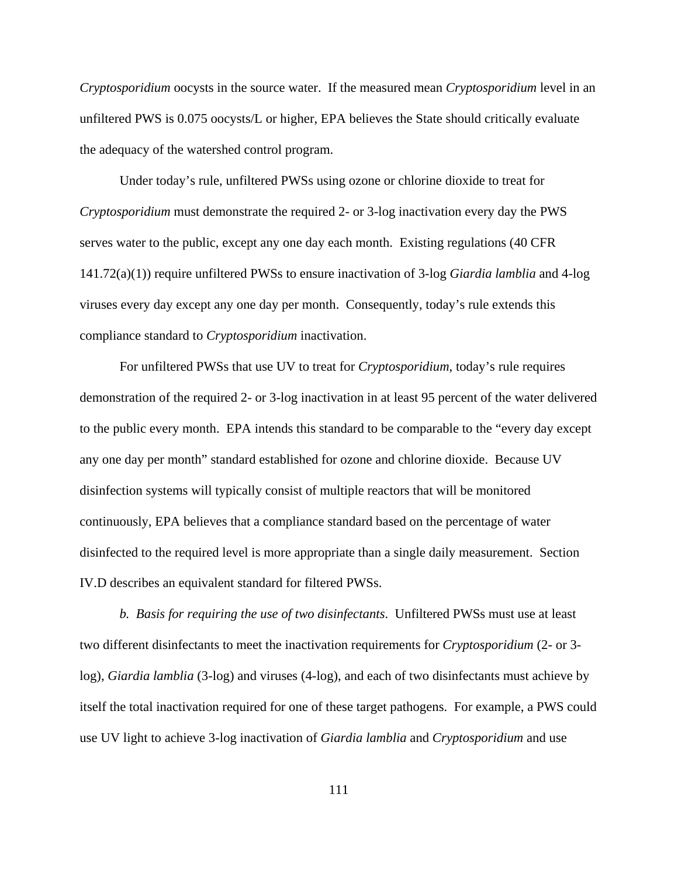*Cryptosporidium* oocysts in the source water. If the measured mean *Cryptosporidium* level in an unfiltered PWS is 0.075 oocysts/L or higher, EPA believes the State should critically evaluate the adequacy of the watershed control program.

Under today's rule, unfiltered PWSs using ozone or chlorine dioxide to treat for *Cryptosporidium* must demonstrate the required 2- or 3-log inactivation every day the PWS serves water to the public, except any one day each month. Existing regulations (40 CFR 141.72(a)(1)) require unfiltered PWSs to ensure inactivation of 3-log *Giardia lamblia* and 4-log viruses every day except any one day per month. Consequently, today's rule extends this compliance standard to *Cryptosporidium* inactivation.

For unfiltered PWSs that use UV to treat for *Cryptosporidium*, today's rule requires demonstration of the required 2- or 3-log inactivation in at least 95 percent of the water delivered to the public every month. EPA intends this standard to be comparable to the "every day except any one day per month" standard established for ozone and chlorine dioxide. Because UV disinfection systems will typically consist of multiple reactors that will be monitored continuously, EPA believes that a compliance standard based on the percentage of water disinfected to the required level is more appropriate than a single daily measurement. Section IV.D describes an equivalent standard for filtered PWSs.

*b. Basis for requiring the use of two disinfectants*. Unfiltered PWSs must use at least two different disinfectants to meet the inactivation requirements for *Cryptosporidium* (2- or 3-log), *Giardia lamblia* (3-log) and viruses (4-log), and each of two disinfectants must achieve by itself the total inactivation required for one of these target pathogens. For example, a PWS could use UV light to achieve 3-log inactivation of *Giardia lamblia* and *Cryptosporidium* and use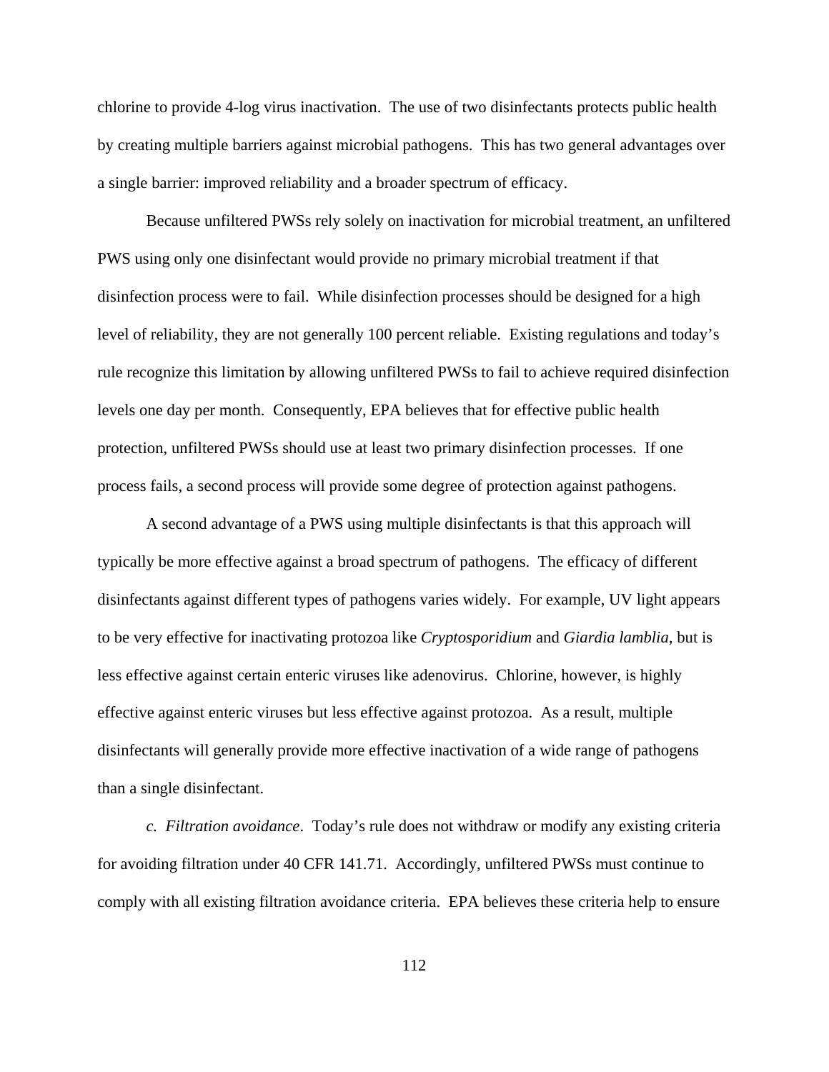chlorine to provide 4-log virus inactivation. The use of two disinfectants protects public health by creating multiple barriers against microbial pathogens. This has two general advantages over a single barrier: improved reliability and a broader spectrum of efficacy.

Because unfiltered PWSs rely solely on inactivation for microbial treatment, an unfiltered PWS using only one disinfectant would provide no primary microbial treatment if that disinfection process were to fail. While disinfection processes should be designed for a high level of reliability, they are not generally 100 percent reliable. Existing regulations and today's rule recognize this limitation by allowing unfiltered PWSs to fail to achieve required disinfection levels one day per month. Consequently, EPA believes that for effective public health protection, unfiltered PWSs should use at least two primary disinfection processes. If one process fails, a second process will provide some degree of protection against pathogens.

A second advantage of a PWS using multiple disinfectants is that this approach will typically be more effective against a broad spectrum of pathogens. The efficacy of different disinfectants against different types of pathogens varies widely. For example, UV light appears to be very effective for inactivating protozoa like *Cryptosporidium* and *Giardia lamblia*, but is less effective against certain enteric viruses like adenovirus. Chlorine, however, is highly effective against enteric viruses but less effective against protozoa. As a result, multiple disinfectants will generally provide more effective inactivation of a wide range of pathogens than a single disinfectant.

*c. Filtration avoidance*. Today's rule does not withdraw or modify any existing criteria for avoiding filtration under 40 CFR 141.71. Accordingly, unfiltered PWSs must continue to comply with all existing filtration avoidance criteria. EPA believes these criteria help to ensure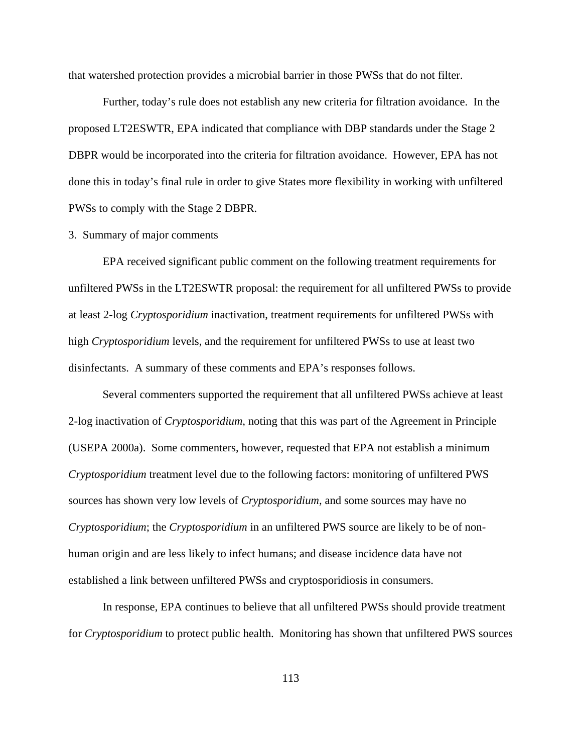that watershed protection provides a microbial barrier in those PWSs that do not filter.

Further, today's rule does not establish any new criteria for filtration avoidance. In the proposed LT2ESWTR, EPA indicated that compliance with DBP standards under the Stage 2 DBPR would be incorporated into the criteria for filtration avoidance. However, EPA has not done this in today's final rule in order to give States more flexibility in working with unfiltered PWSs to comply with the Stage 2 DBPR.

3. Summary of major comments

EPA received significant public comment on the following treatment requirements for unfiltered PWSs in the LT2ESWTR proposal: the requirement for all unfiltered PWSs to provide at least 2-log *Cryptosporidium* inactivation, treatment requirements for unfiltered PWSs with high *Cryptosporidium* levels, and the requirement for unfiltered PWSs to use at least two disinfectants. A summary of these comments and EPA's responses follows.

Several commenters supported the requirement that all unfiltered PWSs achieve at least 2-log inactivation of *Cryptosporidium*, noting that this was part of the Agreement in Principle (USEPA 2000a). Some commenters, however, requested that EPA not establish a minimum *Cryptosporidium* treatment level due to the following factors: monitoring of unfiltered PWS sources has shown very low levels of *Cryptosporidium,* and some sources may have no *Cryptosporidium*; the *Cryptosporidium* in an unfiltered PWS source are likely to be of non-human origin and are less likely to infect humans; and disease incidence data have not established a link between unfiltered PWSs and cryptosporidiosis in consumers.

In response, EPA continues to believe that all unfiltered PWSs should provide treatment for *Cryptosporidium* to protect public health. Monitoring has shown that unfiltered PWS sources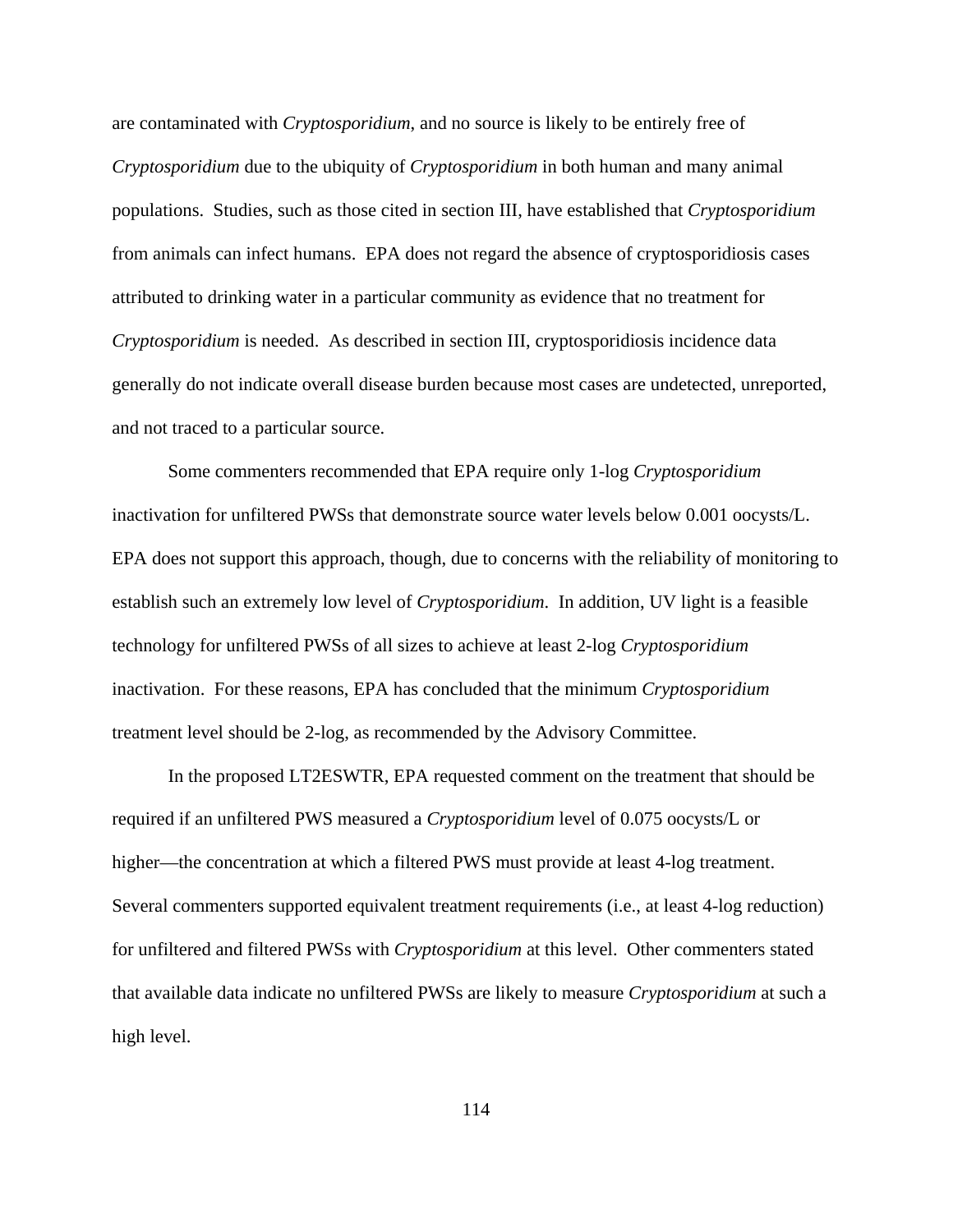are contaminated with *Cryptosporidium*, and no source is likely to be entirely free of *Cryptosporidium* due to the ubiquity of *Cryptosporidium* in both human and many animal populations. Studies, such as those cited in section III, have established that *Cryptosporidium* from animals can infect humans. EPA does not regard the absence of cryptosporidiosis cases attributed to drinking water in a particular community as evidence that no treatment for *Cryptosporidium* is needed. As described in section III, cryptosporidiosis incidence data generally do not indicate overall disease burden because most cases are undetected, unreported, and not traced to a particular source.

Some commenters recommended that EPA require only 1-log *Cryptosporidium* inactivation for unfiltered PWSs that demonstrate source water levels below 0.001 oocysts/L. EPA does not support this approach, though, due to concerns with the reliability of monitoring to establish such an extremely low level of *Cryptosporidium.* In addition, UV light is a feasible technology for unfiltered PWSs of all sizes to achieve at least 2-log *Cryptosporidium* inactivation. For these reasons, EPA has concluded that the minimum *Cryptosporidium* treatment level should be 2-log, as recommended by the Advisory Committee.

In the proposed LT2ESWTR, EPA requested comment on the treatment that should be required if an unfiltered PWS measured a *Cryptosporidium* level of 0.075 oocysts/L or higher—the concentration at which a filtered PWS must provide at least 4-log treatment. Several commenters supported equivalent treatment requirements (i.e., at least 4-log reduction) for unfiltered and filtered PWSs with *Cryptosporidium* at this level. Other commenters stated that available data indicate no unfiltered PWSs are likely to measure *Cryptosporidium* at such a high level.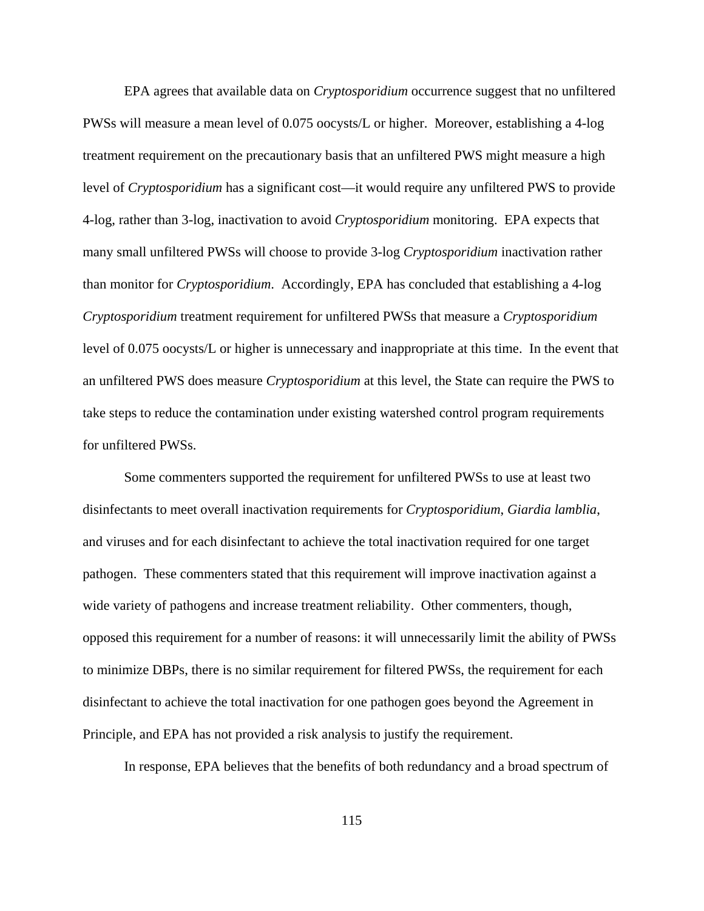EPA agrees that available data on *Cryptosporidium* occurrence suggest that no unfiltered PWSs will measure a mean level of 0.075 oocysts/L or higher. Moreover, establishing a 4-log treatment requirement on the precautionary basis that an unfiltered PWS might measure a high level of *Cryptosporidium* has a significant cost—it would require any unfiltered PWS to provide 4-log, rather than 3-log, inactivation to avoid *Cryptosporidium* monitoring. EPA expects that many small unfiltered PWSs will choose to provide 3-log *Cryptosporidium* inactivation rather than monitor for *Cryptosporidium*. Accordingly, EPA has concluded that establishing a 4-log *Cryptosporidium* treatment requirement for unfiltered PWSs that measure a *Cryptosporidium* level of 0.075 oocysts/L or higher is unnecessary and inappropriate at this time. In the event that an unfiltered PWS does measure *Cryptosporidium* at this level, the State can require the PWS to take steps to reduce the contamination under existing watershed control program requirements for unfiltered PWSs.

Some commenters supported the requirement for unfiltered PWSs to use at least two disinfectants to meet overall inactivation requirements for *Cryptosporidium*, *Giardia lamblia*, and viruses and for each disinfectant to achieve the total inactivation required for one target pathogen. These commenters stated that this requirement will improve inactivation against a wide variety of pathogens and increase treatment reliability. Other commenters, though, opposed this requirement for a number of reasons: it will unnecessarily limit the ability of PWSs to minimize DBPs, there is no similar requirement for filtered PWSs, the requirement for each disinfectant to achieve the total inactivation for one pathogen goes beyond the Agreement in Principle, and EPA has not provided a risk analysis to justify the requirement.

In response, EPA believes that the benefits of both redundancy and a broad spectrum of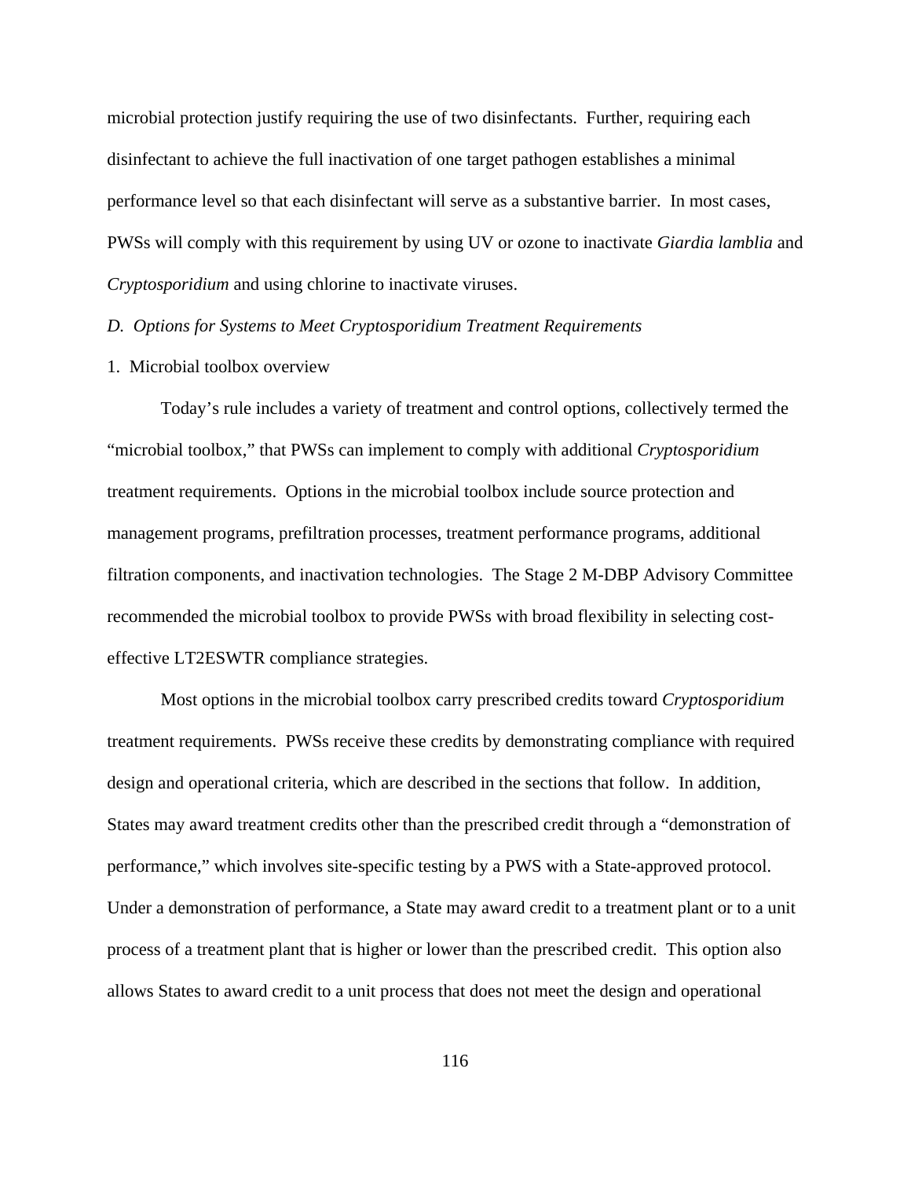microbial protection justify requiring the use of two disinfectants. Further, requiring each disinfectant to achieve the full inactivation of one target pathogen establishes a minimal performance level so that each disinfectant will serve as a substantive barrier. In most cases, PWSs will comply with this requirement by using UV or ozone to inactivate *Giardia lamblia* and *Cryptosporidium* and using chlorine to inactivate viruses.

*D. Options for Systems to Meet Cryptosporidium Treatment Requirements*

1. Microbial toolbox overview

Today's rule includes a variety of treatment and control options, collectively termed the "microbial toolbox," that PWSs can implement to comply with additional *Cryptosporidium* treatment requirements. Options in the microbial toolbox include source protection and management programs, prefiltration processes, treatment performance programs, additional filtration components, and inactivation technologies. The Stage 2 M-DBP Advisory Committee recommended the microbial toolbox to provide PWSs with broad flexibility in selecting cost-effective LT2ESWTR compliance strategies.

Most options in the microbial toolbox carry prescribed credits toward *Cryptosporidium* treatment requirements. PWSs receive these credits by demonstrating compliance with required design and operational criteria, which are described in the sections that follow. In addition, States may award treatment credits other than the prescribed credit through a "demonstration of performance," which involves site-specific testing by a PWS with a State-approved protocol. Under a demonstration of performance, a State may award credit to a treatment plant or to a unit process of a treatment plant that is higher or lower than the prescribed credit. This option also allows States to award credit to a unit process that does not meet the design and operational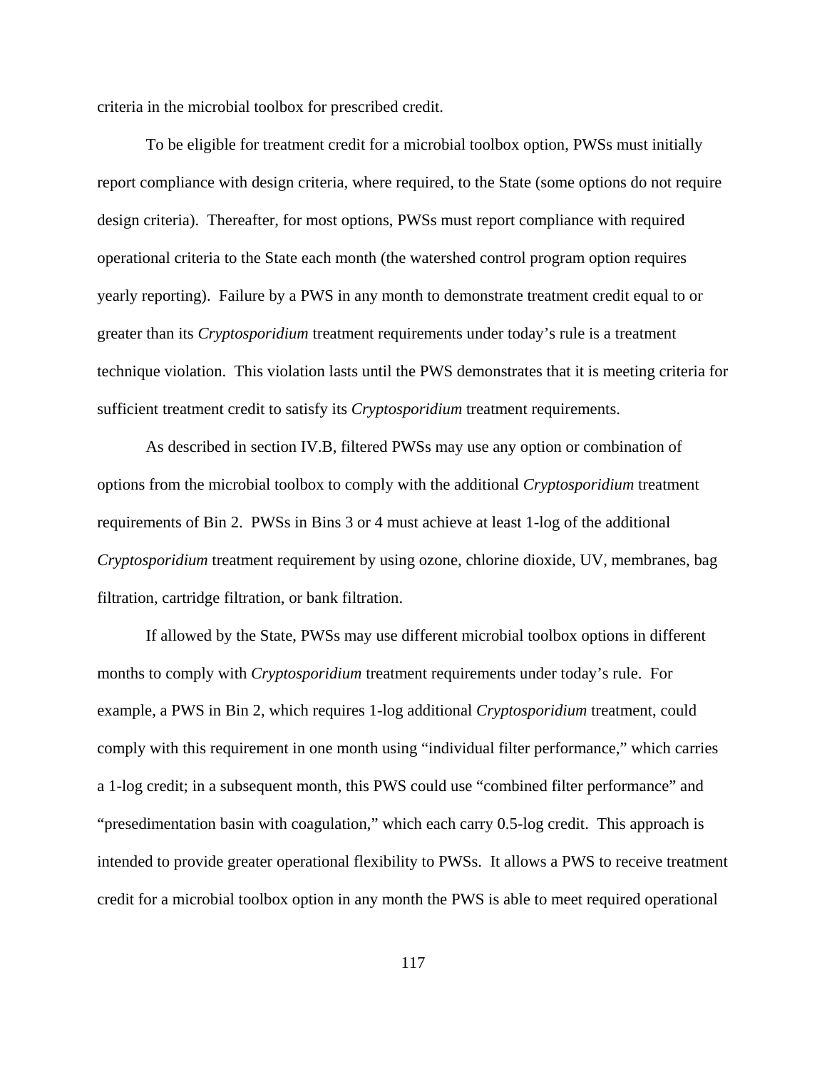criteria in the microbial toolbox for prescribed credit.

To be eligible for treatment credit for a microbial toolbox option, PWSs must initially report compliance with design criteria, where required, to the State (some options do not require design criteria). Thereafter, for most options, PWSs must report compliance with required operational criteria to the State each month (the watershed control program option requires yearly reporting). Failure by a PWS in any month to demonstrate treatment credit equal to or greater than its *Cryptosporidium* treatment requirements under today's rule is a treatment technique violation. This violation lasts until the PWS demonstrates that it is meeting criteria for sufficient treatment credit to satisfy its *Cryptosporidium* treatment requirements.

As described in section IV.B, filtered PWSs may use any option or combination of options from the microbial toolbox to comply with the additional *Cryptosporidium* treatment requirements of Bin 2. PWSs in Bins 3 or 4 must achieve at least 1-log of the additional *Cryptosporidium* treatment requirement by using ozone, chlorine dioxide, UV, membranes, bag filtration, cartridge filtration, or bank filtration.

If allowed by the State, PWSs may use different microbial toolbox options in different months to comply with *Cryptosporidium* treatment requirements under today's rule. For example, a PWS in Bin 2, which requires 1-log additional *Cryptosporidium* treatment, could comply with this requirement in one month using "individual filter performance," which carries a 1-log credit; in a subsequent month, this PWS could use "combined filter performance" and "presedimentation basin with coagulation," which each carry 0.5-log credit. This approach is intended to provide greater operational flexibility to PWSs. It allows a PWS to receive treatment credit for a microbial toolbox option in any month the PWS is able to meet required operational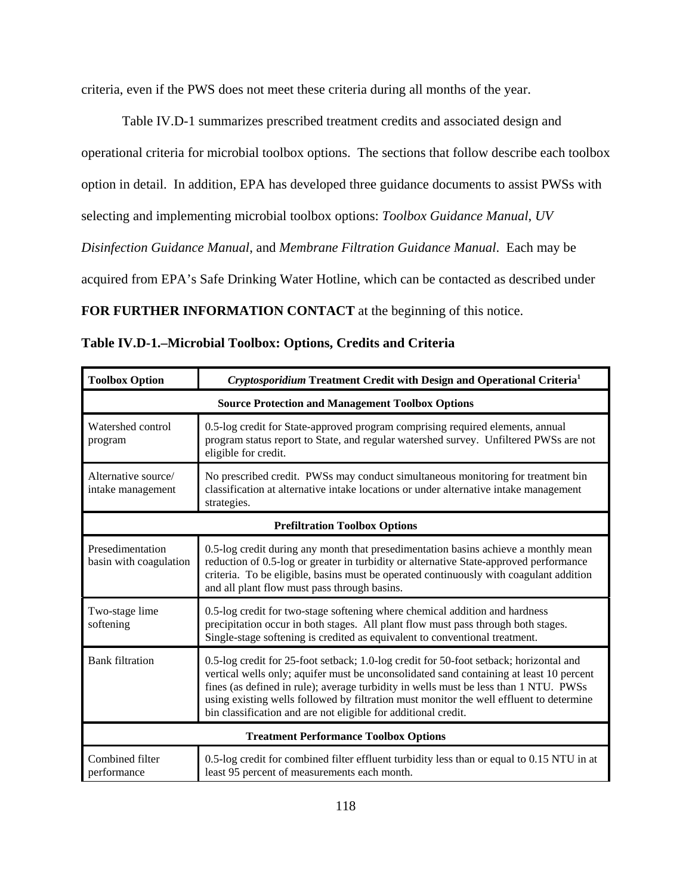criteria, even if the PWS does not meet these criteria during all months of the year.

Table IV.D-1 summarizes prescribed treatment credits and associated design and operational criteria for microbial toolbox options. The sections that follow describe each toolbox option in detail. In addition, EPA has developed three guidance documents to assist PWSs with selecting and implementing microbial toolbox options: *Toolbox Guidance Manual*, *UV Disinfection Guidance Manual*, and *Membrane Filtration Guidance Manual*. Each may be acquired from EPA's Safe Drinking Water Hotline, which can be contacted as described under **FOR FURTHER INFORMATION CONTACT** at the beginning of this notice.

**Table IV.D-1.–Microbial Toolbox: Options, Credits and Criteria**

| **Toolbox Option** | ***Cryptosporidium* Treatment Credit with Design and Operational Criteria**[1] |
|---|---|
| **Source Protection and Management Toolbox Options** | |
| Watershed control program | 0.5-log credit for State-approved program comprising required elements, annual program status report to State, and regular watershed survey. Unfiltered PWSs are not eligible for credit. |
| Alternative source/ intake management | No prescribed credit. PWSs may conduct simultaneous monitoring for treatment bin classification at alternative intake locations or under alternative intake management strategies. |
| **Prefiltration Toolbox Options** | |
| Presedimentation basin with coagulation | 0.5-log credit during any month that presedimentation basins achieve a monthly mean reduction of 0.5-log or greater in turbidity or alternative State-approved performance criteria. To be eligible, basins must be operated continuously with coagulant addition and all plant flow must pass through basins. |
| Two-stage lime softening | 0.5-log credit for two-stage softening where chemical addition and hardness precipitation occur in both stages. All plant flow must pass through both stages. Single-stage softening is credited as equivalent to conventional treatment. |
| Bank filtration | 0.5-log credit for 25-foot setback; 1.0-log credit for 50-foot setback; horizontal and vertical wells only; aquifer must be unconsolidated sand containing at least 10 percent fines (as defined in rule); average turbidity in wells must be less than 1 NTU. PWSs using existing wells followed by filtration must monitor the well effluent to determine bin classification and are not eligible for additional credit. |
| **Treatment Performance Toolbox Options** | |
| Combined filter performance | 0.5-log credit for combined filter effluent turbidity less than or equal to 0.15 NTU in at least 95 percent of measurements each month. |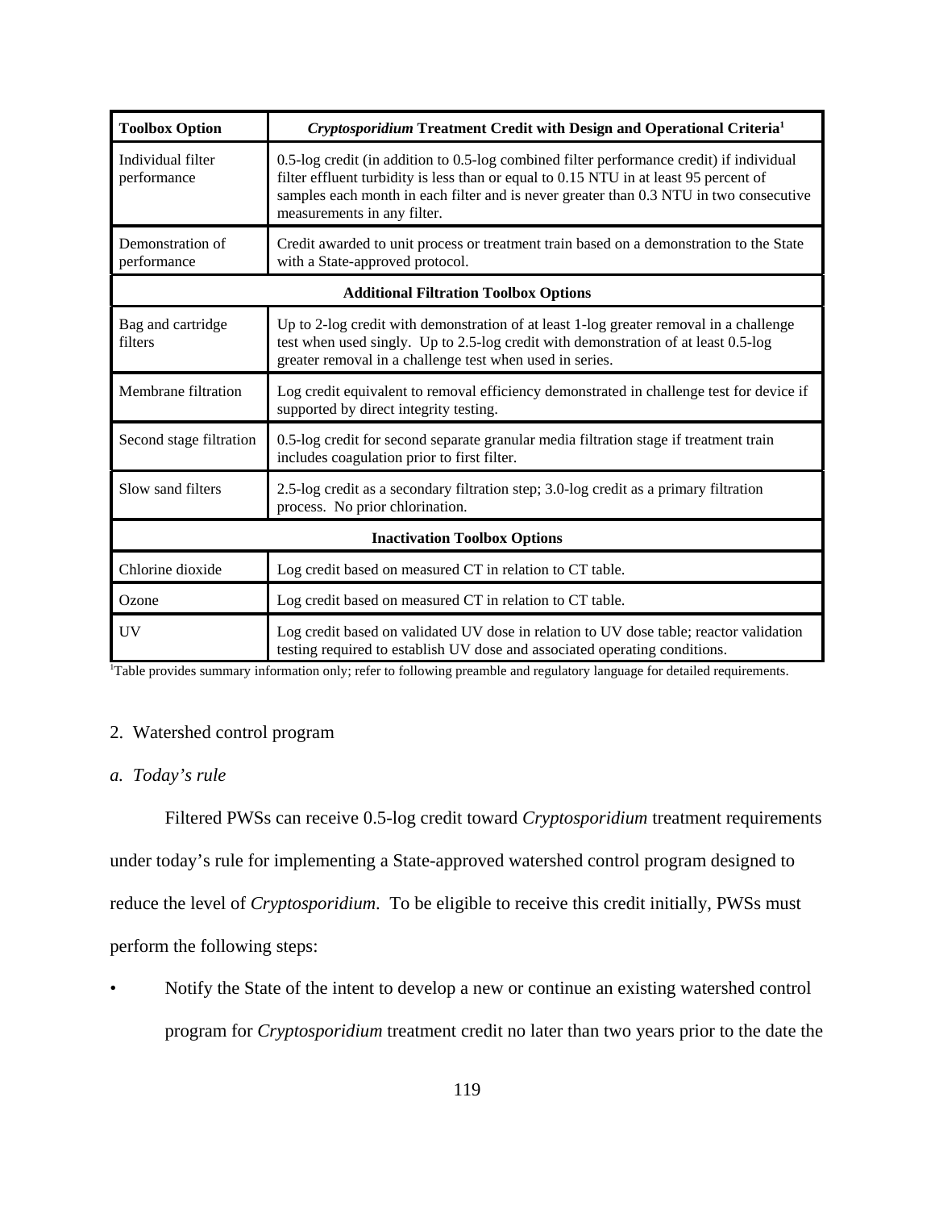| **Toolbox Option** | ***Cryptosporidium* Treatment Credit with Design and Operational Criteria**[1] |
| --- | --- |
| Individual filter performance | 0.5-log credit (in addition to 0.5-log combined filter performance credit) if individual filter effluent turbidity is less than or equal to 0.15 NTU in at least 95 percent of samples each month in each filter and is never greater than 0.3 NTU in two consecutive measurements in any filter. |
| Demonstration of performance | Credit awarded to unit process or treatment train based on a demonstration to the State with a State-approved protocol. |
| **Additional Filtration Toolbox Options** | |
| Bag and cartridge filters | Up to 2-log credit with demonstration of at least 1-log greater removal in a challenge test when used singly. Up to 2.5-log credit with demonstration of at least 0.5-log greater removal in a challenge test when used in series. |
| Membrane filtration | Log credit equivalent to removal efficiency demonstrated in challenge test for device if supported by direct integrity testing. |
| Second stage filtration | 0.5-log credit for second separate granular media filtration stage if treatment train includes coagulation prior to first filter. |
| Slow sand filters | 2.5-log credit as a secondary filtration step; 3.0-log credit as a primary filtration process. No prior chlorination. |
| **Inactivation Toolbox Options** | |
| Chlorine dioxide | Log credit based on measured CT in relation to CT table. |
| Ozone | Log credit based on measured CT in relation to CT table. |
| UV | Log credit based on validated UV dose in relation to UV dose table; reactor validation testing required to establish UV dose and associated operating conditions. |

[1]Table provides summary information only; refer to following preamble and regulatory language for detailed requirements.

2. Watershed control program

*a. Today's rule*

Filtered PWSs can receive 0.5-log credit toward *Cryptosporidium* treatment requirements under today's rule for implementing a State-approved watershed control program designed to reduce the level of *Cryptosporidium*. To be eligible to receive this credit initially, PWSs must perform the following steps:

- Notify the State of the intent to develop a new or continue an existing watershed control program for *Cryptosporidium* treatment credit no later than two years prior to the date the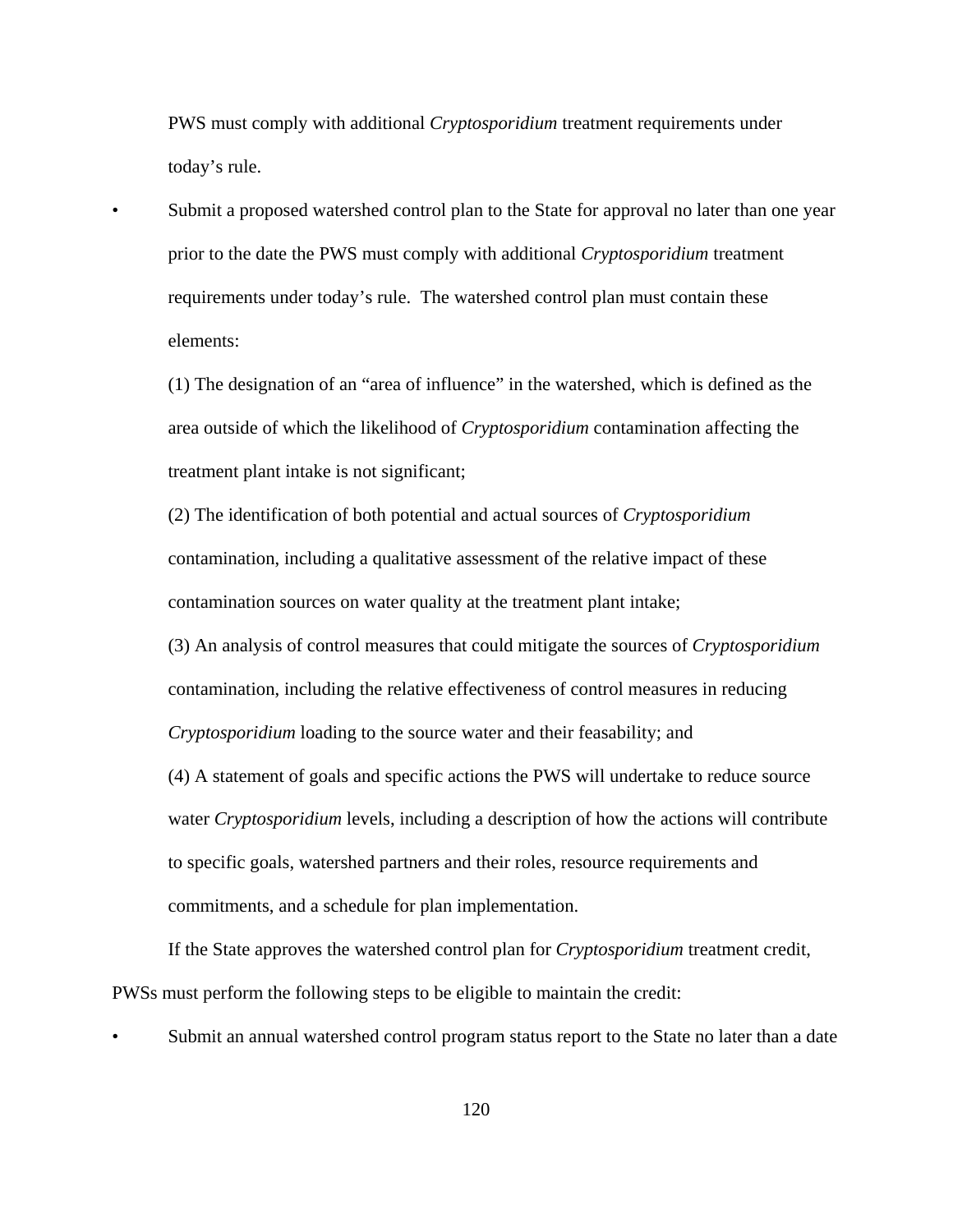PWS must comply with additional *Cryptosporidium* treatment requirements under today's rule.

- Submit a proposed watershed control plan to the State for approval no later than one year prior to the date the PWS must comply with additional *Cryptosporidium* treatment requirements under today's rule. The watershed control plan must contain these elements:

  (1) The designation of an "area of influence" in the watershed, which is defined as the area outside of which the likelihood of *Cryptosporidium* contamination affecting the treatment plant intake is not significant;

  (2) The identification of both potential and actual sources of *Cryptosporidium* contamination, including a qualitative assessment of the relative impact of these contamination sources on water quality at the treatment plant intake;

  (3) An analysis of control measures that could mitigate the sources of *Cryptosporidium* contamination, including the relative effectiveness of control measures in reducing *Cryptosporidium* loading to the source water and their feasability; and

  (4) A statement of goals and specific actions the PWS will undertake to reduce source water *Cryptosporidium* levels, including a description of how the actions will contribute to specific goals, watershed partners and their roles, resource requirements and commitments, and a schedule for plan implementation.

If the State approves the watershed control plan for *Cryptosporidium* treatment credit, PWSs must perform the following steps to be eligible to maintain the credit:

- Submit an annual watershed control program status report to the State no later than a date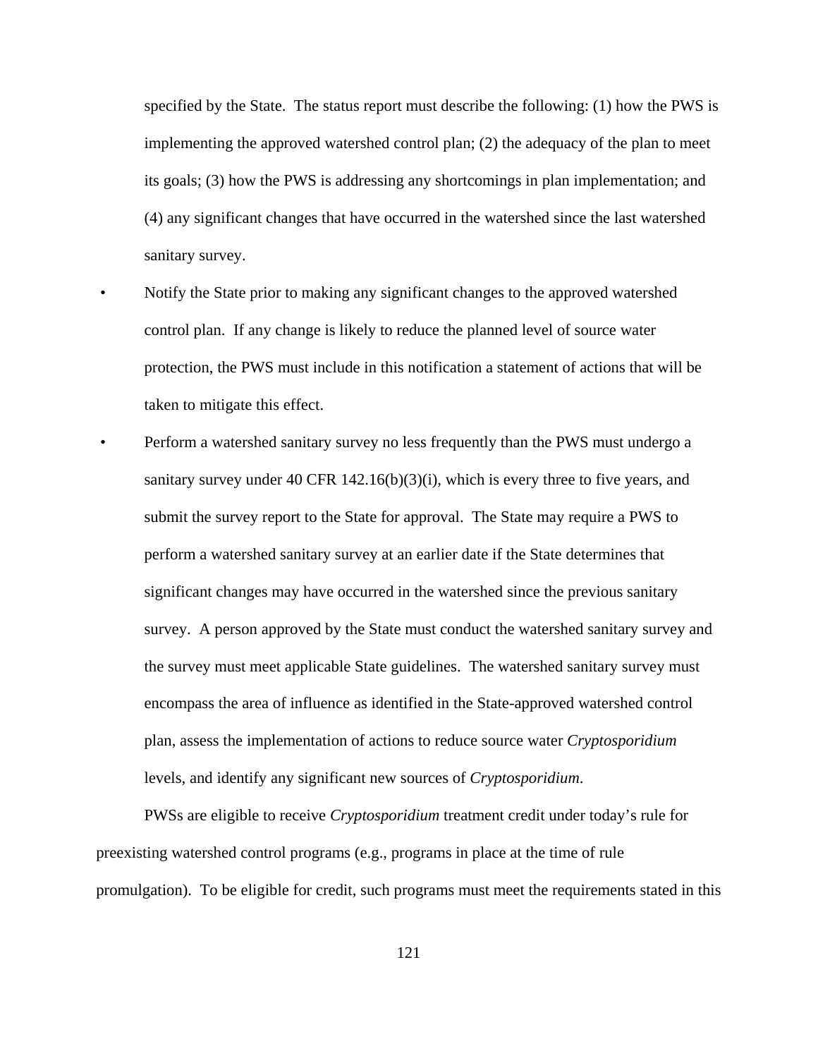specified by the State. The status report must describe the following: (1) how the PWS is implementing the approved watershed control plan; (2) the adequacy of the plan to meet its goals; (3) how the PWS is addressing any shortcomings in plan implementation; and (4) any significant changes that have occurred in the watershed since the last watershed sanitary survey.

- Notify the State prior to making any significant changes to the approved watershed control plan. If any change is likely to reduce the planned level of source water protection, the PWS must include in this notification a statement of actions that will be taken to mitigate this effect.
- Perform a watershed sanitary survey no less frequently than the PWS must undergo a sanitary survey under 40 CFR 142.16(b)(3)(i), which is every three to five years, and submit the survey report to the State for approval. The State may require a PWS to perform a watershed sanitary survey at an earlier date if the State determines that significant changes may have occurred in the watershed since the previous sanitary survey. A person approved by the State must conduct the watershed sanitary survey and the survey must meet applicable State guidelines. The watershed sanitary survey must encompass the area of influence as identified in the State-approved watershed control plan, assess the implementation of actions to reduce source water *Cryptosporidium* levels, and identify any significant new sources of *Cryptosporidium*.

PWSs are eligible to receive *Cryptosporidium* treatment credit under today's rule for preexisting watershed control programs (e.g., programs in place at the time of rule promulgation). To be eligible for credit, such programs must meet the requirements stated in this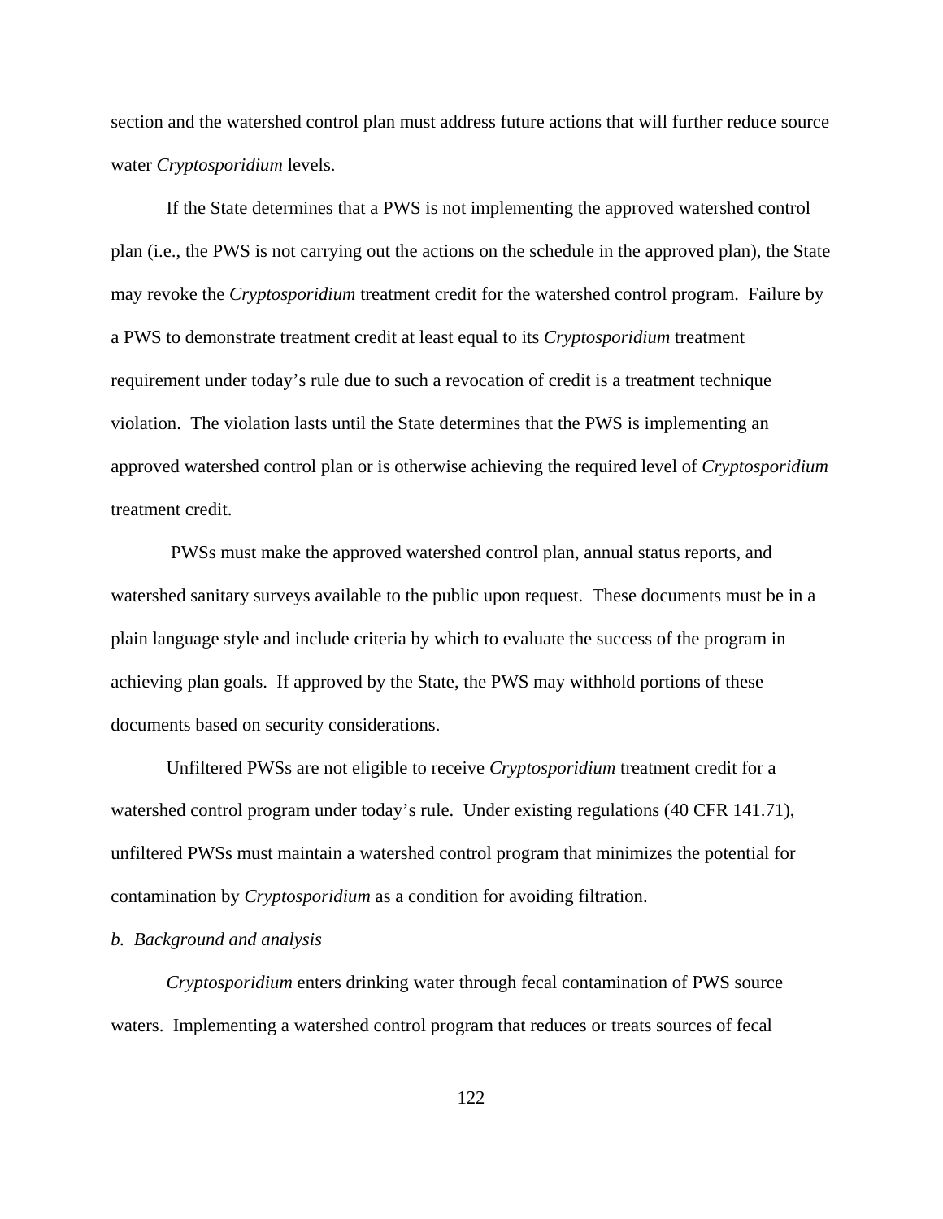section and the watershed control plan must address future actions that will further reduce source water *Cryptosporidium* levels.

If the State determines that a PWS is not implementing the approved watershed control plan (i.e., the PWS is not carrying out the actions on the schedule in the approved plan), the State may revoke the *Cryptosporidium* treatment credit for the watershed control program. Failure by a PWS to demonstrate treatment credit at least equal to its *Cryptosporidium* treatment requirement under today's rule due to such a revocation of credit is a treatment technique violation. The violation lasts until the State determines that the PWS is implementing an approved watershed control plan or is otherwise achieving the required level of *Cryptosporidium* treatment credit.

PWSs must make the approved watershed control plan, annual status reports, and watershed sanitary surveys available to the public upon request. These documents must be in a plain language style and include criteria by which to evaluate the success of the program in achieving plan goals. If approved by the State, the PWS may withhold portions of these documents based on security considerations.

Unfiltered PWSs are not eligible to receive *Cryptosporidium* treatment credit for a watershed control program under today's rule. Under existing regulations (40 CFR 141.71), unfiltered PWSs must maintain a watershed control program that minimizes the potential for contamination by *Cryptosporidium* as a condition for avoiding filtration.

*b. Background and analysis*

*Cryptosporidium* enters drinking water through fecal contamination of PWS source waters. Implementing a watershed control program that reduces or treats sources of fecal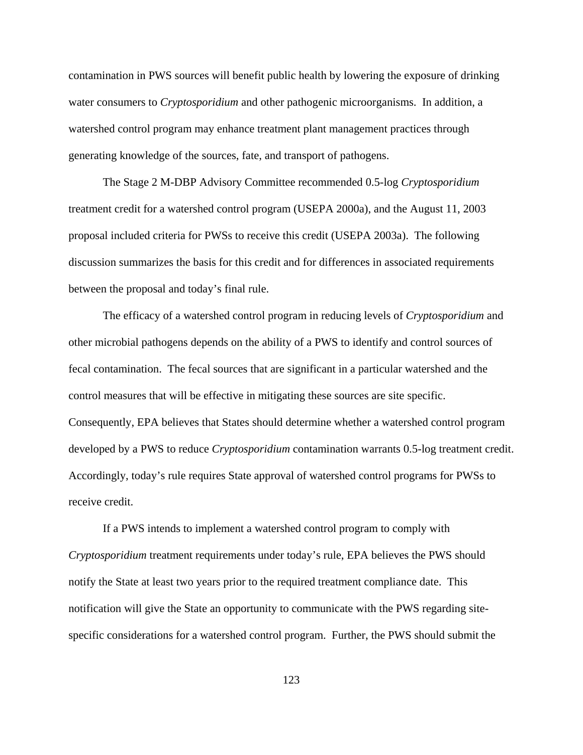contamination in PWS sources will benefit public health by lowering the exposure of drinking water consumers to *Cryptosporidium* and other pathogenic microorganisms. In addition, a watershed control program may enhance treatment plant management practices through generating knowledge of the sources, fate, and transport of pathogens.

The Stage 2 M-DBP Advisory Committee recommended 0.5-log *Cryptosporidium* treatment credit for a watershed control program (USEPA 2000a), and the August 11, 2003 proposal included criteria for PWSs to receive this credit (USEPA 2003a). The following discussion summarizes the basis for this credit and for differences in associated requirements between the proposal and today's final rule.

The efficacy of a watershed control program in reducing levels of *Cryptosporidium* and other microbial pathogens depends on the ability of a PWS to identify and control sources of fecal contamination. The fecal sources that are significant in a particular watershed and the control measures that will be effective in mitigating these sources are site specific. Consequently, EPA believes that States should determine whether a watershed control program developed by a PWS to reduce *Cryptosporidium* contamination warrants 0.5-log treatment credit. Accordingly, today's rule requires State approval of watershed control programs for PWSs to receive credit.

If a PWS intends to implement a watershed control program to comply with *Cryptosporidium* treatment requirements under today's rule, EPA believes the PWS should notify the State at least two years prior to the required treatment compliance date. This notification will give the State an opportunity to communicate with the PWS regarding site-specific considerations for a watershed control program. Further, the PWS should submit the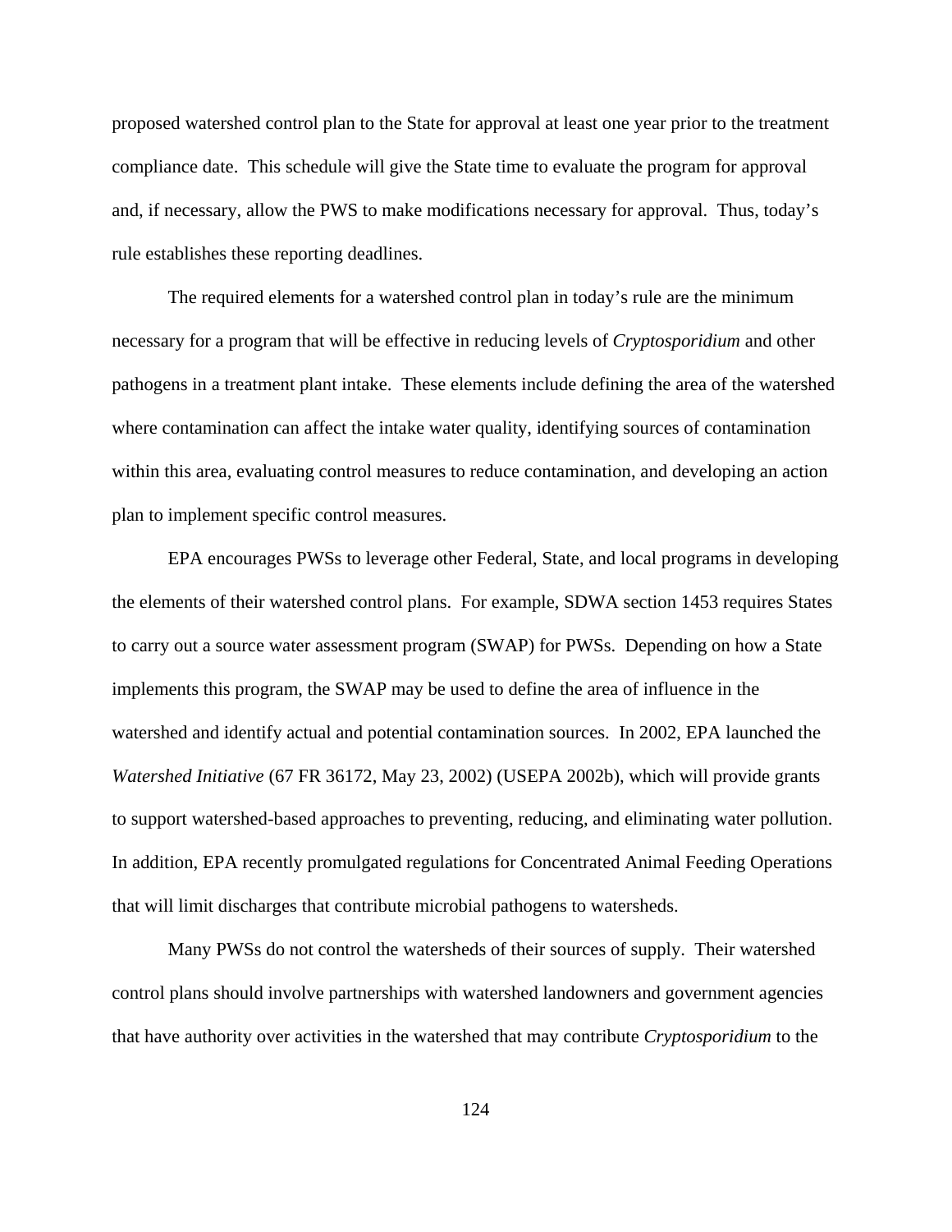proposed watershed control plan to the State for approval at least one year prior to the treatment compliance date. This schedule will give the State time to evaluate the program for approval and, if necessary, allow the PWS to make modifications necessary for approval. Thus, today's rule establishes these reporting deadlines.

The required elements for a watershed control plan in today's rule are the minimum necessary for a program that will be effective in reducing levels of *Cryptosporidium* and other pathogens in a treatment plant intake. These elements include defining the area of the watershed where contamination can affect the intake water quality, identifying sources of contamination within this area, evaluating control measures to reduce contamination, and developing an action plan to implement specific control measures.

EPA encourages PWSs to leverage other Federal, State, and local programs in developing the elements of their watershed control plans. For example, SDWA section 1453 requires States to carry out a source water assessment program (SWAP) for PWSs. Depending on how a State implements this program, the SWAP may be used to define the area of influence in the watershed and identify actual and potential contamination sources. In 2002, EPA launched the *Watershed Initiative* (67 FR 36172, May 23, 2002) (USEPA 2002b), which will provide grants to support watershed-based approaches to preventing, reducing, and eliminating water pollution. In addition, EPA recently promulgated regulations for Concentrated Animal Feeding Operations that will limit discharges that contribute microbial pathogens to watersheds.

Many PWSs do not control the watersheds of their sources of supply. Their watershed control plans should involve partnerships with watershed landowners and government agencies that have authority over activities in the watershed that may contribute *Cryptosporidium* to the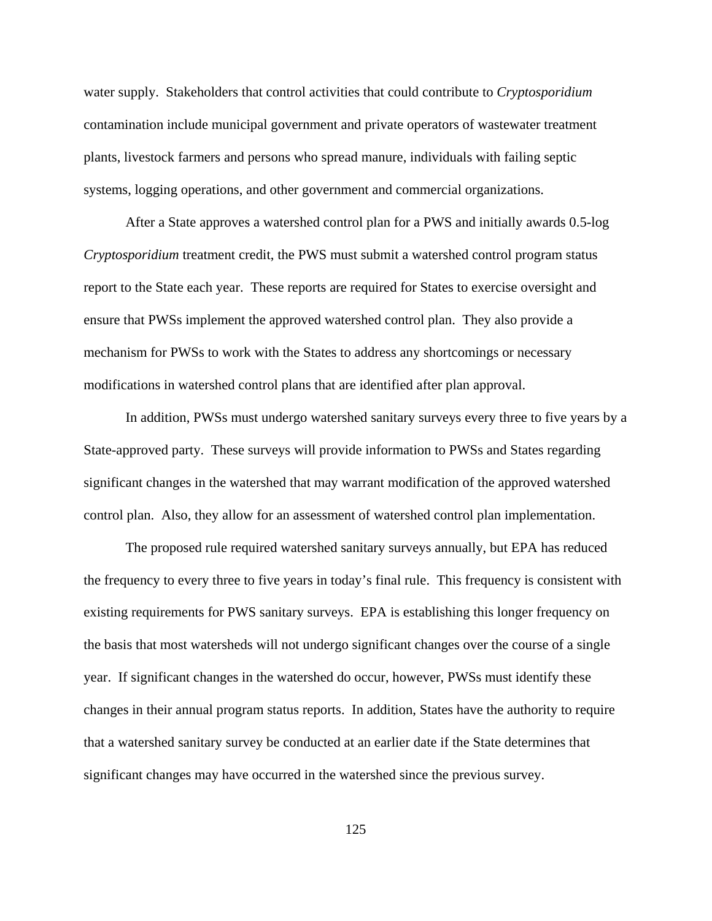water supply. Stakeholders that control activities that could contribute to *Cryptosporidium* contamination include municipal government and private operators of wastewater treatment plants, livestock farmers and persons who spread manure, individuals with failing septic systems, logging operations, and other government and commercial organizations.

After a State approves a watershed control plan for a PWS and initially awards 0.5-log *Cryptosporidium* treatment credit, the PWS must submit a watershed control program status report to the State each year. These reports are required for States to exercise oversight and ensure that PWSs implement the approved watershed control plan. They also provide a mechanism for PWSs to work with the States to address any shortcomings or necessary modifications in watershed control plans that are identified after plan approval.

In addition, PWSs must undergo watershed sanitary surveys every three to five years by a State-approved party. These surveys will provide information to PWSs and States regarding significant changes in the watershed that may warrant modification of the approved watershed control plan. Also, they allow for an assessment of watershed control plan implementation.

The proposed rule required watershed sanitary surveys annually, but EPA has reduced the frequency to every three to five years in today's final rule. This frequency is consistent with existing requirements for PWS sanitary surveys. EPA is establishing this longer frequency on the basis that most watersheds will not undergo significant changes over the course of a single year. If significant changes in the watershed do occur, however, PWSs must identify these changes in their annual program status reports. In addition, States have the authority to require that a watershed sanitary survey be conducted at an earlier date if the State determines that significant changes may have occurred in the watershed since the previous survey.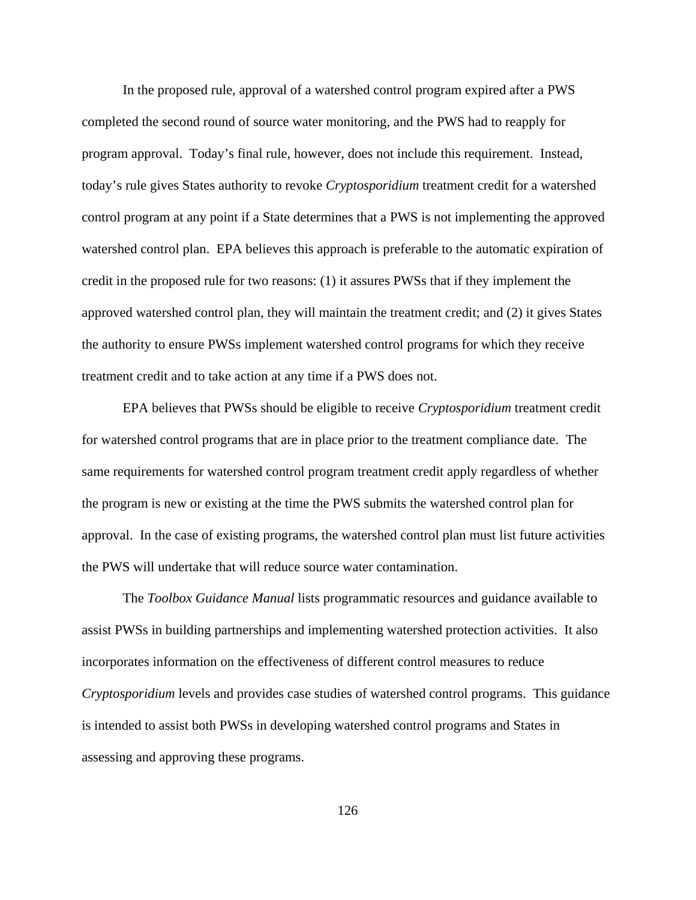In the proposed rule, approval of a watershed control program expired after a PWS completed the second round of source water monitoring, and the PWS had to reapply for program approval. Today's final rule, however, does not include this requirement. Instead, today's rule gives States authority to revoke *Cryptosporidium* treatment credit for a watershed control program at any point if a State determines that a PWS is not implementing the approved watershed control plan. EPA believes this approach is preferable to the automatic expiration of credit in the proposed rule for two reasons: (1) it assures PWSs that if they implement the approved watershed control plan, they will maintain the treatment credit; and (2) it gives States the authority to ensure PWSs implement watershed control programs for which they receive treatment credit and to take action at any time if a PWS does not.

EPA believes that PWSs should be eligible to receive *Cryptosporidium* treatment credit for watershed control programs that are in place prior to the treatment compliance date. The same requirements for watershed control program treatment credit apply regardless of whether the program is new or existing at the time the PWS submits the watershed control plan for approval. In the case of existing programs, the watershed control plan must list future activities the PWS will undertake that will reduce source water contamination.

The *Toolbox Guidance Manual* lists programmatic resources and guidance available to assist PWSs in building partnerships and implementing watershed protection activities. It also incorporates information on the effectiveness of different control measures to reduce *Cryptosporidium* levels and provides case studies of watershed control programs. This guidance is intended to assist both PWSs in developing watershed control programs and States in assessing and approving these programs.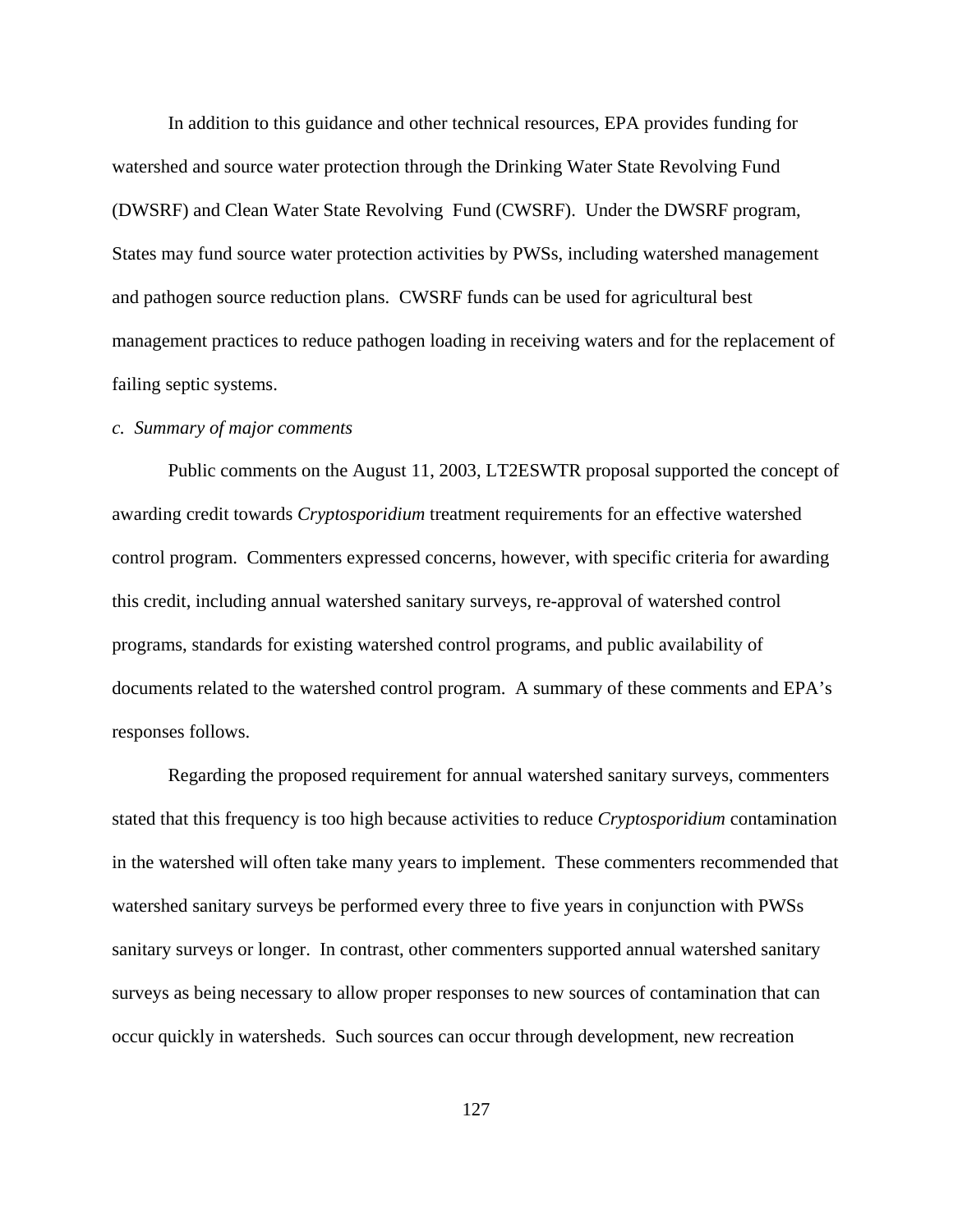In addition to this guidance and other technical resources, EPA provides funding for watershed and source water protection through the Drinking Water State Revolving Fund (DWSRF) and Clean Water State Revolving Fund (CWSRF). Under the DWSRF program, States may fund source water protection activities by PWSs, including watershed management and pathogen source reduction plans. CWSRF funds can be used for agricultural best management practices to reduce pathogen loading in receiving waters and for the replacement of failing septic systems.

*c. Summary of major comments*

Public comments on the August 11, 2003, LT2ESWTR proposal supported the concept of awarding credit towards *Cryptosporidium* treatment requirements for an effective watershed control program. Commenters expressed concerns, however, with specific criteria for awarding this credit, including annual watershed sanitary surveys, re-approval of watershed control programs, standards for existing watershed control programs, and public availability of documents related to the watershed control program. A summary of these comments and EPA's responses follows.

Regarding the proposed requirement for annual watershed sanitary surveys, commenters stated that this frequency is too high because activities to reduce *Cryptosporidium* contamination in the watershed will often take many years to implement. These commenters recommended that watershed sanitary surveys be performed every three to five years in conjunction with PWSs sanitary surveys or longer. In contrast, other commenters supported annual watershed sanitary surveys as being necessary to allow proper responses to new sources of contamination that can occur quickly in watersheds. Such sources can occur through development, new recreation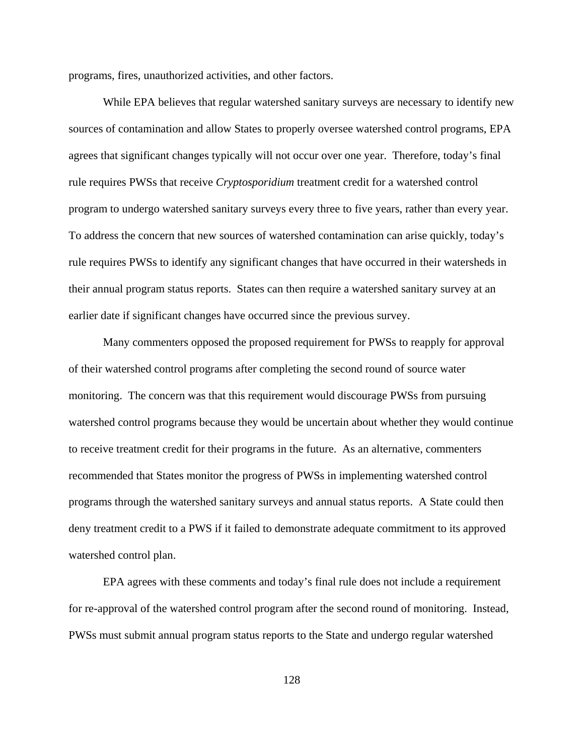programs, fires, unauthorized activities, and other factors.

While EPA believes that regular watershed sanitary surveys are necessary to identify new sources of contamination and allow States to properly oversee watershed control programs, EPA agrees that significant changes typically will not occur over one year. Therefore, today's final rule requires PWSs that receive *Cryptosporidium* treatment credit for a watershed control program to undergo watershed sanitary surveys every three to five years, rather than every year. To address the concern that new sources of watershed contamination can arise quickly, today's rule requires PWSs to identify any significant changes that have occurred in their watersheds in their annual program status reports. States can then require a watershed sanitary survey at an earlier date if significant changes have occurred since the previous survey.

Many commenters opposed the proposed requirement for PWSs to reapply for approval of their watershed control programs after completing the second round of source water monitoring. The concern was that this requirement would discourage PWSs from pursuing watershed control programs because they would be uncertain about whether they would continue to receive treatment credit for their programs in the future. As an alternative, commenters recommended that States monitor the progress of PWSs in implementing watershed control programs through the watershed sanitary surveys and annual status reports. A State could then deny treatment credit to a PWS if it failed to demonstrate adequate commitment to its approved watershed control plan.

EPA agrees with these comments and today's final rule does not include a requirement for re-approval of the watershed control program after the second round of monitoring. Instead, PWSs must submit annual program status reports to the State and undergo regular watershed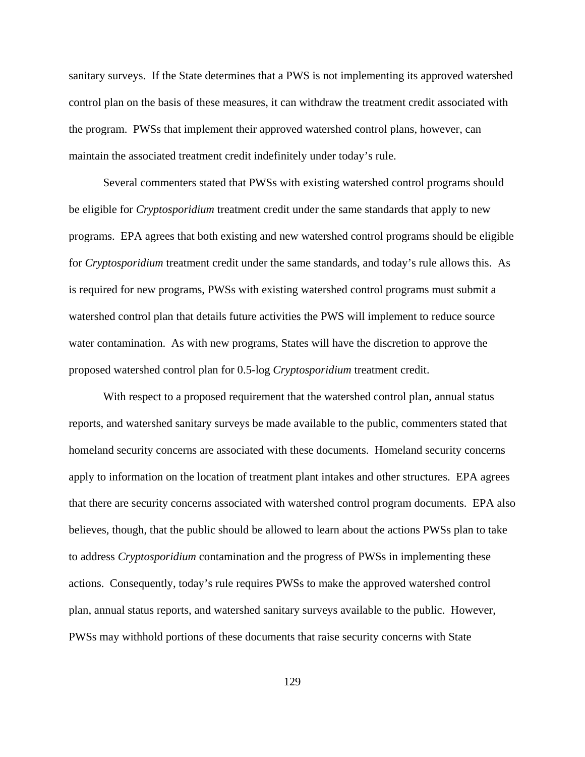sanitary surveys. If the State determines that a PWS is not implementing its approved watershed control plan on the basis of these measures, it can withdraw the treatment credit associated with the program. PWSs that implement their approved watershed control plans, however, can maintain the associated treatment credit indefinitely under today's rule.

Several commenters stated that PWSs with existing watershed control programs should be eligible for *Cryptosporidium* treatment credit under the same standards that apply to new programs. EPA agrees that both existing and new watershed control programs should be eligible for *Cryptosporidium* treatment credit under the same standards, and today's rule allows this. As is required for new programs, PWSs with existing watershed control programs must submit a watershed control plan that details future activities the PWS will implement to reduce source water contamination. As with new programs, States will have the discretion to approve the proposed watershed control plan for 0.5-log *Cryptosporidium* treatment credit.

With respect to a proposed requirement that the watershed control plan, annual status reports, and watershed sanitary surveys be made available to the public, commenters stated that homeland security concerns are associated with these documents. Homeland security concerns apply to information on the location of treatment plant intakes and other structures. EPA agrees that there are security concerns associated with watershed control program documents. EPA also believes, though, that the public should be allowed to learn about the actions PWSs plan to take to address *Cryptosporidium* contamination and the progress of PWSs in implementing these actions. Consequently, today's rule requires PWSs to make the approved watershed control plan, annual status reports, and watershed sanitary surveys available to the public. However, PWSs may withhold portions of these documents that raise security concerns with State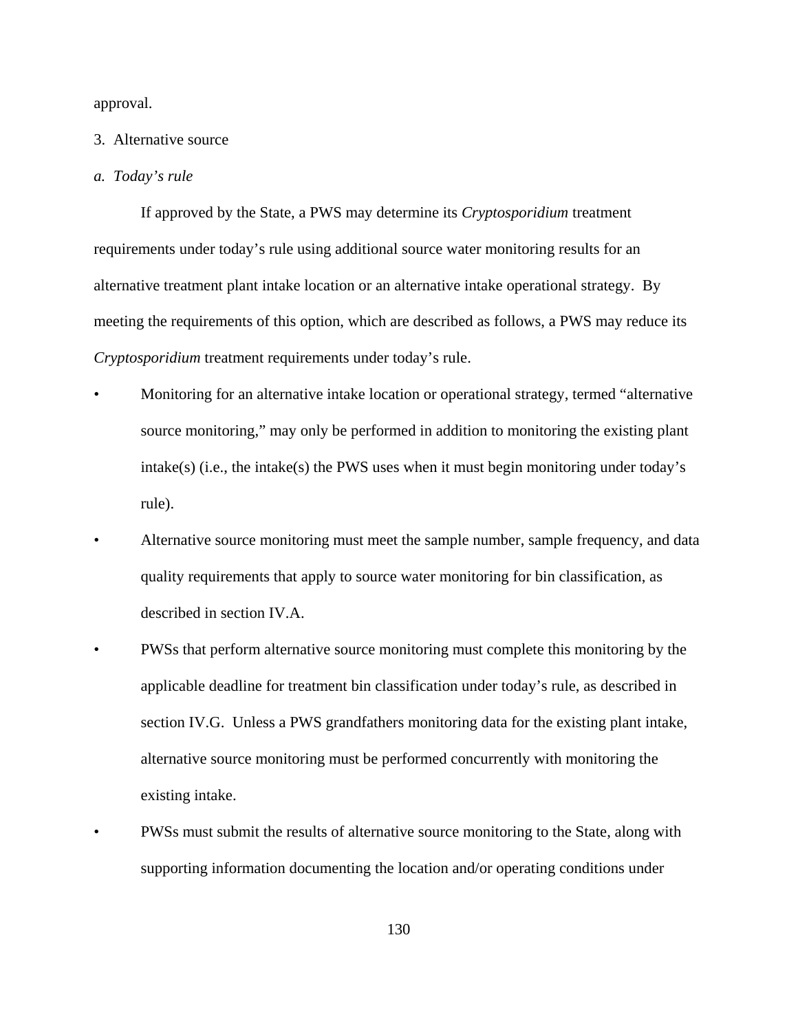approval.

3. Alternative source

*a. Today's rule*

If approved by the State, a PWS may determine its *Cryptosporidium* treatment requirements under today's rule using additional source water monitoring results for an alternative treatment plant intake location or an alternative intake operational strategy. By meeting the requirements of this option, which are described as follows, a PWS may reduce its *Cryptosporidium* treatment requirements under today's rule.

- Monitoring for an alternative intake location or operational strategy, termed "alternative source monitoring," may only be performed in addition to monitoring the existing plant intake(s) (i.e., the intake(s) the PWS uses when it must begin monitoring under today's rule).
- Alternative source monitoring must meet the sample number, sample frequency, and data quality requirements that apply to source water monitoring for bin classification, as described in section IV.A.
- PWSs that perform alternative source monitoring must complete this monitoring by the applicable deadline for treatment bin classification under today's rule, as described in section IV.G. Unless a PWS grandfathers monitoring data for the existing plant intake, alternative source monitoring must be performed concurrently with monitoring the existing intake.
- PWSs must submit the results of alternative source monitoring to the State, along with supporting information documenting the location and/or operating conditions under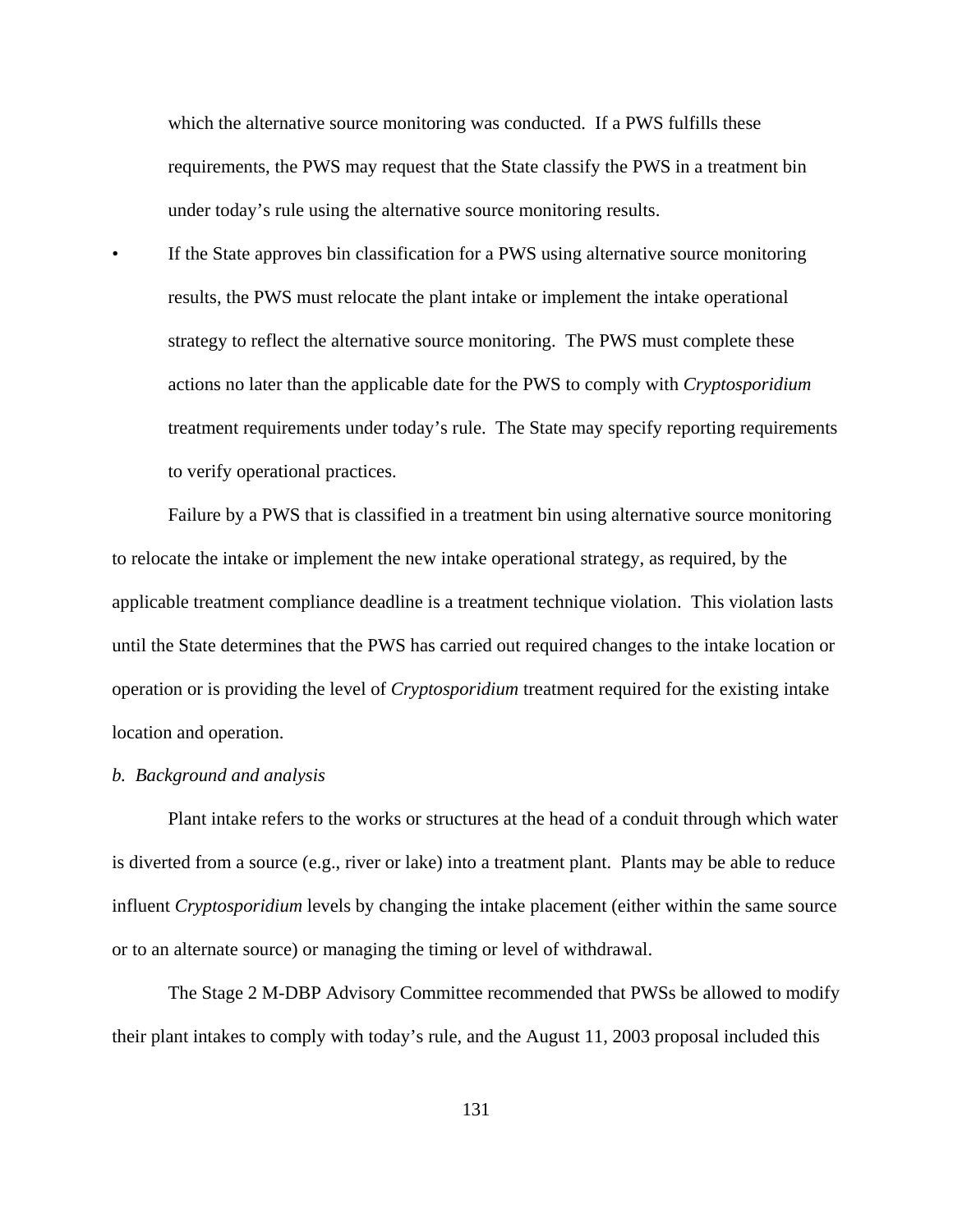which the alternative source monitoring was conducted. If a PWS fulfills these requirements, the PWS may request that the State classify the PWS in a treatment bin under today's rule using the alternative source monitoring results.

- If the State approves bin classification for a PWS using alternative source monitoring results, the PWS must relocate the plant intake or implement the intake operational strategy to reflect the alternative source monitoring. The PWS must complete these actions no later than the applicable date for the PWS to comply with *Cryptosporidium* treatment requirements under today's rule. The State may specify reporting requirements to verify operational practices.

Failure by a PWS that is classified in a treatment bin using alternative source monitoring to relocate the intake or implement the new intake operational strategy, as required, by the applicable treatment compliance deadline is a treatment technique violation. This violation lasts until the State determines that the PWS has carried out required changes to the intake location or operation or is providing the level of *Cryptosporidium* treatment required for the existing intake location and operation.

*b. Background and analysis*

Plant intake refers to the works or structures at the head of a conduit through which water is diverted from a source (e.g., river or lake) into a treatment plant. Plants may be able to reduce influent *Cryptosporidium* levels by changing the intake placement (either within the same source or to an alternate source) or managing the timing or level of withdrawal.

The Stage 2 M-DBP Advisory Committee recommended that PWSs be allowed to modify their plant intakes to comply with today's rule, and the August 11, 2003 proposal included this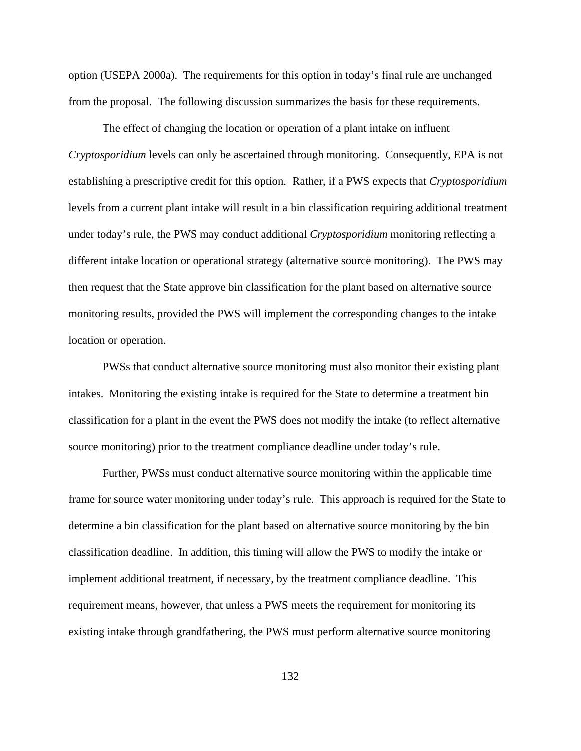option (USEPA 2000a). The requirements for this option in today's final rule are unchanged from the proposal. The following discussion summarizes the basis for these requirements.

The effect of changing the location or operation of a plant intake on influent *Cryptosporidium* levels can only be ascertained through monitoring. Consequently, EPA is not establishing a prescriptive credit for this option. Rather, if a PWS expects that *Cryptosporidium* levels from a current plant intake will result in a bin classification requiring additional treatment under today's rule, the PWS may conduct additional *Cryptosporidium* monitoring reflecting a different intake location or operational strategy (alternative source monitoring). The PWS may then request that the State approve bin classification for the plant based on alternative source monitoring results, provided the PWS will implement the corresponding changes to the intake location or operation.

PWSs that conduct alternative source monitoring must also monitor their existing plant intakes. Monitoring the existing intake is required for the State to determine a treatment bin classification for a plant in the event the PWS does not modify the intake (to reflect alternative source monitoring) prior to the treatment compliance deadline under today's rule.

Further, PWSs must conduct alternative source monitoring within the applicable time frame for source water monitoring under today's rule. This approach is required for the State to determine a bin classification for the plant based on alternative source monitoring by the bin classification deadline. In addition, this timing will allow the PWS to modify the intake or implement additional treatment, if necessary, by the treatment compliance deadline. This requirement means, however, that unless a PWS meets the requirement for monitoring its existing intake through grandfathering, the PWS must perform alternative source monitoring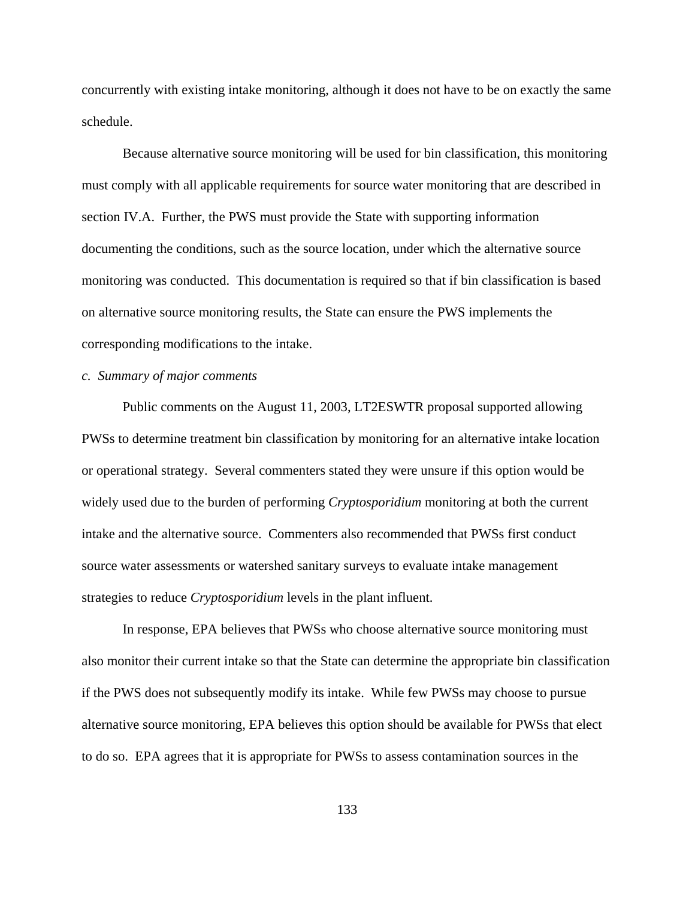concurrently with existing intake monitoring, although it does not have to be on exactly the same schedule.

Because alternative source monitoring will be used for bin classification, this monitoring must comply with all applicable requirements for source water monitoring that are described in section IV.A. Further, the PWS must provide the State with supporting information documenting the conditions, such as the source location, under which the alternative source monitoring was conducted. This documentation is required so that if bin classification is based on alternative source monitoring results, the State can ensure the PWS implements the corresponding modifications to the intake.

*c. Summary of major comments*

Public comments on the August 11, 2003, LT2ESWTR proposal supported allowing PWSs to determine treatment bin classification by monitoring for an alternative intake location or operational strategy. Several commenters stated they were unsure if this option would be widely used due to the burden of performing *Cryptosporidium* monitoring at both the current intake and the alternative source. Commenters also recommended that PWSs first conduct source water assessments or watershed sanitary surveys to evaluate intake management strategies to reduce *Cryptosporidium* levels in the plant influent.

In response, EPA believes that PWSs who choose alternative source monitoring must also monitor their current intake so that the State can determine the appropriate bin classification if the PWS does not subsequently modify its intake. While few PWSs may choose to pursue alternative source monitoring, EPA believes this option should be available for PWSs that elect to do so. EPA agrees that it is appropriate for PWSs to assess contamination sources in the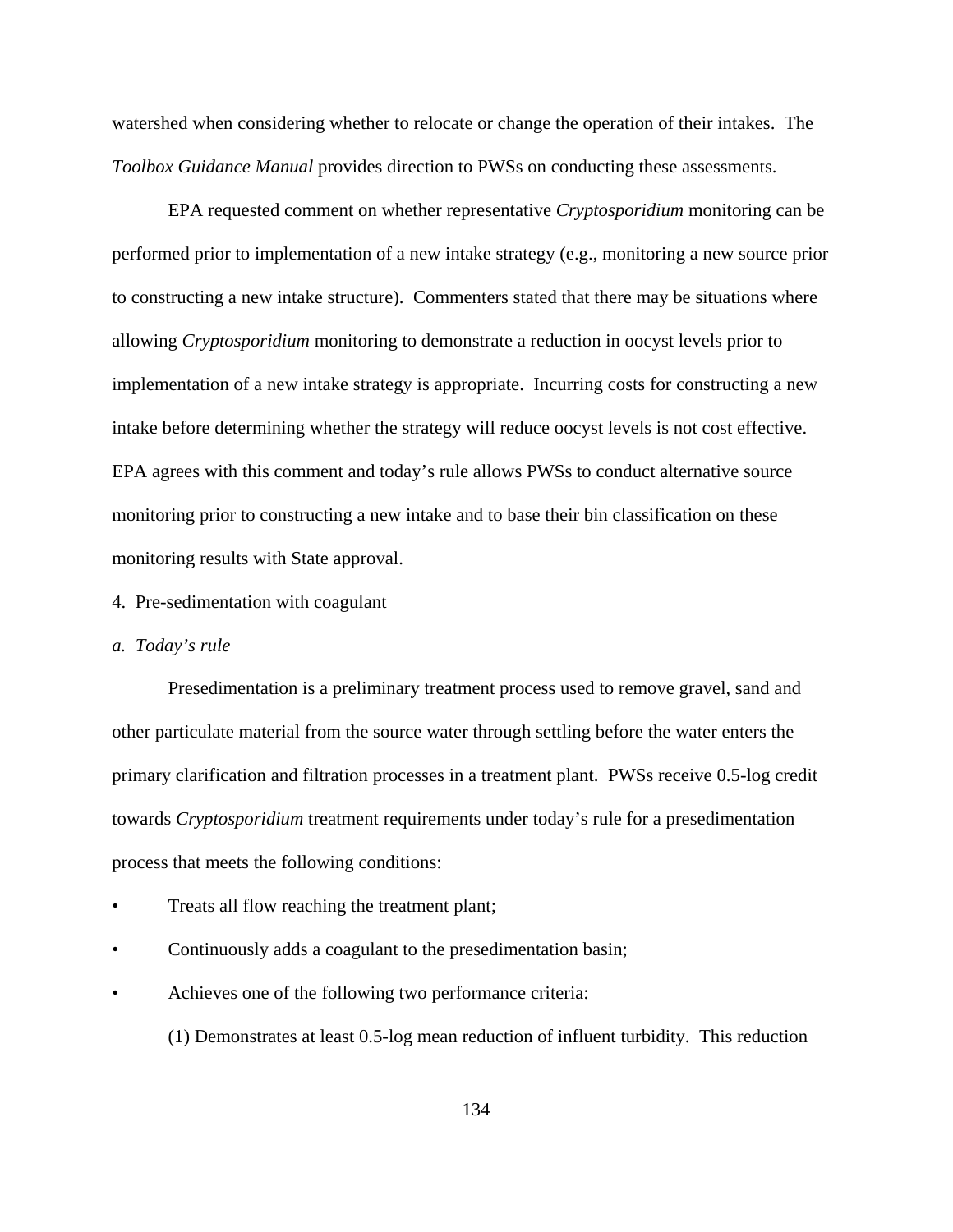watershed when considering whether to relocate or change the operation of their intakes. The *Toolbox Guidance Manual* provides direction to PWSs on conducting these assessments.

EPA requested comment on whether representative *Cryptosporidium* monitoring can be performed prior to implementation of a new intake strategy (e.g., monitoring a new source prior to constructing a new intake structure). Commenters stated that there may be situations where allowing *Cryptosporidium* monitoring to demonstrate a reduction in oocyst levels prior to implementation of a new intake strategy is appropriate. Incurring costs for constructing a new intake before determining whether the strategy will reduce oocyst levels is not cost effective. EPA agrees with this comment and today's rule allows PWSs to conduct alternative source monitoring prior to constructing a new intake and to base their bin classification on these monitoring results with State approval.

4. Pre-sedimentation with coagulant

*a. Today's rule*

Presedimentation is a preliminary treatment process used to remove gravel, sand and other particulate material from the source water through settling before the water enters the primary clarification and filtration processes in a treatment plant. PWSs receive 0.5-log credit towards *Cryptosporidium* treatment requirements under today's rule for a presedimentation process that meets the following conditions:

- Treats all flow reaching the treatment plant;
- Continuously adds a coagulant to the presedimentation basin;
- Achieves one of the following two performance criteria:

  (1) Demonstrates at least 0.5-log mean reduction of influent turbidity. This reduction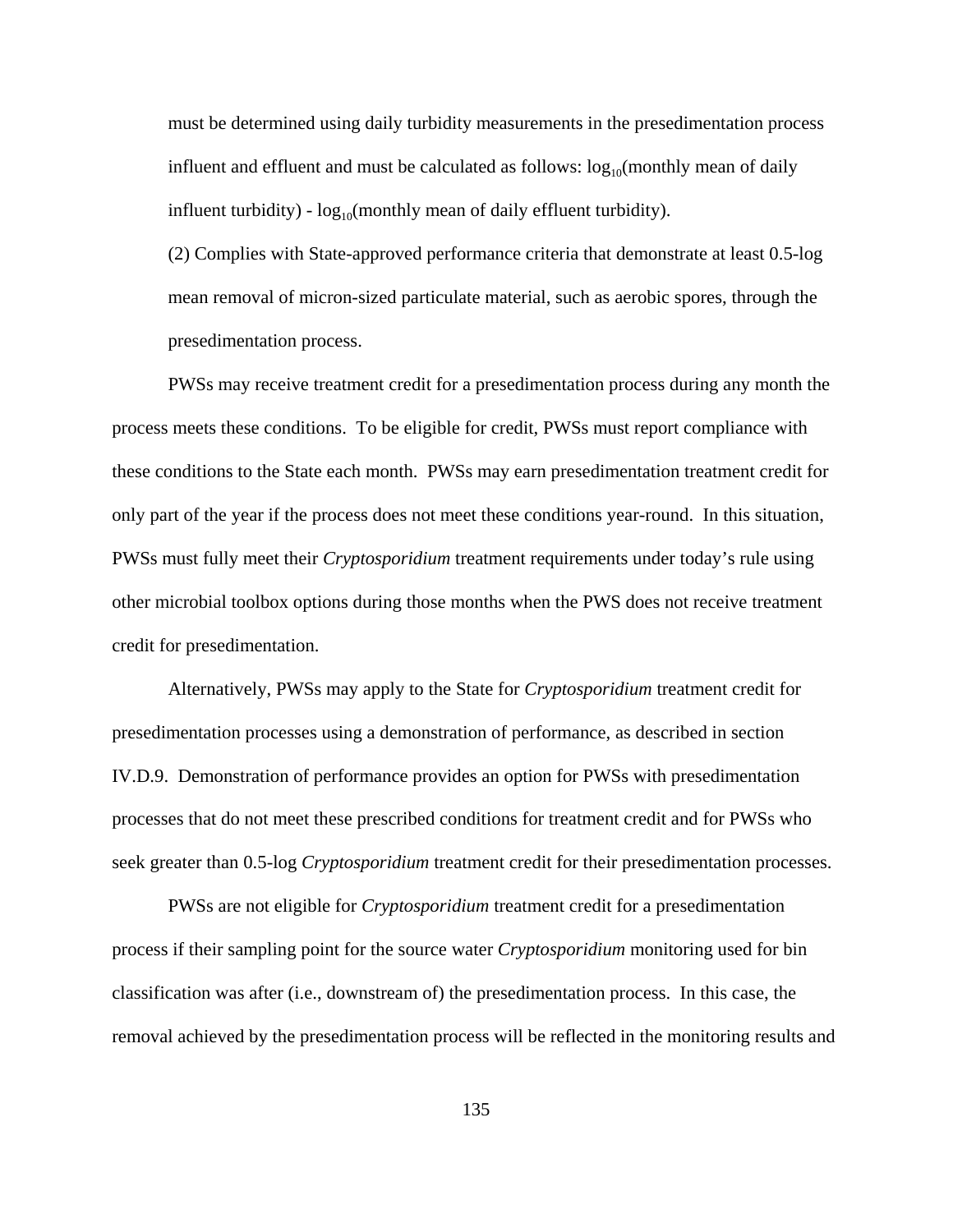must be determined using daily turbidity measurements in the presedimentation process influent and effluent and must be calculated as follows: $\log_{10}$(monthly mean of daily influent turbidity) - $\log_{10}$(monthly mean of daily effluent turbidity).

(2) Complies with State-approved performance criteria that demonstrate at least 0.5-log mean removal of micron-sized particulate material, such as aerobic spores, through the presedimentation process.

PWSs may receive treatment credit for a presedimentation process during any month the process meets these conditions. To be eligible for credit, PWSs must report compliance with these conditions to the State each month. PWSs may earn presedimentation treatment credit for only part of the year if the process does not meet these conditions year-round. In this situation, PWSs must fully meet their *Cryptosporidium* treatment requirements under today's rule using other microbial toolbox options during those months when the PWS does not receive treatment credit for presedimentation.

Alternatively, PWSs may apply to the State for *Cryptosporidium* treatment credit for presedimentation processes using a demonstration of performance, as described in section IV.D.9. Demonstration of performance provides an option for PWSs with presedimentation processes that do not meet these prescribed conditions for treatment credit and for PWSs who seek greater than 0.5-log *Cryptosporidium* treatment credit for their presedimentation processes.

PWSs are not eligible for *Cryptosporidium* treatment credit for a presedimentation process if their sampling point for the source water *Cryptosporidium* monitoring used for bin classification was after (i.e., downstream of) the presedimentation process. In this case, the removal achieved by the presedimentation process will be reflected in the monitoring results and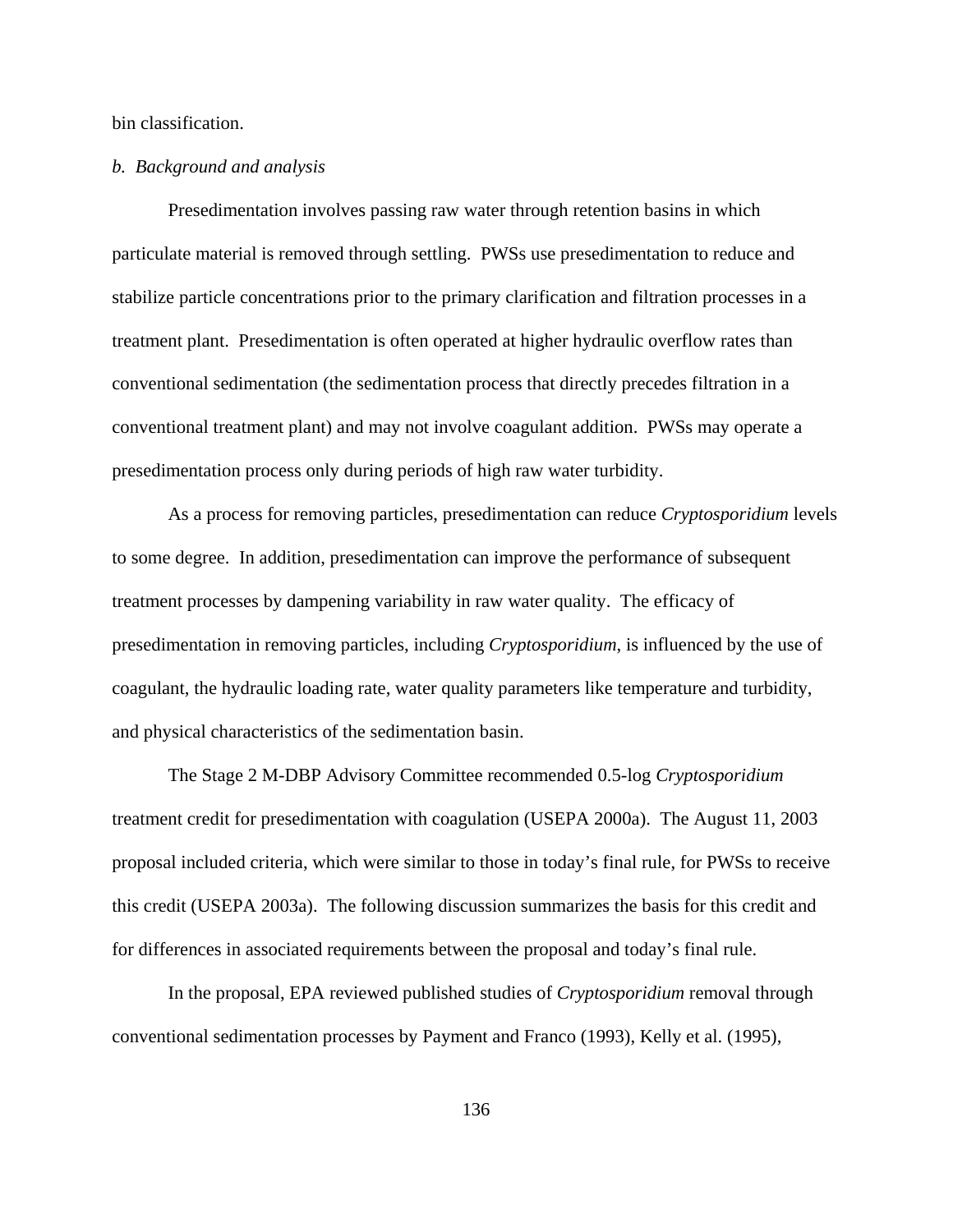bin classification.

*b. Background and analysis*

Presedimentation involves passing raw water through retention basins in which particulate material is removed through settling. PWSs use presedimentation to reduce and stabilize particle concentrations prior to the primary clarification and filtration processes in a treatment plant. Presedimentation is often operated at higher hydraulic overflow rates than conventional sedimentation (the sedimentation process that directly precedes filtration in a conventional treatment plant) and may not involve coagulant addition. PWSs may operate a presedimentation process only during periods of high raw water turbidity.

As a process for removing particles, presedimentation can reduce *Cryptosporidium* levels to some degree. In addition, presedimentation can improve the performance of subsequent treatment processes by dampening variability in raw water quality. The efficacy of presedimentation in removing particles, including *Cryptosporidium*, is influenced by the use of coagulant, the hydraulic loading rate, water quality parameters like temperature and turbidity, and physical characteristics of the sedimentation basin.

The Stage 2 M-DBP Advisory Committee recommended 0.5-log *Cryptosporidium* treatment credit for presedimentation with coagulation (USEPA 2000a). The August 11, 2003 proposal included criteria, which were similar to those in today's final rule, for PWSs to receive this credit (USEPA 2003a). The following discussion summarizes the basis for this credit and for differences in associated requirements between the proposal and today's final rule.

In the proposal, EPA reviewed published studies of *Cryptosporidium* removal through conventional sedimentation processes by Payment and Franco (1993), Kelly et al. (1995),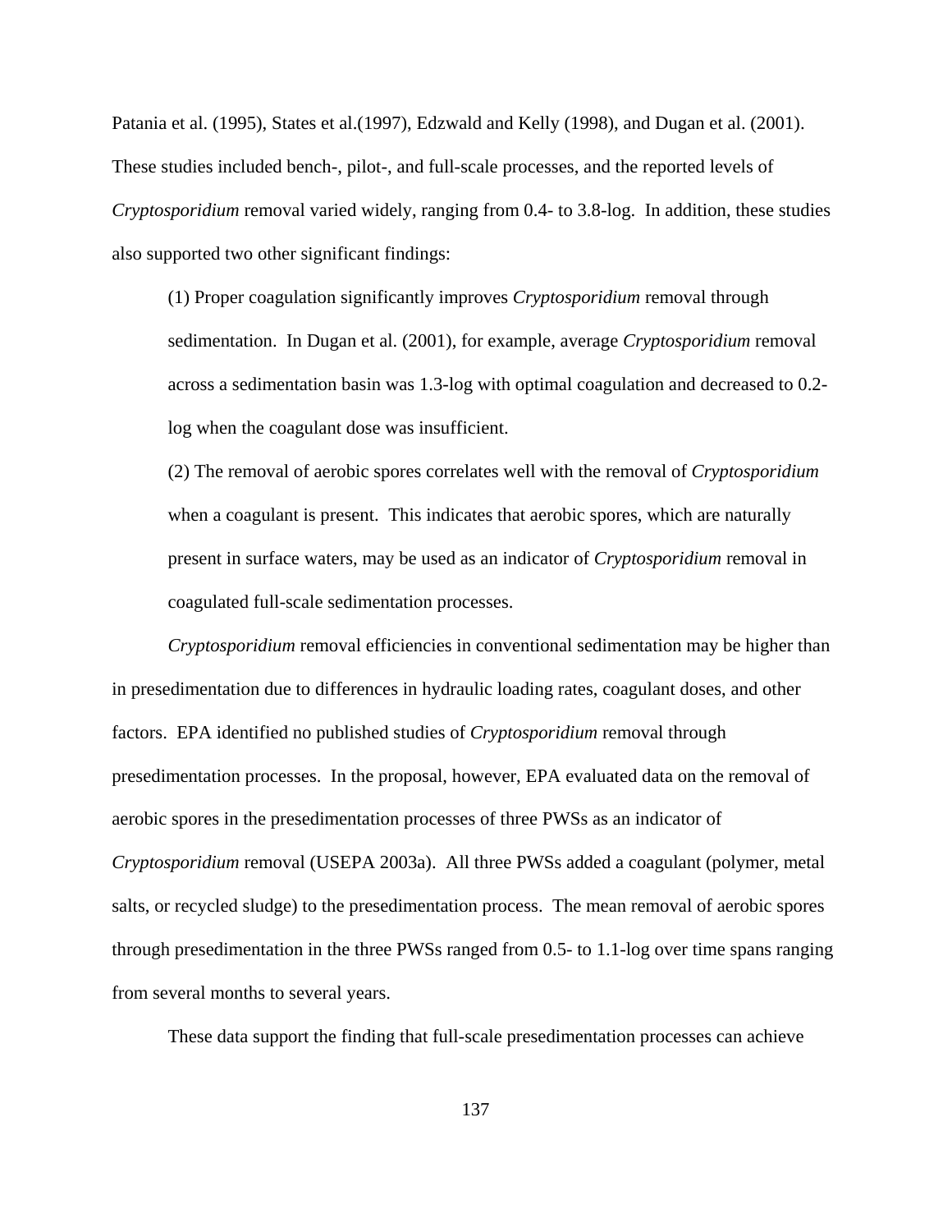Patania et al. (1995), States et al.(1997), Edzwald and Kelly (1998), and Dugan et al. (2001). These studies included bench-, pilot-, and full-scale processes, and the reported levels of *Cryptosporidium* removal varied widely, ranging from 0.4- to 3.8-log. In addition, these studies also supported two other significant findings:

(1) Proper coagulation significantly improves *Cryptosporidium* removal through sedimentation. In Dugan et al. (2001), for example, average *Cryptosporidium* removal across a sedimentation basin was 1.3-log with optimal coagulation and decreased to 0.2-log when the coagulant dose was insufficient.

(2) The removal of aerobic spores correlates well with the removal of *Cryptosporidium* when a coagulant is present. This indicates that aerobic spores, which are naturally present in surface waters, may be used as an indicator of *Cryptosporidium* removal in coagulated full-scale sedimentation processes.

*Cryptosporidium* removal efficiencies in conventional sedimentation may be higher than in presedimentation due to differences in hydraulic loading rates, coagulant doses, and other factors. EPA identified no published studies of *Cryptosporidium* removal through presedimentation processes. In the proposal, however, EPA evaluated data on the removal of aerobic spores in the presedimentation processes of three PWSs as an indicator of *Cryptosporidium* removal (USEPA 2003a). All three PWSs added a coagulant (polymer, metal salts, or recycled sludge) to the presedimentation process. The mean removal of aerobic spores through presedimentation in the three PWSs ranged from 0.5- to 1.1-log over time spans ranging from several months to several years.

These data support the finding that full-scale presedimentation processes can achieve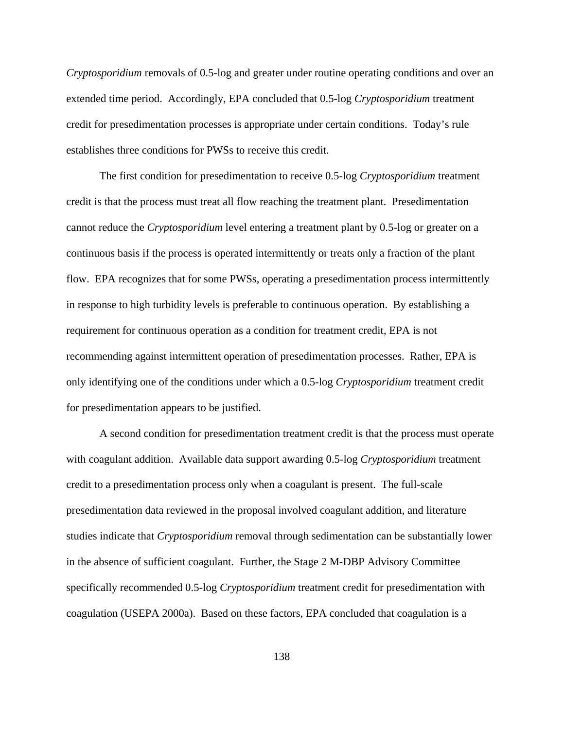*Cryptosporidium* removals of 0.5-log and greater under routine operating conditions and over an extended time period. Accordingly, EPA concluded that 0.5-log *Cryptosporidium* treatment credit for presedimentation processes is appropriate under certain conditions. Today's rule establishes three conditions for PWSs to receive this credit.

The first condition for presedimentation to receive 0.5-log *Cryptosporidium* treatment credit is that the process must treat all flow reaching the treatment plant. Presedimentation cannot reduce the *Cryptosporidium* level entering a treatment plant by 0.5-log or greater on a continuous basis if the process is operated intermittently or treats only a fraction of the plant flow. EPA recognizes that for some PWSs, operating a presedimentation process intermittently in response to high turbidity levels is preferable to continuous operation. By establishing a requirement for continuous operation as a condition for treatment credit, EPA is not recommending against intermittent operation of presedimentation processes. Rather, EPA is only identifying one of the conditions under which a 0.5-log *Cryptosporidium* treatment credit for presedimentation appears to be justified.

A second condition for presedimentation treatment credit is that the process must operate with coagulant addition. Available data support awarding 0.5-log *Cryptosporidium* treatment credit to a presedimentation process only when a coagulant is present. The full-scale presedimentation data reviewed in the proposal involved coagulant addition, and literature studies indicate that *Cryptosporidium* removal through sedimentation can be substantially lower in the absence of sufficient coagulant. Further, the Stage 2 M-DBP Advisory Committee specifically recommended 0.5-log *Cryptosporidium* treatment credit for presedimentation with coagulation (USEPA 2000a). Based on these factors, EPA concluded that coagulation is a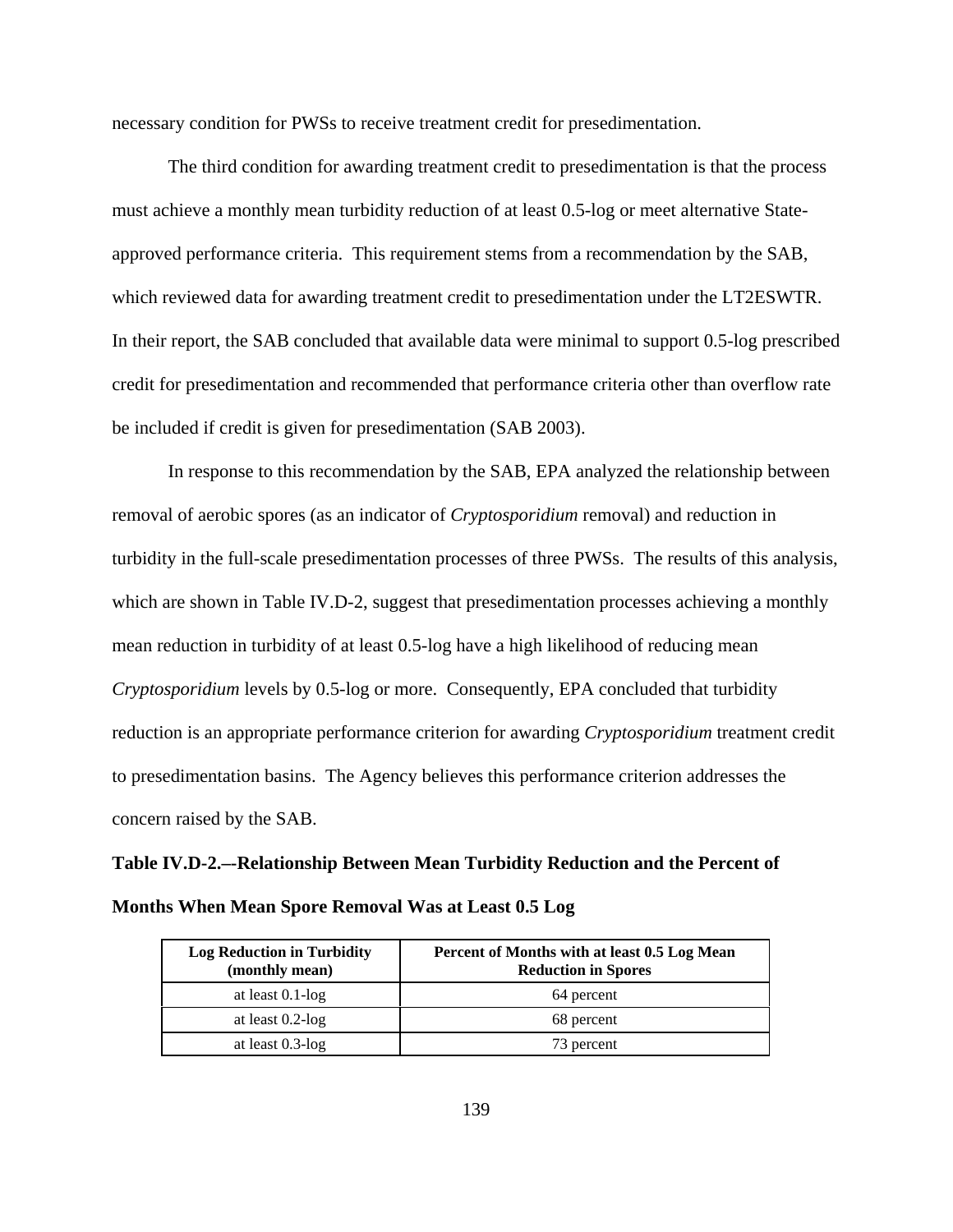necessary condition for PWSs to receive treatment credit for presedimentation.

The third condition for awarding treatment credit to presedimentation is that the process must achieve a monthly mean turbidity reduction of at least 0.5-log or meet alternative State-approved performance criteria. This requirement stems from a recommendation by the SAB, which reviewed data for awarding treatment credit to presedimentation under the LT2ESWTR. In their report, the SAB concluded that available data were minimal to support 0.5-log prescribed credit for presedimentation and recommended that performance criteria other than overflow rate be included if credit is given for presedimentation (SAB 2003).

In response to this recommendation by the SAB, EPA analyzed the relationship between removal of aerobic spores (as an indicator of *Cryptosporidium* removal) and reduction in turbidity in the full-scale presedimentation processes of three PWSs. The results of this analysis, which are shown in Table IV.D-2, suggest that presedimentation processes achieving a monthly mean reduction in turbidity of at least 0.5-log have a high likelihood of reducing mean *Cryptosporidium* levels by 0.5-log or more. Consequently, EPA concluded that turbidity reduction is an appropriate performance criterion for awarding *Cryptosporidium* treatment credit to presedimentation basins. The Agency believes this performance criterion addresses the concern raised by the SAB.

**Table IV.D-2.—Relationship Between Mean Turbidity Reduction and the Percent of Months When Mean Spore Removal Was at Least 0.5 Log**

| Log Reduction in Turbidity (monthly mean) | Percent of Months with at least 0.5 Log Mean Reduction in Spores |
|---|---|
| at least 0.1-log | 64 percent |
| at least 0.2-log | 68 percent |
| at least 0.3-log | 73 percent |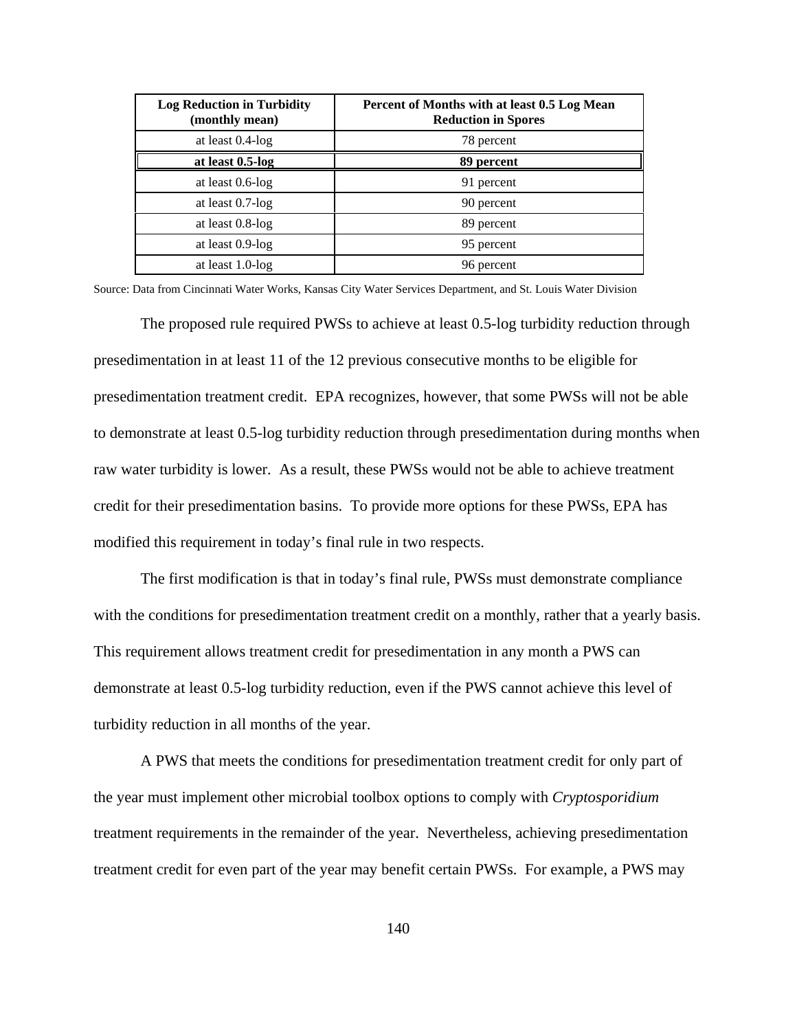| Log Reduction in Turbidity (monthly mean) | Percent of Months with at least 0.5 Log Mean Reduction in Spores |
|---|---|
| at least 0.4-log | 78 percent |
| **at least 0.5-log** | **89 percent** |
| at least 0.6-log | 91 percent |
| at least 0.7-log | 90 percent |
| at least 0.8-log | 89 percent |
| at least 0.9-log | 95 percent |
| at least 1.0-log | 96 percent |

Source: Data from Cincinnati Water Works, Kansas City Water Services Department, and St. Louis Water Division

The proposed rule required PWSs to achieve at least 0.5-log turbidity reduction through presedimentation in at least 11 of the 12 previous consecutive months to be eligible for presedimentation treatment credit. EPA recognizes, however, that some PWSs will not be able to demonstrate at least 0.5-log turbidity reduction through presedimentation during months when raw water turbidity is lower. As a result, these PWSs would not be able to achieve treatment credit for their presedimentation basins. To provide more options for these PWSs, EPA has modified this requirement in today's final rule in two respects.

The first modification is that in today's final rule, PWSs must demonstrate compliance with the conditions for presedimentation treatment credit on a monthly, rather that a yearly basis. This requirement allows treatment credit for presedimentation in any month a PWS can demonstrate at least 0.5-log turbidity reduction, even if the PWS cannot achieve this level of turbidity reduction in all months of the year.

A PWS that meets the conditions for presedimentation treatment credit for only part of the year must implement other microbial toolbox options to comply with *Cryptosporidium* treatment requirements in the remainder of the year. Nevertheless, achieving presedimentation treatment credit for even part of the year may benefit certain PWSs. For example, a PWS may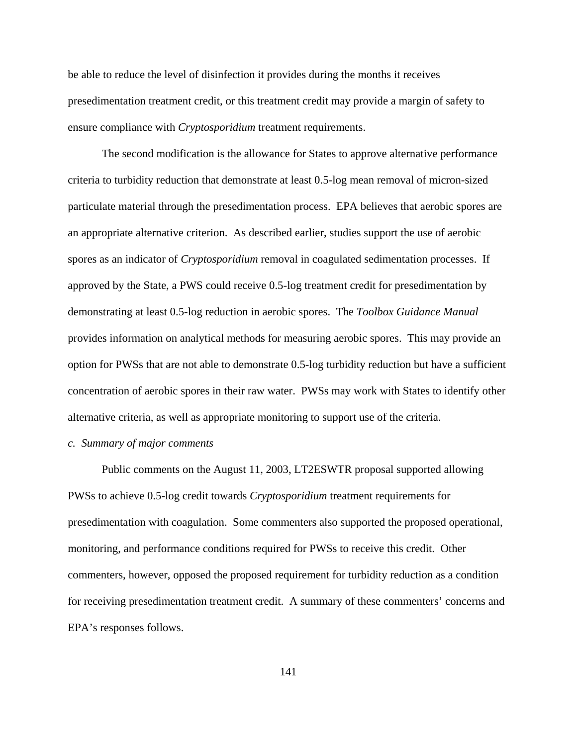be able to reduce the level of disinfection it provides during the months it receives presedimentation treatment credit, or this treatment credit may provide a margin of safety to ensure compliance with *Cryptosporidium* treatment requirements.

The second modification is the allowance for States to approve alternative performance criteria to turbidity reduction that demonstrate at least 0.5-log mean removal of micron-sized particulate material through the presedimentation process. EPA believes that aerobic spores are an appropriate alternative criterion. As described earlier, studies support the use of aerobic spores as an indicator of *Cryptosporidium* removal in coagulated sedimentation processes. If approved by the State, a PWS could receive 0.5-log treatment credit for presedimentation by demonstrating at least 0.5-log reduction in aerobic spores. The *Toolbox Guidance Manual* provides information on analytical methods for measuring aerobic spores. This may provide an option for PWSs that are not able to demonstrate 0.5-log turbidity reduction but have a sufficient concentration of aerobic spores in their raw water. PWSs may work with States to identify other alternative criteria, as well as appropriate monitoring to support use of the criteria.

*c. Summary of major comments*

Public comments on the August 11, 2003, LT2ESWTR proposal supported allowing PWSs to achieve 0.5-log credit towards *Cryptosporidium* treatment requirements for presedimentation with coagulation. Some commenters also supported the proposed operational, monitoring, and performance conditions required for PWSs to receive this credit. Other commenters, however, opposed the proposed requirement for turbidity reduction as a condition for receiving presedimentation treatment credit. A summary of these commenters' concerns and EPA's responses follows.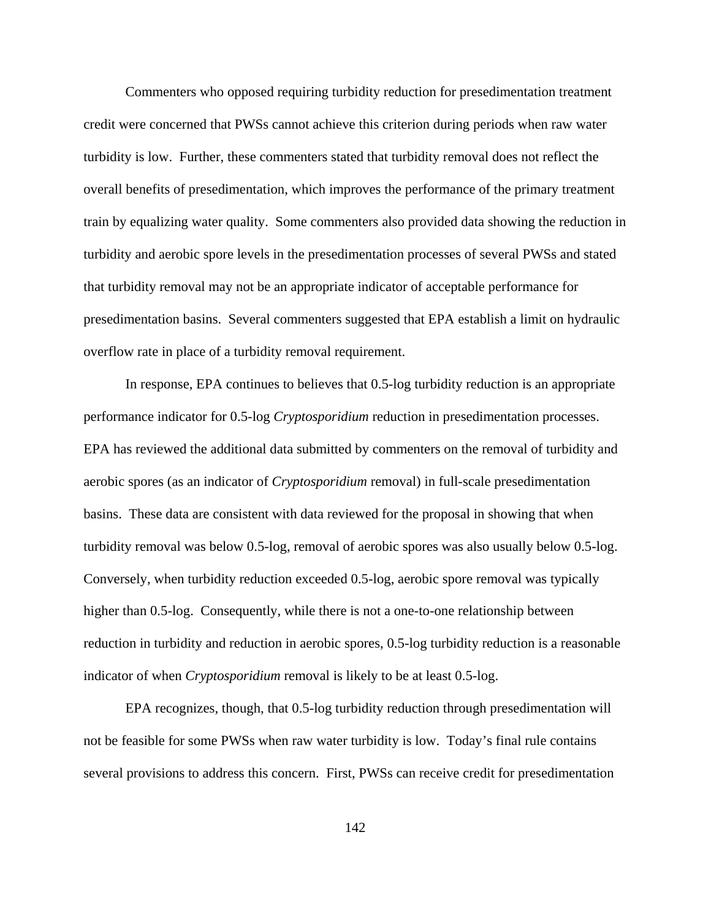Commenters who opposed requiring turbidity reduction for presedimentation treatment credit were concerned that PWSs cannot achieve this criterion during periods when raw water turbidity is low. Further, these commenters stated that turbidity removal does not reflect the overall benefits of presedimentation, which improves the performance of the primary treatment train by equalizing water quality. Some commenters also provided data showing the reduction in turbidity and aerobic spore levels in the presedimentation processes of several PWSs and stated that turbidity removal may not be an appropriate indicator of acceptable performance for presedimentation basins. Several commenters suggested that EPA establish a limit on hydraulic overflow rate in place of a turbidity removal requirement.

In response, EPA continues to believes that 0.5-log turbidity reduction is an appropriate performance indicator for 0.5-log *Cryptosporidium* reduction in presedimentation processes. EPA has reviewed the additional data submitted by commenters on the removal of turbidity and aerobic spores (as an indicator of *Cryptosporidium* removal) in full-scale presedimentation basins. These data are consistent with data reviewed for the proposal in showing that when turbidity removal was below 0.5-log, removal of aerobic spores was also usually below 0.5-log. Conversely, when turbidity reduction exceeded 0.5-log, aerobic spore removal was typically higher than 0.5-log. Consequently, while there is not a one-to-one relationship between reduction in turbidity and reduction in aerobic spores, 0.5-log turbidity reduction is a reasonable indicator of when *Cryptosporidium* removal is likely to be at least 0.5-log.

EPA recognizes, though, that 0.5-log turbidity reduction through presedimentation will not be feasible for some PWSs when raw water turbidity is low. Today's final rule contains several provisions to address this concern. First, PWSs can receive credit for presedimentation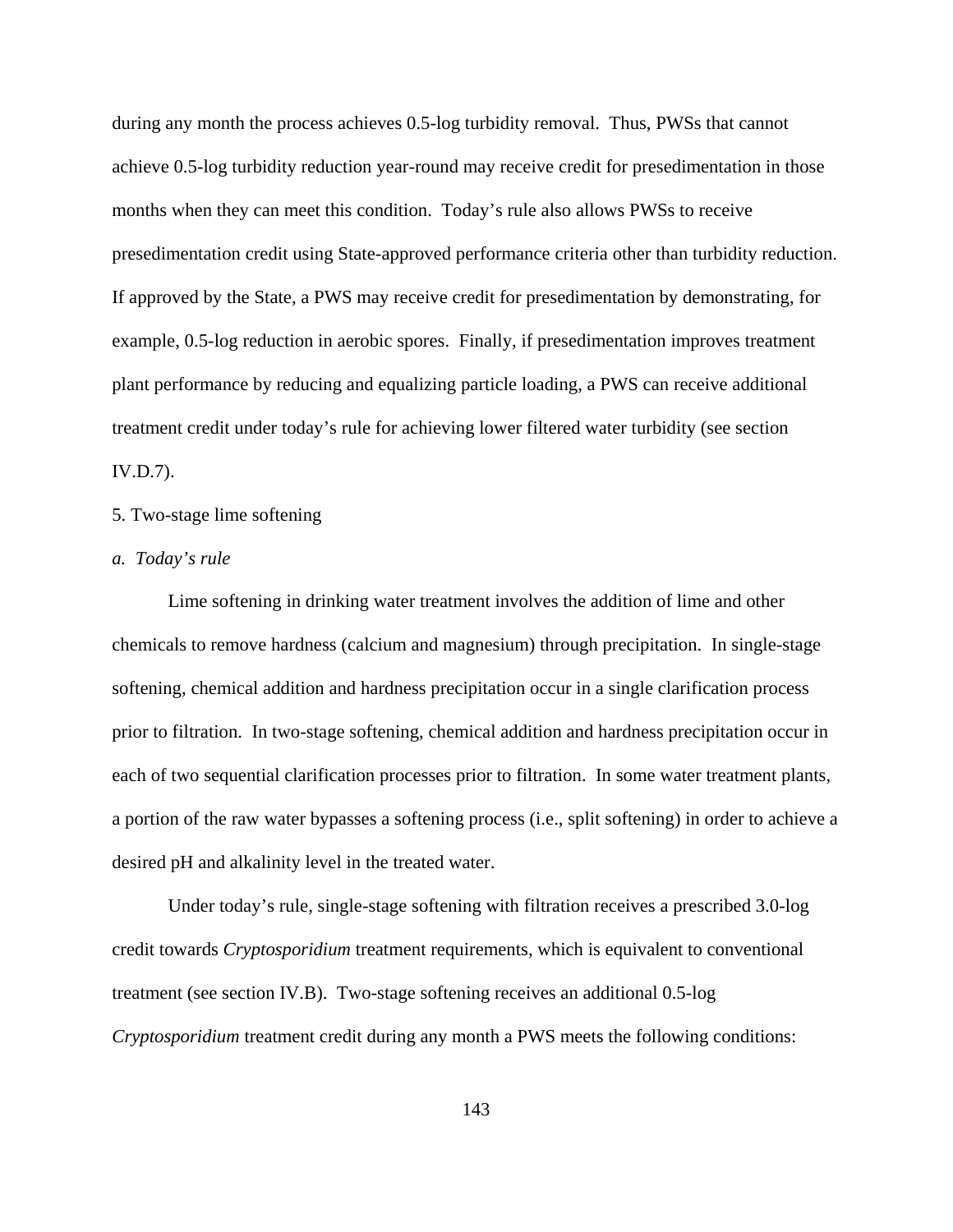during any month the process achieves 0.5-log turbidity removal. Thus, PWSs that cannot achieve 0.5-log turbidity reduction year-round may receive credit for presedimentation in those months when they can meet this condition. Today's rule also allows PWSs to receive presedimentation credit using State-approved performance criteria other than turbidity reduction. If approved by the State, a PWS may receive credit for presedimentation by demonstrating, for example, 0.5-log reduction in aerobic spores. Finally, if presedimentation improves treatment plant performance by reducing and equalizing particle loading, a PWS can receive additional treatment credit under today's rule for achieving lower filtered water turbidity (see section IV.D.7).

### 5. Two-stage lime softening

#### *a. Today's rule*

Lime softening in drinking water treatment involves the addition of lime and other chemicals to remove hardness (calcium and magnesium) through precipitation. In single-stage softening, chemical addition and hardness precipitation occur in a single clarification process prior to filtration. In two-stage softening, chemical addition and hardness precipitation occur in each of two sequential clarification processes prior to filtration. In some water treatment plants, a portion of the raw water bypasses a softening process (i.e., split softening) in order to achieve a desired pH and alkalinity level in the treated water.

Under today's rule, single-stage softening with filtration receives a prescribed 3.0-log credit towards *Cryptosporidium* treatment requirements, which is equivalent to conventional treatment (see section IV.B). Two-stage softening receives an additional 0.5-log *Cryptosporidium* treatment credit during any month a PWS meets the following conditions: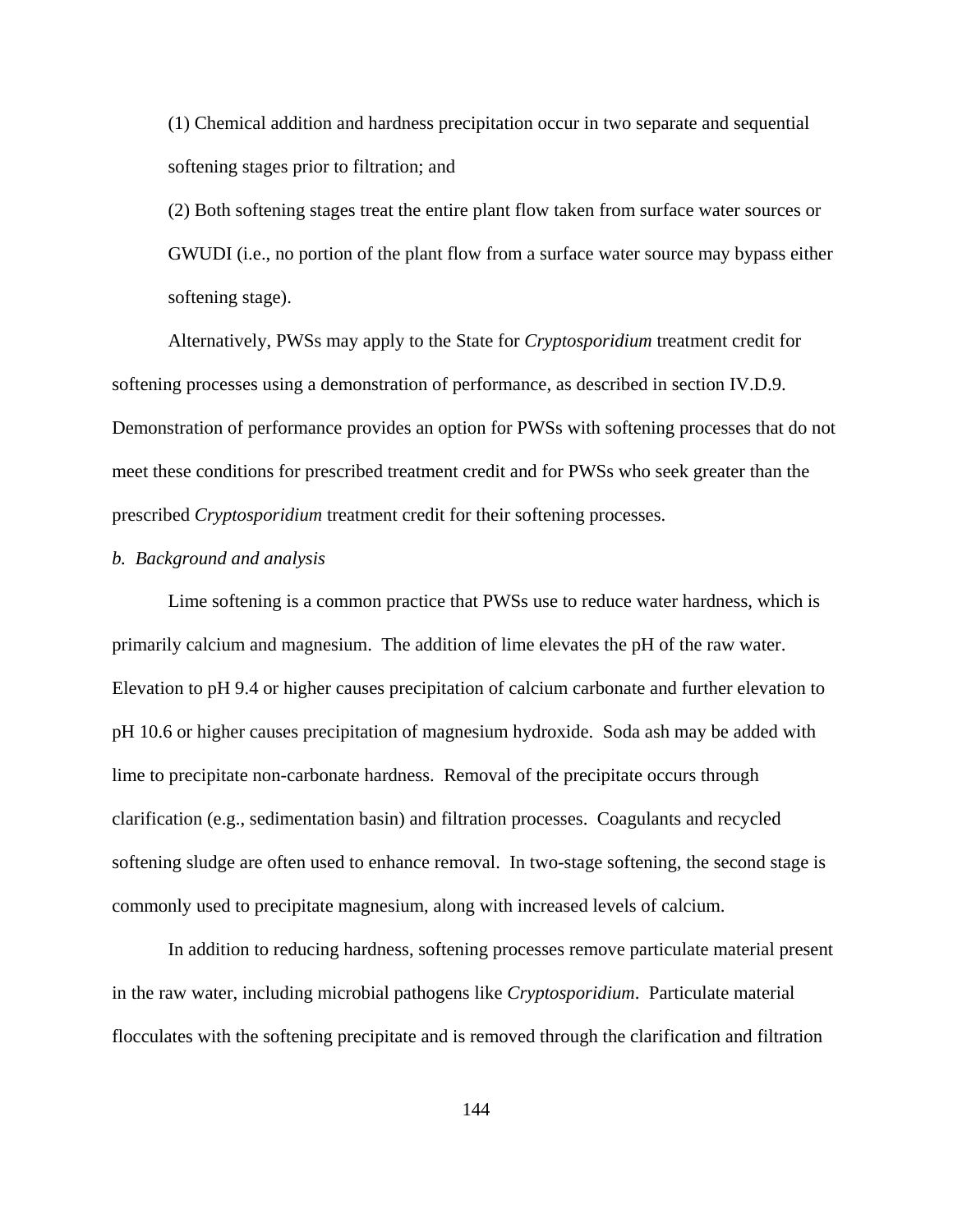(1) Chemical addition and hardness precipitation occur in two separate and sequential softening stages prior to filtration; and

(2) Both softening stages treat the entire plant flow taken from surface water sources or GWUDI (i.e., no portion of the plant flow from a surface water source may bypass either softening stage).

Alternatively, PWSs may apply to the State for *Cryptosporidium* treatment credit for softening processes using a demonstration of performance, as described in section IV.D.9. Demonstration of performance provides an option for PWSs with softening processes that do not meet these conditions for prescribed treatment credit and for PWSs who seek greater than the prescribed *Cryptosporidium* treatment credit for their softening processes.

*b. Background and analysis*

Lime softening is a common practice that PWSs use to reduce water hardness, which is primarily calcium and magnesium. The addition of lime elevates the pH of the raw water. Elevation to pH 9.4 or higher causes precipitation of calcium carbonate and further elevation to pH 10.6 or higher causes precipitation of magnesium hydroxide. Soda ash may be added with lime to precipitate non-carbonate hardness. Removal of the precipitate occurs through clarification (e.g., sedimentation basin) and filtration processes. Coagulants and recycled softening sludge are often used to enhance removal. In two-stage softening, the second stage is commonly used to precipitate magnesium, along with increased levels of calcium.

In addition to reducing hardness, softening processes remove particulate material present in the raw water, including microbial pathogens like *Cryptosporidium*. Particulate material flocculates with the softening precipitate and is removed through the clarification and filtration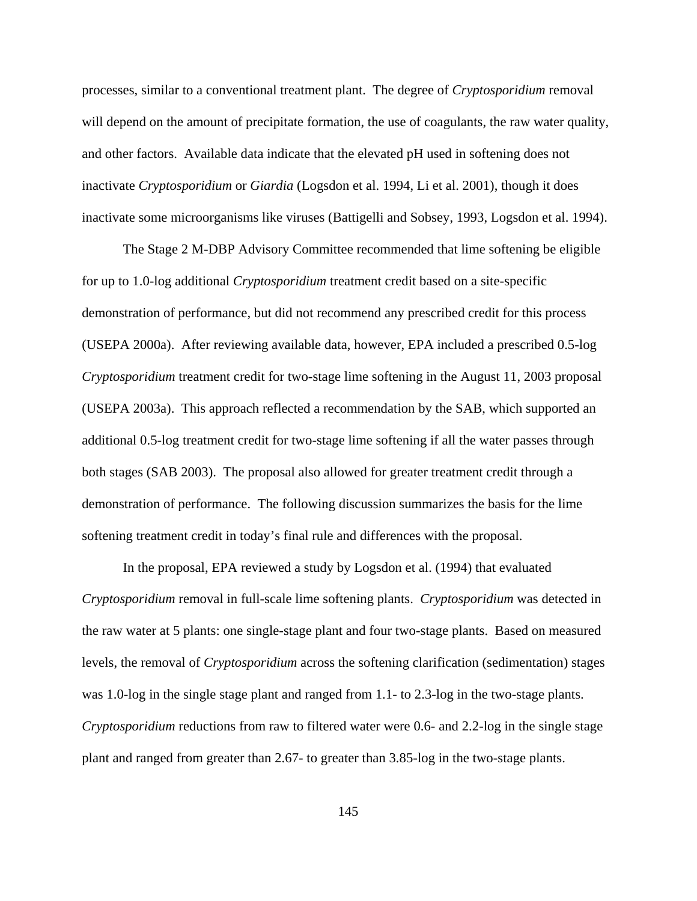processes, similar to a conventional treatment plant. The degree of *Cryptosporidium* removal will depend on the amount of precipitate formation, the use of coagulants, the raw water quality, and other factors. Available data indicate that the elevated pH used in softening does not inactivate *Cryptosporidium* or *Giardia* (Logsdon et al. 1994, Li et al. 2001), though it does inactivate some microorganisms like viruses (Battigelli and Sobsey, 1993, Logsdon et al. 1994).

The Stage 2 M-DBP Advisory Committee recommended that lime softening be eligible for up to 1.0-log additional *Cryptosporidium* treatment credit based on a site-specific demonstration of performance, but did not recommend any prescribed credit for this process (USEPA 2000a). After reviewing available data, however, EPA included a prescribed 0.5-log *Cryptosporidium* treatment credit for two-stage lime softening in the August 11, 2003 proposal (USEPA 2003a). This approach reflected a recommendation by the SAB, which supported an additional 0.5-log treatment credit for two-stage lime softening if all the water passes through both stages (SAB 2003). The proposal also allowed for greater treatment credit through a demonstration of performance. The following discussion summarizes the basis for the lime softening treatment credit in today's final rule and differences with the proposal.

In the proposal, EPA reviewed a study by Logsdon et al. (1994) that evaluated *Cryptosporidium* removal in full-scale lime softening plants. *Cryptosporidium* was detected in the raw water at 5 plants: one single-stage plant and four two-stage plants. Based on measured levels, the removal of *Cryptosporidium* across the softening clarification (sedimentation) stages was 1.0-log in the single stage plant and ranged from 1.1- to 2.3-log in the two-stage plants. *Cryptosporidium* reductions from raw to filtered water were 0.6- and 2.2-log in the single stage plant and ranged from greater than 2.67- to greater than 3.85-log in the two-stage plants.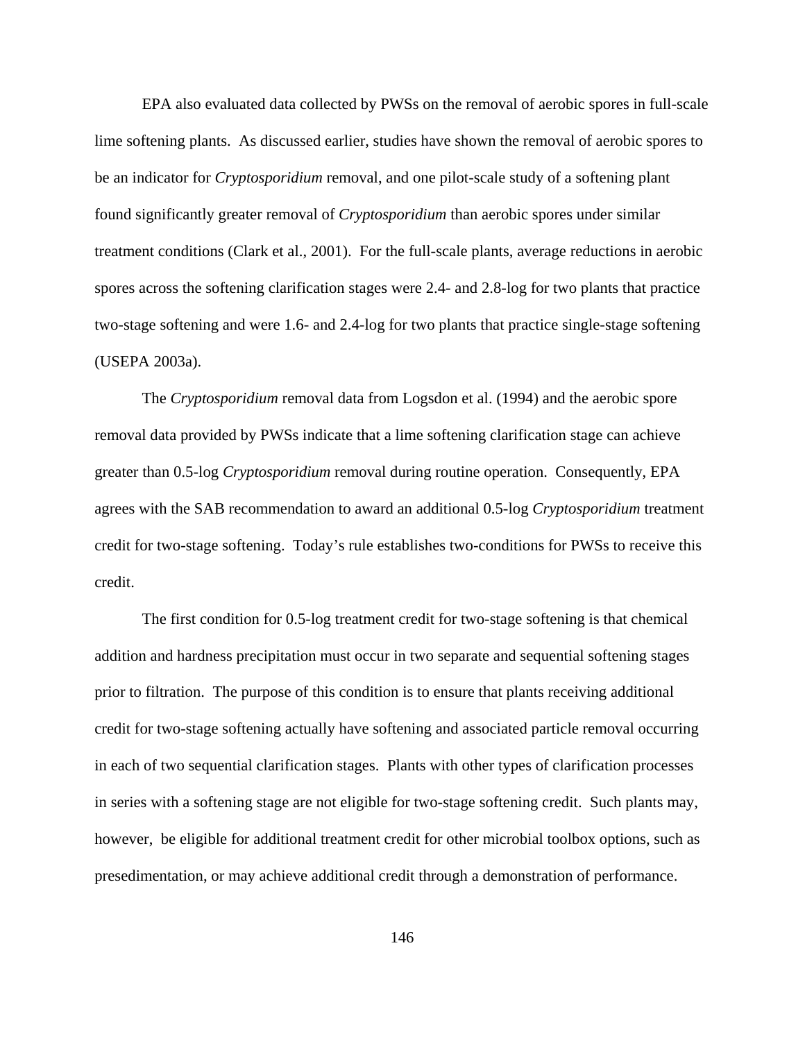EPA also evaluated data collected by PWSs on the removal of aerobic spores in full-scale lime softening plants. As discussed earlier, studies have shown the removal of aerobic spores to be an indicator for *Cryptosporidium* removal, and one pilot-scale study of a softening plant found significantly greater removal of *Cryptosporidium* than aerobic spores under similar treatment conditions (Clark et al., 2001). For the full-scale plants, average reductions in aerobic spores across the softening clarification stages were 2.4- and 2.8-log for two plants that practice two-stage softening and were 1.6- and 2.4-log for two plants that practice single-stage softening (USEPA 2003a).

The *Cryptosporidium* removal data from Logsdon et al. (1994) and the aerobic spore removal data provided by PWSs indicate that a lime softening clarification stage can achieve greater than 0.5-log *Cryptosporidium* removal during routine operation. Consequently, EPA agrees with the SAB recommendation to award an additional 0.5-log *Cryptosporidium* treatment credit for two-stage softening. Today's rule establishes two-conditions for PWSs to receive this credit.

The first condition for 0.5-log treatment credit for two-stage softening is that chemical addition and hardness precipitation must occur in two separate and sequential softening stages prior to filtration. The purpose of this condition is to ensure that plants receiving additional credit for two-stage softening actually have softening and associated particle removal occurring in each of two sequential clarification stages. Plants with other types of clarification processes in series with a softening stage are not eligible for two-stage softening credit. Such plants may, however, be eligible for additional treatment credit for other microbial toolbox options, such as presedimentation, or may achieve additional credit through a demonstration of performance.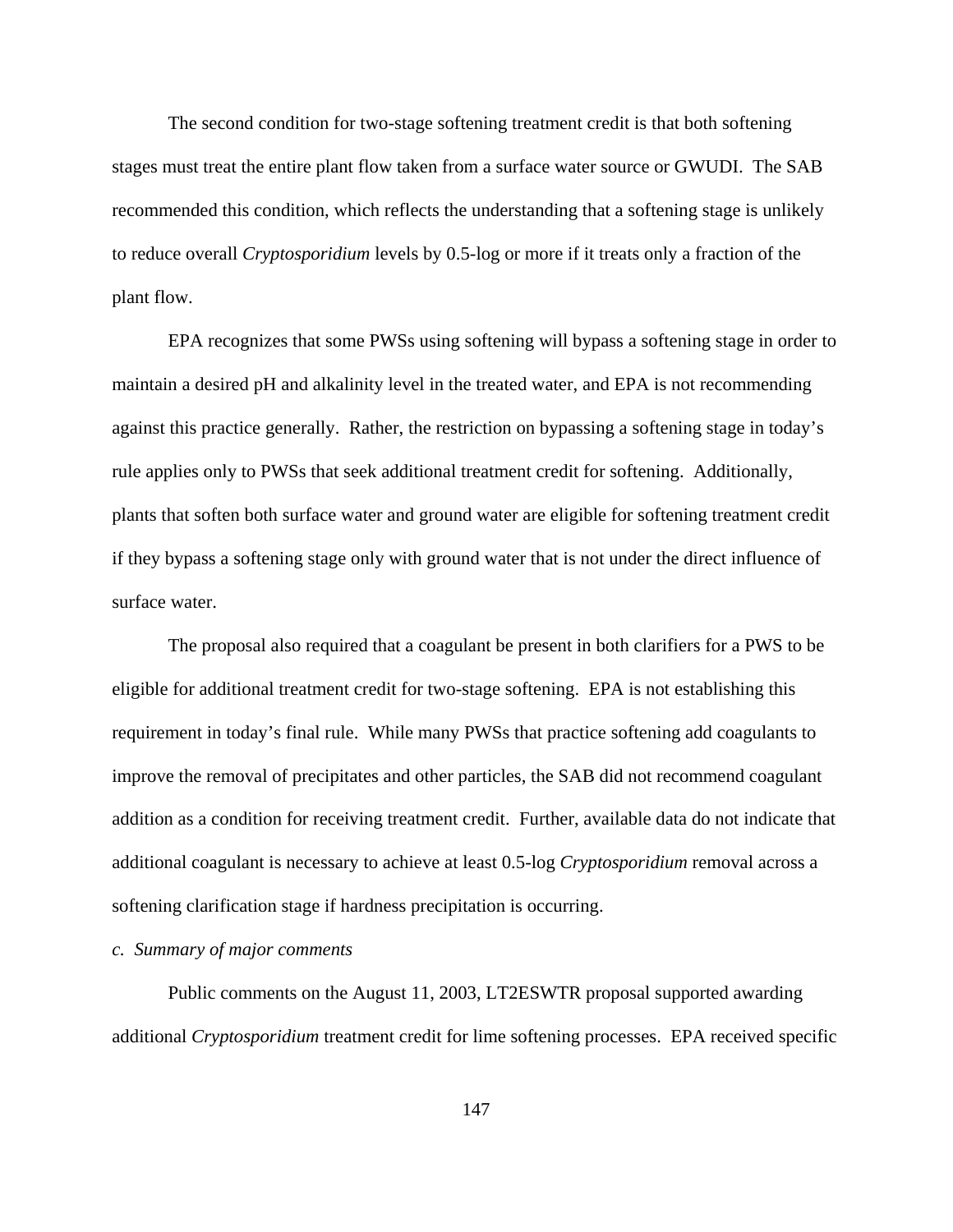The second condition for two-stage softening treatment credit is that both softening stages must treat the entire plant flow taken from a surface water source or GWUDI. The SAB recommended this condition, which reflects the understanding that a softening stage is unlikely to reduce overall *Cryptosporidium* levels by 0.5-log or more if it treats only a fraction of the plant flow.

EPA recognizes that some PWSs using softening will bypass a softening stage in order to maintain a desired pH and alkalinity level in the treated water, and EPA is not recommending against this practice generally. Rather, the restriction on bypassing a softening stage in today's rule applies only to PWSs that seek additional treatment credit for softening. Additionally, plants that soften both surface water and ground water are eligible for softening treatment credit if they bypass a softening stage only with ground water that is not under the direct influence of surface water.

The proposal also required that a coagulant be present in both clarifiers for a PWS to be eligible for additional treatment credit for two-stage softening. EPA is not establishing this requirement in today's final rule. While many PWSs that practice softening add coagulants to improve the removal of precipitates and other particles, the SAB did not recommend coagulant addition as a condition for receiving treatment credit. Further, available data do not indicate that additional coagulant is necessary to achieve at least 0.5-log *Cryptosporidium* removal across a softening clarification stage if hardness precipitation is occurring.

*c. Summary of major comments*

Public comments on the August 11, 2003, LT2ESWTR proposal supported awarding additional *Cryptosporidium* treatment credit for lime softening processes. EPA received specific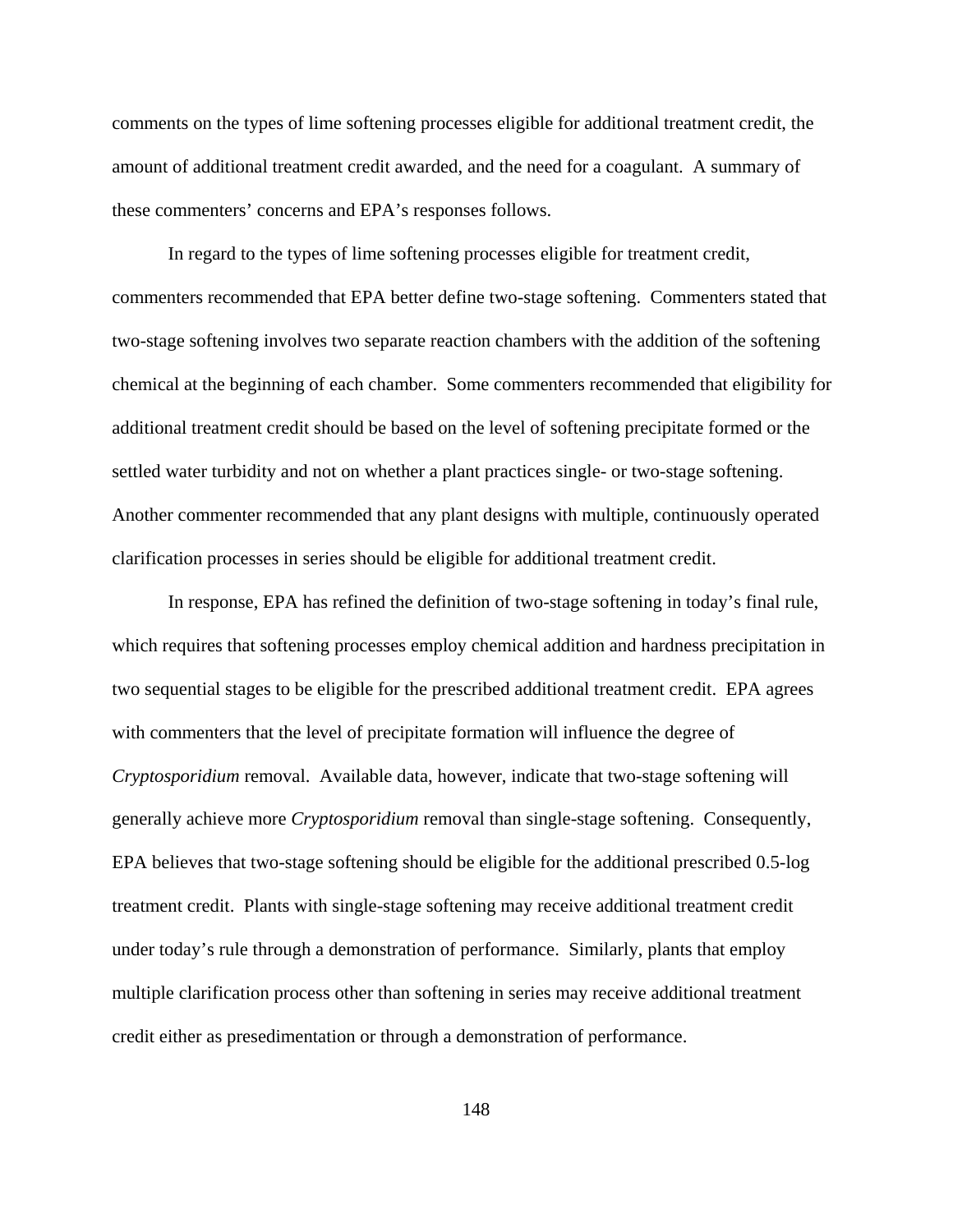comments on the types of lime softening processes eligible for additional treatment credit, the amount of additional treatment credit awarded, and the need for a coagulant. A summary of these commenters' concerns and EPA's responses follows.

In regard to the types of lime softening processes eligible for treatment credit, commenters recommended that EPA better define two-stage softening. Commenters stated that two-stage softening involves two separate reaction chambers with the addition of the softening chemical at the beginning of each chamber. Some commenters recommended that eligibility for additional treatment credit should be based on the level of softening precipitate formed or the settled water turbidity and not on whether a plant practices single- or two-stage softening. Another commenter recommended that any plant designs with multiple, continuously operated clarification processes in series should be eligible for additional treatment credit.

In response, EPA has refined the definition of two-stage softening in today's final rule, which requires that softening processes employ chemical addition and hardness precipitation in two sequential stages to be eligible for the prescribed additional treatment credit. EPA agrees with commenters that the level of precipitate formation will influence the degree of *Cryptosporidium* removal. Available data, however, indicate that two-stage softening will generally achieve more *Cryptosporidium* removal than single-stage softening. Consequently, EPA believes that two-stage softening should be eligible for the additional prescribed 0.5-log treatment credit. Plants with single-stage softening may receive additional treatment credit under today's rule through a demonstration of performance. Similarly, plants that employ multiple clarification process other than softening in series may receive additional treatment credit either as presedimentation or through a demonstration of performance.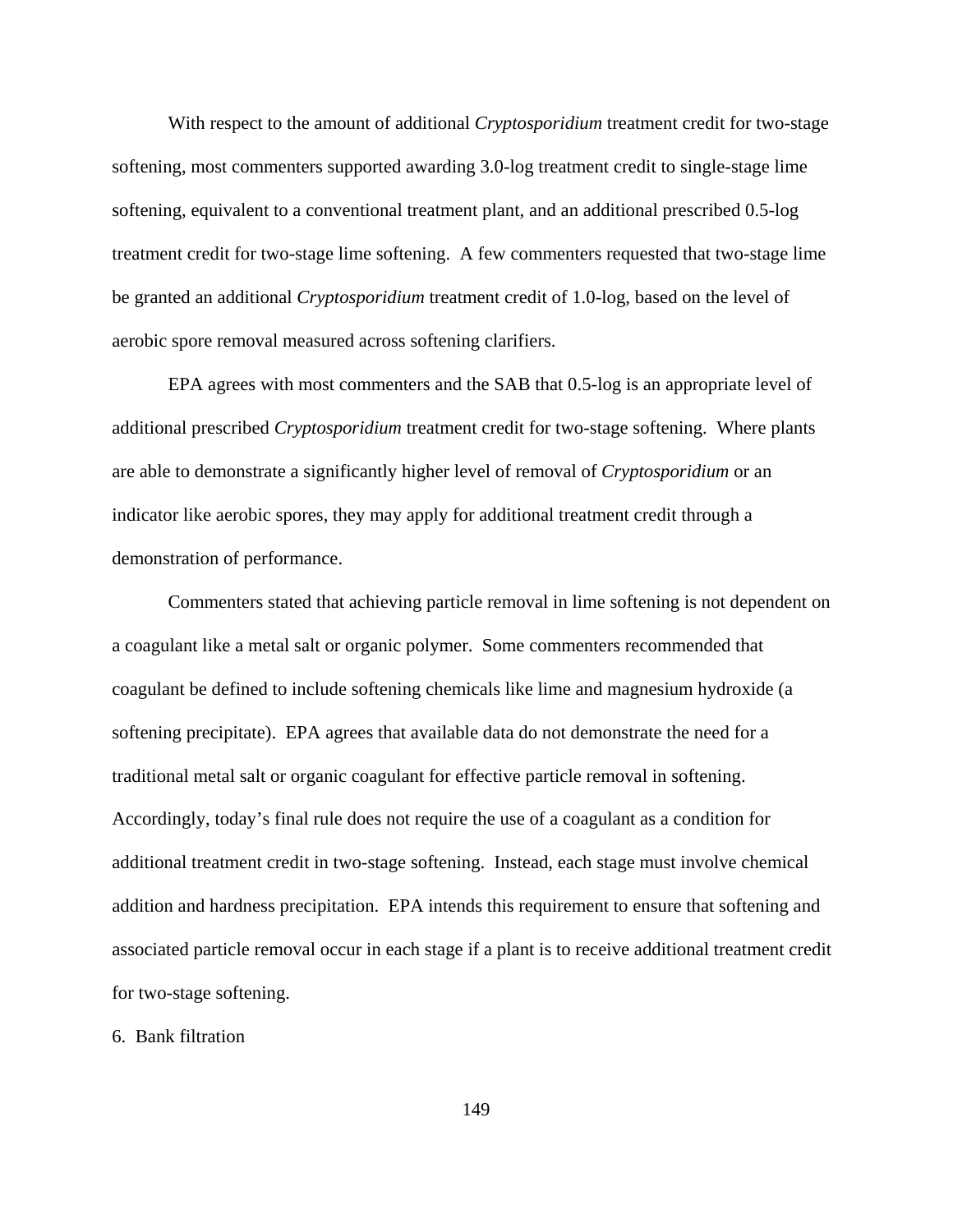With respect to the amount of additional *Cryptosporidium* treatment credit for two-stage softening, most commenters supported awarding 3.0-log treatment credit to single-stage lime softening, equivalent to a conventional treatment plant, and an additional prescribed 0.5-log treatment credit for two-stage lime softening. A few commenters requested that two-stage lime be granted an additional *Cryptosporidium* treatment credit of 1.0-log, based on the level of aerobic spore removal measured across softening clarifiers.

EPA agrees with most commenters and the SAB that 0.5-log is an appropriate level of additional prescribed *Cryptosporidium* treatment credit for two-stage softening. Where plants are able to demonstrate a significantly higher level of removal of *Cryptosporidium* or an indicator like aerobic spores, they may apply for additional treatment credit through a demonstration of performance.

Commenters stated that achieving particle removal in lime softening is not dependent on a coagulant like a metal salt or organic polymer. Some commenters recommended that coagulant be defined to include softening chemicals like lime and magnesium hydroxide (a softening precipitate). EPA agrees that available data do not demonstrate the need for a traditional metal salt or organic coagulant for effective particle removal in softening. Accordingly, today's final rule does not require the use of a coagulant as a condition for additional treatment credit in two-stage softening. Instead, each stage must involve chemical addition and hardness precipitation. EPA intends this requirement to ensure that softening and associated particle removal occur in each stage if a plant is to receive additional treatment credit for two-stage softening.

6. Bank filtration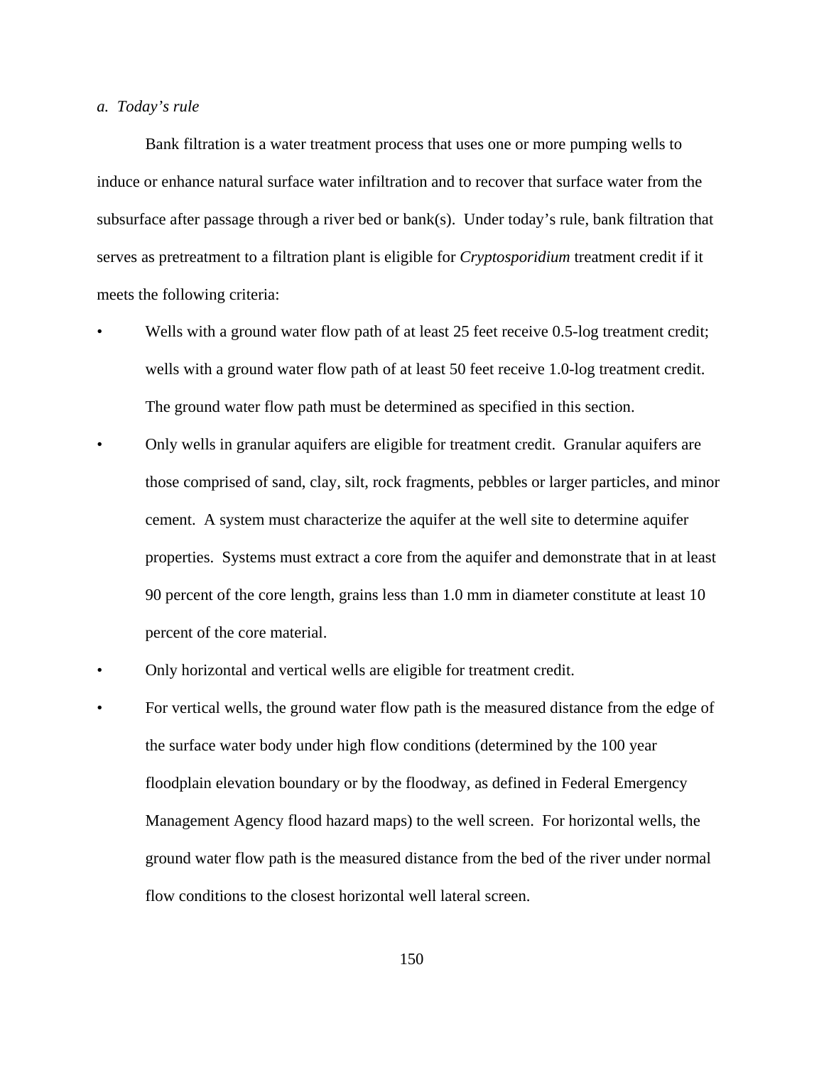*a. Today's rule*

Bank filtration is a water treatment process that uses one or more pumping wells to induce or enhance natural surface water infiltration and to recover that surface water from the subsurface after passage through a river bed or bank(s). Under today's rule, bank filtration that serves as pretreatment to a filtration plant is eligible for *Cryptosporidium* treatment credit if it meets the following criteria:

- Wells with a ground water flow path of at least 25 feet receive 0.5-log treatment credit; wells with a ground water flow path of at least 50 feet receive 1.0-log treatment credit. The ground water flow path must be determined as specified in this section.
- Only wells in granular aquifers are eligible for treatment credit. Granular aquifers are those comprised of sand, clay, silt, rock fragments, pebbles or larger particles, and minor cement. A system must characterize the aquifer at the well site to determine aquifer properties. Systems must extract a core from the aquifer and demonstrate that in at least 90 percent of the core length, grains less than 1.0 mm in diameter constitute at least 10 percent of the core material.
- Only horizontal and vertical wells are eligible for treatment credit.
- For vertical wells, the ground water flow path is the measured distance from the edge of the surface water body under high flow conditions (determined by the 100 year floodplain elevation boundary or by the floodway, as defined in Federal Emergency Management Agency flood hazard maps) to the well screen. For horizontal wells, the ground water flow path is the measured distance from the bed of the river under normal flow conditions to the closest horizontal well lateral screen.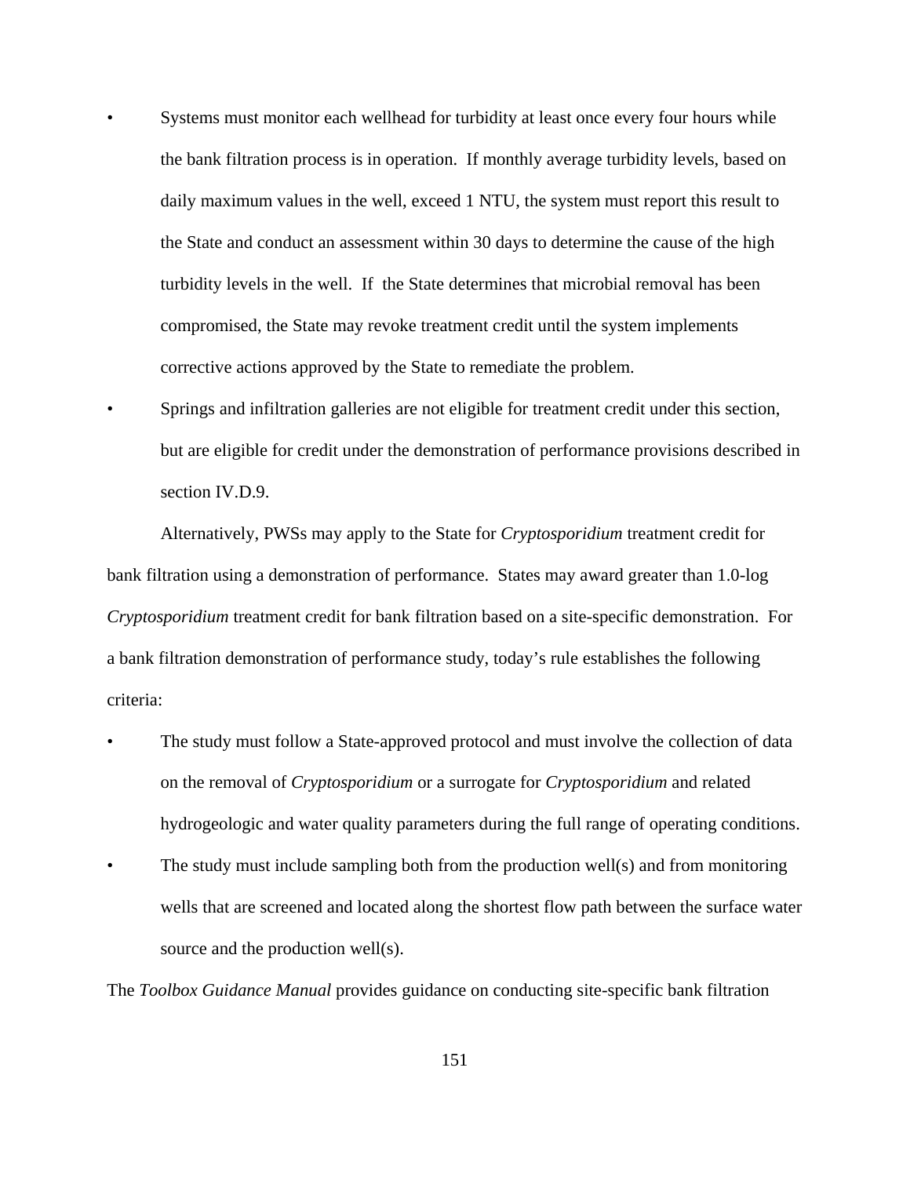- Systems must monitor each wellhead for turbidity at least once every four hours while the bank filtration process is in operation. If monthly average turbidity levels, based on daily maximum values in the well, exceed 1 NTU, the system must report this result to the State and conduct an assessment within 30 days to determine the cause of the high turbidity levels in the well. If the State determines that microbial removal has been compromised, the State may revoke treatment credit until the system implements corrective actions approved by the State to remediate the problem.
- Springs and infiltration galleries are not eligible for treatment credit under this section, but are eligible for credit under the demonstration of performance provisions described in section IV.D.9.

Alternatively, PWSs may apply to the State for *Cryptosporidium* treatment credit for bank filtration using a demonstration of performance. States may award greater than 1.0-log *Cryptosporidium* treatment credit for bank filtration based on a site-specific demonstration. For a bank filtration demonstration of performance study, today's rule establishes the following criteria:

- The study must follow a State-approved protocol and must involve the collection of data on the removal of *Cryptosporidium* or a surrogate for *Cryptosporidium* and related hydrogeologic and water quality parameters during the full range of operating conditions.
- The study must include sampling both from the production well(s) and from monitoring wells that are screened and located along the shortest flow path between the surface water source and the production well(s).

The *Toolbox Guidance Manual* provides guidance on conducting site-specific bank filtration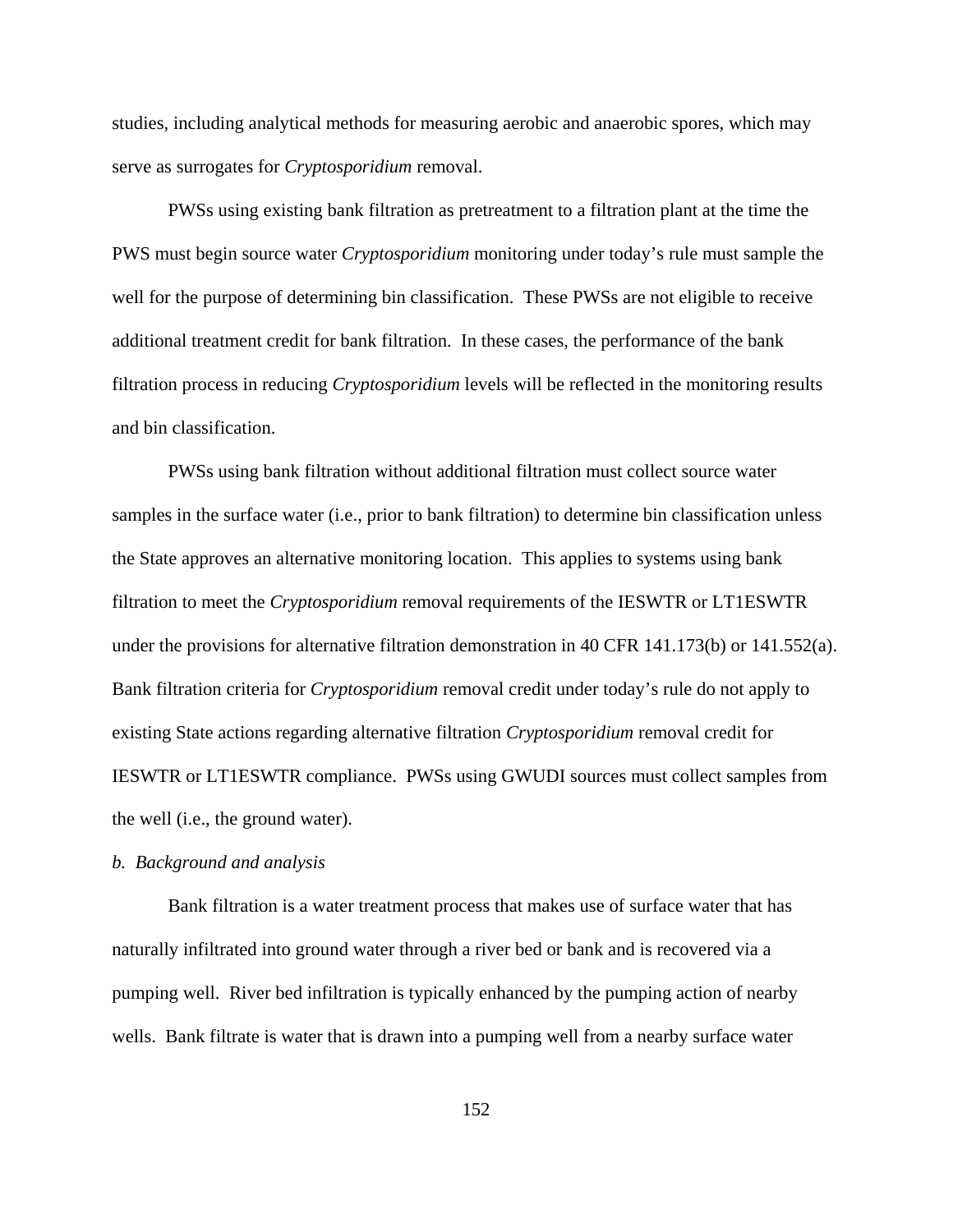studies, including analytical methods for measuring aerobic and anaerobic spores, which may serve as surrogates for *Cryptosporidium* removal.

PWSs using existing bank filtration as pretreatment to a filtration plant at the time the PWS must begin source water *Cryptosporidium* monitoring under today's rule must sample the well for the purpose of determining bin classification. These PWSs are not eligible to receive additional treatment credit for bank filtration. In these cases, the performance of the bank filtration process in reducing *Cryptosporidium* levels will be reflected in the monitoring results and bin classification.

PWSs using bank filtration without additional filtration must collect source water samples in the surface water (i.e., prior to bank filtration) to determine bin classification unless the State approves an alternative monitoring location. This applies to systems using bank filtration to meet the *Cryptosporidium* removal requirements of the IESWTR or LT1ESWTR under the provisions for alternative filtration demonstration in 40 CFR 141.173(b) or 141.552(a). Bank filtration criteria for *Cryptosporidium* removal credit under today's rule do not apply to existing State actions regarding alternative filtration *Cryptosporidium* removal credit for IESWTR or LT1ESWTR compliance. PWSs using GWUDI sources must collect samples from the well (i.e., the ground water).

*b. Background and analysis*

Bank filtration is a water treatment process that makes use of surface water that has naturally infiltrated into ground water through a river bed or bank and is recovered via a pumping well. River bed infiltration is typically enhanced by the pumping action of nearby wells. Bank filtrate is water that is drawn into a pumping well from a nearby surface water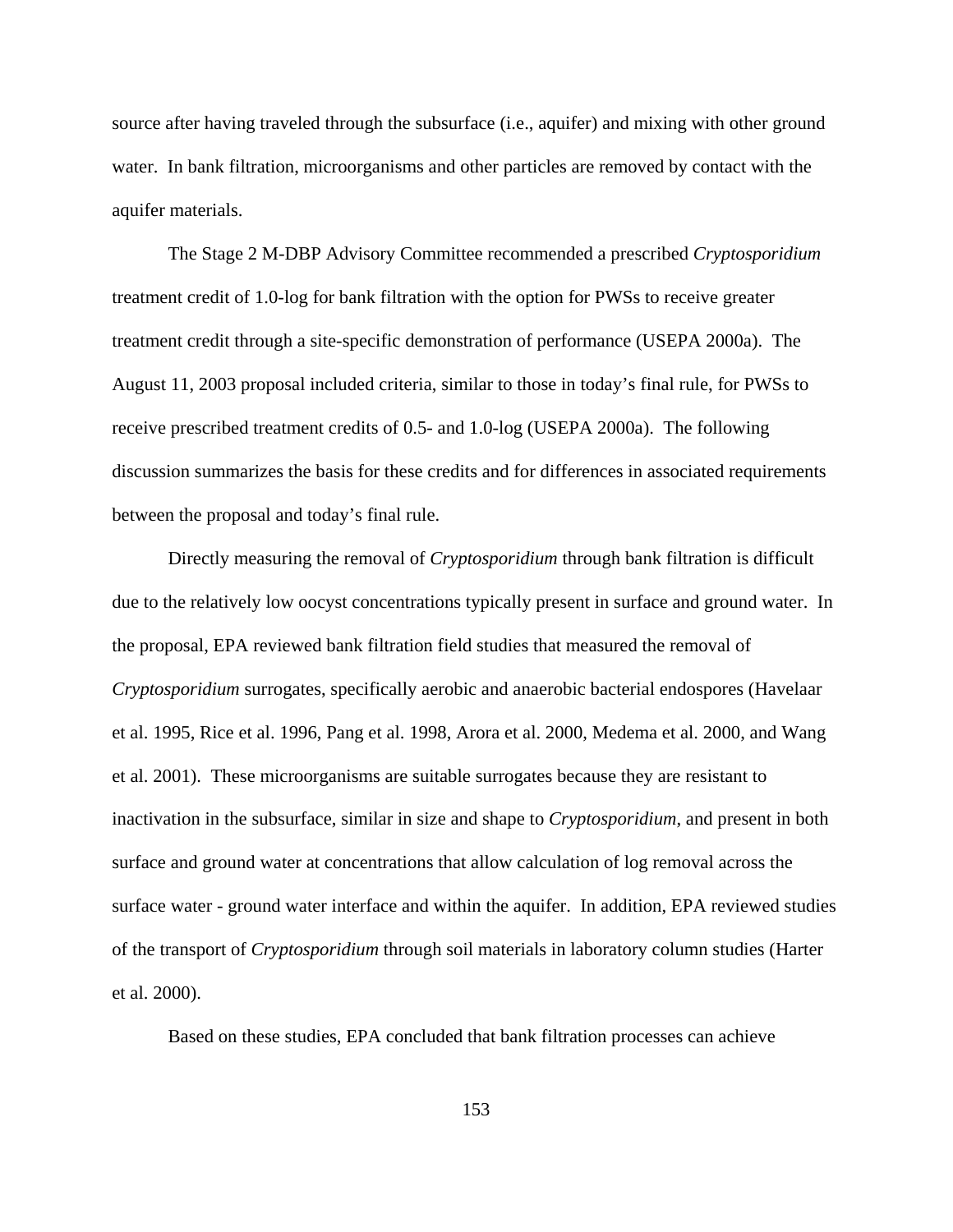source after having traveled through the subsurface (i.e., aquifer) and mixing with other ground water. In bank filtration, microorganisms and other particles are removed by contact with the aquifer materials.

The Stage 2 M-DBP Advisory Committee recommended a prescribed *Cryptosporidium* treatment credit of 1.0-log for bank filtration with the option for PWSs to receive greater treatment credit through a site-specific demonstration of performance (USEPA 2000a). The August 11, 2003 proposal included criteria, similar to those in today's final rule, for PWSs to receive prescribed treatment credits of 0.5- and 1.0-log (USEPA 2000a). The following discussion summarizes the basis for these credits and for differences in associated requirements between the proposal and today's final rule.

Directly measuring the removal of *Cryptosporidium* through bank filtration is difficult due to the relatively low oocyst concentrations typically present in surface and ground water. In the proposal, EPA reviewed bank filtration field studies that measured the removal of *Cryptosporidium* surrogates, specifically aerobic and anaerobic bacterial endospores (Havelaar et al. 1995, Rice et al. 1996, Pang et al. 1998, Arora et al. 2000, Medema et al. 2000, and Wang et al. 2001). These microorganisms are suitable surrogates because they are resistant to inactivation in the subsurface, similar in size and shape to *Cryptosporidium*, and present in both surface and ground water at concentrations that allow calculation of log removal across the surface water - ground water interface and within the aquifer. In addition, EPA reviewed studies of the transport of *Cryptosporidium* through soil materials in laboratory column studies (Harter et al. 2000).

Based on these studies, EPA concluded that bank filtration processes can achieve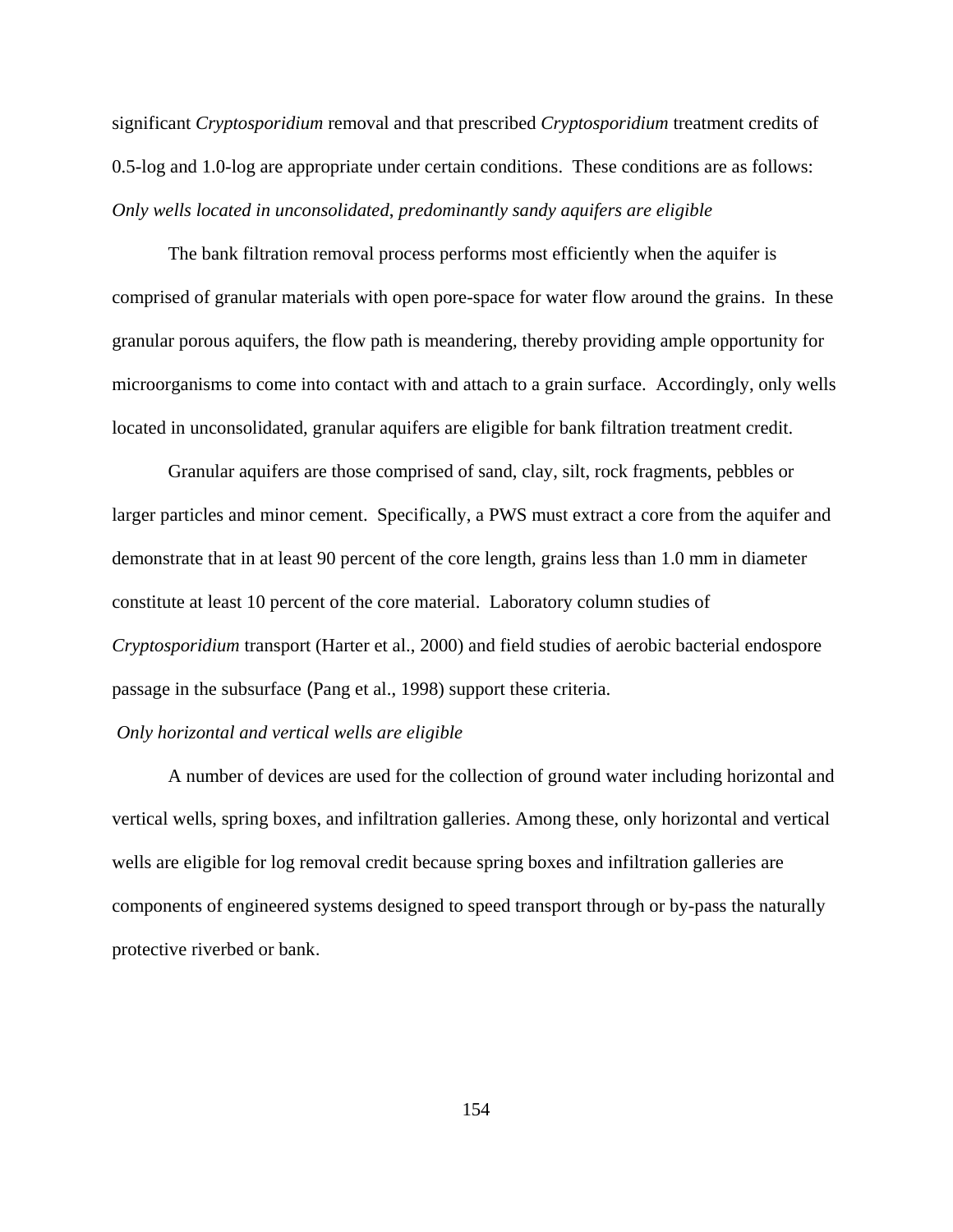significant *Cryptosporidium* removal and that prescribed *Cryptosporidium* treatment credits of 0.5-log and 1.0-log are appropriate under certain conditions. These conditions are as follows:

*Only wells located in unconsolidated, predominantly sandy aquifers are eligible*

The bank filtration removal process performs most efficiently when the aquifer is comprised of granular materials with open pore-space for water flow around the grains. In these granular porous aquifers, the flow path is meandering, thereby providing ample opportunity for microorganisms to come into contact with and attach to a grain surface. Accordingly, only wells located in unconsolidated, granular aquifers are eligible for bank filtration treatment credit.

Granular aquifers are those comprised of sand, clay, silt, rock fragments, pebbles or larger particles and minor cement. Specifically, a PWS must extract a core from the aquifer and demonstrate that in at least 90 percent of the core length, grains less than 1.0 mm in diameter constitute at least 10 percent of the core material. Laboratory column studies of *Cryptosporidium* transport (Harter et al., 2000) and field studies of aerobic bacterial endospore passage in the subsurface (Pang et al., 1998) support these criteria.

*Only horizontal and vertical wells are eligible*

A number of devices are used for the collection of ground water including horizontal and vertical wells, spring boxes, and infiltration galleries. Among these, only horizontal and vertical wells are eligible for log removal credit because spring boxes and infiltration galleries are components of engineered systems designed to speed transport through or by-pass the naturally protective riverbed or bank.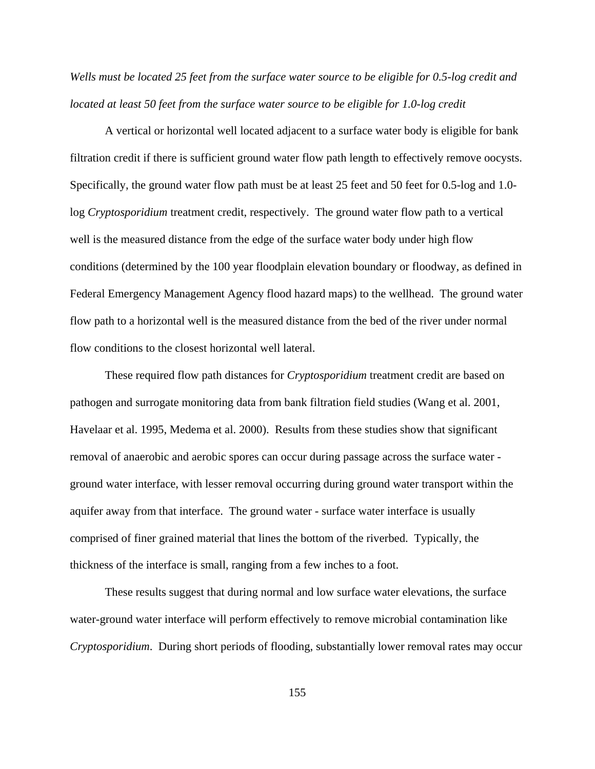*Wells must be located 25 feet from the surface water source to be eligible for 0.5-log credit and located at least 50 feet from the surface water source to be eligible for 1.0-log credit*

A vertical or horizontal well located adjacent to a surface water body is eligible for bank filtration credit if there is sufficient ground water flow path length to effectively remove oocysts. Specifically, the ground water flow path must be at least 25 feet and 50 feet for 0.5-log and 1.0-log *Cryptosporidium* treatment credit, respectively. The ground water flow path to a vertical well is the measured distance from the edge of the surface water body under high flow conditions (determined by the 100 year floodplain elevation boundary or floodway, as defined in Federal Emergency Management Agency flood hazard maps) to the wellhead. The ground water flow path to a horizontal well is the measured distance from the bed of the river under normal flow conditions to the closest horizontal well lateral.

These required flow path distances for *Cryptosporidium* treatment credit are based on pathogen and surrogate monitoring data from bank filtration field studies (Wang et al. 2001, Havelaar et al. 1995, Medema et al. 2000). Results from these studies show that significant removal of anaerobic and aerobic spores can occur during passage across the surface water - ground water interface, with lesser removal occurring during ground water transport within the aquifer away from that interface. The ground water - surface water interface is usually comprised of finer grained material that lines the bottom of the riverbed. Typically, the thickness of the interface is small, ranging from a few inches to a foot.

These results suggest that during normal and low surface water elevations, the surface water-ground water interface will perform effectively to remove microbial contamination like *Cryptosporidium*. During short periods of flooding, substantially lower removal rates may occur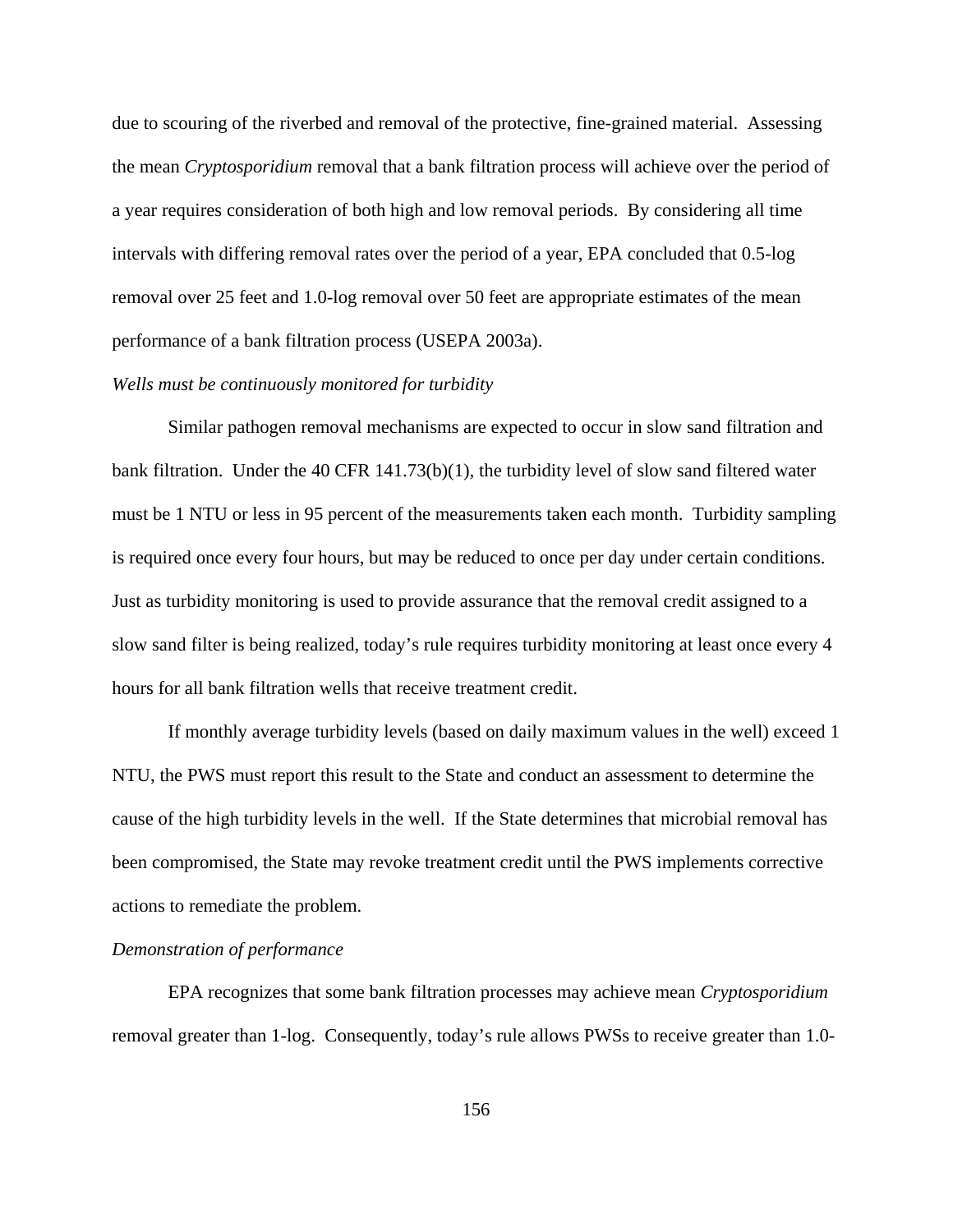due to scouring of the riverbed and removal of the protective, fine-grained material. Assessing the mean *Cryptosporidium* removal that a bank filtration process will achieve over the period of a year requires consideration of both high and low removal periods. By considering all time intervals with differing removal rates over the period of a year, EPA concluded that 0.5-log removal over 25 feet and 1.0-log removal over 50 feet are appropriate estimates of the mean performance of a bank filtration process (USEPA 2003a).

*Wells must be continuously monitored for turbidity*

Similar pathogen removal mechanisms are expected to occur in slow sand filtration and bank filtration. Under the 40 CFR 141.73(b)(1), the turbidity level of slow sand filtered water must be 1 NTU or less in 95 percent of the measurements taken each month. Turbidity sampling is required once every four hours, but may be reduced to once per day under certain conditions. Just as turbidity monitoring is used to provide assurance that the removal credit assigned to a slow sand filter is being realized, today's rule requires turbidity monitoring at least once every 4 hours for all bank filtration wells that receive treatment credit.

If monthly average turbidity levels (based on daily maximum values in the well) exceed 1 NTU, the PWS must report this result to the State and conduct an assessment to determine the cause of the high turbidity levels in the well. If the State determines that microbial removal has been compromised, the State may revoke treatment credit until the PWS implements corrective actions to remediate the problem.

*Demonstration of performance*

EPA recognizes that some bank filtration processes may achieve mean *Cryptosporidium* removal greater than 1-log. Consequently, today's rule allows PWSs to receive greater than 1.0-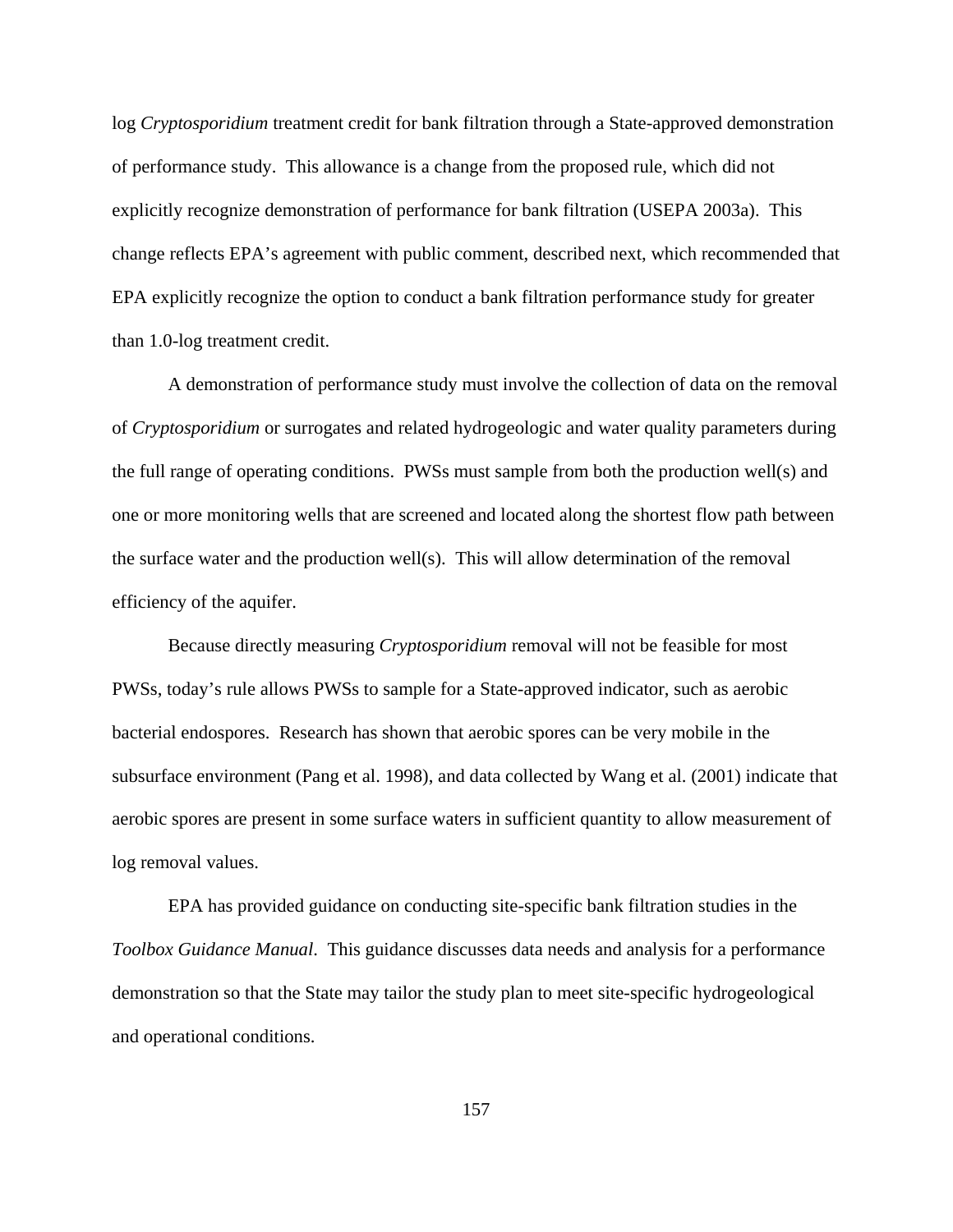log *Cryptosporidium* treatment credit for bank filtration through a State-approved demonstration of performance study. This allowance is a change from the proposed rule, which did not explicitly recognize demonstration of performance for bank filtration (USEPA 2003a). This change reflects EPA's agreement with public comment, described next, which recommended that EPA explicitly recognize the option to conduct a bank filtration performance study for greater than 1.0-log treatment credit.

A demonstration of performance study must involve the collection of data on the removal of *Cryptosporidium* or surrogates and related hydrogeologic and water quality parameters during the full range of operating conditions. PWSs must sample from both the production well(s) and one or more monitoring wells that are screened and located along the shortest flow path between the surface water and the production well(s). This will allow determination of the removal efficiency of the aquifer.

Because directly measuring *Cryptosporidium* removal will not be feasible for most PWSs, today's rule allows PWSs to sample for a State-approved indicator, such as aerobic bacterial endospores. Research has shown that aerobic spores can be very mobile in the subsurface environment (Pang et al. 1998), and data collected by Wang et al. (2001) indicate that aerobic spores are present in some surface waters in sufficient quantity to allow measurement of log removal values.

EPA has provided guidance on conducting site-specific bank filtration studies in the *Toolbox Guidance Manual*. This guidance discusses data needs and analysis for a performance demonstration so that the State may tailor the study plan to meet site-specific hydrogeological and operational conditions.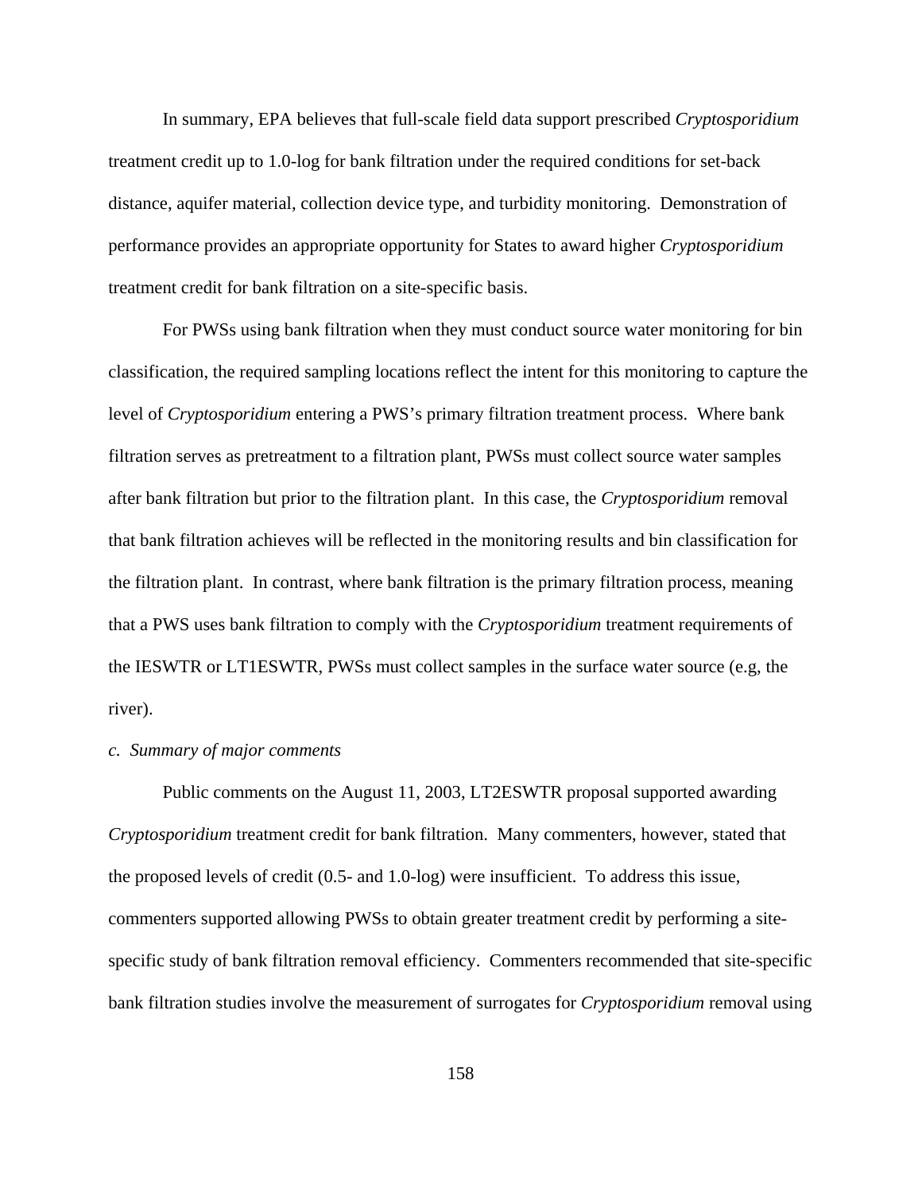In summary, EPA believes that full-scale field data support prescribed *Cryptosporidium* treatment credit up to 1.0-log for bank filtration under the required conditions for set-back distance, aquifer material, collection device type, and turbidity monitoring. Demonstration of performance provides an appropriate opportunity for States to award higher *Cryptosporidium* treatment credit for bank filtration on a site-specific basis.

For PWSs using bank filtration when they must conduct source water monitoring for bin classification, the required sampling locations reflect the intent for this monitoring to capture the level of *Cryptosporidium* entering a PWS's primary filtration treatment process. Where bank filtration serves as pretreatment to a filtration plant, PWSs must collect source water samples after bank filtration but prior to the filtration plant. In this case, the *Cryptosporidium* removal that bank filtration achieves will be reflected in the monitoring results and bin classification for the filtration plant. In contrast, where bank filtration is the primary filtration process, meaning that a PWS uses bank filtration to comply with the *Cryptosporidium* treatment requirements of the IESWTR or LT1ESWTR, PWSs must collect samples in the surface water source (e.g, the river).

*c. Summary of major comments*

Public comments on the August 11, 2003, LT2ESWTR proposal supported awarding *Cryptosporidium* treatment credit for bank filtration. Many commenters, however, stated that the proposed levels of credit (0.5- and 1.0-log) were insufficient. To address this issue, commenters supported allowing PWSs to obtain greater treatment credit by performing a site-specific study of bank filtration removal efficiency. Commenters recommended that site-specific bank filtration studies involve the measurement of surrogates for *Cryptosporidium* removal using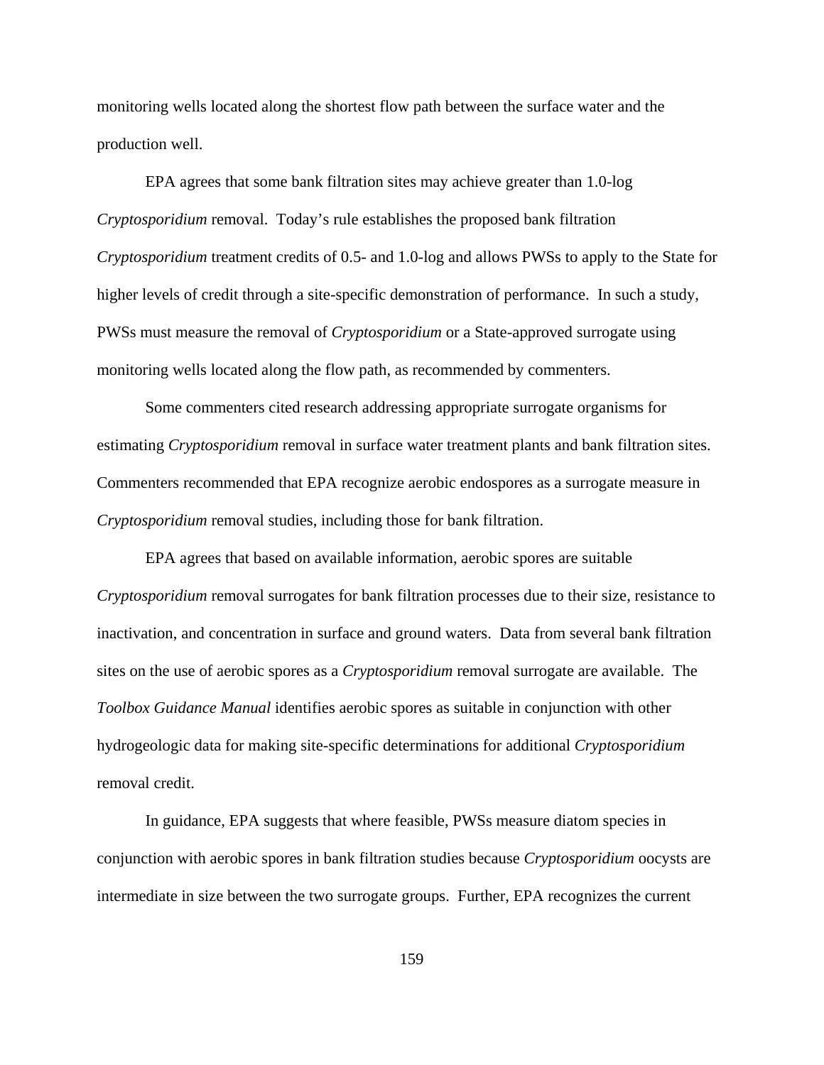monitoring wells located along the shortest flow path between the surface water and the production well.

EPA agrees that some bank filtration sites may achieve greater than 1.0-log *Cryptosporidium* removal. Today's rule establishes the proposed bank filtration *Cryptosporidium* treatment credits of 0.5- and 1.0-log and allows PWSs to apply to the State for higher levels of credit through a site-specific demonstration of performance. In such a study, PWSs must measure the removal of *Cryptosporidium* or a State-approved surrogate using monitoring wells located along the flow path, as recommended by commenters.

Some commenters cited research addressing appropriate surrogate organisms for estimating *Cryptosporidium* removal in surface water treatment plants and bank filtration sites. Commenters recommended that EPA recognize aerobic endospores as a surrogate measure in *Cryptosporidium* removal studies, including those for bank filtration.

EPA agrees that based on available information, aerobic spores are suitable *Cryptosporidium* removal surrogates for bank filtration processes due to their size, resistance to inactivation, and concentration in surface and ground waters. Data from several bank filtration sites on the use of aerobic spores as a *Cryptosporidium* removal surrogate are available. The *Toolbox Guidance Manual* identifies aerobic spores as suitable in conjunction with other hydrogeologic data for making site-specific determinations for additional *Cryptosporidium* removal credit.

In guidance, EPA suggests that where feasible, PWSs measure diatom species in conjunction with aerobic spores in bank filtration studies because *Cryptosporidium* oocysts are intermediate in size between the two surrogate groups. Further, EPA recognizes the current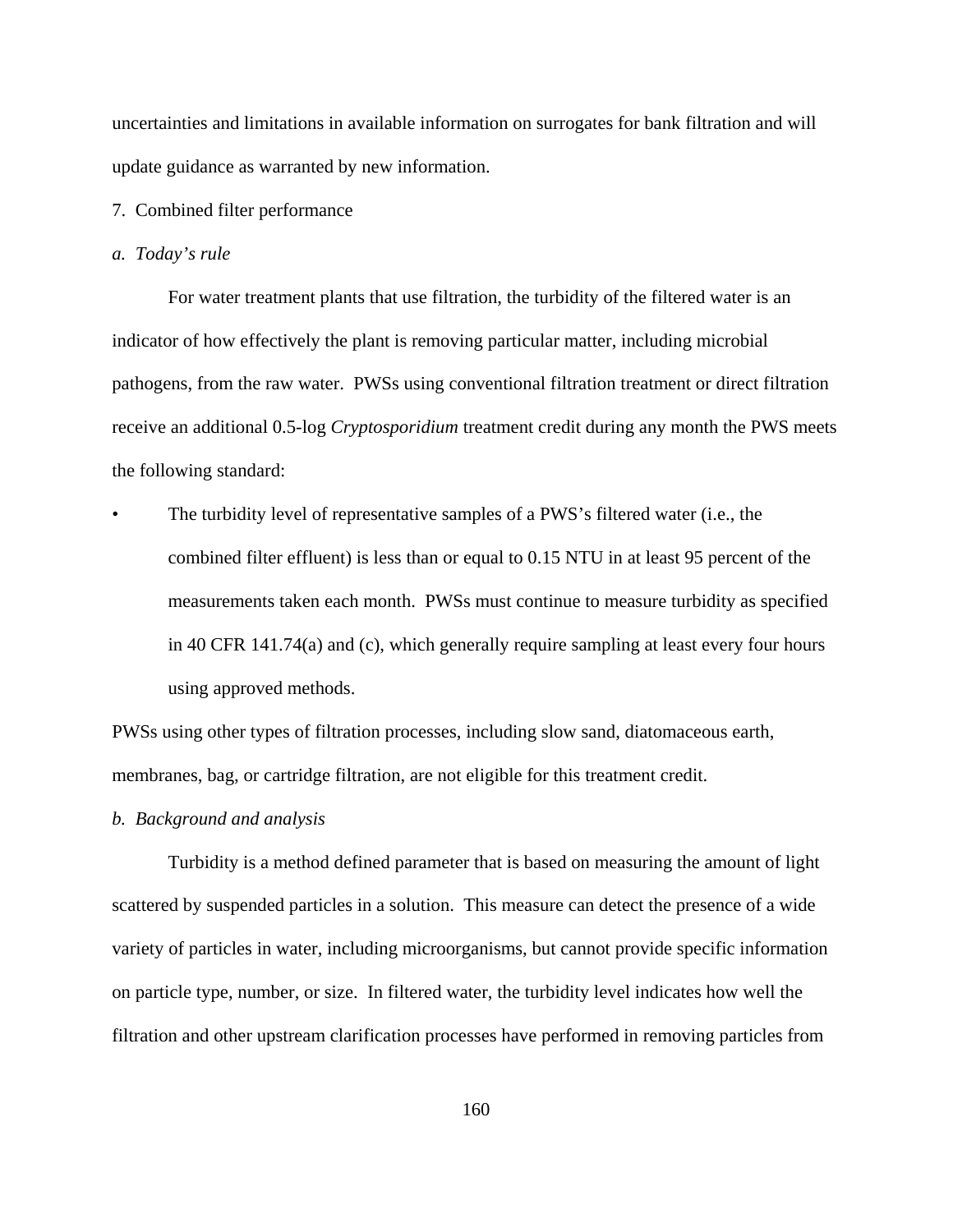uncertainties and limitations in available information on surrogates for bank filtration and will update guidance as warranted by new information.

7. Combined filter performance

*a. Today's rule*

For water treatment plants that use filtration, the turbidity of the filtered water is an indicator of how effectively the plant is removing particular matter, including microbial pathogens, from the raw water. PWSs using conventional filtration treatment or direct filtration receive an additional 0.5-log *Cryptosporidium* treatment credit during any month the PWS meets the following standard:

- The turbidity level of representative samples of a PWS's filtered water (i.e., the combined filter effluent) is less than or equal to 0.15 NTU in at least 95 percent of the measurements taken each month. PWSs must continue to measure turbidity as specified in 40 CFR 141.74(a) and (c), which generally require sampling at least every four hours using approved methods.

PWSs using other types of filtration processes, including slow sand, diatomaceous earth, membranes, bag, or cartridge filtration, are not eligible for this treatment credit.

*b. Background and analysis*

Turbidity is a method defined parameter that is based on measuring the amount of light scattered by suspended particles in a solution. This measure can detect the presence of a wide variety of particles in water, including microorganisms, but cannot provide specific information on particle type, number, or size. In filtered water, the turbidity level indicates how well the filtration and other upstream clarification processes have performed in removing particles from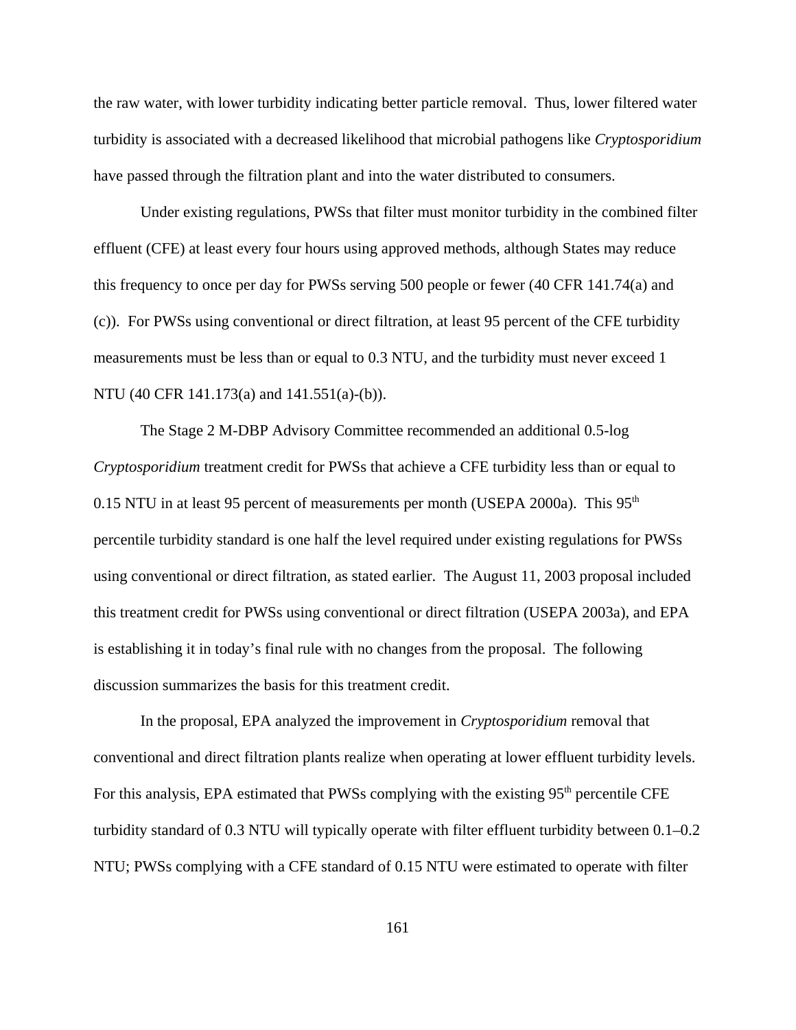the raw water, with lower turbidity indicating better particle removal. Thus, lower filtered water turbidity is associated with a decreased likelihood that microbial pathogens like *Cryptosporidium* have passed through the filtration plant and into the water distributed to consumers.

Under existing regulations, PWSs that filter must monitor turbidity in the combined filter effluent (CFE) at least every four hours using approved methods, although States may reduce this frequency to once per day for PWSs serving 500 people or fewer (40 CFR 141.74(a) and (c)). For PWSs using conventional or direct filtration, at least 95 percent of the CFE turbidity measurements must be less than or equal to 0.3 NTU, and the turbidity must never exceed 1 NTU (40 CFR 141.173(a) and 141.551(a)-(b)).

The Stage 2 M-DBP Advisory Committee recommended an additional 0.5-log *Cryptosporidium* treatment credit for PWSs that achieve a CFE turbidity less than or equal to 0.15 NTU in at least 95 percent of measurements per month (USEPA 2000a). This 95th percentile turbidity standard is one half the level required under existing regulations for PWSs using conventional or direct filtration, as stated earlier. The August 11, 2003 proposal included this treatment credit for PWSs using conventional or direct filtration (USEPA 2003a), and EPA is establishing it in today's final rule with no changes from the proposal. The following discussion summarizes the basis for this treatment credit.

In the proposal, EPA analyzed the improvement in *Cryptosporidium* removal that conventional and direct filtration plants realize when operating at lower effluent turbidity levels. For this analysis, EPA estimated that PWSs complying with the existing 95th percentile CFE turbidity standard of 0.3 NTU will typically operate with filter effluent turbidity between 0.1–0.2 NTU; PWSs complying with a CFE standard of 0.15 NTU were estimated to operate with filter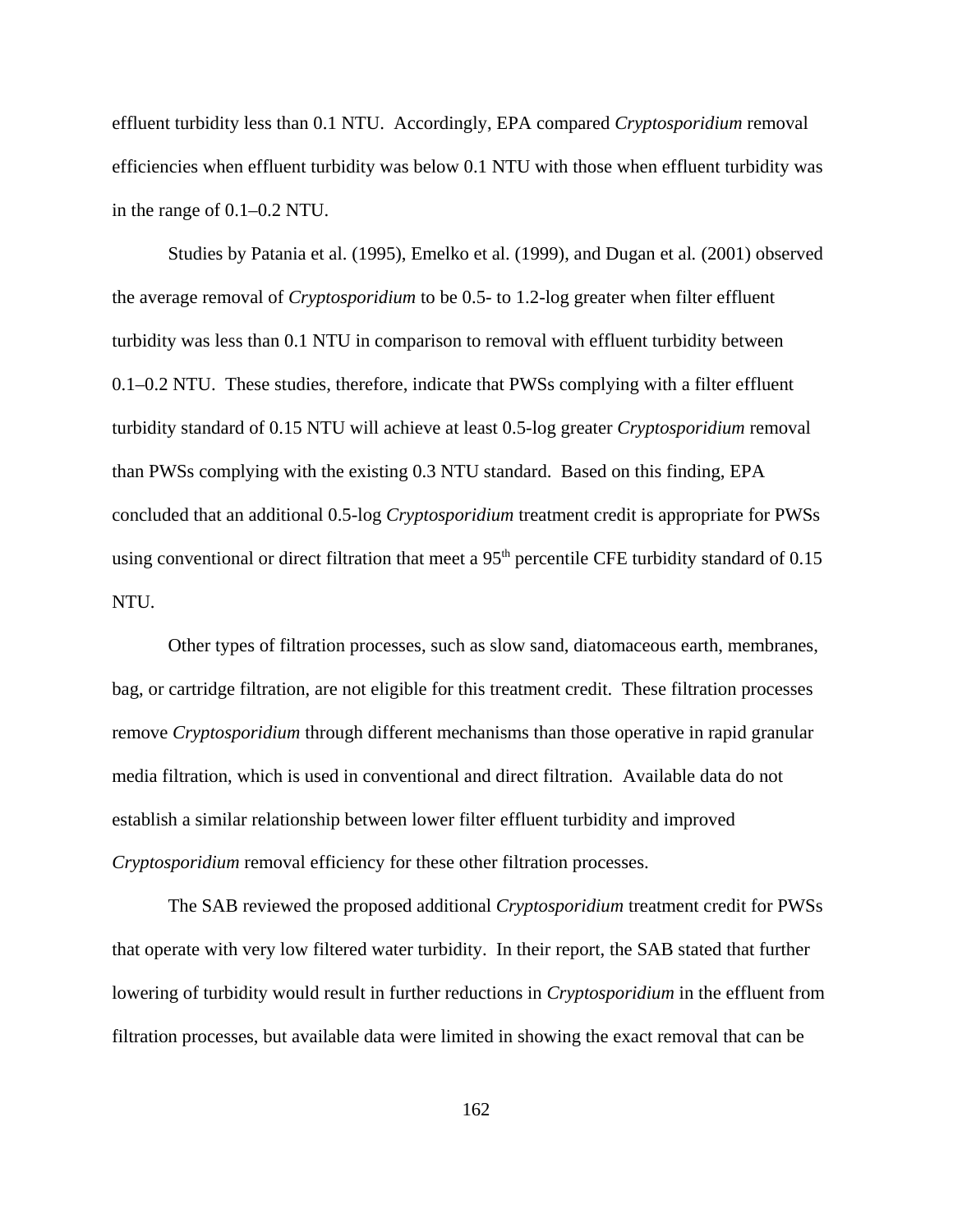effluent turbidity less than 0.1 NTU. Accordingly, EPA compared *Cryptosporidium* removal efficiencies when effluent turbidity was below 0.1 NTU with those when effluent turbidity was in the range of 0.1–0.2 NTU.

Studies by Patania et al. (1995), Emelko et al. (1999), and Dugan et al. (2001) observed the average removal of *Cryptosporidium* to be 0.5- to 1.2-log greater when filter effluent turbidity was less than 0.1 NTU in comparison to removal with effluent turbidity between 0.1–0.2 NTU. These studies, therefore, indicate that PWSs complying with a filter effluent turbidity standard of 0.15 NTU will achieve at least 0.5-log greater *Cryptosporidium* removal than PWSs complying with the existing 0.3 NTU standard. Based on this finding, EPA concluded that an additional 0.5-log *Cryptosporidium* treatment credit is appropriate for PWSs using conventional or direct filtration that meet a 95$^{th}$ percentile CFE turbidity standard of 0.15 NTU.

Other types of filtration processes, such as slow sand, diatomaceous earth, membranes, bag, or cartridge filtration, are not eligible for this treatment credit. These filtration processes remove *Cryptosporidium* through different mechanisms than those operative in rapid granular media filtration, which is used in conventional and direct filtration. Available data do not establish a similar relationship between lower filter effluent turbidity and improved *Cryptosporidium* removal efficiency for these other filtration processes.

The SAB reviewed the proposed additional *Cryptosporidium* treatment credit for PWSs that operate with very low filtered water turbidity. In their report, the SAB stated that further lowering of turbidity would result in further reductions in *Cryptosporidium* in the effluent from filtration processes, but available data were limited in showing the exact removal that can be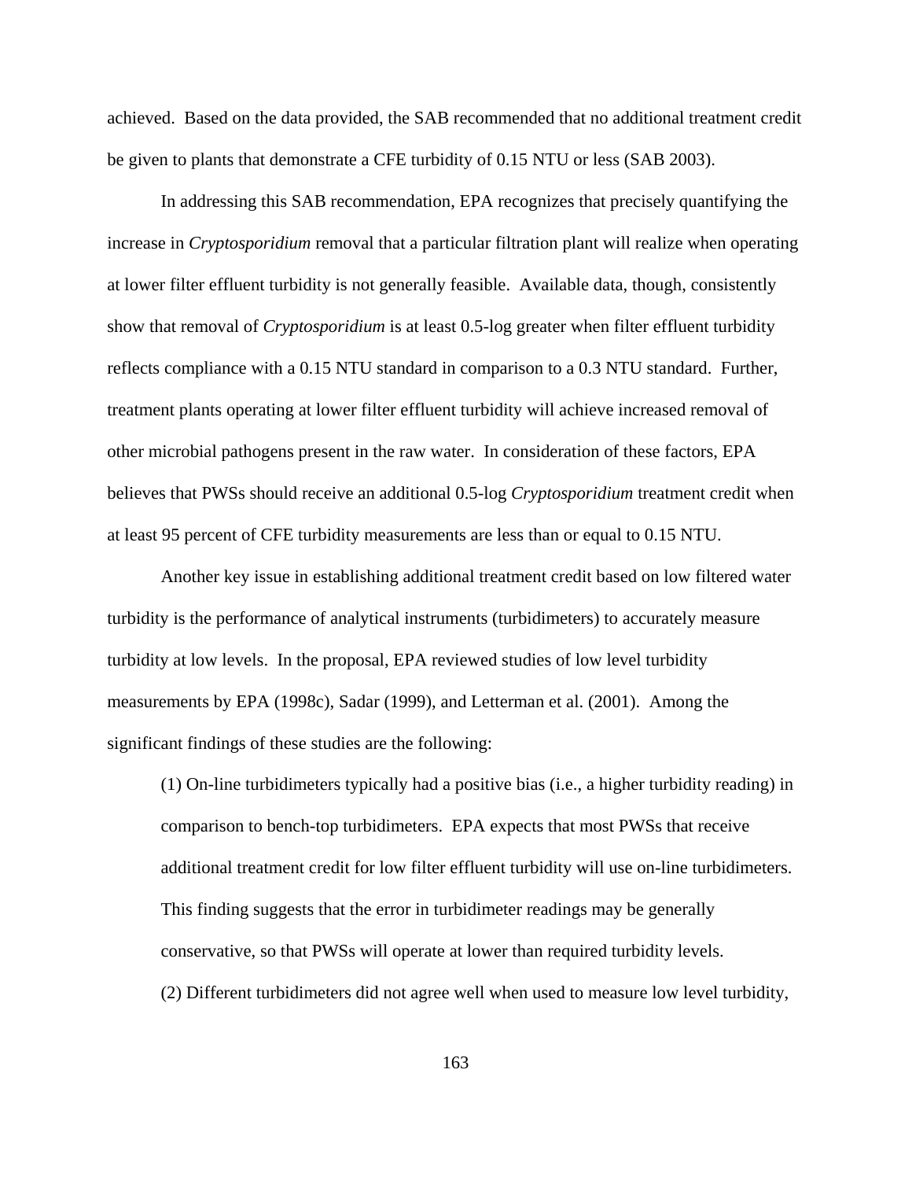achieved. Based on the data provided, the SAB recommended that no additional treatment credit be given to plants that demonstrate a CFE turbidity of 0.15 NTU or less (SAB 2003).

In addressing this SAB recommendation, EPA recognizes that precisely quantifying the increase in *Cryptosporidium* removal that a particular filtration plant will realize when operating at lower filter effluent turbidity is not generally feasible. Available data, though, consistently show that removal of *Cryptosporidium* is at least 0.5-log greater when filter effluent turbidity reflects compliance with a 0.15 NTU standard in comparison to a 0.3 NTU standard. Further, treatment plants operating at lower filter effluent turbidity will achieve increased removal of other microbial pathogens present in the raw water. In consideration of these factors, EPA believes that PWSs should receive an additional 0.5-log *Cryptosporidium* treatment credit when at least 95 percent of CFE turbidity measurements are less than or equal to 0.15 NTU.

Another key issue in establishing additional treatment credit based on low filtered water turbidity is the performance of analytical instruments (turbidimeters) to accurately measure turbidity at low levels. In the proposal, EPA reviewed studies of low level turbidity measurements by EPA (1998c), Sadar (1999), and Letterman et al. (2001). Among the significant findings of these studies are the following:

(1) On-line turbidimeters typically had a positive bias (i.e., a higher turbidity reading) in comparison to bench-top turbidimeters. EPA expects that most PWSs that receive additional treatment credit for low filter effluent turbidity will use on-line turbidimeters. This finding suggests that the error in turbidimeter readings may be generally conservative, so that PWSs will operate at lower than required turbidity levels.

(2) Different turbidimeters did not agree well when used to measure low level turbidity,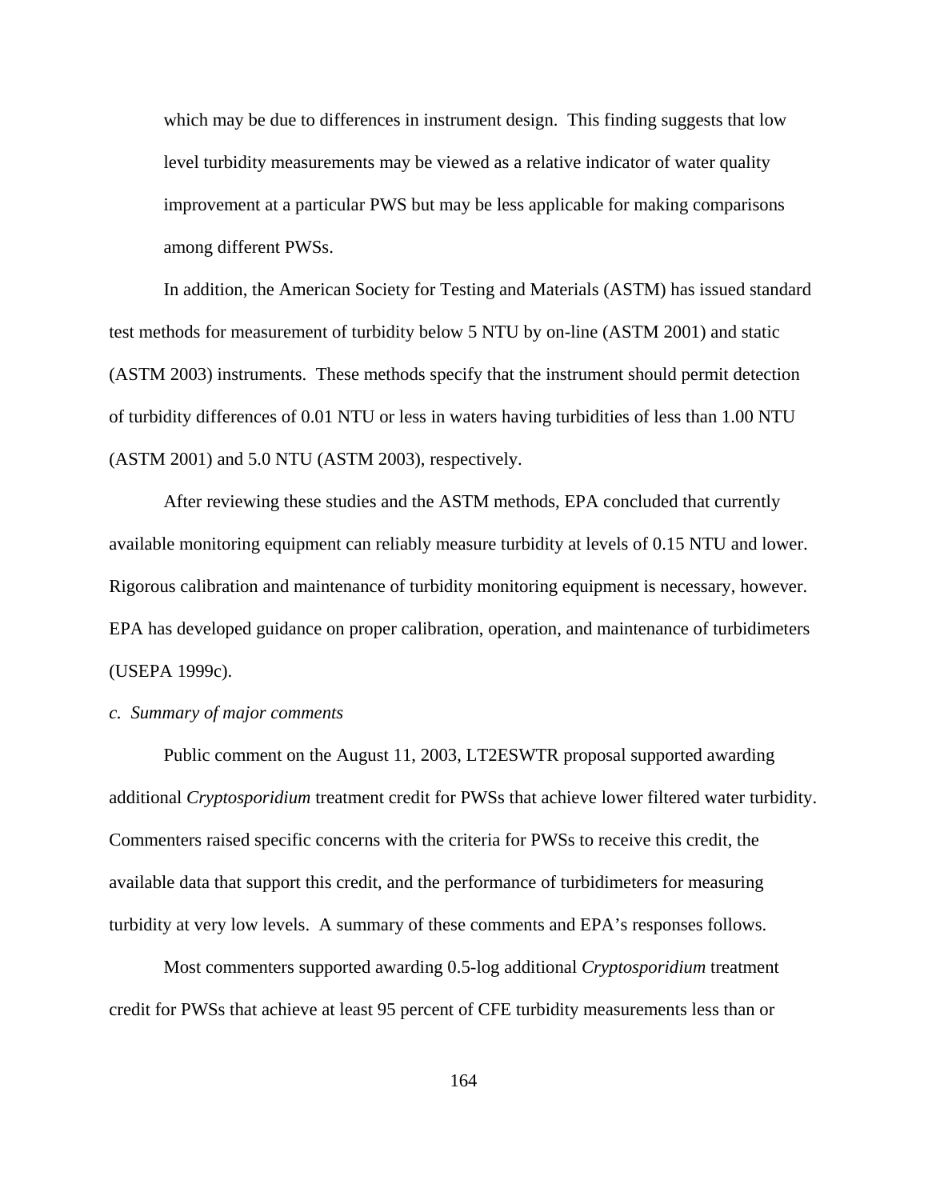which may be due to differences in instrument design. This finding suggests that low level turbidity measurements may be viewed as a relative indicator of water quality improvement at a particular PWS but may be less applicable for making comparisons among different PWSs.

In addition, the American Society for Testing and Materials (ASTM) has issued standard test methods for measurement of turbidity below 5 NTU by on-line (ASTM 2001) and static (ASTM 2003) instruments. These methods specify that the instrument should permit detection of turbidity differences of 0.01 NTU or less in waters having turbidities of less than 1.00 NTU (ASTM 2001) and 5.0 NTU (ASTM 2003), respectively.

After reviewing these studies and the ASTM methods, EPA concluded that currently available monitoring equipment can reliably measure turbidity at levels of 0.15 NTU and lower. Rigorous calibration and maintenance of turbidity monitoring equipment is necessary, however. EPA has developed guidance on proper calibration, operation, and maintenance of turbidimeters (USEPA 1999c).

*c. Summary of major comments*

Public comment on the August 11, 2003, LT2ESWTR proposal supported awarding additional *Cryptosporidium* treatment credit for PWSs that achieve lower filtered water turbidity. Commenters raised specific concerns with the criteria for PWSs to receive this credit, the available data that support this credit, and the performance of turbidimeters for measuring turbidity at very low levels. A summary of these comments and EPA's responses follows.

Most commenters supported awarding 0.5-log additional *Cryptosporidium* treatment credit for PWSs that achieve at least 95 percent of CFE turbidity measurements less than or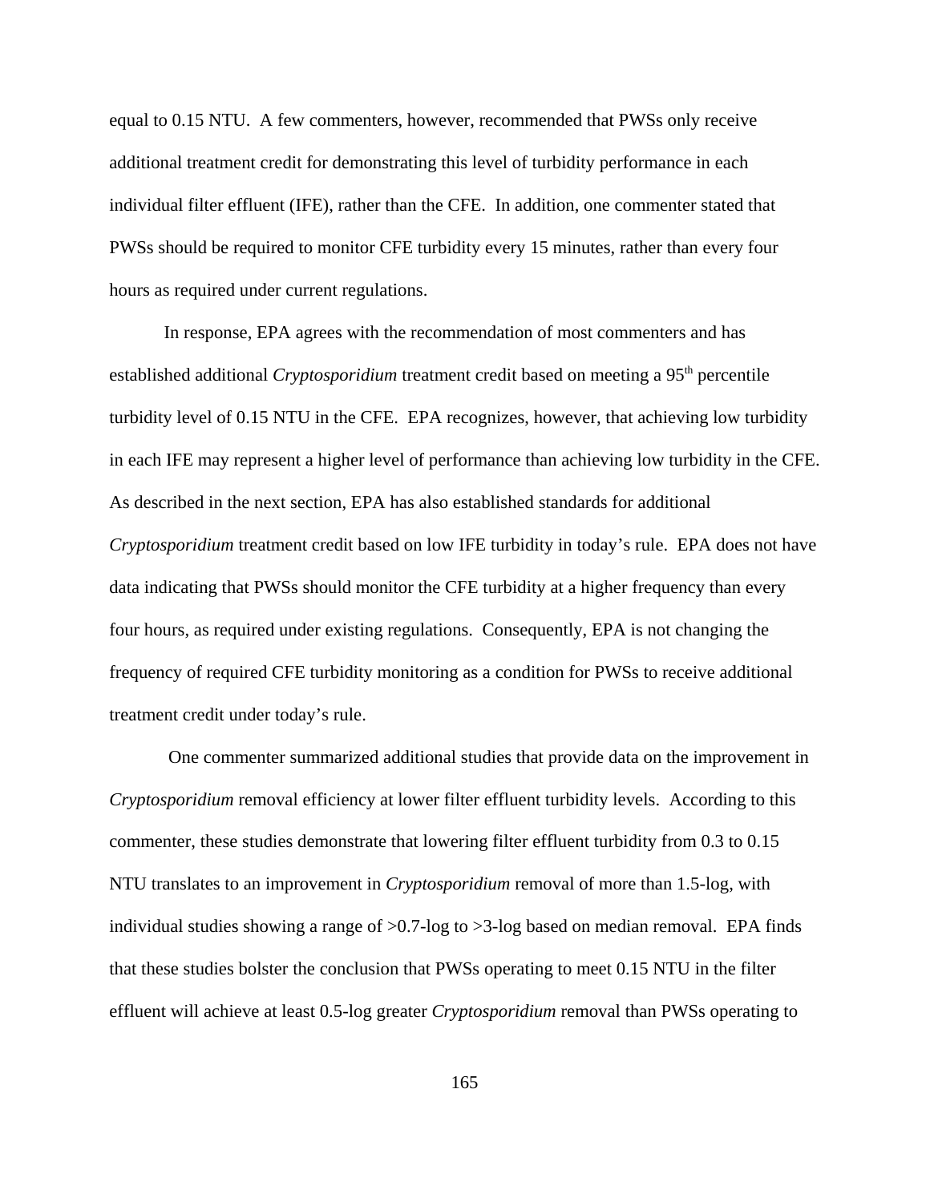equal to 0.15 NTU. A few commenters, however, recommended that PWSs only receive additional treatment credit for demonstrating this level of turbidity performance in each individual filter effluent (IFE), rather than the CFE. In addition, one commenter stated that PWSs should be required to monitor CFE turbidity every 15 minutes, rather than every four hours as required under current regulations.

In response, EPA agrees with the recommendation of most commenters and has established additional *Cryptosporidium* treatment credit based on meeting a 95th percentile turbidity level of 0.15 NTU in the CFE. EPA recognizes, however, that achieving low turbidity in each IFE may represent a higher level of performance than achieving low turbidity in the CFE. As described in the next section, EPA has also established standards for additional *Cryptosporidium* treatment credit based on low IFE turbidity in today's rule. EPA does not have data indicating that PWSs should monitor the CFE turbidity at a higher frequency than every four hours, as required under existing regulations. Consequently, EPA is not changing the frequency of required CFE turbidity monitoring as a condition for PWSs to receive additional treatment credit under today's rule.

One commenter summarized additional studies that provide data on the improvement in *Cryptosporidium* removal efficiency at lower filter effluent turbidity levels. According to this commenter, these studies demonstrate that lowering filter effluent turbidity from 0.3 to 0.15 NTU translates to an improvement in *Cryptosporidium* removal of more than 1.5-log, with individual studies showing a range of >0.7-log to >3-log based on median removal. EPA finds that these studies bolster the conclusion that PWSs operating to meet 0.15 NTU in the filter effluent will achieve at least 0.5-log greater *Cryptosporidium* removal than PWSs operating to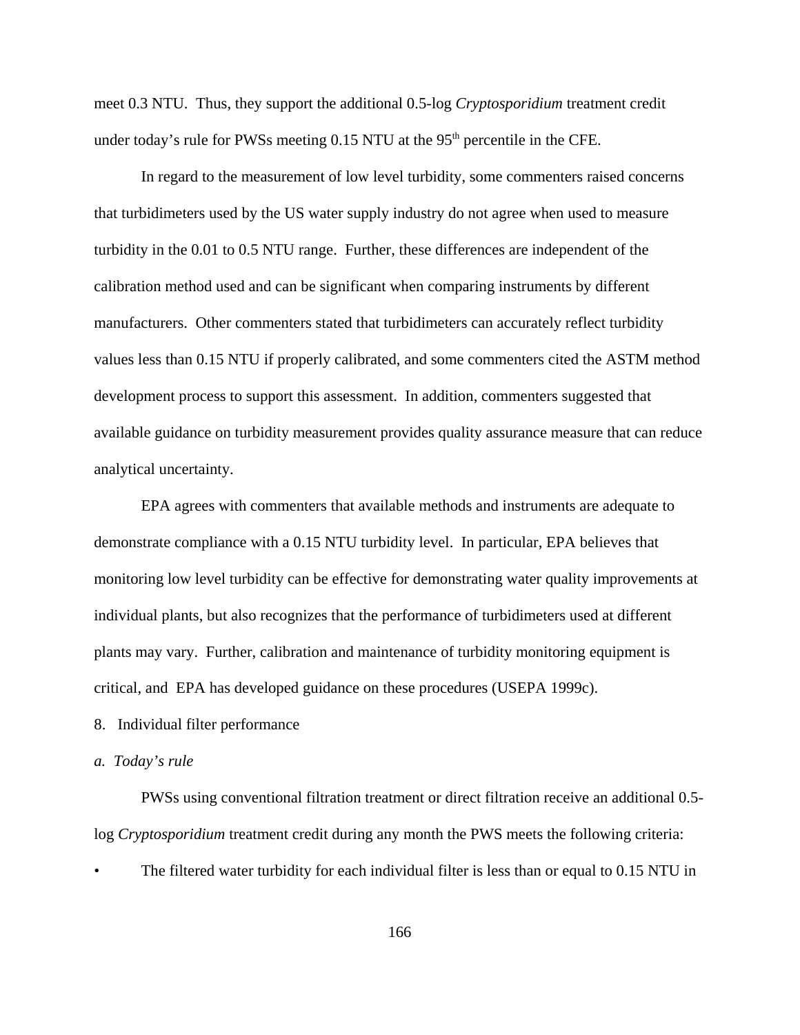meet 0.3 NTU.  Thus, they support the additional 0.5-log *Cryptosporidium* treatment credit under today's rule for PWSs meeting 0.15 NTU at the 95th percentile in the CFE.

In regard to the measurement of low level turbidity, some commenters raised concerns that turbidimeters used by the US water supply industry do not agree when used to measure turbidity in the 0.01 to 0.5 NTU range.  Further, these differences are independent of the calibration method used and can be significant when comparing instruments by different manufacturers.  Other commenters stated that turbidimeters can accurately reflect turbidity values less than 0.15 NTU if properly calibrated, and some commenters cited the ASTM method development process to support this assessment.  In addition, commenters suggested that available guidance on turbidity measurement provides quality assurance measure that can reduce analytical uncertainty.

EPA agrees with commenters that available methods and instruments are adequate to demonstrate compliance with a 0.15 NTU turbidity level.  In particular, EPA believes that monitoring low level turbidity can be effective for demonstrating water quality improvements at individual plants, but also recognizes that the performance of turbidimeters used at different plants may vary.  Further, calibration and maintenance of turbidity monitoring equipment is critical, and  EPA has developed guidance on these procedures (USEPA 1999c).

8.  Individual filter performance

*a.  Today's rule*

PWSs using conventional filtration treatment or direct filtration receive an additional 0.5-log *Cryptosporidium* treatment credit during any month the PWS meets the following criteria:

- The filtered water turbidity for each individual filter is less than or equal to 0.15 NTU in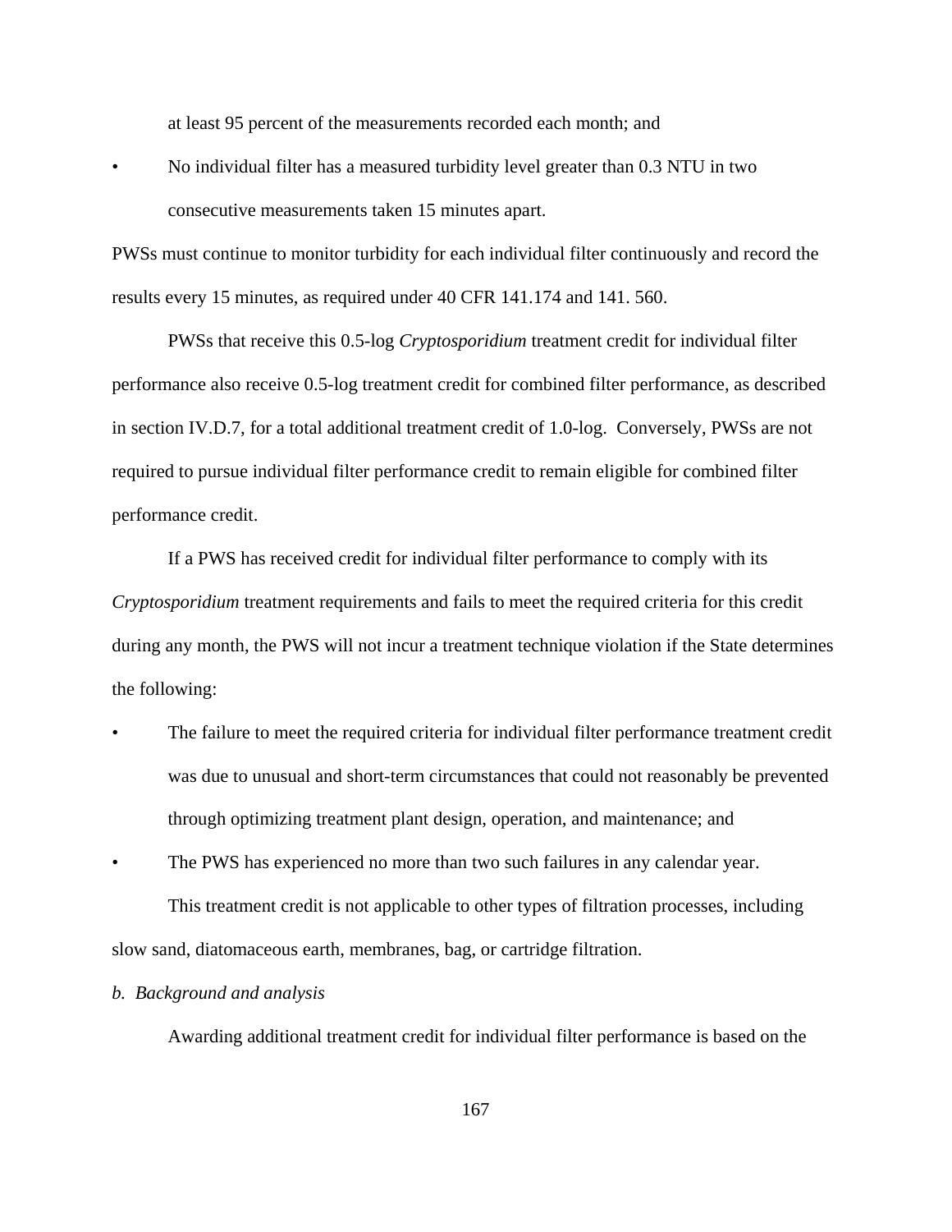at least 95 percent of the measurements recorded each month; and

- No individual filter has a measured turbidity level greater than 0.3 NTU in two consecutive measurements taken 15 minutes apart.

PWSs must continue to monitor turbidity for each individual filter continuously and record the results every 15 minutes, as required under 40 CFR 141.174 and 141. 560.

PWSs that receive this 0.5-log *Cryptosporidium* treatment credit for individual filter performance also receive 0.5-log treatment credit for combined filter performance, as described in section IV.D.7, for a total additional treatment credit of 1.0-log. Conversely, PWSs are not required to pursue individual filter performance credit to remain eligible for combined filter performance credit.

If a PWS has received credit for individual filter performance to comply with its *Cryptosporidium* treatment requirements and fails to meet the required criteria for this credit during any month, the PWS will not incur a treatment technique violation if the State determines the following:

- The failure to meet the required criteria for individual filter performance treatment credit was due to unusual and short-term circumstances that could not reasonably be prevented through optimizing treatment plant design, operation, and maintenance; and
- The PWS has experienced no more than two such failures in any calendar year.

This treatment credit is not applicable to other types of filtration processes, including slow sand, diatomaceous earth, membranes, bag, or cartridge filtration.

*b. Background and analysis*

Awarding additional treatment credit for individual filter performance is based on the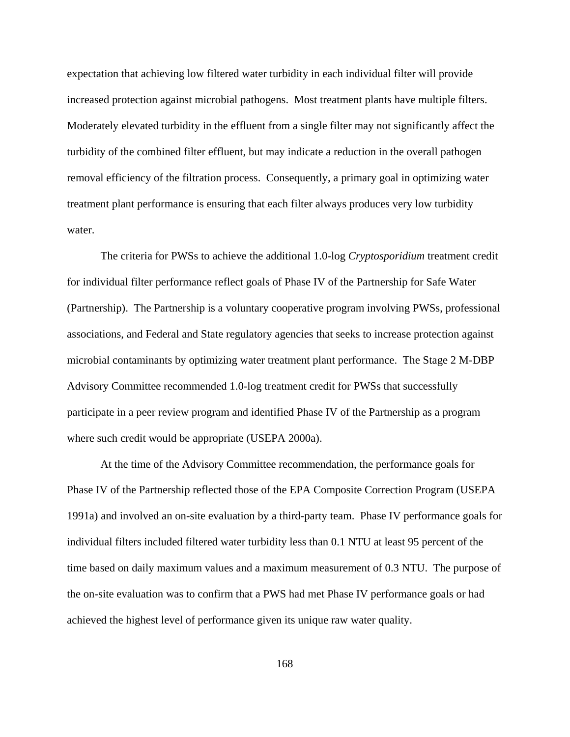expectation that achieving low filtered water turbidity in each individual filter will provide increased protection against microbial pathogens. Most treatment plants have multiple filters. Moderately elevated turbidity in the effluent from a single filter may not significantly affect the turbidity of the combined filter effluent, but may indicate a reduction in the overall pathogen removal efficiency of the filtration process. Consequently, a primary goal in optimizing water treatment plant performance is ensuring that each filter always produces very low turbidity water.

The criteria for PWSs to achieve the additional 1.0-log *Cryptosporidium* treatment credit for individual filter performance reflect goals of Phase IV of the Partnership for Safe Water (Partnership). The Partnership is a voluntary cooperative program involving PWSs, professional associations, and Federal and State regulatory agencies that seeks to increase protection against microbial contaminants by optimizing water treatment plant performance. The Stage 2 M-DBP Advisory Committee recommended 1.0-log treatment credit for PWSs that successfully participate in a peer review program and identified Phase IV of the Partnership as a program where such credit would be appropriate (USEPA 2000a).

At the time of the Advisory Committee recommendation, the performance goals for Phase IV of the Partnership reflected those of the EPA Composite Correction Program (USEPA 1991a) and involved an on-site evaluation by a third-party team. Phase IV performance goals for individual filters included filtered water turbidity less than 0.1 NTU at least 95 percent of the time based on daily maximum values and a maximum measurement of 0.3 NTU. The purpose of the on-site evaluation was to confirm that a PWS had met Phase IV performance goals or had achieved the highest level of performance given its unique raw water quality.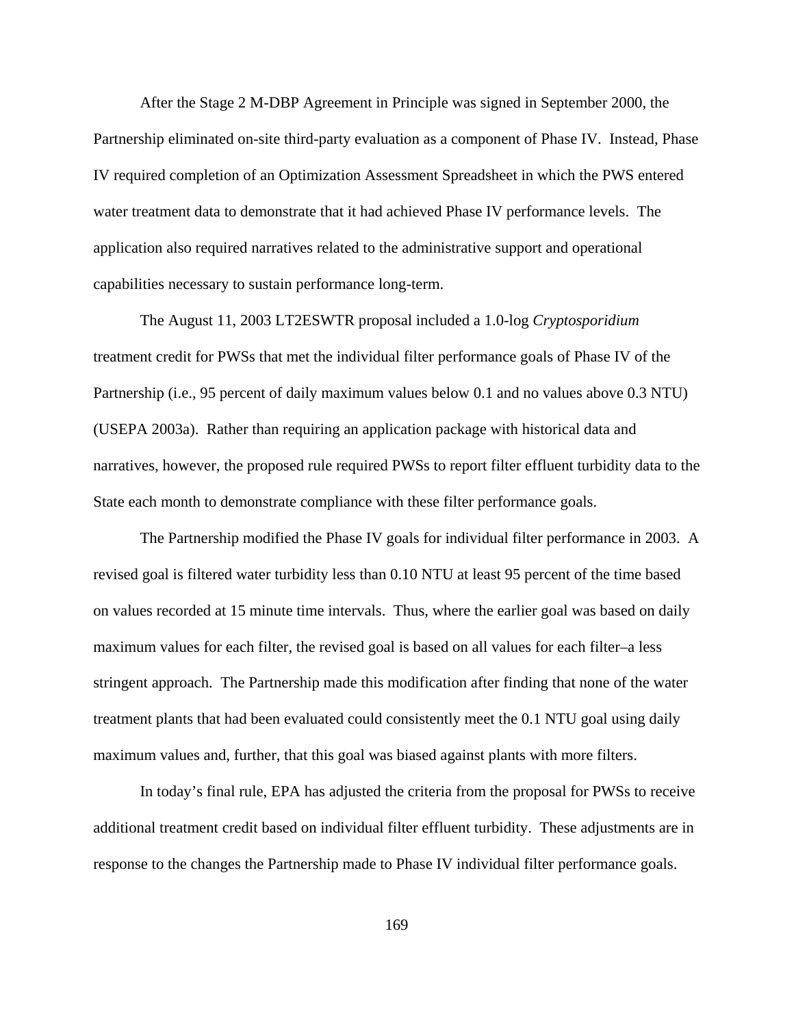After the Stage 2 M-DBP Agreement in Principle was signed in September 2000, the Partnership eliminated on-site third-party evaluation as a component of Phase IV. Instead, Phase IV required completion of an Optimization Assessment Spreadsheet in which the PWS entered water treatment data to demonstrate that it had achieved Phase IV performance levels. The application also required narratives related to the administrative support and operational capabilities necessary to sustain performance long-term.

The August 11, 2003 LT2ESWTR proposal included a 1.0-log *Cryptosporidium* treatment credit for PWSs that met the individual filter performance goals of Phase IV of the Partnership (i.e., 95 percent of daily maximum values below 0.1 and no values above 0.3 NTU) (USEPA 2003a). Rather than requiring an application package with historical data and narratives, however, the proposed rule required PWSs to report filter effluent turbidity data to the State each month to demonstrate compliance with these filter performance goals.

The Partnership modified the Phase IV goals for individual filter performance in 2003. A revised goal is filtered water turbidity less than 0.10 NTU at least 95 percent of the time based on values recorded at 15 minute time intervals. Thus, where the earlier goal was based on daily maximum values for each filter, the revised goal is based on all values for each filter–a less stringent approach. The Partnership made this modification after finding that none of the water treatment plants that had been evaluated could consistently meet the 0.1 NTU goal using daily maximum values and, further, that this goal was biased against plants with more filters.

In today's final rule, EPA has adjusted the criteria from the proposal for PWSs to receive additional treatment credit based on individual filter effluent turbidity. These adjustments are in response to the changes the Partnership made to Phase IV individual filter performance goals.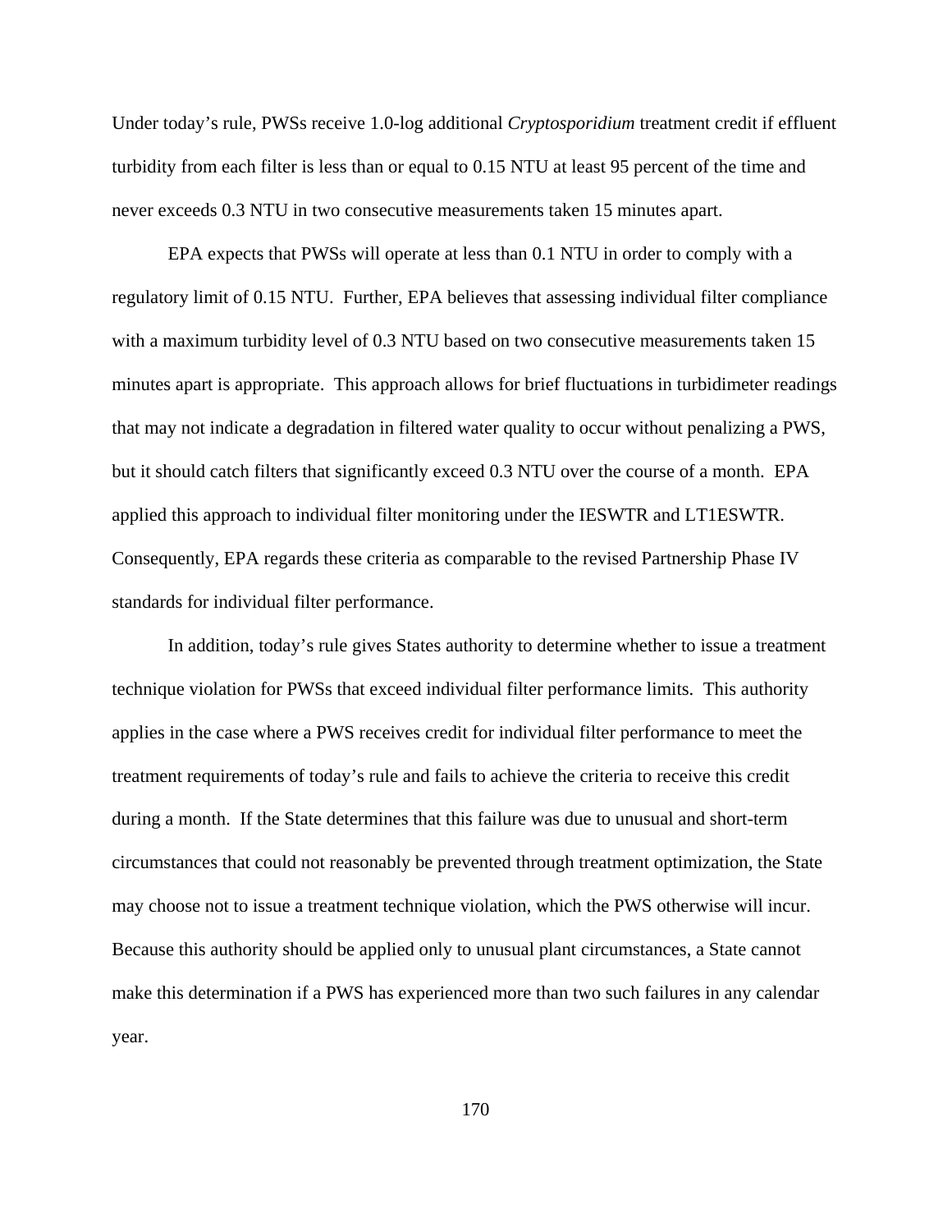Under today's rule, PWSs receive 1.0-log additional *Cryptosporidium* treatment credit if effluent turbidity from each filter is less than or equal to 0.15 NTU at least 95 percent of the time and never exceeds 0.3 NTU in two consecutive measurements taken 15 minutes apart.

EPA expects that PWSs will operate at less than 0.1 NTU in order to comply with a regulatory limit of 0.15 NTU. Further, EPA believes that assessing individual filter compliance with a maximum turbidity level of 0.3 NTU based on two consecutive measurements taken 15 minutes apart is appropriate. This approach allows for brief fluctuations in turbidimeter readings that may not indicate a degradation in filtered water quality to occur without penalizing a PWS, but it should catch filters that significantly exceed 0.3 NTU over the course of a month. EPA applied this approach to individual filter monitoring under the IESWTR and LT1ESWTR. Consequently, EPA regards these criteria as comparable to the revised Partnership Phase IV standards for individual filter performance.

In addition, today's rule gives States authority to determine whether to issue a treatment technique violation for PWSs that exceed individual filter performance limits. This authority applies in the case where a PWS receives credit for individual filter performance to meet the treatment requirements of today's rule and fails to achieve the criteria to receive this credit during a month. If the State determines that this failure was due to unusual and short-term circumstances that could not reasonably be prevented through treatment optimization, the State may choose not to issue a treatment technique violation, which the PWS otherwise will incur. Because this authority should be applied only to unusual plant circumstances, a State cannot make this determination if a PWS has experienced more than two such failures in any calendar year.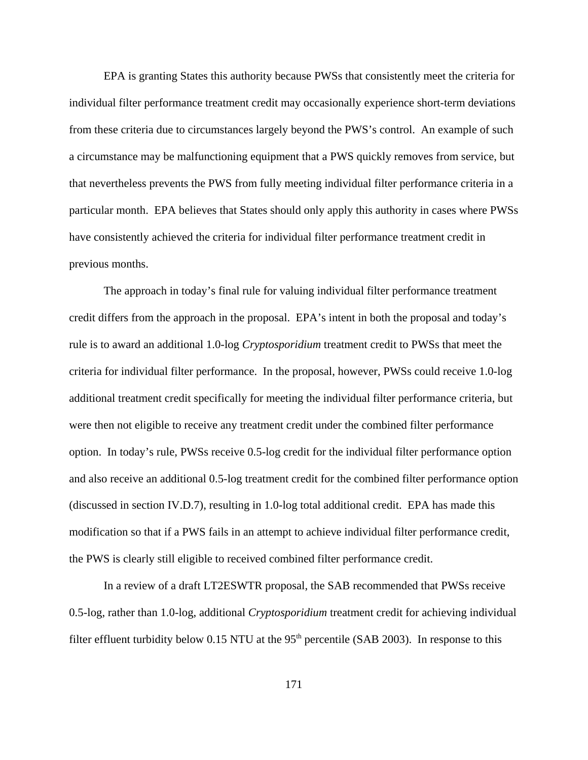EPA is granting States this authority because PWSs that consistently meet the criteria for individual filter performance treatment credit may occasionally experience short-term deviations from these criteria due to circumstances largely beyond the PWS's control. An example of such a circumstance may be malfunctioning equipment that a PWS quickly removes from service, but that nevertheless prevents the PWS from fully meeting individual filter performance criteria in a particular month. EPA believes that States should only apply this authority in cases where PWSs have consistently achieved the criteria for individual filter performance treatment credit in previous months.

The approach in today's final rule for valuing individual filter performance treatment credit differs from the approach in the proposal. EPA's intent in both the proposal and today's rule is to award an additional 1.0-log *Cryptosporidium* treatment credit to PWSs that meet the criteria for individual filter performance. In the proposal, however, PWSs could receive 1.0-log additional treatment credit specifically for meeting the individual filter performance criteria, but were then not eligible to receive any treatment credit under the combined filter performance option. In today's rule, PWSs receive 0.5-log credit for the individual filter performance option and also receive an additional 0.5-log treatment credit for the combined filter performance option (discussed in section IV.D.7), resulting in 1.0-log total additional credit. EPA has made this modification so that if a PWS fails in an attempt to achieve individual filter performance credit, the PWS is clearly still eligible to received combined filter performance credit.

In a review of a draft LT2ESWTR proposal, the SAB recommended that PWSs receive 0.5-log, rather than 1.0-log, additional *Cryptosporidium* treatment credit for achieving individual filter effluent turbidity below 0.15 NTU at the 95$^{th}$ percentile (SAB 2003). In response to this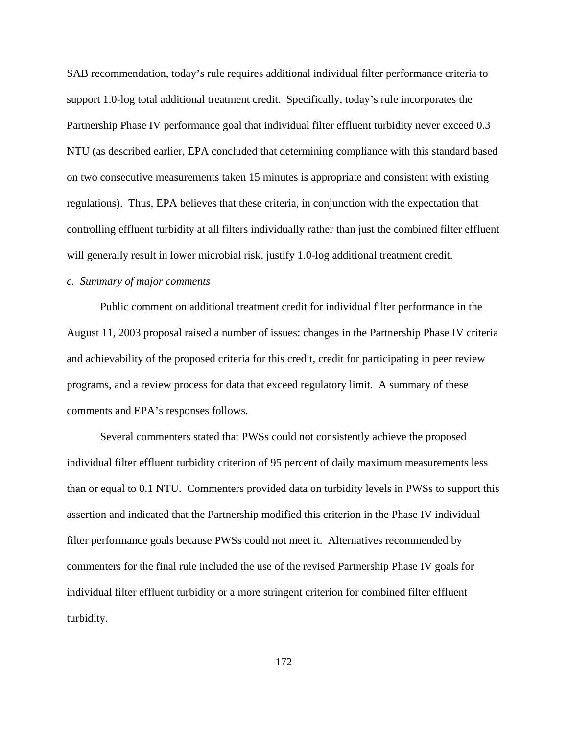SAB recommendation, today's rule requires additional individual filter performance criteria to support 1.0-log total additional treatment credit. Specifically, today's rule incorporates the Partnership Phase IV performance goal that individual filter effluent turbidity never exceed 0.3 NTU (as described earlier, EPA concluded that determining compliance with this standard based on two consecutive measurements taken 15 minutes is appropriate and consistent with existing regulations). Thus, EPA believes that these criteria, in conjunction with the expectation that controlling effluent turbidity at all filters individually rather than just the combined filter effluent will generally result in lower microbial risk, justify 1.0-log additional treatment credit.

*c. Summary of major comments*

Public comment on additional treatment credit for individual filter performance in the August 11, 2003 proposal raised a number of issues: changes in the Partnership Phase IV criteria and achievability of the proposed criteria for this credit, credit for participating in peer review programs, and a review process for data that exceed regulatory limit. A summary of these comments and EPA's responses follows.

Several commenters stated that PWSs could not consistently achieve the proposed individual filter effluent turbidity criterion of 95 percent of daily maximum measurements less than or equal to 0.1 NTU. Commenters provided data on turbidity levels in PWSs to support this assertion and indicated that the Partnership modified this criterion in the Phase IV individual filter performance goals because PWSs could not meet it. Alternatives recommended by commenters for the final rule included the use of the revised Partnership Phase IV goals for individual filter effluent turbidity or a more stringent criterion for combined filter effluent turbidity.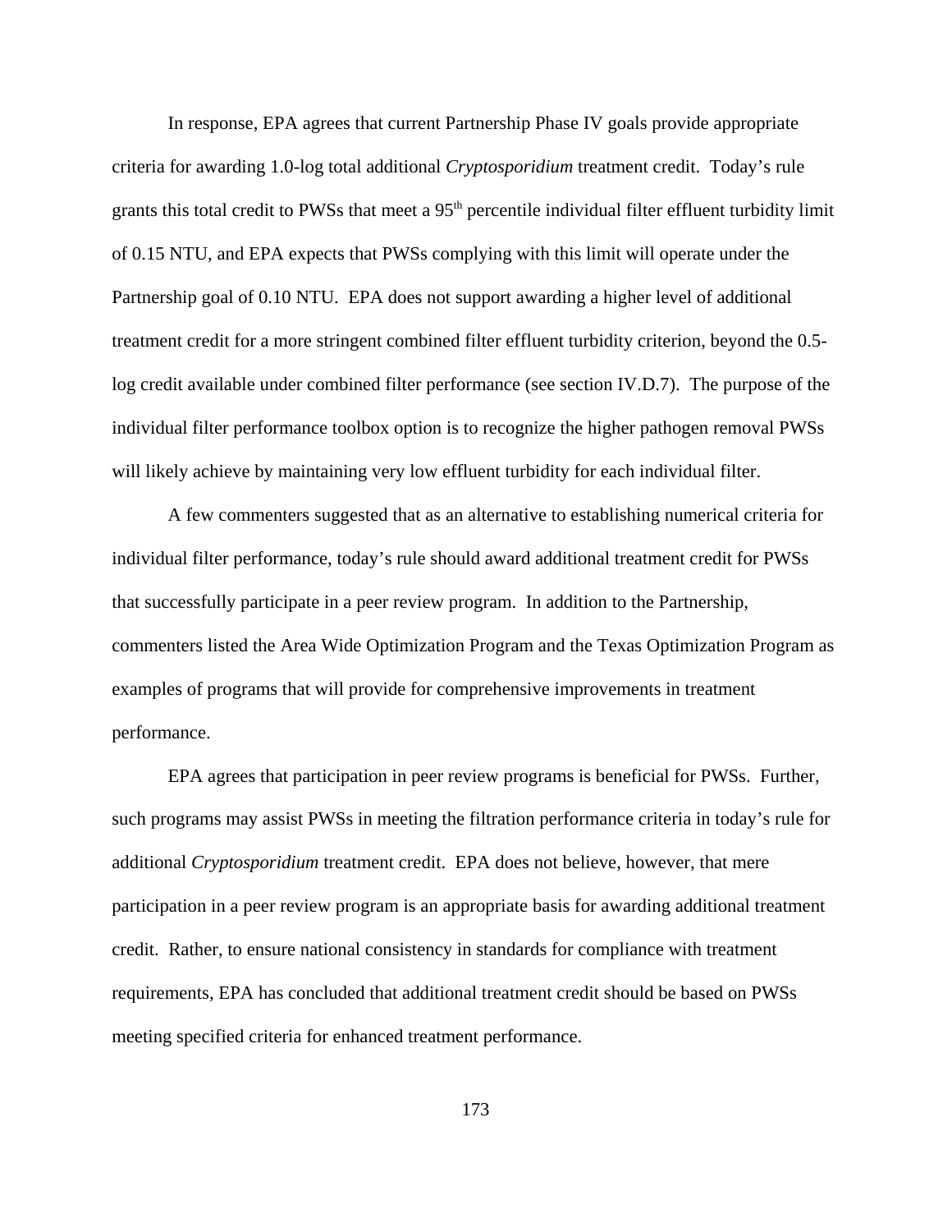In response, EPA agrees that current Partnership Phase IV goals provide appropriate criteria for awarding 1.0-log total additional *Cryptosporidium* treatment credit. Today's rule grants this total credit to PWSs that meet a 95$^{th}$ percentile individual filter effluent turbidity limit of 0.15 NTU, and EPA expects that PWSs complying with this limit will operate under the Partnership goal of 0.10 NTU. EPA does not support awarding a higher level of additional treatment credit for a more stringent combined filter effluent turbidity criterion, beyond the 0.5-log credit available under combined filter performance (see section IV.D.7). The purpose of the individual filter performance toolbox option is to recognize the higher pathogen removal PWSs will likely achieve by maintaining very low effluent turbidity for each individual filter.

A few commenters suggested that as an alternative to establishing numerical criteria for individual filter performance, today's rule should award additional treatment credit for PWSs that successfully participate in a peer review program. In addition to the Partnership, commenters listed the Area Wide Optimization Program and the Texas Optimization Program as examples of programs that will provide for comprehensive improvements in treatment performance.

EPA agrees that participation in peer review programs is beneficial for PWSs. Further, such programs may assist PWSs in meeting the filtration performance criteria in today's rule for additional *Cryptosporidium* treatment credit. EPA does not believe, however, that mere participation in a peer review program is an appropriate basis for awarding additional treatment credit. Rather, to ensure national consistency in standards for compliance with treatment requirements, EPA has concluded that additional treatment credit should be based on PWSs meeting specified criteria for enhanced treatment performance.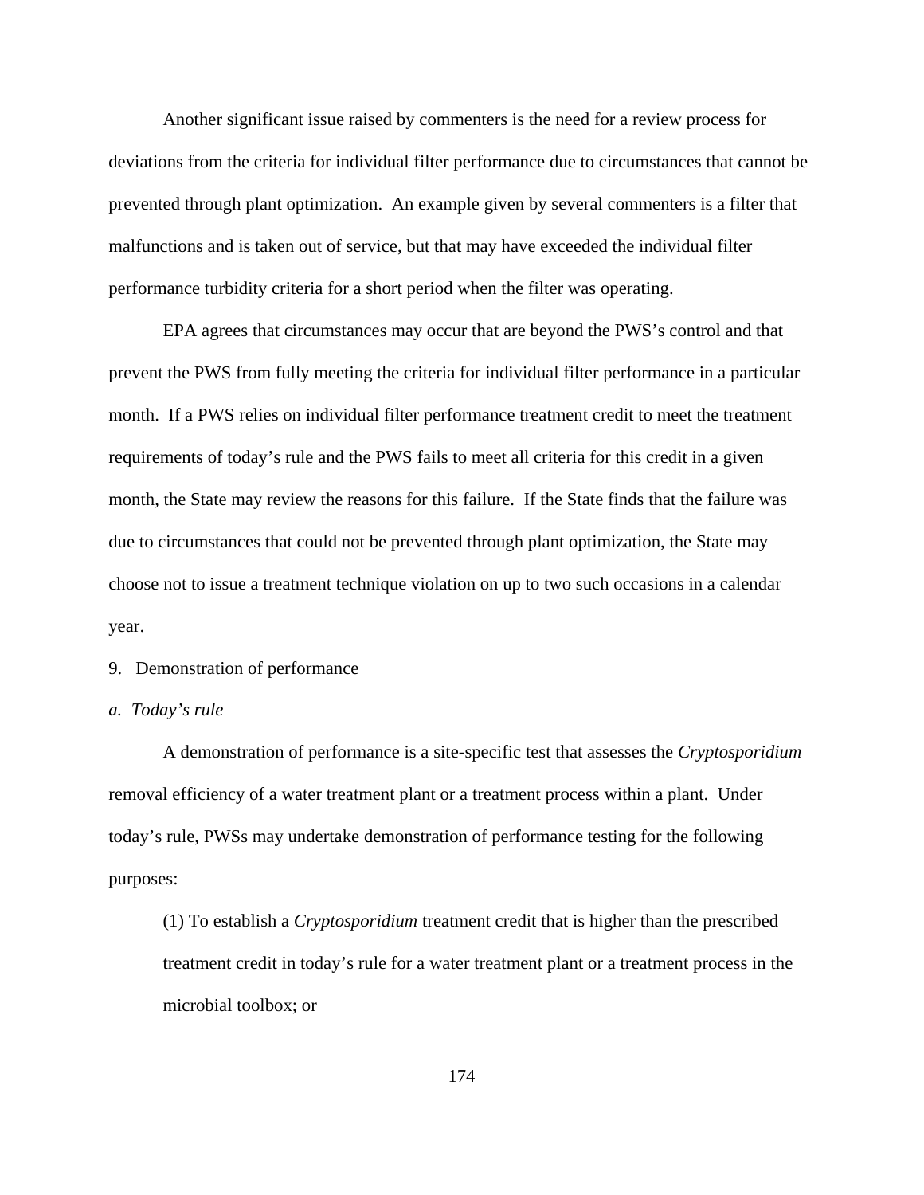Another significant issue raised by commenters is the need for a review process for deviations from the criteria for individual filter performance due to circumstances that cannot be prevented through plant optimization. An example given by several commenters is a filter that malfunctions and is taken out of service, but that may have exceeded the individual filter performance turbidity criteria for a short period when the filter was operating.

EPA agrees that circumstances may occur that are beyond the PWS's control and that prevent the PWS from fully meeting the criteria for individual filter performance in a particular month. If a PWS relies on individual filter performance treatment credit to meet the treatment requirements of today's rule and the PWS fails to meet all criteria for this credit in a given month, the State may review the reasons for this failure. If the State finds that the failure was due to circumstances that could not be prevented through plant optimization, the State may choose not to issue a treatment technique violation on up to two such occasions in a calendar year.

9. Demonstration of performance

*a. Today's rule*

A demonstration of performance is a site-specific test that assesses the *Cryptosporidium* removal efficiency of a water treatment plant or a treatment process within a plant. Under today's rule, PWSs may undertake demonstration of performance testing for the following purposes:

(1) To establish a *Cryptosporidium* treatment credit that is higher than the prescribed treatment credit in today's rule for a water treatment plant or a treatment process in the microbial toolbox; or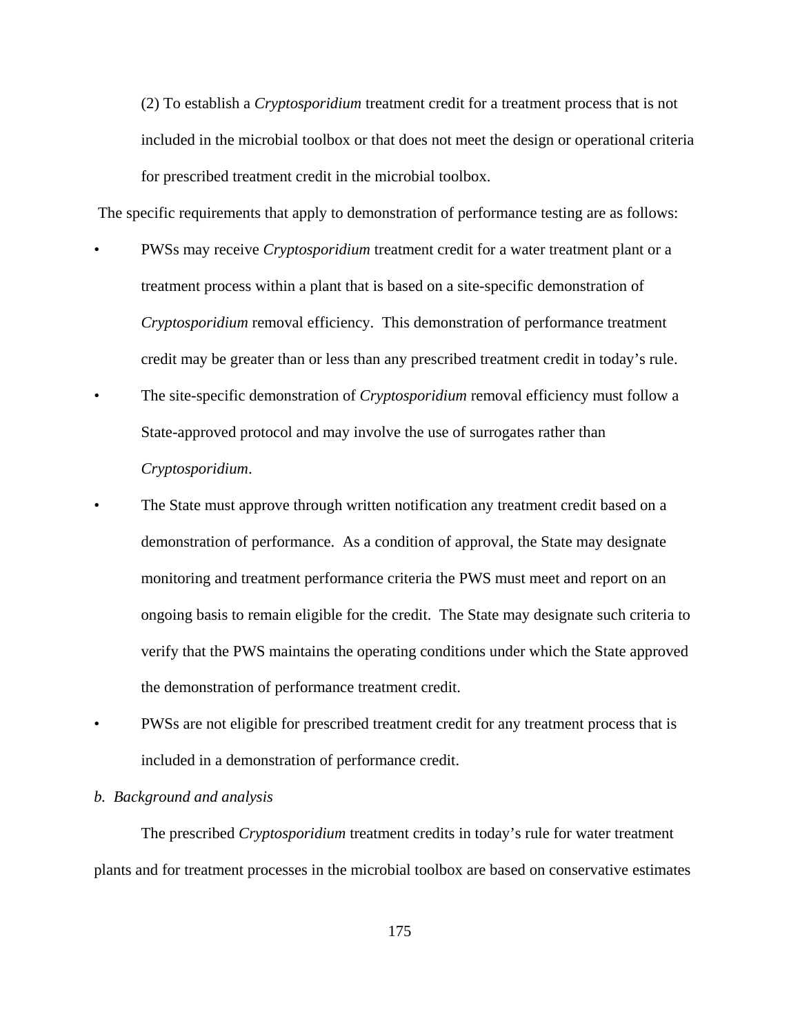(2) To establish a *Cryptosporidium* treatment credit for a treatment process that is not included in the microbial toolbox or that does not meet the design or operational criteria for prescribed treatment credit in the microbial toolbox.

The specific requirements that apply to demonstration of performance testing are as follows:

- PWSs may receive *Cryptosporidium* treatment credit for a water treatment plant or a treatment process within a plant that is based on a site-specific demonstration of *Cryptosporidium* removal efficiency. This demonstration of performance treatment credit may be greater than or less than any prescribed treatment credit in today's rule.
- The site-specific demonstration of *Cryptosporidium* removal efficiency must follow a State-approved protocol and may involve the use of surrogates rather than *Cryptosporidium*.
- The State must approve through written notification any treatment credit based on a demonstration of performance. As a condition of approval, the State may designate monitoring and treatment performance criteria the PWS must meet and report on an ongoing basis to remain eligible for the credit. The State may designate such criteria to verify that the PWS maintains the operating conditions under which the State approved the demonstration of performance treatment credit.
- PWSs are not eligible for prescribed treatment credit for any treatment process that is included in a demonstration of performance credit.

*b. Background and analysis*

The prescribed *Cryptosporidium* treatment credits in today's rule for water treatment plants and for treatment processes in the microbial toolbox are based on conservative estimates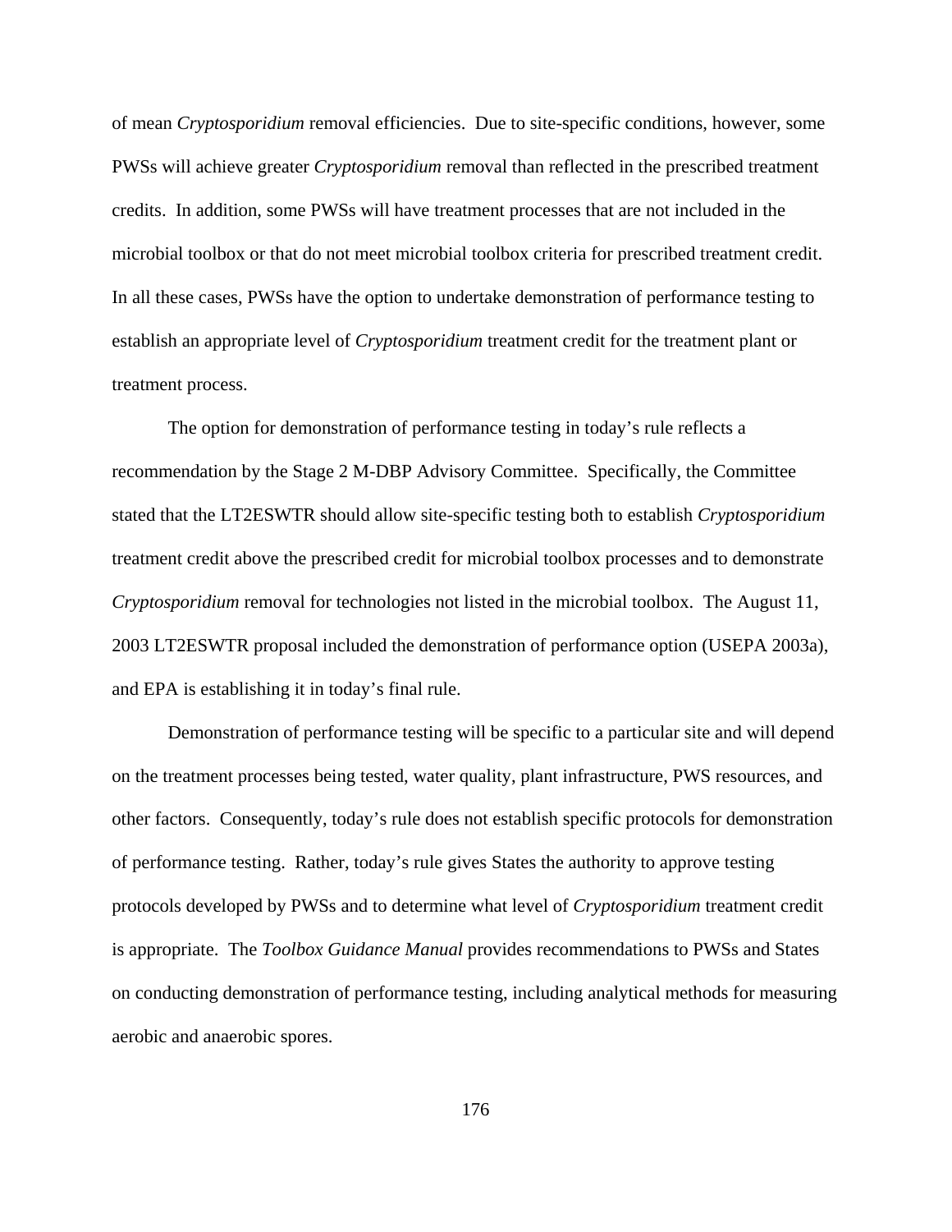of mean *Cryptosporidium* removal efficiencies. Due to site-specific conditions, however, some PWSs will achieve greater *Cryptosporidium* removal than reflected in the prescribed treatment credits. In addition, some PWSs will have treatment processes that are not included in the microbial toolbox or that do not meet microbial toolbox criteria for prescribed treatment credit. In all these cases, PWSs have the option to undertake demonstration of performance testing to establish an appropriate level of *Cryptosporidium* treatment credit for the treatment plant or treatment process.

The option for demonstration of performance testing in today's rule reflects a recommendation by the Stage 2 M-DBP Advisory Committee. Specifically, the Committee stated that the LT2ESWTR should allow site-specific testing both to establish *Cryptosporidium* treatment credit above the prescribed credit for microbial toolbox processes and to demonstrate *Cryptosporidium* removal for technologies not listed in the microbial toolbox. The August 11, 2003 LT2ESWTR proposal included the demonstration of performance option (USEPA 2003a), and EPA is establishing it in today's final rule.

Demonstration of performance testing will be specific to a particular site and will depend on the treatment processes being tested, water quality, plant infrastructure, PWS resources, and other factors. Consequently, today's rule does not establish specific protocols for demonstration of performance testing. Rather, today's rule gives States the authority to approve testing protocols developed by PWSs and to determine what level of *Cryptosporidium* treatment credit is appropriate. The *Toolbox Guidance Manual* provides recommendations to PWSs and States on conducting demonstration of performance testing, including analytical methods for measuring aerobic and anaerobic spores.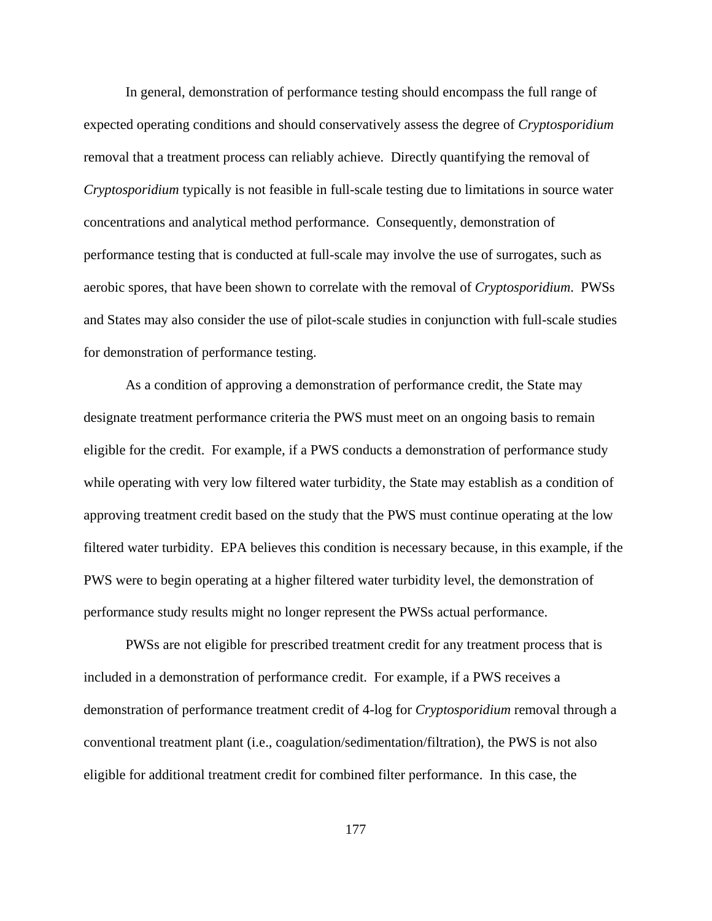In general, demonstration of performance testing should encompass the full range of expected operating conditions and should conservatively assess the degree of *Cryptosporidium* removal that a treatment process can reliably achieve. Directly quantifying the removal of *Cryptosporidium* typically is not feasible in full-scale testing due to limitations in source water concentrations and analytical method performance. Consequently, demonstration of performance testing that is conducted at full-scale may involve the use of surrogates, such as aerobic spores, that have been shown to correlate with the removal of *Cryptosporidium*. PWSs and States may also consider the use of pilot-scale studies in conjunction with full-scale studies for demonstration of performance testing.

As a condition of approving a demonstration of performance credit, the State may designate treatment performance criteria the PWS must meet on an ongoing basis to remain eligible for the credit. For example, if a PWS conducts a demonstration of performance study while operating with very low filtered water turbidity, the State may establish as a condition of approving treatment credit based on the study that the PWS must continue operating at the low filtered water turbidity. EPA believes this condition is necessary because, in this example, if the PWS were to begin operating at a higher filtered water turbidity level, the demonstration of performance study results might no longer represent the PWSs actual performance.

PWSs are not eligible for prescribed treatment credit for any treatment process that is included in a demonstration of performance credit. For example, if a PWS receives a demonstration of performance treatment credit of 4-log for *Cryptosporidium* removal through a conventional treatment plant (i.e., coagulation/sedimentation/filtration), the PWS is not also eligible for additional treatment credit for combined filter performance. In this case, the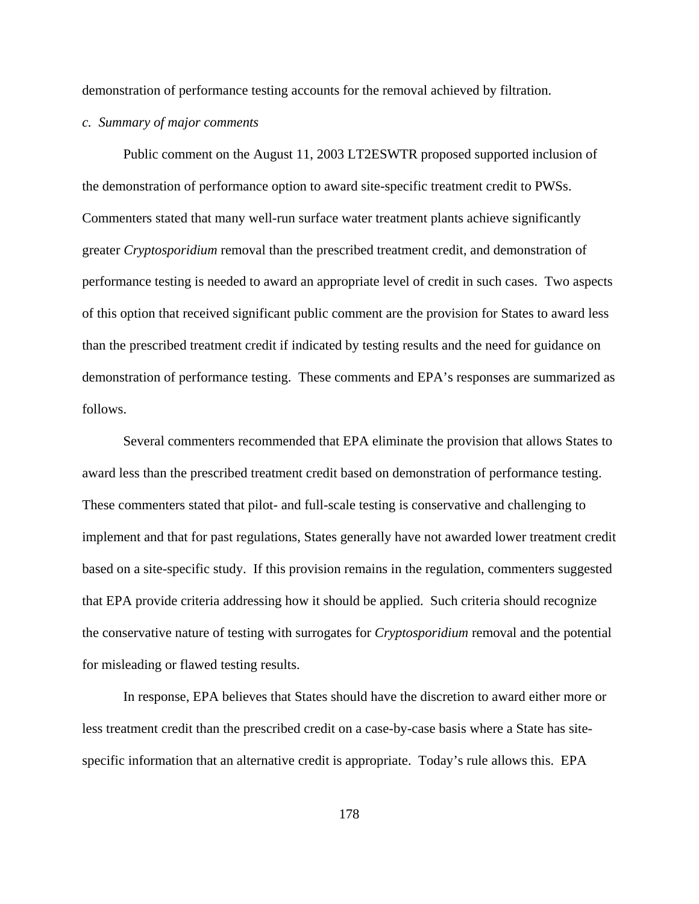demonstration of performance testing accounts for the removal achieved by filtration.

*c. Summary of major comments*

Public comment on the August 11, 2003 LT2ESWTR proposed supported inclusion of the demonstration of performance option to award site-specific treatment credit to PWSs. Commenters stated that many well-run surface water treatment plants achieve significantly greater *Cryptosporidium* removal than the prescribed treatment credit, and demonstration of performance testing is needed to award an appropriate level of credit in such cases. Two aspects of this option that received significant public comment are the provision for States to award less than the prescribed treatment credit if indicated by testing results and the need for guidance on demonstration of performance testing. These comments and EPA's responses are summarized as follows.

Several commenters recommended that EPA eliminate the provision that allows States to award less than the prescribed treatment credit based on demonstration of performance testing. These commenters stated that pilot- and full-scale testing is conservative and challenging to implement and that for past regulations, States generally have not awarded lower treatment credit based on a site-specific study. If this provision remains in the regulation, commenters suggested that EPA provide criteria addressing how it should be applied. Such criteria should recognize the conservative nature of testing with surrogates for *Cryptosporidium* removal and the potential for misleading or flawed testing results.

In response, EPA believes that States should have the discretion to award either more or less treatment credit than the prescribed credit on a case-by-case basis where a State has site-specific information that an alternative credit is appropriate. Today's rule allows this. EPA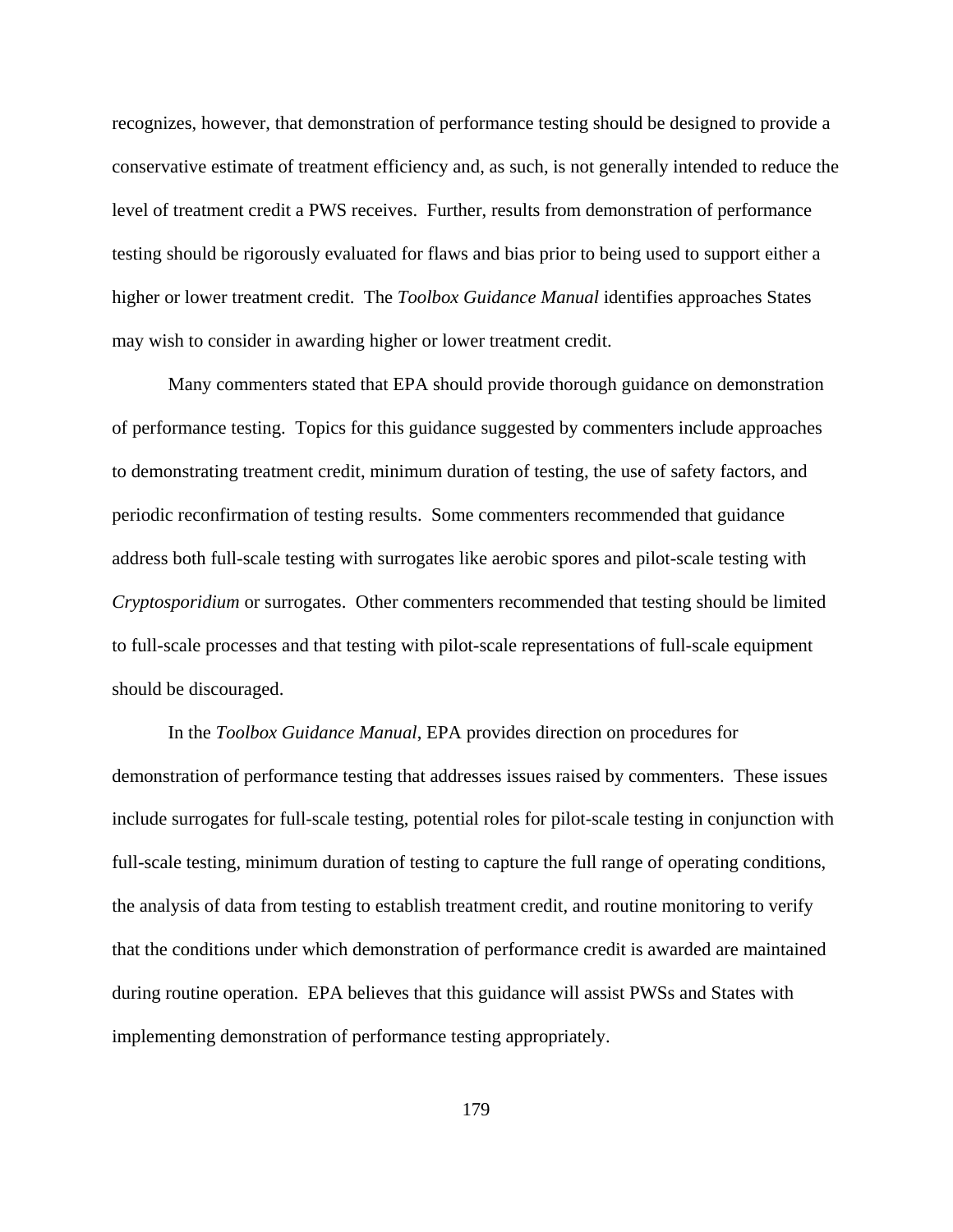recognizes, however, that demonstration of performance testing should be designed to provide a conservative estimate of treatment efficiency and, as such, is not generally intended to reduce the level of treatment credit a PWS receives. Further, results from demonstration of performance testing should be rigorously evaluated for flaws and bias prior to being used to support either a higher or lower treatment credit. The *Toolbox Guidance Manual* identifies approaches States may wish to consider in awarding higher or lower treatment credit.

Many commenters stated that EPA should provide thorough guidance on demonstration of performance testing. Topics for this guidance suggested by commenters include approaches to demonstrating treatment credit, minimum duration of testing, the use of safety factors, and periodic reconfirmation of testing results. Some commenters recommended that guidance address both full-scale testing with surrogates like aerobic spores and pilot-scale testing with *Cryptosporidium* or surrogates. Other commenters recommended that testing should be limited to full-scale processes and that testing with pilot-scale representations of full-scale equipment should be discouraged.

In the *Toolbox Guidance Manual*, EPA provides direction on procedures for demonstration of performance testing that addresses issues raised by commenters. These issues include surrogates for full-scale testing, potential roles for pilot-scale testing in conjunction with full-scale testing, minimum duration of testing to capture the full range of operating conditions, the analysis of data from testing to establish treatment credit, and routine monitoring to verify that the conditions under which demonstration of performance credit is awarded are maintained during routine operation. EPA believes that this guidance will assist PWSs and States with implementing demonstration of performance testing appropriately.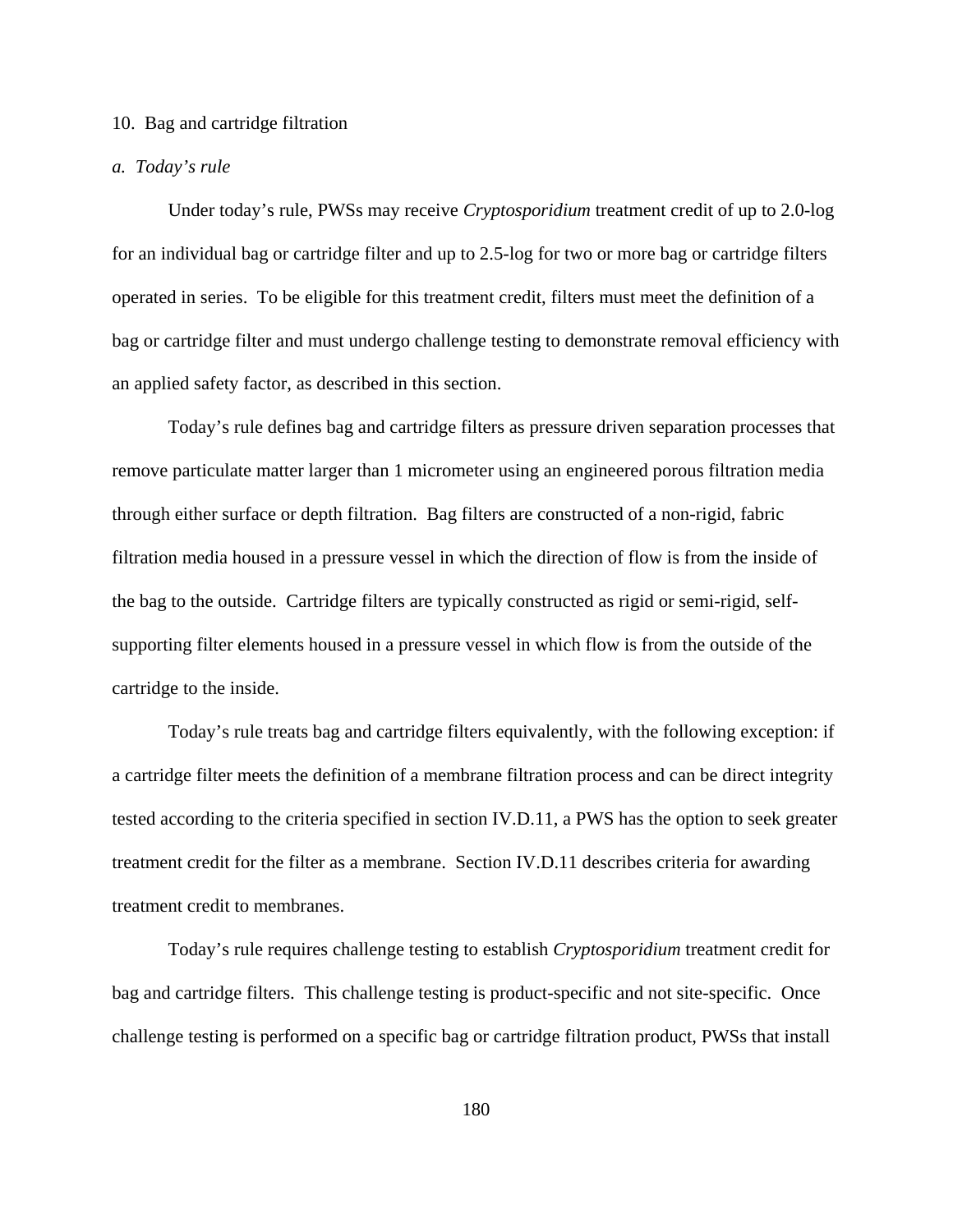10. Bag and cartridge filtration

*a. Today's rule*

Under today's rule, PWSs may receive *Cryptosporidium* treatment credit of up to 2.0-log for an individual bag or cartridge filter and up to 2.5-log for two or more bag or cartridge filters operated in series. To be eligible for this treatment credit, filters must meet the definition of a bag or cartridge filter and must undergo challenge testing to demonstrate removal efficiency with an applied safety factor, as described in this section.

Today's rule defines bag and cartridge filters as pressure driven separation processes that remove particulate matter larger than 1 micrometer using an engineered porous filtration media through either surface or depth filtration. Bag filters are constructed of a non-rigid, fabric filtration media housed in a pressure vessel in which the direction of flow is from the inside of the bag to the outside. Cartridge filters are typically constructed as rigid or semi-rigid, self-supporting filter elements housed in a pressure vessel in which flow is from the outside of the cartridge to the inside.

Today's rule treats bag and cartridge filters equivalently, with the following exception: if a cartridge filter meets the definition of a membrane filtration process and can be direct integrity tested according to the criteria specified in section IV.D.11, a PWS has the option to seek greater treatment credit for the filter as a membrane. Section IV.D.11 describes criteria for awarding treatment credit to membranes.

Today's rule requires challenge testing to establish *Cryptosporidium* treatment credit for bag and cartridge filters. This challenge testing is product-specific and not site-specific. Once challenge testing is performed on a specific bag or cartridge filtration product, PWSs that install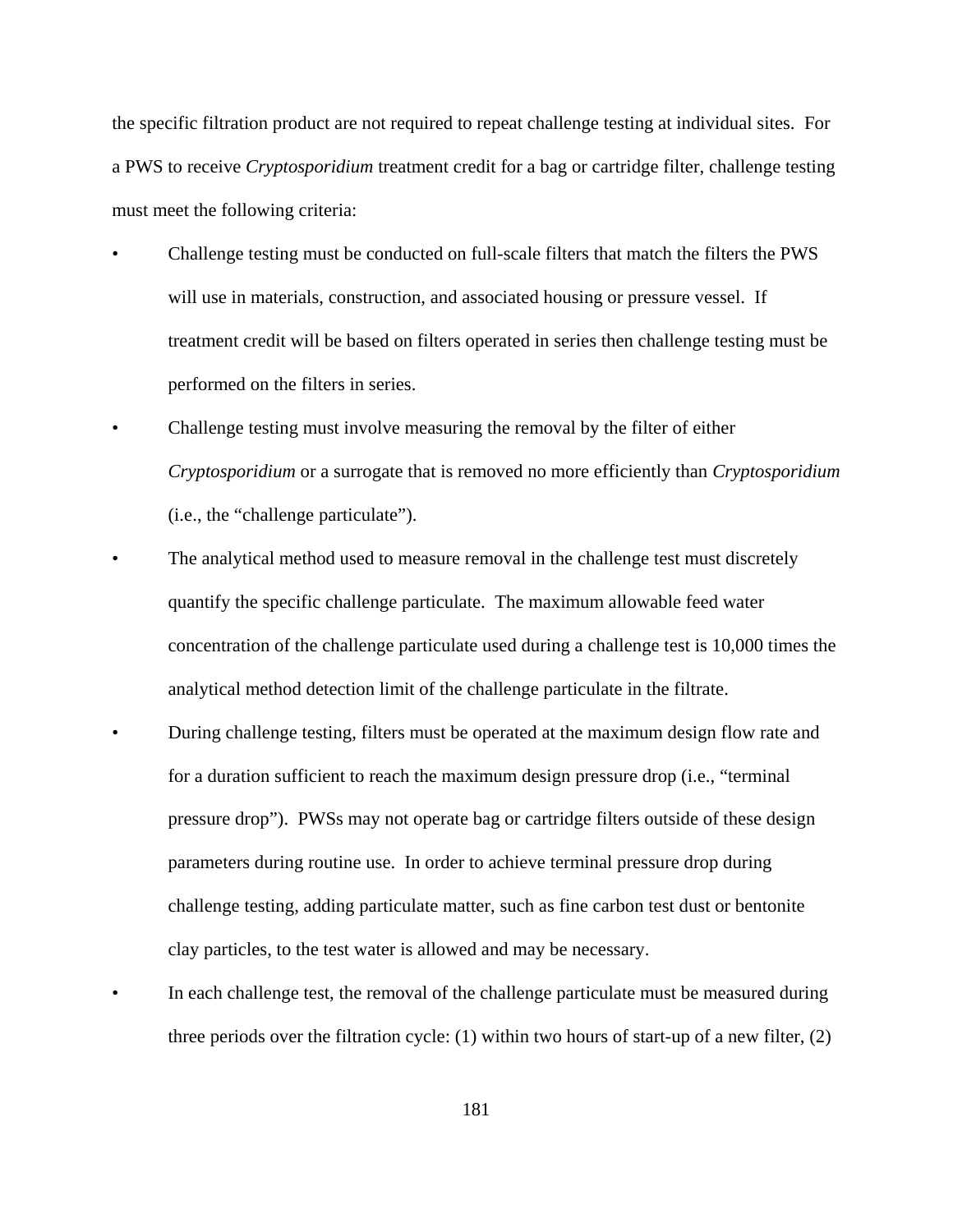the specific filtration product are not required to repeat challenge testing at individual sites. For a PWS to receive *Cryptosporidium* treatment credit for a bag or cartridge filter, challenge testing must meet the following criteria:

- Challenge testing must be conducted on full-scale filters that match the filters the PWS will use in materials, construction, and associated housing or pressure vessel. If treatment credit will be based on filters operated in series then challenge testing must be performed on the filters in series.
- Challenge testing must involve measuring the removal by the filter of either *Cryptosporidium* or a surrogate that is removed no more efficiently than *Cryptosporidium* (i.e., the "challenge particulate").
- The analytical method used to measure removal in the challenge test must discretely quantify the specific challenge particulate. The maximum allowable feed water concentration of the challenge particulate used during a challenge test is 10,000 times the analytical method detection limit of the challenge particulate in the filtrate.
- During challenge testing, filters must be operated at the maximum design flow rate and for a duration sufficient to reach the maximum design pressure drop (i.e., "terminal pressure drop"). PWSs may not operate bag or cartridge filters outside of these design parameters during routine use. In order to achieve terminal pressure drop during challenge testing, adding particulate matter, such as fine carbon test dust or bentonite clay particles, to the test water is allowed and may be necessary.
- In each challenge test, the removal of the challenge particulate must be measured during three periods over the filtration cycle: (1) within two hours of start-up of a new filter, (2)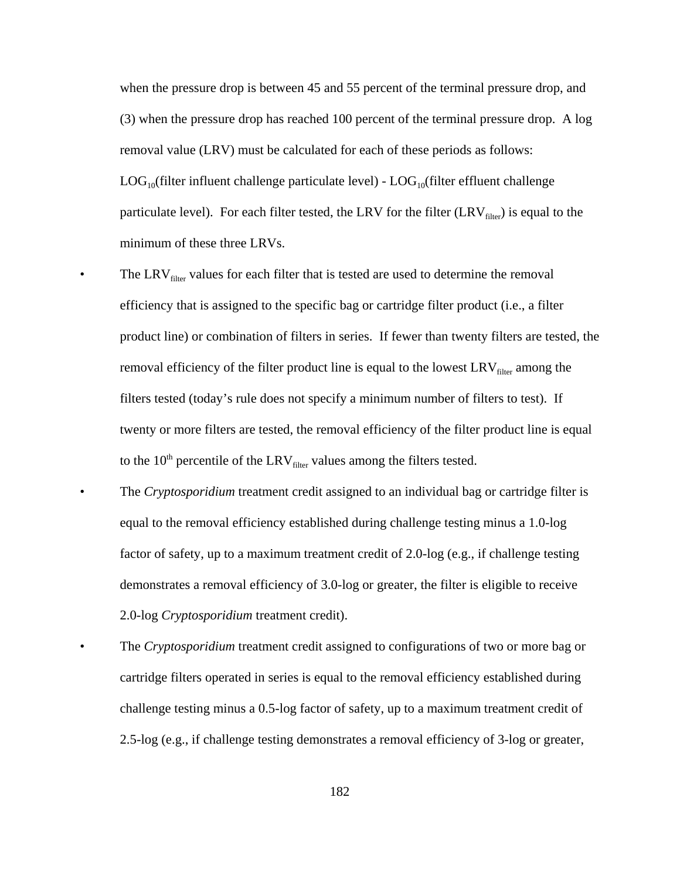when the pressure drop is between 45 and 55 percent of the terminal pressure drop, and (3) when the pressure drop has reached 100 percent of the terminal pressure drop. A log removal value (LRV) must be calculated for each of these periods as follows: $LOG_{10}$(filter influent challenge particulate level) - $LOG_{10}$(filter effluent challenge particulate level). For each filter tested, the LRV for the filter ($LRV_{filter}$) is equal to the minimum of these three LRVs.

- The $LRV_{filter}$ values for each filter that is tested are used to determine the removal efficiency that is assigned to the specific bag or cartridge filter product (i.e., a filter product line) or combination of filters in series. If fewer than twenty filters are tested, the removal efficiency of the filter product line is equal to the lowest $LRV_{filter}$ among the filters tested (today's rule does not specify a minimum number of filters to test). If twenty or more filters are tested, the removal efficiency of the filter product line is equal to the $10^{th}$ percentile of the $LRV_{filter}$ values among the filters tested.
- The *Cryptosporidium* treatment credit assigned to an individual bag or cartridge filter is equal to the removal efficiency established during challenge testing minus a 1.0-log factor of safety, up to a maximum treatment credit of 2.0-log (e.g., if challenge testing demonstrates a removal efficiency of 3.0-log or greater, the filter is eligible to receive 2.0-log *Cryptosporidium* treatment credit).
- The *Cryptosporidium* treatment credit assigned to configurations of two or more bag or cartridge filters operated in series is equal to the removal efficiency established during challenge testing minus a 0.5-log factor of safety, up to a maximum treatment credit of 2.5-log (e.g., if challenge testing demonstrates a removal efficiency of 3-log or greater,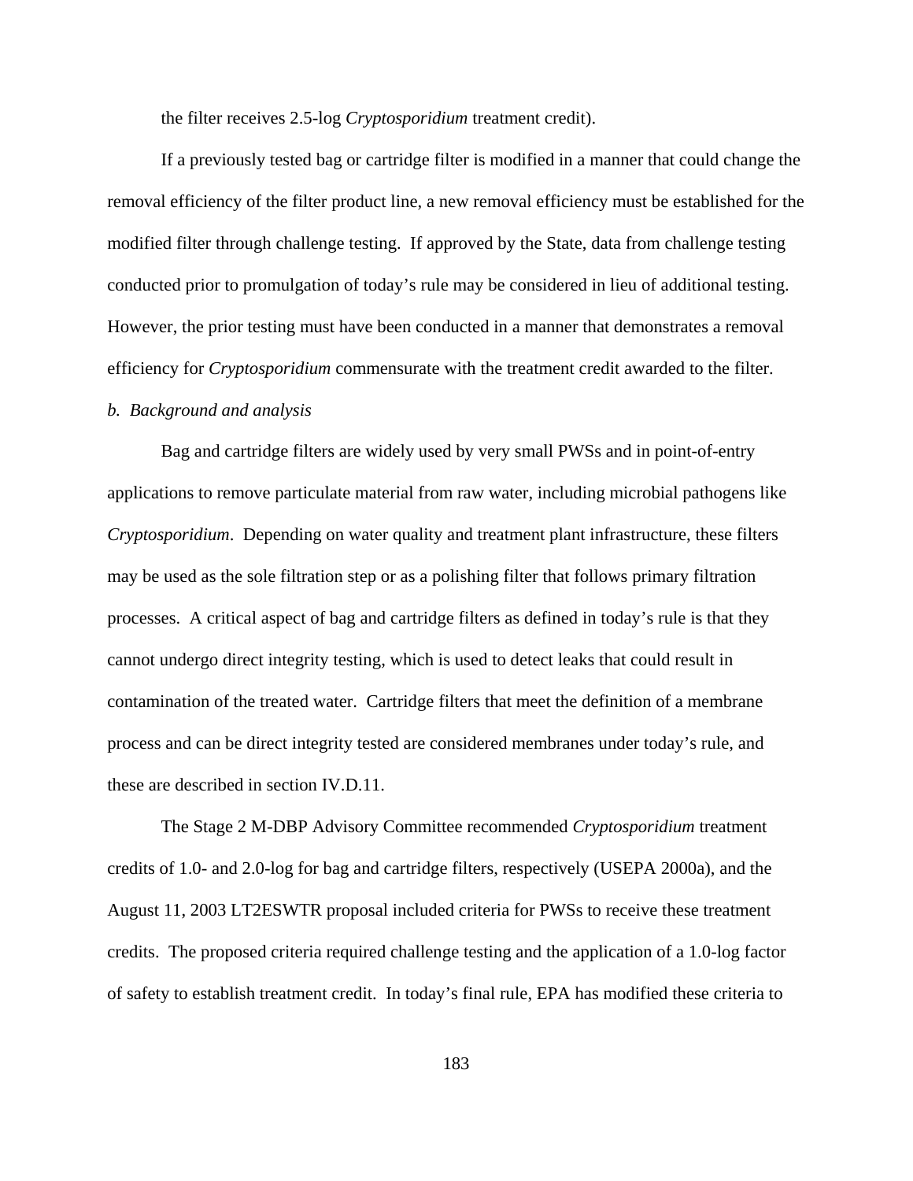the filter receives 2.5-log *Cryptosporidium* treatment credit).

If a previously tested bag or cartridge filter is modified in a manner that could change the removal efficiency of the filter product line, a new removal efficiency must be established for the modified filter through challenge testing. If approved by the State, data from challenge testing conducted prior to promulgation of today's rule may be considered in lieu of additional testing. However, the prior testing must have been conducted in a manner that demonstrates a removal efficiency for *Cryptosporidium* commensurate with the treatment credit awarded to the filter.

*b. Background and analysis*

Bag and cartridge filters are widely used by very small PWSs and in point-of-entry applications to remove particulate material from raw water, including microbial pathogens like *Cryptosporidium*. Depending on water quality and treatment plant infrastructure, these filters may be used as the sole filtration step or as a polishing filter that follows primary filtration processes. A critical aspect of bag and cartridge filters as defined in today's rule is that they cannot undergo direct integrity testing, which is used to detect leaks that could result in contamination of the treated water. Cartridge filters that meet the definition of a membrane process and can be direct integrity tested are considered membranes under today's rule, and these are described in section IV.D.11.

The Stage 2 M-DBP Advisory Committee recommended *Cryptosporidium* treatment credits of 1.0- and 2.0-log for bag and cartridge filters, respectively (USEPA 2000a), and the August 11, 2003 LT2ESWTR proposal included criteria for PWSs to receive these treatment credits. The proposed criteria required challenge testing and the application of a 1.0-log factor of safety to establish treatment credit. In today's final rule, EPA has modified these criteria to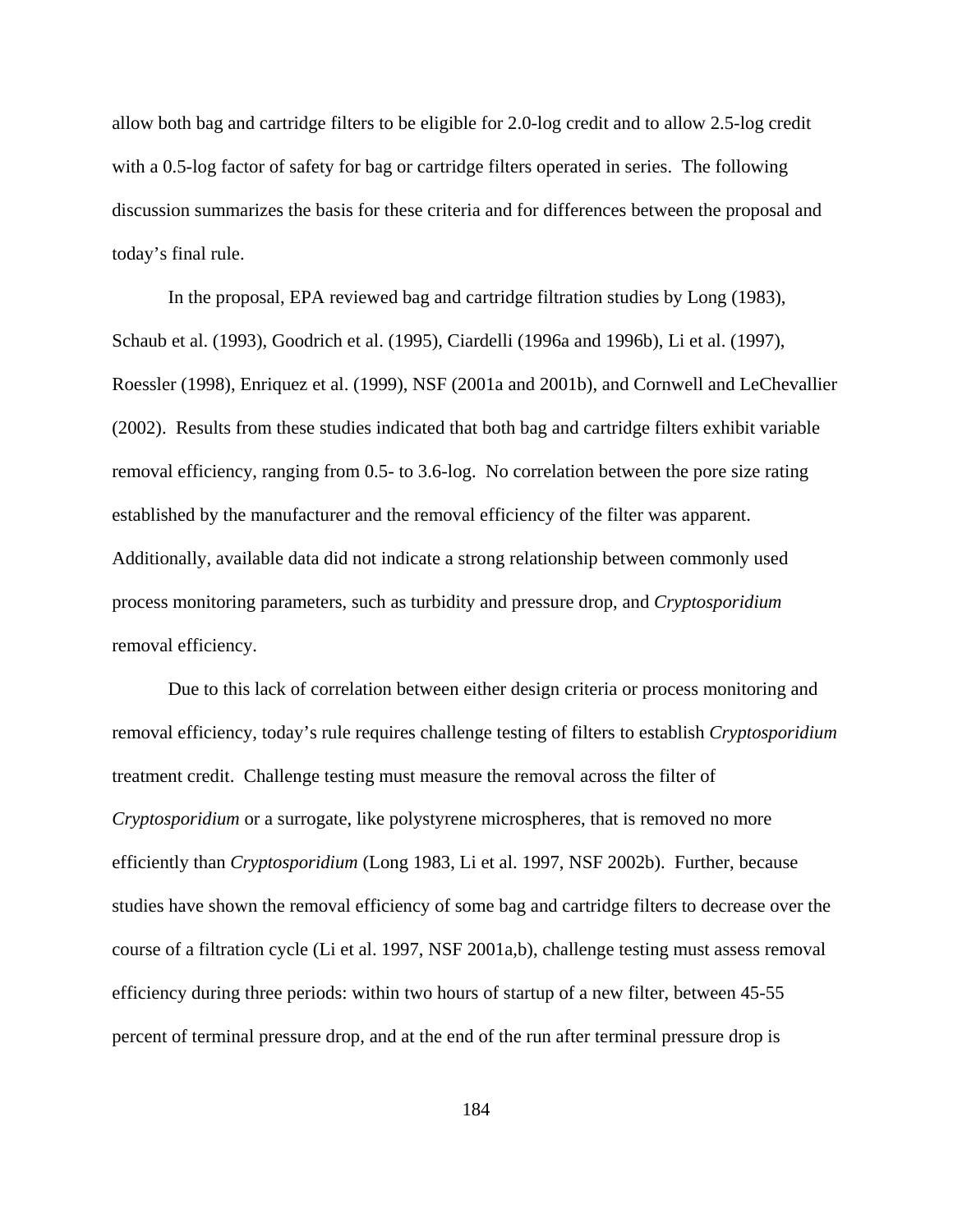allow both bag and cartridge filters to be eligible for 2.0-log credit and to allow 2.5-log credit with a 0.5-log factor of safety for bag or cartridge filters operated in series. The following discussion summarizes the basis for these criteria and for differences between the proposal and today's final rule.

In the proposal, EPA reviewed bag and cartridge filtration studies by Long (1983), Schaub et al. (1993), Goodrich et al. (1995), Ciardelli (1996a and 1996b), Li et al. (1997), Roessler (1998), Enriquez et al. (1999), NSF (2001a and 2001b), and Cornwell and LeChevallier (2002). Results from these studies indicated that both bag and cartridge filters exhibit variable removal efficiency, ranging from 0.5- to 3.6-log. No correlation between the pore size rating established by the manufacturer and the removal efficiency of the filter was apparent. Additionally, available data did not indicate a strong relationship between commonly used process monitoring parameters, such as turbidity and pressure drop, and *Cryptosporidium* removal efficiency.

Due to this lack of correlation between either design criteria or process monitoring and removal efficiency, today's rule requires challenge testing of filters to establish *Cryptosporidium* treatment credit. Challenge testing must measure the removal across the filter of *Cryptosporidium* or a surrogate, like polystyrene microspheres, that is removed no more efficiently than *Cryptosporidium* (Long 1983, Li et al. 1997, NSF 2002b). Further, because studies have shown the removal efficiency of some bag and cartridge filters to decrease over the course of a filtration cycle (Li et al. 1997, NSF 2001a,b), challenge testing must assess removal efficiency during three periods: within two hours of startup of a new filter, between 45-55 percent of terminal pressure drop, and at the end of the run after terminal pressure drop is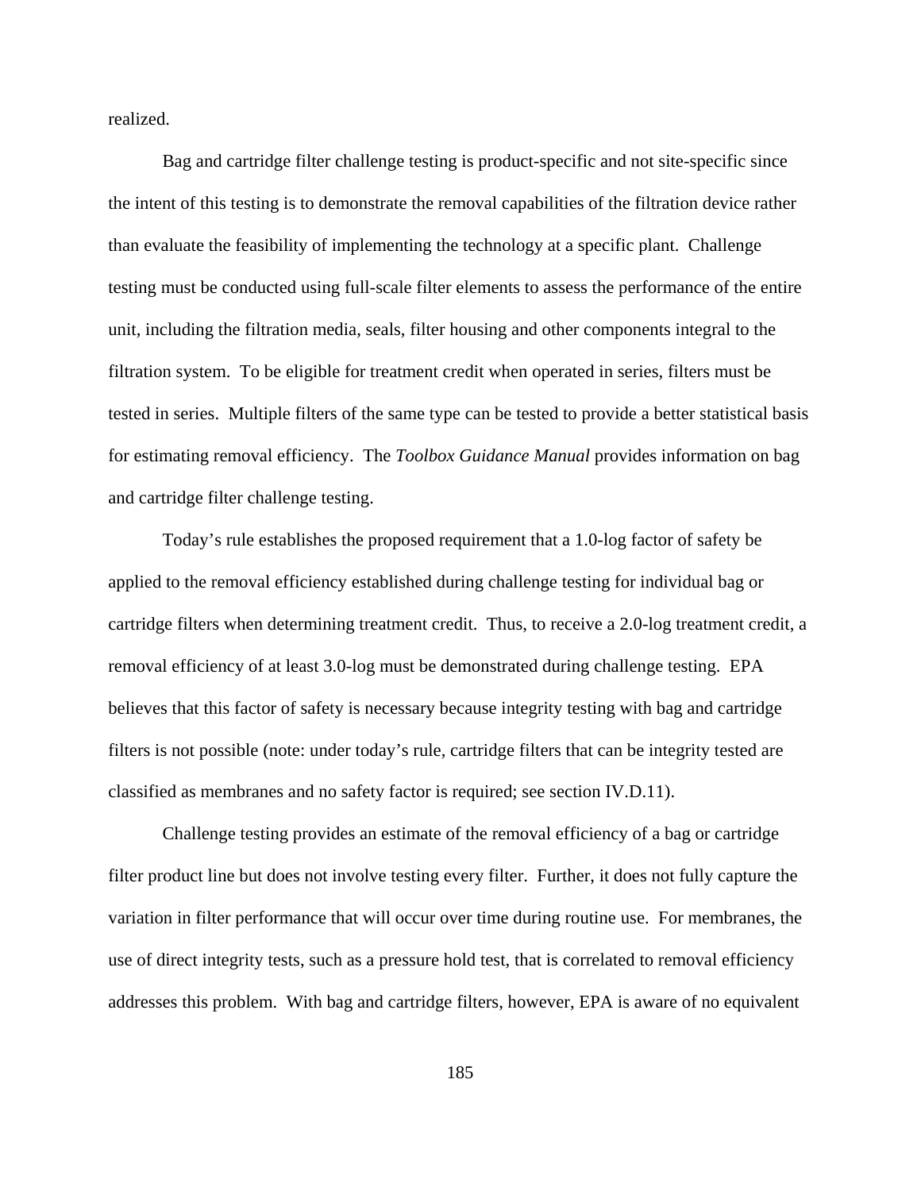realized.

Bag and cartridge filter challenge testing is product-specific and not site-specific since the intent of this testing is to demonstrate the removal capabilities of the filtration device rather than evaluate the feasibility of implementing the technology at a specific plant. Challenge testing must be conducted using full-scale filter elements to assess the performance of the entire unit, including the filtration media, seals, filter housing and other components integral to the filtration system. To be eligible for treatment credit when operated in series, filters must be tested in series. Multiple filters of the same type can be tested to provide a better statistical basis for estimating removal efficiency. The *Toolbox Guidance Manual* provides information on bag and cartridge filter challenge testing.

Today's rule establishes the proposed requirement that a 1.0-log factor of safety be applied to the removal efficiency established during challenge testing for individual bag or cartridge filters when determining treatment credit. Thus, to receive a 2.0-log treatment credit, a removal efficiency of at least 3.0-log must be demonstrated during challenge testing. EPA believes that this factor of safety is necessary because integrity testing with bag and cartridge filters is not possible (note: under today's rule, cartridge filters that can be integrity tested are classified as membranes and no safety factor is required; see section IV.D.11).

Challenge testing provides an estimate of the removal efficiency of a bag or cartridge filter product line but does not involve testing every filter. Further, it does not fully capture the variation in filter performance that will occur over time during routine use. For membranes, the use of direct integrity tests, such as a pressure hold test, that is correlated to removal efficiency addresses this problem. With bag and cartridge filters, however, EPA is aware of no equivalent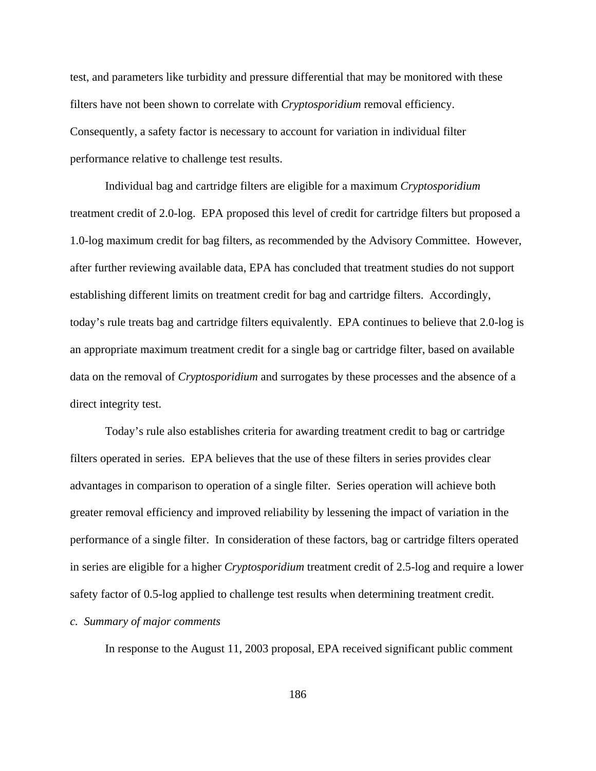test, and parameters like turbidity and pressure differential that may be monitored with these filters have not been shown to correlate with *Cryptosporidium* removal efficiency. Consequently, a safety factor is necessary to account for variation in individual filter performance relative to challenge test results.

Individual bag and cartridge filters are eligible for a maximum *Cryptosporidium* treatment credit of 2.0-log. EPA proposed this level of credit for cartridge filters but proposed a 1.0-log maximum credit for bag filters, as recommended by the Advisory Committee. However, after further reviewing available data, EPA has concluded that treatment studies do not support establishing different limits on treatment credit for bag and cartridge filters. Accordingly, today's rule treats bag and cartridge filters equivalently. EPA continues to believe that 2.0-log is an appropriate maximum treatment credit for a single bag or cartridge filter, based on available data on the removal of *Cryptosporidium* and surrogates by these processes and the absence of a direct integrity test.

Today's rule also establishes criteria for awarding treatment credit to bag or cartridge filters operated in series. EPA believes that the use of these filters in series provides clear advantages in comparison to operation of a single filter. Series operation will achieve both greater removal efficiency and improved reliability by lessening the impact of variation in the performance of a single filter. In consideration of these factors, bag or cartridge filters operated in series are eligible for a higher *Cryptosporidium* treatment credit of 2.5-log and require a lower safety factor of 0.5-log applied to challenge test results when determining treatment credit.

*c. Summary of major comments*

In response to the August 11, 2003 proposal, EPA received significant public comment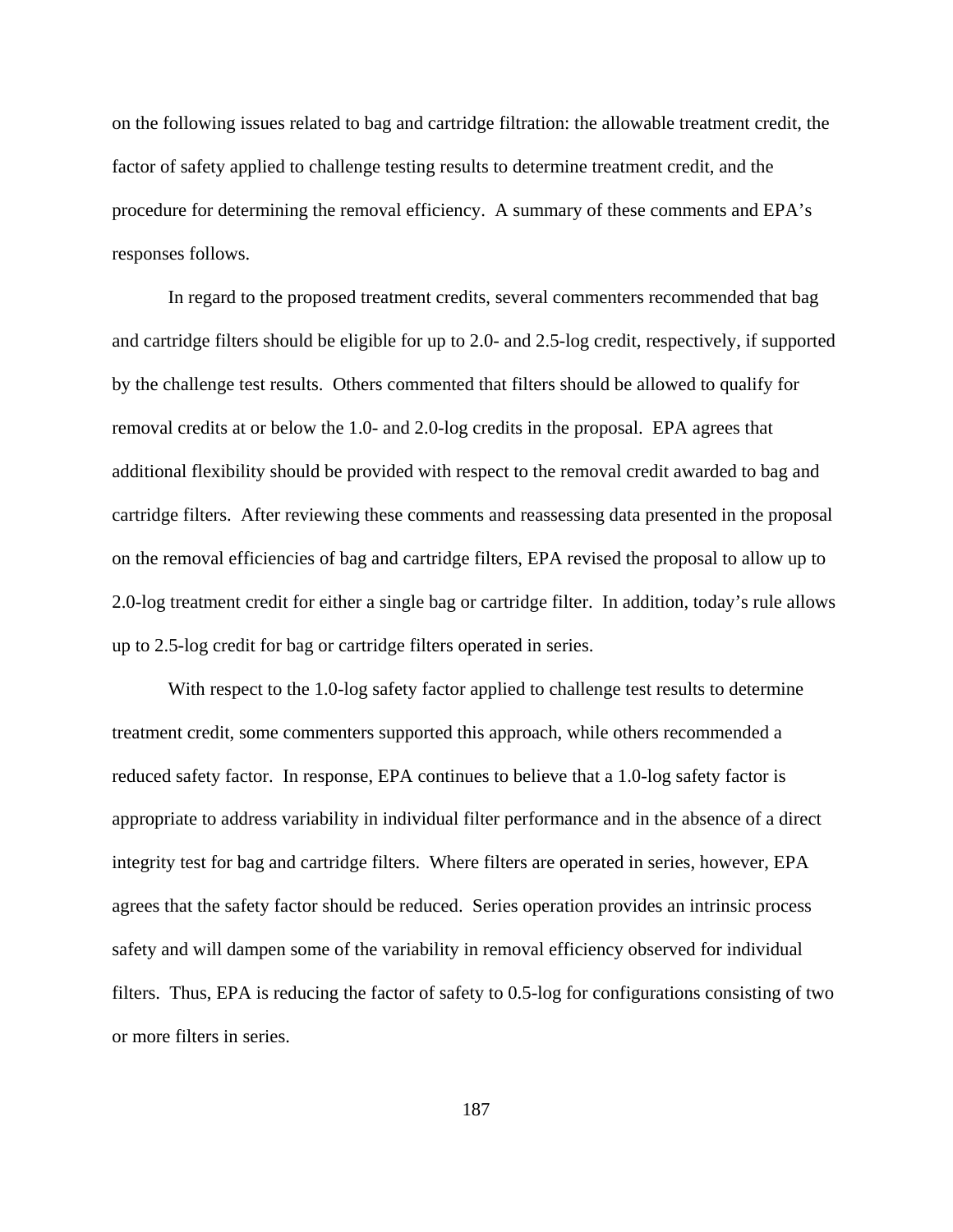on the following issues related to bag and cartridge filtration: the allowable treatment credit, the factor of safety applied to challenge testing results to determine treatment credit, and the procedure for determining the removal efficiency. A summary of these comments and EPA's responses follows.

In regard to the proposed treatment credits, several commenters recommended that bag and cartridge filters should be eligible for up to 2.0- and 2.5-log credit, respectively, if supported by the challenge test results. Others commented that filters should be allowed to qualify for removal credits at or below the 1.0- and 2.0-log credits in the proposal. EPA agrees that additional flexibility should be provided with respect to the removal credit awarded to bag and cartridge filters. After reviewing these comments and reassessing data presented in the proposal on the removal efficiencies of bag and cartridge filters, EPA revised the proposal to allow up to 2.0-log treatment credit for either a single bag or cartridge filter. In addition, today's rule allows up to 2.5-log credit for bag or cartridge filters operated in series.

With respect to the 1.0-log safety factor applied to challenge test results to determine treatment credit, some commenters supported this approach, while others recommended a reduced safety factor. In response, EPA continues to believe that a 1.0-log safety factor is appropriate to address variability in individual filter performance and in the absence of a direct integrity test for bag and cartridge filters. Where filters are operated in series, however, EPA agrees that the safety factor should be reduced. Series operation provides an intrinsic process safety and will dampen some of the variability in removal efficiency observed for individual filters. Thus, EPA is reducing the factor of safety to 0.5-log for configurations consisting of two or more filters in series.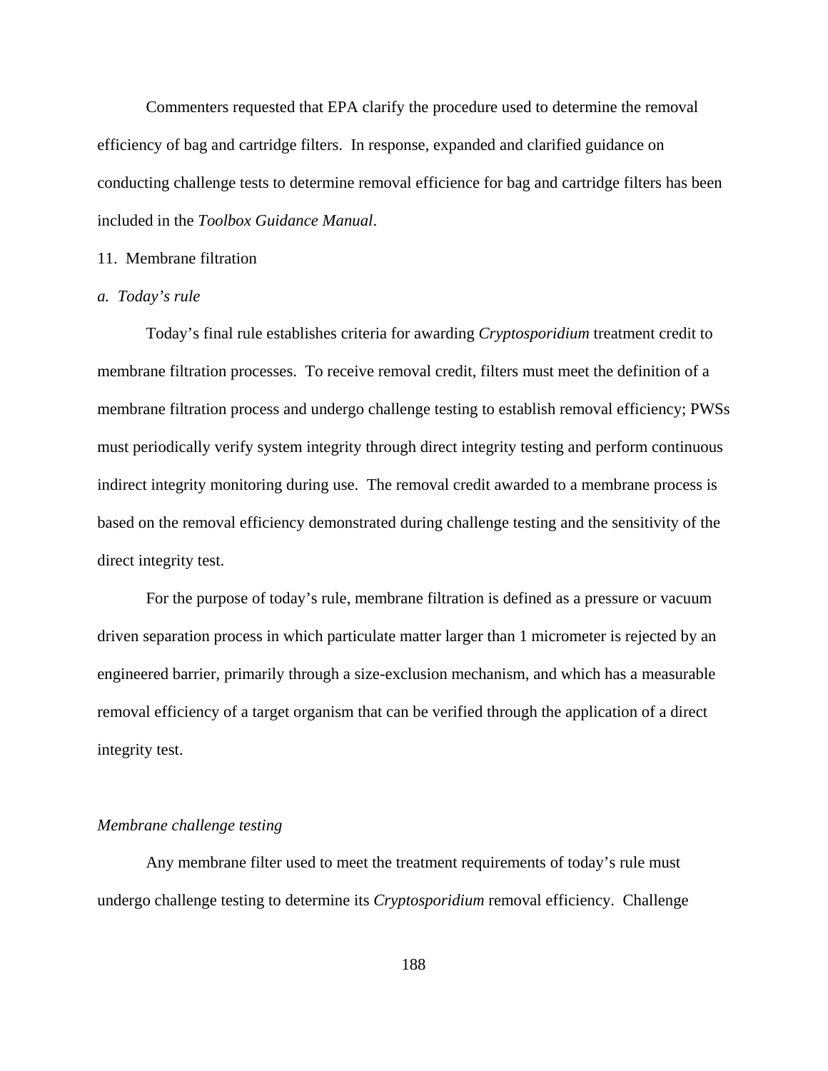Commenters requested that EPA clarify the procedure used to determine the removal efficiency of bag and cartridge filters. In response, expanded and clarified guidance on conducting challenge tests to determine removal efficience for bag and cartridge filters has been included in the *Toolbox Guidance Manual*.

11. Membrane filtration

*a. Today's rule*

Today's final rule establishes criteria for awarding *Cryptosporidium* treatment credit to membrane filtration processes. To receive removal credit, filters must meet the definition of a membrane filtration process and undergo challenge testing to establish removal efficiency; PWSs must periodically verify system integrity through direct integrity testing and perform continuous indirect integrity monitoring during use. The removal credit awarded to a membrane process is based on the removal efficiency demonstrated during challenge testing and the sensitivity of the direct integrity test.

For the purpose of today's rule, membrane filtration is defined as a pressure or vacuum driven separation process in which particulate matter larger than 1 micrometer is rejected by an engineered barrier, primarily through a size-exclusion mechanism, and which has a measurable removal efficiency of a target organism that can be verified through the application of a direct integrity test.

*Membrane challenge testing*

Any membrane filter used to meet the treatment requirements of today's rule must undergo challenge testing to determine its *Cryptosporidium* removal efficiency. Challenge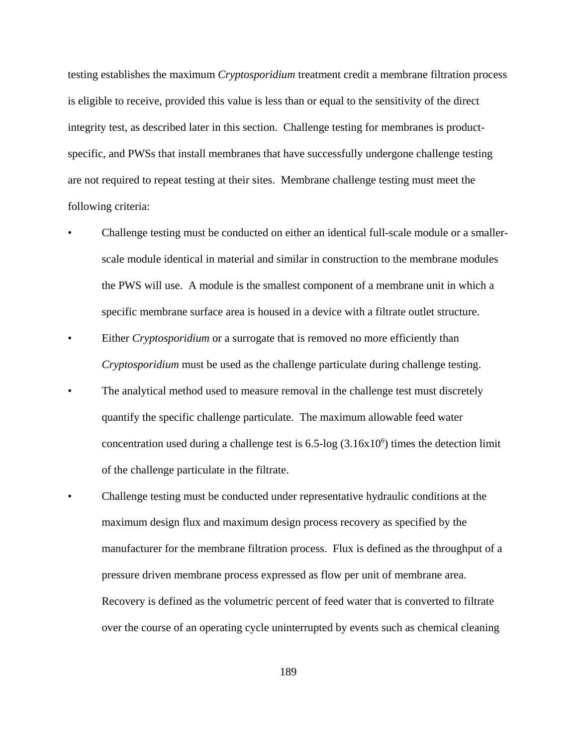testing establishes the maximum *Cryptosporidium* treatment credit a membrane filtration process is eligible to receive, provided this value is less than or equal to the sensitivity of the direct integrity test, as described later in this section. Challenge testing for membranes is product-specific, and PWSs that install membranes that have successfully undergone challenge testing are not required to repeat testing at their sites. Membrane challenge testing must meet the following criteria:

- Challenge testing must be conducted on either an identical full-scale module or a smaller-scale module identical in material and similar in construction to the membrane modules the PWS will use. A module is the smallest component of a membrane unit in which a specific membrane surface area is housed in a device with a filtrate outlet structure.
- Either *Cryptosporidium* or a surrogate that is removed no more efficiently than *Cryptosporidium* must be used as the challenge particulate during challenge testing.
- The analytical method used to measure removal in the challenge test must discretely quantify the specific challenge particulate. The maximum allowable feed water concentration used during a challenge test is 6.5-log ($3.16 \times 10^6$) times the detection limit of the challenge particulate in the filtrate.
- Challenge testing must be conducted under representative hydraulic conditions at the maximum design flux and maximum design process recovery as specified by the manufacturer for the membrane filtration process. Flux is defined as the throughput of a pressure driven membrane process expressed as flow per unit of membrane area. Recovery is defined as the volumetric percent of feed water that is converted to filtrate over the course of an operating cycle uninterrupted by events such as chemical cleaning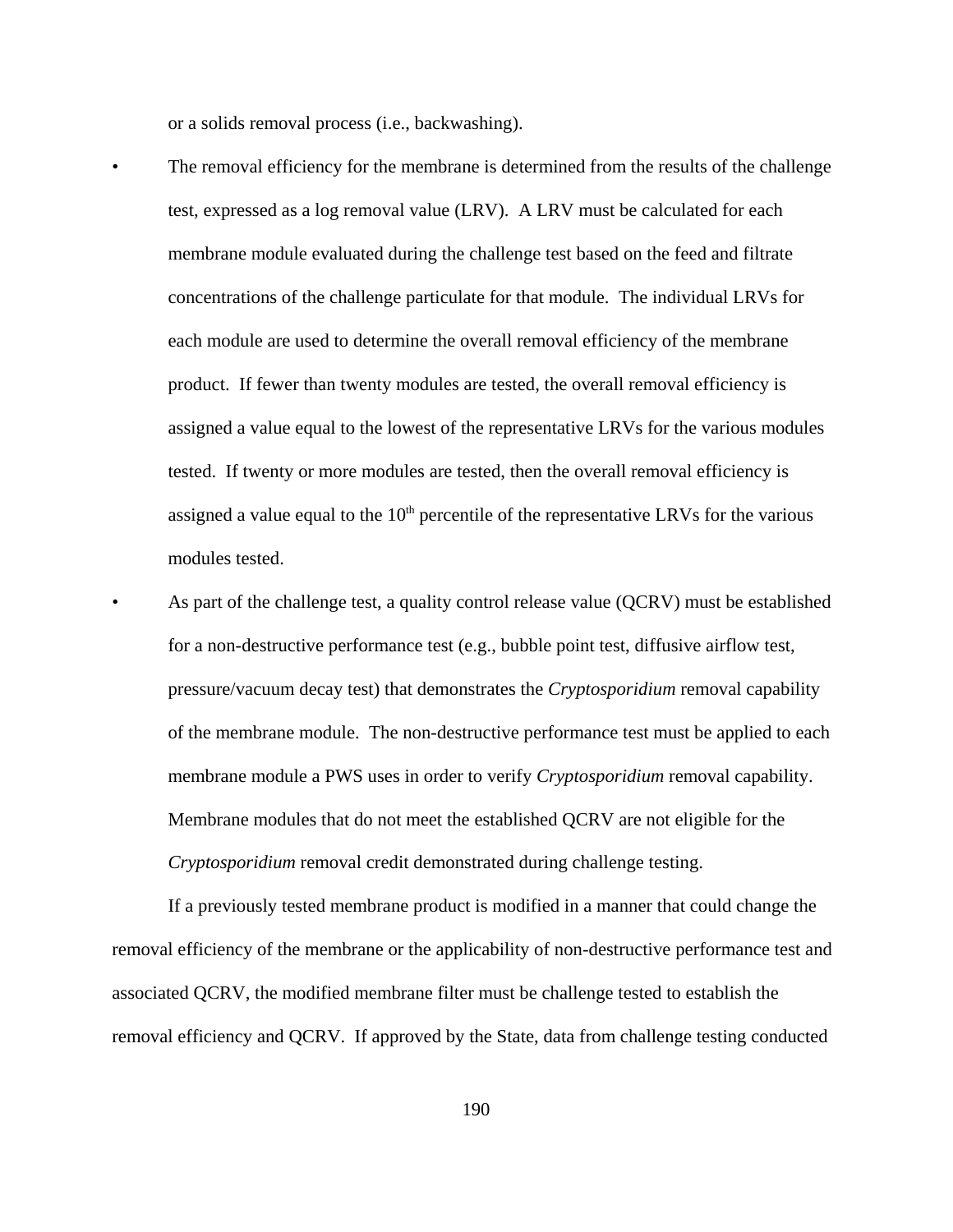or a solids removal process (i.e., backwashing).

- The removal efficiency for the membrane is determined from the results of the challenge test, expressed as a log removal value (LRV). A LRV must be calculated for each membrane module evaluated during the challenge test based on the feed and filtrate concentrations of the challenge particulate for that module. The individual LRVs for each module are used to determine the overall removal efficiency of the membrane product. If fewer than twenty modules are tested, the overall removal efficiency is assigned a value equal to the lowest of the representative LRVs for the various modules tested. If twenty or more modules are tested, then the overall removal efficiency is assigned a value equal to the 10th percentile of the representative LRVs for the various modules tested.
- As part of the challenge test, a quality control release value (QCRV) must be established for a non-destructive performance test (e.g., bubble point test, diffusive airflow test, pressure/vacuum decay test) that demonstrates the *Cryptosporidium* removal capability of the membrane module. The non-destructive performance test must be applied to each membrane module a PWS uses in order to verify *Cryptosporidium* removal capability. Membrane modules that do not meet the established QCRV are not eligible for the *Cryptosporidium* removal credit demonstrated during challenge testing.

If a previously tested membrane product is modified in a manner that could change the removal efficiency of the membrane or the applicability of non-destructive performance test and associated QCRV, the modified membrane filter must be challenge tested to establish the removal efficiency and QCRV. If approved by the State, data from challenge testing conducted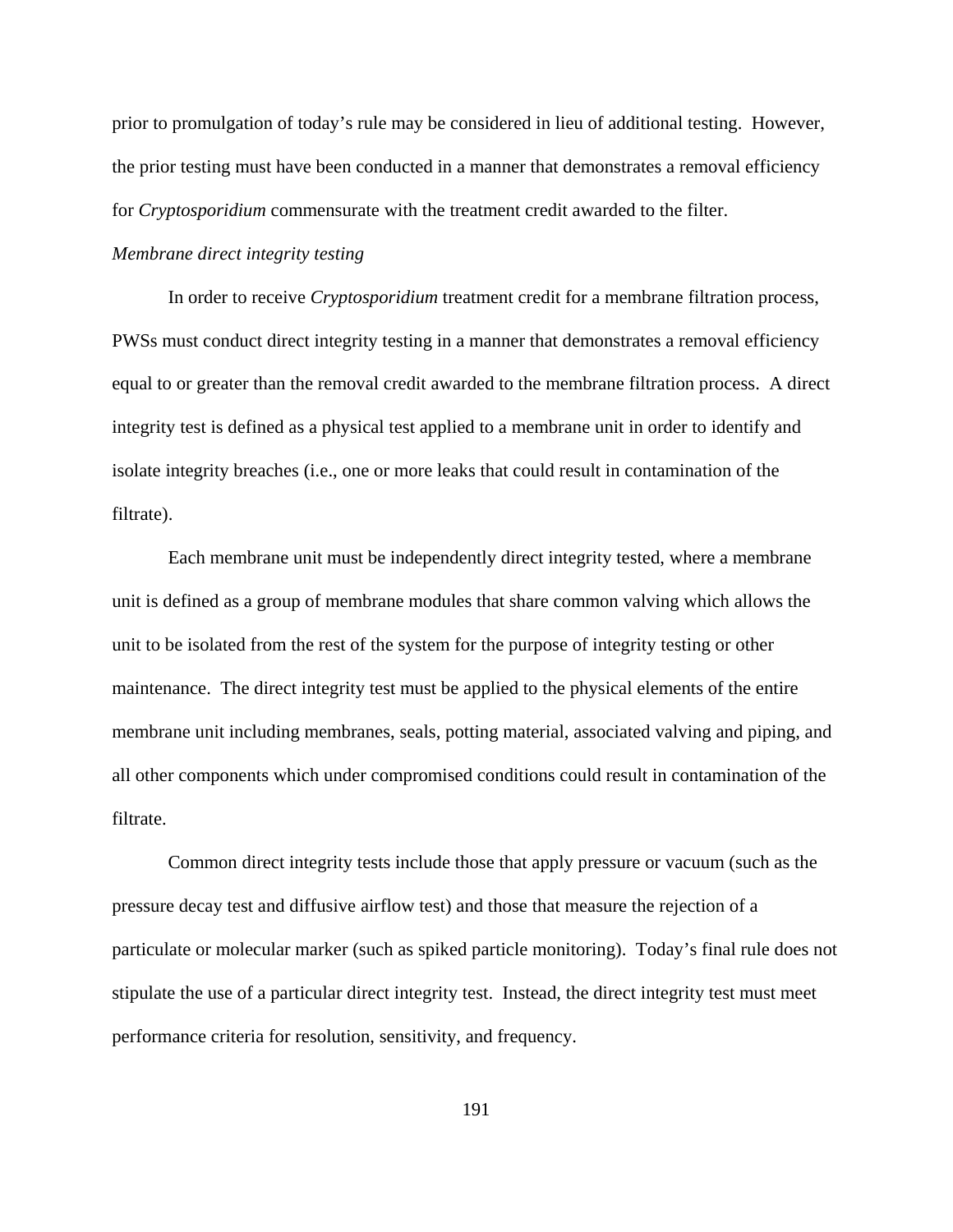prior to promulgation of today's rule may be considered in lieu of additional testing. However, the prior testing must have been conducted in a manner that demonstrates a removal efficiency for *Cryptosporidium* commensurate with the treatment credit awarded to the filter.

*Membrane direct integrity testing*

In order to receive *Cryptosporidium* treatment credit for a membrane filtration process, PWSs must conduct direct integrity testing in a manner that demonstrates a removal efficiency equal to or greater than the removal credit awarded to the membrane filtration process. A direct integrity test is defined as a physical test applied to a membrane unit in order to identify and isolate integrity breaches (i.e., one or more leaks that could result in contamination of the filtrate).

Each membrane unit must be independently direct integrity tested, where a membrane unit is defined as a group of membrane modules that share common valving which allows the unit to be isolated from the rest of the system for the purpose of integrity testing or other maintenance. The direct integrity test must be applied to the physical elements of the entire membrane unit including membranes, seals, potting material, associated valving and piping, and all other components which under compromised conditions could result in contamination of the filtrate.

Common direct integrity tests include those that apply pressure or vacuum (such as the pressure decay test and diffusive airflow test) and those that measure the rejection of a particulate or molecular marker (such as spiked particle monitoring). Today's final rule does not stipulate the use of a particular direct integrity test. Instead, the direct integrity test must meet performance criteria for resolution, sensitivity, and frequency.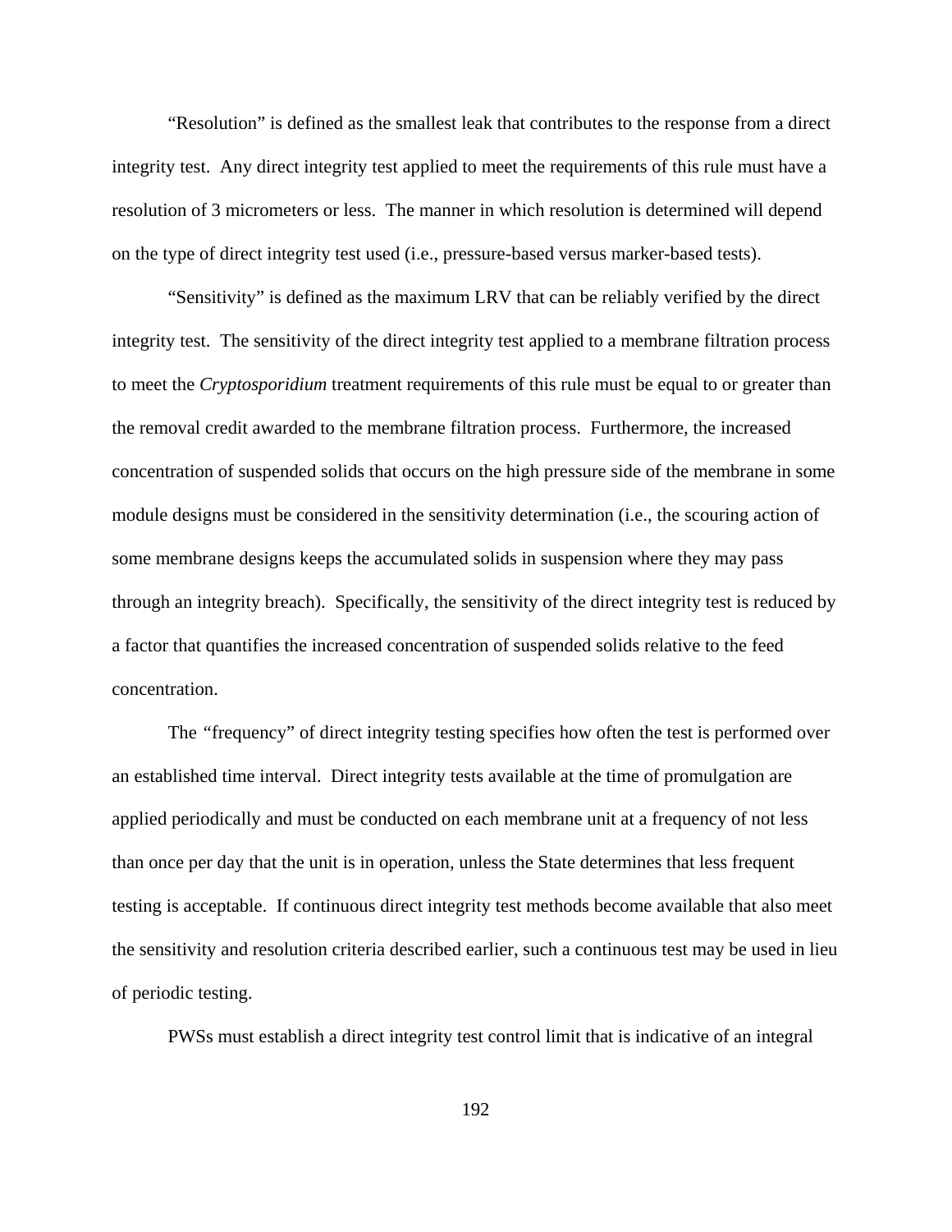"Resolution" is defined as the smallest leak that contributes to the response from a direct integrity test. Any direct integrity test applied to meet the requirements of this rule must have a resolution of 3 micrometers or less. The manner in which resolution is determined will depend on the type of direct integrity test used (i.e., pressure-based versus marker-based tests).

"Sensitivity" is defined as the maximum LRV that can be reliably verified by the direct integrity test. The sensitivity of the direct integrity test applied to a membrane filtration process to meet the *Cryptosporidium* treatment requirements of this rule must be equal to or greater than the removal credit awarded to the membrane filtration process. Furthermore, the increased concentration of suspended solids that occurs on the high pressure side of the membrane in some module designs must be considered in the sensitivity determination (i.e., the scouring action of some membrane designs keeps the accumulated solids in suspension where they may pass through an integrity breach). Specifically, the sensitivity of the direct integrity test is reduced by a factor that quantifies the increased concentration of suspended solids relative to the feed concentration.

The "frequency" of direct integrity testing specifies how often the test is performed over an established time interval. Direct integrity tests available at the time of promulgation are applied periodically and must be conducted on each membrane unit at a frequency of not less than once per day that the unit is in operation, unless the State determines that less frequent testing is acceptable. If continuous direct integrity test methods become available that also meet the sensitivity and resolution criteria described earlier, such a continuous test may be used in lieu of periodic testing.

PWSs must establish a direct integrity test control limit that is indicative of an integral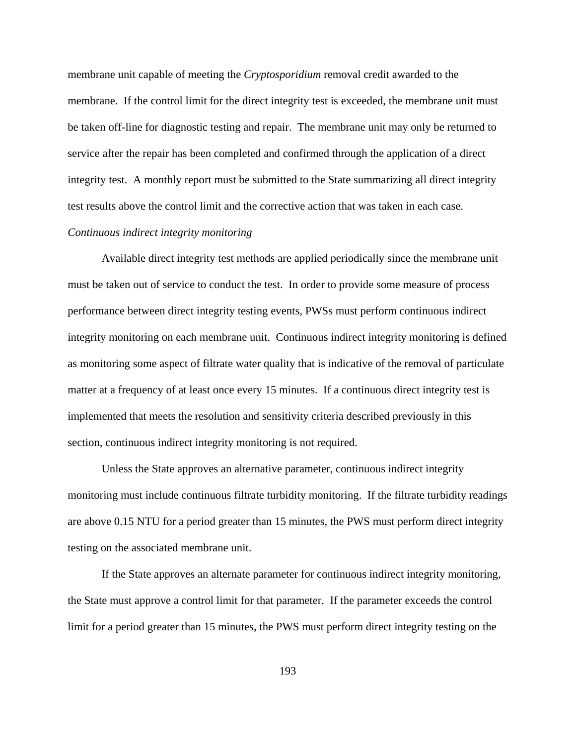membrane unit capable of meeting the *Cryptosporidium* removal credit awarded to the membrane. If the control limit for the direct integrity test is exceeded, the membrane unit must be taken off-line for diagnostic testing and repair. The membrane unit may only be returned to service after the repair has been completed and confirmed through the application of a direct integrity test. A monthly report must be submitted to the State summarizing all direct integrity test results above the control limit and the corrective action that was taken in each case.

*Continuous indirect integrity monitoring*

Available direct integrity test methods are applied periodically since the membrane unit must be taken out of service to conduct the test. In order to provide some measure of process performance between direct integrity testing events, PWSs must perform continuous indirect integrity monitoring on each membrane unit. Continuous indirect integrity monitoring is defined as monitoring some aspect of filtrate water quality that is indicative of the removal of particulate matter at a frequency of at least once every 15 minutes. If a continuous direct integrity test is implemented that meets the resolution and sensitivity criteria described previously in this section, continuous indirect integrity monitoring is not required.

Unless the State approves an alternative parameter, continuous indirect integrity monitoring must include continuous filtrate turbidity monitoring. If the filtrate turbidity readings are above 0.15 NTU for a period greater than 15 minutes, the PWS must perform direct integrity testing on the associated membrane unit.

If the State approves an alternate parameter for continuous indirect integrity monitoring, the State must approve a control limit for that parameter. If the parameter exceeds the control limit for a period greater than 15 minutes, the PWS must perform direct integrity testing on the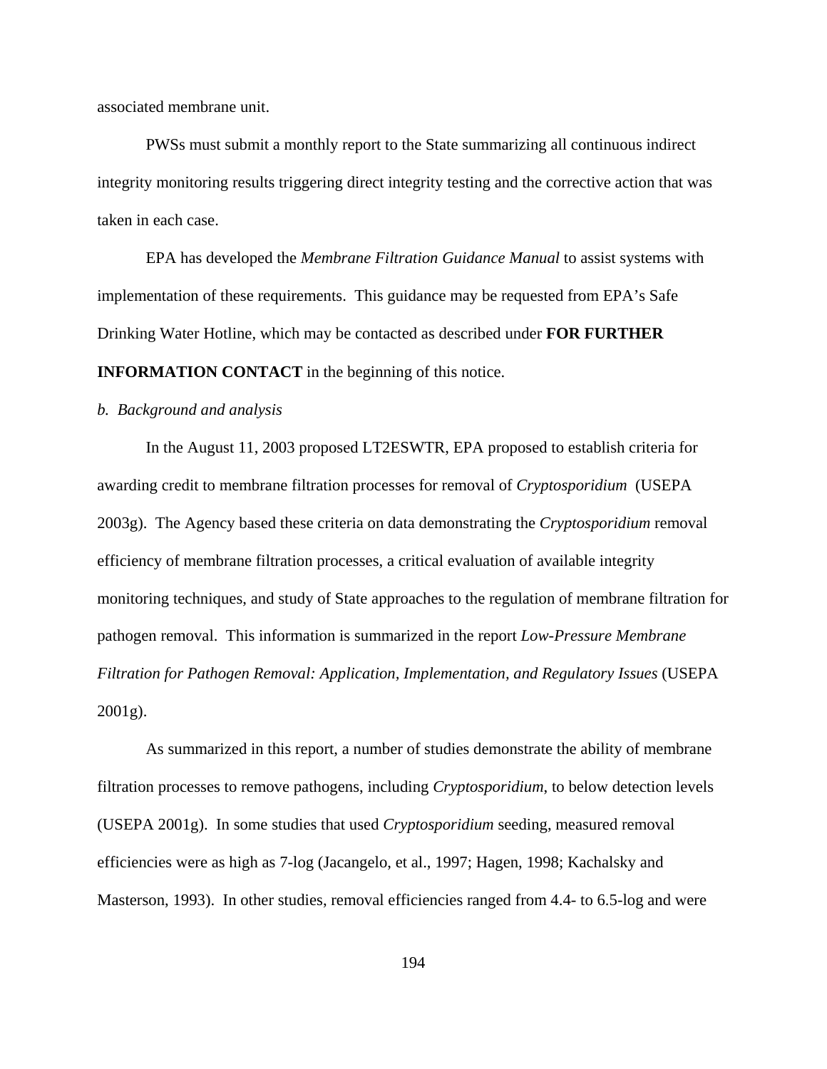associated membrane unit.

PWSs must submit a monthly report to the State summarizing all continuous indirect integrity monitoring results triggering direct integrity testing and the corrective action that was taken in each case.

EPA has developed the *Membrane Filtration Guidance Manual* to assist systems with implementation of these requirements. This guidance may be requested from EPA's Safe Drinking Water Hotline, which may be contacted as described under **FOR FURTHER INFORMATION CONTACT** in the beginning of this notice.

*b. Background and analysis*

In the August 11, 2003 proposed LT2ESWTR, EPA proposed to establish criteria for awarding credit to membrane filtration processes for removal of *Cryptosporidium* (USEPA 2003g). The Agency based these criteria on data demonstrating the *Cryptosporidium* removal efficiency of membrane filtration processes, a critical evaluation of available integrity monitoring techniques, and study of State approaches to the regulation of membrane filtration for pathogen removal. This information is summarized in the report *Low-Pressure Membrane Filtration for Pathogen Removal: Application, Implementation, and Regulatory Issues* (USEPA 2001g).

As summarized in this report, a number of studies demonstrate the ability of membrane filtration processes to remove pathogens, including *Cryptosporidium*, to below detection levels (USEPA 2001g). In some studies that used *Cryptosporidium* seeding, measured removal efficiencies were as high as 7-log (Jacangelo, et al., 1997; Hagen, 1998; Kachalsky and Masterson, 1993). In other studies, removal efficiencies ranged from 4.4- to 6.5-log and were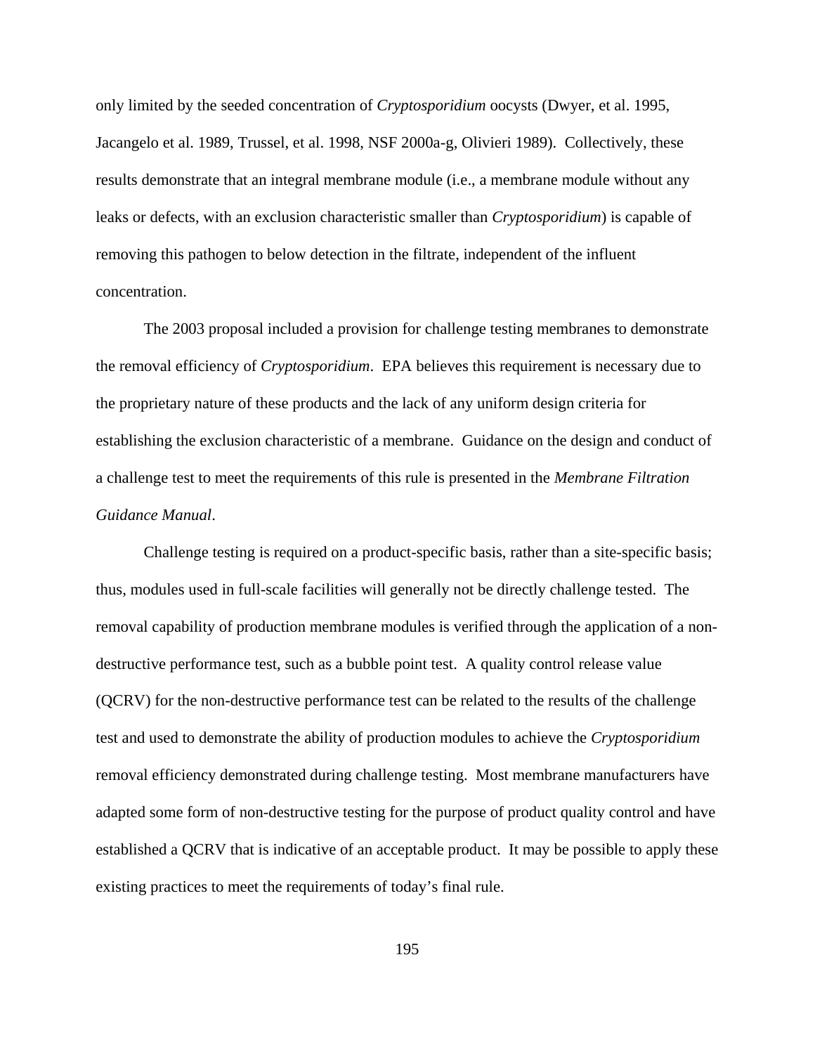only limited by the seeded concentration of *Cryptosporidium* oocysts (Dwyer, et al. 1995, Jacangelo et al. 1989, Trussel, et al. 1998, NSF 2000a-g, Olivieri 1989). Collectively, these results demonstrate that an integral membrane module (i.e., a membrane module without any leaks or defects, with an exclusion characteristic smaller than *Cryptosporidium*) is capable of removing this pathogen to below detection in the filtrate, independent of the influent concentration.

The 2003 proposal included a provision for challenge testing membranes to demonstrate the removal efficiency of *Cryptosporidium*. EPA believes this requirement is necessary due to the proprietary nature of these products and the lack of any uniform design criteria for establishing the exclusion characteristic of a membrane. Guidance on the design and conduct of a challenge test to meet the requirements of this rule is presented in the *Membrane Filtration Guidance Manual*.

Challenge testing is required on a product-specific basis, rather than a site-specific basis; thus, modules used in full-scale facilities will generally not be directly challenge tested. The removal capability of production membrane modules is verified through the application of a non-destructive performance test, such as a bubble point test. A quality control release value (QCRV) for the non-destructive performance test can be related to the results of the challenge test and used to demonstrate the ability of production modules to achieve the *Cryptosporidium* removal efficiency demonstrated during challenge testing. Most membrane manufacturers have adapted some form of non-destructive testing for the purpose of product quality control and have established a QCRV that is indicative of an acceptable product. It may be possible to apply these existing practices to meet the requirements of today's final rule.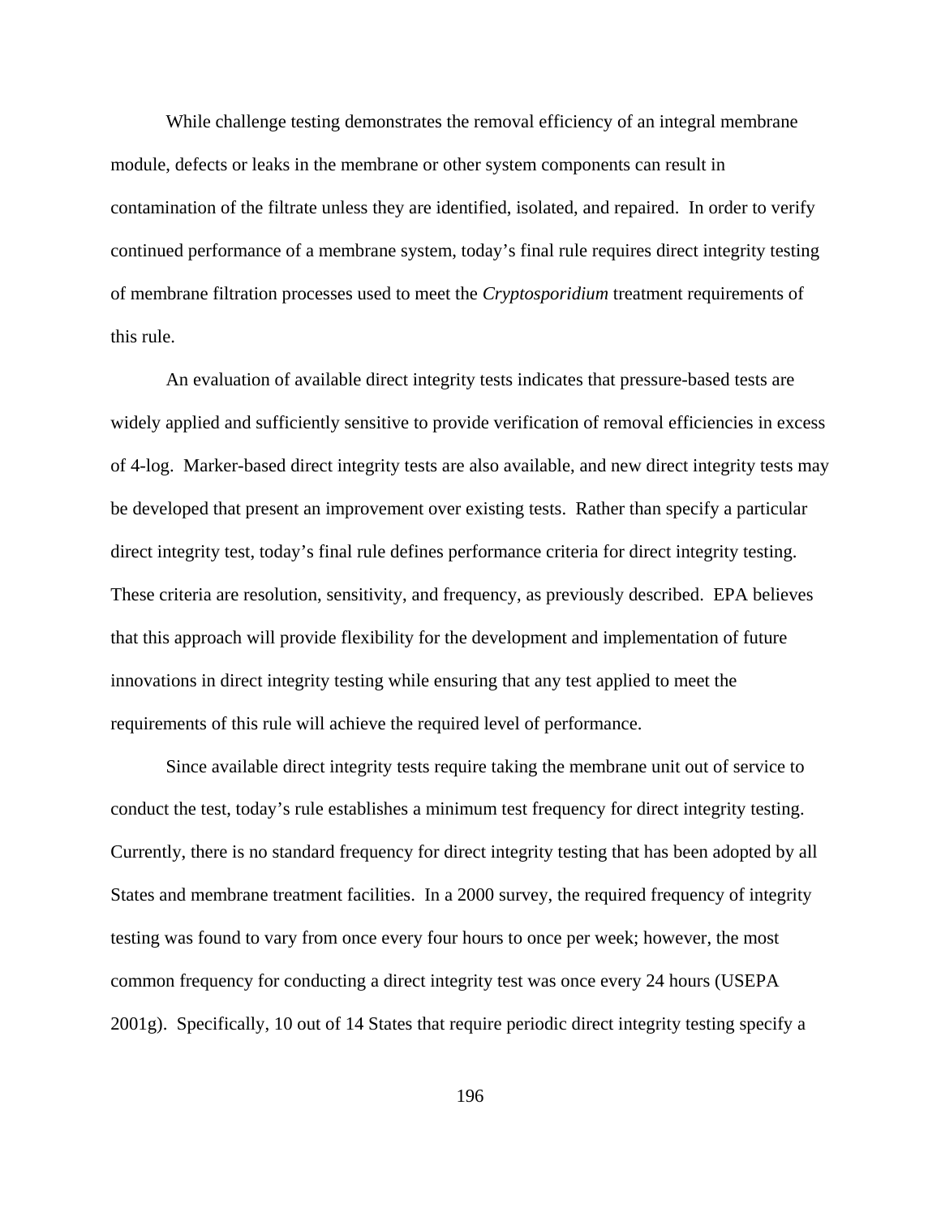While challenge testing demonstrates the removal efficiency of an integral membrane module, defects or leaks in the membrane or other system components can result in contamination of the filtrate unless they are identified, isolated, and repaired. In order to verify continued performance of a membrane system, today's final rule requires direct integrity testing of membrane filtration processes used to meet the *Cryptosporidium* treatment requirements of this rule.

An evaluation of available direct integrity tests indicates that pressure-based tests are widely applied and sufficiently sensitive to provide verification of removal efficiencies in excess of 4-log. Marker-based direct integrity tests are also available, and new direct integrity tests may be developed that present an improvement over existing tests. Rather than specify a particular direct integrity test, today's final rule defines performance criteria for direct integrity testing. These criteria are resolution, sensitivity, and frequency, as previously described. EPA believes that this approach will provide flexibility for the development and implementation of future innovations in direct integrity testing while ensuring that any test applied to meet the requirements of this rule will achieve the required level of performance.

Since available direct integrity tests require taking the membrane unit out of service to conduct the test, today's rule establishes a minimum test frequency for direct integrity testing. Currently, there is no standard frequency for direct integrity testing that has been adopted by all States and membrane treatment facilities. In a 2000 survey, the required frequency of integrity testing was found to vary from once every four hours to once per week; however, the most common frequency for conducting a direct integrity test was once every 24 hours (USEPA 2001g). Specifically, 10 out of 14 States that require periodic direct integrity testing specify a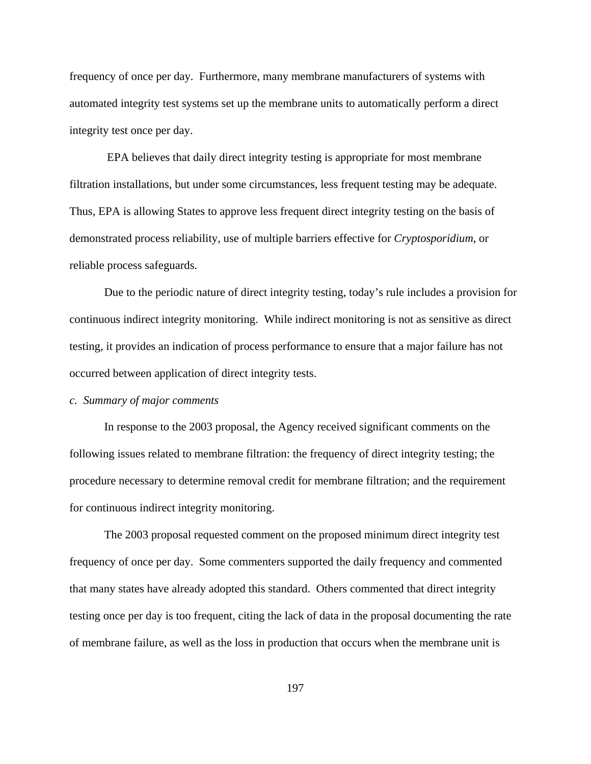frequency of once per day. Furthermore, many membrane manufacturers of systems with automated integrity test systems set up the membrane units to automatically perform a direct integrity test once per day.

EPA believes that daily direct integrity testing is appropriate for most membrane filtration installations, but under some circumstances, less frequent testing may be adequate. Thus, EPA is allowing States to approve less frequent direct integrity testing on the basis of demonstrated process reliability, use of multiple barriers effective for *Cryptosporidium*, or reliable process safeguards.

Due to the periodic nature of direct integrity testing, today's rule includes a provision for continuous indirect integrity monitoring. While indirect monitoring is not as sensitive as direct testing, it provides an indication of process performance to ensure that a major failure has not occurred between application of direct integrity tests.

*c. Summary of major comments*

In response to the 2003 proposal, the Agency received significant comments on the following issues related to membrane filtration: the frequency of direct integrity testing; the procedure necessary to determine removal credit for membrane filtration; and the requirement for continuous indirect integrity monitoring.

The 2003 proposal requested comment on the proposed minimum direct integrity test frequency of once per day. Some commenters supported the daily frequency and commented that many states have already adopted this standard. Others commented that direct integrity testing once per day is too frequent, citing the lack of data in the proposal documenting the rate of membrane failure, as well as the loss in production that occurs when the membrane unit is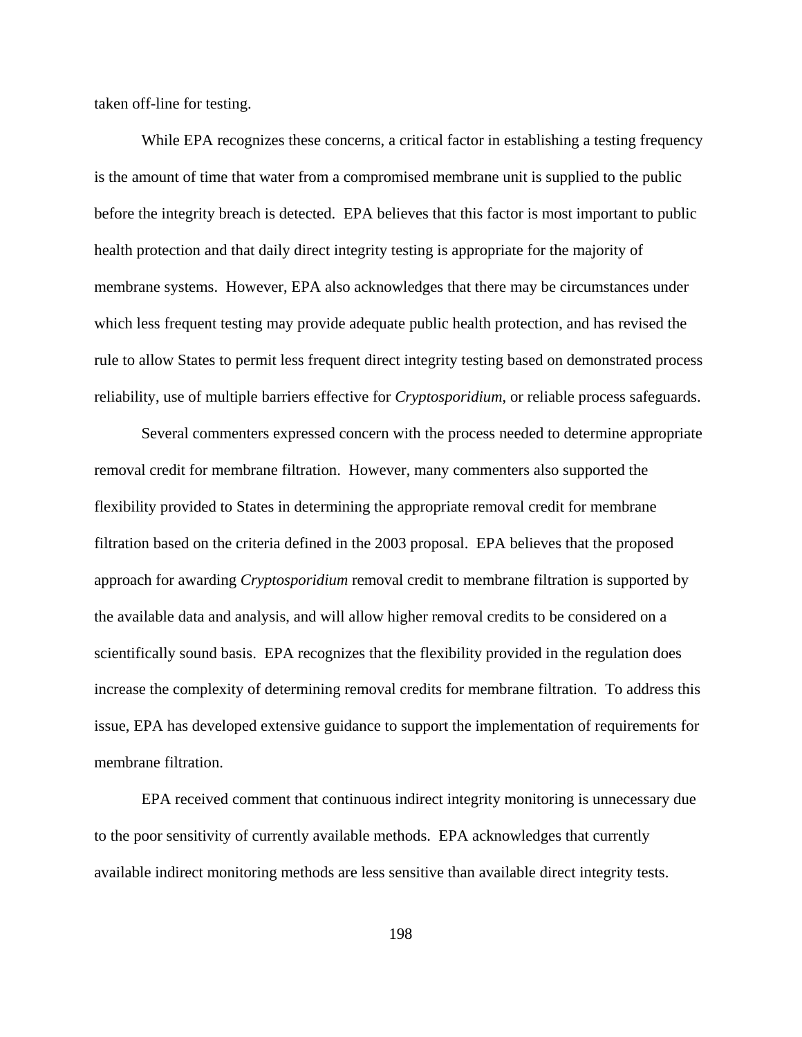taken off-line for testing.

While EPA recognizes these concerns, a critical factor in establishing a testing frequency is the amount of time that water from a compromised membrane unit is supplied to the public before the integrity breach is detected. EPA believes that this factor is most important to public health protection and that daily direct integrity testing is appropriate for the majority of membrane systems. However, EPA also acknowledges that there may be circumstances under which less frequent testing may provide adequate public health protection, and has revised the rule to allow States to permit less frequent direct integrity testing based on demonstrated process reliability, use of multiple barriers effective for *Cryptosporidium*, or reliable process safeguards.

Several commenters expressed concern with the process needed to determine appropriate removal credit for membrane filtration. However, many commenters also supported the flexibility provided to States in determining the appropriate removal credit for membrane filtration based on the criteria defined in the 2003 proposal. EPA believes that the proposed approach for awarding *Cryptosporidium* removal credit to membrane filtration is supported by the available data and analysis, and will allow higher removal credits to be considered on a scientifically sound basis. EPA recognizes that the flexibility provided in the regulation does increase the complexity of determining removal credits for membrane filtration. To address this issue, EPA has developed extensive guidance to support the implementation of requirements for membrane filtration.

EPA received comment that continuous indirect integrity monitoring is unnecessary due to the poor sensitivity of currently available methods. EPA acknowledges that currently available indirect monitoring methods are less sensitive than available direct integrity tests.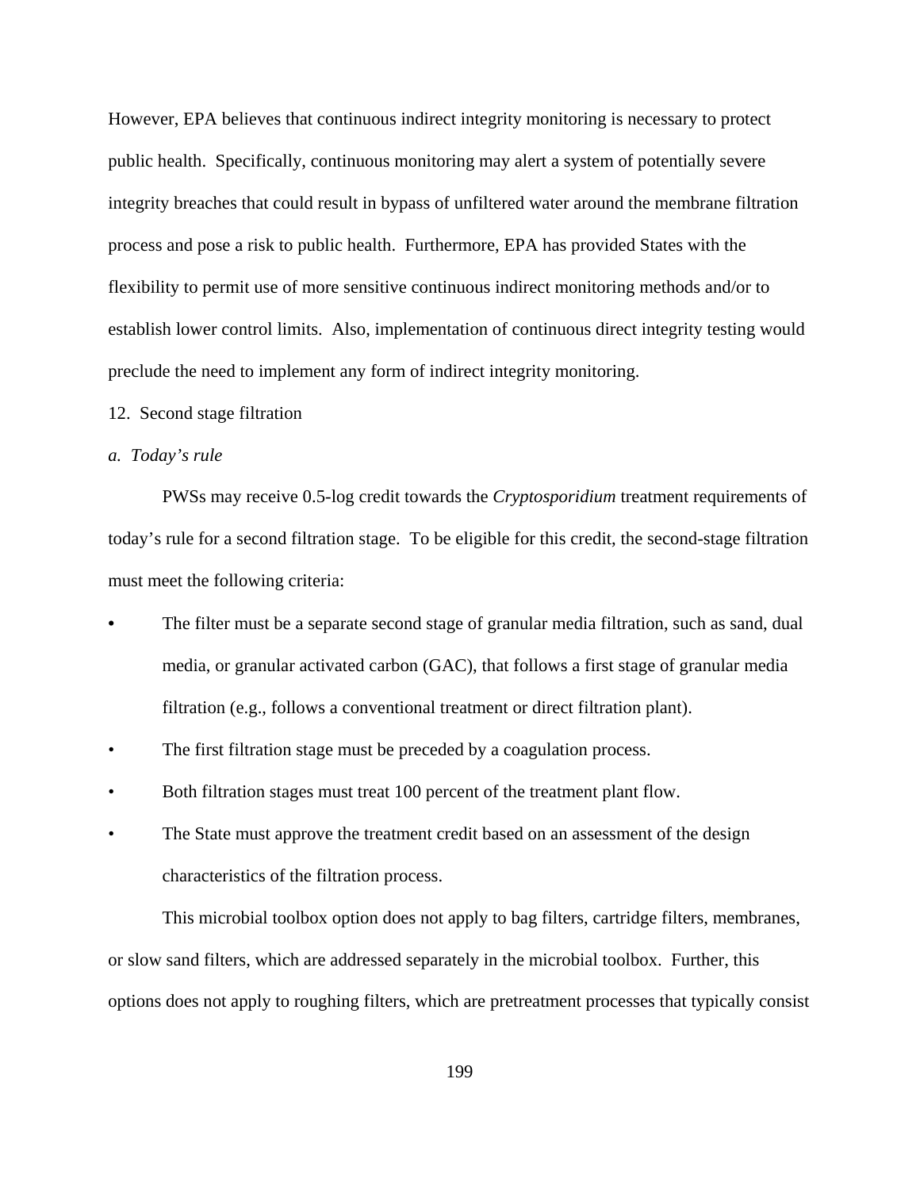However, EPA believes that continuous indirect integrity monitoring is necessary to protect public health. Specifically, continuous monitoring may alert a system of potentially severe integrity breaches that could result in bypass of unfiltered water around the membrane filtration process and pose a risk to public health. Furthermore, EPA has provided States with the flexibility to permit use of more sensitive continuous indirect monitoring methods and/or to establish lower control limits. Also, implementation of continuous direct integrity testing would preclude the need to implement any form of indirect integrity monitoring.

12. Second stage filtration

*a. Today's rule*

PWSs may receive 0.5-log credit towards the *Cryptosporidium* treatment requirements of today's rule for a second filtration stage. To be eligible for this credit, the second-stage filtration must meet the following criteria:

- The filter must be a separate second stage of granular media filtration, such as sand, dual media, or granular activated carbon (GAC), that follows a first stage of granular media filtration (e.g., follows a conventional treatment or direct filtration plant).
- The first filtration stage must be preceded by a coagulation process.
- Both filtration stages must treat 100 percent of the treatment plant flow.
- The State must approve the treatment credit based on an assessment of the design characteristics of the filtration process.

This microbial toolbox option does not apply to bag filters, cartridge filters, membranes, or slow sand filters, which are addressed separately in the microbial toolbox. Further, this options does not apply to roughing filters, which are pretreatment processes that typically consist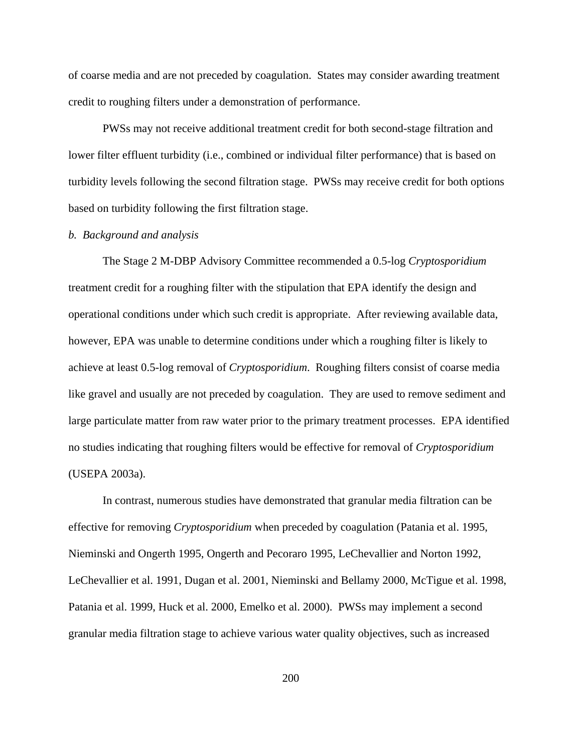of coarse media and are not preceded by coagulation. States may consider awarding treatment credit to roughing filters under a demonstration of performance.

PWSs may not receive additional treatment credit for both second-stage filtration and lower filter effluent turbidity (i.e., combined or individual filter performance) that is based on turbidity levels following the second filtration stage. PWSs may receive credit for both options based on turbidity following the first filtration stage.

*b. Background and analysis*

The Stage 2 M-DBP Advisory Committee recommended a 0.5-log *Cryptosporidium* treatment credit for a roughing filter with the stipulation that EPA identify the design and operational conditions under which such credit is appropriate. After reviewing available data, however, EPA was unable to determine conditions under which a roughing filter is likely to achieve at least 0.5-log removal of *Cryptosporidium*. Roughing filters consist of coarse media like gravel and usually are not preceded by coagulation. They are used to remove sediment and large particulate matter from raw water prior to the primary treatment processes. EPA identified no studies indicating that roughing filters would be effective for removal of *Cryptosporidium* (USEPA 2003a).

In contrast, numerous studies have demonstrated that granular media filtration can be effective for removing *Cryptosporidium* when preceded by coagulation (Patania et al. 1995, Nieminski and Ongerth 1995, Ongerth and Pecoraro 1995, LeChevallier and Norton 1992, LeChevallier et al. 1991, Dugan et al. 2001, Nieminski and Bellamy 2000, McTigue et al. 1998, Patania et al. 1999, Huck et al. 2000, Emelko et al. 2000). PWSs may implement a second granular media filtration stage to achieve various water quality objectives, such as increased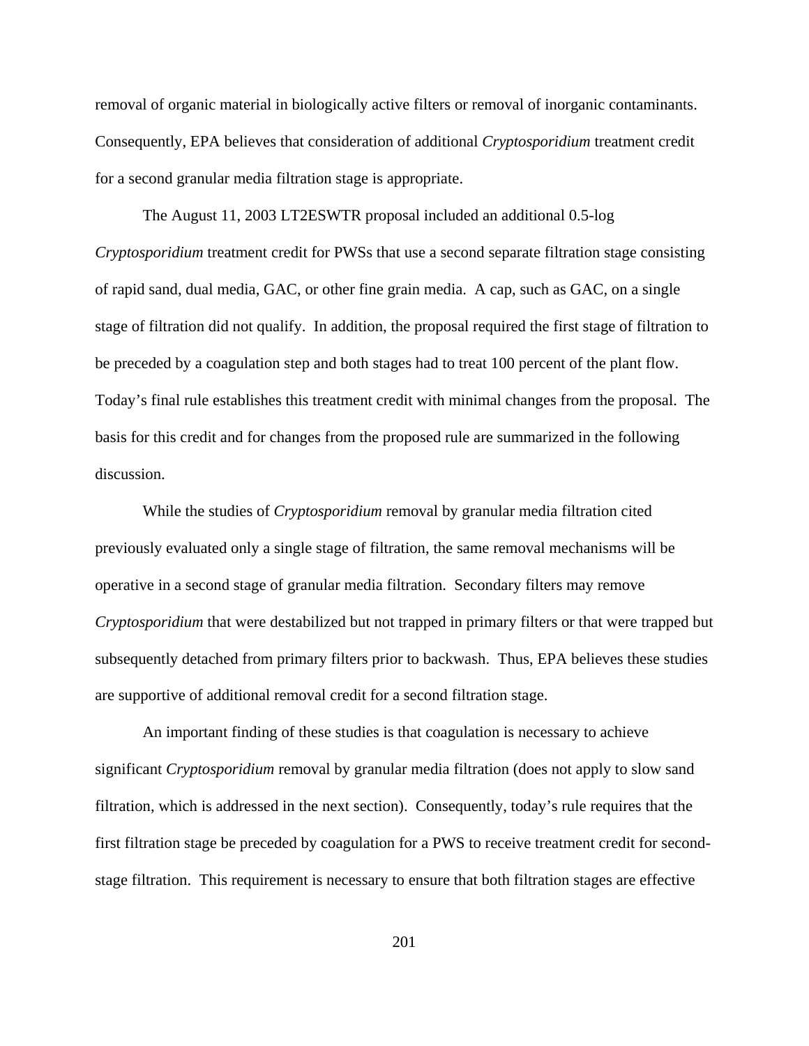removal of organic material in biologically active filters or removal of inorganic contaminants. Consequently, EPA believes that consideration of additional *Cryptosporidium* treatment credit for a second granular media filtration stage is appropriate.

The August 11, 2003 LT2ESWTR proposal included an additional 0.5-log *Cryptosporidium* treatment credit for PWSs that use a second separate filtration stage consisting of rapid sand, dual media, GAC, or other fine grain media. A cap, such as GAC, on a single stage of filtration did not qualify. In addition, the proposal required the first stage of filtration to be preceded by a coagulation step and both stages had to treat 100 percent of the plant flow. Today's final rule establishes this treatment credit with minimal changes from the proposal. The basis for this credit and for changes from the proposed rule are summarized in the following discussion.

While the studies of *Cryptosporidium* removal by granular media filtration cited previously evaluated only a single stage of filtration, the same removal mechanisms will be operative in a second stage of granular media filtration. Secondary filters may remove *Cryptosporidium* that were destabilized but not trapped in primary filters or that were trapped but subsequently detached from primary filters prior to backwash. Thus, EPA believes these studies are supportive of additional removal credit for a second filtration stage.

An important finding of these studies is that coagulation is necessary to achieve significant *Cryptosporidium* removal by granular media filtration (does not apply to slow sand filtration, which is addressed in the next section). Consequently, today's rule requires that the first filtration stage be preceded by coagulation for a PWS to receive treatment credit for second-stage filtration. This requirement is necessary to ensure that both filtration stages are effective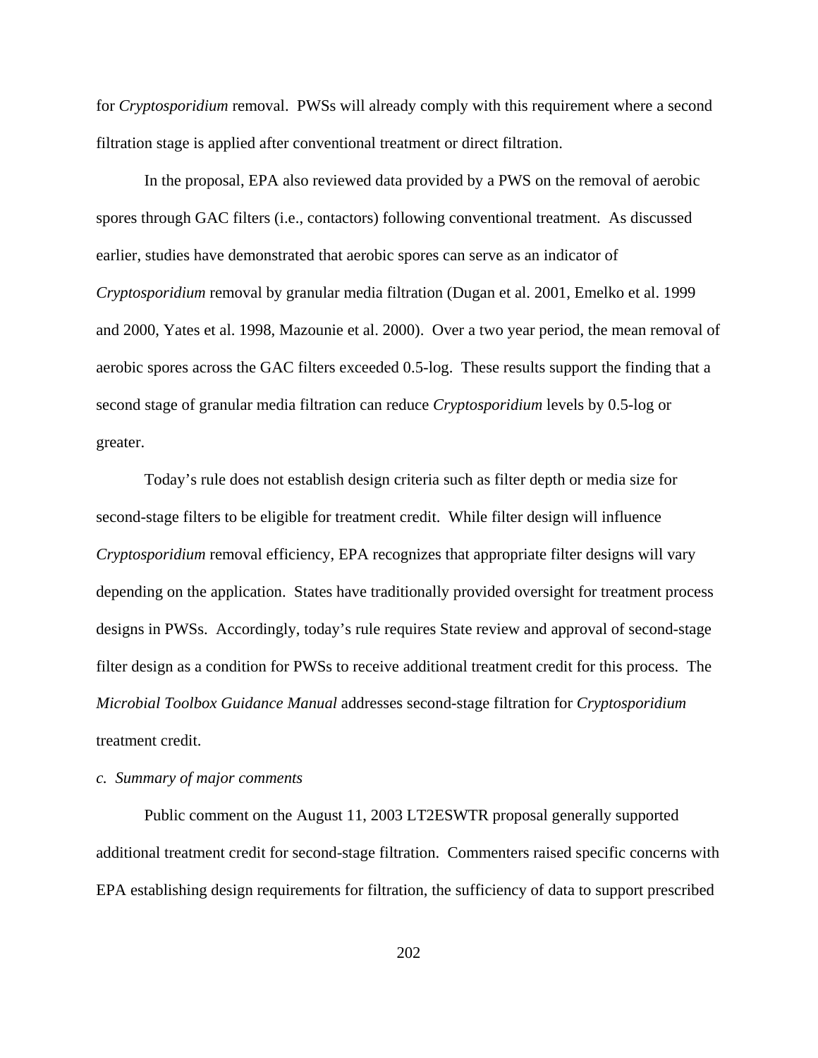for *Cryptosporidium* removal. PWSs will already comply with this requirement where a second filtration stage is applied after conventional treatment or direct filtration.

In the proposal, EPA also reviewed data provided by a PWS on the removal of aerobic spores through GAC filters (i.e., contactors) following conventional treatment. As discussed earlier, studies have demonstrated that aerobic spores can serve as an indicator of *Cryptosporidium* removal by granular media filtration (Dugan et al. 2001, Emelko et al. 1999 and 2000, Yates et al. 1998, Mazounie et al. 2000). Over a two year period, the mean removal of aerobic spores across the GAC filters exceeded 0.5-log. These results support the finding that a second stage of granular media filtration can reduce *Cryptosporidium* levels by 0.5-log or greater.

Today's rule does not establish design criteria such as filter depth or media size for second-stage filters to be eligible for treatment credit. While filter design will influence *Cryptosporidium* removal efficiency, EPA recognizes that appropriate filter designs will vary depending on the application. States have traditionally provided oversight for treatment process designs in PWSs. Accordingly, today's rule requires State review and approval of second-stage filter design as a condition for PWSs to receive additional treatment credit for this process. The *Microbial Toolbox Guidance Manual* addresses second-stage filtration for *Cryptosporidium* treatment credit.

*c. Summary of major comments*

Public comment on the August 11, 2003 LT2ESWTR proposal generally supported additional treatment credit for second-stage filtration. Commenters raised specific concerns with EPA establishing design requirements for filtration, the sufficiency of data to support prescribed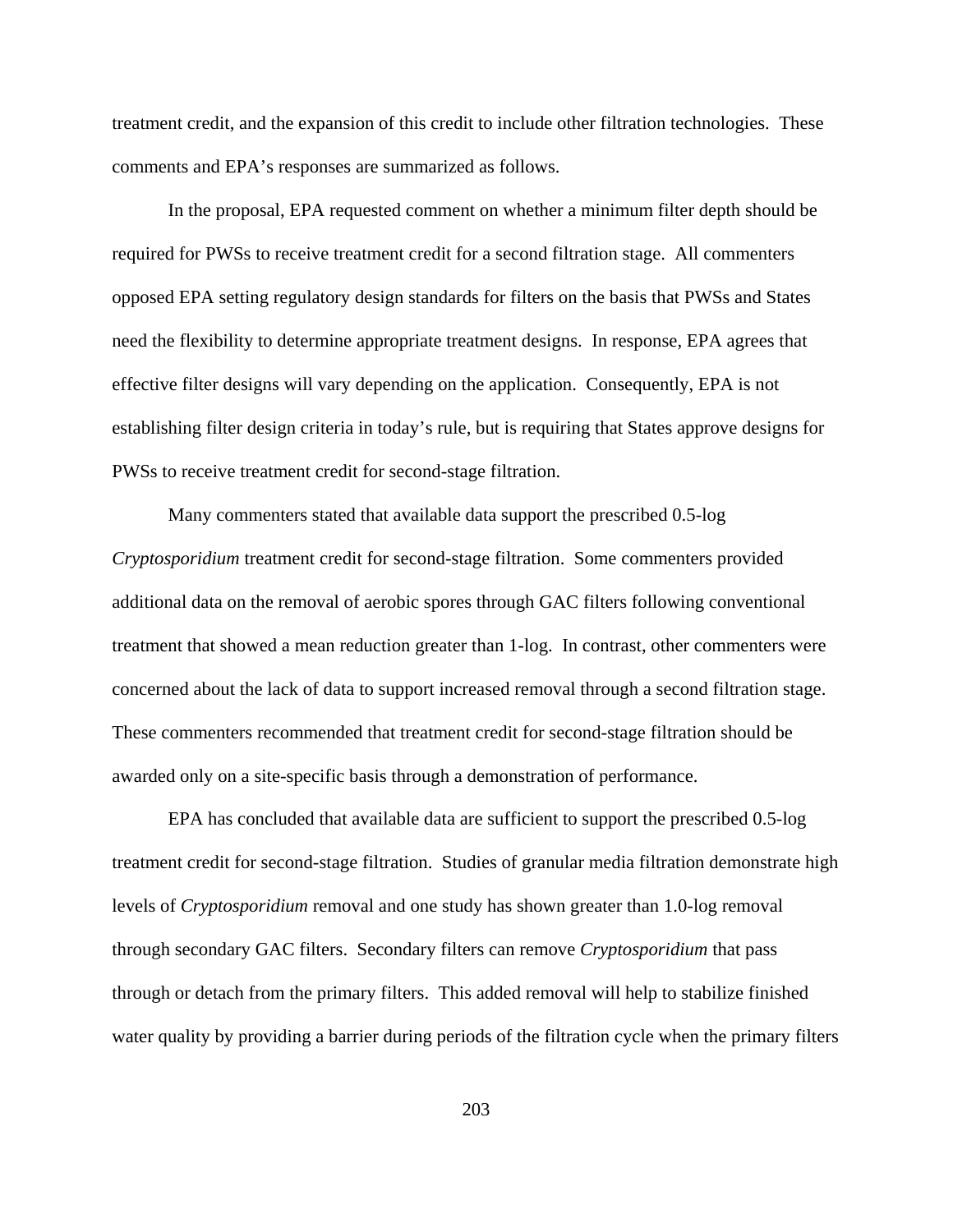treatment credit, and the expansion of this credit to include other filtration technologies. These comments and EPA's responses are summarized as follows.

In the proposal, EPA requested comment on whether a minimum filter depth should be required for PWSs to receive treatment credit for a second filtration stage. All commenters opposed EPA setting regulatory design standards for filters on the basis that PWSs and States need the flexibility to determine appropriate treatment designs. In response, EPA agrees that effective filter designs will vary depending on the application. Consequently, EPA is not establishing filter design criteria in today's rule, but is requiring that States approve designs for PWSs to receive treatment credit for second-stage filtration.

Many commenters stated that available data support the prescribed 0.5-log *Cryptosporidium* treatment credit for second-stage filtration. Some commenters provided additional data on the removal of aerobic spores through GAC filters following conventional treatment that showed a mean reduction greater than 1-log. In contrast, other commenters were concerned about the lack of data to support increased removal through a second filtration stage. These commenters recommended that treatment credit for second-stage filtration should be awarded only on a site-specific basis through a demonstration of performance.

EPA has concluded that available data are sufficient to support the prescribed 0.5-log treatment credit for second-stage filtration. Studies of granular media filtration demonstrate high levels of *Cryptosporidium* removal and one study has shown greater than 1.0-log removal through secondary GAC filters. Secondary filters can remove *Cryptosporidium* that pass through or detach from the primary filters. This added removal will help to stabilize finished water quality by providing a barrier during periods of the filtration cycle when the primary filters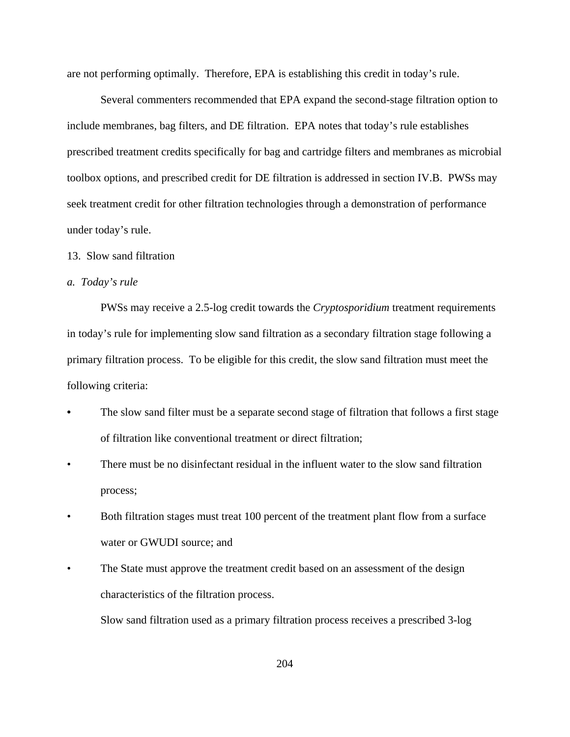are not performing optimally. Therefore, EPA is establishing this credit in today's rule.

Several commenters recommended that EPA expand the second-stage filtration option to include membranes, bag filters, and DE filtration. EPA notes that today's rule establishes prescribed treatment credits specifically for bag and cartridge filters and membranes as microbial toolbox options, and prescribed credit for DE filtration is addressed in section IV.B. PWSs may seek treatment credit for other filtration technologies through a demonstration of performance under today's rule.

13. Slow sand filtration

*a. Today's rule*

PWSs may receive a 2.5-log credit towards the *Cryptosporidium* treatment requirements in today's rule for implementing slow sand filtration as a secondary filtration stage following a primary filtration process. To be eligible for this credit, the slow sand filtration must meet the following criteria:

- The slow sand filter must be a separate second stage of filtration that follows a first stage of filtration like conventional treatment or direct filtration;
- There must be no disinfectant residual in the influent water to the slow sand filtration process;
- Both filtration stages must treat 100 percent of the treatment plant flow from a surface water or GWUDI source; and
- The State must approve the treatment credit based on an assessment of the design characteristics of the filtration process.

Slow sand filtration used as a primary filtration process receives a prescribed 3-log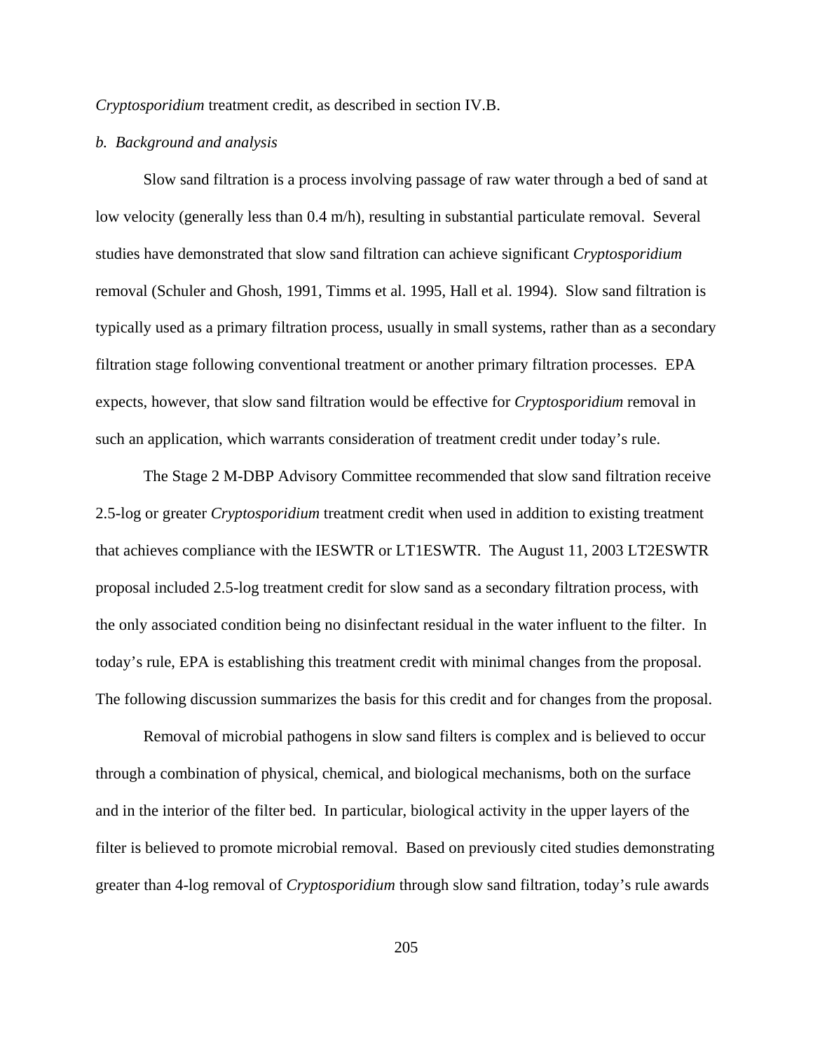*Cryptosporidium* treatment credit, as described in section IV.B.

*b. Background and analysis*

Slow sand filtration is a process involving passage of raw water through a bed of sand at low velocity (generally less than 0.4 m/h), resulting in substantial particulate removal. Several studies have demonstrated that slow sand filtration can achieve significant *Cryptosporidium* removal (Schuler and Ghosh, 1991, Timms et al. 1995, Hall et al. 1994). Slow sand filtration is typically used as a primary filtration process, usually in small systems, rather than as a secondary filtration stage following conventional treatment or another primary filtration processes. EPA expects, however, that slow sand filtration would be effective for *Cryptosporidium* removal in such an application, which warrants consideration of treatment credit under today's rule.

The Stage 2 M-DBP Advisory Committee recommended that slow sand filtration receive 2.5-log or greater *Cryptosporidium* treatment credit when used in addition to existing treatment that achieves compliance with the IESWTR or LT1ESWTR. The August 11, 2003 LT2ESWTR proposal included 2.5-log treatment credit for slow sand as a secondary filtration process, with the only associated condition being no disinfectant residual in the water influent to the filter. In today's rule, EPA is establishing this treatment credit with minimal changes from the proposal. The following discussion summarizes the basis for this credit and for changes from the proposal.

Removal of microbial pathogens in slow sand filters is complex and is believed to occur through a combination of physical, chemical, and biological mechanisms, both on the surface and in the interior of the filter bed. In particular, biological activity in the upper layers of the filter is believed to promote microbial removal. Based on previously cited studies demonstrating greater than 4-log removal of *Cryptosporidium* through slow sand filtration, today's rule awards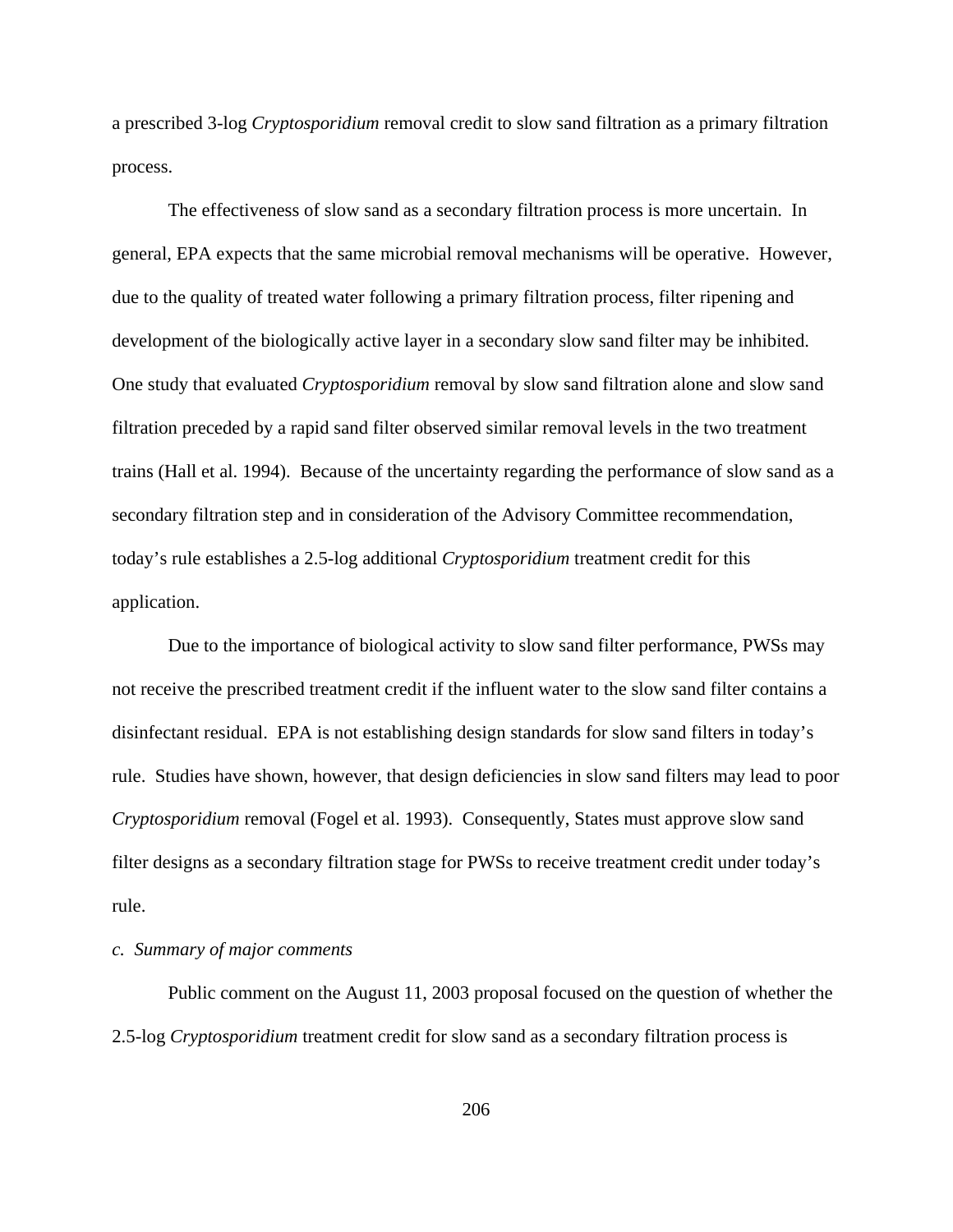a prescribed 3-log *Cryptosporidium* removal credit to slow sand filtration as a primary filtration process.

The effectiveness of slow sand as a secondary filtration process is more uncertain. In general, EPA expects that the same microbial removal mechanisms will be operative. However, due to the quality of treated water following a primary filtration process, filter ripening and development of the biologically active layer in a secondary slow sand filter may be inhibited. One study that evaluated *Cryptosporidium* removal by slow sand filtration alone and slow sand filtration preceded by a rapid sand filter observed similar removal levels in the two treatment trains (Hall et al. 1994). Because of the uncertainty regarding the performance of slow sand as a secondary filtration step and in consideration of the Advisory Committee recommendation, today's rule establishes a 2.5-log additional *Cryptosporidium* treatment credit for this application.

Due to the importance of biological activity to slow sand filter performance, PWSs may not receive the prescribed treatment credit if the influent water to the slow sand filter contains a disinfectant residual. EPA is not establishing design standards for slow sand filters in today's rule. Studies have shown, however, that design deficiencies in slow sand filters may lead to poor *Cryptosporidium* removal (Fogel et al. 1993). Consequently, States must approve slow sand filter designs as a secondary filtration stage for PWSs to receive treatment credit under today's rule.

*c. Summary of major comments*

Public comment on the August 11, 2003 proposal focused on the question of whether the 2.5-log *Cryptosporidium* treatment credit for slow sand as a secondary filtration process is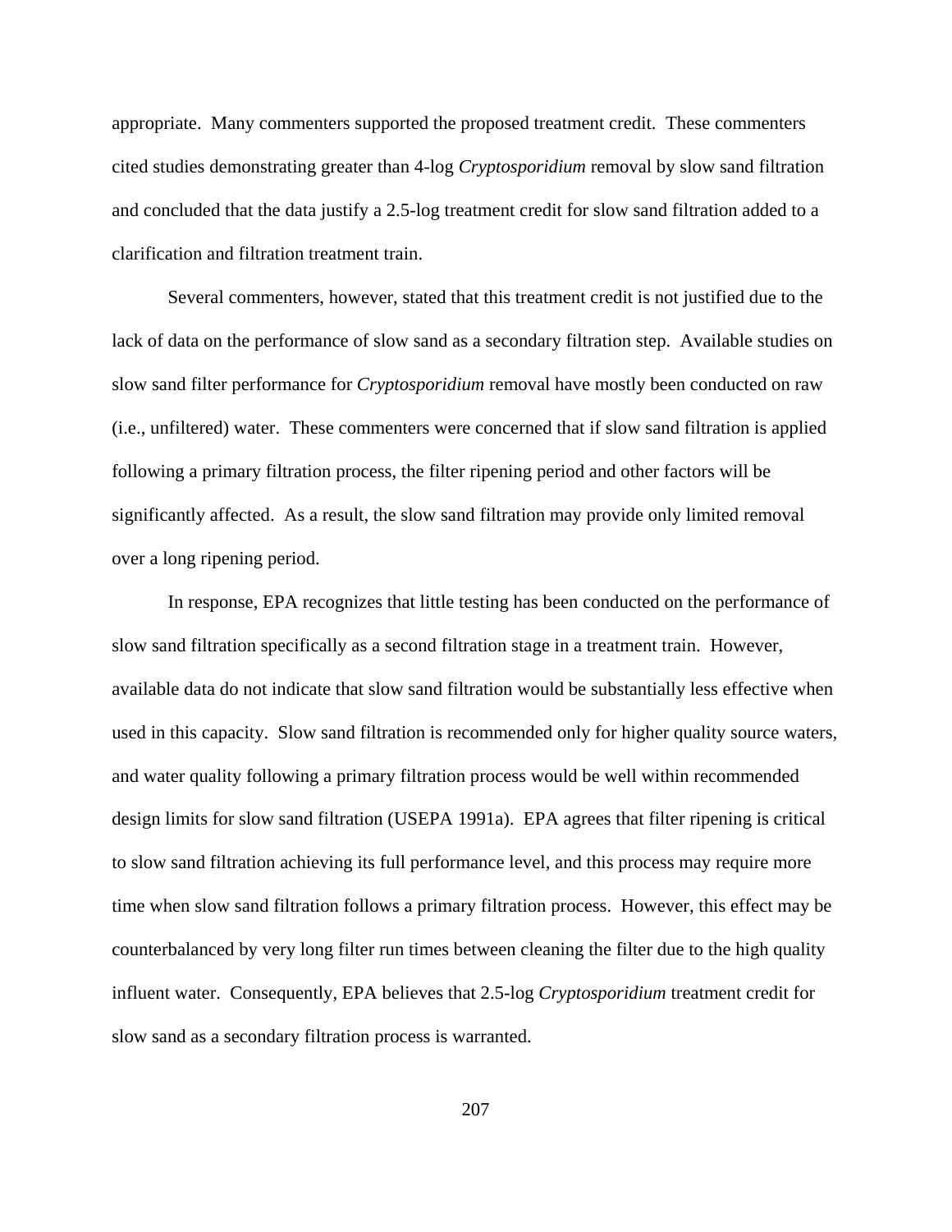appropriate. Many commenters supported the proposed treatment credit. These commenters cited studies demonstrating greater than 4-log *Cryptosporidium* removal by slow sand filtration and concluded that the data justify a 2.5-log treatment credit for slow sand filtration added to a clarification and filtration treatment train.

Several commenters, however, stated that this treatment credit is not justified due to the lack of data on the performance of slow sand as a secondary filtration step. Available studies on slow sand filter performance for *Cryptosporidium* removal have mostly been conducted on raw (i.e., unfiltered) water. These commenters were concerned that if slow sand filtration is applied following a primary filtration process, the filter ripening period and other factors will be significantly affected. As a result, the slow sand filtration may provide only limited removal over a long ripening period.

In response, EPA recognizes that little testing has been conducted on the performance of slow sand filtration specifically as a second filtration stage in a treatment train. However, available data do not indicate that slow sand filtration would be substantially less effective when used in this capacity. Slow sand filtration is recommended only for higher quality source waters, and water quality following a primary filtration process would be well within recommended design limits for slow sand filtration (USEPA 1991a). EPA agrees that filter ripening is critical to slow sand filtration achieving its full performance level, and this process may require more time when slow sand filtration follows a primary filtration process. However, this effect may be counterbalanced by very long filter run times between cleaning the filter due to the high quality influent water. Consequently, EPA believes that 2.5-log *Cryptosporidium* treatment credit for slow sand as a secondary filtration process is warranted.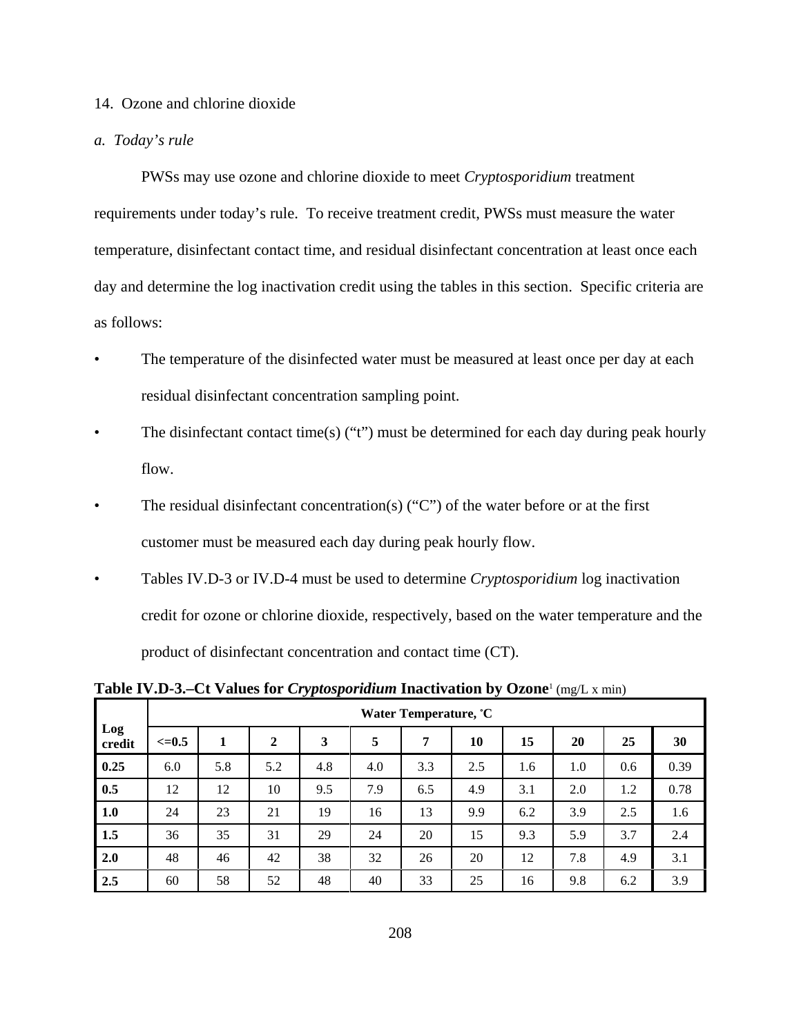14. Ozone and chlorine dioxide

*a. Today's rule*

PWSs may use ozone and chlorine dioxide to meet *Cryptosporidium* treatment requirements under today's rule. To receive treatment credit, PWSs must measure the water temperature, disinfectant contact time, and residual disinfectant concentration at least once each day and determine the log inactivation credit using the tables in this section. Specific criteria are as follows:

- The temperature of the disinfected water must be measured at least once per day at each residual disinfectant concentration sampling point.
- The disinfectant contact time(s) ("t") must be determined for each day during peak hourly flow.
- The residual disinfectant concentration(s) ("C") of the water before or at the first customer must be measured each day during peak hourly flow.
- Tables IV.D-3 or IV.D-4 must be used to determine *Cryptosporidium* log inactivation credit for ozone or chlorine dioxide, respectively, based on the water temperature and the product of disinfectant concentration and contact time (CT).

**Table IV.D-3.–Ct Values for *Cryptosporidium* Inactivation by Ozone**[1] (mg/L x min)

| Log credit | Water Temperature, ˚C | | | | | | | | | | |
|---|---|---|---|---|---|---|---|---|---|---|---|
| | <=0.5 | 1 | 2 | 3 | 5 | 7 | 10 | 15 | 20 | 25 | 30 |
| 0.25 | 6.0 | 5.8 | 5.2 | 4.8 | 4.0 | 3.3 | 2.5 | 1.6 | 1.0 | 0.6 | 0.39 |
| 0.5 | 12 | 12 | 10 | 9.5 | 7.9 | 6.5 | 4.9 | 3.1 | 2.0 | 1.2 | 0.78 |
| 1.0 | 24 | 23 | 21 | 19 | 16 | 13 | 9.9 | 6.2 | 3.9 | 2.5 | 1.6 |
| 1.5 | 36 | 35 | 31 | 29 | 24 | 20 | 15 | 9.3 | 5.9 | 3.7 | 2.4 |
| 2.0 | 48 | 46 | 42 | 38 | 32 | 26 | 20 | 12 | 7.8 | 4.9 | 3.1 |
| 2.5 | 60 | 58 | 52 | 48 | 40 | 33 | 25 | 16 | 9.8 | 6.2 | 3.9 |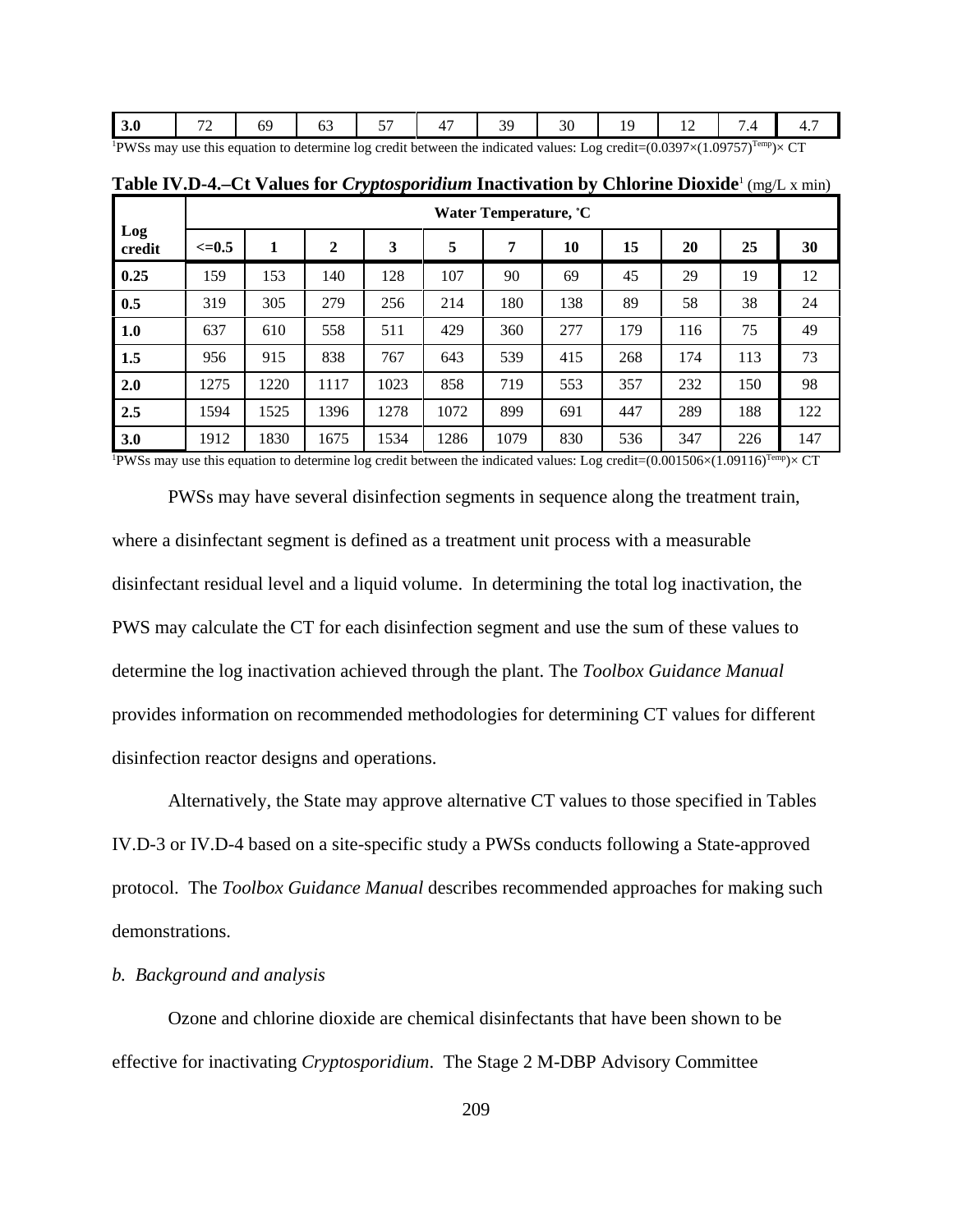| 3.0 | 72 | 69 | 63 | 57 | 47 | 39 | 30 | 19 | 12 | 7.4 | 4.7 |
|---|---|---|---|---|---|---|---|---|---|---|---|

[1]PWSs may use this equation to determine log credit between the indicated values: Log credit=$(0.0397\times(1.09757)^{Temp})\times$ CT

**Table IV.D-4.–Ct Values for *Cryptosporidium* Inactivation by Chlorine Dioxide**[1] (mg/L x min)

| Log credit | Water Temperature, °C | | | | | | | | | | |
|---|---|---|---|---|---|---|---|---|---|---|---|
| | **<=0.5** | **1** | **2** | **3** | **5** | **7** | **10** | **15** | **20** | **25** | **30** |
| **0.25** | 159 | 153 | 140 | 128 | 107 | 90 | 69 | 45 | 29 | 19 | 12 |
| **0.5** | 319 | 305 | 279 | 256 | 214 | 180 | 138 | 89 | 58 | 38 | 24 |
| **1.0** | 637 | 610 | 558 | 511 | 429 | 360 | 277 | 179 | 116 | 75 | 49 |
| **1.5** | 956 | 915 | 838 | 767 | 643 | 539 | 415 | 268 | 174 | 113 | 73 |
| **2.0** | 1275 | 1220 | 1117 | 1023 | 858 | 719 | 553 | 357 | 232 | 150 | 98 |
| **2.5** | 1594 | 1525 | 1396 | 1278 | 1072 | 899 | 691 | 447 | 289 | 188 | 122 |
| **3.0** | 1912 | 1830 | 1675 | 1534 | 1286 | 1079 | 830 | 536 | 347 | 226 | 147 |

[1]PWSs may use this equation to determine log credit between the indicated values: Log credit=$(0.001506\times(1.09116)^{Temp})\times$ CT

PWSs may have several disinfection segments in sequence along the treatment train, where a disinfectant segment is defined as a treatment unit process with a measurable disinfectant residual level and a liquid volume. In determining the total log inactivation, the PWS may calculate the CT for each disinfection segment and use the sum of these values to determine the log inactivation achieved through the plant. The *Toolbox Guidance Manual* provides information on recommended methodologies for determining CT values for different disinfection reactor designs and operations.

Alternatively, the State may approve alternative CT values to those specified in Tables IV.D-3 or IV.D-4 based on a site-specific study a PWSs conducts following a State-approved protocol. The *Toolbox Guidance Manual* describes recommended approaches for making such demonstrations.

*b. Background and analysis*

Ozone and chlorine dioxide are chemical disinfectants that have been shown to be effective for inactivating *Cryptosporidium*. The Stage 2 M-DBP Advisory Committee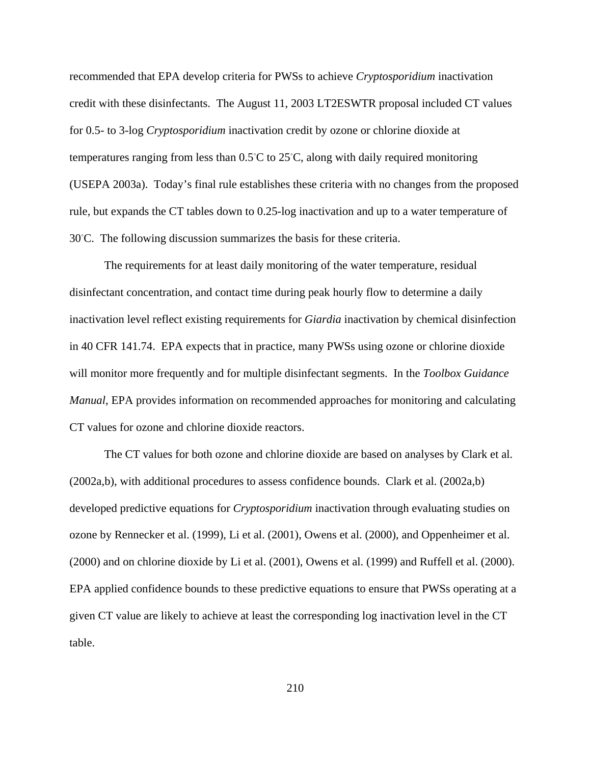recommended that EPA develop criteria for PWSs to achieve *Cryptosporidium* inactivation credit with these disinfectants. The August 11, 2003 LT2ESWTR proposal included CT values for 0.5- to 3-log *Cryptosporidium* inactivation credit by ozone or chlorine dioxide at temperatures ranging from less than 0.5°C to 25°C, along with daily required monitoring (USEPA 2003a). Today's final rule establishes these criteria with no changes from the proposed rule, but expands the CT tables down to 0.25-log inactivation and up to a water temperature of 30°C. The following discussion summarizes the basis for these criteria.

The requirements for at least daily monitoring of the water temperature, residual disinfectant concentration, and contact time during peak hourly flow to determine a daily inactivation level reflect existing requirements for *Giardia* inactivation by chemical disinfection in 40 CFR 141.74. EPA expects that in practice, many PWSs using ozone or chlorine dioxide will monitor more frequently and for multiple disinfectant segments. In the *Toolbox Guidance Manual*, EPA provides information on recommended approaches for monitoring and calculating CT values for ozone and chlorine dioxide reactors.

The CT values for both ozone and chlorine dioxide are based on analyses by Clark et al. (2002a,b), with additional procedures to assess confidence bounds. Clark et al. (2002a,b) developed predictive equations for *Cryptosporidium* inactivation through evaluating studies on ozone by Rennecker et al. (1999), Li et al. (2001), Owens et al. (2000), and Oppenheimer et al. (2000) and on chlorine dioxide by Li et al. (2001), Owens et al. (1999) and Ruffell et al. (2000). EPA applied confidence bounds to these predictive equations to ensure that PWSs operating at a given CT value are likely to achieve at least the corresponding log inactivation level in the CT table.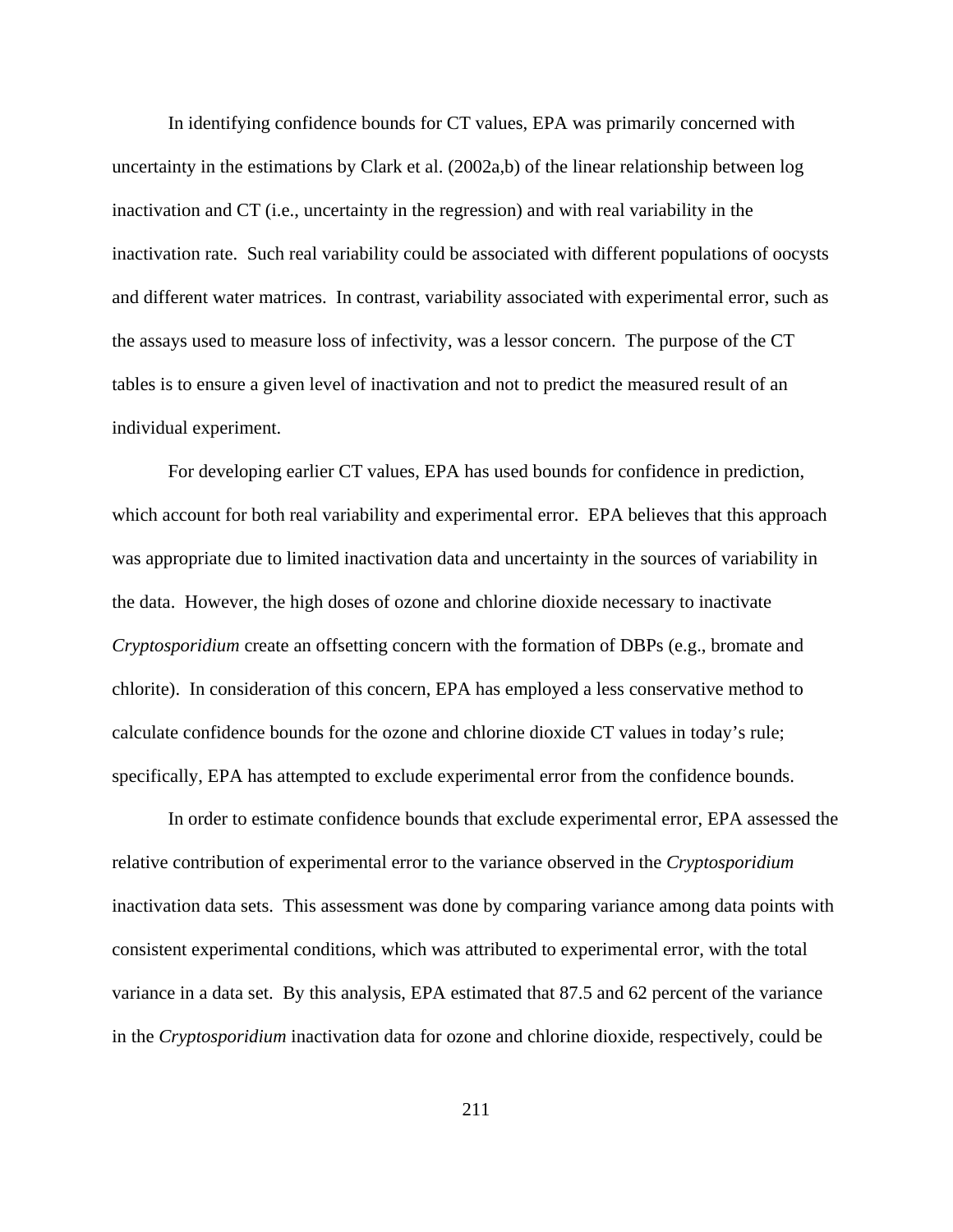In identifying confidence bounds for CT values, EPA was primarily concerned with uncertainty in the estimations by Clark et al. (2002a,b) of the linear relationship between log inactivation and CT (i.e., uncertainty in the regression) and with real variability in the inactivation rate. Such real variability could be associated with different populations of oocysts and different water matrices. In contrast, variability associated with experimental error, such as the assays used to measure loss of infectivity, was a lessor concern. The purpose of the CT tables is to ensure a given level of inactivation and not to predict the measured result of an individual experiment.

For developing earlier CT values, EPA has used bounds for confidence in prediction, which account for both real variability and experimental error. EPA believes that this approach was appropriate due to limited inactivation data and uncertainty in the sources of variability in the data. However, the high doses of ozone and chlorine dioxide necessary to inactivate *Cryptosporidium* create an offsetting concern with the formation of DBPs (e.g., bromate and chlorite). In consideration of this concern, EPA has employed a less conservative method to calculate confidence bounds for the ozone and chlorine dioxide CT values in today's rule; specifically, EPA has attempted to exclude experimental error from the confidence bounds.

In order to estimate confidence bounds that exclude experimental error, EPA assessed the relative contribution of experimental error to the variance observed in the *Cryptosporidium* inactivation data sets. This assessment was done by comparing variance among data points with consistent experimental conditions, which was attributed to experimental error, with the total variance in a data set. By this analysis, EPA estimated that 87.5 and 62 percent of the variance in the *Cryptosporidium* inactivation data for ozone and chlorine dioxide, respectively, could be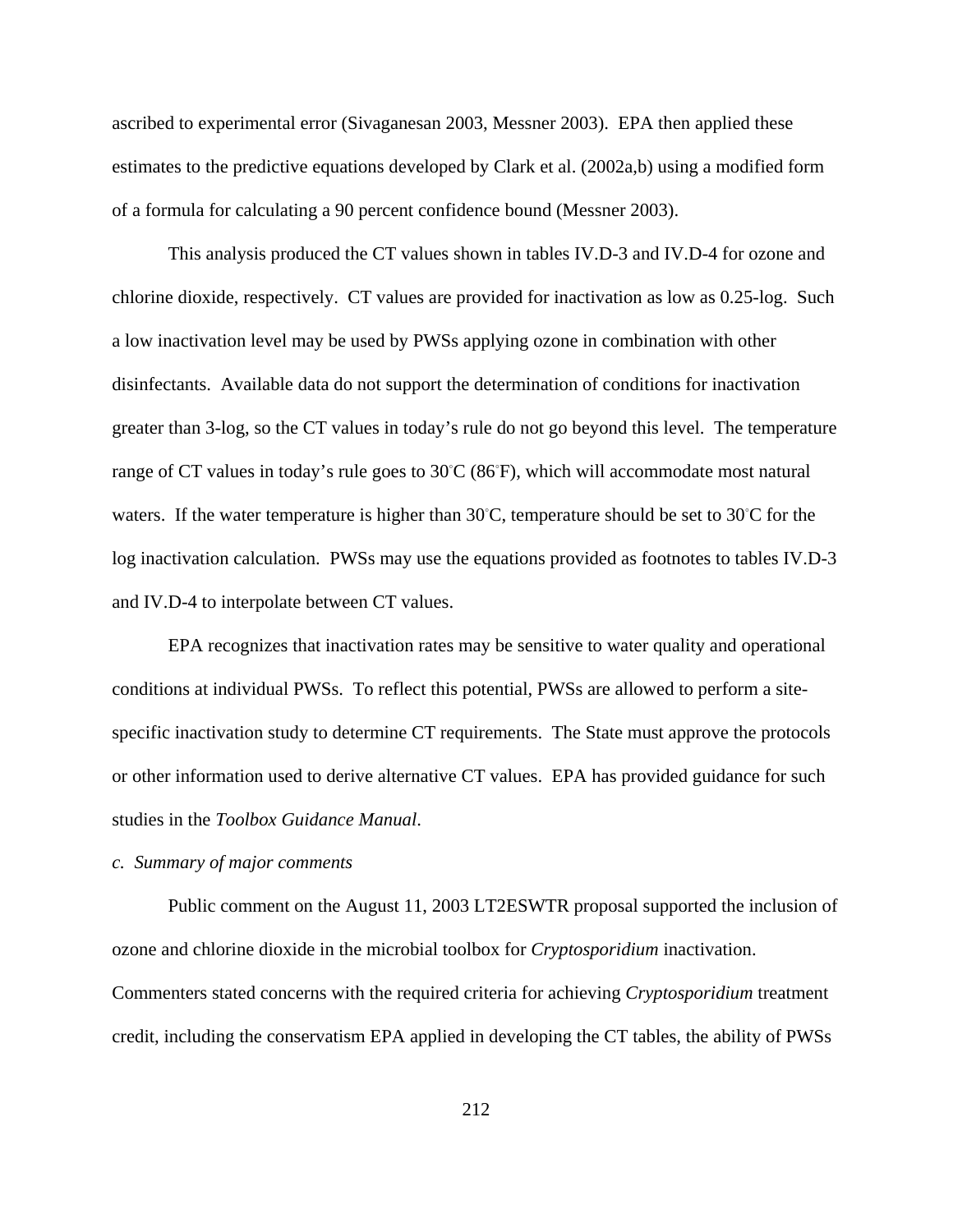ascribed to experimental error (Sivaganesan 2003, Messner 2003). EPA then applied these estimates to the predictive equations developed by Clark et al. (2002a,b) using a modified form of a formula for calculating a 90 percent confidence bound (Messner 2003).

This analysis produced the CT values shown in tables IV.D-3 and IV.D-4 for ozone and chlorine dioxide, respectively. CT values are provided for inactivation as low as 0.25-log. Such a low inactivation level may be used by PWSs applying ozone in combination with other disinfectants. Available data do not support the determination of conditions for inactivation greater than 3-log, so the CT values in today's rule do not go beyond this level. The temperature range of CT values in today's rule goes to 30°C (86°F), which will accommodate most natural waters. If the water temperature is higher than 30°C, temperature should be set to 30°C for the log inactivation calculation. PWSs may use the equations provided as footnotes to tables IV.D-3 and IV.D-4 to interpolate between CT values.

EPA recognizes that inactivation rates may be sensitive to water quality and operational conditions at individual PWSs. To reflect this potential, PWSs are allowed to perform a site-specific inactivation study to determine CT requirements. The State must approve the protocols or other information used to derive alternative CT values. EPA has provided guidance for such studies in the *Toolbox Guidance Manual*.

*c. Summary of major comments*

Public comment on the August 11, 2003 LT2ESWTR proposal supported the inclusion of ozone and chlorine dioxide in the microbial toolbox for *Cryptosporidium* inactivation. Commenters stated concerns with the required criteria for achieving *Cryptosporidium* treatment credit, including the conservatism EPA applied in developing the CT tables, the ability of PWSs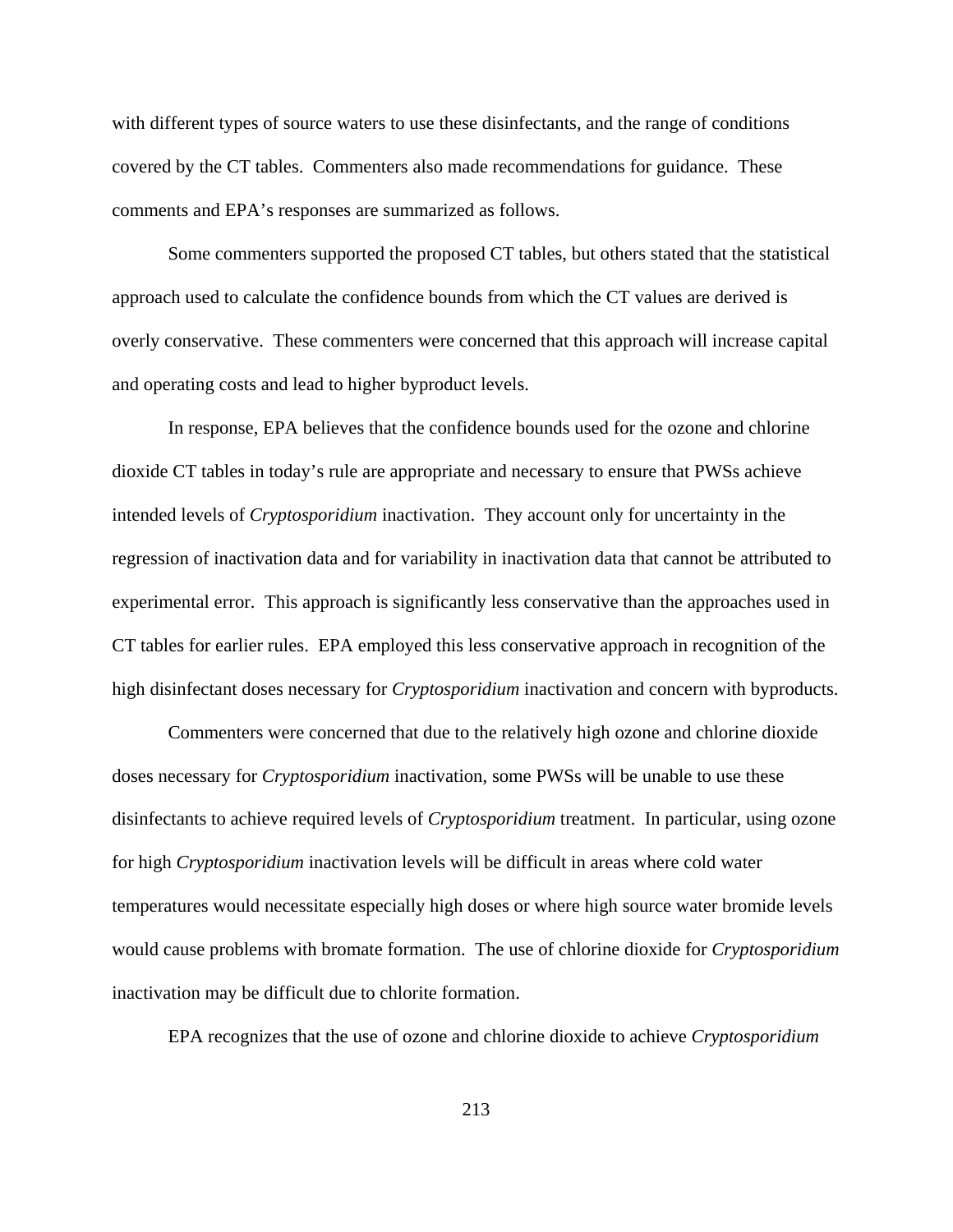with different types of source waters to use these disinfectants, and the range of conditions covered by the CT tables. Commenters also made recommendations for guidance. These comments and EPA's responses are summarized as follows.

Some commenters supported the proposed CT tables, but others stated that the statistical approach used to calculate the confidence bounds from which the CT values are derived is overly conservative. These commenters were concerned that this approach will increase capital and operating costs and lead to higher byproduct levels.

In response, EPA believes that the confidence bounds used for the ozone and chlorine dioxide CT tables in today's rule are appropriate and necessary to ensure that PWSs achieve intended levels of *Cryptosporidium* inactivation. They account only for uncertainty in the regression of inactivation data and for variability in inactivation data that cannot be attributed to experimental error. This approach is significantly less conservative than the approaches used in CT tables for earlier rules. EPA employed this less conservative approach in recognition of the high disinfectant doses necessary for *Cryptosporidium* inactivation and concern with byproducts.

Commenters were concerned that due to the relatively high ozone and chlorine dioxide doses necessary for *Cryptosporidium* inactivation, some PWSs will be unable to use these disinfectants to achieve required levels of *Cryptosporidium* treatment. In particular, using ozone for high *Cryptosporidium* inactivation levels will be difficult in areas where cold water temperatures would necessitate especially high doses or where high source water bromide levels would cause problems with bromate formation. The use of chlorine dioxide for *Cryptosporidium* inactivation may be difficult due to chlorite formation.

EPA recognizes that the use of ozone and chlorine dioxide to achieve *Cryptosporidium*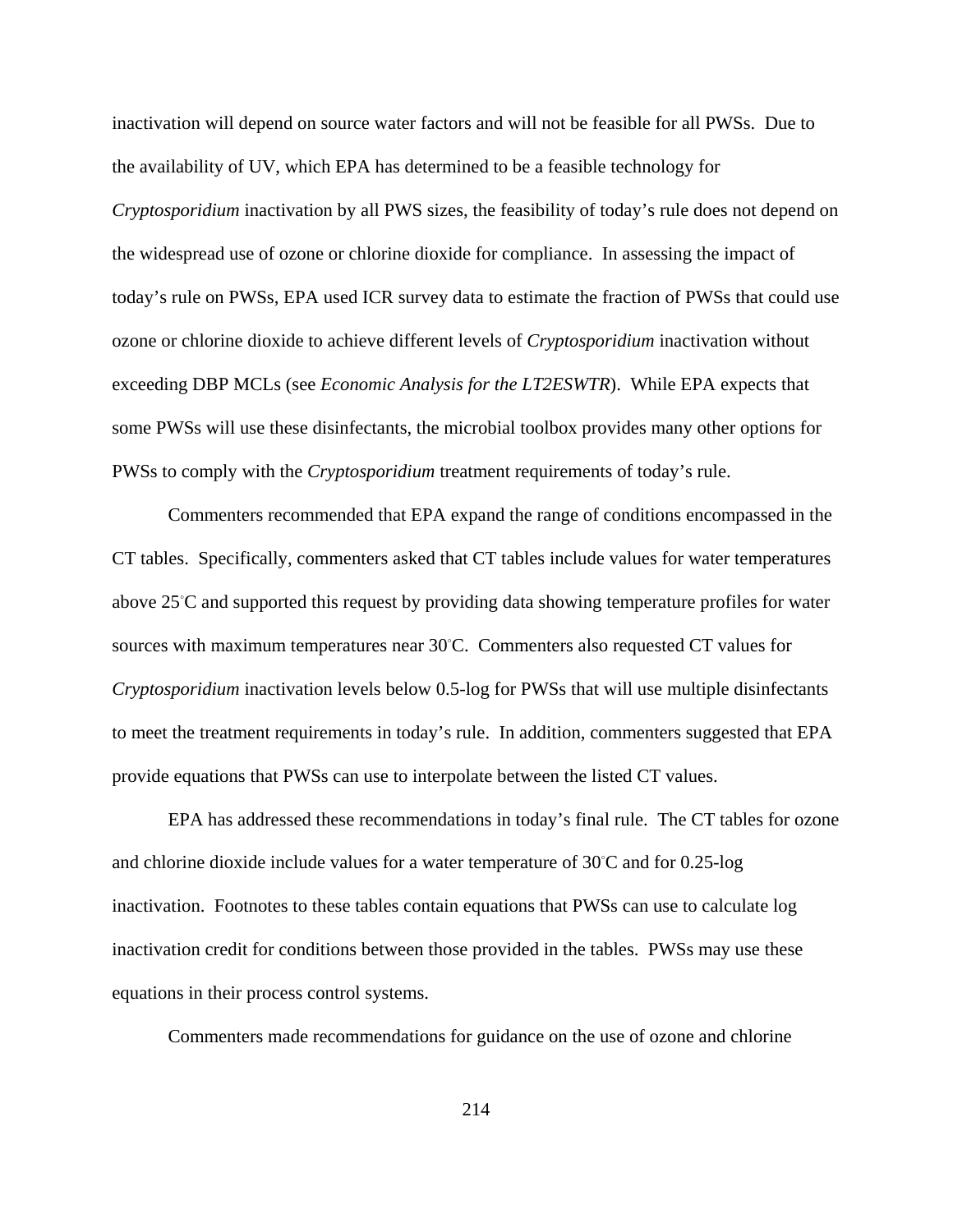inactivation will depend on source water factors and will not be feasible for all PWSs. Due to the availability of UV, which EPA has determined to be a feasible technology for *Cryptosporidium* inactivation by all PWS sizes, the feasibility of today's rule does not depend on the widespread use of ozone or chlorine dioxide for compliance. In assessing the impact of today's rule on PWSs, EPA used ICR survey data to estimate the fraction of PWSs that could use ozone or chlorine dioxide to achieve different levels of *Cryptosporidium* inactivation without exceeding DBP MCLs (see *Economic Analysis for the LT2ESWTR*). While EPA expects that some PWSs will use these disinfectants, the microbial toolbox provides many other options for PWSs to comply with the *Cryptosporidium* treatment requirements of today's rule.

Commenters recommended that EPA expand the range of conditions encompassed in the CT tables. Specifically, commenters asked that CT tables include values for water temperatures above 25°C and supported this request by providing data showing temperature profiles for water sources with maximum temperatures near 30°C. Commenters also requested CT values for *Cryptosporidium* inactivation levels below 0.5-log for PWSs that will use multiple disinfectants to meet the treatment requirements in today's rule. In addition, commenters suggested that EPA provide equations that PWSs can use to interpolate between the listed CT values.

EPA has addressed these recommendations in today's final rule. The CT tables for ozone and chlorine dioxide include values for a water temperature of 30°C and for 0.25-log inactivation. Footnotes to these tables contain equations that PWSs can use to calculate log inactivation credit for conditions between those provided in the tables. PWSs may use these equations in their process control systems.

Commenters made recommendations for guidance on the use of ozone and chlorine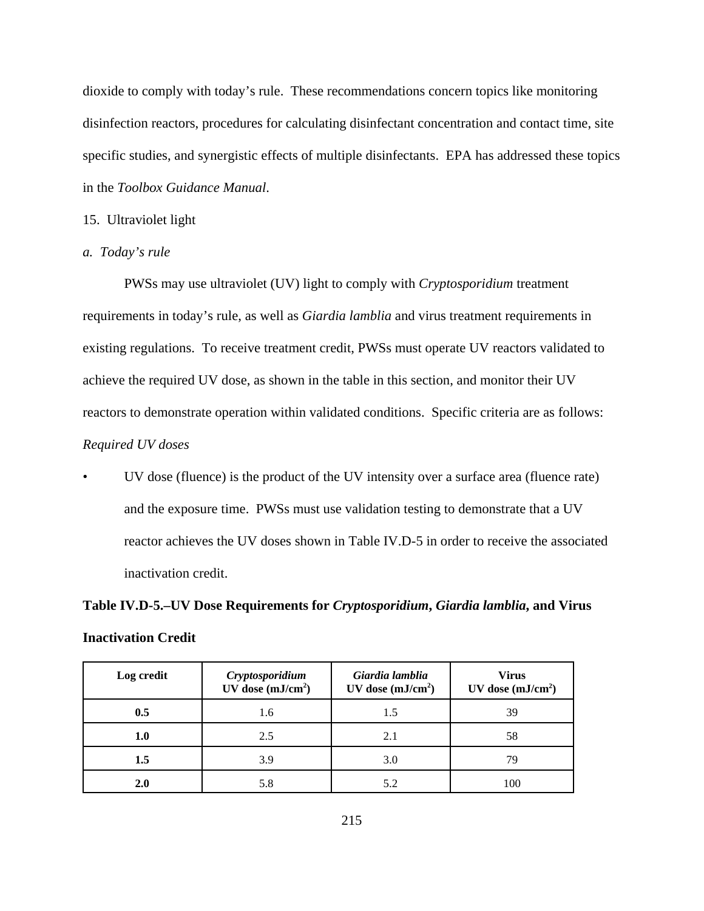dioxide to comply with today's rule. These recommendations concern topics like monitoring disinfection reactors, procedures for calculating disinfectant concentration and contact time, site specific studies, and synergistic effects of multiple disinfectants. EPA has addressed these topics in the *Toolbox Guidance Manual*.

15. Ultraviolet light

*a. Today's rule*

PWSs may use ultraviolet (UV) light to comply with *Cryptosporidium* treatment requirements in today's rule, as well as *Giardia lamblia* and virus treatment requirements in existing regulations. To receive treatment credit, PWSs must operate UV reactors validated to achieve the required UV dose, as shown in the table in this section, and monitor their UV reactors to demonstrate operation within validated conditions. Specific criteria are as follows:

*Required UV doses*

- UV dose (fluence) is the product of the UV intensity over a surface area (fluence rate) and the exposure time. PWSs must use validation testing to demonstrate that a UV reactor achieves the UV doses shown in Table IV.D-5 in order to receive the associated inactivation credit.

**Table IV.D-5.–UV Dose Requirements for *Cryptosporidium*, *Giardia lamblia*, and Virus Inactivation Credit**

| Log credit | *Cryptosporidium* UV dose ($mJ/cm^2$) | *Giardia lamblia* UV dose ($mJ/cm^2$) | Virus UV dose ($mJ/cm^2$) |
|---|---|---|---|
| **0.5** | 1.6 | 1.5 | 39 |
| **1.0** | 2.5 | 2.1 | 58 |
| **1.5** | 3.9 | 3.0 | 79 |
| **2.0** | 5.8 | 5.2 | 100 |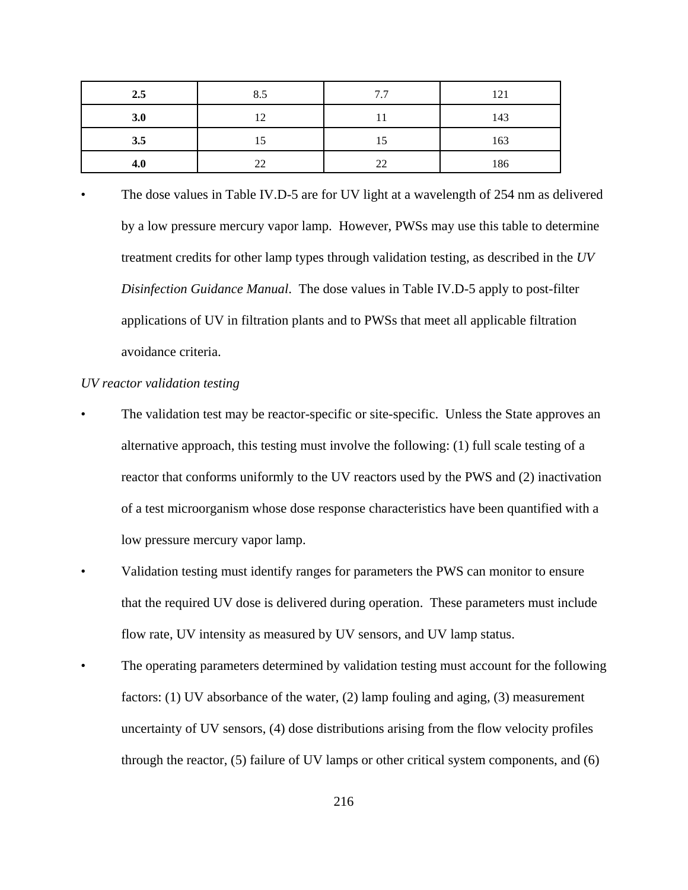| **2.5** | 8.5 | 7.7 | 121 |
|---|---|---|---|
| **3.0** | 12 | 11 | 143 |
| **3.5** | 15 | 15 | 163 |
| **4.0** | 22 | 22 | 186 |

- The dose values in Table IV.D-5 are for UV light at a wavelength of 254 nm as delivered by a low pressure mercury vapor lamp. However, PWSs may use this table to determine treatment credits for other lamp types through validation testing, as described in the *UV Disinfection Guidance Manual*. The dose values in Table IV.D-5 apply to post-filter applications of UV in filtration plants and to PWSs that meet all applicable filtration avoidance criteria.

*UV reactor validation testing*

- The validation test may be reactor-specific or site-specific. Unless the State approves an alternative approach, this testing must involve the following: (1) full scale testing of a reactor that conforms uniformly to the UV reactors used by the PWS and (2) inactivation of a test microorganism whose dose response characteristics have been quantified with a low pressure mercury vapor lamp.
- Validation testing must identify ranges for parameters the PWS can monitor to ensure that the required UV dose is delivered during operation. These parameters must include flow rate, UV intensity as measured by UV sensors, and UV lamp status.
- The operating parameters determined by validation testing must account for the following factors: (1) UV absorbance of the water, (2) lamp fouling and aging, (3) measurement uncertainty of UV sensors, (4) dose distributions arising from the flow velocity profiles through the reactor, (5) failure of UV lamps or other critical system components, and (6)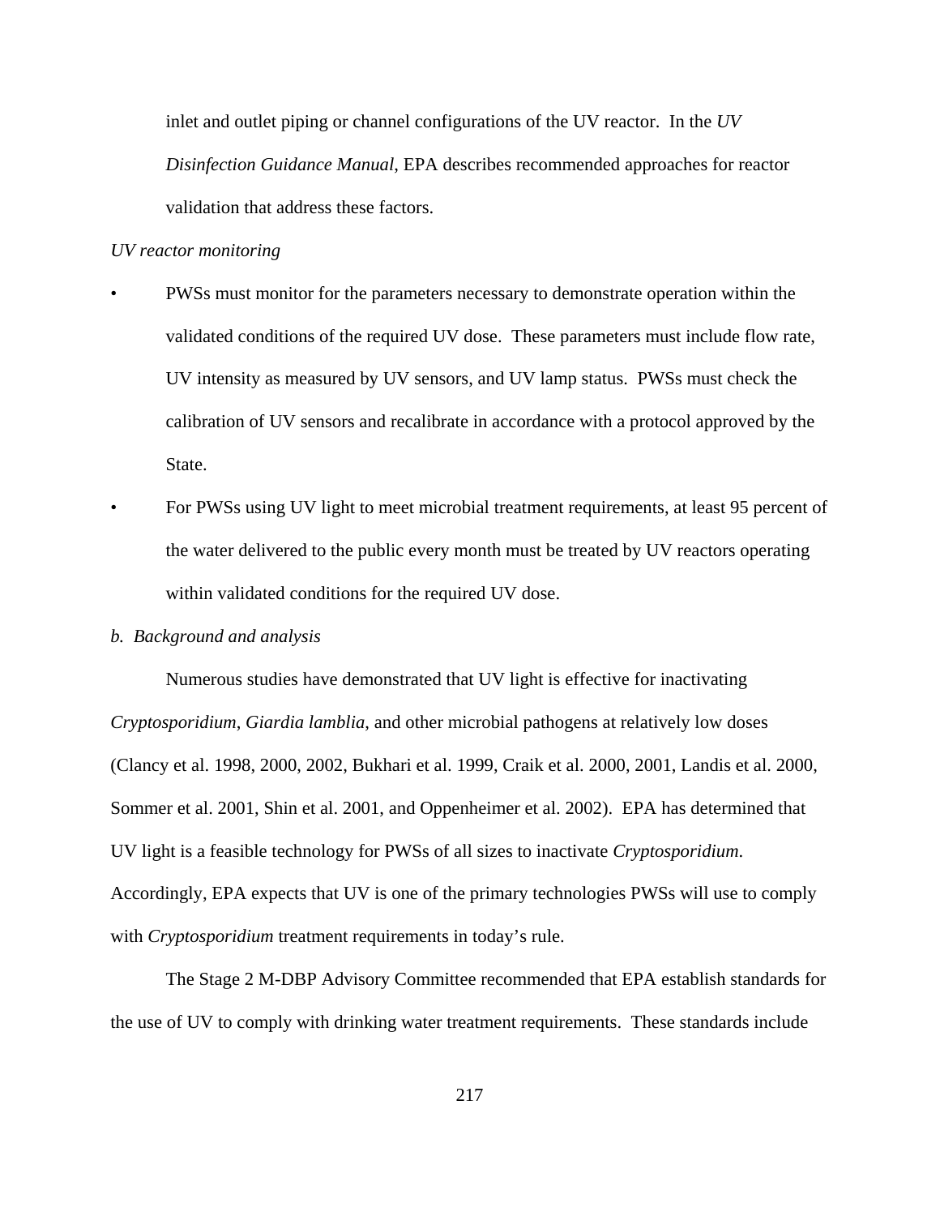inlet and outlet piping or channel configurations of the UV reactor. In the *UV Disinfection Guidance Manual*, EPA describes recommended approaches for reactor validation that address these factors.

*UV reactor monitoring*

- PWSs must monitor for the parameters necessary to demonstrate operation within the validated conditions of the required UV dose. These parameters must include flow rate, UV intensity as measured by UV sensors, and UV lamp status. PWSs must check the calibration of UV sensors and recalibrate in accordance with a protocol approved by the State.
- For PWSs using UV light to meet microbial treatment requirements, at least 95 percent of the water delivered to the public every month must be treated by UV reactors operating within validated conditions for the required UV dose.

*b. Background and analysis*

Numerous studies have demonstrated that UV light is effective for inactivating *Cryptosporidium*, *Giardia lamblia*, and other microbial pathogens at relatively low doses (Clancy et al. 1998, 2000, 2002, Bukhari et al. 1999, Craik et al. 2000, 2001, Landis et al. 2000, Sommer et al. 2001, Shin et al. 2001, and Oppenheimer et al. 2002). EPA has determined that UV light is a feasible technology for PWSs of all sizes to inactivate *Cryptosporidium*. Accordingly, EPA expects that UV is one of the primary technologies PWSs will use to comply with *Cryptosporidium* treatment requirements in today's rule.

The Stage 2 M-DBP Advisory Committee recommended that EPA establish standards for the use of UV to comply with drinking water treatment requirements. These standards include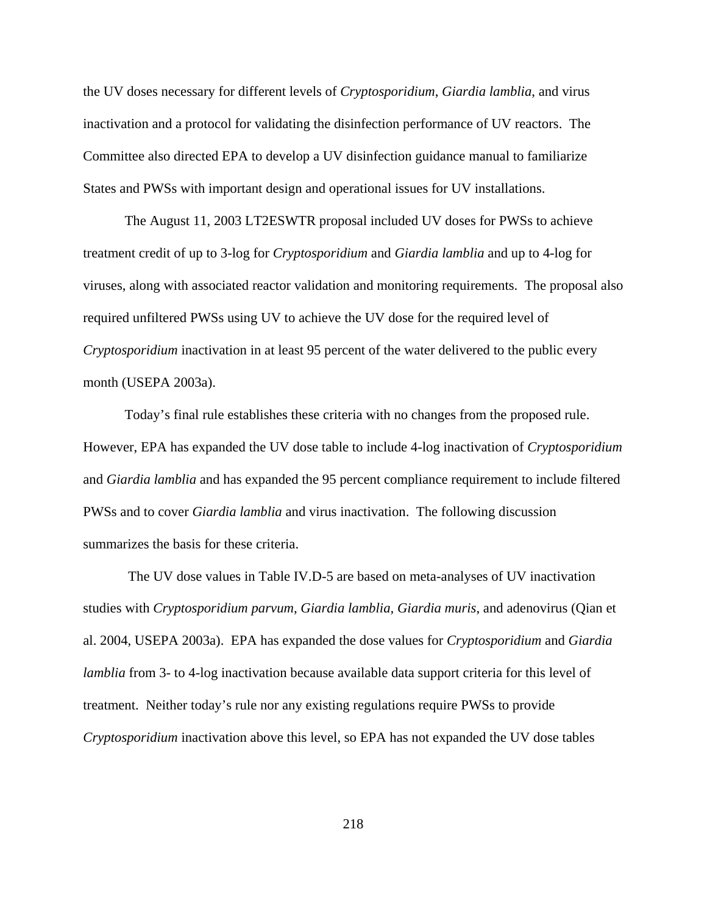the UV doses necessary for different levels of *Cryptosporidium*, *Giardia lamblia*, and virus inactivation and a protocol for validating the disinfection performance of UV reactors. The Committee also directed EPA to develop a UV disinfection guidance manual to familiarize States and PWSs with important design and operational issues for UV installations.

The August 11, 2003 LT2ESWTR proposal included UV doses for PWSs to achieve treatment credit of up to 3-log for *Cryptosporidium* and *Giardia lamblia* and up to 4-log for viruses, along with associated reactor validation and monitoring requirements. The proposal also required unfiltered PWSs using UV to achieve the UV dose for the required level of *Cryptosporidium* inactivation in at least 95 percent of the water delivered to the public every month (USEPA 2003a).

Today's final rule establishes these criteria with no changes from the proposed rule. However, EPA has expanded the UV dose table to include 4-log inactivation of *Cryptosporidium* and *Giardia lamblia* and has expanded the 95 percent compliance requirement to include filtered PWSs and to cover *Giardia lamblia* and virus inactivation. The following discussion summarizes the basis for these criteria.

The UV dose values in Table IV.D-5 are based on meta-analyses of UV inactivation studies with *Cryptosporidium parvum*, *Giardia lamblia*, *Giardia muris*, and adenovirus (Qian et al. 2004, USEPA 2003a). EPA has expanded the dose values for *Cryptosporidium* and *Giardia lamblia* from 3- to 4-log inactivation because available data support criteria for this level of treatment. Neither today's rule nor any existing regulations require PWSs to provide *Cryptosporidium* inactivation above this level, so EPA has not expanded the UV dose tables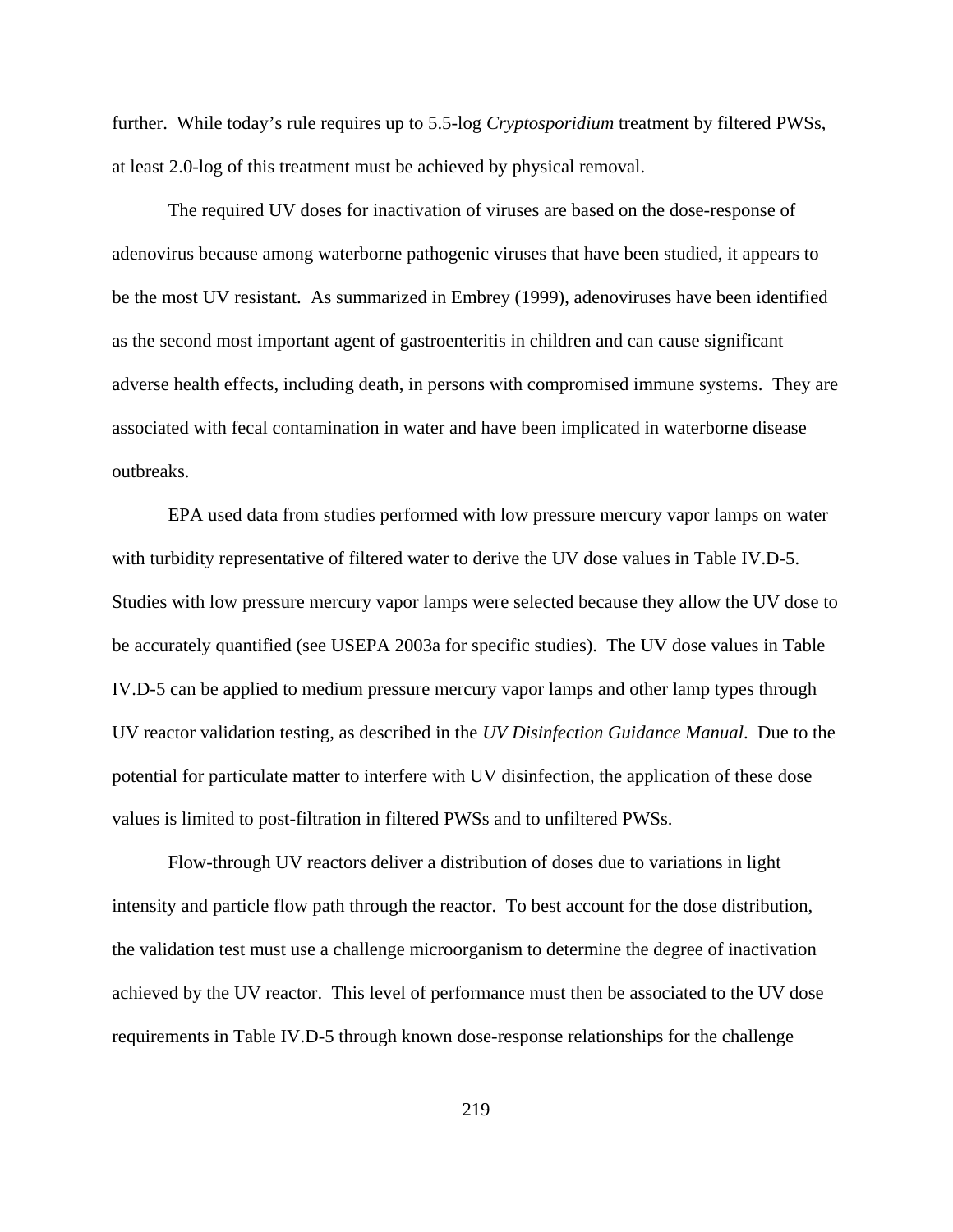further. While today's rule requires up to 5.5-log *Cryptosporidium* treatment by filtered PWSs, at least 2.0-log of this treatment must be achieved by physical removal.

The required UV doses for inactivation of viruses are based on the dose-response of adenovirus because among waterborne pathogenic viruses that have been studied, it appears to be the most UV resistant. As summarized in Embrey (1999), adenoviruses have been identified as the second most important agent of gastroenteritis in children and can cause significant adverse health effects, including death, in persons with compromised immune systems. They are associated with fecal contamination in water and have been implicated in waterborne disease outbreaks.

EPA used data from studies performed with low pressure mercury vapor lamps on water with turbidity representative of filtered water to derive the UV dose values in Table IV.D-5. Studies with low pressure mercury vapor lamps were selected because they allow the UV dose to be accurately quantified (see USEPA 2003a for specific studies). The UV dose values in Table IV.D-5 can be applied to medium pressure mercury vapor lamps and other lamp types through UV reactor validation testing, as described in the *UV Disinfection Guidance Manual*. Due to the potential for particulate matter to interfere with UV disinfection, the application of these dose values is limited to post-filtration in filtered PWSs and to unfiltered PWSs.

Flow-through UV reactors deliver a distribution of doses due to variations in light intensity and particle flow path through the reactor. To best account for the dose distribution, the validation test must use a challenge microorganism to determine the degree of inactivation achieved by the UV reactor. This level of performance must then be associated to the UV dose requirements in Table IV.D-5 through known dose-response relationships for the challenge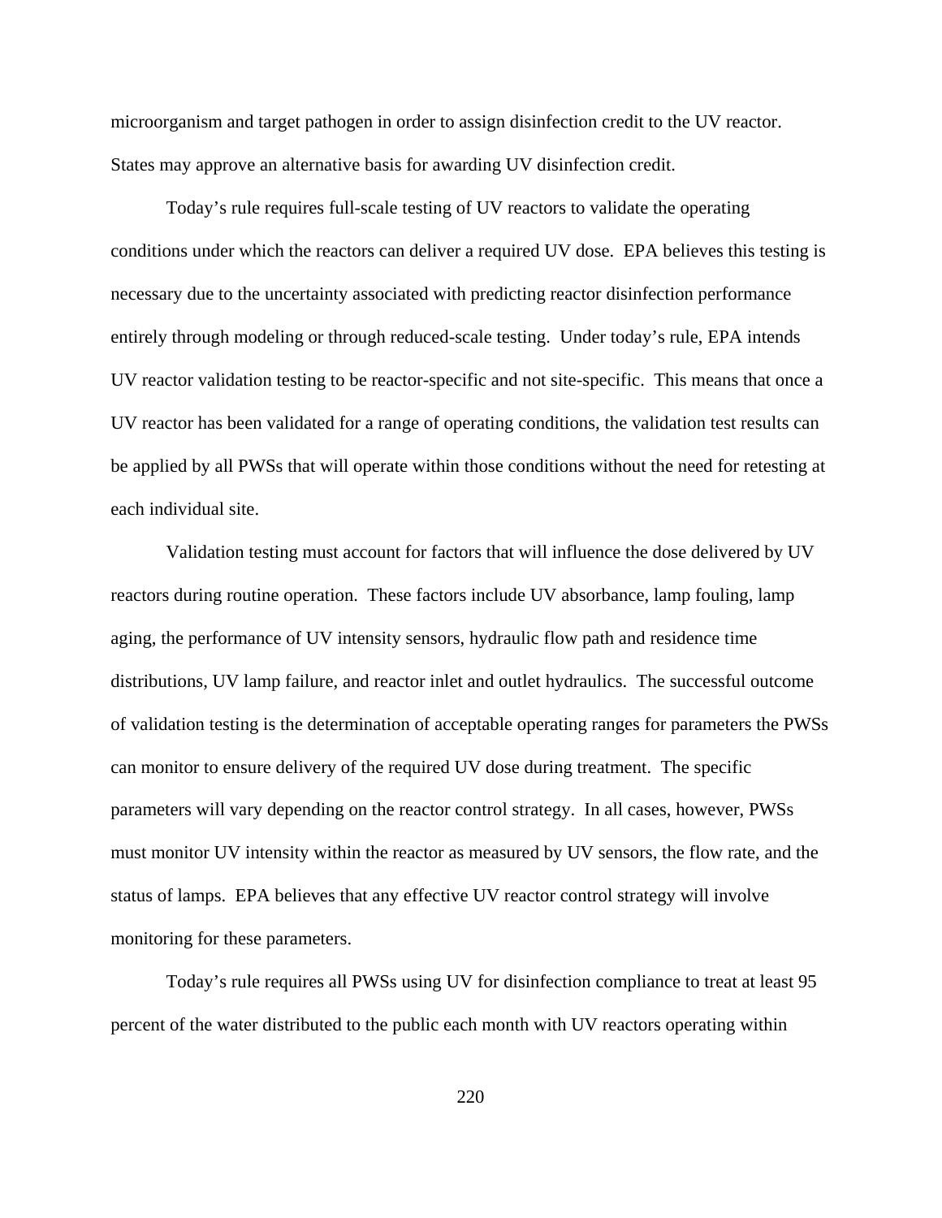microorganism and target pathogen in order to assign disinfection credit to the UV reactor. States may approve an alternative basis for awarding UV disinfection credit.

Today's rule requires full-scale testing of UV reactors to validate the operating conditions under which the reactors can deliver a required UV dose. EPA believes this testing is necessary due to the uncertainty associated with predicting reactor disinfection performance entirely through modeling or through reduced-scale testing. Under today's rule, EPA intends UV reactor validation testing to be reactor-specific and not site-specific. This means that once a UV reactor has been validated for a range of operating conditions, the validation test results can be applied by all PWSs that will operate within those conditions without the need for retesting at each individual site.

Validation testing must account for factors that will influence the dose delivered by UV reactors during routine operation. These factors include UV absorbance, lamp fouling, lamp aging, the performance of UV intensity sensors, hydraulic flow path and residence time distributions, UV lamp failure, and reactor inlet and outlet hydraulics. The successful outcome of validation testing is the determination of acceptable operating ranges for parameters the PWSs can monitor to ensure delivery of the required UV dose during treatment. The specific parameters will vary depending on the reactor control strategy. In all cases, however, PWSs must monitor UV intensity within the reactor as measured by UV sensors, the flow rate, and the status of lamps. EPA believes that any effective UV reactor control strategy will involve monitoring for these parameters.

Today's rule requires all PWSs using UV for disinfection compliance to treat at least 95 percent of the water distributed to the public each month with UV reactors operating within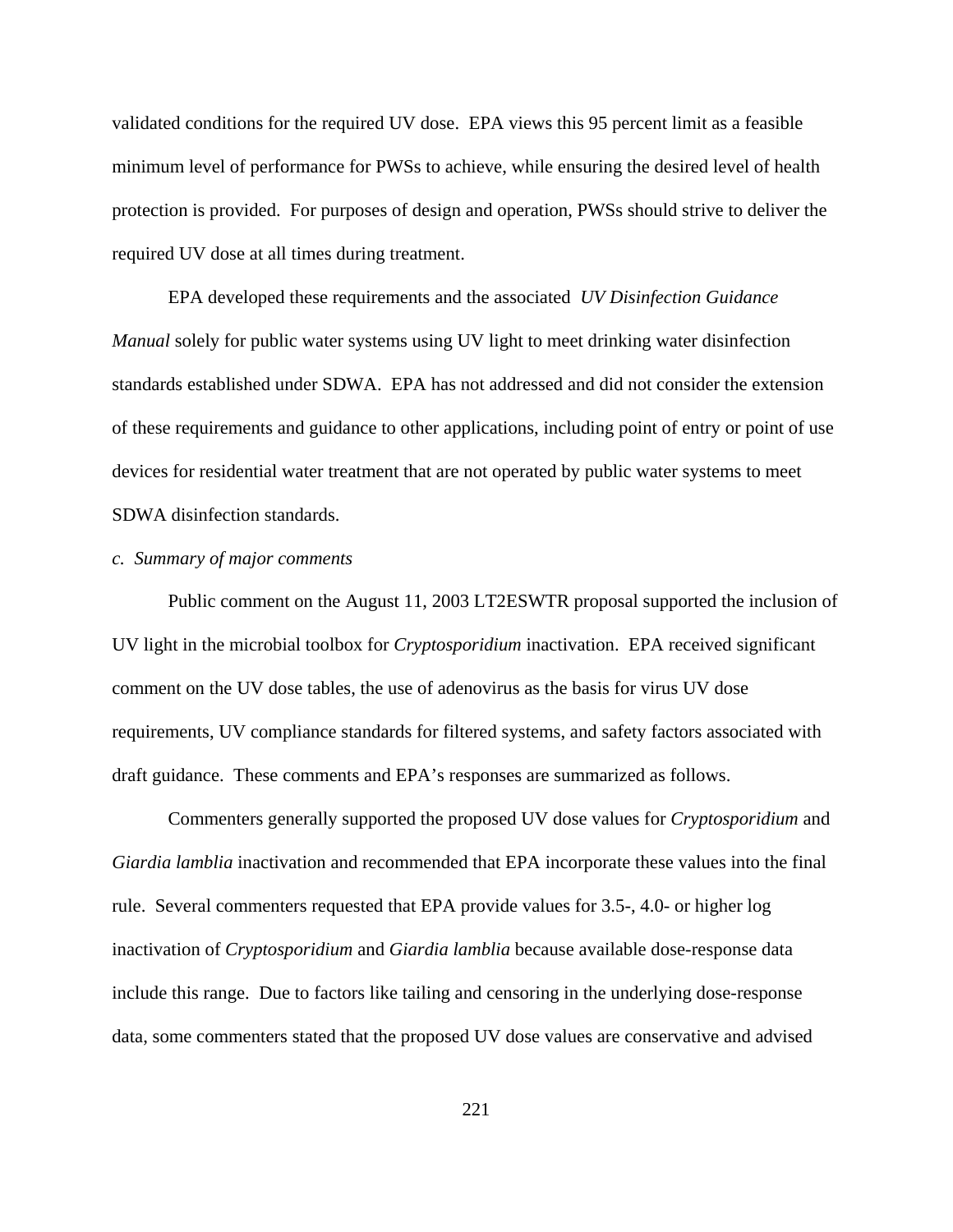validated conditions for the required UV dose. EPA views this 95 percent limit as a feasible minimum level of performance for PWSs to achieve, while ensuring the desired level of health protection is provided. For purposes of design and operation, PWSs should strive to deliver the required UV dose at all times during treatment.

EPA developed these requirements and the associated *UV Disinfection Guidance Manual* solely for public water systems using UV light to meet drinking water disinfection standards established under SDWA. EPA has not addressed and did not consider the extension of these requirements and guidance to other applications, including point of entry or point of use devices for residential water treatment that are not operated by public water systems to meet SDWA disinfection standards.

*c. Summary of major comments*

Public comment on the August 11, 2003 LT2ESWTR proposal supported the inclusion of UV light in the microbial toolbox for *Cryptosporidium* inactivation. EPA received significant comment on the UV dose tables, the use of adenovirus as the basis for virus UV dose requirements, UV compliance standards for filtered systems, and safety factors associated with draft guidance. These comments and EPA's responses are summarized as follows.

Commenters generally supported the proposed UV dose values for *Cryptosporidium* and *Giardia lamblia* inactivation and recommended that EPA incorporate these values into the final rule. Several commenters requested that EPA provide values for 3.5-, 4.0- or higher log inactivation of *Cryptosporidium* and *Giardia lamblia* because available dose-response data include this range. Due to factors like tailing and censoring in the underlying dose-response data, some commenters stated that the proposed UV dose values are conservative and advised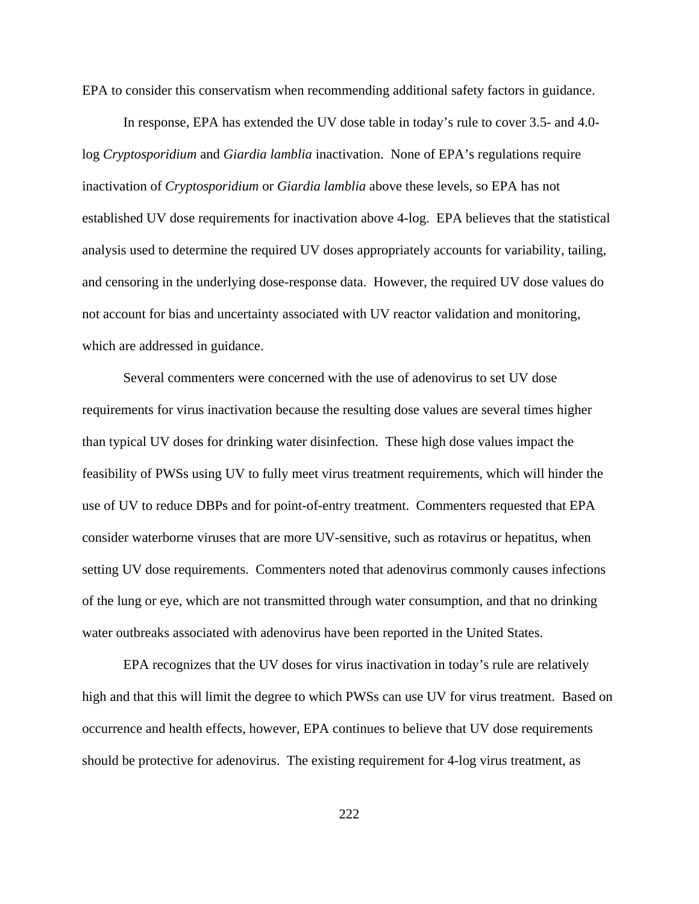EPA to consider this conservatism when recommending additional safety factors in guidance.

In response, EPA has extended the UV dose table in today's rule to cover 3.5- and 4.0-log *Cryptosporidium* and *Giardia lamblia* inactivation. None of EPA's regulations require inactivation of *Cryptosporidium* or *Giardia lamblia* above these levels, so EPA has not established UV dose requirements for inactivation above 4-log. EPA believes that the statistical analysis used to determine the required UV doses appropriately accounts for variability, tailing, and censoring in the underlying dose-response data. However, the required UV dose values do not account for bias and uncertainty associated with UV reactor validation and monitoring, which are addressed in guidance.

Several commenters were concerned with the use of adenovirus to set UV dose requirements for virus inactivation because the resulting dose values are several times higher than typical UV doses for drinking water disinfection. These high dose values impact the feasibility of PWSs using UV to fully meet virus treatment requirements, which will hinder the use of UV to reduce DBPs and for point-of-entry treatment. Commenters requested that EPA consider waterborne viruses that are more UV-sensitive, such as rotavirus or hepatitus, when setting UV dose requirements. Commenters noted that adenovirus commonly causes infections of the lung or eye, which are not transmitted through water consumption, and that no drinking water outbreaks associated with adenovirus have been reported in the United States.

EPA recognizes that the UV doses for virus inactivation in today's rule are relatively high and that this will limit the degree to which PWSs can use UV for virus treatment. Based on occurrence and health effects, however, EPA continues to believe that UV dose requirements should be protective for adenovirus. The existing requirement for 4-log virus treatment, as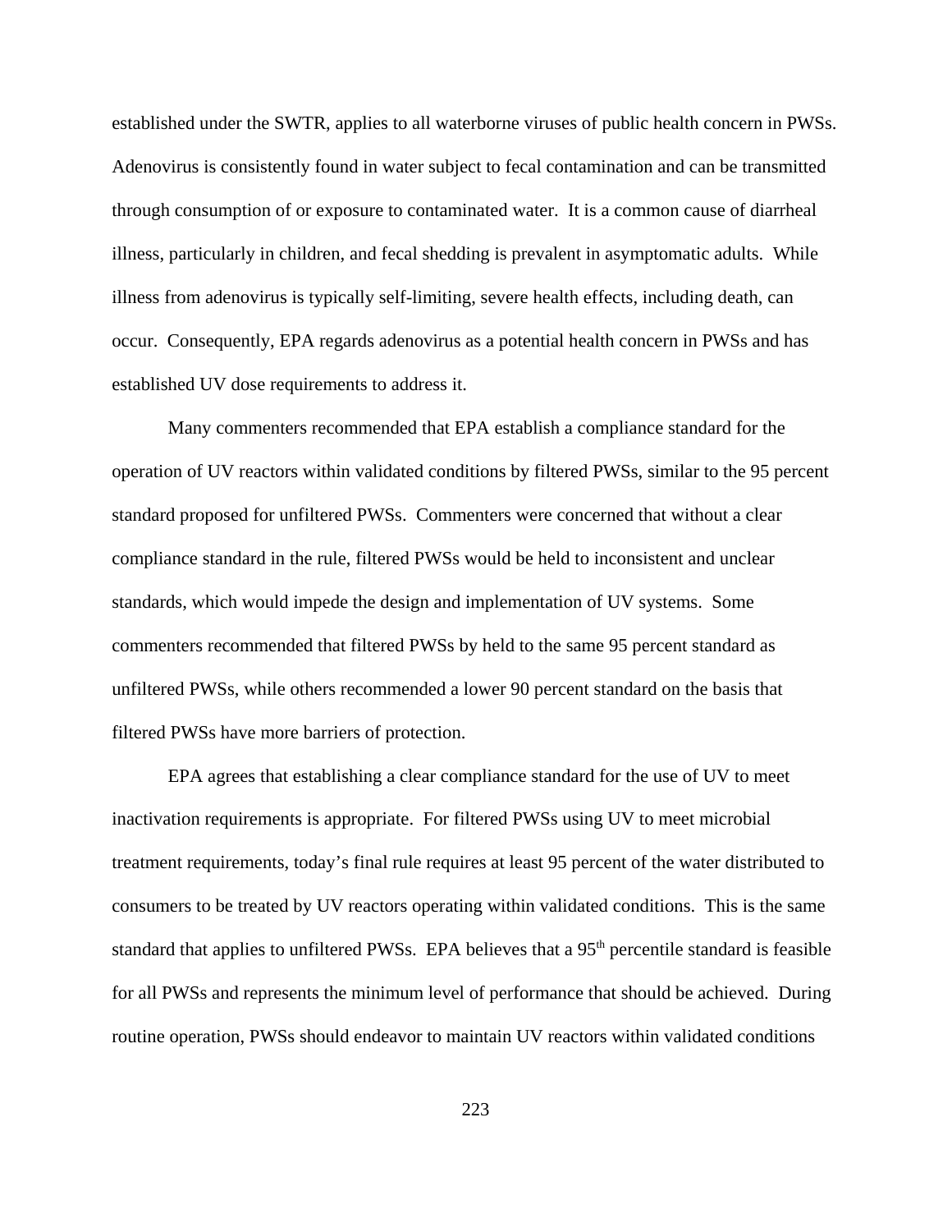established under the SWTR, applies to all waterborne viruses of public health concern in PWSs. Adenovirus is consistently found in water subject to fecal contamination and can be transmitted through consumption of or exposure to contaminated water. It is a common cause of diarrheal illness, particularly in children, and fecal shedding is prevalent in asymptomatic adults. While illness from adenovirus is typically self-limiting, severe health effects, including death, can occur. Consequently, EPA regards adenovirus as a potential health concern in PWSs and has established UV dose requirements to address it.

Many commenters recommended that EPA establish a compliance standard for the operation of UV reactors within validated conditions by filtered PWSs, similar to the 95 percent standard proposed for unfiltered PWSs. Commenters were concerned that without a clear compliance standard in the rule, filtered PWSs would be held to inconsistent and unclear standards, which would impede the design and implementation of UV systems. Some commenters recommended that filtered PWSs by held to the same 95 percent standard as unfiltered PWSs, while others recommended a lower 90 percent standard on the basis that filtered PWSs have more barriers of protection.

EPA agrees that establishing a clear compliance standard for the use of UV to meet inactivation requirements is appropriate. For filtered PWSs using UV to meet microbial treatment requirements, today's final rule requires at least 95 percent of the water distributed to consumers to be treated by UV reactors operating within validated conditions. This is the same standard that applies to unfiltered PWSs. EPA believes that a 95$^{th}$ percentile standard is feasible for all PWSs and represents the minimum level of performance that should be achieved. During routine operation, PWSs should endeavor to maintain UV reactors within validated conditions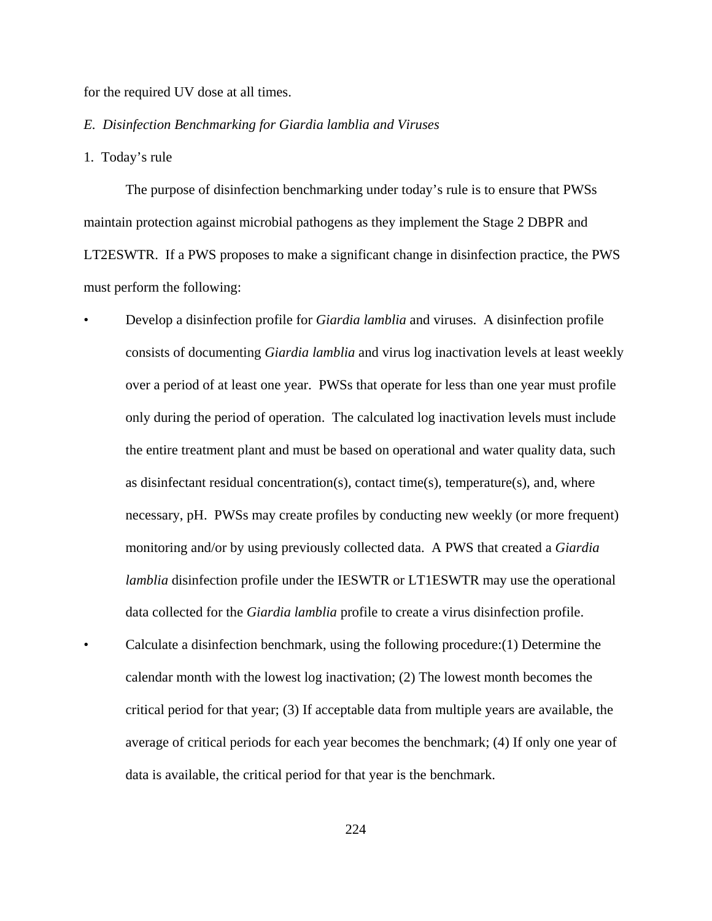for the required UV dose at all times.

*E. Disinfection Benchmarking for Giardia lamblia and Viruses*

1. Today's rule

The purpose of disinfection benchmarking under today's rule is to ensure that PWSs maintain protection against microbial pathogens as they implement the Stage 2 DBPR and LT2ESWTR. If a PWS proposes to make a significant change in disinfection practice, the PWS must perform the following:

- Develop a disinfection profile for *Giardia lamblia* and viruses. A disinfection profile consists of documenting *Giardia lamblia* and virus log inactivation levels at least weekly over a period of at least one year. PWSs that operate for less than one year must profile only during the period of operation. The calculated log inactivation levels must include the entire treatment plant and must be based on operational and water quality data, such as disinfectant residual concentration(s), contact time(s), temperature(s), and, where necessary, pH. PWSs may create profiles by conducting new weekly (or more frequent) monitoring and/or by using previously collected data. A PWS that created a *Giardia lamblia* disinfection profile under the IESWTR or LT1ESWTR may use the operational data collected for the *Giardia lamblia* profile to create a virus disinfection profile.
- Calculate a disinfection benchmark, using the following procedure:(1) Determine the calendar month with the lowest log inactivation; (2) The lowest month becomes the critical period for that year; (3) If acceptable data from multiple years are available, the average of critical periods for each year becomes the benchmark; (4) If only one year of data is available, the critical period for that year is the benchmark.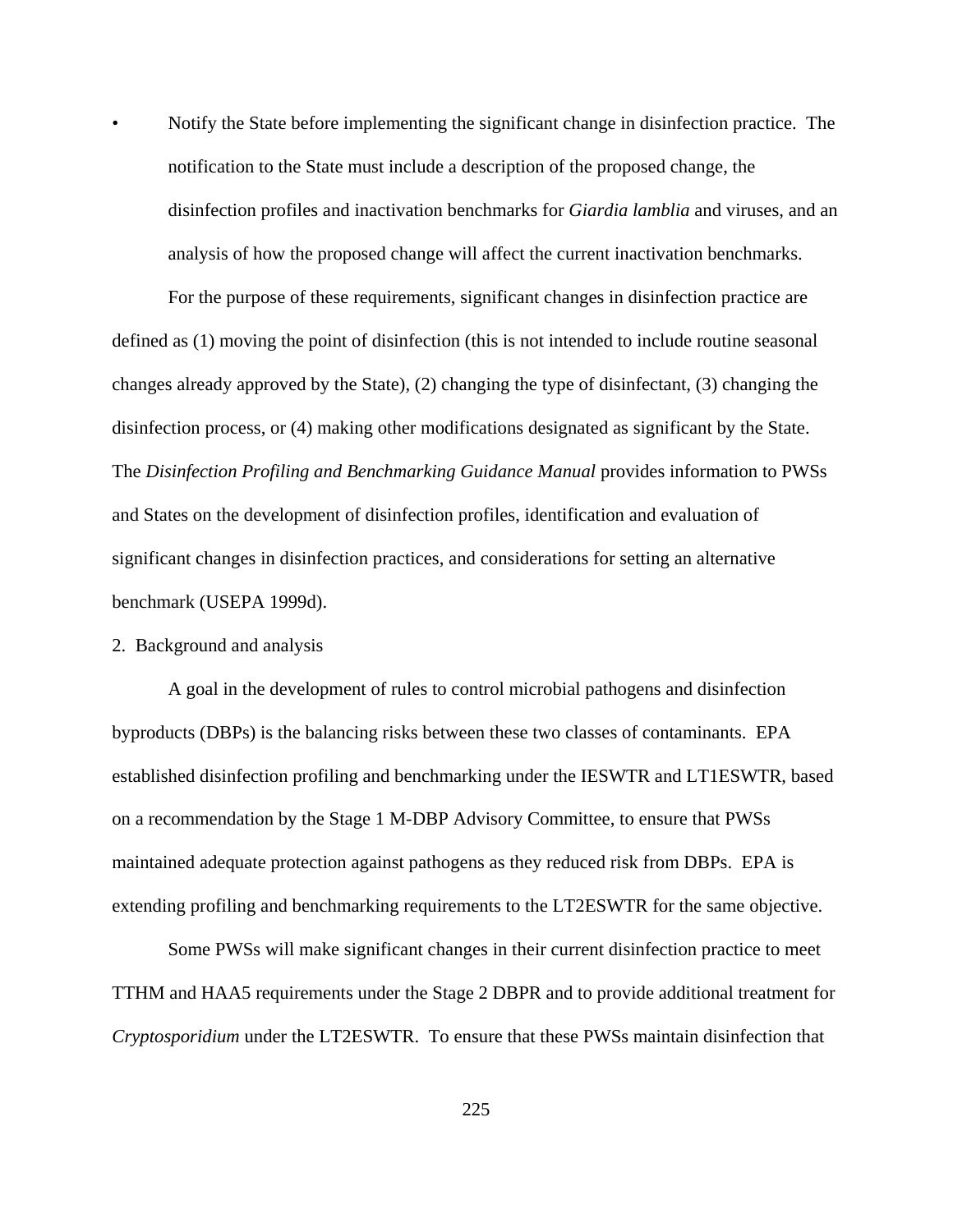- Notify the State before implementing the significant change in disinfection practice. The notification to the State must include a description of the proposed change, the disinfection profiles and inactivation benchmarks for *Giardia lamblia* and viruses, and an analysis of how the proposed change will affect the current inactivation benchmarks.

For the purpose of these requirements, significant changes in disinfection practice are defined as (1) moving the point of disinfection (this is not intended to include routine seasonal changes already approved by the State), (2) changing the type of disinfectant, (3) changing the disinfection process, or (4) making other modifications designated as significant by the State. The *Disinfection Profiling and Benchmarking Guidance Manual* provides information to PWSs and States on the development of disinfection profiles, identification and evaluation of significant changes in disinfection practices, and considerations for setting an alternative benchmark (USEPA 1999d).

2. Background and analysis

A goal in the development of rules to control microbial pathogens and disinfection byproducts (DBPs) is the balancing risks between these two classes of contaminants. EPA established disinfection profiling and benchmarking under the IESWTR and LT1ESWTR, based on a recommendation by the Stage 1 M-DBP Advisory Committee, to ensure that PWSs maintained adequate protection against pathogens as they reduced risk from DBPs. EPA is extending profiling and benchmarking requirements to the LT2ESWTR for the same objective.

Some PWSs will make significant changes in their current disinfection practice to meet TTHM and HAA5 requirements under the Stage 2 DBPR and to provide additional treatment for *Cryptosporidium* under the LT2ESWTR. To ensure that these PWSs maintain disinfection that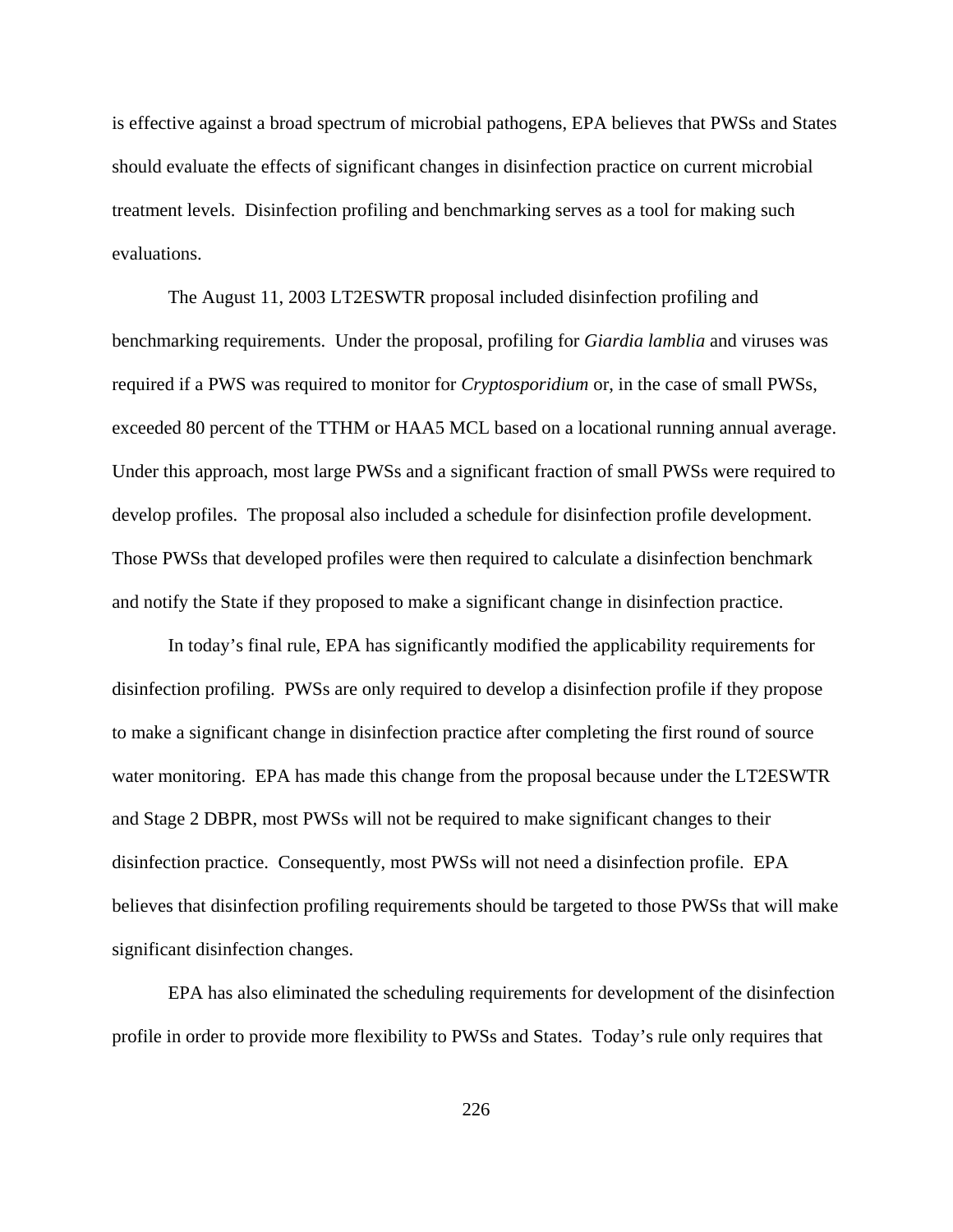is effective against a broad spectrum of microbial pathogens, EPA believes that PWSs and States should evaluate the effects of significant changes in disinfection practice on current microbial treatment levels. Disinfection profiling and benchmarking serves as a tool for making such evaluations.

The August 11, 2003 LT2ESWTR proposal included disinfection profiling and benchmarking requirements. Under the proposal, profiling for *Giardia lamblia* and viruses was required if a PWS was required to monitor for *Cryptosporidium* or, in the case of small PWSs, exceeded 80 percent of the TTHM or HAA5 MCL based on a locational running annual average. Under this approach, most large PWSs and a significant fraction of small PWSs were required to develop profiles. The proposal also included a schedule for disinfection profile development. Those PWSs that developed profiles were then required to calculate a disinfection benchmark and notify the State if they proposed to make a significant change in disinfection practice.

In today's final rule, EPA has significantly modified the applicability requirements for disinfection profiling. PWSs are only required to develop a disinfection profile if they propose to make a significant change in disinfection practice after completing the first round of source water monitoring. EPA has made this change from the proposal because under the LT2ESWTR and Stage 2 DBPR, most PWSs will not be required to make significant changes to their disinfection practice. Consequently, most PWSs will not need a disinfection profile. EPA believes that disinfection profiling requirements should be targeted to those PWSs that will make significant disinfection changes.

EPA has also eliminated the scheduling requirements for development of the disinfection profile in order to provide more flexibility to PWSs and States. Today's rule only requires that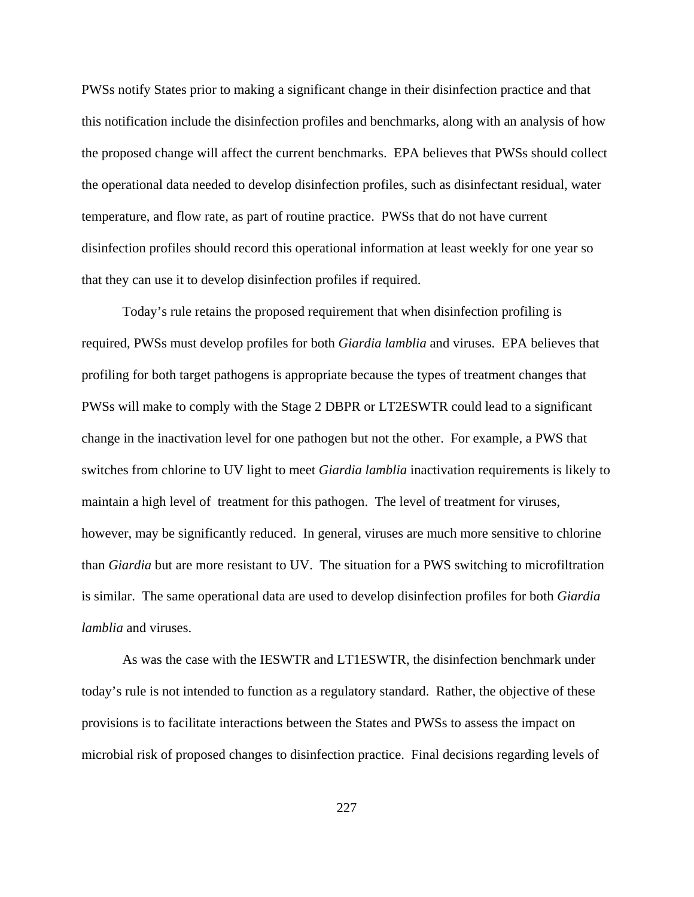PWSs notify States prior to making a significant change in their disinfection practice and that this notification include the disinfection profiles and benchmarks, along with an analysis of how the proposed change will affect the current benchmarks. EPA believes that PWSs should collect the operational data needed to develop disinfection profiles, such as disinfectant residual, water temperature, and flow rate, as part of routine practice. PWSs that do not have current disinfection profiles should record this operational information at least weekly for one year so that they can use it to develop disinfection profiles if required.

Today's rule retains the proposed requirement that when disinfection profiling is required, PWSs must develop profiles for both *Giardia lamblia* and viruses. EPA believes that profiling for both target pathogens is appropriate because the types of treatment changes that PWSs will make to comply with the Stage 2 DBPR or LT2ESWTR could lead to a significant change in the inactivation level for one pathogen but not the other. For example, a PWS that switches from chlorine to UV light to meet *Giardia lamblia* inactivation requirements is likely to maintain a high level of treatment for this pathogen. The level of treatment for viruses, however, may be significantly reduced. In general, viruses are much more sensitive to chlorine than *Giardia* but are more resistant to UV. The situation for a PWS switching to microfiltration is similar. The same operational data are used to develop disinfection profiles for both *Giardia lamblia* and viruses.

As was the case with the IESWTR and LT1ESWTR, the disinfection benchmark under today's rule is not intended to function as a regulatory standard. Rather, the objective of these provisions is to facilitate interactions between the States and PWSs to assess the impact on microbial risk of proposed changes to disinfection practice. Final decisions regarding levels of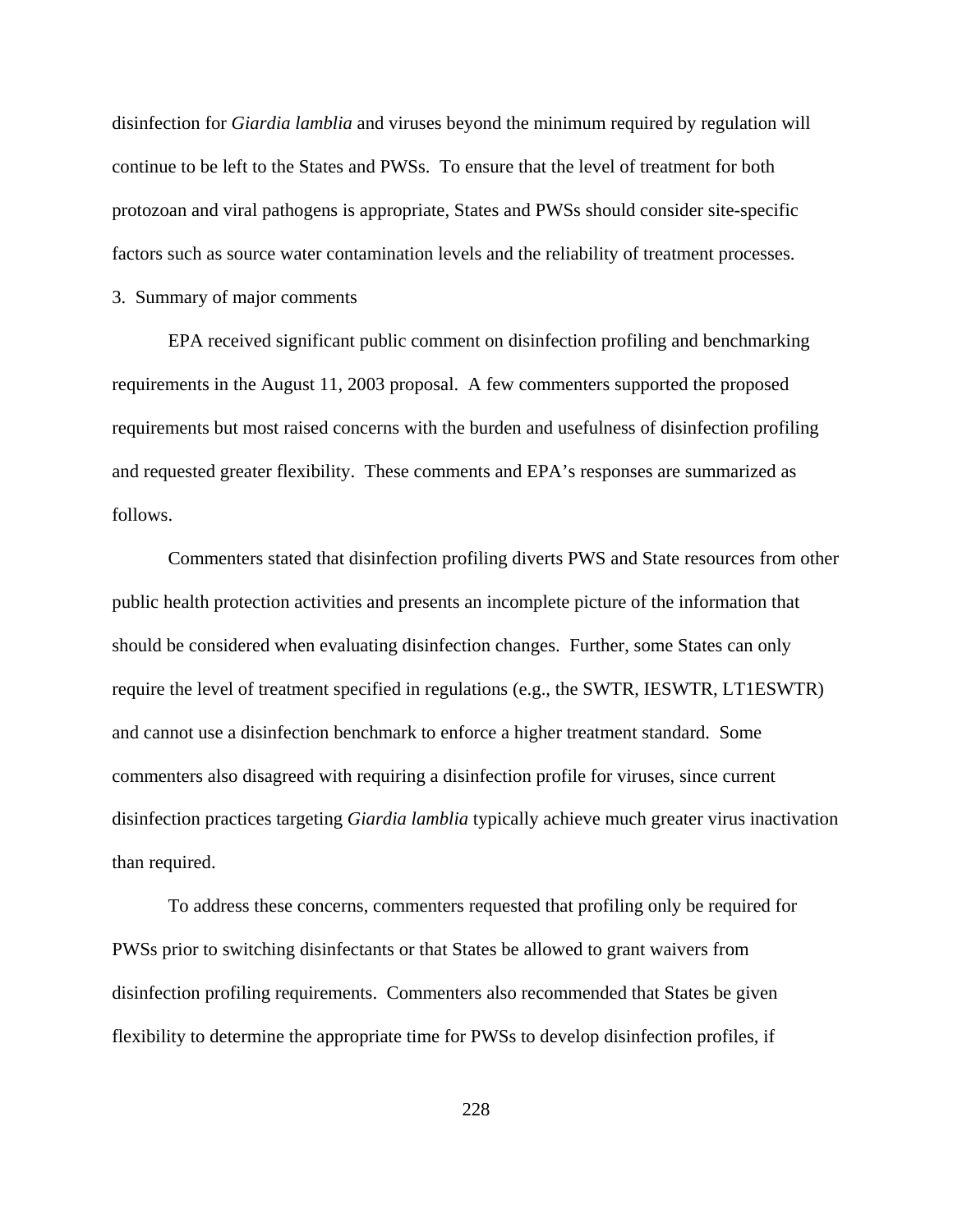disinfection for *Giardia lamblia* and viruses beyond the minimum required by regulation will continue to be left to the States and PWSs. To ensure that the level of treatment for both protozoan and viral pathogens is appropriate, States and PWSs should consider site-specific factors such as source water contamination levels and the reliability of treatment processes.

3. Summary of major comments

EPA received significant public comment on disinfection profiling and benchmarking requirements in the August 11, 2003 proposal. A few commenters supported the proposed requirements but most raised concerns with the burden and usefulness of disinfection profiling and requested greater flexibility. These comments and EPA's responses are summarized as follows.

Commenters stated that disinfection profiling diverts PWS and State resources from other public health protection activities and presents an incomplete picture of the information that should be considered when evaluating disinfection changes. Further, some States can only require the level of treatment specified in regulations (e.g., the SWTR, IESWTR, LT1ESWTR) and cannot use a disinfection benchmark to enforce a higher treatment standard. Some commenters also disagreed with requiring a disinfection profile for viruses, since current disinfection practices targeting *Giardia lamblia* typically achieve much greater virus inactivation than required.

To address these concerns, commenters requested that profiling only be required for PWSs prior to switching disinfectants or that States be allowed to grant waivers from disinfection profiling requirements. Commenters also recommended that States be given flexibility to determine the appropriate time for PWSs to develop disinfection profiles, if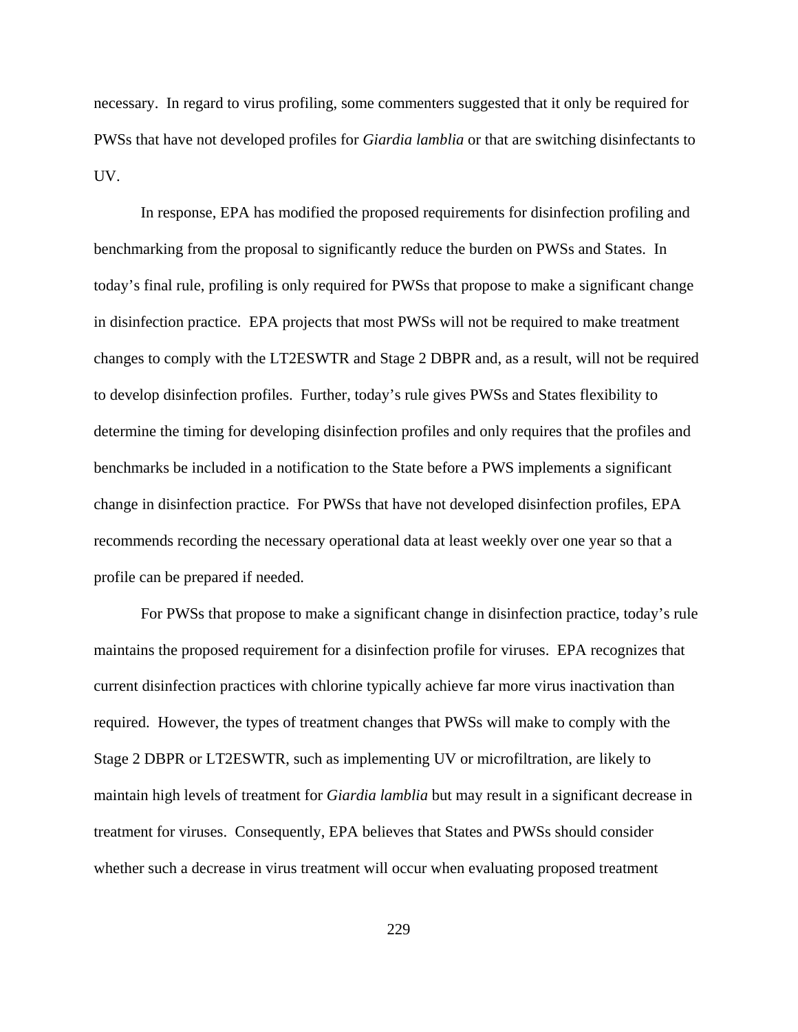necessary. In regard to virus profiling, some commenters suggested that it only be required for PWSs that have not developed profiles for *Giardia lamblia* or that are switching disinfectants to UV.

In response, EPA has modified the proposed requirements for disinfection profiling and benchmarking from the proposal to significantly reduce the burden on PWSs and States. In today's final rule, profiling is only required for PWSs that propose to make a significant change in disinfection practice. EPA projects that most PWSs will not be required to make treatment changes to comply with the LT2ESWTR and Stage 2 DBPR and, as a result, will not be required to develop disinfection profiles. Further, today's rule gives PWSs and States flexibility to determine the timing for developing disinfection profiles and only requires that the profiles and benchmarks be included in a notification to the State before a PWS implements a significant change in disinfection practice. For PWSs that have not developed disinfection profiles, EPA recommends recording the necessary operational data at least weekly over one year so that a profile can be prepared if needed.

For PWSs that propose to make a significant change in disinfection practice, today's rule maintains the proposed requirement for a disinfection profile for viruses. EPA recognizes that current disinfection practices with chlorine typically achieve far more virus inactivation than required. However, the types of treatment changes that PWSs will make to comply with the Stage 2 DBPR or LT2ESWTR, such as implementing UV or microfiltration, are likely to maintain high levels of treatment for *Giardia lamblia* but may result in a significant decrease in treatment for viruses. Consequently, EPA believes that States and PWSs should consider whether such a decrease in virus treatment will occur when evaluating proposed treatment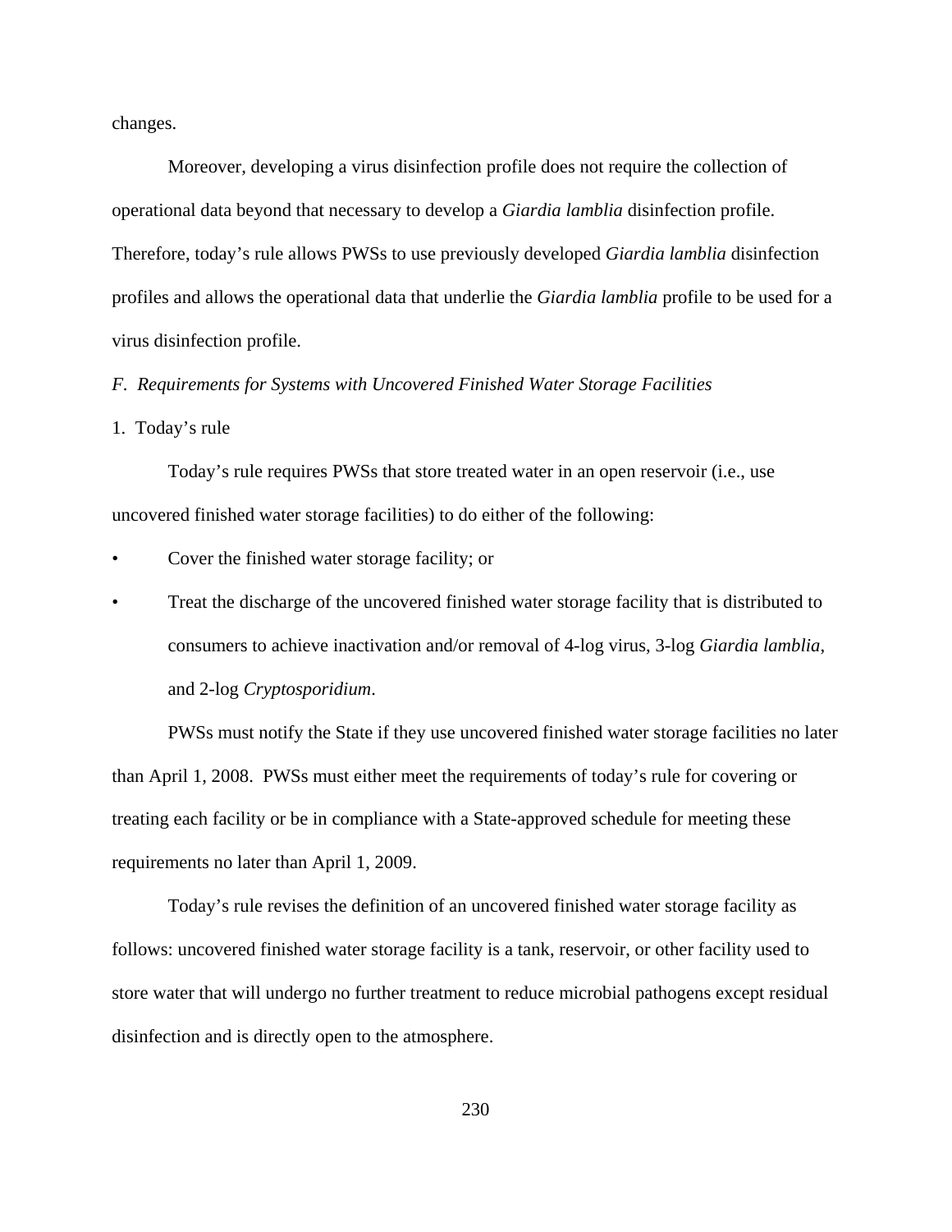changes.

Moreover, developing a virus disinfection profile does not require the collection of operational data beyond that necessary to develop a *Giardia lamblia* disinfection profile. Therefore, today's rule allows PWSs to use previously developed *Giardia lamblia* disinfection profiles and allows the operational data that underlie the *Giardia lamblia* profile to be used for a virus disinfection profile.

*F. Requirements for Systems with Uncovered Finished Water Storage Facilities*

1. Today's rule

Today's rule requires PWSs that store treated water in an open reservoir (i.e., use uncovered finished water storage facilities) to do either of the following:

- Cover the finished water storage facility; or
- Treat the discharge of the uncovered finished water storage facility that is distributed to consumers to achieve inactivation and/or removal of 4-log virus, 3-log *Giardia lamblia*, and 2-log *Cryptosporidium*.

PWSs must notify the State if they use uncovered finished water storage facilities no later than April 1, 2008. PWSs must either meet the requirements of today's rule for covering or treating each facility or be in compliance with a State-approved schedule for meeting these requirements no later than April 1, 2009.

Today's rule revises the definition of an uncovered finished water storage facility as follows: uncovered finished water storage facility is a tank, reservoir, or other facility used to store water that will undergo no further treatment to reduce microbial pathogens except residual disinfection and is directly open to the atmosphere.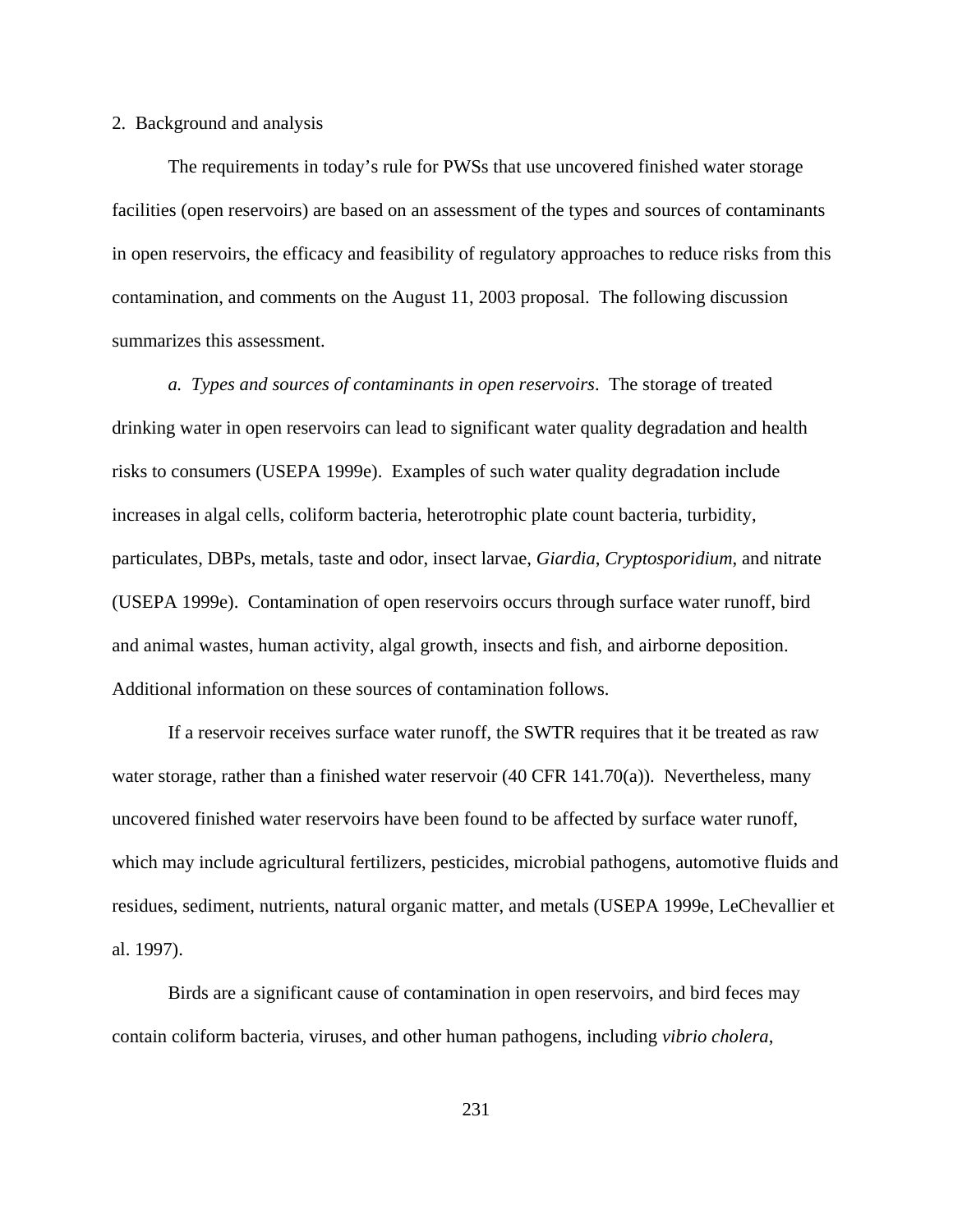2. Background and analysis

The requirements in today's rule for PWSs that use uncovered finished water storage facilities (open reservoirs) are based on an assessment of the types and sources of contaminants in open reservoirs, the efficacy and feasibility of regulatory approaches to reduce risks from this contamination, and comments on the August 11, 2003 proposal. The following discussion summarizes this assessment.

*a. Types and sources of contaminants in open reservoirs*. The storage of treated drinking water in open reservoirs can lead to significant water quality degradation and health risks to consumers (USEPA 1999e). Examples of such water quality degradation include increases in algal cells, coliform bacteria, heterotrophic plate count bacteria, turbidity, particulates, DBPs, metals, taste and odor, insect larvae, *Giardia*, *Cryptosporidium*, and nitrate (USEPA 1999e). Contamination of open reservoirs occurs through surface water runoff, bird and animal wastes, human activity, algal growth, insects and fish, and airborne deposition. Additional information on these sources of contamination follows.

If a reservoir receives surface water runoff, the SWTR requires that it be treated as raw water storage, rather than a finished water reservoir (40 CFR 141.70(a)). Nevertheless, many uncovered finished water reservoirs have been found to be affected by surface water runoff, which may include agricultural fertilizers, pesticides, microbial pathogens, automotive fluids and residues, sediment, nutrients, natural organic matter, and metals (USEPA 1999e, LeChevallier et al. 1997).

Birds are a significant cause of contamination in open reservoirs, and bird feces may contain coliform bacteria, viruses, and other human pathogens, including *vibrio cholera*,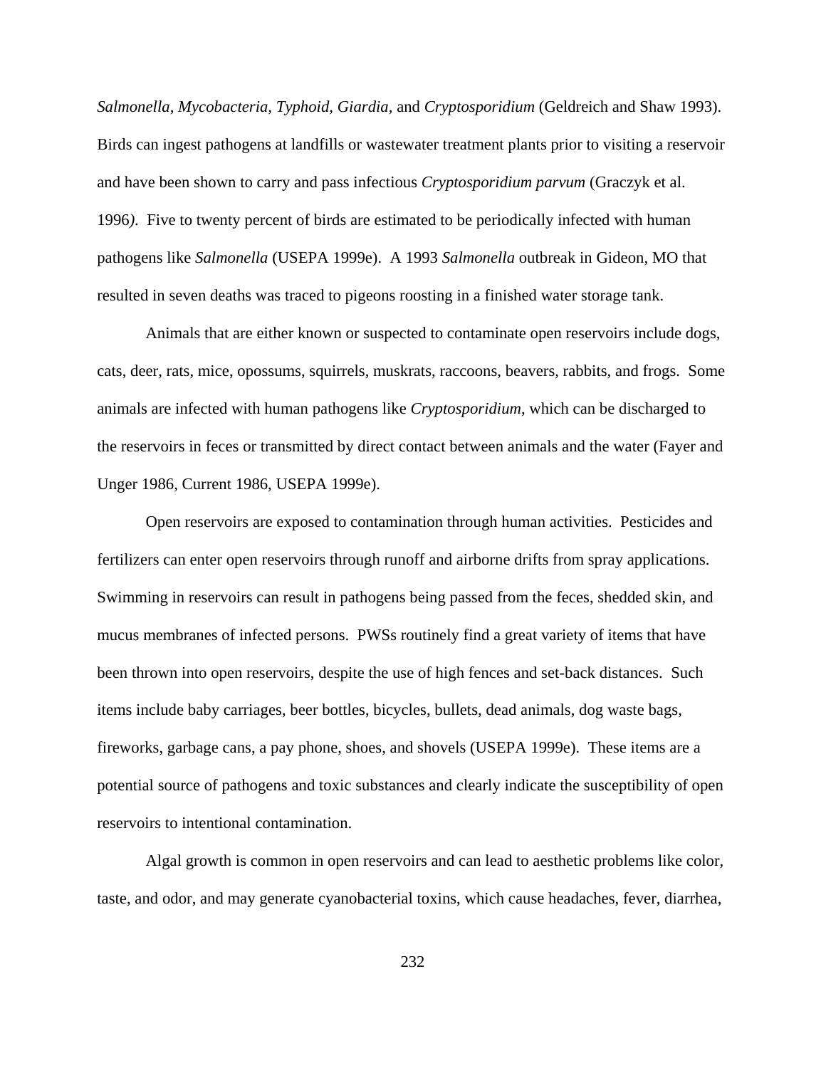*Salmonella, Mycobacteria, Typhoid, Giardia,* and *Cryptosporidium* (Geldreich and Shaw 1993). Birds can ingest pathogens at landfills or wastewater treatment plants prior to visiting a reservoir and have been shown to carry and pass infectious *Cryptosporidium parvum* (Graczyk et al. 1996*)*. Five to twenty percent of birds are estimated to be periodically infected with human pathogens like *Salmonella* (USEPA 1999e). A 1993 *Salmonella* outbreak in Gideon, MO that resulted in seven deaths was traced to pigeons roosting in a finished water storage tank.

Animals that are either known or suspected to contaminate open reservoirs include dogs, cats, deer, rats, mice, opossums, squirrels, muskrats, raccoons, beavers, rabbits, and frogs. Some animals are infected with human pathogens like *Cryptosporidium*, which can be discharged to the reservoirs in feces or transmitted by direct contact between animals and the water (Fayer and Unger 1986, Current 1986, USEPA 1999e).

Open reservoirs are exposed to contamination through human activities. Pesticides and fertilizers can enter open reservoirs through runoff and airborne drifts from spray applications. Swimming in reservoirs can result in pathogens being passed from the feces, shedded skin, and mucus membranes of infected persons. PWSs routinely find a great variety of items that have been thrown into open reservoirs, despite the use of high fences and set-back distances. Such items include baby carriages, beer bottles, bicycles, bullets, dead animals, dog waste bags, fireworks, garbage cans, a pay phone, shoes, and shovels (USEPA 1999e). These items are a potential source of pathogens and toxic substances and clearly indicate the susceptibility of open reservoirs to intentional contamination.

Algal growth is common in open reservoirs and can lead to aesthetic problems like color, taste, and odor, and may generate cyanobacterial toxins, which cause headaches, fever, diarrhea,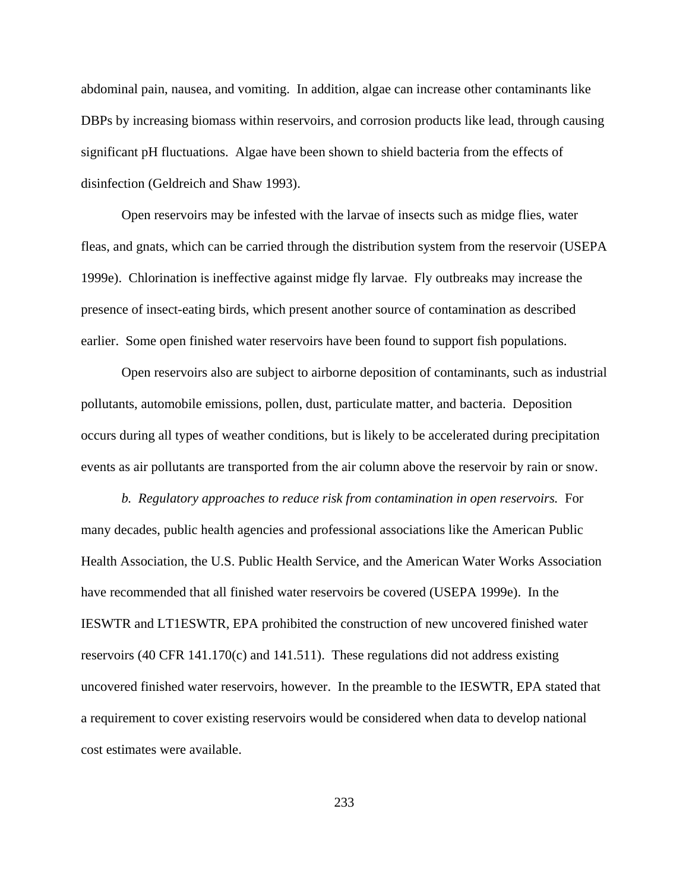abdominal pain, nausea, and vomiting. In addition, algae can increase other contaminants like DBPs by increasing biomass within reservoirs, and corrosion products like lead, through causing significant pH fluctuations. Algae have been shown to shield bacteria from the effects of disinfection (Geldreich and Shaw 1993).

Open reservoirs may be infested with the larvae of insects such as midge flies, water fleas, and gnats, which can be carried through the distribution system from the reservoir (USEPA 1999e). Chlorination is ineffective against midge fly larvae. Fly outbreaks may increase the presence of insect-eating birds, which present another source of contamination as described earlier. Some open finished water reservoirs have been found to support fish populations.

Open reservoirs also are subject to airborne deposition of contaminants, such as industrial pollutants, automobile emissions, pollen, dust, particulate matter, and bacteria. Deposition occurs during all types of weather conditions, but is likely to be accelerated during precipitation events as air pollutants are transported from the air column above the reservoir by rain or snow.

*b. Regulatory approaches to reduce risk from contamination in open reservoirs.* For many decades, public health agencies and professional associations like the American Public Health Association, the U.S. Public Health Service, and the American Water Works Association have recommended that all finished water reservoirs be covered (USEPA 1999e). In the IESWTR and LT1ESWTR, EPA prohibited the construction of new uncovered finished water reservoirs (40 CFR 141.170(c) and 141.511). These regulations did not address existing uncovered finished water reservoirs, however. In the preamble to the IESWTR, EPA stated that a requirement to cover existing reservoirs would be considered when data to develop national cost estimates were available.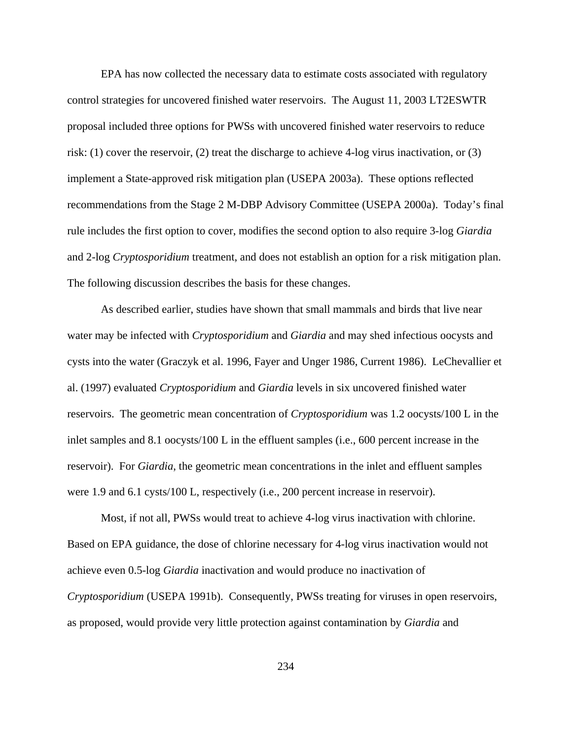EPA has now collected the necessary data to estimate costs associated with regulatory control strategies for uncovered finished water reservoirs. The August 11, 2003 LT2ESWTR proposal included three options for PWSs with uncovered finished water reservoirs to reduce risk: (1) cover the reservoir, (2) treat the discharge to achieve 4-log virus inactivation, or (3) implement a State-approved risk mitigation plan (USEPA 2003a). These options reflected recommendations from the Stage 2 M-DBP Advisory Committee (USEPA 2000a). Today's final rule includes the first option to cover, modifies the second option to also require 3-log *Giardia* and 2-log *Cryptosporidium* treatment, and does not establish an option for a risk mitigation plan. The following discussion describes the basis for these changes.

As described earlier, studies have shown that small mammals and birds that live near water may be infected with *Cryptosporidium* and *Giardia* and may shed infectious oocysts and cysts into the water (Graczyk et al. 1996, Fayer and Unger 1986, Current 1986). LeChevallier et al. (1997) evaluated *Cryptosporidium* and *Giardia* levels in six uncovered finished water reservoirs. The geometric mean concentration of *Cryptosporidium* was 1.2 oocysts/100 L in the inlet samples and 8.1 oocysts/100 L in the effluent samples (i.e., 600 percent increase in the reservoir). For *Giardia*, the geometric mean concentrations in the inlet and effluent samples were 1.9 and 6.1 cysts/100 L, respectively (i.e., 200 percent increase in reservoir).

Most, if not all, PWSs would treat to achieve 4-log virus inactivation with chlorine. Based on EPA guidance, the dose of chlorine necessary for 4-log virus inactivation would not achieve even 0.5-log *Giardia* inactivation and would produce no inactivation of *Cryptosporidium* (USEPA 1991b). Consequently, PWSs treating for viruses in open reservoirs, as proposed, would provide very little protection against contamination by *Giardia* and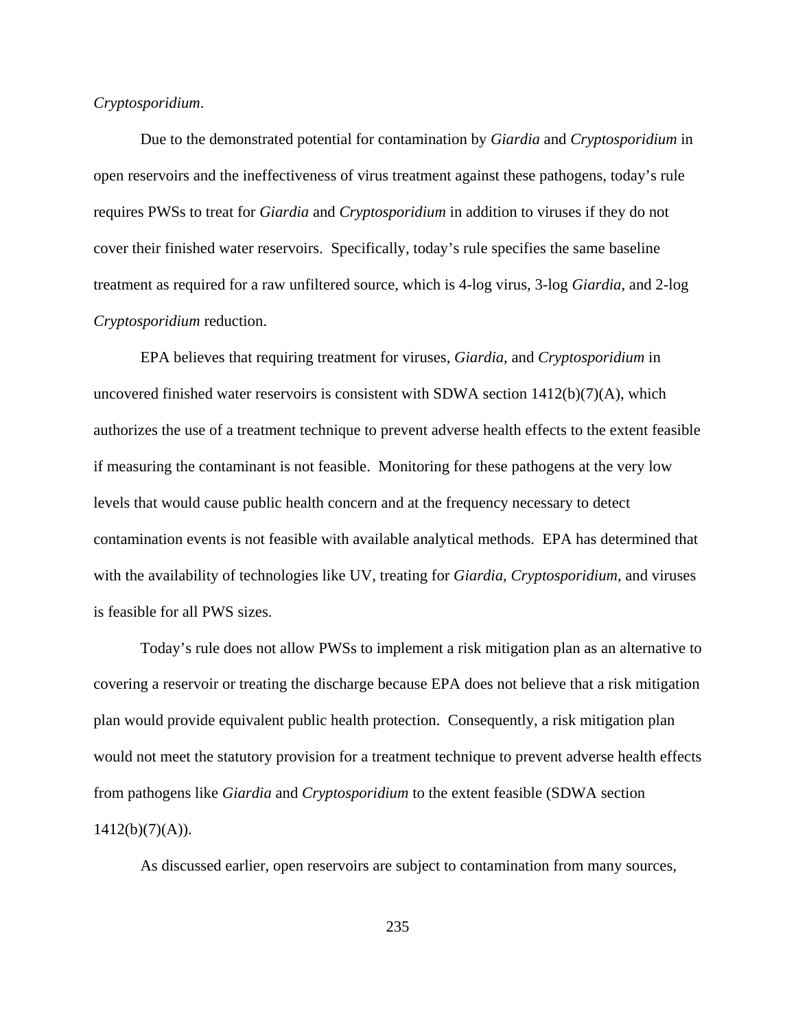*Cryptosporidium*.

Due to the demonstrated potential for contamination by *Giardia* and *Cryptosporidium* in open reservoirs and the ineffectiveness of virus treatment against these pathogens, today's rule requires PWSs to treat for *Giardia* and *Cryptosporidium* in addition to viruses if they do not cover their finished water reservoirs. Specifically, today's rule specifies the same baseline treatment as required for a raw unfiltered source, which is 4-log virus, 3-log *Giardia*, and 2-log *Cryptosporidium* reduction.

EPA believes that requiring treatment for viruses, *Giardia*, and *Cryptosporidium* in uncovered finished water reservoirs is consistent with SDWA section 1412(b)(7)(A), which authorizes the use of a treatment technique to prevent adverse health effects to the extent feasible if measuring the contaminant is not feasible. Monitoring for these pathogens at the very low levels that would cause public health concern and at the frequency necessary to detect contamination events is not feasible with available analytical methods. EPA has determined that with the availability of technologies like UV, treating for *Giardia*, *Cryptosporidium*, and viruses is feasible for all PWS sizes.

Today's rule does not allow PWSs to implement a risk mitigation plan as an alternative to covering a reservoir or treating the discharge because EPA does not believe that a risk mitigation plan would provide equivalent public health protection. Consequently, a risk mitigation plan would not meet the statutory provision for a treatment technique to prevent adverse health effects from pathogens like *Giardia* and *Cryptosporidium* to the extent feasible (SDWA section 1412(b)(7)(A)).

As discussed earlier, open reservoirs are subject to contamination from many sources,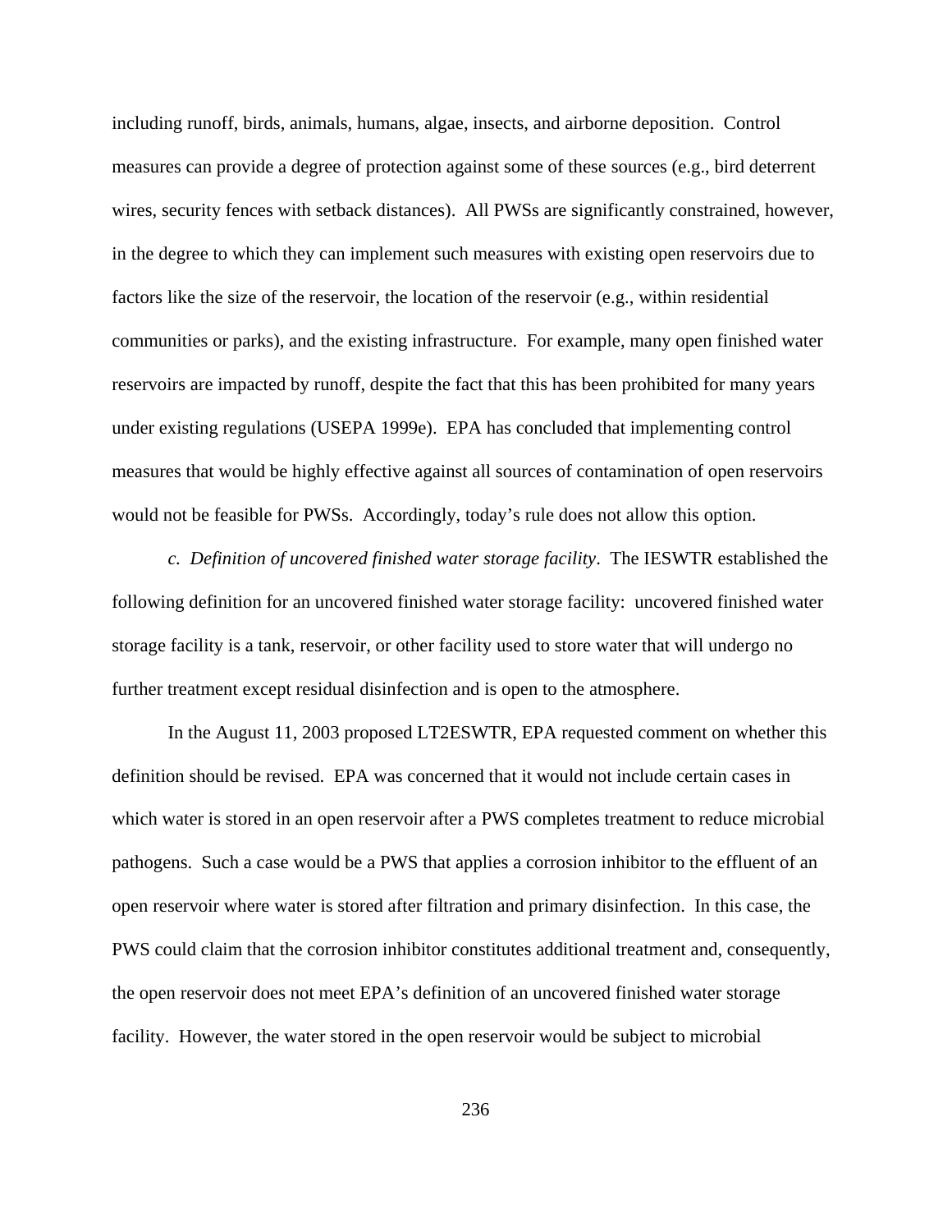including runoff, birds, animals, humans, algae, insects, and airborne deposition. Control measures can provide a degree of protection against some of these sources (e.g., bird deterrent wires, security fences with setback distances). All PWSs are significantly constrained, however, in the degree to which they can implement such measures with existing open reservoirs due to factors like the size of the reservoir, the location of the reservoir (e.g., within residential communities or parks), and the existing infrastructure. For example, many open finished water reservoirs are impacted by runoff, despite the fact that this has been prohibited for many years under existing regulations (USEPA 1999e). EPA has concluded that implementing control measures that would be highly effective against all sources of contamination of open reservoirs would not be feasible for PWSs. Accordingly, today's rule does not allow this option.

*c. Definition of uncovered finished water storage facility*. The IESWTR established the following definition for an uncovered finished water storage facility: uncovered finished water storage facility is a tank, reservoir, or other facility used to store water that will undergo no further treatment except residual disinfection and is open to the atmosphere.

In the August 11, 2003 proposed LT2ESWTR, EPA requested comment on whether this definition should be revised. EPA was concerned that it would not include certain cases in which water is stored in an open reservoir after a PWS completes treatment to reduce microbial pathogens. Such a case would be a PWS that applies a corrosion inhibitor to the effluent of an open reservoir where water is stored after filtration and primary disinfection. In this case, the PWS could claim that the corrosion inhibitor constitutes additional treatment and, consequently, the open reservoir does not meet EPA's definition of an uncovered finished water storage facility. However, the water stored in the open reservoir would be subject to microbial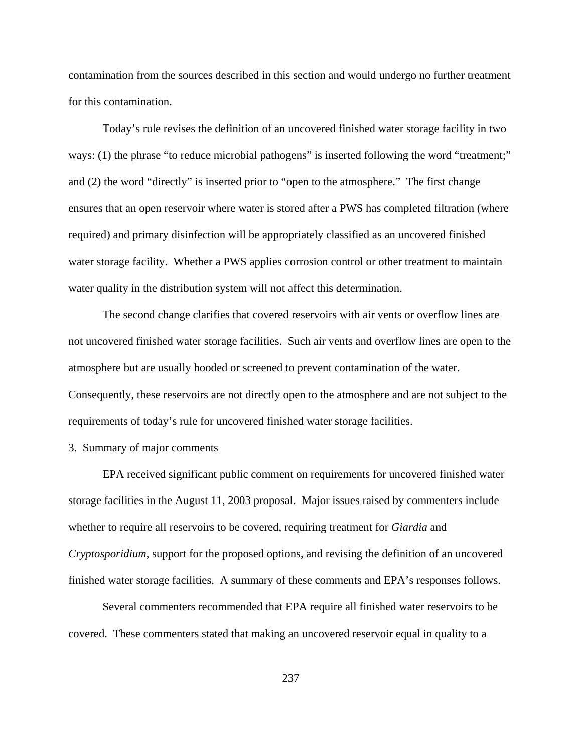contamination from the sources described in this section and would undergo no further treatment for this contamination.

Today's rule revises the definition of an uncovered finished water storage facility in two ways: (1) the phrase "to reduce microbial pathogens" is inserted following the word "treatment;" and (2) the word "directly" is inserted prior to "open to the atmosphere." The first change ensures that an open reservoir where water is stored after a PWS has completed filtration (where required) and primary disinfection will be appropriately classified as an uncovered finished water storage facility. Whether a PWS applies corrosion control or other treatment to maintain water quality in the distribution system will not affect this determination.

The second change clarifies that covered reservoirs with air vents or overflow lines are not uncovered finished water storage facilities. Such air vents and overflow lines are open to the atmosphere but are usually hooded or screened to prevent contamination of the water. Consequently, these reservoirs are not directly open to the atmosphere and are not subject to the requirements of today's rule for uncovered finished water storage facilities.

3. Summary of major comments

EPA received significant public comment on requirements for uncovered finished water storage facilities in the August 11, 2003 proposal. Major issues raised by commenters include whether to require all reservoirs to be covered, requiring treatment for *Giardia* and *Cryptosporidium*, support for the proposed options, and revising the definition of an uncovered finished water storage facilities. A summary of these comments and EPA's responses follows.

Several commenters recommended that EPA require all finished water reservoirs to be covered. These commenters stated that making an uncovered reservoir equal in quality to a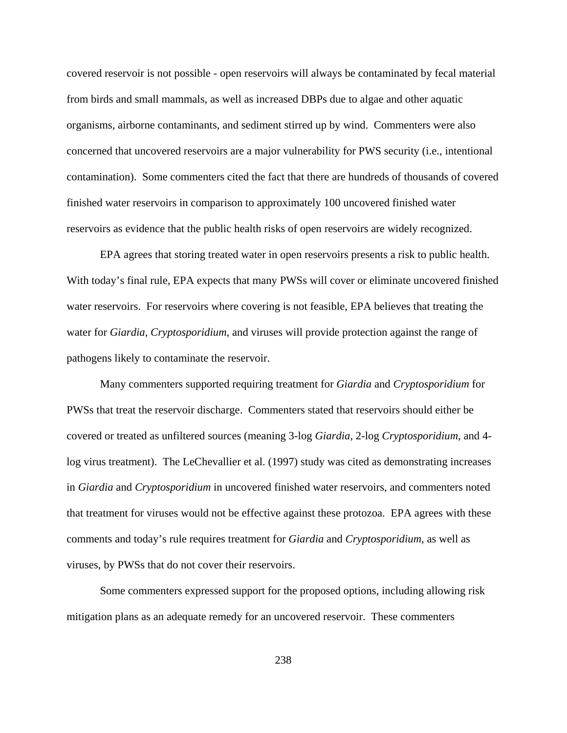covered reservoir is not possible - open reservoirs will always be contaminated by fecal material from birds and small mammals, as well as increased DBPs due to algae and other aquatic organisms, airborne contaminants, and sediment stirred up by wind. Commenters were also concerned that uncovered reservoirs are a major vulnerability for PWS security (i.e., intentional contamination). Some commenters cited the fact that there are hundreds of thousands of covered finished water reservoirs in comparison to approximately 100 uncovered finished water reservoirs as evidence that the public health risks of open reservoirs are widely recognized.

EPA agrees that storing treated water in open reservoirs presents a risk to public health. With today's final rule, EPA expects that many PWSs will cover or eliminate uncovered finished water reservoirs. For reservoirs where covering is not feasible, EPA believes that treating the water for *Giardia*, *Cryptosporidium*, and viruses will provide protection against the range of pathogens likely to contaminate the reservoir.

Many commenters supported requiring treatment for *Giardia* and *Cryptosporidium* for PWSs that treat the reservoir discharge. Commenters stated that reservoirs should either be covered or treated as unfiltered sources (meaning 3-log *Giardia*, 2-log *Cryptosporidium*, and 4-log virus treatment). The LeChevallier et al. (1997) study was cited as demonstrating increases in *Giardia* and *Cryptosporidium* in uncovered finished water reservoirs, and commenters noted that treatment for viruses would not be effective against these protozoa. EPA agrees with these comments and today's rule requires treatment for *Giardia* and *Cryptosporidium*, as well as viruses, by PWSs that do not cover their reservoirs.

Some commenters expressed support for the proposed options, including allowing risk mitigation plans as an adequate remedy for an uncovered reservoir. These commenters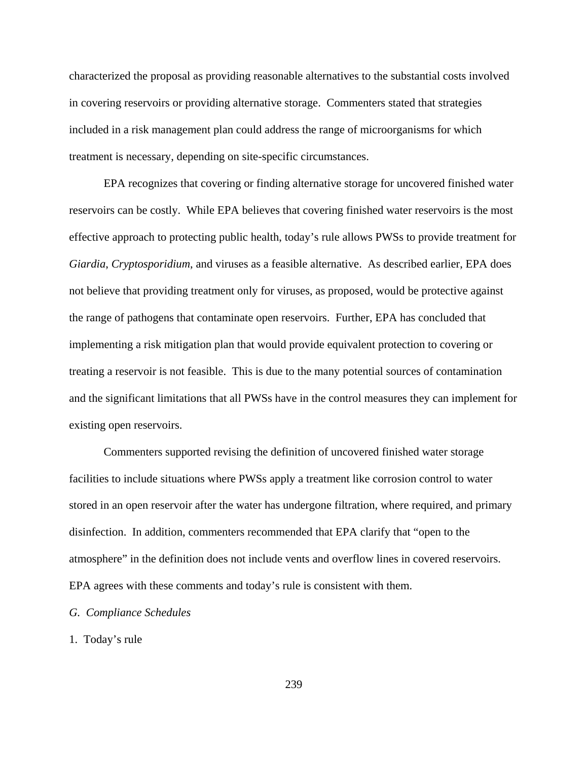characterized the proposal as providing reasonable alternatives to the substantial costs involved in covering reservoirs or providing alternative storage. Commenters stated that strategies included in a risk management plan could address the range of microorganisms for which treatment is necessary, depending on site-specific circumstances.

EPA recognizes that covering or finding alternative storage for uncovered finished water reservoirs can be costly. While EPA believes that covering finished water reservoirs is the most effective approach to protecting public health, today's rule allows PWSs to provide treatment for *Giardia*, *Cryptosporidium*, and viruses as a feasible alternative. As described earlier, EPA does not believe that providing treatment only for viruses, as proposed, would be protective against the range of pathogens that contaminate open reservoirs. Further, EPA has concluded that implementing a risk mitigation plan that would provide equivalent protection to covering or treating a reservoir is not feasible. This is due to the many potential sources of contamination and the significant limitations that all PWSs have in the control measures they can implement for existing open reservoirs.

Commenters supported revising the definition of uncovered finished water storage facilities to include situations where PWSs apply a treatment like corrosion control to water stored in an open reservoir after the water has undergone filtration, where required, and primary disinfection. In addition, commenters recommended that EPA clarify that "open to the atmosphere" in the definition does not include vents and overflow lines in covered reservoirs. EPA agrees with these comments and today's rule is consistent with them.

*G. Compliance Schedules*

1. Today's rule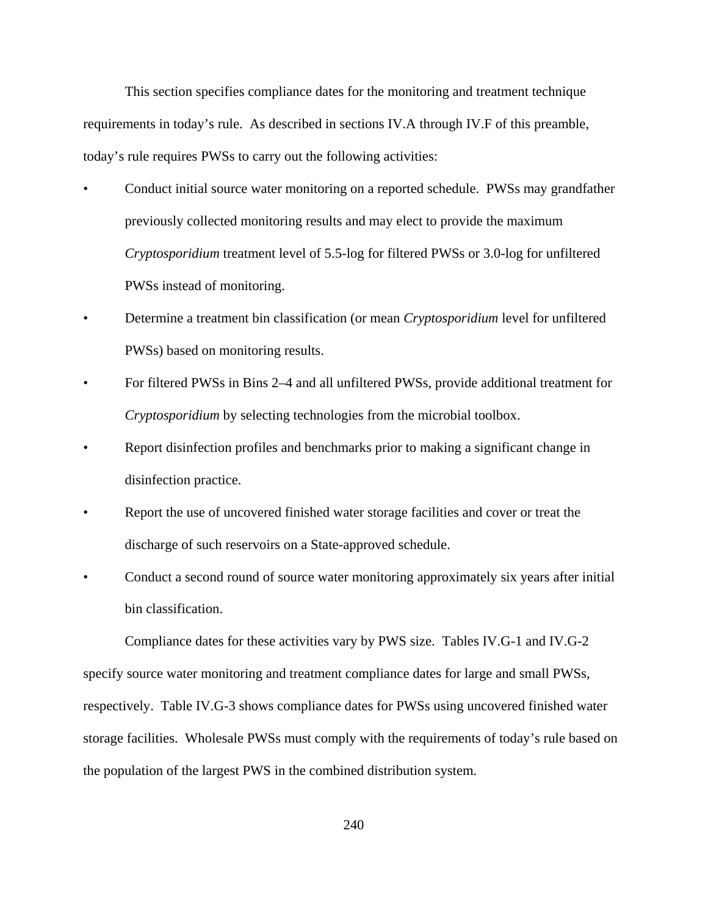This section specifies compliance dates for the monitoring and treatment technique requirements in today's rule. As described in sections IV.A through IV.F of this preamble, today's rule requires PWSs to carry out the following activities:

- Conduct initial source water monitoring on a reported schedule. PWSs may grandfather previously collected monitoring results and may elect to provide the maximum *Cryptosporidium* treatment level of 5.5-log for filtered PWSs or 3.0-log for unfiltered PWSs instead of monitoring.
- Determine a treatment bin classification (or mean *Cryptosporidium* level for unfiltered PWSs) based on monitoring results.
- For filtered PWSs in Bins 2–4 and all unfiltered PWSs, provide additional treatment for *Cryptosporidium* by selecting technologies from the microbial toolbox.
- Report disinfection profiles and benchmarks prior to making a significant change in disinfection practice.
- Report the use of uncovered finished water storage facilities and cover or treat the discharge of such reservoirs on a State-approved schedule.
- Conduct a second round of source water monitoring approximately six years after initial bin classification.

Compliance dates for these activities vary by PWS size. Tables IV.G-1 and IV.G-2 specify source water monitoring and treatment compliance dates for large and small PWSs, respectively. Table IV.G-3 shows compliance dates for PWSs using uncovered finished water storage facilities. Wholesale PWSs must comply with the requirements of today's rule based on the population of the largest PWS in the combined distribution system.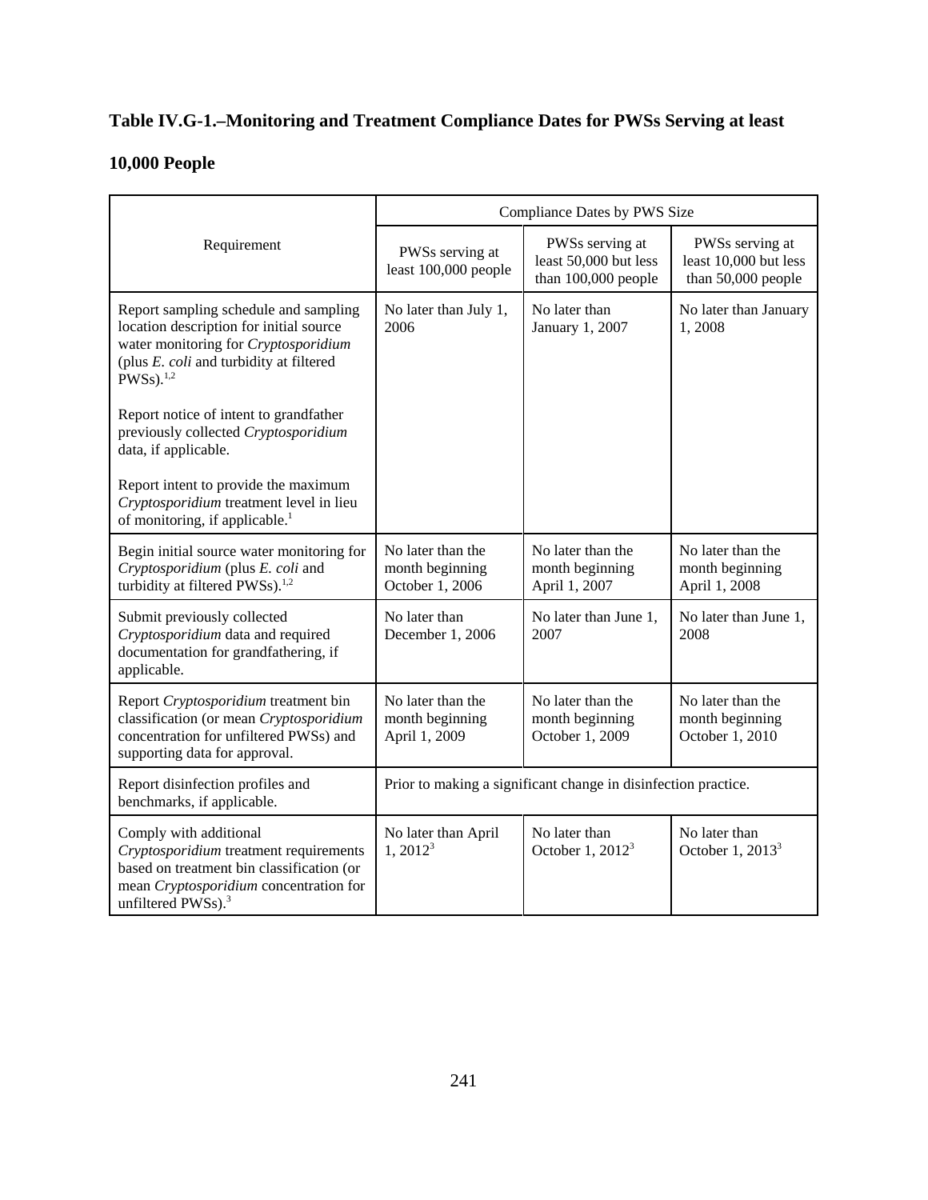**Table IV.G-1.–Monitoring and Treatment Compliance Dates for PWSs Serving at least 10,000 People**

| Requirement | Compliance Dates by PWS Size | | |
|---|---|---|---|
| | PWSs serving at least 100,000 people | PWSs serving at least 50,000 but less than 100,000 people | PWSs serving at least 10,000 but less than 50,000 people |
| Report sampling schedule and sampling location description for initial source water monitoring for *Cryptosporidium* (plus *E. coli* and turbidity at filtered PWSs).[1,2]<br><br>Report notice of intent to grandfather previously collected *Cryptosporidium* data, if applicable.<br><br>Report intent to provide the maximum *Cryptosporidium* treatment level in lieu of monitoring, if applicable.[1] | No later than July 1, 2006 | No later than January 1, 2007 | No later than January 1, 2008 |
| Begin initial source water monitoring for *Cryptosporidium* (plus *E. coli* and turbidity at filtered PWSs).[1,2] | No later than the month beginning October 1, 2006 | No later than the month beginning April 1, 2007 | No later than the month beginning April 1, 2008 |
| Submit previously collected *Cryptosporidium* data and required documentation for grandfathering, if applicable. | No later than December 1, 2006 | No later than June 1, 2007 | No later than June 1, 2008 |
| Report *Cryptosporidium* treatment bin classification (or mean *Cryptosporidium* concentration for unfiltered PWSs) and supporting data for approval. | No later than the month beginning April 1, 2009 | No later than the month beginning October 1, 2009 | No later than the month beginning October 1, 2010 |
| Report disinfection profiles and benchmarks, if applicable. | Prior to making a significant change in disinfection practice. | | |
| Comply with additional *Cryptosporidium* treatment requirements based on treatment bin classification (or mean *Cryptosporidium* concentration for unfiltered PWSs).[3] | No later than April 1, 2012[3] | No later than October 1, 2012[3] | No later than October 1, 2013[3] |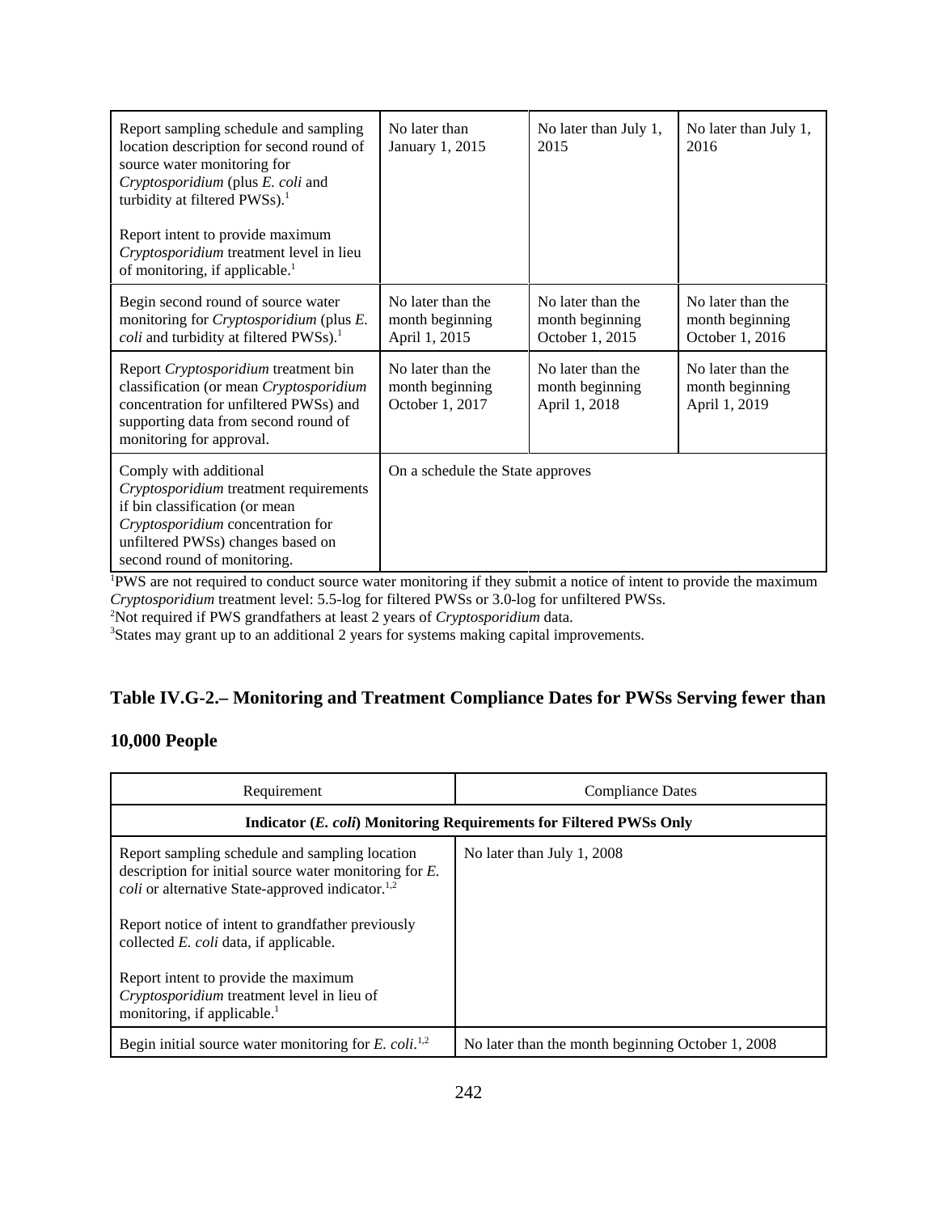| | | | |
|---|---|---|---|
| Report sampling schedule and sampling location description for second round of source water monitoring for *Cryptosporidium* (plus *E. coli* and turbidity at filtered PWSs).[1]<br><br>Report intent to provide maximum *Cryptosporidium* treatment level in lieu of monitoring, if applicable.[1] | No later than January 1, 2015 | No later than July 1, 2015 | No later than July 1, 2016 |
| Begin second round of source water monitoring for *Cryptosporidium* (plus *E. coli* and turbidity at filtered PWSs).[1] | No later than the month beginning April 1, 2015 | No later than the month beginning October 1, 2015 | No later than the month beginning October 1, 2016 |
| Report *Cryptosporidium* treatment bin classification (or mean *Cryptosporidium* concentration for unfiltered PWSs) and supporting data from second round of monitoring for approval. | No later than the month beginning October 1, 2017 | No later than the month beginning April 1, 2018 | No later than the month beginning April 1, 2019 |
| Comply with additional *Cryptosporidium* treatment requirements if bin classification (or mean *Cryptosporidium* concentration for unfiltered PWSs) changes based on second round of monitoring. | On a schedule the State approves | | |

[1]PWS are not required to conduct source water monitoring if they submit a notice of intent to provide the maximum *Cryptosporidium* treatment level: 5.5-log for filtered PWSs or 3.0-log for unfiltered PWSs.
[2]Not required if PWS grandfathers at least 2 years of *Cryptosporidium* data.
[3]States may grant up to an additional 2 years for systems making capital improvements.

## Table IV.G-2.– Monitoring and Treatment Compliance Dates for PWSs Serving fewer than 10,000 People

| Requirement | Compliance Dates |
|---|---|
| **Indicator (*E. coli*) Monitoring Requirements for Filtered PWSs Only** | |
| Report sampling schedule and sampling location description for initial source water monitoring for *E. coli* or alternative State-approved indicator.[1,2]<br><br>Report notice of intent to grandfather previously collected *E. coli* data, if applicable.<br><br>Report intent to provide the maximum *Cryptosporidium* treatment level in lieu of monitoring, if applicable.[1] | No later than July 1, 2008 |
| Begin initial source water monitoring for *E. coli*.[1,2] | No later than the month beginning October 1, 2008 |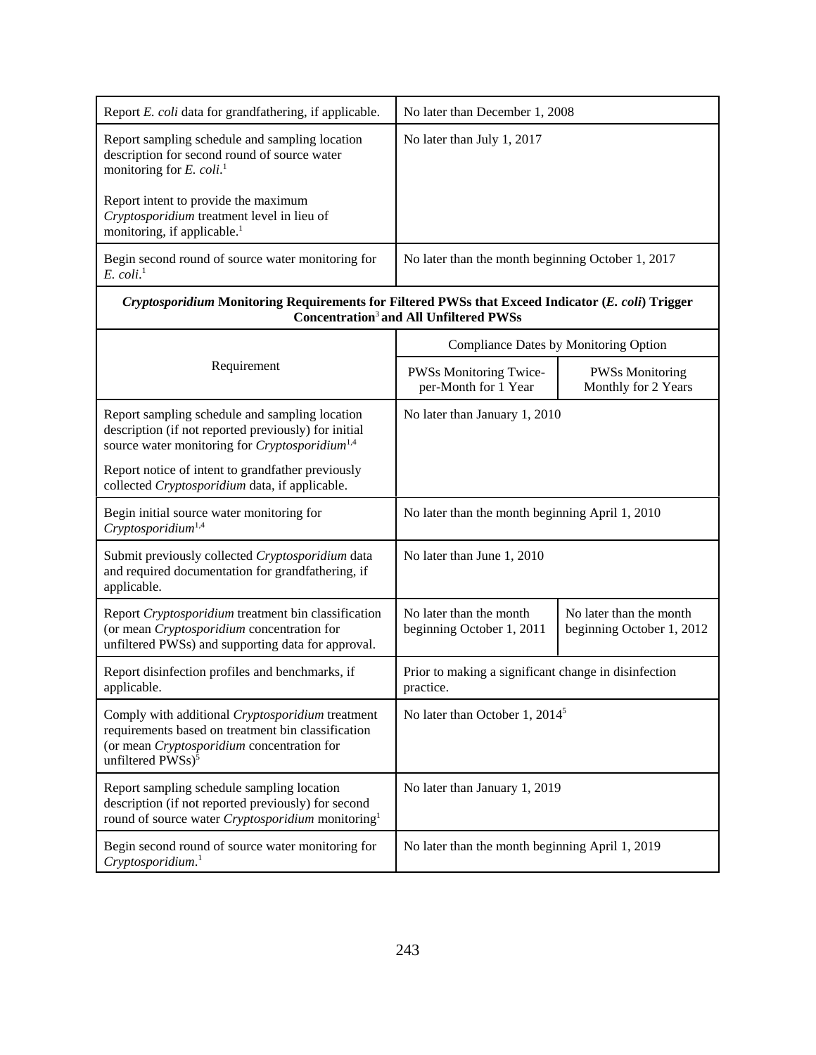| | | |
|---|---|---|
| Report *E. coli* data for grandfathering, if applicable. | No later than December 1, 2008 | |
| Report sampling schedule and sampling location description for second round of source water monitoring for *E. coli*.[1]<br><br>Report intent to provide the maximum *Cryptosporidium* treatment level in lieu of monitoring, if applicable.[1] | No later than July 1, 2017 | |
| Begin second round of source water monitoring for *E. coli*.[1] | No later than the month beginning October 1, 2017 | |
| ***Cryptosporidium* Monitoring Requirements for Filtered PWSs that Exceed Indicator (*E. coli*) Trigger Concentration[3] and All Unfiltered PWSs** | | |
| Requirement | Compliance Dates by Monitoring Option | |
| | PWSs Monitoring Twice-per-Month for 1 Year | PWSs Monitoring Monthly for 2 Years |
| Report sampling schedule and sampling location description (if not reported previously) for initial source water monitoring for *Cryptosporidium*[1,4]<br><br>Report notice of intent to grandfather previously collected *Cryptosporidium* data, if applicable. | No later than January 1, 2010 | |
| Begin initial source water monitoring for *Cryptosporidium*[1,4] | No later than the month beginning April 1, 2010 | |
| Submit previously collected *Cryptosporidium* data and required documentation for grandfathering, if applicable. | No later than June 1, 2010 | |
| Report *Cryptosporidium* treatment bin classification (or mean *Cryptosporidium* concentration for unfiltered PWSs) and supporting data for approval. | No later than the month beginning October 1, 2011 | No later than the month beginning October 1, 2012 |
| Report disinfection profiles and benchmarks, if applicable. | Prior to making a significant change in disinfection practice. | |
| Comply with additional *Cryptosporidium* treatment requirements based on treatment bin classification (or mean *Cryptosporidium* concentration for unfiltered PWSs)[5] | No later than October 1, 2014[5] | |
| Report sampling schedule sampling location description (if not reported previously) for second round of source water *Cryptosporidium* monitoring[1] | No later than January 1, 2019 | |
| Begin second round of source water monitoring for *Cryptosporidium*.[1] | No later than the month beginning April 1, 2019 | |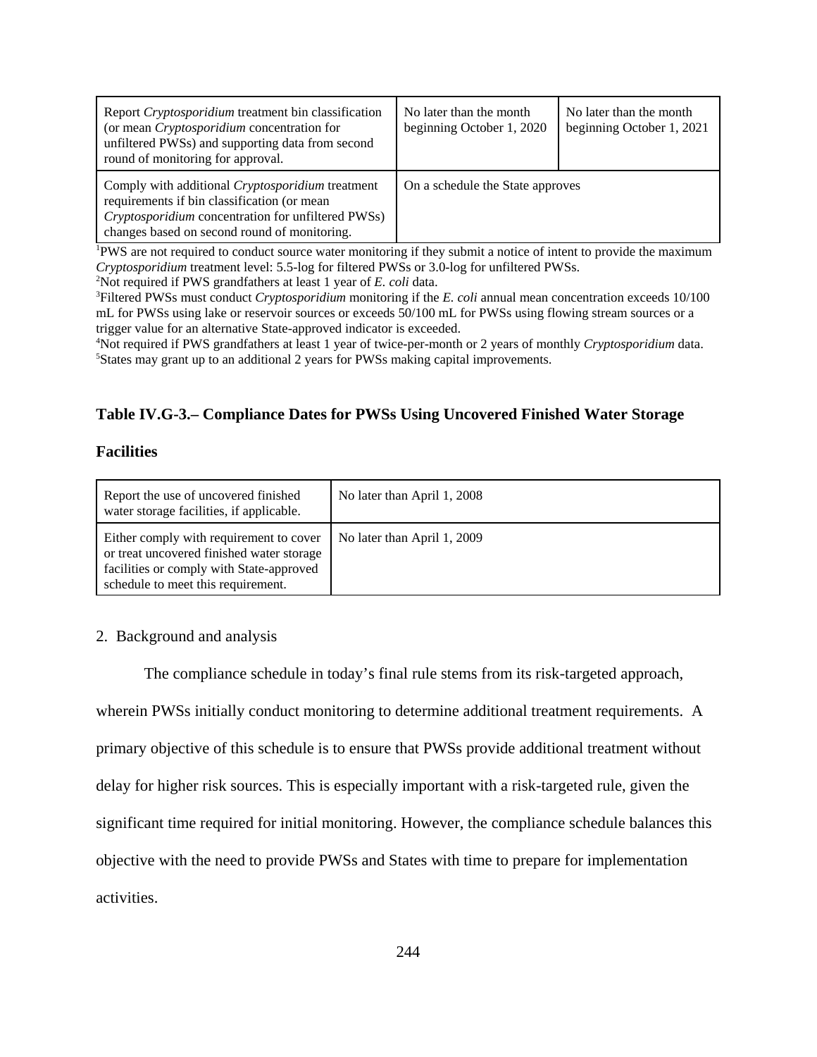| Report *Cryptosporidium* treatment bin classification (or mean *Cryptosporidium* concentration for unfiltered PWSs) and supporting data from second round of monitoring for approval. | No later than the month beginning October 1, 2020 | No later than the month beginning October 1, 2021 |
|---|---|---|
| Comply with additional *Cryptosporidium* treatment requirements if bin classification (or mean *Cryptosporidium* concentration for unfiltered PWSs) changes based on second round of monitoring. | On a schedule the State approves | |

[1]PWS are not required to conduct source water monitoring if they submit a notice of intent to provide the maximum *Cryptosporidium* treatment level: 5.5-log for filtered PWSs or 3.0-log for unfiltered PWSs.
[2]Not required if PWS grandfathers at least 1 year of *E. coli* data.
[3]Filtered PWSs must conduct *Cryptosporidium* monitoring if the *E. coli* annual mean concentration exceeds 10/100 mL for PWSs using lake or reservoir sources or exceeds 50/100 mL for PWSs using flowing stream sources or a trigger value for an alternative State-approved indicator is exceeded.
[4]Not required if PWS grandfathers at least 1 year of twice-per-month or 2 years of monthly *Cryptosporidium* data.
[5]States may grant up to an additional 2 years for PWSs making capital improvements.

**Table IV.G-3.– Compliance Dates for PWSs Using Uncovered Finished Water Storage Facilities**

| Report the use of uncovered finished water storage facilities, if applicable. | No later than April 1, 2008 |
|---|---|
| Either comply with requirement to cover or treat uncovered finished water storage facilities or comply with State-approved schedule to meet this requirement. | No later than April 1, 2009 |

2. Background and analysis

The compliance schedule in today's final rule stems from its risk-targeted approach, wherein PWSs initially conduct monitoring to determine additional treatment requirements. A primary objective of this schedule is to ensure that PWSs provide additional treatment without delay for higher risk sources. This is especially important with a risk-targeted rule, given the significant time required for initial monitoring. However, the compliance schedule balances this objective with the need to provide PWSs and States with time to prepare for implementation activities.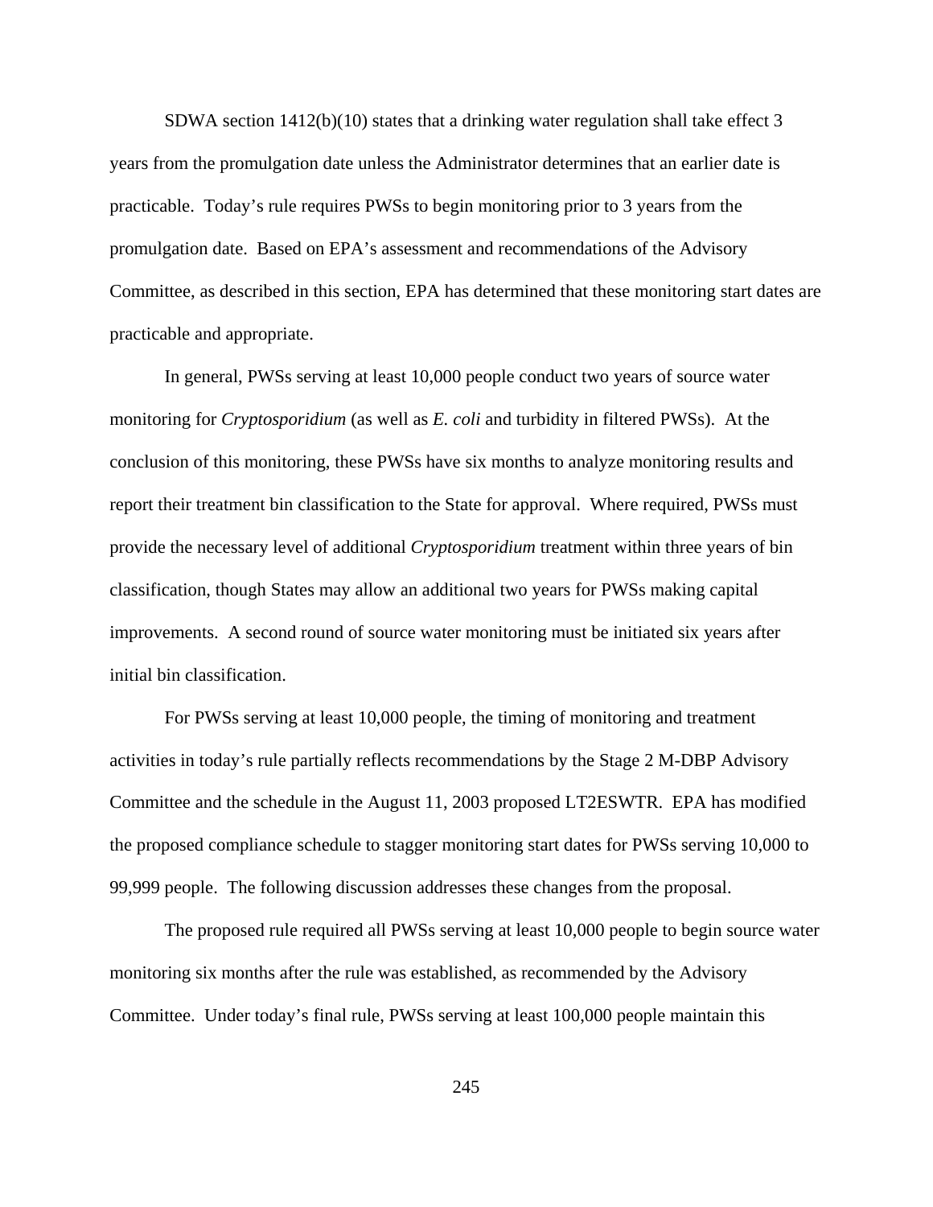SDWA section 1412(b)(10) states that a drinking water regulation shall take effect 3 years from the promulgation date unless the Administrator determines that an earlier date is practicable. Today's rule requires PWSs to begin monitoring prior to 3 years from the promulgation date. Based on EPA's assessment and recommendations of the Advisory Committee, as described in this section, EPA has determined that these monitoring start dates are practicable and appropriate.

In general, PWSs serving at least 10,000 people conduct two years of source water monitoring for *Cryptosporidium* (as well as *E. coli* and turbidity in filtered PWSs). At the conclusion of this monitoring, these PWSs have six months to analyze monitoring results and report their treatment bin classification to the State for approval. Where required, PWSs must provide the necessary level of additional *Cryptosporidium* treatment within three years of bin classification, though States may allow an additional two years for PWSs making capital improvements. A second round of source water monitoring must be initiated six years after initial bin classification.

For PWSs serving at least 10,000 people, the timing of monitoring and treatment activities in today's rule partially reflects recommendations by the Stage 2 M-DBP Advisory Committee and the schedule in the August 11, 2003 proposed LT2ESWTR. EPA has modified the proposed compliance schedule to stagger monitoring start dates for PWSs serving 10,000 to 99,999 people. The following discussion addresses these changes from the proposal.

The proposed rule required all PWSs serving at least 10,000 people to begin source water monitoring six months after the rule was established, as recommended by the Advisory Committee. Under today's final rule, PWSs serving at least 100,000 people maintain this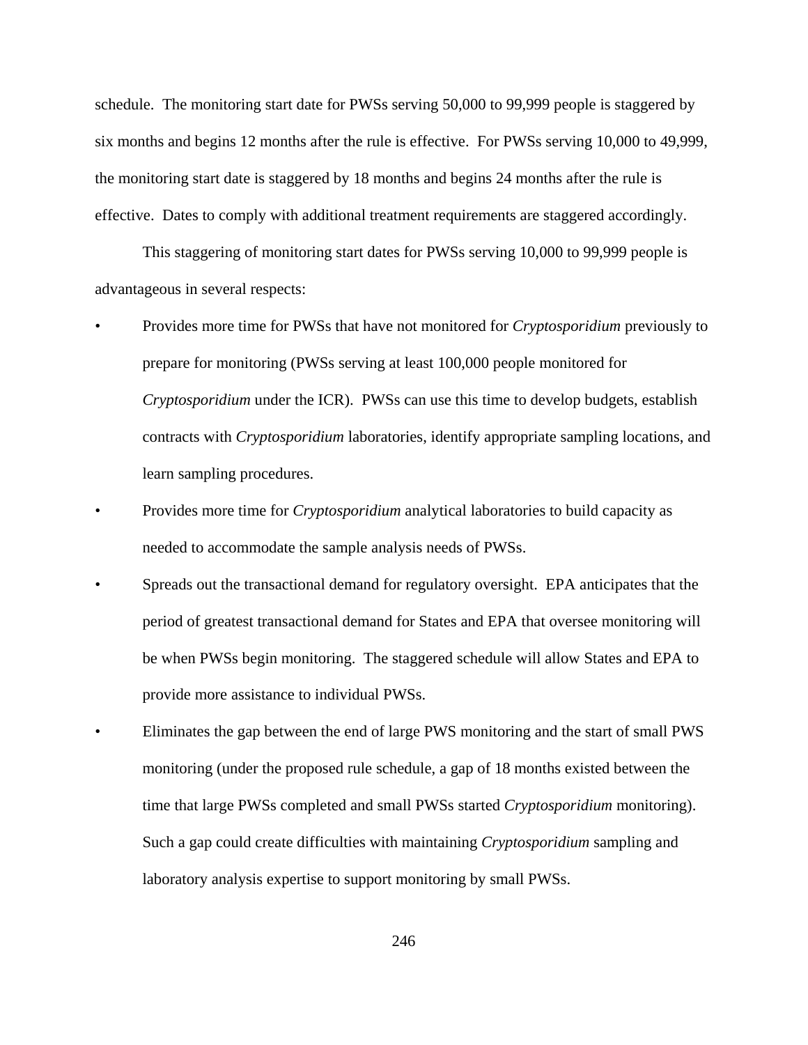schedule. The monitoring start date for PWSs serving 50,000 to 99,999 people is staggered by six months and begins 12 months after the rule is effective. For PWSs serving 10,000 to 49,999, the monitoring start date is staggered by 18 months and begins 24 months after the rule is effective. Dates to comply with additional treatment requirements are staggered accordingly.

This staggering of monitoring start dates for PWSs serving 10,000 to 99,999 people is advantageous in several respects:

- Provides more time for PWSs that have not monitored for *Cryptosporidium* previously to prepare for monitoring (PWSs serving at least 100,000 people monitored for *Cryptosporidium* under the ICR). PWSs can use this time to develop budgets, establish contracts with *Cryptosporidium* laboratories, identify appropriate sampling locations, and learn sampling procedures.
- Provides more time for *Cryptosporidium* analytical laboratories to build capacity as needed to accommodate the sample analysis needs of PWSs.
- Spreads out the transactional demand for regulatory oversight. EPA anticipates that the period of greatest transactional demand for States and EPA that oversee monitoring will be when PWSs begin monitoring. The staggered schedule will allow States and EPA to provide more assistance to individual PWSs.
- Eliminates the gap between the end of large PWS monitoring and the start of small PWS monitoring (under the proposed rule schedule, a gap of 18 months existed between the time that large PWSs completed and small PWSs started *Cryptosporidium* monitoring). Such a gap could create difficulties with maintaining *Cryptosporidium* sampling and laboratory analysis expertise to support monitoring by small PWSs.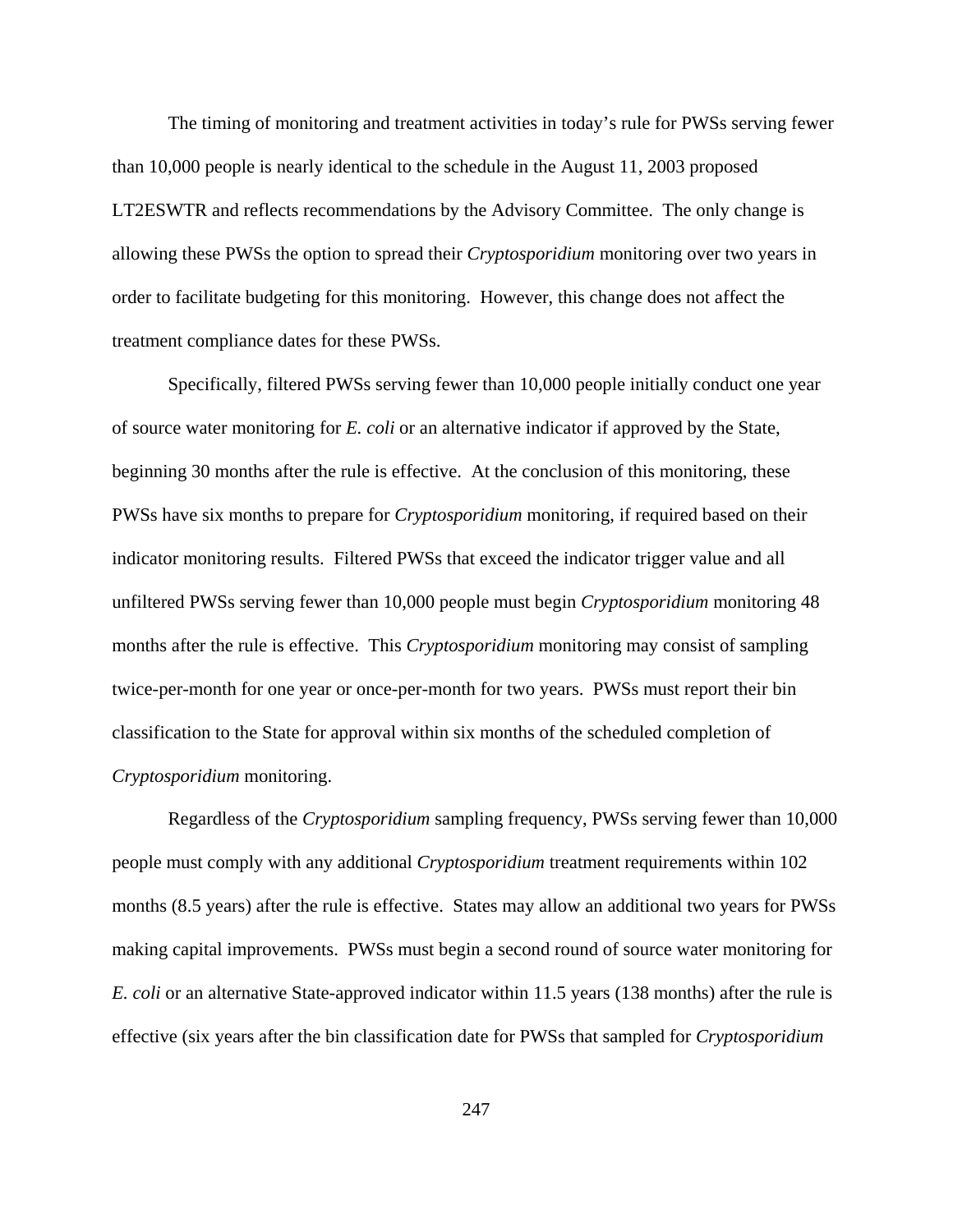The timing of monitoring and treatment activities in today's rule for PWSs serving fewer than 10,000 people is nearly identical to the schedule in the August 11, 2003 proposed LT2ESWTR and reflects recommendations by the Advisory Committee. The only change is allowing these PWSs the option to spread their *Cryptosporidium* monitoring over two years in order to facilitate budgeting for this monitoring. However, this change does not affect the treatment compliance dates for these PWSs.

Specifically, filtered PWSs serving fewer than 10,000 people initially conduct one year of source water monitoring for *E. coli* or an alternative indicator if approved by the State, beginning 30 months after the rule is effective. At the conclusion of this monitoring, these PWSs have six months to prepare for *Cryptosporidium* monitoring, if required based on their indicator monitoring results. Filtered PWSs that exceed the indicator trigger value and all unfiltered PWSs serving fewer than 10,000 people must begin *Cryptosporidium* monitoring 48 months after the rule is effective. This *Cryptosporidium* monitoring may consist of sampling twice-per-month for one year or once-per-month for two years. PWSs must report their bin classification to the State for approval within six months of the scheduled completion of *Cryptosporidium* monitoring.

Regardless of the *Cryptosporidium* sampling frequency, PWSs serving fewer than 10,000 people must comply with any additional *Cryptosporidium* treatment requirements within 102 months (8.5 years) after the rule is effective. States may allow an additional two years for PWSs making capital improvements. PWSs must begin a second round of source water monitoring for *E. coli* or an alternative State-approved indicator within 11.5 years (138 months) after the rule is effective (six years after the bin classification date for PWSs that sampled for *Cryptosporidium*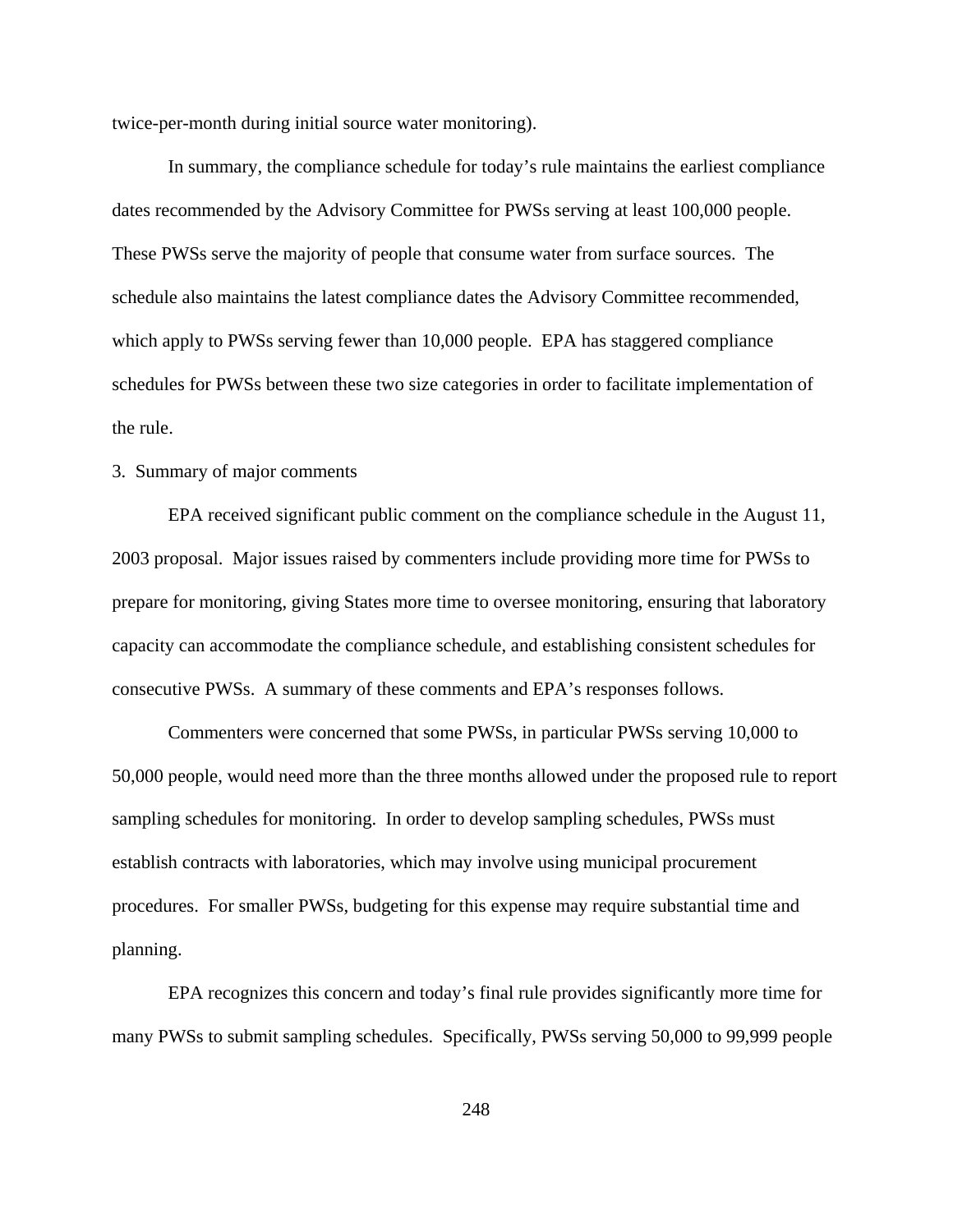twice-per-month during initial source water monitoring).

In summary, the compliance schedule for today's rule maintains the earliest compliance dates recommended by the Advisory Committee for PWSs serving at least 100,000 people. These PWSs serve the majority of people that consume water from surface sources. The schedule also maintains the latest compliance dates the Advisory Committee recommended, which apply to PWSs serving fewer than 10,000 people. EPA has staggered compliance schedules for PWSs between these two size categories in order to facilitate implementation of the rule.

3. Summary of major comments

EPA received significant public comment on the compliance schedule in the August 11, 2003 proposal. Major issues raised by commenters include providing more time for PWSs to prepare for monitoring, giving States more time to oversee monitoring, ensuring that laboratory capacity can accommodate the compliance schedule, and establishing consistent schedules for consecutive PWSs. A summary of these comments and EPA's responses follows.

Commenters were concerned that some PWSs, in particular PWSs serving 10,000 to 50,000 people, would need more than the three months allowed under the proposed rule to report sampling schedules for monitoring. In order to develop sampling schedules, PWSs must establish contracts with laboratories, which may involve using municipal procurement procedures. For smaller PWSs, budgeting for this expense may require substantial time and planning.

EPA recognizes this concern and today's final rule provides significantly more time for many PWSs to submit sampling schedules. Specifically, PWSs serving 50,000 to 99,999 people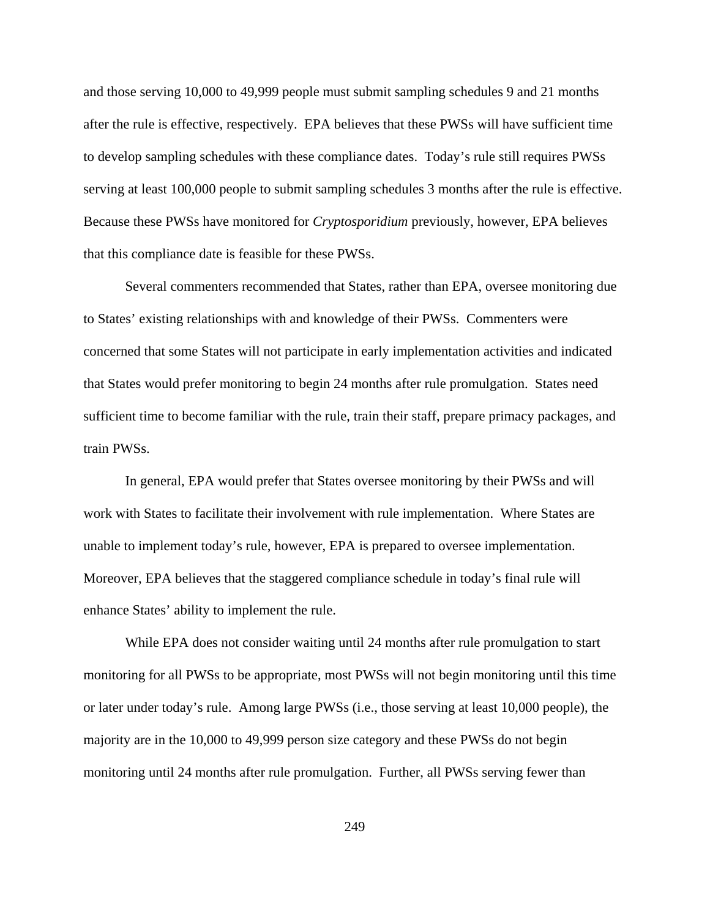and those serving 10,000 to 49,999 people must submit sampling schedules 9 and 21 months after the rule is effective, respectively. EPA believes that these PWSs will have sufficient time to develop sampling schedules with these compliance dates. Today's rule still requires PWSs serving at least 100,000 people to submit sampling schedules 3 months after the rule is effective. Because these PWSs have monitored for *Cryptosporidium* previously, however, EPA believes that this compliance date is feasible for these PWSs.

Several commenters recommended that States, rather than EPA, oversee monitoring due to States' existing relationships with and knowledge of their PWSs. Commenters were concerned that some States will not participate in early implementation activities and indicated that States would prefer monitoring to begin 24 months after rule promulgation. States need sufficient time to become familiar with the rule, train their staff, prepare primacy packages, and train PWSs.

In general, EPA would prefer that States oversee monitoring by their PWSs and will work with States to facilitate their involvement with rule implementation. Where States are unable to implement today's rule, however, EPA is prepared to oversee implementation. Moreover, EPA believes that the staggered compliance schedule in today's final rule will enhance States' ability to implement the rule.

While EPA does not consider waiting until 24 months after rule promulgation to start monitoring for all PWSs to be appropriate, most PWSs will not begin monitoring until this time or later under today's rule. Among large PWSs (i.e., those serving at least 10,000 people), the majority are in the 10,000 to 49,999 person size category and these PWSs do not begin monitoring until 24 months after rule promulgation. Further, all PWSs serving fewer than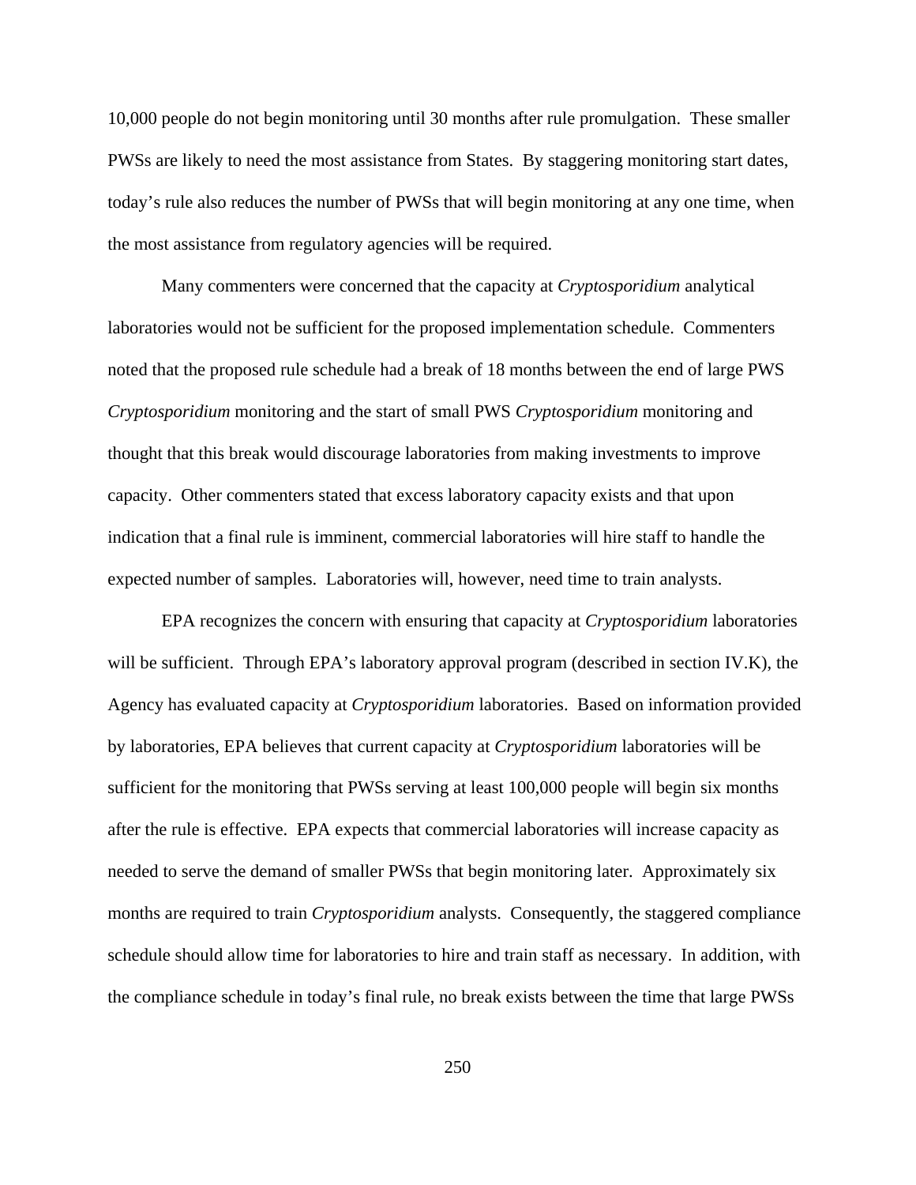10,000 people do not begin monitoring until 30 months after rule promulgation. These smaller PWSs are likely to need the most assistance from States. By staggering monitoring start dates, today's rule also reduces the number of PWSs that will begin monitoring at any one time, when the most assistance from regulatory agencies will be required.

Many commenters were concerned that the capacity at *Cryptosporidium* analytical laboratories would not be sufficient for the proposed implementation schedule. Commenters noted that the proposed rule schedule had a break of 18 months between the end of large PWS *Cryptosporidium* monitoring and the start of small PWS *Cryptosporidium* monitoring and thought that this break would discourage laboratories from making investments to improve capacity. Other commenters stated that excess laboratory capacity exists and that upon indication that a final rule is imminent, commercial laboratories will hire staff to handle the expected number of samples. Laboratories will, however, need time to train analysts.

EPA recognizes the concern with ensuring that capacity at *Cryptosporidium* laboratories will be sufficient. Through EPA's laboratory approval program (described in section IV.K), the Agency has evaluated capacity at *Cryptosporidium* laboratories. Based on information provided by laboratories, EPA believes that current capacity at *Cryptosporidium* laboratories will be sufficient for the monitoring that PWSs serving at least 100,000 people will begin six months after the rule is effective. EPA expects that commercial laboratories will increase capacity as needed to serve the demand of smaller PWSs that begin monitoring later. Approximately six months are required to train *Cryptosporidium* analysts. Consequently, the staggered compliance schedule should allow time for laboratories to hire and train staff as necessary. In addition, with the compliance schedule in today's final rule, no break exists between the time that large PWSs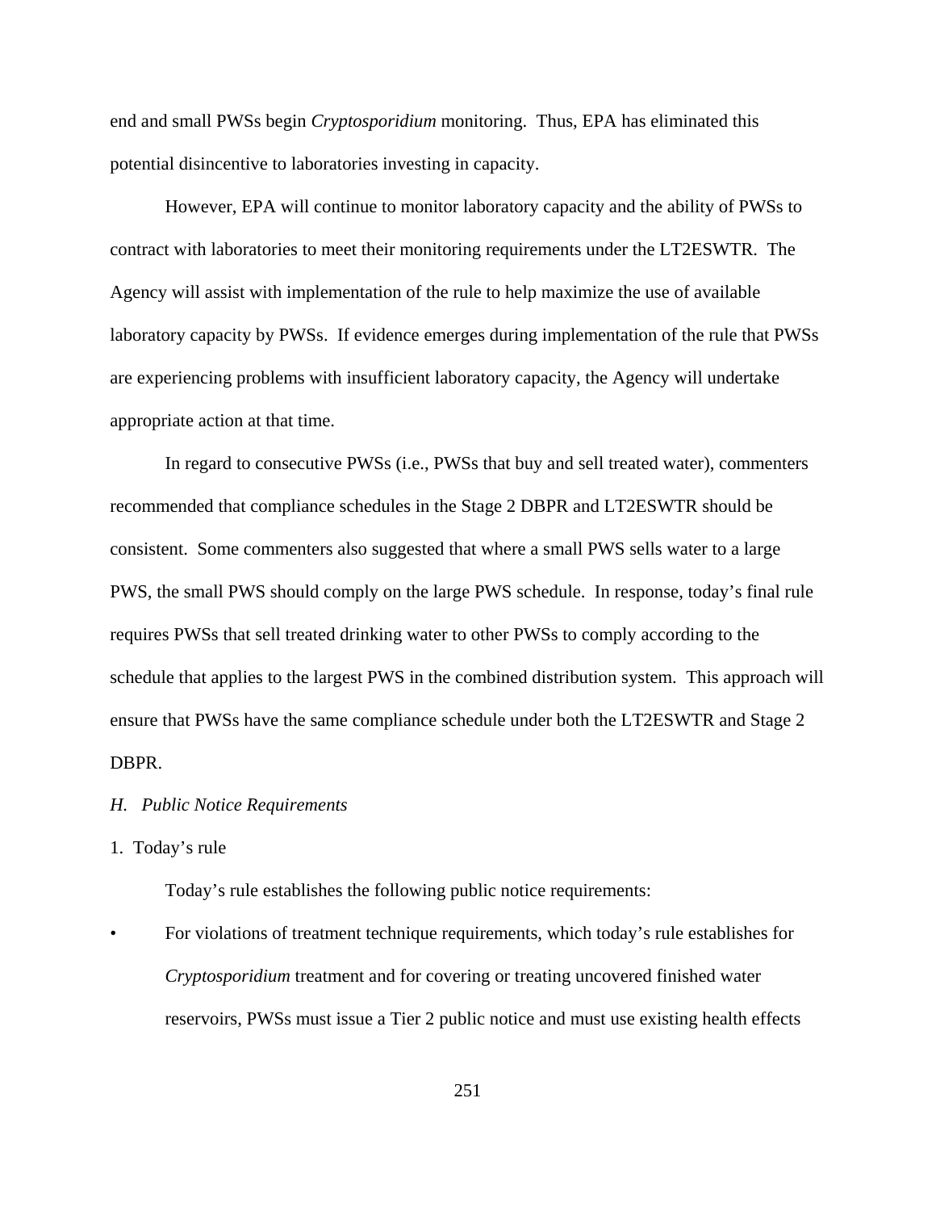end and small PWSs begin *Cryptosporidium* monitoring. Thus, EPA has eliminated this potential disincentive to laboratories investing in capacity.

However, EPA will continue to monitor laboratory capacity and the ability of PWSs to contract with laboratories to meet their monitoring requirements under the LT2ESWTR. The Agency will assist with implementation of the rule to help maximize the use of available laboratory capacity by PWSs. If evidence emerges during implementation of the rule that PWSs are experiencing problems with insufficient laboratory capacity, the Agency will undertake appropriate action at that time.

In regard to consecutive PWSs (i.e., PWSs that buy and sell treated water), commenters recommended that compliance schedules in the Stage 2 DBPR and LT2ESWTR should be consistent. Some commenters also suggested that where a small PWS sells water to a large PWS, the small PWS should comply on the large PWS schedule. In response, today's final rule requires PWSs that sell treated drinking water to other PWSs to comply according to the schedule that applies to the largest PWS in the combined distribution system. This approach will ensure that PWSs have the same compliance schedule under both the LT2ESWTR and Stage 2 DBPR.

### *H. Public Notice Requirements*

#### 1. Today's rule

Today's rule establishes the following public notice requirements:

- For violations of treatment technique requirements, which today's rule establishes for *Cryptosporidium* treatment and for covering or treating uncovered finished water reservoirs, PWSs must issue a Tier 2 public notice and must use existing health effects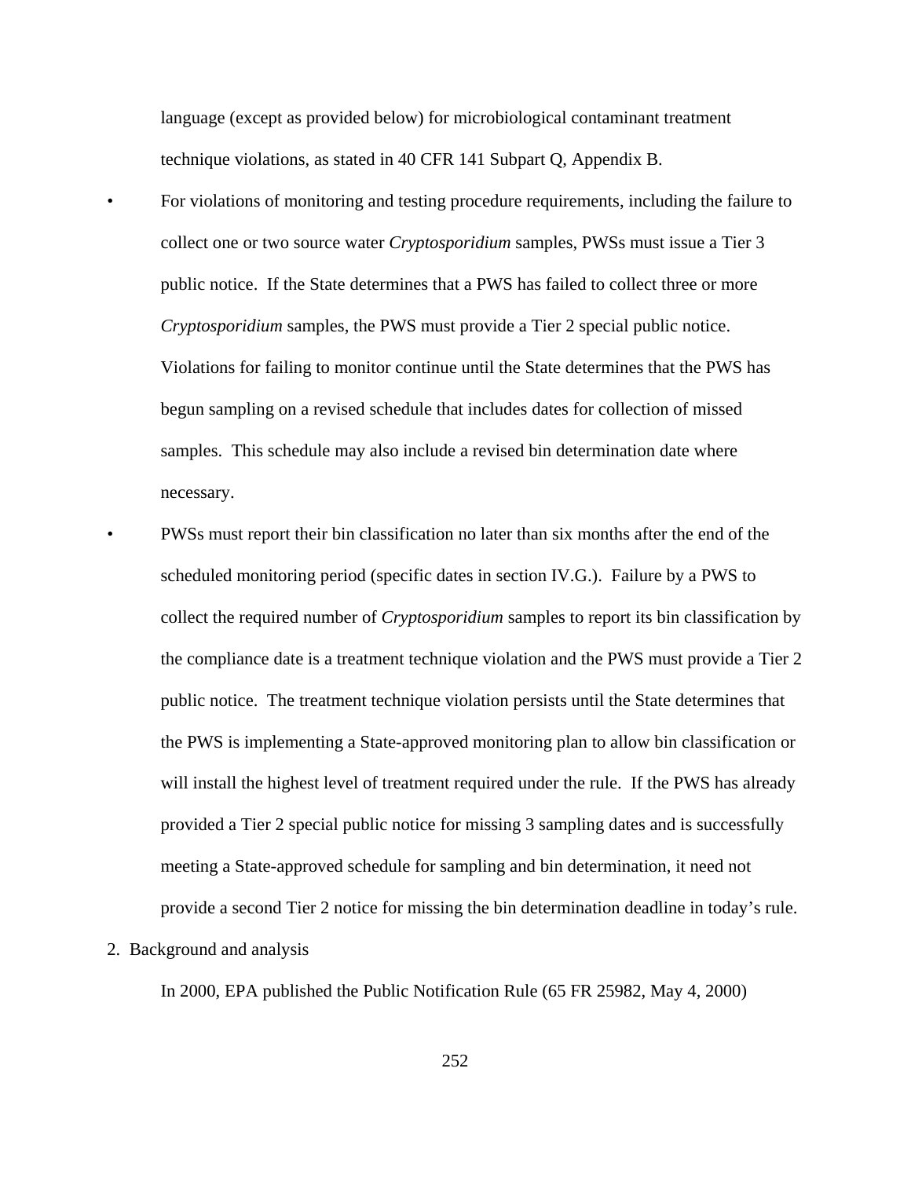language (except as provided below) for microbiological contaminant treatment technique violations, as stated in 40 CFR 141 Subpart Q, Appendix B.

- For violations of monitoring and testing procedure requirements, including the failure to collect one or two source water *Cryptosporidium* samples, PWSs must issue a Tier 3 public notice. If the State determines that a PWS has failed to collect three or more *Cryptosporidium* samples, the PWS must provide a Tier 2 special public notice. Violations for failing to monitor continue until the State determines that the PWS has begun sampling on a revised schedule that includes dates for collection of missed samples. This schedule may also include a revised bin determination date where necessary.
- PWSs must report their bin classification no later than six months after the end of the scheduled monitoring period (specific dates in section IV.G.). Failure by a PWS to collect the required number of *Cryptosporidium* samples to report its bin classification by the compliance date is a treatment technique violation and the PWS must provide a Tier 2 public notice. The treatment technique violation persists until the State determines that the PWS is implementing a State-approved monitoring plan to allow bin classification or will install the highest level of treatment required under the rule. If the PWS has already provided a Tier 2 special public notice for missing 3 sampling dates and is successfully meeting a State-approved schedule for sampling and bin determination, it need not provide a second Tier 2 notice for missing the bin determination deadline in today's rule.

2. Background and analysis

In 2000, EPA published the Public Notification Rule (65 FR 25982, May 4, 2000)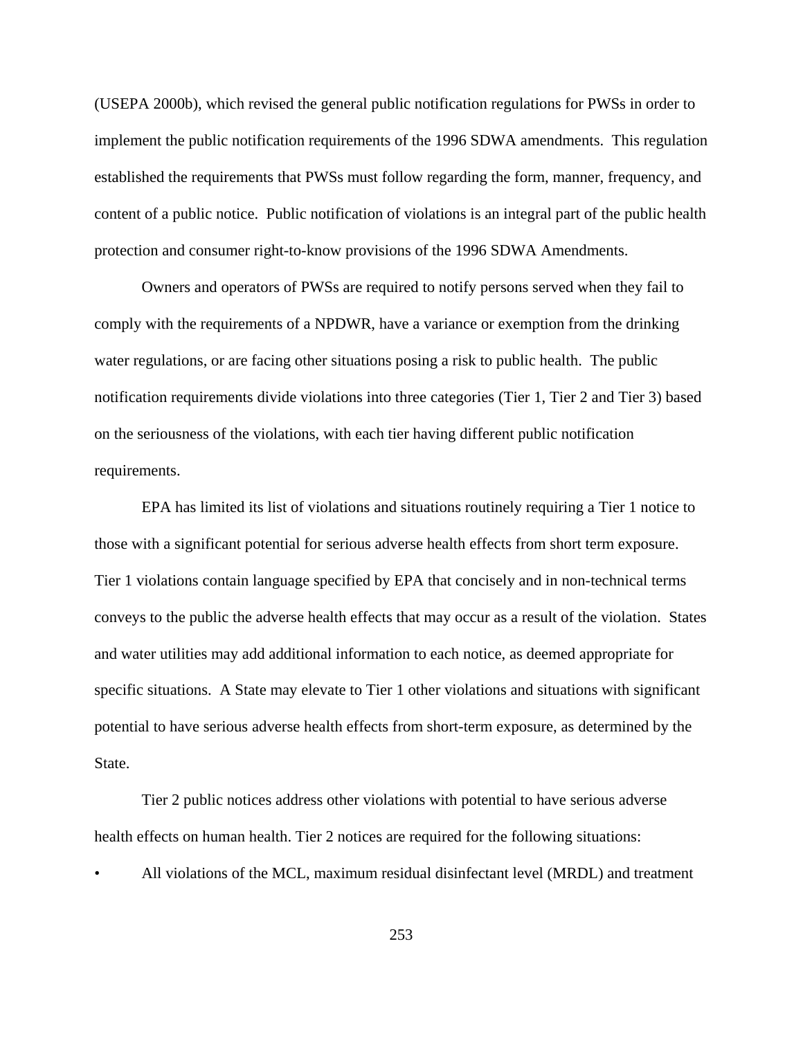(USEPA 2000b), which revised the general public notification regulations for PWSs in order to implement the public notification requirements of the 1996 SDWA amendments. This regulation established the requirements that PWSs must follow regarding the form, manner, frequency, and content of a public notice. Public notification of violations is an integral part of the public health protection and consumer right-to-know provisions of the 1996 SDWA Amendments.

Owners and operators of PWSs are required to notify persons served when they fail to comply with the requirements of a NPDWR, have a variance or exemption from the drinking water regulations, or are facing other situations posing a risk to public health. The public notification requirements divide violations into three categories (Tier 1, Tier 2 and Tier 3) based on the seriousness of the violations, with each tier having different public notification requirements.

EPA has limited its list of violations and situations routinely requiring a Tier 1 notice to those with a significant potential for serious adverse health effects from short term exposure. Tier 1 violations contain language specified by EPA that concisely and in non-technical terms conveys to the public the adverse health effects that may occur as a result of the violation. States and water utilities may add additional information to each notice, as deemed appropriate for specific situations. A State may elevate to Tier 1 other violations and situations with significant potential to have serious adverse health effects from short-term exposure, as determined by the State.

Tier 2 public notices address other violations with potential to have serious adverse health effects on human health. Tier 2 notices are required for the following situations:

- All violations of the MCL, maximum residual disinfectant level (MRDL) and treatment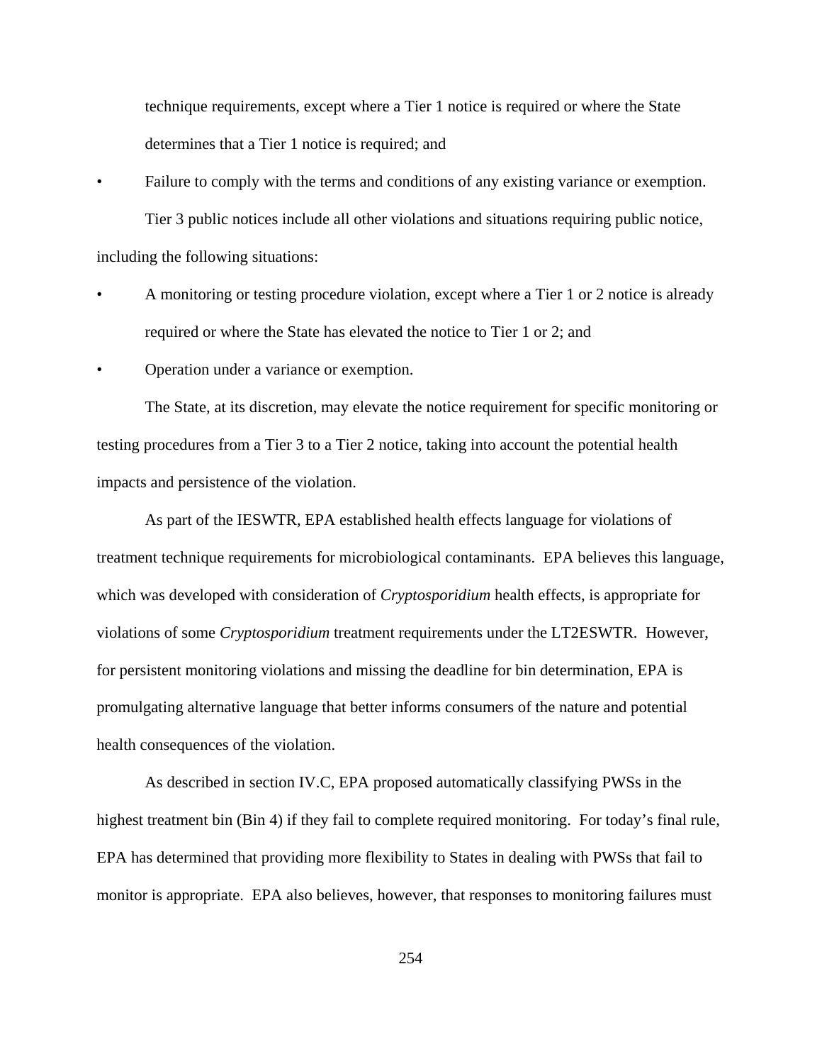technique requirements, except where a Tier 1 notice is required or where the State determines that a Tier 1 notice is required; and

- Failure to comply with the terms and conditions of any existing variance or exemption.

Tier 3 public notices include all other violations and situations requiring public notice, including the following situations:

- A monitoring or testing procedure violation, except where a Tier 1 or 2 notice is already required or where the State has elevated the notice to Tier 1 or 2; and
- Operation under a variance or exemption.

The State, at its discretion, may elevate the notice requirement for specific monitoring or testing procedures from a Tier 3 to a Tier 2 notice, taking into account the potential health impacts and persistence of the violation.

As part of the IESWTR, EPA established health effects language for violations of treatment technique requirements for microbiological contaminants. EPA believes this language, which was developed with consideration of *Cryptosporidium* health effects, is appropriate for violations of some *Cryptosporidium* treatment requirements under the LT2ESWTR. However, for persistent monitoring violations and missing the deadline for bin determination, EPA is promulgating alternative language that better informs consumers of the nature and potential health consequences of the violation.

As described in section IV.C, EPA proposed automatically classifying PWSs in the highest treatment bin (Bin 4) if they fail to complete required monitoring. For today's final rule, EPA has determined that providing more flexibility to States in dealing with PWSs that fail to monitor is appropriate. EPA also believes, however, that responses to monitoring failures must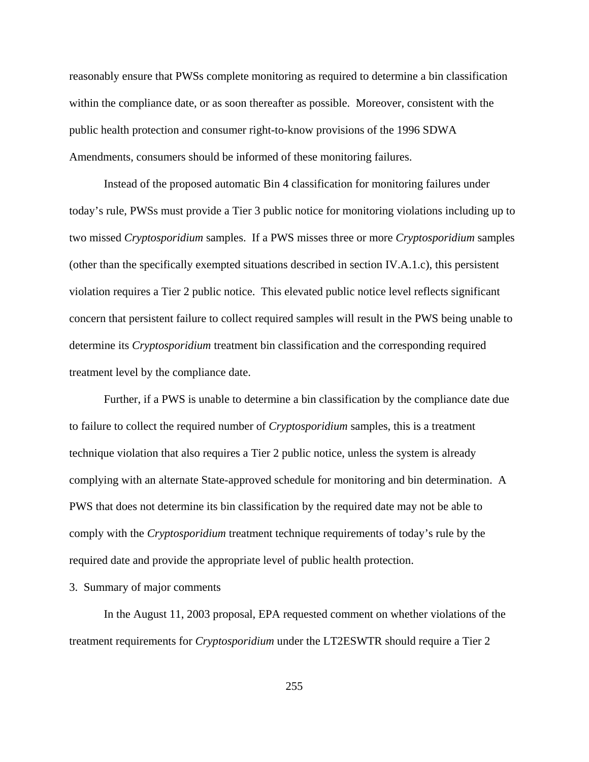reasonably ensure that PWSs complete monitoring as required to determine a bin classification within the compliance date, or as soon thereafter as possible. Moreover, consistent with the public health protection and consumer right-to-know provisions of the 1996 SDWA Amendments, consumers should be informed of these monitoring failures.

Instead of the proposed automatic Bin 4 classification for monitoring failures under today's rule, PWSs must provide a Tier 3 public notice for monitoring violations including up to two missed *Cryptosporidium* samples. If a PWS misses three or more *Cryptosporidium* samples (other than the specifically exempted situations described in section IV.A.1.c), this persistent violation requires a Tier 2 public notice. This elevated public notice level reflects significant concern that persistent failure to collect required samples will result in the PWS being unable to determine its *Cryptosporidium* treatment bin classification and the corresponding required treatment level by the compliance date.

Further, if a PWS is unable to determine a bin classification by the compliance date due to failure to collect the required number of *Cryptosporidium* samples, this is a treatment technique violation that also requires a Tier 2 public notice, unless the system is already complying with an alternate State-approved schedule for monitoring and bin determination. A PWS that does not determine its bin classification by the required date may not be able to comply with the *Cryptosporidium* treatment technique requirements of today's rule by the required date and provide the appropriate level of public health protection.

3. Summary of major comments

In the August 11, 2003 proposal, EPA requested comment on whether violations of the treatment requirements for *Cryptosporidium* under the LT2ESWTR should require a Tier 2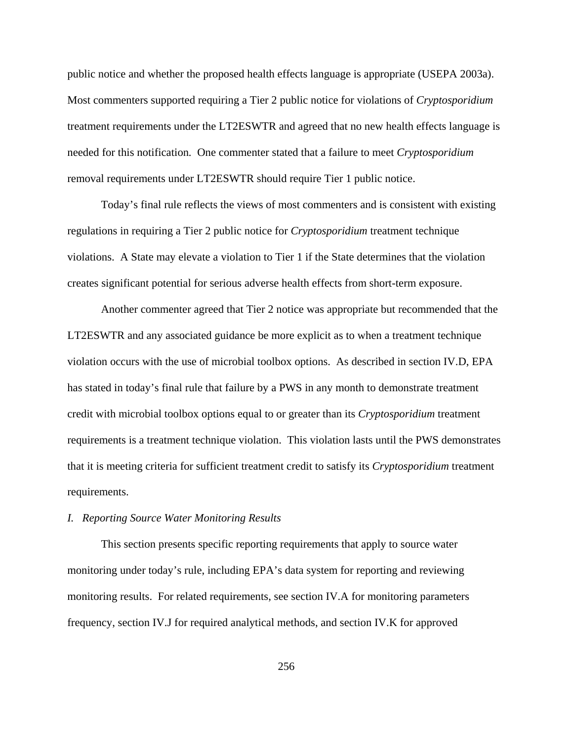public notice and whether the proposed health effects language is appropriate (USEPA 2003a). Most commenters supported requiring a Tier 2 public notice for violations of *Cryptosporidium* treatment requirements under the LT2ESWTR and agreed that no new health effects language is needed for this notification. One commenter stated that a failure to meet *Cryptosporidium* removal requirements under LT2ESWTR should require Tier 1 public notice.

Today's final rule reflects the views of most commenters and is consistent with existing regulations in requiring a Tier 2 public notice for *Cryptosporidium* treatment technique violations. A State may elevate a violation to Tier 1 if the State determines that the violation creates significant potential for serious adverse health effects from short-term exposure.

Another commenter agreed that Tier 2 notice was appropriate but recommended that the LT2ESWTR and any associated guidance be more explicit as to when a treatment technique violation occurs with the use of microbial toolbox options. As described in section IV.D, EPA has stated in today's final rule that failure by a PWS in any month to demonstrate treatment credit with microbial toolbox options equal to or greater than its *Cryptosporidium* treatment requirements is a treatment technique violation. This violation lasts until the PWS demonstrates that it is meeting criteria for sufficient treatment credit to satisfy its *Cryptosporidium* treatment requirements.

*I. Reporting Source Water Monitoring Results*

This section presents specific reporting requirements that apply to source water monitoring under today's rule, including EPA's data system for reporting and reviewing monitoring results. For related requirements, see section IV.A for monitoring parameters frequency, section IV.J for required analytical methods, and section IV.K for approved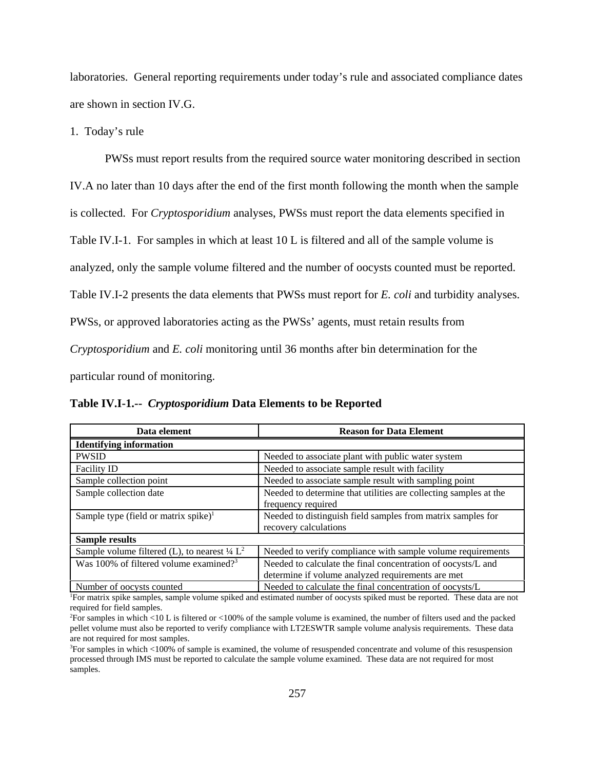laboratories. General reporting requirements under today's rule and associated compliance dates are shown in section IV.G.

1. Today's rule

PWSs must report results from the required source water monitoring described in section IV.A no later than 10 days after the end of the first month following the month when the sample is collected. For *Cryptosporidium* analyses, PWSs must report the data elements specified in Table IV.I-1. For samples in which at least 10 L is filtered and all of the sample volume is analyzed, only the sample volume filtered and the number of oocysts counted must be reported. Table IV.I-2 presents the data elements that PWSs must report for *E. coli* and turbidity analyses. PWSs, or approved laboratories acting as the PWSs' agents, must retain results from *Cryptosporidium* and *E. coli* monitoring until 36 months after bin determination for the particular round of monitoring.

**Table IV.I-1.-- *Cryptosporidium* Data Elements to be Reported**

| Data element | Reason for Data Element |
|---|---|
| **Identifying information** | |
| PWSID | Needed to associate plant with public water system |
| Facility ID | Needed to associate sample result with facility |
| Sample collection point | Needed to associate sample result with sampling point |
| Sample collection date | Needed to determine that utilities are collecting samples at the frequency required |
| Sample type (field or matrix spike)[1] | Needed to distinguish field samples from matrix samples for recovery calculations |
| **Sample results** | |
| Sample volume filtered (L), to nearest ¼ L[2] | Needed to verify compliance with sample volume requirements |
| Was 100% of filtered volume examined?[3] | Needed to calculate the final concentration of oocysts/L and determine if volume analyzed requirements are met |
| Number of oocysts counted | Needed to calculate the final concentration of oocysts/L |

[1]For matrix spike samples, sample volume spiked and estimated number of oocysts spiked must be reported. These data are not required for field samples.

[2]For samples in which <10 L is filtered or <100% of the sample volume is examined, the number of filters used and the packed pellet volume must also be reported to verify compliance with LT2ESWTR sample volume analysis requirements. These data are not required for most samples.

[3]For samples in which <100% of sample is examined, the volume of resuspended concentrate and volume of this resuspension processed through IMS must be reported to calculate the sample volume examined. These data are not required for most samples.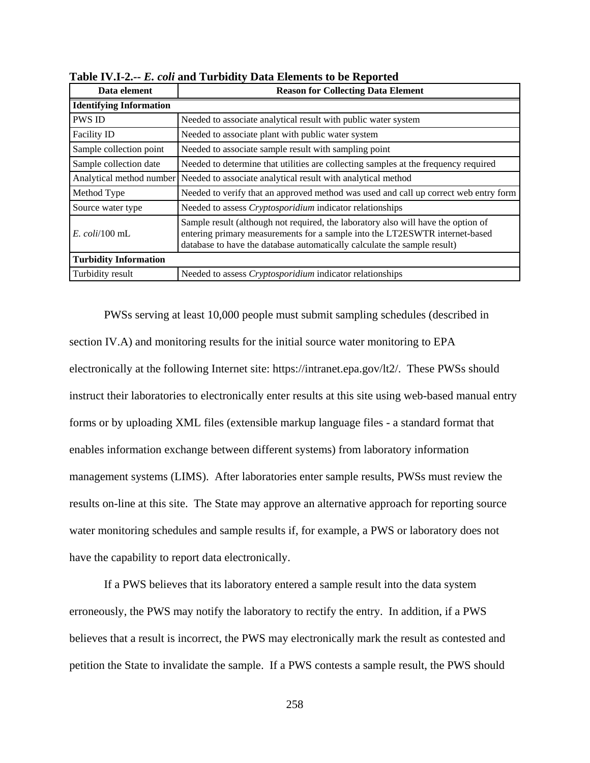**Table IV.I-2.-- *E. coli* and Turbidity Data Elements to be Reported**

| Data element | Reason for Collecting Data Element |
|---|---|
| **Identifying Information** | |
| PWS ID | Needed to associate analytical result with public water system |
| Facility ID | Needed to associate plant with public water system |
| Sample collection point | Needed to associate sample result with sampling point |
| Sample collection date | Needed to determine that utilities are collecting samples at the frequency required |
| Analytical method number | Needed to associate analytical result with analytical method |
| Method Type | Needed to verify that an approved method was used and call up correct web entry form |
| Source water type | Needed to assess *Cryptosporidium* indicator relationships |
| *E. coli*/100 mL | Sample result (although not required, the laboratory also will have the option of entering primary measurements for a sample into the LT2ESWTR internet-based database to have the database automatically calculate the sample result) |
| **Turbidity Information** | |
| Turbidity result | Needed to assess *Cryptosporidium* indicator relationships |

PWSs serving at least 10,000 people must submit sampling schedules (described in section IV.A) and monitoring results for the initial source water monitoring to EPA electronically at the following Internet site: https://intranet.epa.gov/lt2/. These PWSs should instruct their laboratories to electronically enter results at this site using web-based manual entry forms or by uploading XML files (extensible markup language files - a standard format that enables information exchange between different systems) from laboratory information management systems (LIMS). After laboratories enter sample results, PWSs must review the results on-line at this site. The State may approve an alternative approach for reporting source water monitoring schedules and sample results if, for example, a PWS or laboratory does not have the capability to report data electronically.

If a PWS believes that its laboratory entered a sample result into the data system erroneously, the PWS may notify the laboratory to rectify the entry. In addition, if a PWS believes that a result is incorrect, the PWS may electronically mark the result as contested and petition the State to invalidate the sample. If a PWS contests a sample result, the PWS should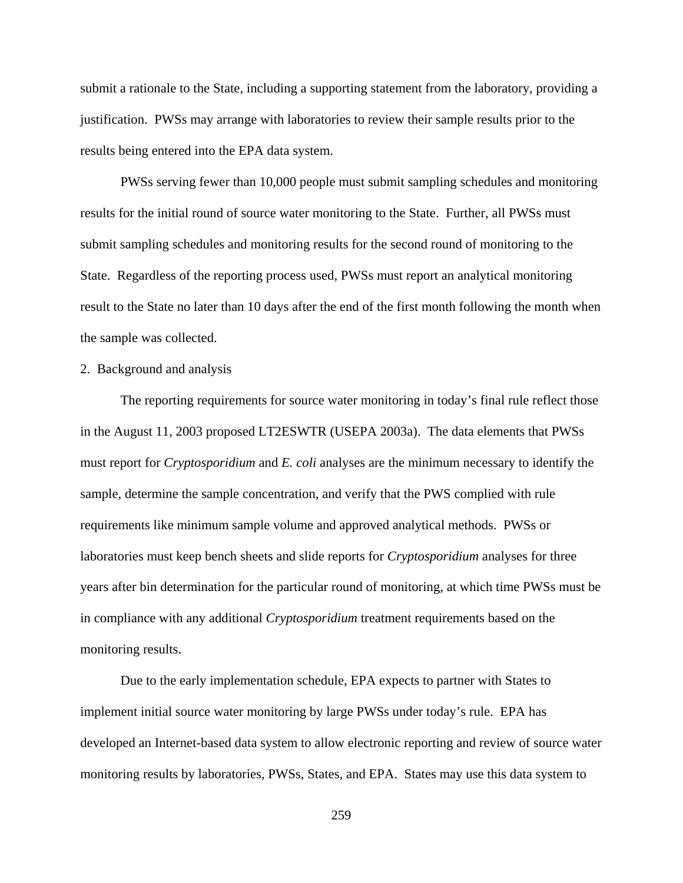submit a rationale to the State, including a supporting statement from the laboratory, providing a justification. PWSs may arrange with laboratories to review their sample results prior to the results being entered into the EPA data system.

PWSs serving fewer than 10,000 people must submit sampling schedules and monitoring results for the initial round of source water monitoring to the State. Further, all PWSs must submit sampling schedules and monitoring results for the second round of monitoring to the State. Regardless of the reporting process used, PWSs must report an analytical monitoring result to the State no later than 10 days after the end of the first month following the month when the sample was collected.

2. Background and analysis

The reporting requirements for source water monitoring in today's final rule reflect those in the August 11, 2003 proposed LT2ESWTR (USEPA 2003a). The data elements that PWSs must report for *Cryptosporidium* and *E. coli* analyses are the minimum necessary to identify the sample, determine the sample concentration, and verify that the PWS complied with rule requirements like minimum sample volume and approved analytical methods. PWSs or laboratories must keep bench sheets and slide reports for *Cryptosporidium* analyses for three years after bin determination for the particular round of monitoring, at which time PWSs must be in compliance with any additional *Cryptosporidium* treatment requirements based on the monitoring results.

Due to the early implementation schedule, EPA expects to partner with States to implement initial source water monitoring by large PWSs under today's rule. EPA has developed an Internet-based data system to allow electronic reporting and review of source water monitoring results by laboratories, PWSs, States, and EPA. States may use this data system to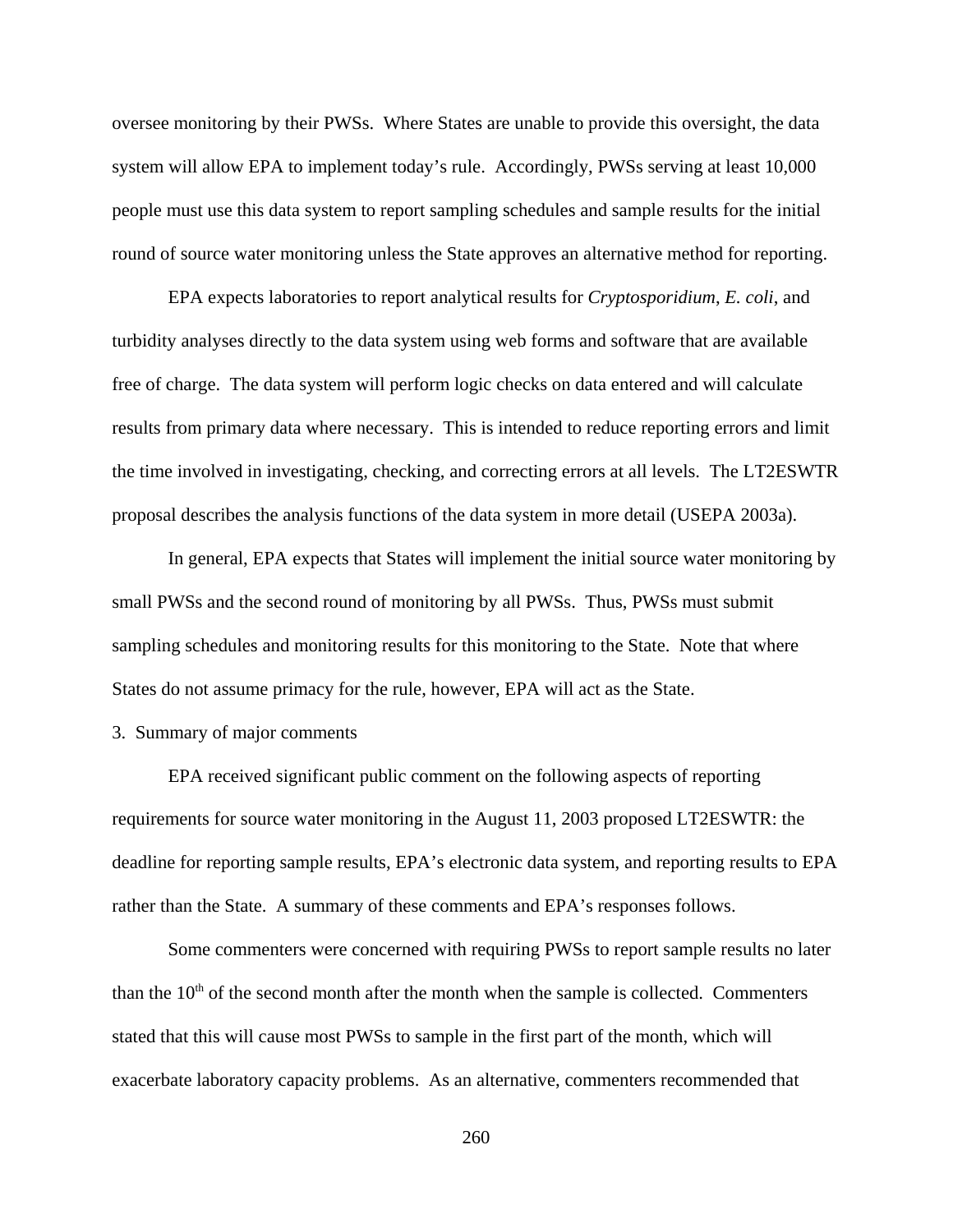oversee monitoring by their PWSs. Where States are unable to provide this oversight, the data system will allow EPA to implement today's rule. Accordingly, PWSs serving at least 10,000 people must use this data system to report sampling schedules and sample results for the initial round of source water monitoring unless the State approves an alternative method for reporting.

EPA expects laboratories to report analytical results for *Cryptosporidium*, *E. coli*, and turbidity analyses directly to the data system using web forms and software that are available free of charge. The data system will perform logic checks on data entered and will calculate results from primary data where necessary. This is intended to reduce reporting errors and limit the time involved in investigating, checking, and correcting errors at all levels. The LT2ESWTR proposal describes the analysis functions of the data system in more detail (USEPA 2003a).

In general, EPA expects that States will implement the initial source water monitoring by small PWSs and the second round of monitoring by all PWSs. Thus, PWSs must submit sampling schedules and monitoring results for this monitoring to the State. Note that where States do not assume primacy for the rule, however, EPA will act as the State.

3. Summary of major comments

EPA received significant public comment on the following aspects of reporting requirements for source water monitoring in the August 11, 2003 proposed LT2ESWTR: the deadline for reporting sample results, EPA's electronic data system, and reporting results to EPA rather than the State. A summary of these comments and EPA's responses follows.

Some commenters were concerned with requiring PWSs to report sample results no later than the 10th of the second month after the month when the sample is collected. Commenters stated that this will cause most PWSs to sample in the first part of the month, which will exacerbate laboratory capacity problems. As an alternative, commenters recommended that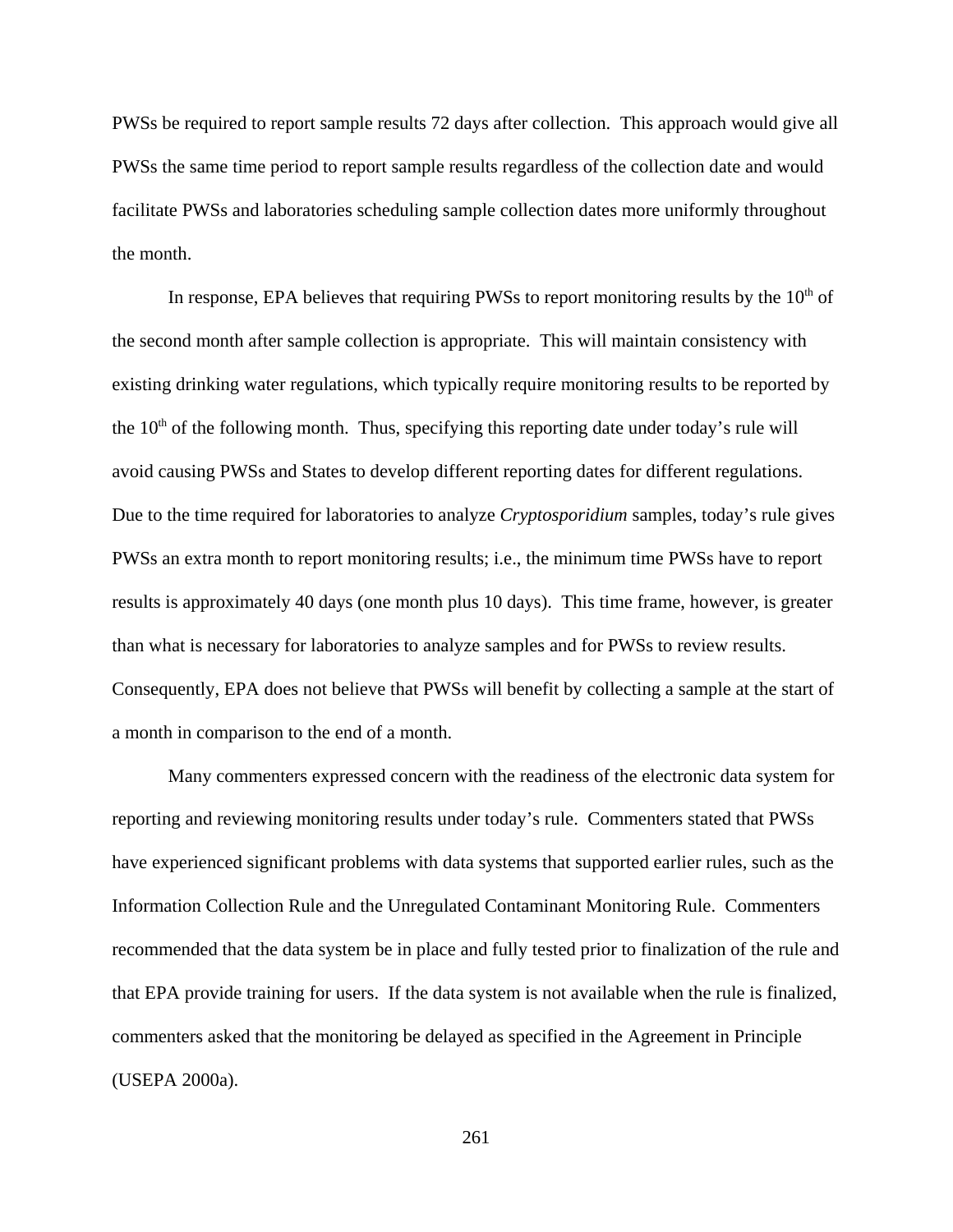PWSs be required to report sample results 72 days after collection. This approach would give all PWSs the same time period to report sample results regardless of the collection date and would facilitate PWSs and laboratories scheduling sample collection dates more uniformly throughout the month.

In response, EPA believes that requiring PWSs to report monitoring results by the 10th of the second month after sample collection is appropriate. This will maintain consistency with existing drinking water regulations, which typically require monitoring results to be reported by the 10th of the following month. Thus, specifying this reporting date under today's rule will avoid causing PWSs and States to develop different reporting dates for different regulations. Due to the time required for laboratories to analyze *Cryptosporidium* samples, today's rule gives PWSs an extra month to report monitoring results; i.e., the minimum time PWSs have to report results is approximately 40 days (one month plus 10 days). This time frame, however, is greater than what is necessary for laboratories to analyze samples and for PWSs to review results. Consequently, EPA does not believe that PWSs will benefit by collecting a sample at the start of a month in comparison to the end of a month.

Many commenters expressed concern with the readiness of the electronic data system for reporting and reviewing monitoring results under today's rule. Commenters stated that PWSs have experienced significant problems with data systems that supported earlier rules, such as the Information Collection Rule and the Unregulated Contaminant Monitoring Rule. Commenters recommended that the data system be in place and fully tested prior to finalization of the rule and that EPA provide training for users. If the data system is not available when the rule is finalized, commenters asked that the monitoring be delayed as specified in the Agreement in Principle (USEPA 2000a).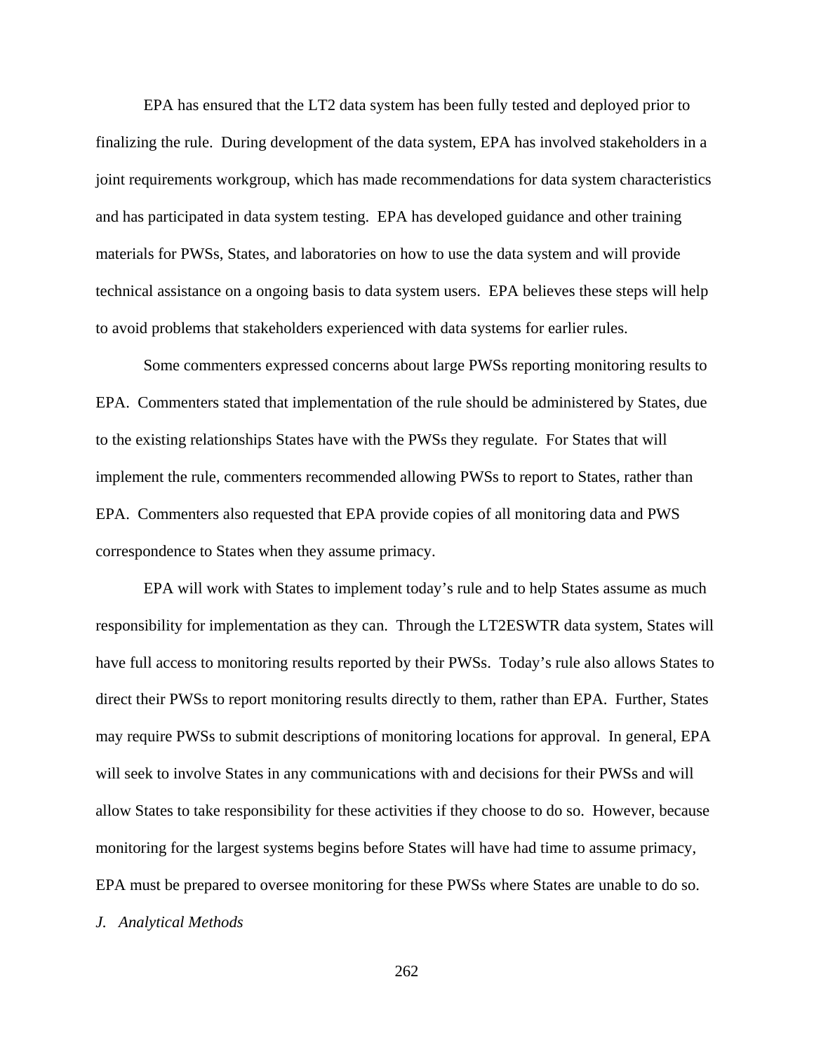EPA has ensured that the LT2 data system has been fully tested and deployed prior to finalizing the rule. During development of the data system, EPA has involved stakeholders in a joint requirements workgroup, which has made recommendations for data system characteristics and has participated in data system testing. EPA has developed guidance and other training materials for PWSs, States, and laboratories on how to use the data system and will provide technical assistance on a ongoing basis to data system users. EPA believes these steps will help to avoid problems that stakeholders experienced with data systems for earlier rules.

Some commenters expressed concerns about large PWSs reporting monitoring results to EPA. Commenters stated that implementation of the rule should be administered by States, due to the existing relationships States have with the PWSs they regulate. For States that will implement the rule, commenters recommended allowing PWSs to report to States, rather than EPA. Commenters also requested that EPA provide copies of all monitoring data and PWS correspondence to States when they assume primacy.

EPA will work with States to implement today's rule and to help States assume as much responsibility for implementation as they can. Through the LT2ESWTR data system, States will have full access to monitoring results reported by their PWSs. Today's rule also allows States to direct their PWSs to report monitoring results directly to them, rather than EPA. Further, States may require PWSs to submit descriptions of monitoring locations for approval. In general, EPA will seek to involve States in any communications with and decisions for their PWSs and will allow States to take responsibility for these activities if they choose to do so. However, because monitoring for the largest systems begins before States will have had time to assume primacy, EPA must be prepared to oversee monitoring for these PWSs where States are unable to do so.

*J. Analytical Methods*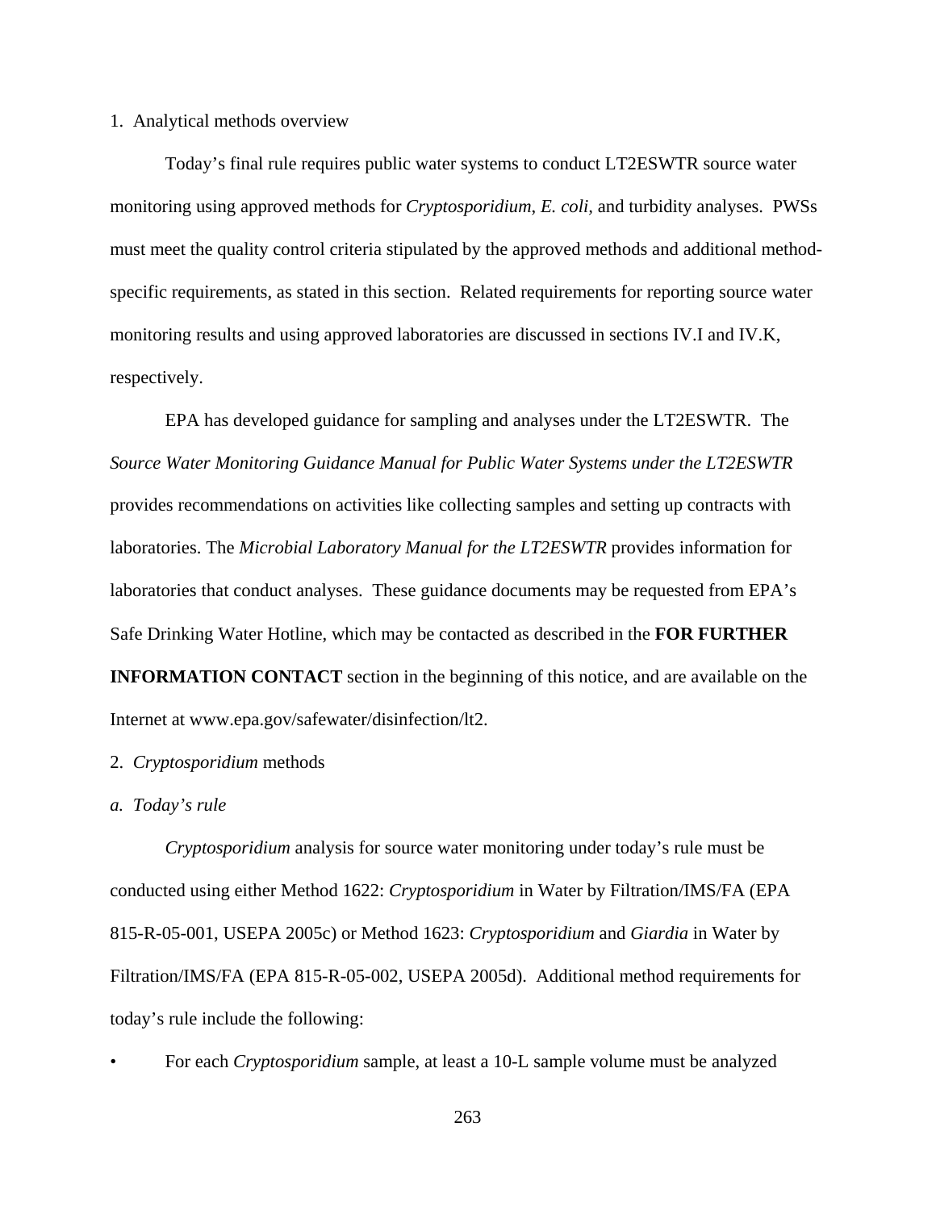1. Analytical methods overview

Today's final rule requires public water systems to conduct LT2ESWTR source water monitoring using approved methods for *Cryptosporidium*, *E. coli,* and turbidity analyses. PWSs must meet the quality control criteria stipulated by the approved methods and additional method-specific requirements, as stated in this section. Related requirements for reporting source water monitoring results and using approved laboratories are discussed in sections IV.I and IV.K, respectively.

EPA has developed guidance for sampling and analyses under the LT2ESWTR. The *Source Water Monitoring Guidance Manual for Public Water Systems under the LT2ESWTR* provides recommendations on activities like collecting samples and setting up contracts with laboratories. The *Microbial Laboratory Manual for the LT2ESWTR* provides information for laboratories that conduct analyses. These guidance documents may be requested from EPA's Safe Drinking Water Hotline, which may be contacted as described in the **FOR FURTHER INFORMATION CONTACT** section in the beginning of this notice, and are available on the Internet at www.epa.gov/safewater/disinfection/lt2.

2. *Cryptosporidium* methods

*a. Today's rule*

*Cryptosporidium* analysis for source water monitoring under today's rule must be conducted using either Method 1622: *Cryptosporidium* in Water by Filtration/IMS/FA (EPA 815-R-05-001, USEPA 2005c) or Method 1623: *Cryptosporidium* and *Giardia* in Water by Filtration/IMS/FA (EPA 815-R-05-002, USEPA 2005d). Additional method requirements for today's rule include the following:

- For each *Cryptosporidium* sample, at least a 10-L sample volume must be analyzed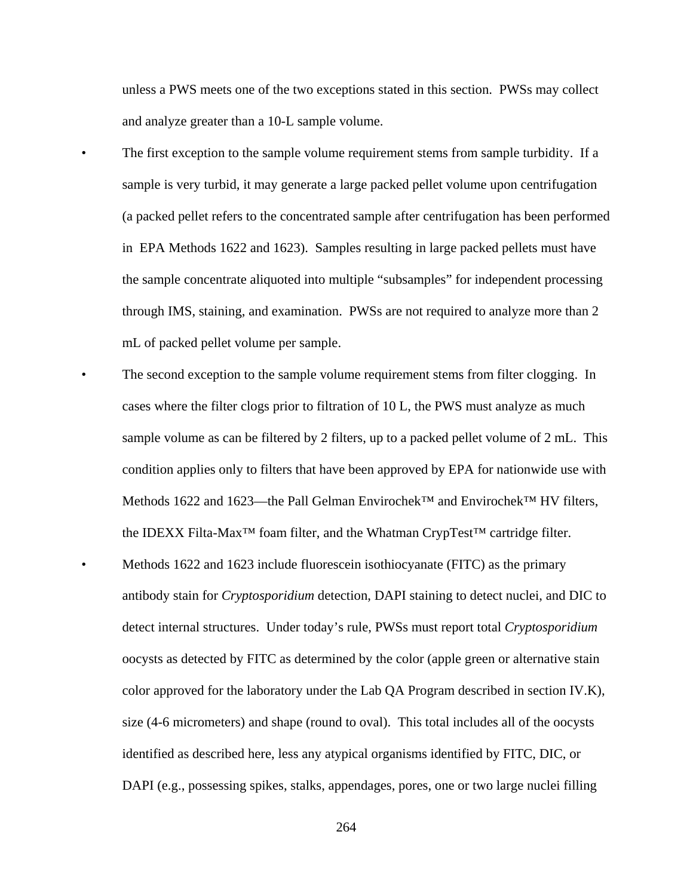unless a PWS meets one of the two exceptions stated in this section. PWSs may collect and analyze greater than a 10-L sample volume.

- The first exception to the sample volume requirement stems from sample turbidity. If a sample is very turbid, it may generate a large packed pellet volume upon centrifugation (a packed pellet refers to the concentrated sample after centrifugation has been performed in EPA Methods 1622 and 1623). Samples resulting in large packed pellets must have the sample concentrate aliquoted into multiple "subsamples" for independent processing through IMS, staining, and examination. PWSs are not required to analyze more than 2 mL of packed pellet volume per sample.
- The second exception to the sample volume requirement stems from filter clogging. In cases where the filter clogs prior to filtration of 10 L, the PWS must analyze as much sample volume as can be filtered by 2 filters, up to a packed pellet volume of 2 mL. This condition applies only to filters that have been approved by EPA for nationwide use with Methods 1622 and 1623—the Pall Gelman Envirochek™ and Envirochek™ HV filters, the IDEXX Filta-Max™ foam filter, and the Whatman CrypTest™ cartridge filter.
- Methods 1622 and 1623 include fluorescein isothiocyanate (FITC) as the primary antibody stain for *Cryptosporidium* detection, DAPI staining to detect nuclei, and DIC to detect internal structures. Under today's rule, PWSs must report total *Cryptosporidium* oocysts as detected by FITC as determined by the color (apple green or alternative stain color approved for the laboratory under the Lab QA Program described in section IV.K), size (4-6 micrometers) and shape (round to oval). This total includes all of the oocysts identified as described here, less any atypical organisms identified by FITC, DIC, or DAPI (e.g., possessing spikes, stalks, appendages, pores, one or two large nuclei filling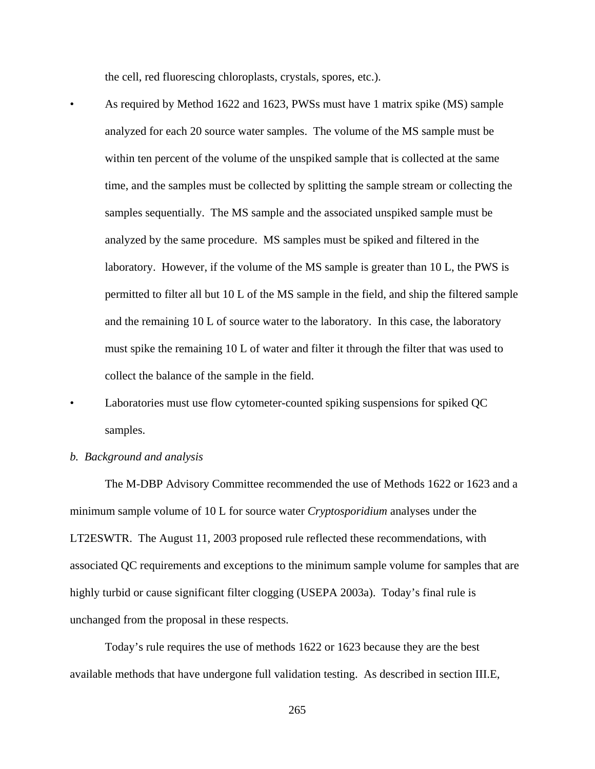the cell, red fluorescing chloroplasts, crystals, spores, etc.).

- As required by Method 1622 and 1623, PWSs must have 1 matrix spike (MS) sample analyzed for each 20 source water samples. The volume of the MS sample must be within ten percent of the volume of the unspiked sample that is collected at the same time, and the samples must be collected by splitting the sample stream or collecting the samples sequentially. The MS sample and the associated unspiked sample must be analyzed by the same procedure. MS samples must be spiked and filtered in the laboratory. However, if the volume of the MS sample is greater than 10 L, the PWS is permitted to filter all but 10 L of the MS sample in the field, and ship the filtered sample and the remaining 10 L of source water to the laboratory. In this case, the laboratory must spike the remaining 10 L of water and filter it through the filter that was used to collect the balance of the sample in the field.
- Laboratories must use flow cytometer-counted spiking suspensions for spiked QC samples.

*b. Background and analysis*

The M-DBP Advisory Committee recommended the use of Methods 1622 or 1623 and a minimum sample volume of 10 L for source water *Cryptosporidium* analyses under the LT2ESWTR. The August 11, 2003 proposed rule reflected these recommendations, with associated QC requirements and exceptions to the minimum sample volume for samples that are highly turbid or cause significant filter clogging (USEPA 2003a). Today's final rule is unchanged from the proposal in these respects.

Today's rule requires the use of methods 1622 or 1623 because they are the best available methods that have undergone full validation testing. As described in section III.E,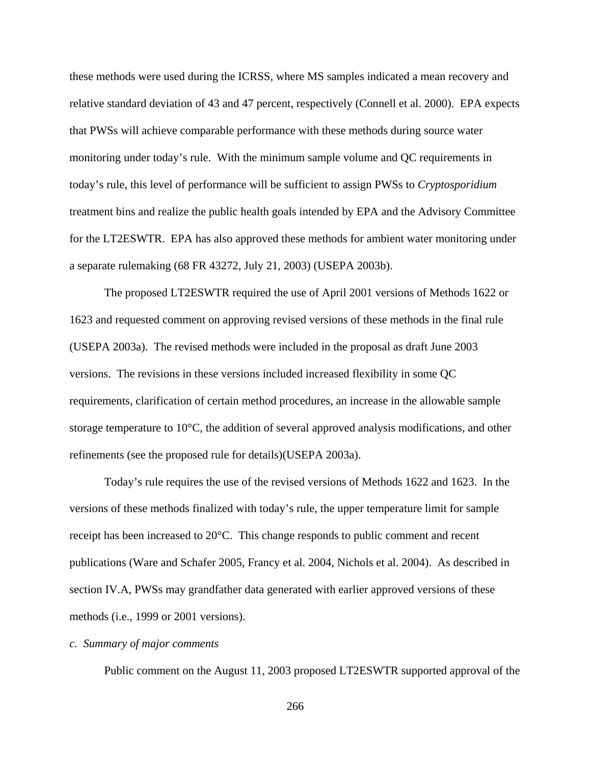these methods were used during the ICRSS, where MS samples indicated a mean recovery and relative standard deviation of 43 and 47 percent, respectively (Connell et al. 2000). EPA expects that PWSs will achieve comparable performance with these methods during source water monitoring under today's rule. With the minimum sample volume and QC requirements in today's rule, this level of performance will be sufficient to assign PWSs to *Cryptosporidium* treatment bins and realize the public health goals intended by EPA and the Advisory Committee for the LT2ESWTR. EPA has also approved these methods for ambient water monitoring under a separate rulemaking (68 FR 43272, July 21, 2003) (USEPA 2003b).

The proposed LT2ESWTR required the use of April 2001 versions of Methods 1622 or 1623 and requested comment on approving revised versions of these methods in the final rule (USEPA 2003a). The revised methods were included in the proposal as draft June 2003 versions. The revisions in these versions included increased flexibility in some QC requirements, clarification of certain method procedures, an increase in the allowable sample storage temperature to 10°C, the addition of several approved analysis modifications, and other refinements (see the proposed rule for details)(USEPA 2003a).

Today's rule requires the use of the revised versions of Methods 1622 and 1623. In the versions of these methods finalized with today's rule, the upper temperature limit for sample receipt has been increased to 20°C. This change responds to public comment and recent publications (Ware and Schafer 2005, Francy et al. 2004, Nichols et al. 2004). As described in section IV.A, PWSs may grandfather data generated with earlier approved versions of these methods (i.e., 1999 or 2001 versions).

*c. Summary of major comments*

Public comment on the August 11, 2003 proposed LT2ESWTR supported approval of the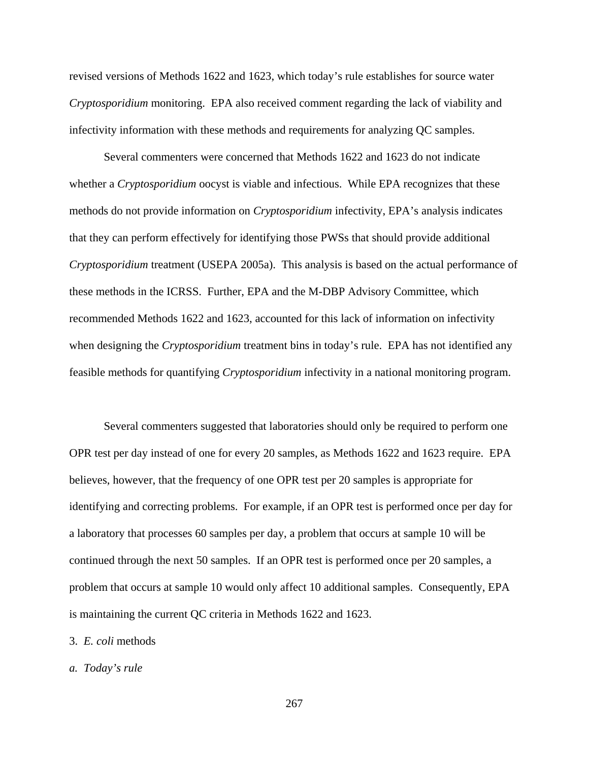revised versions of Methods 1622 and 1623, which today's rule establishes for source water *Cryptosporidium* monitoring. EPA also received comment regarding the lack of viability and infectivity information with these methods and requirements for analyzing QC samples.

Several commenters were concerned that Methods 1622 and 1623 do not indicate whether a *Cryptosporidium* oocyst is viable and infectious. While EPA recognizes that these methods do not provide information on *Cryptosporidium* infectivity, EPA's analysis indicates that they can perform effectively for identifying those PWSs that should provide additional *Cryptosporidium* treatment (USEPA 2005a). This analysis is based on the actual performance of these methods in the ICRSS. Further, EPA and the M-DBP Advisory Committee, which recommended Methods 1622 and 1623, accounted for this lack of information on infectivity when designing the *Cryptosporidium* treatment bins in today's rule. EPA has not identified any feasible methods for quantifying *Cryptosporidium* infectivity in a national monitoring program.

Several commenters suggested that laboratories should only be required to perform one OPR test per day instead of one for every 20 samples, as Methods 1622 and 1623 require. EPA believes, however, that the frequency of one OPR test per 20 samples is appropriate for identifying and correcting problems. For example, if an OPR test is performed once per day for a laboratory that processes 60 samples per day, a problem that occurs at sample 10 will be continued through the next 50 samples. If an OPR test is performed once per 20 samples, a problem that occurs at sample 10 would only affect 10 additional samples. Consequently, EPA is maintaining the current QC criteria in Methods 1622 and 1623.

3. *E. coli* methods

*a. Today's rule*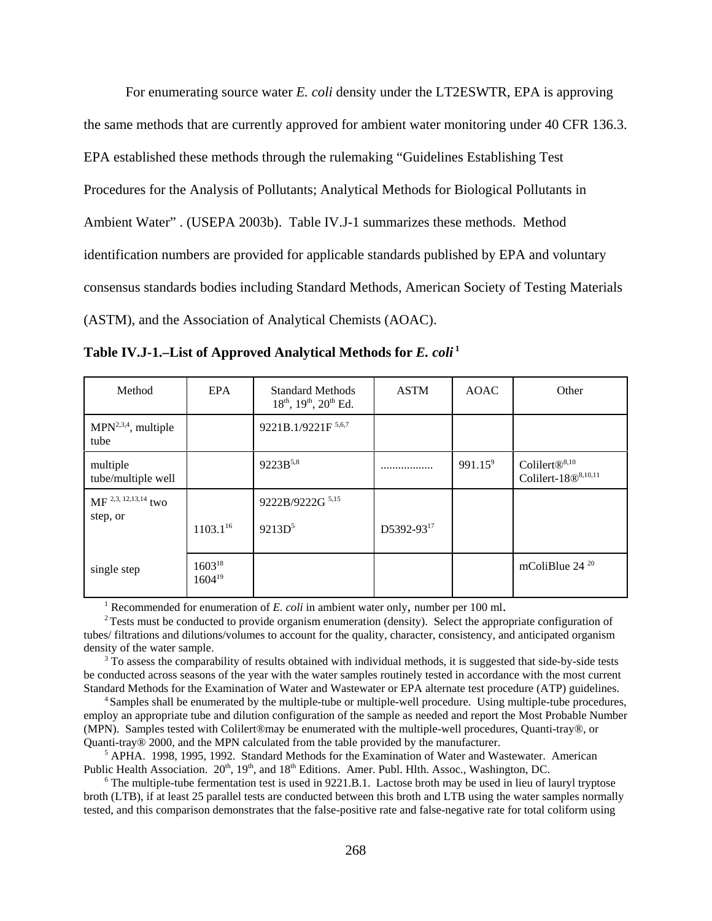For enumerating source water *E. coli* density under the LT2ESWTR, EPA is approving the same methods that are currently approved for ambient water monitoring under 40 CFR 136.3. EPA established these methods through the rulemaking "Guidelines Establishing Test Procedures for the Analysis of Pollutants; Analytical Methods for Biological Pollutants in Ambient Water" . (USEPA 2003b). Table IV.J-1 summarizes these methods. Method identification numbers are provided for applicable standards published by EPA and voluntary consensus standards bodies including Standard Methods, American Society of Testing Materials (ASTM), and the Association of Analytical Chemists (AOAC).

**Table IV.J-1.–List of Approved Analytical Methods for *E. coli*[1]**

| Method | EPA | Standard Methods 18th, 19th, 20th Ed. | ASTM | AOAC | Other |
|---|---|---|---|---|---|
| MPN[2,3,4], multiple tube | | 9221B.1/9221F [5,6,7] | | | |
| multiple tube/multiple well | | 9223B[5,8] | ................. | 991.15[9] | Colilert®[8,10] Colilert-18®[8,10,11] |
| MF [2,3,12,13,14] two step, or | | 9222B/9222G [5,15] | | | |
| | 1103.1[16] | 9213D[5] | D5392-93[17] | | |
| single step | 1603[18] 1604[19] | | | | mColiBlue 24 [20] |

[1] Recommended for enumeration of *E. coli* in ambient water only, number per 100 ml.

[2] Tests must be conducted to provide organism enumeration (density). Select the appropriate configuration of tubes/ filtrations and dilutions/volumes to account for the quality, character, consistency, and anticipated organism density of the water sample.

[3] To assess the comparability of results obtained with individual methods, it is suggested that side-by-side tests be conducted across seasons of the year with the water samples routinely tested in accordance with the most current Standard Methods for the Examination of Water and Wastewater or EPA alternate test procedure (ATP) guidelines.

[4] Samples shall be enumerated by the multiple-tube or multiple-well procedure. Using multiple-tube procedures, employ an appropriate tube and dilution configuration of the sample as needed and report the Most Probable Number (MPN). Samples tested with Colilert®may be enumerated with the multiple-well procedures, Quanti-tray®, or Quanti-tray® 2000, and the MPN calculated from the table provided by the manufacturer.

[5] APHA. 1998, 1995, 1992. Standard Methods for the Examination of Water and Wastewater. American Public Health Association. 20th, 19th, and 18th Editions. Amer. Publ. Hlth. Assoc., Washington, DC.

[6] The multiple-tube fermentation test is used in 9221.B.1. Lactose broth may be used in lieu of lauryl tryptose broth (LTB), if at least 25 parallel tests are conducted between this broth and LTB using the water samples normally tested, and this comparison demonstrates that the false-positive rate and false-negative rate for total coliform using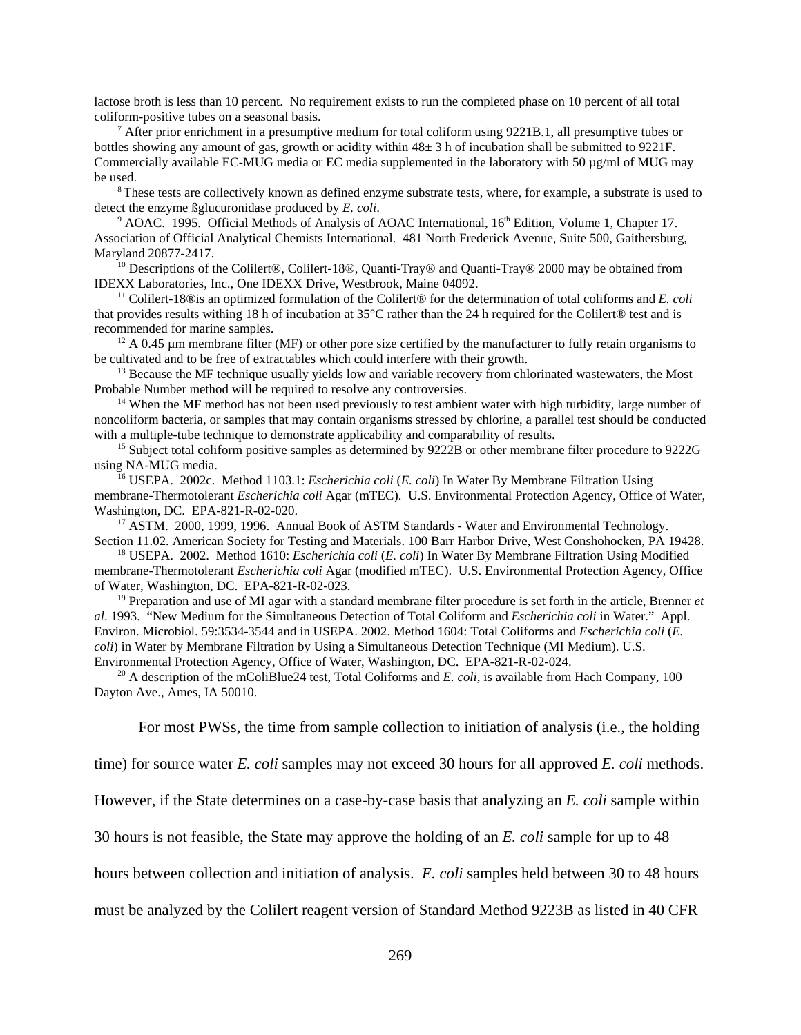lactose broth is less than 10 percent. No requirement exists to run the completed phase on 10 percent of all total coliform-positive tubes on a seasonal basis.

[7] After prior enrichment in a presumptive medium for total coliform using 9221B.1, all presumptive tubes or bottles showing any amount of gas, growth or acidity within 48± 3 h of incubation shall be submitted to 9221F. Commercially available EC-MUG media or EC media supplemented in the laboratory with 50 µg/ml of MUG may be used.

[8] These tests are collectively known as defined enzyme substrate tests, where, for example, a substrate is used to detect the enzyme ßglucuronidase produced by *E. coli*.

[9] AOAC. 1995. Official Methods of Analysis of AOAC International, 16th Edition, Volume 1, Chapter 17. Association of Official Analytical Chemists International. 481 North Frederick Avenue, Suite 500, Gaithersburg, Maryland 20877-2417.

[10] Descriptions of the Colilert®, Colilert-18®, Quanti-Tray® and Quanti-Tray® 2000 may be obtained from IDEXX Laboratories, Inc., One IDEXX Drive, Westbrook, Maine 04092.

[11] Colilert-18®is an optimized formulation of the Colilert® for the determination of total coliforms and *E. coli* that provides results withing 18 h of incubation at 35°C rather than the 24 h required for the Colilert® test and is recommended for marine samples.

[12] A 0.45 µm membrane filter (MF) or other pore size certified by the manufacturer to fully retain organisms to be cultivated and to be free of extractables which could interfere with their growth.

[13] Because the MF technique usually yields low and variable recovery from chlorinated wastewaters, the Most Probable Number method will be required to resolve any controversies.

[14] When the MF method has not been used previously to test ambient water with high turbidity, large number of noncoliform bacteria, or samples that may contain organisms stressed by chlorine, a parallel test should be conducted with a multiple-tube technique to demonstrate applicability and comparability of results.

[15] Subject total coliform positive samples as determined by 9222B or other membrane filter procedure to 9222G using NA-MUG media.

[16] USEPA. 2002c. Method 1103.1: *Escherichia coli* (*E. coli*) In Water By Membrane Filtration Using membrane-Thermotolerant *Escherichia coli* Agar (mTEC). U.S. Environmental Protection Agency, Office of Water, Washington, DC. EPA-821-R-02-020.

[17] ASTM. 2000, 1999, 1996. Annual Book of ASTM Standards - Water and Environmental Technology. Section 11.02. American Society for Testing and Materials. 100 Barr Harbor Drive, West Conshohocken, PA 19428.

[18] USEPA. 2002. Method 1610: *Escherichia coli* (*E. coli*) In Water By Membrane Filtration Using Modified membrane-Thermotolerant *Escherichia coli* Agar (modified mTEC). U.S. Environmental Protection Agency, Office of Water, Washington, DC. EPA-821-R-02-023.

[19] Preparation and use of MI agar with a standard membrane filter procedure is set forth in the article, Brenner *et al*. 1993. "New Medium for the Simultaneous Detection of Total Coliform and *Escherichia coli* in Water." Appl. Environ. Microbiol. 59:3534-3544 and in USEPA. 2002. Method 1604: Total Coliforms and *Escherichia coli* (*E. coli*) in Water by Membrane Filtration by Using a Simultaneous Detection Technique (MI Medium). U.S. Environmental Protection Agency, Office of Water, Washington, DC. EPA-821-R-02-024.

[20] A description of the mColiBlue24 test, Total Coliforms and *E. coli*, is available from Hach Company, 100 Dayton Ave., Ames, IA 50010.

For most PWSs, the time from sample collection to initiation of analysis (i.e., the holding time) for source water *E. coli* samples may not exceed 30 hours for all approved *E. coli* methods. However, if the State determines on a case-by-case basis that analyzing an *E. coli* sample within 30 hours is not feasible, the State may approve the holding of an *E. coli* sample for up to 48 hours between collection and initiation of analysis. *E. coli* samples held between 30 to 48 hours must be analyzed by the Colilert reagent version of Standard Method 9223B as listed in 40 CFR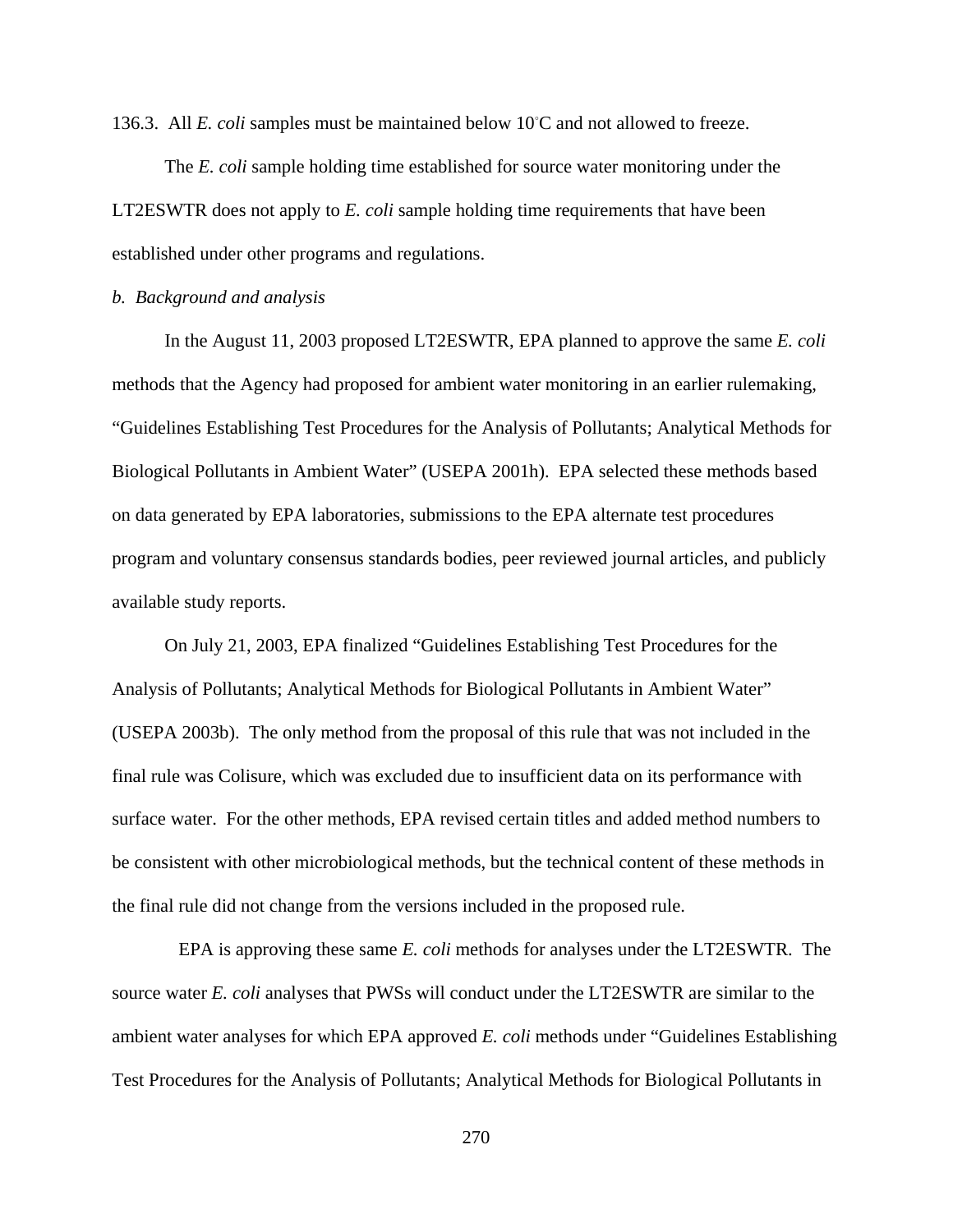136.3. All *E. coli* samples must be maintained below 10°C and not allowed to freeze.

The *E. coli* sample holding time established for source water monitoring under the LT2ESWTR does not apply to *E. coli* sample holding time requirements that have been established under other programs and regulations.

*b. Background and analysis*

In the August 11, 2003 proposed LT2ESWTR, EPA planned to approve the same *E. coli* methods that the Agency had proposed for ambient water monitoring in an earlier rulemaking, “Guidelines Establishing Test Procedures for the Analysis of Pollutants; Analytical Methods for Biological Pollutants in Ambient Water” (USEPA 2001h). EPA selected these methods based on data generated by EPA laboratories, submissions to the EPA alternate test procedures program and voluntary consensus standards bodies, peer reviewed journal articles, and publicly available study reports.

On July 21, 2003, EPA finalized “Guidelines Establishing Test Procedures for the Analysis of Pollutants; Analytical Methods for Biological Pollutants in Ambient Water” (USEPA 2003b). The only method from the proposal of this rule that was not included in the final rule was Colisure, which was excluded due to insufficient data on its performance with surface water. For the other methods, EPA revised certain titles and added method numbers to be consistent with other microbiological methods, but the technical content of these methods in the final rule did not change from the versions included in the proposed rule.

EPA is approving these same *E. coli* methods for analyses under the LT2ESWTR. The source water *E. coli* analyses that PWSs will conduct under the LT2ESWTR are similar to the ambient water analyses for which EPA approved *E. coli* methods under “Guidelines Establishing Test Procedures for the Analysis of Pollutants; Analytical Methods for Biological Pollutants in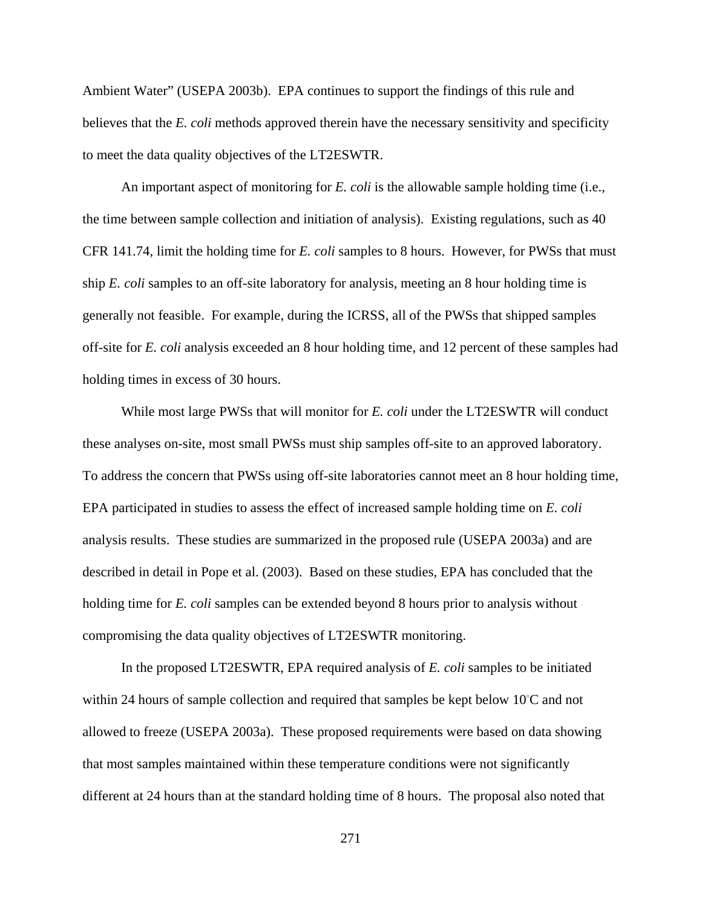Ambient Water" (USEPA 2003b). EPA continues to support the findings of this rule and believes that the *E. coli* methods approved therein have the necessary sensitivity and specificity to meet the data quality objectives of the LT2ESWTR.

An important aspect of monitoring for *E. coli* is the allowable sample holding time (i.e., the time between sample collection and initiation of analysis). Existing regulations, such as 40 CFR 141.74, limit the holding time for *E. coli* samples to 8 hours. However, for PWSs that must ship *E. coli* samples to an off-site laboratory for analysis, meeting an 8 hour holding time is generally not feasible. For example, during the ICRSS, all of the PWSs that shipped samples off-site for *E. coli* analysis exceeded an 8 hour holding time, and 12 percent of these samples had holding times in excess of 30 hours.

While most large PWSs that will monitor for *E. coli* under the LT2ESWTR will conduct these analyses on-site, most small PWSs must ship samples off-site to an approved laboratory. To address the concern that PWSs using off-site laboratories cannot meet an 8 hour holding time, EPA participated in studies to assess the effect of increased sample holding time on *E. coli* analysis results. These studies are summarized in the proposed rule (USEPA 2003a) and are described in detail in Pope et al. (2003). Based on these studies, EPA has concluded that the holding time for *E. coli* samples can be extended beyond 8 hours prior to analysis without compromising the data quality objectives of LT2ESWTR monitoring.

In the proposed LT2ESWTR, EPA required analysis of *E. coli* samples to be initiated within 24 hours of sample collection and required that samples be kept below 10°C and not allowed to freeze (USEPA 2003a). These proposed requirements were based on data showing that most samples maintained within these temperature conditions were not significantly different at 24 hours than at the standard holding time of 8 hours. The proposal also noted that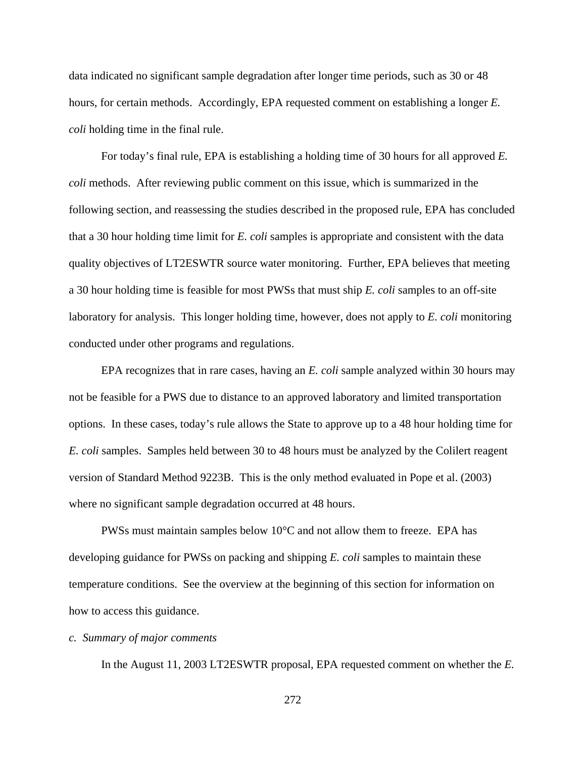data indicated no significant sample degradation after longer time periods, such as 30 or 48 hours, for certain methods. Accordingly, EPA requested comment on establishing a longer *E. coli* holding time in the final rule.

For today's final rule, EPA is establishing a holding time of 30 hours for all approved *E. coli* methods. After reviewing public comment on this issue, which is summarized in the following section, and reassessing the studies described in the proposed rule, EPA has concluded that a 30 hour holding time limit for *E. coli* samples is appropriate and consistent with the data quality objectives of LT2ESWTR source water monitoring. Further, EPA believes that meeting a 30 hour holding time is feasible for most PWSs that must ship *E. coli* samples to an off-site laboratory for analysis. This longer holding time, however, does not apply to *E. coli* monitoring conducted under other programs and regulations.

EPA recognizes that in rare cases, having an *E. coli* sample analyzed within 30 hours may not be feasible for a PWS due to distance to an approved laboratory and limited transportation options. In these cases, today's rule allows the State to approve up to a 48 hour holding time for *E. coli* samples. Samples held between 30 to 48 hours must be analyzed by the Colilert reagent version of Standard Method 9223B. This is the only method evaluated in Pope et al. (2003) where no significant sample degradation occurred at 48 hours.

PWSs must maintain samples below 10°C and not allow them to freeze. EPA has developing guidance for PWSs on packing and shipping *E. coli* samples to maintain these temperature conditions. See the overview at the beginning of this section for information on how to access this guidance.

*c. Summary of major comments*

In the August 11, 2003 LT2ESWTR proposal, EPA requested comment on whether the *E.*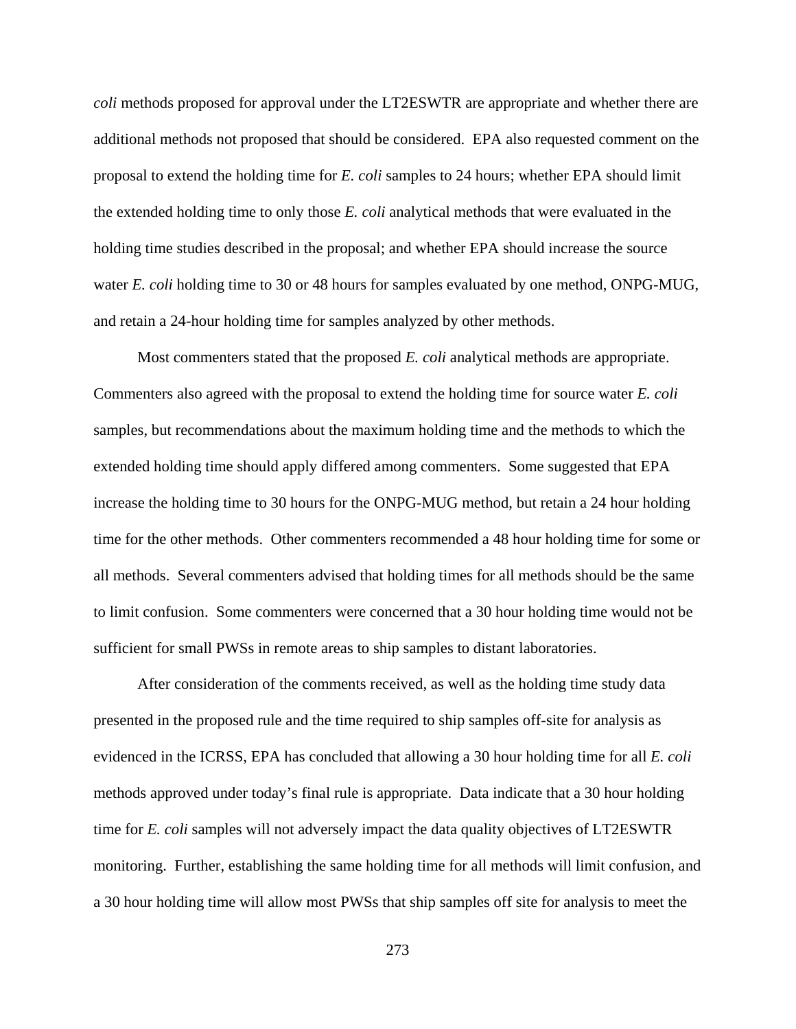*coli* methods proposed for approval under the LT2ESWTR are appropriate and whether there are additional methods not proposed that should be considered. EPA also requested comment on the proposal to extend the holding time for *E. coli* samples to 24 hours; whether EPA should limit the extended holding time to only those *E. coli* analytical methods that were evaluated in the holding time studies described in the proposal; and whether EPA should increase the source water *E. coli* holding time to 30 or 48 hours for samples evaluated by one method, ONPG-MUG, and retain a 24-hour holding time for samples analyzed by other methods.

Most commenters stated that the proposed *E. coli* analytical methods are appropriate. Commenters also agreed with the proposal to extend the holding time for source water *E. coli* samples, but recommendations about the maximum holding time and the methods to which the extended holding time should apply differed among commenters. Some suggested that EPA increase the holding time to 30 hours for the ONPG-MUG method, but retain a 24 hour holding time for the other methods. Other commenters recommended a 48 hour holding time for some or all methods. Several commenters advised that holding times for all methods should be the same to limit confusion. Some commenters were concerned that a 30 hour holding time would not be sufficient for small PWSs in remote areas to ship samples to distant laboratories.

After consideration of the comments received, as well as the holding time study data presented in the proposed rule and the time required to ship samples off-site for analysis as evidenced in the ICRSS, EPA has concluded that allowing a 30 hour holding time for all *E. coli* methods approved under today's final rule is appropriate. Data indicate that a 30 hour holding time for *E. coli* samples will not adversely impact the data quality objectives of LT2ESWTR monitoring. Further, establishing the same holding time for all methods will limit confusion, and a 30 hour holding time will allow most PWSs that ship samples off site for analysis to meet the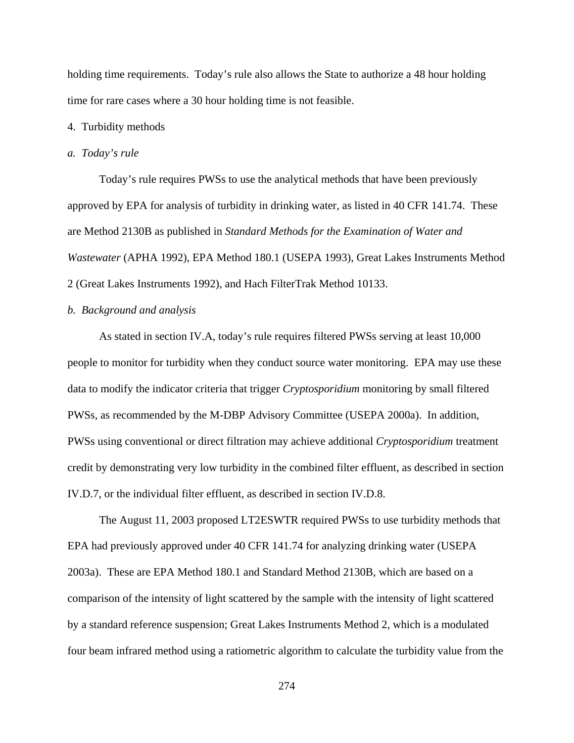holding time requirements. Today's rule also allows the State to authorize a 48 hour holding time for rare cases where a 30 hour holding time is not feasible.

4. Turbidity methods

*a. Today's rule*

Today's rule requires PWSs to use the analytical methods that have been previously approved by EPA for analysis of turbidity in drinking water, as listed in 40 CFR 141.74. These are Method 2130B as published in *Standard Methods for the Examination of Water and Wastewater* (APHA 1992), EPA Method 180.1 (USEPA 1993), Great Lakes Instruments Method 2 (Great Lakes Instruments 1992), and Hach FilterTrak Method 10133.

*b. Background and analysis*

As stated in section IV.A, today's rule requires filtered PWSs serving at least 10,000 people to monitor for turbidity when they conduct source water monitoring. EPA may use these data to modify the indicator criteria that trigger *Cryptosporidium* monitoring by small filtered PWSs, as recommended by the M-DBP Advisory Committee (USEPA 2000a). In addition, PWSs using conventional or direct filtration may achieve additional *Cryptosporidium* treatment credit by demonstrating very low turbidity in the combined filter effluent, as described in section IV.D.7, or the individual filter effluent, as described in section IV.D.8.

The August 11, 2003 proposed LT2ESWTR required PWSs to use turbidity methods that EPA had previously approved under 40 CFR 141.74 for analyzing drinking water (USEPA 2003a). These are EPA Method 180.1 and Standard Method 2130B, which are based on a comparison of the intensity of light scattered by the sample with the intensity of light scattered by a standard reference suspension; Great Lakes Instruments Method 2, which is a modulated four beam infrared method using a ratiometric algorithm to calculate the turbidity value from the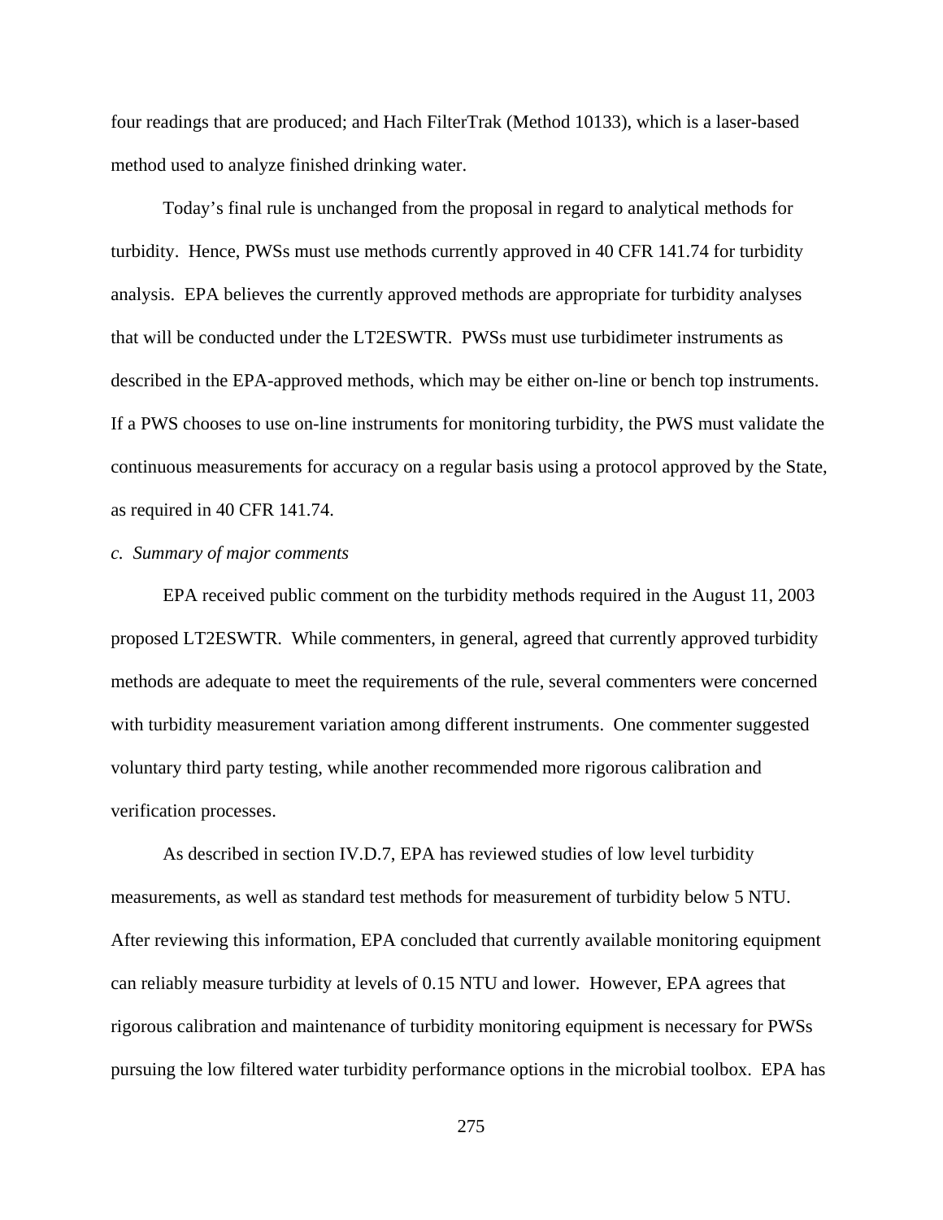four readings that are produced; and Hach FilterTrak (Method 10133), which is a laser-based method used to analyze finished drinking water.

Today's final rule is unchanged from the proposal in regard to analytical methods for turbidity. Hence, PWSs must use methods currently approved in 40 CFR 141.74 for turbidity analysis. EPA believes the currently approved methods are appropriate for turbidity analyses that will be conducted under the LT2ESWTR. PWSs must use turbidimeter instruments as described in the EPA-approved methods, which may be either on-line or bench top instruments. If a PWS chooses to use on-line instruments for monitoring turbidity, the PWS must validate the continuous measurements for accuracy on a regular basis using a protocol approved by the State, as required in 40 CFR 141.74.

*c. Summary of major comments*

EPA received public comment on the turbidity methods required in the August 11, 2003 proposed LT2ESWTR. While commenters, in general, agreed that currently approved turbidity methods are adequate to meet the requirements of the rule, several commenters were concerned with turbidity measurement variation among different instruments. One commenter suggested voluntary third party testing, while another recommended more rigorous calibration and verification processes.

As described in section IV.D.7, EPA has reviewed studies of low level turbidity measurements, as well as standard test methods for measurement of turbidity below 5 NTU. After reviewing this information, EPA concluded that currently available monitoring equipment can reliably measure turbidity at levels of 0.15 NTU and lower. However, EPA agrees that rigorous calibration and maintenance of turbidity monitoring equipment is necessary for PWSs pursuing the low filtered water turbidity performance options in the microbial toolbox. EPA has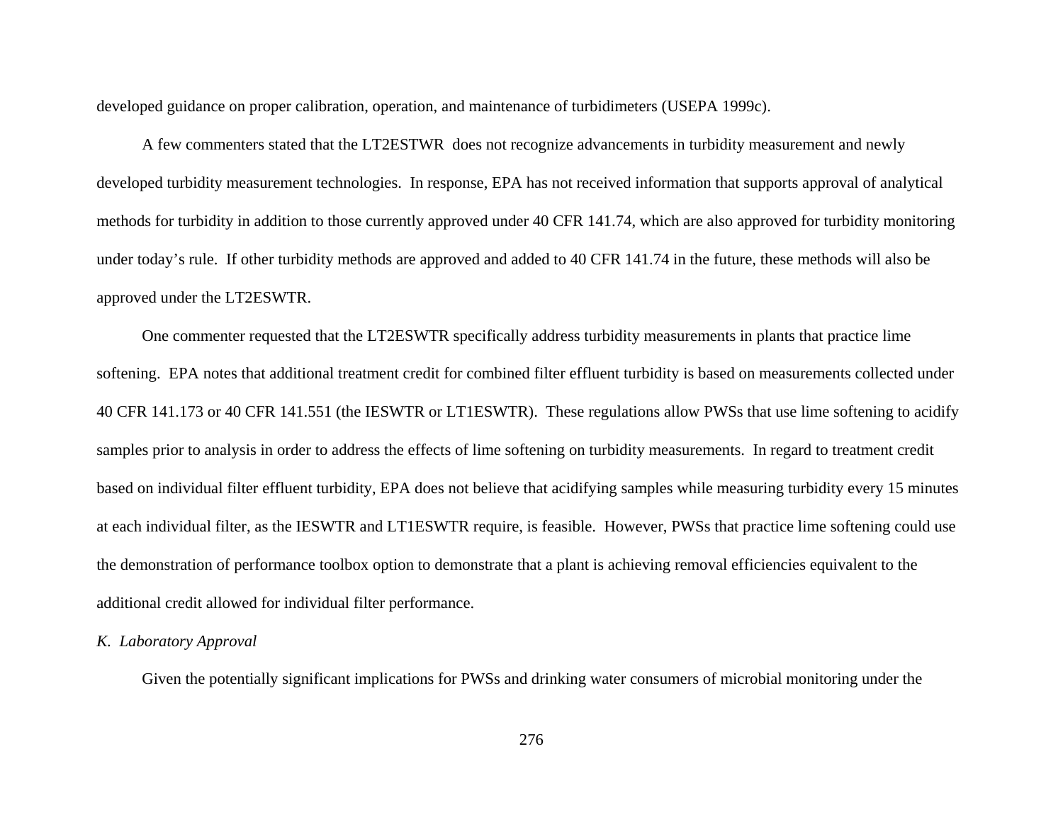developed guidance on proper calibration, operation, and maintenance of turbidimeters (USEPA 1999c).

A few commenters stated that the LT2ESTWR does not recognize advancements in turbidity measurement and newly developed turbidity measurement technologies. In response, EPA has not received information that supports approval of analytical methods for turbidity in addition to those currently approved under 40 CFR 141.74, which are also approved for turbidity monitoring under today's rule. If other turbidity methods are approved and added to 40 CFR 141.74 in the future, these methods will also be approved under the LT2ESWTR.

One commenter requested that the LT2ESWTR specifically address turbidity measurements in plants that practice lime softening. EPA notes that additional treatment credit for combined filter effluent turbidity is based on measurements collected under 40 CFR 141.173 or 40 CFR 141.551 (the IESWTR or LT1ESWTR). These regulations allow PWSs that use lime softening to acidify samples prior to analysis in order to address the effects of lime softening on turbidity measurements. In regard to treatment credit based on individual filter effluent turbidity, EPA does not believe that acidifying samples while measuring turbidity every 15 minutes at each individual filter, as the IESWTR and LT1ESWTR require, is feasible. However, PWSs that practice lime softening could use the demonstration of performance toolbox option to demonstrate that a plant is achieving removal efficiencies equivalent to the additional credit allowed for individual filter performance.

*K. Laboratory Approval*

Given the potentially significant implications for PWSs and drinking water consumers of microbial monitoring under the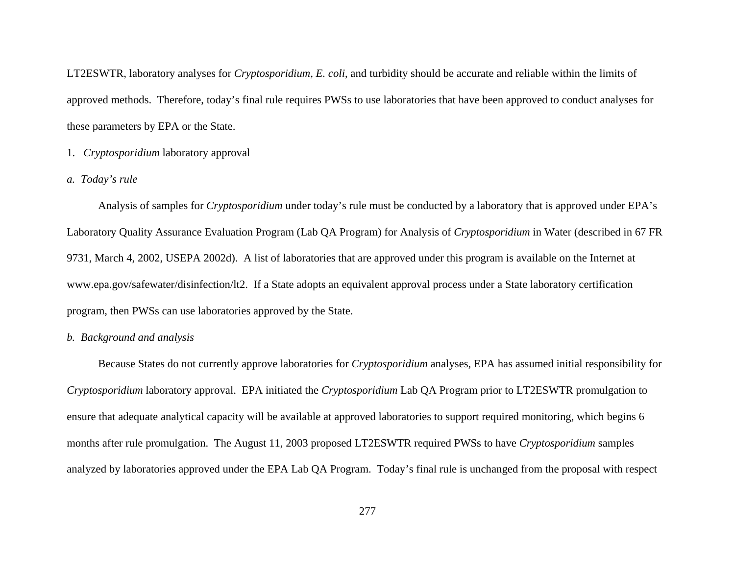LT2ESWTR, laboratory analyses for *Cryptosporidium*, *E. coli*, and turbidity should be accurate and reliable within the limits of approved methods. Therefore, today's final rule requires PWSs to use laboratories that have been approved to conduct analyses for these parameters by EPA or the State.

1. *Cryptosporidium* laboratory approval

*a. Today's rule*

Analysis of samples for *Cryptosporidium* under today's rule must be conducted by a laboratory that is approved under EPA's Laboratory Quality Assurance Evaluation Program (Lab QA Program) for Analysis of *Cryptosporidium* in Water (described in 67 FR 9731, March 4, 2002, USEPA 2002d). A list of laboratories that are approved under this program is available on the Internet at www.epa.gov/safewater/disinfection/lt2. If a State adopts an equivalent approval process under a State laboratory certification program, then PWSs can use laboratories approved by the State.

*b. Background and analysis*

Because States do not currently approve laboratories for *Cryptosporidium* analyses, EPA has assumed initial responsibility for *Cryptosporidium* laboratory approval. EPA initiated the *Cryptosporidium* Lab QA Program prior to LT2ESWTR promulgation to ensure that adequate analytical capacity will be available at approved laboratories to support required monitoring, which begins 6 months after rule promulgation. The August 11, 2003 proposed LT2ESWTR required PWSs to have *Cryptosporidium* samples analyzed by laboratories approved under the EPA Lab QA Program. Today's final rule is unchanged from the proposal with respect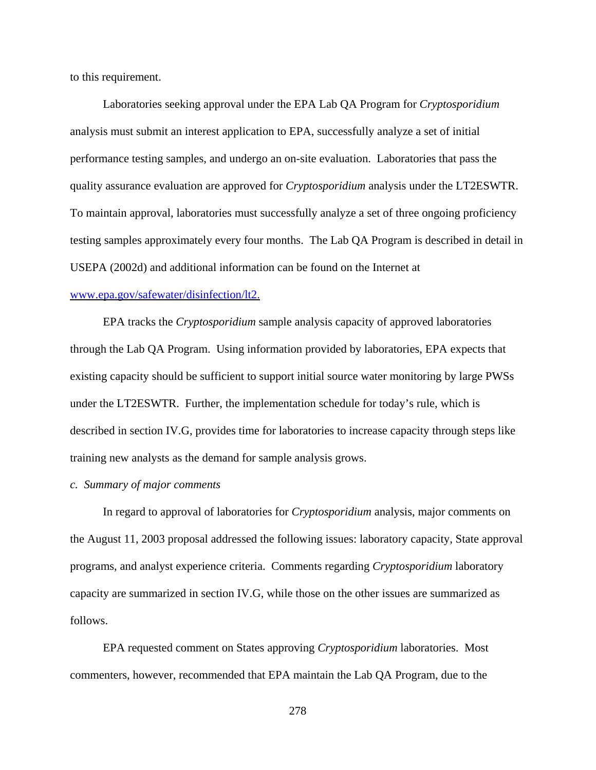to this requirement.

Laboratories seeking approval under the EPA Lab QA Program for *Cryptosporidium* analysis must submit an interest application to EPA, successfully analyze a set of initial performance testing samples, and undergo an on-site evaluation. Laboratories that pass the quality assurance evaluation are approved for *Cryptosporidium* analysis under the LT2ESWTR. To maintain approval, laboratories must successfully analyze a set of three ongoing proficiency testing samples approximately every four months. The Lab QA Program is described in detail in USEPA (2002d) and additional information can be found on the Internet at www.epa.gov/safewater/disinfection/lt2.

EPA tracks the *Cryptosporidium* sample analysis capacity of approved laboratories through the Lab QA Program. Using information provided by laboratories, EPA expects that existing capacity should be sufficient to support initial source water monitoring by large PWSs under the LT2ESWTR. Further, the implementation schedule for today's rule, which is described in section IV.G, provides time for laboratories to increase capacity through steps like training new analysts as the demand for sample analysis grows.

*c. Summary of major comments*

In regard to approval of laboratories for *Cryptosporidium* analysis, major comments on the August 11, 2003 proposal addressed the following issues: laboratory capacity, State approval programs, and analyst experience criteria. Comments regarding *Cryptosporidium* laboratory capacity are summarized in section IV.G, while those on the other issues are summarized as follows.

EPA requested comment on States approving *Cryptosporidium* laboratories. Most commenters, however, recommended that EPA maintain the Lab QA Program, due to the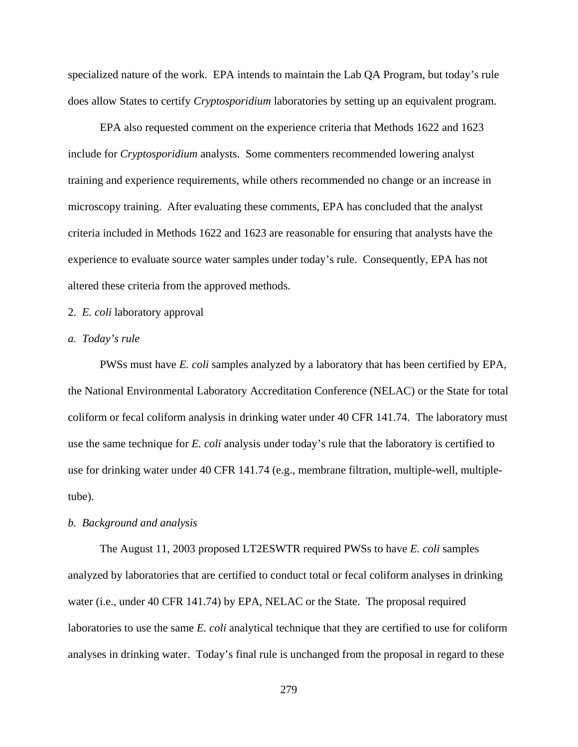specialized nature of the work. EPA intends to maintain the Lab QA Program, but today's rule does allow States to certify *Cryptosporidium* laboratories by setting up an equivalent program.

EPA also requested comment on the experience criteria that Methods 1622 and 1623 include for *Cryptosporidium* analysts. Some commenters recommended lowering analyst training and experience requirements, while others recommended no change or an increase in microscopy training. After evaluating these comments, EPA has concluded that the analyst criteria included in Methods 1622 and 1623 are reasonable for ensuring that analysts have the experience to evaluate source water samples under today's rule. Consequently, EPA has not altered these criteria from the approved methods.

2. *E. coli* laboratory approval

*a. Today's rule*

PWSs must have *E. coli* samples analyzed by a laboratory that has been certified by EPA, the National Environmental Laboratory Accreditation Conference (NELAC) or the State for total coliform or fecal coliform analysis in drinking water under 40 CFR 141.74. The laboratory must use the same technique for *E. coli* analysis under today's rule that the laboratory is certified to use for drinking water under 40 CFR 141.74 (e.g., membrane filtration, multiple-well, multiple-tube).

*b. Background and analysis*

The August 11, 2003 proposed LT2ESWTR required PWSs to have *E. coli* samples analyzed by laboratories that are certified to conduct total or fecal coliform analyses in drinking water (i.e., under 40 CFR 141.74) by EPA, NELAC or the State. The proposal required laboratories to use the same *E. coli* analytical technique that they are certified to use for coliform analyses in drinking water. Today's final rule is unchanged from the proposal in regard to these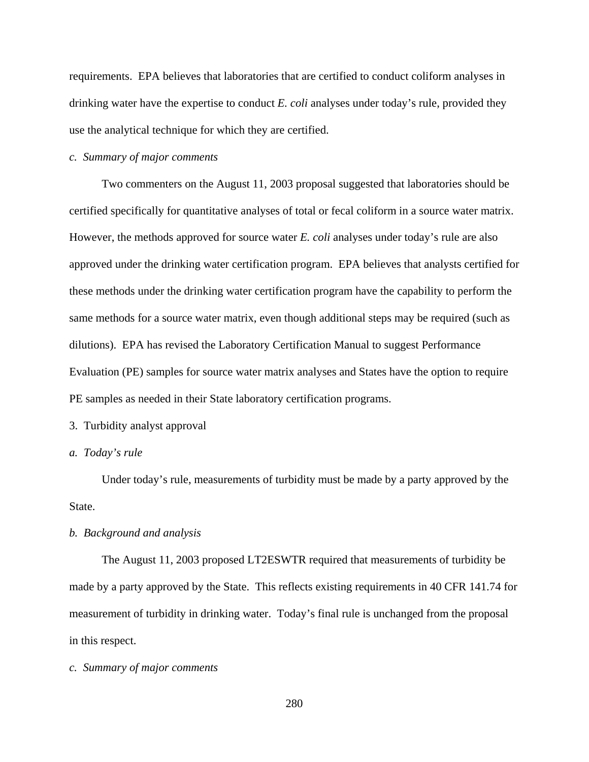requirements. EPA believes that laboratories that are certified to conduct coliform analyses in drinking water have the expertise to conduct *E. coli* analyses under today's rule, provided they use the analytical technique for which they are certified.

*c. Summary of major comments*

Two commenters on the August 11, 2003 proposal suggested that laboratories should be certified specifically for quantitative analyses of total or fecal coliform in a source water matrix. However, the methods approved for source water *E. coli* analyses under today's rule are also approved under the drinking water certification program. EPA believes that analysts certified for these methods under the drinking water certification program have the capability to perform the same methods for a source water matrix, even though additional steps may be required (such as dilutions). EPA has revised the Laboratory Certification Manual to suggest Performance Evaluation (PE) samples for source water matrix analyses and States have the option to require PE samples as needed in their State laboratory certification programs.

3. Turbidity analyst approval

*a. Today's rule*

Under today's rule, measurements of turbidity must be made by a party approved by the State.

*b. Background and analysis*

The August 11, 2003 proposed LT2ESWTR required that measurements of turbidity be made by a party approved by the State. This reflects existing requirements in 40 CFR 141.74 for measurement of turbidity in drinking water. Today's final rule is unchanged from the proposal in this respect.

*c. Summary of major comments*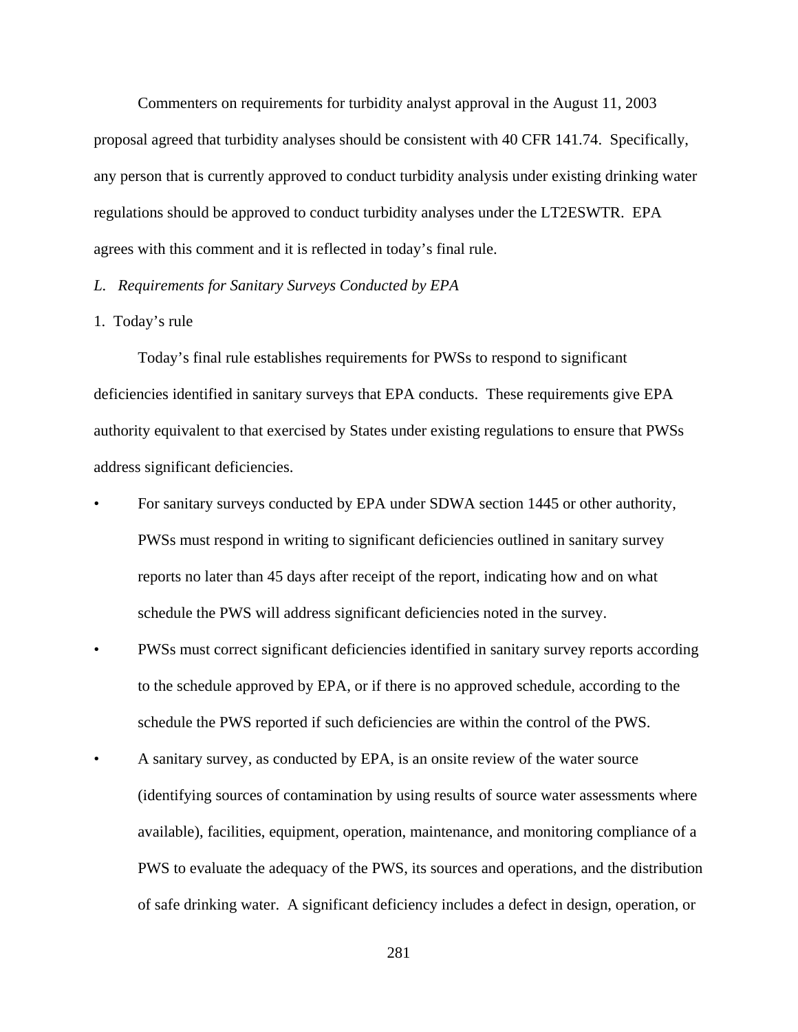Commenters on requirements for turbidity analyst approval in the August 11, 2003 proposal agreed that turbidity analyses should be consistent with 40 CFR 141.74. Specifically, any person that is currently approved to conduct turbidity analysis under existing drinking water regulations should be approved to conduct turbidity analyses under the LT2ESWTR. EPA agrees with this comment and it is reflected in today's final rule.

*L. Requirements for Sanitary Surveys Conducted by EPA*

1. Today's rule

Today's final rule establishes requirements for PWSs to respond to significant deficiencies identified in sanitary surveys that EPA conducts. These requirements give EPA authority equivalent to that exercised by States under existing regulations to ensure that PWSs address significant deficiencies.

- For sanitary surveys conducted by EPA under SDWA section 1445 or other authority, PWSs must respond in writing to significant deficiencies outlined in sanitary survey reports no later than 45 days after receipt of the report, indicating how and on what schedule the PWS will address significant deficiencies noted in the survey.
- PWSs must correct significant deficiencies identified in sanitary survey reports according to the schedule approved by EPA, or if there is no approved schedule, according to the schedule the PWS reported if such deficiencies are within the control of the PWS.
- A sanitary survey, as conducted by EPA, is an onsite review of the water source (identifying sources of contamination by using results of source water assessments where available), facilities, equipment, operation, maintenance, and monitoring compliance of a PWS to evaluate the adequacy of the PWS, its sources and operations, and the distribution of safe drinking water. A significant deficiency includes a defect in design, operation, or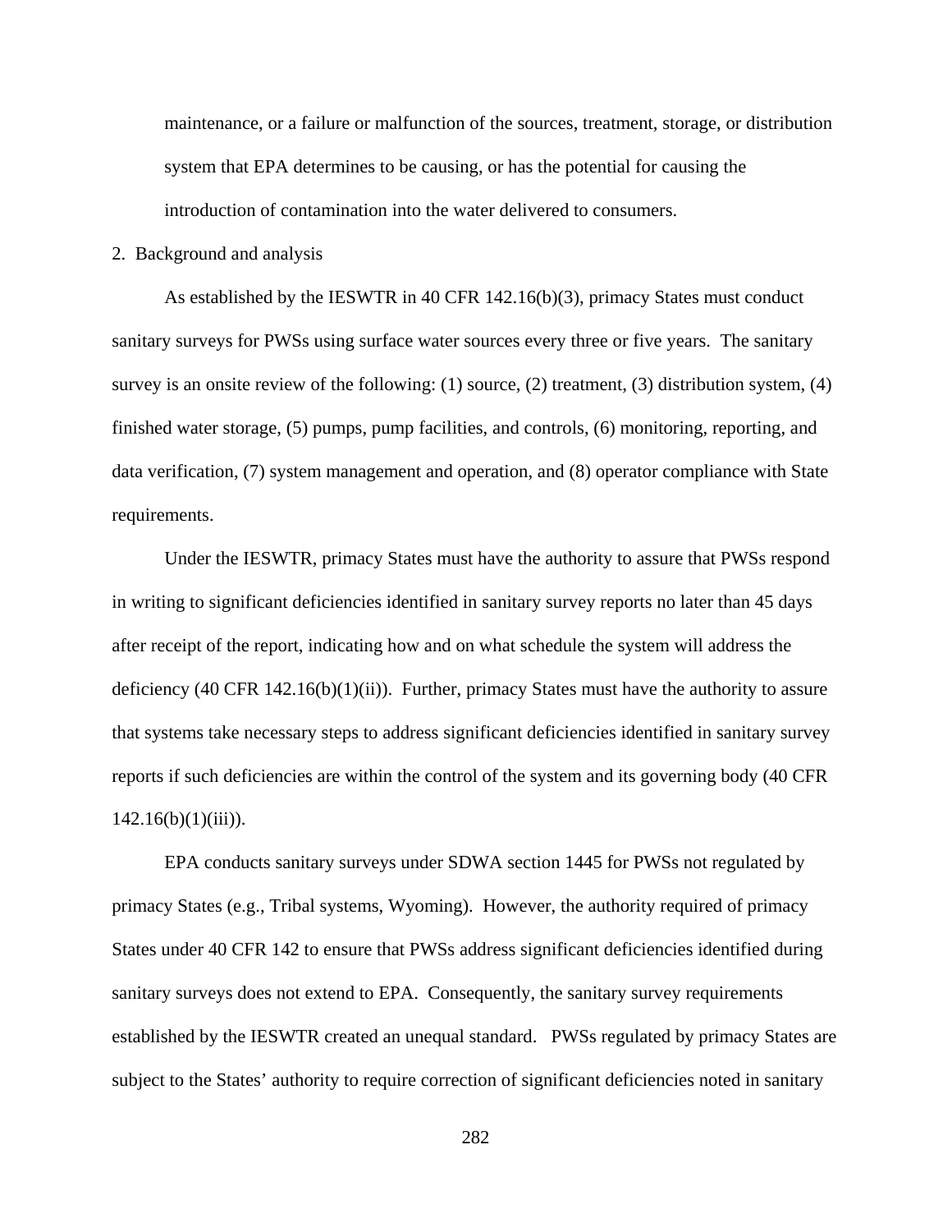maintenance, or a failure or malfunction of the sources, treatment, storage, or distribution system that EPA determines to be causing, or has the potential for causing the introduction of contamination into the water delivered to consumers.

2. Background and analysis

As established by the IESWTR in 40 CFR 142.16(b)(3), primacy States must conduct sanitary surveys for PWSs using surface water sources every three or five years. The sanitary survey is an onsite review of the following: (1) source, (2) treatment, (3) distribution system, (4) finished water storage, (5) pumps, pump facilities, and controls, (6) monitoring, reporting, and data verification, (7) system management and operation, and (8) operator compliance with State requirements.

Under the IESWTR, primacy States must have the authority to assure that PWSs respond in writing to significant deficiencies identified in sanitary survey reports no later than 45 days after receipt of the report, indicating how and on what schedule the system will address the deficiency (40 CFR 142.16(b)(1)(ii)). Further, primacy States must have the authority to assure that systems take necessary steps to address significant deficiencies identified in sanitary survey reports if such deficiencies are within the control of the system and its governing body (40 CFR 142.16(b)(1)(iii)).

EPA conducts sanitary surveys under SDWA section 1445 for PWSs not regulated by primacy States (e.g., Tribal systems, Wyoming). However, the authority required of primacy States under 40 CFR 142 to ensure that PWSs address significant deficiencies identified during sanitary surveys does not extend to EPA. Consequently, the sanitary survey requirements established by the IESWTR created an unequal standard. PWSs regulated by primacy States are subject to the States' authority to require correction of significant deficiencies noted in sanitary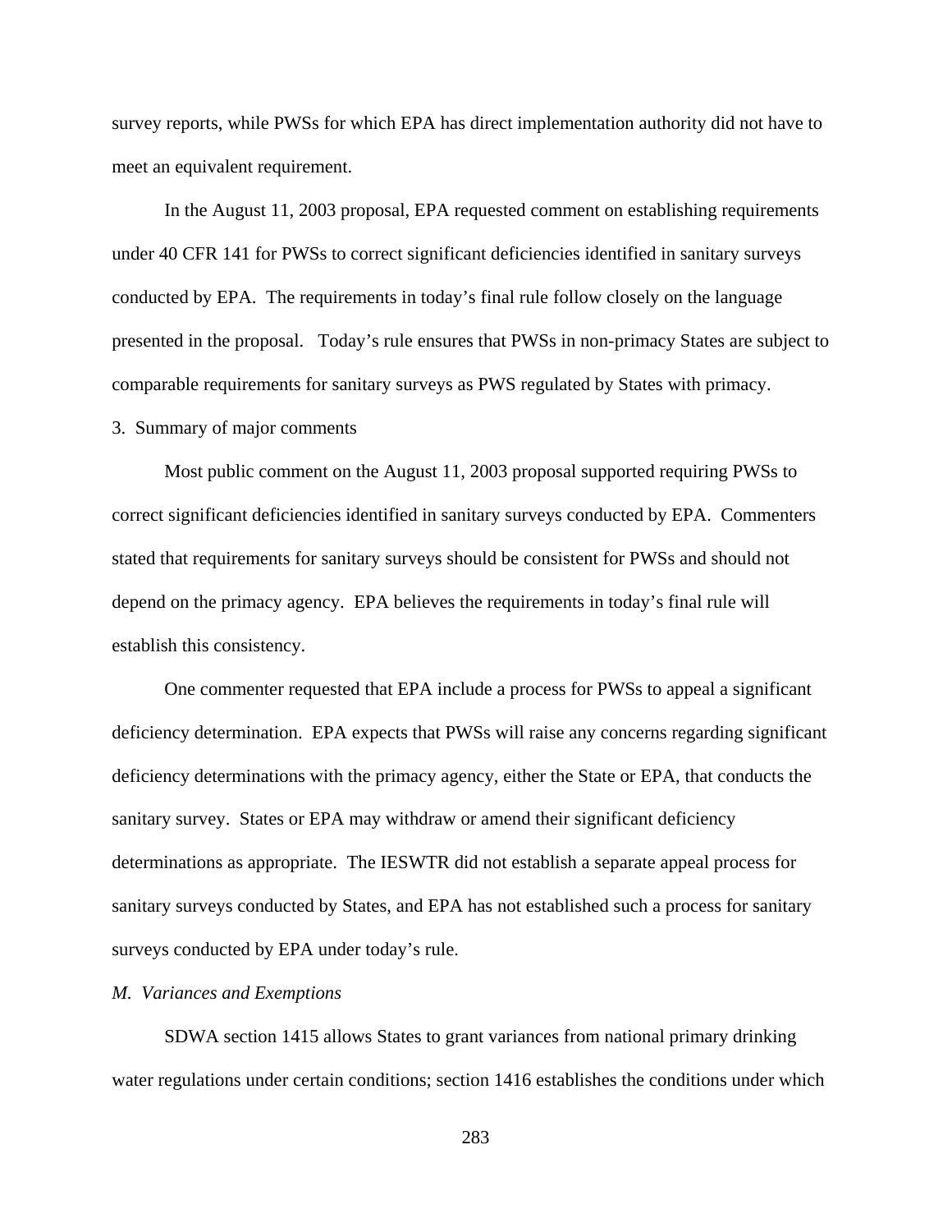survey reports, while PWSs for which EPA has direct implementation authority did not have to meet an equivalent requirement.

In the August 11, 2003 proposal, EPA requested comment on establishing requirements under 40 CFR 141 for PWSs to correct significant deficiencies identified in sanitary surveys conducted by EPA. The requirements in today's final rule follow closely on the language presented in the proposal. Today's rule ensures that PWSs in non-primacy States are subject to comparable requirements for sanitary surveys as PWS regulated by States with primacy.

3. Summary of major comments

Most public comment on the August 11, 2003 proposal supported requiring PWSs to correct significant deficiencies identified in sanitary surveys conducted by EPA. Commenters stated that requirements for sanitary surveys should be consistent for PWSs and should not depend on the primacy agency. EPA believes the requirements in today's final rule will establish this consistency.

One commenter requested that EPA include a process for PWSs to appeal a significant deficiency determination. EPA expects that PWSs will raise any concerns regarding significant deficiency determinations with the primacy agency, either the State or EPA, that conducts the sanitary survey. States or EPA may withdraw or amend their significant deficiency determinations as appropriate. The IESWTR did not establish a separate appeal process for sanitary surveys conducted by States, and EPA has not established such a process for sanitary surveys conducted by EPA under today's rule.

*M. Variances and Exemptions*

SDWA section 1415 allows States to grant variances from national primary drinking water regulations under certain conditions; section 1416 establishes the conditions under which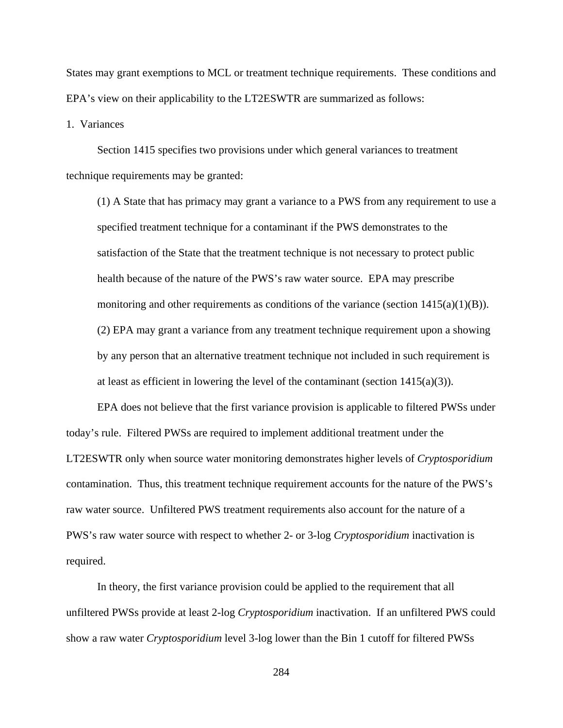States may grant exemptions to MCL or treatment technique requirements. These conditions and EPA's view on their applicability to the LT2ESWTR are summarized as follows:

1. Variances

Section 1415 specifies two provisions under which general variances to treatment technique requirements may be granted:

> (1) A State that has primacy may grant a variance to a PWS from any requirement to use a specified treatment technique for a contaminant if the PWS demonstrates to the satisfaction of the State that the treatment technique is not necessary to protect public health because of the nature of the PWS's raw water source. EPA may prescribe monitoring and other requirements as conditions of the variance (section 1415(a)(1)(B)).
>
> (2) EPA may grant a variance from any treatment technique requirement upon a showing by any person that an alternative treatment technique not included in such requirement is at least as efficient in lowering the level of the contaminant (section 1415(a)(3)).

EPA does not believe that the first variance provision is applicable to filtered PWSs under today's rule. Filtered PWSs are required to implement additional treatment under the LT2ESWTR only when source water monitoring demonstrates higher levels of *Cryptosporidium* contamination. Thus, this treatment technique requirement accounts for the nature of the PWS's raw water source. Unfiltered PWS treatment requirements also account for the nature of a PWS's raw water source with respect to whether 2- or 3-log *Cryptosporidium* inactivation is required.

In theory, the first variance provision could be applied to the requirement that all unfiltered PWSs provide at least 2-log *Cryptosporidium* inactivation. If an unfiltered PWS could show a raw water *Cryptosporidium* level 3-log lower than the Bin 1 cutoff for filtered PWSs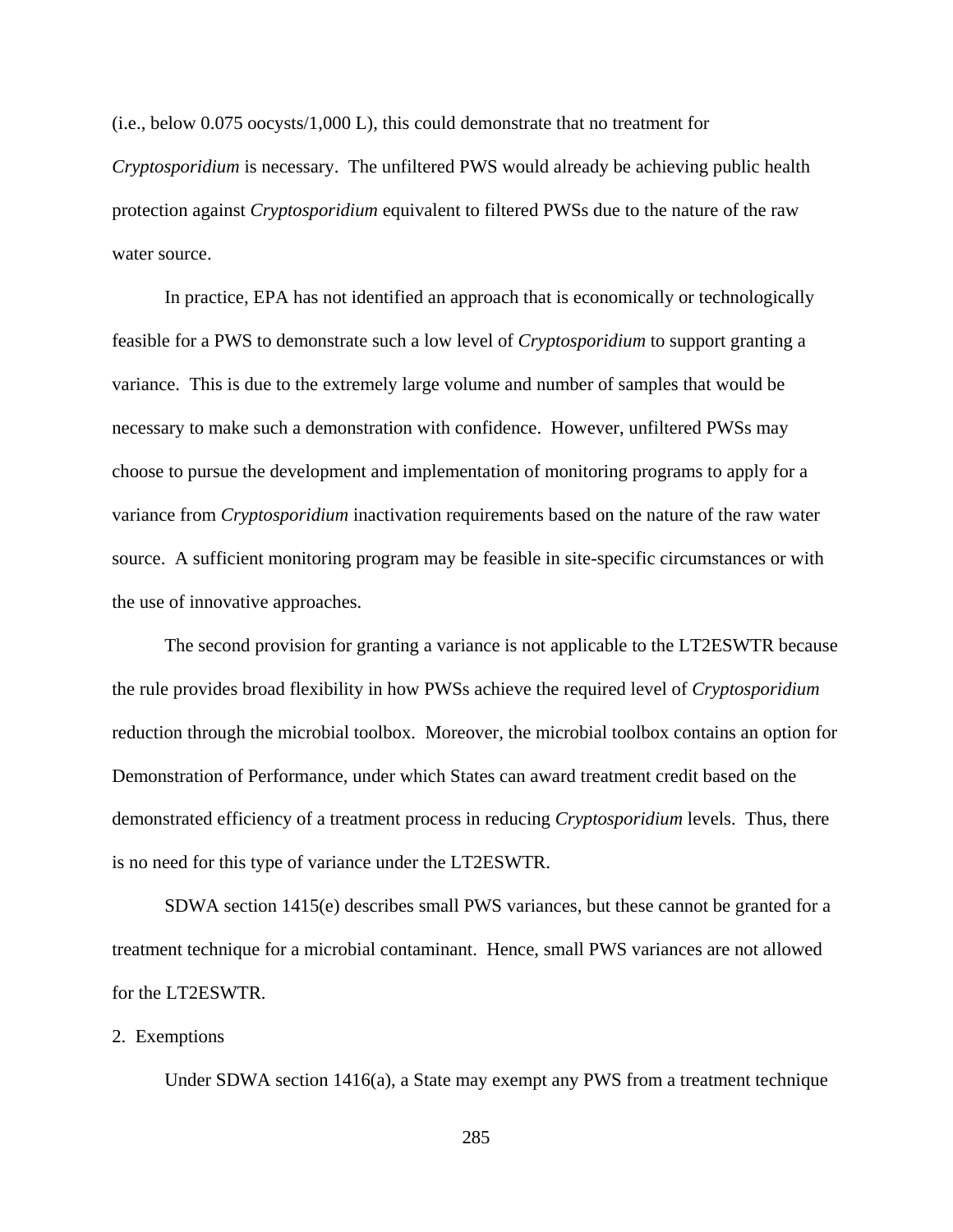(i.e., below 0.075 oocysts/1,000 L), this could demonstrate that no treatment for *Cryptosporidium* is necessary. The unfiltered PWS would already be achieving public health protection against *Cryptosporidium* equivalent to filtered PWSs due to the nature of the raw water source.

In practice, EPA has not identified an approach that is economically or technologically feasible for a PWS to demonstrate such a low level of *Cryptosporidium* to support granting a variance. This is due to the extremely large volume and number of samples that would be necessary to make such a demonstration with confidence. However, unfiltered PWSs may choose to pursue the development and implementation of monitoring programs to apply for a variance from *Cryptosporidium* inactivation requirements based on the nature of the raw water source. A sufficient monitoring program may be feasible in site-specific circumstances or with the use of innovative approaches.

The second provision for granting a variance is not applicable to the LT2ESWTR because the rule provides broad flexibility in how PWSs achieve the required level of *Cryptosporidium* reduction through the microbial toolbox. Moreover, the microbial toolbox contains an option for Demonstration of Performance, under which States can award treatment credit based on the demonstrated efficiency of a treatment process in reducing *Cryptosporidium* levels. Thus, there is no need for this type of variance under the LT2ESWTR.

SDWA section 1415(e) describes small PWS variances, but these cannot be granted for a treatment technique for a microbial contaminant. Hence, small PWS variances are not allowed for the LT2ESWTR.

2. Exemptions

Under SDWA section 1416(a), a State may exempt any PWS from a treatment technique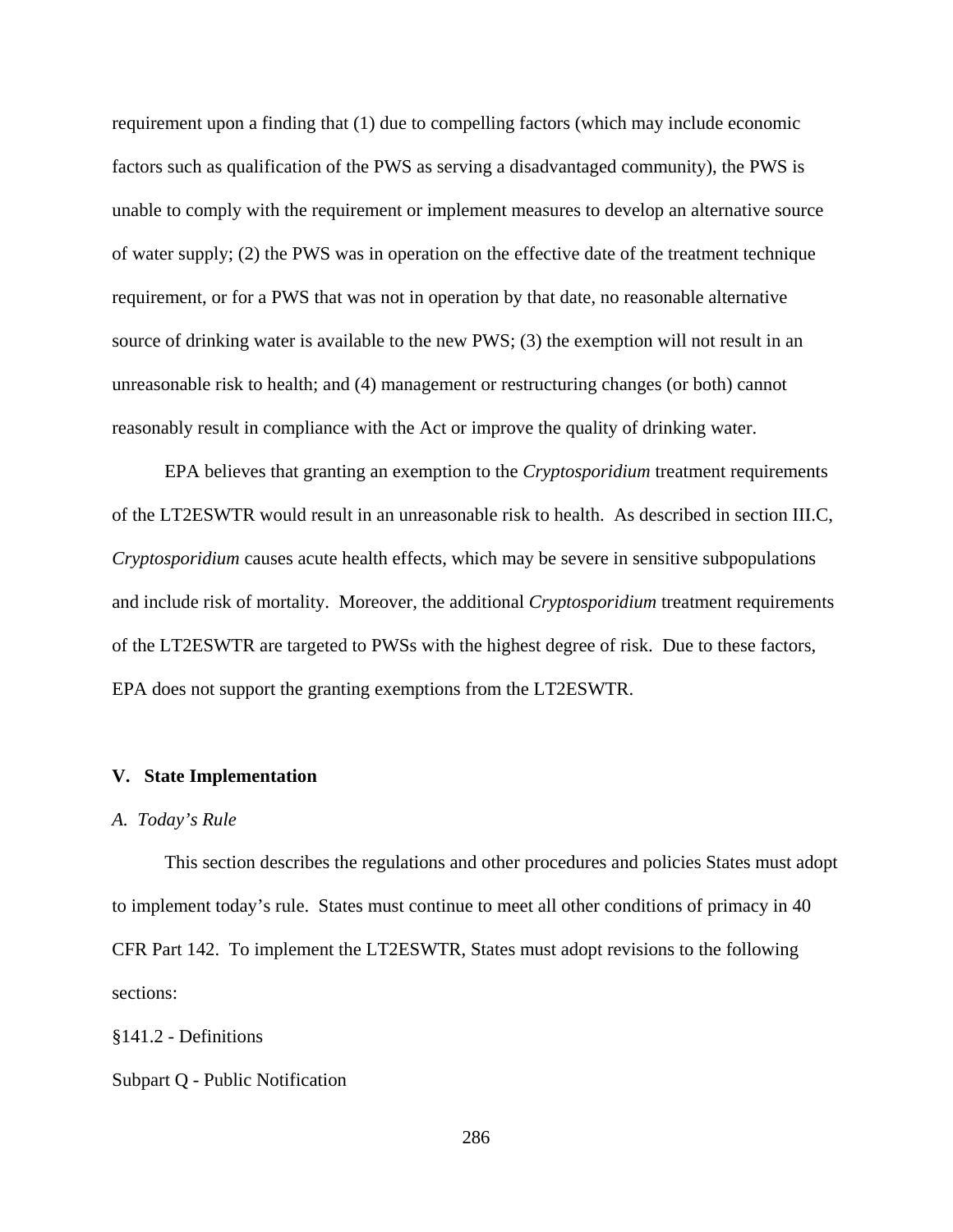requirement upon a finding that (1) due to compelling factors (which may include economic factors such as qualification of the PWS as serving a disadvantaged community), the PWS is unable to comply with the requirement or implement measures to develop an alternative source of water supply; (2) the PWS was in operation on the effective date of the treatment technique requirement, or for a PWS that was not in operation by that date, no reasonable alternative source of drinking water is available to the new PWS; (3) the exemption will not result in an unreasonable risk to health; and (4) management or restructuring changes (or both) cannot reasonably result in compliance with the Act or improve the quality of drinking water.

EPA believes that granting an exemption to the *Cryptosporidium* treatment requirements of the LT2ESWTR would result in an unreasonable risk to health. As described in section III.C, *Cryptosporidium* causes acute health effects, which may be severe in sensitive subpopulations and include risk of mortality. Moreover, the additional *Cryptosporidium* treatment requirements of the LT2ESWTR are targeted to PWSs with the highest degree of risk. Due to these factors, EPA does not support the granting exemptions from the LT2ESWTR.

## V. State Implementation

### *A. Today's Rule*

This section describes the regulations and other procedures and policies States must adopt to implement today's rule. States must continue to meet all other conditions of primacy in 40 CFR Part 142. To implement the LT2ESWTR, States must adopt revisions to the following sections:

§141.2 - Definitions

Subpart Q - Public Notification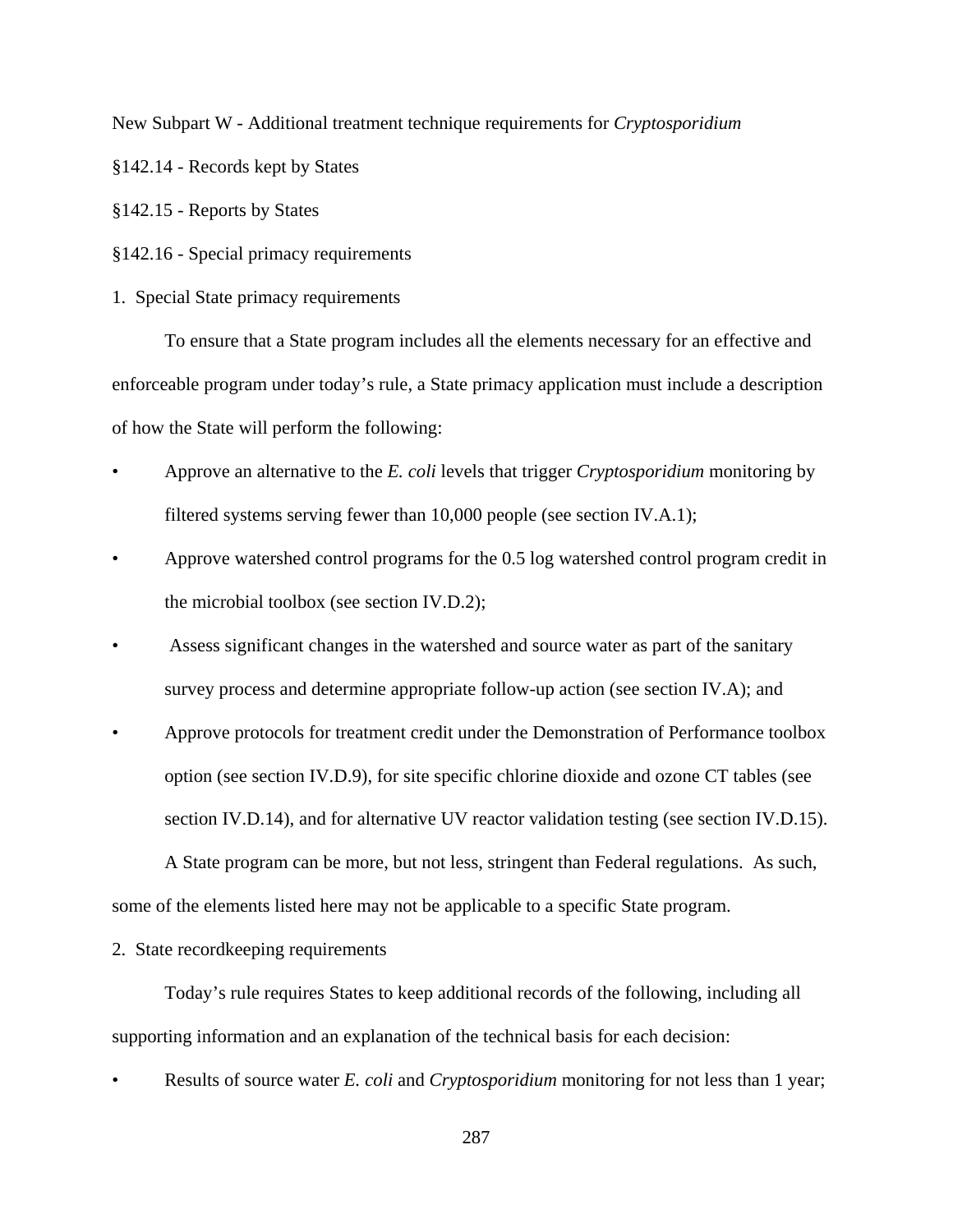New Subpart W - Additional treatment technique requirements for *Cryptosporidium*

§142.14 - Records kept by States

§142.15 - Reports by States

§142.16 - Special primacy requirements

1. Special State primacy requirements

To ensure that a State program includes all the elements necessary for an effective and enforceable program under today's rule, a State primacy application must include a description of how the State will perform the following:

- Approve an alternative to the *E. coli* levels that trigger *Cryptosporidium* monitoring by filtered systems serving fewer than 10,000 people (see section IV.A.1);
- Approve watershed control programs for the 0.5 log watershed control program credit in the microbial toolbox (see section IV.D.2);
- Assess significant changes in the watershed and source water as part of the sanitary survey process and determine appropriate follow-up action (see section IV.A); and
- Approve protocols for treatment credit under the Demonstration of Performance toolbox option (see section IV.D.9), for site specific chlorine dioxide and ozone CT tables (see section IV.D.14), and for alternative UV reactor validation testing (see section IV.D.15).

A State program can be more, but not less, stringent than Federal regulations. As such, some of the elements listed here may not be applicable to a specific State program.

2. State recordkeeping requirements

Today's rule requires States to keep additional records of the following, including all supporting information and an explanation of the technical basis for each decision:

- Results of source water *E. coli* and *Cryptosporidium* monitoring for not less than 1 year;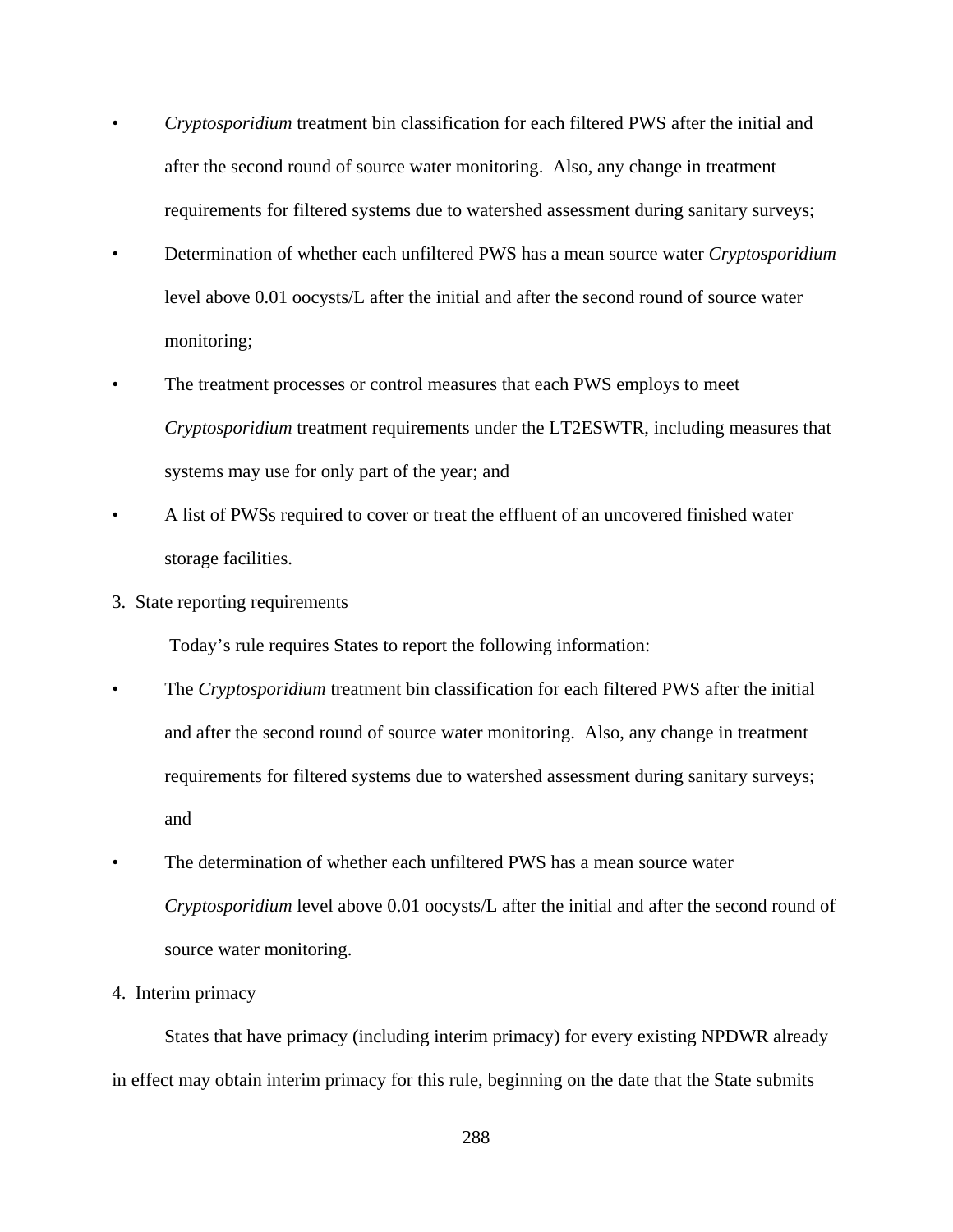- *Cryptosporidium* treatment bin classification for each filtered PWS after the initial and after the second round of source water monitoring. Also, any change in treatment requirements for filtered systems due to watershed assessment during sanitary surveys;
- Determination of whether each unfiltered PWS has a mean source water *Cryptosporidium* level above 0.01 oocysts/L after the initial and after the second round of source water monitoring;
- The treatment processes or control measures that each PWS employs to meet *Cryptosporidium* treatment requirements under the LT2ESWTR, including measures that systems may use for only part of the year; and
- A list of PWSs required to cover or treat the effluent of an uncovered finished water storage facilities.

3. State reporting requirements

Today's rule requires States to report the following information:

- The *Cryptosporidium* treatment bin classification for each filtered PWS after the initial and after the second round of source water monitoring. Also, any change in treatment requirements for filtered systems due to watershed assessment during sanitary surveys; and
- The determination of whether each unfiltered PWS has a mean source water *Cryptosporidium* level above 0.01 oocysts/L after the initial and after the second round of source water monitoring.

4. Interim primacy

States that have primacy (including interim primacy) for every existing NPDWR already in effect may obtain interim primacy for this rule, beginning on the date that the State submits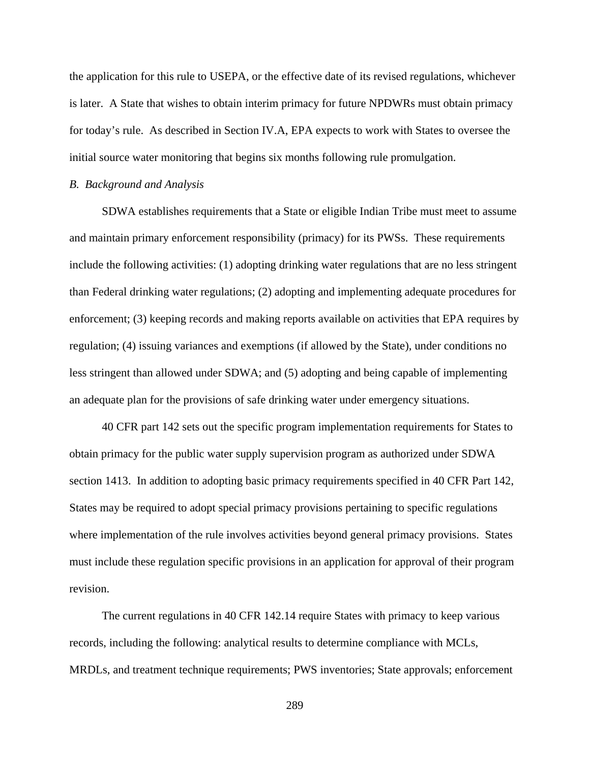the application for this rule to USEPA, or the effective date of its revised regulations, whichever is later. A State that wishes to obtain interim primacy for future NPDWRs must obtain primacy for today's rule. As described in Section IV.A, EPA expects to work with States to oversee the initial source water monitoring that begins six months following rule promulgation.

*B. Background and Analysis*

SDWA establishes requirements that a State or eligible Indian Tribe must meet to assume and maintain primary enforcement responsibility (primacy) for its PWSs. These requirements include the following activities: (1) adopting drinking water regulations that are no less stringent than Federal drinking water regulations; (2) adopting and implementing adequate procedures for enforcement; (3) keeping records and making reports available on activities that EPA requires by regulation; (4) issuing variances and exemptions (if allowed by the State), under conditions no less stringent than allowed under SDWA; and (5) adopting and being capable of implementing an adequate plan for the provisions of safe drinking water under emergency situations.

40 CFR part 142 sets out the specific program implementation requirements for States to obtain primacy for the public water supply supervision program as authorized under SDWA section 1413. In addition to adopting basic primacy requirements specified in 40 CFR Part 142, States may be required to adopt special primacy provisions pertaining to specific regulations where implementation of the rule involves activities beyond general primacy provisions. States must include these regulation specific provisions in an application for approval of their program revision.

The current regulations in 40 CFR 142.14 require States with primacy to keep various records, including the following: analytical results to determine compliance with MCLs, MRDLs, and treatment technique requirements; PWS inventories; State approvals; enforcement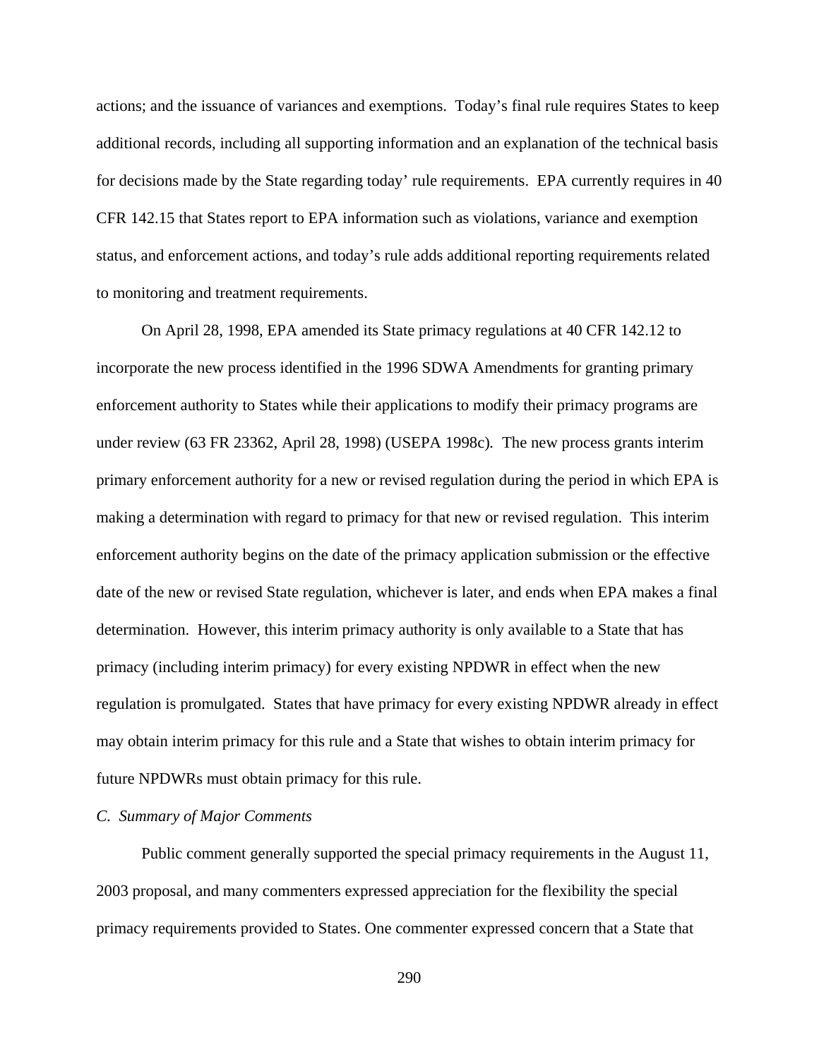actions; and the issuance of variances and exemptions. Today's final rule requires States to keep additional records, including all supporting information and an explanation of the technical basis for decisions made by the State regarding today' rule requirements. EPA currently requires in 40 CFR 142.15 that States report to EPA information such as violations, variance and exemption status, and enforcement actions, and today's rule adds additional reporting requirements related to monitoring and treatment requirements.

On April 28, 1998, EPA amended its State primacy regulations at 40 CFR 142.12 to incorporate the new process identified in the 1996 SDWA Amendments for granting primary enforcement authority to States while their applications to modify their primacy programs are under review (63 FR 23362, April 28, 1998) (USEPA 1998c). The new process grants interim primary enforcement authority for a new or revised regulation during the period in which EPA is making a determination with regard to primacy for that new or revised regulation. This interim enforcement authority begins on the date of the primacy application submission or the effective date of the new or revised State regulation, whichever is later, and ends when EPA makes a final determination. However, this interim primacy authority is only available to a State that has primacy (including interim primacy) for every existing NPDWR in effect when the new regulation is promulgated. States that have primacy for every existing NPDWR already in effect may obtain interim primacy for this rule and a State that wishes to obtain interim primacy for future NPDWRs must obtain primacy for this rule.

*C. Summary of Major Comments*

Public comment generally supported the special primacy requirements in the August 11, 2003 proposal, and many commenters expressed appreciation for the flexibility the special primacy requirements provided to States. One commenter expressed concern that a State that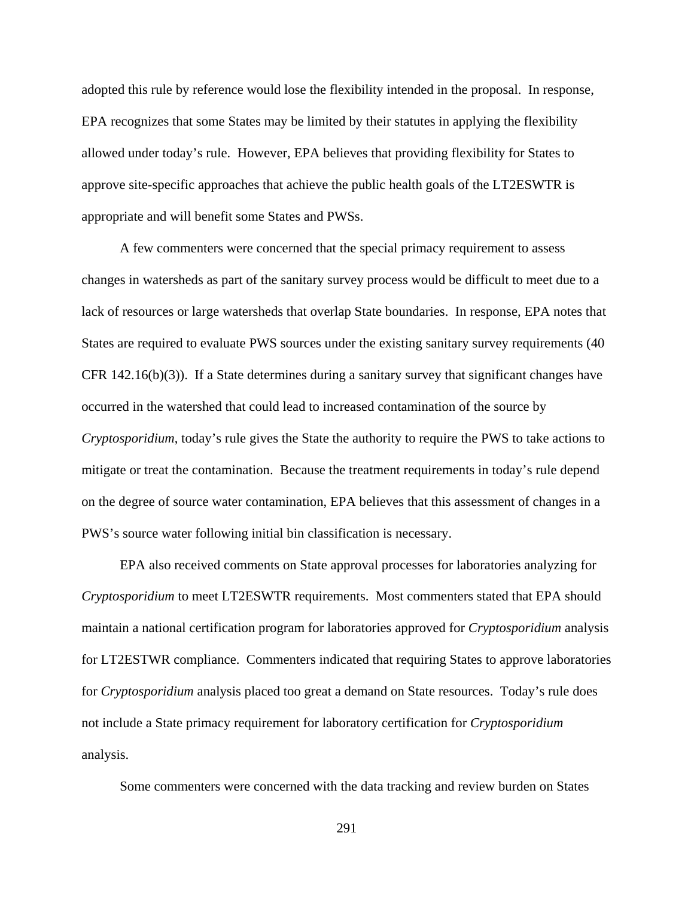adopted this rule by reference would lose the flexibility intended in the proposal. In response, EPA recognizes that some States may be limited by their statutes in applying the flexibility allowed under today's rule. However, EPA believes that providing flexibility for States to approve site-specific approaches that achieve the public health goals of the LT2ESWTR is appropriate and will benefit some States and PWSs.

A few commenters were concerned that the special primacy requirement to assess changes in watersheds as part of the sanitary survey process would be difficult to meet due to a lack of resources or large watersheds that overlap State boundaries. In response, EPA notes that States are required to evaluate PWS sources under the existing sanitary survey requirements (40 CFR 142.16(b)(3)). If a State determines during a sanitary survey that significant changes have occurred in the watershed that could lead to increased contamination of the source by *Cryptosporidium*, today's rule gives the State the authority to require the PWS to take actions to mitigate or treat the contamination. Because the treatment requirements in today's rule depend on the degree of source water contamination, EPA believes that this assessment of changes in a PWS's source water following initial bin classification is necessary.

EPA also received comments on State approval processes for laboratories analyzing for *Cryptosporidium* to meet LT2ESWTR requirements. Most commenters stated that EPA should maintain a national certification program for laboratories approved for *Cryptosporidium* analysis for LT2ESTWR compliance. Commenters indicated that requiring States to approve laboratories for *Cryptosporidium* analysis placed too great a demand on State resources. Today's rule does not include a State primacy requirement for laboratory certification for *Cryptosporidium* analysis.

Some commenters were concerned with the data tracking and review burden on States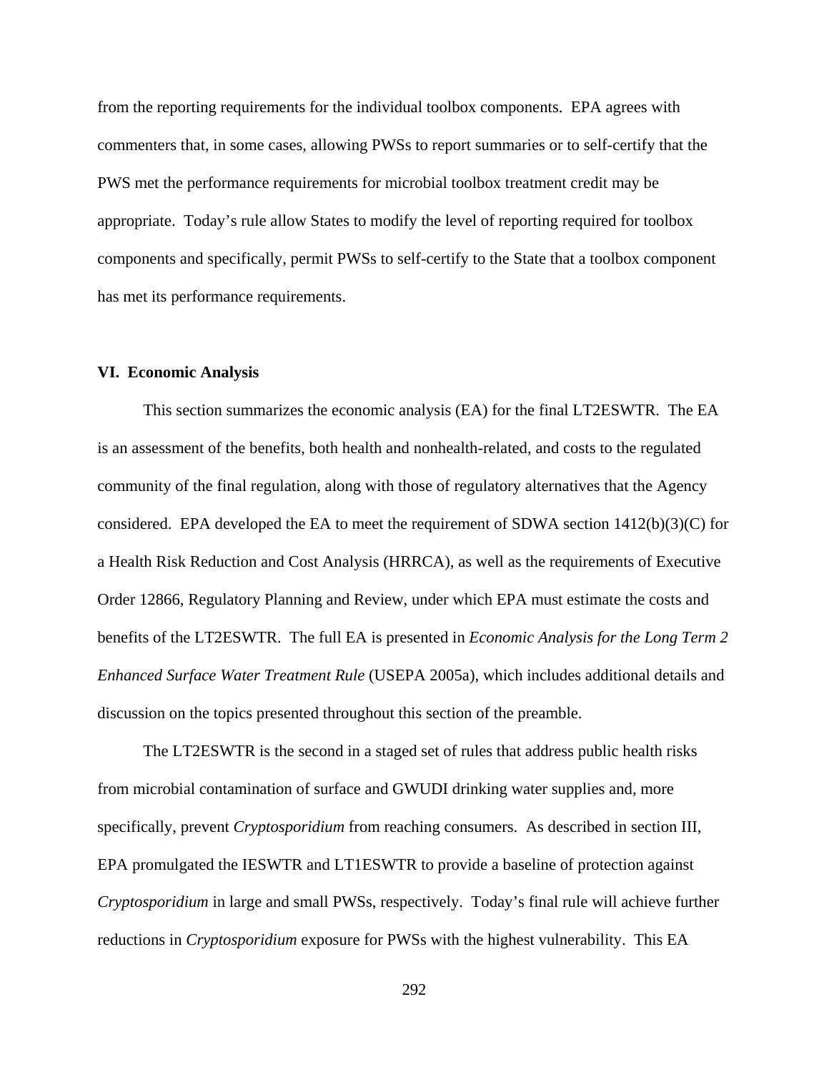from the reporting requirements for the individual toolbox components. EPA agrees with commenters that, in some cases, allowing PWSs to report summaries or to self-certify that the PWS met the performance requirements for microbial toolbox treatment credit may be appropriate. Today's rule allow States to modify the level of reporting required for toolbox components and specifically, permit PWSs to self-certify to the State that a toolbox component has met its performance requirements.

## VI. Economic Analysis

This section summarizes the economic analysis (EA) for the final LT2ESWTR. The EA is an assessment of the benefits, both health and nonhealth-related, and costs to the regulated community of the final regulation, along with those of regulatory alternatives that the Agency considered. EPA developed the EA to meet the requirement of SDWA section 1412(b)(3)(C) for a Health Risk Reduction and Cost Analysis (HRRCA), as well as the requirements of Executive Order 12866, Regulatory Planning and Review, under which EPA must estimate the costs and benefits of the LT2ESWTR. The full EA is presented in *Economic Analysis for the Long Term 2 Enhanced Surface Water Treatment Rule* (USEPA 2005a), which includes additional details and discussion on the topics presented throughout this section of the preamble.

The LT2ESWTR is the second in a staged set of rules that address public health risks from microbial contamination of surface and GWUDI drinking water supplies and, more specifically, prevent *Cryptosporidium* from reaching consumers. As described in section III, EPA promulgated the IESWTR and LT1ESWTR to provide a baseline of protection against *Cryptosporidium* in large and small PWSs, respectively. Today's final rule will achieve further reductions in *Cryptosporidium* exposure for PWSs with the highest vulnerability. This EA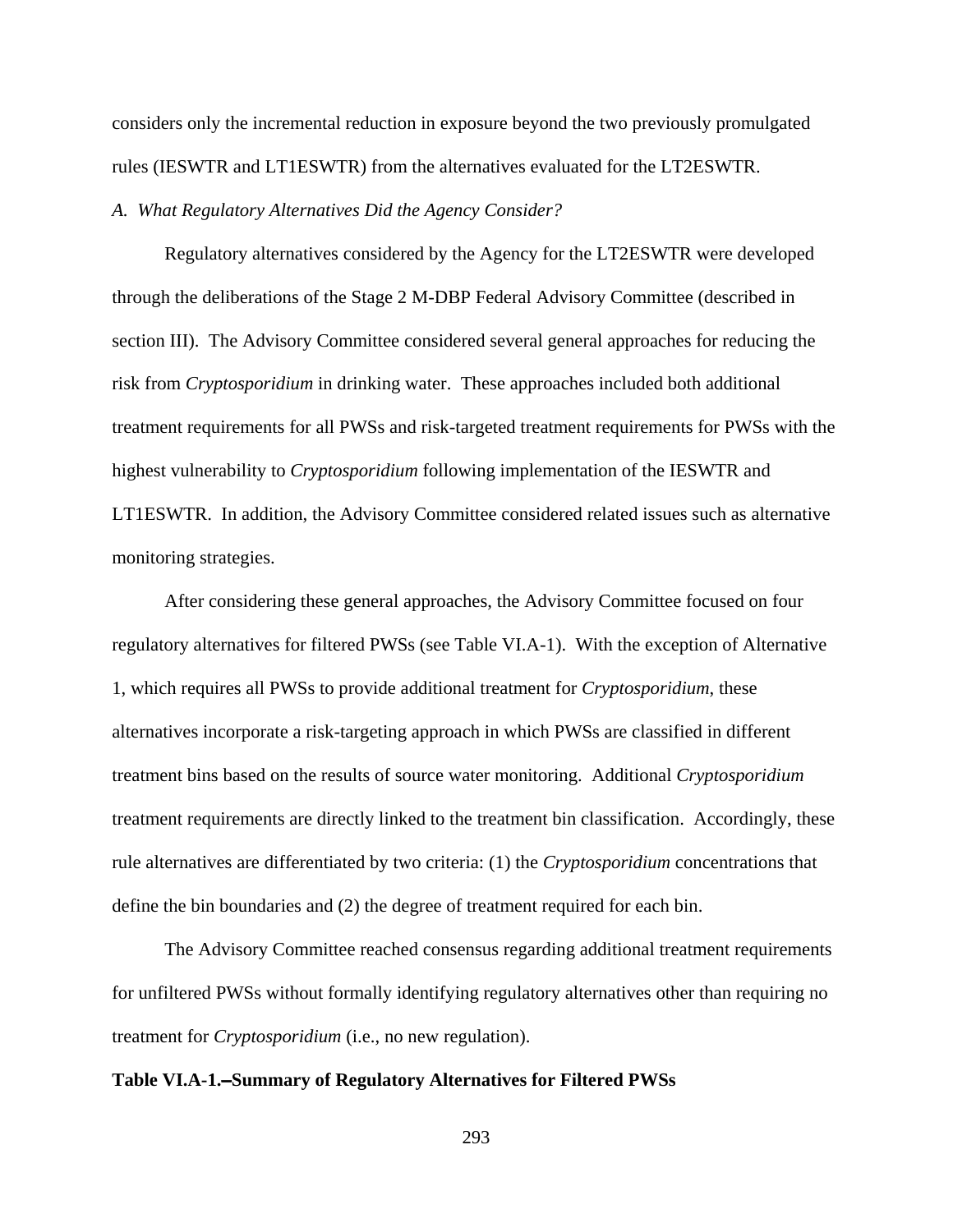considers only the incremental reduction in exposure beyond the two previously promulgated rules (IESWTR and LT1ESWTR) from the alternatives evaluated for the LT2ESWTR.

*A. What Regulatory Alternatives Did the Agency Consider?*

Regulatory alternatives considered by the Agency for the LT2ESWTR were developed through the deliberations of the Stage 2 M-DBP Federal Advisory Committee (described in section III). The Advisory Committee considered several general approaches for reducing the risk from *Cryptosporidium* in drinking water. These approaches included both additional treatment requirements for all PWSs and risk-targeted treatment requirements for PWSs with the highest vulnerability to *Cryptosporidium* following implementation of the IESWTR and LT1ESWTR. In addition, the Advisory Committee considered related issues such as alternative monitoring strategies.

After considering these general approaches, the Advisory Committee focused on four regulatory alternatives for filtered PWSs (see Table VI.A-1). With the exception of Alternative 1, which requires all PWSs to provide additional treatment for *Cryptosporidium*, these alternatives incorporate a risk-targeting approach in which PWSs are classified in different treatment bins based on the results of source water monitoring. Additional *Cryptosporidium* treatment requirements are directly linked to the treatment bin classification. Accordingly, these rule alternatives are differentiated by two criteria: (1) the *Cryptosporidium* concentrations that define the bin boundaries and (2) the degree of treatment required for each bin.

The Advisory Committee reached consensus regarding additional treatment requirements for unfiltered PWSs without formally identifying regulatory alternatives other than requiring no treatment for *Cryptosporidium* (i.e., no new regulation).

**Table VI.A-1.–Summary of Regulatory Alternatives for Filtered PWSs**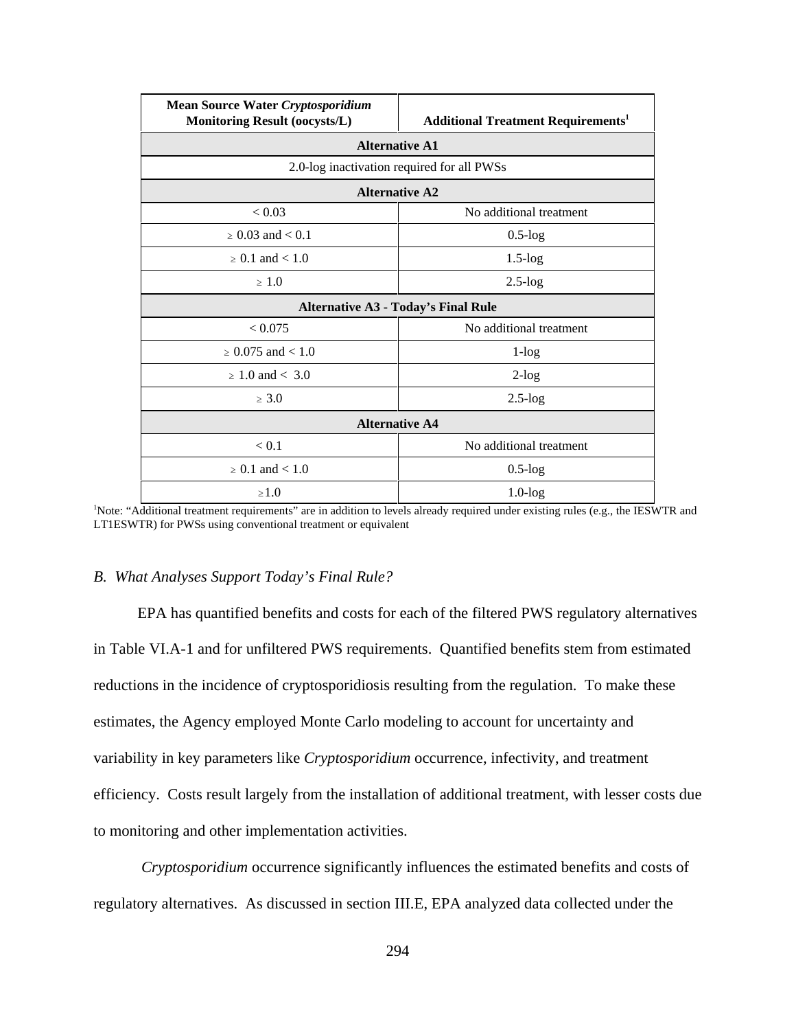| Mean Source Water *Cryptosporidium* Monitoring Result (oocysts/L) | Additional Treatment Requirements[1] |
|---|---|
| **Alternative A1** | |
| 2.0-log inactivation required for all PWSs | |
| **Alternative A2** | |
| < 0.03 | No additional treatment |
| ≥ 0.03 and < 0.1 | 0.5-log |
| ≥ 0.1 and < 1.0 | 1.5-log |
| ≥ 1.0 | 2.5-log |
| **Alternative A3 - Today's Final Rule** | |
| < 0.075 | No additional treatment |
| ≥ 0.075 and < 1.0 | 1-log |
| ≥ 1.0 and < 3.0 | 2-log |
| ≥ 3.0 | 2.5-log |
| **Alternative A4** | |
| < 0.1 | No additional treatment |
| ≥ 0.1 and < 1.0 | 0.5-log |
| ≥1.0 | 1.0-log |

[1]Note: "Additional treatment requirements" are in addition to levels already required under existing rules (e.g., the IESWTR and LT1ESWTR) for PWSs using conventional treatment or equivalent

*B. What Analyses Support Today's Final Rule?*

EPA has quantified benefits and costs for each of the filtered PWS regulatory alternatives in Table VI.A-1 and for unfiltered PWS requirements. Quantified benefits stem from estimated reductions in the incidence of cryptosporidiosis resulting from the regulation. To make these estimates, the Agency employed Monte Carlo modeling to account for uncertainty and variability in key parameters like *Cryptosporidium* occurrence, infectivity, and treatment efficiency. Costs result largely from the installation of additional treatment, with lesser costs due to monitoring and other implementation activities.

*Cryptosporidium* occurrence significantly influences the estimated benefits and costs of regulatory alternatives. As discussed in section III.E, EPA analyzed data collected under the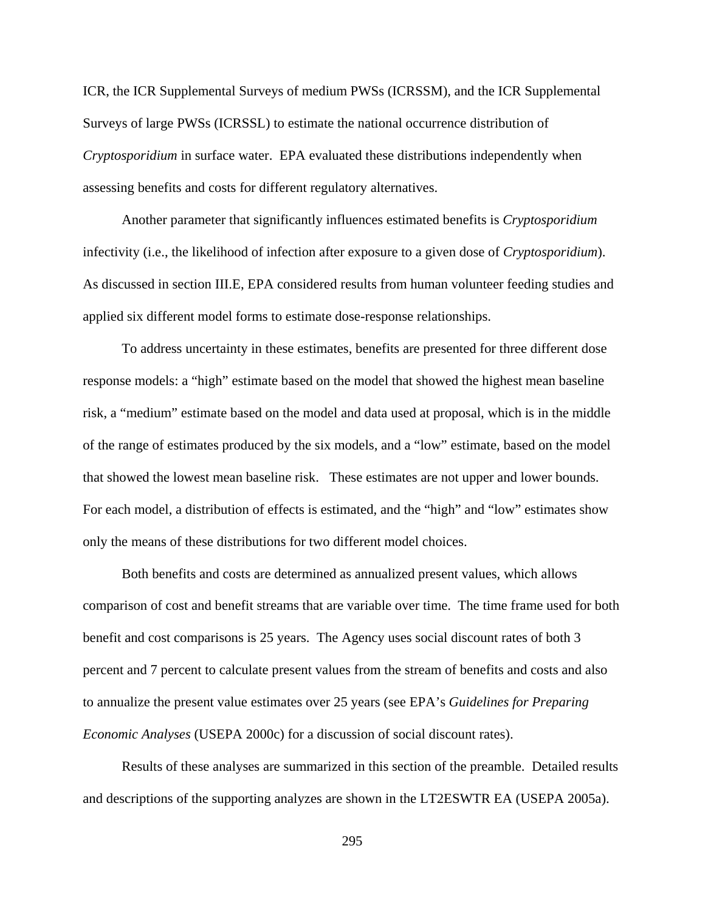ICR, the ICR Supplemental Surveys of medium PWSs (ICRSSM), and the ICR Supplemental Surveys of large PWSs (ICRSSL) to estimate the national occurrence distribution of *Cryptosporidium* in surface water. EPA evaluated these distributions independently when assessing benefits and costs for different regulatory alternatives.

Another parameter that significantly influences estimated benefits is *Cryptosporidium* infectivity (i.e., the likelihood of infection after exposure to a given dose of *Cryptosporidium*). As discussed in section III.E, EPA considered results from human volunteer feeding studies and applied six different model forms to estimate dose-response relationships.

To address uncertainty in these estimates, benefits are presented for three different dose response models: a "high" estimate based on the model that showed the highest mean baseline risk, a "medium" estimate based on the model and data used at proposal, which is in the middle of the range of estimates produced by the six models, and a "low" estimate, based on the model that showed the lowest mean baseline risk. These estimates are not upper and lower bounds. For each model, a distribution of effects is estimated, and the "high" and "low" estimates show only the means of these distributions for two different model choices.

Both benefits and costs are determined as annualized present values, which allows comparison of cost and benefit streams that are variable over time. The time frame used for both benefit and cost comparisons is 25 years. The Agency uses social discount rates of both 3 percent and 7 percent to calculate present values from the stream of benefits and costs and also to annualize the present value estimates over 25 years (see EPA's *Guidelines for Preparing Economic Analyses* (USEPA 2000c) for a discussion of social discount rates).

Results of these analyses are summarized in this section of the preamble. Detailed results and descriptions of the supporting analyzes are shown in the LT2ESWTR EA (USEPA 2005a).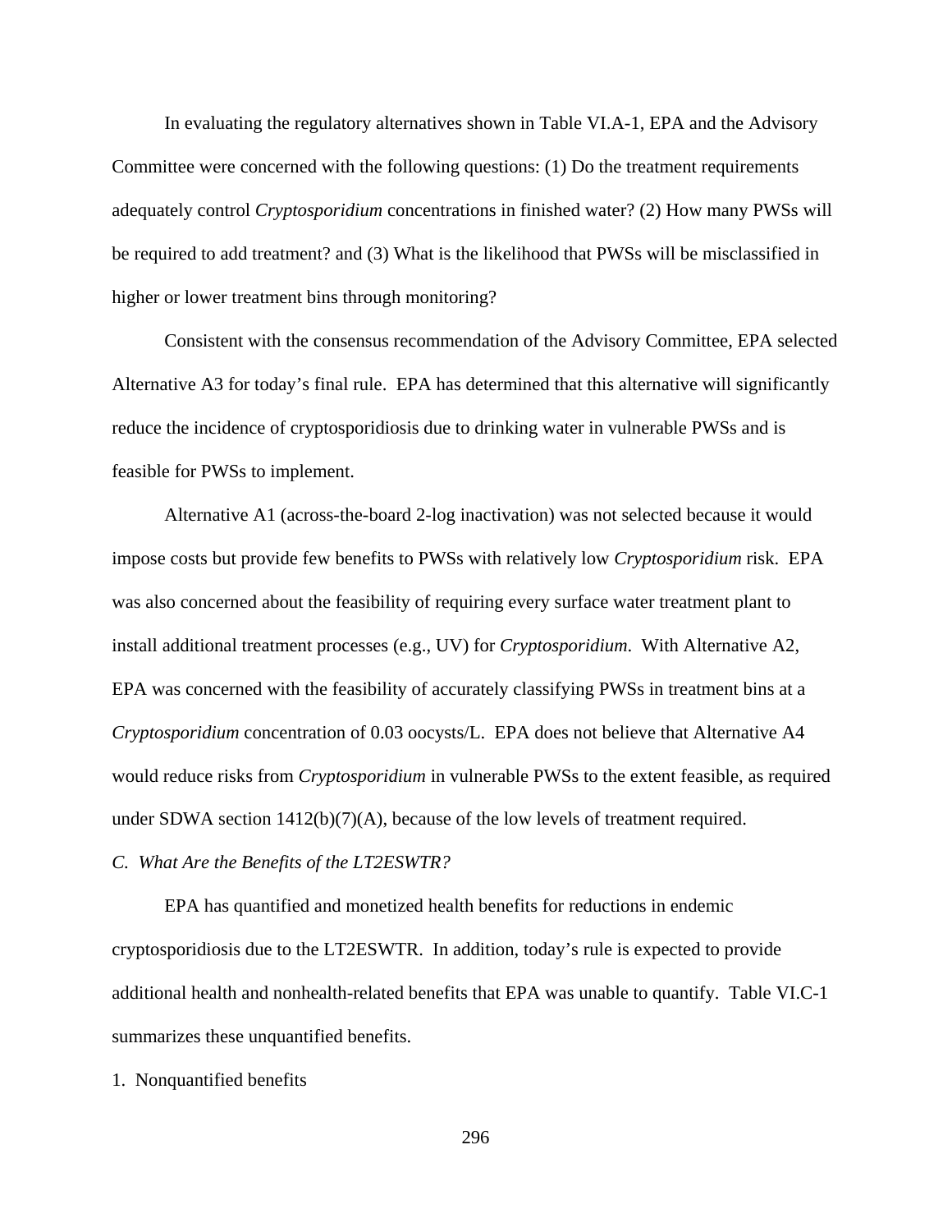In evaluating the regulatory alternatives shown in Table VI.A-1, EPA and the Advisory Committee were concerned with the following questions: (1) Do the treatment requirements adequately control *Cryptosporidium* concentrations in finished water? (2) How many PWSs will be required to add treatment? and (3) What is the likelihood that PWSs will be misclassified in higher or lower treatment bins through monitoring?

Consistent with the consensus recommendation of the Advisory Committee, EPA selected Alternative A3 for today's final rule. EPA has determined that this alternative will significantly reduce the incidence of cryptosporidiosis due to drinking water in vulnerable PWSs and is feasible for PWSs to implement.

Alternative A1 (across-the-board 2-log inactivation) was not selected because it would impose costs but provide few benefits to PWSs with relatively low *Cryptosporidium* risk. EPA was also concerned about the feasibility of requiring every surface water treatment plant to install additional treatment processes (e.g., UV) for *Cryptosporidium*. With Alternative A2, EPA was concerned with the feasibility of accurately classifying PWSs in treatment bins at a *Cryptosporidium* concentration of 0.03 oocysts/L. EPA does not believe that Alternative A4 would reduce risks from *Cryptosporidium* in vulnerable PWSs to the extent feasible, as required under SDWA section 1412(b)(7)(A), because of the low levels of treatment required.

*C. What Are the Benefits of the LT2ESWTR?*

EPA has quantified and monetized health benefits for reductions in endemic cryptosporidiosis due to the LT2ESWTR. In addition, today's rule is expected to provide additional health and nonhealth-related benefits that EPA was unable to quantify. Table VI.C-1 summarizes these unquantified benefits.

1. Nonquantified benefits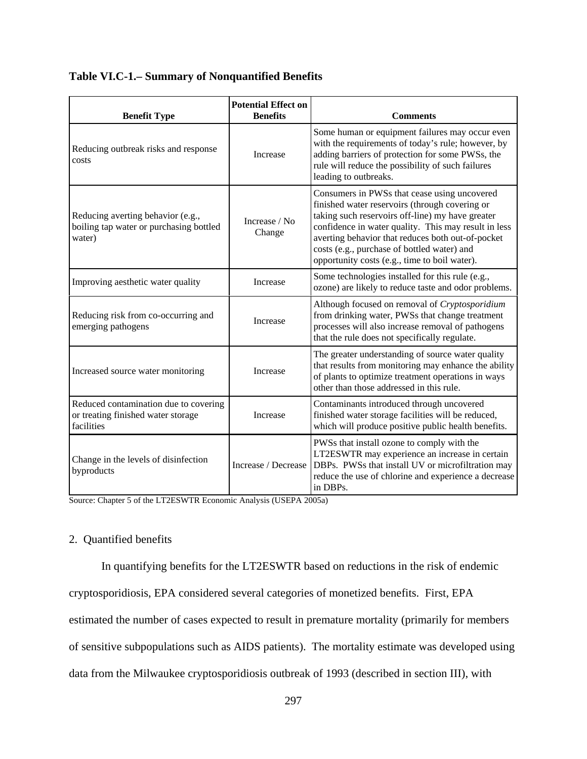**Table VI.C-1.– Summary of Nonquantified Benefits**

| Benefit Type | Potential Effect on Benefits | Comments |
|---|---|---|
| Reducing outbreak risks and response costs | Increase | Some human or equipment failures may occur even with the requirements of today's rule; however, by adding barriers of protection for some PWSs, the rule will reduce the possibility of such failures leading to outbreaks. |
| Reducing averting behavior (e.g., boiling tap water or purchasing bottled water) | Increase / No Change | Consumers in PWSs that cease using uncovered finished water reservoirs (through covering or taking such reservoirs off-line) my have greater confidence in water quality. This may result in less averting behavior that reduces both out-of-pocket costs (e.g., purchase of bottled water) and opportunity costs (e.g., time to boil water). |
| Improving aesthetic water quality | Increase | Some technologies installed for this rule (e.g., ozone) are likely to reduce taste and odor problems. |
| Reducing risk from co-occurring and emerging pathogens | Increase | Although focused on removal of *Cryptosporidium* from drinking water, PWSs that change treatment processes will also increase removal of pathogens that the rule does not specifically regulate. |
| Increased source water monitoring | Increase | The greater understanding of source water quality that results from monitoring may enhance the ability of plants to optimize treatment operations in ways other than those addressed in this rule. |
| Reduced contamination due to covering or treating finished water storage facilities | Increase | Contaminants introduced through uncovered finished water storage facilities will be reduced, which will produce positive public health benefits. |
| Change in the levels of disinfection byproducts | Increase / Decrease | PWSs that install ozone to comply with the LT2ESWTR may experience an increase in certain DBPs. PWSs that install UV or microfiltration may reduce the use of chlorine and experience a decrease in DBPs. |

Source: Chapter 5 of the LT2ESWTR Economic Analysis (USEPA 2005a)

2. Quantified benefits

In quantifying benefits for the LT2ESWTR based on reductions in the risk of endemic cryptosporidiosis, EPA considered several categories of monetized benefits. First, EPA estimated the number of cases expected to result in premature mortality (primarily for members of sensitive subpopulations such as AIDS patients). The mortality estimate was developed using data from the Milwaukee cryptosporidiosis outbreak of 1993 (described in section III), with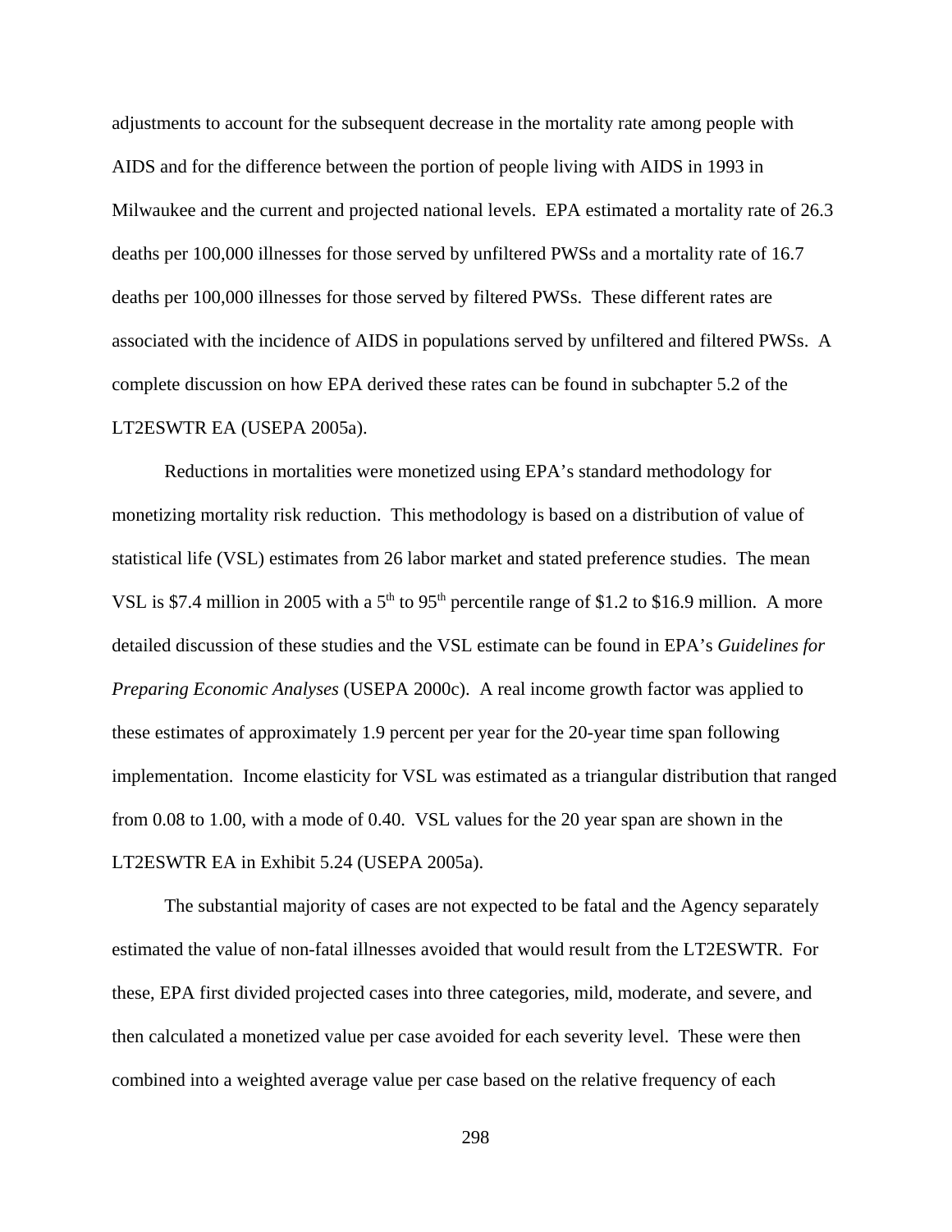adjustments to account for the subsequent decrease in the mortality rate among people with AIDS and for the difference between the portion of people living with AIDS in 1993 in Milwaukee and the current and projected national levels. EPA estimated a mortality rate of 26.3 deaths per 100,000 illnesses for those served by unfiltered PWSs and a mortality rate of 16.7 deaths per 100,000 illnesses for those served by filtered PWSs. These different rates are associated with the incidence of AIDS in populations served by unfiltered and filtered PWSs. A complete discussion on how EPA derived these rates can be found in subchapter 5.2 of the LT2ESWTR EA (USEPA 2005a).

Reductions in mortalities were monetized using EPA's standard methodology for monetizing mortality risk reduction. This methodology is based on a distribution of value of statistical life (VSL) estimates from 26 labor market and stated preference studies. The mean VSL is $7.4 million in 2005 with a 5th to 95th percentile range of $1.2 to $16.9 million. A more detailed discussion of these studies and the VSL estimate can be found in EPA's *Guidelines for Preparing Economic Analyses* (USEPA 2000c). A real income growth factor was applied to these estimates of approximately 1.9 percent per year for the 20-year time span following implementation. Income elasticity for VSL was estimated as a triangular distribution that ranged from 0.08 to 1.00, with a mode of 0.40. VSL values for the 20 year span are shown in the LT2ESWTR EA in Exhibit 5.24 (USEPA 2005a).

The substantial majority of cases are not expected to be fatal and the Agency separately estimated the value of non-fatal illnesses avoided that would result from the LT2ESWTR. For these, EPA first divided projected cases into three categories, mild, moderate, and severe, and then calculated a monetized value per case avoided for each severity level. These were then combined into a weighted average value per case based on the relative frequency of each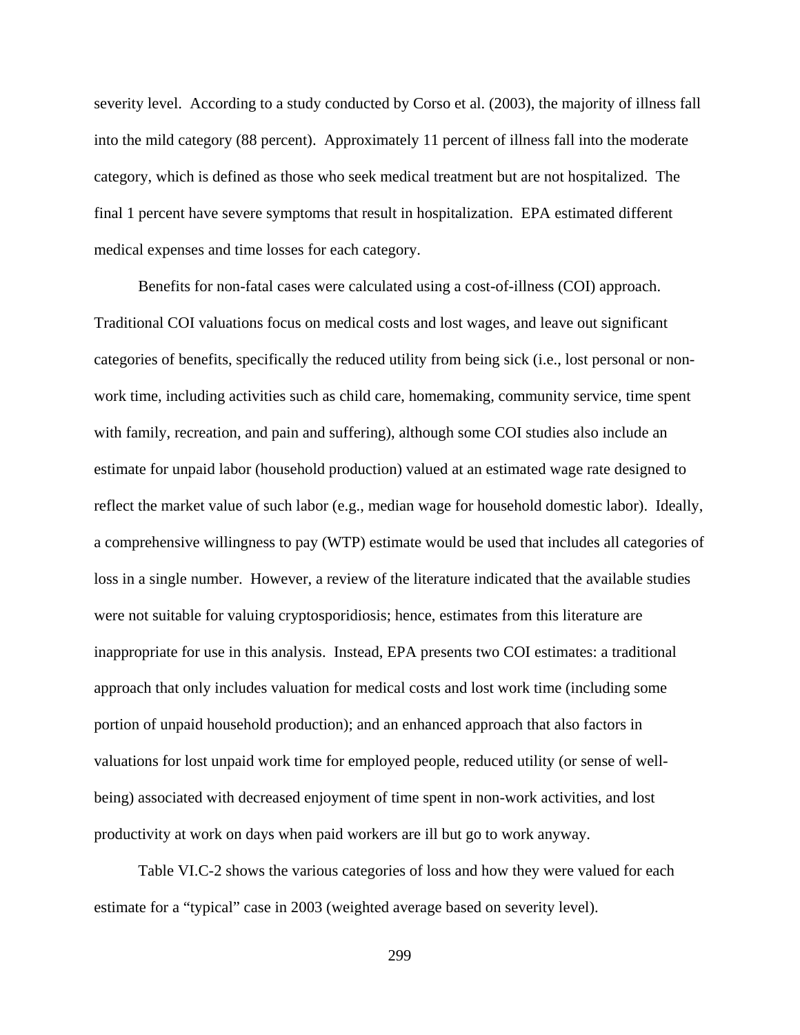severity level. According to a study conducted by Corso et al. (2003), the majority of illness fall into the mild category (88 percent). Approximately 11 percent of illness fall into the moderate category, which is defined as those who seek medical treatment but are not hospitalized. The final 1 percent have severe symptoms that result in hospitalization. EPA estimated different medical expenses and time losses for each category.

Benefits for non-fatal cases were calculated using a cost-of-illness (COI) approach. Traditional COI valuations focus on medical costs and lost wages, and leave out significant categories of benefits, specifically the reduced utility from being sick (i.e., lost personal or non-work time, including activities such as child care, homemaking, community service, time spent with family, recreation, and pain and suffering), although some COI studies also include an estimate for unpaid labor (household production) valued at an estimated wage rate designed to reflect the market value of such labor (e.g., median wage for household domestic labor). Ideally, a comprehensive willingness to pay (WTP) estimate would be used that includes all categories of loss in a single number. However, a review of the literature indicated that the available studies were not suitable for valuing cryptosporidiosis; hence, estimates from this literature are inappropriate for use in this analysis. Instead, EPA presents two COI estimates: a traditional approach that only includes valuation for medical costs and lost work time (including some portion of unpaid household production); and an enhanced approach that also factors in valuations for lost unpaid work time for employed people, reduced utility (or sense of well-being) associated with decreased enjoyment of time spent in non-work activities, and lost productivity at work on days when paid workers are ill but go to work anyway.

Table VI.C-2 shows the various categories of loss and how they were valued for each estimate for a "typical" case in 2003 (weighted average based on severity level).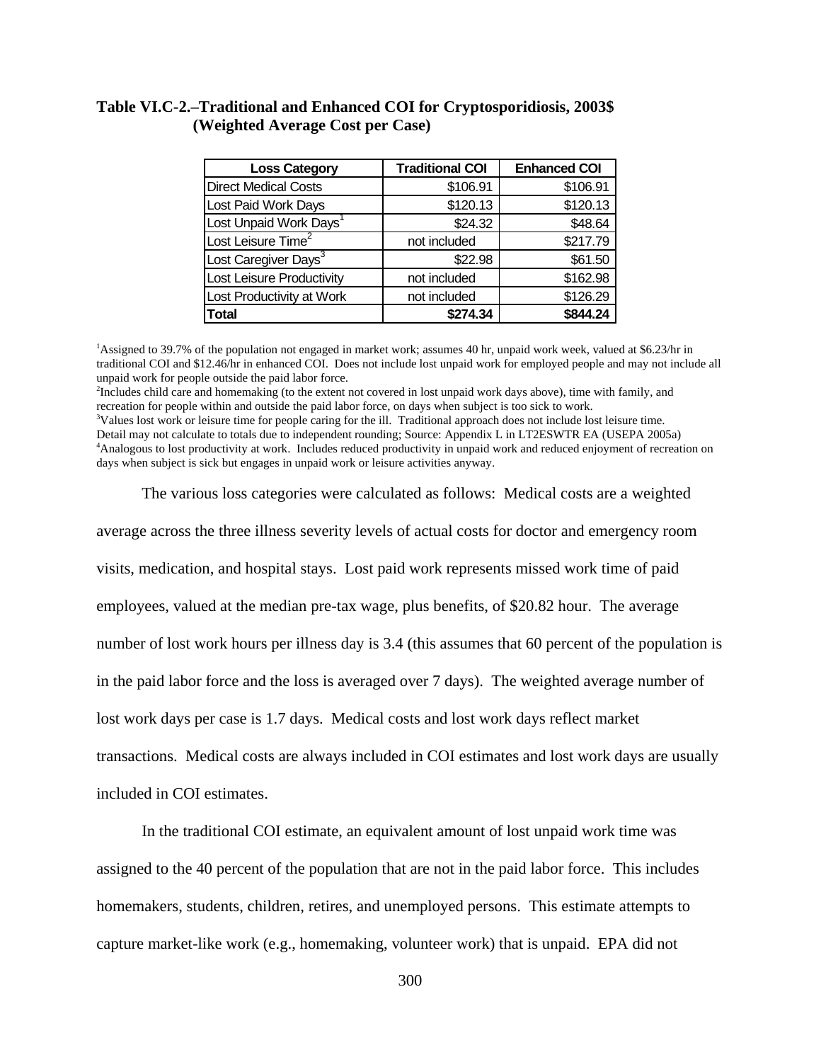**Table VI.C-2.–Traditional and Enhanced COI for Cryptosporidiosis, 2003$ (Weighted Average Cost per Case)**

| Loss Category | Traditional COI | Enhanced COI |
|---|---|---|
| Direct Medical Costs | $106.91 | $106.91 |
| Lost Paid Work Days | $120.13 | $120.13 |
| Lost Unpaid Work Days[1] | $24.32 | $48.64 |
| Lost Leisure Time[2] | not included | $217.79 |
| Lost Caregiver Days[3] | $22.98 | $61.50 |
| Lost Leisure Productivity | not included | $162.98 |
| Lost Productivity at Work | not included | $126.29 |
| **Total** | **$274.34** | **$844.24** |

[1]Assigned to 39.7% of the population not engaged in market work; assumes 40 hr, unpaid work week, valued at $6.23/hr in traditional COI and $12.46/hr in enhanced COI. Does not include lost unpaid work for employed people and may not include all unpaid work for people outside the paid labor force.
[2]Includes child care and homemaking (to the extent not covered in lost unpaid work days above), time with family, and recreation for people within and outside the paid labor force, on days when subject is too sick to work.
[3]Values lost work or leisure time for people caring for the ill. Traditional approach does not include lost leisure time.
Detail may not calculate to totals due to independent rounding; Source: Appendix L in LT2ESWTR EA (USEPA 2005a)
[4]Analogous to lost productivity at work. Includes reduced productivity in unpaid work and reduced enjoyment of recreation on days when subject is sick but engages in unpaid work or leisure activities anyway.

The various loss categories were calculated as follows: Medical costs are a weighted average across the three illness severity levels of actual costs for doctor and emergency room visits, medication, and hospital stays. Lost paid work represents missed work time of paid employees, valued at the median pre-tax wage, plus benefits, of $20.82 hour. The average number of lost work hours per illness day is 3.4 (this assumes that 60 percent of the population is in the paid labor force and the loss is averaged over 7 days). The weighted average number of lost work days per case is 1.7 days. Medical costs and lost work days reflect market transactions. Medical costs are always included in COI estimates and lost work days are usually included in COI estimates.

In the traditional COI estimate, an equivalent amount of lost unpaid work time was assigned to the 40 percent of the population that are not in the paid labor force. This includes homemakers, students, children, retires, and unemployed persons. This estimate attempts to capture market-like work (e.g., homemaking, volunteer work) that is unpaid. EPA did not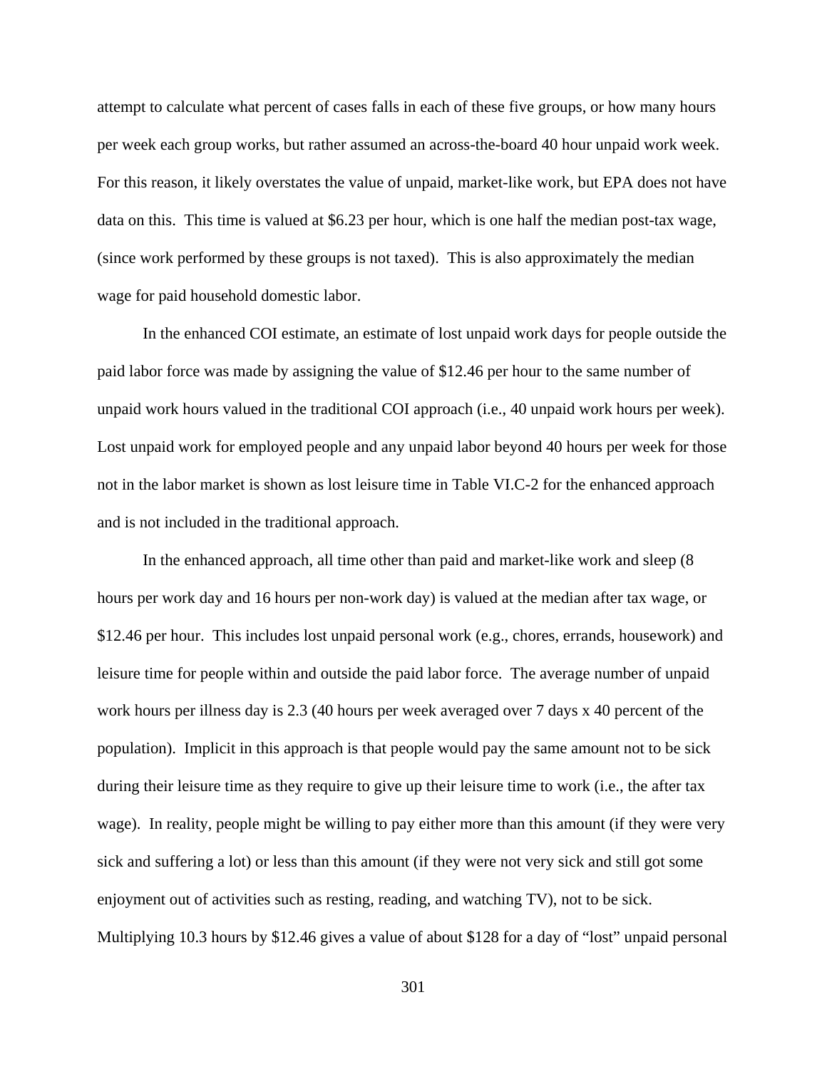attempt to calculate what percent of cases falls in each of these five groups, or how many hours per week each group works, but rather assumed an across-the-board 40 hour unpaid work week. For this reason, it likely overstates the value of unpaid, market-like work, but EPA does not have data on this. This time is valued at $6.23 per hour, which is one half the median post-tax wage, (since work performed by these groups is not taxed). This is also approximately the median wage for paid household domestic labor.

In the enhanced COI estimate, an estimate of lost unpaid work days for people outside the paid labor force was made by assigning the value of $12.46 per hour to the same number of unpaid work hours valued in the traditional COI approach (i.e., 40 unpaid work hours per week). Lost unpaid work for employed people and any unpaid labor beyond 40 hours per week for those not in the labor market is shown as lost leisure time in Table VI.C-2 for the enhanced approach and is not included in the traditional approach.

In the enhanced approach, all time other than paid and market-like work and sleep (8 hours per work day and 16 hours per non-work day) is valued at the median after tax wage, or $12.46 per hour. This includes lost unpaid personal work (e.g., chores, errands, housework) and leisure time for people within and outside the paid labor force. The average number of unpaid work hours per illness day is 2.3 (40 hours per week averaged over 7 days x 40 percent of the population). Implicit in this approach is that people would pay the same amount not to be sick during their leisure time as they require to give up their leisure time to work (i.e., the after tax wage). In reality, people might be willing to pay either more than this amount (if they were very sick and suffering a lot) or less than this amount (if they were not very sick and still got some enjoyment out of activities such as resting, reading, and watching TV), not to be sick. Multiplying 10.3 hours by $12.46 gives a value of about $128 for a day of "lost" unpaid personal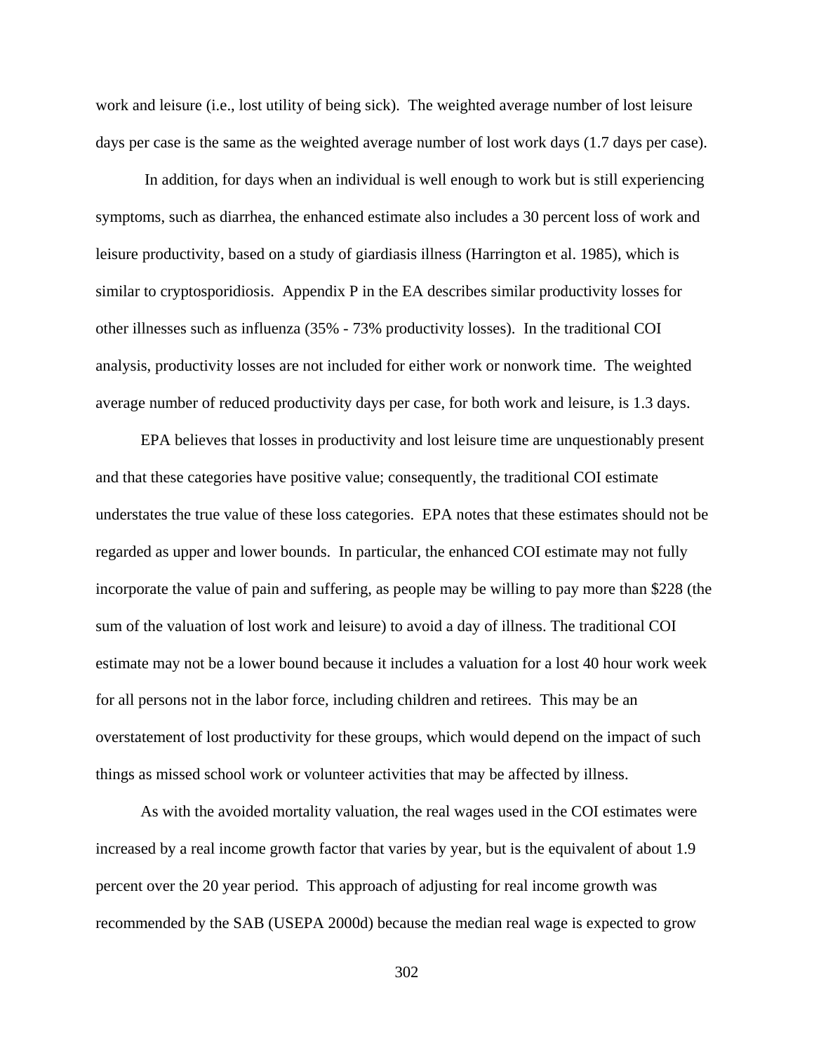work and leisure (i.e., lost utility of being sick). The weighted average number of lost leisure days per case is the same as the weighted average number of lost work days (1.7 days per case).

In addition, for days when an individual is well enough to work but is still experiencing symptoms, such as diarrhea, the enhanced estimate also includes a 30 percent loss of work and leisure productivity, based on a study of giardiasis illness (Harrington et al. 1985), which is similar to cryptosporidiosis. Appendix P in the EA describes similar productivity losses for other illnesses such as influenza (35% - 73% productivity losses). In the traditional COI analysis, productivity losses are not included for either work or nonwork time. The weighted average number of reduced productivity days per case, for both work and leisure, is 1.3 days.

EPA believes that losses in productivity and lost leisure time are unquestionably present and that these categories have positive value; consequently, the traditional COI estimate understates the true value of these loss categories. EPA notes that these estimates should not be regarded as upper and lower bounds. In particular, the enhanced COI estimate may not fully incorporate the value of pain and suffering, as people may be willing to pay more than $228 (the sum of the valuation of lost work and leisure) to avoid a day of illness. The traditional COI estimate may not be a lower bound because it includes a valuation for a lost 40 hour work week for all persons not in the labor force, including children and retirees. This may be an overstatement of lost productivity for these groups, which would depend on the impact of such things as missed school work or volunteer activities that may be affected by illness.

As with the avoided mortality valuation, the real wages used in the COI estimates were increased by a real income growth factor that varies by year, but is the equivalent of about 1.9 percent over the 20 year period. This approach of adjusting for real income growth was recommended by the SAB (USEPA 2000d) because the median real wage is expected to grow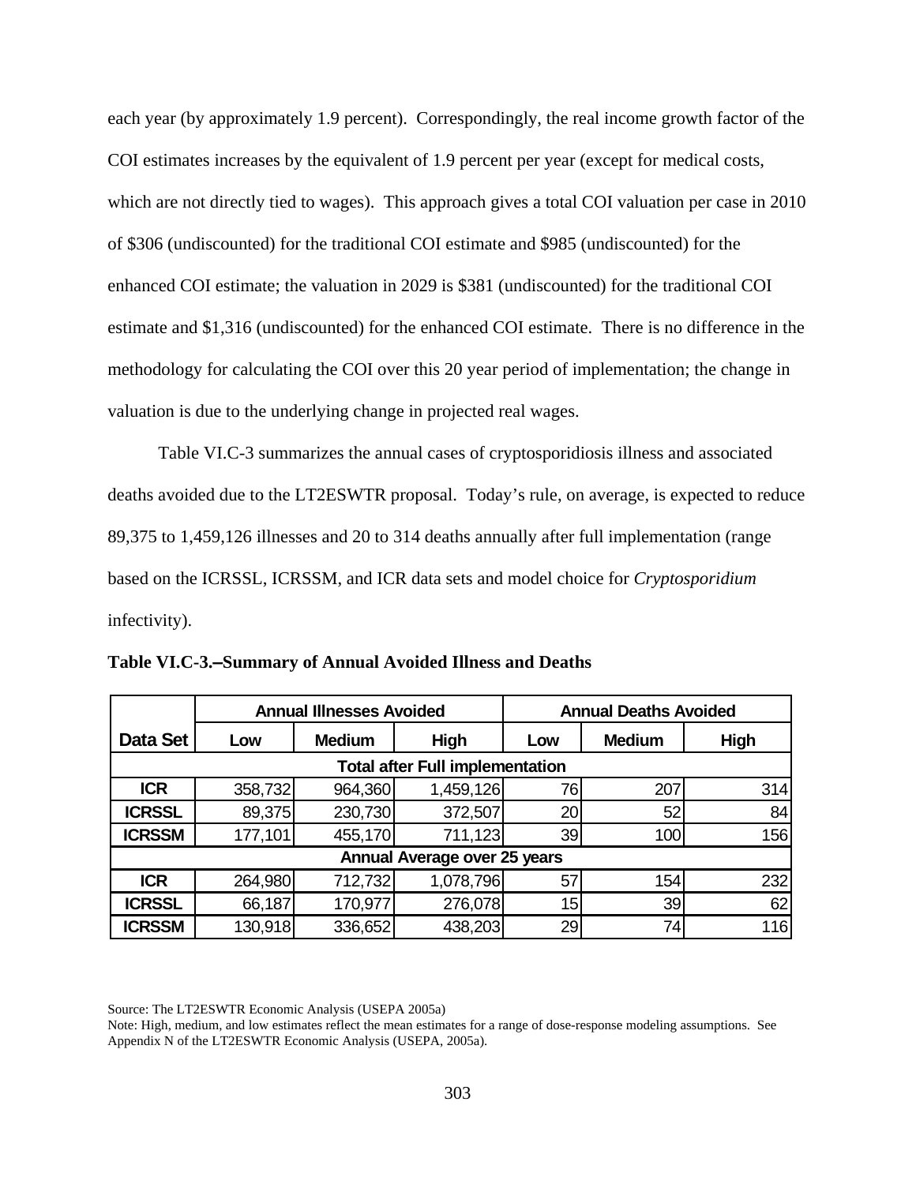each year (by approximately 1.9 percent). Correspondingly, the real income growth factor of the COI estimates increases by the equivalent of 1.9 percent per year (except for medical costs, which are not directly tied to wages). This approach gives a total COI valuation per case in 2010 of $306 (undiscounted) for the traditional COI estimate and $985 (undiscounted) for the enhanced COI estimate; the valuation in 2029 is $381 (undiscounted) for the traditional COI estimate and $1,316 (undiscounted) for the enhanced COI estimate. There is no difference in the methodology for calculating the COI over this 20 year period of implementation; the change in valuation is due to the underlying change in projected real wages.

Table VI.C-3 summarizes the annual cases of cryptosporidiosis illness and associated deaths avoided due to the LT2ESWTR proposal. Today's rule, on average, is expected to reduce 89,375 to 1,459,126 illnesses and 20 to 314 deaths annually after full implementation (range based on the ICRSSL, ICRSSM, and ICR data sets and model choice for *Cryptosporidium* infectivity).

**Table VI.C-3.–Summary of Annual Avoided Illness and Deaths**

| | Annual Illnesses Avoided | | | Annual Deaths Avoided | | |
|---|---|---|---|---|---|---|
| **Data Set** | **Low** | **Medium** | **High** | **Low** | **Medium** | **High** |
| **Total after Full implementation** | | | | | | |
| **ICR** | 358,732 | 964,360 | 1,459,126 | 76 | 207 | 314 |
| **ICRSSL** | 89,375 | 230,730 | 372,507 | 20 | 52 | 84 |
| **ICRSSM** | 177,101 | 455,170 | 711,123 | 39 | 100 | 156 |
| **Annual Average over 25 years** | | | | | | |
| **ICR** | 264,980 | 712,732 | 1,078,796 | 57 | 154 | 232 |
| **ICRSSL** | 66,187 | 170,977 | 276,078 | 15 | 39 | 62 |
| **ICRSSM** | 130,918 | 336,652 | 438,203 | 29 | 74 | 116 |

Source: The LT2ESWTR Economic Analysis (USEPA 2005a)

Note: High, medium, and low estimates reflect the mean estimates for a range of dose-response modeling assumptions. See Appendix N of the LT2ESWTR Economic Analysis (USEPA, 2005a).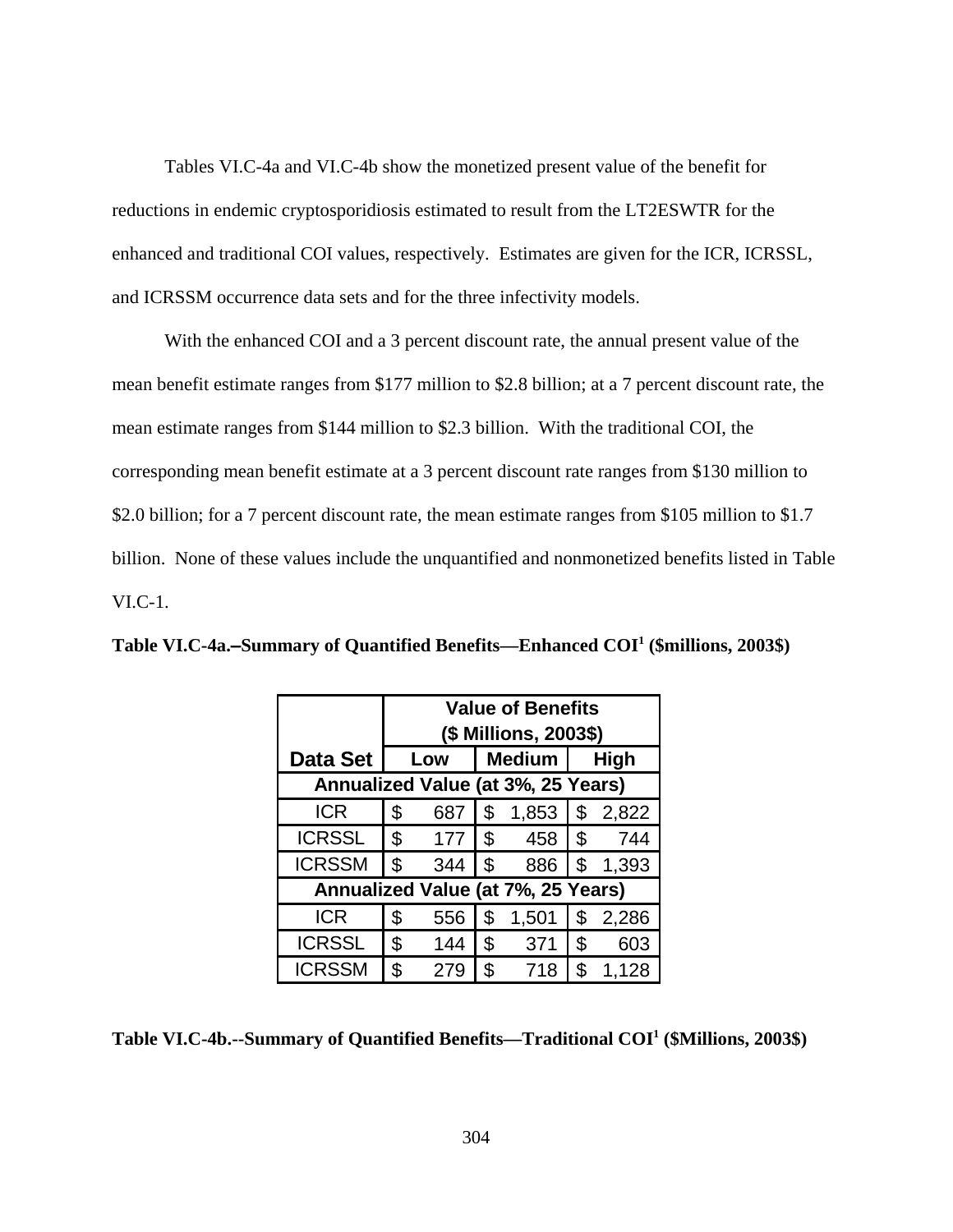Tables VI.C-4a and VI.C-4b show the monetized present value of the benefit for reductions in endemic cryptosporidiosis estimated to result from the LT2ESWTR for the enhanced and traditional COI values, respectively. Estimates are given for the ICR, ICRSSL, and ICRSSM occurrence data sets and for the three infectivity models.

With the enhanced COI and a 3 percent discount rate, the annual present value of the mean benefit estimate ranges from $177 million to $2.8 billion; at a 7 percent discount rate, the mean estimate ranges from $144 million to $2.3 billion. With the traditional COI, the corresponding mean benefit estimate at a 3 percent discount rate ranges from $130 million to $2.0 billion; for a 7 percent discount rate, the mean estimate ranges from $105 million to $1.7 billion. None of these values include the unquantified and nonmonetized benefits listed in Table VI.C-1.

**Table VI.C-4a.–Summary of Quantified Benefits—Enhanced COI[1] ($millions, 2003$)**

| Data Set | Value of Benefits ($ Millions, 2003$) Low | Medium | High |
|---|---|---|---|
| **Annualized Value (at 3%, 25 Years)** | | | |
| ICR | $ 687 | $ 1,853 | $ 2,822 |
| ICRSSL | $ 177 | $ 458 | $ 744 |
| ICRSSM | $ 344 | $ 886 | $ 1,393 |
| **Annualized Value (at 7%, 25 Years)** | | | |
| ICR | $ 556 | $ 1,501 | $ 2,286 |
| ICRSSL | $ 144 | $ 371 | $ 603 |
| ICRSSM | $ 279 | $ 718 | $ 1,128 |

**Table VI.C-4b.--Summary of Quantified Benefits—Traditional COI[1] ($Millions, 2003$)**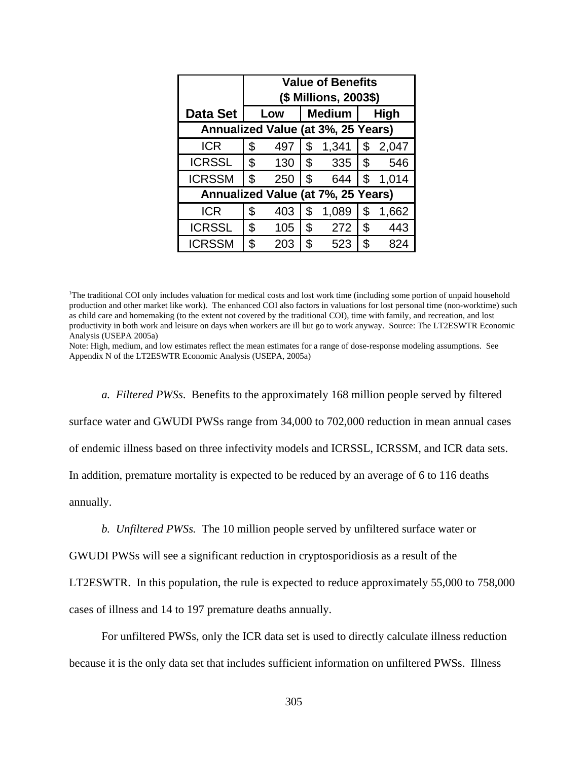| Data Set | Value of Benefits ($ Millions, 2003$) | | |
|---|---|---|---|
| | Low | Medium | High |
| **Annualized Value (at 3%, 25 Years)** | | | |
| ICR | $ 497 | $ 1,341 | $ 2,047 |
| ICRSSL | $ 130 | $ 335 | $ 546 |
| ICRSSM | $ 250 | $ 644 | $ 1,014 |
| **Annualized Value (at 7%, 25 Years)** | | | |
| ICR | $ 403 | $ 1,089 | $ 1,662 |
| ICRSSL | $ 105 | $ 272 | $ 443 |
| ICRSSM | $ 203 | $ 523 | $ 824 |

[1]The traditional COI only includes valuation for medical costs and lost work time (including some portion of unpaid household production and other market like work). The enhanced COI also factors in valuations for lost personal time (non-worktime) such as child care and homemaking (to the extent not covered by the traditional COI), time with family, and recreation, and lost productivity in both work and leisure on days when workers are ill but go to work anyway. Source: The LT2ESWTR Economic Analysis (USEPA 2005a)

Note: High, medium, and low estimates reflect the mean estimates for a range of dose-response modeling assumptions. See Appendix N of the LT2ESWTR Economic Analysis (USEPA, 2005a)

*a. Filtered PWSs*. Benefits to the approximately 168 million people served by filtered surface water and GWUDI PWSs range from 34,000 to 702,000 reduction in mean annual cases of endemic illness based on three infectivity models and ICRSSL, ICRSSM, and ICR data sets. In addition, premature mortality is expected to be reduced by an average of 6 to 116 deaths annually.

*b. Unfiltered PWSs.* The 10 million people served by unfiltered surface water or GWUDI PWSs will see a significant reduction in cryptosporidiosis as a result of the LT2ESWTR. In this population, the rule is expected to reduce approximately 55,000 to 758,000 cases of illness and 14 to 197 premature deaths annually.

For unfiltered PWSs, only the ICR data set is used to directly calculate illness reduction because it is the only data set that includes sufficient information on unfiltered PWSs. Illness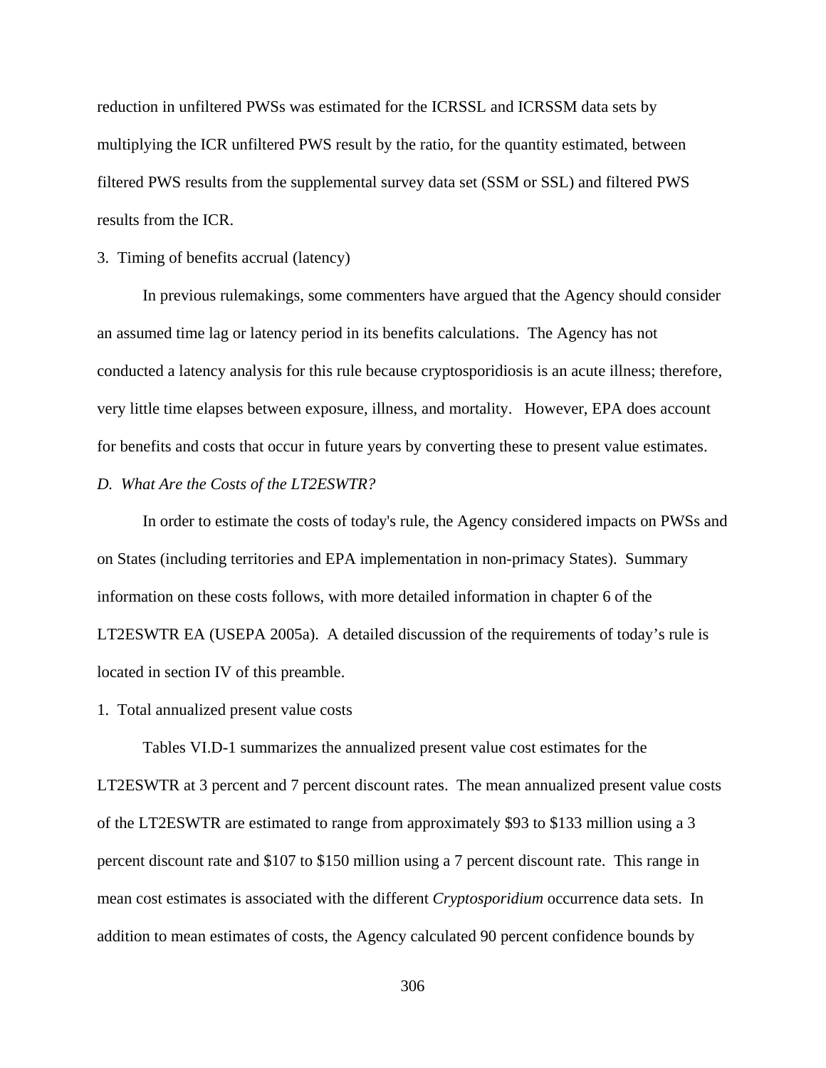reduction in unfiltered PWSs was estimated for the ICRSSL and ICRSSM data sets by multiplying the ICR unfiltered PWS result by the ratio, for the quantity estimated, between filtered PWS results from the supplemental survey data set (SSM or SSL) and filtered PWS results from the ICR.

3. Timing of benefits accrual (latency)

In previous rulemakings, some commenters have argued that the Agency should consider an assumed time lag or latency period in its benefits calculations. The Agency has not conducted a latency analysis for this rule because cryptosporidiosis is an acute illness; therefore, very little time elapses between exposure, illness, and mortality. However, EPA does account for benefits and costs that occur in future years by converting these to present value estimates.

*D. What Are the Costs of the LT2ESWTR?*

In order to estimate the costs of today's rule, the Agency considered impacts on PWSs and on States (including territories and EPA implementation in non-primacy States). Summary information on these costs follows, with more detailed information in chapter 6 of the LT2ESWTR EA (USEPA 2005a). A detailed discussion of the requirements of today's rule is located in section IV of this preamble.

1. Total annualized present value costs

Tables VI.D-1 summarizes the annualized present value cost estimates for the LT2ESWTR at 3 percent and 7 percent discount rates. The mean annualized present value costs of the LT2ESWTR are estimated to range from approximately $93 to $133 million using a 3 percent discount rate and $107 to $150 million using a 7 percent discount rate. This range in mean cost estimates is associated with the different *Cryptosporidium* occurrence data sets. In addition to mean estimates of costs, the Agency calculated 90 percent confidence bounds by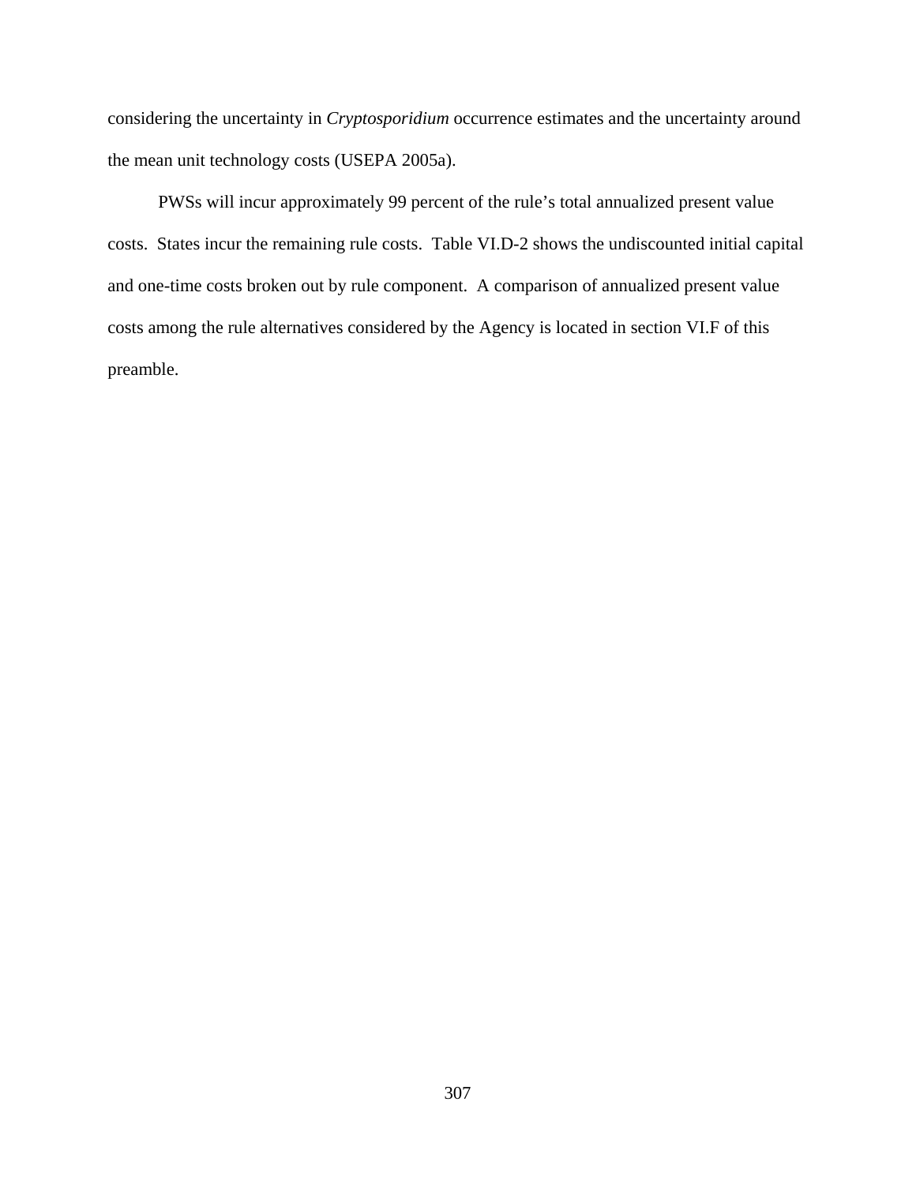considering the uncertainty in *Cryptosporidium* occurrence estimates and the uncertainty around the mean unit technology costs (USEPA 2005a).

PWSs will incur approximately 99 percent of the rule's total annualized present value costs. States incur the remaining rule costs. Table VI.D-2 shows the undiscounted initial capital and one-time costs broken out by rule component. A comparison of annualized present value costs among the rule alternatives considered by the Agency is located in section VI.F of this preamble.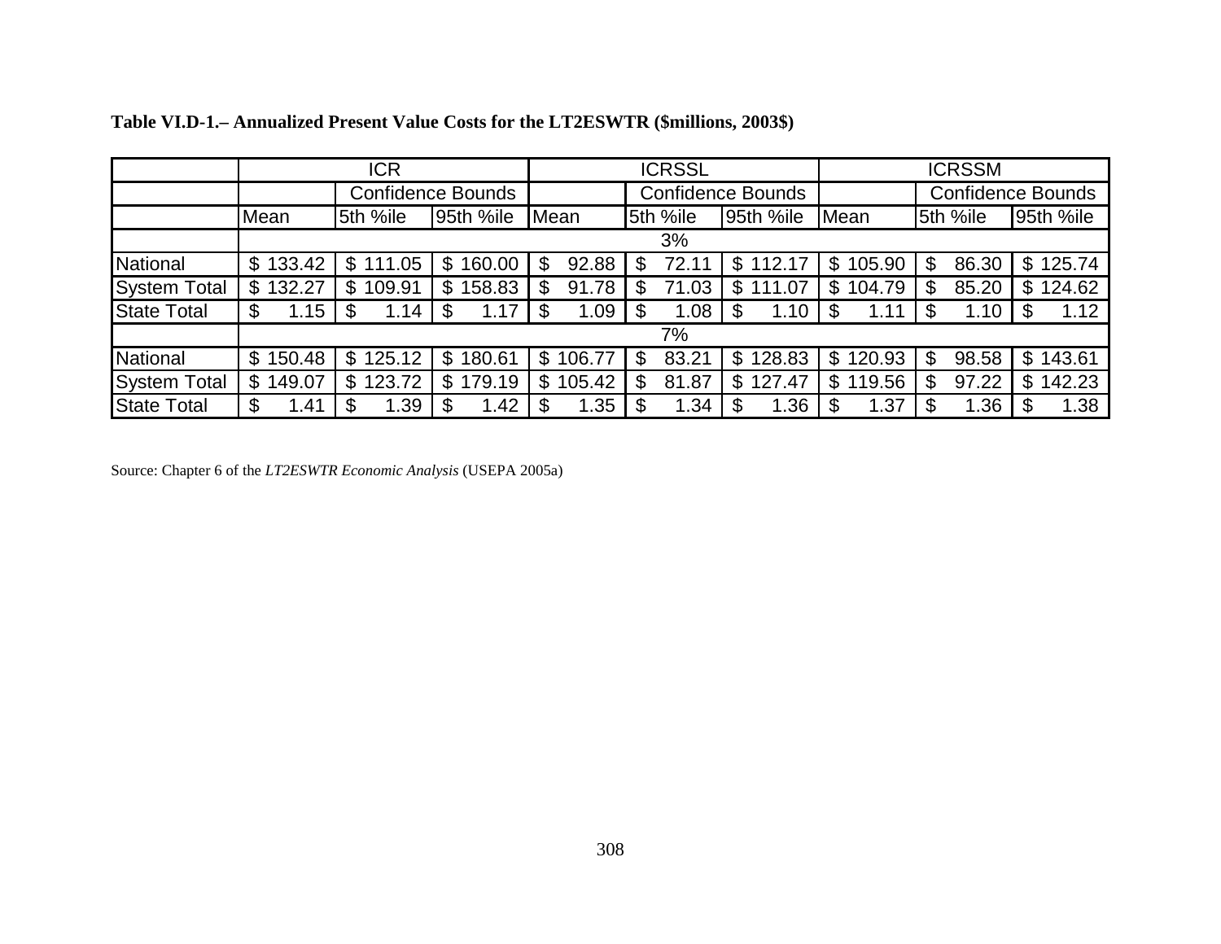**Table VI.D-1.– Annualized Present Value Costs for the LT2ESWTR ($millions, 2003$)**

| | ICR | | | ICRSSL | | | ICRSSM | | |
|---|---|---|---|---|---|---|---|---|---|
| | | Confidence Bounds | | | Confidence Bounds | | | Confidence Bounds | |
| | Mean | 5th %ile | 95th %ile | Mean | 5th %ile | 95th %ile | Mean | 5th %ile | 95th %ile |
| | 3% | | | | | | | | |
| National | $ 133.42 | $ 111.05 | $ 160.00 | $ 92.88 | $ 72.11 | $ 112.17 | $ 105.90 | $ 86.30 | $ 125.74 |
| System Total | $ 132.27 | $ 109.91 | $ 158.83 | $ 91.78 | $ 71.03 | $ 111.07 | $ 104.79 | $ 85.20 | $ 124.62 |
| State Total | $ 1.15 | $ 1.14 | $ 1.17 | $ 1.09 | $ 1.08 | $ 1.10 | $ 1.11 | $ 1.10 | $ 1.12 |
| | 7% | | | | | | | | |
| National | $ 150.48 | $ 125.12 | $ 180.61 | $ 106.77 | $ 83.21 | $ 128.83 | $ 120.93 | $ 98.58 | $ 143.61 |
| System Total | $ 149.07 | $ 123.72 | $ 179.19 | $ 105.42 | $ 81.87 | $ 127.47 | $ 119.56 | $ 97.22 | $ 142.23 |
| State Total | $ 1.41 | $ 1.39 | $ 1.42 | $ 1.35 | $ 1.34 | $ 1.36 | $ 1.37 | $ 1.36 | $ 1.38 |

Source: Chapter 6 of the *LT2ESWTR Economic Analysis* (USEPA 2005a)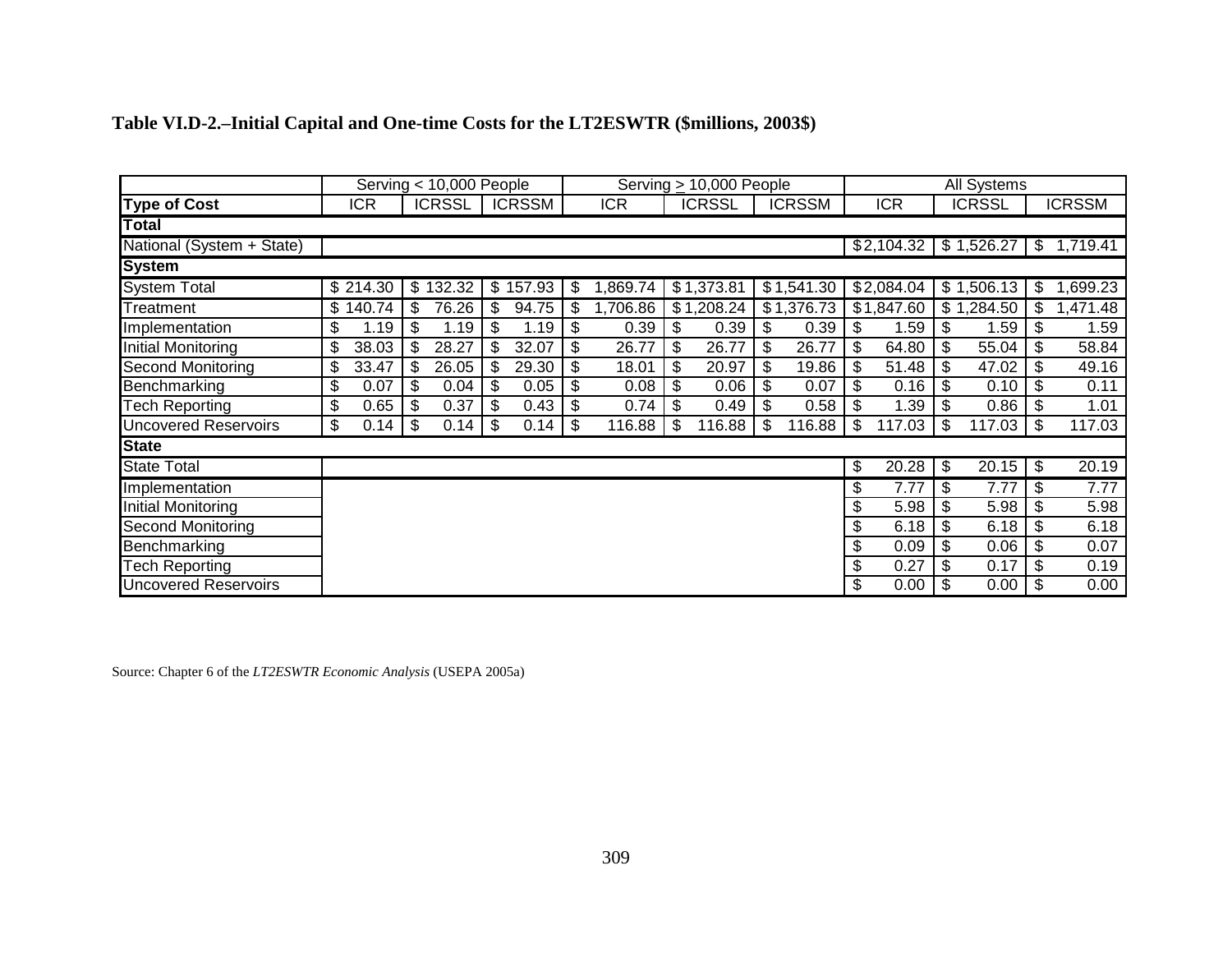**Table VI.D-2.–Initial Capital and One-time Costs for the LT2ESWTR ($millions, 2003$)**

| | Serving < 10,000 People | | | Serving ≥ 10,000 People | | | All Systems | | |
|---|---|---|---|---|---|---|---|---|---|
| **Type of Cost** | ICR | ICRSSL | ICRSSM | ICR | ICRSSL | ICRSSM | ICR | ICRSSL | ICRSSM |
| **Total** | | | | | | | | | |
| National (System + State) | | | | | | | $2,104.32 | $ 1,526.27 | $ 1,719.41 |
| **System** | | | | | | | | | |
| System Total | $ 214.30 | $ 132.32 | $ 157.93 | $ 1,869.74 | $1,373.81 | $1,541.30 | $2,084.04 | $ 1,506.13 | $ 1,699.23 |
| Treatment | $ 140.74 | $ 76.26 | $ 94.75 | $ 1,706.86 | $1,208.24 | $1,376.73 | $1,847.60 | $ 1,284.50 | $ 1,471.48 |
| Implementation | $ 1.19 | $ 1.19 | $ 1.19 | $ 0.39 | $ 0.39 | $ 0.39 | $ 1.59 | $ 1.59 | $ 1.59 |
| Initial Monitoring | $ 38.03 | $ 28.27 | $ 32.07 | $ 26.77 | $ 26.77 | $ 26.77 | $ 64.80 | $ 55.04 | $ 58.84 |
| Second Monitoring | $ 33.47 | $ 26.05 | $ 29.30 | $ 18.01 | $ 20.97 | $ 19.86 | $ 51.48 | $ 47.02 | $ 49.16 |
| Benchmarking | $ 0.07 | $ 0.04 | $ 0.05 | $ 0.08 | $ 0.06 | $ 0.07 | $ 0.16 | $ 0.10 | $ 0.11 |
| Tech Reporting | $ 0.65 | $ 0.37 | $ 0.43 | $ 0.74 | $ 0.49 | $ 0.58 | $ 1.39 | $ 0.86 | $ 1.01 |
| Uncovered Reservoirs | $ 0.14 | $ 0.14 | $ 0.14 | $ 116.88 | $ 116.88 | $ 116.88 | $ 117.03 | $ 117.03 | $ 117.03 |
| **State** | | | | | | | | | |
| State Total | | | | | | | $ 20.28 | $ 20.15 | $ 20.19 |
| Implementation | | | | | | | $ 7.77 | $ 7.77 | $ 7.77 |
| Initial Monitoring | | | | | | | $ 5.98 | $ 5.98 | $ 5.98 |
| Second Monitoring | | | | | | | $ 6.18 | $ 6.18 | $ 6.18 |
| Benchmarking | | | | | | | $ 0.09 | $ 0.06 | $ 0.07 |
| Tech Reporting | | | | | | | $ 0.27 | $ 0.17 | $ 0.19 |
| Uncovered Reservoirs | | | | | | | $ 0.00 | $ 0.00 | $ 0.00 |

Source: Chapter 6 of the *LT2ESWTR Economic Analysis* (USEPA 2005a)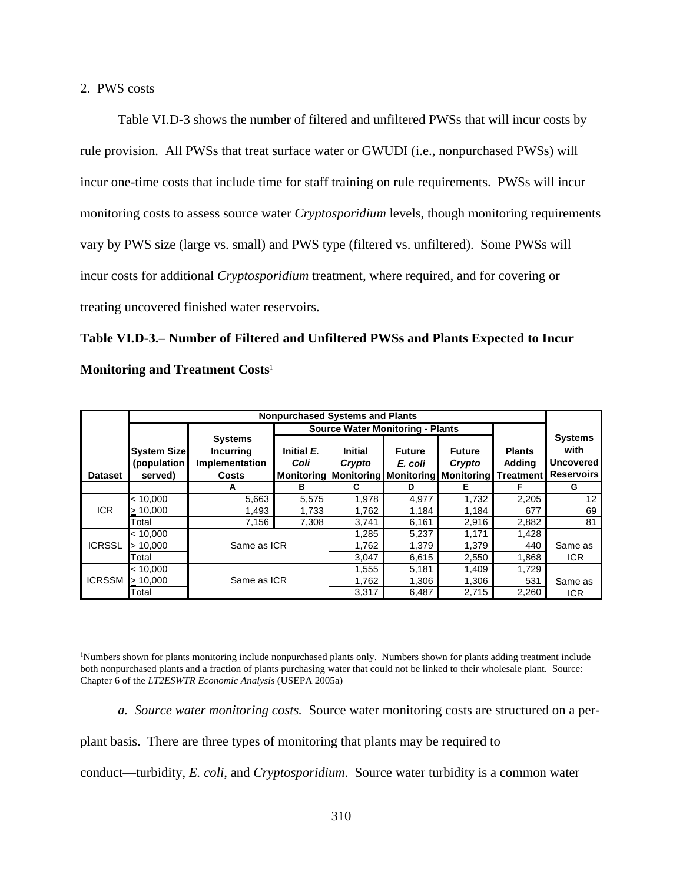2. PWS costs

Table VI.D-3 shows the number of filtered and unfiltered PWSs that will incur costs by rule provision. All PWSs that treat surface water or GWUDI (i.e., nonpurchased PWSs) will incur one-time costs that include time for staff training on rule requirements. PWSs will incur monitoring costs to assess source water *Cryptosporidium* levels, though monitoring requirements vary by PWS size (large vs. small) and PWS type (filtered vs. unfiltered). Some PWSs will incur costs for additional *Cryptosporidium* treatment, where required, and for covering or treating uncovered finished water reservoirs.

**Table VI.D-3.– Number of Filtered and Unfiltered PWSs and Plants Expected to Incur Monitoring and Treatment Costs**[1]

| | Nonpurchased Systems and Plants | | | | | | | | |
|---|---|---|---|---|---|---|---|---|---|
| | | | Source Water Monitoring - Plants | | | | | | |
| Dataset | System Size (population served) | Systems Incurring Implementation Costs | Initial *E. Coli* Monitoring | Initial *Crypto* Monitoring | Future *E. coli* Monitoring | Future *Crypto* Monitoring | Plants Adding Treatment | Systems with Uncovered Reservoirs |
| | | A | B | C | D | E | F | G |
| ICR | < 10,000 | 5,663 | 5,575 | 1,978 | 4,977 | 1,732 | 2,205 | 12 |
| | ≥ 10,000 | 1,493 | 1,733 | 1,762 | 1,184 | 1,184 | 677 | 69 |
| | Total | 7,156 | 7,308 | 3,741 | 6,161 | 2,916 | 2,882 | 81 |
| ICRSSL | < 10,000 | Same as ICR | | 1,285 | 5,237 | 1,171 | 1,428 | Same as ICR |
| | ≥ 10,000 | | | 1,762 | 1,379 | 1,379 | 440 | |
| | Total | | | 3,047 | 6,615 | 2,550 | 1,868 | |
| ICRSSM | < 10,000 | Same as ICR | | 1,555 | 5,181 | 1,409 | 1,729 | Same as ICR |
| | ≥ 10,000 | | | 1,762 | 1,306 | 1,306 | 531 | |
| | Total | | | 3,317 | 6,487 | 2,715 | 2,260 | |

[1]Numbers shown for plants monitoring include nonpurchased plants only. Numbers shown for plants adding treatment include both nonpurchased plants and a fraction of plants purchasing water that could not be linked to their wholesale plant. Source: Chapter 6 of the *LT2ESWTR Economic Analysis* (USEPA 2005a)

*a. Source water monitoring costs.* Source water monitoring costs are structured on a per-plant basis. There are three types of monitoring that plants may be required to conduct—turbidity, *E. coli*, and *Cryptosporidium*. Source water turbidity is a common water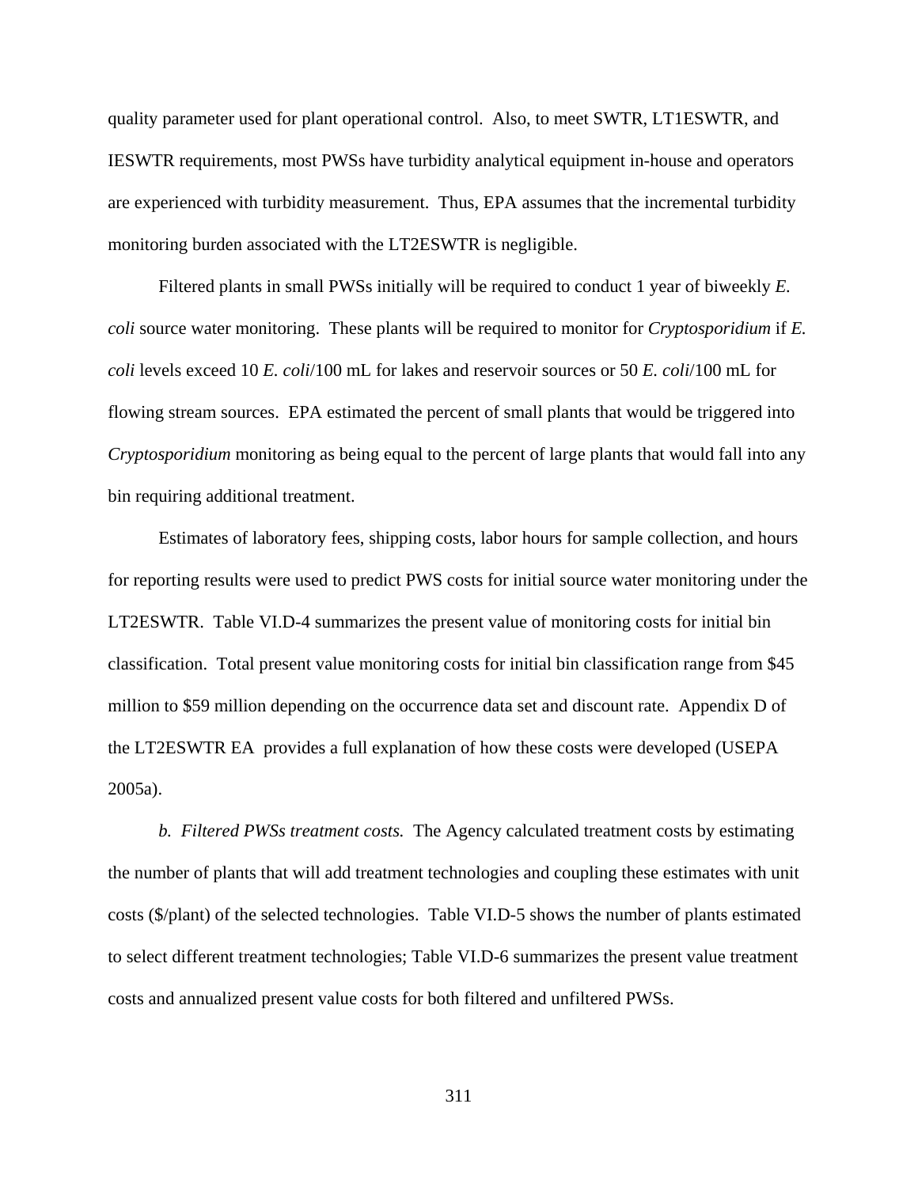quality parameter used for plant operational control. Also, to meet SWTR, LT1ESWTR, and IESWTR requirements, most PWSs have turbidity analytical equipment in-house and operators are experienced with turbidity measurement. Thus, EPA assumes that the incremental turbidity monitoring burden associated with the LT2ESWTR is negligible.

Filtered plants in small PWSs initially will be required to conduct 1 year of biweekly *E. coli* source water monitoring. These plants will be required to monitor for *Cryptosporidium* if *E. coli* levels exceed 10 *E. coli*/100 mL for lakes and reservoir sources or 50 *E. coli*/100 mL for flowing stream sources. EPA estimated the percent of small plants that would be triggered into *Cryptosporidium* monitoring as being equal to the percent of large plants that would fall into any bin requiring additional treatment.

Estimates of laboratory fees, shipping costs, labor hours for sample collection, and hours for reporting results were used to predict PWS costs for initial source water monitoring under the LT2ESWTR. Table VI.D-4 summarizes the present value of monitoring costs for initial bin classification. Total present value monitoring costs for initial bin classification range from $45 million to $59 million depending on the occurrence data set and discount rate. Appendix D of the LT2ESWTR EA provides a full explanation of how these costs were developed (USEPA 2005a).

*b. Filtered PWSs treatment costs.* The Agency calculated treatment costs by estimating the number of plants that will add treatment technologies and coupling these estimates with unit costs ($/plant) of the selected technologies. Table VI.D-5 shows the number of plants estimated to select different treatment technologies; Table VI.D-6 summarizes the present value treatment costs and annualized present value costs for both filtered and unfiltered PWSs.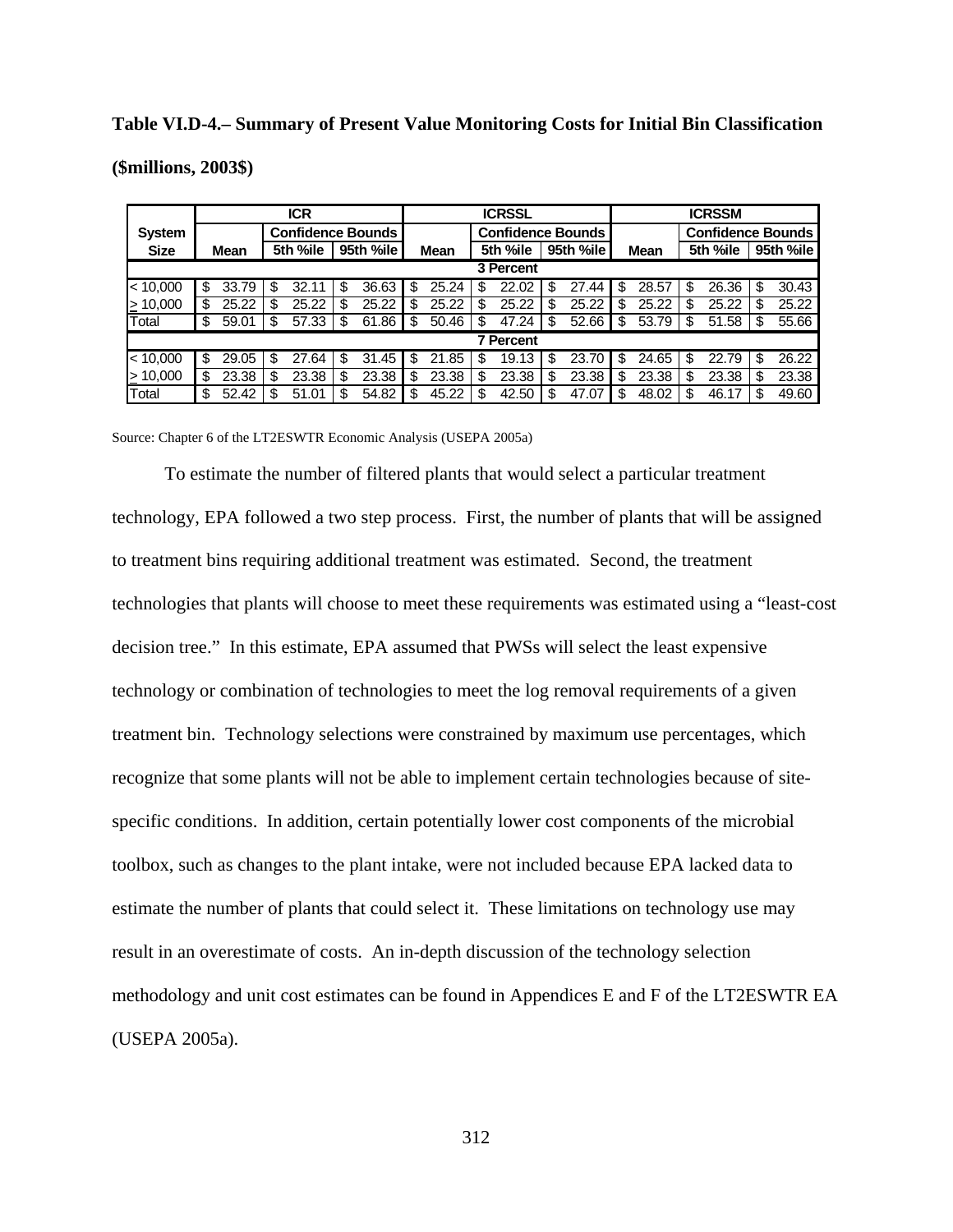**Table VI.D-4.– Summary of Present Value Monitoring Costs for Initial Bin Classification ($millions, 2003$)**

| System Size | ICR | | | ICRSSL | | | ICRSSM | | |
|---|---|---|---|---|---|---|---|---|---|
| | | Confidence Bounds | | | Confidence Bounds | | | Confidence Bounds | |
| | Mean | 5th %ile | 95th %ile | Mean | 5th %ile | 95th %ile | Mean | 5th %ile | 95th %ile |
| **3 Percent** | | | | | | | | | |
| < 10,000 | $ 33.79 | $ 32.11 | $ 36.63 | $ 25.24 | $ 22.02 | $ 27.44 | $ 28.57 | $ 26.36 | $ 30.43 |
| ≥ 10,000 | $ 25.22 | $ 25.22 | $ 25.22 | $ 25.22 | $ 25.22 | $ 25.22 | $ 25.22 | $ 25.22 | $ 25.22 |
| Total | $ 59.01 | $ 57.33 | $ 61.86 | $ 50.46 | $ 47.24 | $ 52.66 | $ 53.79 | $ 51.58 | $ 55.66 |
| **7 Percent** | | | | | | | | | |
| < 10,000 | $ 29.05 | $ 27.64 | $ 31.45 | $ 21.85 | $ 19.13 | $ 23.70 | $ 24.65 | $ 22.79 | $ 26.22 |
| ≥ 10,000 | $ 23.38 | $ 23.38 | $ 23.38 | $ 23.38 | $ 23.38 | $ 23.38 | $ 23.38 | $ 23.38 | $ 23.38 |
| Total | $ 52.42 | $ 51.01 | $ 54.82 | $ 45.22 | $ 42.50 | $ 47.07 | $ 48.02 | $ 46.17 | $ 49.60 |

Source: Chapter 6 of the LT2ESWTR Economic Analysis (USEPA 2005a)

To estimate the number of filtered plants that would select a particular treatment technology, EPA followed a two step process. First, the number of plants that will be assigned to treatment bins requiring additional treatment was estimated. Second, the treatment technologies that plants will choose to meet these requirements was estimated using a "least-cost decision tree." In this estimate, EPA assumed that PWSs will select the least expensive technology or combination of technologies to meet the log removal requirements of a given treatment bin. Technology selections were constrained by maximum use percentages, which recognize that some plants will not be able to implement certain technologies because of site-specific conditions. In addition, certain potentially lower cost components of the microbial toolbox, such as changes to the plant intake, were not included because EPA lacked data to estimate the number of plants that could select it. These limitations on technology use may result in an overestimate of costs. An in-depth discussion of the technology selection methodology and unit cost estimates can be found in Appendices E and F of the LT2ESWTR EA (USEPA 2005a).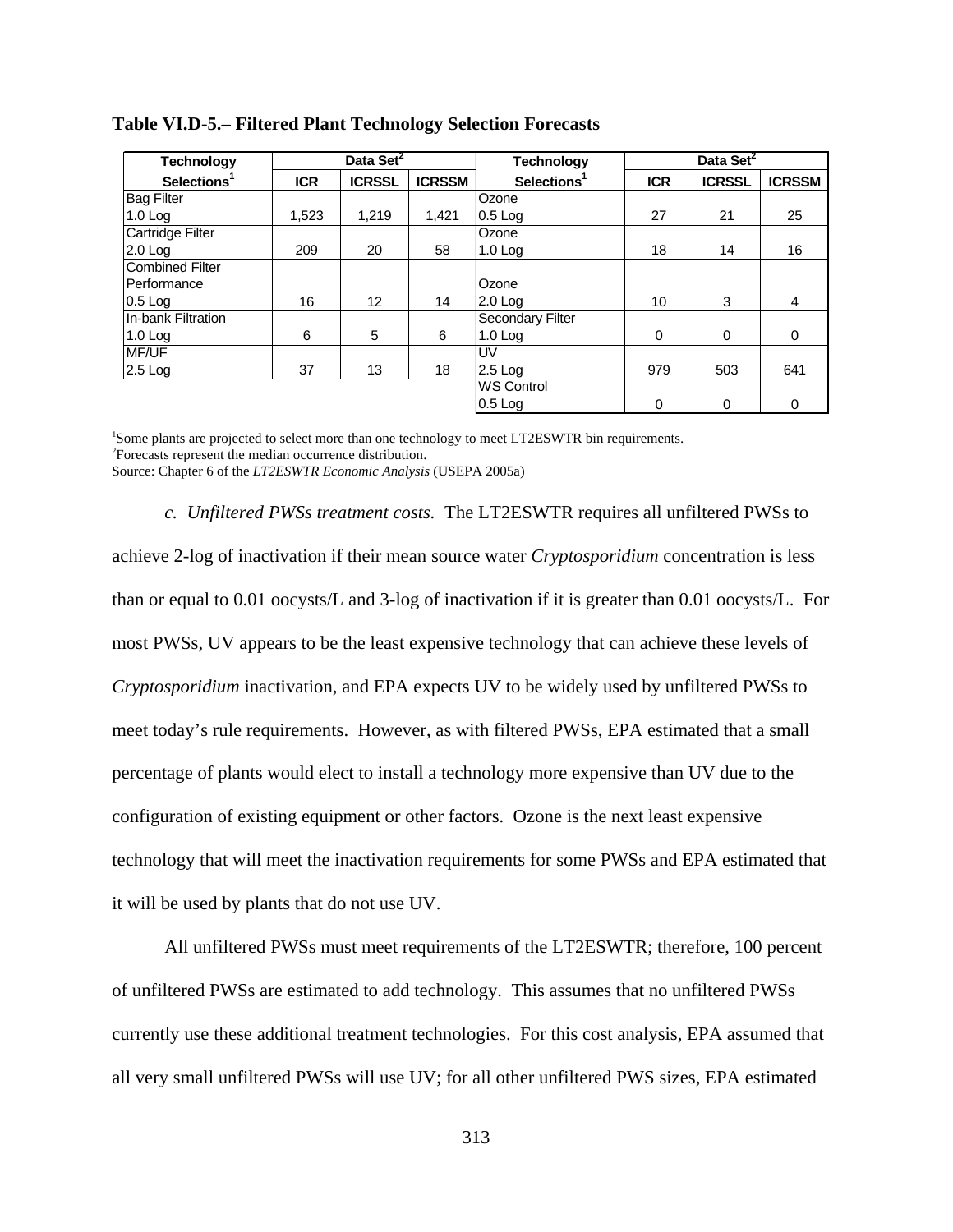**Table VI.D-5.– Filtered Plant Technology Selection Forecasts**

| Technology Selections[1] | Data Set[2] | | | Technology Selections[1] | Data Set[2] | | |
|---|---|---|---|---|---|---|---|
| | ICR | ICRSSL | ICRSSM | | ICR | ICRSSL | ICRSSM |
| Bag Filter 1.0 Log | 1,523 | 1,219 | 1,421 | Ozone 0.5 Log | 27 | 21 | 25 |
| Cartridge Filter 2.0 Log | 209 | 20 | 58 | Ozone 1.0 Log | 18 | 14 | 16 |
| Combined Filter Performance 0.5 Log | 16 | 12 | 14 | Ozone 2.0 Log | 10 | 3 | 4 |
| In-bank Filtration 1.0 Log | 6 | 5 | 6 | Secondary Filter 1.0 Log | 0 | 0 | 0 |
| MF/UF 2.5 Log | 37 | 13 | 18 | UV 2.5 Log | 979 | 503 | 641 |
| | | | | WS Control 0.5 Log | 0 | 0 | 0 |

[1]Some plants are projected to select more than one technology to meet LT2ESWTR bin requirements.
[2]Forecasts represent the median occurrence distribution.
Source: Chapter 6 of the *LT2ESWTR Economic Analysis* (USEPA 2005a)

*c. Unfiltered PWSs treatment costs.* The LT2ESWTR requires all unfiltered PWSs to achieve 2-log of inactivation if their mean source water *Cryptosporidium* concentration is less than or equal to 0.01 oocysts/L and 3-log of inactivation if it is greater than 0.01 oocysts/L. For most PWSs, UV appears to be the least expensive technology that can achieve these levels of *Cryptosporidium* inactivation, and EPA expects UV to be widely used by unfiltered PWSs to meet today's rule requirements. However, as with filtered PWSs, EPA estimated that a small percentage of plants would elect to install a technology more expensive than UV due to the configuration of existing equipment or other factors. Ozone is the next least expensive technology that will meet the inactivation requirements for some PWSs and EPA estimated that it will be used by plants that do not use UV.

All unfiltered PWSs must meet requirements of the LT2ESWTR; therefore, 100 percent of unfiltered PWSs are estimated to add technology. This assumes that no unfiltered PWSs currently use these additional treatment technologies. For this cost analysis, EPA assumed that all very small unfiltered PWSs will use UV; for all other unfiltered PWS sizes, EPA estimated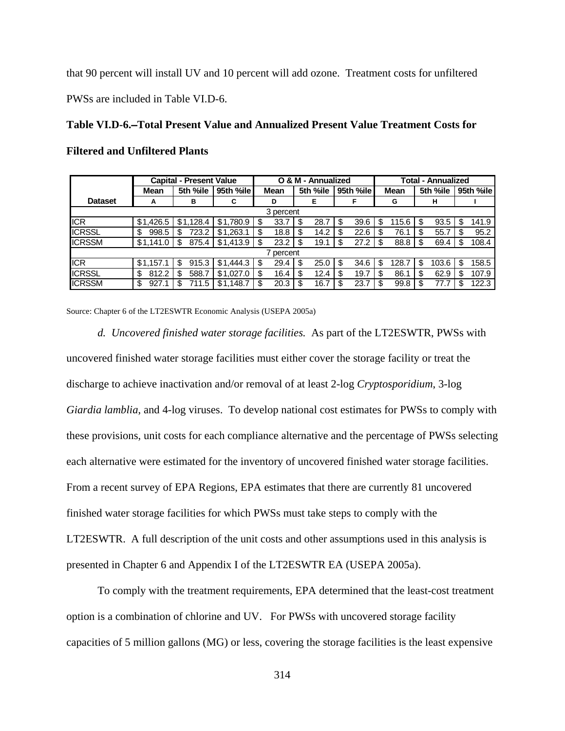that 90 percent will install UV and 10 percent will add ozone. Treatment costs for unfiltered PWSs are included in Table VI.D-6.

**Table VI.D-6.–Total Present Value and Annualized Present Value Treatment Costs for Filtered and Unfiltered Plants**

| | Capital - Present Value | | | O & M - Annualized | | | Total - Annualized | | |
|---|---|---|---|---|---|---|---|---|---|
| | Mean | 5th %ile | 95th %ile | Mean | 5th %ile | 95th %ile | Mean | 5th %ile | 95th %ile |
| Dataset | A | B | C | D | E | F | G | H | I |
| 3 percent | | | | | | | | | |
| ICR | $1,426.5 | $1,128.4 | $1,780.9 | $ 33.7 | $ 28.7 | $ 39.6 | $ 115.6 | $ 93.5 | $ 141.9 |
| ICRSSL | $ 998.5 | $ 723.2 | $1,263.1 | $ 18.8 | $ 14.2 | $ 22.6 | $ 76.1 | $ 55.7 | $ 95.2 |
| ICRSSM | $1,141.0 | $ 875.4 | $1,413.9 | $ 23.2 | $ 19.1 | $ 27.2 | $ 88.8 | $ 69.4 | $ 108.4 |
| 7 percent | | | | | | | | | |
| ICR | $1,157.1 | $ 915.3 | $1,444.3 | $ 29.4 | $ 25.0 | $ 34.6 | $ 128.7 | $ 103.6 | $ 158.5 |
| ICRSSL | $ 812.2 | $ 588.7 | $1,027.0 | $ 16.4 | $ 12.4 | $ 19.7 | $ 86.1 | $ 62.9 | $ 107.9 |
| ICRSSM | $ 927.1 | $ 711.5 | $1,148.7 | $ 20.3 | $ 16.7 | $ 23.7 | $ 99.8 | $ 77.7 | $ 122.3 |

Source: Chapter 6 of the LT2ESWTR Economic Analysis (USEPA 2005a)

*d. Uncovered finished water storage facilities.* As part of the LT2ESWTR, PWSs with uncovered finished water storage facilities must either cover the storage facility or treat the discharge to achieve inactivation and/or removal of at least 2-log *Cryptosporidium*, 3-log *Giardia lamblia*, and 4-log viruses. To develop national cost estimates for PWSs to comply with these provisions, unit costs for each compliance alternative and the percentage of PWSs selecting each alternative were estimated for the inventory of uncovered finished water storage facilities. From a recent survey of EPA Regions, EPA estimates that there are currently 81 uncovered finished water storage facilities for which PWSs must take steps to comply with the LT2ESWTR. A full description of the unit costs and other assumptions used in this analysis is presented in Chapter 6 and Appendix I of the LT2ESWTR EA (USEPA 2005a).

To comply with the treatment requirements, EPA determined that the least-cost treatment option is a combination of chlorine and UV. For PWSs with uncovered storage facility capacities of 5 million gallons (MG) or less, covering the storage facilities is the least expensive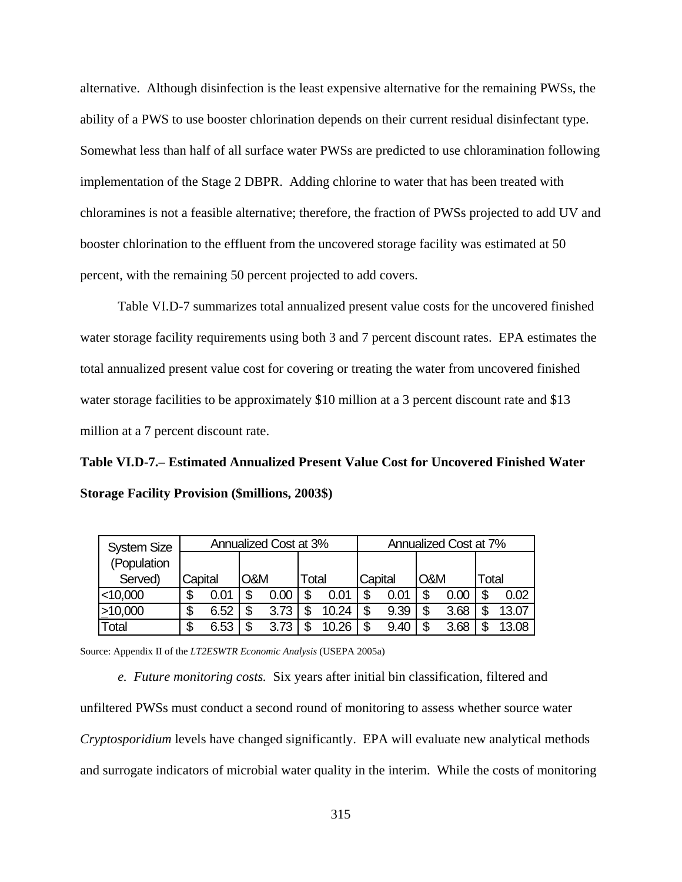alternative. Although disinfection is the least expensive alternative for the remaining PWSs, the ability of a PWS to use booster chlorination depends on their current residual disinfectant type. Somewhat less than half of all surface water PWSs are predicted to use chloramination following implementation of the Stage 2 DBPR. Adding chlorine to water that has been treated with chloramines is not a feasible alternative; therefore, the fraction of PWSs projected to add UV and booster chlorination to the effluent from the uncovered storage facility was estimated at 50 percent, with the remaining 50 percent projected to add covers.

Table VI.D-7 summarizes total annualized present value costs for the uncovered finished water storage facility requirements using both 3 and 7 percent discount rates. EPA estimates the total annualized present value cost for covering or treating the water from uncovered finished water storage facilities to be approximately \$10 million at a 3 percent discount rate and \$13 million at a 7 percent discount rate.

**Table VI.D-7.– Estimated Annualized Present Value Cost for Uncovered Finished Water Storage Facility Provision ($millions, 2003$)**

| System Size (Population Served) | Annualized Cost at 3% | | | Annualized Cost at 7% | | |
|---|---|---|---|---|---|---|
| | Capital | O&M | Total | Capital | O&M | Total |
| <10,000 | $ 0.01 | $ 0.00 | $ 0.01 | $ 0.01 | $ 0.00 | $ 0.02 |
| ≥10,000 | $ 6.52 | $ 3.73 | $ 10.24 | $ 9.39 | $ 3.68 | $ 13.07 |
| Total | $ 6.53 | $ 3.73 | $ 10.26 | $ 9.40 | $ 3.68 | $ 13.08 |

Source: Appendix II of the *LT2ESWTR Economic Analysis* (USEPA 2005a)

*e. Future monitoring costs.* Six years after initial bin classification, filtered and unfiltered PWSs must conduct a second round of monitoring to assess whether source water *Cryptosporidium* levels have changed significantly. EPA will evaluate new analytical methods and surrogate indicators of microbial water quality in the interim. While the costs of monitoring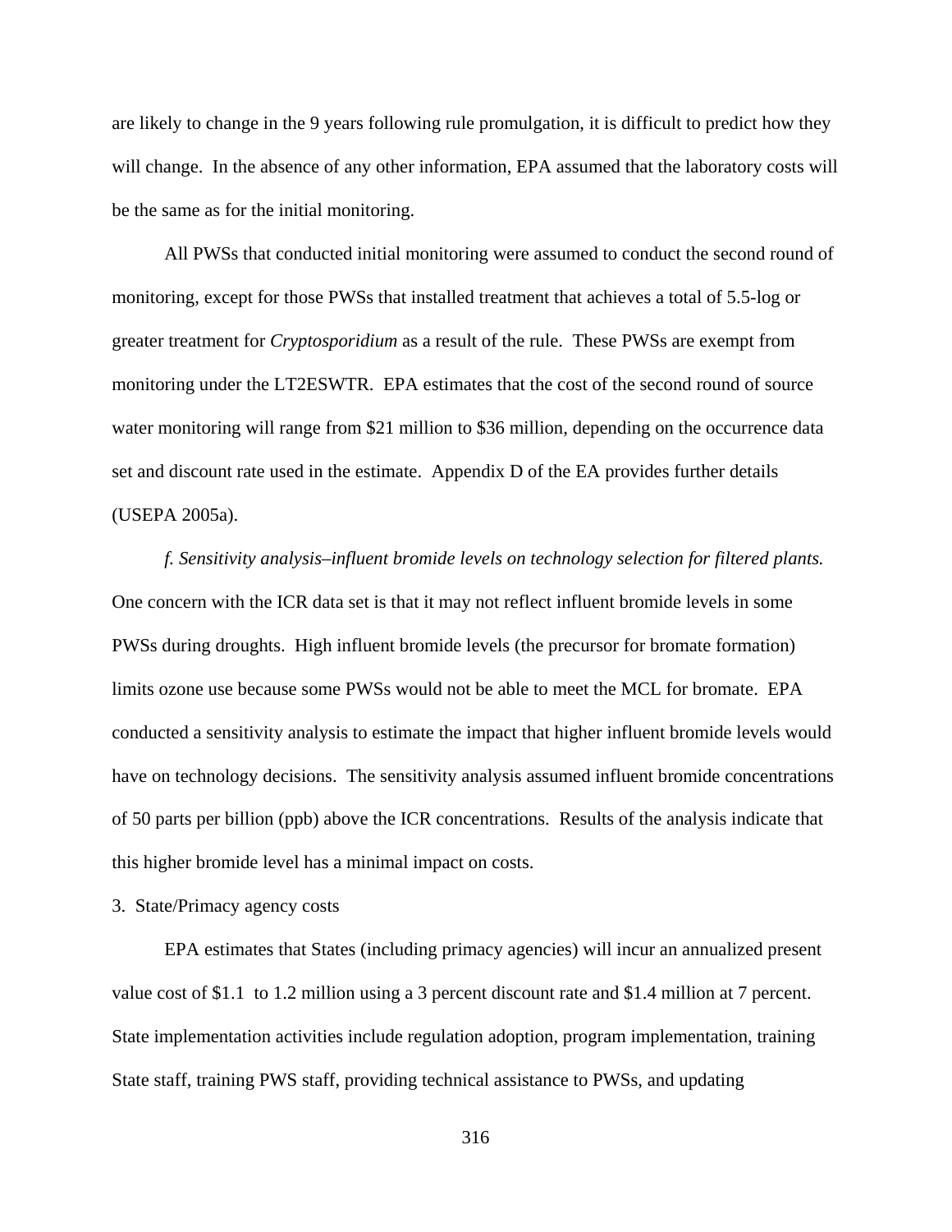are likely to change in the 9 years following rule promulgation, it is difficult to predict how they will change. In the absence of any other information, EPA assumed that the laboratory costs will be the same as for the initial monitoring.

All PWSs that conducted initial monitoring were assumed to conduct the second round of monitoring, except for those PWSs that installed treatment that achieves a total of 5.5-log or greater treatment for *Cryptosporidium* as a result of the rule. These PWSs are exempt from monitoring under the LT2ESWTR. EPA estimates that the cost of the second round of source water monitoring will range from $21 million to $36 million, depending on the occurrence data set and discount rate used in the estimate. Appendix D of the EA provides further details (USEPA 2005a).

*f. Sensitivity analysis–influent bromide levels on technology selection for filtered plants.* One concern with the ICR data set is that it may not reflect influent bromide levels in some PWSs during droughts. High influent bromide levels (the precursor for bromate formation) limits ozone use because some PWSs would not be able to meet the MCL for bromate. EPA conducted a sensitivity analysis to estimate the impact that higher influent bromide levels would have on technology decisions. The sensitivity analysis assumed influent bromide concentrations of 50 parts per billion (ppb) above the ICR concentrations. Results of the analysis indicate that this higher bromide level has a minimal impact on costs.

3. State/Primacy agency costs

EPA estimates that States (including primacy agencies) will incur an annualized present value cost of $1.1 to 1.2 million using a 3 percent discount rate and $1.4 million at 7 percent. State implementation activities include regulation adoption, program implementation, training State staff, training PWS staff, providing technical assistance to PWSs, and updating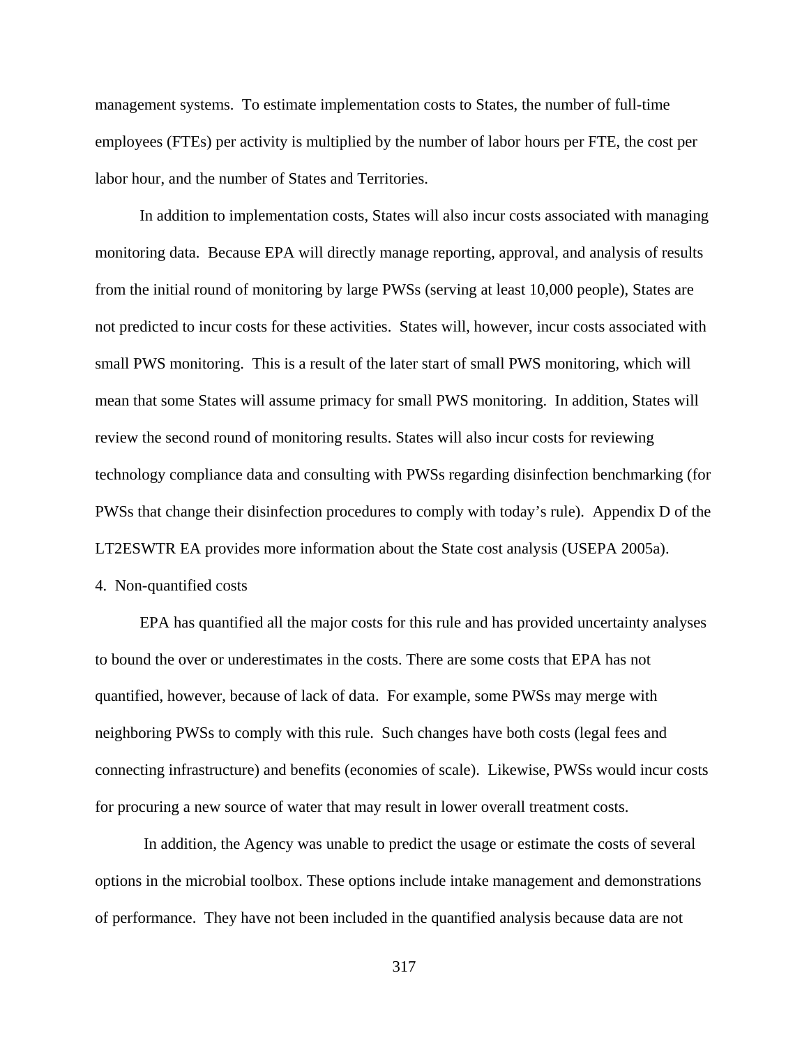management systems. To estimate implementation costs to States, the number of full-time employees (FTEs) per activity is multiplied by the number of labor hours per FTE, the cost per labor hour, and the number of States and Territories.

In addition to implementation costs, States will also incur costs associated with managing monitoring data. Because EPA will directly manage reporting, approval, and analysis of results from the initial round of monitoring by large PWSs (serving at least 10,000 people), States are not predicted to incur costs for these activities. States will, however, incur costs associated with small PWS monitoring. This is a result of the later start of small PWS monitoring, which will mean that some States will assume primacy for small PWS monitoring. In addition, States will review the second round of monitoring results. States will also incur costs for reviewing technology compliance data and consulting with PWSs regarding disinfection benchmarking (for PWSs that change their disinfection procedures to comply with today's rule). Appendix D of the LT2ESWTR EA provides more information about the State cost analysis (USEPA 2005a).

4. Non-quantified costs

EPA has quantified all the major costs for this rule and has provided uncertainty analyses to bound the over or underestimates in the costs. There are some costs that EPA has not quantified, however, because of lack of data. For example, some PWSs may merge with neighboring PWSs to comply with this rule. Such changes have both costs (legal fees and connecting infrastructure) and benefits (economies of scale). Likewise, PWSs would incur costs for procuring a new source of water that may result in lower overall treatment costs.

In addition, the Agency was unable to predict the usage or estimate the costs of several options in the microbial toolbox. These options include intake management and demonstrations of performance. They have not been included in the quantified analysis because data are not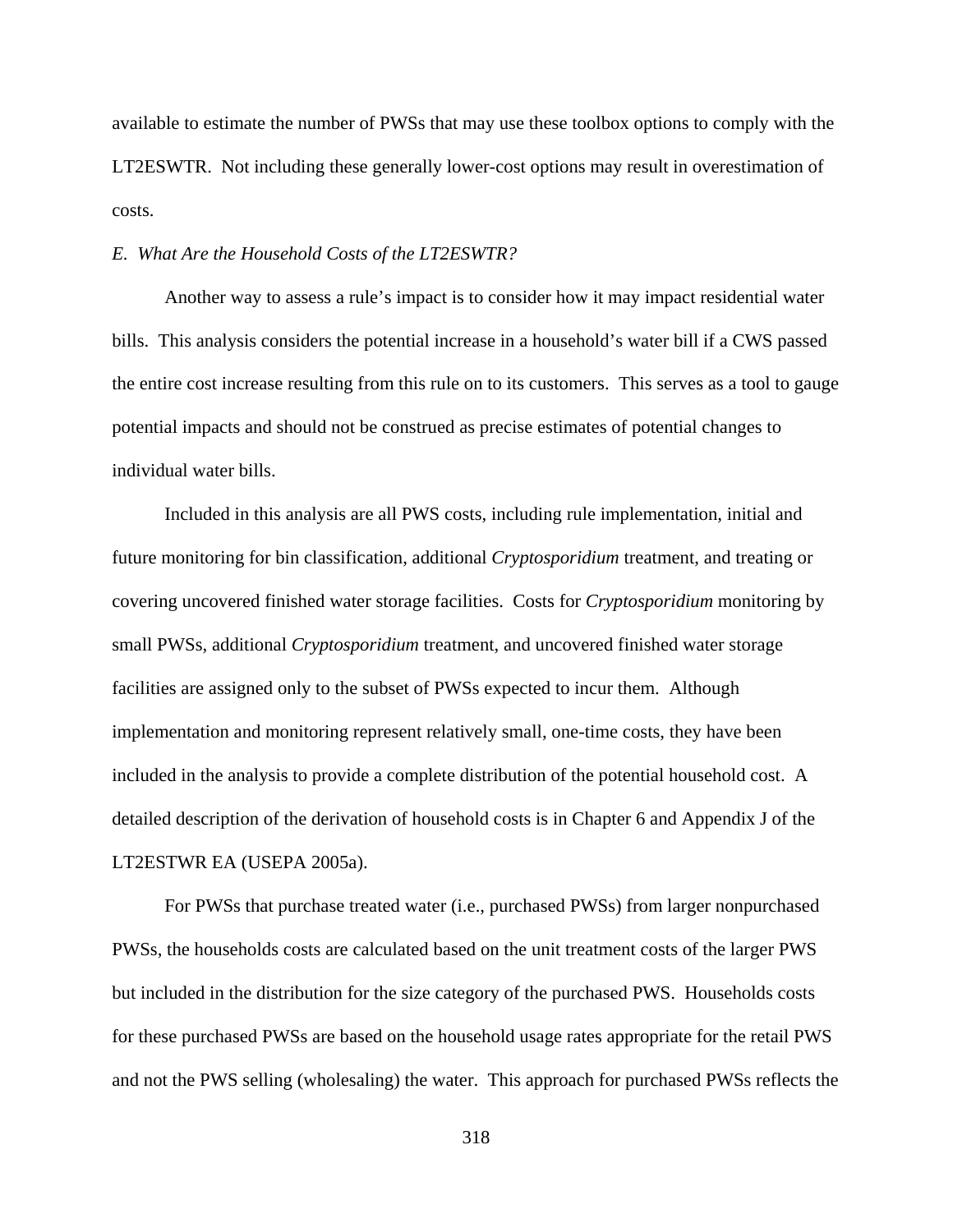available to estimate the number of PWSs that may use these toolbox options to comply with the LT2ESWTR. Not including these generally lower-cost options may result in overestimation of costs.

*E. What Are the Household Costs of the LT2ESWTR?*

Another way to assess a rule's impact is to consider how it may impact residential water bills. This analysis considers the potential increase in a household's water bill if a CWS passed the entire cost increase resulting from this rule on to its customers. This serves as a tool to gauge potential impacts and should not be construed as precise estimates of potential changes to individual water bills.

Included in this analysis are all PWS costs, including rule implementation, initial and future monitoring for bin classification, additional *Cryptosporidium* treatment, and treating or covering uncovered finished water storage facilities. Costs for *Cryptosporidium* monitoring by small PWSs, additional *Cryptosporidium* treatment, and uncovered finished water storage facilities are assigned only to the subset of PWSs expected to incur them. Although implementation and monitoring represent relatively small, one-time costs, they have been included in the analysis to provide a complete distribution of the potential household cost. A detailed description of the derivation of household costs is in Chapter 6 and Appendix J of the LT2ESTWR EA (USEPA 2005a).

For PWSs that purchase treated water (i.e., purchased PWSs) from larger nonpurchased PWSs, the households costs are calculated based on the unit treatment costs of the larger PWS but included in the distribution for the size category of the purchased PWS. Households costs for these purchased PWSs are based on the household usage rates appropriate for the retail PWS and not the PWS selling (wholesaling) the water. This approach for purchased PWSs reflects the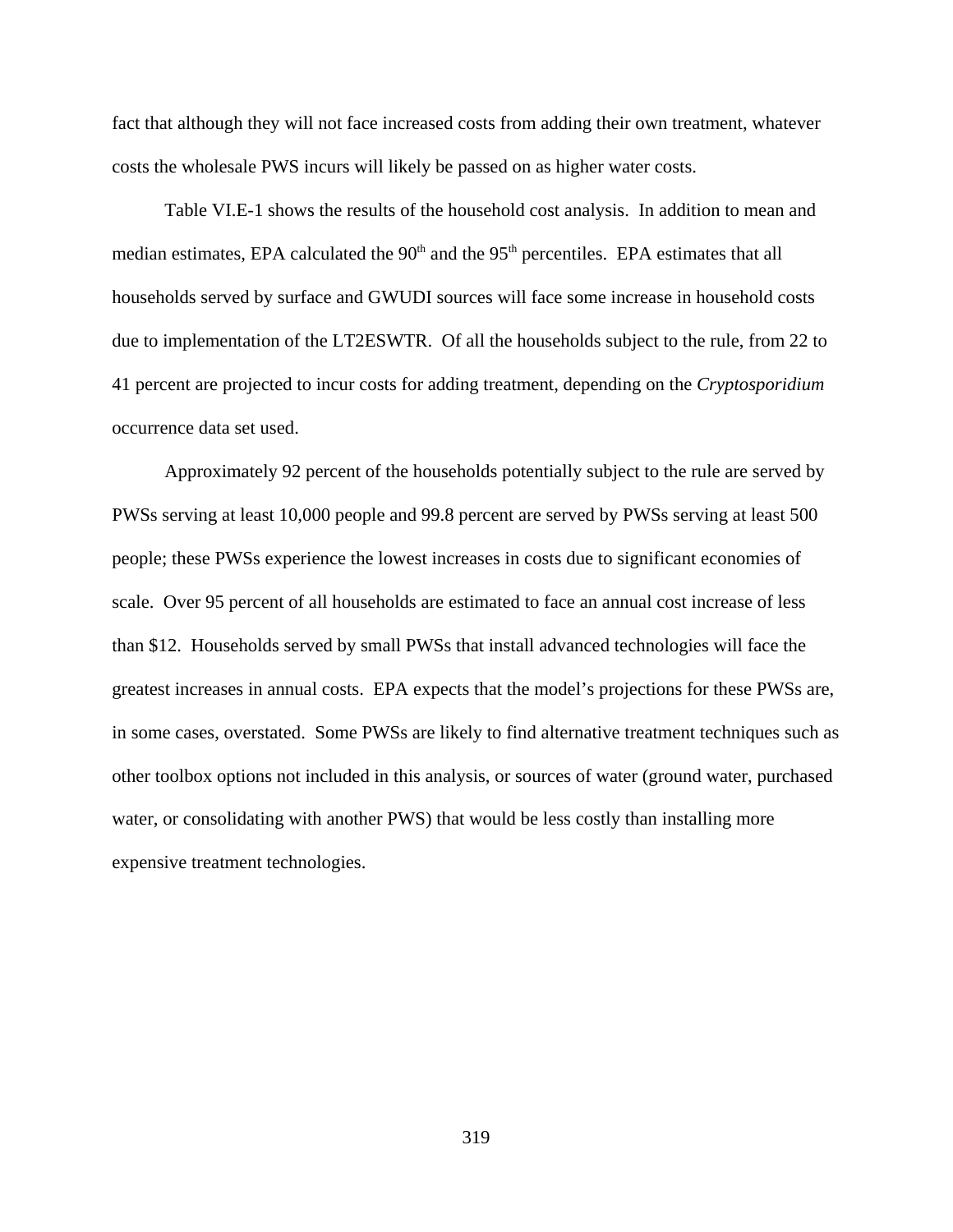fact that although they will not face increased costs from adding their own treatment, whatever costs the wholesale PWS incurs will likely be passed on as higher water costs.

Table VI.E-1 shows the results of the household cost analysis. In addition to mean and median estimates, EPA calculated the $90^{th}$ and the $95^{th}$ percentiles. EPA estimates that all households served by surface and GWUDI sources will face some increase in household costs due to implementation of the LT2ESWTR. Of all the households subject to the rule, from 22 to 41 percent are projected to incur costs for adding treatment, depending on the *Cryptosporidium* occurrence data set used.

Approximately 92 percent of the households potentially subject to the rule are served by PWSs serving at least 10,000 people and 99.8 percent are served by PWSs serving at least 500 people; these PWSs experience the lowest increases in costs due to significant economies of scale. Over 95 percent of all households are estimated to face an annual cost increase of less than $12. Households served by small PWSs that install advanced technologies will face the greatest increases in annual costs. EPA expects that the model's projections for these PWSs are, in some cases, overstated. Some PWSs are likely to find alternative treatment techniques such as other toolbox options not included in this analysis, or sources of water (ground water, purchased water, or consolidating with another PWS) that would be less costly than installing more expensive treatment technologies.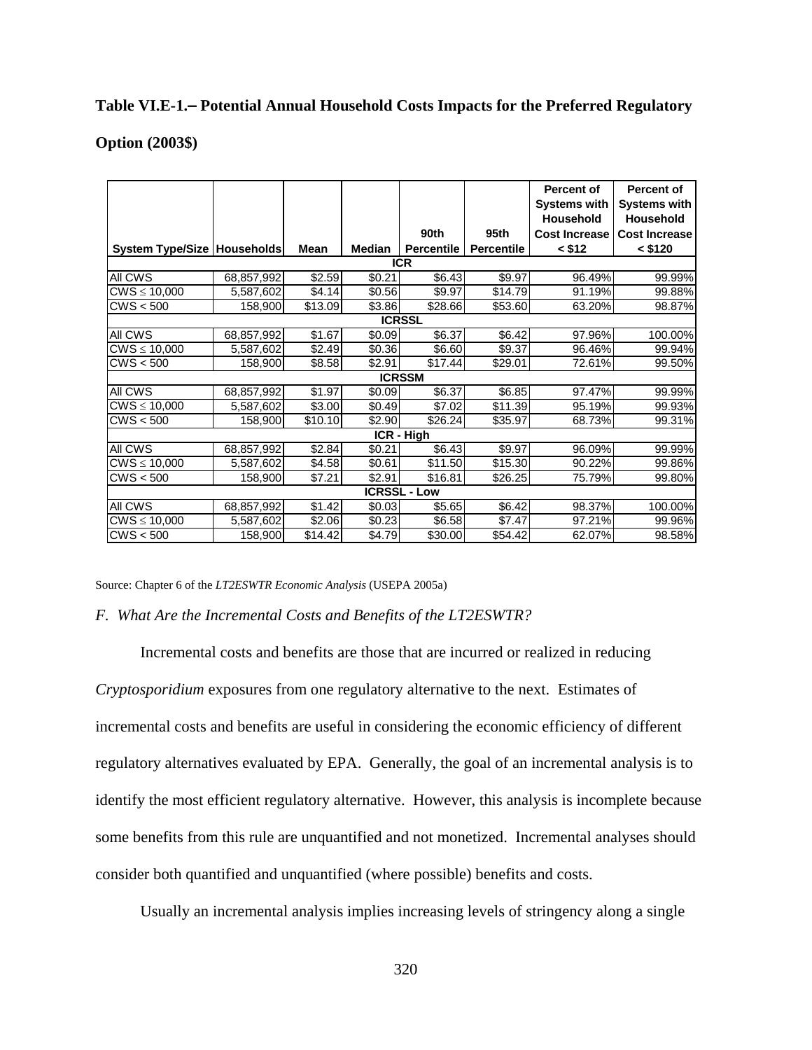**Table VI.E-1.– Potential Annual Household Costs Impacts for the Preferred Regulatory Option (2003$)**

| System Type/Size | Households | Mean | Median | 90th Percentile | 95th Percentile | Percent of Systems with Household Cost Increase < $12 | Percent of Systems with Household Cost Increase < $120 |
|---|---|---|---|---|---|---|---|
| **ICR** | | | | | | | |
| All CWS | 68,857,992 | $2.59 | $0.21 | $6.43 | $9.97 | 96.49% | 99.99% |
| CWS ≤ 10,000 | 5,587,602 | $4.14 | $0.56 | $9.97 | $14.79 | 91.19% | 99.88% |
| CWS < 500 | 158,900 | $13.09 | $3.86 | $28.66 | $53.60 | 63.20% | 98.87% |
| **ICRSSL** | | | | | | | |
| All CWS | 68,857,992 | $1.67 | $0.09 | $6.37 | $6.42 | 97.96% | 100.00% |
| CWS ≤ 10,000 | 5,587,602 | $2.49 | $0.36 | $6.60 | $9.37 | 96.46% | 99.94% |
| CWS < 500 | 158,900 | $8.58 | $2.91 | $17.44 | $29.01 | 72.61% | 99.50% |
| **ICRSSM** | | | | | | | |
| All CWS | 68,857,992 | $1.97 | $0.09 | $6.37 | $6.85 | 97.47% | 99.99% |
| CWS ≤ 10,000 | 5,587,602 | $3.00 | $0.49 | $7.02 | $11.39 | 95.19% | 99.93% |
| CWS < 500 | 158,900 | $10.10 | $2.90 | $26.24 | $35.97 | 68.73% | 99.31% |
| **ICR - High** | | | | | | | |
| All CWS | 68,857,992 | $2.84 | $0.21 | $6.43 | $9.97 | 96.09% | 99.99% |
| CWS ≤ 10,000 | 5,587,602 | $4.58 | $0.61 | $11.50 | $15.30 | 90.22% | 99.86% |
| CWS < 500 | 158,900 | $7.21 | $2.91 | $16.81 | $26.25 | 75.79% | 99.80% |
| **ICRSSL - Low** | | | | | | | |
| All CWS | 68,857,992 | $1.42 | $0.03 | $5.65 | $6.42 | 98.37% | 100.00% |
| CWS ≤ 10,000 | 5,587,602 | $2.06 | $0.23 | $6.58 | $7.47 | 97.21% | 99.96% |
| CWS < 500 | 158,900 | $14.42 | $4.79 | $30.00 | $54.42 | 62.07% | 98.58% |

Source: Chapter 6 of the *LT2ESWTR Economic Analysis* (USEPA 2005a)

*F. What Are the Incremental Costs and Benefits of the LT2ESWTR?*

Incremental costs and benefits are those that are incurred or realized in reducing *Cryptosporidium* exposures from one regulatory alternative to the next. Estimates of incremental costs and benefits are useful in considering the economic efficiency of different regulatory alternatives evaluated by EPA. Generally, the goal of an incremental analysis is to identify the most efficient regulatory alternative. However, this analysis is incomplete because some benefits from this rule are unquantified and not monetized. Incremental analyses should consider both quantified and unquantified (where possible) benefits and costs.

Usually an incremental analysis implies increasing levels of stringency along a single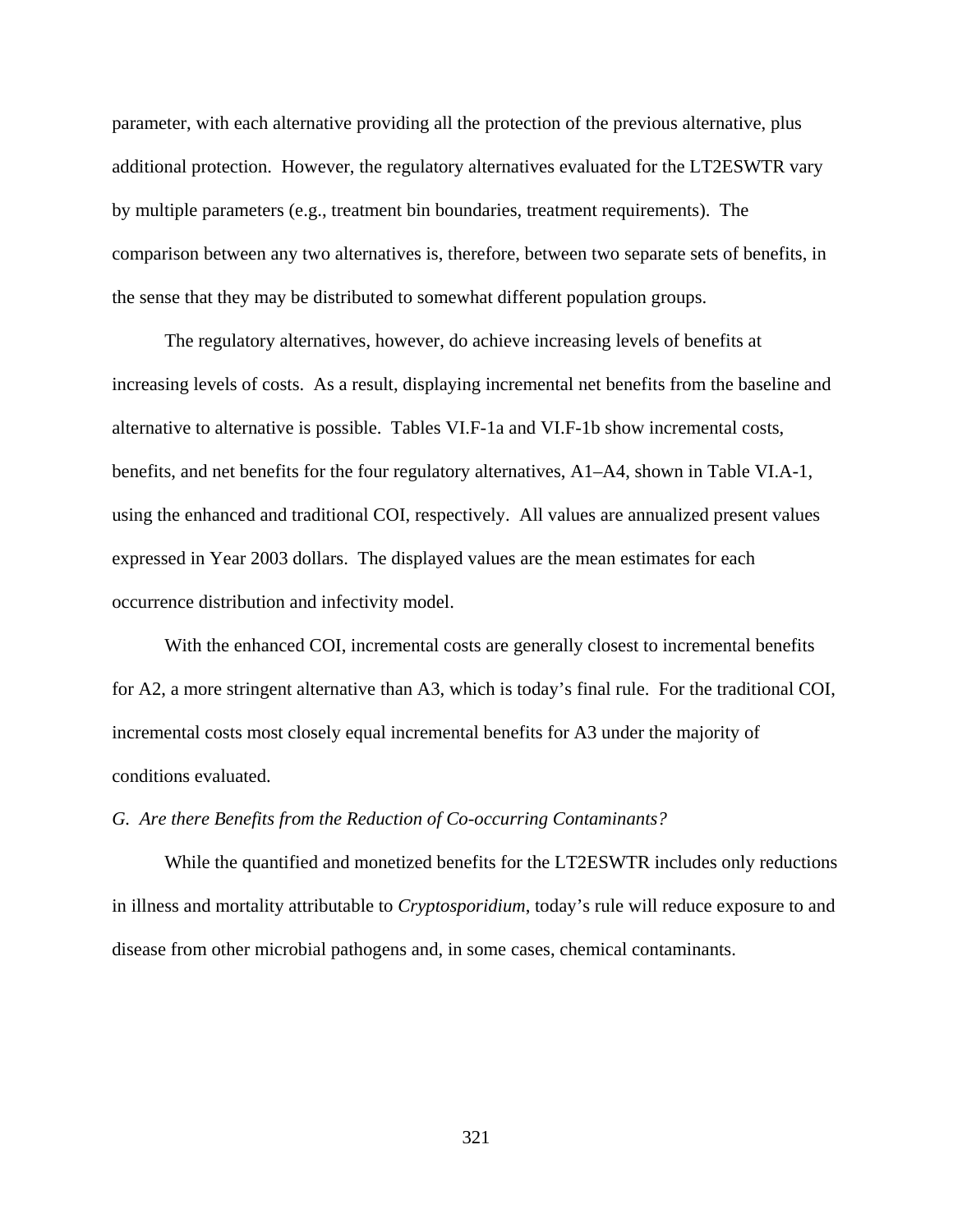parameter, with each alternative providing all the protection of the previous alternative, plus additional protection. However, the regulatory alternatives evaluated for the LT2ESWTR vary by multiple parameters (e.g., treatment bin boundaries, treatment requirements). The comparison between any two alternatives is, therefore, between two separate sets of benefits, in the sense that they may be distributed to somewhat different population groups.

The regulatory alternatives, however, do achieve increasing levels of benefits at increasing levels of costs. As a result, displaying incremental net benefits from the baseline and alternative to alternative is possible. Tables VI.F-1a and VI.F-1b show incremental costs, benefits, and net benefits for the four regulatory alternatives, A1–A4, shown in Table VI.A-1, using the enhanced and traditional COI, respectively. All values are annualized present values expressed in Year 2003 dollars. The displayed values are the mean estimates for each occurrence distribution and infectivity model.

With the enhanced COI, incremental costs are generally closest to incremental benefits for A2, a more stringent alternative than A3, which is today's final rule. For the traditional COI, incremental costs most closely equal incremental benefits for A3 under the majority of conditions evaluated.

*G. Are there Benefits from the Reduction of Co-occurring Contaminants?*

While the quantified and monetized benefits for the LT2ESWTR includes only reductions in illness and mortality attributable to *Cryptosporidium*, today's rule will reduce exposure to and disease from other microbial pathogens and, in some cases, chemical contaminants.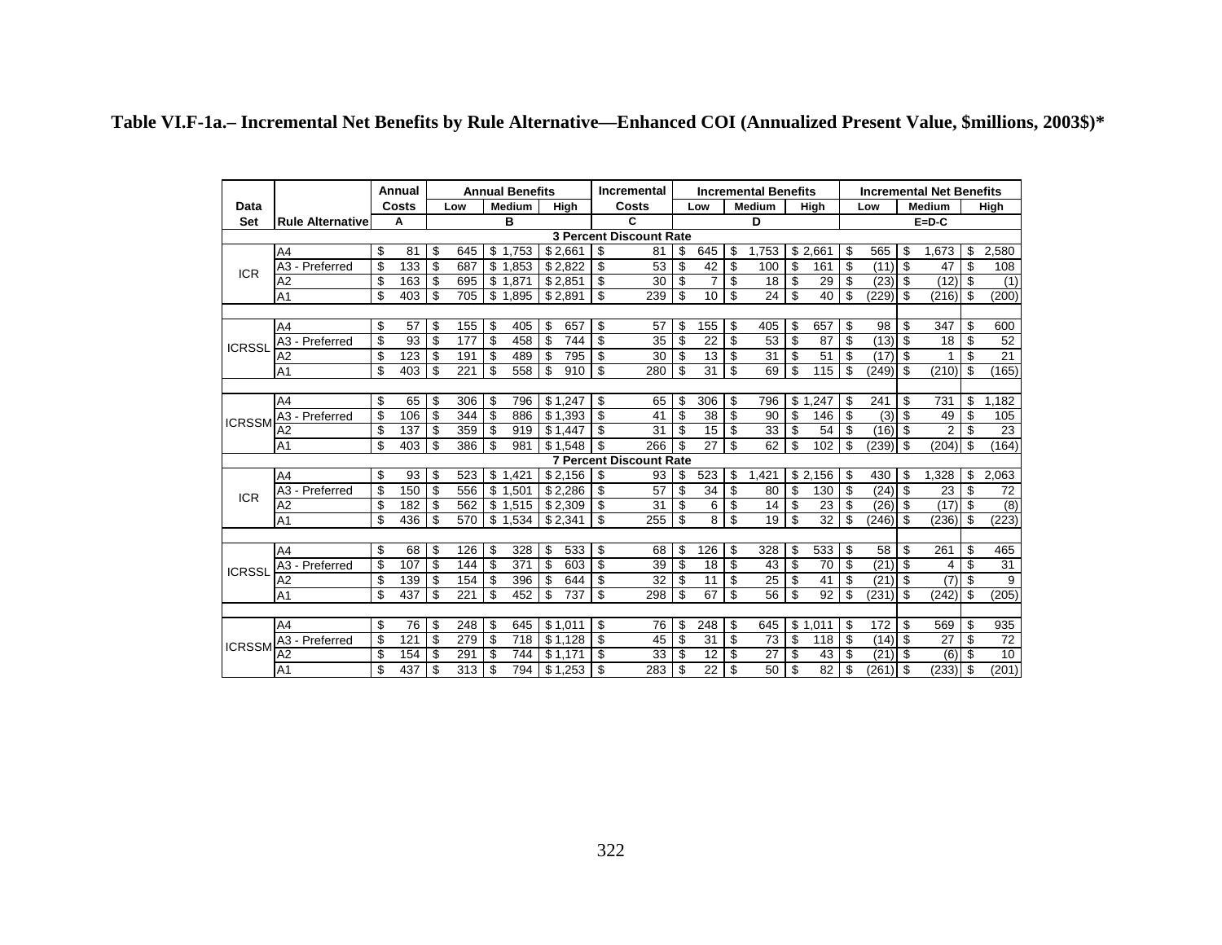**Table VI.F-1a.– Incremental Net Benefits by Rule Alternative—Enhanced COI (Annualized Present Value, $millions, 2003$)***

| Data Set | Rule Alternative | Annual Costs | Annual Benefits | | | Incremental Costs | Incremental Benefits | | | Incremental Net Benefits | | |
|---|---|---|---|---|---|---|---|---|---|---|---|---|
| | | | Low | Medium | High | | Low | Medium | High | Low | Medium | High |
| | | A | | B | | C | | D | | | E=D-C | |
| **3 Percent Discount Rate** | | | | | | | | | | | | |
| ICR | A4 | $ 81 | $ 645 | $ 1,753 | $ 2,661 | $ 81 | $ 645 | $ 1,753 | $ 2,661 | $ 565 | $ 1,673 | $ 2,580 |
| | A3 - Preferred | $ 133 | $ 687 | $ 1,853 | $ 2,822 | $ 53 | $ 42 | $ 100 | $ 161 | $ (11) | $ 47 | $ 108 |
| | A2 | $ 163 | $ 695 | $ 1,871 | $ 2,851 | $ 30 | $ 7 | $ 18 | $ 29 | $ (23) | $ (12) | $ (1) |
| | A1 | $ 403 | $ 705 | $ 1,895 | $ 2,891 | $ 239 | $ 10 | $ 24 | $ 40 | $ (229) | $ (216) | $ (200) |
| ICRSSL | A4 | $ 57 | $ 155 | $ 405 | $ 657 | $ 57 | $ 155 | $ 405 | $ 657 | $ 98 | $ 347 | $ 600 |
| | A3 - Preferred | $ 93 | $ 177 | $ 458 | $ 744 | $ 35 | $ 22 | $ 53 | $ 87 | $ (13) | $ 18 | $ 52 |
| | A2 | $ 123 | $ 191 | $ 489 | $ 795 | $ 30 | $ 13 | $ 31 | $ 51 | $ (17) | $ 1 | $ 21 |
| | A1 | $ 403 | $ 221 | $ 558 | $ 910 | $ 280 | $ 31 | $ 69 | $ 115 | $ (249) | $ (210) | $ (165) |
| ICRSSM | A4 | $ 65 | $ 306 | $ 796 | $ 1,247 | $ 65 | $ 306 | $ 796 | $ 1,247 | $ 241 | $ 731 | $ 1,182 |
| | A3 - Preferred | $ 106 | $ 344 | $ 886 | $ 1,393 | $ 41 | $ 38 | $ 90 | $ 146 | $ (3) | $ 49 | $ 105 |
| | A2 | $ 137 | $ 359 | $ 919 | $ 1,447 | $ 31 | $ 15 | $ 33 | $ 54 | $ (16) | $ 2 | $ 23 |
| | A1 | $ 403 | $ 386 | $ 981 | $ 1,548 | $ 266 | $ 27 | $ 62 | $ 102 | $ (239) | $ (204) | $ (164) |
| **7 Percent Discount Rate** | | | | | | | | | | | | |
| ICR | A4 | $ 93 | $ 523 | $ 1,421 | $ 2,156 | $ 93 | $ 523 | $ 1,421 | $ 2,156 | $ 430 | $ 1,328 | $ 2,063 |
| | A3 - Preferred | $ 150 | $ 556 | $ 1,501 | $ 2,286 | $ 57 | $ 34 | $ 80 | $ 130 | $ (24) | $ 23 | $ 72 |
| | A2 | $ 182 | $ 562 | $ 1,515 | $ 2,309 | $ 31 | $ 6 | $ 14 | $ 23 | $ (26) | $ (17) | $ (8) |
| | A1 | $ 436 | $ 570 | $ 1,534 | $ 2,341 | $ 255 | $ 8 | $ 19 | $ 32 | $ (246) | $ (236) | $ (223) |
| ICRSSL | A4 | $ 68 | $ 126 | $ 328 | $ 533 | $ 68 | $ 126 | $ 328 | $ 533 | $ 58 | $ 261 | $ 465 |
| | A3 - Preferred | $ 107 | $ 144 | $ 371 | $ 603 | $ 39 | $ 18 | $ 43 | $ 70 | $ (21) | $ 4 | $ 31 |
| | A2 | $ 139 | $ 154 | $ 396 | $ 644 | $ 32 | $ 11 | $ 25 | $ 41 | $ (21) | $ (7) | $ 9 |
| | A1 | $ 437 | $ 221 | $ 452 | $ 737 | $ 298 | $ 67 | $ 56 | $ 92 | $ (231) | $ (242) | $ (205) |
| ICRSSM | A4 | $ 76 | $ 248 | $ 645 | $ 1,011 | $ 76 | $ 248 | $ 645 | $ 1,011 | $ 172 | $ 569 | $ 935 |
| | A3 - Preferred | $ 121 | $ 279 | $ 718 | $ 1,128 | $ 45 | $ 31 | $ 73 | $ 118 | $ (14) | $ 27 | $ 72 |
| | A2 | $ 154 | $ 291 | $ 744 | $ 1,171 | $ 33 | $ 12 | $ 27 | $ 43 | $ (21) | $ (6) | $ 10 |
| | A1 | $ 437 | $ 313 | $ 794 | $ 1,253 | $ 283 | $ 22 | $ 50 | $ 82 | $ (261) | $ (233) | $ (201) |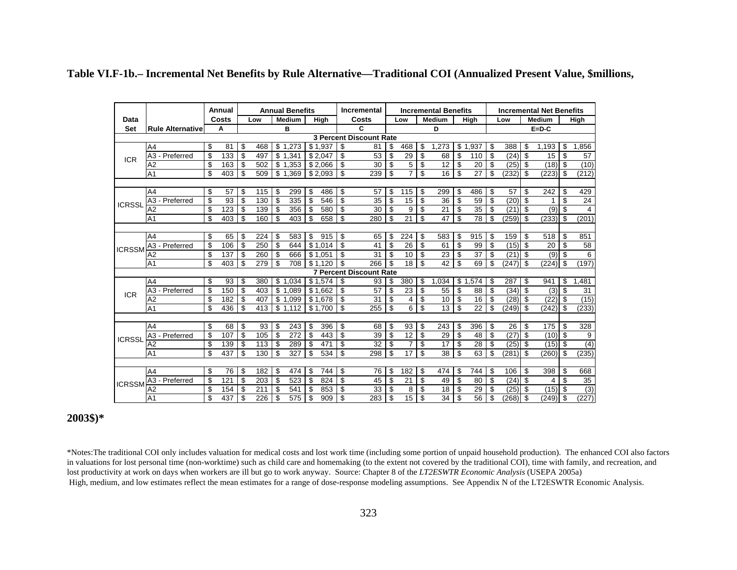**Table VI.F-1b.– Incremental Net Benefits by Rule Alternative—Traditional COI (Annualized Present Value, $millions, 2003$)***

| Data Set | Rule Alternative | Annual Costs | Annual Benefits | | | Incremental Costs | Incremental Benefits | | | Incremental Net Benefits | | |
|---|---|---|---|---|---|---|---|---|---|---|---|---|
| | | | Low | Medium | High | | Low | Medium | High | Low | Medium | High |
| | | A | B | | | C | D | | | E=D-C | | |
| **3 Percent Discount Rate** | | | | | | | | | | | | |
| ICR | A4 | $ 81 | $ 468 | $ 1,273 | $ 1,937 | $ 81 | $ 468 | $ 1,273 | $ 1,937 | $ 388 | $ 1,193 | $ 1,856 |
| | A3 - Preferred | $ 133 | $ 497 | $ 1,341 | $ 2,047 | $ 53 | $ 29 | $ 68 | $ 110 | $ (24) | $ 15 | $ 57 |
| | A2 | $ 163 | $ 502 | $ 1,353 | $ 2,066 | $ 30 | $ 5 | $ 12 | $ 20 | $ (25) | $ (18) | $ (10) |
| | A1 | $ 403 | $ 509 | $ 1,369 | $ 2,093 | $ 239 | $ 7 | $ 16 | $ 27 | $ (232) | $ (223) | $ (212) |
| ICRSSL | A4 | $ 57 | $ 115 | $ 299 | $ 486 | $ 57 | $ 115 | $ 299 | $ 486 | $ 57 | $ 242 | $ 429 |
| | A3 - Preferred | $ 93 | $ 130 | $ 335 | $ 546 | $ 35 | $ 15 | $ 36 | $ 59 | $ (20) | $ 1 | $ 24 |
| | A2 | $ 123 | $ 139 | $ 356 | $ 580 | $ 30 | $ 9 | $ 21 | $ 35 | $ (21) | $ (9) | $ 4 |
| | A1 | $ 403 | $ 160 | $ 403 | $ 658 | $ 280 | $ 21 | $ 47 | $ 78 | $ (259) | $ (233) | $ (201) |
| ICRSSM | A4 | $ 65 | $ 224 | $ 583 | $ 915 | $ 65 | $ 224 | $ 583 | $ 915 | $ 159 | $ 518 | $ 851 |
| | A3 - Preferred | $ 106 | $ 250 | $ 644 | $ 1,014 | $ 41 | $ 26 | $ 61 | $ 99 | $ (15) | $ 20 | $ 58 |
| | A2 | $ 137 | $ 260 | $ 666 | $ 1,051 | $ 31 | $ 10 | $ 23 | $ 37 | $ (21) | $ (9) | $ 6 |
| | A1 | $ 403 | $ 279 | $ 708 | $ 1,120 | $ 266 | $ 18 | $ 42 | $ 69 | $ (247) | $ (224) | $ (197) |
| **7 Percent Discount Rate** | | | | | | | | | | | | |
| ICR | A4 | $ 93 | $ 380 | $ 1,034 | $ 1,574 | $ 93 | $ 380 | $ 1,034 | $ 1,574 | $ 287 | $ 941 | $ 1,481 |
| | A3 - Preferred | $ 150 | $ 403 | $ 1,089 | $ 1,662 | $ 57 | $ 23 | $ 55 | $ 88 | $ (34) | $ (3) | $ 31 |
| | A2 | $ 182 | $ 407 | $ 1,099 | $ 1,678 | $ 31 | $ 4 | $ 10 | $ 16 | $ (28) | $ (22) | $ (15) |
| | A1 | $ 436 | $ 413 | $ 1,112 | $ 1,700 | $ 255 | $ 6 | $ 13 | $ 22 | $ (249) | $ (242) | $ (233) |
| ICRSSL | A4 | $ 68 | $ 93 | $ 243 | $ 396 | $ 68 | $ 93 | $ 243 | $ 396 | $ 26 | $ 175 | $ 328 |
| | A3 - Preferred | $ 107 | $ 105 | $ 272 | $ 443 | $ 39 | $ 12 | $ 29 | $ 48 | $ (27) | $ (10) | $ 9 |
| | A2 | $ 139 | $ 113 | $ 289 | $ 471 | $ 32 | $ 7 | $ 17 | $ 28 | $ (25) | $ (15) | $ (4) |
| | A1 | $ 437 | $ 130 | $ 327 | $ 534 | $ 298 | $ 17 | $ 38 | $ 63 | $ (281) | $ (260) | $ (235) |
| ICRSSM | A4 | $ 76 | $ 182 | $ 474 | $ 744 | $ 76 | $ 182 | $ 474 | $ 744 | $ 106 | $ 398 | $ 668 |
| | A3 - Preferred | $ 121 | $ 203 | $ 523 | $ 824 | $ 45 | $ 21 | $ 49 | $ 80 | $ (24) | $ 4 | $ 35 |
| | A2 | $ 154 | $ 211 | $ 541 | $ 853 | $ 33 | $ 8 | $ 18 | $ 29 | $ (25) | $ (15) | $ (3) |
| | A1 | $ 437 | $ 226 | $ 575 | $ 909 | $ 283 | $ 15 | $ 34 | $ 56 | $ (268) | $ (249) | $ (227) |

*Notes:The traditional COI only includes valuation for medical costs and lost work time (including some portion of unpaid household production). The enhanced COI also factors in valuations for lost personal time (non-worktime) such as child care and homemaking (to the extent not covered by the traditional COI), time with family, and recreation, and lost productivity at work on days when workers are ill but go to work anyway. Source: Chapter 8 of the *LT2ESWTR Economic Analysis* (USEPA 2005a)
High, medium, and low estimates reflect the mean estimates for a range of dose-response modeling assumptions. See Appendix N of the LT2ESWTR Economic Analysis.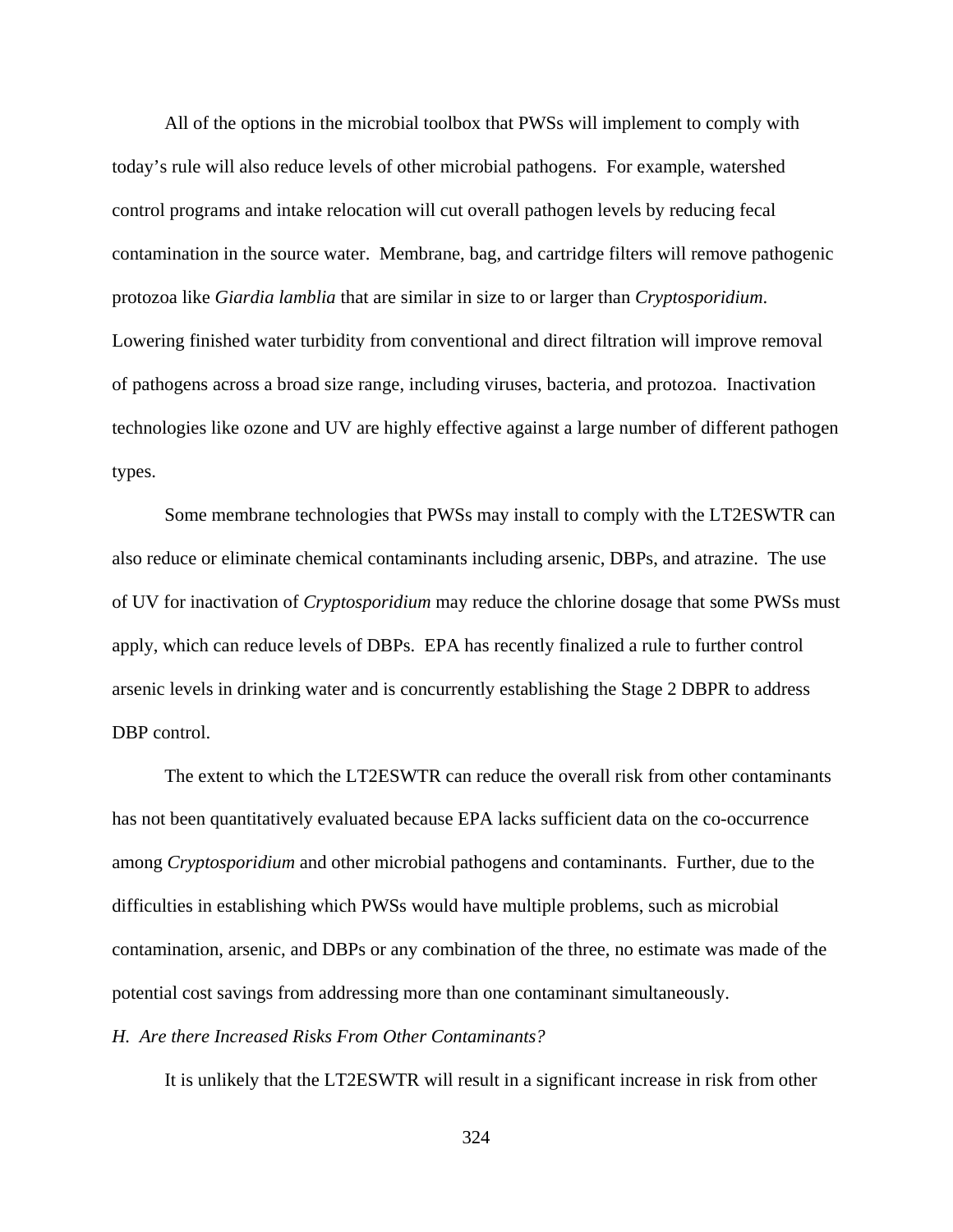All of the options in the microbial toolbox that PWSs will implement to comply with today's rule will also reduce levels of other microbial pathogens. For example, watershed control programs and intake relocation will cut overall pathogen levels by reducing fecal contamination in the source water. Membrane, bag, and cartridge filters will remove pathogenic protozoa like *Giardia lamblia* that are similar in size to or larger than *Cryptosporidium*. Lowering finished water turbidity from conventional and direct filtration will improve removal of pathogens across a broad size range, including viruses, bacteria, and protozoa. Inactivation technologies like ozone and UV are highly effective against a large number of different pathogen types.

Some membrane technologies that PWSs may install to comply with the LT2ESWTR can also reduce or eliminate chemical contaminants including arsenic, DBPs, and atrazine. The use of UV for inactivation of *Cryptosporidium* may reduce the chlorine dosage that some PWSs must apply, which can reduce levels of DBPs. EPA has recently finalized a rule to further control arsenic levels in drinking water and is concurrently establishing the Stage 2 DBPR to address DBP control.

The extent to which the LT2ESWTR can reduce the overall risk from other contaminants has not been quantitatively evaluated because EPA lacks sufficient data on the co-occurrence among *Cryptosporidium* and other microbial pathogens and contaminants. Further, due to the difficulties in establishing which PWSs would have multiple problems, such as microbial contamination, arsenic, and DBPs or any combination of the three, no estimate was made of the potential cost savings from addressing more than one contaminant simultaneously.

*H. Are there Increased Risks From Other Contaminants?*

It is unlikely that the LT2ESWTR will result in a significant increase in risk from other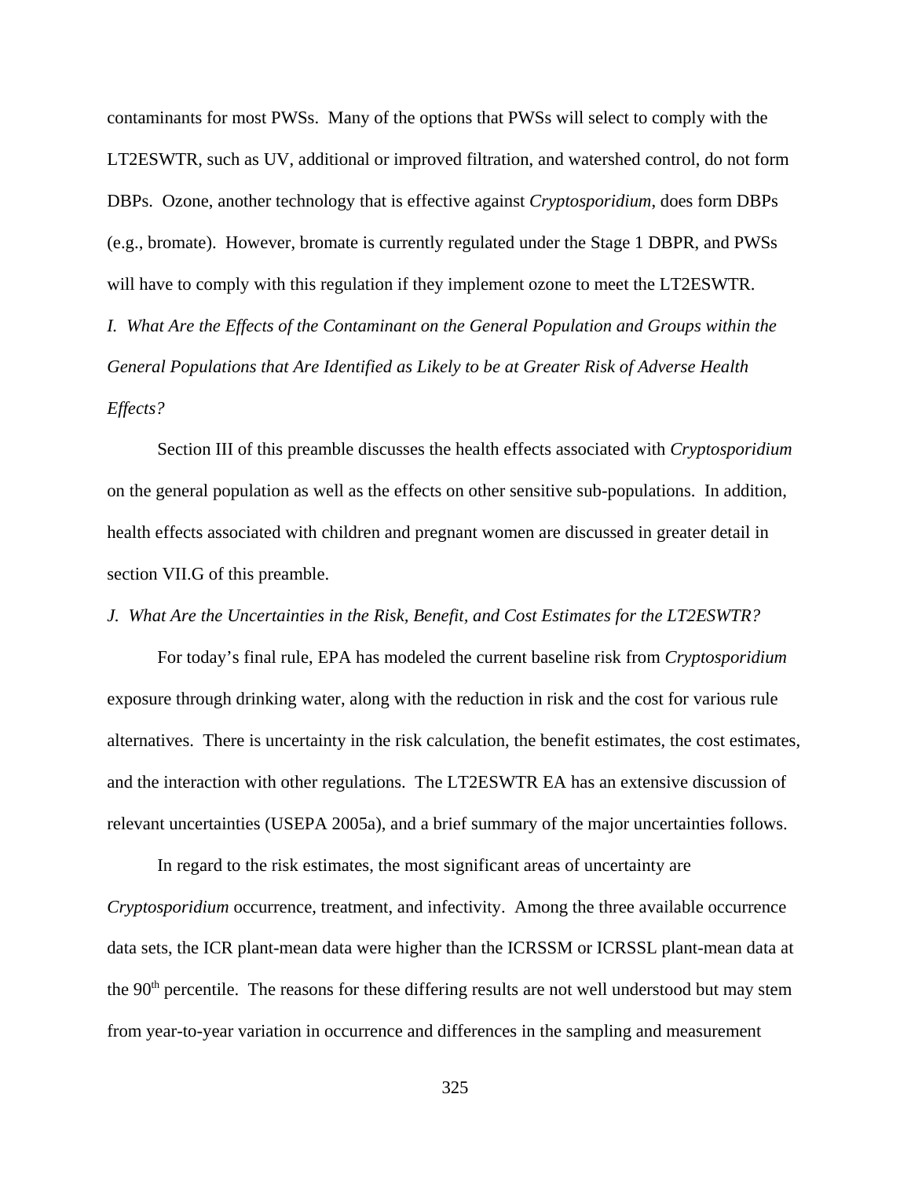contaminants for most PWSs. Many of the options that PWSs will select to comply with the LT2ESWTR, such as UV, additional or improved filtration, and watershed control, do not form DBPs. Ozone, another technology that is effective against *Cryptosporidium*, does form DBPs (e.g., bromate). However, bromate is currently regulated under the Stage 1 DBPR, and PWSs will have to comply with this regulation if they implement ozone to meet the LT2ESWTR.

### *I. What Are the Effects of the Contaminant on the General Population and Groups within the General Populations that Are Identified as Likely to be at Greater Risk of Adverse Health Effects?*

Section III of this preamble discusses the health effects associated with *Cryptosporidium* on the general population as well as the effects on other sensitive sub-populations. In addition, health effects associated with children and pregnant women are discussed in greater detail in section VII.G of this preamble.

### *J. What Are the Uncertainties in the Risk, Benefit, and Cost Estimates for the LT2ESWTR?*

For today's final rule, EPA has modeled the current baseline risk from *Cryptosporidium* exposure through drinking water, along with the reduction in risk and the cost for various rule alternatives. There is uncertainty in the risk calculation, the benefit estimates, the cost estimates, and the interaction with other regulations. The LT2ESWTR EA has an extensive discussion of relevant uncertainties (USEPA 2005a), and a brief summary of the major uncertainties follows.

In regard to the risk estimates, the most significant areas of uncertainty are *Cryptosporidium* occurrence, treatment, and infectivity. Among the three available occurrence data sets, the ICR plant-mean data were higher than the ICRSSM or ICRSSL plant-mean data at the 90th percentile. The reasons for these differing results are not well understood but may stem from year-to-year variation in occurrence and differences in the sampling and measurement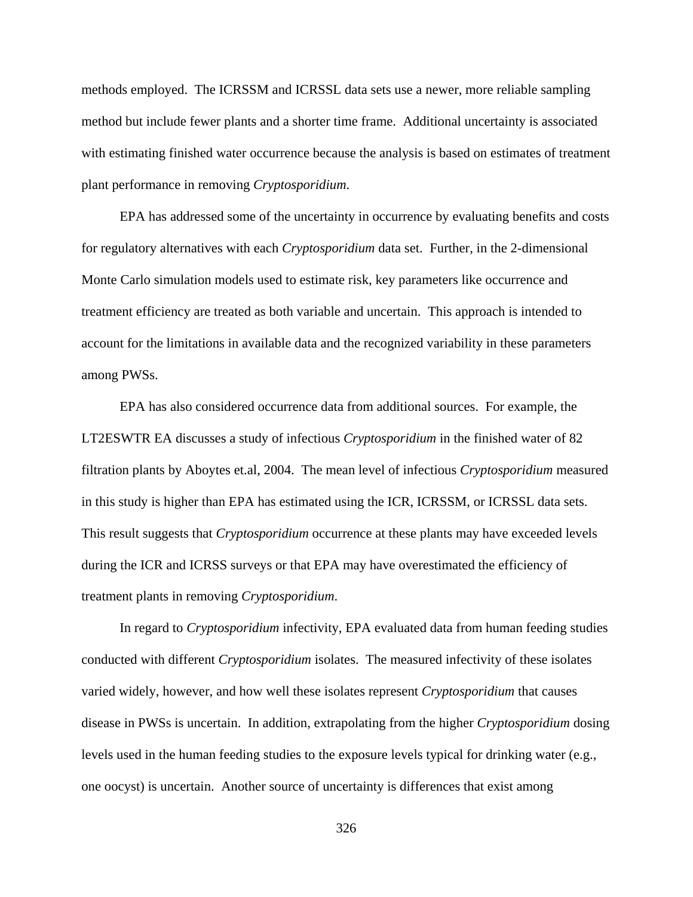methods employed. The ICRSSM and ICRSSL data sets use a newer, more reliable sampling method but include fewer plants and a shorter time frame. Additional uncertainty is associated with estimating finished water occurrence because the analysis is based on estimates of treatment plant performance in removing *Cryptosporidium*.

EPA has addressed some of the uncertainty in occurrence by evaluating benefits and costs for regulatory alternatives with each *Cryptosporidium* data set. Further, in the 2-dimensional Monte Carlo simulation models used to estimate risk, key parameters like occurrence and treatment efficiency are treated as both variable and uncertain. This approach is intended to account for the limitations in available data and the recognized variability in these parameters among PWSs.

EPA has also considered occurrence data from additional sources. For example, the LT2ESWTR EA discusses a study of infectious *Cryptosporidium* in the finished water of 82 filtration plants by Aboytes et.al, 2004. The mean level of infectious *Cryptosporidium* measured in this study is higher than EPA has estimated using the ICR, ICRSSM, or ICRSSL data sets. This result suggests that *Cryptosporidium* occurrence at these plants may have exceeded levels during the ICR and ICRSS surveys or that EPA may have overestimated the efficiency of treatment plants in removing *Cryptosporidium*.

In regard to *Cryptosporidium* infectivity, EPA evaluated data from human feeding studies conducted with different *Cryptosporidium* isolates. The measured infectivity of these isolates varied widely, however, and how well these isolates represent *Cryptosporidium* that causes disease in PWSs is uncertain. In addition, extrapolating from the higher *Cryptosporidium* dosing levels used in the human feeding studies to the exposure levels typical for drinking water (e.g., one oocyst) is uncertain. Another source of uncertainty is differences that exist among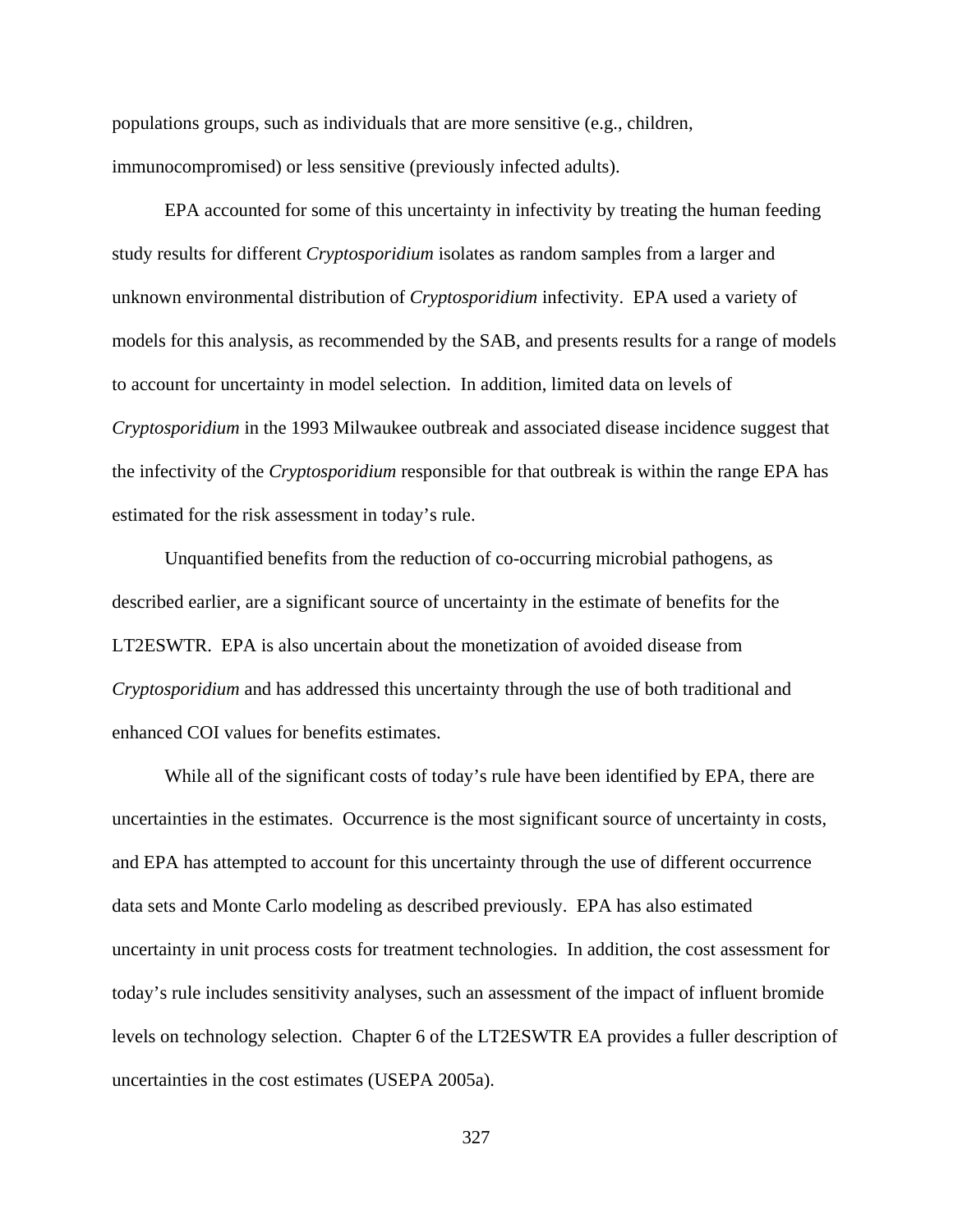populations groups, such as individuals that are more sensitive (e.g., children, immunocompromised) or less sensitive (previously infected adults).

EPA accounted for some of this uncertainty in infectivity by treating the human feeding study results for different *Cryptosporidium* isolates as random samples from a larger and unknown environmental distribution of *Cryptosporidium* infectivity. EPA used a variety of models for this analysis, as recommended by the SAB, and presents results for a range of models to account for uncertainty in model selection. In addition, limited data on levels of *Cryptosporidium* in the 1993 Milwaukee outbreak and associated disease incidence suggest that the infectivity of the *Cryptosporidium* responsible for that outbreak is within the range EPA has estimated for the risk assessment in today's rule.

Unquantified benefits from the reduction of co-occurring microbial pathogens, as described earlier, are a significant source of uncertainty in the estimate of benefits for the LT2ESWTR. EPA is also uncertain about the monetization of avoided disease from *Cryptosporidium* and has addressed this uncertainty through the use of both traditional and enhanced COI values for benefits estimates.

While all of the significant costs of today's rule have been identified by EPA, there are uncertainties in the estimates. Occurrence is the most significant source of uncertainty in costs, and EPA has attempted to account for this uncertainty through the use of different occurrence data sets and Monte Carlo modeling as described previously. EPA has also estimated uncertainty in unit process costs for treatment technologies. In addition, the cost assessment for today's rule includes sensitivity analyses, such an assessment of the impact of influent bromide levels on technology selection. Chapter 6 of the LT2ESWTR EA provides a fuller description of uncertainties in the cost estimates (USEPA 2005a).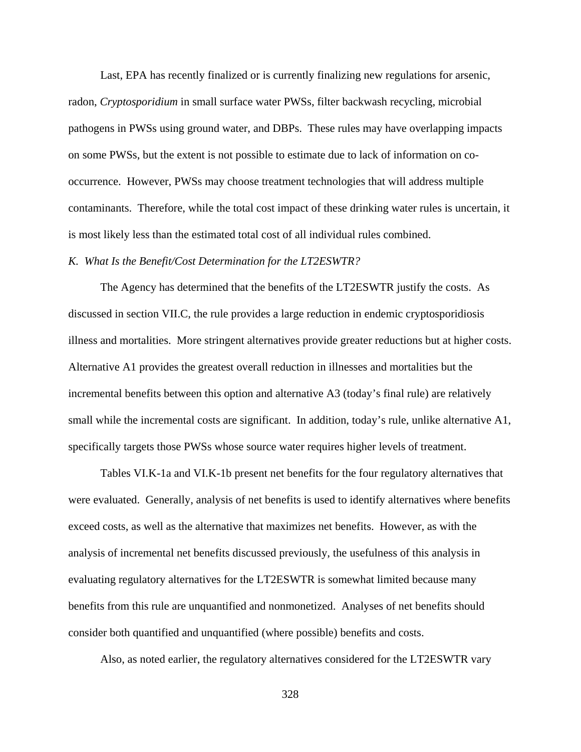Last, EPA has recently finalized or is currently finalizing new regulations for arsenic, radon, *Cryptosporidium* in small surface water PWSs, filter backwash recycling, microbial pathogens in PWSs using ground water, and DBPs. These rules may have overlapping impacts on some PWSs, but the extent is not possible to estimate due to lack of information on co-occurrence. However, PWSs may choose treatment technologies that will address multiple contaminants. Therefore, while the total cost impact of these drinking water rules is uncertain, it is most likely less than the estimated total cost of all individual rules combined.

*K. What Is the Benefit/Cost Determination for the LT2ESWTR?*

The Agency has determined that the benefits of the LT2ESWTR justify the costs. As discussed in section VII.C, the rule provides a large reduction in endemic cryptosporidiosis illness and mortalities. More stringent alternatives provide greater reductions but at higher costs. Alternative A1 provides the greatest overall reduction in illnesses and mortalities but the incremental benefits between this option and alternative A3 (today's final rule) are relatively small while the incremental costs are significant. In addition, today's rule, unlike alternative A1, specifically targets those PWSs whose source water requires higher levels of treatment.

Tables VI.K-1a and VI.K-1b present net benefits for the four regulatory alternatives that were evaluated. Generally, analysis of net benefits is used to identify alternatives where benefits exceed costs, as well as the alternative that maximizes net benefits. However, as with the analysis of incremental net benefits discussed previously, the usefulness of this analysis in evaluating regulatory alternatives for the LT2ESWTR is somewhat limited because many benefits from this rule are unquantified and nonmonetized. Analyses of net benefits should consider both quantified and unquantified (where possible) benefits and costs.

Also, as noted earlier, the regulatory alternatives considered for the LT2ESWTR vary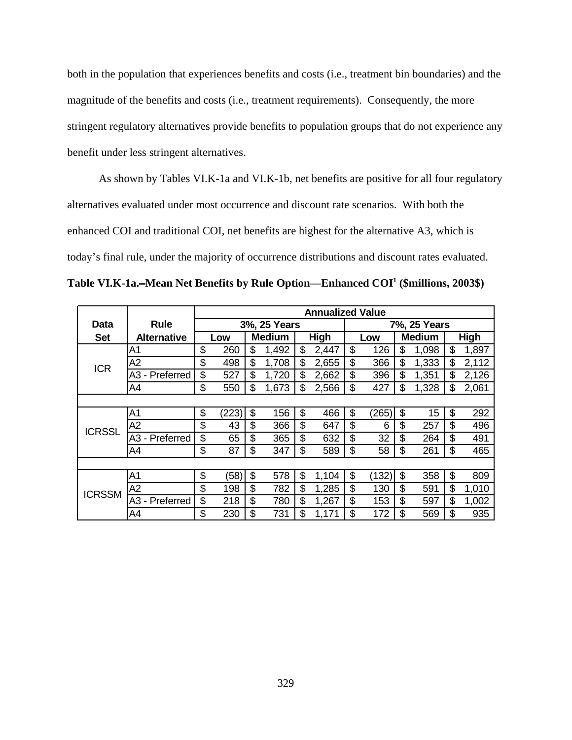both in the population that experiences benefits and costs (i.e., treatment bin boundaries) and the magnitude of the benefits and costs (i.e., treatment requirements). Consequently, the more stringent regulatory alternatives provide benefits to population groups that do not experience any benefit under less stringent alternatives.

As shown by Tables VI.K-1a and VI.K-1b, net benefits are positive for all four regulatory alternatives evaluated under most occurrence and discount rate scenarios. With both the enhanced COI and traditional COI, net benefits are highest for the alternative A3, which is today's final rule, under the majority of occurrence distributions and discount rates evaluated.

**Table VI.K-1a.–Mean Net Benefits by Rule Option—Enhanced COI[1] ($millions, 2003$)**

| Data Set | Rule Alternative | Annualized Value | | | | | |
|---|---|---|---|---|---|---|---|
| | | 3%, 25 Years | | | 7%, 25 Years | | |
| | | Low | Medium | High | Low | Medium | High |
| ICR | A1 | $ 260 | $ 1,492 | $ 2,447 | $ 126 | $ 1,098 | $ 1,897 |
| | A2 | $ 498 | $ 1,708 | $ 2,655 | $ 366 | $ 1,333 | $ 2,112 |
| | A3 - Preferred | $ 527 | $ 1,720 | $ 2,662 | $ 396 | $ 1,351 | $ 2,126 |
| | A4 | $ 550 | $ 1,673 | $ 2,566 | $ 427 | $ 1,328 | $ 2,061 |
| | | | | | | | |
| ICRSSL | A1 | $ (223) | $ 156 | $ 466 | $ (265) | $ 15 | $ 292 |
| | A2 | $ 43 | $ 366 | $ 647 | $ 6 | $ 257 | $ 496 |
| | A3 - Preferred | $ 65 | $ 365 | $ 632 | $ 32 | $ 264 | $ 491 |
| | A4 | $ 87 | $ 347 | $ 589 | $ 58 | $ 261 | $ 465 |
| | | | | | | | |
| ICRSSM | A1 | $ (58) | $ 578 | $ 1,104 | $ (132) | $ 358 | $ 809 |
| | A2 | $ 198 | $ 782 | $ 1,285 | $ 130 | $ 591 | $ 1,010 |
| | A3 - Preferred | $ 218 | $ 780 | $ 1,267 | $ 153 | $ 597 | $ 1,002 |
| | A4 | $ 230 | $ 731 | $ 1,171 | $ 172 | $ 569 | $ 935 |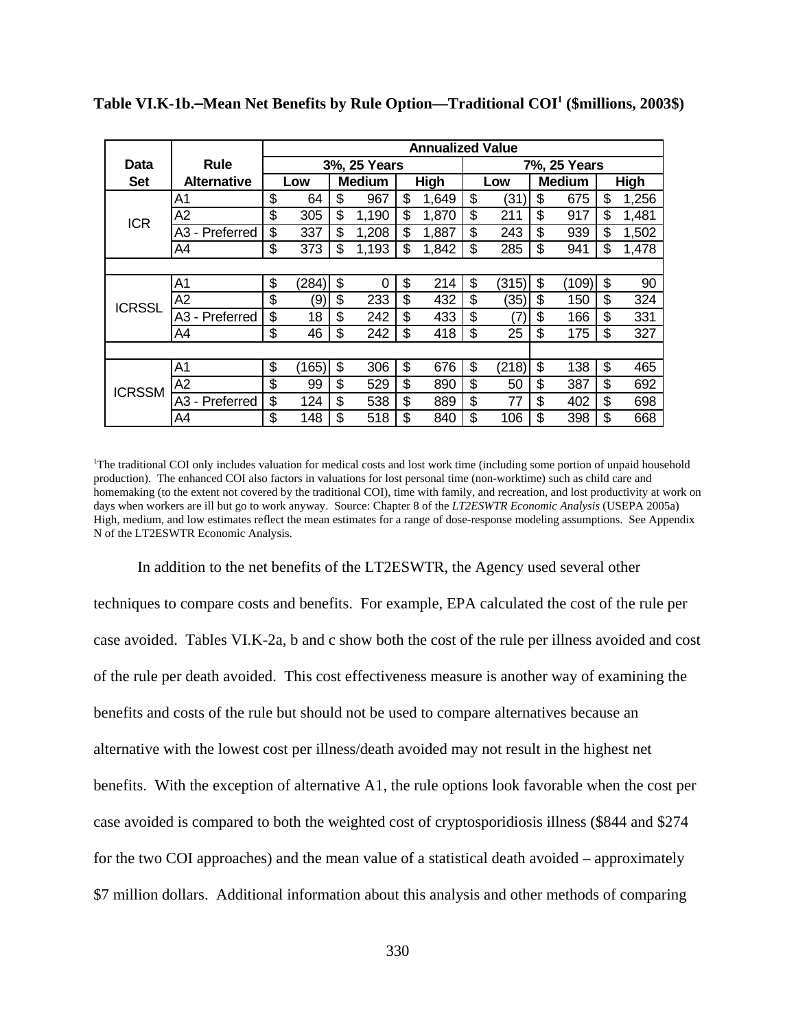**Table VI.K-1b.–Mean Net Benefits by Rule Option—Traditional COI[1] ($millions, 2003$)**

| Data Set | Rule Alternative | Annualized Value | | | | | |
|---|---|---|---|---|---|---|---|
| | | 3%, 25 Years | | | 7%, 25 Years | | |
| | | Low | Medium | High | Low | Medium | High |
| ICR | A1 | $ 64 | $ 967 | $ 1,649 | $ (31) | $ 675 | $ 1,256 |
| | A2 | $ 305 | $ 1,190 | $ 1,870 | $ 211 | $ 917 | $ 1,481 |
| | A3 - Preferred | $ 337 | $ 1,208 | $ 1,887 | $ 243 | $ 939 | $ 1,502 |
| | A4 | $ 373 | $ 1,193 | $ 1,842 | $ 285 | $ 941 | $ 1,478 |
| ICRSSL | A1 | $ (284) | $ 0 | $ 214 | $ (315) | $ (109) | $ 90 |
| | A2 | $ (9) | $ 233 | $ 432 | $ (35) | $ 150 | $ 324 |
| | A3 - Preferred | $ 18 | $ 242 | $ 433 | $ (7) | $ 166 | $ 331 |
| | A4 | $ 46 | $ 242 | $ 418 | $ 25 | $ 175 | $ 327 |
| ICRSSM | A1 | $ (165) | $ 306 | $ 676 | $ (218) | $ 138 | $ 465 |
| | A2 | $ 99 | $ 529 | $ 890 | $ 50 | $ 387 | $ 692 |
| | A3 - Preferred | $ 124 | $ 538 | $ 889 | $ 77 | $ 402 | $ 698 |
| | A4 | $ 148 | $ 518 | $ 840 | $ 106 | $ 398 | $ 668 |

[1]The traditional COI only includes valuation for medical costs and lost work time (including some portion of unpaid household production). The enhanced COI also factors in valuations for lost personal time (non-worktime) such as child care and homemaking (to the extent not covered by the traditional COI), time with family, and recreation, and lost productivity at work on days when workers are ill but go to work anyway. Source: Chapter 8 of the *LT2ESWTR Economic Analysis* (USEPA 2005a) High, medium, and low estimates reflect the mean estimates for a range of dose-response modeling assumptions. See Appendix N of the LT2ESWTR Economic Analysis.

In addition to the net benefits of the LT2ESWTR, the Agency used several other techniques to compare costs and benefits. For example, EPA calculated the cost of the rule per case avoided. Tables VI.K-2a, b and c show both the cost of the rule per illness avoided and cost of the rule per death avoided. This cost effectiveness measure is another way of examining the benefits and costs of the rule but should not be used to compare alternatives because an alternative with the lowest cost per illness/death avoided may not result in the highest net benefits. With the exception of alternative A1, the rule options look favorable when the cost per case avoided is compared to both the weighted cost of cryptosporidiosis illness ($844 and $274 for the two COI approaches) and the mean value of a statistical death avoided – approximately $7 million dollars. Additional information about this analysis and other methods of comparing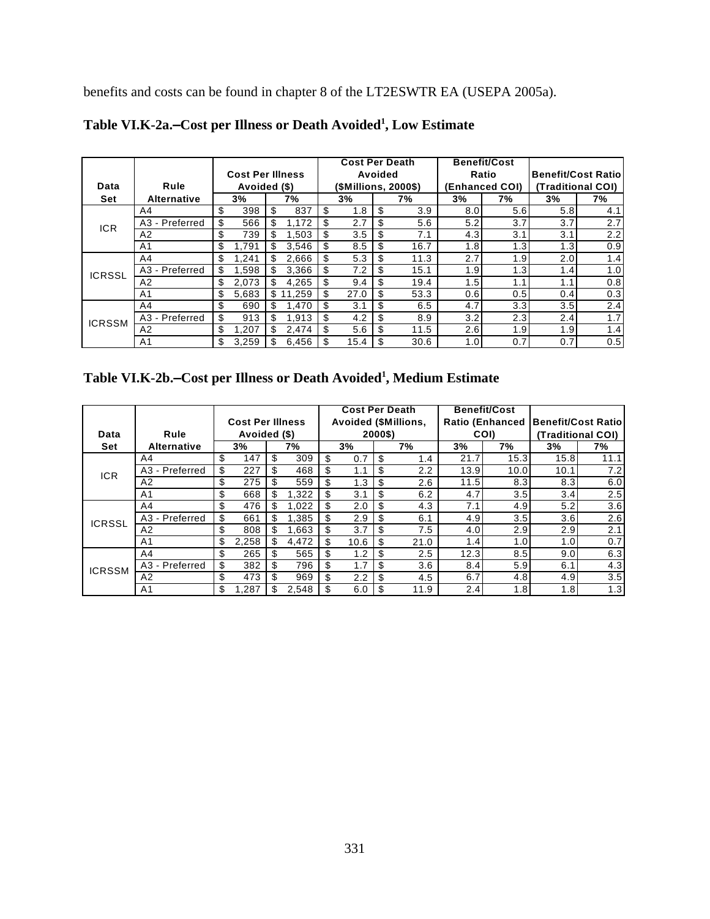benefits and costs can be found in chapter 8 of the LT2ESWTR EA (USEPA 2005a).

**Table VI.K-2a.–Cost per Illness or Death Avoided[1], Low Estimate**

| Data Set | Rule Alternative | Cost Per Illness Avoided ($) | | Cost Per Death Avoided ($Millions, 2000$) | | Benefit/Cost Ratio (Enhanced COI) | | Benefit/Cost Ratio (Traditional COI) | |
|---|---|---|---|---|---|---|---|---|---|
| | | 3% | 7% | 3% | 7% | 3% | 7% | 3% | 7% |
| ICR | A4 | $ 398 | $ 837 | $ 1.8 | $ 3.9 | 8.0 | 5.6 | 5.8 | 4.1 |
| | A3 - Preferred | $ 566 | $ 1,172 | $ 2.7 | $ 5.6 | 5.2 | 3.7 | 3.7 | 2.7 |
| | A2 | $ 739 | $ 1,503 | $ 3.5 | $ 7.1 | 4.3 | 3.1 | 3.1 | 2.2 |
| | A1 | $ 1,791 | $ 3,546 | $ 8.5 | $ 16.7 | 1.8 | 1.3 | 1.3 | 0.9 |
| ICRSSL | A4 | $ 1,241 | $ 2,666 | $ 5.3 | $ 11.3 | 2.7 | 1.9 | 2.0 | 1.4 |
| | A3 - Preferred | $ 1,598 | $ 3,366 | $ 7.2 | $ 15.1 | 1.9 | 1.3 | 1.4 | 1.0 |
| | A2 | $ 2,073 | $ 4,265 | $ 9.4 | $ 19.4 | 1.5 | 1.1 | 1.1 | 0.8 |
| | A1 | $ 5,683 | $ 11,259 | $ 27.0 | $ 53.3 | 0.6 | 0.5 | 0.4 | 0.3 |
| ICRSSM | A4 | $ 690 | $ 1,470 | $ 3.1 | $ 6.5 | 4.7 | 3.3 | 3.5 | 2.4 |
| | A3 - Preferred | $ 913 | $ 1,913 | $ 4.2 | $ 8.9 | 3.2 | 2.3 | 2.4 | 1.7 |
| | A2 | $ 1,207 | $ 2,474 | $ 5.6 | $ 11.5 | 2.6 | 1.9 | 1.9 | 1.4 |
| | A1 | $ 3,259 | $ 6,456 | $ 15.4 | $ 30.6 | 1.0 | 0.7 | 0.7 | 0.5 |

**Table VI.K-2b.–Cost per Illness or Death Avoided[1], Medium Estimate**

| Data Set | Rule Alternative | Cost Per Illness Avoided ($) | | Cost Per Death Avoided ($Millions, 2000$) | | Benefit/Cost Ratio (Enhanced COI) | | Benefit/Cost Ratio (Traditional COI) | |
|---|---|---|---|---|---|---|---|---|---|
| | | 3% | 7% | 3% | 7% | 3% | 7% | 3% | 7% |
| ICR | A4 | $ 147 | $ 309 | $ 0.7 | $ 1.4 | 21.7 | 15.3 | 15.8 | 11.1 |
| | A3 - Preferred | $ 227 | $ 468 | $ 1.1 | $ 2.2 | 13.9 | 10.0 | 10.1 | 7.2 |
| | A2 | $ 275 | $ 559 | $ 1.3 | $ 2.6 | 11.5 | 8.3 | 8.3 | 6.0 |
| | A1 | $ 668 | $ 1,322 | $ 3.1 | $ 6.2 | 4.7 | 3.5 | 3.4 | 2.5 |
| ICRSSL | A4 | $ 476 | $ 1,022 | $ 2.0 | $ 4.3 | 7.1 | 4.9 | 5.2 | 3.6 |
| | A3 - Preferred | $ 661 | $ 1,385 | $ 2.9 | $ 6.1 | 4.9 | 3.5 | 3.6 | 2.6 |
| | A2 | $ 808 | $ 1,663 | $ 3.7 | $ 7.5 | 4.0 | 2.9 | 2.9 | 2.1 |
| | A1 | $ 2,258 | $ 4,472 | $ 10.6 | $ 21.0 | 1.4 | 1.0 | 1.0 | 0.7 |
| ICRSSM | A4 | $ 265 | $ 565 | $ 1.2 | $ 2.5 | 12.3 | 8.5 | 9.0 | 6.3 |
| | A3 - Preferred | $ 382 | $ 796 | $ 1.7 | $ 3.6 | 8.4 | 5.9 | 6.1 | 4.3 |
| | A2 | $ 473 | $ 969 | $ 2.2 | $ 4.5 | 6.7 | 4.8 | 4.9 | 3.5 |
| | A1 | $ 1,287 | $ 2,548 | $ 6.0 | $ 11.9 | 2.4 | 1.8 | 1.8 | 1.3 |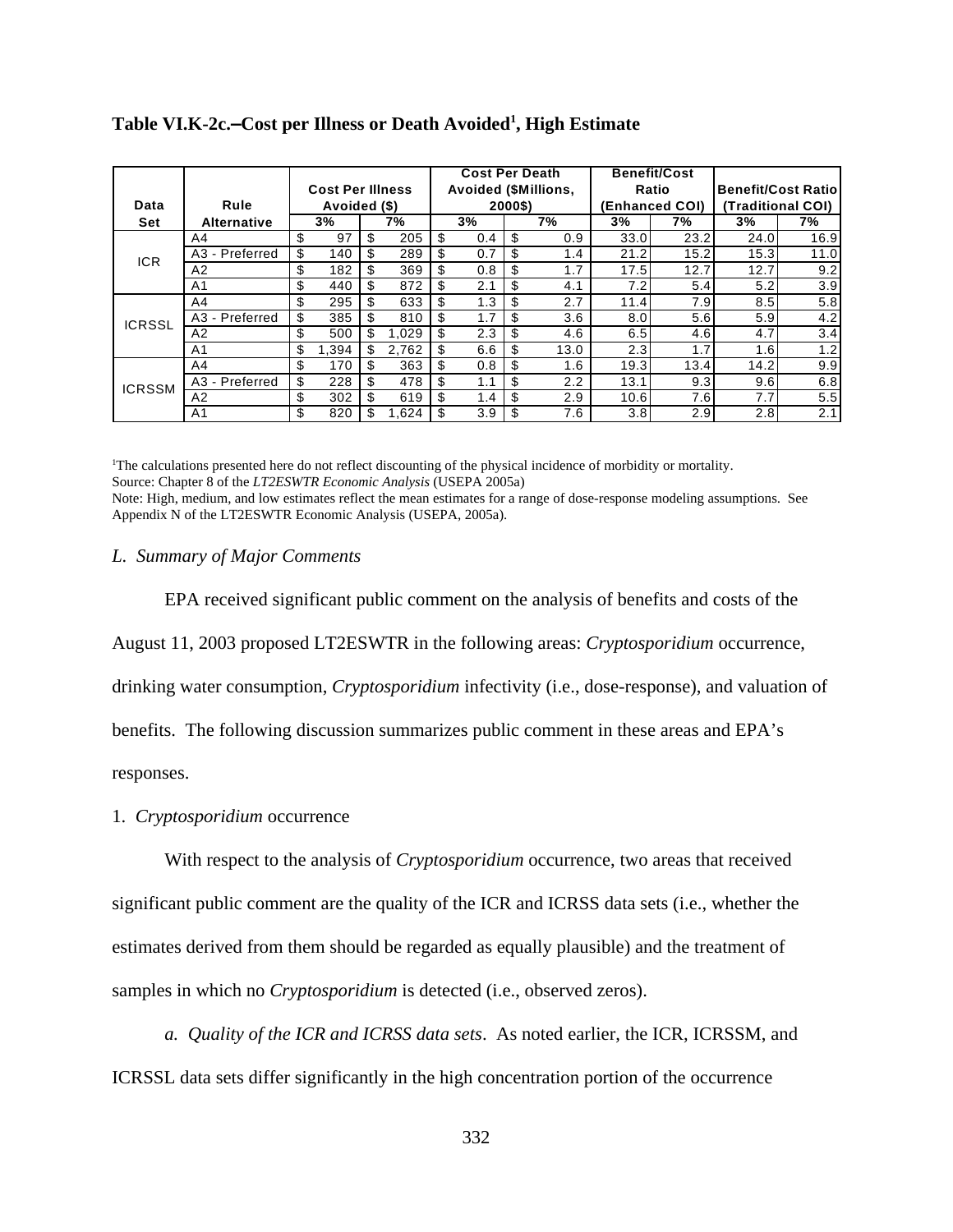**Table VI.K-2c.–Cost per Illness or Death Avoided[1], High Estimate**

| Data Set | Rule Alternative | Cost Per Illness Avoided ($) | | Cost Per Death Avoided ($Millions, 2000$) | | Benefit/Cost Ratio (Enhanced COI) | | Benefit/Cost Ratio (Traditional COI) | |
|---|---|---|---|---|---|---|---|---|---|
| | | 3% | 7% | 3% | 7% | 3% | 7% | 3% | 7% |
| ICR | A4 | $ 97 | $ 205 | $ 0.4 | $ 0.9 | 33.0 | 23.2 | 24.0 | 16.9 |
| | A3 - Preferred | $ 140 | $ 289 | $ 0.7 | $ 1.4 | 21.2 | 15.2 | 15.3 | 11.0 |
| | A2 | $ 182 | $ 369 | $ 0.8 | $ 1.7 | 17.5 | 12.7 | 12.7 | 9.2 |
| | A1 | $ 440 | $ 872 | $ 2.1 | $ 4.1 | 7.2 | 5.4 | 5.2 | 3.9 |
| ICRSSL | A4 | $ 295 | $ 633 | $ 1.3 | $ 2.7 | 11.4 | 7.9 | 8.5 | 5.8 |
| | A3 - Preferred | $ 385 | $ 810 | $ 1.7 | $ 3.6 | 8.0 | 5.6 | 5.9 | 4.2 |
| | A2 | $ 500 | $ 1,029 | $ 2.3 | $ 4.6 | 6.5 | 4.6 | 4.7 | 3.4 |
| | A1 | $ 1,394 | $ 2,762 | $ 6.6 | $ 13.0 | 2.3 | 1.7 | 1.6 | 1.2 |
| ICRSSM | A4 | $ 170 | $ 363 | $ 0.8 | $ 1.6 | 19.3 | 13.4 | 14.2 | 9.9 |
| | A3 - Preferred | $ 228 | $ 478 | $ 1.1 | $ 2.2 | 13.1 | 9.3 | 9.6 | 6.8 |
| | A2 | $ 302 | $ 619 | $ 1.4 | $ 2.9 | 10.6 | 7.6 | 7.7 | 5.5 |
| | A1 | $ 820 | $ 1,624 | $ 3.9 | $ 7.6 | 3.8 | 2.9 | 2.8 | 2.1 |

[1]The calculations presented here do not reflect discounting of the physical incidence of morbidity or mortality.
Source: Chapter 8 of the *LT2ESWTR Economic Analysis* (USEPA 2005a)
Note: High, medium, and low estimates reflect the mean estimates for a range of dose-response modeling assumptions. See Appendix N of the LT2ESWTR Economic Analysis (USEPA, 2005a).

*L. Summary of Major Comments*

EPA received significant public comment on the analysis of benefits and costs of the August 11, 2003 proposed LT2ESWTR in the following areas: *Cryptosporidium* occurrence, drinking water consumption, *Cryptosporidium* infectivity (i.e., dose-response), and valuation of benefits. The following discussion summarizes public comment in these areas and EPA's responses.

1. *Cryptosporidium* occurrence

With respect to the analysis of *Cryptosporidium* occurrence, two areas that received significant public comment are the quality of the ICR and ICRSS data sets (i.e., whether the estimates derived from them should be regarded as equally plausible) and the treatment of samples in which no *Cryptosporidium* is detected (i.e., observed zeros).

*a. Quality of the ICR and ICRSS data sets*. As noted earlier, the ICR, ICRSSM, and ICRSSL data sets differ significantly in the high concentration portion of the occurrence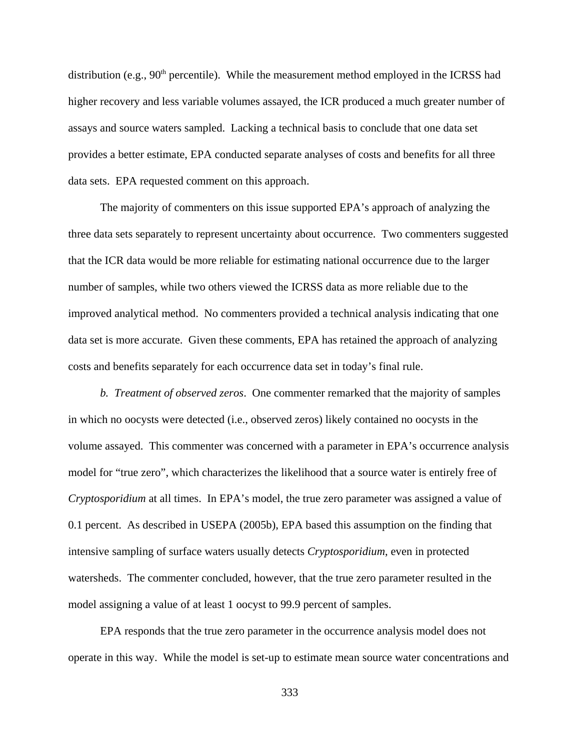distribution (e.g., 90th percentile). While the measurement method employed in the ICRSS had higher recovery and less variable volumes assayed, the ICR produced a much greater number of assays and source waters sampled. Lacking a technical basis to conclude that one data set provides a better estimate, EPA conducted separate analyses of costs and benefits for all three data sets. EPA requested comment on this approach.

The majority of commenters on this issue supported EPA's approach of analyzing the three data sets separately to represent uncertainty about occurrence. Two commenters suggested that the ICR data would be more reliable for estimating national occurrence due to the larger number of samples, while two others viewed the ICRSS data as more reliable due to the improved analytical method. No commenters provided a technical analysis indicating that one data set is more accurate. Given these comments, EPA has retained the approach of analyzing costs and benefits separately for each occurrence data set in today's final rule.

*b. Treatment of observed zeros*. One commenter remarked that the majority of samples in which no oocysts were detected (i.e., observed zeros) likely contained no oocysts in the volume assayed. This commenter was concerned with a parameter in EPA's occurrence analysis model for "true zero", which characterizes the likelihood that a source water is entirely free of *Cryptosporidium* at all times. In EPA's model, the true zero parameter was assigned a value of 0.1 percent. As described in USEPA (2005b), EPA based this assumption on the finding that intensive sampling of surface waters usually detects *Cryptosporidium*, even in protected watersheds. The commenter concluded, however, that the true zero parameter resulted in the model assigning a value of at least 1 oocyst to 99.9 percent of samples.

EPA responds that the true zero parameter in the occurrence analysis model does not operate in this way. While the model is set-up to estimate mean source water concentrations and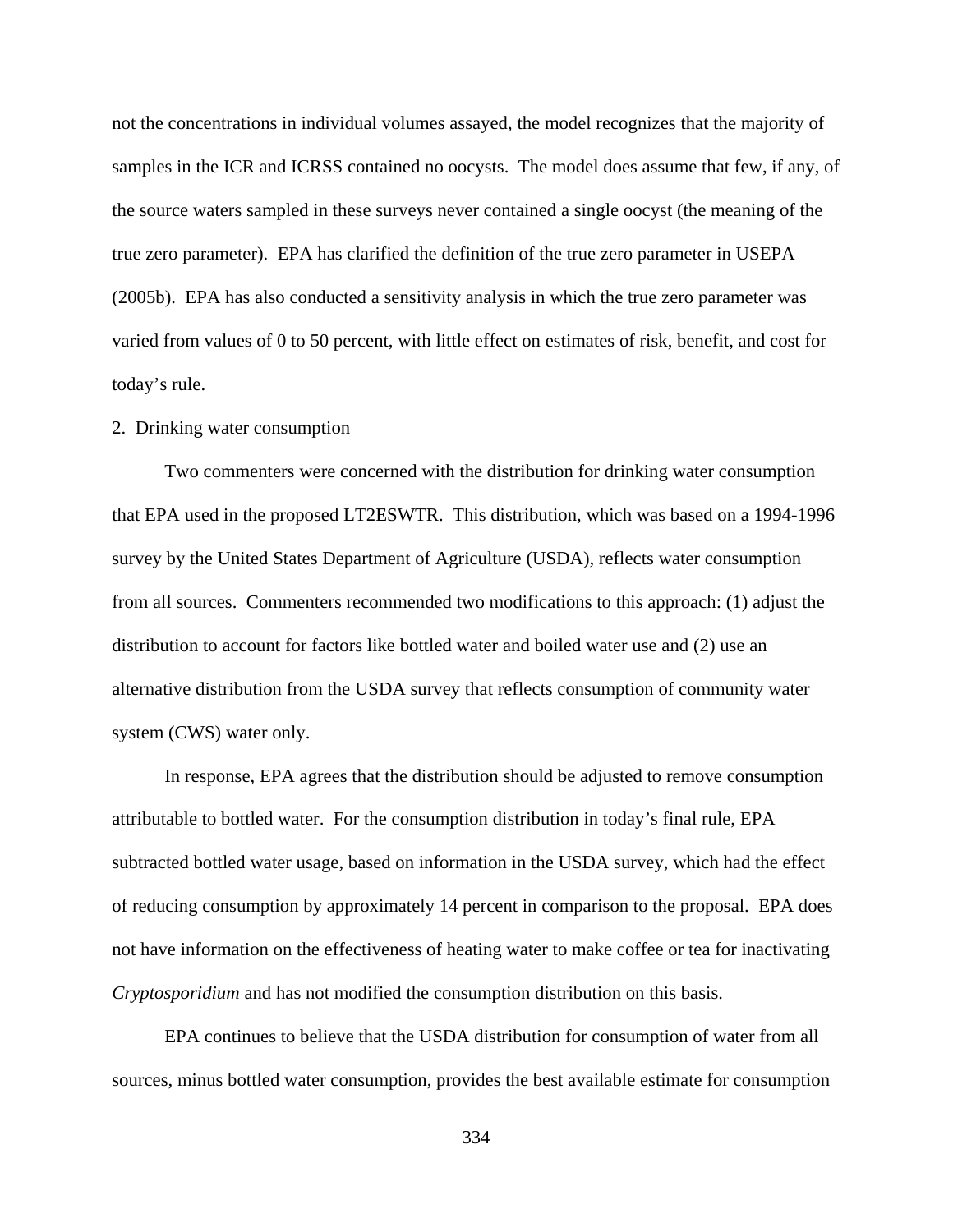not the concentrations in individual volumes assayed, the model recognizes that the majority of samples in the ICR and ICRSS contained no oocysts. The model does assume that few, if any, of the source waters sampled in these surveys never contained a single oocyst (the meaning of the true zero parameter). EPA has clarified the definition of the true zero parameter in USEPA (2005b). EPA has also conducted a sensitivity analysis in which the true zero parameter was varied from values of 0 to 50 percent, with little effect on estimates of risk, benefit, and cost for today's rule.

2. Drinking water consumption

Two commenters were concerned with the distribution for drinking water consumption that EPA used in the proposed LT2ESWTR. This distribution, which was based on a 1994-1996 survey by the United States Department of Agriculture (USDA), reflects water consumption from all sources. Commenters recommended two modifications to this approach: (1) adjust the distribution to account for factors like bottled water and boiled water use and (2) use an alternative distribution from the USDA survey that reflects consumption of community water system (CWS) water only.

In response, EPA agrees that the distribution should be adjusted to remove consumption attributable to bottled water. For the consumption distribution in today's final rule, EPA subtracted bottled water usage, based on information in the USDA survey, which had the effect of reducing consumption by approximately 14 percent in comparison to the proposal. EPA does not have information on the effectiveness of heating water to make coffee or tea for inactivating *Cryptosporidium* and has not modified the consumption distribution on this basis.

EPA continues to believe that the USDA distribution for consumption of water from all sources, minus bottled water consumption, provides the best available estimate for consumption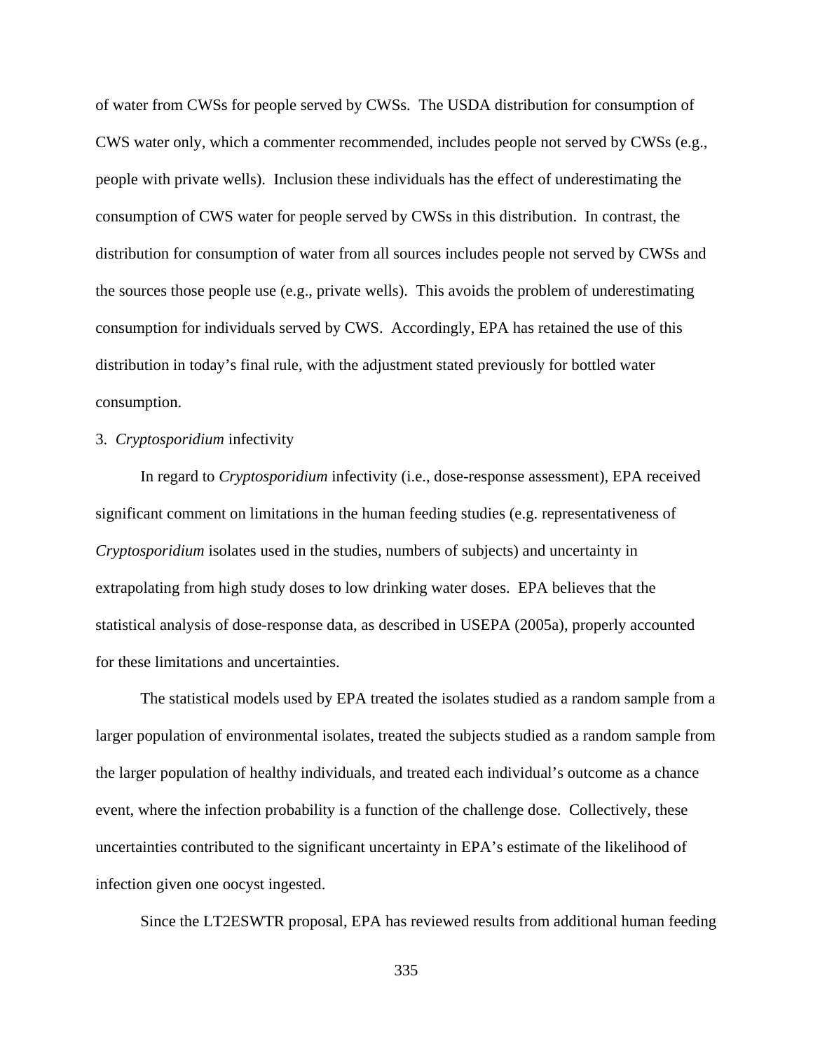of water from CWSs for people served by CWSs. The USDA distribution for consumption of CWS water only, which a commenter recommended, includes people not served by CWSs (e.g., people with private wells). Inclusion these individuals has the effect of underestimating the consumption of CWS water for people served by CWSs in this distribution. In contrast, the distribution for consumption of water from all sources includes people not served by CWSs and the sources those people use (e.g., private wells). This avoids the problem of underestimating consumption for individuals served by CWS. Accordingly, EPA has retained the use of this distribution in today's final rule, with the adjustment stated previously for bottled water consumption.

3. *Cryptosporidium* infectivity

In regard to *Cryptosporidium* infectivity (i.e., dose-response assessment), EPA received significant comment on limitations in the human feeding studies (e.g. representativeness of *Cryptosporidium* isolates used in the studies, numbers of subjects) and uncertainty in extrapolating from high study doses to low drinking water doses. EPA believes that the statistical analysis of dose-response data, as described in USEPA (2005a), properly accounted for these limitations and uncertainties.

The statistical models used by EPA treated the isolates studied as a random sample from a larger population of environmental isolates, treated the subjects studied as a random sample from the larger population of healthy individuals, and treated each individual's outcome as a chance event, where the infection probability is a function of the challenge dose. Collectively, these uncertainties contributed to the significant uncertainty in EPA's estimate of the likelihood of infection given one oocyst ingested.

Since the LT2ESWTR proposal, EPA has reviewed results from additional human feeding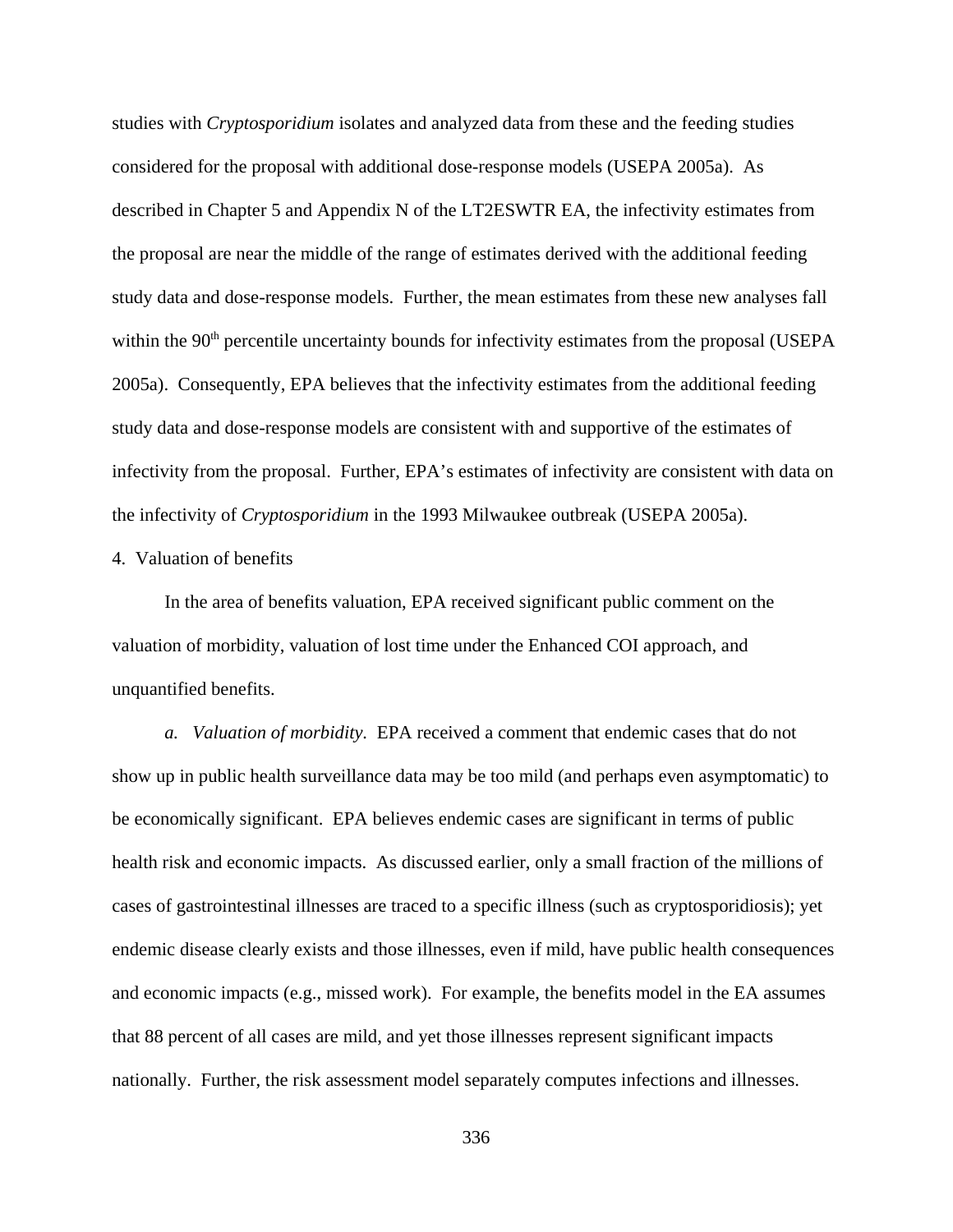studies with *Cryptosporidium* isolates and analyzed data from these and the feeding studies considered for the proposal with additional dose-response models (USEPA 2005a). As described in Chapter 5 and Appendix N of the LT2ESWTR EA, the infectivity estimates from the proposal are near the middle of the range of estimates derived with the additional feeding study data and dose-response models. Further, the mean estimates from these new analyses fall within the 90th percentile uncertainty bounds for infectivity estimates from the proposal (USEPA 2005a). Consequently, EPA believes that the infectivity estimates from the additional feeding study data and dose-response models are consistent with and supportive of the estimates of infectivity from the proposal. Further, EPA's estimates of infectivity are consistent with data on the infectivity of *Cryptosporidium* in the 1993 Milwaukee outbreak (USEPA 2005a).

4. Valuation of benefits

In the area of benefits valuation, EPA received significant public comment on the valuation of morbidity, valuation of lost time under the Enhanced COI approach, and unquantified benefits.

*a. Valuation of morbidity.* EPA received a comment that endemic cases that do not show up in public health surveillance data may be too mild (and perhaps even asymptomatic) to be economically significant. EPA believes endemic cases are significant in terms of public health risk and economic impacts. As discussed earlier, only a small fraction of the millions of cases of gastrointestinal illnesses are traced to a specific illness (such as cryptosporidiosis); yet endemic disease clearly exists and those illnesses, even if mild, have public health consequences and economic impacts (e.g., missed work). For example, the benefits model in the EA assumes that 88 percent of all cases are mild, and yet those illnesses represent significant impacts nationally. Further, the risk assessment model separately computes infections and illnesses.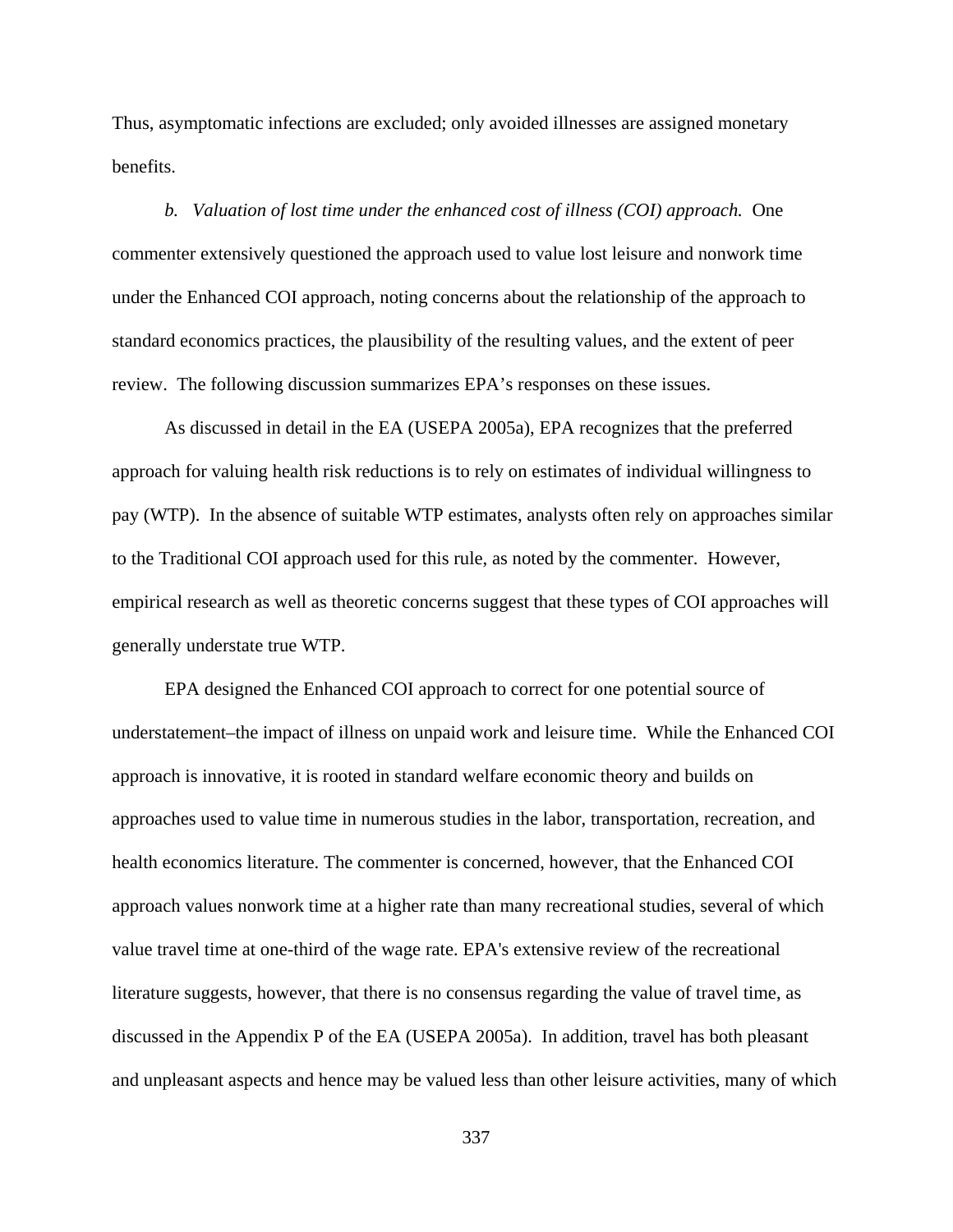Thus, asymptomatic infections are excluded; only avoided illnesses are assigned monetary benefits.

*b. Valuation of lost time under the enhanced cost of illness (COI) approach.* One commenter extensively questioned the approach used to value lost leisure and nonwork time under the Enhanced COI approach, noting concerns about the relationship of the approach to standard economics practices, the plausibility of the resulting values, and the extent of peer review. The following discussion summarizes EPA's responses on these issues.

As discussed in detail in the EA (USEPA 2005a), EPA recognizes that the preferred approach for valuing health risk reductions is to rely on estimates of individual willingness to pay (WTP). In the absence of suitable WTP estimates, analysts often rely on approaches similar to the Traditional COI approach used for this rule, as noted by the commenter. However, empirical research as well as theoretic concerns suggest that these types of COI approaches will generally understate true WTP.

EPA designed the Enhanced COI approach to correct for one potential source of understatement–the impact of illness on unpaid work and leisure time. While the Enhanced COI approach is innovative, it is rooted in standard welfare economic theory and builds on approaches used to value time in numerous studies in the labor, transportation, recreation, and health economics literature. The commenter is concerned, however, that the Enhanced COI approach values nonwork time at a higher rate than many recreational studies, several of which value travel time at one-third of the wage rate. EPA's extensive review of the recreational literature suggests, however, that there is no consensus regarding the value of travel time, as discussed in the Appendix P of the EA (USEPA 2005a). In addition, travel has both pleasant and unpleasant aspects and hence may be valued less than other leisure activities, many of which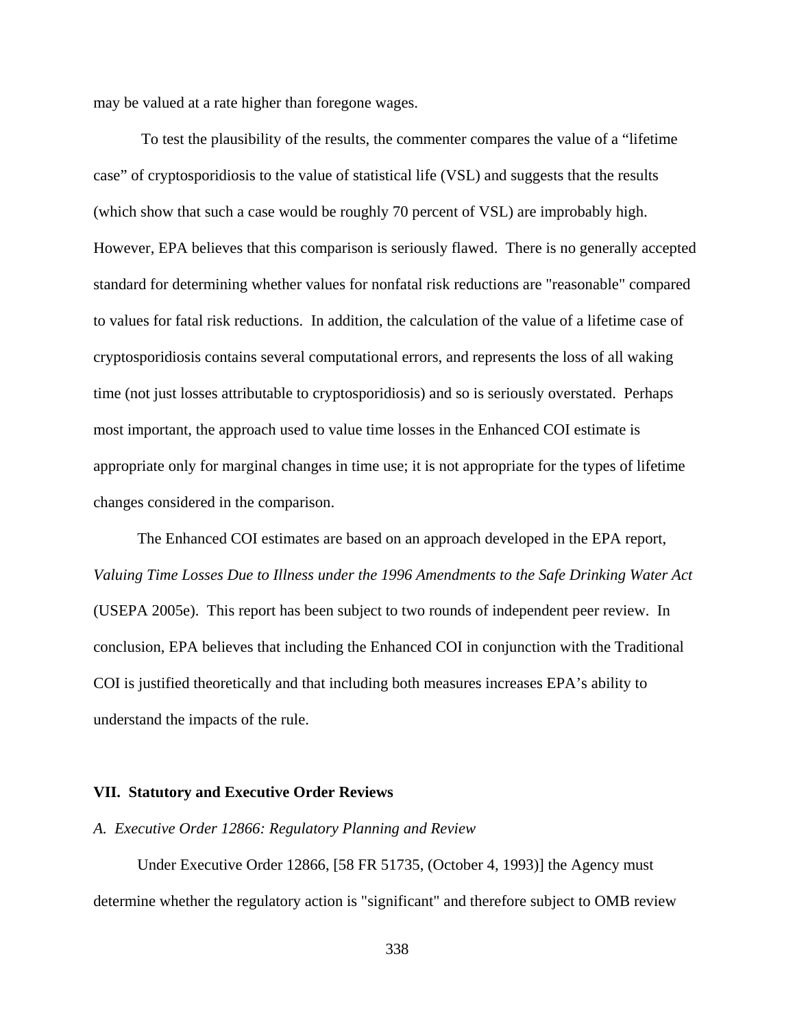may be valued at a rate higher than foregone wages.

To test the plausibility of the results, the commenter compares the value of a "lifetime case" of cryptosporidiosis to the value of statistical life (VSL) and suggests that the results (which show that such a case would be roughly 70 percent of VSL) are improbably high. However, EPA believes that this comparison is seriously flawed. There is no generally accepted standard for determining whether values for nonfatal risk reductions are "reasonable" compared to values for fatal risk reductions. In addition, the calculation of the value of a lifetime case of cryptosporidiosis contains several computational errors, and represents the loss of all waking time (not just losses attributable to cryptosporidiosis) and so is seriously overstated. Perhaps most important, the approach used to value time losses in the Enhanced COI estimate is appropriate only for marginal changes in time use; it is not appropriate for the types of lifetime changes considered in the comparison.

The Enhanced COI estimates are based on an approach developed in the EPA report, *Valuing Time Losses Due to Illness under the 1996 Amendments to the Safe Drinking Water Act* (USEPA 2005e). This report has been subject to two rounds of independent peer review. In conclusion, EPA believes that including the Enhanced COI in conjunction with the Traditional COI is justified theoretically and that including both measures increases EPA's ability to understand the impacts of the rule.

## VII. Statutory and Executive Order Reviews

### *A. Executive Order 12866: Regulatory Planning and Review*

Under Executive Order 12866, [58 FR 51735, (October 4, 1993)] the Agency must determine whether the regulatory action is "significant" and therefore subject to OMB review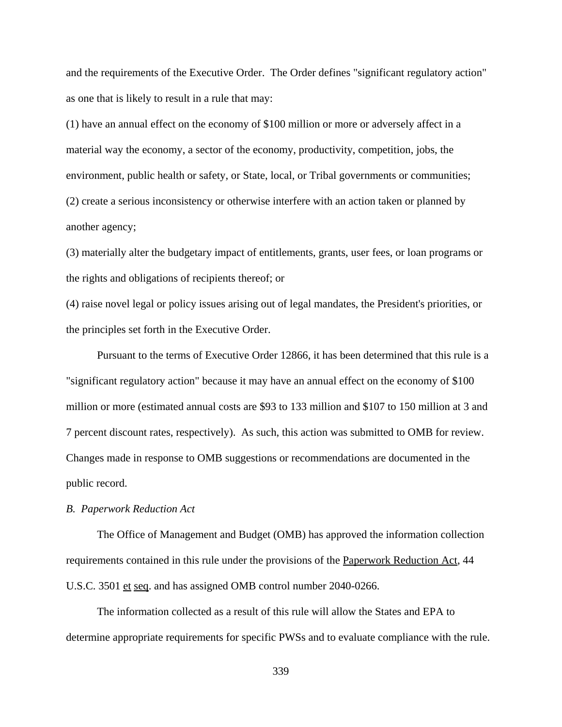and the requirements of the Executive Order. The Order defines "significant regulatory action" as one that is likely to result in a rule that may:

(1) have an annual effect on the economy of $100 million or more or adversely affect in a material way the economy, a sector of the economy, productivity, competition, jobs, the environment, public health or safety, or State, local, or Tribal governments or communities;
(2) create a serious inconsistency or otherwise interfere with an action taken or planned by another agency;
(3) materially alter the budgetary impact of entitlements, grants, user fees, or loan programs or the rights and obligations of recipients thereof; or
(4) raise novel legal or policy issues arising out of legal mandates, the President's priorities, or the principles set forth in the Executive Order.

Pursuant to the terms of Executive Order 12866, it has been determined that this rule is a "significant regulatory action" because it may have an annual effect on the economy of $100 million or more (estimated annual costs are $93 to 133 million and $107 to 150 million at 3 and 7 percent discount rates, respectively). As such, this action was submitted to OMB for review. Changes made in response to OMB suggestions or recommendations are documented in the public record.

*B. Paperwork Reduction Act*

The Office of Management and Budget (OMB) has approved the information collection requirements contained in this rule under the provisions of the Paperwork Reduction Act, 44 U.S.C. 3501 et seq. and has assigned OMB control number 2040-0266.

The information collected as a result of this rule will allow the States and EPA to determine appropriate requirements for specific PWSs and to evaluate compliance with the rule.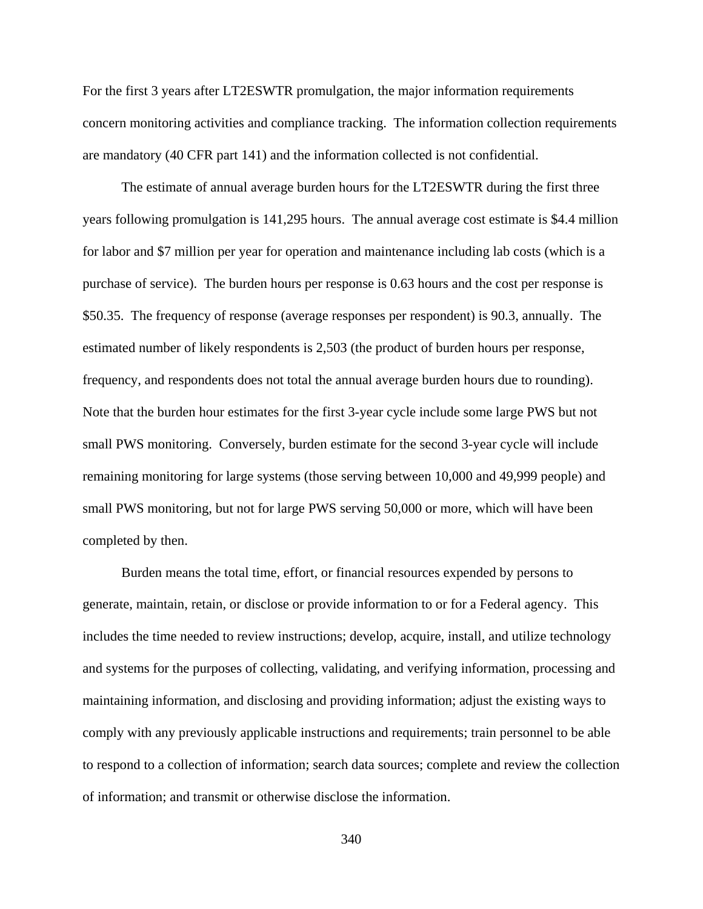For the first 3 years after LT2ESWTR promulgation, the major information requirements concern monitoring activities and compliance tracking. The information collection requirements are mandatory (40 CFR part 141) and the information collected is not confidential.

The estimate of annual average burden hours for the LT2ESWTR during the first three years following promulgation is 141,295 hours. The annual average cost estimate is $4.4 million for labor and $7 million per year for operation and maintenance including lab costs (which is a purchase of service). The burden hours per response is 0.63 hours and the cost per response is $50.35. The frequency of response (average responses per respondent) is 90.3, annually. The estimated number of likely respondents is 2,503 (the product of burden hours per response, frequency, and respondents does not total the annual average burden hours due to rounding). Note that the burden hour estimates for the first 3-year cycle include some large PWS but not small PWS monitoring. Conversely, burden estimate for the second 3-year cycle will include remaining monitoring for large systems (those serving between 10,000 and 49,999 people) and small PWS monitoring, but not for large PWS serving 50,000 or more, which will have been completed by then.

Burden means the total time, effort, or financial resources expended by persons to generate, maintain, retain, or disclose or provide information to or for a Federal agency. This includes the time needed to review instructions; develop, acquire, install, and utilize technology and systems for the purposes of collecting, validating, and verifying information, processing and maintaining information, and disclosing and providing information; adjust the existing ways to comply with any previously applicable instructions and requirements; train personnel to be able to respond to a collection of information; search data sources; complete and review the collection of information; and transmit or otherwise disclose the information.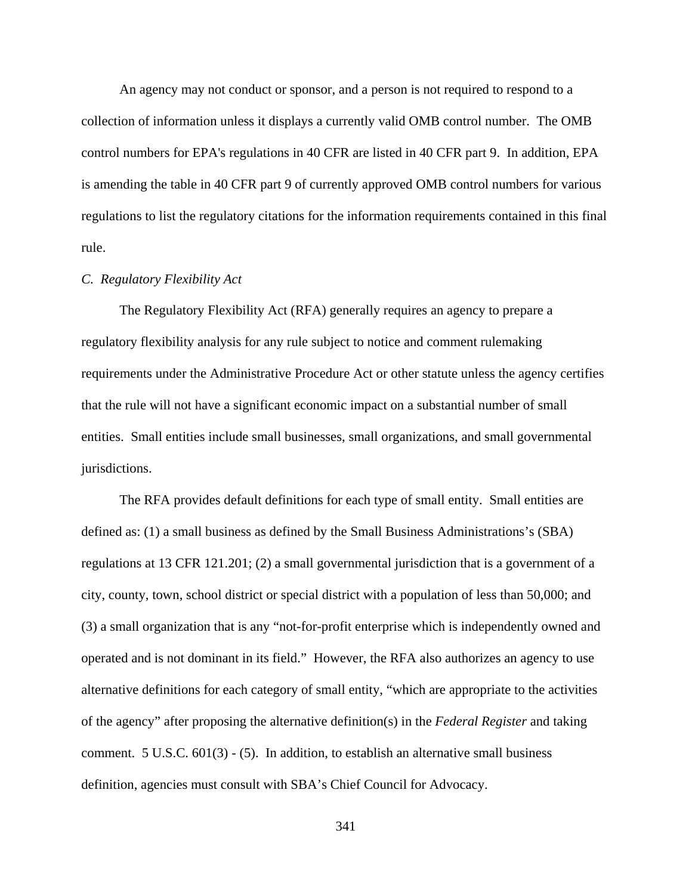An agency may not conduct or sponsor, and a person is not required to respond to a collection of information unless it displays a currently valid OMB control number. The OMB control numbers for EPA's regulations in 40 CFR are listed in 40 CFR part 9. In addition, EPA is amending the table in 40 CFR part 9 of currently approved OMB control numbers for various regulations to list the regulatory citations for the information requirements contained in this final rule.

*C. Regulatory Flexibility Act*

The Regulatory Flexibility Act (RFA) generally requires an agency to prepare a regulatory flexibility analysis for any rule subject to notice and comment rulemaking requirements under the Administrative Procedure Act or other statute unless the agency certifies that the rule will not have a significant economic impact on a substantial number of small entities. Small entities include small businesses, small organizations, and small governmental jurisdictions.

The RFA provides default definitions for each type of small entity. Small entities are defined as: (1) a small business as defined by the Small Business Administrations's (SBA) regulations at 13 CFR 121.201; (2) a small governmental jurisdiction that is a government of a city, county, town, school district or special district with a population of less than 50,000; and (3) a small organization that is any "not-for-profit enterprise which is independently owned and operated and is not dominant in its field." However, the RFA also authorizes an agency to use alternative definitions for each category of small entity, "which are appropriate to the activities of the agency" after proposing the alternative definition(s) in the *Federal Register* and taking comment. 5 U.S.C. 601(3) - (5). In addition, to establish an alternative small business definition, agencies must consult with SBA's Chief Council for Advocacy.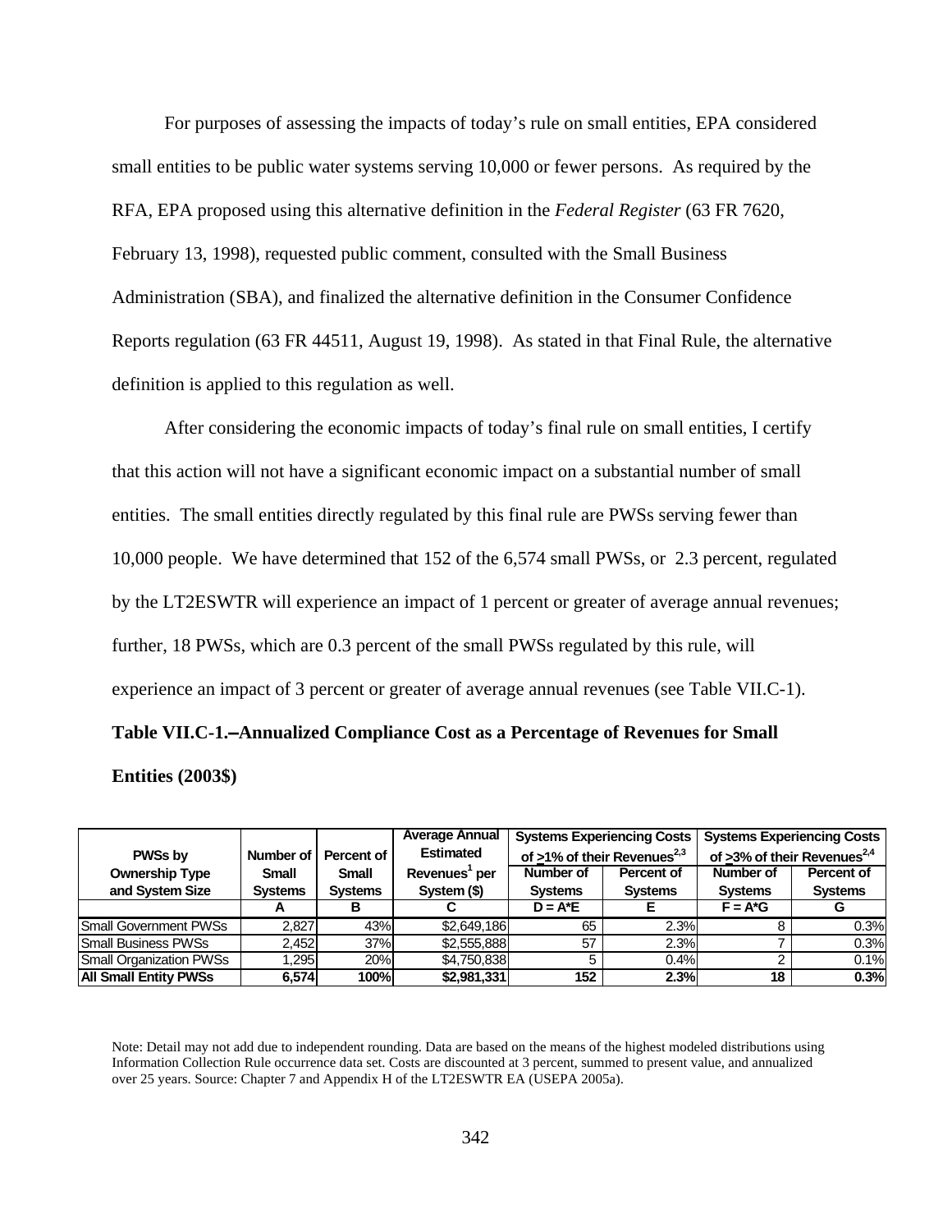For purposes of assessing the impacts of today's rule on small entities, EPA considered small entities to be public water systems serving 10,000 or fewer persons. As required by the RFA, EPA proposed using this alternative definition in the *Federal Register* (63 FR 7620, February 13, 1998), requested public comment, consulted with the Small Business Administration (SBA), and finalized the alternative definition in the Consumer Confidence Reports regulation (63 FR 44511, August 19, 1998). As stated in that Final Rule, the alternative definition is applied to this regulation as well.

After considering the economic impacts of today's final rule on small entities, I certify that this action will not have a significant economic impact on a substantial number of small entities. The small entities directly regulated by this final rule are PWSs serving fewer than 10,000 people. We have determined that 152 of the 6,574 small PWSs, or 2.3 percent, regulated by the LT2ESWTR will experience an impact of 1 percent or greater of average annual revenues; further, 18 PWSs, which are 0.3 percent of the small PWSs regulated by this rule, will experience an impact of 3 percent or greater of average annual revenues (see Table VII.C-1).

**Table VII.C-1.–Annualized Compliance Cost as a Percentage of Revenues for Small Entities (2003$)**

| PWSs by Ownership Type and System Size | Number of Small Systems | Percent of Small Systems | Average Annual Estimated Revenues[1] per System ($) | Systems Experiencing Costs of ≥1% of their Revenues[2,3] | | Systems Experiencing Costs of ≥3% of their Revenues[2,4] | |
|---|---|---|---|---|---|---|---|
| | | | | Number of Systems | Percent of Systems | Number of Systems | Percent of Systems |
| | A | B | C | D = A*E | E | F = A*G | G |
| Small Government PWSs | 2,827 | 43% | $2,649,186 | 65 | 2.3% | 8 | 0.3% |
| Small Business PWSs | 2,452 | 37% | $2,555,888 | 57 | 2.3% | 7 | 0.3% |
| Small Organization PWSs | 1,295 | 20% | $4,750,838 | 5 | 0.4% | 2 | 0.1% |
| **All Small Entity PWSs** | **6,574** | **100%** | **$2,981,331** | **152** | **2.3%** | **18** | **0.3%** |

Note: Detail may not add due to independent rounding. Data are based on the means of the highest modeled distributions using Information Collection Rule occurrence data set. Costs are discounted at 3 percent, summed to present value, and annualized over 25 years. Source: Chapter 7 and Appendix H of the LT2ESWTR EA (USEPA 2005a).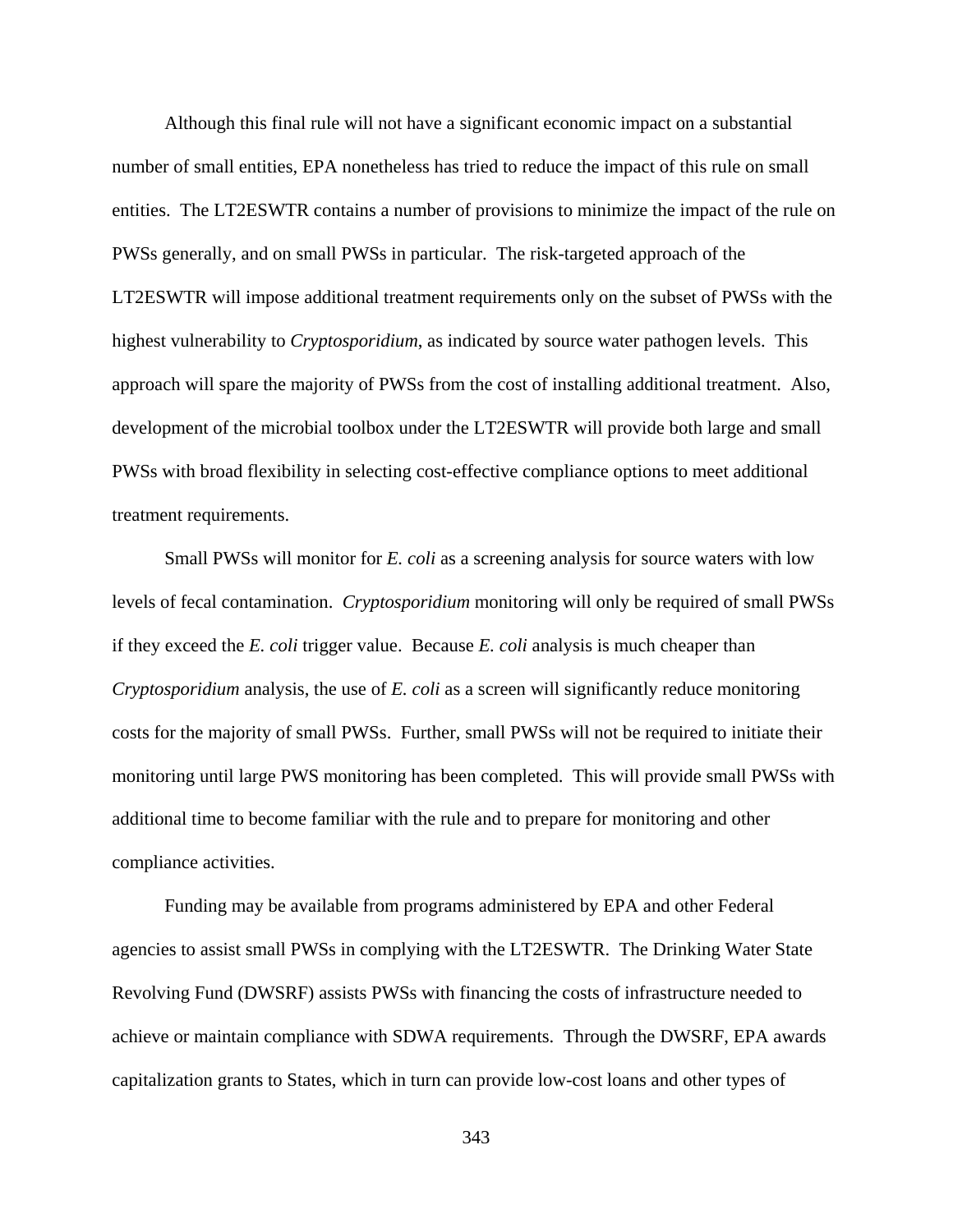Although this final rule will not have a significant economic impact on a substantial number of small entities, EPA nonetheless has tried to reduce the impact of this rule on small entities. The LT2ESWTR contains a number of provisions to minimize the impact of the rule on PWSs generally, and on small PWSs in particular. The risk-targeted approach of the LT2ESWTR will impose additional treatment requirements only on the subset of PWSs with the highest vulnerability to *Cryptosporidium*, as indicated by source water pathogen levels. This approach will spare the majority of PWSs from the cost of installing additional treatment. Also, development of the microbial toolbox under the LT2ESWTR will provide both large and small PWSs with broad flexibility in selecting cost-effective compliance options to meet additional treatment requirements.

Small PWSs will monitor for *E. coli* as a screening analysis for source waters with low levels of fecal contamination. *Cryptosporidium* monitoring will only be required of small PWSs if they exceed the *E. coli* trigger value. Because *E. coli* analysis is much cheaper than *Cryptosporidium* analysis, the use of *E. coli* as a screen will significantly reduce monitoring costs for the majority of small PWSs. Further, small PWSs will not be required to initiate their monitoring until large PWS monitoring has been completed. This will provide small PWSs with additional time to become familiar with the rule and to prepare for monitoring and other compliance activities.

Funding may be available from programs administered by EPA and other Federal agencies to assist small PWSs in complying with the LT2ESWTR. The Drinking Water State Revolving Fund (DWSRF) assists PWSs with financing the costs of infrastructure needed to achieve or maintain compliance with SDWA requirements. Through the DWSRF, EPA awards capitalization grants to States, which in turn can provide low-cost loans and other types of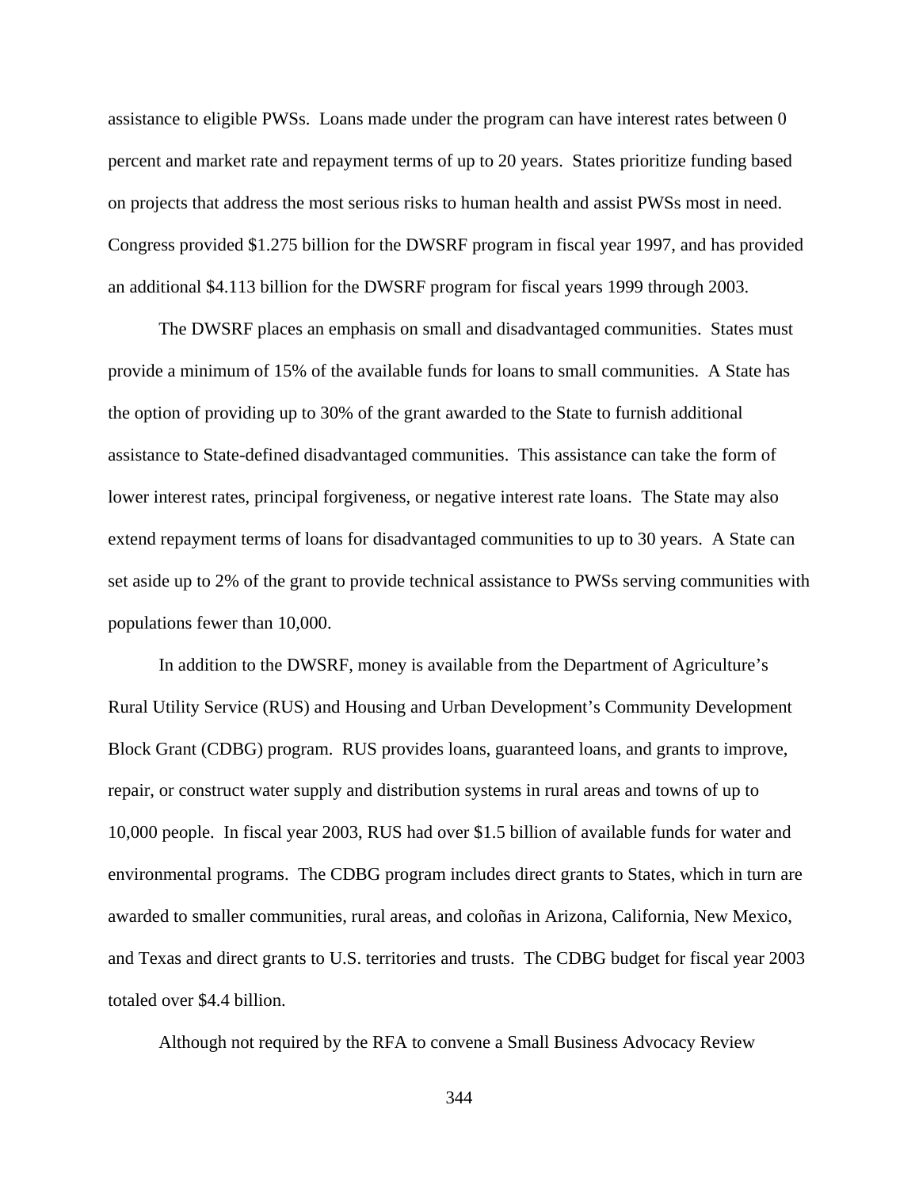assistance to eligible PWSs. Loans made under the program can have interest rates between 0 percent and market rate and repayment terms of up to 20 years. States prioritize funding based on projects that address the most serious risks to human health and assist PWSs most in need. Congress provided $1.275 billion for the DWSRF program in fiscal year 1997, and has provided an additional $4.113 billion for the DWSRF program for fiscal years 1999 through 2003.

The DWSRF places an emphasis on small and disadvantaged communities. States must provide a minimum of 15% of the available funds for loans to small communities. A State has the option of providing up to 30% of the grant awarded to the State to furnish additional assistance to State-defined disadvantaged communities. This assistance can take the form of lower interest rates, principal forgiveness, or negative interest rate loans. The State may also extend repayment terms of loans for disadvantaged communities to up to 30 years. A State can set aside up to 2% of the grant to provide technical assistance to PWSs serving communities with populations fewer than 10,000.

In addition to the DWSRF, money is available from the Department of Agriculture's Rural Utility Service (RUS) and Housing and Urban Development's Community Development Block Grant (CDBG) program. RUS provides loans, guaranteed loans, and grants to improve, repair, or construct water supply and distribution systems in rural areas and towns of up to 10,000 people. In fiscal year 2003, RUS had over $1.5 billion of available funds for water and environmental programs. The CDBG program includes direct grants to States, which in turn are awarded to smaller communities, rural areas, and coloñas in Arizona, California, New Mexico, and Texas and direct grants to U.S. territories and trusts. The CDBG budget for fiscal year 2003 totaled over $4.4 billion.

Although not required by the RFA to convene a Small Business Advocacy Review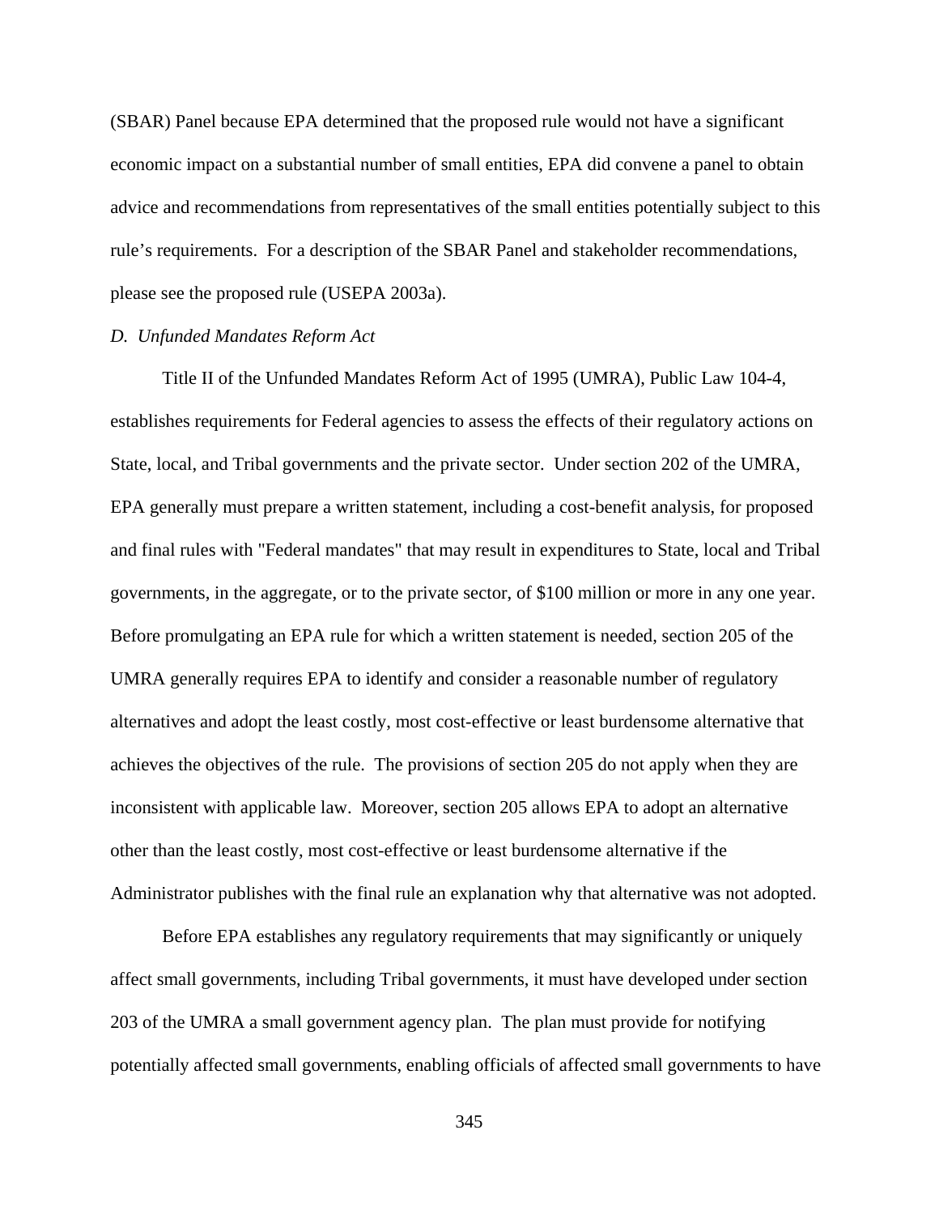(SBAR) Panel because EPA determined that the proposed rule would not have a significant economic impact on a substantial number of small entities, EPA did convene a panel to obtain advice and recommendations from representatives of the small entities potentially subject to this rule's requirements. For a description of the SBAR Panel and stakeholder recommendations, please see the proposed rule (USEPA 2003a).

*D. Unfunded Mandates Reform Act*

Title II of the Unfunded Mandates Reform Act of 1995 (UMRA), Public Law 104-4, establishes requirements for Federal agencies to assess the effects of their regulatory actions on State, local, and Tribal governments and the private sector. Under section 202 of the UMRA, EPA generally must prepare a written statement, including a cost-benefit analysis, for proposed and final rules with "Federal mandates" that may result in expenditures to State, local and Tribal governments, in the aggregate, or to the private sector, of $100 million or more in any one year. Before promulgating an EPA rule for which a written statement is needed, section 205 of the UMRA generally requires EPA to identify and consider a reasonable number of regulatory alternatives and adopt the least costly, most cost-effective or least burdensome alternative that achieves the objectives of the rule. The provisions of section 205 do not apply when they are inconsistent with applicable law. Moreover, section 205 allows EPA to adopt an alternative other than the least costly, most cost-effective or least burdensome alternative if the Administrator publishes with the final rule an explanation why that alternative was not adopted.

Before EPA establishes any regulatory requirements that may significantly or uniquely affect small governments, including Tribal governments, it must have developed under section 203 of the UMRA a small government agency plan. The plan must provide for notifying potentially affected small governments, enabling officials of affected small governments to have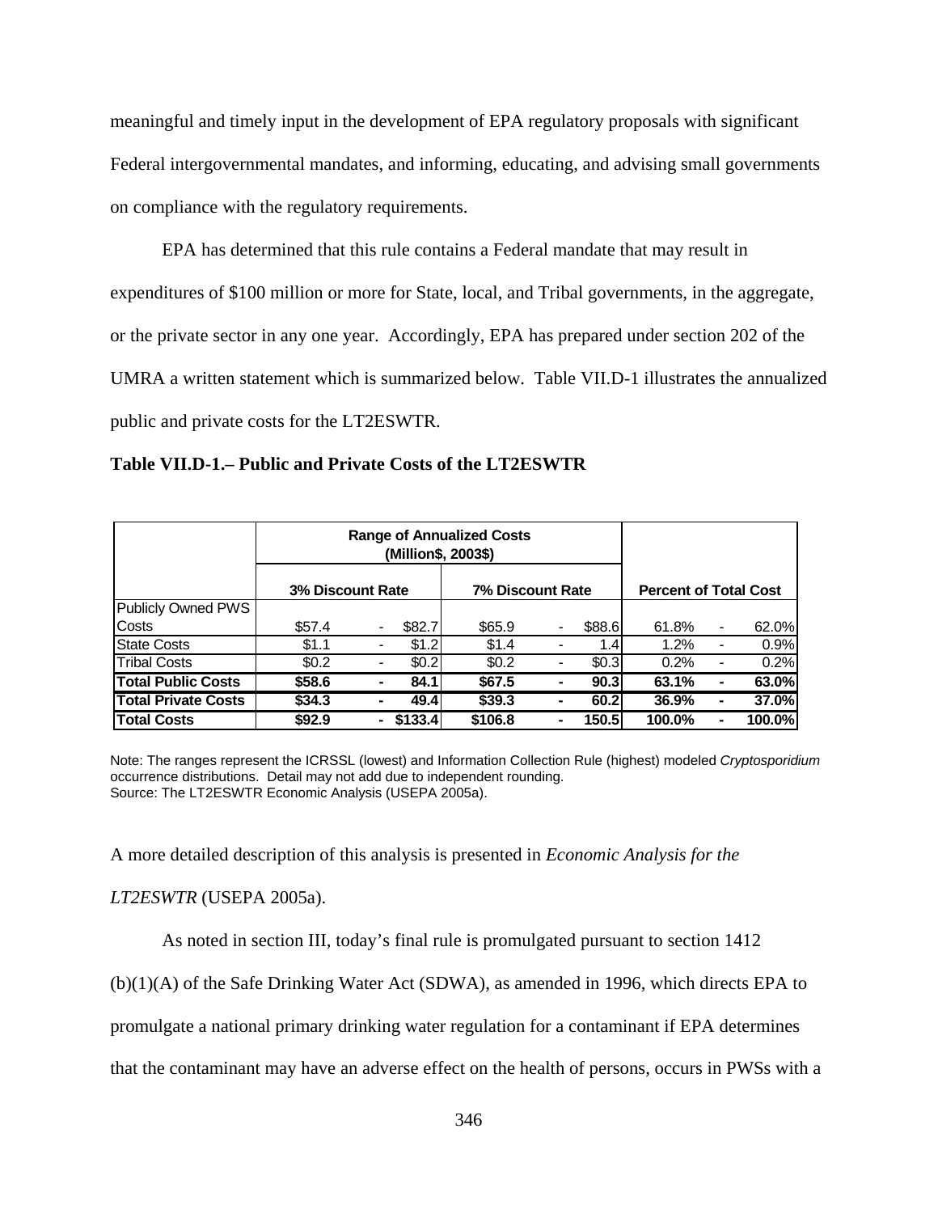meaningful and timely input in the development of EPA regulatory proposals with significant Federal intergovernmental mandates, and informing, educating, and advising small governments on compliance with the regulatory requirements.

EPA has determined that this rule contains a Federal mandate that may result in expenditures of $100 million or more for State, local, and Tribal governments, in the aggregate, or the private sector in any one year. Accordingly, EPA has prepared under section 202 of the UMRA a written statement which is summarized below. Table VII.D-1 illustrates the annualized public and private costs for the LT2ESWTR.

**Table VII.D-1.– Public and Private Costs of the LT2ESWTR**

| | Range of Annualized Costs (Million$, 2003$) | | | | | | | | |
|---|---|---|---|---|---|---|---|---|---|
| | 3% Discount Rate | | | 7% Discount Rate | | | Percent of Total Cost | | |
| Publicly Owned PWS Costs | $57.4 | - | $82.7 | $65.9 | - | $88.6 | 61.8% | - | 62.0% |
| State Costs | $1.1 | - | $1.2 | $1.4 | - | 1.4 | 1.2% | - | 0.9% |
| Tribal Costs | $0.2 | - | $0.2 | $0.2 | - | $0.3 | 0.2% | - | 0.2% |
| **Total Public Costs** | **$58.6** | **-** | **84.1** | **$67.5** | **-** | **90.3** | **63.1%** | **-** | **63.0%** |
| **Total Private Costs** | **$34.3** | **-** | **49.4** | **$39.3** | **-** | **60.2** | **36.9%** | **-** | **37.0%** |
| **Total Costs** | **$92.9** | **-** | **$133.4** | **$106.8** | **-** | **150.5** | **100.0%** | **-** | **100.0%** |

Note: The ranges represent the ICRSSL (lowest) and Information Collection Rule (highest) modeled *Cryptosporidium* occurrence distributions. Detail may not add due to independent rounding.
Source: The LT2ESWTR Economic Analysis (USEPA 2005a).

A more detailed description of this analysis is presented in *Economic Analysis for the LT2ESWTR* (USEPA 2005a).

As noted in section III, today's final rule is promulgated pursuant to section 1412 (b)(1)(A) of the Safe Drinking Water Act (SDWA), as amended in 1996, which directs EPA to promulgate a national primary drinking water regulation for a contaminant if EPA determines that the contaminant may have an adverse effect on the health of persons, occurs in PWSs with a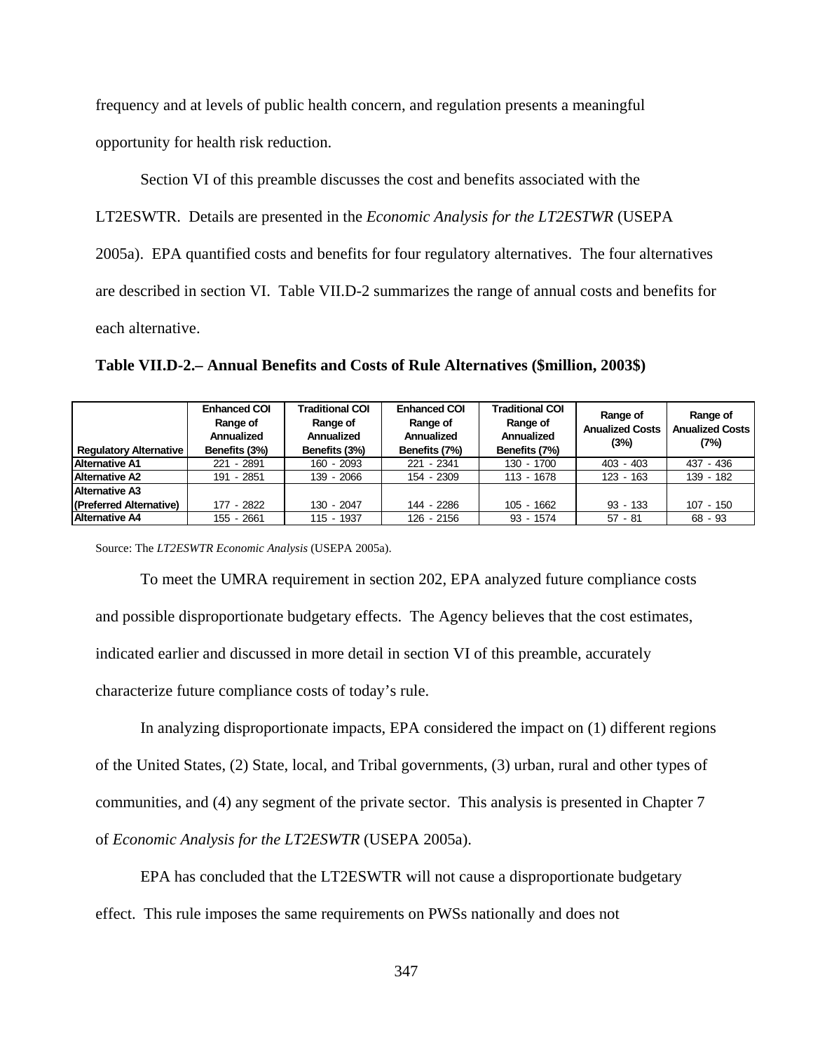frequency and at levels of public health concern, and regulation presents a meaningful opportunity for health risk reduction.

Section VI of this preamble discusses the cost and benefits associated with the LT2ESWTR. Details are presented in the *Economic Analysis for the LT2ESTWR* (USEPA 2005a). EPA quantified costs and benefits for four regulatory alternatives. The four alternatives are described in section VI. Table VII.D-2 summarizes the range of annual costs and benefits for each alternative.

**Table VII.D-2.– Annual Benefits and Costs of Rule Alternatives ($million, 2003$)**

| Regulatory Alternative | Enhanced COI Range of Annualized Benefits (3%) | Traditional COI Range of Annualized Benefits (3%) | Enhanced COI Range of Annualized Benefits (7%) | Traditional COI Range of Annualized Benefits (7%) | Range of Anualized Costs (3%) | Range of Anualized Costs (7%) |
|---|---|---|---|---|---|---|
| Alternative A1 | 221 - 2891 | 160 - 2093 | 221 - 2341 | 130 - 1700 | 403 - 403 | 437 - 436 |
| Alternative A2 | 191 - 2851 | 139 - 2066 | 154 - 2309 | 113 - 1678 | 123 - 163 | 139 - 182 |
| Alternative A3 (Preferred Alternative) | 177 - 2822 | 130 - 2047 | 144 - 2286 | 105 - 1662 | 93 - 133 | 107 - 150 |
| Alternative A4 | 155 - 2661 | 115 - 1937 | 126 - 2156 | 93 - 1574 | 57 - 81 | 68 - 93 |

Source: The *LT2ESWTR Economic Analysis* (USEPA 2005a).

To meet the UMRA requirement in section 202, EPA analyzed future compliance costs and possible disproportionate budgetary effects. The Agency believes that the cost estimates, indicated earlier and discussed in more detail in section VI of this preamble, accurately characterize future compliance costs of today's rule.

In analyzing disproportionate impacts, EPA considered the impact on (1) different regions of the United States, (2) State, local, and Tribal governments, (3) urban, rural and other types of communities, and (4) any segment of the private sector. This analysis is presented in Chapter 7 of *Economic Analysis for the LT2ESWTR* (USEPA 2005a).

EPA has concluded that the LT2ESWTR will not cause a disproportionate budgetary effect. This rule imposes the same requirements on PWSs nationally and does not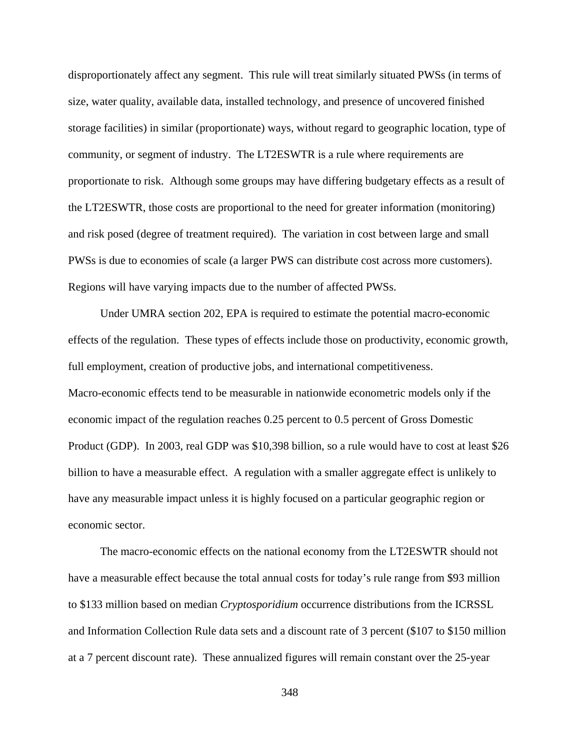disproportionately affect any segment. This rule will treat similarly situated PWSs (in terms of size, water quality, available data, installed technology, and presence of uncovered finished storage facilities) in similar (proportionate) ways, without regard to geographic location, type of community, or segment of industry. The LT2ESWTR is a rule where requirements are proportionate to risk. Although some groups may have differing budgetary effects as a result of the LT2ESWTR, those costs are proportional to the need for greater information (monitoring) and risk posed (degree of treatment required). The variation in cost between large and small PWSs is due to economies of scale (a larger PWS can distribute cost across more customers). Regions will have varying impacts due to the number of affected PWSs.

Under UMRA section 202, EPA is required to estimate the potential macro-economic effects of the regulation. These types of effects include those on productivity, economic growth, full employment, creation of productive jobs, and international competitiveness. Macro-economic effects tend to be measurable in nationwide econometric models only if the economic impact of the regulation reaches 0.25 percent to 0.5 percent of Gross Domestic Product (GDP). In 2003, real GDP was $10,398 billion, so a rule would have to cost at least $26 billion to have a measurable effect. A regulation with a smaller aggregate effect is unlikely to have any measurable impact unless it is highly focused on a particular geographic region or economic sector.

The macro-economic effects on the national economy from the LT2ESWTR should not have a measurable effect because the total annual costs for today's rule range from $93 million to $133 million based on median *Cryptosporidium* occurrence distributions from the ICRSSL and Information Collection Rule data sets and a discount rate of 3 percent ($107 to $150 million at a 7 percent discount rate). These annualized figures will remain constant over the 25-year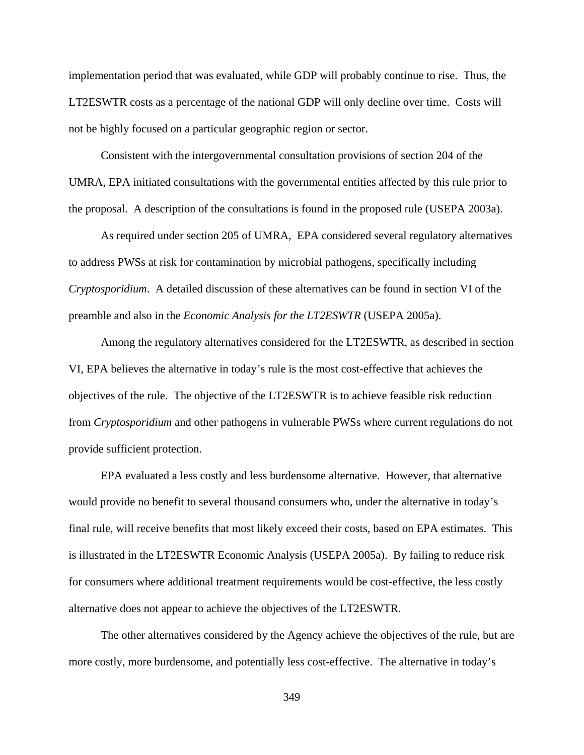implementation period that was evaluated, while GDP will probably continue to rise. Thus, the LT2ESWTR costs as a percentage of the national GDP will only decline over time. Costs will not be highly focused on a particular geographic region or sector.

Consistent with the intergovernmental consultation provisions of section 204 of the UMRA, EPA initiated consultations with the governmental entities affected by this rule prior to the proposal. A description of the consultations is found in the proposed rule (USEPA 2003a).

As required under section 205 of UMRA, EPA considered several regulatory alternatives to address PWSs at risk for contamination by microbial pathogens, specifically including *Cryptosporidium*. A detailed discussion of these alternatives can be found in section VI of the preamble and also in the *Economic Analysis for the LT2ESWTR* (USEPA 2005a).

Among the regulatory alternatives considered for the LT2ESWTR, as described in section VI, EPA believes the alternative in today's rule is the most cost-effective that achieves the objectives of the rule. The objective of the LT2ESWTR is to achieve feasible risk reduction from *Cryptosporidium* and other pathogens in vulnerable PWSs where current regulations do not provide sufficient protection.

EPA evaluated a less costly and less burdensome alternative. However, that alternative would provide no benefit to several thousand consumers who, under the alternative in today's final rule, will receive benefits that most likely exceed their costs, based on EPA estimates. This is illustrated in the LT2ESWTR Economic Analysis (USEPA 2005a). By failing to reduce risk for consumers where additional treatment requirements would be cost-effective, the less costly alternative does not appear to achieve the objectives of the LT2ESWTR.

The other alternatives considered by the Agency achieve the objectives of the rule, but are more costly, more burdensome, and potentially less cost-effective. The alternative in today's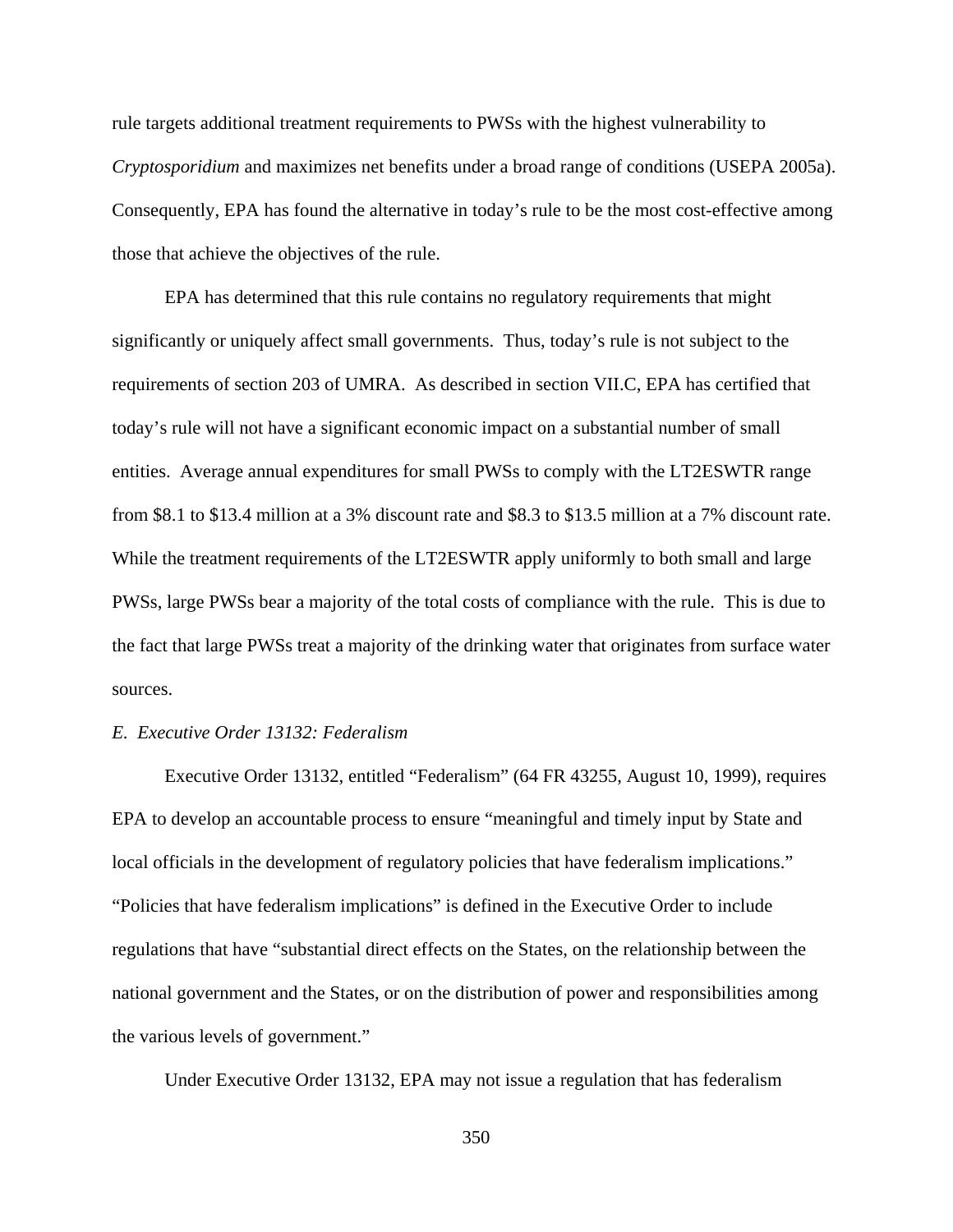rule targets additional treatment requirements to PWSs with the highest vulnerability to *Cryptosporidium* and maximizes net benefits under a broad range of conditions (USEPA 2005a). Consequently, EPA has found the alternative in today's rule to be the most cost-effective among those that achieve the objectives of the rule.

EPA has determined that this rule contains no regulatory requirements that might significantly or uniquely affect small governments. Thus, today's rule is not subject to the requirements of section 203 of UMRA. As described in section VII.C, EPA has certified that today's rule will not have a significant economic impact on a substantial number of small entities. Average annual expenditures for small PWSs to comply with the LT2ESWTR range from $8.1 to $13.4 million at a 3% discount rate and $8.3 to $13.5 million at a 7% discount rate. While the treatment requirements of the LT2ESWTR apply uniformly to both small and large PWSs, large PWSs bear a majority of the total costs of compliance with the rule. This is due to the fact that large PWSs treat a majority of the drinking water that originates from surface water sources.

*E. Executive Order 13132: Federalism*

Executive Order 13132, entitled "Federalism" (64 FR 43255, August 10, 1999), requires EPA to develop an accountable process to ensure "meaningful and timely input by State and local officials in the development of regulatory policies that have federalism implications." "Policies that have federalism implications" is defined in the Executive Order to include regulations that have "substantial direct effects on the States, on the relationship between the national government and the States, or on the distribution of power and responsibilities among the various levels of government."

Under Executive Order 13132, EPA may not issue a regulation that has federalism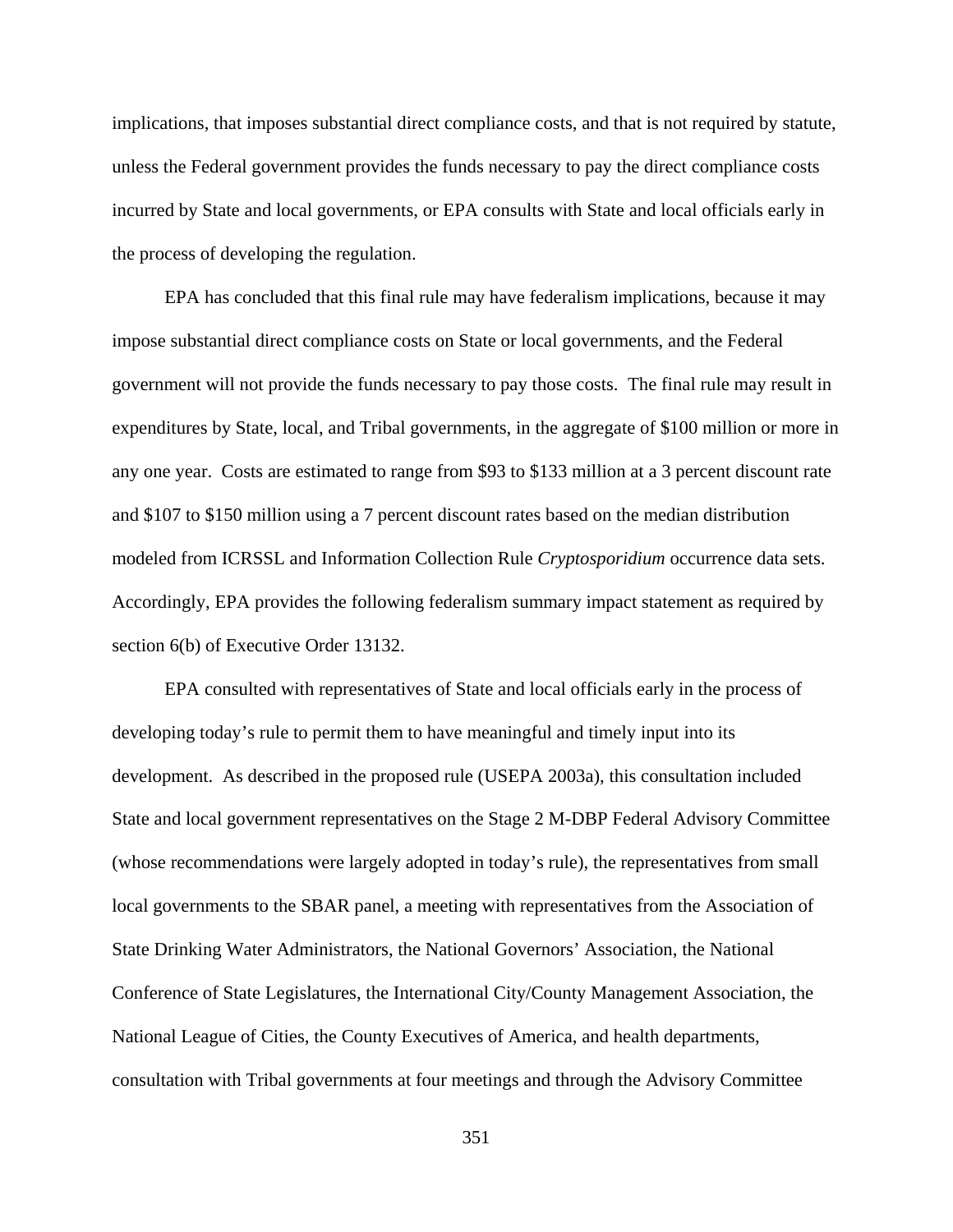implications, that imposes substantial direct compliance costs, and that is not required by statute, unless the Federal government provides the funds necessary to pay the direct compliance costs incurred by State and local governments, or EPA consults with State and local officials early in the process of developing the regulation.

EPA has concluded that this final rule may have federalism implications, because it may impose substantial direct compliance costs on State or local governments, and the Federal government will not provide the funds necessary to pay those costs. The final rule may result in expenditures by State, local, and Tribal governments, in the aggregate of $100 million or more in any one year. Costs are estimated to range from $93 to $133 million at a 3 percent discount rate and $107 to $150 million using a 7 percent discount rates based on the median distribution modeled from ICRSSL and Information Collection Rule *Cryptosporidium* occurrence data sets. Accordingly, EPA provides the following federalism summary impact statement as required by section 6(b) of Executive Order 13132.

EPA consulted with representatives of State and local officials early in the process of developing today's rule to permit them to have meaningful and timely input into its development. As described in the proposed rule (USEPA 2003a), this consultation included State and local government representatives on the Stage 2 M-DBP Federal Advisory Committee (whose recommendations were largely adopted in today's rule), the representatives from small local governments to the SBAR panel, a meeting with representatives from the Association of State Drinking Water Administrators, the National Governors' Association, the National Conference of State Legislatures, the International City/County Management Association, the National League of Cities, the County Executives of America, and health departments, consultation with Tribal governments at four meetings and through the Advisory Committee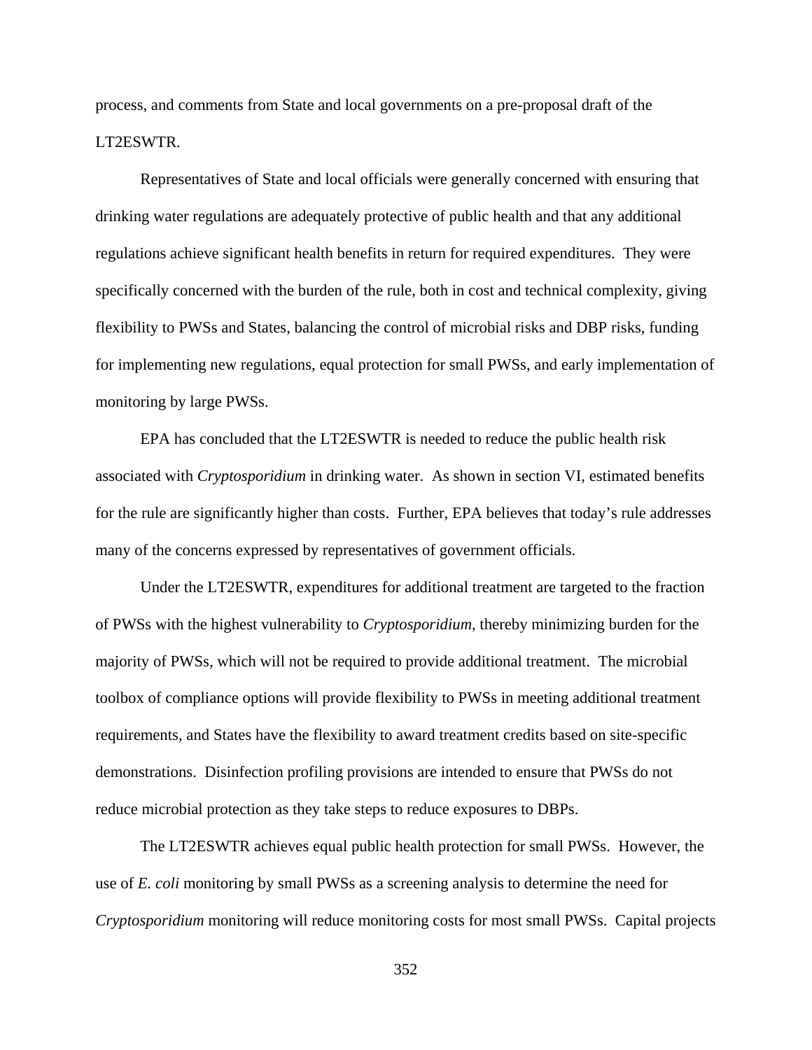process, and comments from State and local governments on a pre-proposal draft of the LT2ESWTR.

Representatives of State and local officials were generally concerned with ensuring that drinking water regulations are adequately protective of public health and that any additional regulations achieve significant health benefits in return for required expenditures. They were specifically concerned with the burden of the rule, both in cost and technical complexity, giving flexibility to PWSs and States, balancing the control of microbial risks and DBP risks, funding for implementing new regulations, equal protection for small PWSs, and early implementation of monitoring by large PWSs.

EPA has concluded that the LT2ESWTR is needed to reduce the public health risk associated with *Cryptosporidium* in drinking water. As shown in section VI, estimated benefits for the rule are significantly higher than costs. Further, EPA believes that today's rule addresses many of the concerns expressed by representatives of government officials.

Under the LT2ESWTR, expenditures for additional treatment are targeted to the fraction of PWSs with the highest vulnerability to *Cryptosporidium*, thereby minimizing burden for the majority of PWSs, which will not be required to provide additional treatment. The microbial toolbox of compliance options will provide flexibility to PWSs in meeting additional treatment requirements, and States have the flexibility to award treatment credits based on site-specific demonstrations. Disinfection profiling provisions are intended to ensure that PWSs do not reduce microbial protection as they take steps to reduce exposures to DBPs.

The LT2ESWTR achieves equal public health protection for small PWSs. However, the use of *E. coli* monitoring by small PWSs as a screening analysis to determine the need for *Cryptosporidium* monitoring will reduce monitoring costs for most small PWSs. Capital projects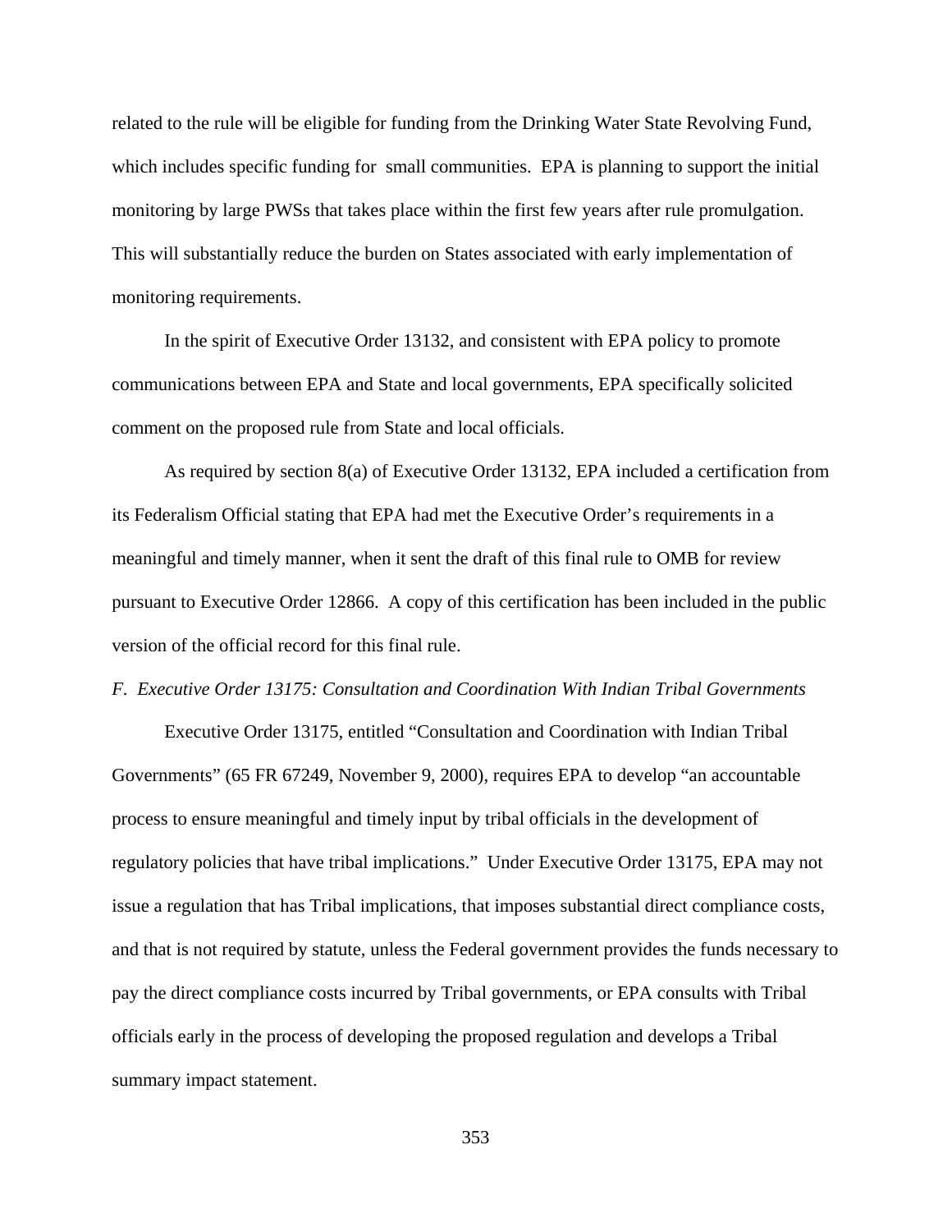related to the rule will be eligible for funding from the Drinking Water State Revolving Fund, which includes specific funding for small communities. EPA is planning to support the initial monitoring by large PWSs that takes place within the first few years after rule promulgation. This will substantially reduce the burden on States associated with early implementation of monitoring requirements.

In the spirit of Executive Order 13132, and consistent with EPA policy to promote communications between EPA and State and local governments, EPA specifically solicited comment on the proposed rule from State and local officials.

As required by section 8(a) of Executive Order 13132, EPA included a certification from its Federalism Official stating that EPA had met the Executive Order's requirements in a meaningful and timely manner, when it sent the draft of this final rule to OMB for review pursuant to Executive Order 12866. A copy of this certification has been included in the public version of the official record for this final rule.

*F. Executive Order 13175: Consultation and Coordination With Indian Tribal Governments*

Executive Order 13175, entitled "Consultation and Coordination with Indian Tribal Governments" (65 FR 67249, November 9, 2000), requires EPA to develop "an accountable process to ensure meaningful and timely input by tribal officials in the development of regulatory policies that have tribal implications." Under Executive Order 13175, EPA may not issue a regulation that has Tribal implications, that imposes substantial direct compliance costs, and that is not required by statute, unless the Federal government provides the funds necessary to pay the direct compliance costs incurred by Tribal governments, or EPA consults with Tribal officials early in the process of developing the proposed regulation and develops a Tribal summary impact statement.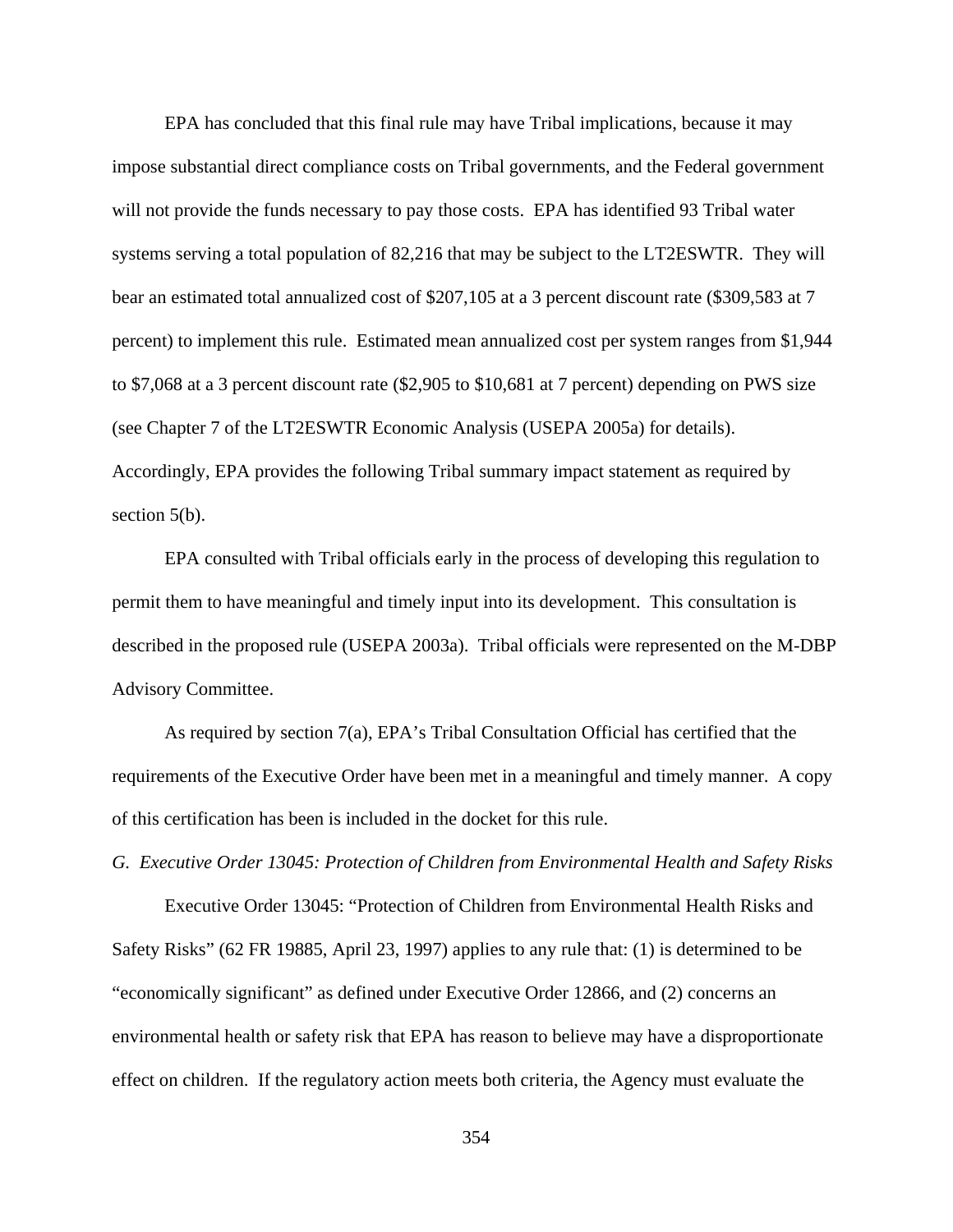EPA has concluded that this final rule may have Tribal implications, because it may impose substantial direct compliance costs on Tribal governments, and the Federal government will not provide the funds necessary to pay those costs. EPA has identified 93 Tribal water systems serving a total population of 82,216 that may be subject to the LT2ESWTR. They will bear an estimated total annualized cost of $207,105 at a 3 percent discount rate ($309,583 at 7 percent) to implement this rule. Estimated mean annualized cost per system ranges from $1,944 to $7,068 at a 3 percent discount rate ($2,905 to $10,681 at 7 percent) depending on PWS size (see Chapter 7 of the LT2ESWTR Economic Analysis (USEPA 2005a) for details). Accordingly, EPA provides the following Tribal summary impact statement as required by section 5(b).

EPA consulted with Tribal officials early in the process of developing this regulation to permit them to have meaningful and timely input into its development. This consultation is described in the proposed rule (USEPA 2003a). Tribal officials were represented on the M-DBP Advisory Committee.

As required by section 7(a), EPA's Tribal Consultation Official has certified that the requirements of the Executive Order have been met in a meaningful and timely manner. A copy of this certification has been is included in the docket for this rule.

*G. Executive Order 13045: Protection of Children from Environmental Health and Safety Risks*

Executive Order 13045: "Protection of Children from Environmental Health Risks and Safety Risks" (62 FR 19885, April 23, 1997) applies to any rule that: (1) is determined to be "economically significant" as defined under Executive Order 12866, and (2) concerns an environmental health or safety risk that EPA has reason to believe may have a disproportionate effect on children. If the regulatory action meets both criteria, the Agency must evaluate the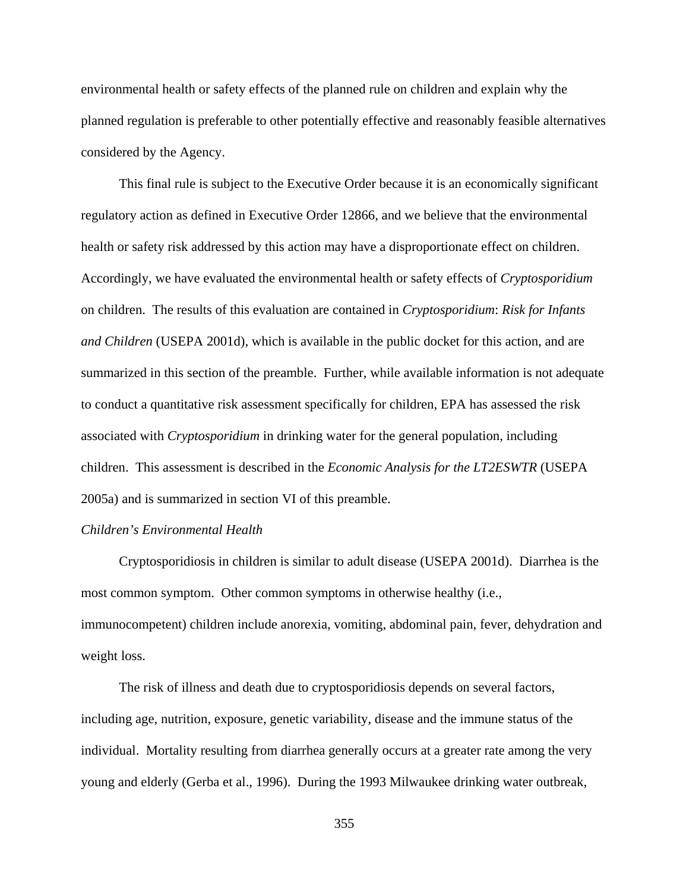environmental health or safety effects of the planned rule on children and explain why the planned regulation is preferable to other potentially effective and reasonably feasible alternatives considered by the Agency.

This final rule is subject to the Executive Order because it is an economically significant regulatory action as defined in Executive Order 12866, and we believe that the environmental health or safety risk addressed by this action may have a disproportionate effect on children. Accordingly, we have evaluated the environmental health or safety effects of *Cryptosporidium* on children. The results of this evaluation are contained in *Cryptosporidium*: *Risk for Infants and Children* (USEPA 2001d), which is available in the public docket for this action, and are summarized in this section of the preamble. Further, while available information is not adequate to conduct a quantitative risk assessment specifically for children, EPA has assessed the risk associated with *Cryptosporidium* in drinking water for the general population, including children. This assessment is described in the *Economic Analysis for the LT2ESWTR* (USEPA 2005a) and is summarized in section VI of this preamble.

*Children's Environmental Health*

Cryptosporidiosis in children is similar to adult disease (USEPA 2001d). Diarrhea is the most common symptom. Other common symptoms in otherwise healthy (i.e., immunocompetent) children include anorexia, vomiting, abdominal pain, fever, dehydration and weight loss.

The risk of illness and death due to cryptosporidiosis depends on several factors, including age, nutrition, exposure, genetic variability, disease and the immune status of the individual. Mortality resulting from diarrhea generally occurs at a greater rate among the very young and elderly (Gerba et al., 1996). During the 1993 Milwaukee drinking water outbreak,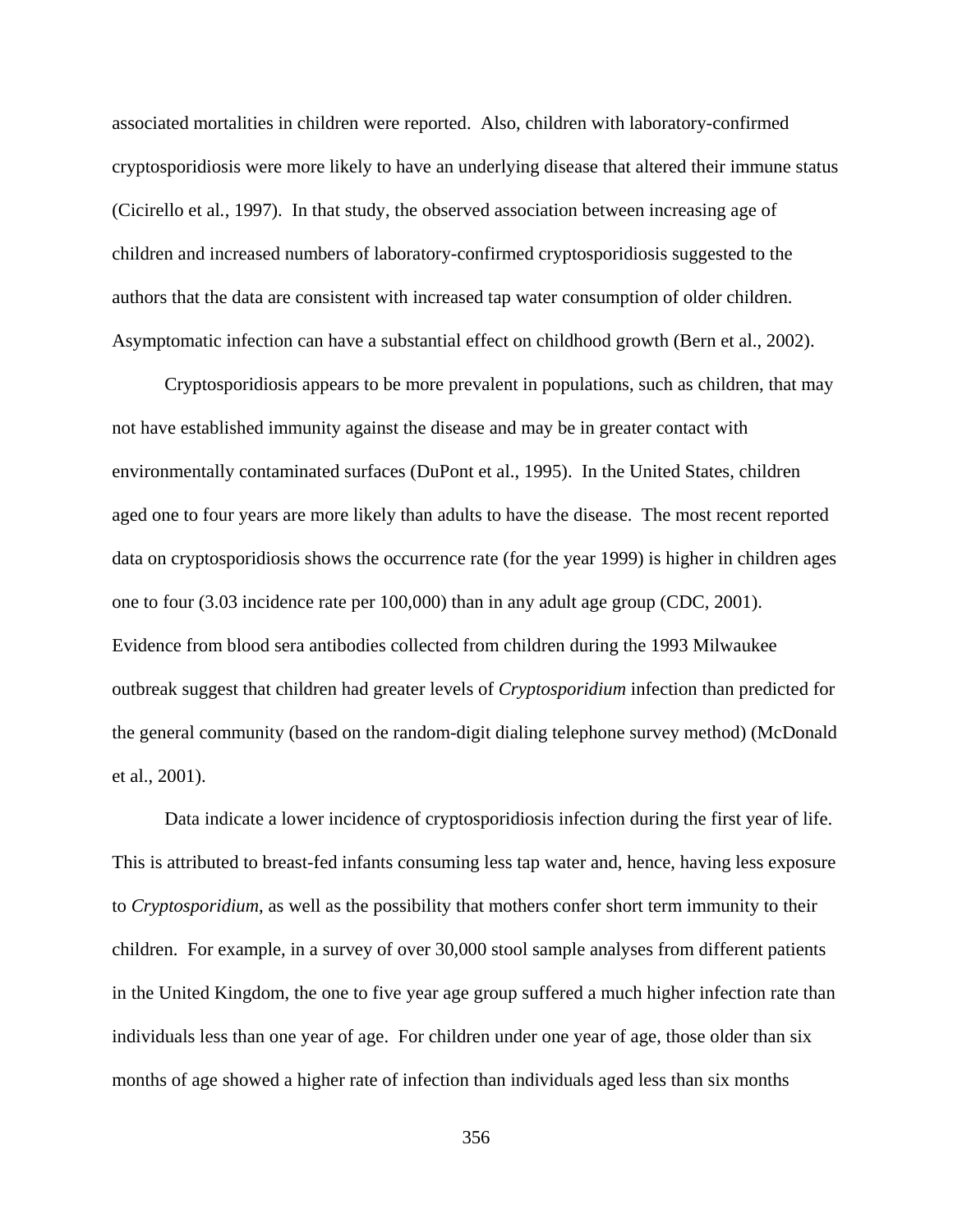associated mortalities in children were reported. Also, children with laboratory-confirmed cryptosporidiosis were more likely to have an underlying disease that altered their immune status (Cicirello et al., 1997). In that study, the observed association between increasing age of children and increased numbers of laboratory-confirmed cryptosporidiosis suggested to the authors that the data are consistent with increased tap water consumption of older children. Asymptomatic infection can have a substantial effect on childhood growth (Bern et al., 2002).

Cryptosporidiosis appears to be more prevalent in populations, such as children, that may not have established immunity against the disease and may be in greater contact with environmentally contaminated surfaces (DuPont et al., 1995). In the United States, children aged one to four years are more likely than adults to have the disease. The most recent reported data on cryptosporidiosis shows the occurrence rate (for the year 1999) is higher in children ages one to four (3.03 incidence rate per 100,000) than in any adult age group (CDC, 2001). Evidence from blood sera antibodies collected from children during the 1993 Milwaukee outbreak suggest that children had greater levels of *Cryptosporidium* infection than predicted for the general community (based on the random-digit dialing telephone survey method) (McDonald et al., 2001).

Data indicate a lower incidence of cryptosporidiosis infection during the first year of life. This is attributed to breast-fed infants consuming less tap water and, hence, having less exposure to *Cryptosporidium*, as well as the possibility that mothers confer short term immunity to their children. For example, in a survey of over 30,000 stool sample analyses from different patients in the United Kingdom, the one to five year age group suffered a much higher infection rate than individuals less than one year of age. For children under one year of age, those older than six months of age showed a higher rate of infection than individuals aged less than six months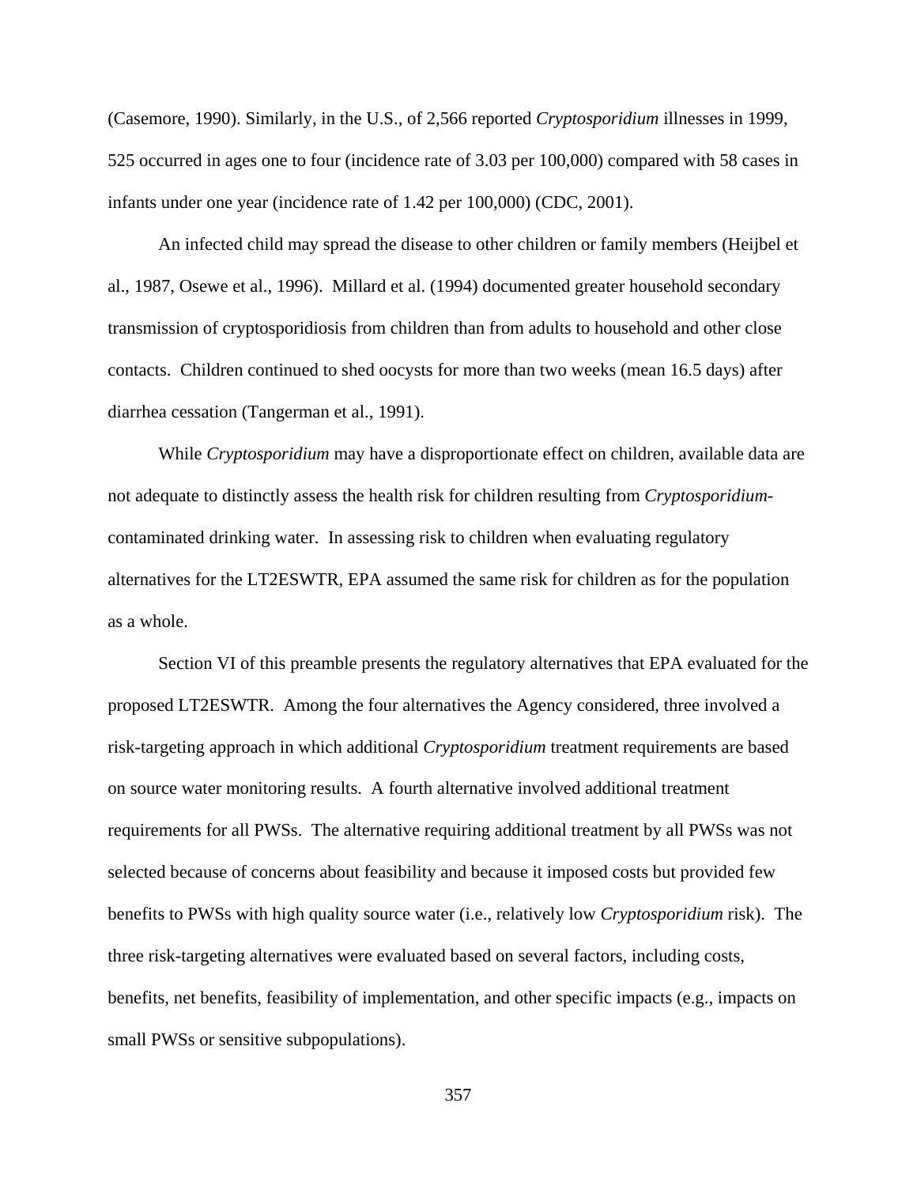(Casemore, 1990). Similarly, in the U.S., of 2,566 reported *Cryptosporidium* illnesses in 1999, 525 occurred in ages one to four (incidence rate of 3.03 per 100,000) compared with 58 cases in infants under one year (incidence rate of 1.42 per 100,000) (CDC, 2001).

An infected child may spread the disease to other children or family members (Heijbel et al., 1987, Osewe et al., 1996). Millard et al. (1994) documented greater household secondary transmission of cryptosporidiosis from children than from adults to household and other close contacts. Children continued to shed oocysts for more than two weeks (mean 16.5 days) after diarrhea cessation (Tangerman et al., 1991).

While *Cryptosporidium* may have a disproportionate effect on children, available data are not adequate to distinctly assess the health risk for children resulting from *Cryptosporidium*-contaminated drinking water. In assessing risk to children when evaluating regulatory alternatives for the LT2ESWTR, EPA assumed the same risk for children as for the population as a whole.

Section VI of this preamble presents the regulatory alternatives that EPA evaluated for the proposed LT2ESWTR. Among the four alternatives the Agency considered, three involved a risk-targeting approach in which additional *Cryptosporidium* treatment requirements are based on source water monitoring results. A fourth alternative involved additional treatment requirements for all PWSs. The alternative requiring additional treatment by all PWSs was not selected because of concerns about feasibility and because it imposed costs but provided few benefits to PWSs with high quality source water (i.e., relatively low *Cryptosporidium* risk). The three risk-targeting alternatives were evaluated based on several factors, including costs, benefits, net benefits, feasibility of implementation, and other specific impacts (e.g., impacts on small PWSs or sensitive subpopulations).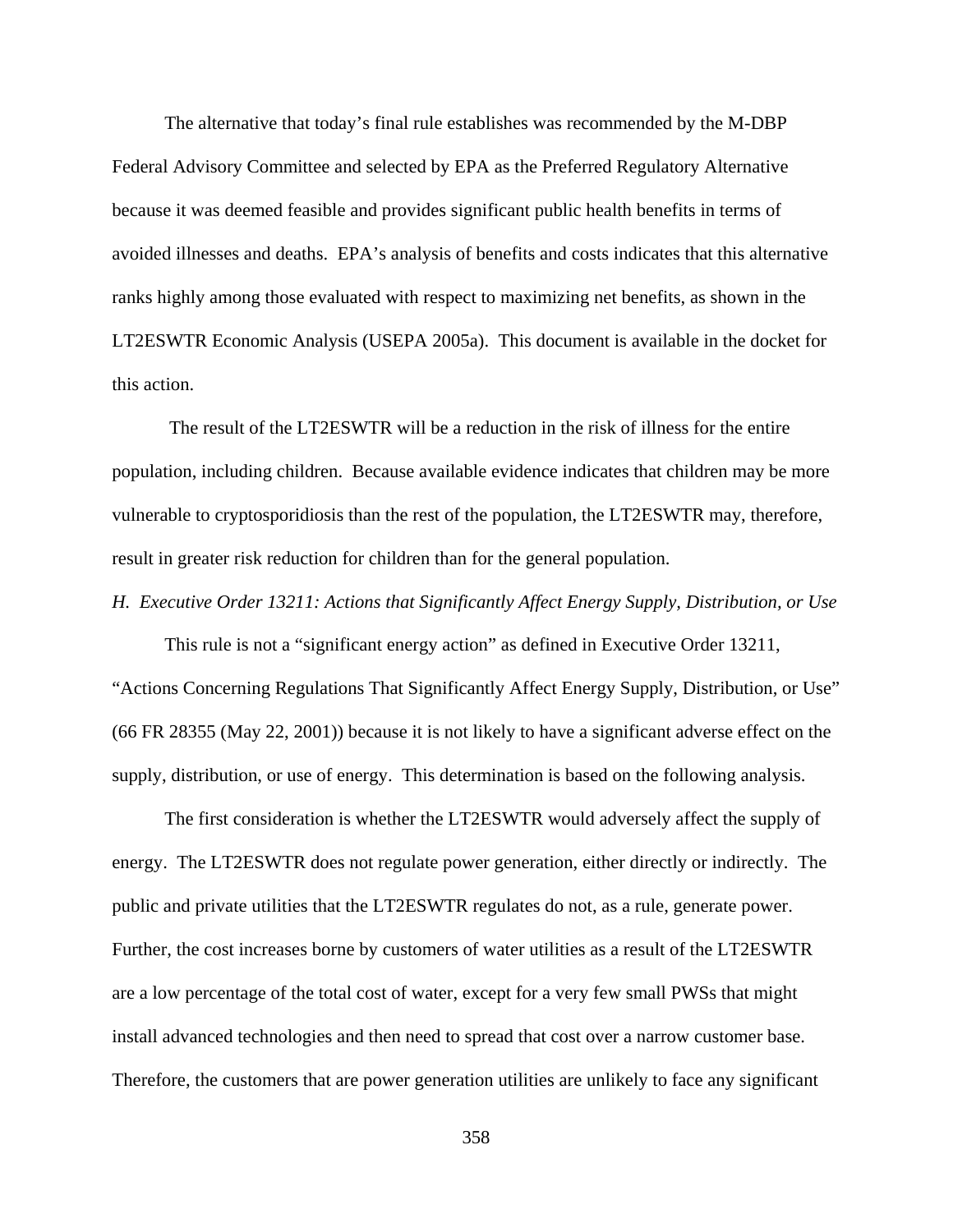The alternative that today's final rule establishes was recommended by the M-DBP Federal Advisory Committee and selected by EPA as the Preferred Regulatory Alternative because it was deemed feasible and provides significant public health benefits in terms of avoided illnesses and deaths. EPA's analysis of benefits and costs indicates that this alternative ranks highly among those evaluated with respect to maximizing net benefits, as shown in the LT2ESWTR Economic Analysis (USEPA 2005a). This document is available in the docket for this action.

The result of the LT2ESWTR will be a reduction in the risk of illness for the entire population, including children. Because available evidence indicates that children may be more vulnerable to cryptosporidiosis than the rest of the population, the LT2ESWTR may, therefore, result in greater risk reduction for children than for the general population.

*H. Executive Order 13211: Actions that Significantly Affect Energy Supply, Distribution, or Use*

This rule is not a "significant energy action" as defined in Executive Order 13211, "Actions Concerning Regulations That Significantly Affect Energy Supply, Distribution, or Use" (66 FR 28355 (May 22, 2001)) because it is not likely to have a significant adverse effect on the supply, distribution, or use of energy. This determination is based on the following analysis.

The first consideration is whether the LT2ESWTR would adversely affect the supply of energy. The LT2ESWTR does not regulate power generation, either directly or indirectly. The public and private utilities that the LT2ESWTR regulates do not, as a rule, generate power. Further, the cost increases borne by customers of water utilities as a result of the LT2ESWTR are a low percentage of the total cost of water, except for a very few small PWSs that might install advanced technologies and then need to spread that cost over a narrow customer base. Therefore, the customers that are power generation utilities are unlikely to face any significant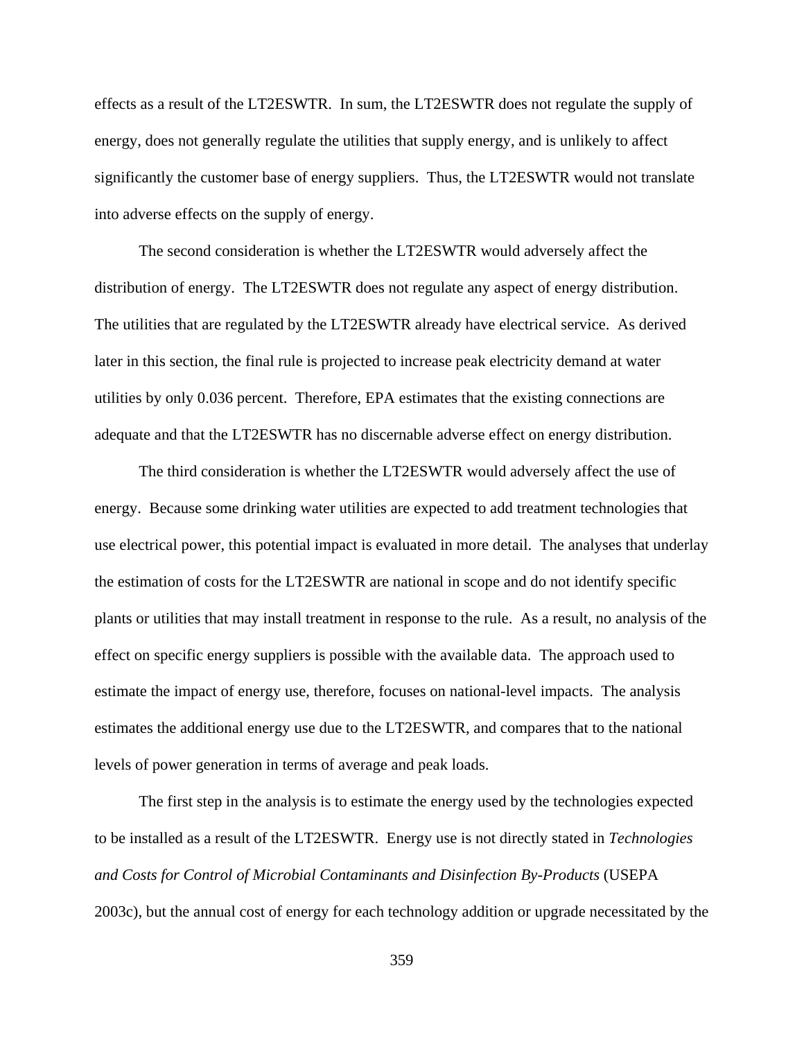effects as a result of the LT2ESWTR. In sum, the LT2ESWTR does not regulate the supply of energy, does not generally regulate the utilities that supply energy, and is unlikely to affect significantly the customer base of energy suppliers. Thus, the LT2ESWTR would not translate into adverse effects on the supply of energy.

The second consideration is whether the LT2ESWTR would adversely affect the distribution of energy. The LT2ESWTR does not regulate any aspect of energy distribution. The utilities that are regulated by the LT2ESWTR already have electrical service. As derived later in this section, the final rule is projected to increase peak electricity demand at water utilities by only 0.036 percent. Therefore, EPA estimates that the existing connections are adequate and that the LT2ESWTR has no discernable adverse effect on energy distribution.

The third consideration is whether the LT2ESWTR would adversely affect the use of energy. Because some drinking water utilities are expected to add treatment technologies that use electrical power, this potential impact is evaluated in more detail. The analyses that underlay the estimation of costs for the LT2ESWTR are national in scope and do not identify specific plants or utilities that may install treatment in response to the rule. As a result, no analysis of the effect on specific energy suppliers is possible with the available data. The approach used to estimate the impact of energy use, therefore, focuses on national-level impacts. The analysis estimates the additional energy use due to the LT2ESWTR, and compares that to the national levels of power generation in terms of average and peak loads.

The first step in the analysis is to estimate the energy used by the technologies expected to be installed as a result of the LT2ESWTR. Energy use is not directly stated in *Technologies and Costs for Control of Microbial Contaminants and Disinfection By-Products* (USEPA 2003c), but the annual cost of energy for each technology addition or upgrade necessitated by the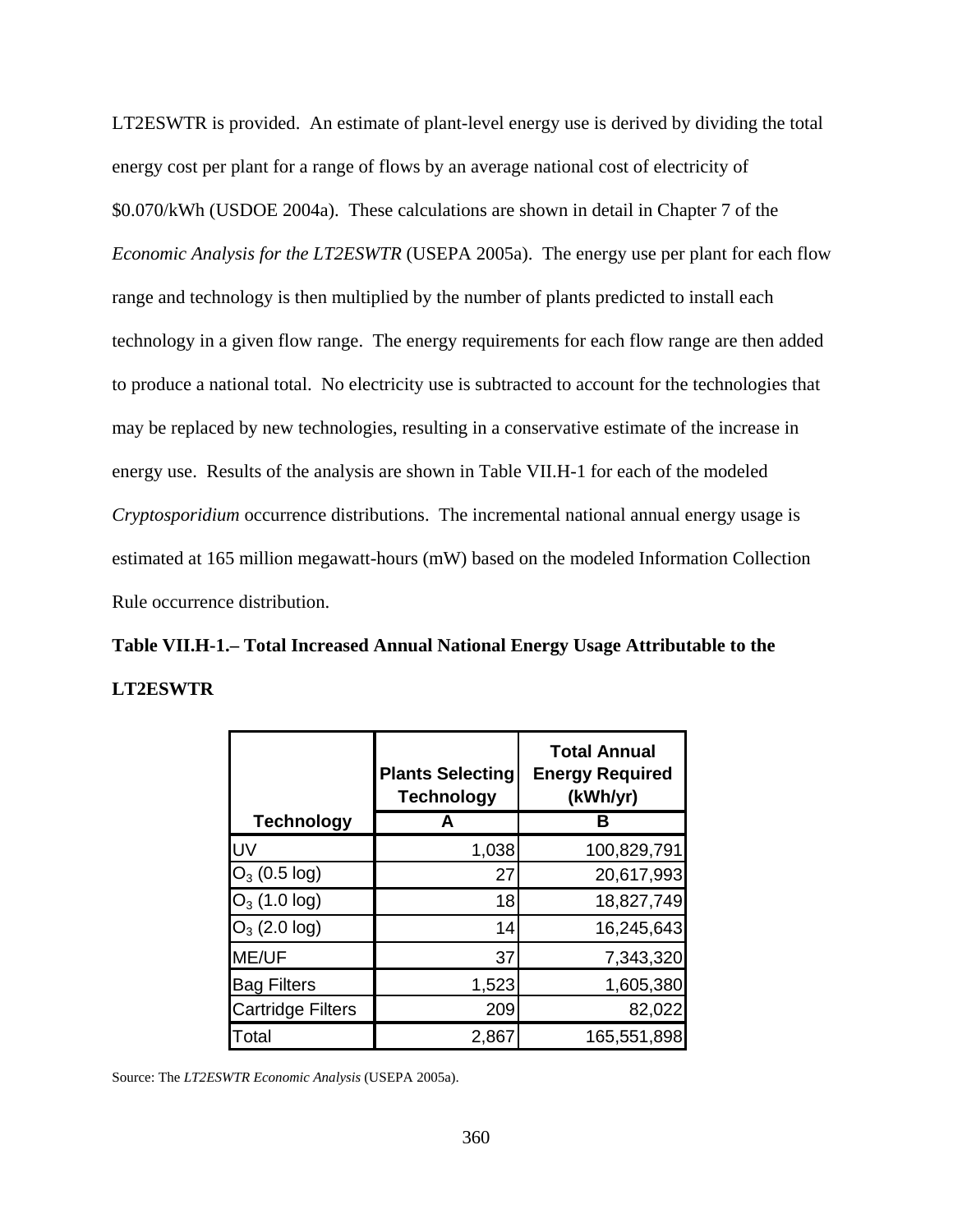LT2ESWTR is provided. An estimate of plant-level energy use is derived by dividing the total energy cost per plant for a range of flows by an average national cost of electricity of $0.070/kWh (USDOE 2004a). These calculations are shown in detail in Chapter 7 of the *Economic Analysis for the LT2ESWTR* (USEPA 2005a). The energy use per plant for each flow range and technology is then multiplied by the number of plants predicted to install each technology in a given flow range. The energy requirements for each flow range are then added to produce a national total. No electricity use is subtracted to account for the technologies that may be replaced by new technologies, resulting in a conservative estimate of the increase in energy use. Results of the analysis are shown in Table VII.H-1 for each of the modeled *Cryptosporidium* occurrence distributions. The incremental national annual energy usage is estimated at 165 million megawatt-hours (mW) based on the modeled Information Collection Rule occurrence distribution.

**Table VII.H-1.– Total Increased Annual National Energy Usage Attributable to the LT2ESWTR**

| Technology | Plants Selecting Technology | Total Annual Energy Required (kWh/yr) |
|---|---|---|
| | A | B |
| UV | 1,038 | 100,829,791 |
| $O_3$ (0.5 log) | 27 | 20,617,993 |
| $O_3$ (1.0 log) | 18 | 18,827,749 |
| $O_3$ (2.0 log) | 14 | 16,245,643 |
| ME/UF | 37 | 7,343,320 |
| Bag Filters | 1,523 | 1,605,380 |
| Cartridge Filters | 209 | 82,022 |
| Total | 2,867 | 165,551,898 |

Source: The *LT2ESWTR Economic Analysis* (USEPA 2005a).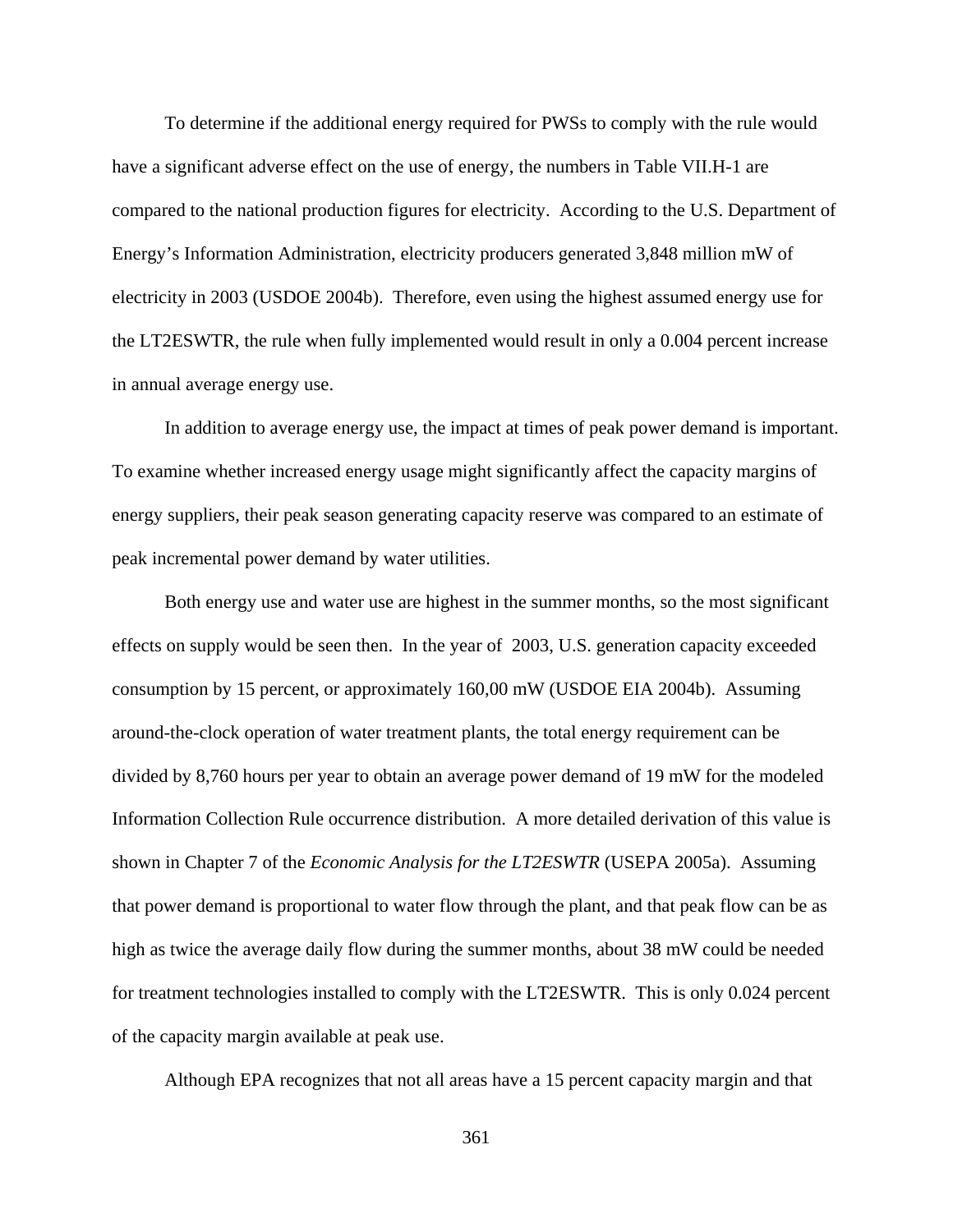To determine if the additional energy required for PWSs to comply with the rule would have a significant adverse effect on the use of energy, the numbers in Table VII.H-1 are compared to the national production figures for electricity. According to the U.S. Department of Energy's Information Administration, electricity producers generated 3,848 million mW of electricity in 2003 (USDOE 2004b). Therefore, even using the highest assumed energy use for the LT2ESWTR, the rule when fully implemented would result in only a 0.004 percent increase in annual average energy use.

In addition to average energy use, the impact at times of peak power demand is important. To examine whether increased energy usage might significantly affect the capacity margins of energy suppliers, their peak season generating capacity reserve was compared to an estimate of peak incremental power demand by water utilities.

Both energy use and water use are highest in the summer months, so the most significant effects on supply would be seen then. In the year of 2003, U.S. generation capacity exceeded consumption by 15 percent, or approximately 160,00 mW (USDOE EIA 2004b). Assuming around-the-clock operation of water treatment plants, the total energy requirement can be divided by 8,760 hours per year to obtain an average power demand of 19 mW for the modeled Information Collection Rule occurrence distribution. A more detailed derivation of this value is shown in Chapter 7 of the *Economic Analysis for the LT2ESWTR* (USEPA 2005a). Assuming that power demand is proportional to water flow through the plant, and that peak flow can be as high as twice the average daily flow during the summer months, about 38 mW could be needed for treatment technologies installed to comply with the LT2ESWTR. This is only 0.024 percent of the capacity margin available at peak use.

Although EPA recognizes that not all areas have a 15 percent capacity margin and that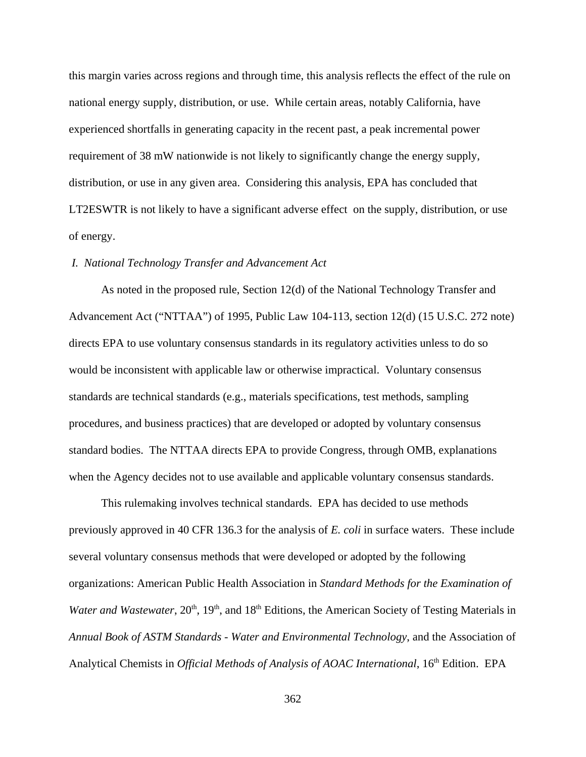this margin varies across regions and through time, this analysis reflects the effect of the rule on national energy supply, distribution, or use. While certain areas, notably California, have experienced shortfalls in generating capacity in the recent past, a peak incremental power requirement of 38 mW nationwide is not likely to significantly change the energy supply, distribution, or use in any given area. Considering this analysis, EPA has concluded that LT2ESWTR is not likely to have a significant adverse effect on the supply, distribution, or use of energy.

### *I. National Technology Transfer and Advancement Act*

As noted in the proposed rule, Section 12(d) of the National Technology Transfer and Advancement Act ("NTTAA") of 1995, Public Law 104-113, section 12(d) (15 U.S.C. 272 note) directs EPA to use voluntary consensus standards in its regulatory activities unless to do so would be inconsistent with applicable law or otherwise impractical. Voluntary consensus standards are technical standards (e.g., materials specifications, test methods, sampling procedures, and business practices) that are developed or adopted by voluntary consensus standard bodies. The NTTAA directs EPA to provide Congress, through OMB, explanations when the Agency decides not to use available and applicable voluntary consensus standards.

This rulemaking involves technical standards. EPA has decided to use methods previously approved in 40 CFR 136.3 for the analysis of *E. coli* in surface waters. These include several voluntary consensus methods that were developed or adopted by the following organizations: American Public Health Association in *Standard Methods for the Examination of Water and Wastewater*, 20th, 19th, and 18th Editions, the American Society of Testing Materials in *Annual Book of ASTM Standards - Water and Environmental Technology*, and the Association of Analytical Chemists in *Official Methods of Analysis of AOAC International*, 16th Edition. EPA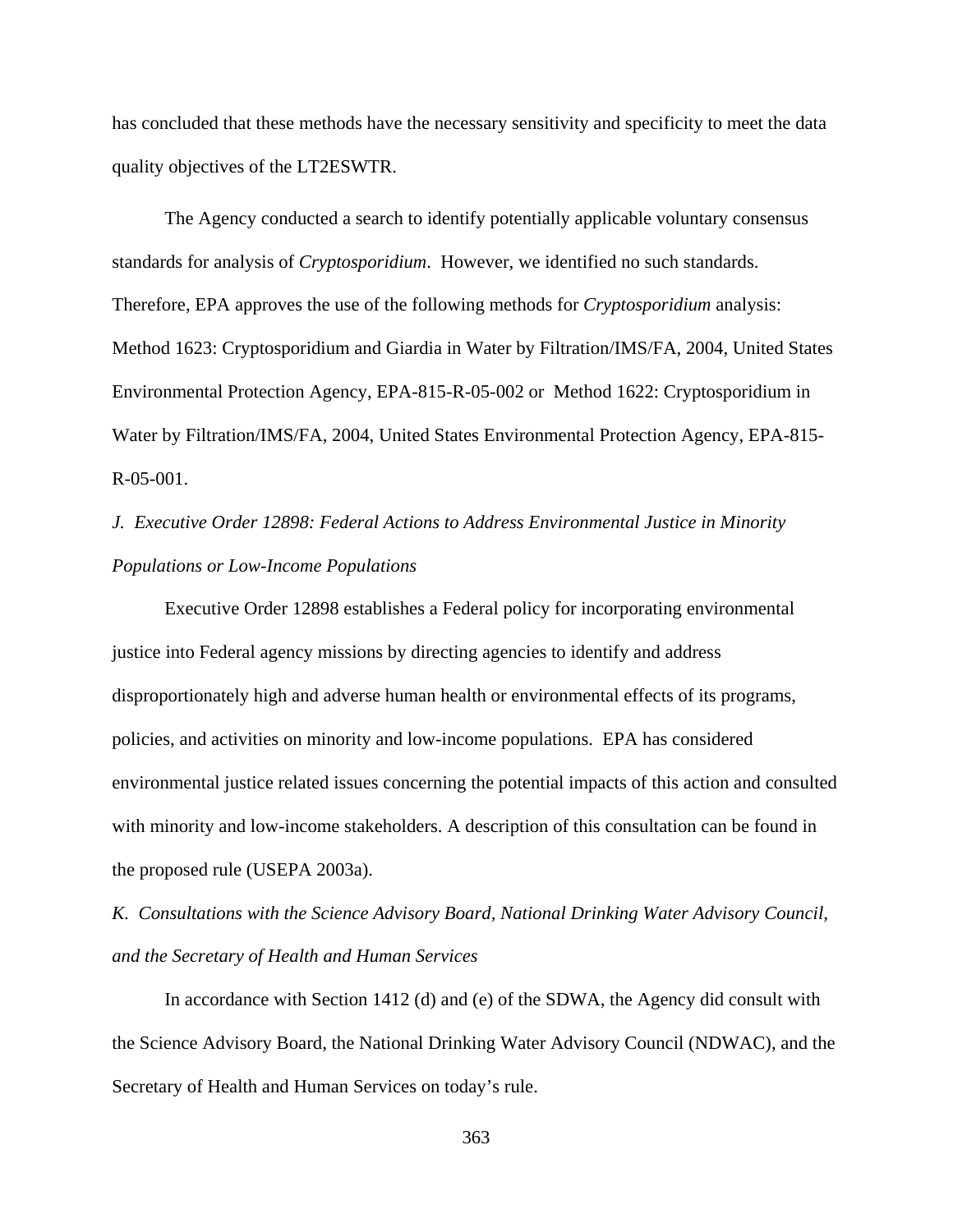has concluded that these methods have the necessary sensitivity and specificity to meet the data quality objectives of the LT2ESWTR.

The Agency conducted a search to identify potentially applicable voluntary consensus standards for analysis of *Cryptosporidium*. However, we identified no such standards. Therefore, EPA approves the use of the following methods for *Cryptosporidium* analysis: Method 1623: Cryptosporidium and Giardia in Water by Filtration/IMS/FA, 2004, United States Environmental Protection Agency, EPA-815-R-05-002 or Method 1622: Cryptosporidium in Water by Filtration/IMS/FA, 2004, United States Environmental Protection Agency, EPA-815-R-05-001.

*J. Executive Order 12898: Federal Actions to Address Environmental Justice in Minority Populations or Low-Income Populations*

Executive Order 12898 establishes a Federal policy for incorporating environmental justice into Federal agency missions by directing agencies to identify and address disproportionately high and adverse human health or environmental effects of its programs, policies, and activities on minority and low-income populations. EPA has considered environmental justice related issues concerning the potential impacts of this action and consulted with minority and low-income stakeholders. A description of this consultation can be found in the proposed rule (USEPA 2003a).

*K. Consultations with the Science Advisory Board, National Drinking Water Advisory Council, and the Secretary of Health and Human Services*

In accordance with Section 1412 (d) and (e) of the SDWA, the Agency did consult with the Science Advisory Board, the National Drinking Water Advisory Council (NDWAC), and the Secretary of Health and Human Services on today's rule.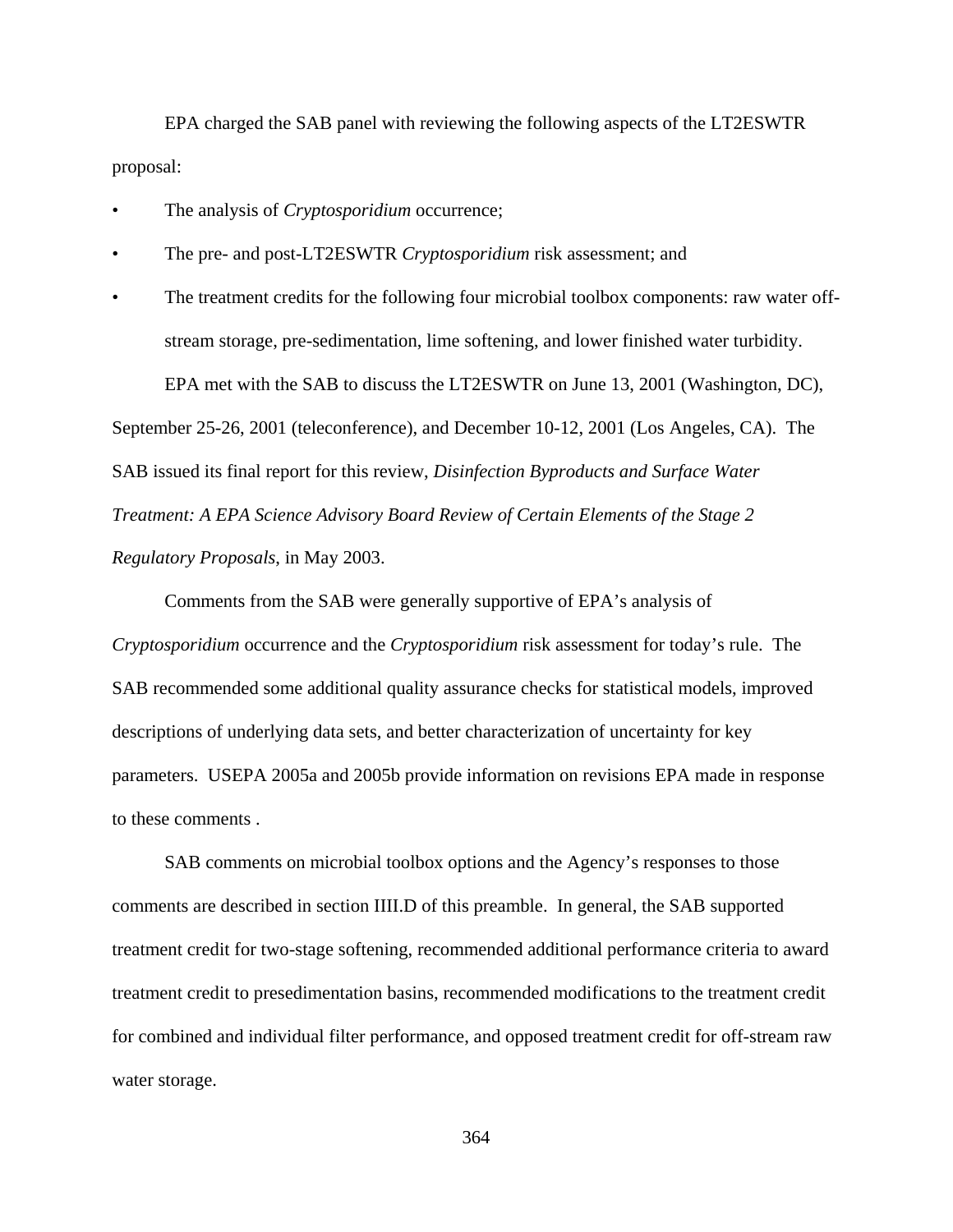EPA charged the SAB panel with reviewing the following aspects of the LT2ESWTR proposal:

- The analysis of *Cryptosporidium* occurrence;
- The pre- and post-LT2ESWTR *Cryptosporidium* risk assessment; and
- The treatment credits for the following four microbial toolbox components: raw water off-stream storage, pre-sedimentation, lime softening, and lower finished water turbidity.

EPA met with the SAB to discuss the LT2ESWTR on June 13, 2001 (Washington, DC), September 25-26, 2001 (teleconference), and December 10-12, 2001 (Los Angeles, CA). The SAB issued its final report for this review, *Disinfection Byproducts and Surface Water Treatment: A EPA Science Advisory Board Review of Certain Elements of the Stage 2 Regulatory Proposals*, in May 2003.

Comments from the SAB were generally supportive of EPA's analysis of *Cryptosporidium* occurrence and the *Cryptosporidium* risk assessment for today's rule. The SAB recommended some additional quality assurance checks for statistical models, improved descriptions of underlying data sets, and better characterization of uncertainty for key parameters. USEPA 2005a and 2005b provide information on revisions EPA made in response to these comments .

SAB comments on microbial toolbox options and the Agency's responses to those comments are described in section IIII.D of this preamble. In general, the SAB supported treatment credit for two-stage softening, recommended additional performance criteria to award treatment credit to presedimentation basins, recommended modifications to the treatment credit for combined and individual filter performance, and opposed treatment credit for off-stream raw water storage.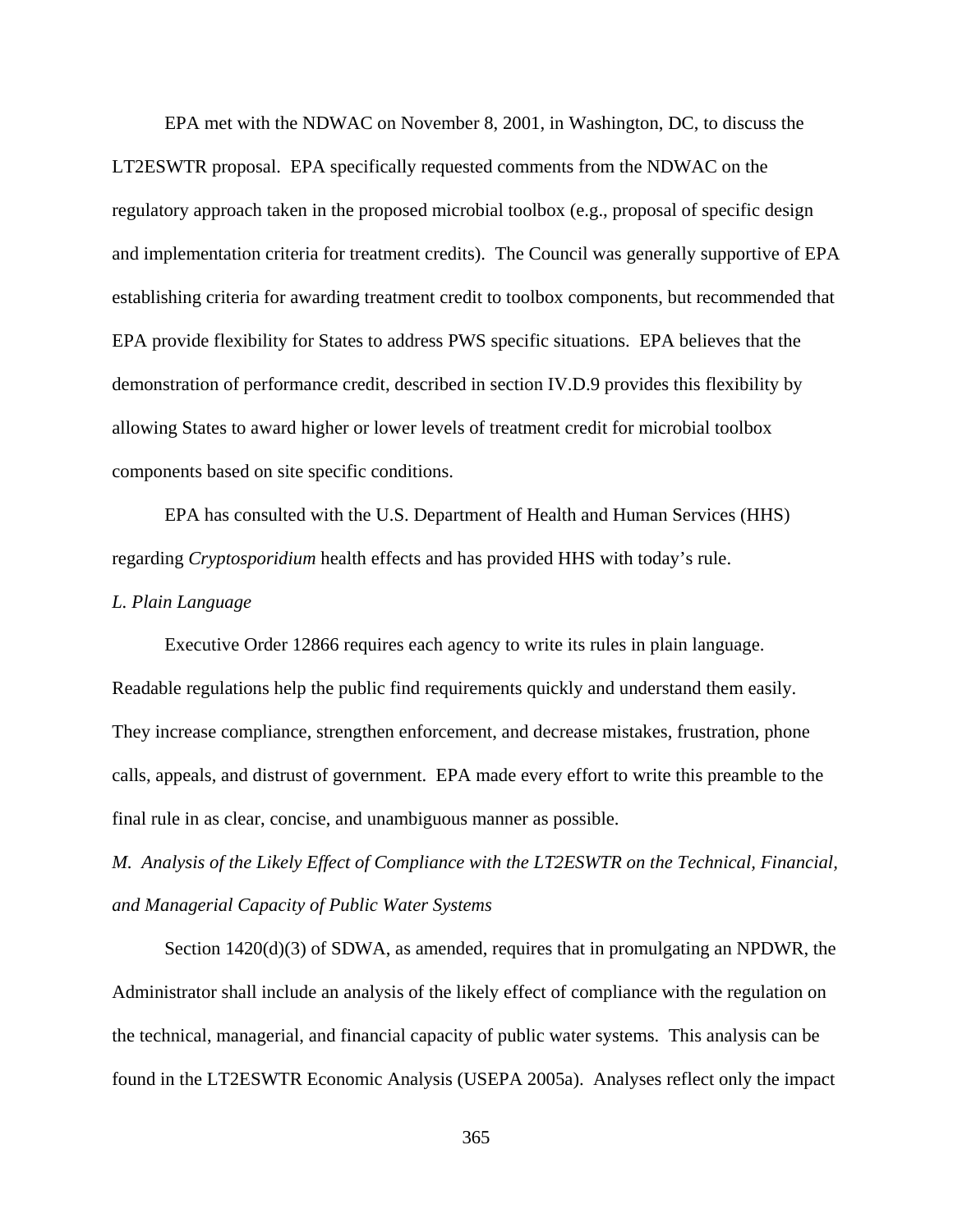EPA met with the NDWAC on November 8, 2001, in Washington, DC, to discuss the LT2ESWTR proposal. EPA specifically requested comments from the NDWAC on the regulatory approach taken in the proposed microbial toolbox (e.g., proposal of specific design and implementation criteria for treatment credits). The Council was generally supportive of EPA establishing criteria for awarding treatment credit to toolbox components, but recommended that EPA provide flexibility for States to address PWS specific situations. EPA believes that the demonstration of performance credit, described in section IV.D.9 provides this flexibility by allowing States to award higher or lower levels of treatment credit for microbial toolbox components based on site specific conditions.

EPA has consulted with the U.S. Department of Health and Human Services (HHS) regarding *Cryptosporidium* health effects and has provided HHS with today's rule.

*L. Plain Language*

Executive Order 12866 requires each agency to write its rules in plain language. Readable regulations help the public find requirements quickly and understand them easily. They increase compliance, strengthen enforcement, and decrease mistakes, frustration, phone calls, appeals, and distrust of government. EPA made every effort to write this preamble to the final rule in as clear, concise, and unambiguous manner as possible.

*M. Analysis of the Likely Effect of Compliance with the LT2ESWTR on the Technical, Financial, and Managerial Capacity of Public Water Systems*

Section 1420(d)(3) of SDWA, as amended, requires that in promulgating an NPDWR, the Administrator shall include an analysis of the likely effect of compliance with the regulation on the technical, managerial, and financial capacity of public water systems. This analysis can be found in the LT2ESWTR Economic Analysis (USEPA 2005a). Analyses reflect only the impact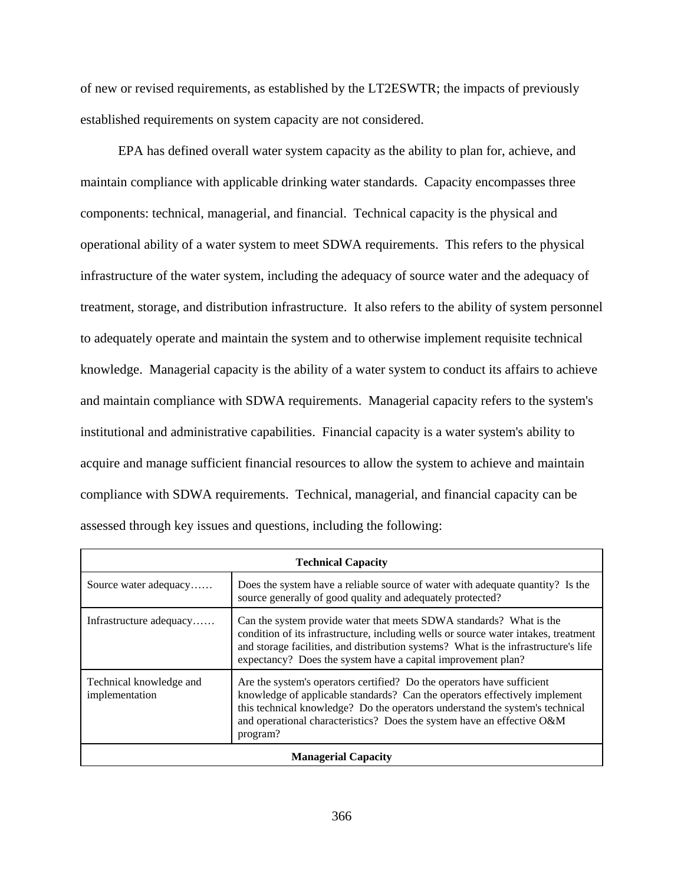of new or revised requirements, as established by the LT2ESWTR; the impacts of previously established requirements on system capacity are not considered.

EPA has defined overall water system capacity as the ability to plan for, achieve, and maintain compliance with applicable drinking water standards. Capacity encompasses three components: technical, managerial, and financial. Technical capacity is the physical and operational ability of a water system to meet SDWA requirements. This refers to the physical infrastructure of the water system, including the adequacy of source water and the adequacy of treatment, storage, and distribution infrastructure. It also refers to the ability of system personnel to adequately operate and maintain the system and to otherwise implement requisite technical knowledge. Managerial capacity is the ability of a water system to conduct its affairs to achieve and maintain compliance with SDWA requirements. Managerial capacity refers to the system's institutional and administrative capabilities. Financial capacity is a water system's ability to acquire and manage sufficient financial resources to allow the system to achieve and maintain compliance with SDWA requirements. Technical, managerial, and financial capacity can be assessed through key issues and questions, including the following:

| **Technical Capacity** | |
|---|---|
| Source water adequacy…… | Does the system have a reliable source of water with adequate quantity? Is the source generally of good quality and adequately protected? |
| Infrastructure adequacy…… | Can the system provide water that meets SDWA standards? What is the condition of its infrastructure, including wells or source water intakes, treatment and storage facilities, and distribution systems? What is the infrastructure's life expectancy? Does the system have a capital improvement plan? |
| Technical knowledge and implementation | Are the system's operators certified? Do the operators have sufficient knowledge of applicable standards? Can the operators effectively implement this technical knowledge? Do the operators understand the system's technical and operational characteristics? Does the system have an effective O&M program? |
| **Managerial Capacity** | |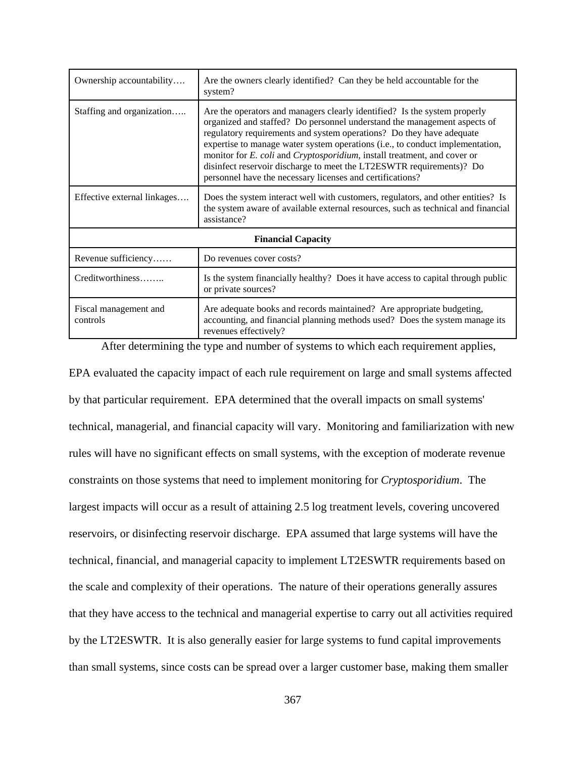| | |
|---|---|
| Ownership accountability…. | Are the owners clearly identified? Can they be held accountable for the system? |
| Staffing and organization….. | Are the operators and managers clearly identified? Is the system properly organized and staffed? Do personnel understand the management aspects of regulatory requirements and system operations? Do they have adequate expertise to manage water system operations (i.e., to conduct implementation, monitor for *E. coli* and *Cryptosporidium*, install treatment, and cover or disinfect reservoir discharge to meet the LT2ESWTR requirements)? Do personnel have the necessary licenses and certifications? |
| Effective external linkages…. | Does the system interact well with customers, regulators, and other entities? Is the system aware of available external resources, such as technical and financial assistance? |
| **Financial Capacity** | |
| Revenue sufficiency…… | Do revenues cover costs? |
| Creditworthiness…….. | Is the system financially healthy? Does it have access to capital through public or private sources? |
| Fiscal management and controls | Are adequate books and records maintained? Are appropriate budgeting, accounting, and financial planning methods used? Does the system manage its revenues effectively? |

After determining the type and number of systems to which each requirement applies, EPA evaluated the capacity impact of each rule requirement on large and small systems affected by that particular requirement. EPA determined that the overall impacts on small systems' technical, managerial, and financial capacity will vary. Monitoring and familiarization with new rules will have no significant effects on small systems, with the exception of moderate revenue constraints on those systems that need to implement monitoring for *Cryptosporidium*. The largest impacts will occur as a result of attaining 2.5 log treatment levels, covering uncovered reservoirs, or disinfecting reservoir discharge. EPA assumed that large systems will have the technical, financial, and managerial capacity to implement LT2ESWTR requirements based on the scale and complexity of their operations. The nature of their operations generally assures that they have access to the technical and managerial expertise to carry out all activities required by the LT2ESWTR. It is also generally easier for large systems to fund capital improvements than small systems, since costs can be spread over a larger customer base, making them smaller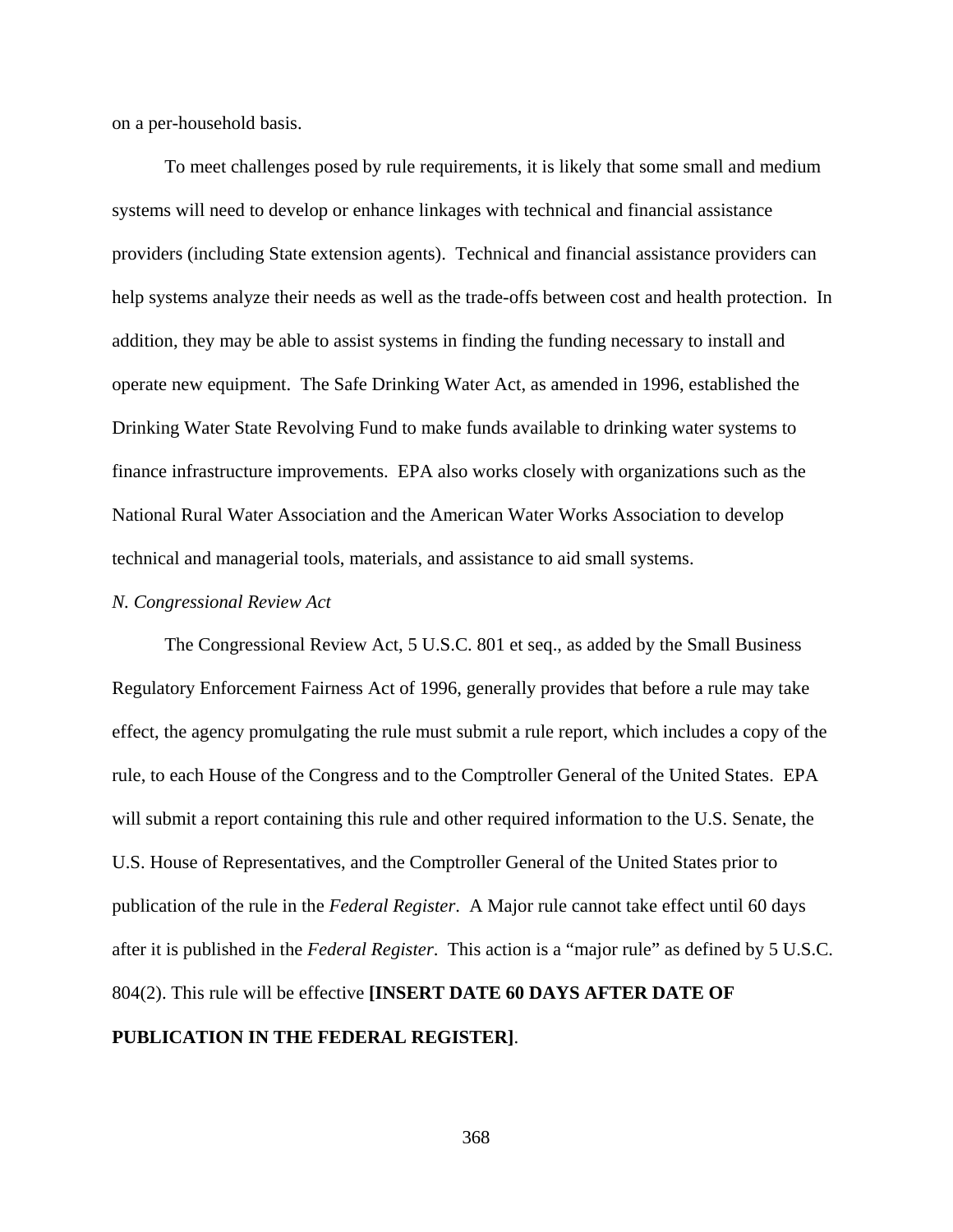on a per-household basis.

To meet challenges posed by rule requirements, it is likely that some small and medium systems will need to develop or enhance linkages with technical and financial assistance providers (including State extension agents). Technical and financial assistance providers can help systems analyze their needs as well as the trade-offs between cost and health protection. In addition, they may be able to assist systems in finding the funding necessary to install and operate new equipment. The Safe Drinking Water Act, as amended in 1996, established the Drinking Water State Revolving Fund to make funds available to drinking water systems to finance infrastructure improvements. EPA also works closely with organizations such as the National Rural Water Association and the American Water Works Association to develop technical and managerial tools, materials, and assistance to aid small systems.

*N. Congressional Review Act*

The Congressional Review Act, 5 U.S.C. 801 et seq., as added by the Small Business Regulatory Enforcement Fairness Act of 1996, generally provides that before a rule may take effect, the agency promulgating the rule must submit a rule report, which includes a copy of the rule, to each House of the Congress and to the Comptroller General of the United States. EPA will submit a report containing this rule and other required information to the U.S. Senate, the U.S. House of Representatives, and the Comptroller General of the United States prior to publication of the rule in the *Federal Register*. A Major rule cannot take effect until 60 days after it is published in the *Federal Register*. This action is a "major rule" as defined by 5 U.S.C. 804(2). This rule will be effective **[INSERT DATE 60 DAYS AFTER DATE OF PUBLICATION IN THE FEDERAL REGISTER]**.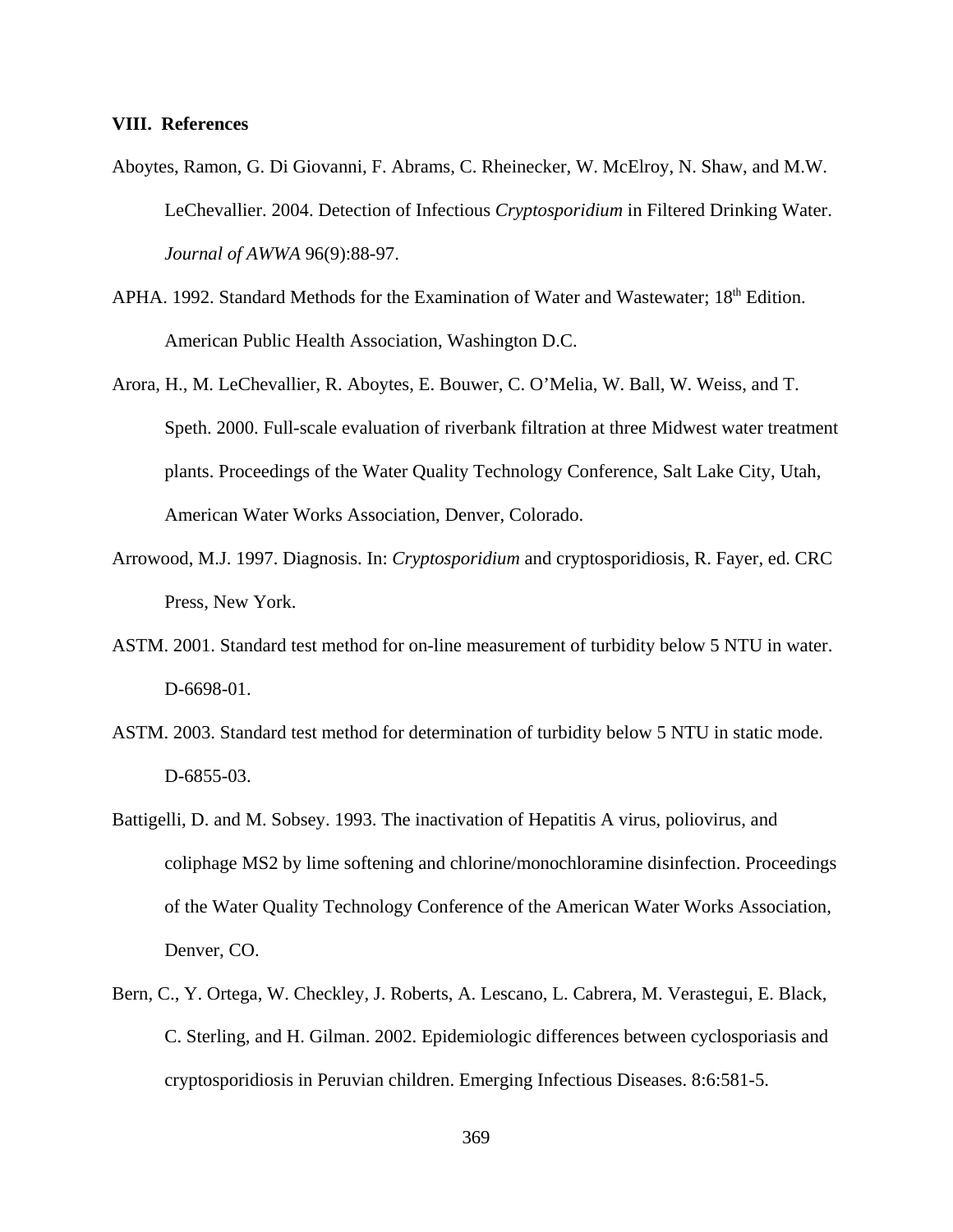## VIII. References

Aboytes, Ramon, G. Di Giovanni, F. Abrams, C. Rheinecker, W. McElroy, N. Shaw, and M.W. LeChevallier. 2004. Detection of Infectious *Cryptosporidium* in Filtered Drinking Water. *Journal of AWWA* 96(9):88-97.

APHA. 1992. Standard Methods for the Examination of Water and Wastewater; 18th Edition. American Public Health Association, Washington D.C.

Arora, H., M. LeChevallier, R. Aboytes, E. Bouwer, C. O'Melia, W. Ball, W. Weiss, and T. Speth. 2000. Full-scale evaluation of riverbank filtration at three Midwest water treatment plants. Proceedings of the Water Quality Technology Conference, Salt Lake City, Utah, American Water Works Association, Denver, Colorado.

Arrowood, M.J. 1997. Diagnosis. In: *Cryptosporidium* and cryptosporidiosis, R. Fayer, ed. CRC Press, New York.

ASTM. 2001. Standard test method for on-line measurement of turbidity below 5 NTU in water. D-6698-01.

ASTM. 2003. Standard test method for determination of turbidity below 5 NTU in static mode. D-6855-03.

Battigelli, D. and M. Sobsey. 1993. The inactivation of Hepatitis A virus, poliovirus, and coliphage MS2 by lime softening and chlorine/monochloramine disinfection. Proceedings of the Water Quality Technology Conference of the American Water Works Association, Denver, CO.

Bern, C., Y. Ortega, W. Checkley, J. Roberts, A. Lescano, L. Cabrera, M. Verastegui, E. Black, C. Sterling, and H. Gilman. 2002. Epidemiologic differences between cyclosporiasis and cryptosporidiosis in Peruvian children. Emerging Infectious Diseases. 8:6:581-5.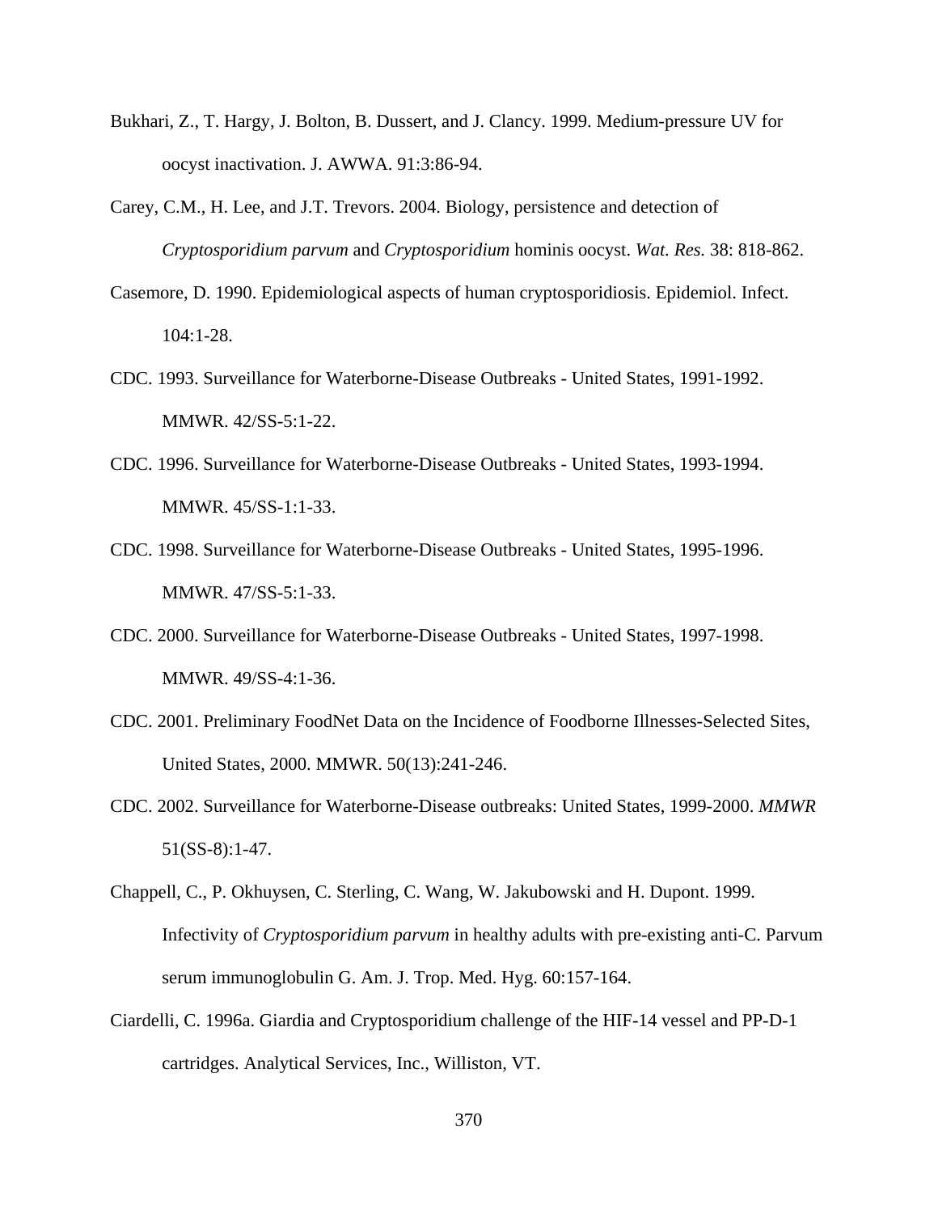Bukhari, Z., T. Hargy, J. Bolton, B. Dussert, and J. Clancy. 1999. Medium-pressure UV for oocyst inactivation. J. AWWA. 91:3:86-94.

Carey, C.M., H. Lee, and J.T. Trevors. 2004. Biology, persistence and detection of *Cryptosporidium parvum* and *Cryptosporidium* hominis oocyst. *Wat. Res.* 38: 818-862.

Casemore, D. 1990. Epidemiological aspects of human cryptosporidiosis. Epidemiol. Infect. 104:1-28.

CDC. 1993. Surveillance for Waterborne-Disease Outbreaks - United States, 1991-1992. MMWR. 42/SS-5:1-22.

CDC. 1996. Surveillance for Waterborne-Disease Outbreaks - United States, 1993-1994. MMWR. 45/SS-1:1-33.

CDC. 1998. Surveillance for Waterborne-Disease Outbreaks - United States, 1995-1996. MMWR. 47/SS-5:1-33.

CDC. 2000. Surveillance for Waterborne-Disease Outbreaks - United States, 1997-1998. MMWR. 49/SS-4:1-36.

CDC. 2001. Preliminary FoodNet Data on the Incidence of Foodborne Illnesses-Selected Sites, United States, 2000. MMWR. 50(13):241-246.

CDC. 2002. Surveillance for Waterborne-Disease outbreaks: United States, 1999-2000. *MMWR* 51(SS-8):1-47.

Chappell, C., P. Okhuysen, C. Sterling, C. Wang, W. Jakubowski and H. Dupont. 1999. Infectivity of *Cryptosporidium parvum* in healthy adults with pre-existing anti-C. Parvum serum immunoglobulin G. Am. J. Trop. Med. Hyg. 60:157-164.

Ciardelli, C. 1996a. Giardia and Cryptosporidium challenge of the HIF-14 vessel and PP-D-1 cartridges. Analytical Services, Inc., Williston, VT.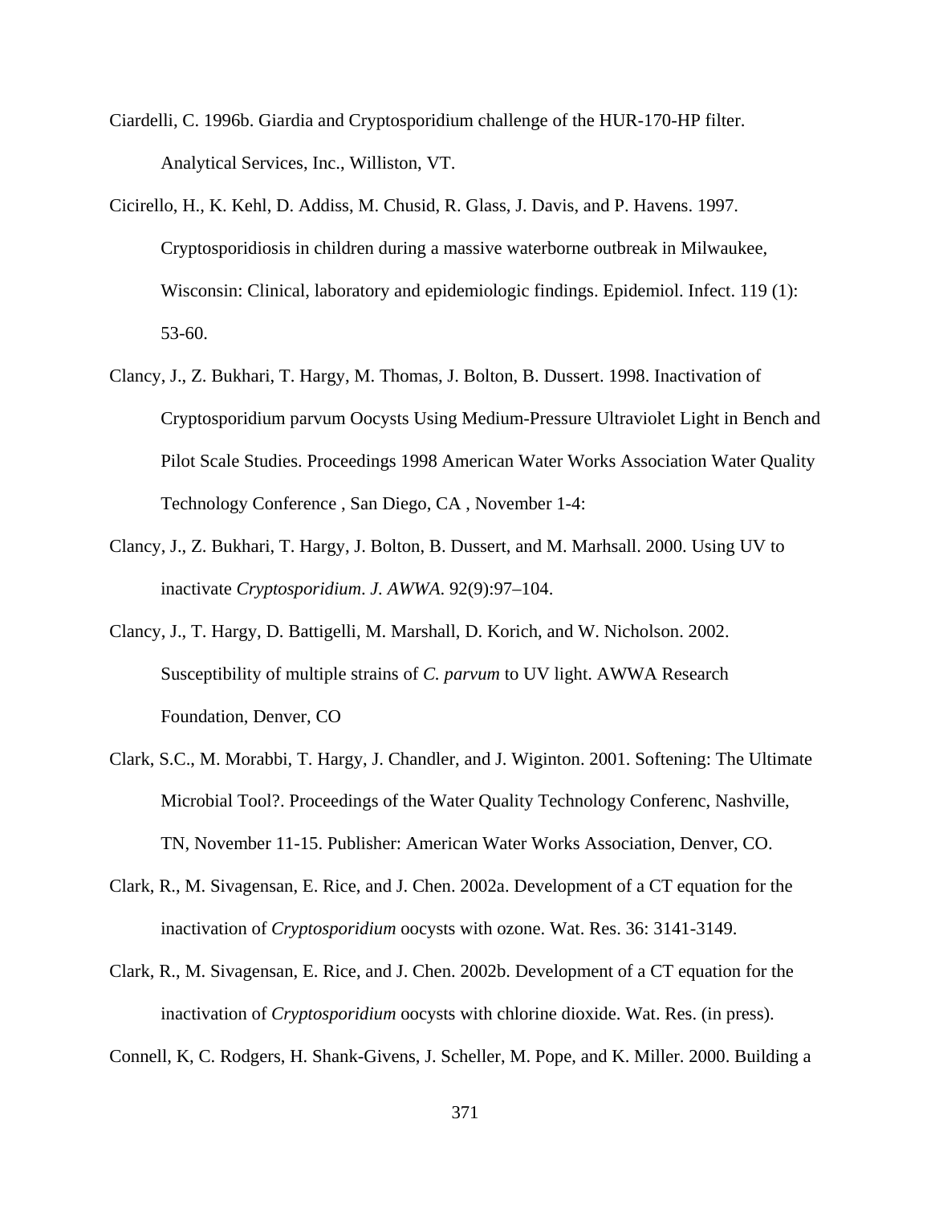Ciardelli, C. 1996b. Giardia and Cryptosporidium challenge of the HUR-170-HP filter. Analytical Services, Inc., Williston, VT.

Cicirello, H., K. Kehl, D. Addiss, M. Chusid, R. Glass, J. Davis, and P. Havens. 1997. Cryptosporidiosis in children during a massive waterborne outbreak in Milwaukee, Wisconsin: Clinical, laboratory and epidemiologic findings. Epidemiol. Infect. 119 (1): 53-60.

Clancy, J., Z. Bukhari, T. Hargy, M. Thomas, J. Bolton, B. Dussert. 1998. Inactivation of Cryptosporidium parvum Oocysts Using Medium-Pressure Ultraviolet Light in Bench and Pilot Scale Studies. Proceedings 1998 American Water Works Association Water Quality Technology Conference , San Diego, CA , November 1-4:

Clancy, J., Z. Bukhari, T. Hargy, J. Bolton, B. Dussert, and M. Marhsall. 2000. Using UV to inactivate *Cryptosporidium*. *J. AWWA*. 92(9):97–104.

Clancy, J., T. Hargy, D. Battigelli, M. Marshall, D. Korich, and W. Nicholson. 2002. Susceptibility of multiple strains of *C. parvum* to UV light. AWWA Research Foundation, Denver, CO

Clark, S.C., M. Morabbi, T. Hargy, J. Chandler, and J. Wiginton. 2001. Softening: The Ultimate Microbial Tool?. Proceedings of the Water Quality Technology Conferenc, Nashville, TN, November 11-15. Publisher: American Water Works Association, Denver, CO.

Clark, R., M. Sivagensan, E. Rice, and J. Chen. 2002a. Development of a CT equation for the inactivation of *Cryptosporidium* oocysts with ozone. Wat. Res. 36: 3141-3149.

Clark, R., M. Sivagensan, E. Rice, and J. Chen. 2002b. Development of a CT equation for the inactivation of *Cryptosporidium* oocysts with chlorine dioxide. Wat. Res. (in press).

Connell, K, C. Rodgers, H. Shank-Givens, J. Scheller, M. Pope, and K. Miller. 2000. Building a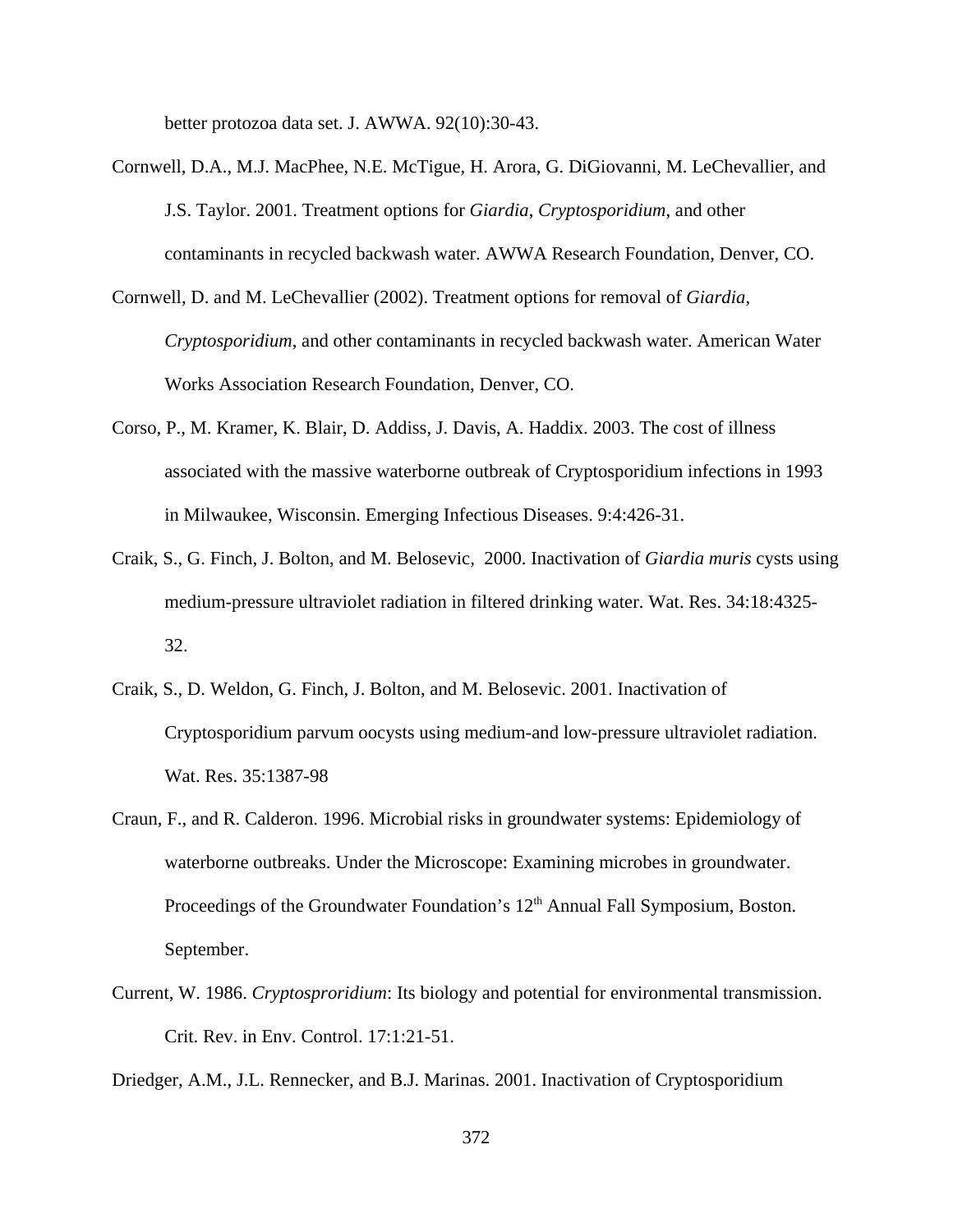better protozoa data set. J. AWWA. 92(10):30-43.

Cornwell, D.A., M.J. MacPhee, N.E. McTigue, H. Arora, G. DiGiovanni, M. LeChevallier, and J.S. Taylor. 2001. Treatment options for *Giardia*, *Cryptosporidium*, and other contaminants in recycled backwash water. AWWA Research Foundation, Denver, CO.

Cornwell, D. and M. LeChevallier (2002). Treatment options for removal of *Giardia*, *Cryptosporidium*, and other contaminants in recycled backwash water. American Water Works Association Research Foundation, Denver, CO.

Corso, P., M. Kramer, K. Blair, D. Addiss, J. Davis, A. Haddix. 2003. The cost of illness associated with the massive waterborne outbreak of Cryptosporidium infections in 1993 in Milwaukee, Wisconsin. Emerging Infectious Diseases. 9:4:426-31.

Craik, S., G. Finch, J. Bolton, and M. Belosevic, 2000. Inactivation of *Giardia muris* cysts using medium-pressure ultraviolet radiation in filtered drinking water. Wat. Res. 34:18:4325-32.

Craik, S., D. Weldon, G. Finch, J. Bolton, and M. Belosevic. 2001. Inactivation of Cryptosporidium parvum oocysts using medium-and low-pressure ultraviolet radiation. Wat. Res. 35:1387-98

Craun, F., and R. Calderon. 1996. Microbial risks in groundwater systems: Epidemiology of waterborne outbreaks. Under the Microscope: Examining microbes in groundwater. Proceedings of the Groundwater Foundation's 12th Annual Fall Symposium, Boston. September.

Current, W. 1986. *Cryptosproridium*: Its biology and potential for environmental transmission. Crit. Rev. in Env. Control. 17:1:21-51.

Driedger, A.M., J.L. Rennecker, and B.J. Marinas. 2001. Inactivation of Cryptosporidium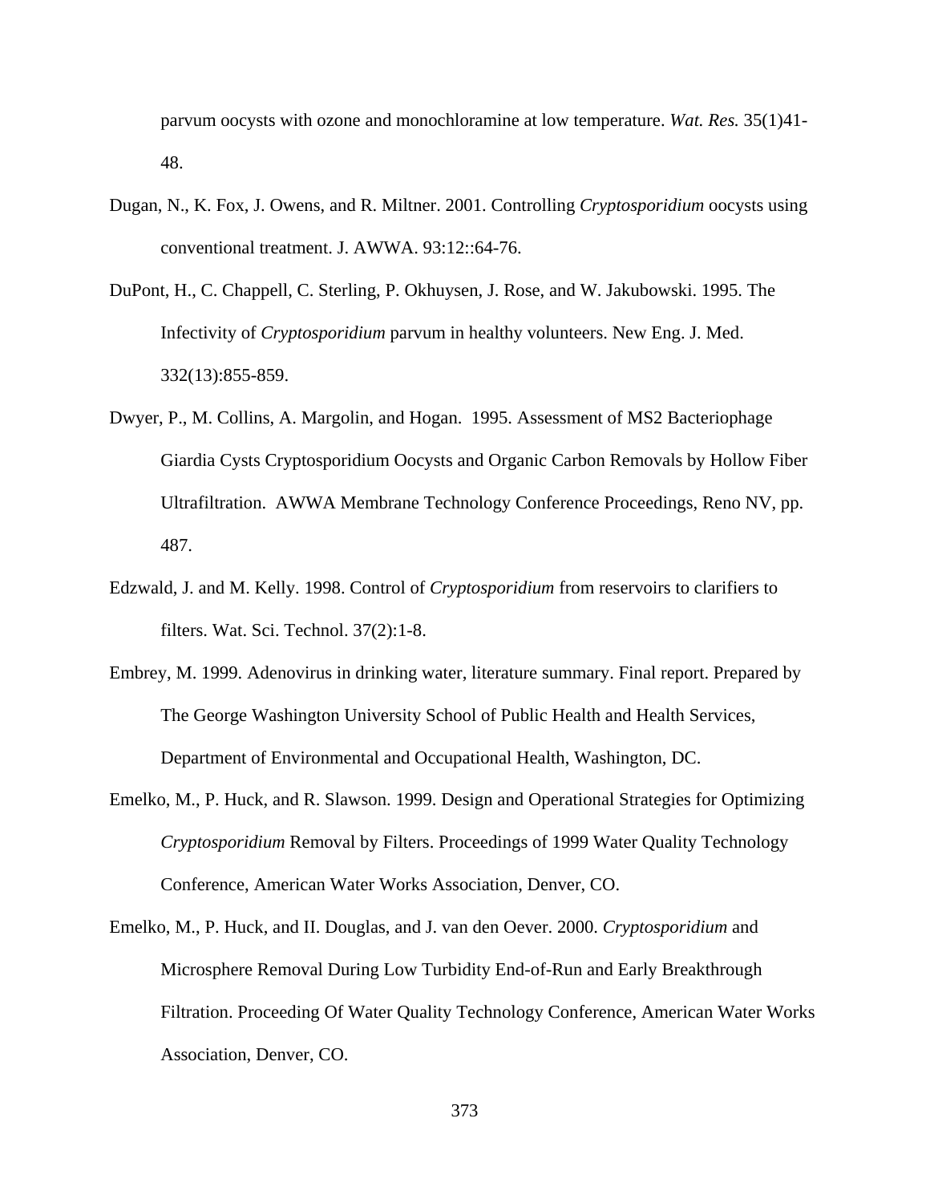parvum oocysts with ozone and monochloramine at low temperature. *Wat. Res.* 35(1)41-48.

Dugan, N., K. Fox, J. Owens, and R. Miltner. 2001. Controlling *Cryptosporidium* oocysts using conventional treatment. J. AWWA. 93:12::64-76.

DuPont, H., C. Chappell, C. Sterling, P. Okhuysen, J. Rose, and W. Jakubowski. 1995. The Infectivity of *Cryptosporidium* parvum in healthy volunteers. New Eng. J. Med. 332(13):855-859.

Dwyer, P., M. Collins, A. Margolin, and Hogan. 1995. Assessment of MS2 Bacteriophage Giardia Cysts Cryptosporidium Oocysts and Organic Carbon Removals by Hollow Fiber Ultrafiltration. AWWA Membrane Technology Conference Proceedings, Reno NV, pp. 487.

Edzwald, J. and M. Kelly. 1998. Control of *Cryptosporidium* from reservoirs to clarifiers to filters. Wat. Sci. Technol. 37(2):1-8.

Embrey, M. 1999. Adenovirus in drinking water, literature summary. Final report. Prepared by The George Washington University School of Public Health and Health Services, Department of Environmental and Occupational Health, Washington, DC.

Emelko, M., P. Huck, and R. Slawson. 1999. Design and Operational Strategies for Optimizing *Cryptosporidium* Removal by Filters. Proceedings of 1999 Water Quality Technology Conference, American Water Works Association, Denver, CO.

Emelko, M., P. Huck, and II. Douglas, and J. van den Oever. 2000. *Cryptosporidium* and Microsphere Removal During Low Turbidity End-of-Run and Early Breakthrough Filtration. Proceeding Of Water Quality Technology Conference, American Water Works Association, Denver, CO.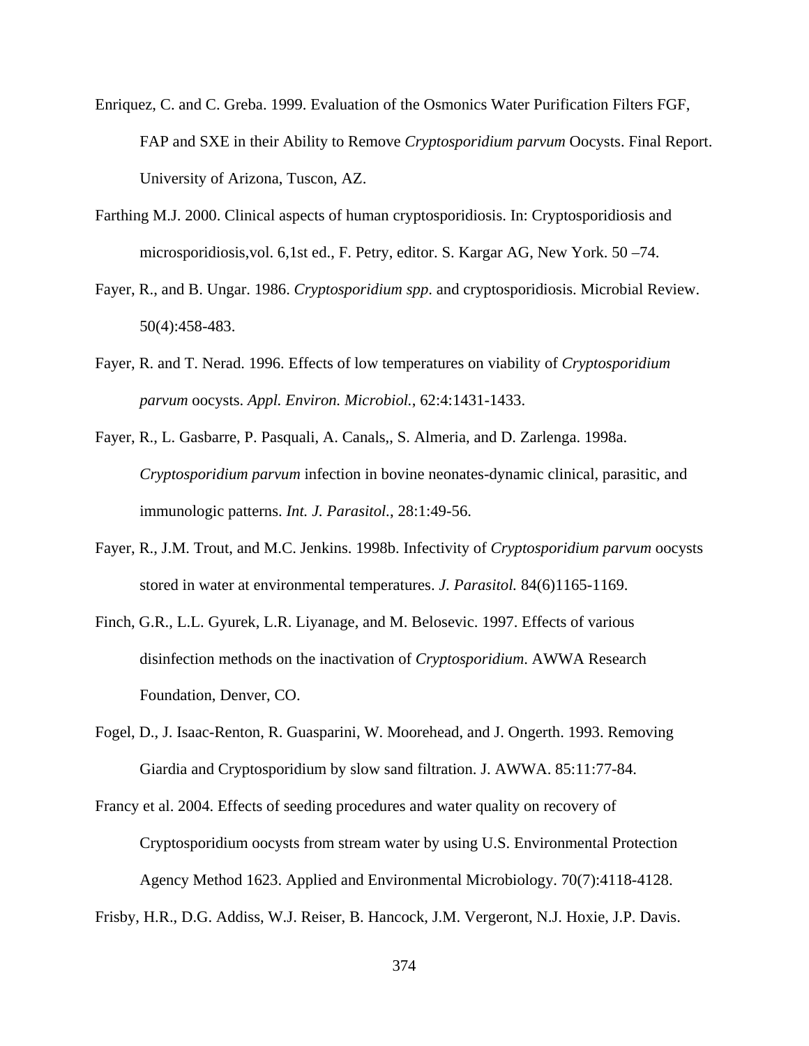Enriquez, C. and C. Greba. 1999. Evaluation of the Osmonics Water Purification Filters FGF, FAP and SXE in their Ability to Remove *Cryptosporidium parvum* Oocysts. Final Report. University of Arizona, Tuscon, AZ.

Farthing M.J. 2000. Clinical aspects of human cryptosporidiosis. In: Cryptosporidiosis and microsporidiosis,vol. 6,1st ed., F. Petry, editor. S. Kargar AG, New York. 50 –74.

Fayer, R., and B. Ungar. 1986. *Cryptosporidium spp.* and cryptosporidiosis. Microbial Review. 50(4):458-483.

Fayer, R. and T. Nerad. 1996. Effects of low temperatures on viability of *Cryptosporidium parvum* oocysts. *Appl. Environ. Microbiol.*, 62:4:1431-1433.

Fayer, R., L. Gasbarre, P. Pasquali, A. Canals,, S. Almeria, and D. Zarlenga. 1998a. *Cryptosporidium parvum* infection in bovine neonates-dynamic clinical, parasitic, and immunologic patterns. *Int. J. Parasitol.*, 28:1:49-56.

Fayer, R., J.M. Trout, and M.C. Jenkins. 1998b. Infectivity of *Cryptosporidium parvum* oocysts stored in water at environmental temperatures. *J. Parasitol.* 84(6)1165-1169.

Finch, G.R., L.L. Gyurek, L.R. Liyanage, and M. Belosevic. 1997. Effects of various disinfection methods on the inactivation of *Cryptosporidium*. AWWA Research Foundation, Denver, CO.

Fogel, D., J. Isaac-Renton, R. Guasparini, W. Moorehead, and J. Ongerth. 1993. Removing Giardia and Cryptosporidium by slow sand filtration. J. AWWA. 85:11:77-84.

Francy et al. 2004. Effects of seeding procedures and water quality on recovery of Cryptosporidium oocysts from stream water by using U.S. Environmental Protection Agency Method 1623. Applied and Environmental Microbiology. 70(7):4118-4128.

Frisby, H.R., D.G. Addiss, W.J. Reiser, B. Hancock, J.M. Vergeront, N.J. Hoxie, J.P. Davis.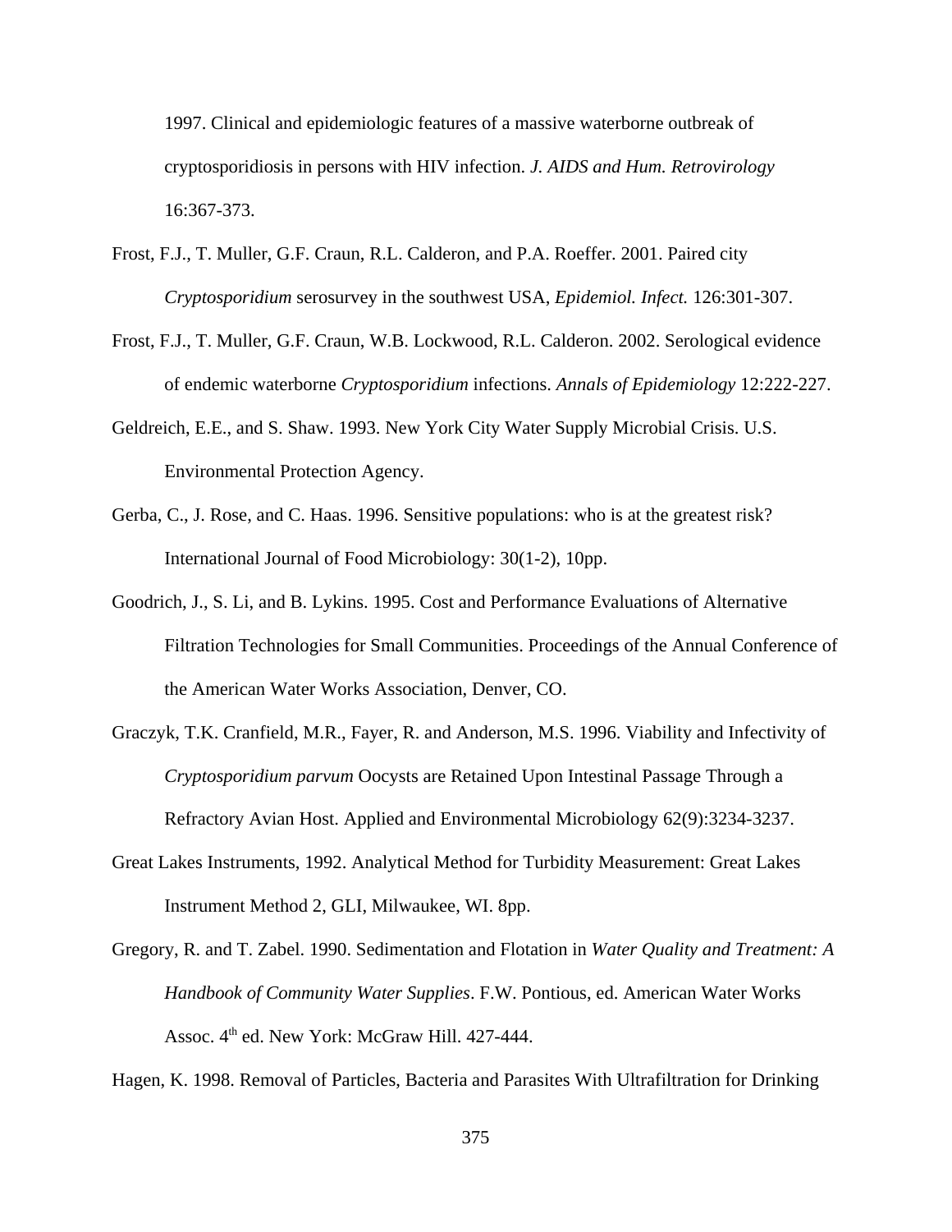1997. Clinical and epidemiologic features of a massive waterborne outbreak of cryptosporidiosis in persons with HIV infection. *J. AIDS and Hum. Retrovirology* 16:367-373.

Frost, F.J., T. Muller, G.F. Craun, R.L. Calderon, and P.A. Roeffer. 2001. Paired city *Cryptosporidium* serosurvey in the southwest USA, *Epidemiol. Infect.* 126:301-307.

Frost, F.J., T. Muller, G.F. Craun, W.B. Lockwood, R.L. Calderon. 2002. Serological evidence of endemic waterborne *Cryptosporidium* infections. *Annals of Epidemiology* 12:222-227.

Geldreich, E.E., and S. Shaw. 1993. New York City Water Supply Microbial Crisis. U.S. Environmental Protection Agency.

Gerba, C., J. Rose, and C. Haas. 1996. Sensitive populations: who is at the greatest risk? International Journal of Food Microbiology: 30(1-2), 10pp.

Goodrich, J., S. Li, and B. Lykins. 1995. Cost and Performance Evaluations of Alternative Filtration Technologies for Small Communities. Proceedings of the Annual Conference of the American Water Works Association, Denver, CO.

Graczyk, T.K. Cranfield, M.R., Fayer, R. and Anderson, M.S. 1996. Viability and Infectivity of *Cryptosporidium parvum* Oocysts are Retained Upon Intestinal Passage Through a Refractory Avian Host. Applied and Environmental Microbiology 62(9):3234-3237.

Great Lakes Instruments, 1992. Analytical Method for Turbidity Measurement: Great Lakes Instrument Method 2, GLI, Milwaukee, WI. 8pp.

Gregory, R. and T. Zabel. 1990. Sedimentation and Flotation in *Water Quality and Treatment: A Handbook of Community Water Supplies*. F.W. Pontious, ed. American Water Works Assoc. 4th ed. New York: McGraw Hill. 427-444.

Hagen, K. 1998. Removal of Particles, Bacteria and Parasites With Ultrafiltration for Drinking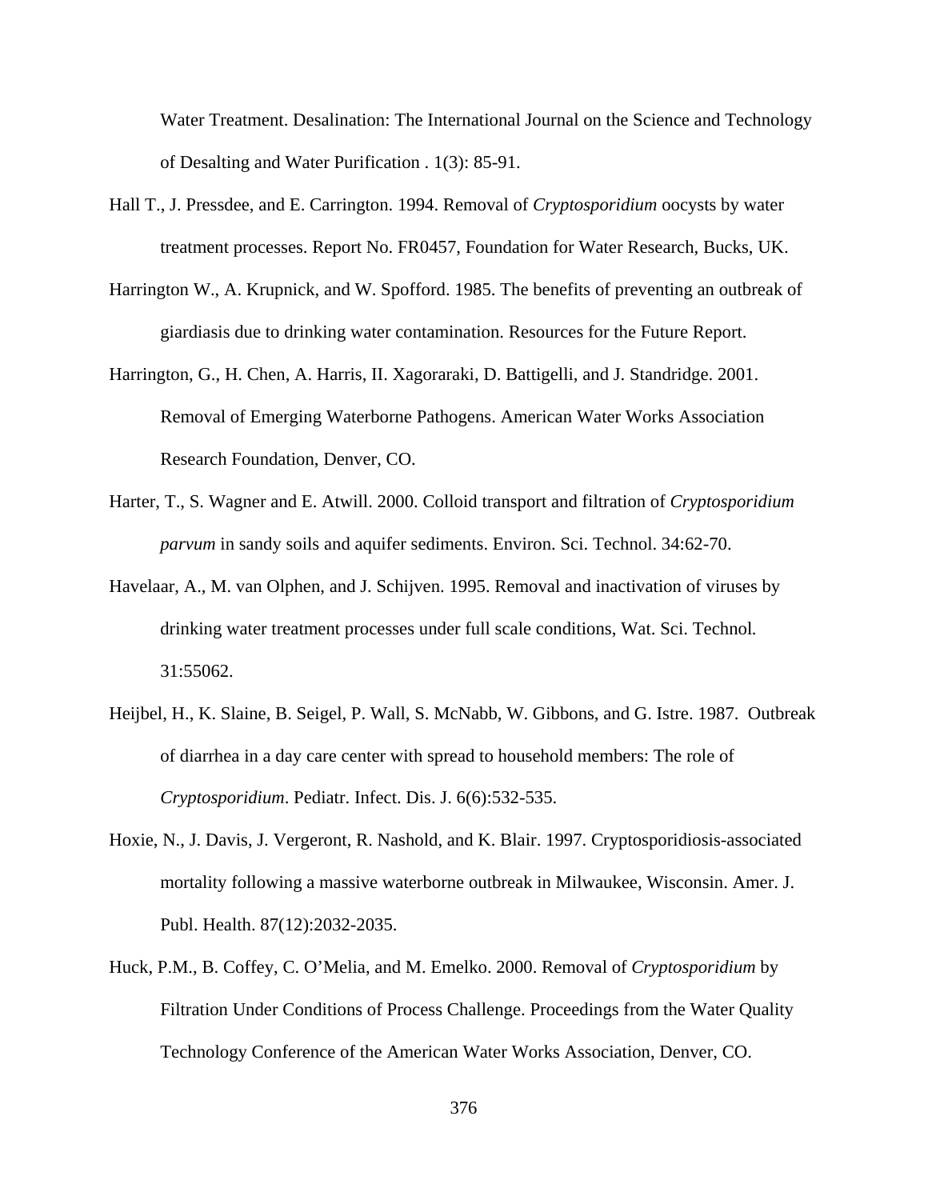Water Treatment. Desalination: The International Journal on the Science and Technology of Desalting and Water Purification . 1(3): 85-91.

Hall T., J. Pressdee, and E. Carrington. 1994. Removal of *Cryptosporidium* oocysts by water treatment processes. Report No. FR0457, Foundation for Water Research, Bucks, UK.

Harrington W., A. Krupnick, and W. Spofford. 1985. The benefits of preventing an outbreak of giardiasis due to drinking water contamination. Resources for the Future Report.

Harrington, G., H. Chen, A. Harris, II. Xagoraraki, D. Battigelli, and J. Standridge. 2001. Removal of Emerging Waterborne Pathogens. American Water Works Association Research Foundation, Denver, CO.

Harter, T., S. Wagner and E. Atwill. 2000. Colloid transport and filtration of *Cryptosporidium parvum* in sandy soils and aquifer sediments. Environ. Sci. Technol. 34:62-70.

Havelaar, A., M. van Olphen, and J. Schijven. 1995. Removal and inactivation of viruses by drinking water treatment processes under full scale conditions, Wat. Sci. Technol. 31:55062.

Heijbel, H., K. Slaine, B. Seigel, P. Wall, S. McNabb, W. Gibbons, and G. Istre. 1987. Outbreak of diarrhea in a day care center with spread to household members: The role of *Cryptosporidium*. Pediatr. Infect. Dis. J. 6(6):532-535.

Hoxie, N., J. Davis, J. Vergeront, R. Nashold, and K. Blair. 1997. Cryptosporidiosis-associated mortality following a massive waterborne outbreak in Milwaukee, Wisconsin. Amer. J. Publ. Health. 87(12):2032-2035.

Huck, P.M., B. Coffey, C. O'Melia, and M. Emelko. 2000. Removal of *Cryptosporidium* by Filtration Under Conditions of Process Challenge. Proceedings from the Water Quality Technology Conference of the American Water Works Association, Denver, CO.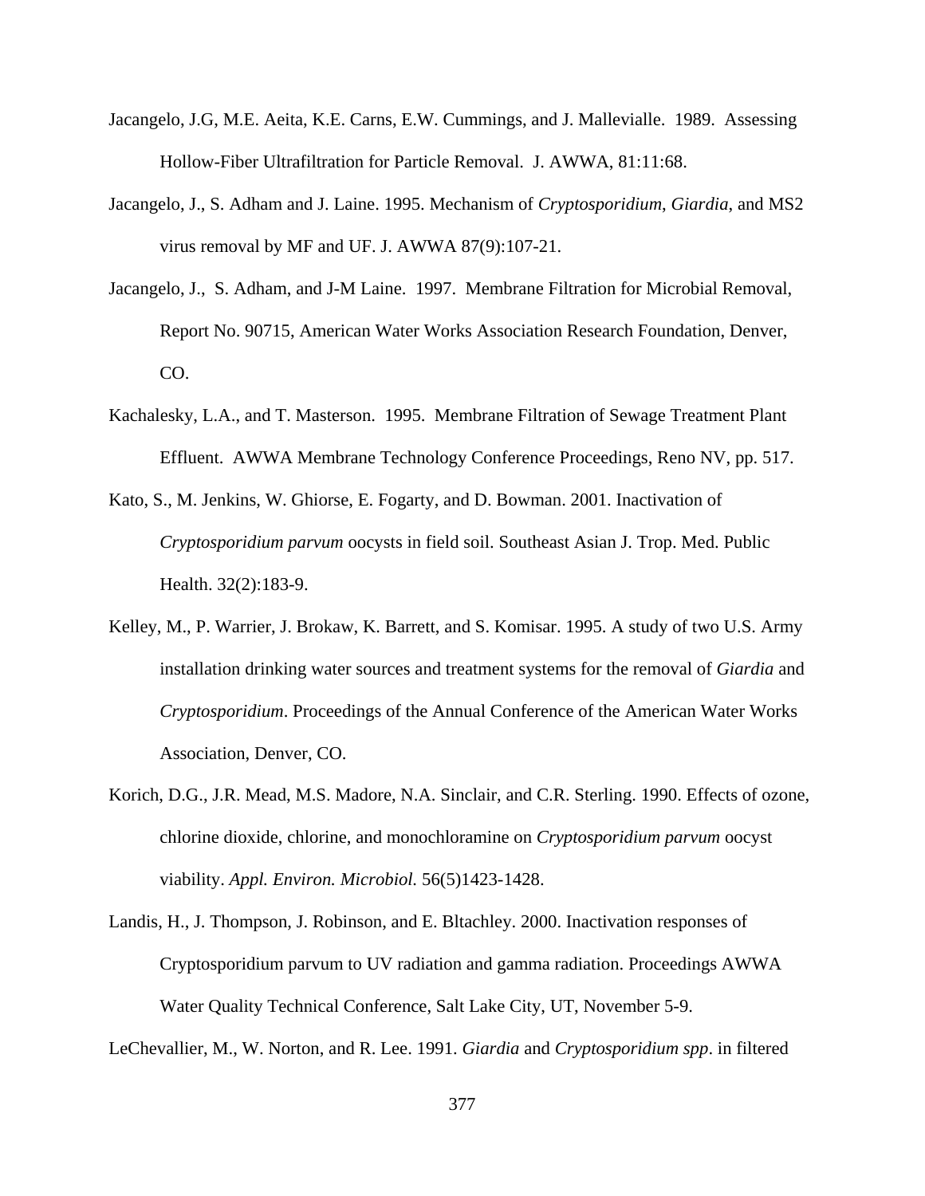Jacangelo, J.G, M.E. Aeita, K.E. Carns, E.W. Cummings, and J. Mallevialle. 1989. Assessing Hollow-Fiber Ultrafiltration for Particle Removal. J. AWWA, 81:11:68.

Jacangelo, J., S. Adham and J. Laine. 1995. Mechanism of *Cryptosporidium*, *Giardia*, and MS2 virus removal by MF and UF. J. AWWA 87(9):107-21.

Jacangelo, J., S. Adham, and J-M Laine. 1997. Membrane Filtration for Microbial Removal, Report No. 90715, American Water Works Association Research Foundation, Denver, CO.

Kachalesky, L.A., and T. Masterson. 1995. Membrane Filtration of Sewage Treatment Plant Effluent. AWWA Membrane Technology Conference Proceedings, Reno NV, pp. 517.

Kato, S., M. Jenkins, W. Ghiorse, E. Fogarty, and D. Bowman. 2001. Inactivation of *Cryptosporidium parvum* oocysts in field soil. Southeast Asian J. Trop. Med. Public Health. 32(2):183-9.

Kelley, M., P. Warrier, J. Brokaw, K. Barrett, and S. Komisar. 1995. A study of two U.S. Army installation drinking water sources and treatment systems for the removal of *Giardia* and *Cryptosporidium*. Proceedings of the Annual Conference of the American Water Works Association, Denver, CO.

Korich, D.G., J.R. Mead, M.S. Madore, N.A. Sinclair, and C.R. Sterling. 1990. Effects of ozone, chlorine dioxide, chlorine, and monochloramine on *Cryptosporidium parvum* oocyst viability. *Appl. Environ. Microbiol.* 56(5)1423-1428.

Landis, H., J. Thompson, J. Robinson, and E. Bltachley. 2000. Inactivation responses of Cryptosporidium parvum to UV radiation and gamma radiation. Proceedings AWWA Water Quality Technical Conference, Salt Lake City, UT, November 5-9.

LeChevallier, M., W. Norton, and R. Lee. 1991. *Giardia* and *Cryptosporidium spp*. in filtered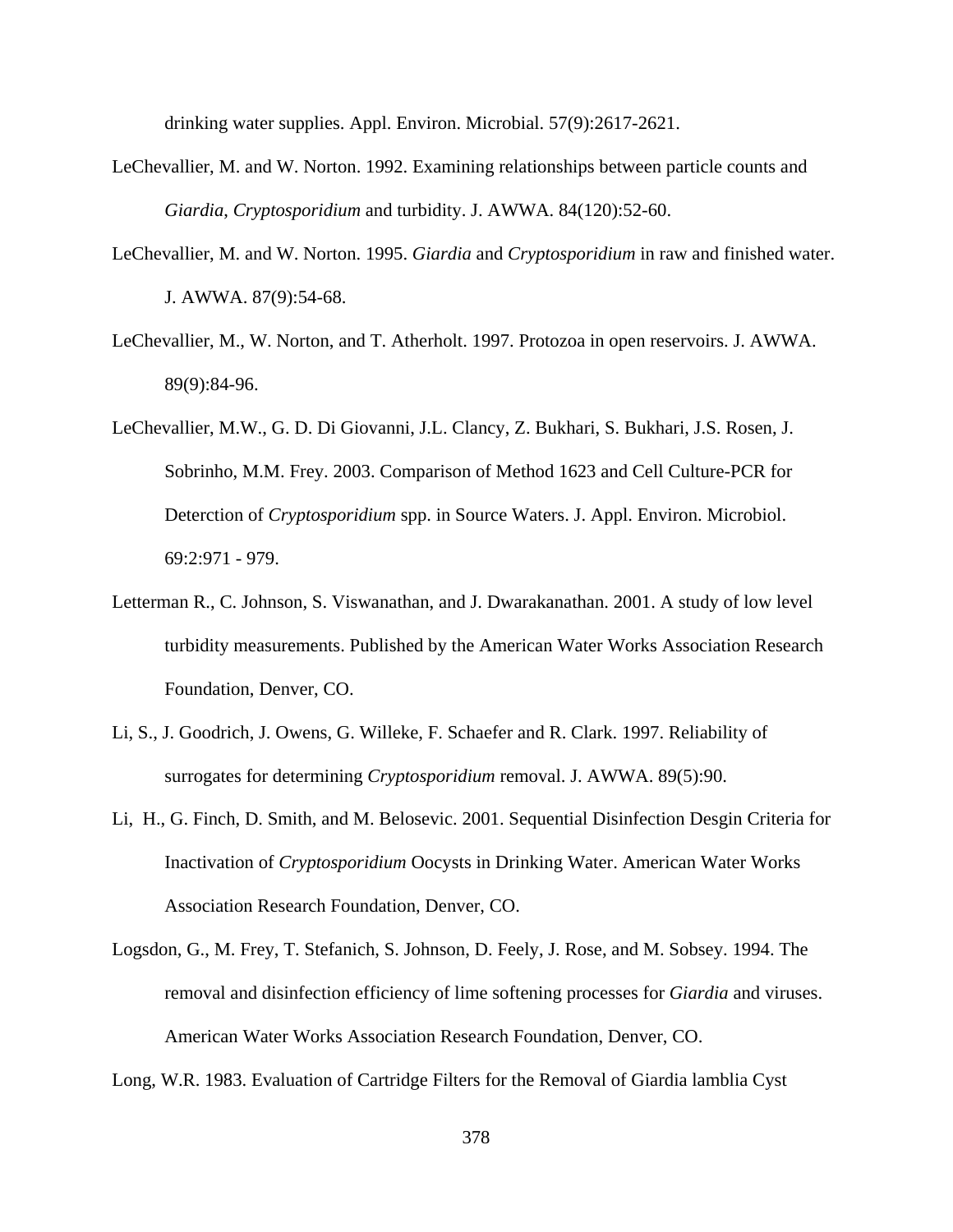drinking water supplies. Appl. Environ. Microbial. 57(9):2617-2621.

LeChevallier, M. and W. Norton. 1992. Examining relationships between particle counts and *Giardia*, *Cryptosporidium* and turbidity. J. AWWA. 84(120):52-60.

LeChevallier, M. and W. Norton. 1995. *Giardia* and *Cryptosporidium* in raw and finished water. J. AWWA. 87(9):54-68.

LeChevallier, M., W. Norton, and T. Atherholt. 1997. Protozoa in open reservoirs. J. AWWA. 89(9):84-96.

LeChevallier, M.W., G. D. Di Giovanni, J.L. Clancy, Z. Bukhari, S. Bukhari, J.S. Rosen, J. Sobrinho, M.M. Frey. 2003. Comparison of Method 1623 and Cell Culture-PCR for Deterction of *Cryptosporidium* spp. in Source Waters. J. Appl. Environ. Microbiol. 69:2:971 - 979.

Letterman R., C. Johnson, S. Viswanathan, and J. Dwarakanathan. 2001. A study of low level turbidity measurements. Published by the American Water Works Association Research Foundation, Denver, CO.

Li, S., J. Goodrich, J. Owens, G. Willeke, F. Schaefer and R. Clark. 1997. Reliability of surrogates for determining *Cryptosporidium* removal. J. AWWA. 89(5):90.

Li, H., G. Finch, D. Smith, and M. Belosevic. 2001. Sequential Disinfection Desgin Criteria for Inactivation of *Cryptosporidium* Oocysts in Drinking Water. American Water Works Association Research Foundation, Denver, CO.

Logsdon, G., M. Frey, T. Stefanich, S. Johnson, D. Feely, J. Rose, and M. Sobsey. 1994. The removal and disinfection efficiency of lime softening processes for *Giardia* and viruses. American Water Works Association Research Foundation, Denver, CO.

Long, W.R. 1983. Evaluation of Cartridge Filters for the Removal of Giardia lamblia Cyst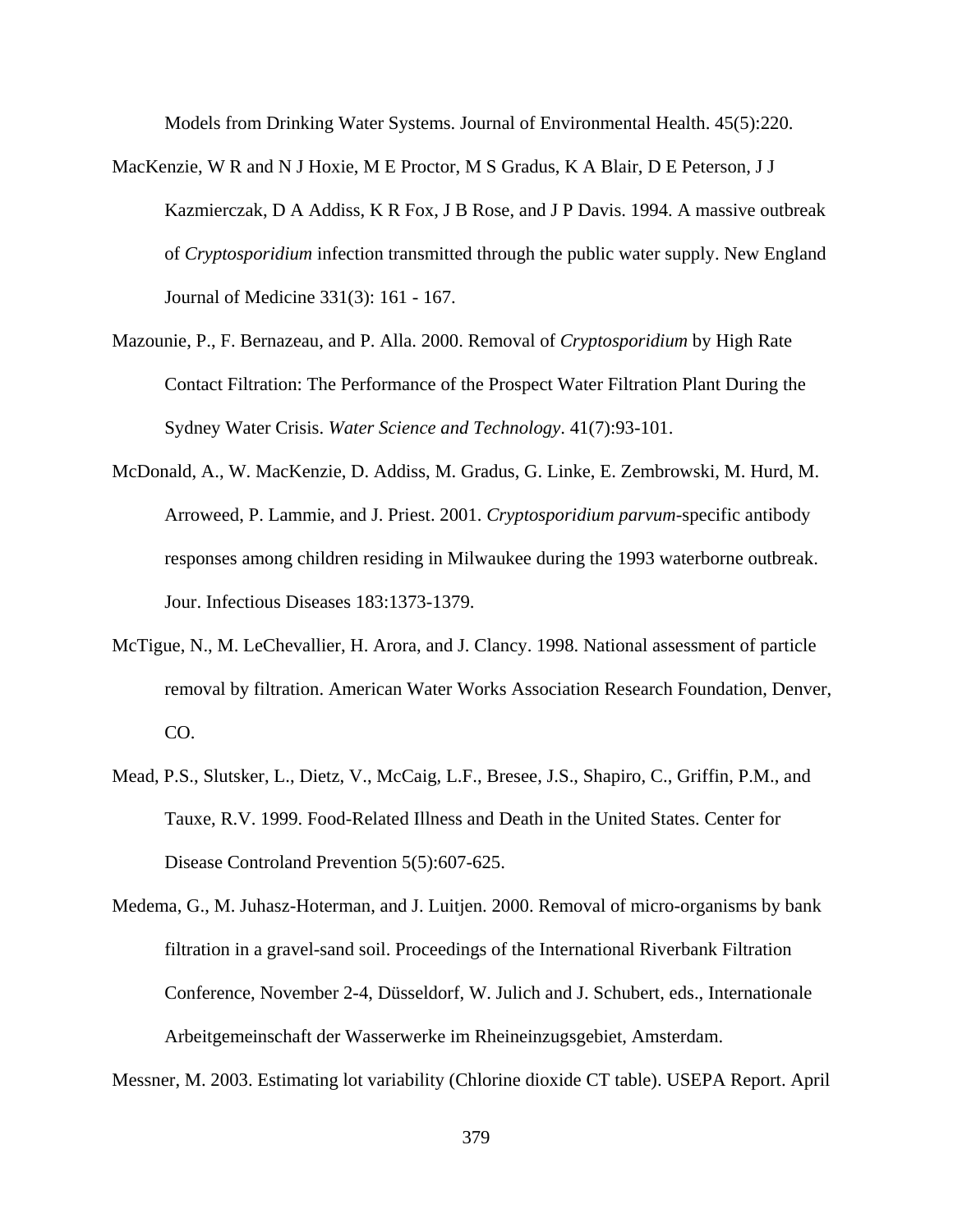Models from Drinking Water Systems. Journal of Environmental Health. 45(5):220.

MacKenzie, W R and N J Hoxie, M E Proctor, M S Gradus, K A Blair, D E Peterson, J J Kazmierczak, D A Addiss, K R Fox, J B Rose, and J P Davis. 1994. A massive outbreak of *Cryptosporidium* infection transmitted through the public water supply. New England Journal of Medicine 331(3): 161 - 167.

Mazounie, P., F. Bernazeau, and P. Alla. 2000. Removal of *Cryptosporidium* by High Rate Contact Filtration: The Performance of the Prospect Water Filtration Plant During the Sydney Water Crisis. *Water Science and Technology*. 41(7):93-101.

McDonald, A., W. MacKenzie, D. Addiss, M. Gradus, G. Linke, E. Zembrowski, M. Hurd, M. Arroweed, P. Lammie, and J. Priest. 2001. *Cryptosporidium parvum*-specific antibody responses among children residing in Milwaukee during the 1993 waterborne outbreak. Jour. Infectious Diseases 183:1373-1379.

McTigue, N., M. LeChevallier, H. Arora, and J. Clancy. 1998. National assessment of particle removal by filtration. American Water Works Association Research Foundation, Denver, CO.

Mead, P.S., Slutsker, L., Dietz, V., McCaig, L.F., Bresee, J.S., Shapiro, C., Griffin, P.M., and Tauxe, R.V. 1999. Food-Related Illness and Death in the United States. Center for Disease Controland Prevention 5(5):607-625.

Medema, G., M. Juhasz-Hoterman, and J. Luitjen. 2000. Removal of micro-organisms by bank filtration in a gravel-sand soil. Proceedings of the International Riverbank Filtration Conference, November 2-4, Düsseldorf, W. Julich and J. Schubert, eds., Internationale Arbeitgemeinschaft der Wasserwerke im Rheineinzugsgebiet, Amsterdam.

Messner, M. 2003. Estimating lot variability (Chlorine dioxide CT table). USEPA Report. April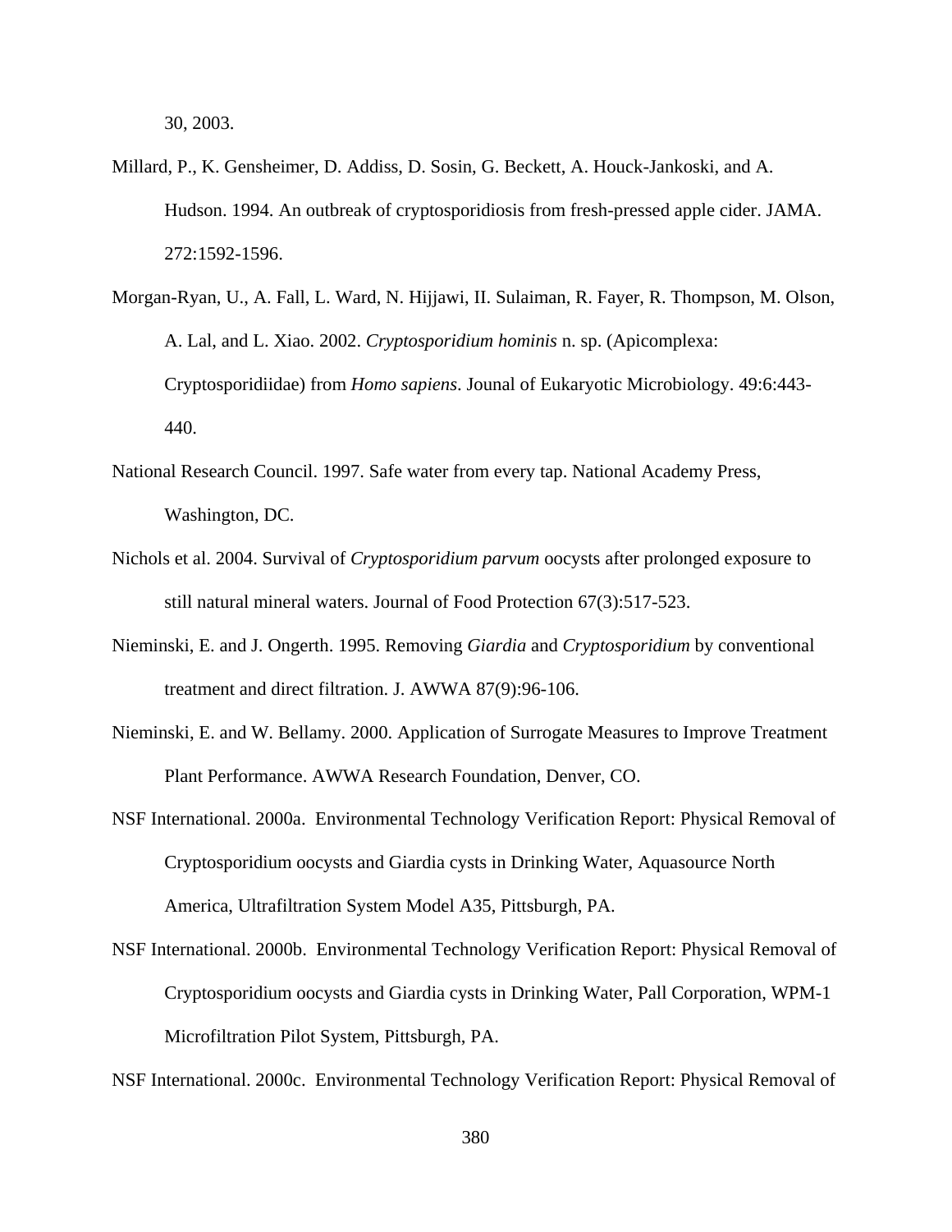30, 2003.

Millard, P., K. Gensheimer, D. Addiss, D. Sosin, G. Beckett, A. Houck-Jankoski, and A. Hudson. 1994. An outbreak of cryptosporidiosis from fresh-pressed apple cider. JAMA. 272:1592-1596.

Morgan-Ryan, U., A. Fall, L. Ward, N. Hijjawi, II. Sulaiman, R. Fayer, R. Thompson, M. Olson, A. Lal, and L. Xiao. 2002. *Cryptosporidium hominis* n. sp. (Apicomplexa: Cryptosporidiidae) from *Homo sapiens*. Jounal of Eukaryotic Microbiology. 49:6:443-440.

National Research Council. 1997. Safe water from every tap. National Academy Press, Washington, DC.

Nichols et al. 2004. Survival of *Cryptosporidium parvum* oocysts after prolonged exposure to still natural mineral waters. Journal of Food Protection 67(3):517-523.

Nieminski, E. and J. Ongerth. 1995. Removing *Giardia* and *Cryptosporidium* by conventional treatment and direct filtration. J. AWWA 87(9):96-106.

Nieminski, E. and W. Bellamy. 2000. Application of Surrogate Measures to Improve Treatment Plant Performance. AWWA Research Foundation, Denver, CO.

NSF International. 2000a. Environmental Technology Verification Report: Physical Removal of Cryptosporidium oocysts and Giardia cysts in Drinking Water, Aquasource North America, Ultrafiltration System Model A35, Pittsburgh, PA.

NSF International. 2000b. Environmental Technology Verification Report: Physical Removal of Cryptosporidium oocysts and Giardia cysts in Drinking Water, Pall Corporation, WPM-1 Microfiltration Pilot System, Pittsburgh, PA.

NSF International. 2000c. Environmental Technology Verification Report: Physical Removal of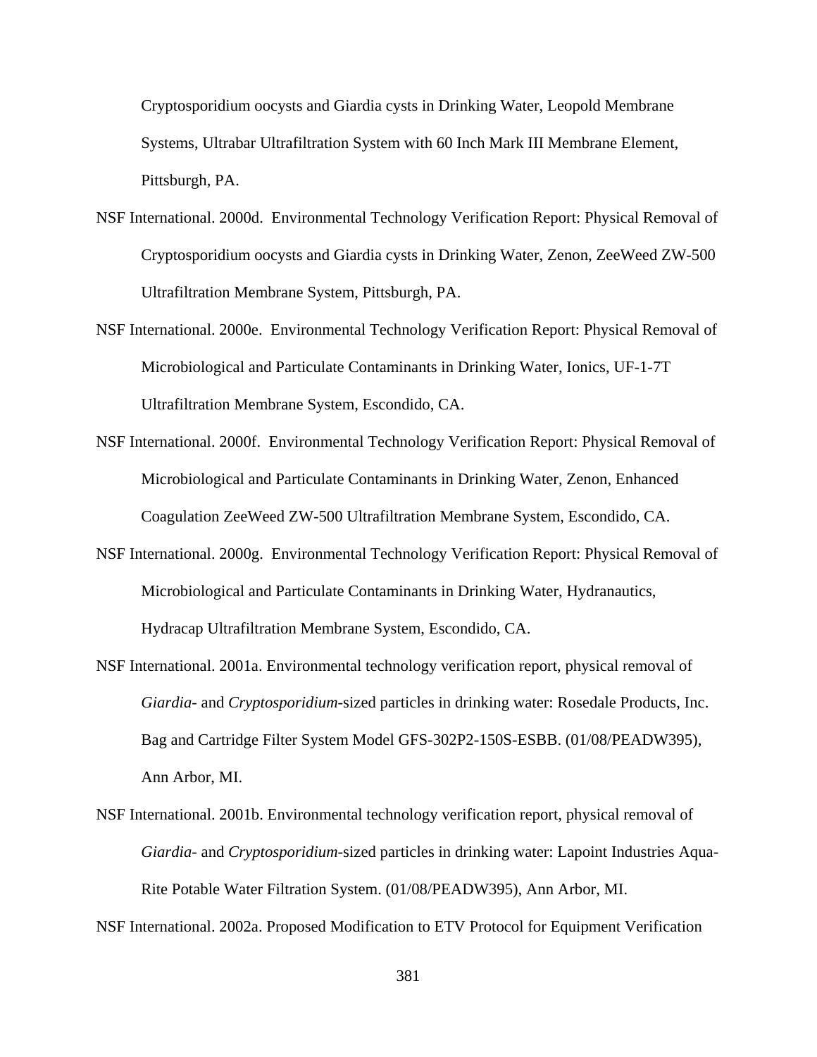Cryptosporidium oocysts and Giardia cysts in Drinking Water, Leopold Membrane Systems, Ultrabar Ultrafiltration System with 60 Inch Mark III Membrane Element, Pittsburgh, PA.

NSF International. 2000d. Environmental Technology Verification Report: Physical Removal of Cryptosporidium oocysts and Giardia cysts in Drinking Water, Zenon, ZeeWeed ZW-500 Ultrafiltration Membrane System, Pittsburgh, PA.

NSF International. 2000e. Environmental Technology Verification Report: Physical Removal of Microbiological and Particulate Contaminants in Drinking Water, Ionics, UF-1-7T Ultrafiltration Membrane System, Escondido, CA.

NSF International. 2000f. Environmental Technology Verification Report: Physical Removal of Microbiological and Particulate Contaminants in Drinking Water, Zenon, Enhanced Coagulation ZeeWeed ZW-500 Ultrafiltration Membrane System, Escondido, CA.

NSF International. 2000g. Environmental Technology Verification Report: Physical Removal of Microbiological and Particulate Contaminants in Drinking Water, Hydranautics, Hydracap Ultrafiltration Membrane System, Escondido, CA.

NSF International. 2001a. Environmental technology verification report, physical removal of *Giardia*- and *Cryptosporidium*-sized particles in drinking water: Rosedale Products, Inc. Bag and Cartridge Filter System Model GFS-302P2-150S-ESBB. (01/08/PEADW395), Ann Arbor, MI.

NSF International. 2001b. Environmental technology verification report, physical removal of *Giardia*- and *Cryptosporidium*-sized particles in drinking water: Lapoint Industries Aqua-Rite Potable Water Filtration System. (01/08/PEADW395), Ann Arbor, MI.

NSF International. 2002a. Proposed Modification to ETV Protocol for Equipment Verification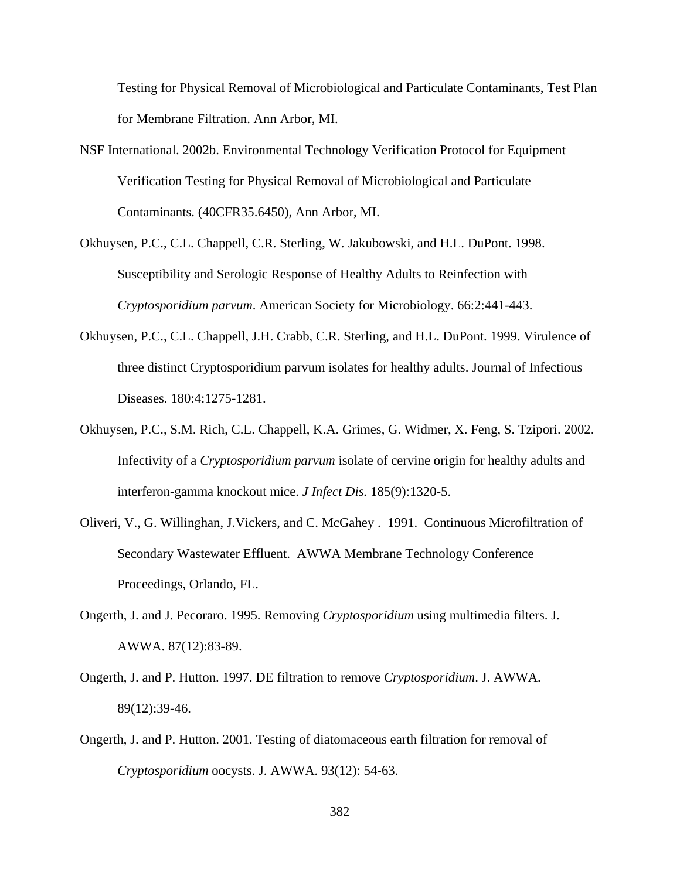Testing for Physical Removal of Microbiological and Particulate Contaminants, Test Plan for Membrane Filtration. Ann Arbor, MI.

NSF International. 2002b. Environmental Technology Verification Protocol for Equipment Verification Testing for Physical Removal of Microbiological and Particulate Contaminants. (40CFR35.6450), Ann Arbor, MI.

Okhuysen, P.C., C.L. Chappell, C.R. Sterling, W. Jakubowski, and H.L. DuPont. 1998. Susceptibility and Serologic Response of Healthy Adults to Reinfection with *Cryptosporidium parvum*. American Society for Microbiology. 66:2:441-443.

Okhuysen, P.C., C.L. Chappell, J.H. Crabb, C.R. Sterling, and H.L. DuPont. 1999. Virulence of three distinct Cryptosporidium parvum isolates for healthy adults. Journal of Infectious Diseases. 180:4:1275-1281.

Okhuysen, P.C., S.M. Rich, C.L. Chappell, K.A. Grimes, G. Widmer, X. Feng, S. Tzipori. 2002. Infectivity of a *Cryptosporidium parvum* isolate of cervine origin for healthy adults and interferon-gamma knockout mice. *J Infect Dis.* 185(9):1320-5.

Oliveri, V., G. Willinghan, J.Vickers, and C. McGahey . 1991. Continuous Microfiltration of Secondary Wastewater Effluent. AWWA Membrane Technology Conference Proceedings, Orlando, FL.

Ongerth, J. and J. Pecoraro. 1995. Removing *Cryptosporidium* using multimedia filters. J. AWWA. 87(12):83-89.

Ongerth, J. and P. Hutton. 1997. DE filtration to remove *Cryptosporidium*. J. AWWA. 89(12):39-46.

Ongerth, J. and P. Hutton. 2001. Testing of diatomaceous earth filtration for removal of *Cryptosporidium* oocysts. J. AWWA. 93(12): 54-63.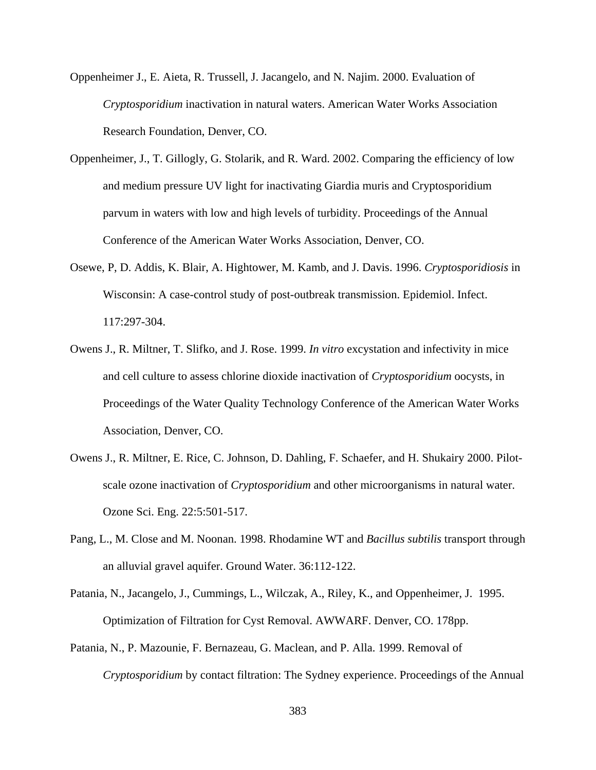Oppenheimer J., E. Aieta, R. Trussell, J. Jacangelo, and N. Najim. 2000. Evaluation of *Cryptosporidium* inactivation in natural waters. American Water Works Association Research Foundation, Denver, CO.

Oppenheimer, J., T. Gillogly, G. Stolarik, and R. Ward. 2002. Comparing the efficiency of low and medium pressure UV light for inactivating Giardia muris and Cryptosporidium parvum in waters with low and high levels of turbidity. Proceedings of the Annual Conference of the American Water Works Association, Denver, CO.

Osewe, P, D. Addis, K. Blair, A. Hightower, M. Kamb, and J. Davis. 1996. *Cryptosporidiosis* in Wisconsin: A case-control study of post-outbreak transmission. Epidemiol. Infect. 117:297-304.

Owens J., R. Miltner, T. Slifko, and J. Rose. 1999. *In vitro* excystation and infectivity in mice and cell culture to assess chlorine dioxide inactivation of *Cryptosporidium* oocysts, in Proceedings of the Water Quality Technology Conference of the American Water Works Association, Denver, CO.

Owens J., R. Miltner, E. Rice, C. Johnson, D. Dahling, F. Schaefer, and H. Shukairy 2000. Pilot-scale ozone inactivation of *Cryptosporidium* and other microorganisms in natural water. Ozone Sci. Eng. 22:5:501-517.

Pang, L., M. Close and M. Noonan. 1998. Rhodamine WT and *Bacillus subtilis* transport through an alluvial gravel aquifer. Ground Water. 36:112-122.

Patania, N., Jacangelo, J., Cummings, L., Wilczak, A., Riley, K., and Oppenheimer, J. 1995. Optimization of Filtration for Cyst Removal. AWWARF. Denver, CO. 178pp.

Patania, N., P. Mazounie, F. Bernazeau, G. Maclean, and P. Alla. 1999. Removal of *Cryptosporidium* by contact filtration: The Sydney experience. Proceedings of the Annual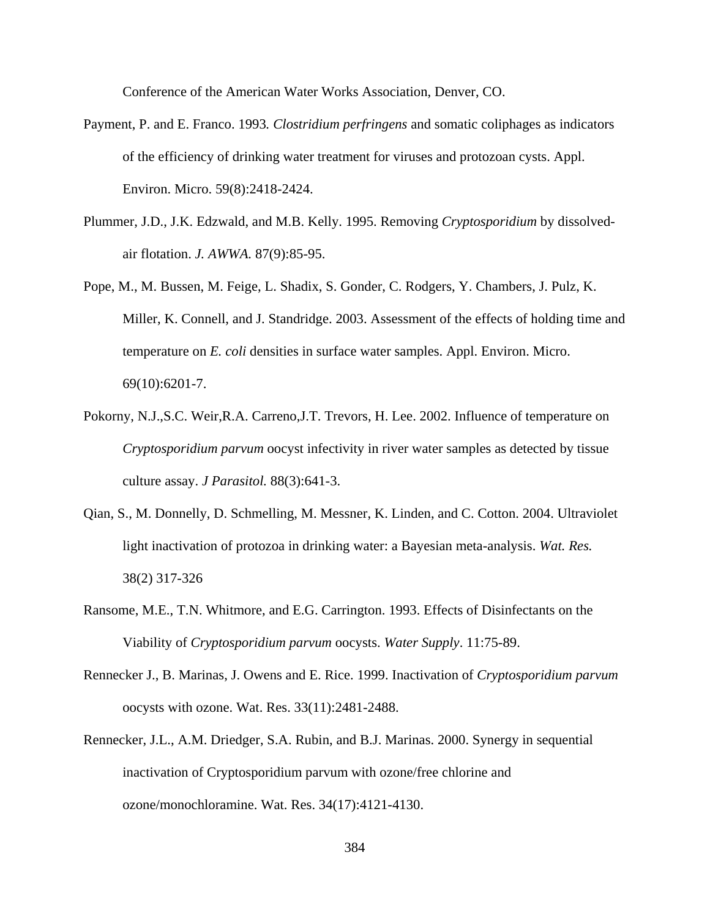Conference of the American Water Works Association, Denver, CO.

Payment, P. and E. Franco. 1993. *Clostridium perfringens* and somatic coliphages as indicators of the efficiency of drinking water treatment for viruses and protozoan cysts. Appl. Environ. Micro. 59(8):2418-2424.

Plummer, J.D., J.K. Edzwald, and M.B. Kelly. 1995. Removing *Cryptosporidium* by dissolved-air flotation. *J. AWWA.* 87(9):85-95.

Pope, M., M. Bussen, M. Feige, L. Shadix, S. Gonder, C. Rodgers, Y. Chambers, J. Pulz, K. Miller, K. Connell, and J. Standridge. 2003. Assessment of the effects of holding time and temperature on *E. coli* densities in surface water samples. Appl. Environ. Micro. 69(10):6201-7.

Pokorny, N.J.,S.C. Weir,R.A. Carreno,J.T. Trevors, H. Lee. 2002. Influence of temperature on *Cryptosporidium parvum* oocyst infectivity in river water samples as detected by tissue culture assay. *J Parasitol.* 88(3):641-3.

Qian, S., M. Donnelly, D. Schmelling, M. Messner, K. Linden, and C. Cotton. 2004. Ultraviolet light inactivation of protozoa in drinking water: a Bayesian meta-analysis. *Wat. Res.* 38(2) 317-326

Ransome, M.E., T.N. Whitmore, and E.G. Carrington. 1993. Effects of Disinfectants on the Viability of *Cryptosporidium parvum* oocysts. *Water Supply*. 11:75-89.

Rennecker J., B. Marinas, J. Owens and E. Rice. 1999. Inactivation of *Cryptosporidium parvum* oocysts with ozone. Wat. Res. 33(11):2481-2488.

Rennecker, J.L., A.M. Driedger, S.A. Rubin, and B.J. Marinas. 2000. Synergy in sequential inactivation of Cryptosporidium parvum with ozone/free chlorine and ozone/monochloramine. Wat. Res. 34(17):4121-4130.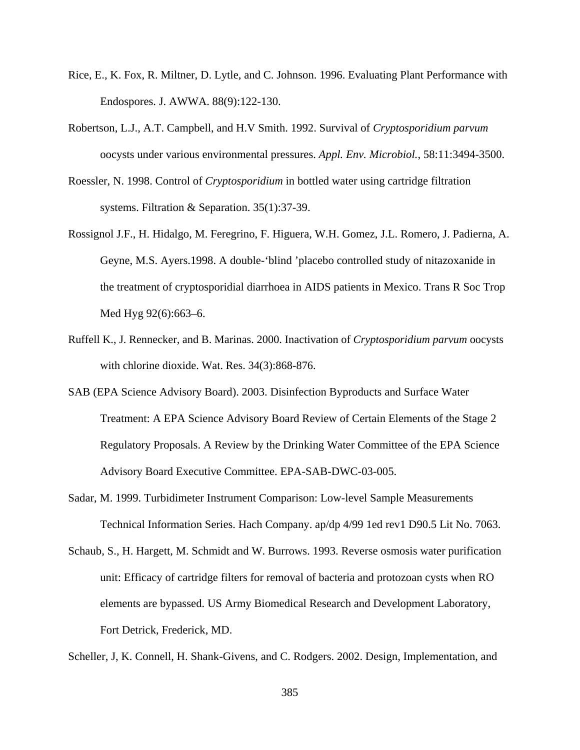Rice, E., K. Fox, R. Miltner, D. Lytle, and C. Johnson. 1996. Evaluating Plant Performance with Endospores. J. AWWA. 88(9):122-130.

Robertson, L.J., A.T. Campbell, and H.V Smith. 1992. Survival of *Cryptosporidium parvum* oocysts under various environmental pressures. *Appl. Env. Microbiol.*, 58:11:3494-3500.

Roessler, N. 1998. Control of *Cryptosporidium* in bottled water using cartridge filtration systems. Filtration & Separation. 35(1):37-39.

Rossignol J.F., H. Hidalgo, M. Feregrino, F. Higuera, W.H. Gomez, J.L. Romero, J. Padierna, A. Geyne, M.S. Ayers.1998. A double-'blind 'placebo controlled study of nitazoxanide in the treatment of cryptosporidial diarrhoea in AIDS patients in Mexico. Trans R Soc Trop Med Hyg 92(6):663–6.

Ruffell K., J. Rennecker, and B. Marinas. 2000. Inactivation of *Cryptosporidium parvum* oocysts with chlorine dioxide. Wat. Res. 34(3):868-876.

SAB (EPA Science Advisory Board). 2003. Disinfection Byproducts and Surface Water Treatment: A EPA Science Advisory Board Review of Certain Elements of the Stage 2 Regulatory Proposals. A Review by the Drinking Water Committee of the EPA Science Advisory Board Executive Committee. EPA-SAB-DWC-03-005.

Sadar, M. 1999. Turbidimeter Instrument Comparison: Low-level Sample Measurements Technical Information Series. Hach Company. ap/dp 4/99 1ed rev1 D90.5 Lit No. 7063.

Schaub, S., H. Hargett, M. Schmidt and W. Burrows. 1993. Reverse osmosis water purification unit: Efficacy of cartridge filters for removal of bacteria and protozoan cysts when RO elements are bypassed. US Army Biomedical Research and Development Laboratory, Fort Detrick, Frederick, MD.

Scheller, J, K. Connell, H. Shank-Givens, and C. Rodgers. 2002. Design, Implementation, and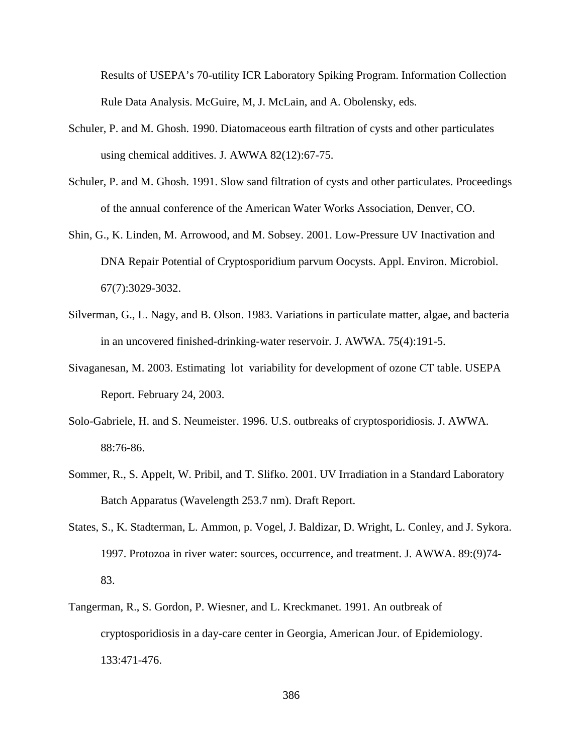Results of USEPA's 70-utility ICR Laboratory Spiking Program. Information Collection Rule Data Analysis. McGuire, M, J. McLain, and A. Obolensky, eds.

Schuler, P. and M. Ghosh. 1990. Diatomaceous earth filtration of cysts and other particulates using chemical additives. J. AWWA 82(12):67-75.

Schuler, P. and M. Ghosh. 1991. Slow sand filtration of cysts and other particulates. Proceedings of the annual conference of the American Water Works Association, Denver, CO.

Shin, G., K. Linden, M. Arrowood, and M. Sobsey. 2001. Low-Pressure UV Inactivation and DNA Repair Potential of Cryptosporidium parvum Oocysts. Appl. Environ. Microbiol. 67(7):3029-3032.

Silverman, G., L. Nagy, and B. Olson. 1983. Variations in particulate matter, algae, and bacteria in an uncovered finished-drinking-water reservoir. J. AWWA. 75(4):191-5.

Sivaganesan, M. 2003. Estimating lot variability for development of ozone CT table. USEPA Report. February 24, 2003.

Solo-Gabriele, H. and S. Neumeister. 1996. U.S. outbreaks of cryptosporidiosis. J. AWWA. 88:76-86.

Sommer, R., S. Appelt, W. Pribil, and T. Slifko. 2001. UV Irradiation in a Standard Laboratory Batch Apparatus (Wavelength 253.7 nm). Draft Report.

States, S., K. Stadterman, L. Ammon, p. Vogel, J. Baldizar, D. Wright, L. Conley, and J. Sykora. 1997. Protozoa in river water: sources, occurrence, and treatment. J. AWWA. 89:(9)74-83.

Tangerman, R., S. Gordon, P. Wiesner, and L. Kreckmanet. 1991. An outbreak of cryptosporidiosis in a day-care center in Georgia, American Jour. of Epidemiology. 133:471-476.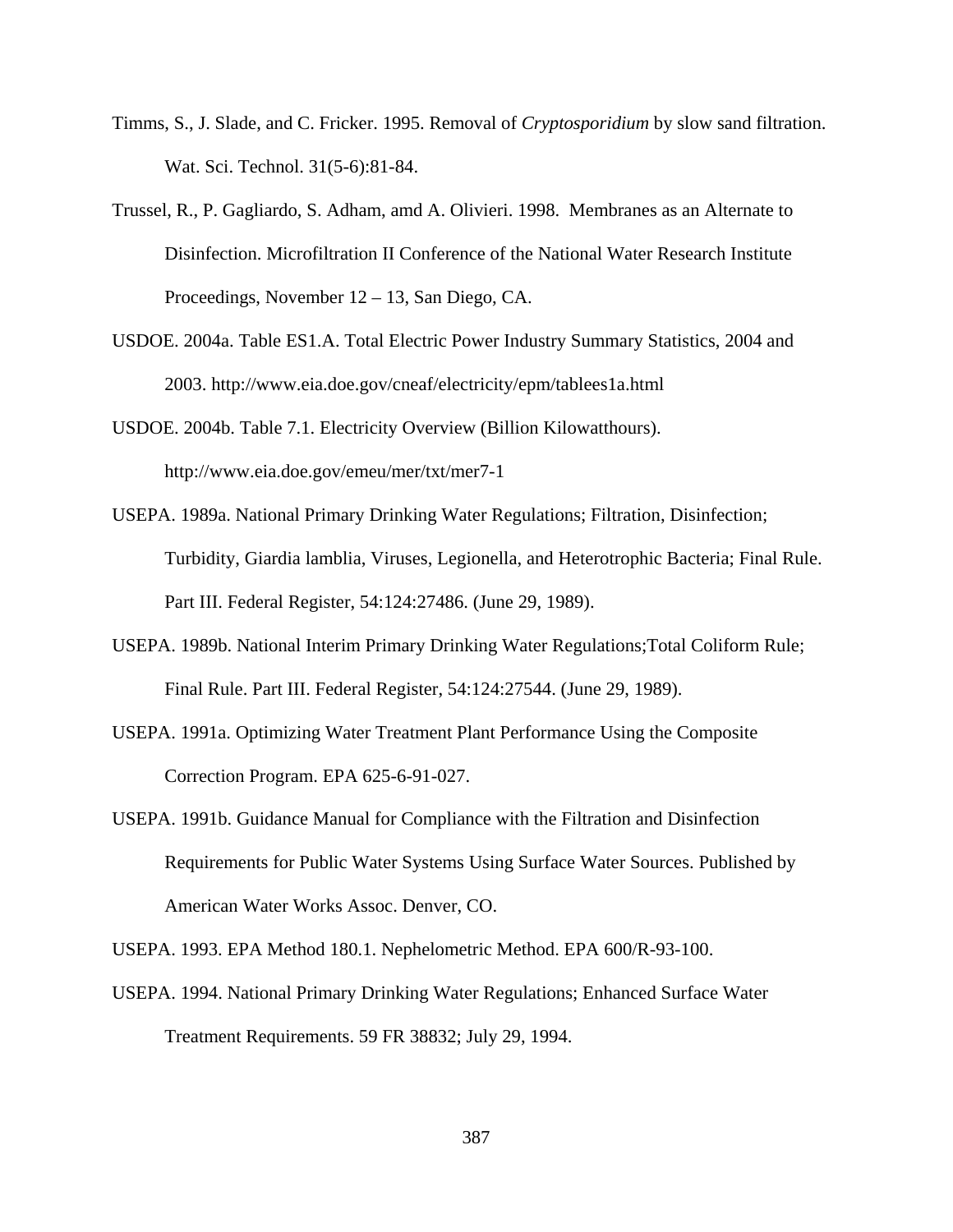Timms, S., J. Slade, and C. Fricker. 1995. Removal of *Cryptosporidium* by slow sand filtration. Wat. Sci. Technol. 31(5-6):81-84.

Trussel, R., P. Gagliardo, S. Adham, amd A. Olivieri. 1998. Membranes as an Alternate to Disinfection. Microfiltration II Conference of the National Water Research Institute Proceedings, November 12 – 13, San Diego, CA.

USDOE. 2004a. Table ES1.A. Total Electric Power Industry Summary Statistics, 2004 and 2003. http://www.eia.doe.gov/cneaf/electricity/epm/tablees1a.html

USDOE. 2004b. Table 7.1. Electricity Overview (Billion Kilowatthours). http://www.eia.doe.gov/emeu/mer/txt/mer7-1

USEPA. 1989a. National Primary Drinking Water Regulations; Filtration, Disinfection; Turbidity, Giardia lamblia, Viruses, Legionella, and Heterotrophic Bacteria; Final Rule. Part III. Federal Register, 54:124:27486. (June 29, 1989).

USEPA. 1989b. National Interim Primary Drinking Water Regulations;Total Coliform Rule; Final Rule. Part III. Federal Register, 54:124:27544. (June 29, 1989).

USEPA. 1991a. Optimizing Water Treatment Plant Performance Using the Composite Correction Program. EPA 625-6-91-027.

USEPA. 1991b. Guidance Manual for Compliance with the Filtration and Disinfection Requirements for Public Water Systems Using Surface Water Sources. Published by American Water Works Assoc. Denver, CO.

USEPA. 1993. EPA Method 180.1. Nephelometric Method. EPA 600/R-93-100.

USEPA. 1994. National Primary Drinking Water Regulations; Enhanced Surface Water Treatment Requirements. 59 FR 38832; July 29, 1994.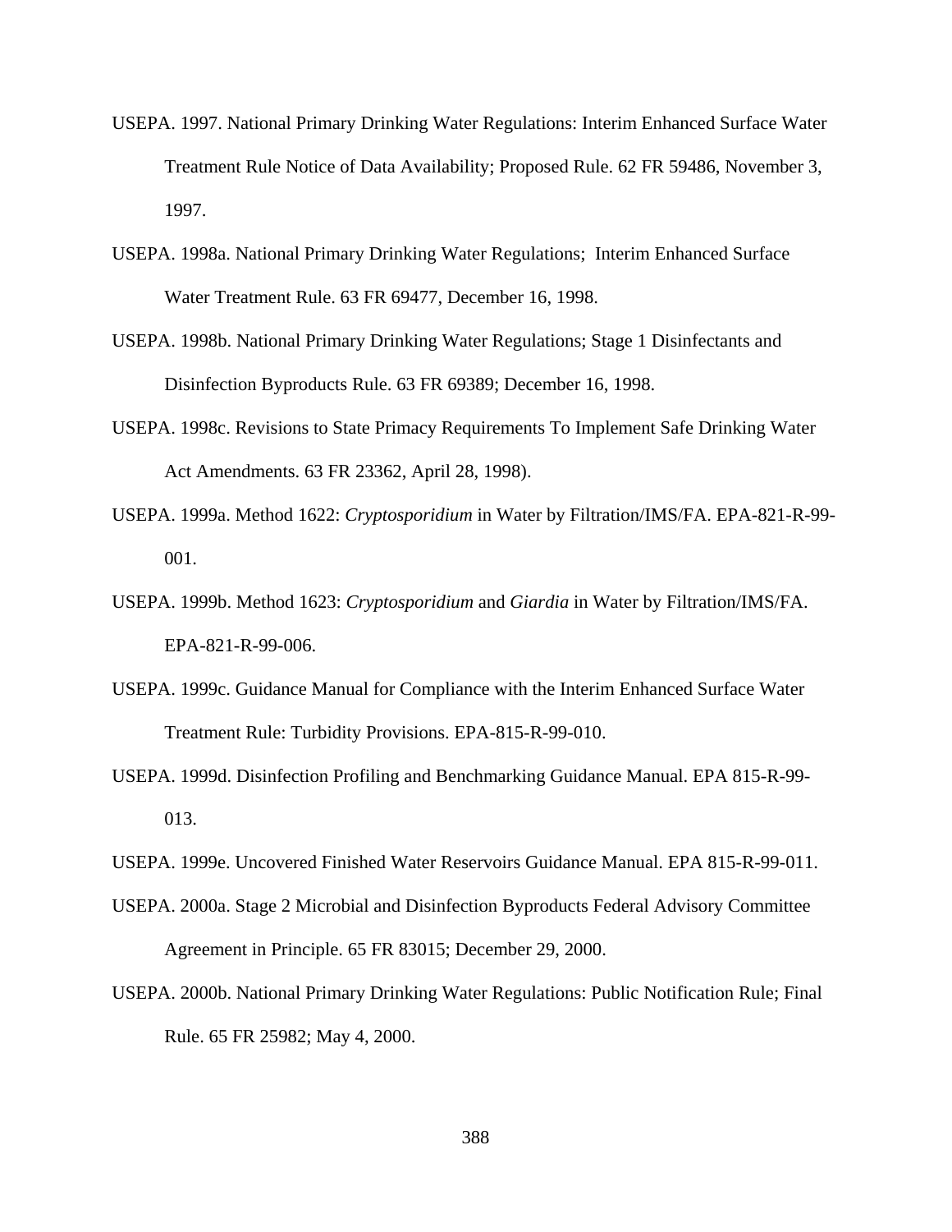USEPA. 1997. National Primary Drinking Water Regulations: Interim Enhanced Surface Water Treatment Rule Notice of Data Availability; Proposed Rule. 62 FR 59486, November 3, 1997.

USEPA. 1998a. National Primary Drinking Water Regulations;  Interim Enhanced Surface Water Treatment Rule. 63 FR 69477, December 16, 1998.

USEPA. 1998b. National Primary Drinking Water Regulations; Stage 1 Disinfectants and Disinfection Byproducts Rule. 63 FR 69389; December 16, 1998.

USEPA. 1998c. Revisions to State Primacy Requirements To Implement Safe Drinking Water Act Amendments. 63 FR 23362, April 28, 1998).

USEPA. 1999a. Method 1622: *Cryptosporidium* in Water by Filtration/IMS/FA. EPA-821-R-99-001.

USEPA. 1999b. Method 1623: *Cryptosporidium* and *Giardia* in Water by Filtration/IMS/FA. EPA-821-R-99-006.

USEPA. 1999c. Guidance Manual for Compliance with the Interim Enhanced Surface Water Treatment Rule: Turbidity Provisions. EPA-815-R-99-010.

USEPA. 1999d. Disinfection Profiling and Benchmarking Guidance Manual. EPA 815-R-99-013.

USEPA. 1999e. Uncovered Finished Water Reservoirs Guidance Manual. EPA 815-R-99-011.

USEPA. 2000a. Stage 2 Microbial and Disinfection Byproducts Federal Advisory Committee Agreement in Principle. 65 FR 83015; December 29, 2000.

USEPA. 2000b. National Primary Drinking Water Regulations: Public Notification Rule; Final Rule. 65 FR 25982; May 4, 2000.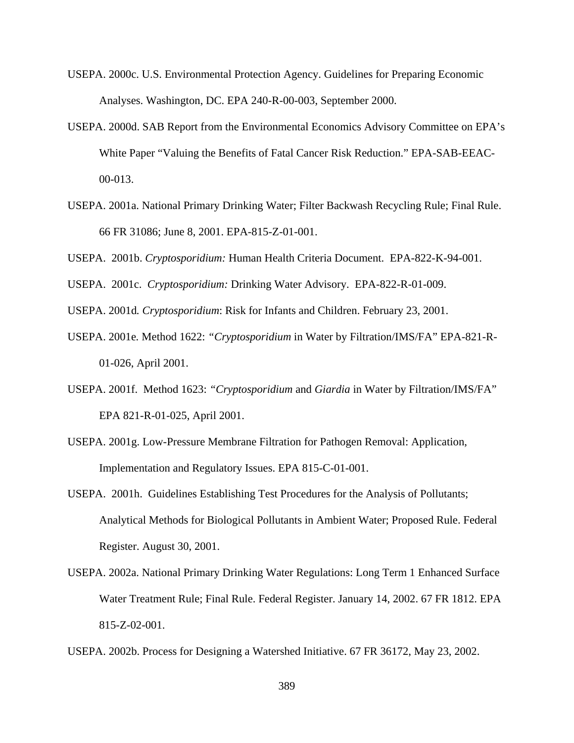USEPA. 2000c. U.S. Environmental Protection Agency. Guidelines for Preparing Economic Analyses. Washington, DC. EPA 240-R-00-003, September 2000.

USEPA. 2000d. SAB Report from the Environmental Economics Advisory Committee on EPA's White Paper "Valuing the Benefits of Fatal Cancer Risk Reduction." EPA-SAB-EEAC-00-013.

USEPA. 2001a. National Primary Drinking Water; Filter Backwash Recycling Rule; Final Rule. 66 FR 31086; June 8, 2001. EPA-815-Z-01-001.

USEPA. 2001b. *Cryptosporidium:* Human Health Criteria Document. EPA-822-K-94-001.

USEPA. 2001c. *Cryptosporidium:* Drinking Water Advisory. EPA-822-R-01-009.

USEPA. 2001d*. Cryptosporidium*: Risk for Infants and Children. February 23, 2001.

USEPA. 2001e*.* Method 1622: *"Cryptosporidium* in Water by Filtration/IMS/FA" EPA-821-R-01-026, April 2001.

USEPA. 2001f. Method 1623: *"Cryptosporidium* and *Giardia* in Water by Filtration/IMS/FA" EPA 821-R-01-025, April 2001.

USEPA. 2001g. Low-Pressure Membrane Filtration for Pathogen Removal: Application, Implementation and Regulatory Issues. EPA 815-C-01-001.

USEPA. 2001h. Guidelines Establishing Test Procedures for the Analysis of Pollutants; Analytical Methods for Biological Pollutants in Ambient Water; Proposed Rule. Federal Register. August 30, 2001.

USEPA. 2002a. National Primary Drinking Water Regulations: Long Term 1 Enhanced Surface Water Treatment Rule; Final Rule. Federal Register. January 14, 2002. 67 FR 1812. EPA 815-Z-02-001.

USEPA. 2002b. Process for Designing a Watershed Initiative. 67 FR 36172, May 23, 2002.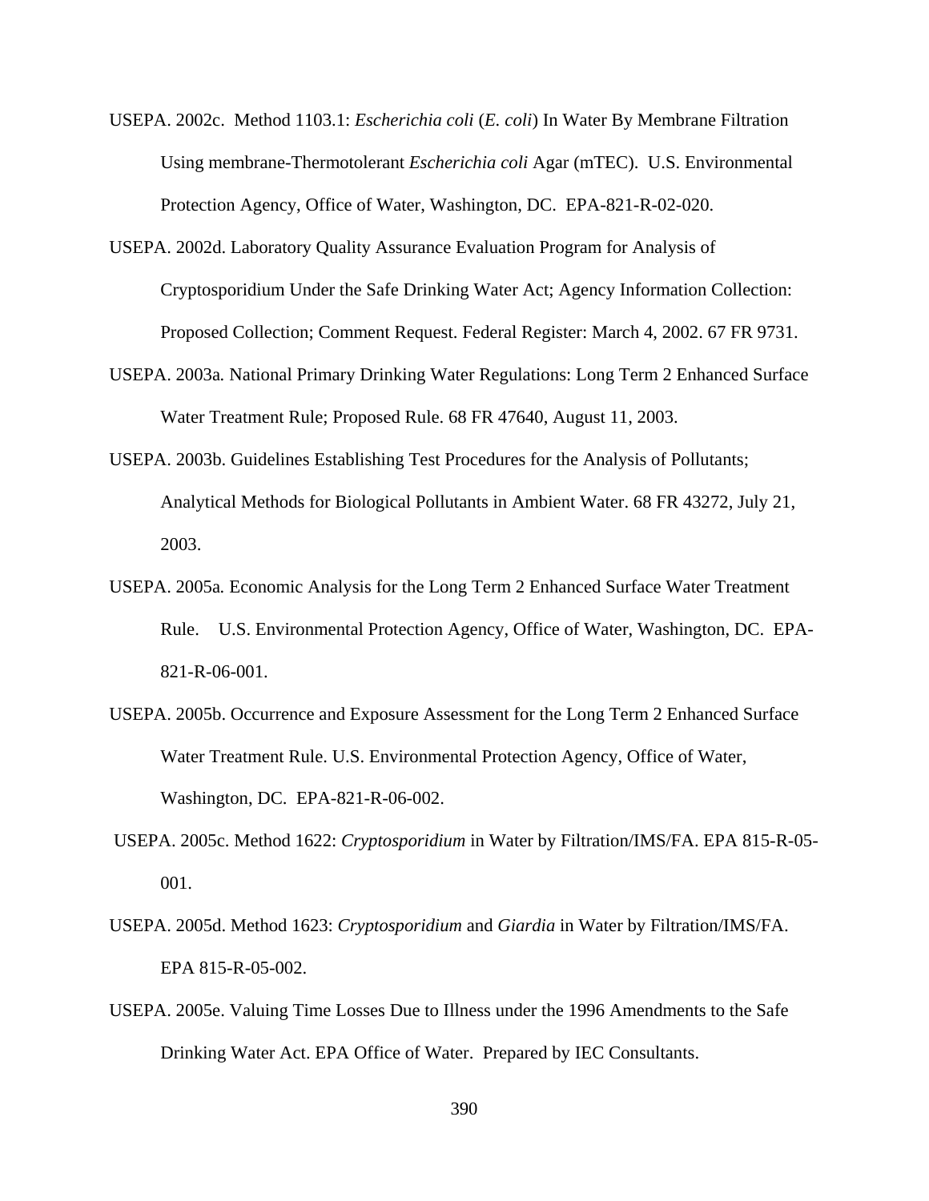USEPA. 2002c. Method 1103.1: *Escherichia coli* (*E. coli*) In Water By Membrane Filtration Using membrane-Thermotolerant *Escherichia coli* Agar (mTEC). U.S. Environmental Protection Agency, Office of Water, Washington, DC. EPA-821-R-02-020.

USEPA. 2002d. Laboratory Quality Assurance Evaluation Program for Analysis of Cryptosporidium Under the Safe Drinking Water Act; Agency Information Collection: Proposed Collection; Comment Request. Federal Register: March 4, 2002. 67 FR 9731.

USEPA. 2003a. National Primary Drinking Water Regulations: Long Term 2 Enhanced Surface Water Treatment Rule; Proposed Rule. 68 FR 47640, August 11, 2003.

USEPA. 2003b. Guidelines Establishing Test Procedures for the Analysis of Pollutants; Analytical Methods for Biological Pollutants in Ambient Water. 68 FR 43272, July 21, 2003.

USEPA. 2005a. Economic Analysis for the Long Term 2 Enhanced Surface Water Treatment Rule. U.S. Environmental Protection Agency, Office of Water, Washington, DC. EPA-821-R-06-001.

USEPA. 2005b. Occurrence and Exposure Assessment for the Long Term 2 Enhanced Surface Water Treatment Rule. U.S. Environmental Protection Agency, Office of Water, Washington, DC. EPA-821-R-06-002.

USEPA. 2005c. Method 1622: *Cryptosporidium* in Water by Filtration/IMS/FA. EPA 815-R-05-001.

USEPA. 2005d. Method 1623: *Cryptosporidium* and *Giardia* in Water by Filtration/IMS/FA. EPA 815-R-05-002.

USEPA. 2005e. Valuing Time Losses Due to Illness under the 1996 Amendments to the Safe Drinking Water Act. EPA Office of Water. Prepared by IEC Consultants.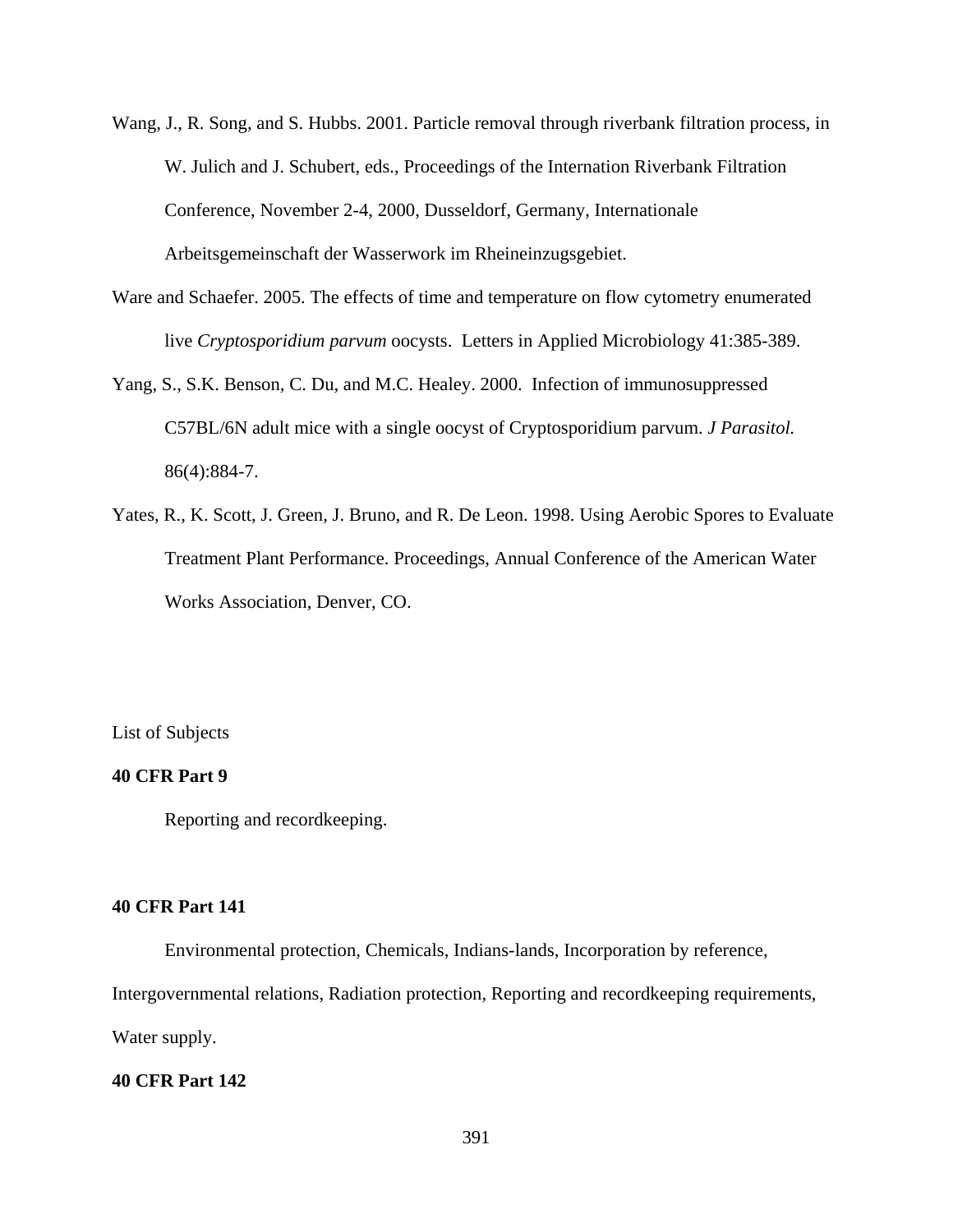Wang, J., R. Song, and S. Hubbs. 2001. Particle removal through riverbank filtration process, in W. Julich and J. Schubert, eds., Proceedings of the Internation Riverbank Filtration Conference, November 2-4, 2000, Dusseldorf, Germany, Internationale Arbeitsgemeinschaft der Wasserwork im Rheineinzugsgebiet.

Ware and Schaefer. 2005. The effects of time and temperature on flow cytometry enumerated live *Cryptosporidium parvum* oocysts. Letters in Applied Microbiology 41:385-389.

Yang, S., S.K. Benson, C. Du, and M.C. Healey. 2000. Infection of immunosuppressed C57BL/6N adult mice with a single oocyst of Cryptosporidium parvum. *J Parasitol.* 86(4):884-7.

Yates, R., K. Scott, J. Green, J. Bruno, and R. De Leon. 1998. Using Aerobic Spores to Evaluate Treatment Plant Performance. Proceedings, Annual Conference of the American Water Works Association, Denver, CO.

List of Subjects

**40 CFR Part 9**

Reporting and recordkeeping.

**40 CFR Part 141**

Environmental protection, Chemicals, Indians-lands, Incorporation by reference, Intergovernmental relations, Radiation protection, Reporting and recordkeeping requirements, Water supply.

**40 CFR Part 142**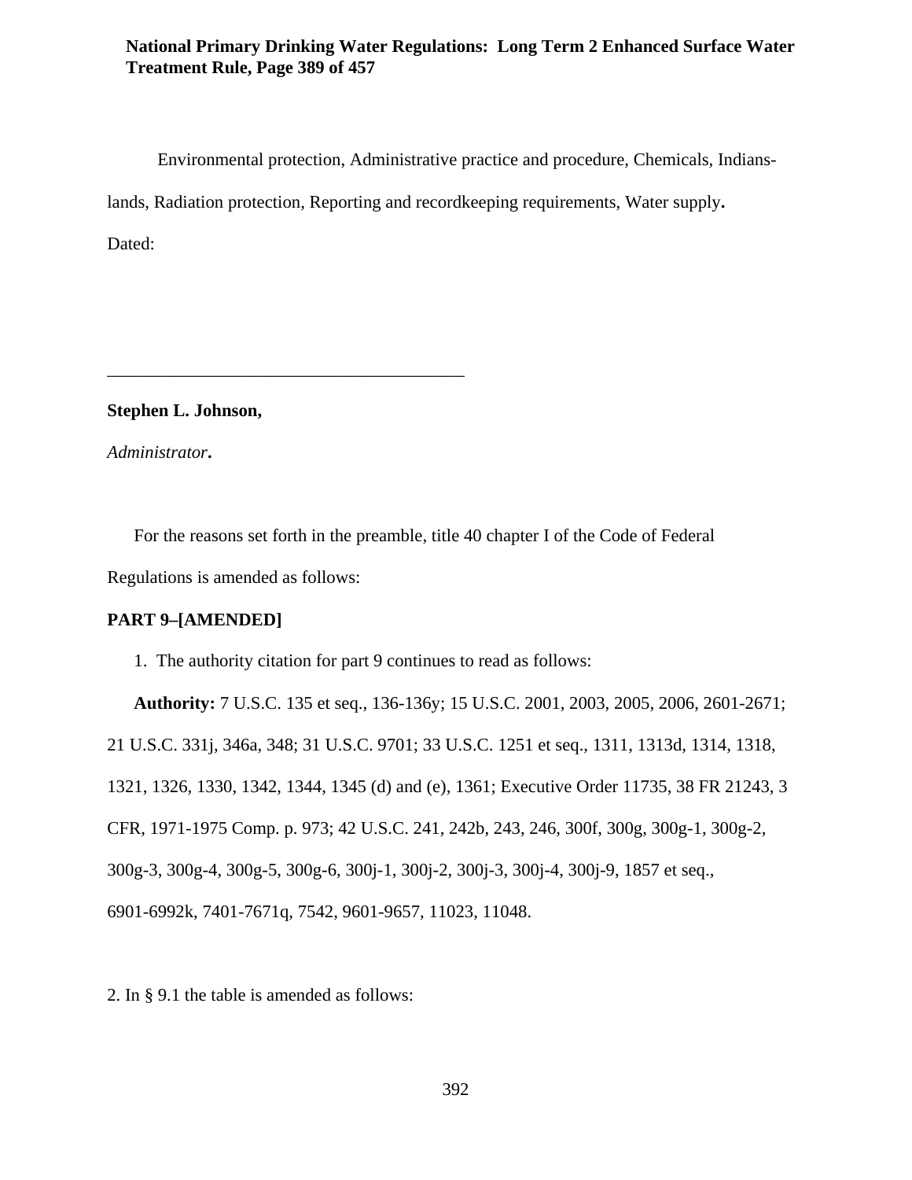Environmental protection, Administrative practice and procedure, Chemicals, Indians-lands, Radiation protection, Reporting and recordkeeping requirements, Water supply**.**

Dated:

________________________________________

**Stephen L. Johnson,**

*Administrator***.**

For the reasons set forth in the preamble, title 40 chapter I of the Code of Federal Regulations is amended as follows:

**PART 9–[AMENDED]**

1. The authority citation for part 9 continues to read as follows:

**Authority:** 7 U.S.C. 135 et seq., 136-136y; 15 U.S.C. 2001, 2003, 2005, 2006, 2601-2671; 21 U.S.C. 331j, 346a, 348; 31 U.S.C. 9701; 33 U.S.C. 1251 et seq., 1311, 1313d, 1314, 1318, 1321, 1326, 1330, 1342, 1344, 1345 (d) and (e), 1361; Executive Order 11735, 38 FR 21243, 3 CFR, 1971-1975 Comp. p. 973; 42 U.S.C. 241, 242b, 243, 246, 300f, 300g, 300g-1, 300g-2, 300g-3, 300g-4, 300g-5, 300g-6, 300j-1, 300j-2, 300j-3, 300j-4, 300j-9, 1857 et seq., 6901-6992k, 7401-7671q, 7542, 9601-9657, 11023, 11048.

2. In § 9.1 the table is amended as follows: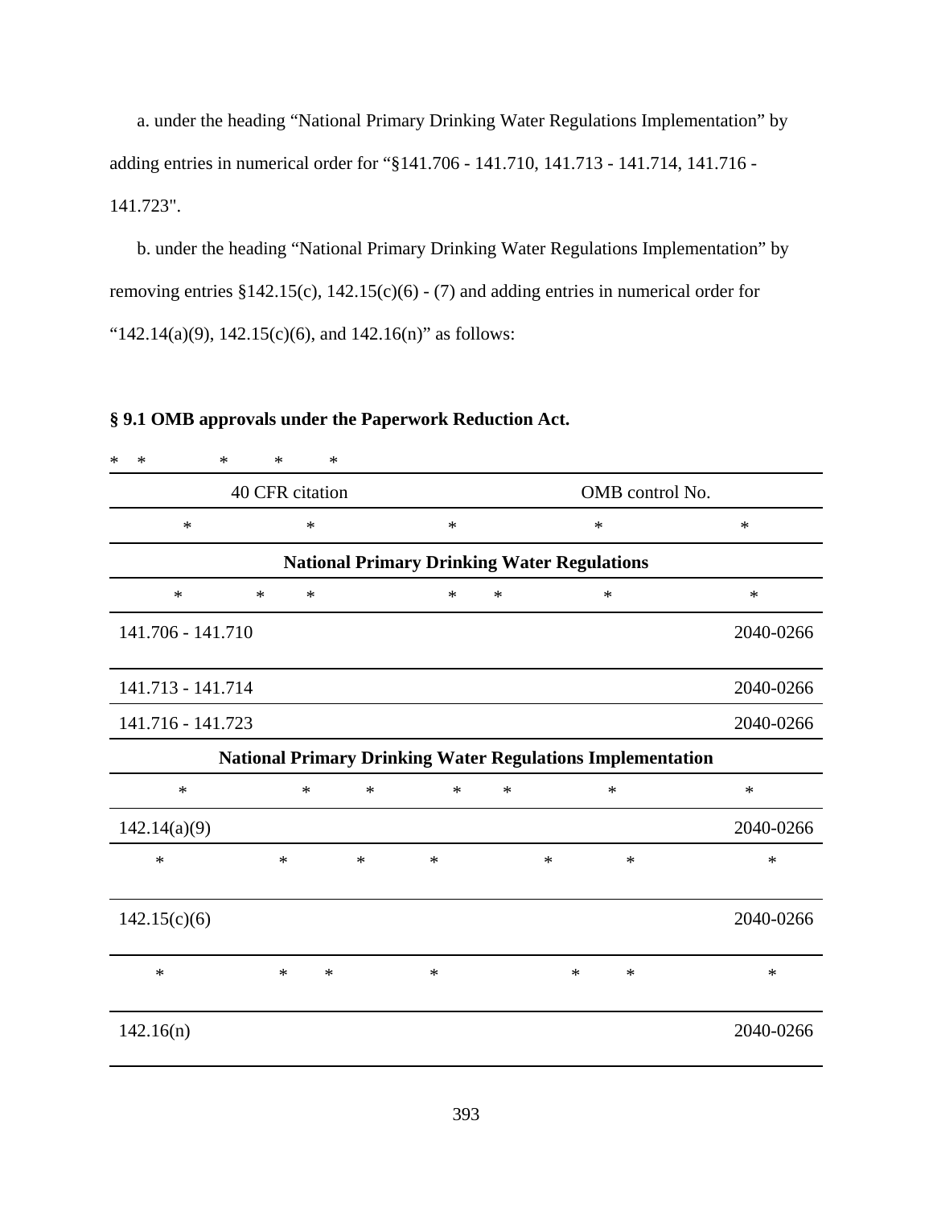a. under the heading “National Primary Drinking Water Regulations Implementation” by adding entries in numerical order for “§141.706 - 141.710, 141.713 - 141.714, 141.716 - 141.723".

b. under the heading “National Primary Drinking Water Regulations Implementation” by removing entries §142.15(c), 142.15(c)(6) - (7) and adding entries in numerical order for “142.14(a)(9), 142.15(c)(6), and 142.16(n)” as follows:

**§ 9.1 OMB approvals under the Paperwork Reduction Act.**

* * * * *

| 40 CFR citation | OMB control No. |
|---|---|
| * * * | * * |
| **National Primary Drinking Water Regulations** | |
| * * * | * * * * |
| 141.706 - 141.710 | 2040-0266 |
| 141.713 - 141.714 | 2040-0266 |
| 141.716 - 141.723 | 2040-0266 |
| **National Primary Drinking Water Regulations Implementation** | |
| * * * | * * * * |
| 142.14(a)(9) | 2040-0266 |
| * * * * | * * * |
| 142.15(c)(6) | 2040-0266 |
| * * * * | * * * |
| 142.16(n) | 2040-0266 |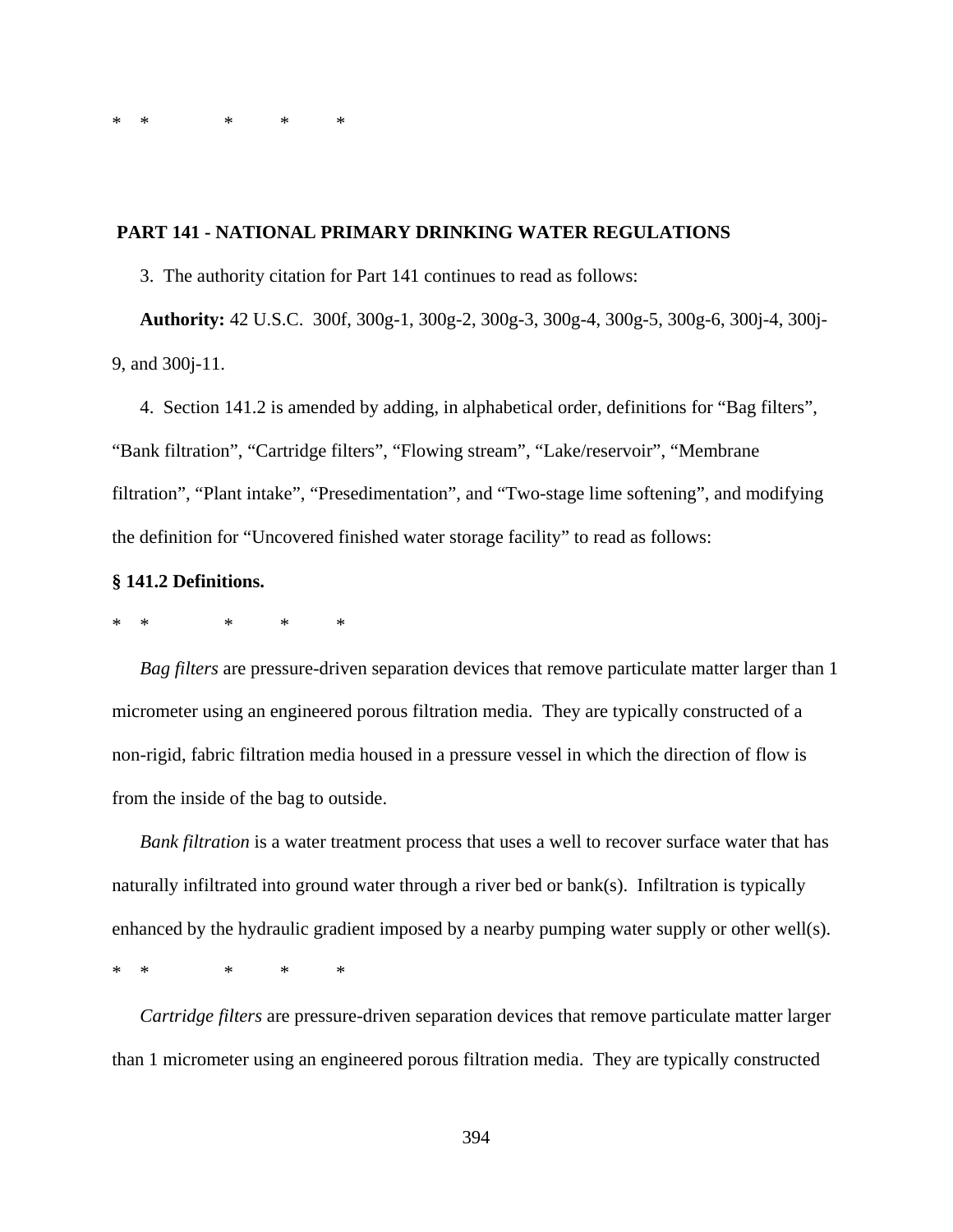*    *         *       *       *

**PART 141 - NATIONAL PRIMARY DRINKING WATER REGULATIONS**

3. The authority citation for Part 141 continues to read as follows:

**Authority:** 42 U.S.C. 300f, 300g-1, 300g-2, 300g-3, 300g-4, 300g-5, 300g-6, 300j-4, 300j-9, and 300j-11.

4. Section 141.2 is amended by adding, in alphabetical order, definitions for “Bag filters”, “Bank filtration”, “Cartridge filters”, “Flowing stream”, “Lake/reservoir”, “Membrane filtration”, “Plant intake”, “Presedimentation”, and “Two-stage lime softening”, and modifying the definition for “Uncovered finished water storage facility” to read as follows:

**§ 141.2 Definitions.**

*    *         *       *       *

*Bag filters* are pressure-driven separation devices that remove particulate matter larger than 1 micrometer using an engineered porous filtration media. They are typically constructed of a non-rigid, fabric filtration media housed in a pressure vessel in which the direction of flow is from the inside of the bag to outside.

*Bank filtration* is a water treatment process that uses a well to recover surface water that has naturally infiltrated into ground water through a river bed or bank(s). Infiltration is typically enhanced by the hydraulic gradient imposed by a nearby pumping water supply or other well(s).

*    *         *       *       *

*Cartridge filters* are pressure-driven separation devices that remove particulate matter larger than 1 micrometer using an engineered porous filtration media. They are typically constructed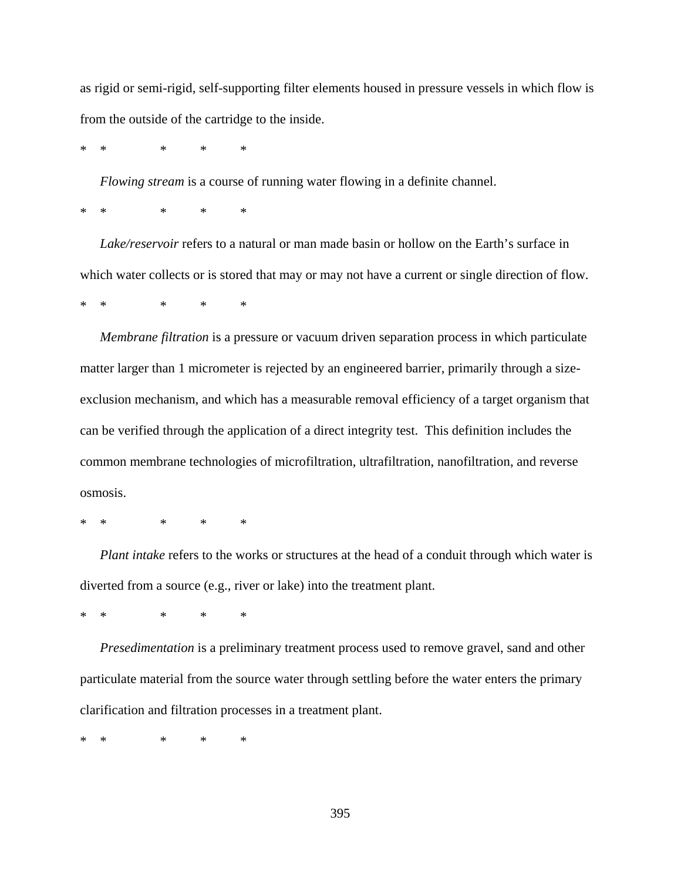as rigid or semi-rigid, self-supporting filter elements housed in pressure vessels in which flow is from the outside of the cartridge to the inside.

\*   \*       \*     \*     \*

*Flowing stream* is a course of running water flowing in a definite channel.

\*   \*       \*     \*     \*

*Lake/reservoir* refers to a natural or man made basin or hollow on the Earth's surface in which water collects or is stored that may or may not have a current or single direction of flow.

\*   \*       \*     \*     \*

*Membrane filtration* is a pressure or vacuum driven separation process in which particulate matter larger than 1 micrometer is rejected by an engineered barrier, primarily through a size-exclusion mechanism, and which has a measurable removal efficiency of a target organism that can be verified through the application of a direct integrity test. This definition includes the common membrane technologies of microfiltration, ultrafiltration, nanofiltration, and reverse osmosis.

\*   \*       \*     \*     \*

*Plant intake* refers to the works or structures at the head of a conduit through which water is diverted from a source (e.g., river or lake) into the treatment plant.

\*   \*       \*     \*     \*

*Presedimentation* is a preliminary treatment process used to remove gravel, sand and other particulate material from the source water through settling before the water enters the primary clarification and filtration processes in a treatment plant.

\*   \*       \*     \*     \*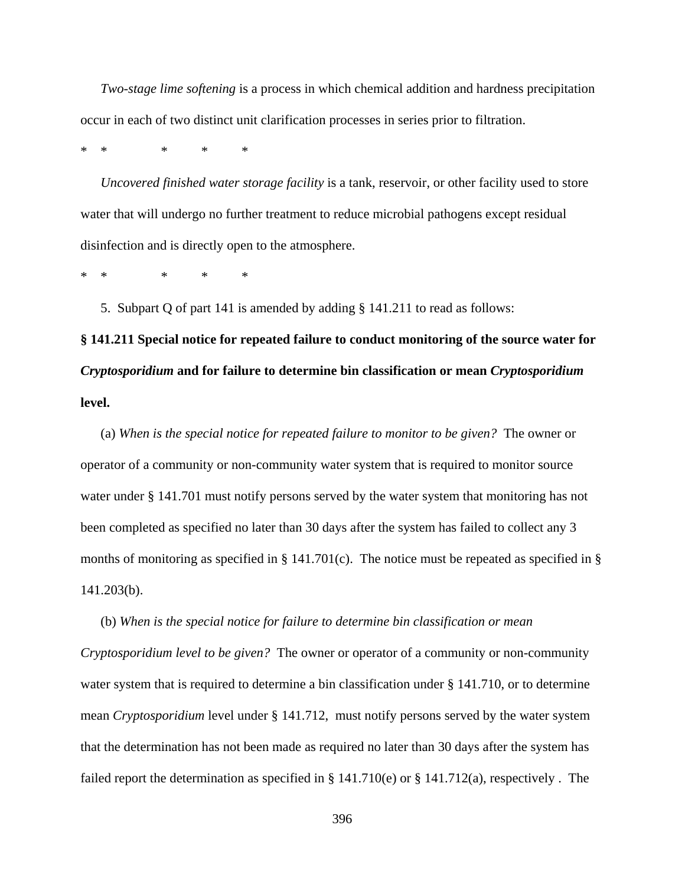*Two-stage lime softening* is a process in which chemical addition and hardness precipitation occur in each of two distinct unit clarification processes in series prior to filtration.

\* \* \* \* \*

*Uncovered finished water storage facility* is a tank, reservoir, or other facility used to store water that will undergo no further treatment to reduce microbial pathogens except residual disinfection and is directly open to the atmosphere.

\* \* \* \* \*

5. Subpart Q of part 141 is amended by adding § 141.211 to read as follows:

**§ 141.211 Special notice for repeated failure to conduct monitoring of the source water for *Cryptosporidium* and for failure to determine bin classification or mean *Cryptosporidium* level.**

(a) *When is the special notice for repeated failure to monitor to be given?* The owner or operator of a community or non-community water system that is required to monitor source water under § 141.701 must notify persons served by the water system that monitoring has not been completed as specified no later than 30 days after the system has failed to collect any 3 months of monitoring as specified in § 141.701(c). The notice must be repeated as specified in § 141.203(b).

(b) *When is the special notice for failure to determine bin classification or mean Cryptosporidium level to be given?* The owner or operator of a community or non-community water system that is required to determine a bin classification under § 141.710, or to determine mean *Cryptosporidium* level under § 141.712, must notify persons served by the water system that the determination has not been made as required no later than 30 days after the system has failed report the determination as specified in § 141.710(e) or § 141.712(a), respectively . The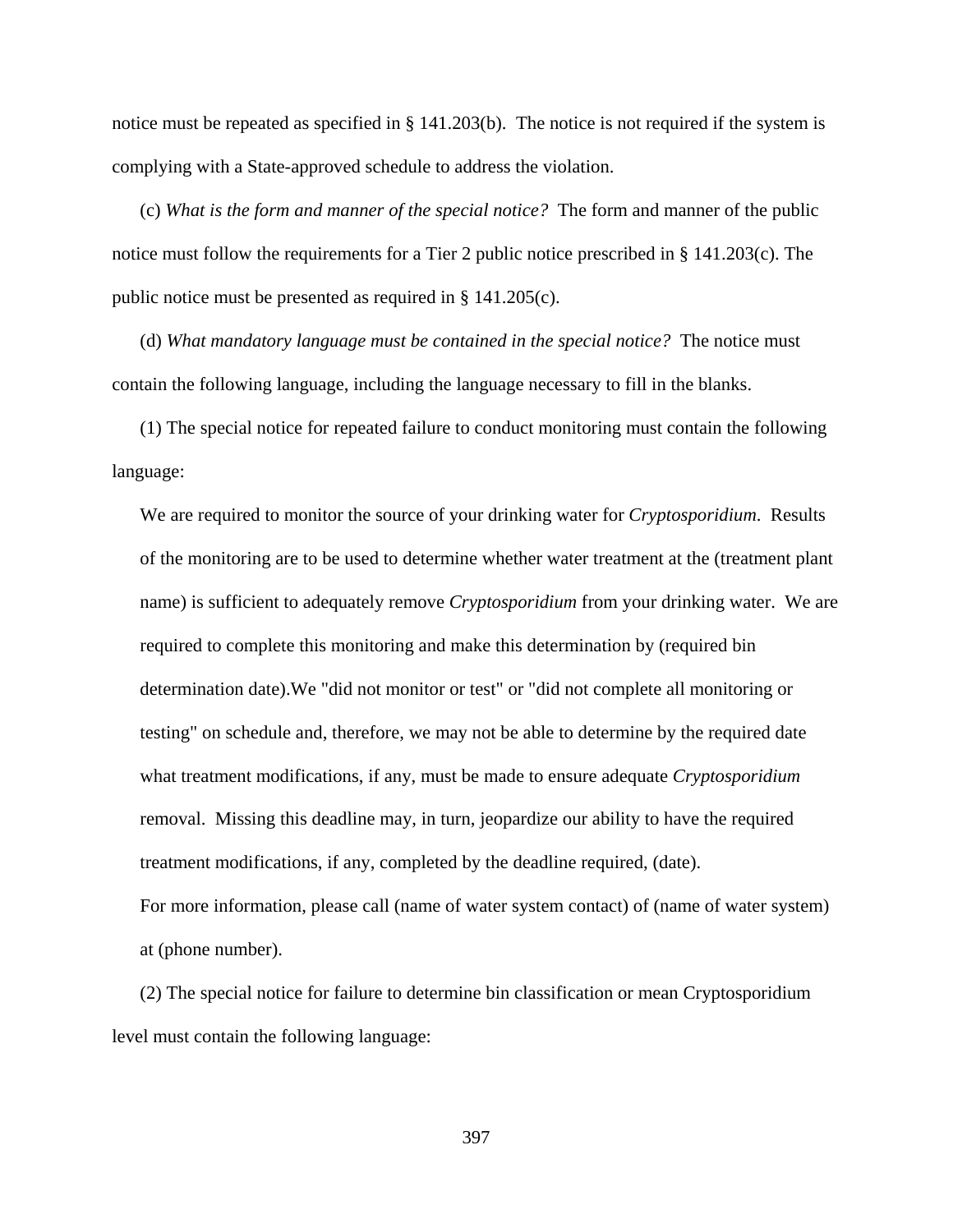notice must be repeated as specified in § 141.203(b). The notice is not required if the system is complying with a State-approved schedule to address the violation.

(c) *What is the form and manner of the special notice?* The form and manner of the public notice must follow the requirements for a Tier 2 public notice prescribed in § 141.203(c). The public notice must be presented as required in § 141.205(c).

(d) *What mandatory language must be contained in the special notice?* The notice must contain the following language, including the language necessary to fill in the blanks.

(1) The special notice for repeated failure to conduct monitoring must contain the following language:

> We are required to monitor the source of your drinking water for *Cryptosporidium*. Results of the monitoring are to be used to determine whether water treatment at the (treatment plant name) is sufficient to adequately remove *Cryptosporidium* from your drinking water. We are required to complete this monitoring and make this determination by (required bin determination date).We "did not monitor or test" or "did not complete all monitoring or testing" on schedule and, therefore, we may not be able to determine by the required date what treatment modifications, if any, must be made to ensure adequate *Cryptosporidium* removal. Missing this deadline may, in turn, jeopardize our ability to have the required treatment modifications, if any, completed by the deadline required, (date).
>
> For more information, please call (name of water system contact) of (name of water system) at (phone number).

(2) The special notice for failure to determine bin classification or mean Cryptosporidium level must contain the following language: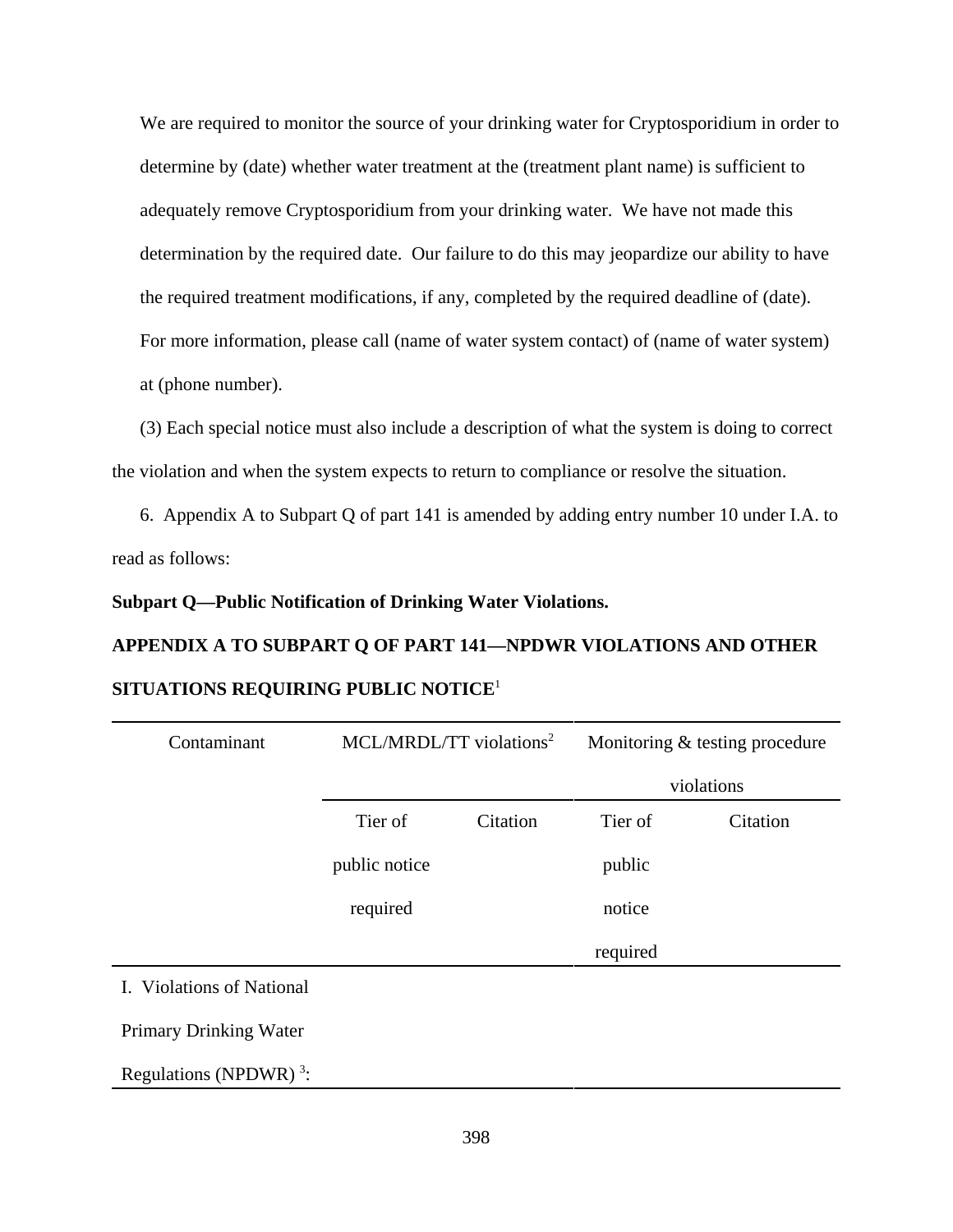We are required to monitor the source of your drinking water for Cryptosporidium in order to determine by (date) whether water treatment at the (treatment plant name) is sufficient to adequately remove Cryptosporidium from your drinking water. We have not made this determination by the required date. Our failure to do this may jeopardize our ability to have the required treatment modifications, if any, completed by the required deadline of (date). For more information, please call (name of water system contact) of (name of water system) at (phone number).

(3) Each special notice must also include a description of what the system is doing to correct the violation and when the system expects to return to compliance or resolve the situation.

6. Appendix A to Subpart Q of part 141 is amended by adding entry number 10 under I.A. to read as follows:

**Subpart Q—Public Notification of Drinking Water Violations.**

**APPENDIX A TO SUBPART Q OF PART 141—NPDWR VIOLATIONS AND OTHER SITUATIONS REQUIRING PUBLIC NOTICE**[1]

| Contaminant | MCL/MRDL/TT violations[2] | | Monitoring & testing procedure violations | |
|---|---|---|---|---|
| | Tier of public notice required | Citation | Tier of public notice required | Citation |
| I. Violations of National Primary Drinking Water Regulations (NPDWR) [3]: | | | | |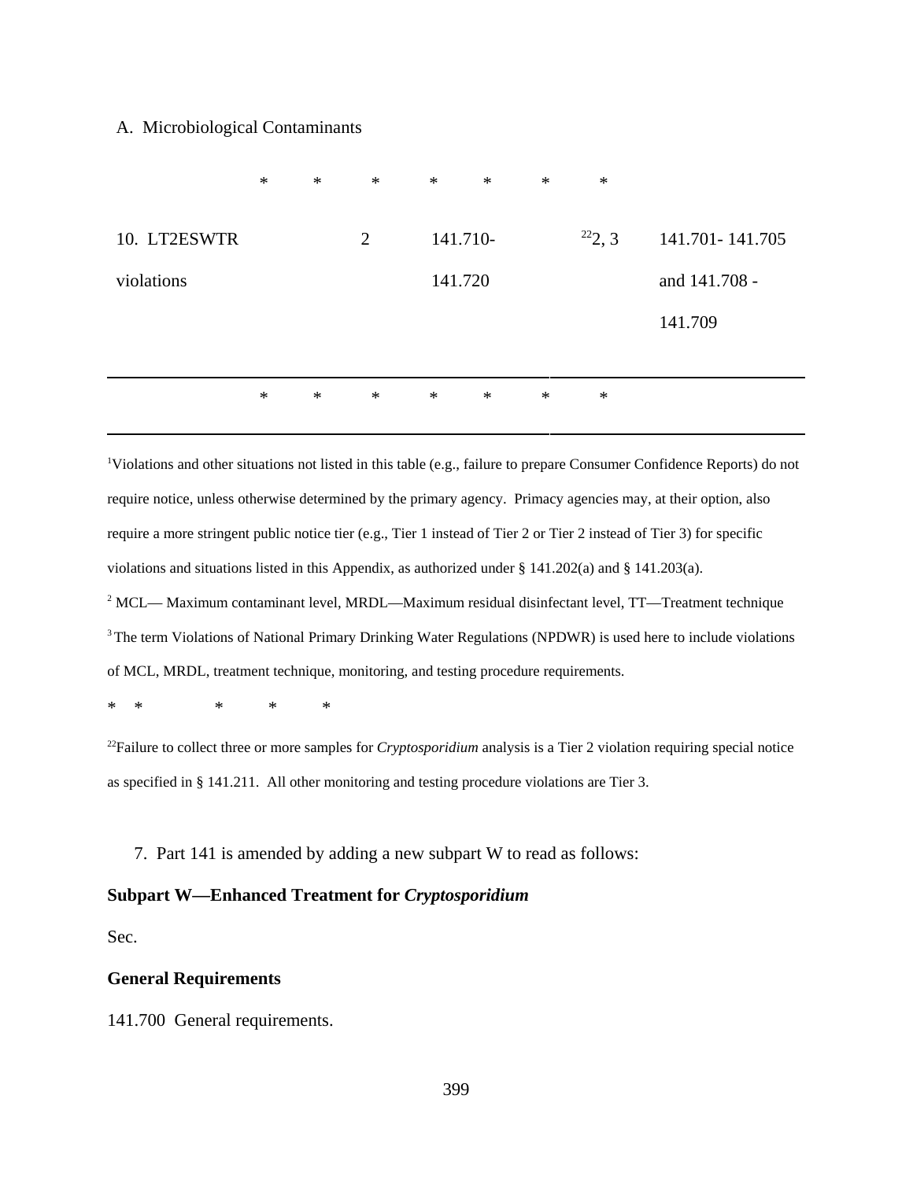A. Microbiological Contaminants

| | | | | |
|---|---|---|---|---|
| * * * * * * * | | | | |
| 10. LT2ESWTR violations | 2 | 141.710-141.720 | [22]2, 3 | 141.701- 141.705 and 141.708 - 141.709 |
| * * * * * * * | | | | |

[1]Violations and other situations not listed in this table (e.g., failure to prepare Consumer Confidence Reports) do not require notice, unless otherwise determined by the primary agency. Primacy agencies may, at their option, also require a more stringent public notice tier (e.g., Tier 1 instead of Tier 2 or Tier 2 instead of Tier 3) for specific violations and situations listed in this Appendix, as authorized under § 141.202(a) and § 141.203(a).

[2] MCL— Maximum contaminant level, MRDL—Maximum residual disinfectant level, TT—Treatment technique

[3] The term Violations of National Primary Drinking Water Regulations (NPDWR) is used here to include violations of MCL, MRDL, treatment technique, monitoring, and testing procedure requirements.

* * * * *

[22]Failure to collect three or more samples for *Cryptosporidium* analysis is a Tier 2 violation requiring special notice as specified in § 141.211. All other monitoring and testing procedure violations are Tier 3.

7. Part 141 is amended by adding a new subpart W to read as follows:

**Subpart W—Enhanced Treatment for *Cryptosporidium***

Sec.

**General Requirements**

141.700 General requirements.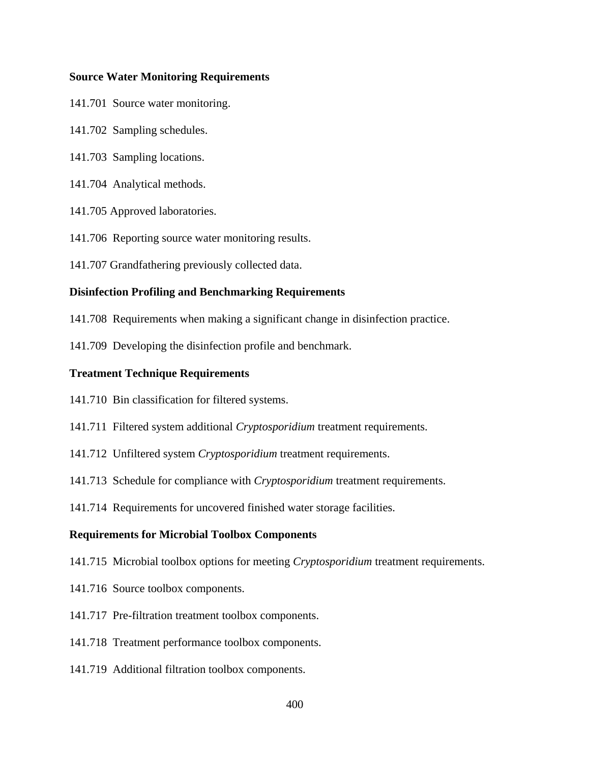**Source Water Monitoring Requirements**

141.701 Source water monitoring.

141.702 Sampling schedules.

141.703 Sampling locations.

141.704 Analytical methods.

141.705 Approved laboratories.

141.706 Reporting source water monitoring results.

141.707 Grandfathering previously collected data.

**Disinfection Profiling and Benchmarking Requirements**

141.708 Requirements when making a significant change in disinfection practice.

141.709 Developing the disinfection profile and benchmark.

**Treatment Technique Requirements**

141.710 Bin classification for filtered systems.

141.711 Filtered system additional *Cryptosporidium* treatment requirements.

141.712 Unfiltered system *Cryptosporidium* treatment requirements.

141.713 Schedule for compliance with *Cryptosporidium* treatment requirements.

141.714 Requirements for uncovered finished water storage facilities.

**Requirements for Microbial Toolbox Components**

141.715 Microbial toolbox options for meeting *Cryptosporidium* treatment requirements.

141.716 Source toolbox components.

141.717 Pre-filtration treatment toolbox components.

141.718 Treatment performance toolbox components.

141.719 Additional filtration toolbox components.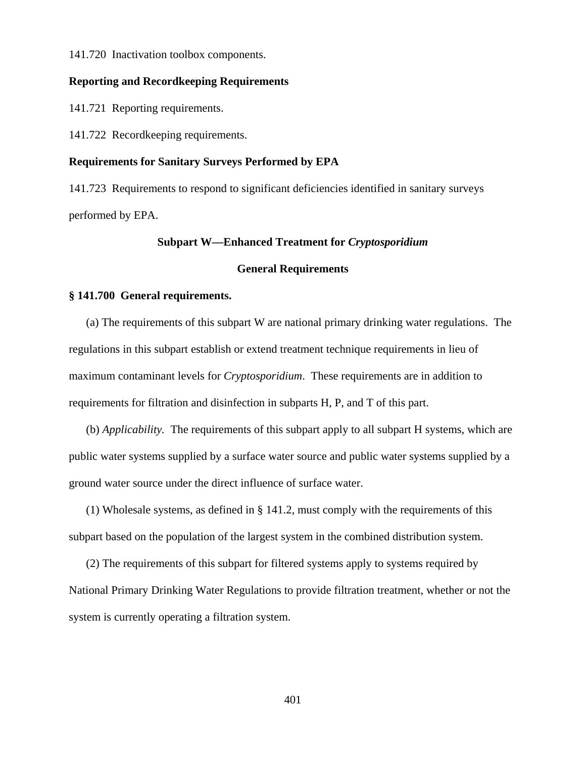141.720 Inactivation toolbox components.

**Reporting and Recordkeeping Requirements**

141.721 Reporting requirements.

141.722 Recordkeeping requirements.

**Requirements for Sanitary Surveys Performed by EPA**

141.723 Requirements to respond to significant deficiencies identified in sanitary surveys performed by EPA.

## Subpart W—Enhanced Treatment for *Cryptosporidium*

### General Requirements

**§ 141.700 General requirements.**

(a) The requirements of this subpart W are national primary drinking water regulations. The regulations in this subpart establish or extend treatment technique requirements in lieu of maximum contaminant levels for *Cryptosporidium*. These requirements are in addition to requirements for filtration and disinfection in subparts H, P, and T of this part.

(b) *Applicability.* The requirements of this subpart apply to all subpart H systems, which are public water systems supplied by a surface water source and public water systems supplied by a ground water source under the direct influence of surface water.

(1) Wholesale systems, as defined in § 141.2, must comply with the requirements of this subpart based on the population of the largest system in the combined distribution system.

(2) The requirements of this subpart for filtered systems apply to systems required by National Primary Drinking Water Regulations to provide filtration treatment, whether or not the system is currently operating a filtration system.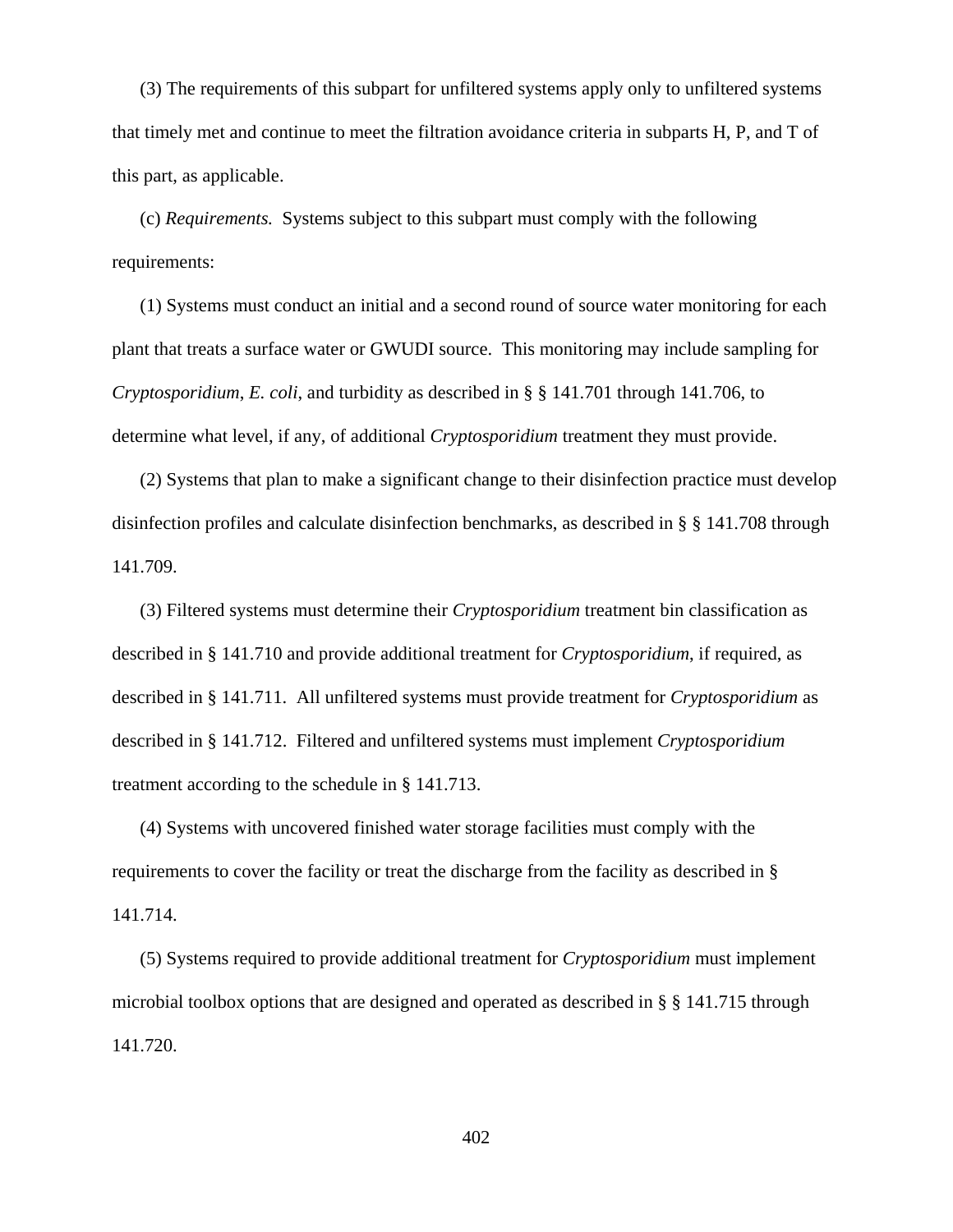(3) The requirements of this subpart for unfiltered systems apply only to unfiltered systems that timely met and continue to meet the filtration avoidance criteria in subparts H, P, and T of this part, as applicable.

(c) *Requirements.* Systems subject to this subpart must comply with the following requirements:

(1) Systems must conduct an initial and a second round of source water monitoring for each plant that treats a surface water or GWUDI source. This monitoring may include sampling for *Cryptosporidium*, *E. coli*, and turbidity as described in § § 141.701 through 141.706, to determine what level, if any, of additional *Cryptosporidium* treatment they must provide.

(2) Systems that plan to make a significant change to their disinfection practice must develop disinfection profiles and calculate disinfection benchmarks, as described in § § 141.708 through 141.709.

(3) Filtered systems must determine their *Cryptosporidium* treatment bin classification as described in § 141.710 and provide additional treatment for *Cryptosporidium*, if required, as described in § 141.711. All unfiltered systems must provide treatment for *Cryptosporidium* as described in § 141.712. Filtered and unfiltered systems must implement *Cryptosporidium* treatment according to the schedule in § 141.713.

(4) Systems with uncovered finished water storage facilities must comply with the requirements to cover the facility or treat the discharge from the facility as described in § 141.714.

(5) Systems required to provide additional treatment for *Cryptosporidium* must implement microbial toolbox options that are designed and operated as described in § § 141.715 through 141.720.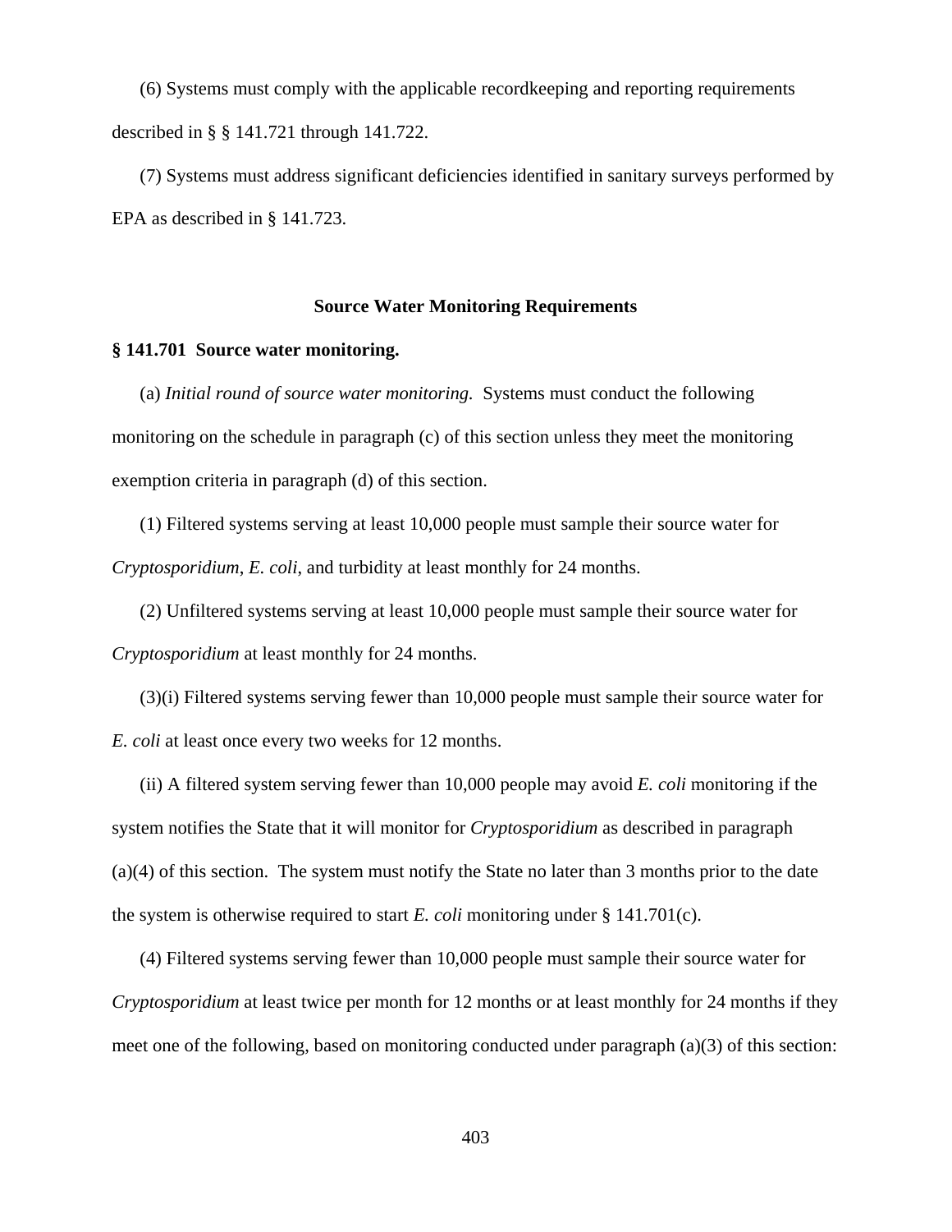(6) Systems must comply with the applicable recordkeeping and reporting requirements described in § § 141.721 through 141.722.

(7) Systems must address significant deficiencies identified in sanitary surveys performed by EPA as described in § 141.723.

## Source Water Monitoring Requirements

### § 141.701 Source water monitoring.

(a) *Initial round of source water monitoring.* Systems must conduct the following monitoring on the schedule in paragraph (c) of this section unless they meet the monitoring exemption criteria in paragraph (d) of this section.

(1) Filtered systems serving at least 10,000 people must sample their source water for *Cryptosporidium*, *E. coli*, and turbidity at least monthly for 24 months.

(2) Unfiltered systems serving at least 10,000 people must sample their source water for *Cryptosporidium* at least monthly for 24 months.

(3)(i) Filtered systems serving fewer than 10,000 people must sample their source water for *E. coli* at least once every two weeks for 12 months.

(ii) A filtered system serving fewer than 10,000 people may avoid *E. coli* monitoring if the system notifies the State that it will monitor for *Cryptosporidium* as described in paragraph (a)(4) of this section. The system must notify the State no later than 3 months prior to the date the system is otherwise required to start *E. coli* monitoring under § 141.701(c).

(4) Filtered systems serving fewer than 10,000 people must sample their source water for *Cryptosporidium* at least twice per month for 12 months or at least monthly for 24 months if they meet one of the following, based on monitoring conducted under paragraph (a)(3) of this section: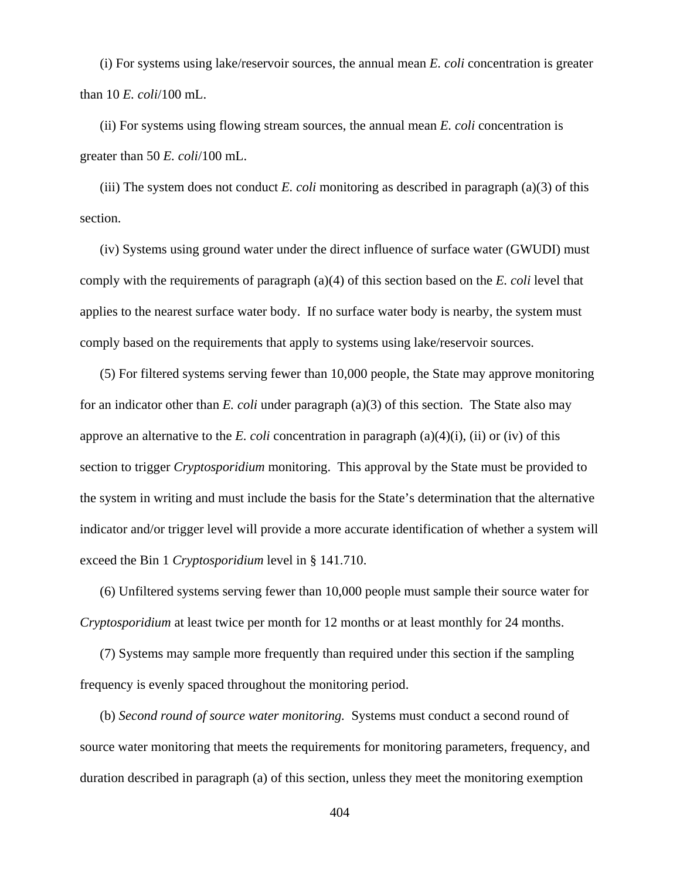(i) For systems using lake/reservoir sources, the annual mean *E. coli* concentration is greater than 10 *E. coli*/100 mL.

(ii) For systems using flowing stream sources, the annual mean *E. coli* concentration is greater than 50 *E. coli*/100 mL.

(iii) The system does not conduct *E. coli* monitoring as described in paragraph (a)(3) of this section.

(iv) Systems using ground water under the direct influence of surface water (GWUDI) must comply with the requirements of paragraph (a)(4) of this section based on the *E. coli* level that applies to the nearest surface water body. If no surface water body is nearby, the system must comply based on the requirements that apply to systems using lake/reservoir sources.

(5) For filtered systems serving fewer than 10,000 people, the State may approve monitoring for an indicator other than *E. coli* under paragraph (a)(3) of this section. The State also may approve an alternative to the *E. coli* concentration in paragraph (a)(4)(i), (ii) or (iv) of this section to trigger *Cryptosporidium* monitoring. This approval by the State must be provided to the system in writing and must include the basis for the State's determination that the alternative indicator and/or trigger level will provide a more accurate identification of whether a system will exceed the Bin 1 *Cryptosporidium* level in § 141.710.

(6) Unfiltered systems serving fewer than 10,000 people must sample their source water for *Cryptosporidium* at least twice per month for 12 months or at least monthly for 24 months.

(7) Systems may sample more frequently than required under this section if the sampling frequency is evenly spaced throughout the monitoring period.

(b) *Second round of source water monitoring.* Systems must conduct a second round of source water monitoring that meets the requirements for monitoring parameters, frequency, and duration described in paragraph (a) of this section, unless they meet the monitoring exemption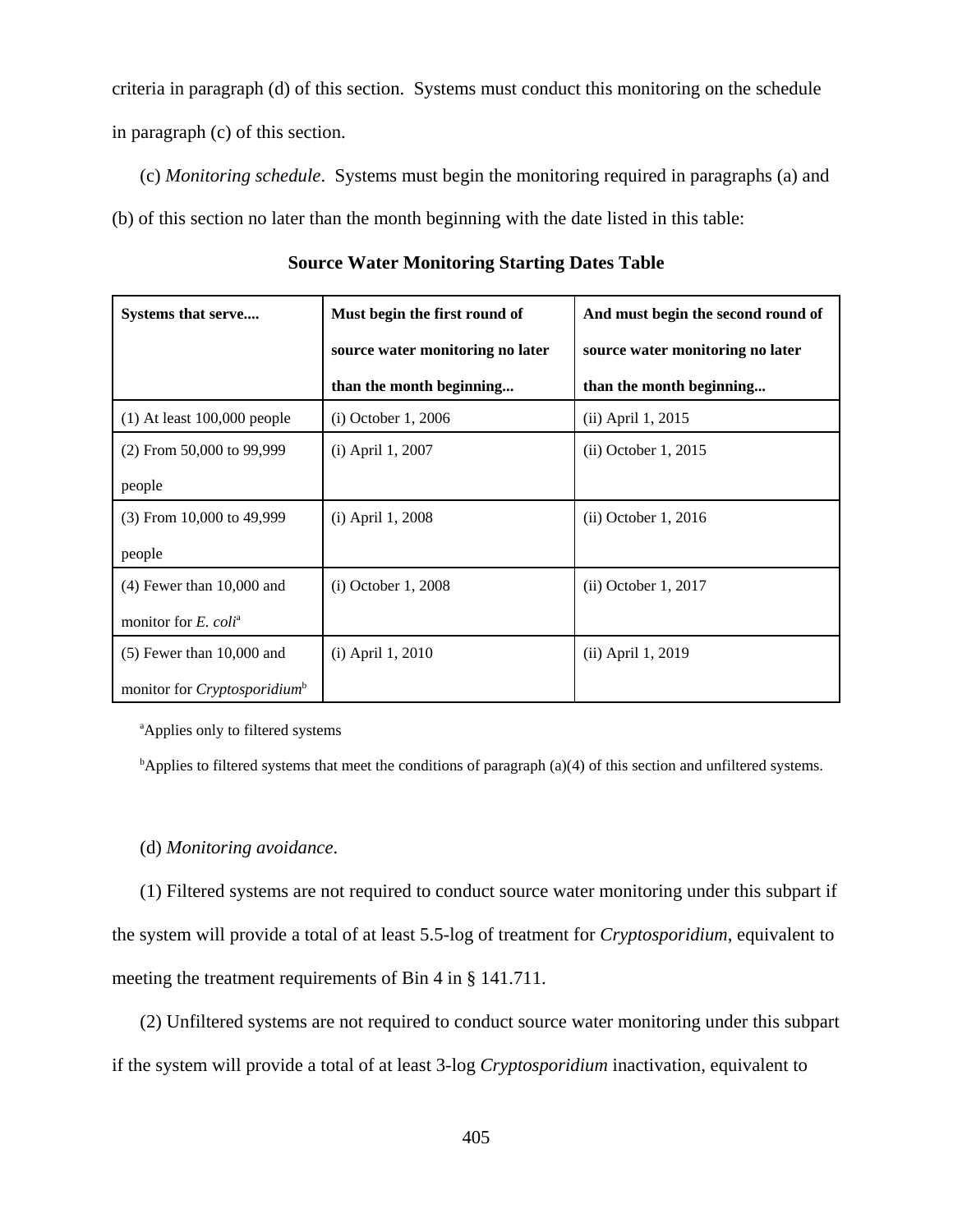criteria in paragraph (d) of this section. Systems must conduct this monitoring on the schedule in paragraph (c) of this section.

(c) *Monitoring schedule*. Systems must begin the monitoring required in paragraphs (a) and (b) of this section no later than the month beginning with the date listed in this table:

**Source Water Monitoring Starting Dates Table**

| **Systems that serve....** | **Must begin the first round of source water monitoring no later than the month beginning...** | **And must begin the second round of source water monitoring no later than the month beginning...** |
|---|---|---|
| (1) At least 100,000 people | (i) October 1, 2006 | (ii) April 1, 2015 |
| (2) From 50,000 to 99,999 people | (i) April 1, 2007 | (ii) October 1, 2015 |
| (3) From 10,000 to 49,999 people | (i) April 1, 2008 | (ii) October 1, 2016 |
| (4) Fewer than 10,000 and monitor for *E. coli*[a] | (i) October 1, 2008 | (ii) October 1, 2017 |
| (5) Fewer than 10,000 and monitor for *Cryptosporidium*[b] | (i) April 1, 2010 | (ii) April 1, 2019 |

[a]Applies only to filtered systems

[b]Applies to filtered systems that meet the conditions of paragraph (a)(4) of this section and unfiltered systems.

(d) *Monitoring avoidance*.

(1) Filtered systems are not required to conduct source water monitoring under this subpart if the system will provide a total of at least 5.5-log of treatment for *Cryptosporidium*, equivalent to meeting the treatment requirements of Bin 4 in § 141.711.

(2) Unfiltered systems are not required to conduct source water monitoring under this subpart if the system will provide a total of at least 3-log *Cryptosporidium* inactivation, equivalent to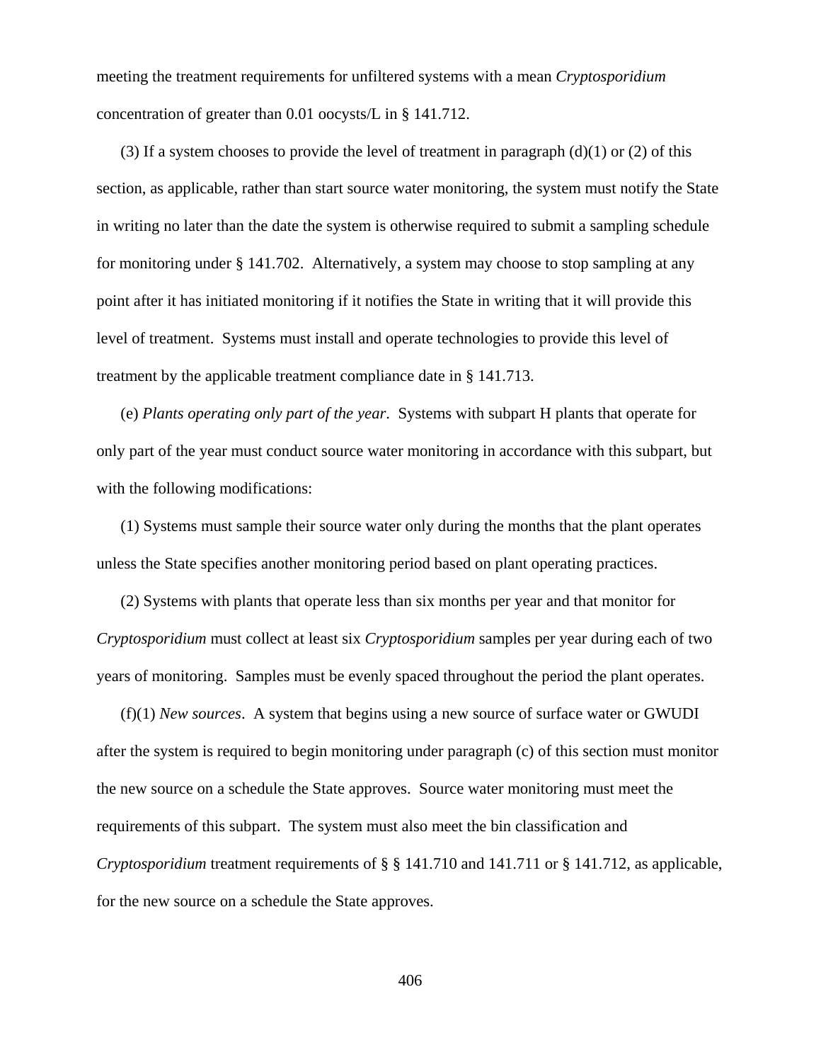meeting the treatment requirements for unfiltered systems with a mean *Cryptosporidium* concentration of greater than 0.01 oocysts/L in § 141.712.

(3) If a system chooses to provide the level of treatment in paragraph (d)(1) or (2) of this section, as applicable, rather than start source water monitoring, the system must notify the State in writing no later than the date the system is otherwise required to submit a sampling schedule for monitoring under § 141.702. Alternatively, a system may choose to stop sampling at any point after it has initiated monitoring if it notifies the State in writing that it will provide this level of treatment. Systems must install and operate technologies to provide this level of treatment by the applicable treatment compliance date in § 141.713.

(e) *Plants operating only part of the year*. Systems with subpart H plants that operate for only part of the year must conduct source water monitoring in accordance with this subpart, but with the following modifications:

(1) Systems must sample their source water only during the months that the plant operates unless the State specifies another monitoring period based on plant operating practices.

(2) Systems with plants that operate less than six months per year and that monitor for *Cryptosporidium* must collect at least six *Cryptosporidium* samples per year during each of two years of monitoring. Samples must be evenly spaced throughout the period the plant operates.

(f)(1) *New sources*. A system that begins using a new source of surface water or GWUDI after the system is required to begin monitoring under paragraph (c) of this section must monitor the new source on a schedule the State approves. Source water monitoring must meet the requirements of this subpart. The system must also meet the bin classification and *Cryptosporidium* treatment requirements of § § 141.710 and 141.711 or § 141.712, as applicable, for the new source on a schedule the State approves.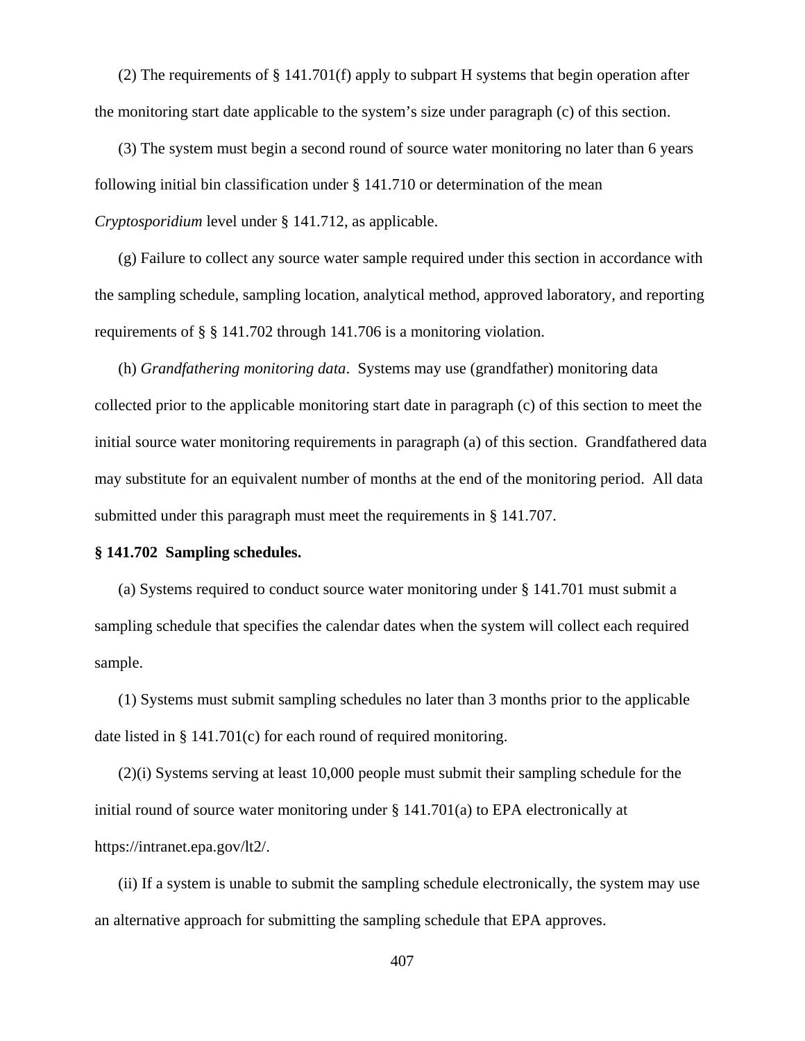(2) The requirements of § 141.701(f) apply to subpart H systems that begin operation after the monitoring start date applicable to the system's size under paragraph (c) of this section.

(3) The system must begin a second round of source water monitoring no later than 6 years following initial bin classification under § 141.710 or determination of the mean *Cryptosporidium* level under § 141.712, as applicable.

(g) Failure to collect any source water sample required under this section in accordance with the sampling schedule, sampling location, analytical method, approved laboratory, and reporting requirements of § § 141.702 through 141.706 is a monitoring violation.

(h) *Grandfathering monitoring data*. Systems may use (grandfather) monitoring data collected prior to the applicable monitoring start date in paragraph (c) of this section to meet the initial source water monitoring requirements in paragraph (a) of this section. Grandfathered data may substitute for an equivalent number of months at the end of the monitoring period. All data submitted under this paragraph must meet the requirements in § 141.707.

**§ 141.702 Sampling schedules.**

(a) Systems required to conduct source water monitoring under § 141.701 must submit a sampling schedule that specifies the calendar dates when the system will collect each required sample.

(1) Systems must submit sampling schedules no later than 3 months prior to the applicable date listed in § 141.701(c) for each round of required monitoring.

(2)(i) Systems serving at least 10,000 people must submit their sampling schedule for the initial round of source water monitoring under § 141.701(a) to EPA electronically at https://intranet.epa.gov/lt2/.

(ii) If a system is unable to submit the sampling schedule electronically, the system may use an alternative approach for submitting the sampling schedule that EPA approves.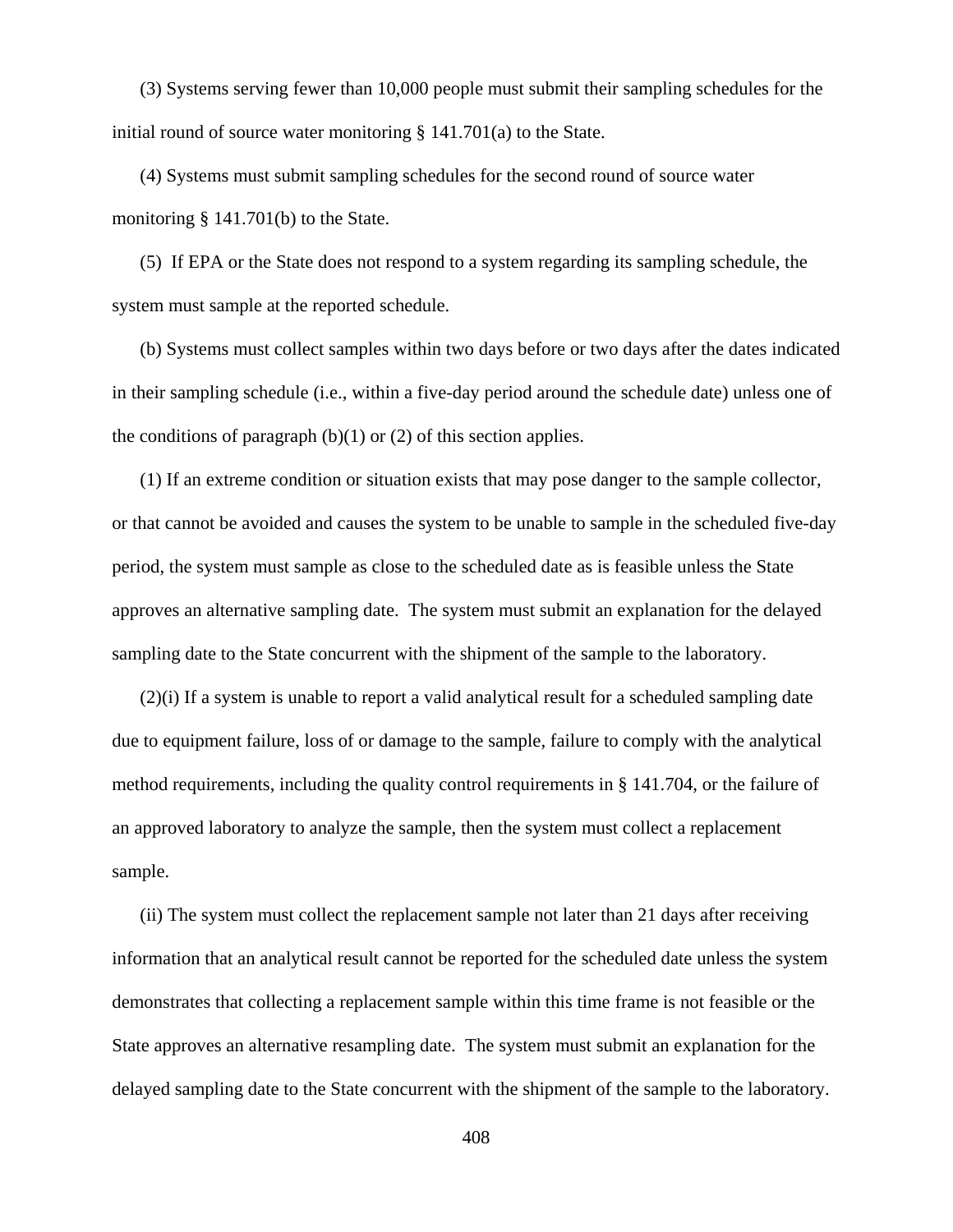(3) Systems serving fewer than 10,000 people must submit their sampling schedules for the initial round of source water monitoring § 141.701(a) to the State.

(4) Systems must submit sampling schedules for the second round of source water monitoring § 141.701(b) to the State.

(5) If EPA or the State does not respond to a system regarding its sampling schedule, the system must sample at the reported schedule.

(b) Systems must collect samples within two days before or two days after the dates indicated in their sampling schedule (i.e., within a five-day period around the schedule date) unless one of the conditions of paragraph (b)(1) or (2) of this section applies.

(1) If an extreme condition or situation exists that may pose danger to the sample collector, or that cannot be avoided and causes the system to be unable to sample in the scheduled five-day period, the system must sample as close to the scheduled date as is feasible unless the State approves an alternative sampling date. The system must submit an explanation for the delayed sampling date to the State concurrent with the shipment of the sample to the laboratory.

(2)(i) If a system is unable to report a valid analytical result for a scheduled sampling date due to equipment failure, loss of or damage to the sample, failure to comply with the analytical method requirements, including the quality control requirements in § 141.704, or the failure of an approved laboratory to analyze the sample, then the system must collect a replacement sample.

(ii) The system must collect the replacement sample not later than 21 days after receiving information that an analytical result cannot be reported for the scheduled date unless the system demonstrates that collecting a replacement sample within this time frame is not feasible or the State approves an alternative resampling date. The system must submit an explanation for the delayed sampling date to the State concurrent with the shipment of the sample to the laboratory.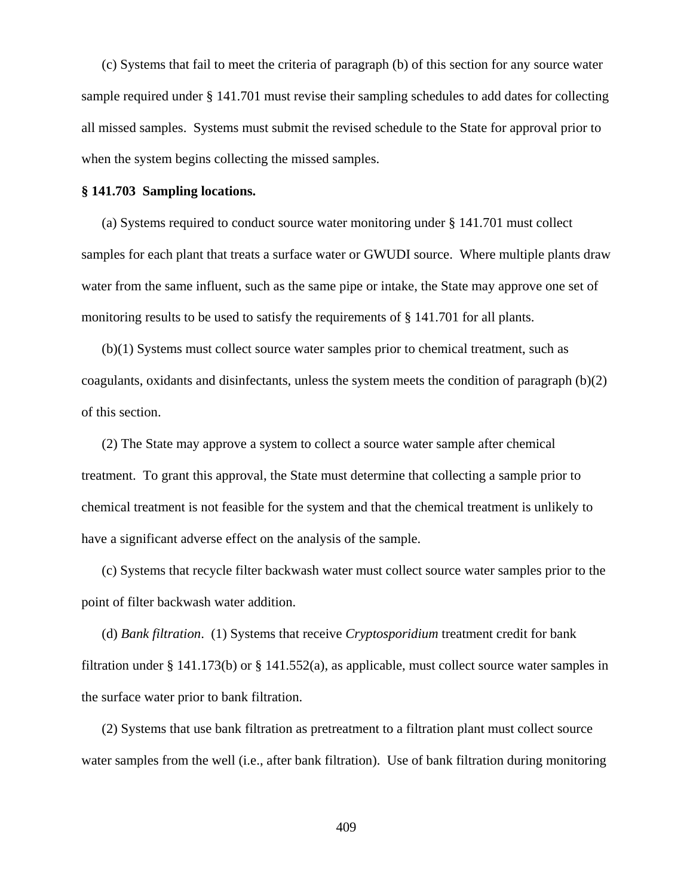(c) Systems that fail to meet the criteria of paragraph (b) of this section for any source water sample required under § 141.701 must revise their sampling schedules to add dates for collecting all missed samples. Systems must submit the revised schedule to the State for approval prior to when the system begins collecting the missed samples.

**§ 141.703 Sampling locations.**

(a) Systems required to conduct source water monitoring under § 141.701 must collect samples for each plant that treats a surface water or GWUDI source. Where multiple plants draw water from the same influent, such as the same pipe or intake, the State may approve one set of monitoring results to be used to satisfy the requirements of § 141.701 for all plants.

(b)(1) Systems must collect source water samples prior to chemical treatment, such as coagulants, oxidants and disinfectants, unless the system meets the condition of paragraph (b)(2) of this section.

(2) The State may approve a system to collect a source water sample after chemical treatment. To grant this approval, the State must determine that collecting a sample prior to chemical treatment is not feasible for the system and that the chemical treatment is unlikely to have a significant adverse effect on the analysis of the sample.

(c) Systems that recycle filter backwash water must collect source water samples prior to the point of filter backwash water addition.

(d) *Bank filtration*. (1) Systems that receive *Cryptosporidium* treatment credit for bank filtration under § 141.173(b) or § 141.552(a), as applicable, must collect source water samples in the surface water prior to bank filtration.

(2) Systems that use bank filtration as pretreatment to a filtration plant must collect source water samples from the well (i.e., after bank filtration). Use of bank filtration during monitoring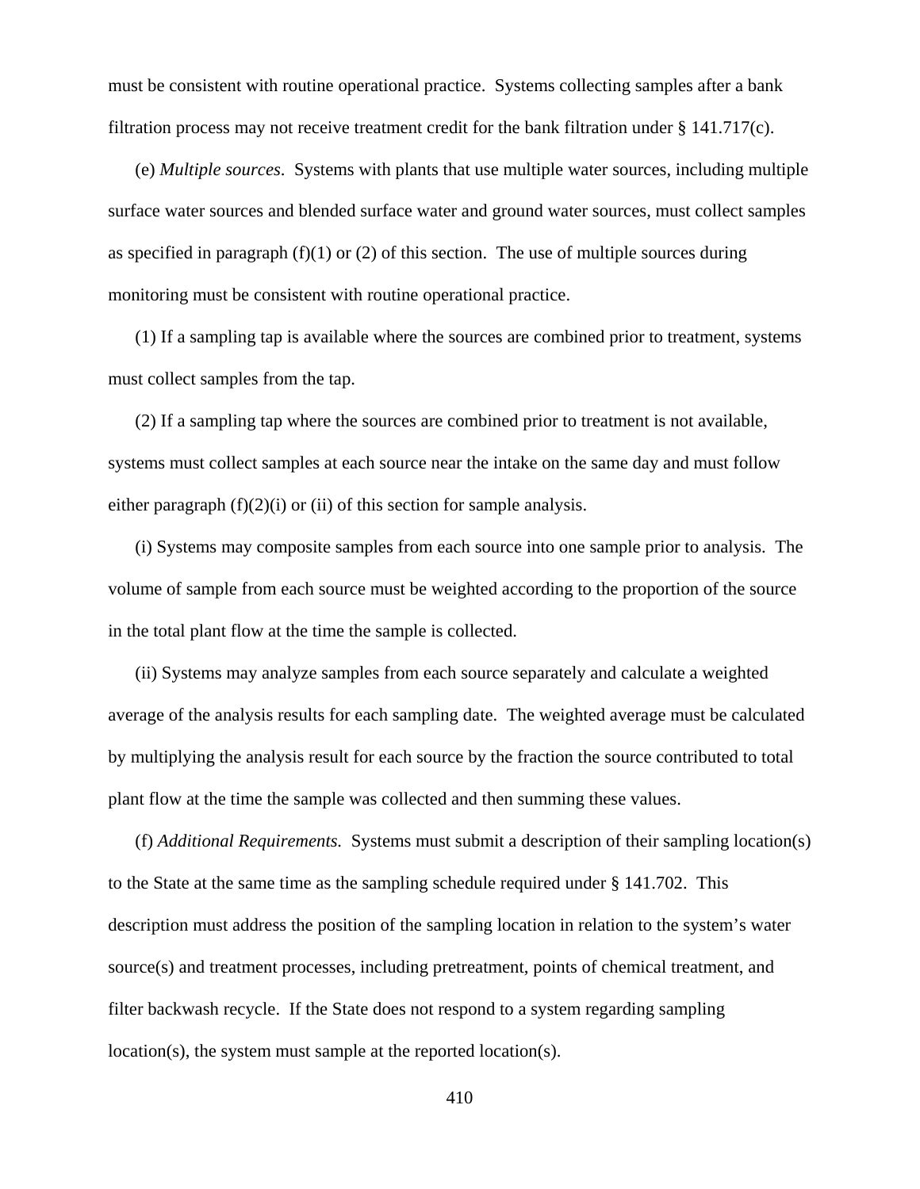must be consistent with routine operational practice. Systems collecting samples after a bank filtration process may not receive treatment credit for the bank filtration under § 141.717(c).

(e) *Multiple sources*. Systems with plants that use multiple water sources, including multiple surface water sources and blended surface water and ground water sources, must collect samples as specified in paragraph (f)(1) or (2) of this section. The use of multiple sources during monitoring must be consistent with routine operational practice.

(1) If a sampling tap is available where the sources are combined prior to treatment, systems must collect samples from the tap.

(2) If a sampling tap where the sources are combined prior to treatment is not available, systems must collect samples at each source near the intake on the same day and must follow either paragraph (f)(2)(i) or (ii) of this section for sample analysis.

(i) Systems may composite samples from each source into one sample prior to analysis. The volume of sample from each source must be weighted according to the proportion of the source in the total plant flow at the time the sample is collected.

(ii) Systems may analyze samples from each source separately and calculate a weighted average of the analysis results for each sampling date. The weighted average must be calculated by multiplying the analysis result for each source by the fraction the source contributed to total plant flow at the time the sample was collected and then summing these values.

(f) *Additional Requirements.* Systems must submit a description of their sampling location(s) to the State at the same time as the sampling schedule required under § 141.702. This description must address the position of the sampling location in relation to the system's water source(s) and treatment processes, including pretreatment, points of chemical treatment, and filter backwash recycle. If the State does not respond to a system regarding sampling location(s), the system must sample at the reported location(s).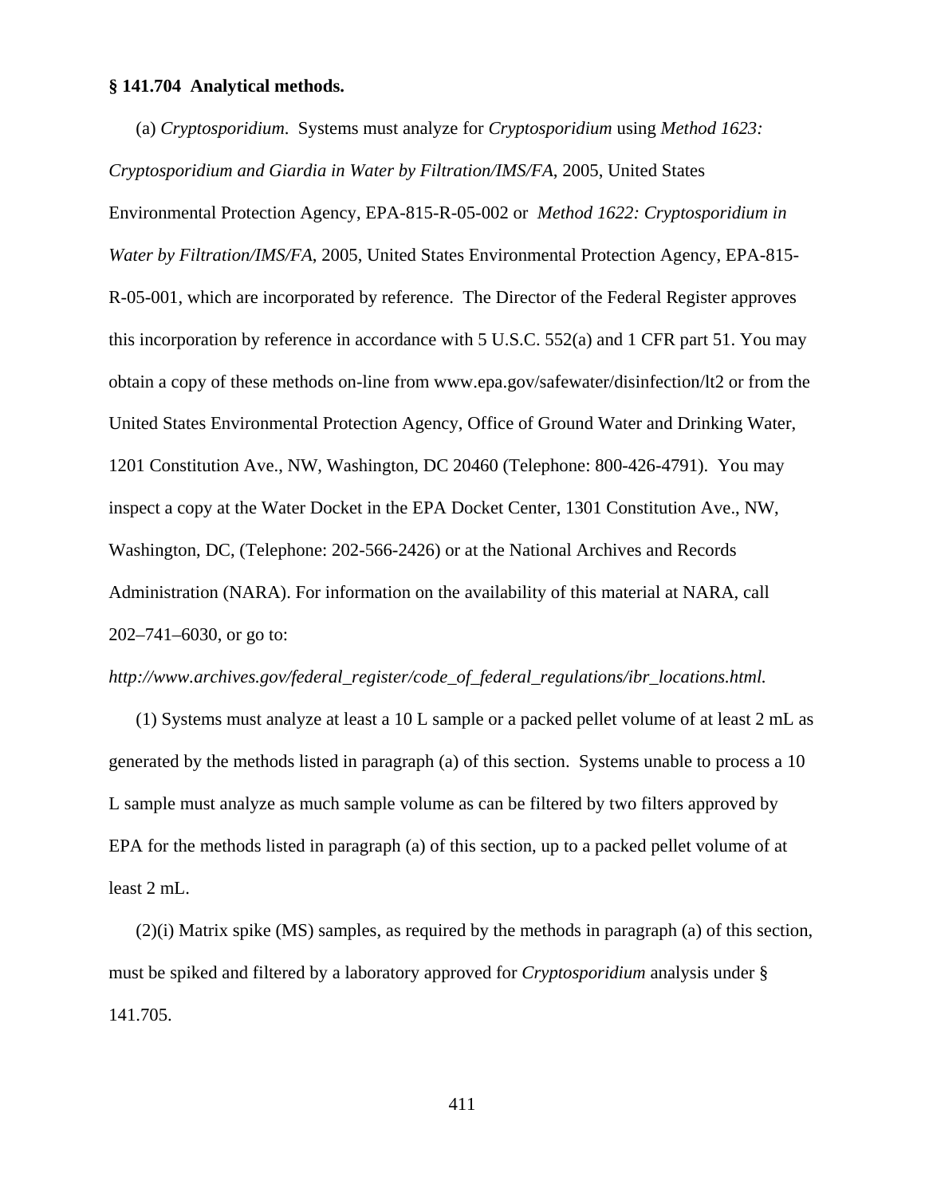**§ 141.704 Analytical methods.**

(a) *Cryptosporidium*. Systems must analyze for *Cryptosporidium* using *Method 1623: Cryptosporidium and Giardia in Water by Filtration/IMS/FA*, 2005, United States Environmental Protection Agency, EPA-815-R-05-002 or *Method 1622: Cryptosporidium in Water by Filtration/IMS/FA*, 2005, United States Environmental Protection Agency, EPA-815-R-05-001, which are incorporated by reference. The Director of the Federal Register approves this incorporation by reference in accordance with 5 U.S.C. 552(a) and 1 CFR part 51. You may obtain a copy of these methods on-line from www.epa.gov/safewater/disinfection/lt2 or from the United States Environmental Protection Agency, Office of Ground Water and Drinking Water, 1201 Constitution Ave., NW, Washington, DC 20460 (Telephone: 800-426-4791). You may inspect a copy at the Water Docket in the EPA Docket Center, 1301 Constitution Ave., NW, Washington, DC, (Telephone: 202-566-2426) or at the National Archives and Records Administration (NARA). For information on the availability of this material at NARA, call 202–741–6030, or go to: *http://www.archives.gov/federal_register/code_of_federal_regulations/ibr_locations.html.*

(1) Systems must analyze at least a 10 L sample or a packed pellet volume of at least 2 mL as generated by the methods listed in paragraph (a) of this section. Systems unable to process a 10 L sample must analyze as much sample volume as can be filtered by two filters approved by EPA for the methods listed in paragraph (a) of this section, up to a packed pellet volume of at least 2 mL.

(2)(i) Matrix spike (MS) samples, as required by the methods in paragraph (a) of this section, must be spiked and filtered by a laboratory approved for *Cryptosporidium* analysis under § 141.705.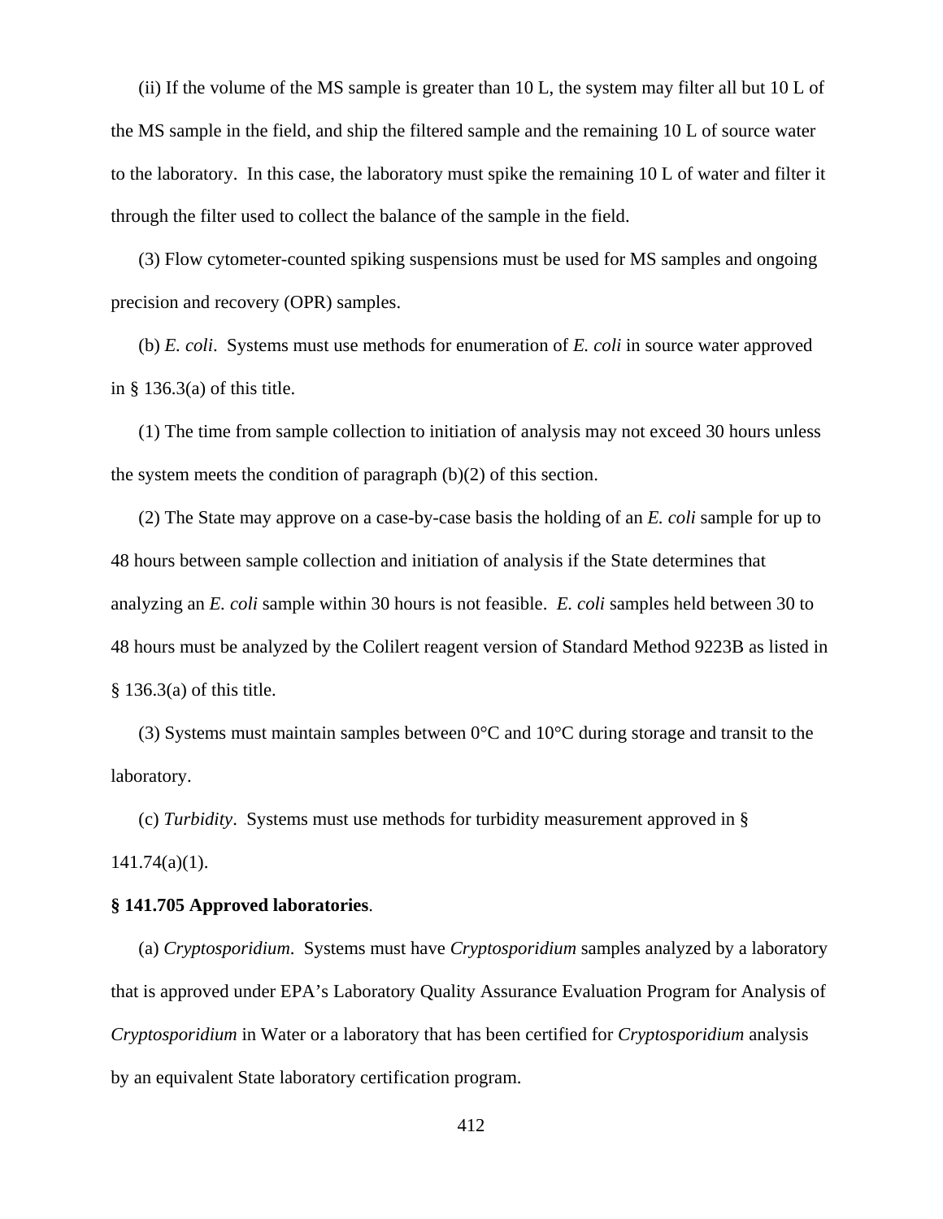(ii) If the volume of the MS sample is greater than 10 L, the system may filter all but 10 L of the MS sample in the field, and ship the filtered sample and the remaining 10 L of source water to the laboratory. In this case, the laboratory must spike the remaining 10 L of water and filter it through the filter used to collect the balance of the sample in the field.

(3) Flow cytometer-counted spiking suspensions must be used for MS samples and ongoing precision and recovery (OPR) samples.

(b) *E. coli*. Systems must use methods for enumeration of *E. coli* in source water approved in § 136.3(a) of this title.

(1) The time from sample collection to initiation of analysis may not exceed 30 hours unless the system meets the condition of paragraph (b)(2) of this section.

(2) The State may approve on a case-by-case basis the holding of an *E. coli* sample for up to 48 hours between sample collection and initiation of analysis if the State determines that analyzing an *E. coli* sample within 30 hours is not feasible. *E. coli* samples held between 30 to 48 hours must be analyzed by the Colilert reagent version of Standard Method 9223B as listed in § 136.3(a) of this title.

(3) Systems must maintain samples between 0°C and 10°C during storage and transit to the laboratory.

(c) *Turbidity*. Systems must use methods for turbidity measurement approved in § 141.74(a)(1).

**§ 141.705 Approved laboratories**.

(a) *Cryptosporidium*. Systems must have *Cryptosporidium* samples analyzed by a laboratory that is approved under EPA's Laboratory Quality Assurance Evaluation Program for Analysis of *Cryptosporidium* in Water or a laboratory that has been certified for *Cryptosporidium* analysis by an equivalent State laboratory certification program.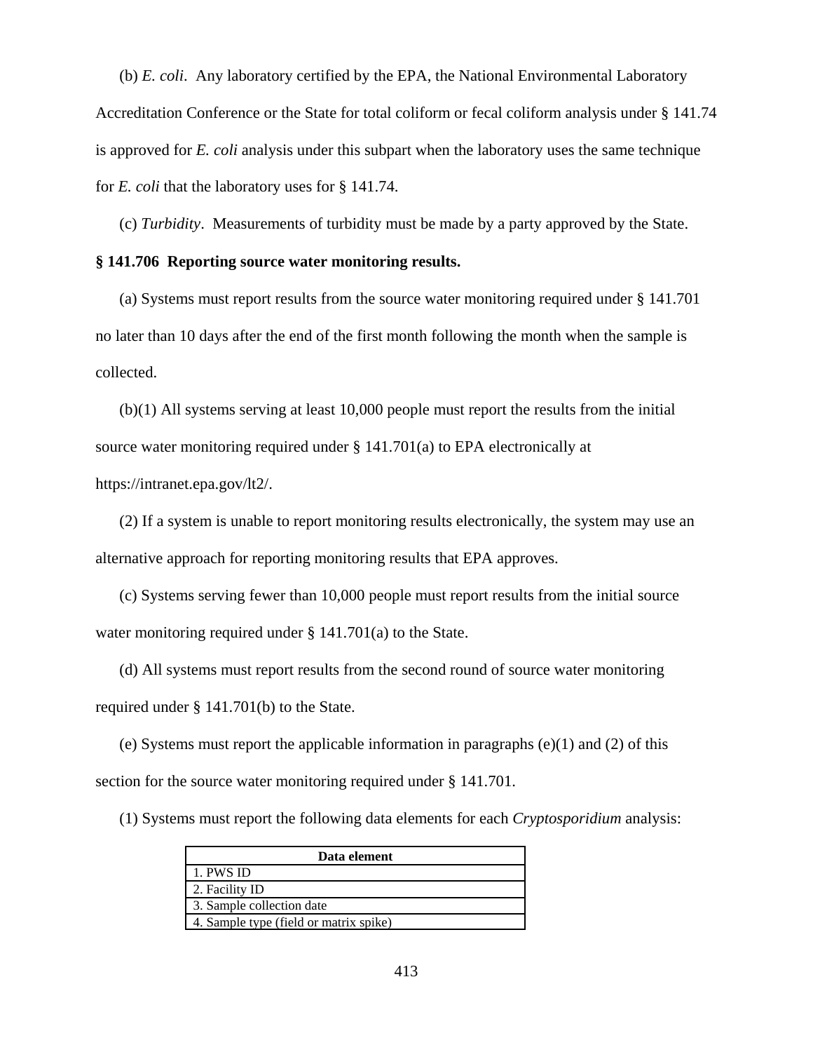(b) *E. coli*. Any laboratory certified by the EPA, the National Environmental Laboratory Accreditation Conference or the State for total coliform or fecal coliform analysis under § 141.74 is approved for *E. coli* analysis under this subpart when the laboratory uses the same technique for *E. coli* that the laboratory uses for § 141.74.

(c) *Turbidity*. Measurements of turbidity must be made by a party approved by the State.

**§ 141.706 Reporting source water monitoring results.**

(a) Systems must report results from the source water monitoring required under § 141.701 no later than 10 days after the end of the first month following the month when the sample is collected.

(b)(1) All systems serving at least 10,000 people must report the results from the initial source water monitoring required under § 141.701(a) to EPA electronically at https://intranet.epa.gov/lt2/.

(2) If a system is unable to report monitoring results electronically, the system may use an alternative approach for reporting monitoring results that EPA approves.

(c) Systems serving fewer than 10,000 people must report results from the initial source water monitoring required under § 141.701(a) to the State.

(d) All systems must report results from the second round of source water monitoring required under § 141.701(b) to the State.

(e) Systems must report the applicable information in paragraphs (e)(1) and (2) of this section for the source water monitoring required under § 141.701.

(1) Systems must report the following data elements for each *Cryptosporidium* analysis:

| Data element |
|---|
| 1. PWS ID |
| 2. Facility ID |
| 3. Sample collection date |
| 4. Sample type (field or matrix spike) |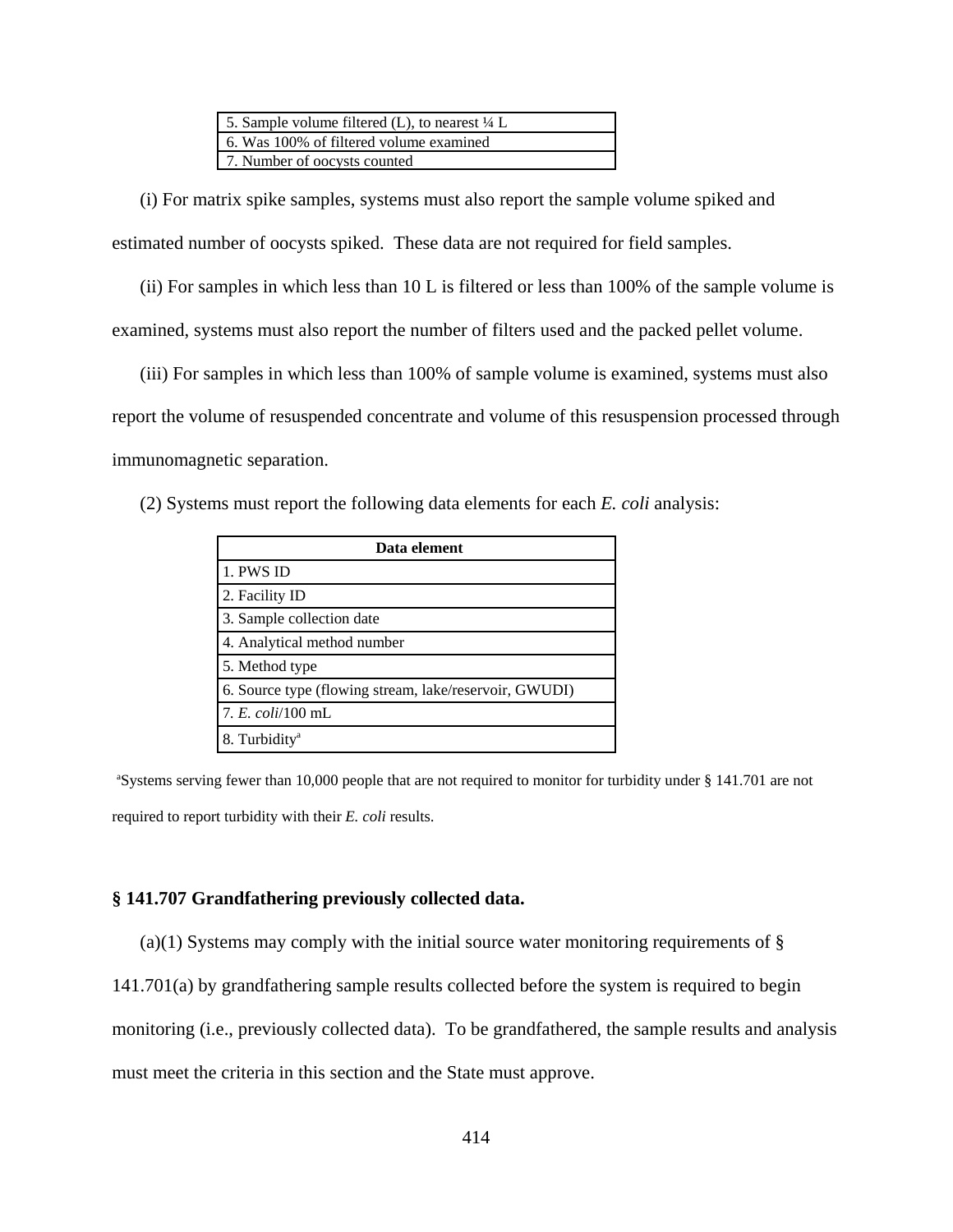| 5. Sample volume filtered (L), to nearest ¼ L |
|---|
| 6. Was 100% of filtered volume examined |
| 7. Number of oocysts counted |

(i) For matrix spike samples, systems must also report the sample volume spiked and estimated number of oocysts spiked. These data are not required for field samples.

(ii) For samples in which less than 10 L is filtered or less than 100% of the sample volume is examined, systems must also report the number of filters used and the packed pellet volume.

(iii) For samples in which less than 100% of sample volume is examined, systems must also report the volume of resuspended concentrate and volume of this resuspension processed through immunomagnetic separation.

(2) Systems must report the following data elements for each *E. coli* analysis:

| Data element |
|---|
| 1. PWS ID |
| 2. Facility ID |
| 3. Sample collection date |
| 4. Analytical method number |
| 5. Method type |
| 6. Source type (flowing stream, lake/reservoir, GWUDI) |
| 7. *E. coli*/100 mL |
| 8. Turbidity[a] |

[a]Systems serving fewer than 10,000 people that are not required to monitor for turbidity under § 141.701 are not required to report turbidity with their *E. coli* results.

**§ 141.707 Grandfathering previously collected data.**

(a)(1) Systems may comply with the initial source water monitoring requirements of § 141.701(a) by grandfathering sample results collected before the system is required to begin monitoring (i.e., previously collected data). To be grandfathered, the sample results and analysis must meet the criteria in this section and the State must approve.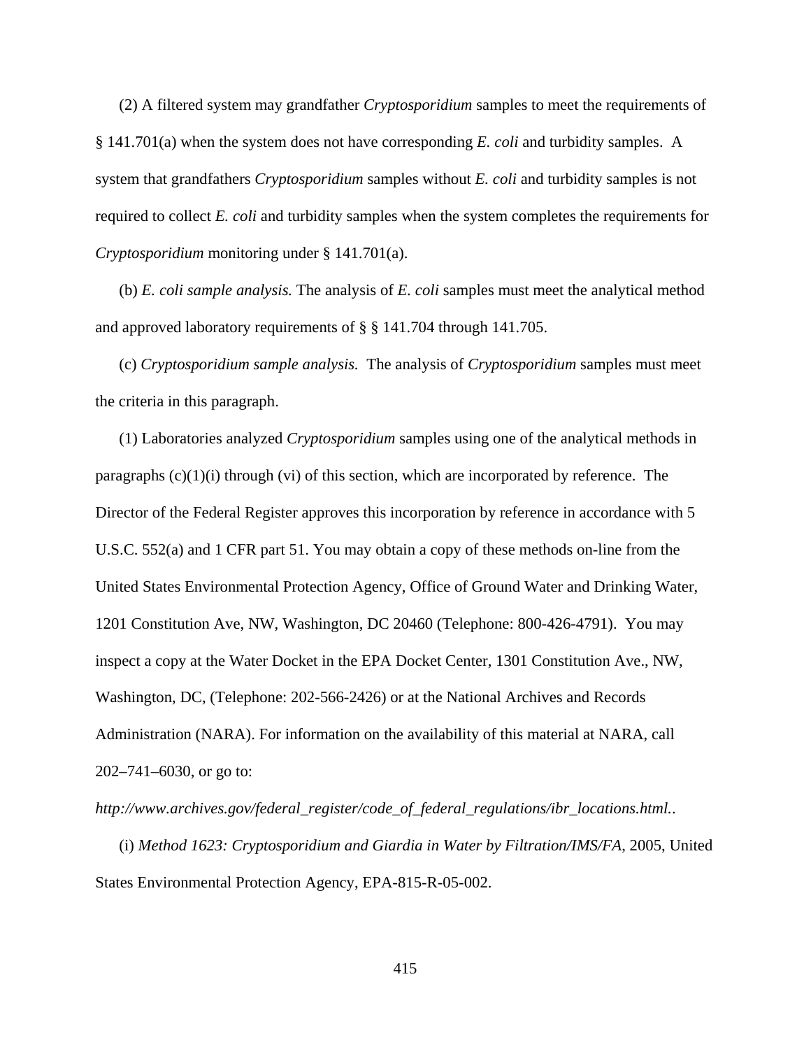(2) A filtered system may grandfather *Cryptosporidium* samples to meet the requirements of § 141.701(a) when the system does not have corresponding *E. coli* and turbidity samples. A system that grandfathers *Cryptosporidium* samples without *E. coli* and turbidity samples is not required to collect *E. coli* and turbidity samples when the system completes the requirements for *Cryptosporidium* monitoring under § 141.701(a).

(b) *E. coli sample analysis.* The analysis of *E. coli* samples must meet the analytical method and approved laboratory requirements of § § 141.704 through 141.705.

(c) *Cryptosporidium sample analysis.* The analysis of *Cryptosporidium* samples must meet the criteria in this paragraph.

(1) Laboratories analyzed *Cryptosporidium* samples using one of the analytical methods in paragraphs (c)(1)(i) through (vi) of this section, which are incorporated by reference. The Director of the Federal Register approves this incorporation by reference in accordance with 5 U.S.C. 552(a) and 1 CFR part 51. You may obtain a copy of these methods on-line from the United States Environmental Protection Agency, Office of Ground Water and Drinking Water, 1201 Constitution Ave, NW, Washington, DC 20460 (Telephone: 800-426-4791). You may inspect a copy at the Water Docket in the EPA Docket Center, 1301 Constitution Ave., NW, Washington, DC, (Telephone: 202-566-2426) or at the National Archives and Records Administration (NARA). For information on the availability of this material at NARA, call 202–741–6030, or go to: *http://www.archives.gov/federal_register/code_of_federal_regulations/ibr_locations.html.*.

(i) *Method 1623: Cryptosporidium and Giardia in Water by Filtration/IMS/FA*, 2005, United States Environmental Protection Agency, EPA-815-R-05-002.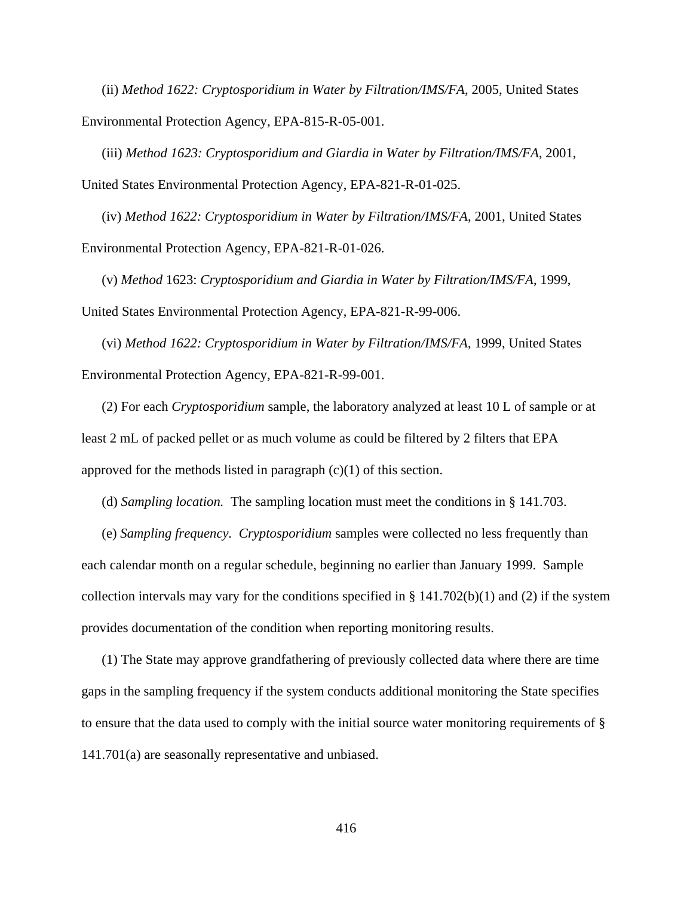(ii) *Method 1622: Cryptosporidium in Water by Filtration/IMS/FA*, 2005, United States Environmental Protection Agency, EPA-815-R-05-001.

(iii) *Method 1623: Cryptosporidium and Giardia in Water by Filtration/IMS/FA*, 2001, United States Environmental Protection Agency, EPA-821-R-01-025.

(iv) *Method 1622: Cryptosporidium in Water by Filtration/IMS/FA*, 2001, United States Environmental Protection Agency, EPA-821-R-01-026.

(v) *Method* 1623: *Cryptosporidium and Giardia in Water by Filtration/IMS/FA*, 1999, United States Environmental Protection Agency, EPA-821-R-99-006.

(vi) *Method 1622: Cryptosporidium in Water by Filtration/IMS/FA*, 1999, United States Environmental Protection Agency, EPA-821-R-99-001.

(2) For each *Cryptosporidium* sample, the laboratory analyzed at least 10 L of sample or at least 2 mL of packed pellet or as much volume as could be filtered by 2 filters that EPA approved for the methods listed in paragraph (c)(1) of this section.

(d) *Sampling location.* The sampling location must meet the conditions in § 141.703.

(e) *Sampling frequency*. *Cryptosporidium* samples were collected no less frequently than each calendar month on a regular schedule, beginning no earlier than January 1999. Sample collection intervals may vary for the conditions specified in § 141.702(b)(1) and (2) if the system provides documentation of the condition when reporting monitoring results.

(1) The State may approve grandfathering of previously collected data where there are time gaps in the sampling frequency if the system conducts additional monitoring the State specifies to ensure that the data used to comply with the initial source water monitoring requirements of § 141.701(a) are seasonally representative and unbiased.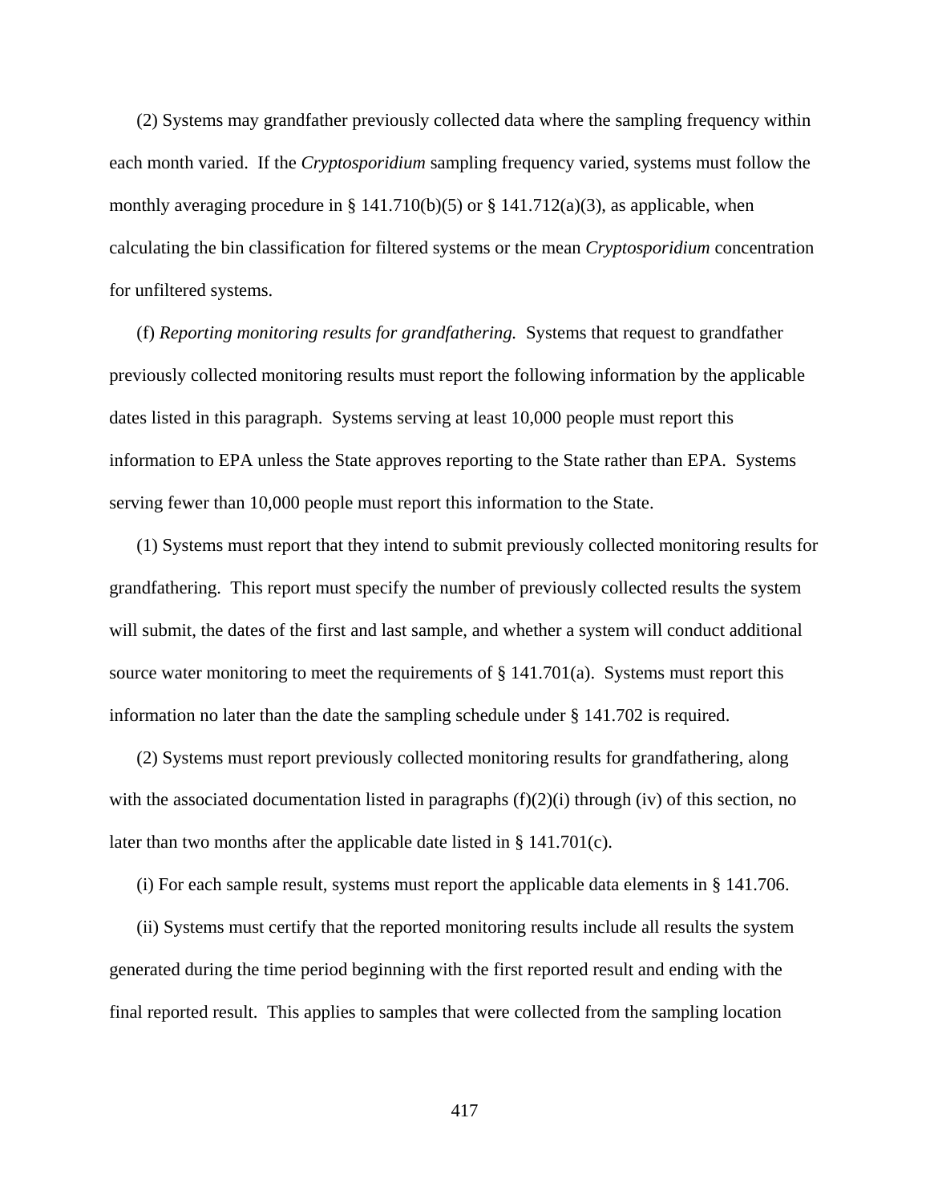(2) Systems may grandfather previously collected data where the sampling frequency within each month varied. If the *Cryptosporidium* sampling frequency varied, systems must follow the monthly averaging procedure in § 141.710(b)(5) or § 141.712(a)(3), as applicable, when calculating the bin classification for filtered systems or the mean *Cryptosporidium* concentration for unfiltered systems.

(f) *Reporting monitoring results for grandfathering.* Systems that request to grandfather previously collected monitoring results must report the following information by the applicable dates listed in this paragraph. Systems serving at least 10,000 people must report this information to EPA unless the State approves reporting to the State rather than EPA. Systems serving fewer than 10,000 people must report this information to the State.

(1) Systems must report that they intend to submit previously collected monitoring results for grandfathering. This report must specify the number of previously collected results the system will submit, the dates of the first and last sample, and whether a system will conduct additional source water monitoring to meet the requirements of § 141.701(a). Systems must report this information no later than the date the sampling schedule under § 141.702 is required.

(2) Systems must report previously collected monitoring results for grandfathering, along with the associated documentation listed in paragraphs (f)(2)(i) through (iv) of this section, no later than two months after the applicable date listed in § 141.701(c).

(i) For each sample result, systems must report the applicable data elements in § 141.706.

(ii) Systems must certify that the reported monitoring results include all results the system generated during the time period beginning with the first reported result and ending with the final reported result. This applies to samples that were collected from the sampling location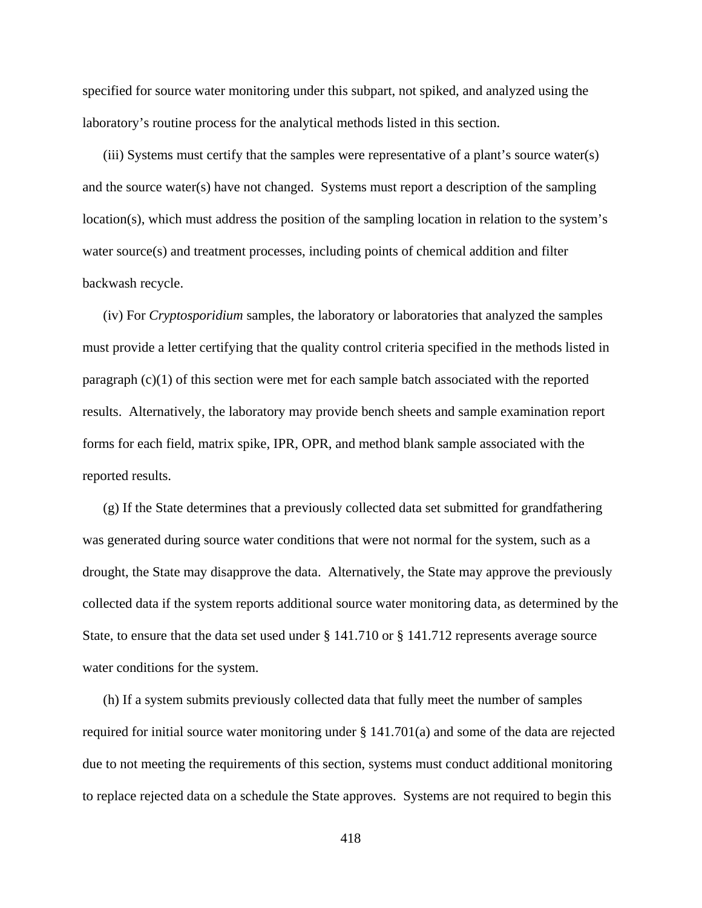specified for source water monitoring under this subpart, not spiked, and analyzed using the laboratory's routine process for the analytical methods listed in this section.

(iii) Systems must certify that the samples were representative of a plant's source water(s) and the source water(s) have not changed. Systems must report a description of the sampling location(s), which must address the position of the sampling location in relation to the system's water source(s) and treatment processes, including points of chemical addition and filter backwash recycle.

(iv) For *Cryptosporidium* samples, the laboratory or laboratories that analyzed the samples must provide a letter certifying that the quality control criteria specified in the methods listed in paragraph (c)(1) of this section were met for each sample batch associated with the reported results. Alternatively, the laboratory may provide bench sheets and sample examination report forms for each field, matrix spike, IPR, OPR, and method blank sample associated with the reported results.

(g) If the State determines that a previously collected data set submitted for grandfathering was generated during source water conditions that were not normal for the system, such as a drought, the State may disapprove the data. Alternatively, the State may approve the previously collected data if the system reports additional source water monitoring data, as determined by the State, to ensure that the data set used under § 141.710 or § 141.712 represents average source water conditions for the system.

(h) If a system submits previously collected data that fully meet the number of samples required for initial source water monitoring under § 141.701(a) and some of the data are rejected due to not meeting the requirements of this section, systems must conduct additional monitoring to replace rejected data on a schedule the State approves. Systems are not required to begin this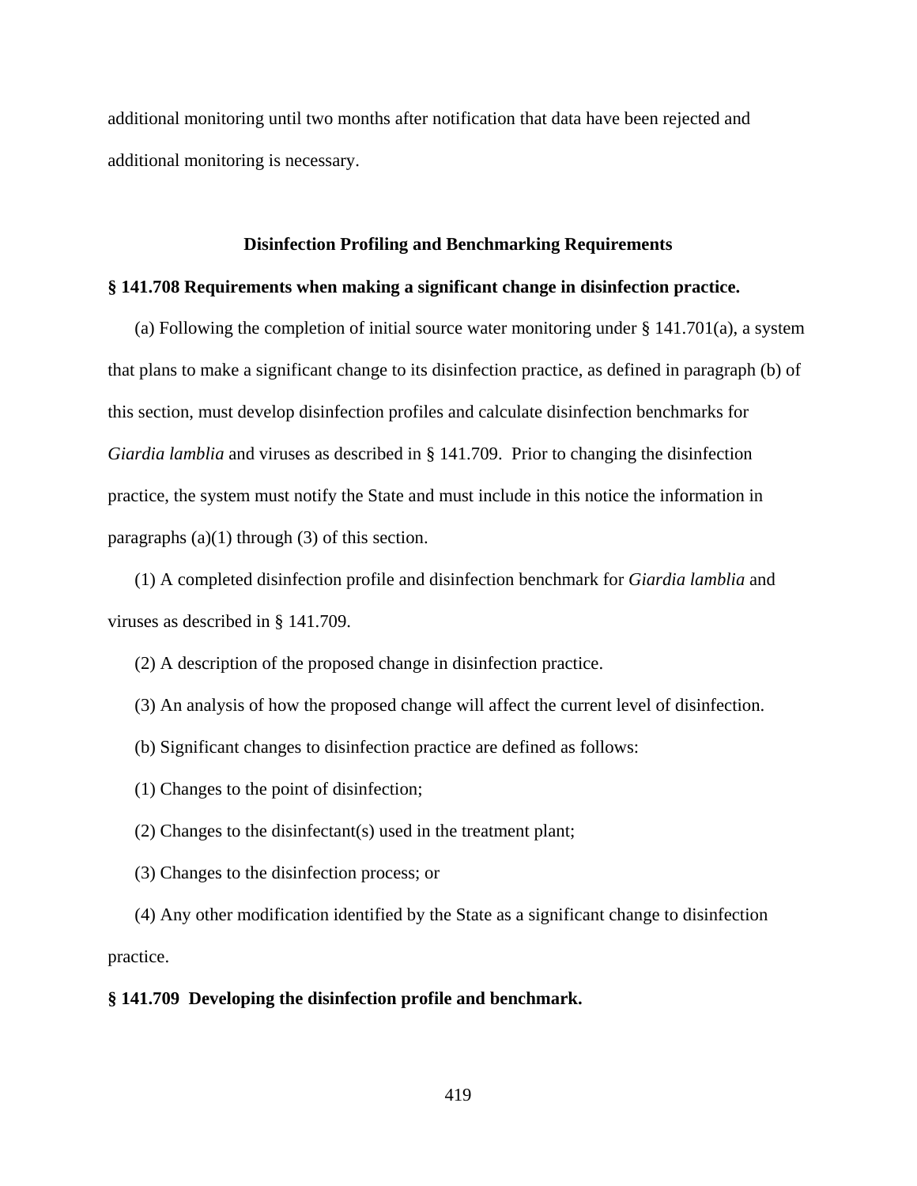additional monitoring until two months after notification that data have been rejected and additional monitoring is necessary.

## Disinfection Profiling and Benchmarking Requirements

### § 141.708 Requirements when making a significant change in disinfection practice.

(a) Following the completion of initial source water monitoring under § 141.701(a), a system that plans to make a significant change to its disinfection practice, as defined in paragraph (b) of this section, must develop disinfection profiles and calculate disinfection benchmarks for *Giardia lamblia* and viruses as described in § 141.709. Prior to changing the disinfection practice, the system must notify the State and must include in this notice the information in paragraphs (a)(1) through (3) of this section.

(1) A completed disinfection profile and disinfection benchmark for *Giardia lamblia* and viruses as described in § 141.709.

(2) A description of the proposed change in disinfection practice.

(3) An analysis of how the proposed change will affect the current level of disinfection.

(b) Significant changes to disinfection practice are defined as follows:

(1) Changes to the point of disinfection;

(2) Changes to the disinfectant(s) used in the treatment plant;

(3) Changes to the disinfection process; or

(4) Any other modification identified by the State as a significant change to disinfection practice.

### § 141.709 Developing the disinfection profile and benchmark.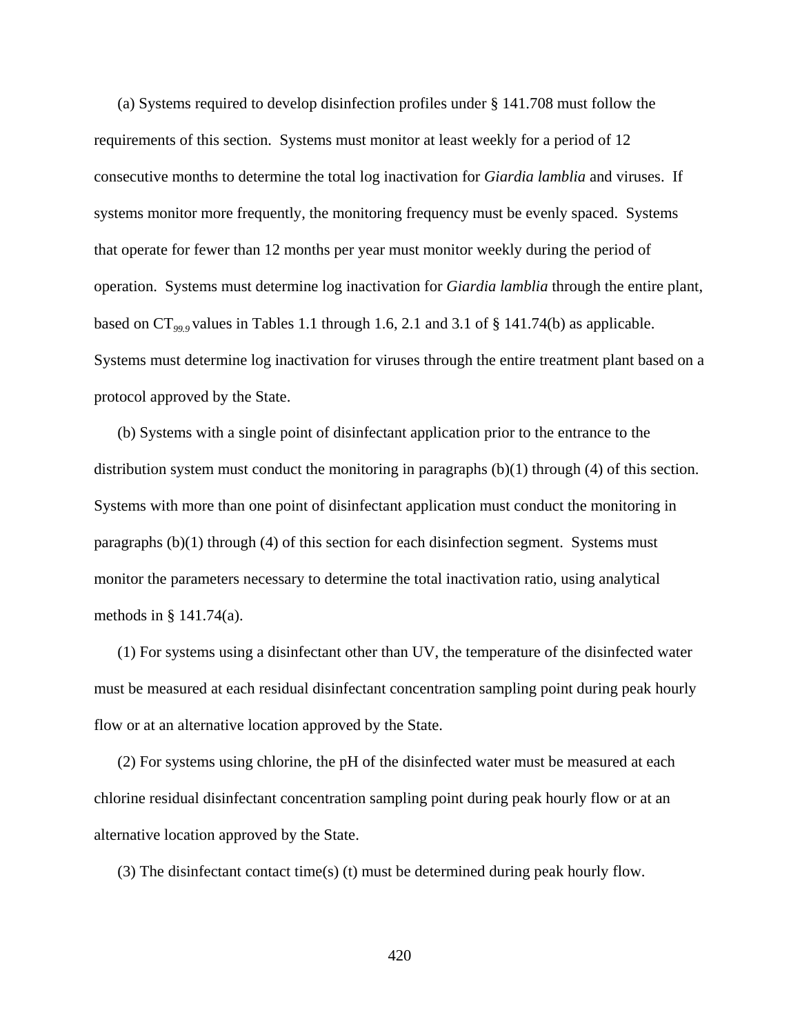(a) Systems required to develop disinfection profiles under § 141.708 must follow the requirements of this section. Systems must monitor at least weekly for a period of 12 consecutive months to determine the total log inactivation for *Giardia lamblia* and viruses. If systems monitor more frequently, the monitoring frequency must be evenly spaced. Systems that operate for fewer than 12 months per year must monitor weekly during the period of operation. Systems must determine log inactivation for *Giardia lamblia* through the entire plant, based on $CT_{99.9}$ values in Tables 1.1 through 1.6, 2.1 and 3.1 of § 141.74(b) as applicable. Systems must determine log inactivation for viruses through the entire treatment plant based on a protocol approved by the State.

(b) Systems with a single point of disinfectant application prior to the entrance to the distribution system must conduct the monitoring in paragraphs (b)(1) through (4) of this section. Systems with more than one point of disinfectant application must conduct the monitoring in paragraphs (b)(1) through (4) of this section for each disinfection segment. Systems must monitor the parameters necessary to determine the total inactivation ratio, using analytical methods in § 141.74(a).

(1) For systems using a disinfectant other than UV, the temperature of the disinfected water must be measured at each residual disinfectant concentration sampling point during peak hourly flow or at an alternative location approved by the State.

(2) For systems using chlorine, the pH of the disinfected water must be measured at each chlorine residual disinfectant concentration sampling point during peak hourly flow or at an alternative location approved by the State.

(3) The disinfectant contact time(s) (t) must be determined during peak hourly flow.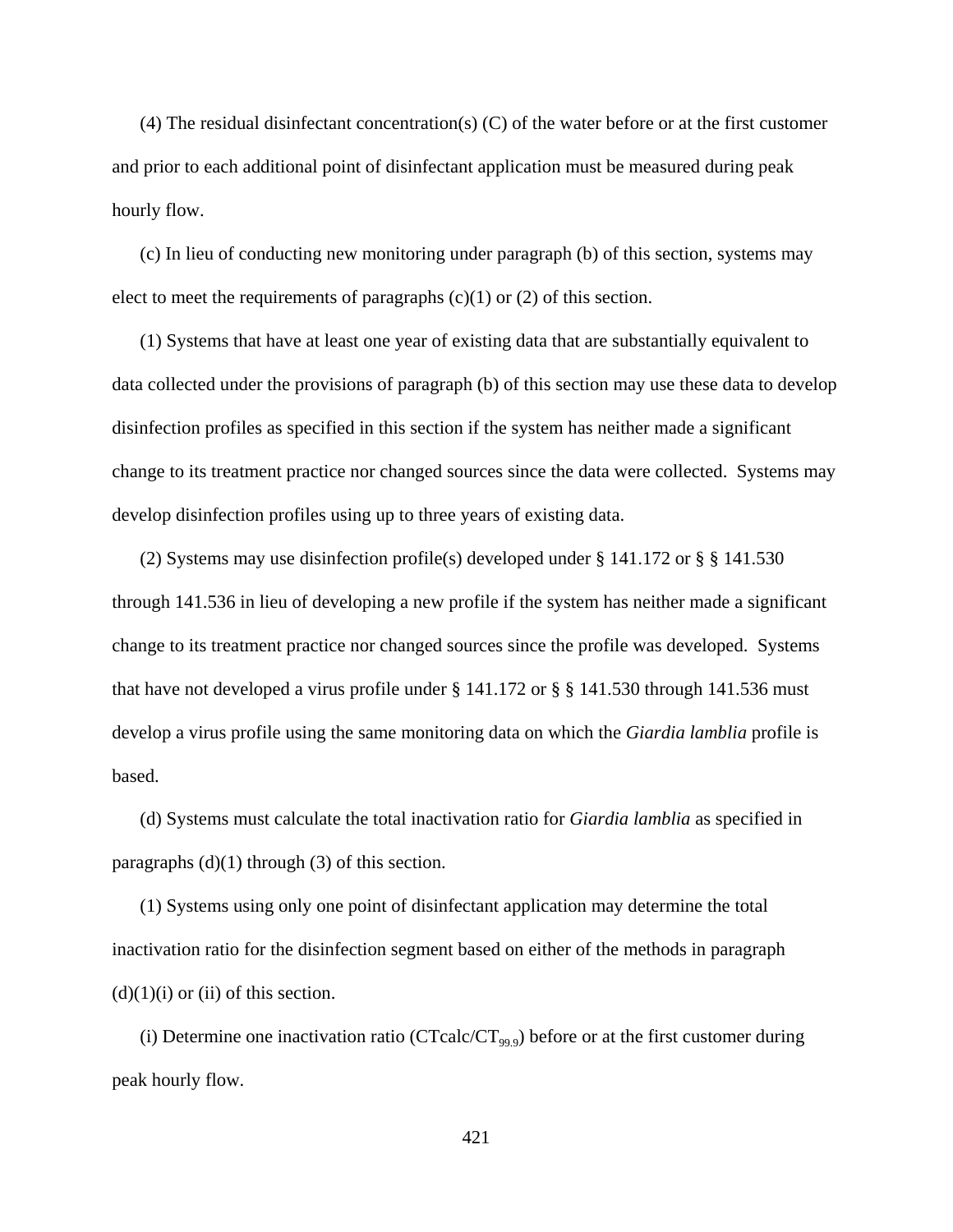(4) The residual disinfectant concentration(s) (C) of the water before or at the first customer and prior to each additional point of disinfectant application must be measured during peak hourly flow.

(c) In lieu of conducting new monitoring under paragraph (b) of this section, systems may elect to meet the requirements of paragraphs (c)(1) or (2) of this section.

(1) Systems that have at least one year of existing data that are substantially equivalent to data collected under the provisions of paragraph (b) of this section may use these data to develop disinfection profiles as specified in this section if the system has neither made a significant change to its treatment practice nor changed sources since the data were collected. Systems may develop disinfection profiles using up to three years of existing data.

(2) Systems may use disinfection profile(s) developed under § 141.172 or § § 141.530 through 141.536 in lieu of developing a new profile if the system has neither made a significant change to its treatment practice nor changed sources since the profile was developed. Systems that have not developed a virus profile under § 141.172 or § § 141.530 through 141.536 must develop a virus profile using the same monitoring data on which the *Giardia lamblia* profile is based.

(d) Systems must calculate the total inactivation ratio for *Giardia lamblia* as specified in paragraphs (d)(1) through (3) of this section.

(1) Systems using only one point of disinfectant application may determine the total inactivation ratio for the disinfection segment based on either of the methods in paragraph (d)(1)(i) or (ii) of this section.

(i) Determine one inactivation ratio ($CTcalc/CT_{99.9}$) before or at the first customer during peak hourly flow.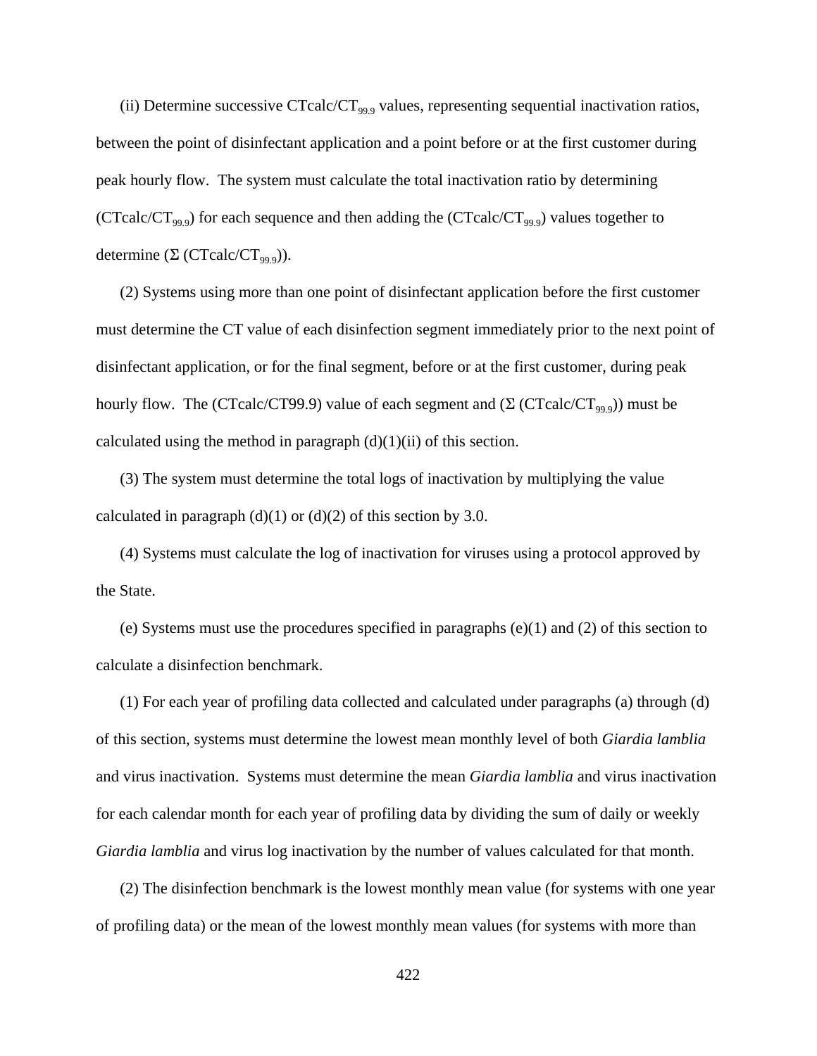(ii) Determine successive $CTcalc/CT_{99.9}$ values, representing sequential inactivation ratios, between the point of disinfectant application and a point before or at the first customer during peak hourly flow. The system must calculate the total inactivation ratio by determining ($CTcalc/CT_{99.9}$) for each sequence and then adding the ($CTcalc/CT_{99.9}$) values together to determine ($\Sigma$ ($CTcalc/CT_{99.9}$)).

(2) Systems using more than one point of disinfectant application before the first customer must determine the CT value of each disinfection segment immediately prior to the next point of disinfectant application, or for the final segment, before or at the first customer, during peak hourly flow. The (CTcalc/CT99.9) value of each segment and ($\Sigma$ ($CTcalc/CT_{99.9}$)) must be calculated using the method in paragraph (d)(1)(ii) of this section.

(3) The system must determine the total logs of inactivation by multiplying the value calculated in paragraph (d)(1) or (d)(2) of this section by 3.0.

(4) Systems must calculate the log of inactivation for viruses using a protocol approved by the State.

(e) Systems must use the procedures specified in paragraphs (e)(1) and (2) of this section to calculate a disinfection benchmark.

(1) For each year of profiling data collected and calculated under paragraphs (a) through (d) of this section, systems must determine the lowest mean monthly level of both *Giardia lamblia* and virus inactivation. Systems must determine the mean *Giardia lamblia* and virus inactivation for each calendar month for each year of profiling data by dividing the sum of daily or weekly *Giardia lamblia* and virus log inactivation by the number of values calculated for that month.

(2) The disinfection benchmark is the lowest monthly mean value (for systems with one year of profiling data) or the mean of the lowest monthly mean values (for systems with more than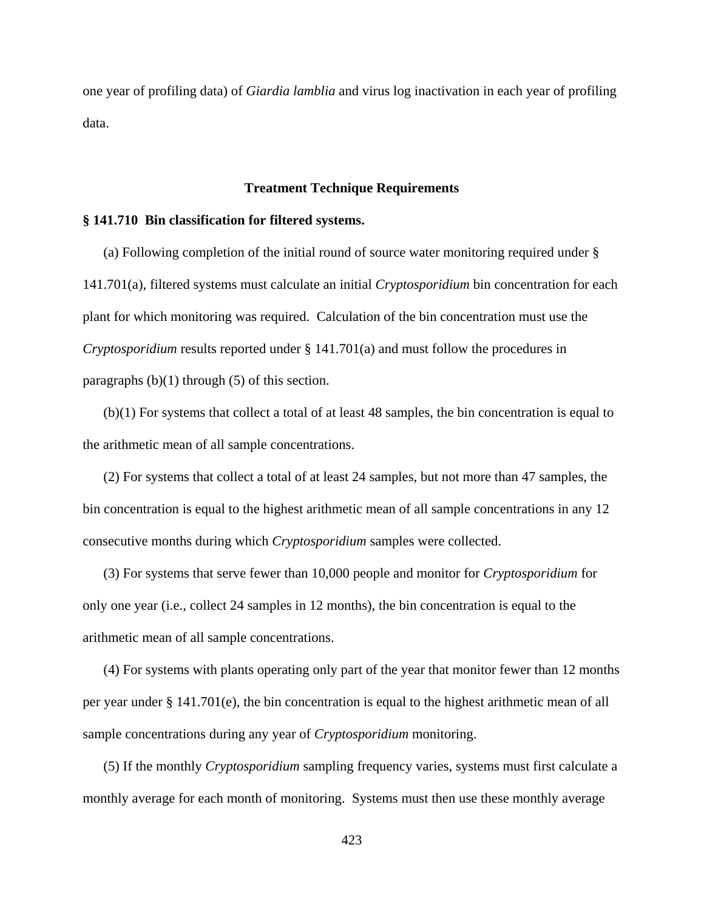one year of profiling data) of *Giardia lamblia* and virus log inactivation in each year of profiling data.

## Treatment Technique Requirements

### § 141.710 Bin classification for filtered systems.

(a) Following completion of the initial round of source water monitoring required under § 141.701(a), filtered systems must calculate an initial *Cryptosporidium* bin concentration for each plant for which monitoring was required. Calculation of the bin concentration must use the *Cryptosporidium* results reported under § 141.701(a) and must follow the procedures in paragraphs (b)(1) through (5) of this section.

(b)(1) For systems that collect a total of at least 48 samples, the bin concentration is equal to the arithmetic mean of all sample concentrations.

(2) For systems that collect a total of at least 24 samples, but not more than 47 samples, the bin concentration is equal to the highest arithmetic mean of all sample concentrations in any 12 consecutive months during which *Cryptosporidium* samples were collected.

(3) For systems that serve fewer than 10,000 people and monitor for *Cryptosporidium* for only one year (i.e., collect 24 samples in 12 months), the bin concentration is equal to the arithmetic mean of all sample concentrations.

(4) For systems with plants operating only part of the year that monitor fewer than 12 months per year under § 141.701(e), the bin concentration is equal to the highest arithmetic mean of all sample concentrations during any year of *Cryptosporidium* monitoring.

(5) If the monthly *Cryptosporidium* sampling frequency varies, systems must first calculate a monthly average for each month of monitoring. Systems must then use these monthly average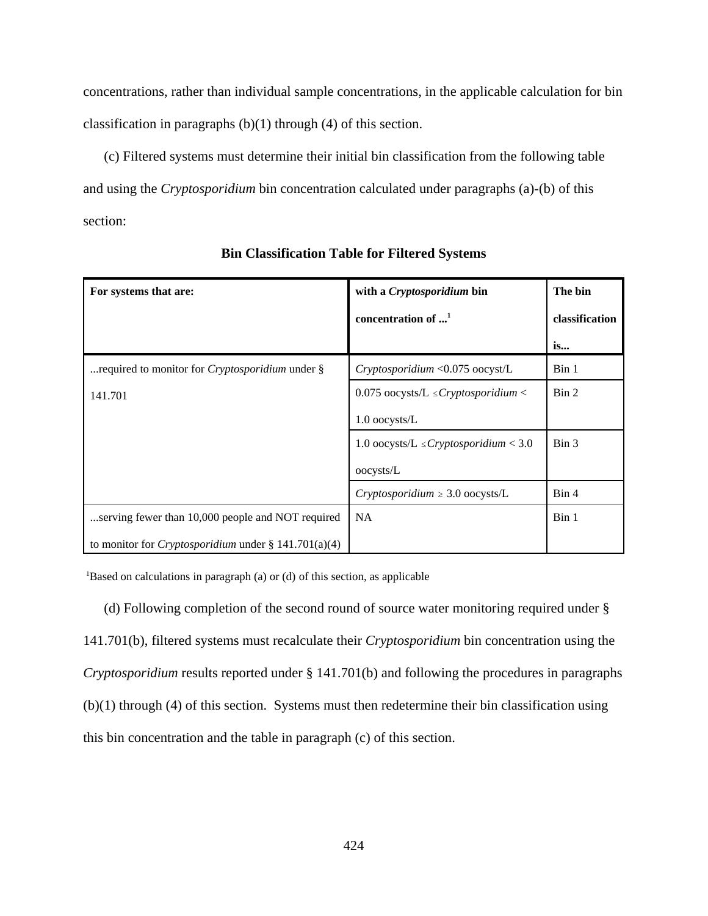concentrations, rather than individual sample concentrations, in the applicable calculation for bin classification in paragraphs (b)(1) through (4) of this section.

(c) Filtered systems must determine their initial bin classification from the following table and using the *Cryptosporidium* bin concentration calculated under paragraphs (a)-(b) of this section:

**Bin Classification Table for Filtered Systems**

| **For systems that are:** | **with a *Cryptosporidium* bin concentration of ...**[1] | **The bin classification is...** |
|---|---|---|
| ...required to monitor for *Cryptosporidium* under § 141.701 | *Cryptosporidium* <0.075 oocyst/L | Bin 1 |
| | 0.075 oocysts/L ≤ *Cryptosporidium* < 1.0 oocysts/L | Bin 2 |
| | 1.0 oocysts/L ≤ *Cryptosporidium* < 3.0 oocysts/L | Bin 3 |
| | *Cryptosporidium* ≥ 3.0 oocysts/L | Bin 4 |
| ...serving fewer than 10,000 people and NOT required to monitor for *Cryptosporidium* under § 141.701(a)(4) | NA | Bin 1 |

[1]Based on calculations in paragraph (a) or (d) of this section, as applicable

(d) Following completion of the second round of source water monitoring required under § 141.701(b), filtered systems must recalculate their *Cryptosporidium* bin concentration using the *Cryptosporidium* results reported under § 141.701(b) and following the procedures in paragraphs (b)(1) through (4) of this section. Systems must then redetermine their bin classification using this bin concentration and the table in paragraph (c) of this section.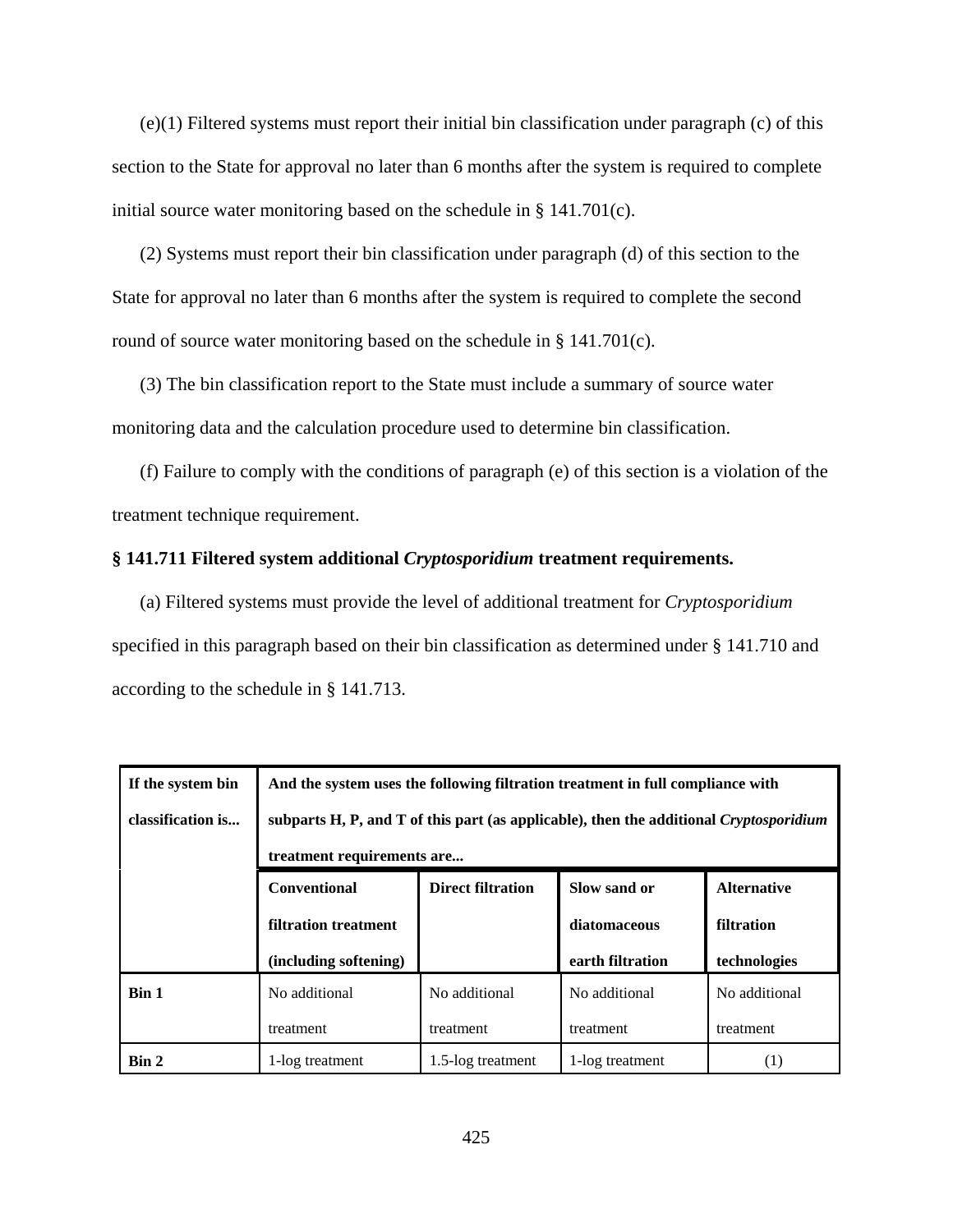(e)(1) Filtered systems must report their initial bin classification under paragraph (c) of this section to the State for approval no later than 6 months after the system is required to complete initial source water monitoring based on the schedule in § 141.701(c).

(2) Systems must report their bin classification under paragraph (d) of this section to the State for approval no later than 6 months after the system is required to complete the second round of source water monitoring based on the schedule in § 141.701(c).

(3) The bin classification report to the State must include a summary of source water monitoring data and the calculation procedure used to determine bin classification.

(f) Failure to comply with the conditions of paragraph (e) of this section is a violation of the treatment technique requirement.

**§ 141.711 Filtered system additional *Cryptosporidium* treatment requirements.**

(a) Filtered systems must provide the level of additional treatment for *Cryptosporidium* specified in this paragraph based on their bin classification as determined under § 141.710 and according to the schedule in § 141.713.

| **If the system bin classification is...** | **And the system uses the following filtration treatment in full compliance with subparts H, P, and T of this part (as applicable), then the additional *Cryptosporidium* treatment requirements are...** | | | |
|---|---|---|---|---|
| | **Conventional filtration treatment (including softening)** | **Direct filtration** | **Slow sand or diatomaceous earth filtration** | **Alternative filtration technologies** |
| **Bin 1** | No additional treatment | No additional treatment | No additional treatment | No additional treatment |
| **Bin 2** | 1-log treatment | 1.5-log treatment | 1-log treatment | (1) |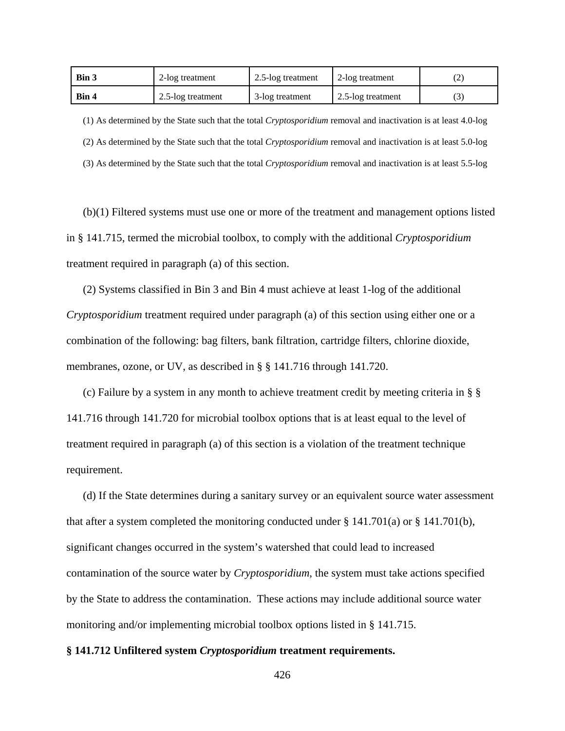| | | | | |
|---|---|---|---|---|
| **Bin 3** | 2-log treatment | 2.5-log treatment | 2-log treatment | (2) |
| **Bin 4** | 2.5-log treatment | 3-log treatment | 2.5-log treatment | (3) |

(1) As determined by the State such that the total *Cryptosporidium* removal and inactivation is at least 4.0-log

(2) As determined by the State such that the total *Cryptosporidium* removal and inactivation is at least 5.0-log

(3) As determined by the State such that the total *Cryptosporidium* removal and inactivation is at least 5.5-log

(b)(1) Filtered systems must use one or more of the treatment and management options listed in § 141.715, termed the microbial toolbox, to comply with the additional *Cryptosporidium* treatment required in paragraph (a) of this section.

(2) Systems classified in Bin 3 and Bin 4 must achieve at least 1-log of the additional *Cryptosporidium* treatment required under paragraph (a) of this section using either one or a combination of the following: bag filters, bank filtration, cartridge filters, chlorine dioxide, membranes, ozone, or UV, as described in § § 141.716 through 141.720.

(c) Failure by a system in any month to achieve treatment credit by meeting criteria in § § 141.716 through 141.720 for microbial toolbox options that is at least equal to the level of treatment required in paragraph (a) of this section is a violation of the treatment technique requirement.

(d) If the State determines during a sanitary survey or an equivalent source water assessment that after a system completed the monitoring conducted under § 141.701(a) or § 141.701(b), significant changes occurred in the system's watershed that could lead to increased contamination of the source water by *Cryptosporidium*, the system must take actions specified by the State to address the contamination. These actions may include additional source water monitoring and/or implementing microbial toolbox options listed in § 141.715.

**§ 141.712 Unfiltered system *Cryptosporidium* treatment requirements.**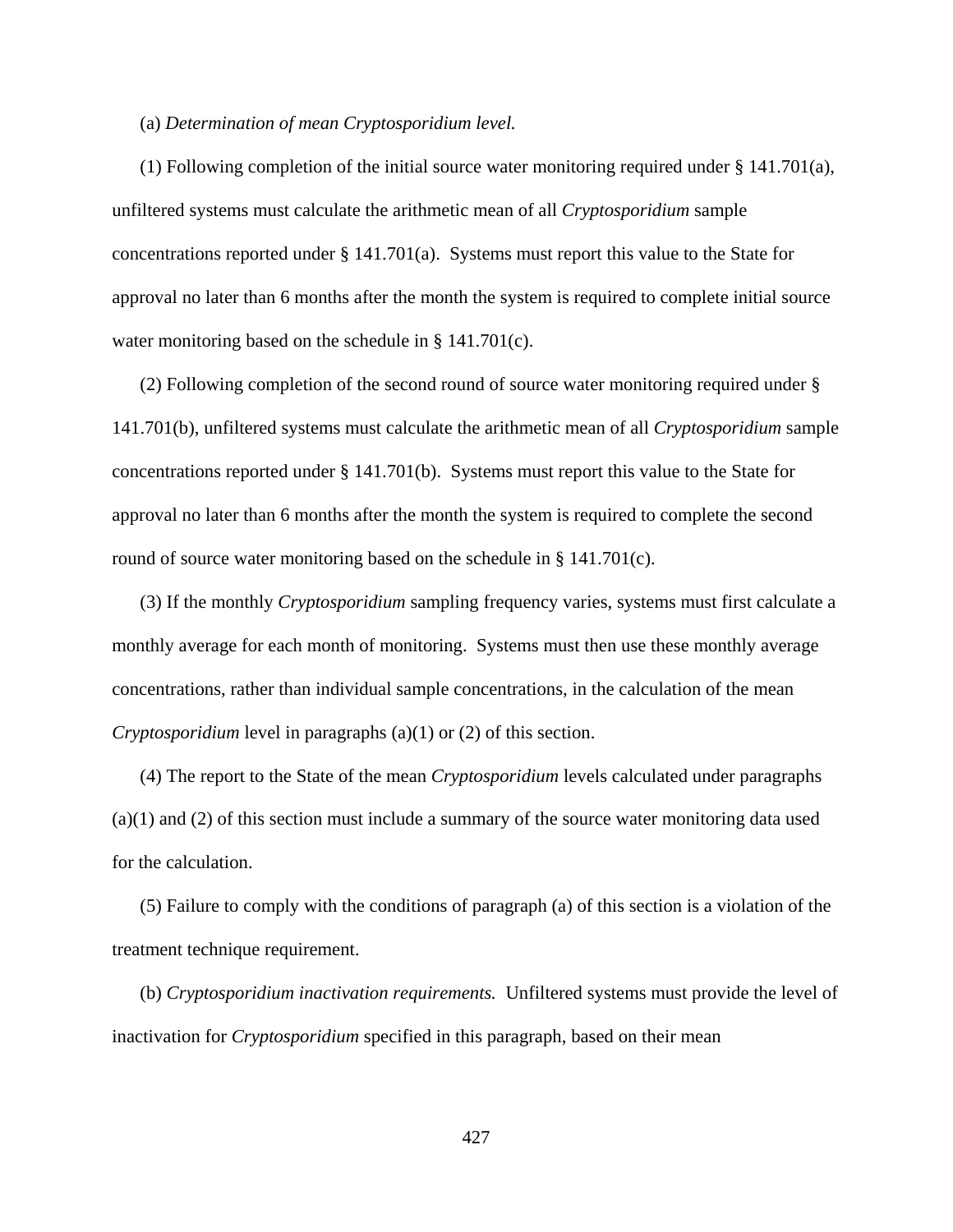(a) *Determination of mean Cryptosporidium level.*

(1) Following completion of the initial source water monitoring required under § 141.701(a), unfiltered systems must calculate the arithmetic mean of all *Cryptosporidium* sample concentrations reported under § 141.701(a). Systems must report this value to the State for approval no later than 6 months after the month the system is required to complete initial source water monitoring based on the schedule in § 141.701(c).

(2) Following completion of the second round of source water monitoring required under § 141.701(b), unfiltered systems must calculate the arithmetic mean of all *Cryptosporidium* sample concentrations reported under § 141.701(b). Systems must report this value to the State for approval no later than 6 months after the month the system is required to complete the second round of source water monitoring based on the schedule in § 141.701(c).

(3) If the monthly *Cryptosporidium* sampling frequency varies, systems must first calculate a monthly average for each month of monitoring. Systems must then use these monthly average concentrations, rather than individual sample concentrations, in the calculation of the mean *Cryptosporidium* level in paragraphs (a)(1) or (2) of this section.

(4) The report to the State of the mean *Cryptosporidium* levels calculated under paragraphs (a)(1) and (2) of this section must include a summary of the source water monitoring data used for the calculation.

(5) Failure to comply with the conditions of paragraph (a) of this section is a violation of the treatment technique requirement.

(b) *Cryptosporidium inactivation requirements.* Unfiltered systems must provide the level of inactivation for *Cryptosporidium* specified in this paragraph, based on their mean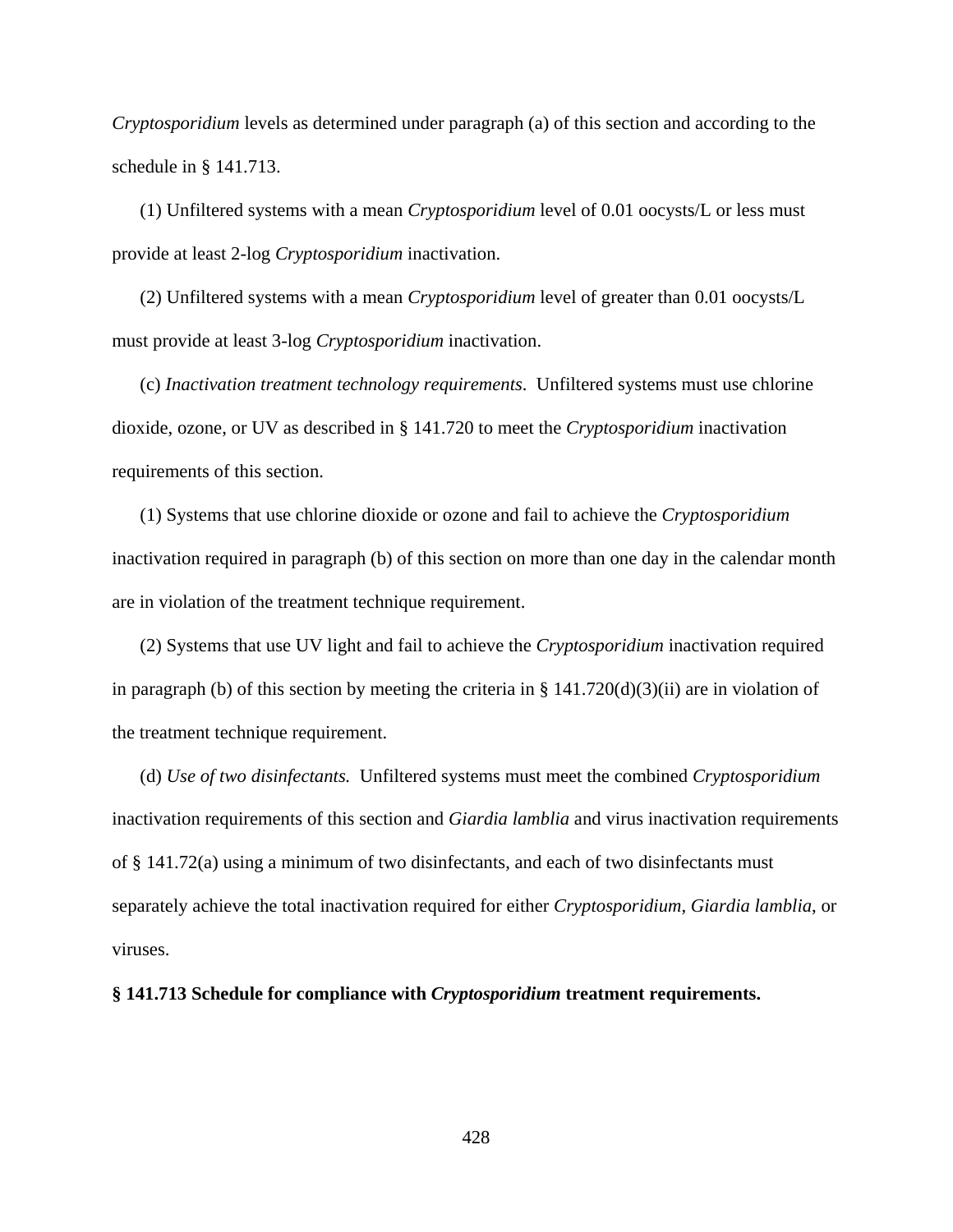*Cryptosporidium* levels as determined under paragraph (a) of this section and according to the schedule in § 141.713.

(1) Unfiltered systems with a mean *Cryptosporidium* level of 0.01 oocysts/L or less must provide at least 2-log *Cryptosporidium* inactivation.

(2) Unfiltered systems with a mean *Cryptosporidium* level of greater than 0.01 oocysts/L must provide at least 3-log *Cryptosporidium* inactivation.

(c) *Inactivation treatment technology requirements*. Unfiltered systems must use chlorine dioxide, ozone, or UV as described in § 141.720 to meet the *Cryptosporidium* inactivation requirements of this section.

(1) Systems that use chlorine dioxide or ozone and fail to achieve the *Cryptosporidium* inactivation required in paragraph (b) of this section on more than one day in the calendar month are in violation of the treatment technique requirement.

(2) Systems that use UV light and fail to achieve the *Cryptosporidium* inactivation required in paragraph (b) of this section by meeting the criteria in § 141.720(d)(3)(ii) are in violation of the treatment technique requirement.

(d) *Use of two disinfectants.* Unfiltered systems must meet the combined *Cryptosporidium* inactivation requirements of this section and *Giardia lamblia* and virus inactivation requirements of § 141.72(a) using a minimum of two disinfectants, and each of two disinfectants must separately achieve the total inactivation required for either *Cryptosporidium*, *Giardia lamblia*, or viruses.

**§ 141.713 Schedule for compliance with *Cryptosporidium* treatment requirements.**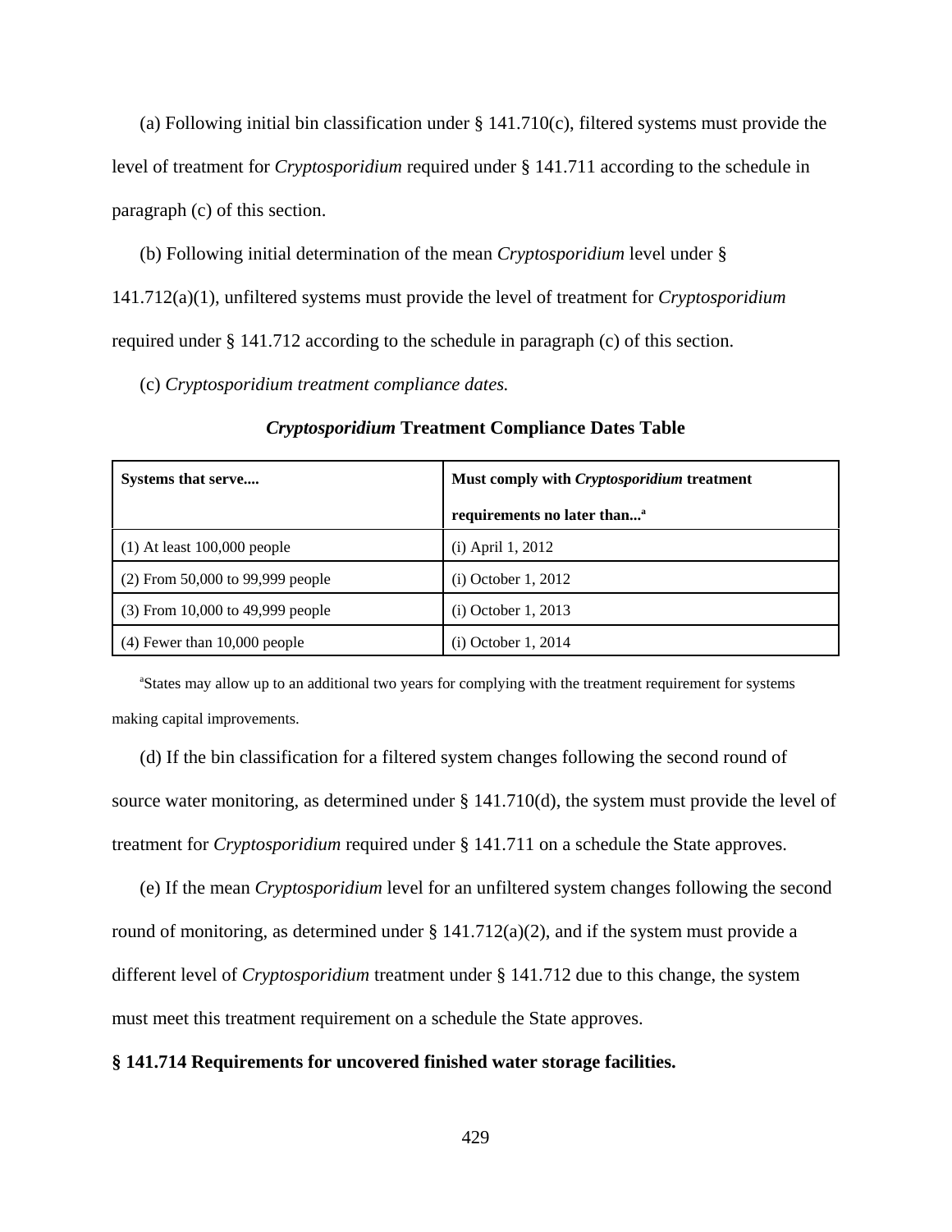(a) Following initial bin classification under § 141.710(c), filtered systems must provide the level of treatment for *Cryptosporidium* required under § 141.711 according to the schedule in paragraph (c) of this section.

(b) Following initial determination of the mean *Cryptosporidium* level under § 141.712(a)(1), unfiltered systems must provide the level of treatment for *Cryptosporidium* required under § 141.712 according to the schedule in paragraph (c) of this section.

(c) *Cryptosporidium treatment compliance dates.*

***Cryptosporidium* Treatment Compliance Dates Table**

| **Systems that serve....** | **Must comply with *Cryptosporidium* treatment requirements no later than...**[a] |
|---|---|
| (1) At least 100,000 people | (i) April 1, 2012 |
| (2) From 50,000 to 99,999 people | (i) October 1, 2012 |
| (3) From 10,000 to 49,999 people | (i) October 1, 2013 |
| (4) Fewer than 10,000 people | (i) October 1, 2014 |

[a]States may allow up to an additional two years for complying with the treatment requirement for systems making capital improvements.

(d) If the bin classification for a filtered system changes following the second round of source water monitoring, as determined under § 141.710(d), the system must provide the level of treatment for *Cryptosporidium* required under § 141.711 on a schedule the State approves.

(e) If the mean *Cryptosporidium* level for an unfiltered system changes following the second round of monitoring, as determined under § 141.712(a)(2), and if the system must provide a different level of *Cryptosporidium* treatment under § 141.712 due to this change, the system must meet this treatment requirement on a schedule the State approves.

**§ 141.714 Requirements for uncovered finished water storage facilities.**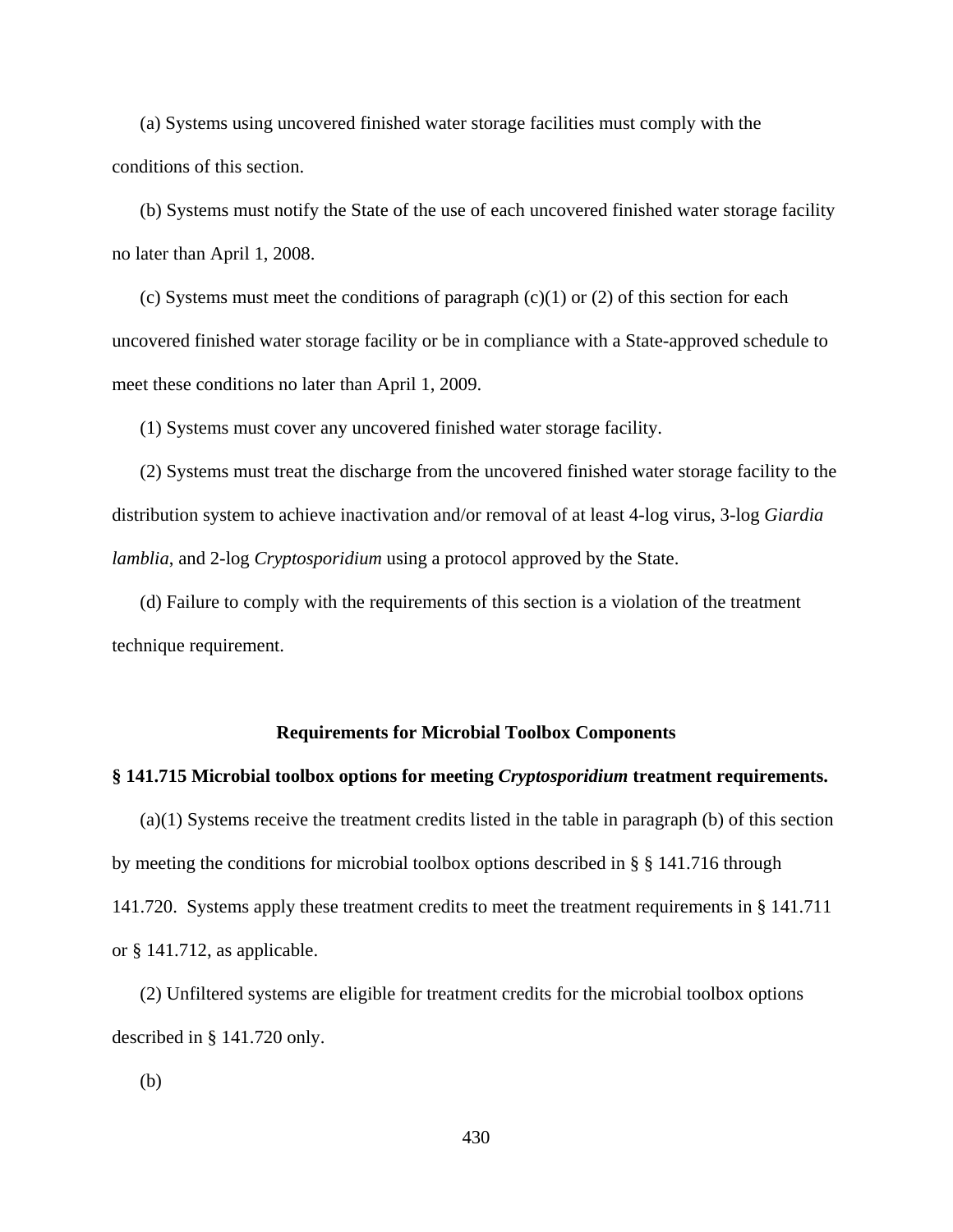(a) Systems using uncovered finished water storage facilities must comply with the conditions of this section.

(b) Systems must notify the State of the use of each uncovered finished water storage facility no later than April 1, 2008.

(c) Systems must meet the conditions of paragraph (c)(1) or (2) of this section for each uncovered finished water storage facility or be in compliance with a State-approved schedule to meet these conditions no later than April 1, 2009.

(1) Systems must cover any uncovered finished water storage facility.

(2) Systems must treat the discharge from the uncovered finished water storage facility to the distribution system to achieve inactivation and/or removal of at least 4-log virus, 3-log *Giardia lamblia*, and 2-log *Cryptosporidium* using a protocol approved by the State.

(d) Failure to comply with the requirements of this section is a violation of the treatment technique requirement.

## Requirements for Microbial Toolbox Components

### § 141.715 Microbial toolbox options for meeting *Cryptosporidium* treatment requirements.

(a)(1) Systems receive the treatment credits listed in the table in paragraph (b) of this section by meeting the conditions for microbial toolbox options described in § § 141.716 through 141.720. Systems apply these treatment credits to meet the treatment requirements in § 141.711 or § 141.712, as applicable.

(2) Unfiltered systems are eligible for treatment credits for the microbial toolbox options described in § 141.720 only.

(b)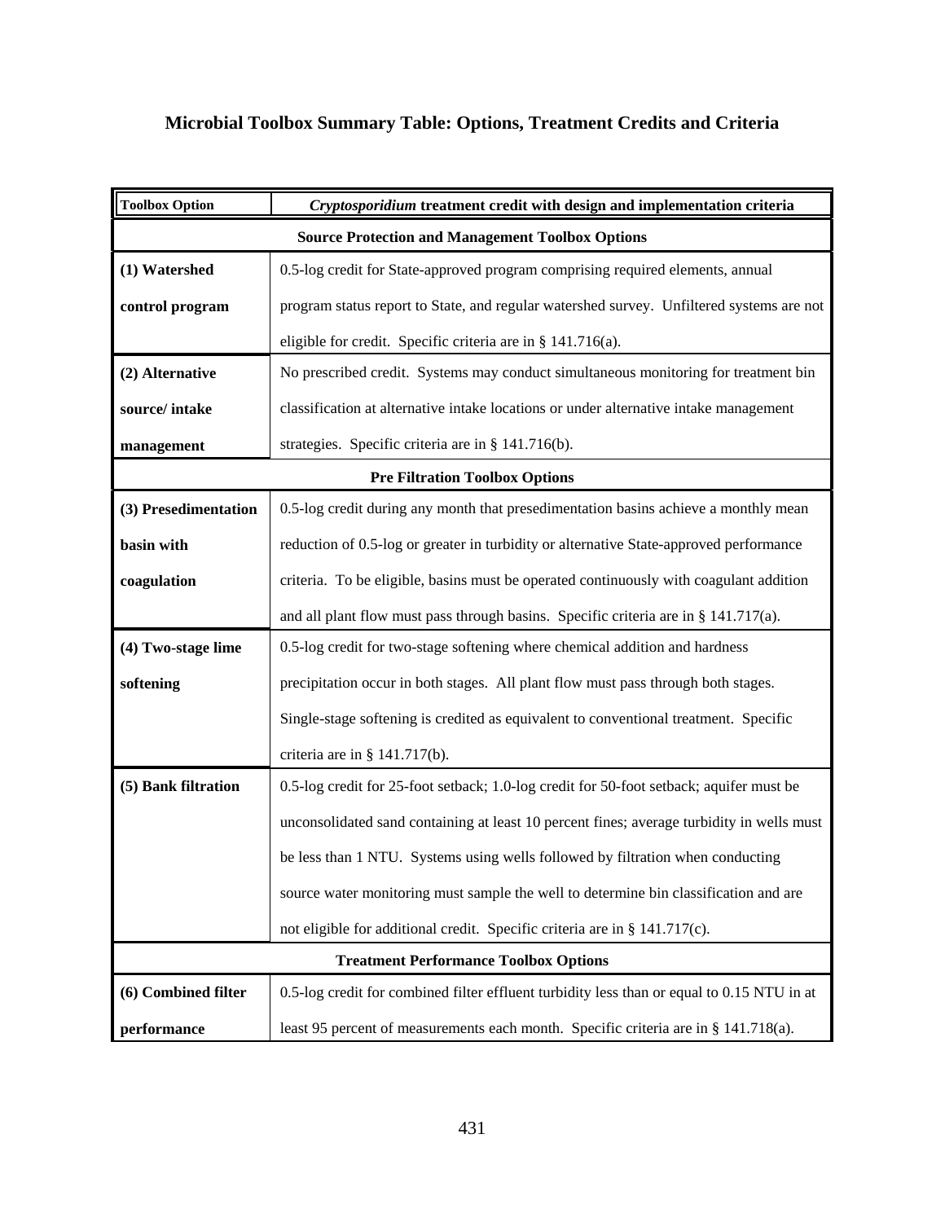## Microbial Toolbox Summary Table: Options, Treatment Credits and Criteria

| Toolbox Option | *Cryptosporidium* treatment credit with design and implementation criteria |
|---|---|
| **Source Protection and Management Toolbox Options** | |
| **(1) Watershed control program** | 0.5-log credit for State-approved program comprising required elements, annual program status report to State, and regular watershed survey. Unfiltered systems are not eligible for credit. Specific criteria are in § 141.716(a). |
| **(2) Alternative source/ intake management** | No prescribed credit. Systems may conduct simultaneous monitoring for treatment bin classification at alternative intake locations or under alternative intake management strategies. Specific criteria are in § 141.716(b). |
| **Pre Filtration Toolbox Options** | |
| **(3) Presedimentation basin with coagulation** | 0.5-log credit during any month that presedimentation basins achieve a monthly mean reduction of 0.5-log or greater in turbidity or alternative State-approved performance criteria. To be eligible, basins must be operated continuously with coagulant addition and all plant flow must pass through basins. Specific criteria are in § 141.717(a). |
| **(4) Two-stage lime softening** | 0.5-log credit for two-stage softening where chemical addition and hardness precipitation occur in both stages. All plant flow must pass through both stages. Single-stage softening is credited as equivalent to conventional treatment. Specific criteria are in § 141.717(b). |
| **(5) Bank filtration** | 0.5-log credit for 25-foot setback; 1.0-log credit for 50-foot setback; aquifer must be unconsolidated sand containing at least 10 percent fines; average turbidity in wells must be less than 1 NTU. Systems using wells followed by filtration when conducting source water monitoring must sample the well to determine bin classification and are not eligible for additional credit. Specific criteria are in § 141.717(c). |
| **Treatment Performance Toolbox Options** | |
| **(6) Combined filter performance** | 0.5-log credit for combined filter effluent turbidity less than or equal to 0.15 NTU in at least 95 percent of measurements each month. Specific criteria are in § 141.718(a). |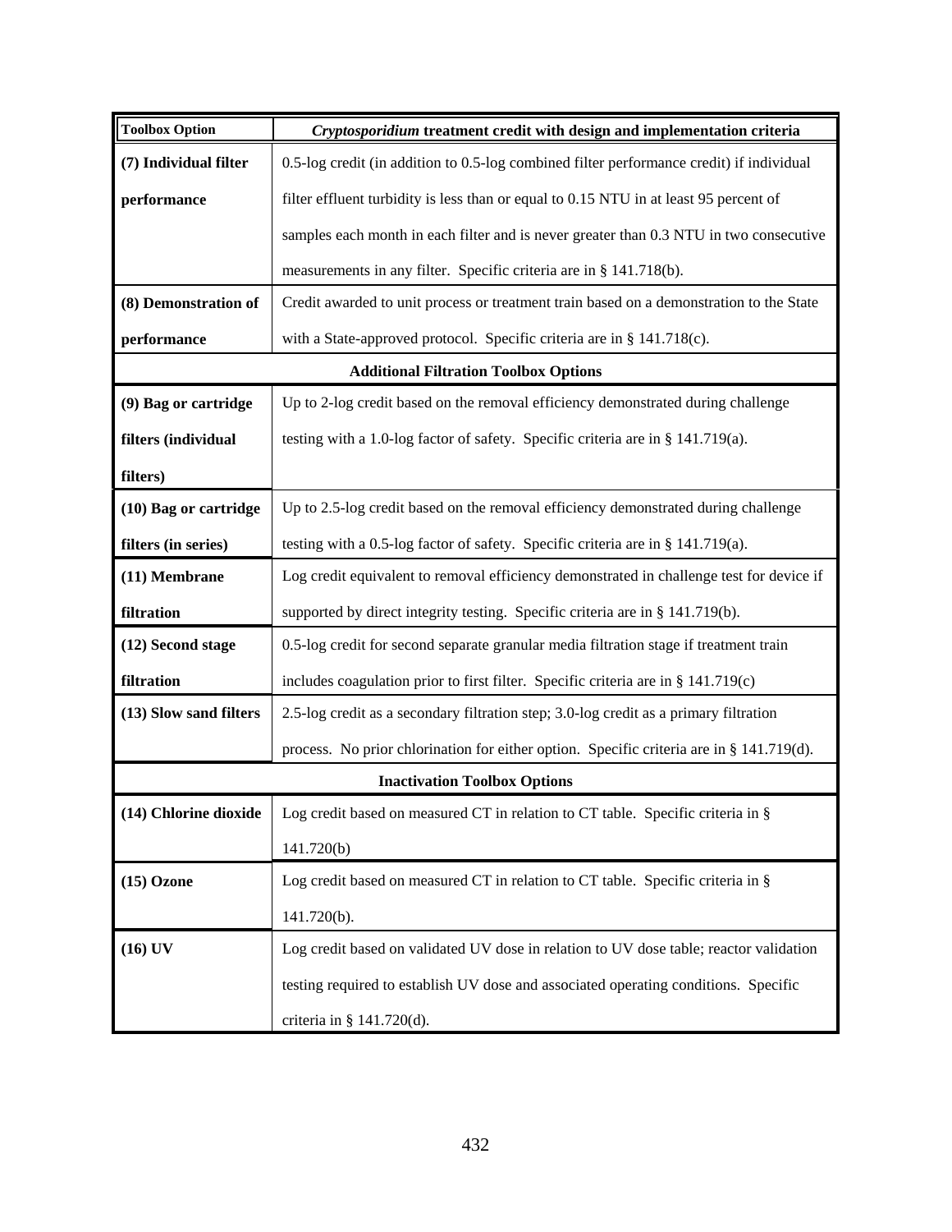| Toolbox Option | *Cryptosporidium* treatment credit with design and implementation criteria |
|---|---|
| **(7) Individual filter performance** | 0.5-log credit (in addition to 0.5-log combined filter performance credit) if individual filter effluent turbidity is less than or equal to 0.15 NTU in at least 95 percent of samples each month in each filter and is never greater than 0.3 NTU in two consecutive measurements in any filter. Specific criteria are in § 141.718(b). |
| **(8) Demonstration of performance** | Credit awarded to unit process or treatment train based on a demonstration to the State with a State-approved protocol. Specific criteria are in § 141.718(c). |
| **Additional Filtration Toolbox Options** | |
| **(9) Bag or cartridge filters (individual filters)** | Up to 2-log credit based on the removal efficiency demonstrated during challenge testing with a 1.0-log factor of safety. Specific criteria are in § 141.719(a). |
| **(10) Bag or cartridge filters (in series)** | Up to 2.5-log credit based on the removal efficiency demonstrated during challenge testing with a 0.5-log factor of safety. Specific criteria are in § 141.719(a). |
| **(11) Membrane filtration** | Log credit equivalent to removal efficiency demonstrated in challenge test for device if supported by direct integrity testing. Specific criteria are in § 141.719(b). |
| **(12) Second stage filtration** | 0.5-log credit for second separate granular media filtration stage if treatment train includes coagulation prior to first filter. Specific criteria are in § 141.719(c) |
| **(13) Slow sand filters** | 2.5-log credit as a secondary filtration step; 3.0-log credit as a primary filtration process. No prior chlorination for either option. Specific criteria are in § 141.719(d). |
| **Inactivation Toolbox Options** | |
| **(14) Chlorine dioxide** | Log credit based on measured CT in relation to CT table. Specific criteria in § 141.720(b) |
| **(15) Ozone** | Log credit based on measured CT in relation to CT table. Specific criteria in § 141.720(b). |
| **(16) UV** | Log credit based on validated UV dose in relation to UV dose table; reactor validation testing required to establish UV dose and associated operating conditions. Specific criteria in § 141.720(d). |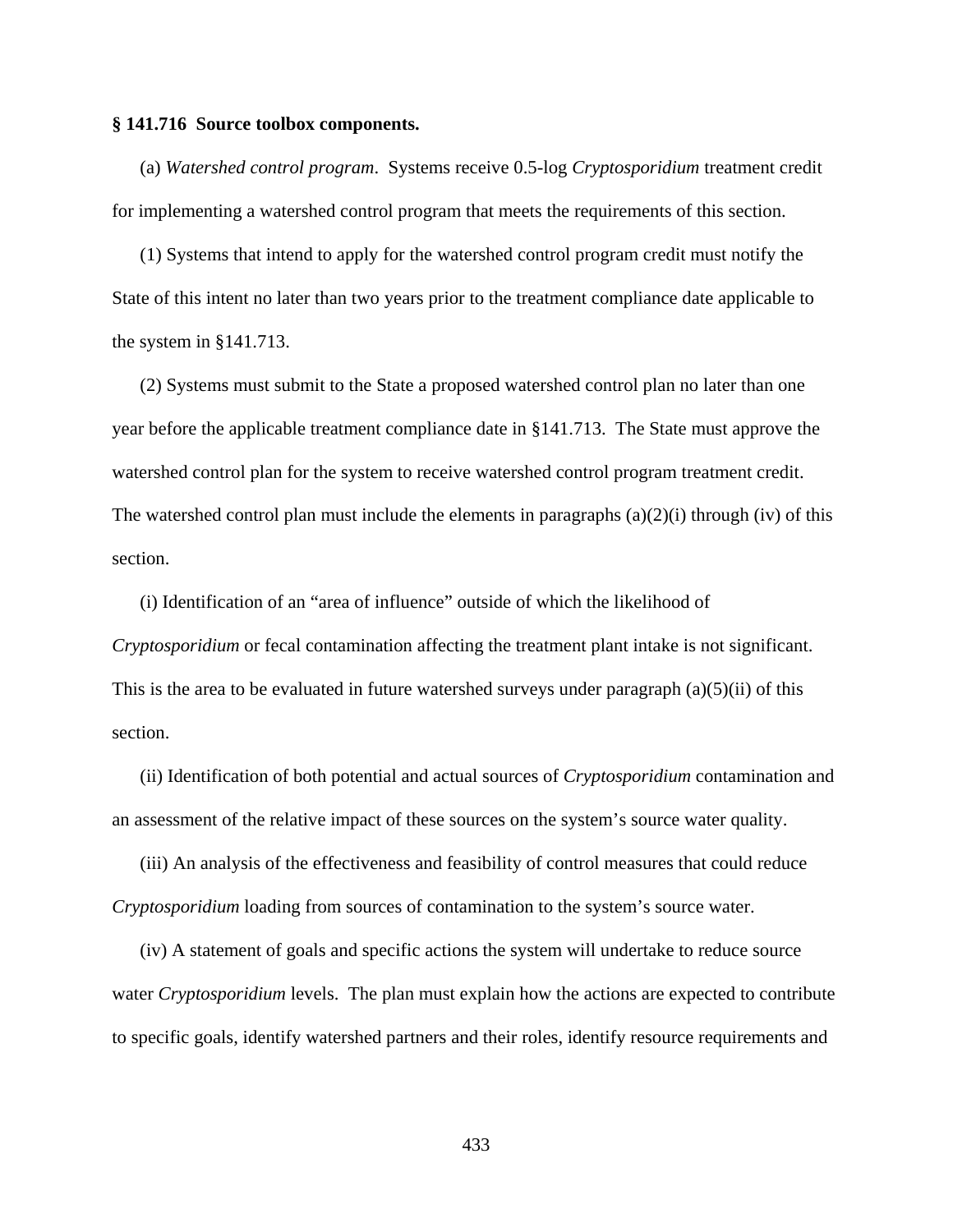**§ 141.716 Source toolbox components.**

(a) *Watershed control program*. Systems receive 0.5-log *Cryptosporidium* treatment credit for implementing a watershed control program that meets the requirements of this section.

(1) Systems that intend to apply for the watershed control program credit must notify the State of this intent no later than two years prior to the treatment compliance date applicable to the system in §141.713.

(2) Systems must submit to the State a proposed watershed control plan no later than one year before the applicable treatment compliance date in §141.713. The State must approve the watershed control plan for the system to receive watershed control program treatment credit. The watershed control plan must include the elements in paragraphs (a)(2)(i) through (iv) of this section.

(i) Identification of an "area of influence" outside of which the likelihood of *Cryptosporidium* or fecal contamination affecting the treatment plant intake is not significant. This is the area to be evaluated in future watershed surveys under paragraph (a)(5)(ii) of this section.

(ii) Identification of both potential and actual sources of *Cryptosporidium* contamination and an assessment of the relative impact of these sources on the system's source water quality.

(iii) An analysis of the effectiveness and feasibility of control measures that could reduce *Cryptosporidium* loading from sources of contamination to the system's source water.

(iv) A statement of goals and specific actions the system will undertake to reduce source water *Cryptosporidium* levels. The plan must explain how the actions are expected to contribute to specific goals, identify watershed partners and their roles, identify resource requirements and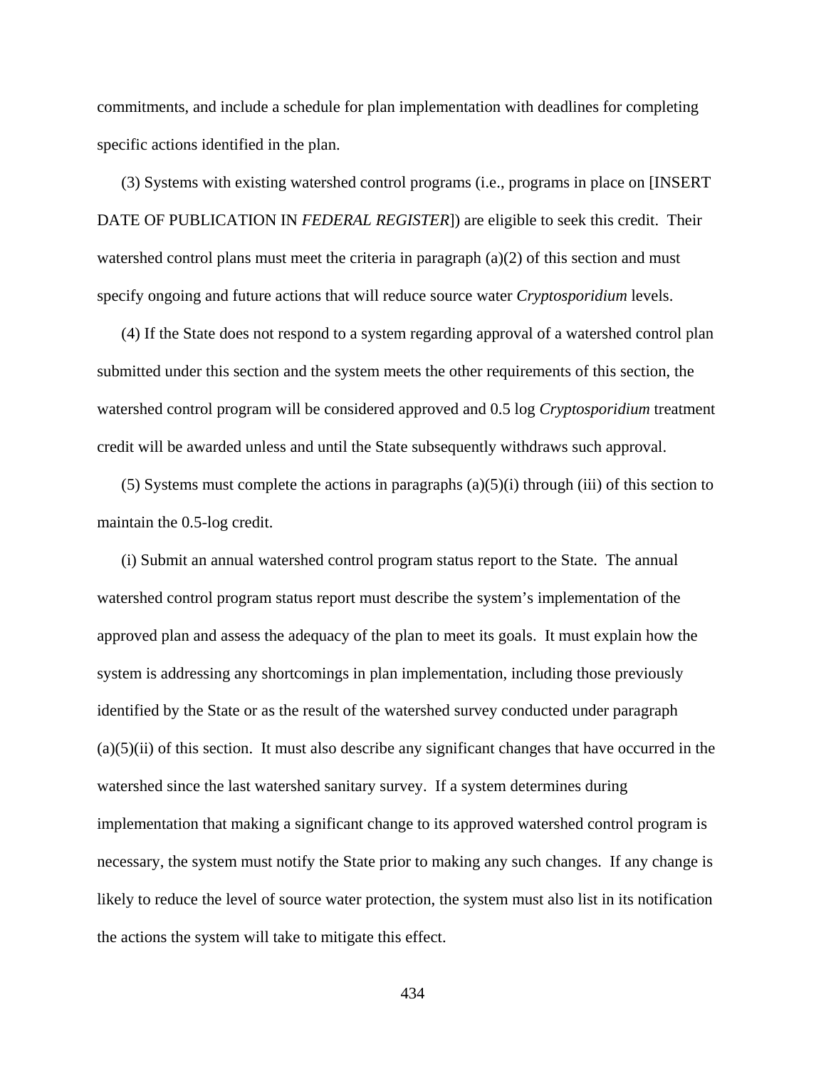commitments, and include a schedule for plan implementation with deadlines for completing specific actions identified in the plan.

(3) Systems with existing watershed control programs (i.e., programs in place on [INSERT DATE OF PUBLICATION IN *FEDERAL REGISTER*]) are eligible to seek this credit. Their watershed control plans must meet the criteria in paragraph (a)(2) of this section and must specify ongoing and future actions that will reduce source water *Cryptosporidium* levels.

(4) If the State does not respond to a system regarding approval of a watershed control plan submitted under this section and the system meets the other requirements of this section, the watershed control program will be considered approved and 0.5 log *Cryptosporidium* treatment credit will be awarded unless and until the State subsequently withdraws such approval.

(5) Systems must complete the actions in paragraphs (a)(5)(i) through (iii) of this section to maintain the 0.5-log credit.

(i) Submit an annual watershed control program status report to the State. The annual watershed control program status report must describe the system's implementation of the approved plan and assess the adequacy of the plan to meet its goals. It must explain how the system is addressing any shortcomings in plan implementation, including those previously identified by the State or as the result of the watershed survey conducted under paragraph (a)(5)(ii) of this section. It must also describe any significant changes that have occurred in the watershed since the last watershed sanitary survey. If a system determines during implementation that making a significant change to its approved watershed control program is necessary, the system must notify the State prior to making any such changes. If any change is likely to reduce the level of source water protection, the system must also list in its notification the actions the system will take to mitigate this effect.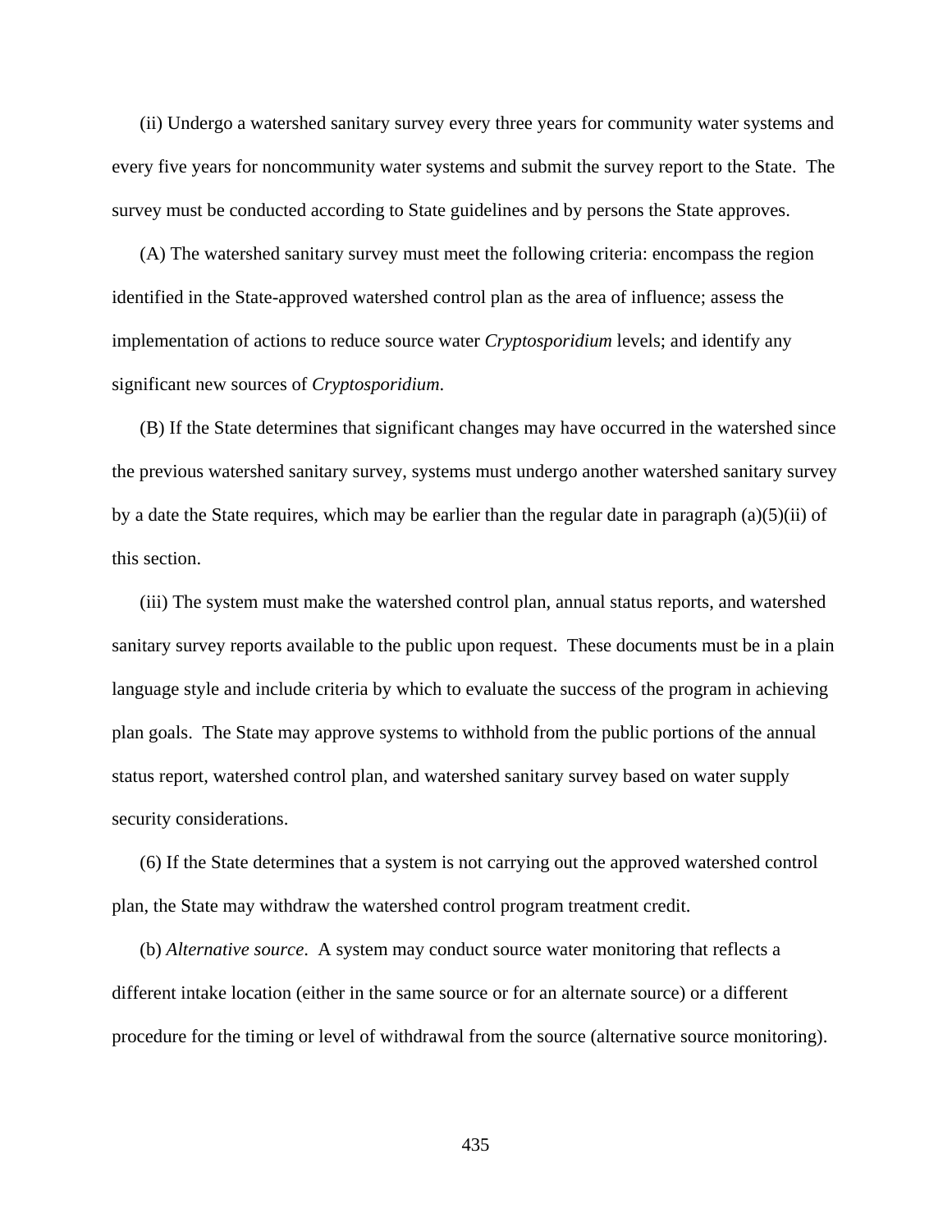(ii) Undergo a watershed sanitary survey every three years for community water systems and every five years for noncommunity water systems and submit the survey report to the State. The survey must be conducted according to State guidelines and by persons the State approves.

(A) The watershed sanitary survey must meet the following criteria: encompass the region identified in the State-approved watershed control plan as the area of influence; assess the implementation of actions to reduce source water *Cryptosporidium* levels; and identify any significant new sources of *Cryptosporidium*.

(B) If the State determines that significant changes may have occurred in the watershed since the previous watershed sanitary survey, systems must undergo another watershed sanitary survey by a date the State requires, which may be earlier than the regular date in paragraph (a)(5)(ii) of this section.

(iii) The system must make the watershed control plan, annual status reports, and watershed sanitary survey reports available to the public upon request. These documents must be in a plain language style and include criteria by which to evaluate the success of the program in achieving plan goals. The State may approve systems to withhold from the public portions of the annual status report, watershed control plan, and watershed sanitary survey based on water supply security considerations.

(6) If the State determines that a system is not carrying out the approved watershed control plan, the State may withdraw the watershed control program treatment credit.

(b) *Alternative source*. A system may conduct source water monitoring that reflects a different intake location (either in the same source or for an alternate source) or a different procedure for the timing or level of withdrawal from the source (alternative source monitoring).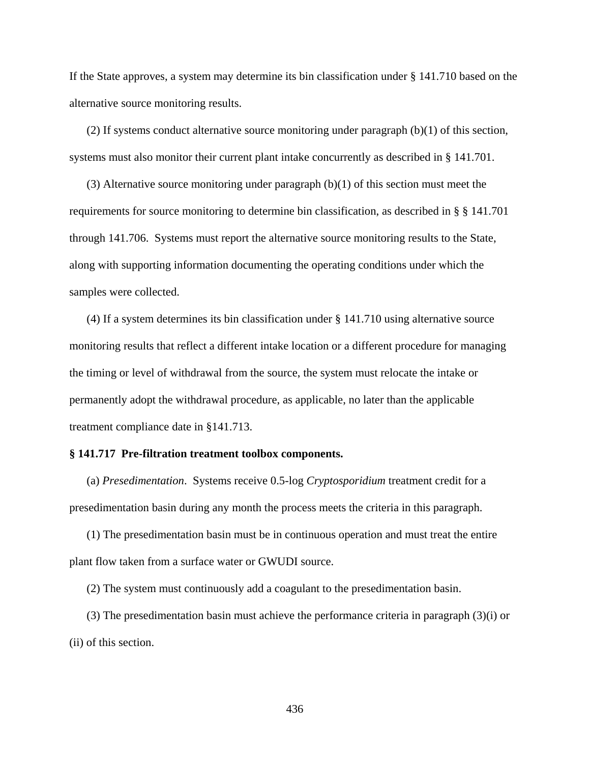If the State approves, a system may determine its bin classification under § 141.710 based on the alternative source monitoring results.

(2) If systems conduct alternative source monitoring under paragraph (b)(1) of this section, systems must also monitor their current plant intake concurrently as described in § 141.701.

(3) Alternative source monitoring under paragraph (b)(1) of this section must meet the requirements for source monitoring to determine bin classification, as described in § § 141.701 through 141.706. Systems must report the alternative source monitoring results to the State, along with supporting information documenting the operating conditions under which the samples were collected.

(4) If a system determines its bin classification under § 141.710 using alternative source monitoring results that reflect a different intake location or a different procedure for managing the timing or level of withdrawal from the source, the system must relocate the intake or permanently adopt the withdrawal procedure, as applicable, no later than the applicable treatment compliance date in §141.713.

**§ 141.717 Pre-filtration treatment toolbox components.**

(a) *Presedimentation*. Systems receive 0.5-log *Cryptosporidium* treatment credit for a presedimentation basin during any month the process meets the criteria in this paragraph.

(1) The presedimentation basin must be in continuous operation and must treat the entire plant flow taken from a surface water or GWUDI source.

(2) The system must continuously add a coagulant to the presedimentation basin.

(3) The presedimentation basin must achieve the performance criteria in paragraph (3)(i) or (ii) of this section.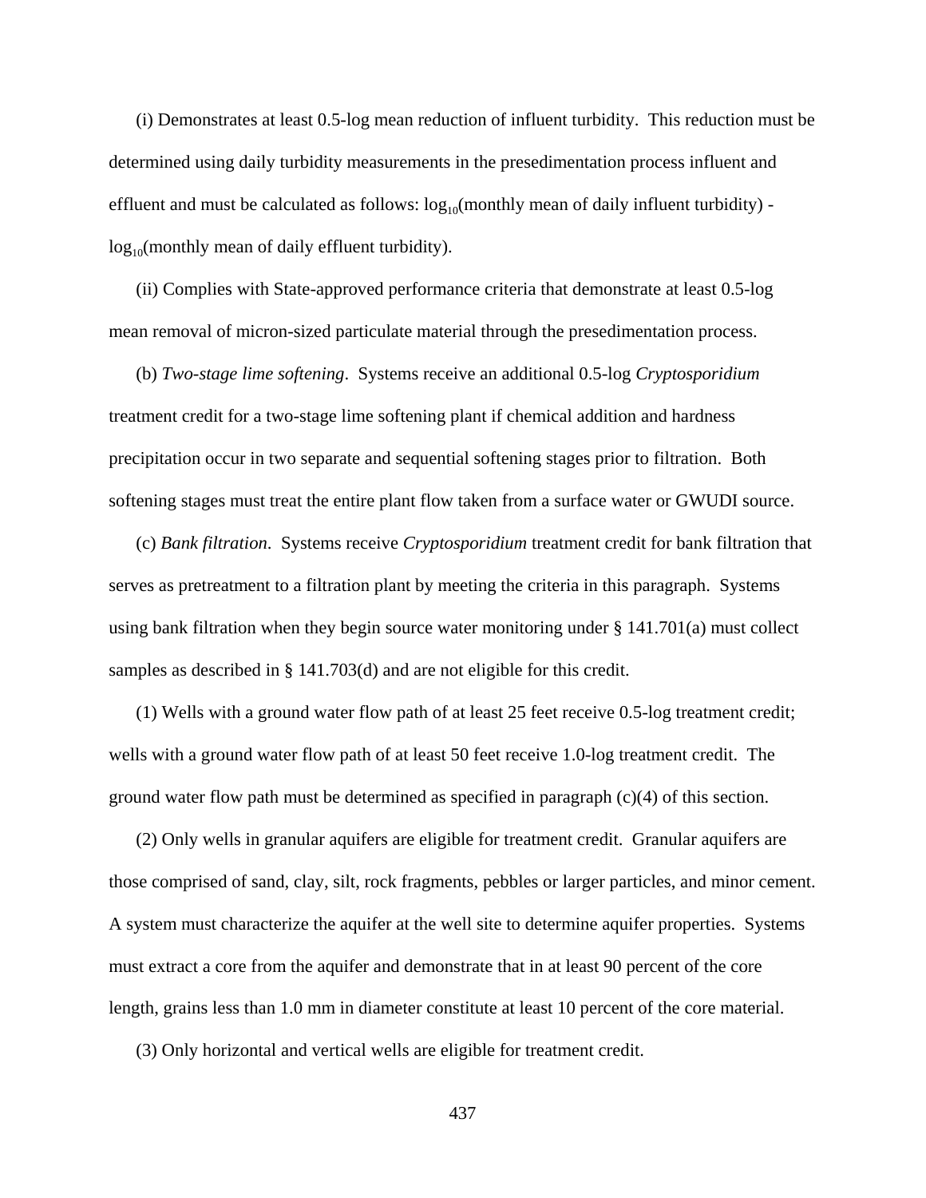(i) Demonstrates at least 0.5-log mean reduction of influent turbidity. This reduction must be determined using daily turbidity measurements in the presedimentation process influent and effluent and must be calculated as follows: $\log_{10}$(monthly mean of daily influent turbidity) - $\log_{10}$(monthly mean of daily effluent turbidity).

(ii) Complies with State-approved performance criteria that demonstrate at least 0.5-log mean removal of micron-sized particulate material through the presedimentation process.

(b) *Two-stage lime softening*. Systems receive an additional 0.5-log *Cryptosporidium* treatment credit for a two-stage lime softening plant if chemical addition and hardness precipitation occur in two separate and sequential softening stages prior to filtration. Both softening stages must treat the entire plant flow taken from a surface water or GWUDI source.

(c) *Bank filtration*. Systems receive *Cryptosporidium* treatment credit for bank filtration that serves as pretreatment to a filtration plant by meeting the criteria in this paragraph. Systems using bank filtration when they begin source water monitoring under § 141.701(a) must collect samples as described in § 141.703(d) and are not eligible for this credit.

(1) Wells with a ground water flow path of at least 25 feet receive 0.5-log treatment credit; wells with a ground water flow path of at least 50 feet receive 1.0-log treatment credit. The ground water flow path must be determined as specified in paragraph (c)(4) of this section.

(2) Only wells in granular aquifers are eligible for treatment credit. Granular aquifers are those comprised of sand, clay, silt, rock fragments, pebbles or larger particles, and minor cement. A system must characterize the aquifer at the well site to determine aquifer properties. Systems must extract a core from the aquifer and demonstrate that in at least 90 percent of the core length, grains less than 1.0 mm in diameter constitute at least 10 percent of the core material.

(3) Only horizontal and vertical wells are eligible for treatment credit.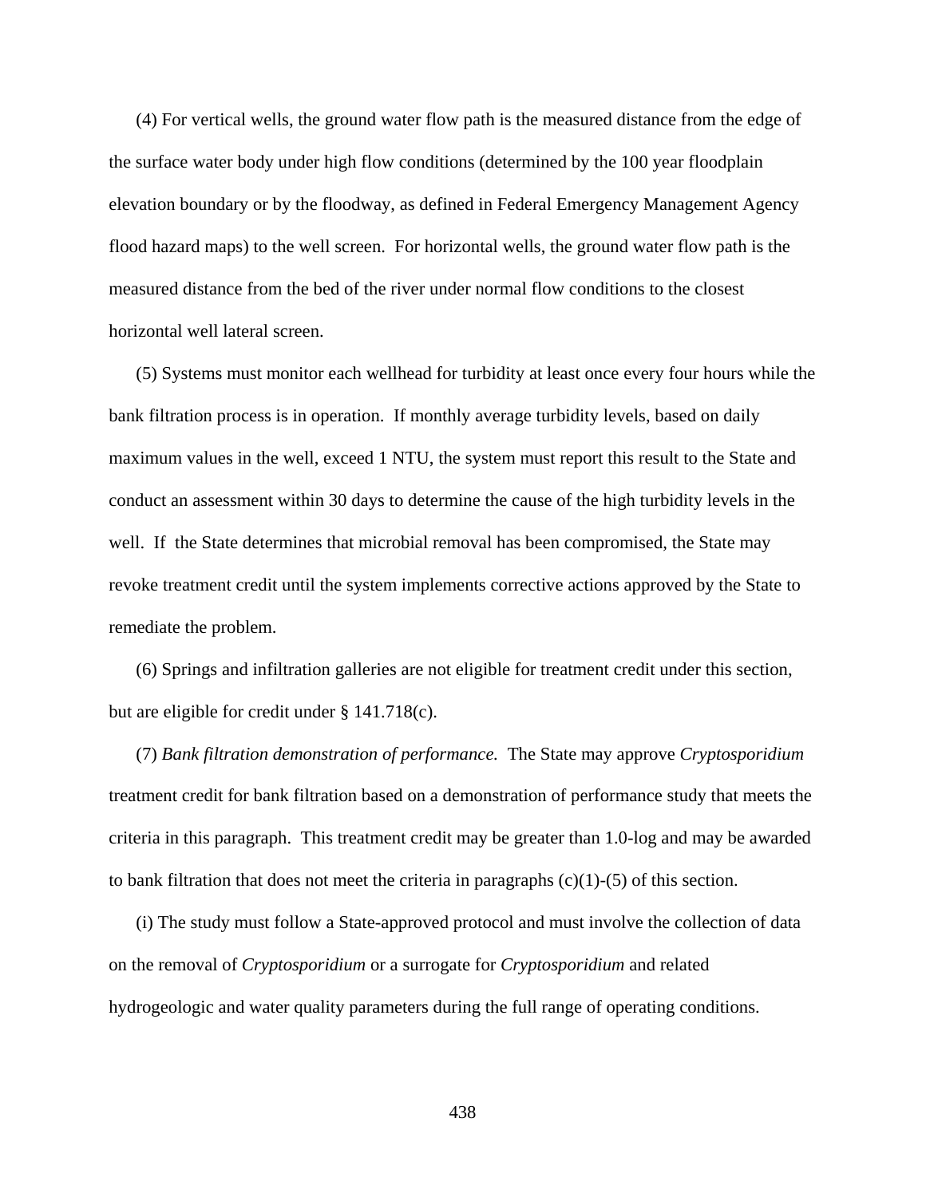(4) For vertical wells, the ground water flow path is the measured distance from the edge of the surface water body under high flow conditions (determined by the 100 year floodplain elevation boundary or by the floodway, as defined in Federal Emergency Management Agency flood hazard maps) to the well screen. For horizontal wells, the ground water flow path is the measured distance from the bed of the river under normal flow conditions to the closest horizontal well lateral screen.

(5) Systems must monitor each wellhead for turbidity at least once every four hours while the bank filtration process is in operation. If monthly average turbidity levels, based on daily maximum values in the well, exceed 1 NTU, the system must report this result to the State and conduct an assessment within 30 days to determine the cause of the high turbidity levels in the well. If the State determines that microbial removal has been compromised, the State may revoke treatment credit until the system implements corrective actions approved by the State to remediate the problem.

(6) Springs and infiltration galleries are not eligible for treatment credit under this section, but are eligible for credit under § 141.718(c).

(7) *Bank filtration demonstration of performance.* The State may approve *Cryptosporidium* treatment credit for bank filtration based on a demonstration of performance study that meets the criteria in this paragraph. This treatment credit may be greater than 1.0-log and may be awarded to bank filtration that does not meet the criteria in paragraphs (c)(1)-(5) of this section.

(i) The study must follow a State-approved protocol and must involve the collection of data on the removal of *Cryptosporidium* or a surrogate for *Cryptosporidium* and related hydrogeologic and water quality parameters during the full range of operating conditions.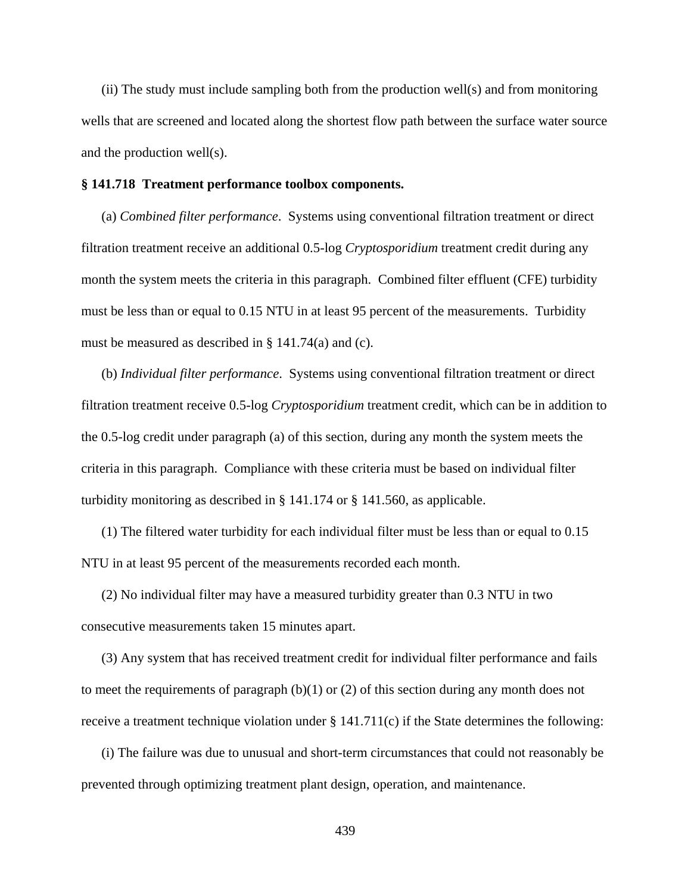(ii) The study must include sampling both from the production well(s) and from monitoring wells that are screened and located along the shortest flow path between the surface water source and the production well(s).

**§ 141.718 Treatment performance toolbox components.**

(a) *Combined filter performance*. Systems using conventional filtration treatment or direct filtration treatment receive an additional 0.5-log *Cryptosporidium* treatment credit during any month the system meets the criteria in this paragraph. Combined filter effluent (CFE) turbidity must be less than or equal to 0.15 NTU in at least 95 percent of the measurements. Turbidity must be measured as described in § 141.74(a) and (c).

(b) *Individual filter performance*. Systems using conventional filtration treatment or direct filtration treatment receive 0.5-log *Cryptosporidium* treatment credit, which can be in addition to the 0.5-log credit under paragraph (a) of this section, during any month the system meets the criteria in this paragraph. Compliance with these criteria must be based on individual filter turbidity monitoring as described in § 141.174 or § 141.560, as applicable.

(1) The filtered water turbidity for each individual filter must be less than or equal to 0.15 NTU in at least 95 percent of the measurements recorded each month.

(2) No individual filter may have a measured turbidity greater than 0.3 NTU in two consecutive measurements taken 15 minutes apart.

(3) Any system that has received treatment credit for individual filter performance and fails to meet the requirements of paragraph (b)(1) or (2) of this section during any month does not receive a treatment technique violation under § 141.711(c) if the State determines the following:

(i) The failure was due to unusual and short-term circumstances that could not reasonably be prevented through optimizing treatment plant design, operation, and maintenance.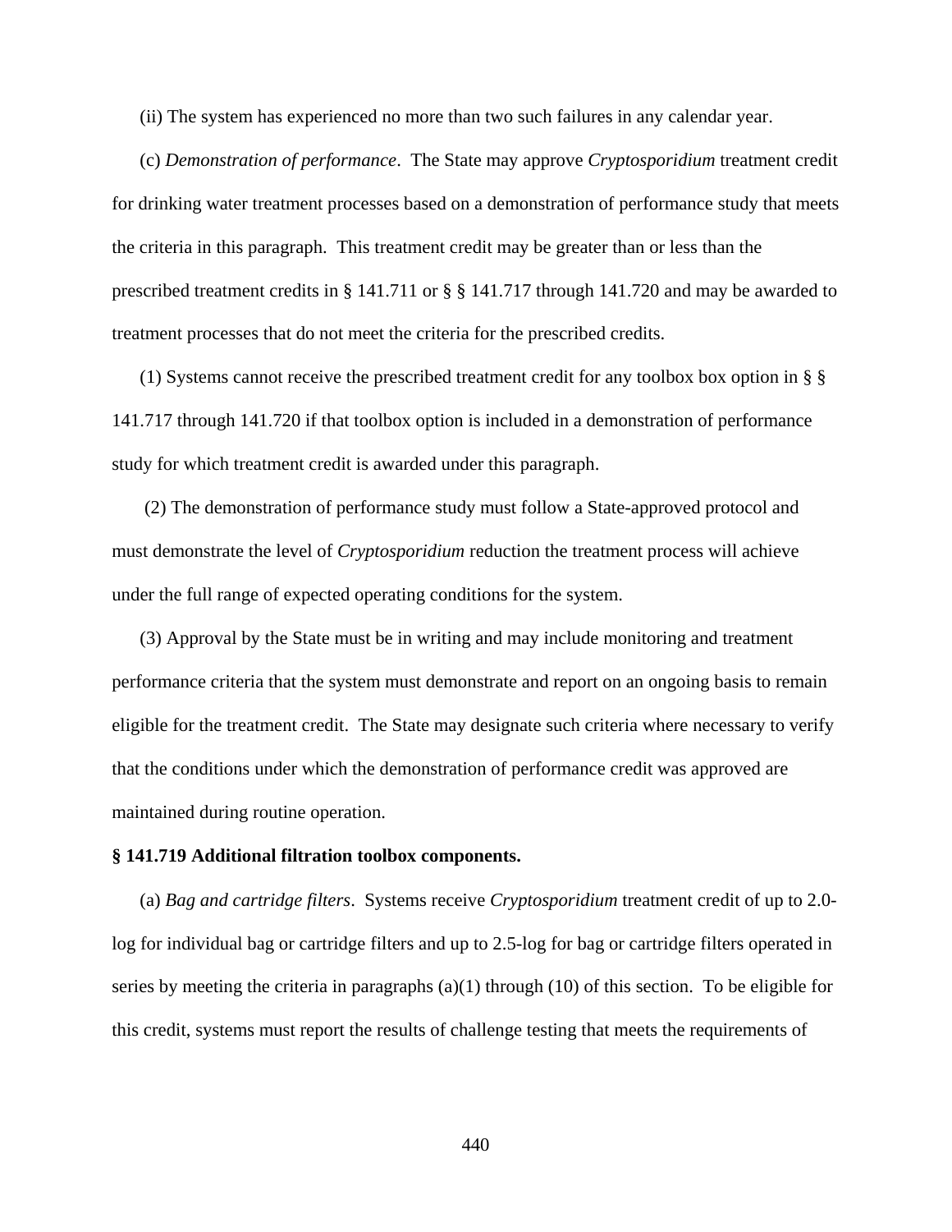(ii) The system has experienced no more than two such failures in any calendar year.

(c) *Demonstration of performance*. The State may approve *Cryptosporidium* treatment credit for drinking water treatment processes based on a demonstration of performance study that meets the criteria in this paragraph. This treatment credit may be greater than or less than the prescribed treatment credits in § 141.711 or § § 141.717 through 141.720 and may be awarded to treatment processes that do not meet the criteria for the prescribed credits.

(1) Systems cannot receive the prescribed treatment credit for any toolbox box option in § § 141.717 through 141.720 if that toolbox option is included in a demonstration of performance study for which treatment credit is awarded under this paragraph.

(2) The demonstration of performance study must follow a State-approved protocol and must demonstrate the level of *Cryptosporidium* reduction the treatment process will achieve under the full range of expected operating conditions for the system.

(3) Approval by the State must be in writing and may include monitoring and treatment performance criteria that the system must demonstrate and report on an ongoing basis to remain eligible for the treatment credit. The State may designate such criteria where necessary to verify that the conditions under which the demonstration of performance credit was approved are maintained during routine operation.

**§ 141.719 Additional filtration toolbox components.**

(a) *Bag and cartridge filters*. Systems receive *Cryptosporidium* treatment credit of up to 2.0-log for individual bag or cartridge filters and up to 2.5-log for bag or cartridge filters operated in series by meeting the criteria in paragraphs (a)(1) through (10) of this section. To be eligible for this credit, systems must report the results of challenge testing that meets the requirements of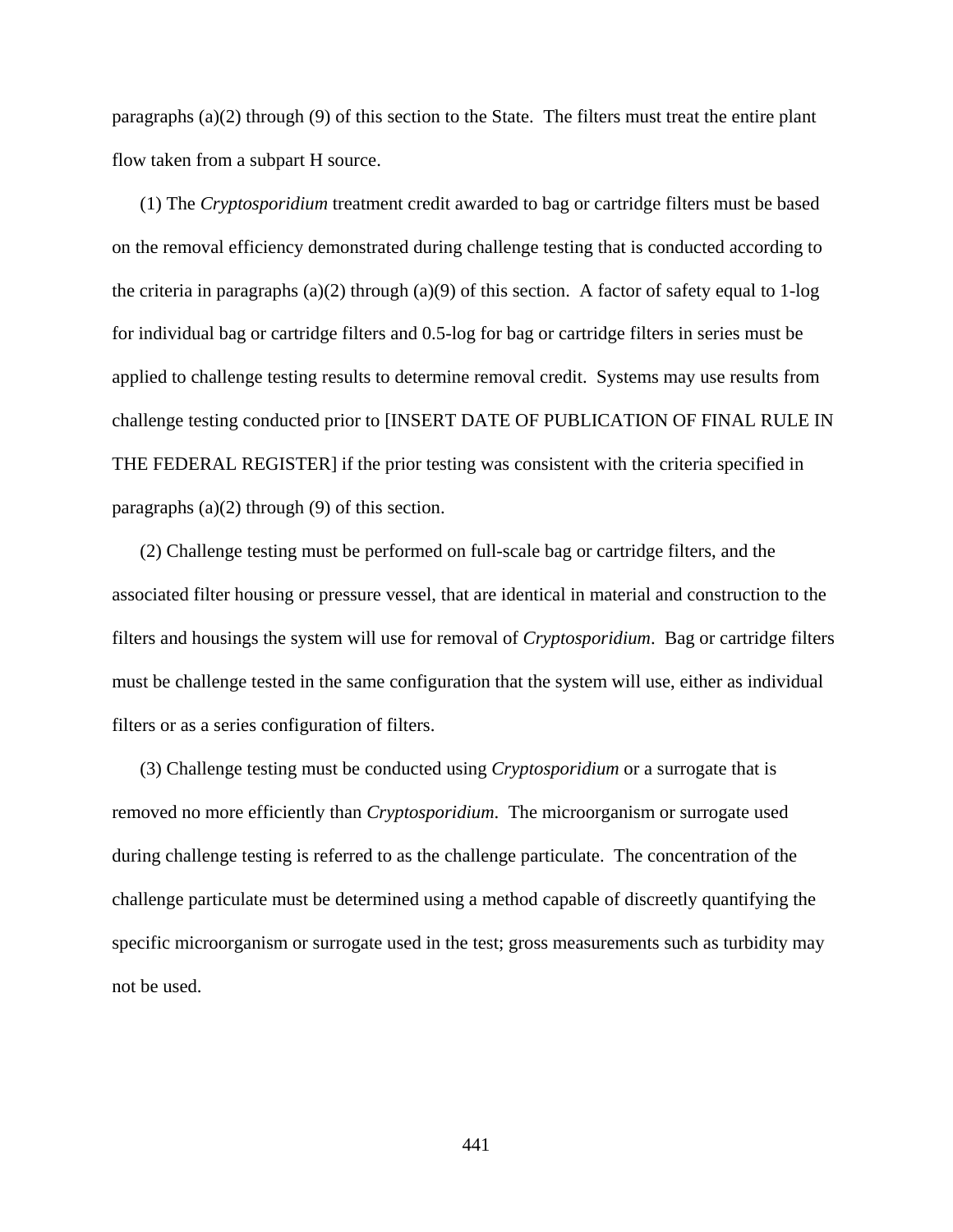paragraphs (a)(2) through (9) of this section to the State. The filters must treat the entire plant flow taken from a subpart H source.

(1) The *Cryptosporidium* treatment credit awarded to bag or cartridge filters must be based on the removal efficiency demonstrated during challenge testing that is conducted according to the criteria in paragraphs (a)(2) through (a)(9) of this section. A factor of safety equal to 1-log for individual bag or cartridge filters and 0.5-log for bag or cartridge filters in series must be applied to challenge testing results to determine removal credit. Systems may use results from challenge testing conducted prior to [INSERT DATE OF PUBLICATION OF FINAL RULE IN THE FEDERAL REGISTER] if the prior testing was consistent with the criteria specified in paragraphs (a)(2) through (9) of this section.

(2) Challenge testing must be performed on full-scale bag or cartridge filters, and the associated filter housing or pressure vessel, that are identical in material and construction to the filters and housings the system will use for removal of *Cryptosporidium*. Bag or cartridge filters must be challenge tested in the same configuration that the system will use, either as individual filters or as a series configuration of filters.

(3) Challenge testing must be conducted using *Cryptosporidium* or a surrogate that is removed no more efficiently than *Cryptosporidium*. The microorganism or surrogate used during challenge testing is referred to as the challenge particulate. The concentration of the challenge particulate must be determined using a method capable of discreetly quantifying the specific microorganism or surrogate used in the test; gross measurements such as turbidity may not be used.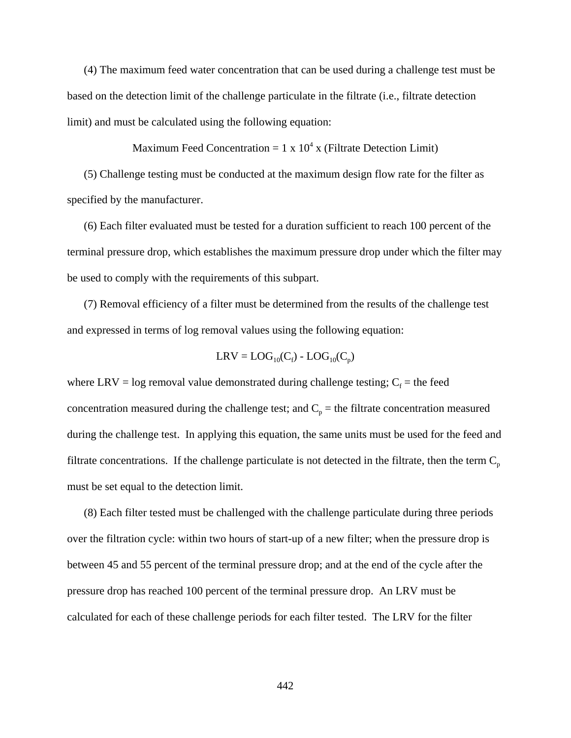(4) The maximum feed water concentration that can be used during a challenge test must be based on the detection limit of the challenge particulate in the filtrate (i.e., filtrate detection limit) and must be calculated using the following equation:

$$\text{Maximum Feed Concentration} = 1 \times 10^{4} \times (\text{Filtrate Detection Limit})$$

(5) Challenge testing must be conducted at the maximum design flow rate for the filter as specified by the manufacturer.

(6) Each filter evaluated must be tested for a duration sufficient to reach 100 percent of the terminal pressure drop, which establishes the maximum pressure drop under which the filter may be used to comply with the requirements of this subpart.

(7) Removal efficiency of a filter must be determined from the results of the challenge test and expressed in terms of log removal values using the following equation:

$$LRV = LOG_{10}(C_f) - LOG_{10}(C_p)$$

where LRV = log removal value demonstrated during challenge testing; $C_f$ = the feed concentration measured during the challenge test; and $C_p$ = the filtrate concentration measured during the challenge test. In applying this equation, the same units must be used for the feed and filtrate concentrations. If the challenge particulate is not detected in the filtrate, then the term $C_p$ must be set equal to the detection limit.

(8) Each filter tested must be challenged with the challenge particulate during three periods over the filtration cycle: within two hours of start-up of a new filter; when the pressure drop is between 45 and 55 percent of the terminal pressure drop; and at the end of the cycle after the pressure drop has reached 100 percent of the terminal pressure drop. An LRV must be calculated for each of these challenge periods for each filter tested. The LRV for the filter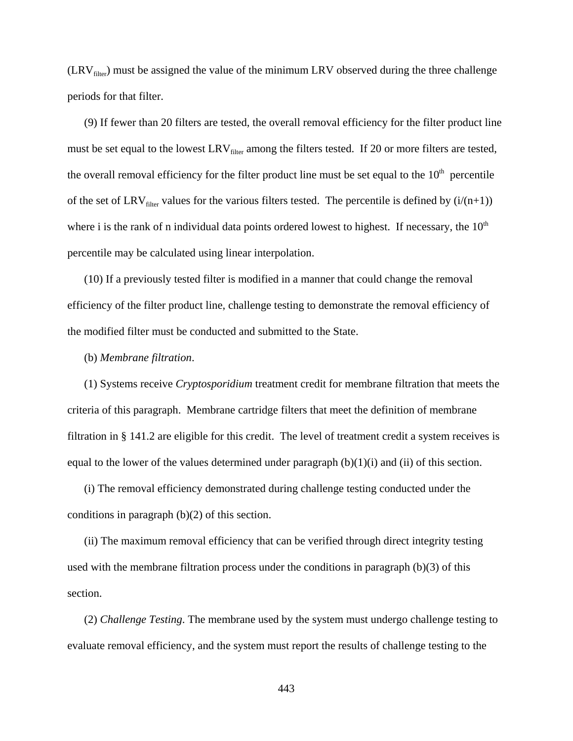($LRV_{filter}$) must be assigned the value of the minimum LRV observed during the three challenge periods for that filter.

(9) If fewer than 20 filters are tested, the overall removal efficiency for the filter product line must be set equal to the lowest $LRV_{filter}$ among the filters tested. If 20 or more filters are tested, the overall removal efficiency for the filter product line must be set equal to the $10^{th}$ percentile of the set of $LRV_{filter}$ values for the various filters tested. The percentile is defined by $(i/(n+1))$ where i is the rank of n individual data points ordered lowest to highest. If necessary, the $10^{th}$ percentile may be calculated using linear interpolation.

(10) If a previously tested filter is modified in a manner that could change the removal efficiency of the filter product line, challenge testing to demonstrate the removal efficiency of the modified filter must be conducted and submitted to the State.

(b) *Membrane filtration*.

(1) Systems receive *Cryptosporidium* treatment credit for membrane filtration that meets the criteria of this paragraph. Membrane cartridge filters that meet the definition of membrane filtration in § 141.2 are eligible for this credit. The level of treatment credit a system receives is equal to the lower of the values determined under paragraph (b)(1)(i) and (ii) of this section.

(i) The removal efficiency demonstrated during challenge testing conducted under the conditions in paragraph (b)(2) of this section.

(ii) The maximum removal efficiency that can be verified through direct integrity testing used with the membrane filtration process under the conditions in paragraph (b)(3) of this section.

(2) *Challenge Testing*. The membrane used by the system must undergo challenge testing to evaluate removal efficiency, and the system must report the results of challenge testing to the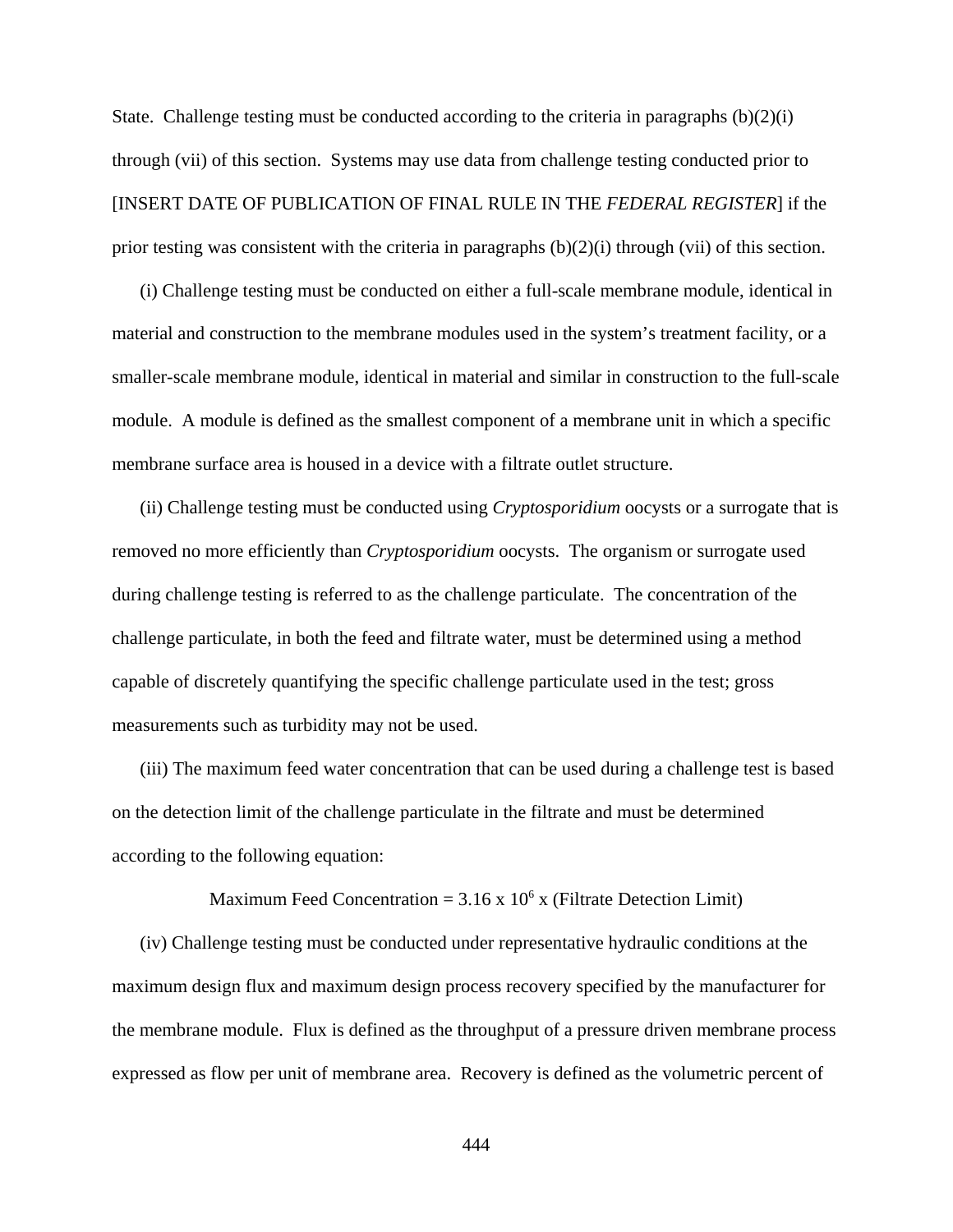State. Challenge testing must be conducted according to the criteria in paragraphs (b)(2)(i) through (vii) of this section. Systems may use data from challenge testing conducted prior to [INSERT DATE OF PUBLICATION OF FINAL RULE IN THE *FEDERAL REGISTER*] if the prior testing was consistent with the criteria in paragraphs (b)(2)(i) through (vii) of this section.

(i) Challenge testing must be conducted on either a full-scale membrane module, identical in material and construction to the membrane modules used in the system's treatment facility, or a smaller-scale membrane module, identical in material and similar in construction to the full-scale module. A module is defined as the smallest component of a membrane unit in which a specific membrane surface area is housed in a device with a filtrate outlet structure.

(ii) Challenge testing must be conducted using *Cryptosporidium* oocysts or a surrogate that is removed no more efficiently than *Cryptosporidium* oocysts. The organism or surrogate used during challenge testing is referred to as the challenge particulate. The concentration of the challenge particulate, in both the feed and filtrate water, must be determined using a method capable of discretely quantifying the specific challenge particulate used in the test; gross measurements such as turbidity may not be used.

(iii) The maximum feed water concentration that can be used during a challenge test is based on the detection limit of the challenge particulate in the filtrate and must be determined according to the following equation:

$$\text{Maximum Feed Concentration} = 3.16 \times 10^{6} \times (\text{Filtrate Detection Limit})$$

(iv) Challenge testing must be conducted under representative hydraulic conditions at the maximum design flux and maximum design process recovery specified by the manufacturer for the membrane module. Flux is defined as the throughput of a pressure driven membrane process expressed as flow per unit of membrane area. Recovery is defined as the volumetric percent of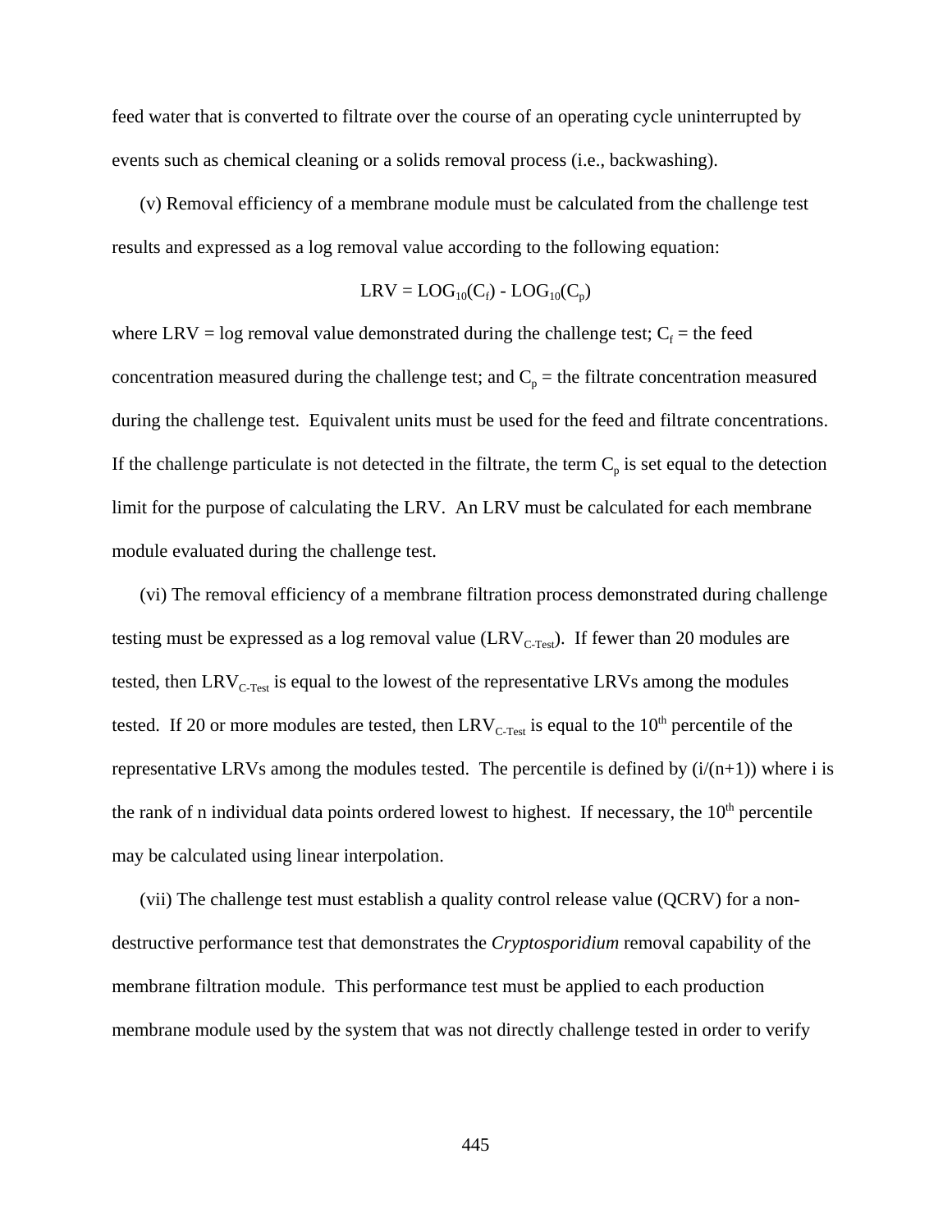feed water that is converted to filtrate over the course of an operating cycle uninterrupted by events such as chemical cleaning or a solids removal process (i.e., backwashing).

(v) Removal efficiency of a membrane module must be calculated from the challenge test results and expressed as a log removal value according to the following equation:

$$LRV = LOG_{10}(C_f) - LOG_{10}(C_p)$$

where LRV = log removal value demonstrated during the challenge test; $C_f$ = the feed concentration measured during the challenge test; and $C_p$ = the filtrate concentration measured during the challenge test. Equivalent units must be used for the feed and filtrate concentrations. If the challenge particulate is not detected in the filtrate, the term $C_p$ is set equal to the detection limit for the purpose of calculating the LRV. An LRV must be calculated for each membrane module evaluated during the challenge test.

(vi) The removal efficiency of a membrane filtration process demonstrated during challenge testing must be expressed as a log removal value ($LRV_{C\text{-}Test}$). If fewer than 20 modules are tested, then $LRV_{C\text{-}Test}$ is equal to the lowest of the representative LRVs among the modules tested. If 20 or more modules are tested, then $LRV_{C\text{-}Test}$ is equal to the $10^{th}$ percentile of the representative LRVs among the modules tested. The percentile is defined by $(i/(n+1))$ where i is the rank of n individual data points ordered lowest to highest. If necessary, the $10^{th}$ percentile may be calculated using linear interpolation.

(vii) The challenge test must establish a quality control release value (QCRV) for a non-destructive performance test that demonstrates the *Cryptosporidium* removal capability of the membrane filtration module. This performance test must be applied to each production membrane module used by the system that was not directly challenge tested in order to verify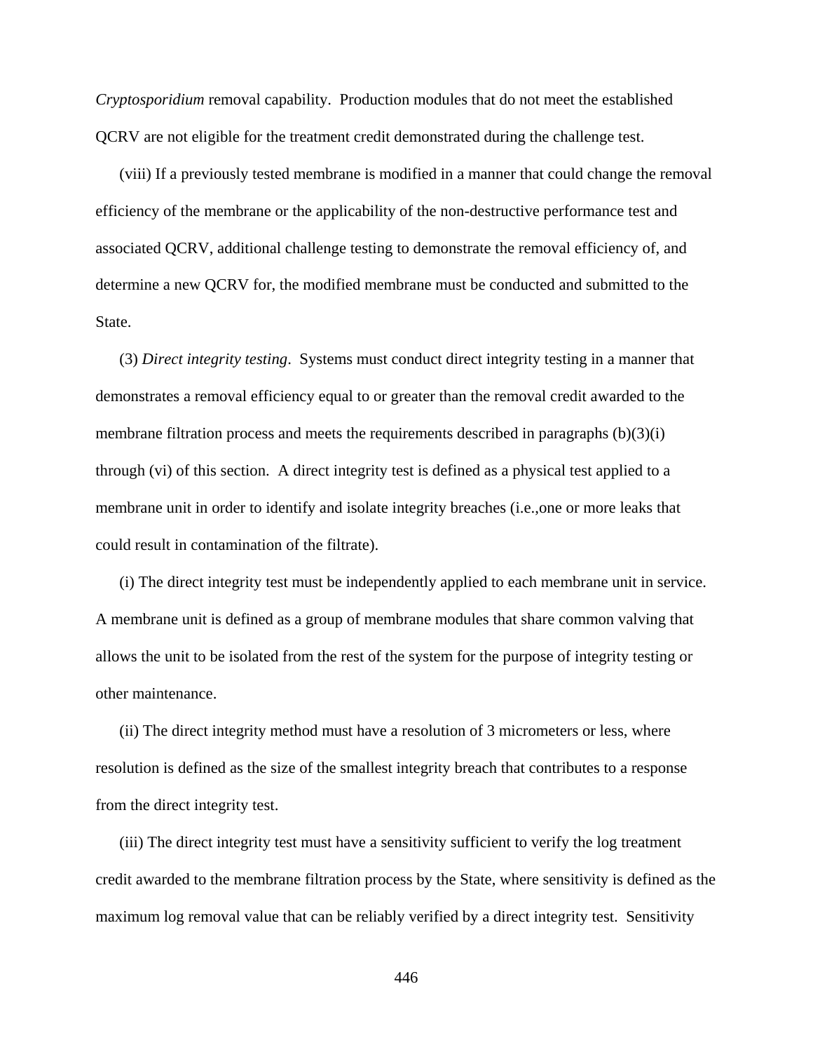*Cryptosporidium* removal capability. Production modules that do not meet the established QCRV are not eligible for the treatment credit demonstrated during the challenge test.

(viii) If a previously tested membrane is modified in a manner that could change the removal efficiency of the membrane or the applicability of the non-destructive performance test and associated QCRV, additional challenge testing to demonstrate the removal efficiency of, and determine a new QCRV for, the modified membrane must be conducted and submitted to the State.

(3) *Direct integrity testing*. Systems must conduct direct integrity testing in a manner that demonstrates a removal efficiency equal to or greater than the removal credit awarded to the membrane filtration process and meets the requirements described in paragraphs (b)(3)(i) through (vi) of this section. A direct integrity test is defined as a physical test applied to a membrane unit in order to identify and isolate integrity breaches (i.e.,one or more leaks that could result in contamination of the filtrate).

(i) The direct integrity test must be independently applied to each membrane unit in service. A membrane unit is defined as a group of membrane modules that share common valving that allows the unit to be isolated from the rest of the system for the purpose of integrity testing or other maintenance.

(ii) The direct integrity method must have a resolution of 3 micrometers or less, where resolution is defined as the size of the smallest integrity breach that contributes to a response from the direct integrity test.

(iii) The direct integrity test must have a sensitivity sufficient to verify the log treatment credit awarded to the membrane filtration process by the State, where sensitivity is defined as the maximum log removal value that can be reliably verified by a direct integrity test. Sensitivity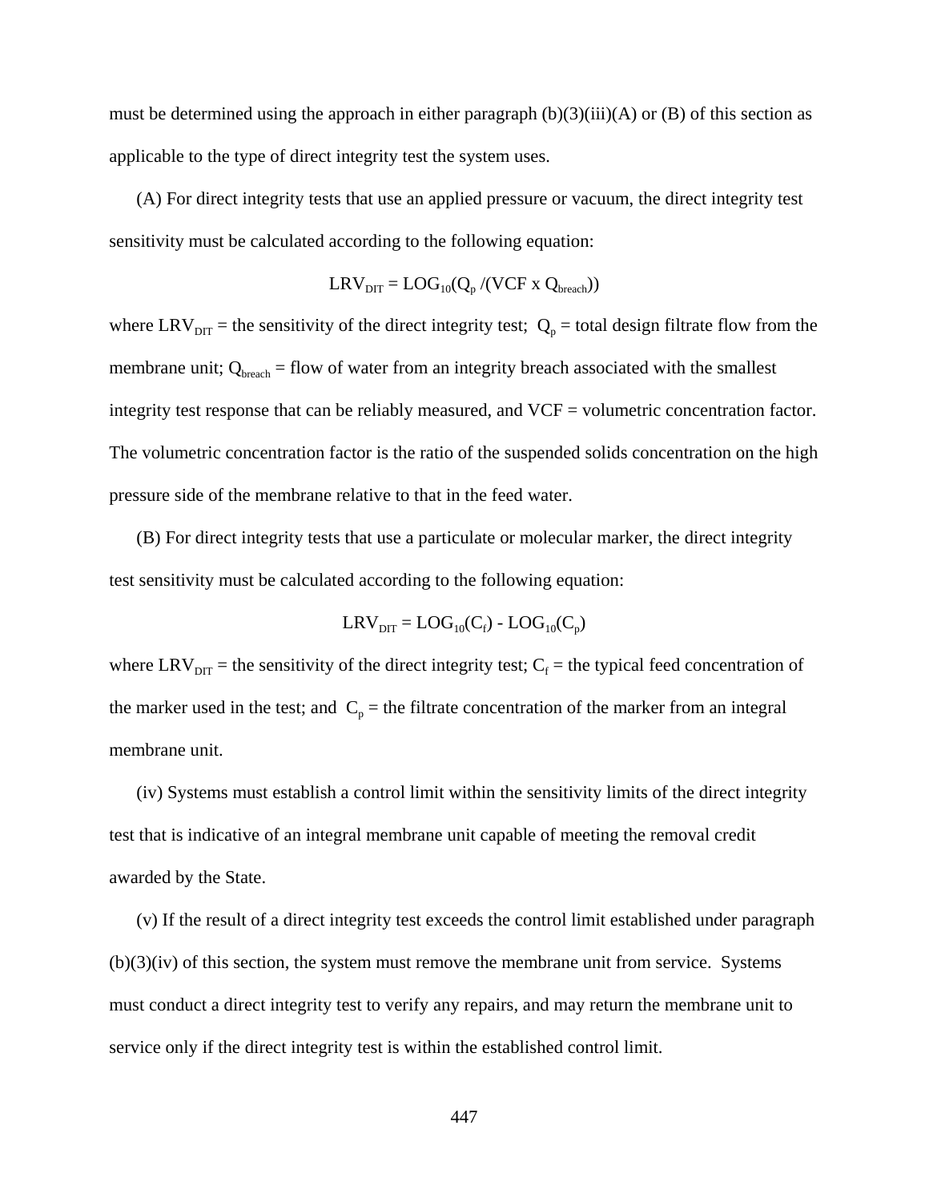must be determined using the approach in either paragraph (b)(3)(iii)(A) or (B) of this section as applicable to the type of direct integrity test the system uses.

(A) For direct integrity tests that use an applied pressure or vacuum, the direct integrity test sensitivity must be calculated according to the following equation:

$$LRV_{DIT} = LOG_{10}(Q_p / (VCF \times Q_{breach}))$$

where $LRV_{DIT}$ = the sensitivity of the direct integrity test; $Q_p$ = total design filtrate flow from the membrane unit; $Q_{breach}$ = flow of water from an integrity breach associated with the smallest integrity test response that can be reliably measured, and VCF = volumetric concentration factor. The volumetric concentration factor is the ratio of the suspended solids concentration on the high pressure side of the membrane relative to that in the feed water.

(B) For direct integrity tests that use a particulate or molecular marker, the direct integrity test sensitivity must be calculated according to the following equation:

$$LRV_{DIT} = LOG_{10}(C_f) - LOG_{10}(C_p)$$

where $LRV_{DIT}$ = the sensitivity of the direct integrity test; $C_f$ = the typical feed concentration of the marker used in the test; and $C_p$ = the filtrate concentration of the marker from an integral membrane unit.

(iv) Systems must establish a control limit within the sensitivity limits of the direct integrity test that is indicative of an integral membrane unit capable of meeting the removal credit awarded by the State.

(v) If the result of a direct integrity test exceeds the control limit established under paragraph (b)(3)(iv) of this section, the system must remove the membrane unit from service. Systems must conduct a direct integrity test to verify any repairs, and may return the membrane unit to service only if the direct integrity test is within the established control limit.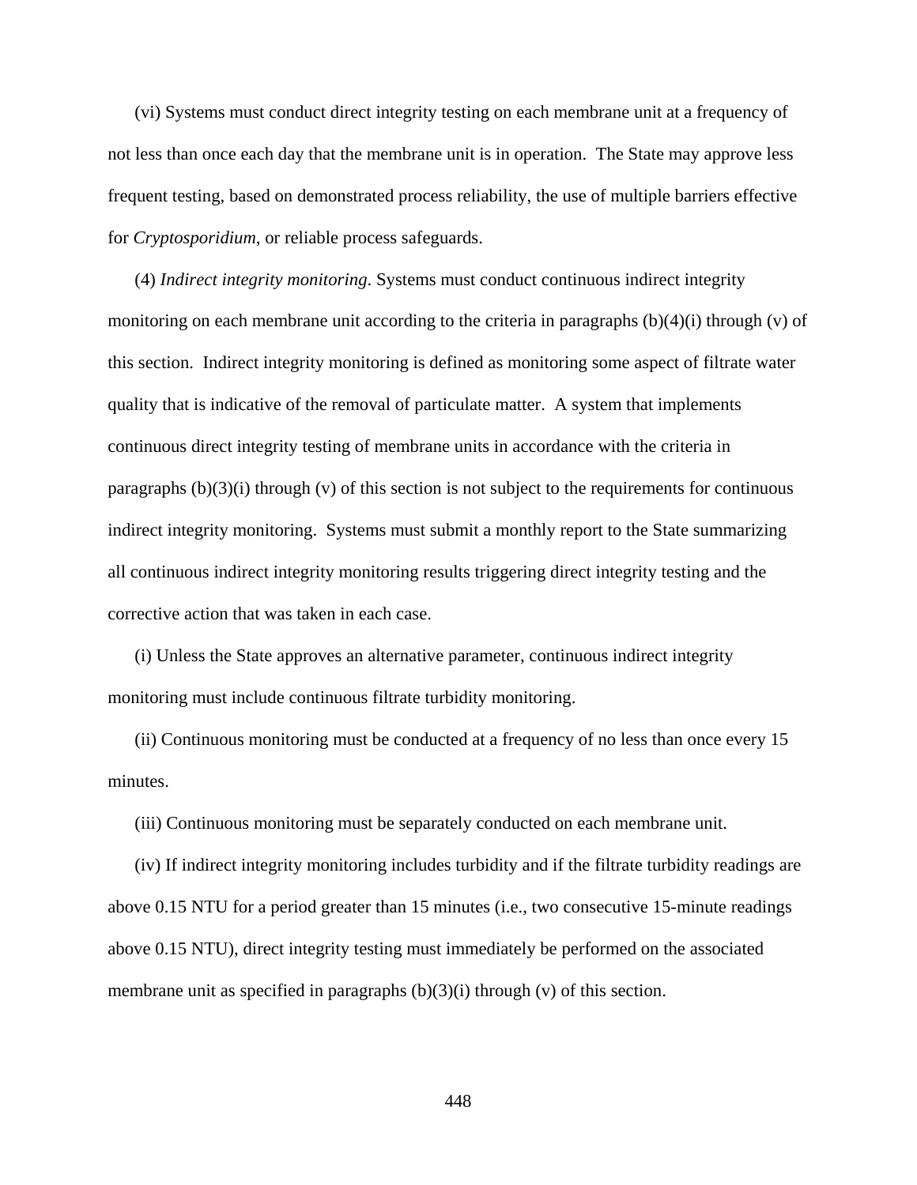(vi) Systems must conduct direct integrity testing on each membrane unit at a frequency of not less than once each day that the membrane unit is in operation. The State may approve less frequent testing, based on demonstrated process reliability, the use of multiple barriers effective for *Cryptosporidium*, or reliable process safeguards.

(4) *Indirect integrity monitoring*. Systems must conduct continuous indirect integrity monitoring on each membrane unit according to the criteria in paragraphs (b)(4)(i) through (v) of this section. Indirect integrity monitoring is defined as monitoring some aspect of filtrate water quality that is indicative of the removal of particulate matter. A system that implements continuous direct integrity testing of membrane units in accordance with the criteria in paragraphs (b)(3)(i) through (v) of this section is not subject to the requirements for continuous indirect integrity monitoring. Systems must submit a monthly report to the State summarizing all continuous indirect integrity monitoring results triggering direct integrity testing and the corrective action that was taken in each case.

(i) Unless the State approves an alternative parameter, continuous indirect integrity monitoring must include continuous filtrate turbidity monitoring.

(ii) Continuous monitoring must be conducted at a frequency of no less than once every 15 minutes.

(iii) Continuous monitoring must be separately conducted on each membrane unit.

(iv) If indirect integrity monitoring includes turbidity and if the filtrate turbidity readings are above 0.15 NTU for a period greater than 15 minutes (i.e., two consecutive 15-minute readings above 0.15 NTU), direct integrity testing must immediately be performed on the associated membrane unit as specified in paragraphs (b)(3)(i) through (v) of this section.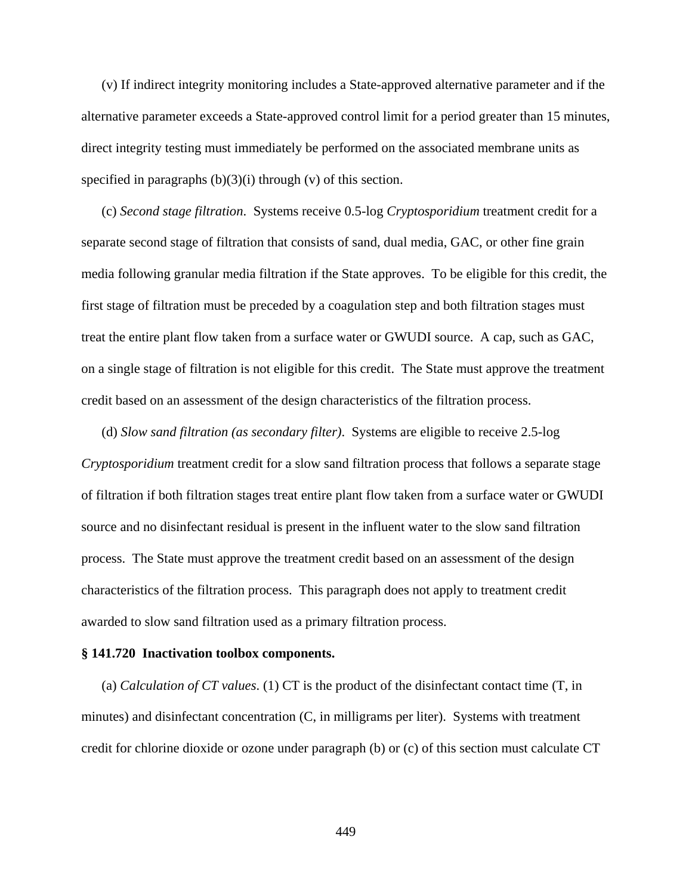(v) If indirect integrity monitoring includes a State-approved alternative parameter and if the alternative parameter exceeds a State-approved control limit for a period greater than 15 minutes, direct integrity testing must immediately be performed on the associated membrane units as specified in paragraphs (b)(3)(i) through (v) of this section.

(c) *Second stage filtration*. Systems receive 0.5-log *Cryptosporidium* treatment credit for a separate second stage of filtration that consists of sand, dual media, GAC, or other fine grain media following granular media filtration if the State approves. To be eligible for this credit, the first stage of filtration must be preceded by a coagulation step and both filtration stages must treat the entire plant flow taken from a surface water or GWUDI source. A cap, such as GAC, on a single stage of filtration is not eligible for this credit. The State must approve the treatment credit based on an assessment of the design characteristics of the filtration process.

(d) *Slow sand filtration (as secondary filter)*. Systems are eligible to receive 2.5-log *Cryptosporidium* treatment credit for a slow sand filtration process that follows a separate stage of filtration if both filtration stages treat entire plant flow taken from a surface water or GWUDI source and no disinfectant residual is present in the influent water to the slow sand filtration process. The State must approve the treatment credit based on an assessment of the design characteristics of the filtration process. This paragraph does not apply to treatment credit awarded to slow sand filtration used as a primary filtration process.

**§ 141.720 Inactivation toolbox components.**

(a) *Calculation of CT values*. (1) CT is the product of the disinfectant contact time (T, in minutes) and disinfectant concentration (C, in milligrams per liter). Systems with treatment credit for chlorine dioxide or ozone under paragraph (b) or (c) of this section must calculate CT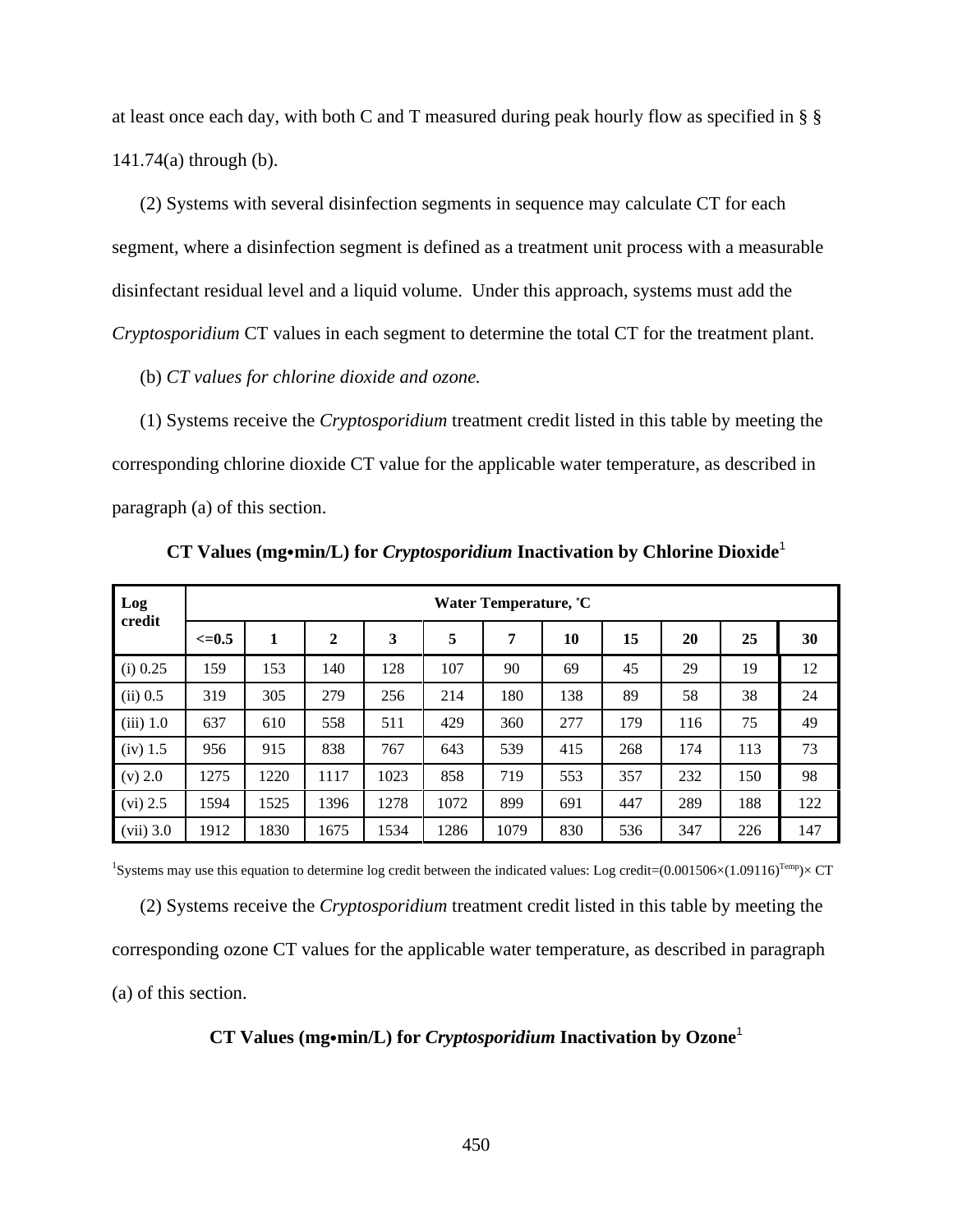at least once each day, with both C and T measured during peak hourly flow as specified in § § 141.74(a) through (b).

(2) Systems with several disinfection segments in sequence may calculate CT for each segment, where a disinfection segment is defined as a treatment unit process with a measurable disinfectant residual level and a liquid volume. Under this approach, systems must add the *Cryptosporidium* CT values in each segment to determine the total CT for the treatment plant.

(b) *CT values for chlorine dioxide and ozone.*

(1) Systems receive the *Cryptosporidium* treatment credit listed in this table by meeting the corresponding chlorine dioxide CT value for the applicable water temperature, as described in paragraph (a) of this section.

**CT Values (mg•min/L) for *Cryptosporidium* Inactivation by Chlorine Dioxide**[1]

| Log credit | Water Temperature, °C | | | | | | | | | | |
|---|---|---|---|---|---|---|---|---|---|---|---|
| | <=0.5 | 1 | 2 | 3 | 5 | 7 | 10 | 15 | 20 | 25 | 30 |
| (i) 0.25 | 159 | 153 | 140 | 128 | 107 | 90 | 69 | 45 | 29 | 19 | 12 |
| (ii) 0.5 | 319 | 305 | 279 | 256 | 214 | 180 | 138 | 89 | 58 | 38 | 24 |
| (iii) 1.0 | 637 | 610 | 558 | 511 | 429 | 360 | 277 | 179 | 116 | 75 | 49 |
| (iv) 1.5 | 956 | 915 | 838 | 767 | 643 | 539 | 415 | 268 | 174 | 113 | 73 |
| (v) 2.0 | 1275 | 1220 | 1117 | 1023 | 858 | 719 | 553 | 357 | 232 | 150 | 98 |
| (vi) 2.5 | 1594 | 1525 | 1396 | 1278 | 1072 | 899 | 691 | 447 | 289 | 188 | 122 |
| (vii) 3.0 | 1912 | 1830 | 1675 | 1534 | 1286 | 1079 | 830 | 536 | 347 | 226 | 147 |

[1]Systems may use this equation to determine log credit between the indicated values: Log credit=$(0.001506\times(1.09116)^{Temp})\times$ CT

(2) Systems receive the *Cryptosporidium* treatment credit listed in this table by meeting the corresponding ozone CT values for the applicable water temperature, as described in paragraph (a) of this section.

**CT Values (mg•min/L) for *Cryptosporidium* Inactivation by Ozone**[1]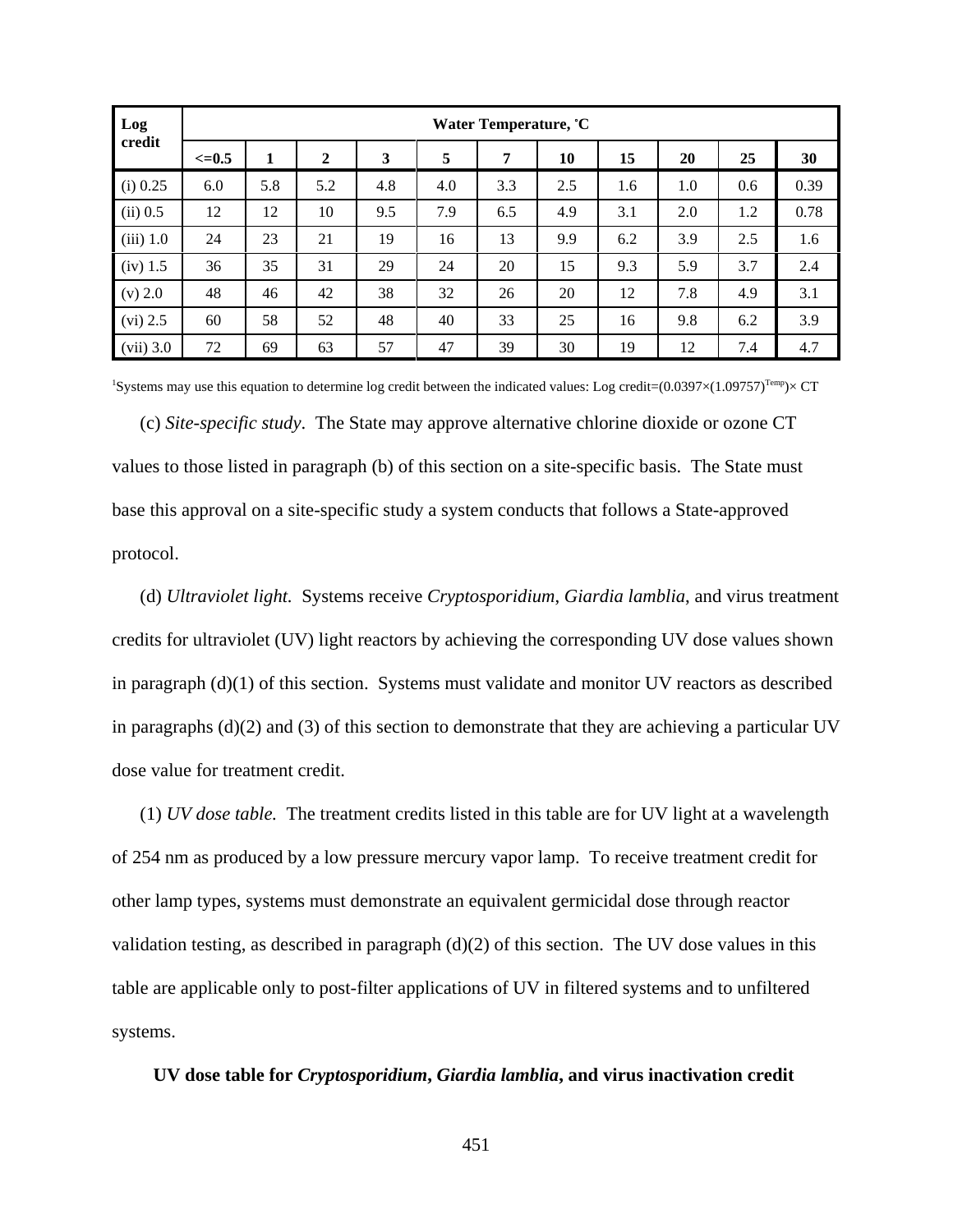| Log credit | Water Temperature, °C | | | | | | | | | | |
|---|---|---|---|---|---|---|---|---|---|---|---|
| | <=0.5 | 1 | 2 | 3 | 5 | 7 | 10 | 15 | 20 | 25 | 30 |
| (i) 0.25 | 6.0 | 5.8 | 5.2 | 4.8 | 4.0 | 3.3 | 2.5 | 1.6 | 1.0 | 0.6 | 0.39 |
| (ii) 0.5 | 12 | 12 | 10 | 9.5 | 7.9 | 6.5 | 4.9 | 3.1 | 2.0 | 1.2 | 0.78 |
| (iii) 1.0 | 24 | 23 | 21 | 19 | 16 | 13 | 9.9 | 6.2 | 3.9 | 2.5 | 1.6 |
| (iv) 1.5 | 36 | 35 | 31 | 29 | 24 | 20 | 15 | 9.3 | 5.9 | 3.7 | 2.4 |
| (v) 2.0 | 48 | 46 | 42 | 38 | 32 | 26 | 20 | 12 | 7.8 | 4.9 | 3.1 |
| (vi) 2.5 | 60 | 58 | 52 | 48 | 40 | 33 | 25 | 16 | 9.8 | 6.2 | 3.9 |
| (vii) 3.0 | 72 | 69 | 63 | 57 | 47 | 39 | 30 | 19 | 12 | 7.4 | 4.7 |

[1]Systems may use this equation to determine log credit between the indicated values: Log credit$=(0.0397\times(1.09757)^{Temp})\times$ CT

(c) *Site-specific study*. The State may approve alternative chlorine dioxide or ozone CT values to those listed in paragraph (b) of this section on a site-specific basis. The State must base this approval on a site-specific study a system conducts that follows a State-approved protocol.

(d) *Ultraviolet light.* Systems receive *Cryptosporidium*, *Giardia lamblia*, and virus treatment credits for ultraviolet (UV) light reactors by achieving the corresponding UV dose values shown in paragraph (d)(1) of this section. Systems must validate and monitor UV reactors as described in paragraphs (d)(2) and (3) of this section to demonstrate that they are achieving a particular UV dose value for treatment credit.

(1) *UV dose table.* The treatment credits listed in this table are for UV light at a wavelength of 254 nm as produced by a low pressure mercury vapor lamp. To receive treatment credit for other lamp types, systems must demonstrate an equivalent germicidal dose through reactor validation testing, as described in paragraph (d)(2) of this section. The UV dose values in this table are applicable only to post-filter applications of UV in filtered systems and to unfiltered systems.

**UV dose table for *Cryptosporidium*, *Giardia lamblia*, and virus inactivation credit**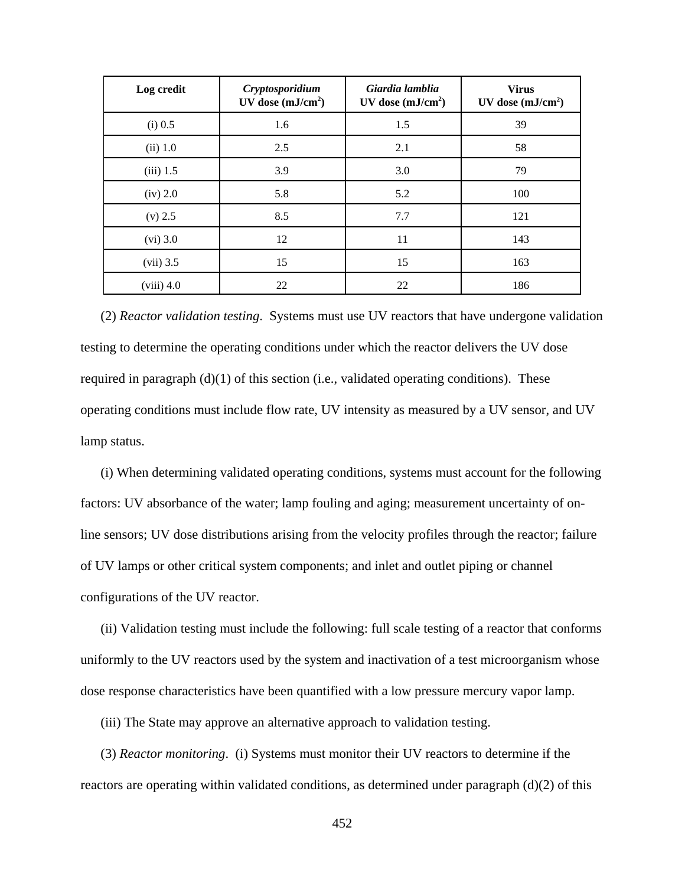| Log credit | *Cryptosporidium* UV dose (mJ/cm$^2$) | *Giardia lamblia* UV dose (mJ/cm$^2$) | Virus UV dose (mJ/cm$^2$) |
|---|---|---|---|
| (i) 0.5 | 1.6 | 1.5 | 39 |
| (ii) 1.0 | 2.5 | 2.1 | 58 |
| (iii) 1.5 | 3.9 | 3.0 | 79 |
| (iv) 2.0 | 5.8 | 5.2 | 100 |
| (v) 2.5 | 8.5 | 7.7 | 121 |
| (vi) 3.0 | 12 | 11 | 143 |
| (vii) 3.5 | 15 | 15 | 163 |
| (viii) 4.0 | 22 | 22 | 186 |

(2) *Reactor validation testing*. Systems must use UV reactors that have undergone validation testing to determine the operating conditions under which the reactor delivers the UV dose required in paragraph (d)(1) of this section (i.e., validated operating conditions). These operating conditions must include flow rate, UV intensity as measured by a UV sensor, and UV lamp status.

(i) When determining validated operating conditions, systems must account for the following factors: UV absorbance of the water; lamp fouling and aging; measurement uncertainty of on-line sensors; UV dose distributions arising from the velocity profiles through the reactor; failure of UV lamps or other critical system components; and inlet and outlet piping or channel configurations of the UV reactor.

(ii) Validation testing must include the following: full scale testing of a reactor that conforms uniformly to the UV reactors used by the system and inactivation of a test microorganism whose dose response characteristics have been quantified with a low pressure mercury vapor lamp.

(iii) The State may approve an alternative approach to validation testing.

(3) *Reactor monitoring*. (i) Systems must monitor their UV reactors to determine if the reactors are operating within validated conditions, as determined under paragraph (d)(2) of this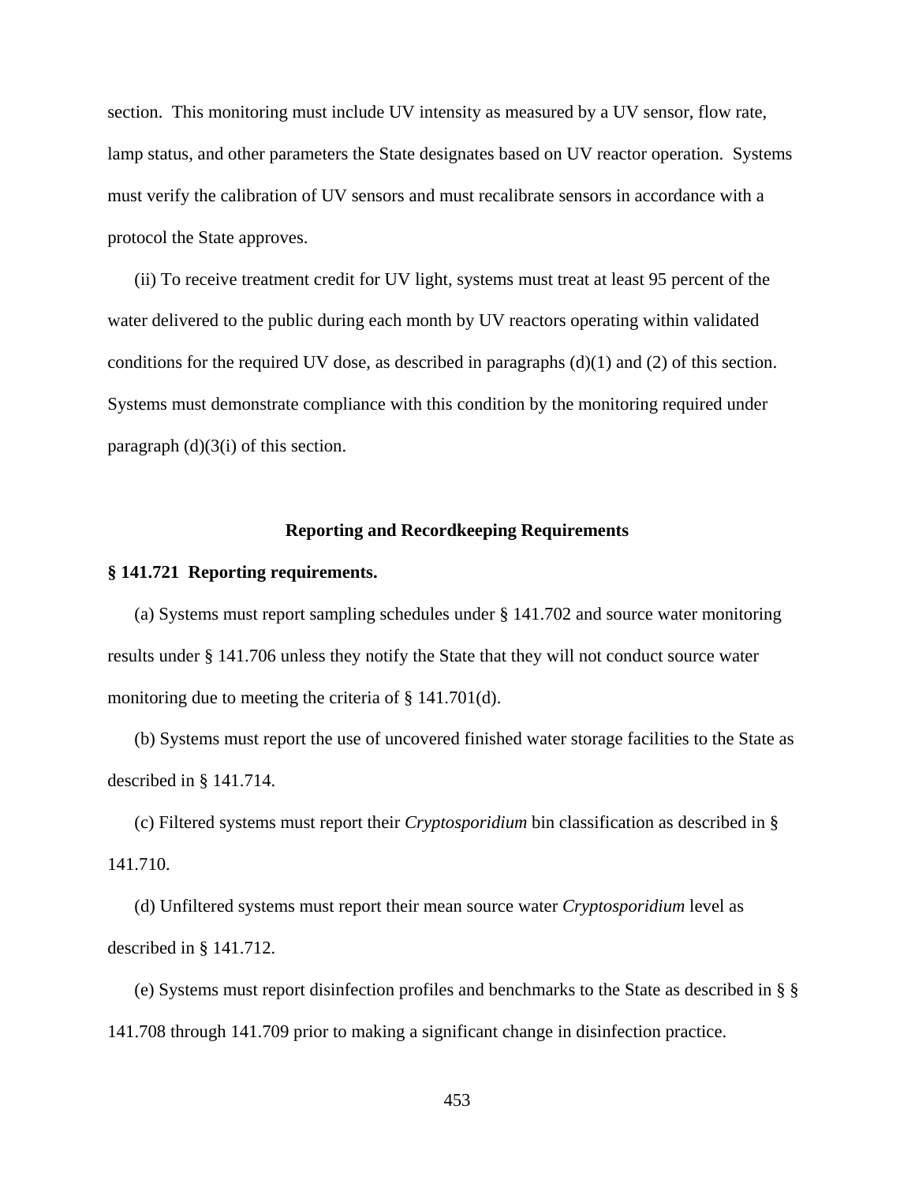section. This monitoring must include UV intensity as measured by a UV sensor, flow rate, lamp status, and other parameters the State designates based on UV reactor operation. Systems must verify the calibration of UV sensors and must recalibrate sensors in accordance with a protocol the State approves.

(ii) To receive treatment credit for UV light, systems must treat at least 95 percent of the water delivered to the public during each month by UV reactors operating within validated conditions for the required UV dose, as described in paragraphs (d)(1) and (2) of this section. Systems must demonstrate compliance with this condition by the monitoring required under paragraph (d)(3(i) of this section.

## Reporting and Recordkeeping Requirements

### § 141.721 Reporting requirements.

(a) Systems must report sampling schedules under § 141.702 and source water monitoring results under § 141.706 unless they notify the State that they will not conduct source water monitoring due to meeting the criteria of § 141.701(d).

(b) Systems must report the use of uncovered finished water storage facilities to the State as described in § 141.714.

(c) Filtered systems must report their *Cryptosporidium* bin classification as described in § 141.710.

(d) Unfiltered systems must report their mean source water *Cryptosporidium* level as described in § 141.712.

(e) Systems must report disinfection profiles and benchmarks to the State as described in § § 141.708 through 141.709 prior to making a significant change in disinfection practice.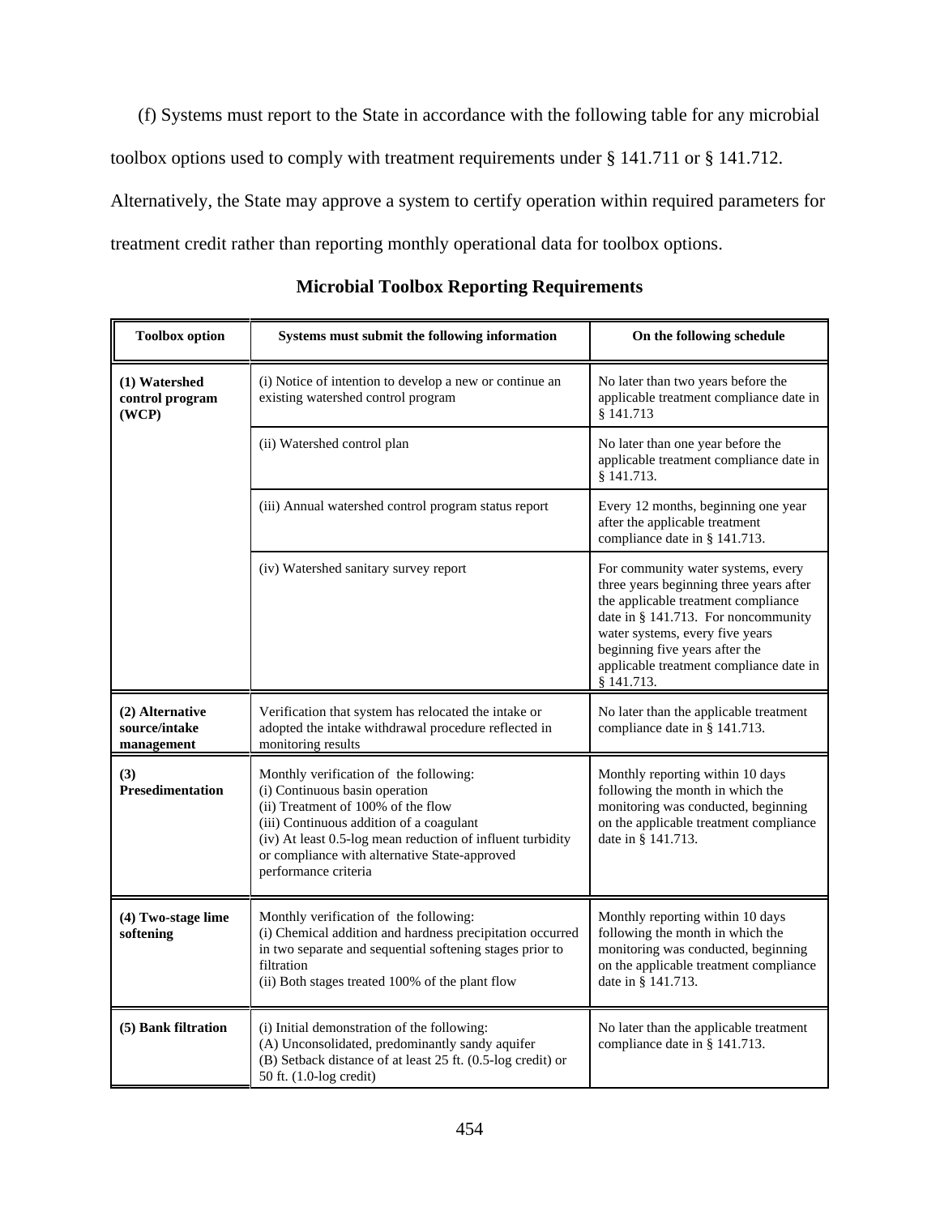(f) Systems must report to the State in accordance with the following table for any microbial toolbox options used to comply with treatment requirements under § 141.711 or § 141.712. Alternatively, the State may approve a system to certify operation within required parameters for treatment credit rather than reporting monthly operational data for toolbox options.

**Microbial Toolbox Reporting Requirements**

| Toolbox option | Systems must submit the following information | On the following schedule |
|---|---|---|
| **(1) Watershed control program (WCP)** | (i) Notice of intention to develop a new or continue an existing watershed control program | No later than two years before the applicable treatment compliance date in § 141.713 |
| | (ii) Watershed control plan | No later than one year before the applicable treatment compliance date in § 141.713. |
| | (iii) Annual watershed control program status report | Every 12 months, beginning one year after the applicable treatment compliance date in § 141.713. |
| | (iv) Watershed sanitary survey report | For community water systems, every three years beginning three years after the applicable treatment compliance date in § 141.713. For noncommunity water systems, every five years beginning five years after the applicable treatment compliance date in § 141.713. |
| **(2) Alternative source/intake management** | Verification that system has relocated the intake or adopted the intake withdrawal procedure reflected in monitoring results | No later than the applicable treatment compliance date in § 141.713. |
| **(3) Presedimentation** | Monthly verification of the following:<br>(i) Continuous basin operation<br>(ii) Treatment of 100% of the flow<br>(iii) Continuous addition of a coagulant<br>(iv) At least 0.5-log mean reduction of influent turbidity or compliance with alternative State-approved performance criteria | Monthly reporting within 10 days following the month in which the monitoring was conducted, beginning on the applicable treatment compliance date in § 141.713. |
| **(4) Two-stage lime softening** | Monthly verification of the following:<br>(i) Chemical addition and hardness precipitation occurred in two separate and sequential softening stages prior to filtration<br>(ii) Both stages treated 100% of the plant flow | Monthly reporting within 10 days following the month in which the monitoring was conducted, beginning on the applicable treatment compliance date in § 141.713. |
| **(5) Bank filtration** | (i) Initial demonstration of the following:<br>(A) Unconsolidated, predominantly sandy aquifer<br>(B) Setback distance of at least 25 ft. (0.5-log credit) or 50 ft. (1.0-log credit) | No later than the applicable treatment compliance date in § 141.713. |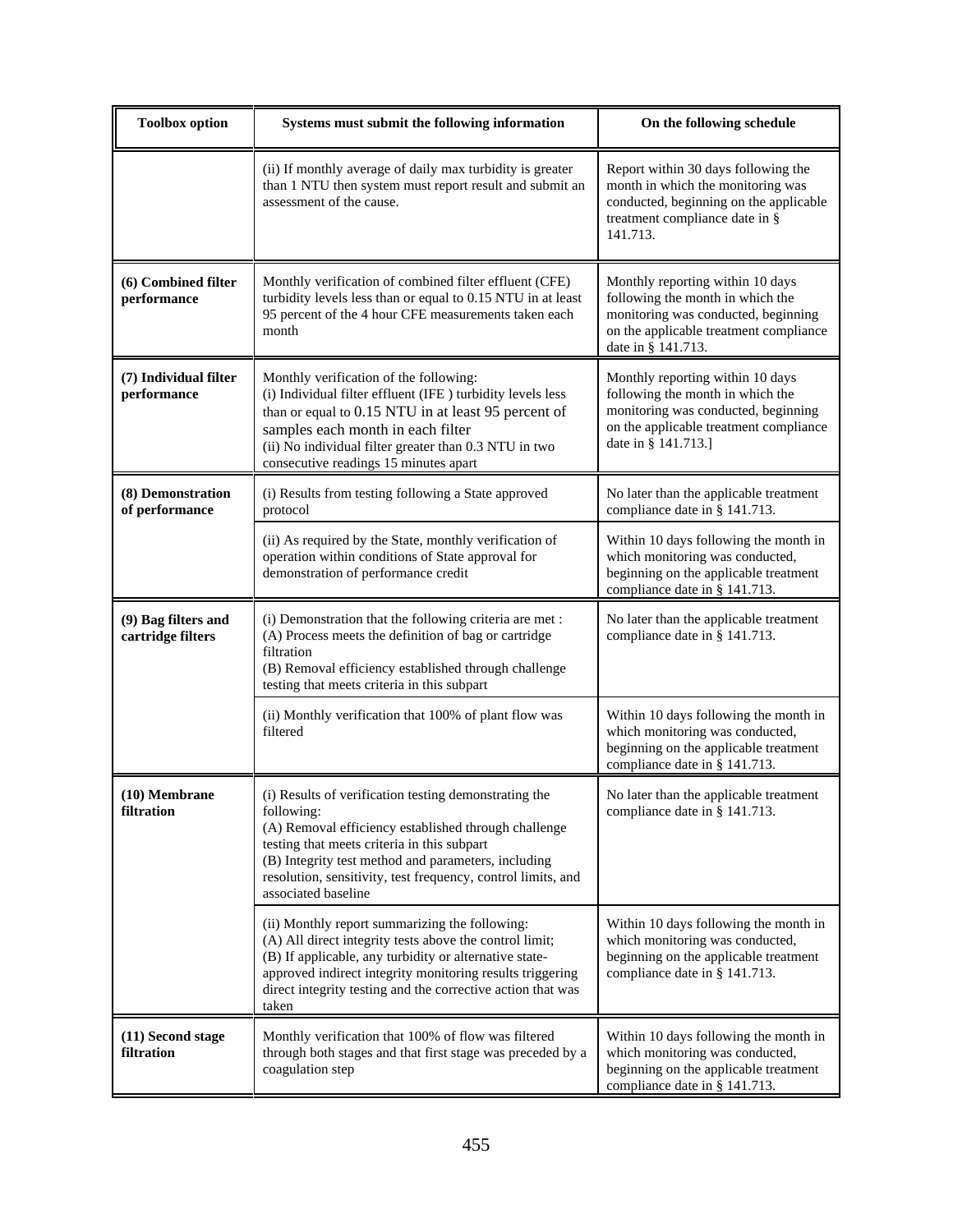| Toolbox option | Systems must submit the following information | On the following schedule |
|---|---|---|
| | (ii) If monthly average of daily max turbidity is greater than 1 NTU then system must report result and submit an assessment of the cause. | Report within 30 days following the month in which the monitoring was conducted, beginning on the applicable treatment compliance date in § 141.713. |
| **(6) Combined filter performance** | Monthly verification of combined filter effluent (CFE) turbidity levels less than or equal to 0.15 NTU in at least 95 percent of the 4 hour CFE measurements taken each month | Monthly reporting within 10 days following the month in which the monitoring was conducted, beginning on the applicable treatment compliance date in § 141.713. |
| **(7) Individual filter performance** | Monthly verification of the following:<br>(i) Individual filter effluent (IFE ) turbidity levels less than or equal to 0.15 NTU in at least 95 percent of samples each month in each filter<br>(ii) No individual filter greater than 0.3 NTU in two consecutive readings 15 minutes apart | Monthly reporting within 10 days following the month in which the monitoring was conducted, beginning on the applicable treatment compliance date in § 141.713.] |
| **(8) Demonstration of performance** | (i) Results from testing following a State approved protocol | No later than the applicable treatment compliance date in § 141.713. |
| | (ii) As required by the State, monthly verification of operation within conditions of State approval for demonstration of performance credit | Within 10 days following the month in which monitoring was conducted, beginning on the applicable treatment compliance date in § 141.713. |
| **(9) Bag filters and cartridge filters** | (i) Demonstration that the following criteria are met :<br>(A) Process meets the definition of bag or cartridge filtration<br>(B) Removal efficiency established through challenge testing that meets criteria in this subpart | No later than the applicable treatment compliance date in § 141.713. |
| | (ii) Monthly verification that 100% of plant flow was filtered | Within 10 days following the month in which monitoring was conducted, beginning on the applicable treatment compliance date in § 141.713. |
| **(10) Membrane filtration** | (i) Results of verification testing demonstrating the following:<br>(A) Removal efficiency established through challenge testing that meets criteria in this subpart<br>(B) Integrity test method and parameters, including resolution, sensitivity, test frequency, control limits, and associated baseline | No later than the applicable treatment compliance date in § 141.713. |
| | (ii) Monthly report summarizing the following:<br>(A) All direct integrity tests above the control limit;<br>(B) If applicable, any turbidity or alternative state-approved indirect integrity monitoring results triggering direct integrity testing and the corrective action that was taken | Within 10 days following the month in which monitoring was conducted, beginning on the applicable treatment compliance date in § 141.713. |
| **(11) Second stage filtration** | Monthly verification that 100% of flow was filtered through both stages and that first stage was preceded by a coagulation step | Within 10 days following the month in which monitoring was conducted, beginning on the applicable treatment compliance date in § 141.713. |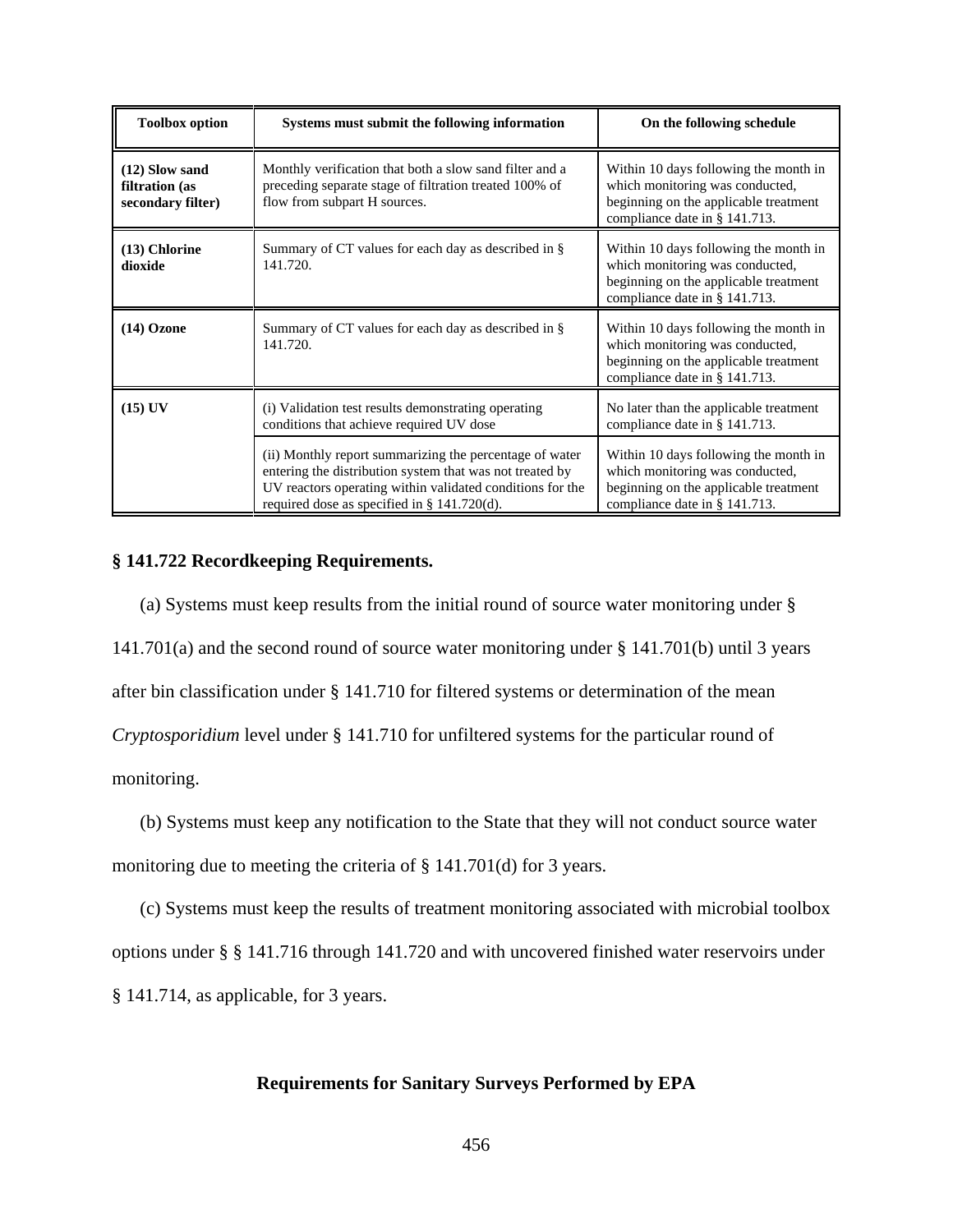| Toolbox option | Systems must submit the following information | On the following schedule |
|---|---|---|
| **(12) Slow sand filtration (as secondary filter)** | Monthly verification that both a slow sand filter and a preceding separate stage of filtration treated 100% of flow from subpart H sources. | Within 10 days following the month in which monitoring was conducted, beginning on the applicable treatment compliance date in § 141.713. |
| **(13) Chlorine dioxide** | Summary of CT values for each day as described in § 141.720. | Within 10 days following the month in which monitoring was conducted, beginning on the applicable treatment compliance date in § 141.713. |
| **(14) Ozone** | Summary of CT values for each day as described in § 141.720. | Within 10 days following the month in which monitoring was conducted, beginning on the applicable treatment compliance date in § 141.713. |
| **(15) UV** | (i) Validation test results demonstrating operating conditions that achieve required UV dose | No later than the applicable treatment compliance date in § 141.713. |
| | (ii) Monthly report summarizing the percentage of water entering the distribution system that was not treated by UV reactors operating within validated conditions for the required dose as specified in § 141.720(d). | Within 10 days following the month in which monitoring was conducted, beginning on the applicable treatment compliance date in § 141.713. |

## § 141.722 Recordkeeping Requirements.

(a) Systems must keep results from the initial round of source water monitoring under § 141.701(a) and the second round of source water monitoring under § 141.701(b) until 3 years after bin classification under § 141.710 for filtered systems or determination of the mean *Cryptosporidium* level under § 141.710 for unfiltered systems for the particular round of monitoring.

(b) Systems must keep any notification to the State that they will not conduct source water monitoring due to meeting the criteria of § 141.701(d) for 3 years.

(c) Systems must keep the results of treatment monitoring associated with microbial toolbox options under § § 141.716 through 141.720 and with uncovered finished water reservoirs under § 141.714, as applicable, for 3 years.

### Requirements for Sanitary Surveys Performed by EPA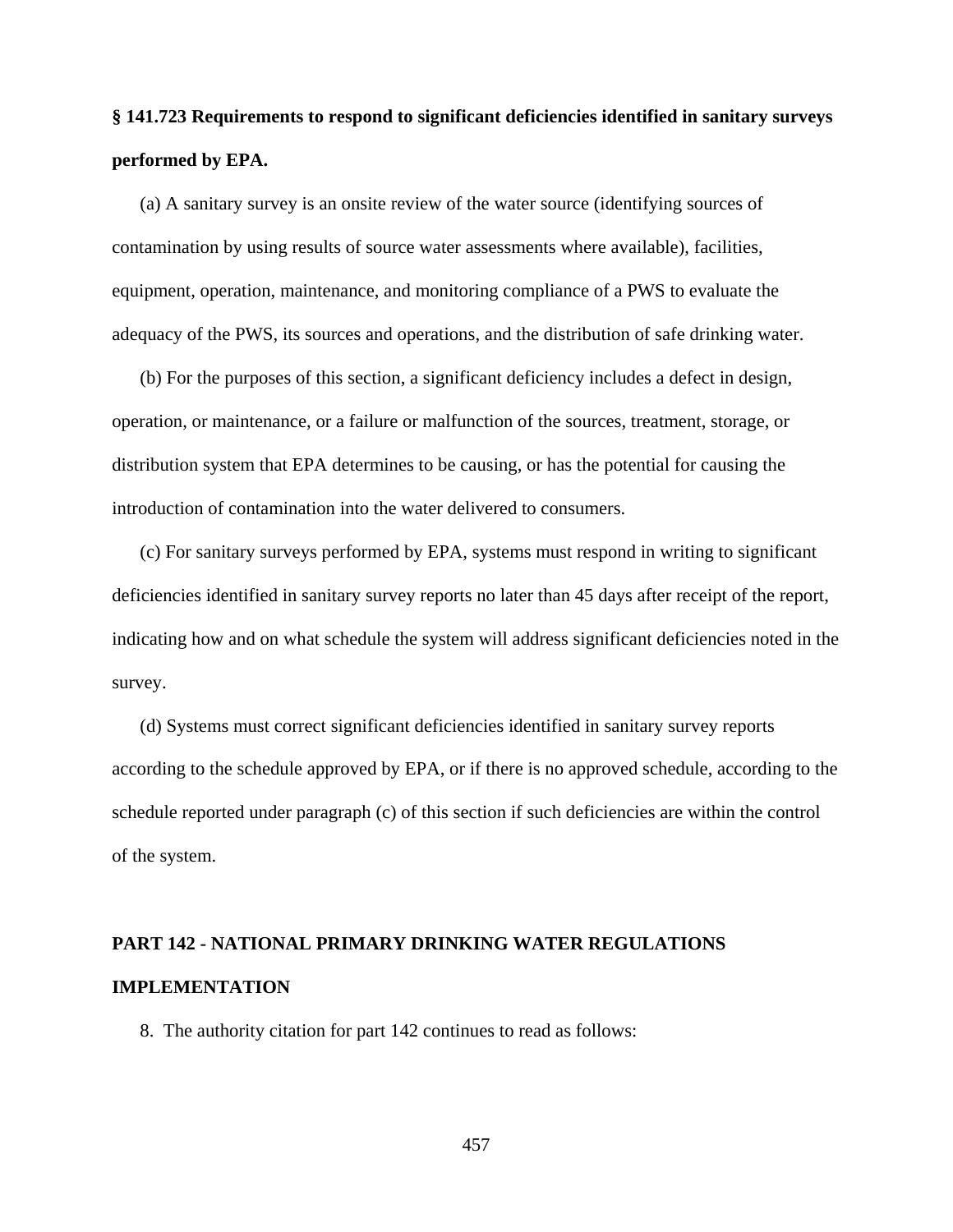**§ 141.723 Requirements to respond to significant deficiencies identified in sanitary surveys performed by EPA.**

(a) A sanitary survey is an onsite review of the water source (identifying sources of contamination by using results of source water assessments where available), facilities, equipment, operation, maintenance, and monitoring compliance of a PWS to evaluate the adequacy of the PWS, its sources and operations, and the distribution of safe drinking water.

(b) For the purposes of this section, a significant deficiency includes a defect in design, operation, or maintenance, or a failure or malfunction of the sources, treatment, storage, or distribution system that EPA determines to be causing, or has the potential for causing the introduction of contamination into the water delivered to consumers.

(c) For sanitary surveys performed by EPA, systems must respond in writing to significant deficiencies identified in sanitary survey reports no later than 45 days after receipt of the report, indicating how and on what schedule the system will address significant deficiencies noted in the survey.

(d) Systems must correct significant deficiencies identified in sanitary survey reports according to the schedule approved by EPA, or if there is no approved schedule, according to the schedule reported under paragraph (c) of this section if such deficiencies are within the control of the system.

**PART 142 - NATIONAL PRIMARY DRINKING WATER REGULATIONS IMPLEMENTATION**

8. The authority citation for part 142 continues to read as follows: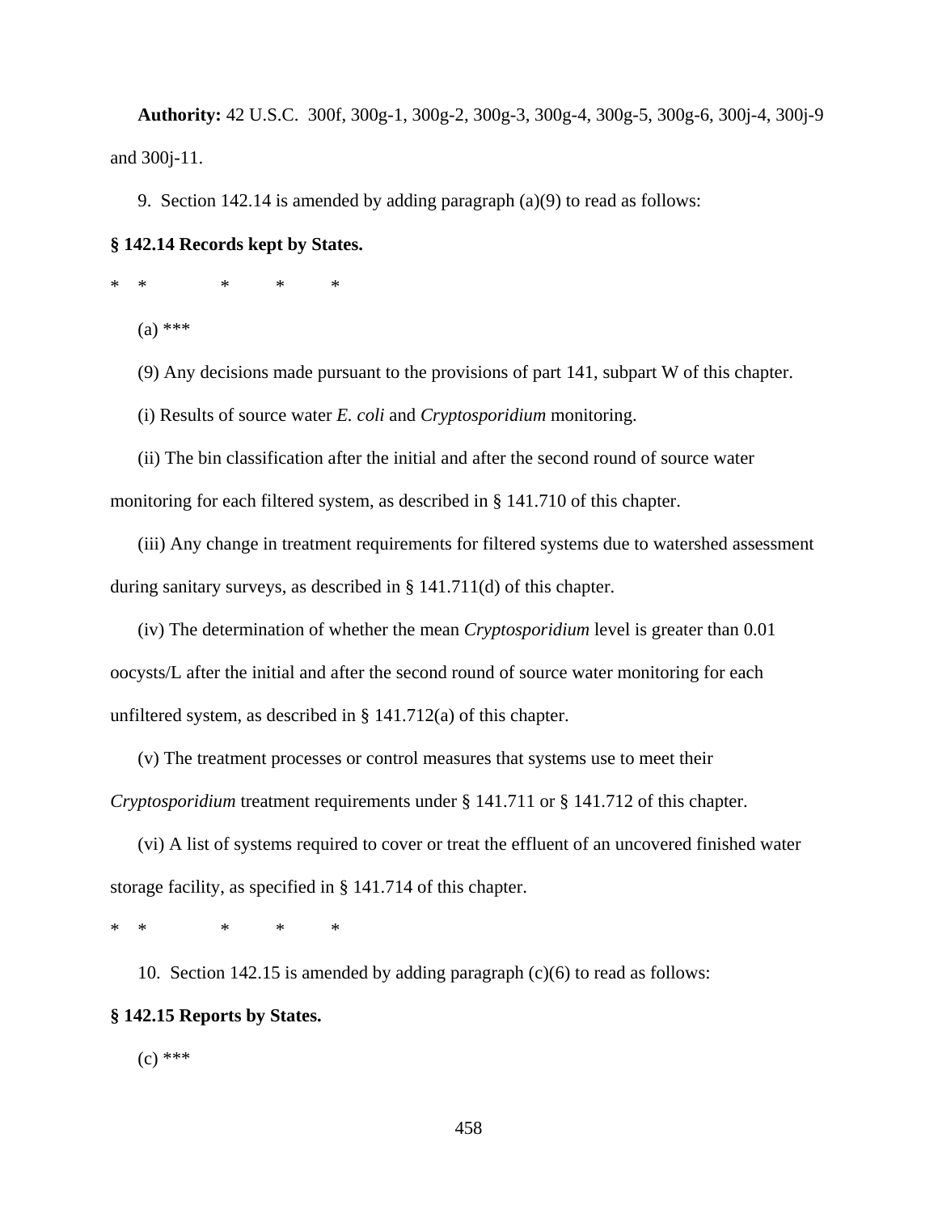**Authority:** 42 U.S.C. 300f, 300g-1, 300g-2, 300g-3, 300g-4, 300g-5, 300g-6, 300j-4, 300j-9 and 300j-11.

9. Section 142.14 is amended by adding paragraph (a)(9) to read as follows:

**§ 142.14 Records kept by States.**

\* \* \* \* \*

(a) \*\*\*

(9) Any decisions made pursuant to the provisions of part 141, subpart W of this chapter.

(i) Results of source water *E. coli* and *Cryptosporidium* monitoring.

(ii) The bin classification after the initial and after the second round of source water monitoring for each filtered system, as described in § 141.710 of this chapter.

(iii) Any change in treatment requirements for filtered systems due to watershed assessment during sanitary surveys, as described in § 141.711(d) of this chapter.

(iv) The determination of whether the mean *Cryptosporidium* level is greater than 0.01 oocysts/L after the initial and after the second round of source water monitoring for each unfiltered system, as described in § 141.712(a) of this chapter.

(v) The treatment processes or control measures that systems use to meet their *Cryptosporidium* treatment requirements under § 141.711 or § 141.712 of this chapter.

(vi) A list of systems required to cover or treat the effluent of an uncovered finished water storage facility, as specified in § 141.714 of this chapter.

\* \* \* \* \*

10. Section 142.15 is amended by adding paragraph (c)(6) to read as follows:

**§ 142.15 Reports by States.**

(c) \*\*\*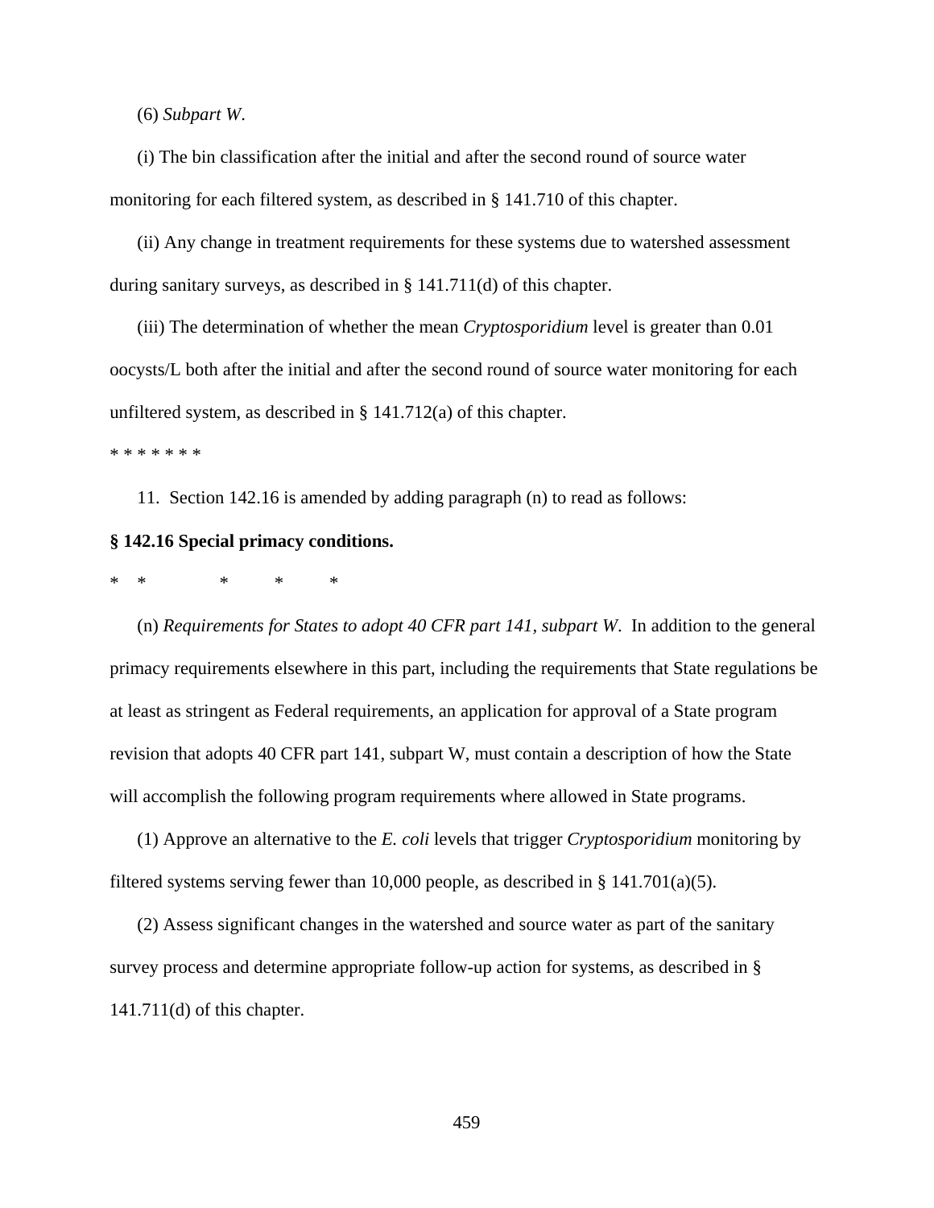(6) *Subpart W*.

(i) The bin classification after the initial and after the second round of source water monitoring for each filtered system, as described in § 141.710 of this chapter.

(ii) Any change in treatment requirements for these systems due to watershed assessment during sanitary surveys, as described in § 141.711(d) of this chapter.

(iii) The determination of whether the mean *Cryptosporidium* level is greater than 0.01 oocysts/L both after the initial and after the second round of source water monitoring for each unfiltered system, as described in § 141.712(a) of this chapter.

* * * * * * *

11. Section 142.16 is amended by adding paragraph (n) to read as follows:

**§ 142.16 Special primacy conditions.**

* * * * *

(n) *Requirements for States to adopt 40 CFR part 141, subpart W*. In addition to the general primacy requirements elsewhere in this part, including the requirements that State regulations be at least as stringent as Federal requirements, an application for approval of a State program revision that adopts 40 CFR part 141, subpart W, must contain a description of how the State will accomplish the following program requirements where allowed in State programs.

(1) Approve an alternative to the *E. coli* levels that trigger *Cryptosporidium* monitoring by filtered systems serving fewer than 10,000 people, as described in § 141.701(a)(5).

(2) Assess significant changes in the watershed and source water as part of the sanitary survey process and determine appropriate follow-up action for systems, as described in § 141.711(d) of this chapter.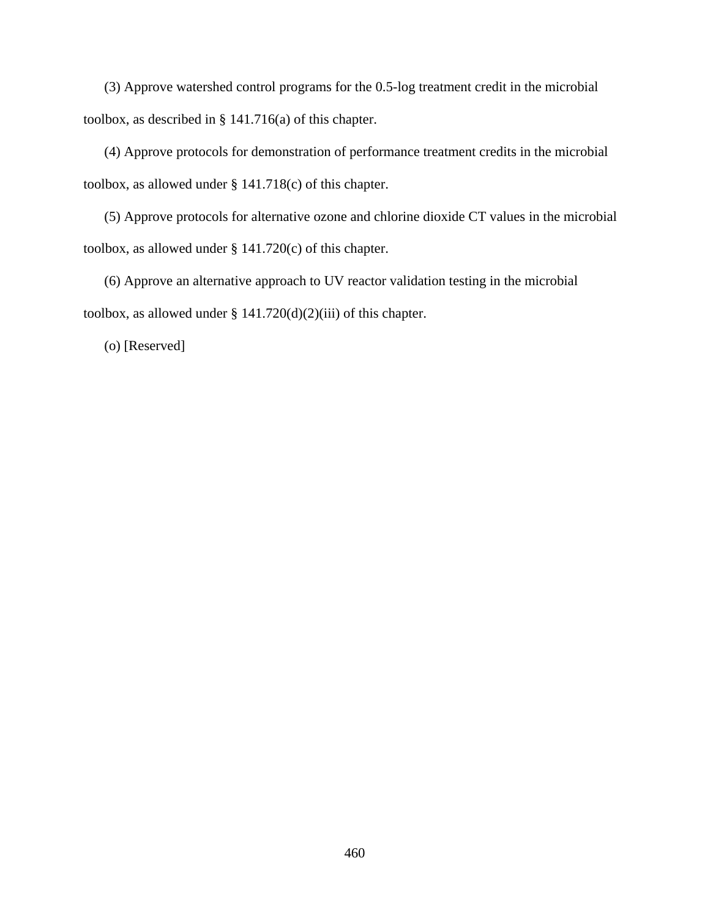(3) Approve watershed control programs for the 0.5-log treatment credit in the microbial toolbox, as described in § 141.716(a) of this chapter.

(4) Approve protocols for demonstration of performance treatment credits in the microbial toolbox, as allowed under § 141.718(c) of this chapter.

(5) Approve protocols for alternative ozone and chlorine dioxide CT values in the microbial toolbox, as allowed under § 141.720(c) of this chapter.

(6) Approve an alternative approach to UV reactor validation testing in the microbial toolbox, as allowed under § 141.720(d)(2)(iii) of this chapter.

(o) [Reserved]